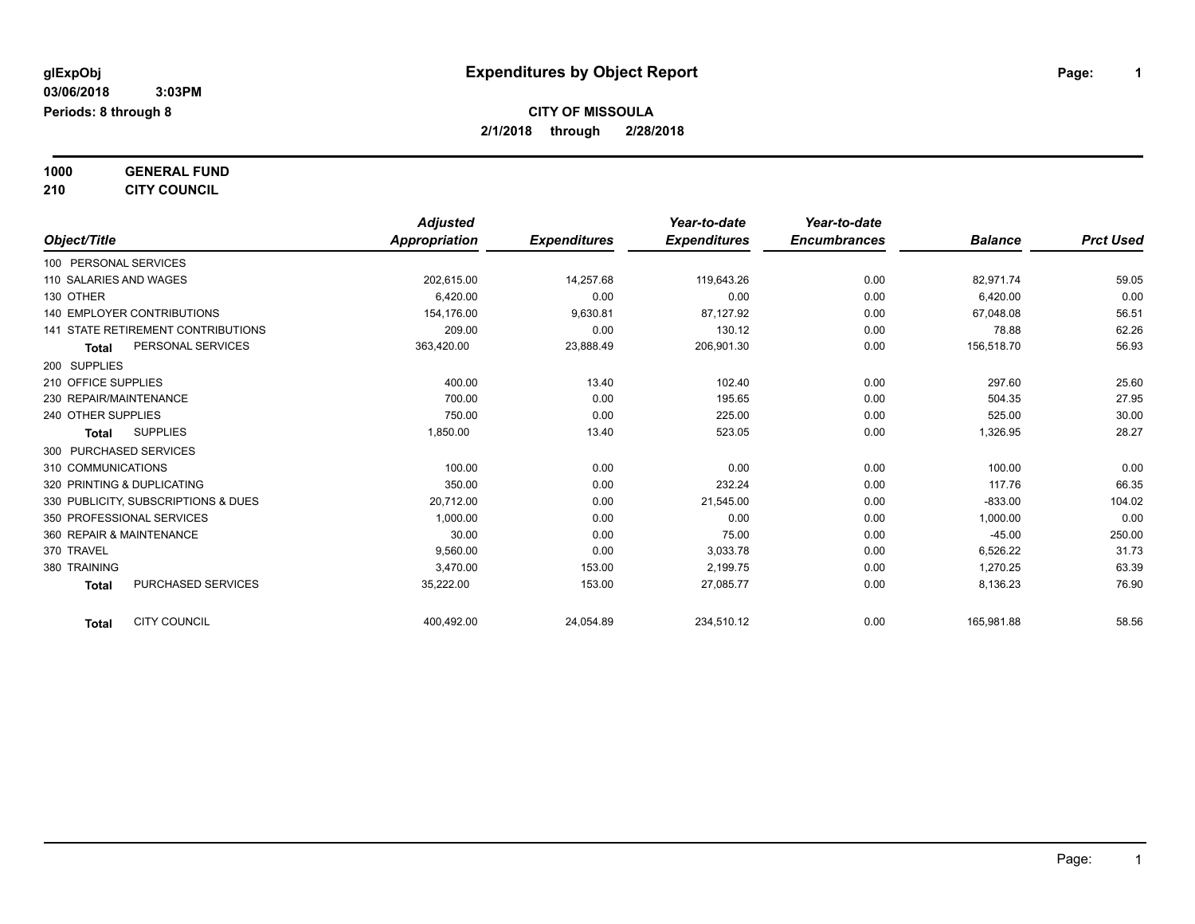glExpObj
03/06/2018 3:03PM
Periods: 8 through 8

# Expenditures by Object Report

**CITY OF MISSOULA**
**2/1/2018 through 2/28/2018**

**1000 GENERAL FUND**
**210 CITY COUNCIL**

| Object/Title | | Adjusted Appropriation | Expenditures | Year-to-date Expenditures | Year-to-date Encumbrances | Balance | Prct Used |
|---|---|---|---|---|---|---|---|
| 100 PERSONAL SERVICES | | | | | | | |
| 110 SALARIES AND WAGES | | 202,615.00 | 14,257.68 | 119,643.26 | 0.00 | 82,971.74 | 59.05 |
| 130 OTHER | | 6,420.00 | 0.00 | 0.00 | 0.00 | 6,420.00 | 0.00 |
| 140 EMPLOYER CONTRIBUTIONS | | 154,176.00 | 9,630.81 | 87,127.92 | 0.00 | 67,048.08 | 56.51 |
| 141 STATE RETIREMENT CONTRIBUTIONS | | 209.00 | 0.00 | 130.12 | 0.00 | 78.88 | 62.26 |
| **Total** | PERSONAL SERVICES | 363,420.00 | 23,888.49 | 206,901.30 | 0.00 | 156,518.70 | 56.93 |
| 200 SUPPLIES | | | | | | | |
| 210 OFFICE SUPPLIES | | 400.00 | 13.40 | 102.40 | 0.00 | 297.60 | 25.60 |
| 230 REPAIR/MAINTENANCE | | 700.00 | 0.00 | 195.65 | 0.00 | 504.35 | 27.95 |
| 240 OTHER SUPPLIES | | 750.00 | 0.00 | 225.00 | 0.00 | 525.00 | 30.00 |
| **Total** | SUPPLIES | 1,850.00 | 13.40 | 523.05 | 0.00 | 1,326.95 | 28.27 |
| 300 PURCHASED SERVICES | | | | | | | |
| 310 COMMUNICATIONS | | 100.00 | 0.00 | 0.00 | 0.00 | 100.00 | 0.00 |
| 320 PRINTING & DUPLICATING | | 350.00 | 0.00 | 232.24 | 0.00 | 117.76 | 66.35 |
| 330 PUBLICITY, SUBSCRIPTIONS & DUES | | 20,712.00 | 0.00 | 21,545.00 | 0.00 | -833.00 | 104.02 |
| 350 PROFESSIONAL SERVICES | | 1,000.00 | 0.00 | 0.00 | 0.00 | 1,000.00 | 0.00 |
| 360 REPAIR & MAINTENANCE | | 30.00 | 0.00 | 75.00 | 0.00 | -45.00 | 250.00 |
| 370 TRAVEL | | 9,560.00 | 0.00 | 3,033.78 | 0.00 | 6,526.22 | 31.73 |
| 380 TRAINING | | 3,470.00 | 153.00 | 2,199.75 | 0.00 | 1,270.25 | 63.39 |
| **Total** | PURCHASED SERVICES | 35,222.00 | 153.00 | 27,085.77 | 0.00 | 8,136.23 | 76.90 |
| **Total** | CITY COUNCIL | 400,492.00 | 24,054.89 | 234,510.12 | 0.00 | 165,981.88 | 58.56 |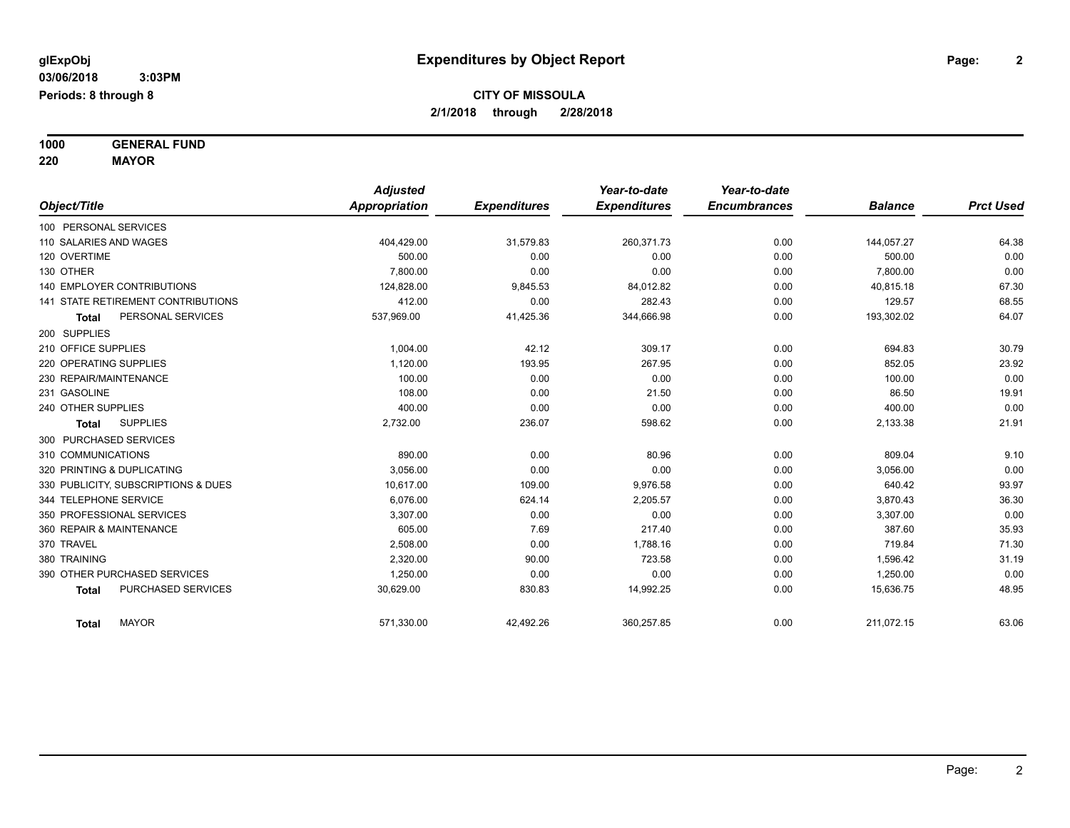**glExpObj** | **Expenditures by Object Report**

**03/06/2018 3:03PM**

**Periods: 8 through 8**

**CITY OF MISSOULA**

**2/1/2018 through 2/28/2018**

**1000 GENERAL FUND**

**220 MAYOR**

| Object/Title | Adjusted Appropriation | Expenditures | Year-to-date Expenditures | Year-to-date Encumbrances | Balance | Prct Used |
|---|---|---|---|---|---|---|
| 100 PERSONAL SERVICES | | | | | | |
| 110 SALARIES AND WAGES | 404,429.00 | 31,579.83 | 260,371.73 | 0.00 | 144,057.27 | 64.38 |
| 120 OVERTIME | 500.00 | 0.00 | 0.00 | 0.00 | 500.00 | 0.00 |
| 130 OTHER | 7,800.00 | 0.00 | 0.00 | 0.00 | 7,800.00 | 0.00 |
| 140 EMPLOYER CONTRIBUTIONS | 124,828.00 | 9,845.53 | 84,012.82 | 0.00 | 40,815.18 | 67.30 |
| 141 STATE RETIREMENT CONTRIBUTIONS | 412.00 | 0.00 | 282.43 | 0.00 | 129.57 | 68.55 |
| **Total** PERSONAL SERVICES | 537,969.00 | 41,425.36 | 344,666.98 | 0.00 | 193,302.02 | 64.07 |
| 200 SUPPLIES | | | | | | |
| 210 OFFICE SUPPLIES | 1,004.00 | 42.12 | 309.17 | 0.00 | 694.83 | 30.79 |
| 220 OPERATING SUPPLIES | 1,120.00 | 193.95 | 267.95 | 0.00 | 852.05 | 23.92 |
| 230 REPAIR/MAINTENANCE | 100.00 | 0.00 | 0.00 | 0.00 | 100.00 | 0.00 |
| 231 GASOLINE | 108.00 | 0.00 | 21.50 | 0.00 | 86.50 | 19.91 |
| 240 OTHER SUPPLIES | 400.00 | 0.00 | 0.00 | 0.00 | 400.00 | 0.00 |
| **Total** SUPPLIES | 2,732.00 | 236.07 | 598.62 | 0.00 | 2,133.38 | 21.91 |
| 300 PURCHASED SERVICES | | | | | | |
| 310 COMMUNICATIONS | 890.00 | 0.00 | 80.96 | 0.00 | 809.04 | 9.10 |
| 320 PRINTING & DUPLICATING | 3,056.00 | 0.00 | 0.00 | 0.00 | 3,056.00 | 0.00 |
| 330 PUBLICITY, SUBSCRIPTIONS & DUES | 10,617.00 | 109.00 | 9,976.58 | 0.00 | 640.42 | 93.97 |
| 344 TELEPHONE SERVICE | 6,076.00 | 624.14 | 2,205.57 | 0.00 | 3,870.43 | 36.30 |
| 350 PROFESSIONAL SERVICES | 3,307.00 | 0.00 | 0.00 | 0.00 | 3,307.00 | 0.00 |
| 360 REPAIR & MAINTENANCE | 605.00 | 7.69 | 217.40 | 0.00 | 387.60 | 35.93 |
| 370 TRAVEL | 2,508.00 | 0.00 | 1,788.16 | 0.00 | 719.84 | 71.30 |
| 380 TRAINING | 2,320.00 | 90.00 | 723.58 | 0.00 | 1,596.42 | 31.19 |
| 390 OTHER PURCHASED SERVICES | 1,250.00 | 0.00 | 0.00 | 0.00 | 1,250.00 | 0.00 |
| **Total** PURCHASED SERVICES | 30,629.00 | 830.83 | 14,992.25 | 0.00 | 15,636.75 | 48.95 |
| **Total** MAYOR | 571,330.00 | 42,492.26 | 360,257.85 | 0.00 | 211,072.15 | 63.06 |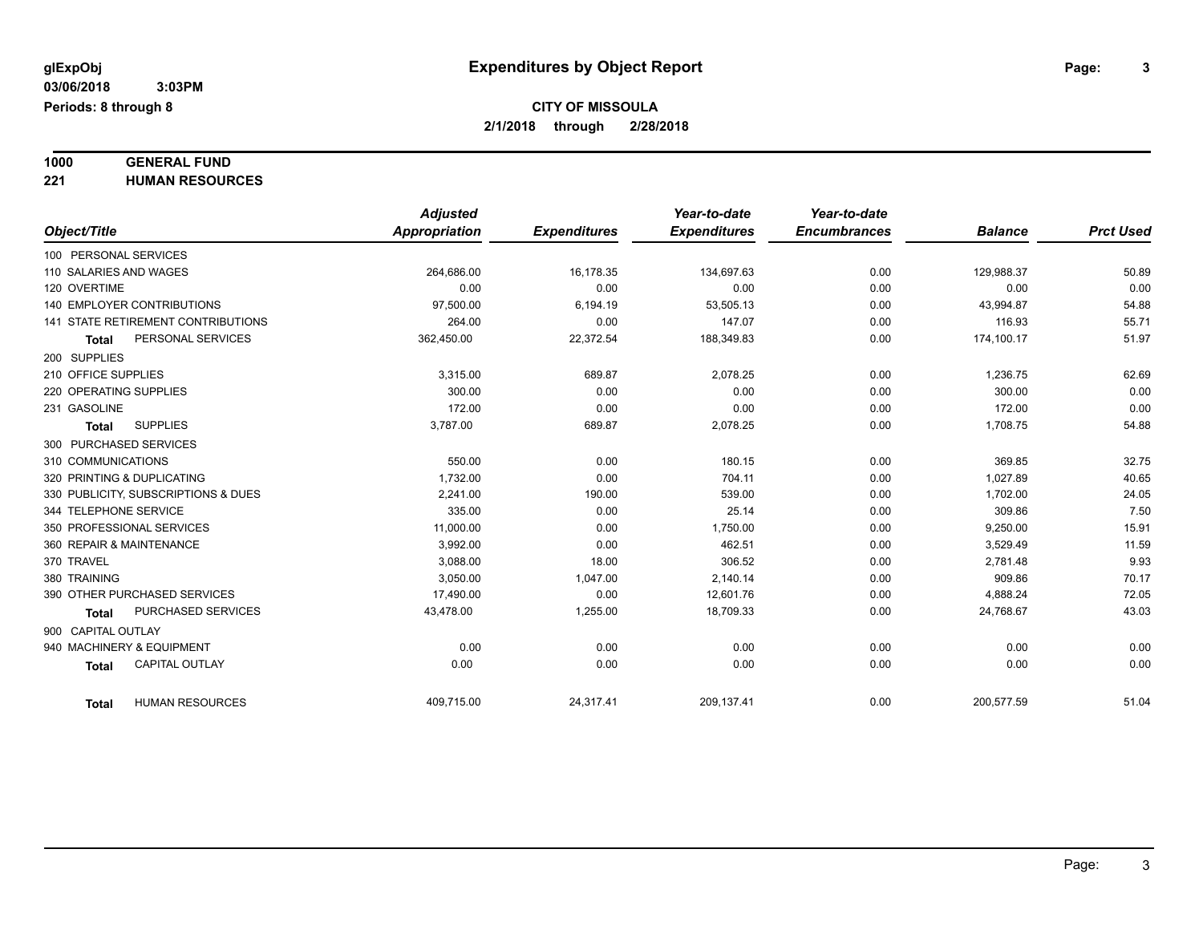**glExpObj**
**03/06/2018 3:03PM**
**Periods: 8 through 8**

# Expenditures by Object Report

**CITY OF MISSOULA**
**2/1/2018 through 2/28/2018**

**1000 GENERAL FUND**
**221 HUMAN RESOURCES**

| Object/Title | Adjusted Appropriation | Expenditures | Year-to-date Expenditures | Year-to-date Encumbrances | Balance | Prct Used |
|---|---|---|---|---|---|---|
| 100 PERSONAL SERVICES | | | | | | |
| 110 SALARIES AND WAGES | 264,686.00 | 16,178.35 | 134,697.63 | 0.00 | 129,988.37 | 50.89 |
| 120 OVERTIME | 0.00 | 0.00 | 0.00 | 0.00 | 0.00 | 0.00 |
| 140 EMPLOYER CONTRIBUTIONS | 97,500.00 | 6,194.19 | 53,505.13 | 0.00 | 43,994.87 | 54.88 |
| 141 STATE RETIREMENT CONTRIBUTIONS | 264.00 | 0.00 | 147.07 | 0.00 | 116.93 | 55.71 |
| **Total** PERSONAL SERVICES | 362,450.00 | 22,372.54 | 188,349.83 | 0.00 | 174,100.17 | 51.97 |
| 200 SUPPLIES | | | | | | |
| 210 OFFICE SUPPLIES | 3,315.00 | 689.87 | 2,078.25 | 0.00 | 1,236.75 | 62.69 |
| 220 OPERATING SUPPLIES | 300.00 | 0.00 | 0.00 | 0.00 | 300.00 | 0.00 |
| 231 GASOLINE | 172.00 | 0.00 | 0.00 | 0.00 | 172.00 | 0.00 |
| **Total** SUPPLIES | 3,787.00 | 689.87 | 2,078.25 | 0.00 | 1,708.75 | 54.88 |
| 300 PURCHASED SERVICES | | | | | | |
| 310 COMMUNICATIONS | 550.00 | 0.00 | 180.15 | 0.00 | 369.85 | 32.75 |
| 320 PRINTING & DUPLICATING | 1,732.00 | 0.00 | 704.11 | 0.00 | 1,027.89 | 40.65 |
| 330 PUBLICITY, SUBSCRIPTIONS & DUES | 2,241.00 | 190.00 | 539.00 | 0.00 | 1,702.00 | 24.05 |
| 344 TELEPHONE SERVICE | 335.00 | 0.00 | 25.14 | 0.00 | 309.86 | 7.50 |
| 350 PROFESSIONAL SERVICES | 11,000.00 | 0.00 | 1,750.00 | 0.00 | 9,250.00 | 15.91 |
| 360 REPAIR & MAINTENANCE | 3,992.00 | 0.00 | 462.51 | 0.00 | 3,529.49 | 11.59 |
| 370 TRAVEL | 3,088.00 | 18.00 | 306.52 | 0.00 | 2,781.48 | 9.93 |
| 380 TRAINING | 3,050.00 | 1,047.00 | 2,140.14 | 0.00 | 909.86 | 70.17 |
| 390 OTHER PURCHASED SERVICES | 17,490.00 | 0.00 | 12,601.76 | 0.00 | 4,888.24 | 72.05 |
| **Total** PURCHASED SERVICES | 43,478.00 | 1,255.00 | 18,709.33 | 0.00 | 24,768.67 | 43.03 |
| 900 CAPITAL OUTLAY | | | | | | |
| 940 MACHINERY & EQUIPMENT | 0.00 | 0.00 | 0.00 | 0.00 | 0.00 | 0.00 |
| **Total** CAPITAL OUTLAY | 0.00 | 0.00 | 0.00 | 0.00 | 0.00 | 0.00 |
| **Total** HUMAN RESOURCES | 409,715.00 | 24,317.41 | 209,137.41 | 0.00 | 200,577.59 | 51.04 |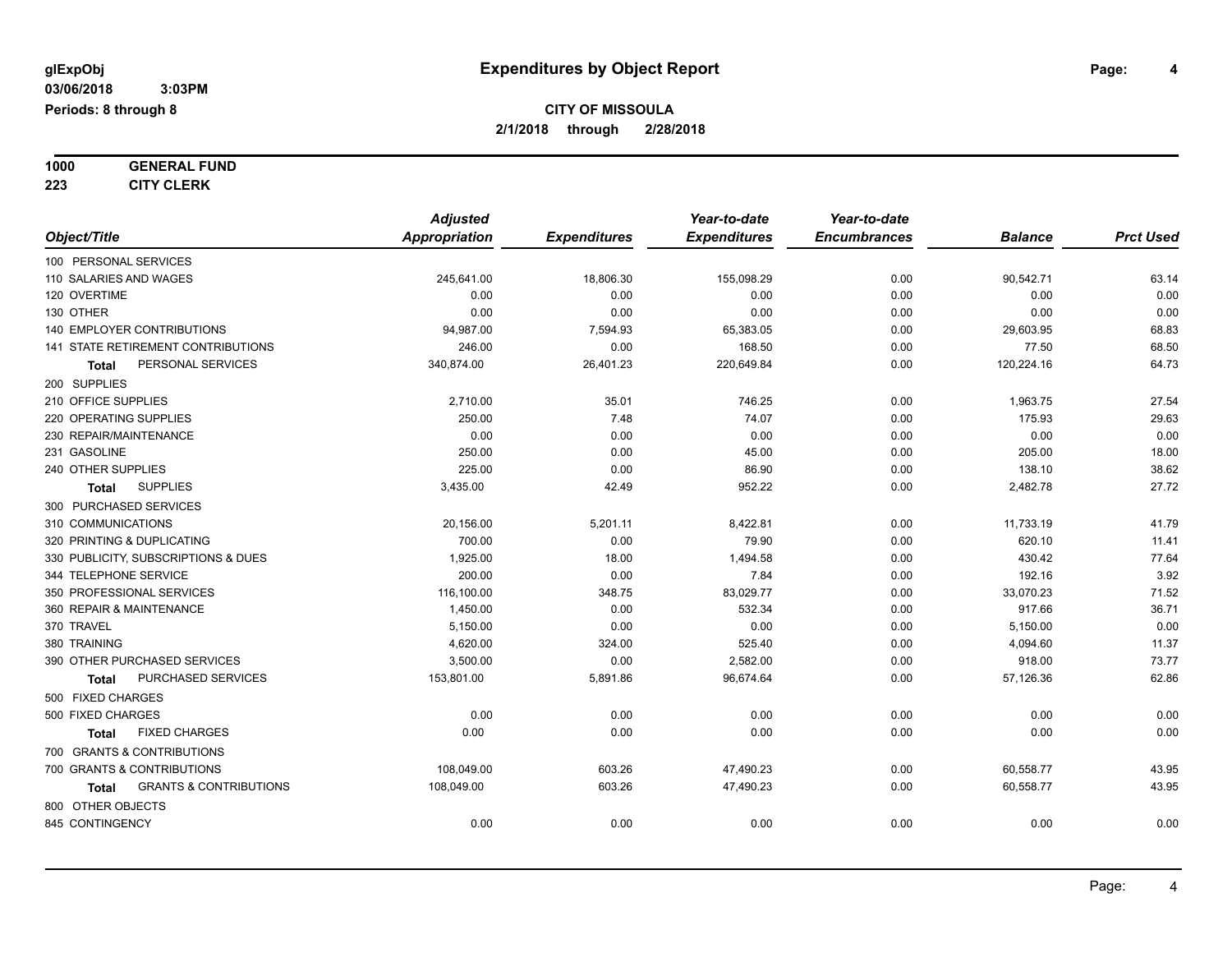# Expenditures by Object Report

glExpObj
03/06/2018 3:03PM
Periods: 8 through 8

**CITY OF MISSOULA**
**2/1/2018 through 2/28/2018**

**1000 GENERAL FUND**
**223 CITY CLERK**

| Object/Title | Adjusted Appropriation | Expenditures | Year-to-date Expenditures | Year-to-date Encumbrances | Balance | Prct Used |
|---|---|---|---|---|---|---|
| 100 PERSONAL SERVICES | | | | | | |
| 110 SALARIES AND WAGES | 245,641.00 | 18,806.30 | 155,098.29 | 0.00 | 90,542.71 | 63.14 |
| 120 OVERTIME | 0.00 | 0.00 | 0.00 | 0.00 | 0.00 | 0.00 |
| 130 OTHER | 0.00 | 0.00 | 0.00 | 0.00 | 0.00 | 0.00 |
| 140 EMPLOYER CONTRIBUTIONS | 94,987.00 | 7,594.93 | 65,383.05 | 0.00 | 29,603.95 | 68.83 |
| 141 STATE RETIREMENT CONTRIBUTIONS | 246.00 | 0.00 | 168.50 | 0.00 | 77.50 | 68.50 |
| **Total** PERSONAL SERVICES | 340,874.00 | 26,401.23 | 220,649.84 | 0.00 | 120,224.16 | 64.73 |
| 200 SUPPLIES | | | | | | |
| 210 OFFICE SUPPLIES | 2,710.00 | 35.01 | 746.25 | 0.00 | 1,963.75 | 27.54 |
| 220 OPERATING SUPPLIES | 250.00 | 7.48 | 74.07 | 0.00 | 175.93 | 29.63 |
| 230 REPAIR/MAINTENANCE | 0.00 | 0.00 | 0.00 | 0.00 | 0.00 | 0.00 |
| 231 GASOLINE | 250.00 | 0.00 | 45.00 | 0.00 | 205.00 | 18.00 |
| 240 OTHER SUPPLIES | 225.00 | 0.00 | 86.90 | 0.00 | 138.10 | 38.62 |
| **Total** SUPPLIES | 3,435.00 | 42.49 | 952.22 | 0.00 | 2,482.78 | 27.72 |
| 300 PURCHASED SERVICES | | | | | | |
| 310 COMMUNICATIONS | 20,156.00 | 5,201.11 | 8,422.81 | 0.00 | 11,733.19 | 41.79 |
| 320 PRINTING & DUPLICATING | 700.00 | 0.00 | 79.90 | 0.00 | 620.10 | 11.41 |
| 330 PUBLICITY, SUBSCRIPTIONS & DUES | 1,925.00 | 18.00 | 1,494.58 | 0.00 | 430.42 | 77.64 |
| 344 TELEPHONE SERVICE | 200.00 | 0.00 | 7.84 | 0.00 | 192.16 | 3.92 |
| 350 PROFESSIONAL SERVICES | 116,100.00 | 348.75 | 83,029.77 | 0.00 | 33,070.23 | 71.52 |
| 360 REPAIR & MAINTENANCE | 1,450.00 | 0.00 | 532.34 | 0.00 | 917.66 | 36.71 |
| 370 TRAVEL | 5,150.00 | 0.00 | 0.00 | 0.00 | 5,150.00 | 0.00 |
| 380 TRAINING | 4,620.00 | 324.00 | 525.40 | 0.00 | 4,094.60 | 11.37 |
| 390 OTHER PURCHASED SERVICES | 3,500.00 | 0.00 | 2,582.00 | 0.00 | 918.00 | 73.77 |
| **Total** PURCHASED SERVICES | 153,801.00 | 5,891.86 | 96,674.64 | 0.00 | 57,126.36 | 62.86 |
| 500 FIXED CHARGES | | | | | | |
| 500 FIXED CHARGES | 0.00 | 0.00 | 0.00 | 0.00 | 0.00 | 0.00 |
| **Total** FIXED CHARGES | 0.00 | 0.00 | 0.00 | 0.00 | 0.00 | 0.00 |
| 700 GRANTS & CONTRIBUTIONS | | | | | | |
| 700 GRANTS & CONTRIBUTIONS | 108,049.00 | 603.26 | 47,490.23 | 0.00 | 60,558.77 | 43.95 |
| **Total** GRANTS & CONTRIBUTIONS | 108,049.00 | 603.26 | 47,490.23 | 0.00 | 60,558.77 | 43.95 |
| 800 OTHER OBJECTS | | | | | | |
| 845 CONTINGENCY | 0.00 | 0.00 | 0.00 | 0.00 | 0.00 | 0.00 |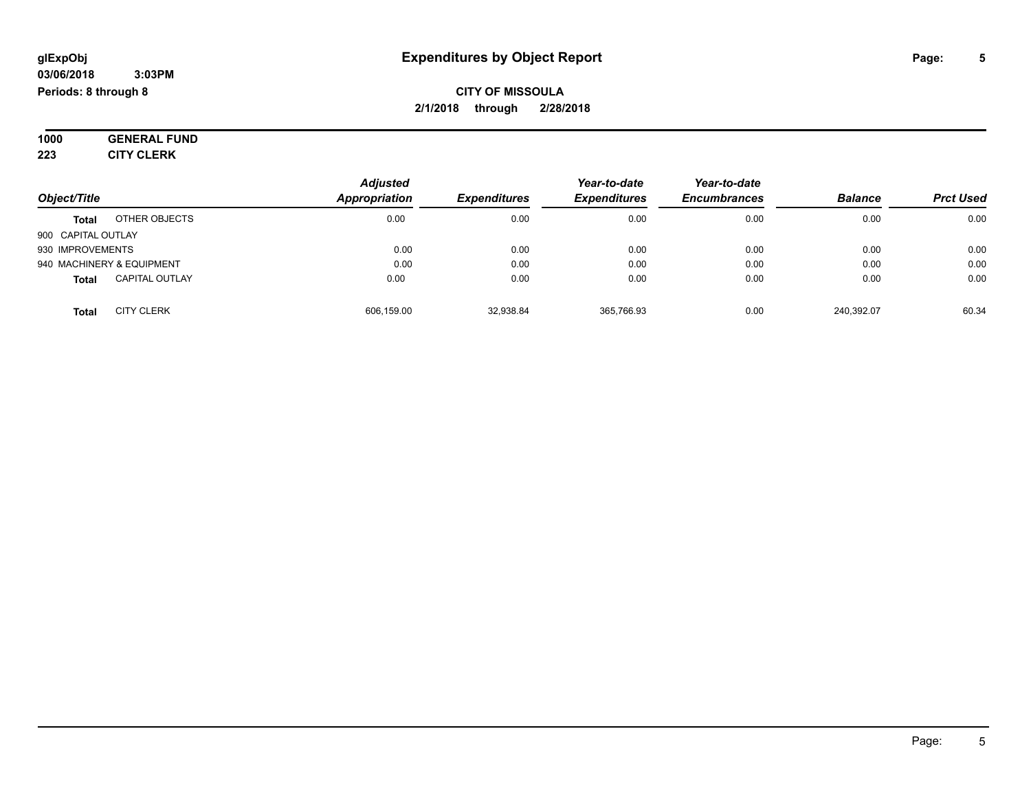**glExpObj**
**03/06/2018 3:03PM**
**Periods: 8 through 8**

# Expenditures by Object Report

**CITY OF MISSOULA**
**2/1/2018 through 2/28/2018**

**1000 GENERAL FUND**
**223 CITY CLERK**

| Object/Title | | Adjusted Appropriation | Expenditures | Year-to-date Expenditures | Year-to-date Encumbrances | Balance | Prct Used |
|---|---|---|---|---|---|---|---|
| **Total** | OTHER OBJECTS | 0.00 | 0.00 | 0.00 | 0.00 | 0.00 | 0.00 |
| 900 CAPITAL OUTLAY | | | | | | | |
| 930 IMPROVEMENTS | | 0.00 | 0.00 | 0.00 | 0.00 | 0.00 | 0.00 |
| 940 MACHINERY & EQUIPMENT | | 0.00 | 0.00 | 0.00 | 0.00 | 0.00 | 0.00 |
| **Total** | CAPITAL OUTLAY | 0.00 | 0.00 | 0.00 | 0.00 | 0.00 | 0.00 |
| **Total** | CITY CLERK | 606,159.00 | 32,938.84 | 365,766.93 | 0.00 | 240,392.07 | 60.34 |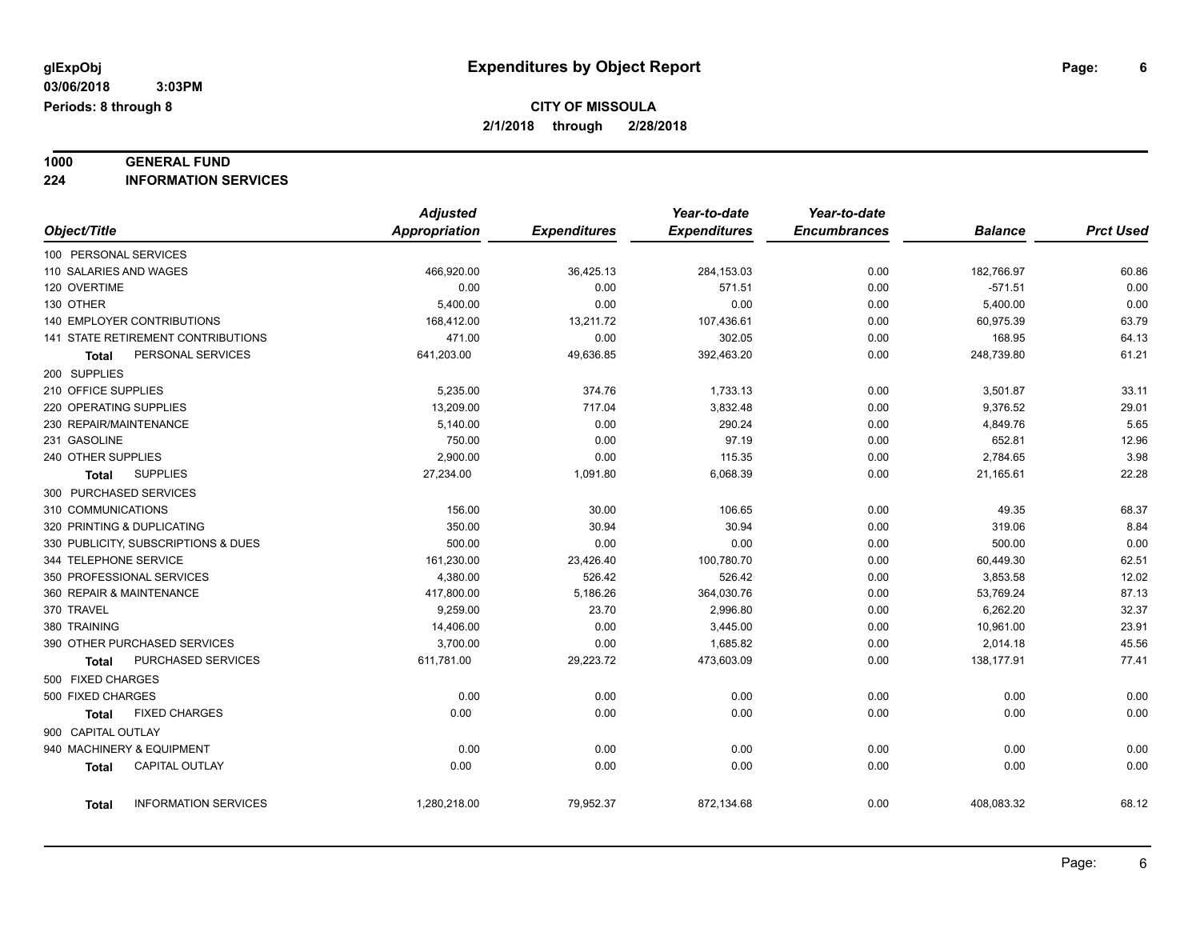**glExpObj** **Expenditures by Object Report**

**03/06/2018 3:03PM**

**Periods: 8 through 8**

**CITY OF MISSOULA**

**2/1/2018 through 2/28/2018**

## 1000 GENERAL FUND
## 224 INFORMATION SERVICES

| Object/Title | *Adjusted Appropriation* | *Expenditures* | *Year-to-date Expenditures* | *Year-to-date Encumbrances* | *Balance* | *Prct Used* |
|---|---|---|---|---|---|---|
| 100 PERSONAL SERVICES | | | | | | |
| 110 SALARIES AND WAGES | 466,920.00 | 36,425.13 | 284,153.03 | 0.00 | 182,766.97 | 60.86 |
| 120 OVERTIME | 0.00 | 0.00 | 571.51 | 0.00 | -571.51 | 0.00 |
| 130 OTHER | 5,400.00 | 0.00 | 0.00 | 0.00 | 5,400.00 | 0.00 |
| 140 EMPLOYER CONTRIBUTIONS | 168,412.00 | 13,211.72 | 107,436.61 | 0.00 | 60,975.39 | 63.79 |
| 141 STATE RETIREMENT CONTRIBUTIONS | 471.00 | 0.00 | 302.05 | 0.00 | 168.95 | 64.13 |
| **Total** PERSONAL SERVICES | 641,203.00 | 49,636.85 | 392,463.20 | 0.00 | 248,739.80 | 61.21 |
| 200 SUPPLIES | | | | | | |
| 210 OFFICE SUPPLIES | 5,235.00 | 374.76 | 1,733.13 | 0.00 | 3,501.87 | 33.11 |
| 220 OPERATING SUPPLIES | 13,209.00 | 717.04 | 3,832.48 | 0.00 | 9,376.52 | 29.01 |
| 230 REPAIR/MAINTENANCE | 5,140.00 | 0.00 | 290.24 | 0.00 | 4,849.76 | 5.65 |
| 231 GASOLINE | 750.00 | 0.00 | 97.19 | 0.00 | 652.81 | 12.96 |
| 240 OTHER SUPPLIES | 2,900.00 | 0.00 | 115.35 | 0.00 | 2,784.65 | 3.98 |
| **Total** SUPPLIES | 27,234.00 | 1,091.80 | 6,068.39 | 0.00 | 21,165.61 | 22.28 |
| 300 PURCHASED SERVICES | | | | | | |
| 310 COMMUNICATIONS | 156.00 | 30.00 | 106.65 | 0.00 | 49.35 | 68.37 |
| 320 PRINTING & DUPLICATING | 350.00 | 30.94 | 30.94 | 0.00 | 319.06 | 8.84 |
| 330 PUBLICITY, SUBSCRIPTIONS & DUES | 500.00 | 0.00 | 0.00 | 0.00 | 500.00 | 0.00 |
| 344 TELEPHONE SERVICE | 161,230.00 | 23,426.40 | 100,780.70 | 0.00 | 60,449.30 | 62.51 |
| 350 PROFESSIONAL SERVICES | 4,380.00 | 526.42 | 526.42 | 0.00 | 3,853.58 | 12.02 |
| 360 REPAIR & MAINTENANCE | 417,800.00 | 5,186.26 | 364,030.76 | 0.00 | 53,769.24 | 87.13 |
| 370 TRAVEL | 9,259.00 | 23.70 | 2,996.80 | 0.00 | 6,262.20 | 32.37 |
| 380 TRAINING | 14,406.00 | 0.00 | 3,445.00 | 0.00 | 10,961.00 | 23.91 |
| 390 OTHER PURCHASED SERVICES | 3,700.00 | 0.00 | 1,685.82 | 0.00 | 2,014.18 | 45.56 |
| **Total** PURCHASED SERVICES | 611,781.00 | 29,223.72 | 473,603.09 | 0.00 | 138,177.91 | 77.41 |
| 500 FIXED CHARGES | | | | | | |
| 500 FIXED CHARGES | 0.00 | 0.00 | 0.00 | 0.00 | 0.00 | 0.00 |
| **Total** FIXED CHARGES | 0.00 | 0.00 | 0.00 | 0.00 | 0.00 | 0.00 |
| 900 CAPITAL OUTLAY | | | | | | |
| 940 MACHINERY & EQUIPMENT | 0.00 | 0.00 | 0.00 | 0.00 | 0.00 | 0.00 |
| **Total** CAPITAL OUTLAY | 0.00 | 0.00 | 0.00 | 0.00 | 0.00 | 0.00 |
| **Total** INFORMATION SERVICES | 1,280,218.00 | 79,952.37 | 872,134.68 | 0.00 | 408,083.32 | 68.12 |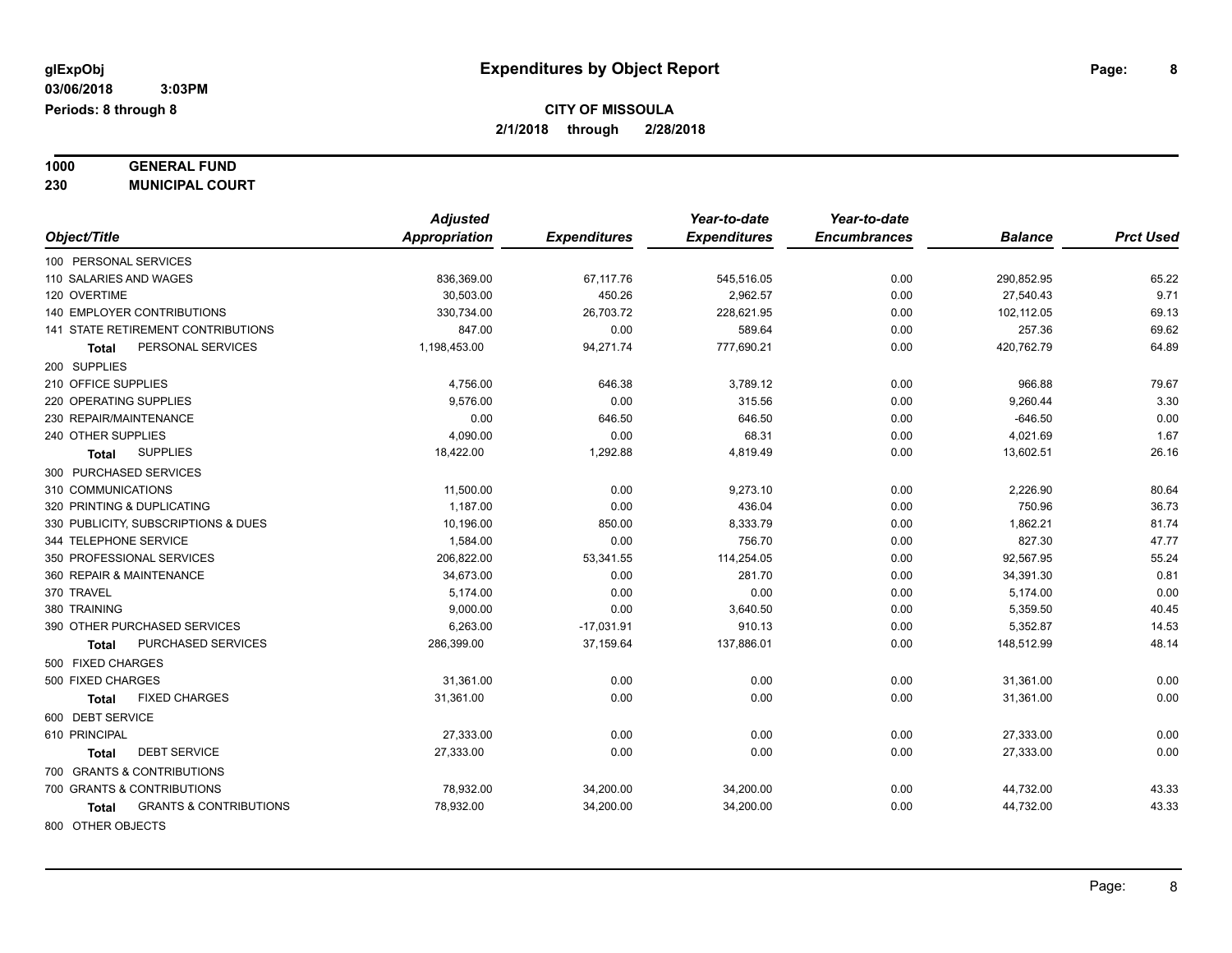# Expenditures by Object Report

glExpObj
03/06/2018 3:03PM
Periods: 8 through 8

**CITY OF MISSOULA**
**2/1/2018 through 2/28/2018**

**1000 GENERAL FUND**
**230 MUNICIPAL COURT**

| Object/Title | Adjusted Appropriation | Expenditures | Year-to-date Expenditures | Year-to-date Encumbrances | Balance | Prct Used |
|---|---|---|---|---|---|---|
| 100 PERSONAL SERVICES | | | | | | |
| 110 SALARIES AND WAGES | 836,369.00 | 67,117.76 | 545,516.05 | 0.00 | 290,852.95 | 65.22 |
| 120 OVERTIME | 30,503.00 | 450.26 | 2,962.57 | 0.00 | 27,540.43 | 9.71 |
| 140 EMPLOYER CONTRIBUTIONS | 330,734.00 | 26,703.72 | 228,621.95 | 0.00 | 102,112.05 | 69.13 |
| 141 STATE RETIREMENT CONTRIBUTIONS | 847.00 | 0.00 | 589.64 | 0.00 | 257.36 | 69.62 |
| **Total** PERSONAL SERVICES | 1,198,453.00 | 94,271.74 | 777,690.21 | 0.00 | 420,762.79 | 64.89 |
| 200 SUPPLIES | | | | | | |
| 210 OFFICE SUPPLIES | 4,756.00 | 646.38 | 3,789.12 | 0.00 | 966.88 | 79.67 |
| 220 OPERATING SUPPLIES | 9,576.00 | 0.00 | 315.56 | 0.00 | 9,260.44 | 3.30 |
| 230 REPAIR/MAINTENANCE | 0.00 | 646.50 | 646.50 | 0.00 | -646.50 | 0.00 |
| 240 OTHER SUPPLIES | 4,090.00 | 0.00 | 68.31 | 0.00 | 4,021.69 | 1.67 |
| **Total** SUPPLIES | 18,422.00 | 1,292.88 | 4,819.49 | 0.00 | 13,602.51 | 26.16 |
| 300 PURCHASED SERVICES | | | | | | |
| 310 COMMUNICATIONS | 11,500.00 | 0.00 | 9,273.10 | 0.00 | 2,226.90 | 80.64 |
| 320 PRINTING & DUPLICATING | 1,187.00 | 0.00 | 436.04 | 0.00 | 750.96 | 36.73 |
| 330 PUBLICITY, SUBSCRIPTIONS & DUES | 10,196.00 | 850.00 | 8,333.79 | 0.00 | 1,862.21 | 81.74 |
| 344 TELEPHONE SERVICE | 1,584.00 | 0.00 | 756.70 | 0.00 | 827.30 | 47.77 |
| 350 PROFESSIONAL SERVICES | 206,822.00 | 53,341.55 | 114,254.05 | 0.00 | 92,567.95 | 55.24 |
| 360 REPAIR & MAINTENANCE | 34,673.00 | 0.00 | 281.70 | 0.00 | 34,391.30 | 0.81 |
| 370 TRAVEL | 5,174.00 | 0.00 | 0.00 | 0.00 | 5,174.00 | 0.00 |
| 380 TRAINING | 9,000.00 | 0.00 | 3,640.50 | 0.00 | 5,359.50 | 40.45 |
| 390 OTHER PURCHASED SERVICES | 6,263.00 | -17,031.91 | 910.13 | 0.00 | 5,352.87 | 14.53 |
| **Total** PURCHASED SERVICES | 286,399.00 | 37,159.64 | 137,886.01 | 0.00 | 148,512.99 | 48.14 |
| 500 FIXED CHARGES | | | | | | |
| 500 FIXED CHARGES | 31,361.00 | 0.00 | 0.00 | 0.00 | 31,361.00 | 0.00 |
| **Total** FIXED CHARGES | 31,361.00 | 0.00 | 0.00 | 0.00 | 31,361.00 | 0.00 |
| 600 DEBT SERVICE | | | | | | |
| 610 PRINCIPAL | 27,333.00 | 0.00 | 0.00 | 0.00 | 27,333.00 | 0.00 |
| **Total** DEBT SERVICE | 27,333.00 | 0.00 | 0.00 | 0.00 | 27,333.00 | 0.00 |
| 700 GRANTS & CONTRIBUTIONS | | | | | | |
| 700 GRANTS & CONTRIBUTIONS | 78,932.00 | 34,200.00 | 34,200.00 | 0.00 | 44,732.00 | 43.33 |
| **Total** GRANTS & CONTRIBUTIONS | 78,932.00 | 34,200.00 | 34,200.00 | 0.00 | 44,732.00 | 43.33 |
| 800 OTHER OBJECTS | | | | | | |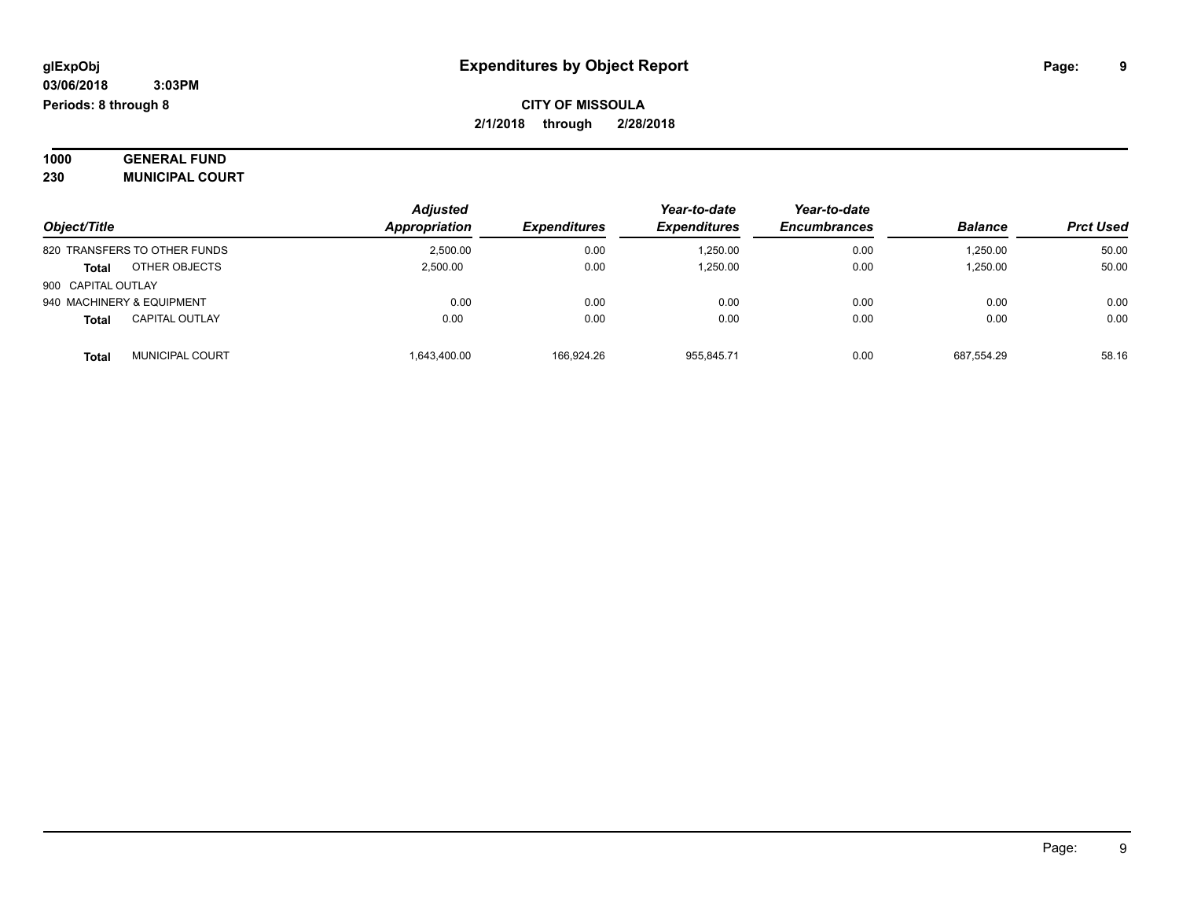**glExpObj**
**03/06/2018 3:03PM**
**Periods: 8 through 8**

# Expenditures by Object Report

**CITY OF MISSOULA**
**2/1/2018 through 2/28/2018**

**1000 GENERAL FUND**
**230 MUNICIPAL COURT**

| Object/Title | Adjusted Appropriation | Expenditures | Year-to-date Expenditures | Year-to-date Encumbrances | Balance | Prct Used |
|---|---|---|---|---|---|---|
| 820 TRANSFERS TO OTHER FUNDS | 2,500.00 | 0.00 | 1,250.00 | 0.00 | 1,250.00 | 50.00 |
| **Total** OTHER OBJECTS | 2,500.00 | 0.00 | 1,250.00 | 0.00 | 1,250.00 | 50.00 |
| 900 CAPITAL OUTLAY | | | | | | |
| 940 MACHINERY & EQUIPMENT | 0.00 | 0.00 | 0.00 | 0.00 | 0.00 | 0.00 |
| **Total** CAPITAL OUTLAY | 0.00 | 0.00 | 0.00 | 0.00 | 0.00 | 0.00 |
| **Total** MUNICIPAL COURT | 1,643,400.00 | 166,924.26 | 955,845.71 | 0.00 | 687,554.29 | 58.16 |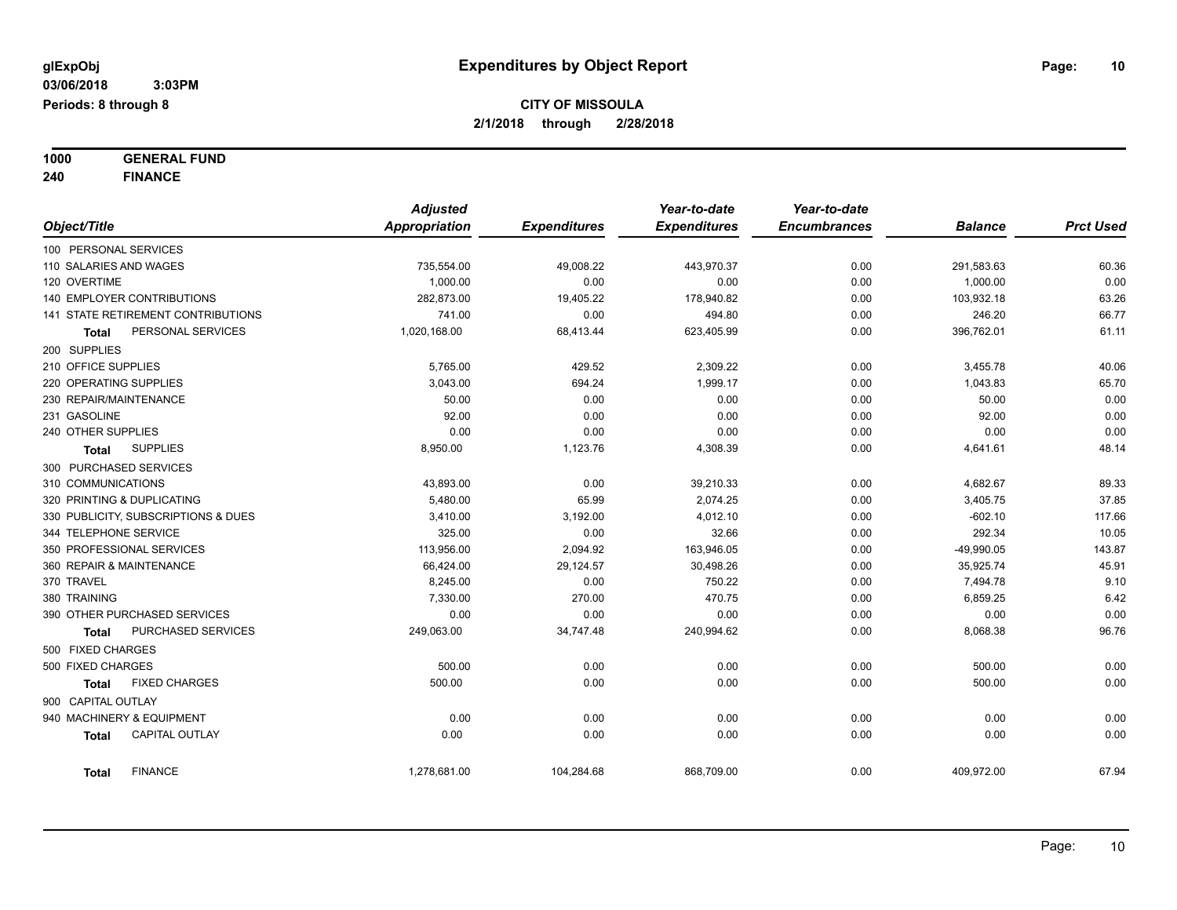**glExpObj**
**03/06/2018 3:03PM**
**Periods: 8 through 8**

# Expenditures by Object Report

**CITY OF MISSOULA**
**2/1/2018 through 2/28/2018**

**1000 GENERAL FUND**
**240 FINANCE**

| Object/Title | Adjusted Appropriation | Expenditures | Year-to-date Expenditures | Year-to-date Encumbrances | Balance | Prct Used |
|---|---|---|---|---|---|---|
| 100 PERSONAL SERVICES | | | | | | |
| 110 SALARIES AND WAGES | 735,554.00 | 49,008.22 | 443,970.37 | 0.00 | 291,583.63 | 60.36 |
| 120 OVERTIME | 1,000.00 | 0.00 | 0.00 | 0.00 | 1,000.00 | 0.00 |
| 140 EMPLOYER CONTRIBUTIONS | 282,873.00 | 19,405.22 | 178,940.82 | 0.00 | 103,932.18 | 63.26 |
| 141 STATE RETIREMENT CONTRIBUTIONS | 741.00 | 0.00 | 494.80 | 0.00 | 246.20 | 66.77 |
| **Total** PERSONAL SERVICES | 1,020,168.00 | 68,413.44 | 623,405.99 | 0.00 | 396,762.01 | 61.11 |
| 200 SUPPLIES | | | | | | |
| 210 OFFICE SUPPLIES | 5,765.00 | 429.52 | 2,309.22 | 0.00 | 3,455.78 | 40.06 |
| 220 OPERATING SUPPLIES | 3,043.00 | 694.24 | 1,999.17 | 0.00 | 1,043.83 | 65.70 |
| 230 REPAIR/MAINTENANCE | 50.00 | 0.00 | 0.00 | 0.00 | 50.00 | 0.00 |
| 231 GASOLINE | 92.00 | 0.00 | 0.00 | 0.00 | 92.00 | 0.00 |
| 240 OTHER SUPPLIES | 0.00 | 0.00 | 0.00 | 0.00 | 0.00 | 0.00 |
| **Total** SUPPLIES | 8,950.00 | 1,123.76 | 4,308.39 | 0.00 | 4,641.61 | 48.14 |
| 300 PURCHASED SERVICES | | | | | | |
| 310 COMMUNICATIONS | 43,893.00 | 0.00 | 39,210.33 | 0.00 | 4,682.67 | 89.33 |
| 320 PRINTING & DUPLICATING | 5,480.00 | 65.99 | 2,074.25 | 0.00 | 3,405.75 | 37.85 |
| 330 PUBLICITY, SUBSCRIPTIONS & DUES | 3,410.00 | 3,192.00 | 4,012.10 | 0.00 | -602.10 | 117.66 |
| 344 TELEPHONE SERVICE | 325.00 | 0.00 | 32.66 | 0.00 | 292.34 | 10.05 |
| 350 PROFESSIONAL SERVICES | 113,956.00 | 2,094.92 | 163,946.05 | 0.00 | -49,990.05 | 143.87 |
| 360 REPAIR & MAINTENANCE | 66,424.00 | 29,124.57 | 30,498.26 | 0.00 | 35,925.74 | 45.91 |
| 370 TRAVEL | 8,245.00 | 0.00 | 750.22 | 0.00 | 7,494.78 | 9.10 |
| 380 TRAINING | 7,330.00 | 270.00 | 470.75 | 0.00 | 6,859.25 | 6.42 |
| 390 OTHER PURCHASED SERVICES | 0.00 | 0.00 | 0.00 | 0.00 | 0.00 | 0.00 |
| **Total** PURCHASED SERVICES | 249,063.00 | 34,747.48 | 240,994.62 | 0.00 | 8,068.38 | 96.76 |
| 500 FIXED CHARGES | | | | | | |
| 500 FIXED CHARGES | 500.00 | 0.00 | 0.00 | 0.00 | 500.00 | 0.00 |
| **Total** FIXED CHARGES | 500.00 | 0.00 | 0.00 | 0.00 | 500.00 | 0.00 |
| 900 CAPITAL OUTLAY | | | | | | |
| 940 MACHINERY & EQUIPMENT | 0.00 | 0.00 | 0.00 | 0.00 | 0.00 | 0.00 |
| **Total** CAPITAL OUTLAY | 0.00 | 0.00 | 0.00 | 0.00 | 0.00 | 0.00 |
| **Total** FINANCE | 1,278,681.00 | 104,284.68 | 868,709.00 | 0.00 | 409,972.00 | 67.94 |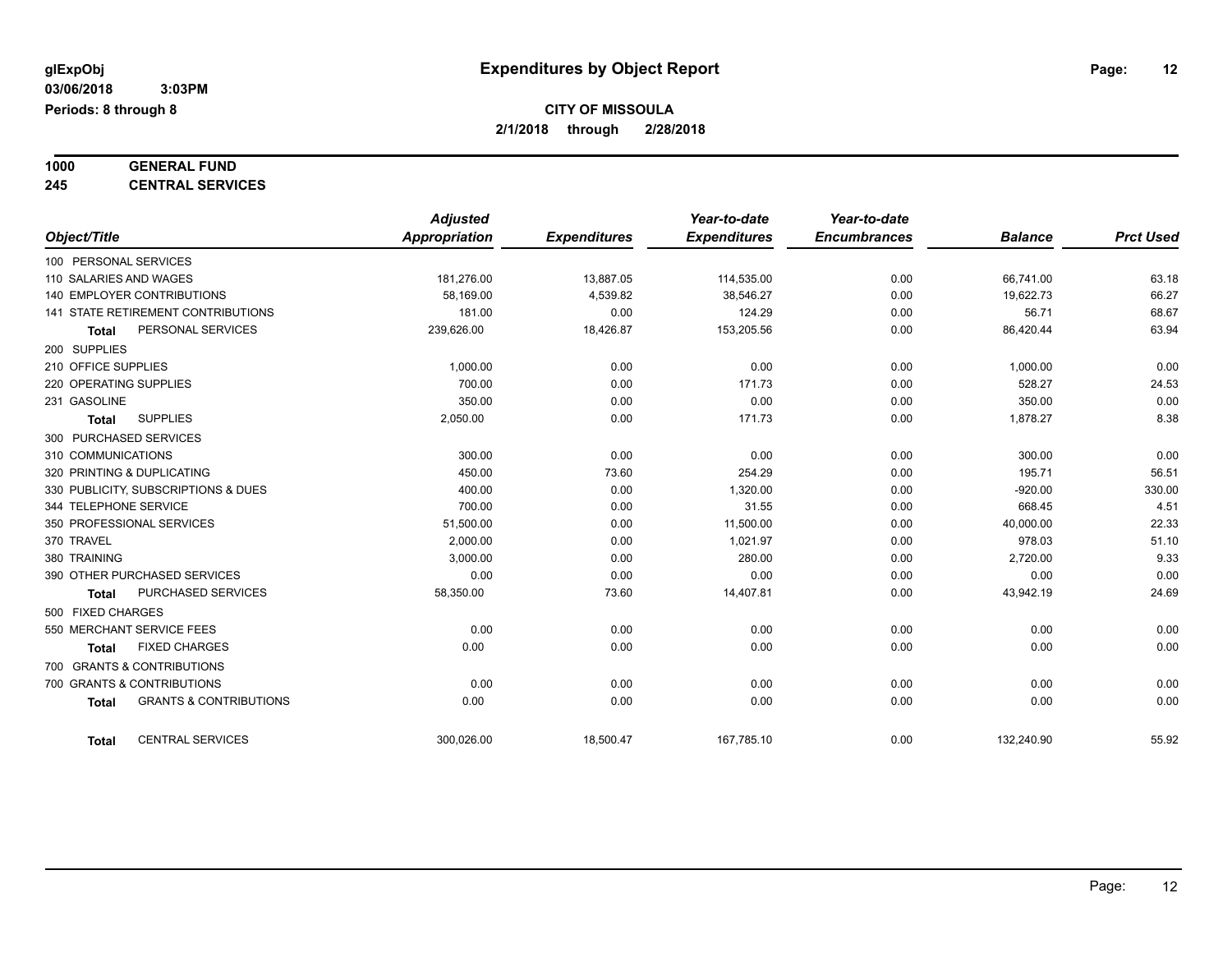**glExpObj**
**03/06/2018 3:03PM**
**Periods: 8 through 8**

# Expenditures by Object Report

**CITY OF MISSOULA**
**2/1/2018 through 2/28/2018**

**1000 GENERAL FUND**
**245 CENTRAL SERVICES**

| Object/Title | Adjusted Appropriation | Expenditures | Year-to-date Expenditures | Year-to-date Encumbrances | Balance | Prct Used |
|---|---|---|---|---|---|---|
| 100 PERSONAL SERVICES | | | | | | |
| 110 SALARIES AND WAGES | 181,276.00 | 13,887.05 | 114,535.00 | 0.00 | 66,741.00 | 63.18 |
| 140 EMPLOYER CONTRIBUTIONS | 58,169.00 | 4,539.82 | 38,546.27 | 0.00 | 19,622.73 | 66.27 |
| 141 STATE RETIREMENT CONTRIBUTIONS | 181.00 | 0.00 | 124.29 | 0.00 | 56.71 | 68.67 |
| **Total** PERSONAL SERVICES | 239,626.00 | 18,426.87 | 153,205.56 | 0.00 | 86,420.44 | 63.94 |
| 200 SUPPLIES | | | | | | |
| 210 OFFICE SUPPLIES | 1,000.00 | 0.00 | 0.00 | 0.00 | 1,000.00 | 0.00 |
| 220 OPERATING SUPPLIES | 700.00 | 0.00 | 171.73 | 0.00 | 528.27 | 24.53 |
| 231 GASOLINE | 350.00 | 0.00 | 0.00 | 0.00 | 350.00 | 0.00 |
| **Total** SUPPLIES | 2,050.00 | 0.00 | 171.73 | 0.00 | 1,878.27 | 8.38 |
| 300 PURCHASED SERVICES | | | | | | |
| 310 COMMUNICATIONS | 300.00 | 0.00 | 0.00 | 0.00 | 300.00 | 0.00 |
| 320 PRINTING & DUPLICATING | 450.00 | 73.60 | 254.29 | 0.00 | 195.71 | 56.51 |
| 330 PUBLICITY, SUBSCRIPTIONS & DUES | 400.00 | 0.00 | 1,320.00 | 0.00 | -920.00 | 330.00 |
| 344 TELEPHONE SERVICE | 700.00 | 0.00 | 31.55 | 0.00 | 668.45 | 4.51 |
| 350 PROFESSIONAL SERVICES | 51,500.00 | 0.00 | 11,500.00 | 0.00 | 40,000.00 | 22.33 |
| 370 TRAVEL | 2,000.00 | 0.00 | 1,021.97 | 0.00 | 978.03 | 51.10 |
| 380 TRAINING | 3,000.00 | 0.00 | 280.00 | 0.00 | 2,720.00 | 9.33 |
| 390 OTHER PURCHASED SERVICES | 0.00 | 0.00 | 0.00 | 0.00 | 0.00 | 0.00 |
| **Total** PURCHASED SERVICES | 58,350.00 | 73.60 | 14,407.81 | 0.00 | 43,942.19 | 24.69 |
| 500 FIXED CHARGES | | | | | | |
| 550 MERCHANT SERVICE FEES | 0.00 | 0.00 | 0.00 | 0.00 | 0.00 | 0.00 |
| **Total** FIXED CHARGES | 0.00 | 0.00 | 0.00 | 0.00 | 0.00 | 0.00 |
| 700 GRANTS & CONTRIBUTIONS | | | | | | |
| 700 GRANTS & CONTRIBUTIONS | 0.00 | 0.00 | 0.00 | 0.00 | 0.00 | 0.00 |
| **Total** GRANTS & CONTRIBUTIONS | 0.00 | 0.00 | 0.00 | 0.00 | 0.00 | 0.00 |
| **Total** CENTRAL SERVICES | 300,026.00 | 18,500.47 | 167,785.10 | 0.00 | 132,240.90 | 55.92 |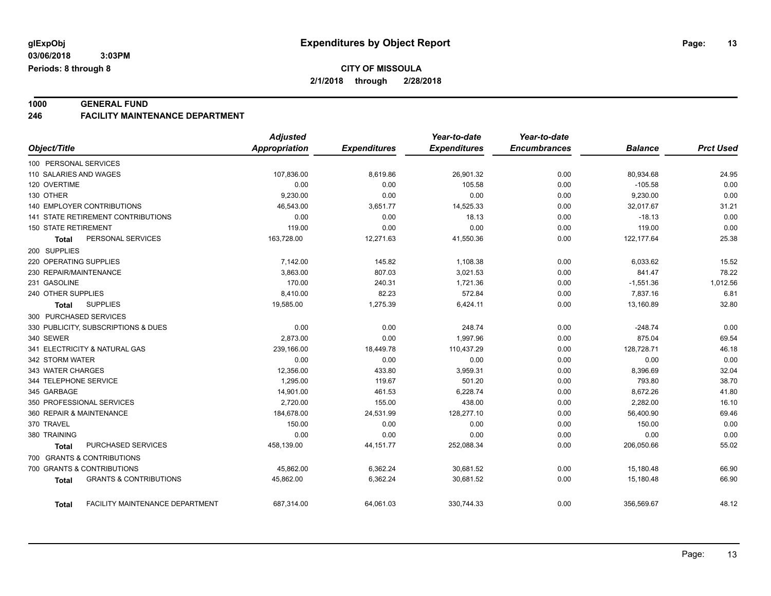**glExpObj** **Expenditures by Object Report**

**03/06/2018 3:03PM**

**Periods: 8 through 8**

**CITY OF MISSOULA**

**2/1/2018 through 2/28/2018**

## 1000 GENERAL FUND

## 246 FACILITY MAINTENANCE DEPARTMENT

| Object/Title | Adjusted Appropriation | Expenditures | Year-to-date Expenditures | Year-to-date Encumbrances | Balance | Prct Used |
|---|---|---|---|---|---|---|
| 100 PERSONAL SERVICES | | | | | | |
| 110 SALARIES AND WAGES | 107,836.00 | 8,619.86 | 26,901.32 | 0.00 | 80,934.68 | 24.95 |
| 120 OVERTIME | 0.00 | 0.00 | 105.58 | 0.00 | -105.58 | 0.00 |
| 130 OTHER | 9,230.00 | 0.00 | 0.00 | 0.00 | 9,230.00 | 0.00 |
| 140 EMPLOYER CONTRIBUTIONS | 46,543.00 | 3,651.77 | 14,525.33 | 0.00 | 32,017.67 | 31.21 |
| 141 STATE RETIREMENT CONTRIBUTIONS | 0.00 | 0.00 | 18.13 | 0.00 | -18.13 | 0.00 |
| 150 STATE RETIREMENT | 119.00 | 0.00 | 0.00 | 0.00 | 119.00 | 0.00 |
| **Total** PERSONAL SERVICES | 163,728.00 | 12,271.63 | 41,550.36 | 0.00 | 122,177.64 | 25.38 |
| 200 SUPPLIES | | | | | | |
| 220 OPERATING SUPPLIES | 7,142.00 | 145.82 | 1,108.38 | 0.00 | 6,033.62 | 15.52 |
| 230 REPAIR/MAINTENANCE | 3,863.00 | 807.03 | 3,021.53 | 0.00 | 841.47 | 78.22 |
| 231 GASOLINE | 170.00 | 240.31 | 1,721.36 | 0.00 | -1,551.36 | 1,012.56 |
| 240 OTHER SUPPLIES | 8,410.00 | 82.23 | 572.84 | 0.00 | 7,837.16 | 6.81 |
| **Total** SUPPLIES | 19,585.00 | 1,275.39 | 6,424.11 | 0.00 | 13,160.89 | 32.80 |
| 300 PURCHASED SERVICES | | | | | | |
| 330 PUBLICITY, SUBSCRIPTIONS & DUES | 0.00 | 0.00 | 248.74 | 0.00 | -248.74 | 0.00 |
| 340 SEWER | 2,873.00 | 0.00 | 1,997.96 | 0.00 | 875.04 | 69.54 |
| 341 ELECTRICITY & NATURAL GAS | 239,166.00 | 18,449.78 | 110,437.29 | 0.00 | 128,728.71 | 46.18 |
| 342 STORM WATER | 0.00 | 0.00 | 0.00 | 0.00 | 0.00 | 0.00 |
| 343 WATER CHARGES | 12,356.00 | 433.80 | 3,959.31 | 0.00 | 8,396.69 | 32.04 |
| 344 TELEPHONE SERVICE | 1,295.00 | 119.67 | 501.20 | 0.00 | 793.80 | 38.70 |
| 345 GARBAGE | 14,901.00 | 461.53 | 6,228.74 | 0.00 | 8,672.26 | 41.80 |
| 350 PROFESSIONAL SERVICES | 2,720.00 | 155.00 | 438.00 | 0.00 | 2,282.00 | 16.10 |
| 360 REPAIR & MAINTENANCE | 184,678.00 | 24,531.99 | 128,277.10 | 0.00 | 56,400.90 | 69.46 |
| 370 TRAVEL | 150.00 | 0.00 | 0.00 | 0.00 | 150.00 | 0.00 |
| 380 TRAINING | 0.00 | 0.00 | 0.00 | 0.00 | 0.00 | 0.00 |
| **Total** PURCHASED SERVICES | 458,139.00 | 44,151.77 | 252,088.34 | 0.00 | 206,050.66 | 55.02 |
| 700 GRANTS & CONTRIBUTIONS | | | | | | |
| 700 GRANTS & CONTRIBUTIONS | 45,862.00 | 6,362.24 | 30,681.52 | 0.00 | 15,180.48 | 66.90 |
| **Total** GRANTS & CONTRIBUTIONS | 45,862.00 | 6,362.24 | 30,681.52 | 0.00 | 15,180.48 | 66.90 |
| **Total** FACILITY MAINTENANCE DEPARTMENT | 687,314.00 | 64,061.03 | 330,744.33 | 0.00 | 356,569.67 | 48.12 |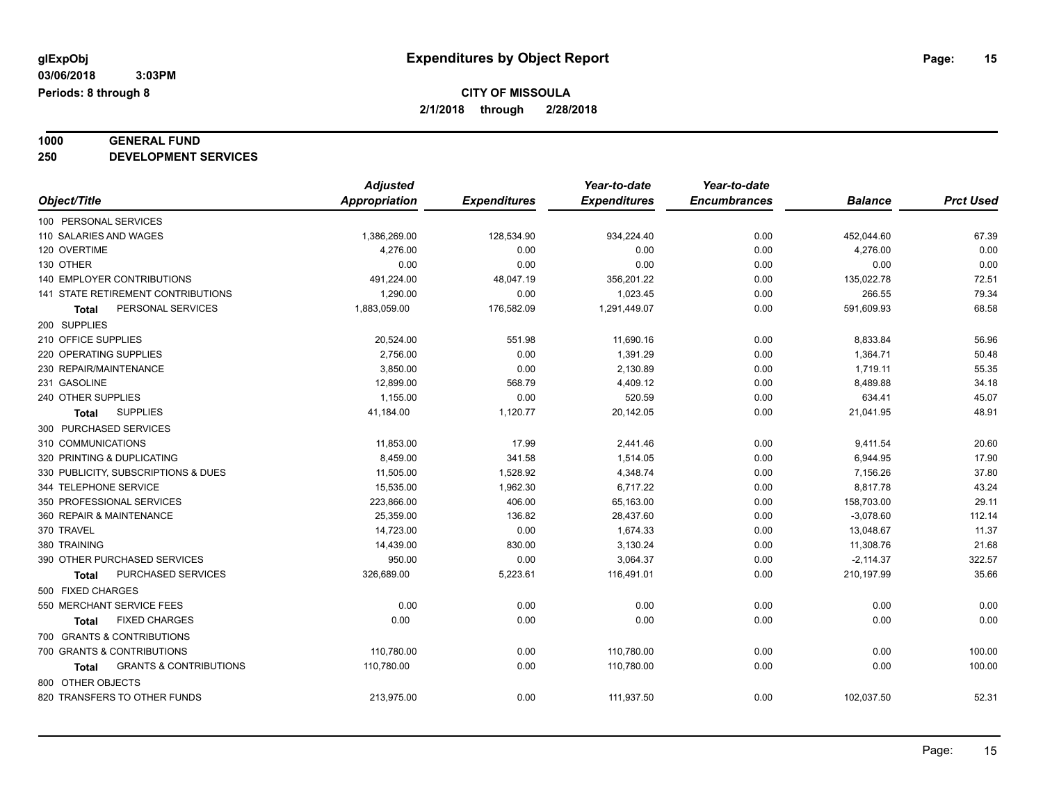# Expenditures by Object Report

glExpObj
03/06/2018 3:03PM
Periods: 8 through 8

**CITY OF MISSOULA**
**2/1/2018 through 2/28/2018**

**1000 GENERAL FUND**
**250 DEVELOPMENT SERVICES**

| Object/Title | Adjusted Appropriation | Expenditures | Year-to-date Expenditures | Year-to-date Encumbrances | Balance | Prct Used |
|---|---|---|---|---|---|---|
| 100 PERSONAL SERVICES | | | | | | |
| 110 SALARIES AND WAGES | 1,386,269.00 | 128,534.90 | 934,224.40 | 0.00 | 452,044.60 | 67.39 |
| 120 OVERTIME | 4,276.00 | 0.00 | 0.00 | 0.00 | 4,276.00 | 0.00 |
| 130 OTHER | 0.00 | 0.00 | 0.00 | 0.00 | 0.00 | 0.00 |
| 140 EMPLOYER CONTRIBUTIONS | 491,224.00 | 48,047.19 | 356,201.22 | 0.00 | 135,022.78 | 72.51 |
| 141 STATE RETIREMENT CONTRIBUTIONS | 1,290.00 | 0.00 | 1,023.45 | 0.00 | 266.55 | 79.34 |
| **Total** PERSONAL SERVICES | 1,883,059.00 | 176,582.09 | 1,291,449.07 | 0.00 | 591,609.93 | 68.58 |
| 200 SUPPLIES | | | | | | |
| 210 OFFICE SUPPLIES | 20,524.00 | 551.98 | 11,690.16 | 0.00 | 8,833.84 | 56.96 |
| 220 OPERATING SUPPLIES | 2,756.00 | 0.00 | 1,391.29 | 0.00 | 1,364.71 | 50.48 |
| 230 REPAIR/MAINTENANCE | 3,850.00 | 0.00 | 2,130.89 | 0.00 | 1,719.11 | 55.35 |
| 231 GASOLINE | 12,899.00 | 568.79 | 4,409.12 | 0.00 | 8,489.88 | 34.18 |
| 240 OTHER SUPPLIES | 1,155.00 | 0.00 | 520.59 | 0.00 | 634.41 | 45.07 |
| **Total** SUPPLIES | 41,184.00 | 1,120.77 | 20,142.05 | 0.00 | 21,041.95 | 48.91 |
| 300 PURCHASED SERVICES | | | | | | |
| 310 COMMUNICATIONS | 11,853.00 | 17.99 | 2,441.46 | 0.00 | 9,411.54 | 20.60 |
| 320 PRINTING & DUPLICATING | 8,459.00 | 341.58 | 1,514.05 | 0.00 | 6,944.95 | 17.90 |
| 330 PUBLICITY, SUBSCRIPTIONS & DUES | 11,505.00 | 1,528.92 | 4,348.74 | 0.00 | 7,156.26 | 37.80 |
| 344 TELEPHONE SERVICE | 15,535.00 | 1,962.30 | 6,717.22 | 0.00 | 8,817.78 | 43.24 |
| 350 PROFESSIONAL SERVICES | 223,866.00 | 406.00 | 65,163.00 | 0.00 | 158,703.00 | 29.11 |
| 360 REPAIR & MAINTENANCE | 25,359.00 | 136.82 | 28,437.60 | 0.00 | -3,078.60 | 112.14 |
| 370 TRAVEL | 14,723.00 | 0.00 | 1,674.33 | 0.00 | 13,048.67 | 11.37 |
| 380 TRAINING | 14,439.00 | 830.00 | 3,130.24 | 0.00 | 11,308.76 | 21.68 |
| 390 OTHER PURCHASED SERVICES | 950.00 | 0.00 | 3,064.37 | 0.00 | -2,114.37 | 322.57 |
| **Total** PURCHASED SERVICES | 326,689.00 | 5,223.61 | 116,491.01 | 0.00 | 210,197.99 | 35.66 |
| 500 FIXED CHARGES | | | | | | |
| 550 MERCHANT SERVICE FEES | 0.00 | 0.00 | 0.00 | 0.00 | 0.00 | 0.00 |
| **Total** FIXED CHARGES | 0.00 | 0.00 | 0.00 | 0.00 | 0.00 | 0.00 |
| 700 GRANTS & CONTRIBUTIONS | | | | | | |
| 700 GRANTS & CONTRIBUTIONS | 110,780.00 | 0.00 | 110,780.00 | 0.00 | 0.00 | 100.00 |
| **Total** GRANTS & CONTRIBUTIONS | 110,780.00 | 0.00 | 110,780.00 | 0.00 | 0.00 | 100.00 |
| 800 OTHER OBJECTS | | | | | | |
| 820 TRANSFERS TO OTHER FUNDS | 213,975.00 | 0.00 | 111,937.50 | 0.00 | 102,037.50 | 52.31 |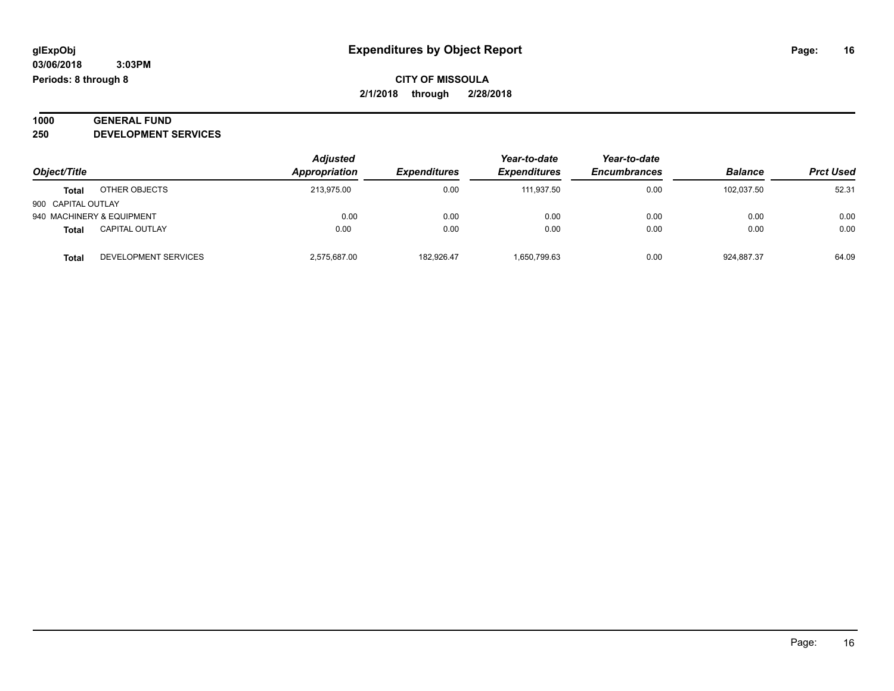# Expenditures by Object Report

glExpObj
03/06/2018 3:03PM
Periods: 8 through 8

**CITY OF MISSOULA**
**2/1/2018 through 2/28/2018**

**1000 GENERAL FUND**
**250 DEVELOPMENT SERVICES**

| Object/Title | | Adjusted Appropriation | Expenditures | Year-to-date Expenditures | Year-to-date Encumbrances | Balance | Prct Used |
|---|---|---|---|---|---|---|---|
| **Total** | OTHER OBJECTS | 213,975.00 | 0.00 | 111,937.50 | 0.00 | 102,037.50 | 52.31 |
| 900 CAPITAL OUTLAY | | | | | | | |
| 940 MACHINERY & EQUIPMENT | | 0.00 | 0.00 | 0.00 | 0.00 | 0.00 | 0.00 |
| **Total** | CAPITAL OUTLAY | 0.00 | 0.00 | 0.00 | 0.00 | 0.00 | 0.00 |
| **Total** | DEVELOPMENT SERVICES | 2,575,687.00 | 182,926.47 | 1,650,799.63 | 0.00 | 924,887.37 | 64.09 |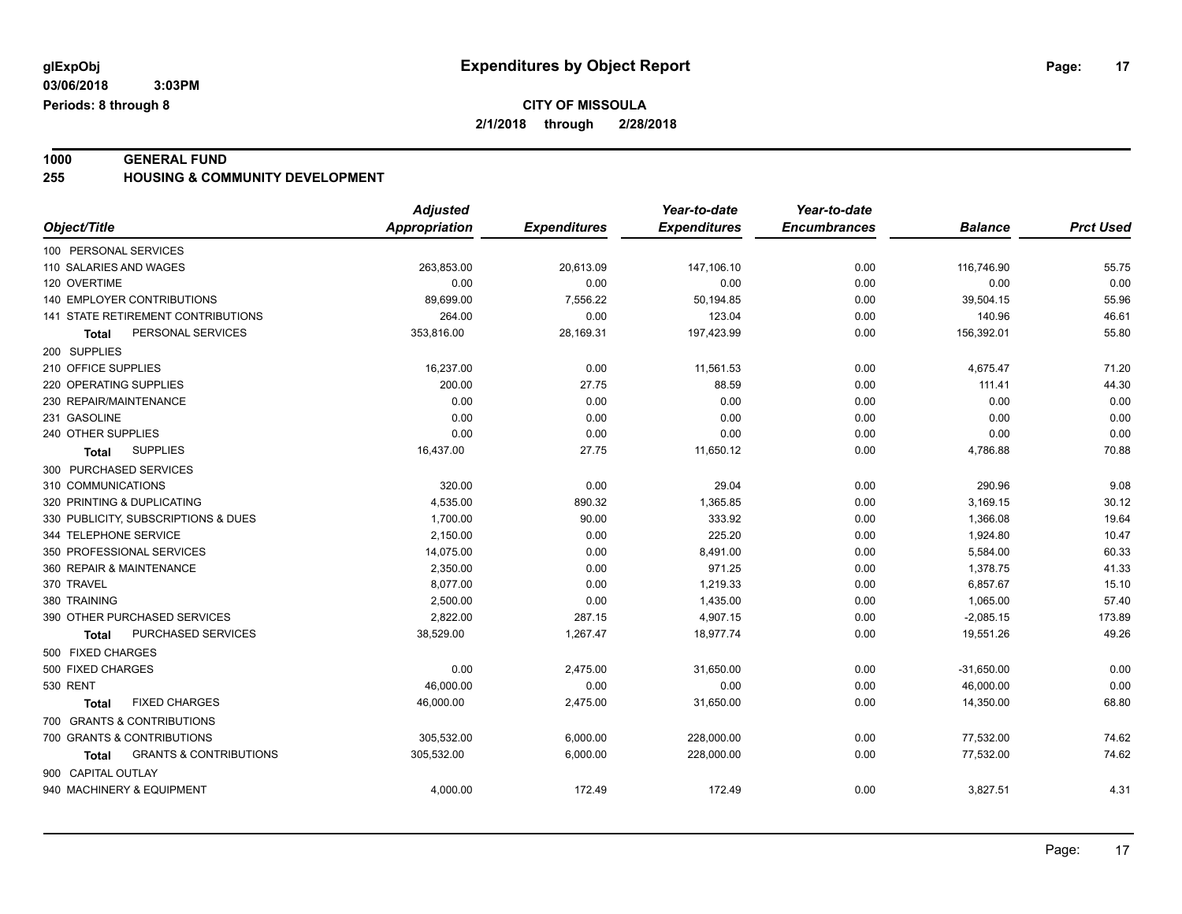**glExpObj**
**03/06/2018 3:03PM**
**Periods: 8 through 8**

# Expenditures by Object Report

**CITY OF MISSOULA**
**2/1/2018 through 2/28/2018**

## 1000 GENERAL FUND
## 255 HOUSING & COMMUNITY DEVELOPMENT

| Object/Title | Adjusted Appropriation | Expenditures | Year-to-date Expenditures | Year-to-date Encumbrances | Balance | Prct Used |
|---|---|---|---|---|---|---|
| 100 PERSONAL SERVICES | | | | | | |
| 110 SALARIES AND WAGES | 263,853.00 | 20,613.09 | 147,106.10 | 0.00 | 116,746.90 | 55.75 |
| 120 OVERTIME | 0.00 | 0.00 | 0.00 | 0.00 | 0.00 | 0.00 |
| 140 EMPLOYER CONTRIBUTIONS | 89,699.00 | 7,556.22 | 50,194.85 | 0.00 | 39,504.15 | 55.96 |
| 141 STATE RETIREMENT CONTRIBUTIONS | 264.00 | 0.00 | 123.04 | 0.00 | 140.96 | 46.61 |
| **Total** PERSONAL SERVICES | 353,816.00 | 28,169.31 | 197,423.99 | 0.00 | 156,392.01 | 55.80 |
| 200 SUPPLIES | | | | | | |
| 210 OFFICE SUPPLIES | 16,237.00 | 0.00 | 11,561.53 | 0.00 | 4,675.47 | 71.20 |
| 220 OPERATING SUPPLIES | 200.00 | 27.75 | 88.59 | 0.00 | 111.41 | 44.30 |
| 230 REPAIR/MAINTENANCE | 0.00 | 0.00 | 0.00 | 0.00 | 0.00 | 0.00 |
| 231 GASOLINE | 0.00 | 0.00 | 0.00 | 0.00 | 0.00 | 0.00 |
| 240 OTHER SUPPLIES | 0.00 | 0.00 | 0.00 | 0.00 | 0.00 | 0.00 |
| **Total** SUPPLIES | 16,437.00 | 27.75 | 11,650.12 | 0.00 | 4,786.88 | 70.88 |
| 300 PURCHASED SERVICES | | | | | | |
| 310 COMMUNICATIONS | 320.00 | 0.00 | 29.04 | 0.00 | 290.96 | 9.08 |
| 320 PRINTING & DUPLICATING | 4,535.00 | 890.32 | 1,365.85 | 0.00 | 3,169.15 | 30.12 |
| 330 PUBLICITY, SUBSCRIPTIONS & DUES | 1,700.00 | 90.00 | 333.92 | 0.00 | 1,366.08 | 19.64 |
| 344 TELEPHONE SERVICE | 2,150.00 | 0.00 | 225.20 | 0.00 | 1,924.80 | 10.47 |
| 350 PROFESSIONAL SERVICES | 14,075.00 | 0.00 | 8,491.00 | 0.00 | 5,584.00 | 60.33 |
| 360 REPAIR & MAINTENANCE | 2,350.00 | 0.00 | 971.25 | 0.00 | 1,378.75 | 41.33 |
| 370 TRAVEL | 8,077.00 | 0.00 | 1,219.33 | 0.00 | 6,857.67 | 15.10 |
| 380 TRAINING | 2,500.00 | 0.00 | 1,435.00 | 0.00 | 1,065.00 | 57.40 |
| 390 OTHER PURCHASED SERVICES | 2,822.00 | 287.15 | 4,907.15 | 0.00 | -2,085.15 | 173.89 |
| **Total** PURCHASED SERVICES | 38,529.00 | 1,267.47 | 18,977.74 | 0.00 | 19,551.26 | 49.26 |
| 500 FIXED CHARGES | | | | | | |
| 500 FIXED CHARGES | 0.00 | 2,475.00 | 31,650.00 | 0.00 | -31,650.00 | 0.00 |
| 530 RENT | 46,000.00 | 0.00 | 0.00 | 0.00 | 46,000.00 | 0.00 |
| **Total** FIXED CHARGES | 46,000.00 | 2,475.00 | 31,650.00 | 0.00 | 14,350.00 | 68.80 |
| 700 GRANTS & CONTRIBUTIONS | | | | | | |
| 700 GRANTS & CONTRIBUTIONS | 305,532.00 | 6,000.00 | 228,000.00 | 0.00 | 77,532.00 | 74.62 |
| **Total** GRANTS & CONTRIBUTIONS | 305,532.00 | 6,000.00 | 228,000.00 | 0.00 | 77,532.00 | 74.62 |
| 900 CAPITAL OUTLAY | | | | | | |
| 940 MACHINERY & EQUIPMENT | 4,000.00 | 172.49 | 172.49 | 0.00 | 3,827.51 | 4.31 |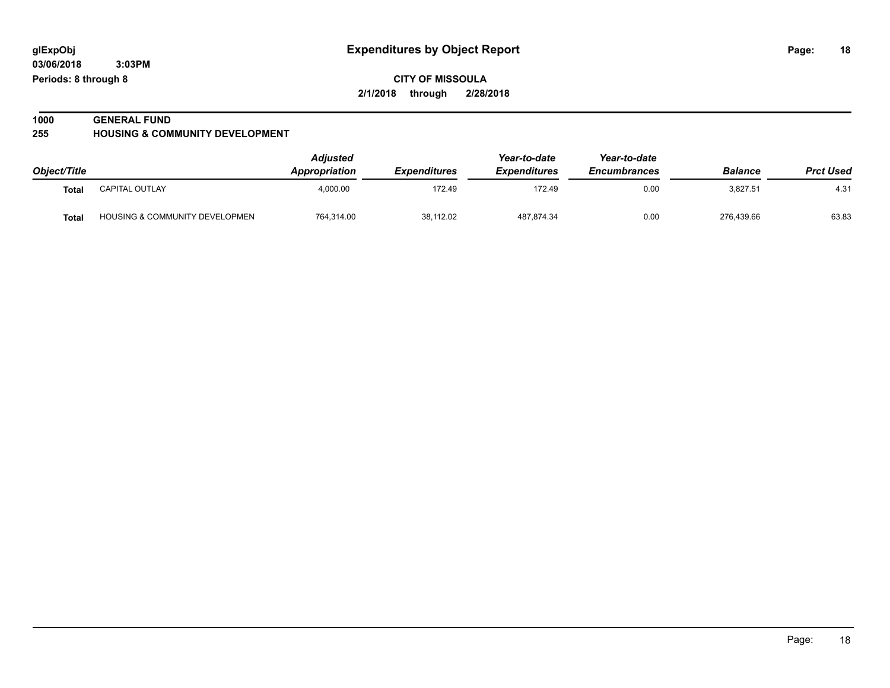**glExpObj** **Expenditures by Object Report**

**03/06/2018 3:03PM**

**Periods: 8 through 8**

**CITY OF MISSOULA**

**2/1/2018 through 2/28/2018**

## 1000 GENERAL FUND

## 255 HOUSING & COMMUNITY DEVELOPMENT

| Object/Title | | Adjusted Appropriation | Expenditures | Year-to-date Expenditures | Year-to-date Encumbrances | Balance | Prct Used |
|---|---|---|---|---|---|---|---|
| **Total** | CAPITAL OUTLAY | 4,000.00 | 172.49 | 172.49 | 0.00 | 3,827.51 | 4.31 |
| **Total** | HOUSING & COMMUNITY DEVELOPMEN | 764,314.00 | 38,112.02 | 487,874.34 | 0.00 | 276,439.66 | 63.83 |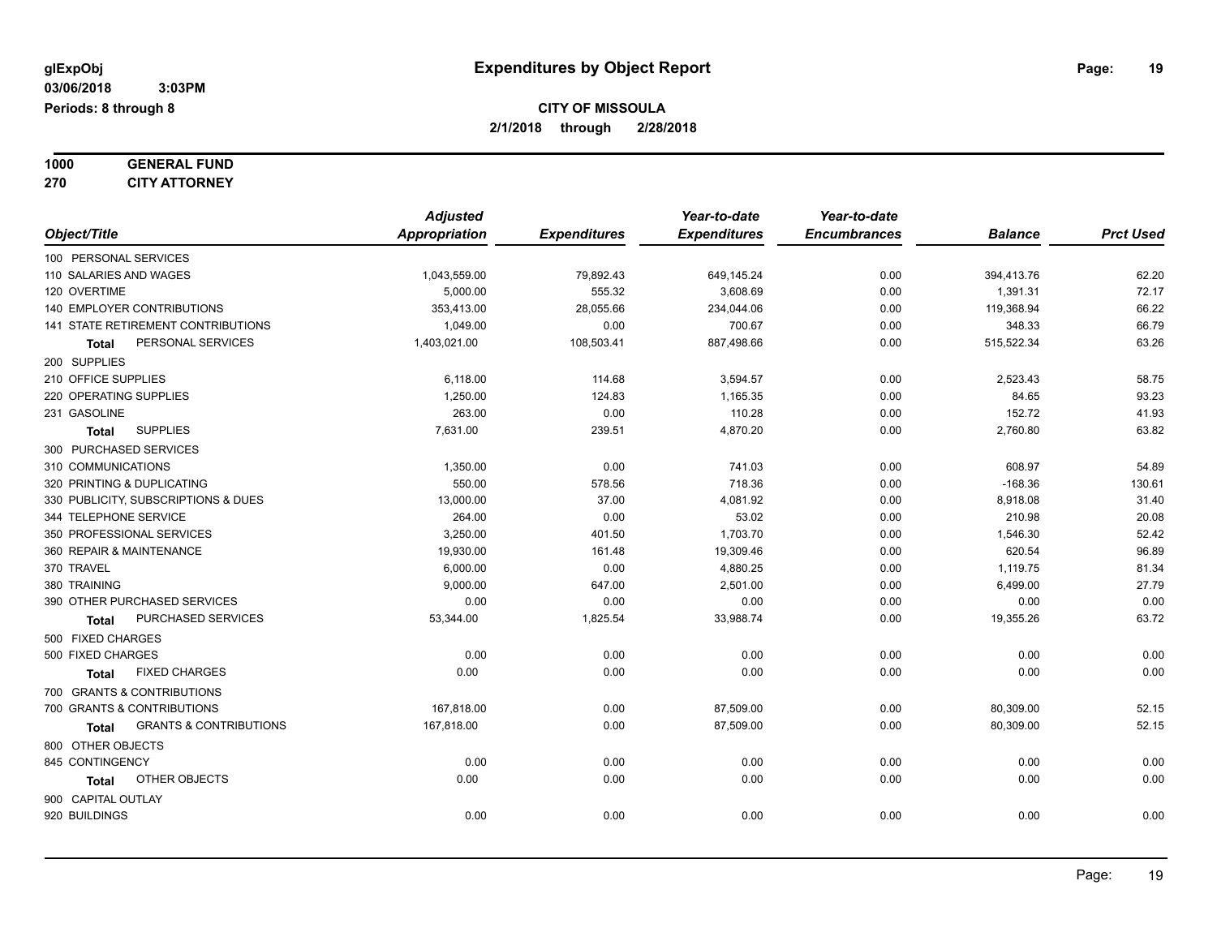**glExpObj**
**03/06/2018 3:03PM**
**Periods: 8 through 8**

# Expenditures by Object Report

**CITY OF MISSOULA**
**2/1/2018 through 2/28/2018**

**1000 GENERAL FUND**
**270 CITY ATTORNEY**

| Object/Title | Adjusted Appropriation | Expenditures | Year-to-date Expenditures | Year-to-date Encumbrances | Balance | Prct Used |
|---|---|---|---|---|---|---|
| 100 PERSONAL SERVICES | | | | | | |
| 110 SALARIES AND WAGES | 1,043,559.00 | 79,892.43 | 649,145.24 | 0.00 | 394,413.76 | 62.20 |
| 120 OVERTIME | 5,000.00 | 555.32 | 3,608.69 | 0.00 | 1,391.31 | 72.17 |
| 140 EMPLOYER CONTRIBUTIONS | 353,413.00 | 28,055.66 | 234,044.06 | 0.00 | 119,368.94 | 66.22 |
| 141 STATE RETIREMENT CONTRIBUTIONS | 1,049.00 | 0.00 | 700.67 | 0.00 | 348.33 | 66.79 |
| **Total** PERSONAL SERVICES | 1,403,021.00 | 108,503.41 | 887,498.66 | 0.00 | 515,522.34 | 63.26 |
| 200 SUPPLIES | | | | | | |
| 210 OFFICE SUPPLIES | 6,118.00 | 114.68 | 3,594.57 | 0.00 | 2,523.43 | 58.75 |
| 220 OPERATING SUPPLIES | 1,250.00 | 124.83 | 1,165.35 | 0.00 | 84.65 | 93.23 |
| 231 GASOLINE | 263.00 | 0.00 | 110.28 | 0.00 | 152.72 | 41.93 |
| **Total** SUPPLIES | 7,631.00 | 239.51 | 4,870.20 | 0.00 | 2,760.80 | 63.82 |
| 300 PURCHASED SERVICES | | | | | | |
| 310 COMMUNICATIONS | 1,350.00 | 0.00 | 741.03 | 0.00 | 608.97 | 54.89 |
| 320 PRINTING & DUPLICATING | 550.00 | 578.56 | 718.36 | 0.00 | -168.36 | 130.61 |
| 330 PUBLICITY, SUBSCRIPTIONS & DUES | 13,000.00 | 37.00 | 4,081.92 | 0.00 | 8,918.08 | 31.40 |
| 344 TELEPHONE SERVICE | 264.00 | 0.00 | 53.02 | 0.00 | 210.98 | 20.08 |
| 350 PROFESSIONAL SERVICES | 3,250.00 | 401.50 | 1,703.70 | 0.00 | 1,546.30 | 52.42 |
| 360 REPAIR & MAINTENANCE | 19,930.00 | 161.48 | 19,309.46 | 0.00 | 620.54 | 96.89 |
| 370 TRAVEL | 6,000.00 | 0.00 | 4,880.25 | 0.00 | 1,119.75 | 81.34 |
| 380 TRAINING | 9,000.00 | 647.00 | 2,501.00 | 0.00 | 6,499.00 | 27.79 |
| 390 OTHER PURCHASED SERVICES | 0.00 | 0.00 | 0.00 | 0.00 | 0.00 | 0.00 |
| **Total** PURCHASED SERVICES | 53,344.00 | 1,825.54 | 33,988.74 | 0.00 | 19,355.26 | 63.72 |
| 500 FIXED CHARGES | | | | | | |
| 500 FIXED CHARGES | 0.00 | 0.00 | 0.00 | 0.00 | 0.00 | 0.00 |
| **Total** FIXED CHARGES | 0.00 | 0.00 | 0.00 | 0.00 | 0.00 | 0.00 |
| 700 GRANTS & CONTRIBUTIONS | | | | | | |
| 700 GRANTS & CONTRIBUTIONS | 167,818.00 | 0.00 | 87,509.00 | 0.00 | 80,309.00 | 52.15 |
| **Total** GRANTS & CONTRIBUTIONS | 167,818.00 | 0.00 | 87,509.00 | 0.00 | 80,309.00 | 52.15 |
| 800 OTHER OBJECTS | | | | | | |
| 845 CONTINGENCY | 0.00 | 0.00 | 0.00 | 0.00 | 0.00 | 0.00 |
| **Total** OTHER OBJECTS | 0.00 | 0.00 | 0.00 | 0.00 | 0.00 | 0.00 |
| 900 CAPITAL OUTLAY | | | | | | |
| 920 BUILDINGS | 0.00 | 0.00 | 0.00 | 0.00 | 0.00 | 0.00 |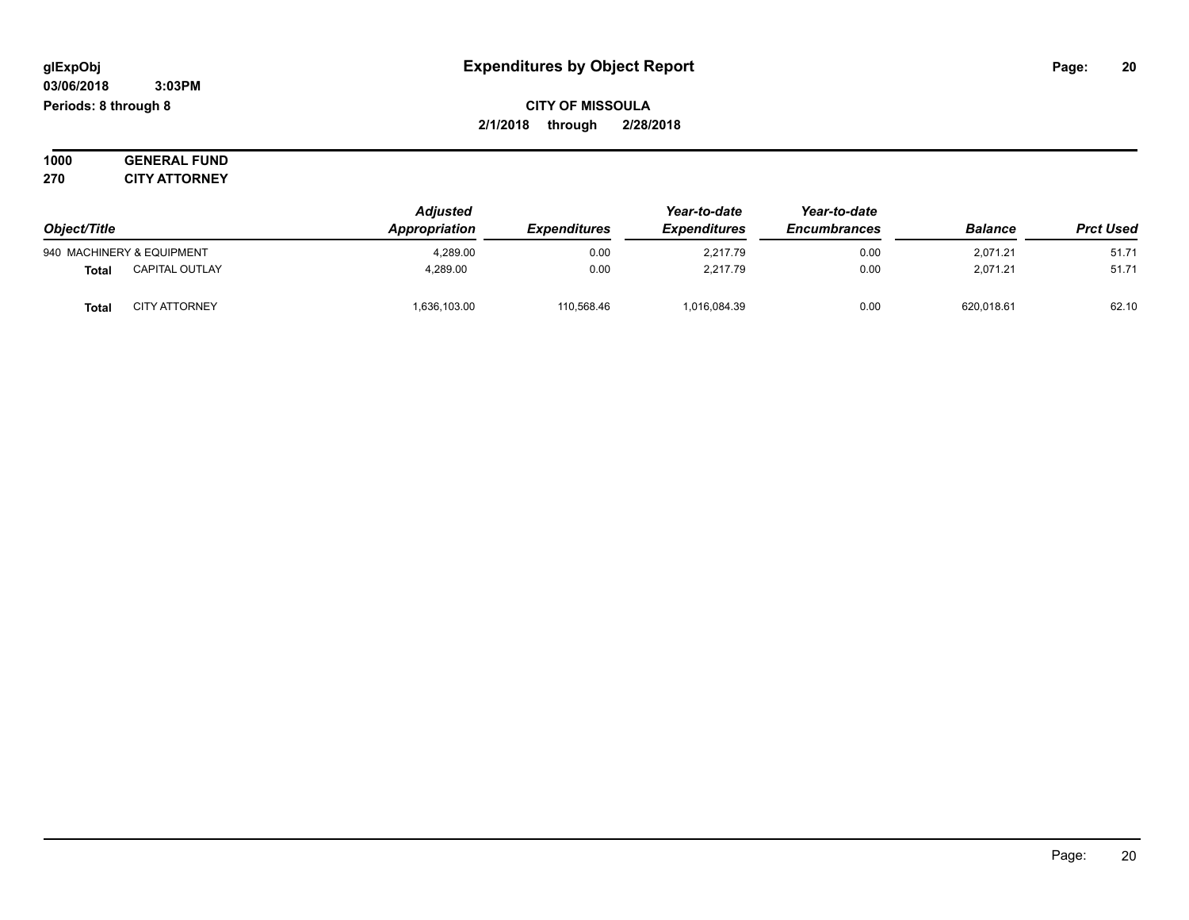**glExpObj** | **Expenditures by Object Report**

**03/06/2018 3:03PM**

**Periods: 8 through 8**

**CITY OF MISSOULA**

**2/1/2018 through 2/28/2018**

**1000 GENERAL FUND**

**270 CITY ATTORNEY**

| Object/Title | | *Adjusted Appropriation* | *Expenditures* | *Year-to-date Expenditures* | *Year-to-date Encumbrances* | *Balance* | *Prct Used* |
|---|---|---|---|---|---|---|---|
| 940 MACHINERY & EQUIPMENT | | 4,289.00 | 0.00 | 2,217.79 | 0.00 | 2,071.21 | 51.71 |
| **Total** | CAPITAL OUTLAY | 4,289.00 | 0.00 | 2,217.79 | 0.00 | 2,071.21 | 51.71 |
| **Total** | CITY ATTORNEY | 1,636,103.00 | 110,568.46 | 1,016,084.39 | 0.00 | 620,018.61 | 62.10 |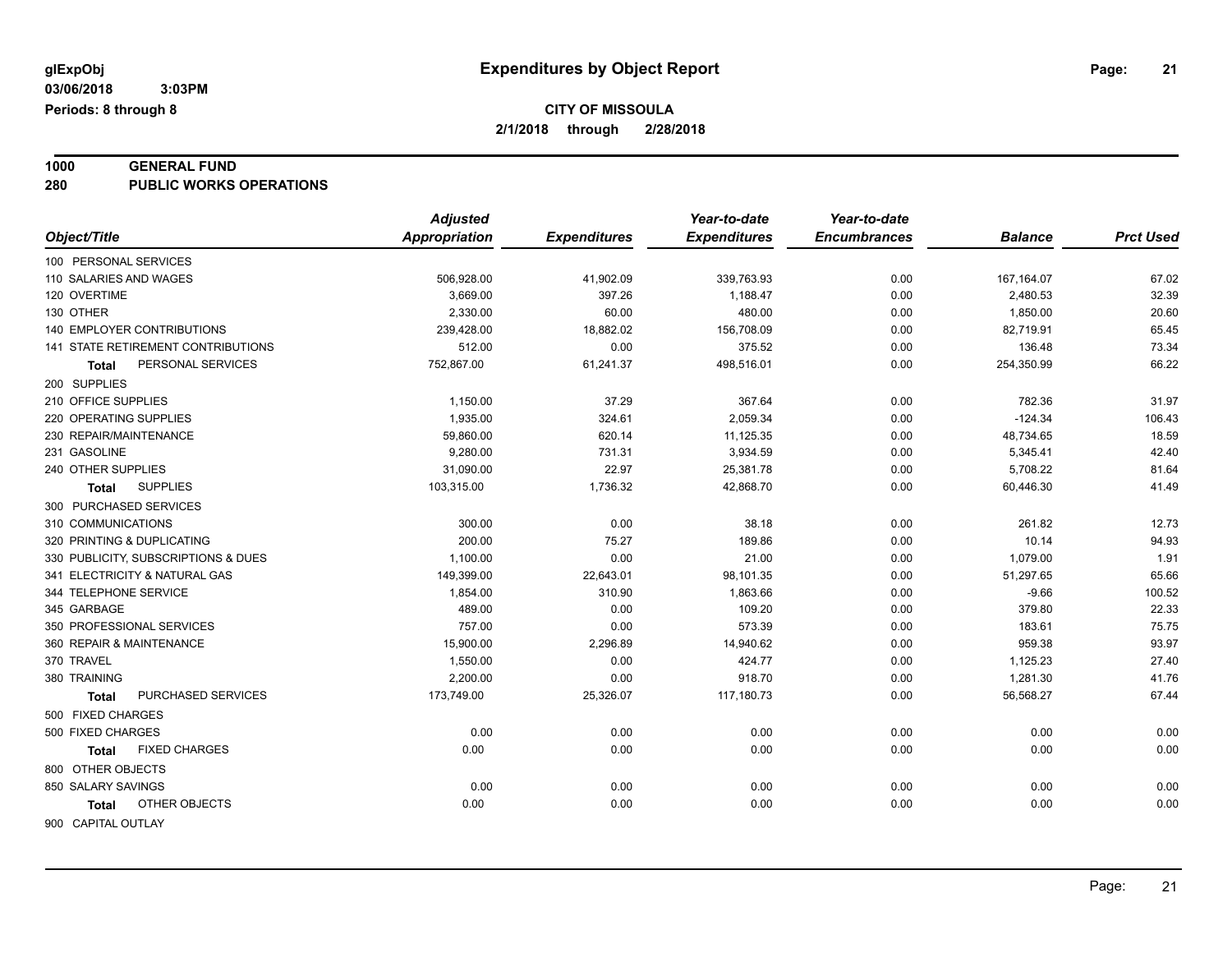# Expenditures by Object Report

glExpObj
03/06/2018 3:03PM
Periods: 8 through 8

**CITY OF MISSOULA**
**2/1/2018 through 2/28/2018**

**1000 GENERAL FUND**
**280 PUBLIC WORKS OPERATIONS**

| Object/Title | Adjusted Appropriation | Expenditures | Year-to-date Expenditures | Year-to-date Encumbrances | Balance | Prct Used |
|---|---|---|---|---|---|---|
| 100 PERSONAL SERVICES | | | | | | |
| 110 SALARIES AND WAGES | 506,928.00 | 41,902.09 | 339,763.93 | 0.00 | 167,164.07 | 67.02 |
| 120 OVERTIME | 3,669.00 | 397.26 | 1,188.47 | 0.00 | 2,480.53 | 32.39 |
| 130 OTHER | 2,330.00 | 60.00 | 480.00 | 0.00 | 1,850.00 | 20.60 |
| 140 EMPLOYER CONTRIBUTIONS | 239,428.00 | 18,882.02 | 156,708.09 | 0.00 | 82,719.91 | 65.45 |
| 141 STATE RETIREMENT CONTRIBUTIONS | 512.00 | 0.00 | 375.52 | 0.00 | 136.48 | 73.34 |
| **Total** PERSONAL SERVICES | 752,867.00 | 61,241.37 | 498,516.01 | 0.00 | 254,350.99 | 66.22 |
| 200 SUPPLIES | | | | | | |
| 210 OFFICE SUPPLIES | 1,150.00 | 37.29 | 367.64 | 0.00 | 782.36 | 31.97 |
| 220 OPERATING SUPPLIES | 1,935.00 | 324.61 | 2,059.34 | 0.00 | -124.34 | 106.43 |
| 230 REPAIR/MAINTENANCE | 59,860.00 | 620.14 | 11,125.35 | 0.00 | 48,734.65 | 18.59 |
| 231 GASOLINE | 9,280.00 | 731.31 | 3,934.59 | 0.00 | 5,345.41 | 42.40 |
| 240 OTHER SUPPLIES | 31,090.00 | 22.97 | 25,381.78 | 0.00 | 5,708.22 | 81.64 |
| **Total** SUPPLIES | 103,315.00 | 1,736.32 | 42,868.70 | 0.00 | 60,446.30 | 41.49 |
| 300 PURCHASED SERVICES | | | | | | |
| 310 COMMUNICATIONS | 300.00 | 0.00 | 38.18 | 0.00 | 261.82 | 12.73 |
| 320 PRINTING & DUPLICATING | 200.00 | 75.27 | 189.86 | 0.00 | 10.14 | 94.93 |
| 330 PUBLICITY, SUBSCRIPTIONS & DUES | 1,100.00 | 0.00 | 21.00 | 0.00 | 1,079.00 | 1.91 |
| 341 ELECTRICITY & NATURAL GAS | 149,399.00 | 22,643.01 | 98,101.35 | 0.00 | 51,297.65 | 65.66 |
| 344 TELEPHONE SERVICE | 1,854.00 | 310.90 | 1,863.66 | 0.00 | -9.66 | 100.52 |
| 345 GARBAGE | 489.00 | 0.00 | 109.20 | 0.00 | 379.80 | 22.33 |
| 350 PROFESSIONAL SERVICES | 757.00 | 0.00 | 573.39 | 0.00 | 183.61 | 75.75 |
| 360 REPAIR & MAINTENANCE | 15,900.00 | 2,296.89 | 14,940.62 | 0.00 | 959.38 | 93.97 |
| 370 TRAVEL | 1,550.00 | 0.00 | 424.77 | 0.00 | 1,125.23 | 27.40 |
| 380 TRAINING | 2,200.00 | 0.00 | 918.70 | 0.00 | 1,281.30 | 41.76 |
| **Total** PURCHASED SERVICES | 173,749.00 | 25,326.07 | 117,180.73 | 0.00 | 56,568.27 | 67.44 |
| 500 FIXED CHARGES | | | | | | |
| 500 FIXED CHARGES | 0.00 | 0.00 | 0.00 | 0.00 | 0.00 | 0.00 |
| **Total** FIXED CHARGES | 0.00 | 0.00 | 0.00 | 0.00 | 0.00 | 0.00 |
| 800 OTHER OBJECTS | | | | | | |
| 850 SALARY SAVINGS | 0.00 | 0.00 | 0.00 | 0.00 | 0.00 | 0.00 |
| **Total** OTHER OBJECTS | 0.00 | 0.00 | 0.00 | 0.00 | 0.00 | 0.00 |
| 900 CAPITAL OUTLAY | | | | | | |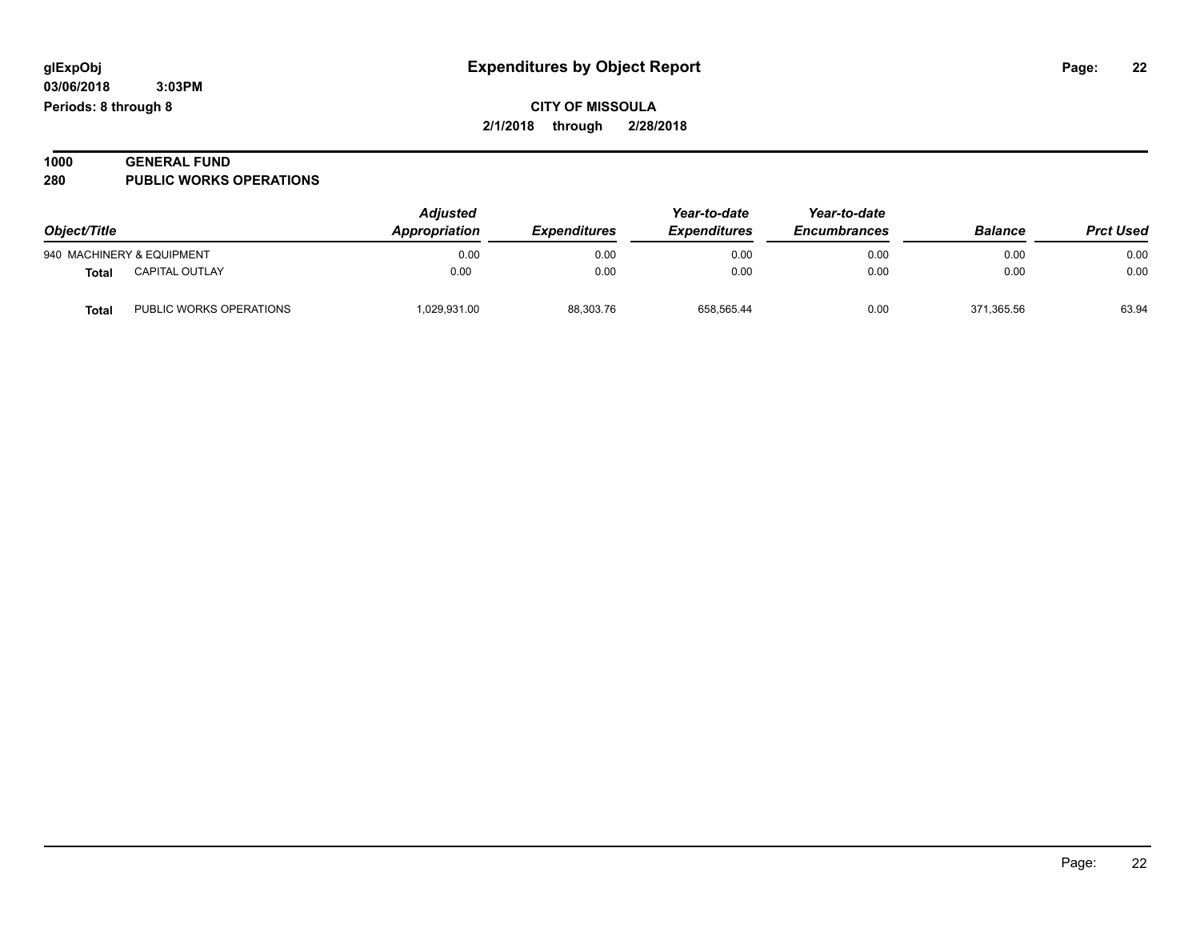## Expenditures by Object Report

**CITY OF MISSOULA**

**2/1/2018 through 2/28/2018**

glExpObj
03/06/2018 3:03PM
Periods: 8 through 8

**1000 GENERAL FUND**
**280 PUBLIC WORKS OPERATIONS**

| Object/Title | | Adjusted Appropriation | Expenditures | Year-to-date Expenditures | Year-to-date Encumbrances | Balance | Prct Used |
|---|---|---|---|---|---|---|---|
| 940 MACHINERY & EQUIPMENT | | 0.00 | 0.00 | 0.00 | 0.00 | 0.00 | 0.00 |
| **Total** | CAPITAL OUTLAY | 0.00 | 0.00 | 0.00 | 0.00 | 0.00 | 0.00 |
| **Total** | PUBLIC WORKS OPERATIONS | 1,029,931.00 | 88,303.76 | 658,565.44 | 0.00 | 371,365.56 | 63.94 |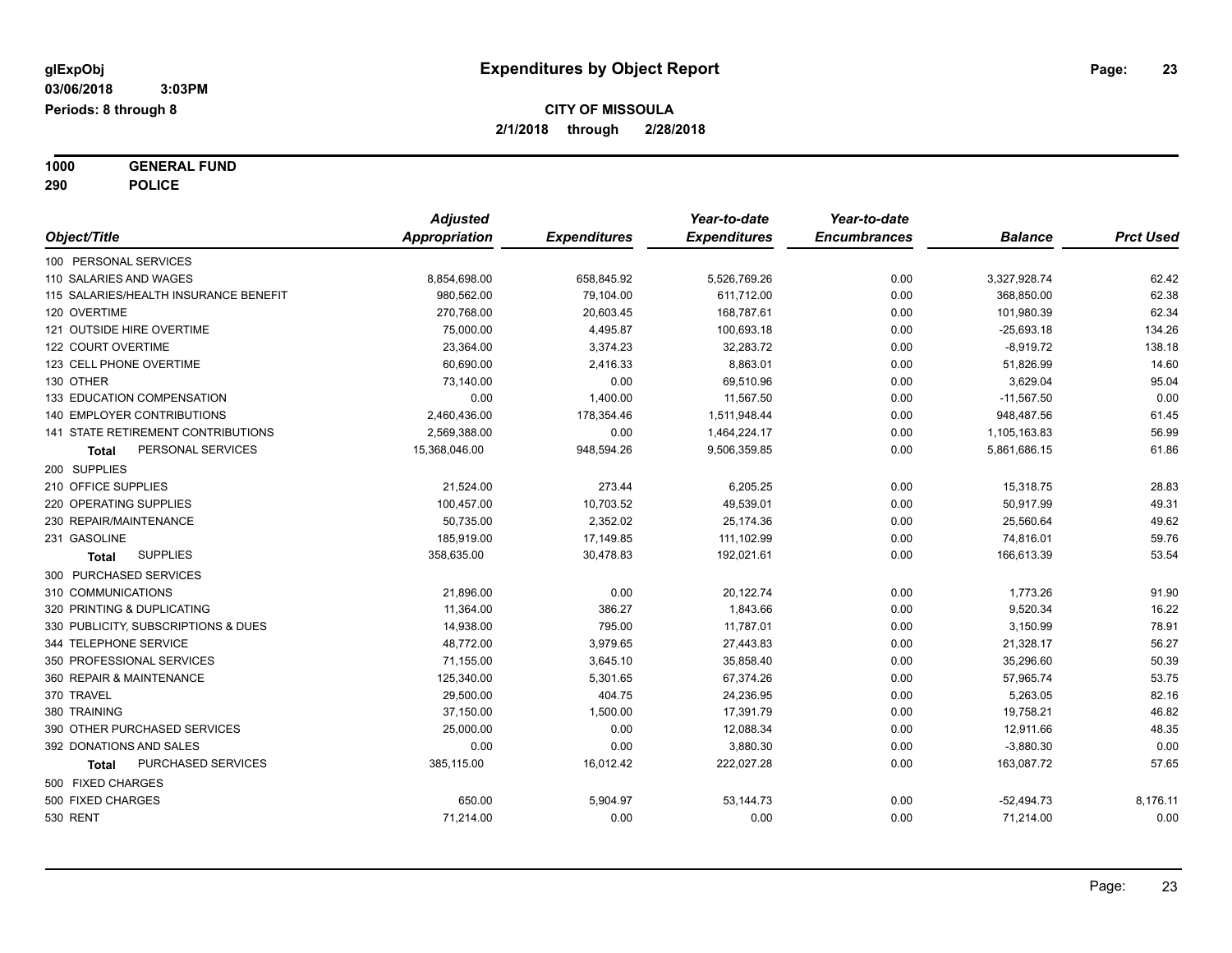**glExpObj**
**03/06/2018 3:03PM**
**Periods: 8 through 8**

# Expenditures by Object Report

**CITY OF MISSOULA**
**2/1/2018 through 2/28/2018**

**1000 GENERAL FUND**
**290 POLICE**

| Object/Title | Adjusted Appropriation | Expenditures | Year-to-date Expenditures | Year-to-date Encumbrances | Balance | Prct Used |
|---|---|---|---|---|---|---|
| 100 PERSONAL SERVICES | | | | | | |
| 110 SALARIES AND WAGES | 8,854,698.00 | 658,845.92 | 5,526,769.26 | 0.00 | 3,327,928.74 | 62.42 |
| 115 SALARIES/HEALTH INSURANCE BENEFIT | 980,562.00 | 79,104.00 | 611,712.00 | 0.00 | 368,850.00 | 62.38 |
| 120 OVERTIME | 270,768.00 | 20,603.45 | 168,787.61 | 0.00 | 101,980.39 | 62.34 |
| 121 OUTSIDE HIRE OVERTIME | 75,000.00 | 4,495.87 | 100,693.18 | 0.00 | -25,693.18 | 134.26 |
| 122 COURT OVERTIME | 23,364.00 | 3,374.23 | 32,283.72 | 0.00 | -8,919.72 | 138.18 |
| 123 CELL PHONE OVERTIME | 60,690.00 | 2,416.33 | 8,863.01 | 0.00 | 51,826.99 | 14.60 |
| 130 OTHER | 73,140.00 | 0.00 | 69,510.96 | 0.00 | 3,629.04 | 95.04 |
| 133 EDUCATION COMPENSATION | 0.00 | 1,400.00 | 11,567.50 | 0.00 | -11,567.50 | 0.00 |
| 140 EMPLOYER CONTRIBUTIONS | 2,460,436.00 | 178,354.46 | 1,511,948.44 | 0.00 | 948,487.56 | 61.45 |
| 141 STATE RETIREMENT CONTRIBUTIONS | 2,569,388.00 | 0.00 | 1,464,224.17 | 0.00 | 1,105,163.83 | 56.99 |
| **Total** PERSONAL SERVICES | 15,368,046.00 | 948,594.26 | 9,506,359.85 | 0.00 | 5,861,686.15 | 61.86 |
| 200 SUPPLIES | | | | | | |
| 210 OFFICE SUPPLIES | 21,524.00 | 273.44 | 6,205.25 | 0.00 | 15,318.75 | 28.83 |
| 220 OPERATING SUPPLIES | 100,457.00 | 10,703.52 | 49,539.01 | 0.00 | 50,917.99 | 49.31 |
| 230 REPAIR/MAINTENANCE | 50,735.00 | 2,352.02 | 25,174.36 | 0.00 | 25,560.64 | 49.62 |
| 231 GASOLINE | 185,919.00 | 17,149.85 | 111,102.99 | 0.00 | 74,816.01 | 59.76 |
| **Total** SUPPLIES | 358,635.00 | 30,478.83 | 192,021.61 | 0.00 | 166,613.39 | 53.54 |
| 300 PURCHASED SERVICES | | | | | | |
| 310 COMMUNICATIONS | 21,896.00 | 0.00 | 20,122.74 | 0.00 | 1,773.26 | 91.90 |
| 320 PRINTING & DUPLICATING | 11,364.00 | 386.27 | 1,843.66 | 0.00 | 9,520.34 | 16.22 |
| 330 PUBLICITY, SUBSCRIPTIONS & DUES | 14,938.00 | 795.00 | 11,787.01 | 0.00 | 3,150.99 | 78.91 |
| 344 TELEPHONE SERVICE | 48,772.00 | 3,979.65 | 27,443.83 | 0.00 | 21,328.17 | 56.27 |
| 350 PROFESSIONAL SERVICES | 71,155.00 | 3,645.10 | 35,858.40 | 0.00 | 35,296.60 | 50.39 |
| 360 REPAIR & MAINTENANCE | 125,340.00 | 5,301.65 | 67,374.26 | 0.00 | 57,965.74 | 53.75 |
| 370 TRAVEL | 29,500.00 | 404.75 | 24,236.95 | 0.00 | 5,263.05 | 82.16 |
| 380 TRAINING | 37,150.00 | 1,500.00 | 17,391.79 | 0.00 | 19,758.21 | 46.82 |
| 390 OTHER PURCHASED SERVICES | 25,000.00 | 0.00 | 12,088.34 | 0.00 | 12,911.66 | 48.35 |
| 392 DONATIONS AND SALES | 0.00 | 0.00 | 3,880.30 | 0.00 | -3,880.30 | 0.00 |
| **Total** PURCHASED SERVICES | 385,115.00 | 16,012.42 | 222,027.28 | 0.00 | 163,087.72 | 57.65 |
| 500 FIXED CHARGES | | | | | | |
| 500 FIXED CHARGES | 650.00 | 5,904.97 | 53,144.73 | 0.00 | -52,494.73 | 8,176.11 |
| 530 RENT | 71,214.00 | 0.00 | 0.00 | 0.00 | 71,214.00 | 0.00 |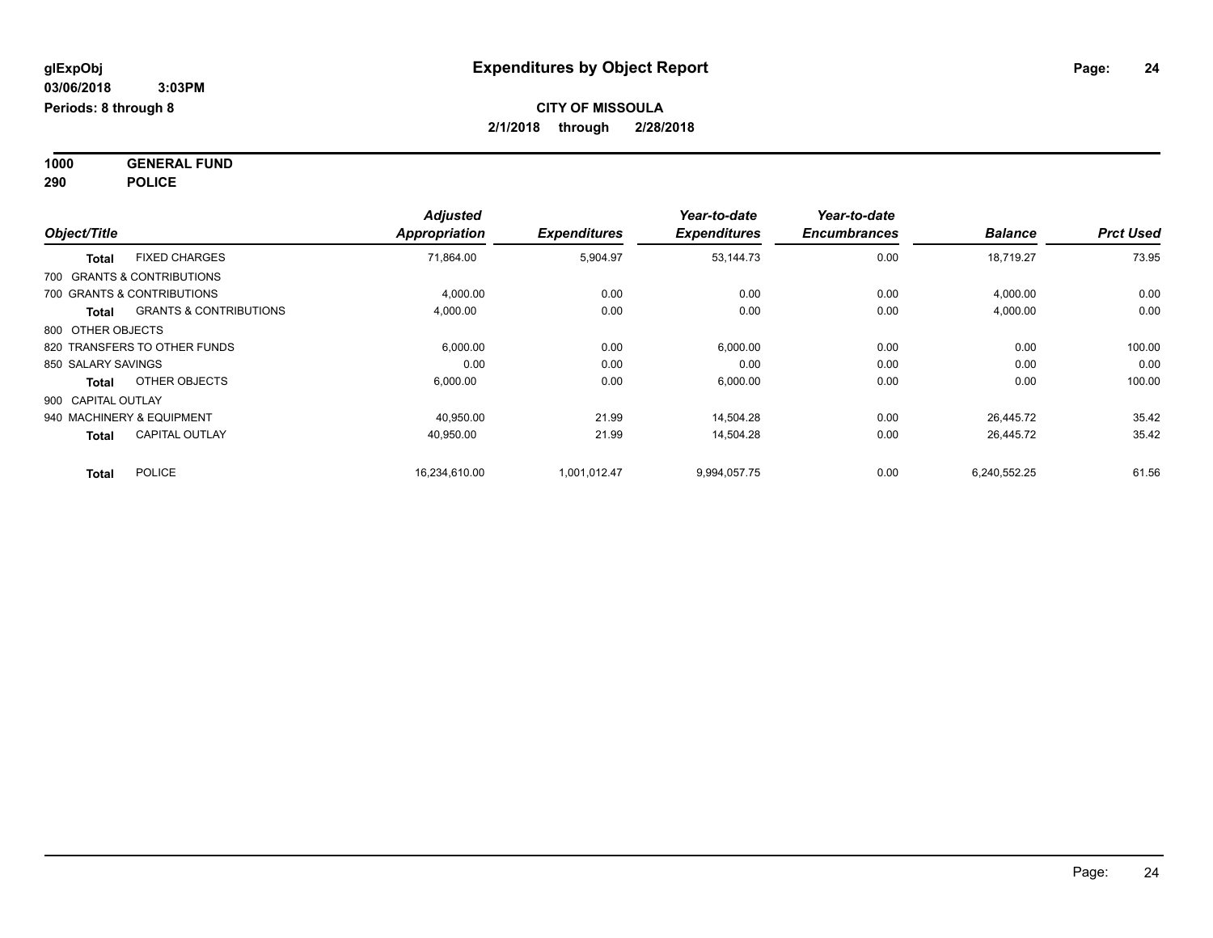**CITY OF MISSOULA**

**2/1/2018 through 2/28/2018**

**1000 GENERAL FUND**

**290 POLICE**

| Object/Title | | Adjusted Appropriation | Expenditures | Year-to-date Expenditures | Year-to-date Encumbrances | Balance | Prct Used |
|---|---|---|---|---|---|---|---|
| **Total** | FIXED CHARGES | 71,864.00 | 5,904.97 | 53,144.73 | 0.00 | 18,719.27 | 73.95 |
| 700 GRANTS & CONTRIBUTIONS | | | | | | | |
| 700 GRANTS & CONTRIBUTIONS | | 4,000.00 | 0.00 | 0.00 | 0.00 | 4,000.00 | 0.00 |
| **Total** | GRANTS & CONTRIBUTIONS | 4,000.00 | 0.00 | 0.00 | 0.00 | 4,000.00 | 0.00 |
| 800 OTHER OBJECTS | | | | | | | |
| 820 TRANSFERS TO OTHER FUNDS | | 6,000.00 | 0.00 | 6,000.00 | 0.00 | 0.00 | 100.00 |
| 850 SALARY SAVINGS | | 0.00 | 0.00 | 0.00 | 0.00 | 0.00 | 0.00 |
| **Total** | OTHER OBJECTS | 6,000.00 | 0.00 | 6,000.00 | 0.00 | 0.00 | 100.00 |
| 900 CAPITAL OUTLAY | | | | | | | |
| 940 MACHINERY & EQUIPMENT | | 40,950.00 | 21.99 | 14,504.28 | 0.00 | 26,445.72 | 35.42 |
| **Total** | CAPITAL OUTLAY | 40,950.00 | 21.99 | 14,504.28 | 0.00 | 26,445.72 | 35.42 |
| **Total** | POLICE | 16,234,610.00 | 1,001,012.47 | 9,994,057.75 | 0.00 | 6,240,552.25 | 61.56 |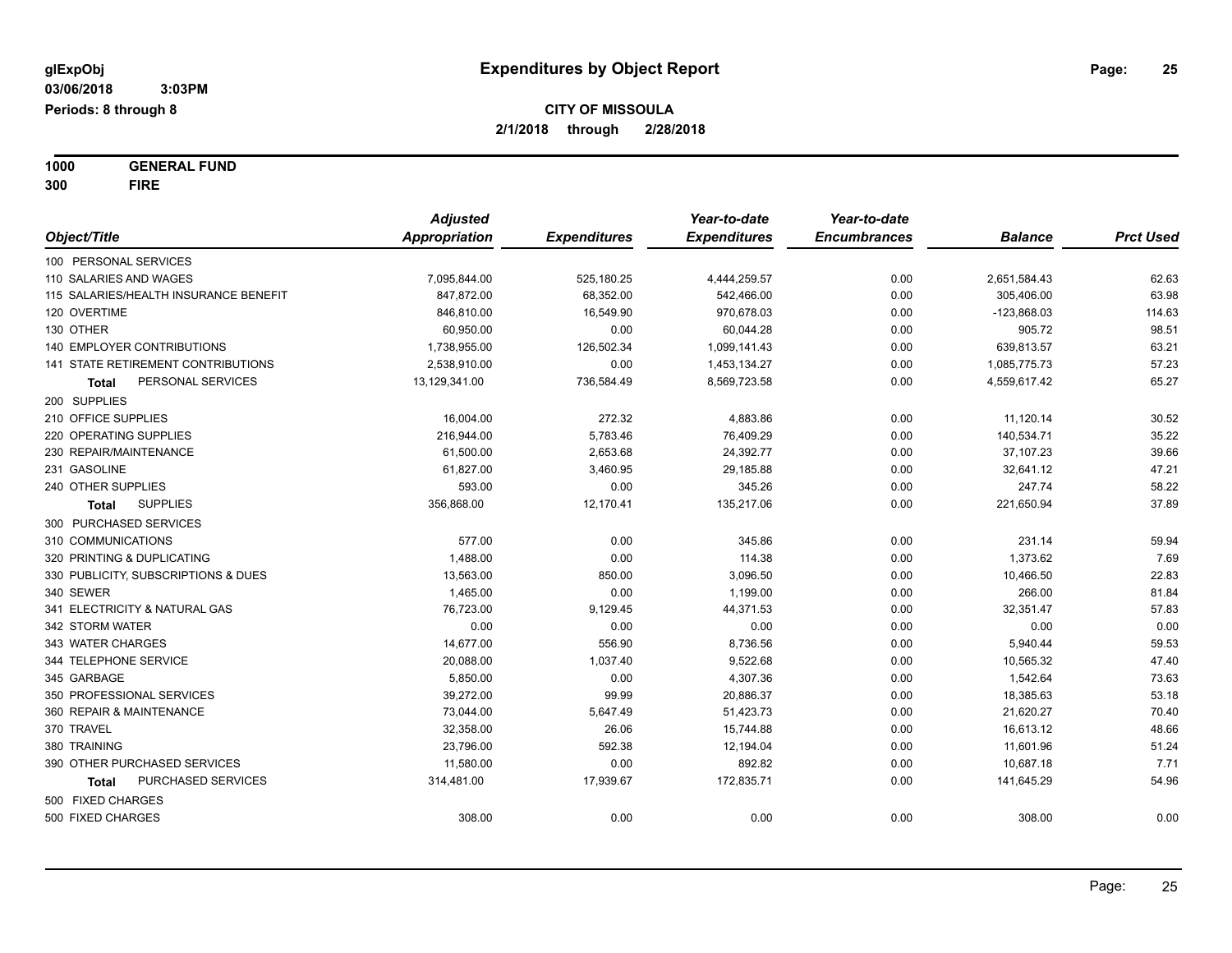# Expenditures by Object Report

glExpObj
03/06/2018 3:03PM
Periods: 8 through 8

**CITY OF MISSOULA**
**2/1/2018 through 2/28/2018**

**1000 GENERAL FUND**
**300 FIRE**

| Object/Title | Adjusted Appropriation | Expenditures | Year-to-date Expenditures | Year-to-date Encumbrances | Balance | Prct Used |
|---|---|---|---|---|---|---|
| 100 PERSONAL SERVICES | | | | | | |
| 110 SALARIES AND WAGES | 7,095,844.00 | 525,180.25 | 4,444,259.57 | 0.00 | 2,651,584.43 | 62.63 |
| 115 SALARIES/HEALTH INSURANCE BENEFIT | 847,872.00 | 68,352.00 | 542,466.00 | 0.00 | 305,406.00 | 63.98 |
| 120 OVERTIME | 846,810.00 | 16,549.90 | 970,678.03 | 0.00 | -123,868.03 | 114.63 |
| 130 OTHER | 60,950.00 | 0.00 | 60,044.28 | 0.00 | 905.72 | 98.51 |
| 140 EMPLOYER CONTRIBUTIONS | 1,738,955.00 | 126,502.34 | 1,099,141.43 | 0.00 | 639,813.57 | 63.21 |
| 141 STATE RETIREMENT CONTRIBUTIONS | 2,538,910.00 | 0.00 | 1,453,134.27 | 0.00 | 1,085,775.73 | 57.23 |
| **Total** PERSONAL SERVICES | 13,129,341.00 | 736,584.49 | 8,569,723.58 | 0.00 | 4,559,617.42 | 65.27 |
| 200 SUPPLIES | | | | | | |
| 210 OFFICE SUPPLIES | 16,004.00 | 272.32 | 4,883.86 | 0.00 | 11,120.14 | 30.52 |
| 220 OPERATING SUPPLIES | 216,944.00 | 5,783.46 | 76,409.29 | 0.00 | 140,534.71 | 35.22 |
| 230 REPAIR/MAINTENANCE | 61,500.00 | 2,653.68 | 24,392.77 | 0.00 | 37,107.23 | 39.66 |
| 231 GASOLINE | 61,827.00 | 3,460.95 | 29,185.88 | 0.00 | 32,641.12 | 47.21 |
| 240 OTHER SUPPLIES | 593.00 | 0.00 | 345.26 | 0.00 | 247.74 | 58.22 |
| **Total** SUPPLIES | 356,868.00 | 12,170.41 | 135,217.06 | 0.00 | 221,650.94 | 37.89 |
| 300 PURCHASED SERVICES | | | | | | |
| 310 COMMUNICATIONS | 577.00 | 0.00 | 345.86 | 0.00 | 231.14 | 59.94 |
| 320 PRINTING & DUPLICATING | 1,488.00 | 0.00 | 114.38 | 0.00 | 1,373.62 | 7.69 |
| 330 PUBLICITY, SUBSCRIPTIONS & DUES | 13,563.00 | 850.00 | 3,096.50 | 0.00 | 10,466.50 | 22.83 |
| 340 SEWER | 1,465.00 | 0.00 | 1,199.00 | 0.00 | 266.00 | 81.84 |
| 341 ELECTRICITY & NATURAL GAS | 76,723.00 | 9,129.45 | 44,371.53 | 0.00 | 32,351.47 | 57.83 |
| 342 STORM WATER | 0.00 | 0.00 | 0.00 | 0.00 | 0.00 | 0.00 |
| 343 WATER CHARGES | 14,677.00 | 556.90 | 8,736.56 | 0.00 | 5,940.44 | 59.53 |
| 344 TELEPHONE SERVICE | 20,088.00 | 1,037.40 | 9,522.68 | 0.00 | 10,565.32 | 47.40 |
| 345 GARBAGE | 5,850.00 | 0.00 | 4,307.36 | 0.00 | 1,542.64 | 73.63 |
| 350 PROFESSIONAL SERVICES | 39,272.00 | 99.99 | 20,886.37 | 0.00 | 18,385.63 | 53.18 |
| 360 REPAIR & MAINTENANCE | 73,044.00 | 5,647.49 | 51,423.73 | 0.00 | 21,620.27 | 70.40 |
| 370 TRAVEL | 32,358.00 | 26.06 | 15,744.88 | 0.00 | 16,613.12 | 48.66 |
| 380 TRAINING | 23,796.00 | 592.38 | 12,194.04 | 0.00 | 11,601.96 | 51.24 |
| 390 OTHER PURCHASED SERVICES | 11,580.00 | 0.00 | 892.82 | 0.00 | 10,687.18 | 7.71 |
| **Total** PURCHASED SERVICES | 314,481.00 | 17,939.67 | 172,835.71 | 0.00 | 141,645.29 | 54.96 |
| 500 FIXED CHARGES | | | | | | |
| 500 FIXED CHARGES | 308.00 | 0.00 | 0.00 | 0.00 | 308.00 | 0.00 |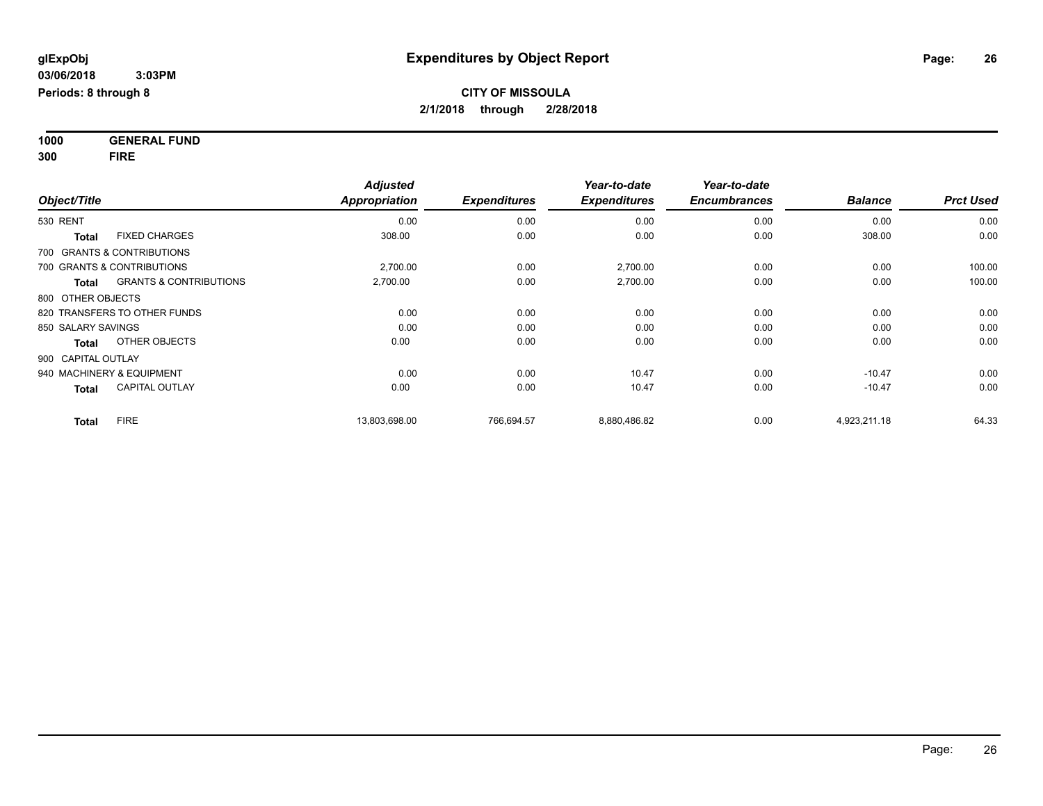**glExpObj** | **Expenditures by Object Report**

**03/06/2018 3:03PM**

**Periods: 8 through 8**

**CITY OF MISSOULA**

**2/1/2018 through 2/28/2018**

**1000 GENERAL FUND**

**300 FIRE**

| Object/Title | | Adjusted Appropriation | Expenditures | Year-to-date Expenditures | Year-to-date Encumbrances | Balance | Prct Used |
|---|---|---|---|---|---|---|---|
| 530 RENT | | 0.00 | 0.00 | 0.00 | 0.00 | 0.00 | 0.00 |
| **Total** | FIXED CHARGES | 308.00 | 0.00 | 0.00 | 0.00 | 308.00 | 0.00 |
| 700 GRANTS & CONTRIBUTIONS | | | | | | | |
| 700 GRANTS & CONTRIBUTIONS | | 2,700.00 | 0.00 | 2,700.00 | 0.00 | 0.00 | 100.00 |
| **Total** | GRANTS & CONTRIBUTIONS | 2,700.00 | 0.00 | 2,700.00 | 0.00 | 0.00 | 100.00 |
| 800 OTHER OBJECTS | | | | | | | |
| 820 TRANSFERS TO OTHER FUNDS | | 0.00 | 0.00 | 0.00 | 0.00 | 0.00 | 0.00 |
| 850 SALARY SAVINGS | | 0.00 | 0.00 | 0.00 | 0.00 | 0.00 | 0.00 |
| **Total** | OTHER OBJECTS | 0.00 | 0.00 | 0.00 | 0.00 | 0.00 | 0.00 |
| 900 CAPITAL OUTLAY | | | | | | | |
| 940 MACHINERY & EQUIPMENT | | 0.00 | 0.00 | 10.47 | 0.00 | -10.47 | 0.00 |
| **Total** | CAPITAL OUTLAY | 0.00 | 0.00 | 10.47 | 0.00 | -10.47 | 0.00 |
| **Total** | FIRE | 13,803,698.00 | 766,694.57 | 8,880,486.82 | 0.00 | 4,923,211.18 | 64.33 |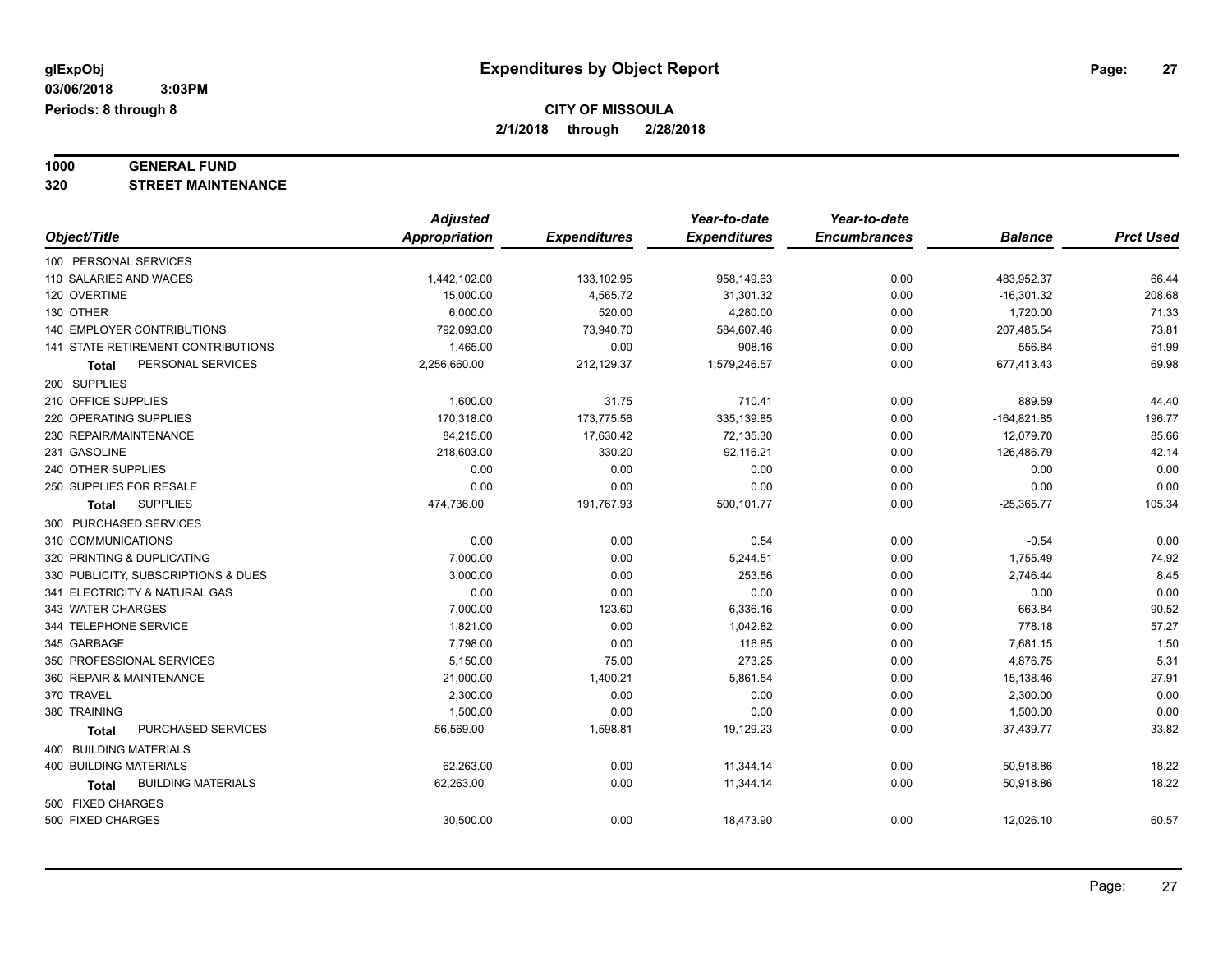**glExpObj** **Expenditures by Object Report**

**03/06/2018 3:03PM**

**Periods: 8 through 8**

**CITY OF MISSOULA**

**2/1/2018 through 2/28/2018**

**1000 GENERAL FUND**

**320 STREET MAINTENANCE**

| Object/Title | Adjusted Appropriation | Expenditures | Year-to-date Expenditures | Year-to-date Encumbrances | Balance | Prct Used |
|---|---|---|---|---|---|---|
| 100 PERSONAL SERVICES | | | | | | |
| 110 SALARIES AND WAGES | 1,442,102.00 | 133,102.95 | 958,149.63 | 0.00 | 483,952.37 | 66.44 |
| 120 OVERTIME | 15,000.00 | 4,565.72 | 31,301.32 | 0.00 | -16,301.32 | 208.68 |
| 130 OTHER | 6,000.00 | 520.00 | 4,280.00 | 0.00 | 1,720.00 | 71.33 |
| 140 EMPLOYER CONTRIBUTIONS | 792,093.00 | 73,940.70 | 584,607.46 | 0.00 | 207,485.54 | 73.81 |
| 141 STATE RETIREMENT CONTRIBUTIONS | 1,465.00 | 0.00 | 908.16 | 0.00 | 556.84 | 61.99 |
| **Total** PERSONAL SERVICES | 2,256,660.00 | 212,129.37 | 1,579,246.57 | 0.00 | 677,413.43 | 69.98 |
| 200 SUPPLIES | | | | | | |
| 210 OFFICE SUPPLIES | 1,600.00 | 31.75 | 710.41 | 0.00 | 889.59 | 44.40 |
| 220 OPERATING SUPPLIES | 170,318.00 | 173,775.56 | 335,139.85 | 0.00 | -164,821.85 | 196.77 |
| 230 REPAIR/MAINTENANCE | 84,215.00 | 17,630.42 | 72,135.30 | 0.00 | 12,079.70 | 85.66 |
| 231 GASOLINE | 218,603.00 | 330.20 | 92,116.21 | 0.00 | 126,486.79 | 42.14 |
| 240 OTHER SUPPLIES | 0.00 | 0.00 | 0.00 | 0.00 | 0.00 | 0.00 |
| 250 SUPPLIES FOR RESALE | 0.00 | 0.00 | 0.00 | 0.00 | 0.00 | 0.00 |
| **Total** SUPPLIES | 474,736.00 | 191,767.93 | 500,101.77 | 0.00 | -25,365.77 | 105.34 |
| 300 PURCHASED SERVICES | | | | | | |
| 310 COMMUNICATIONS | 0.00 | 0.00 | 0.54 | 0.00 | -0.54 | 0.00 |
| 320 PRINTING & DUPLICATING | 7,000.00 | 0.00 | 5,244.51 | 0.00 | 1,755.49 | 74.92 |
| 330 PUBLICITY, SUBSCRIPTIONS & DUES | 3,000.00 | 0.00 | 253.56 | 0.00 | 2,746.44 | 8.45 |
| 341 ELECTRICITY & NATURAL GAS | 0.00 | 0.00 | 0.00 | 0.00 | 0.00 | 0.00 |
| 343 WATER CHARGES | 7,000.00 | 123.60 | 6,336.16 | 0.00 | 663.84 | 90.52 |
| 344 TELEPHONE SERVICE | 1,821.00 | 0.00 | 1,042.82 | 0.00 | 778.18 | 57.27 |
| 345 GARBAGE | 7,798.00 | 0.00 | 116.85 | 0.00 | 7,681.15 | 1.50 |
| 350 PROFESSIONAL SERVICES | 5,150.00 | 75.00 | 273.25 | 0.00 | 4,876.75 | 5.31 |
| 360 REPAIR & MAINTENANCE | 21,000.00 | 1,400.21 | 5,861.54 | 0.00 | 15,138.46 | 27.91 |
| 370 TRAVEL | 2,300.00 | 0.00 | 0.00 | 0.00 | 2,300.00 | 0.00 |
| 380 TRAINING | 1,500.00 | 0.00 | 0.00 | 0.00 | 1,500.00 | 0.00 |
| **Total** PURCHASED SERVICES | 56,569.00 | 1,598.81 | 19,129.23 | 0.00 | 37,439.77 | 33.82 |
| 400 BUILDING MATERIALS | | | | | | |
| 400 BUILDING MATERIALS | 62,263.00 | 0.00 | 11,344.14 | 0.00 | 50,918.86 | 18.22 |
| **Total** BUILDING MATERIALS | 62,263.00 | 0.00 | 11,344.14 | 0.00 | 50,918.86 | 18.22 |
| 500 FIXED CHARGES | | | | | | |
| 500 FIXED CHARGES | 30,500.00 | 0.00 | 18,473.90 | 0.00 | 12,026.10 | 60.57 |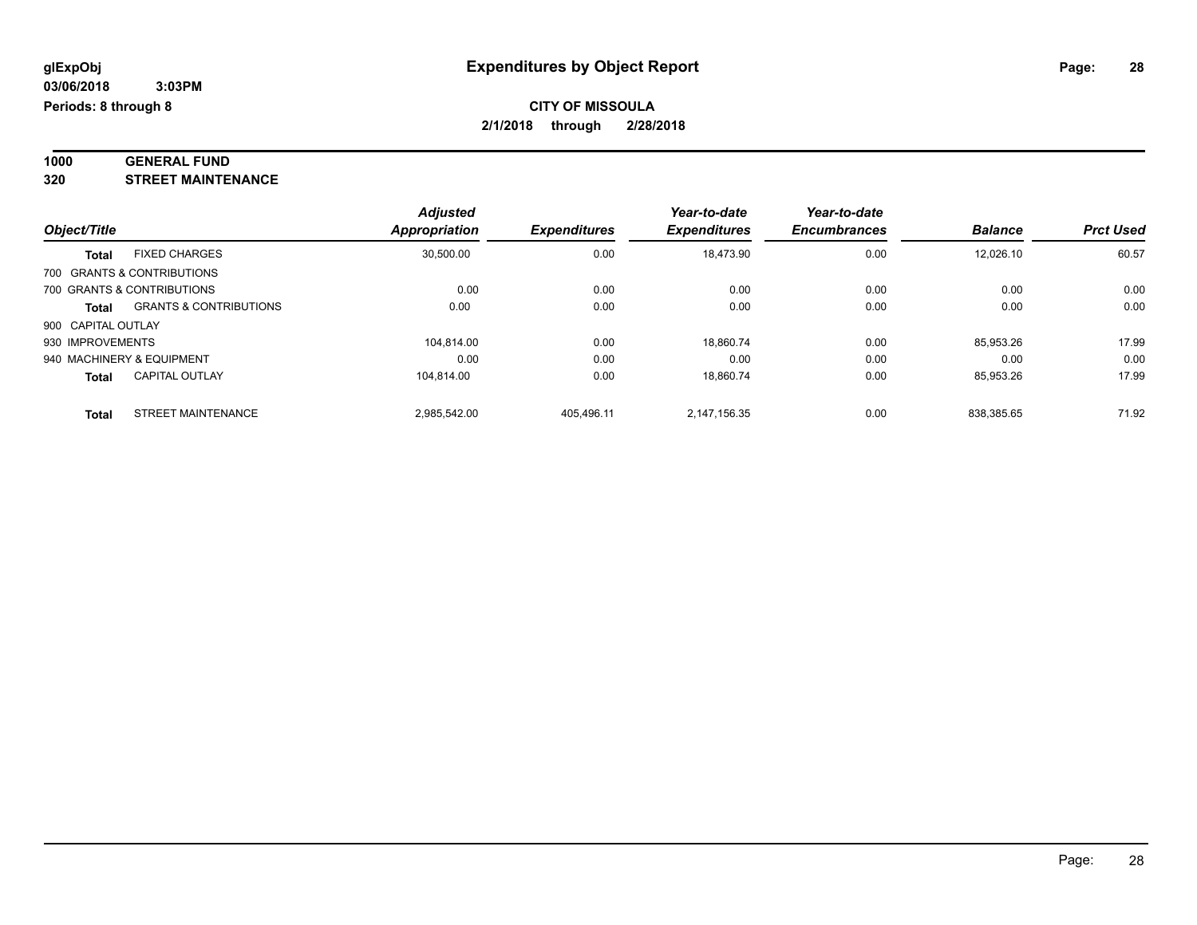# Expenditures by Object Report

glExpObj
03/06/2018 3:03PM
Periods: 8 through 8

**CITY OF MISSOULA**
**2/1/2018 through 2/28/2018**

**1000 GENERAL FUND**
**320 STREET MAINTENANCE**

| Object/Title | | Adjusted Appropriation | Expenditures | Year-to-date Expenditures | Year-to-date Encumbrances | Balance | Prct Used |
|---|---|---|---|---|---|---|---|
| **Total** | FIXED CHARGES | 30,500.00 | 0.00 | 18,473.90 | 0.00 | 12,026.10 | 60.57 |
| 700 GRANTS & CONTRIBUTIONS | | | | | | | |
| 700 GRANTS & CONTRIBUTIONS | | 0.00 | 0.00 | 0.00 | 0.00 | 0.00 | 0.00 |
| **Total** | GRANTS & CONTRIBUTIONS | 0.00 | 0.00 | 0.00 | 0.00 | 0.00 | 0.00 |
| 900 CAPITAL OUTLAY | | | | | | | |
| 930 IMPROVEMENTS | | 104,814.00 | 0.00 | 18,860.74 | 0.00 | 85,953.26 | 17.99 |
| 940 MACHINERY & EQUIPMENT | | 0.00 | 0.00 | 0.00 | 0.00 | 0.00 | 0.00 |
| **Total** | CAPITAL OUTLAY | 104,814.00 | 0.00 | 18,860.74 | 0.00 | 85,953.26 | 17.99 |
| **Total** | STREET MAINTENANCE | 2,985,542.00 | 405,496.11 | 2,147,156.35 | 0.00 | 838,385.65 | 71.92 |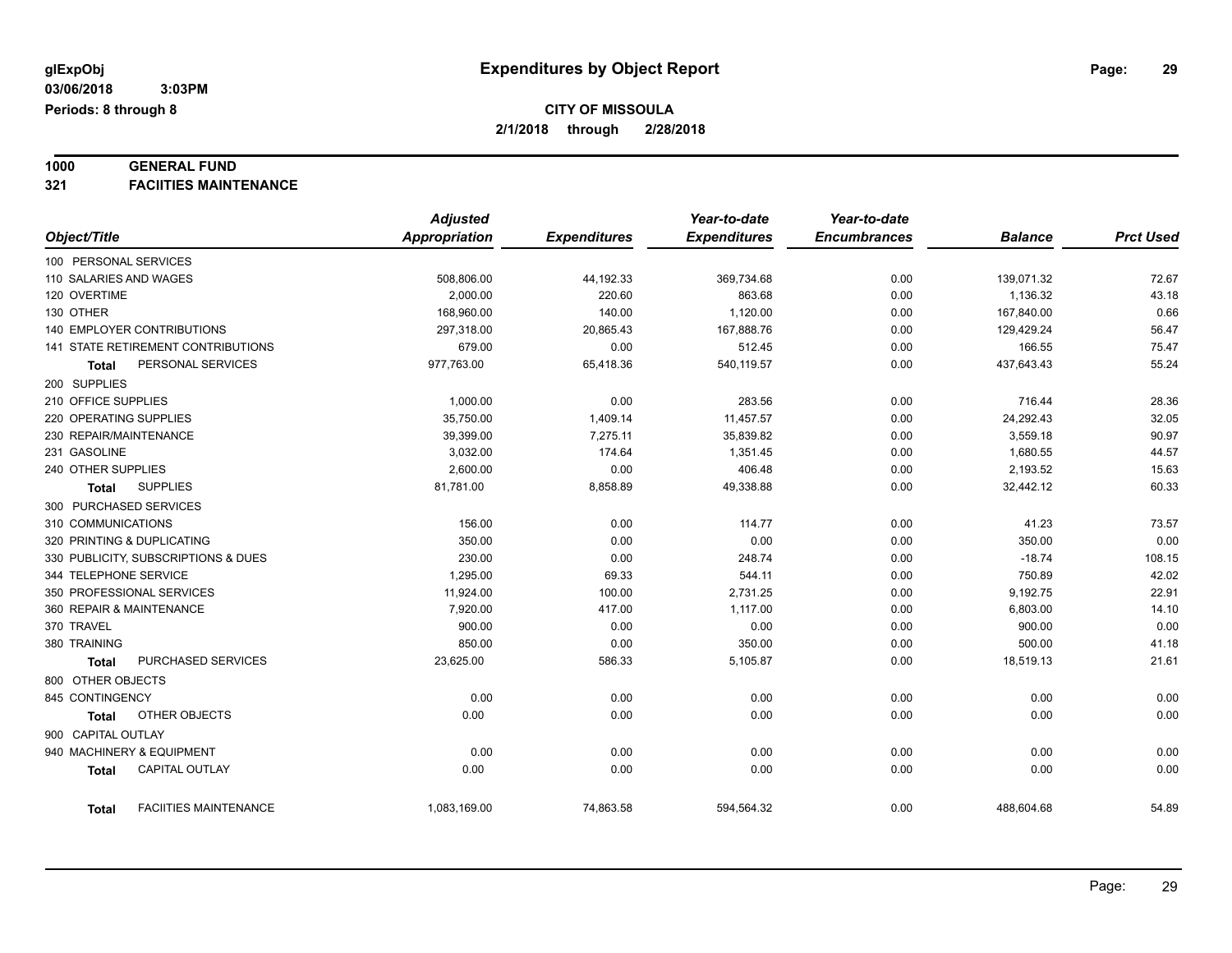# Expenditures by Object Report

glExpObj
03/06/2018 3:03PM
Periods: 8 through 8

**CITY OF MISSOULA**
**2/1/2018 through 2/28/2018**

**1000 GENERAL FUND**
**321 FACIITIES MAINTENANCE**

| Object/Title | Adjusted Appropriation | Expenditures | Year-to-date Expenditures | Year-to-date Encumbrances | Balance | Prct Used |
|---|---|---|---|---|---|---|
| 100 PERSONAL SERVICES | | | | | | |
| 110 SALARIES AND WAGES | 508,806.00 | 44,192.33 | 369,734.68 | 0.00 | 139,071.32 | 72.67 |
| 120 OVERTIME | 2,000.00 | 220.60 | 863.68 | 0.00 | 1,136.32 | 43.18 |
| 130 OTHER | 168,960.00 | 140.00 | 1,120.00 | 0.00 | 167,840.00 | 0.66 |
| 140 EMPLOYER CONTRIBUTIONS | 297,318.00 | 20,865.43 | 167,888.76 | 0.00 | 129,429.24 | 56.47 |
| 141 STATE RETIREMENT CONTRIBUTIONS | 679.00 | 0.00 | 512.45 | 0.00 | 166.55 | 75.47 |
| **Total** PERSONAL SERVICES | 977,763.00 | 65,418.36 | 540,119.57 | 0.00 | 437,643.43 | 55.24 |
| 200 SUPPLIES | | | | | | |
| 210 OFFICE SUPPLIES | 1,000.00 | 0.00 | 283.56 | 0.00 | 716.44 | 28.36 |
| 220 OPERATING SUPPLIES | 35,750.00 | 1,409.14 | 11,457.57 | 0.00 | 24,292.43 | 32.05 |
| 230 REPAIR/MAINTENANCE | 39,399.00 | 7,275.11 | 35,839.82 | 0.00 | 3,559.18 | 90.97 |
| 231 GASOLINE | 3,032.00 | 174.64 | 1,351.45 | 0.00 | 1,680.55 | 44.57 |
| 240 OTHER SUPPLIES | 2,600.00 | 0.00 | 406.48 | 0.00 | 2,193.52 | 15.63 |
| **Total** SUPPLIES | 81,781.00 | 8,858.89 | 49,338.88 | 0.00 | 32,442.12 | 60.33 |
| 300 PURCHASED SERVICES | | | | | | |
| 310 COMMUNICATIONS | 156.00 | 0.00 | 114.77 | 0.00 | 41.23 | 73.57 |
| 320 PRINTING & DUPLICATING | 350.00 | 0.00 | 0.00 | 0.00 | 350.00 | 0.00 |
| 330 PUBLICITY, SUBSCRIPTIONS & DUES | 230.00 | 0.00 | 248.74 | 0.00 | -18.74 | 108.15 |
| 344 TELEPHONE SERVICE | 1,295.00 | 69.33 | 544.11 | 0.00 | 750.89 | 42.02 |
| 350 PROFESSIONAL SERVICES | 11,924.00 | 100.00 | 2,731.25 | 0.00 | 9,192.75 | 22.91 |
| 360 REPAIR & MAINTENANCE | 7,920.00 | 417.00 | 1,117.00 | 0.00 | 6,803.00 | 14.10 |
| 370 TRAVEL | 900.00 | 0.00 | 0.00 | 0.00 | 900.00 | 0.00 |
| 380 TRAINING | 850.00 | 0.00 | 350.00 | 0.00 | 500.00 | 41.18 |
| **Total** PURCHASED SERVICES | 23,625.00 | 586.33 | 5,105.87 | 0.00 | 18,519.13 | 21.61 |
| 800 OTHER OBJECTS | | | | | | |
| 845 CONTINGENCY | 0.00 | 0.00 | 0.00 | 0.00 | 0.00 | 0.00 |
| **Total** OTHER OBJECTS | 0.00 | 0.00 | 0.00 | 0.00 | 0.00 | 0.00 |
| 900 CAPITAL OUTLAY | | | | | | |
| 940 MACHINERY & EQUIPMENT | 0.00 | 0.00 | 0.00 | 0.00 | 0.00 | 0.00 |
| **Total** CAPITAL OUTLAY | 0.00 | 0.00 | 0.00 | 0.00 | 0.00 | 0.00 |
| **Total** FACIITIES MAINTENANCE | 1,083,169.00 | 74,863.58 | 594,564.32 | 0.00 | 488,604.68 | 54.89 |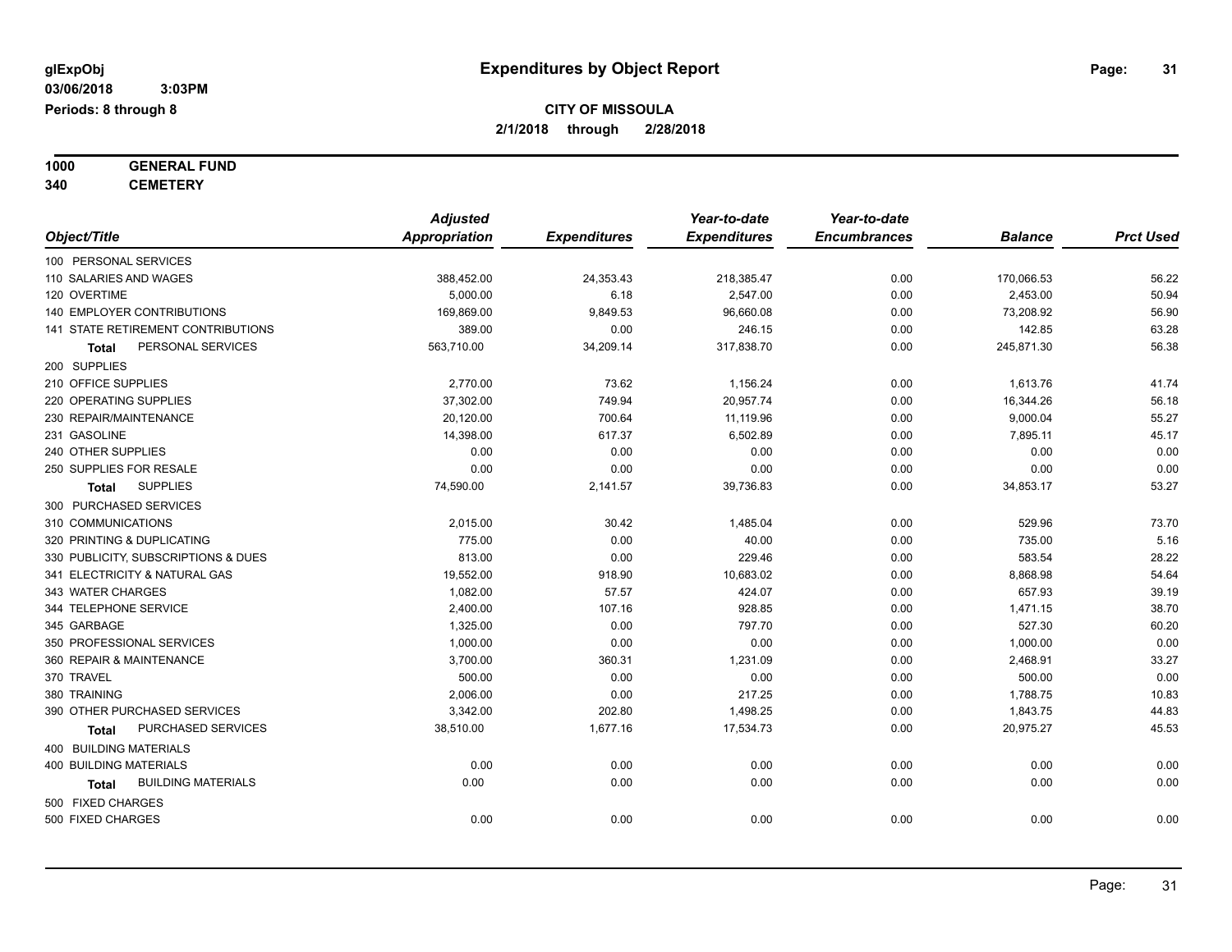glExpObj
03/06/2018 3:03PM
Periods: 8 through 8

# Expenditures by Object Report

**CITY OF MISSOULA**
**2/1/2018 through 2/28/2018**

**1000 GENERAL FUND**
**340 CEMETERY**

| Object/Title | Adjusted Appropriation | Expenditures | Year-to-date Expenditures | Year-to-date Encumbrances | Balance | Prct Used |
|---|---|---|---|---|---|---|
| 100 PERSONAL SERVICES | | | | | | |
| 110 SALARIES AND WAGES | 388,452.00 | 24,353.43 | 218,385.47 | 0.00 | 170,066.53 | 56.22 |
| 120 OVERTIME | 5,000.00 | 6.18 | 2,547.00 | 0.00 | 2,453.00 | 50.94 |
| 140 EMPLOYER CONTRIBUTIONS | 169,869.00 | 9,849.53 | 96,660.08 | 0.00 | 73,208.92 | 56.90 |
| 141 STATE RETIREMENT CONTRIBUTIONS | 389.00 | 0.00 | 246.15 | 0.00 | 142.85 | 63.28 |
| **Total** PERSONAL SERVICES | 563,710.00 | 34,209.14 | 317,838.70 | 0.00 | 245,871.30 | 56.38 |
| 200 SUPPLIES | | | | | | |
| 210 OFFICE SUPPLIES | 2,770.00 | 73.62 | 1,156.24 | 0.00 | 1,613.76 | 41.74 |
| 220 OPERATING SUPPLIES | 37,302.00 | 749.94 | 20,957.74 | 0.00 | 16,344.26 | 56.18 |
| 230 REPAIR/MAINTENANCE | 20,120.00 | 700.64 | 11,119.96 | 0.00 | 9,000.04 | 55.27 |
| 231 GASOLINE | 14,398.00 | 617.37 | 6,502.89 | 0.00 | 7,895.11 | 45.17 |
| 240 OTHER SUPPLIES | 0.00 | 0.00 | 0.00 | 0.00 | 0.00 | 0.00 |
| 250 SUPPLIES FOR RESALE | 0.00 | 0.00 | 0.00 | 0.00 | 0.00 | 0.00 |
| **Total** SUPPLIES | 74,590.00 | 2,141.57 | 39,736.83 | 0.00 | 34,853.17 | 53.27 |
| 300 PURCHASED SERVICES | | | | | | |
| 310 COMMUNICATIONS | 2,015.00 | 30.42 | 1,485.04 | 0.00 | 529.96 | 73.70 |
| 320 PRINTING & DUPLICATING | 775.00 | 0.00 | 40.00 | 0.00 | 735.00 | 5.16 |
| 330 PUBLICITY, SUBSCRIPTIONS & DUES | 813.00 | 0.00 | 229.46 | 0.00 | 583.54 | 28.22 |
| 341 ELECTRICITY & NATURAL GAS | 19,552.00 | 918.90 | 10,683.02 | 0.00 | 8,868.98 | 54.64 |
| 343 WATER CHARGES | 1,082.00 | 57.57 | 424.07 | 0.00 | 657.93 | 39.19 |
| 344 TELEPHONE SERVICE | 2,400.00 | 107.16 | 928.85 | 0.00 | 1,471.15 | 38.70 |
| 345 GARBAGE | 1,325.00 | 0.00 | 797.70 | 0.00 | 527.30 | 60.20 |
| 350 PROFESSIONAL SERVICES | 1,000.00 | 0.00 | 0.00 | 0.00 | 1,000.00 | 0.00 |
| 360 REPAIR & MAINTENANCE | 3,700.00 | 360.31 | 1,231.09 | 0.00 | 2,468.91 | 33.27 |
| 370 TRAVEL | 500.00 | 0.00 | 0.00 | 0.00 | 500.00 | 0.00 |
| 380 TRAINING | 2,006.00 | 0.00 | 217.25 | 0.00 | 1,788.75 | 10.83 |
| 390 OTHER PURCHASED SERVICES | 3,342.00 | 202.80 | 1,498.25 | 0.00 | 1,843.75 | 44.83 |
| **Total** PURCHASED SERVICES | 38,510.00 | 1,677.16 | 17,534.73 | 0.00 | 20,975.27 | 45.53 |
| 400 BUILDING MATERIALS | | | | | | |
| 400 BUILDING MATERIALS | 0.00 | 0.00 | 0.00 | 0.00 | 0.00 | 0.00 |
| **Total** BUILDING MATERIALS | 0.00 | 0.00 | 0.00 | 0.00 | 0.00 | 0.00 |
| 500 FIXED CHARGES | | | | | | |
| 500 FIXED CHARGES | 0.00 | 0.00 | 0.00 | 0.00 | 0.00 | 0.00 |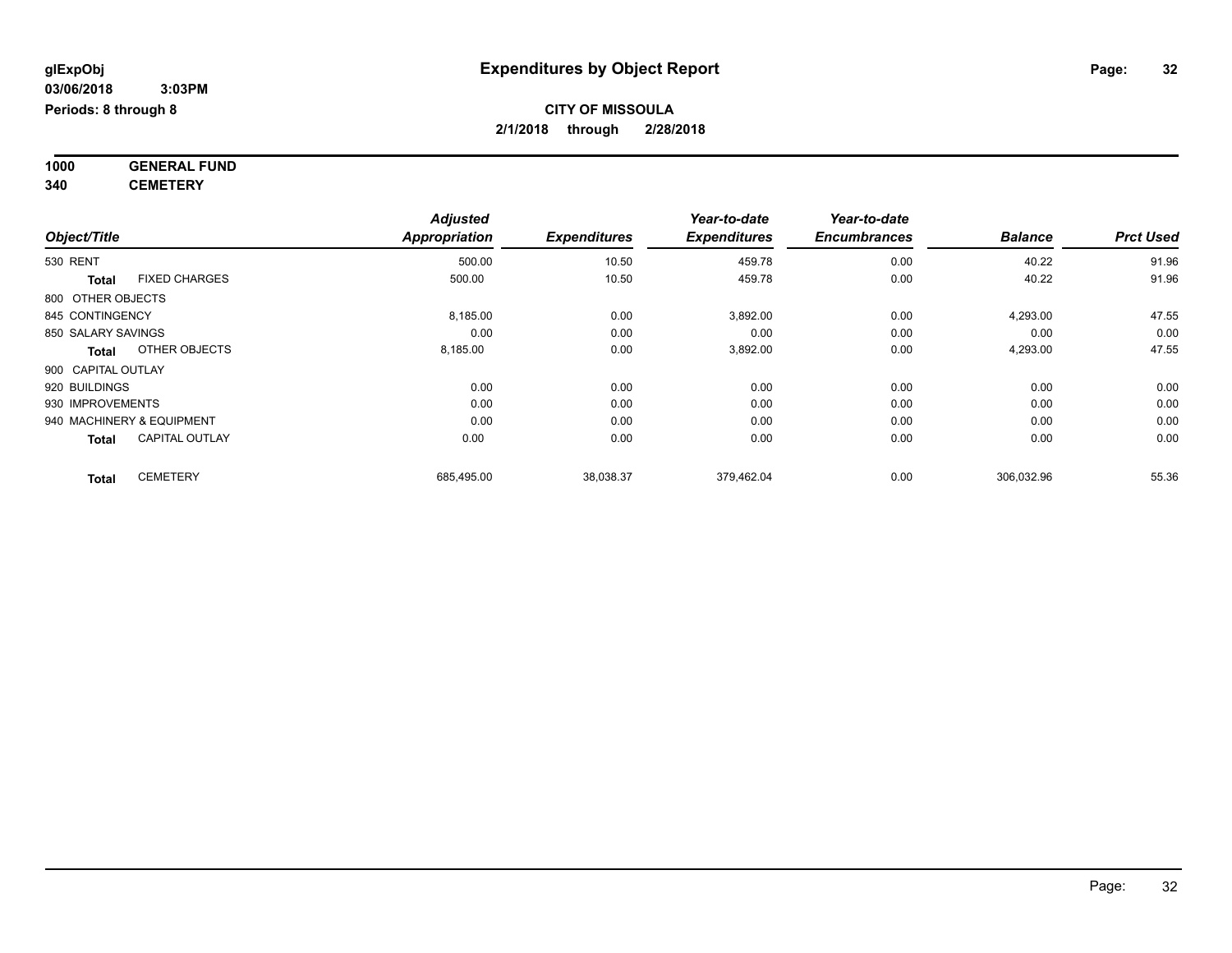**glExpObj**
**03/06/2018 3:03PM**
**Periods: 8 through 8**

# Expenditures by Object Report

**CITY OF MISSOULA**
**2/1/2018 through 2/28/2018**

**1000 GENERAL FUND**
**340 CEMETERY**

| Object/Title | | *Adjusted Appropriation* | *Expenditures* | *Year-to-date Expenditures* | *Year-to-date Encumbrances* | *Balance* | *Prct Used* |
|---|---|---|---|---|---|---|---|
| 530 RENT | | 500.00 | 10.50 | 459.78 | 0.00 | 40.22 | 91.96 |
| **Total** | FIXED CHARGES | 500.00 | 10.50 | 459.78 | 0.00 | 40.22 | 91.96 |
| 800 OTHER OBJECTS | | | | | | | |
| 845 CONTINGENCY | | 8,185.00 | 0.00 | 3,892.00 | 0.00 | 4,293.00 | 47.55 |
| 850 SALARY SAVINGS | | 0.00 | 0.00 | 0.00 | 0.00 | 0.00 | 0.00 |
| **Total** | OTHER OBJECTS | 8,185.00 | 0.00 | 3,892.00 | 0.00 | 4,293.00 | 47.55 |
| 900 CAPITAL OUTLAY | | | | | | | |
| 920 BUILDINGS | | 0.00 | 0.00 | 0.00 | 0.00 | 0.00 | 0.00 |
| 930 IMPROVEMENTS | | 0.00 | 0.00 | 0.00 | 0.00 | 0.00 | 0.00 |
| 940 MACHINERY & EQUIPMENT | | 0.00 | 0.00 | 0.00 | 0.00 | 0.00 | 0.00 |
| **Total** | CAPITAL OUTLAY | 0.00 | 0.00 | 0.00 | 0.00 | 0.00 | 0.00 |
| **Total** | CEMETERY | 685,495.00 | 38,038.37 | 379,462.04 | 0.00 | 306,032.96 | 55.36 |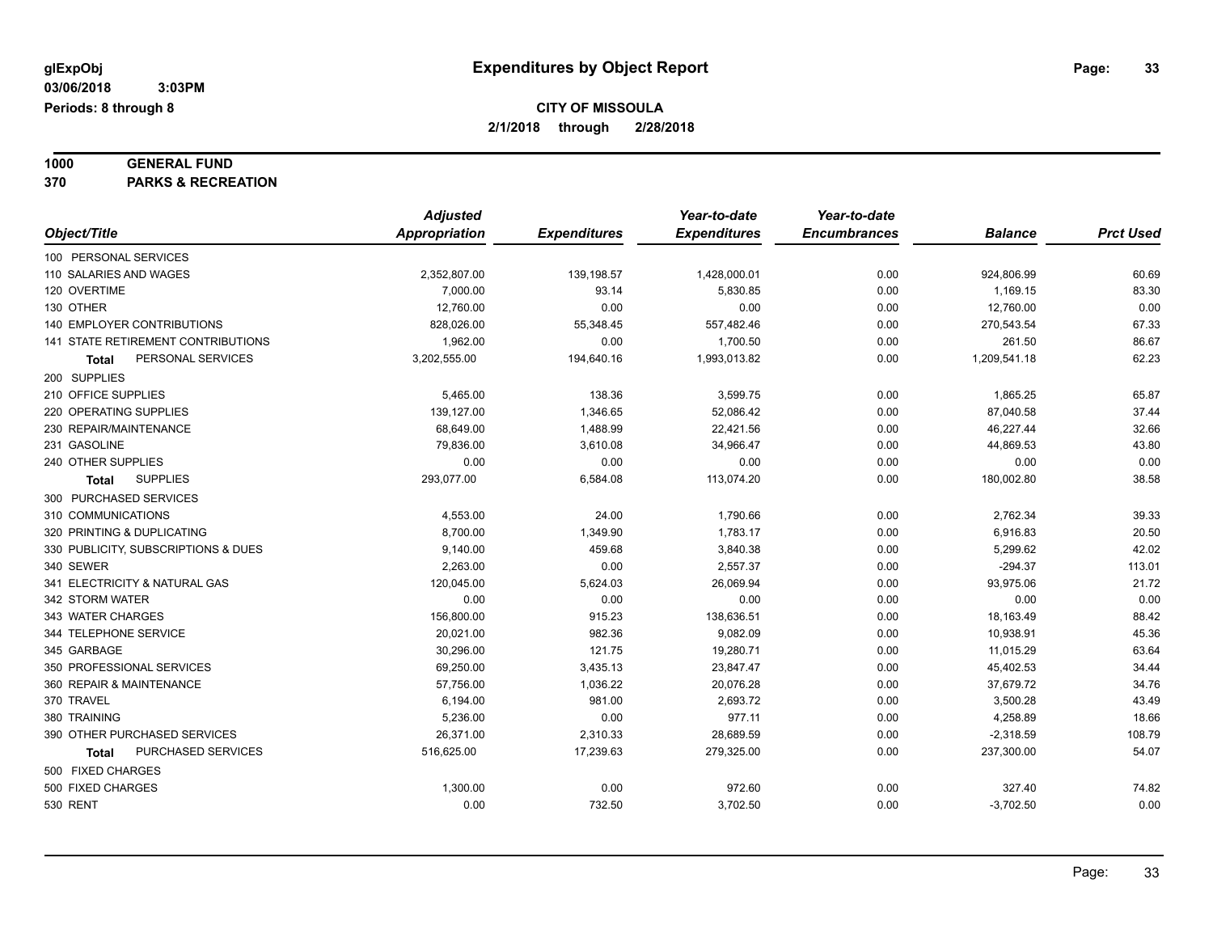# Expenditures by Object Report

glExpObj
03/06/2018 3:03PM
Periods: 8 through 8

**CITY OF MISSOULA**
**2/1/2018 through 2/28/2018**

**1000 GENERAL FUND**
**370 PARKS & RECREATION**

| Object/Title | Adjusted Appropriation | Expenditures | Year-to-date Expenditures | Year-to-date Encumbrances | Balance | Prct Used |
|---|---|---|---|---|---|---|
| 100 PERSONAL SERVICES | | | | | | |
| 110 SALARIES AND WAGES | 2,352,807.00 | 139,198.57 | 1,428,000.01 | 0.00 | 924,806.99 | 60.69 |
| 120 OVERTIME | 7,000.00 | 93.14 | 5,830.85 | 0.00 | 1,169.15 | 83.30 |
| 130 OTHER | 12,760.00 | 0.00 | 0.00 | 0.00 | 12,760.00 | 0.00 |
| 140 EMPLOYER CONTRIBUTIONS | 828,026.00 | 55,348.45 | 557,482.46 | 0.00 | 270,543.54 | 67.33 |
| 141 STATE RETIREMENT CONTRIBUTIONS | 1,962.00 | 0.00 | 1,700.50 | 0.00 | 261.50 | 86.67 |
| **Total** PERSONAL SERVICES | 3,202,555.00 | 194,640.16 | 1,993,013.82 | 0.00 | 1,209,541.18 | 62.23 |
| 200 SUPPLIES | | | | | | |
| 210 OFFICE SUPPLIES | 5,465.00 | 138.36 | 3,599.75 | 0.00 | 1,865.25 | 65.87 |
| 220 OPERATING SUPPLIES | 139,127.00 | 1,346.65 | 52,086.42 | 0.00 | 87,040.58 | 37.44 |
| 230 REPAIR/MAINTENANCE | 68,649.00 | 1,488.99 | 22,421.56 | 0.00 | 46,227.44 | 32.66 |
| 231 GASOLINE | 79,836.00 | 3,610.08 | 34,966.47 | 0.00 | 44,869.53 | 43.80 |
| 240 OTHER SUPPLIES | 0.00 | 0.00 | 0.00 | 0.00 | 0.00 | 0.00 |
| **Total** SUPPLIES | 293,077.00 | 6,584.08 | 113,074.20 | 0.00 | 180,002.80 | 38.58 |
| 300 PURCHASED SERVICES | | | | | | |
| 310 COMMUNICATIONS | 4,553.00 | 24.00 | 1,790.66 | 0.00 | 2,762.34 | 39.33 |
| 320 PRINTING & DUPLICATING | 8,700.00 | 1,349.90 | 1,783.17 | 0.00 | 6,916.83 | 20.50 |
| 330 PUBLICITY, SUBSCRIPTIONS & DUES | 9,140.00 | 459.68 | 3,840.38 | 0.00 | 5,299.62 | 42.02 |
| 340 SEWER | 2,263.00 | 0.00 | 2,557.37 | 0.00 | -294.37 | 113.01 |
| 341 ELECTRICITY & NATURAL GAS | 120,045.00 | 5,624.03 | 26,069.94 | 0.00 | 93,975.06 | 21.72 |
| 342 STORM WATER | 0.00 | 0.00 | 0.00 | 0.00 | 0.00 | 0.00 |
| 343 WATER CHARGES | 156,800.00 | 915.23 | 138,636.51 | 0.00 | 18,163.49 | 88.42 |
| 344 TELEPHONE SERVICE | 20,021.00 | 982.36 | 9,082.09 | 0.00 | 10,938.91 | 45.36 |
| 345 GARBAGE | 30,296.00 | 121.75 | 19,280.71 | 0.00 | 11,015.29 | 63.64 |
| 350 PROFESSIONAL SERVICES | 69,250.00 | 3,435.13 | 23,847.47 | 0.00 | 45,402.53 | 34.44 |
| 360 REPAIR & MAINTENANCE | 57,756.00 | 1,036.22 | 20,076.28 | 0.00 | 37,679.72 | 34.76 |
| 370 TRAVEL | 6,194.00 | 981.00 | 2,693.72 | 0.00 | 3,500.28 | 43.49 |
| 380 TRAINING | 5,236.00 | 0.00 | 977.11 | 0.00 | 4,258.89 | 18.66 |
| 390 OTHER PURCHASED SERVICES | 26,371.00 | 2,310.33 | 28,689.59 | 0.00 | -2,318.59 | 108.79 |
| **Total** PURCHASED SERVICES | 516,625.00 | 17,239.63 | 279,325.00 | 0.00 | 237,300.00 | 54.07 |
| 500 FIXED CHARGES | | | | | | |
| 500 FIXED CHARGES | 1,300.00 | 0.00 | 972.60 | 0.00 | 327.40 | 74.82 |
| 530 RENT | 0.00 | 732.50 | 3,702.50 | 0.00 | -3,702.50 | 0.00 |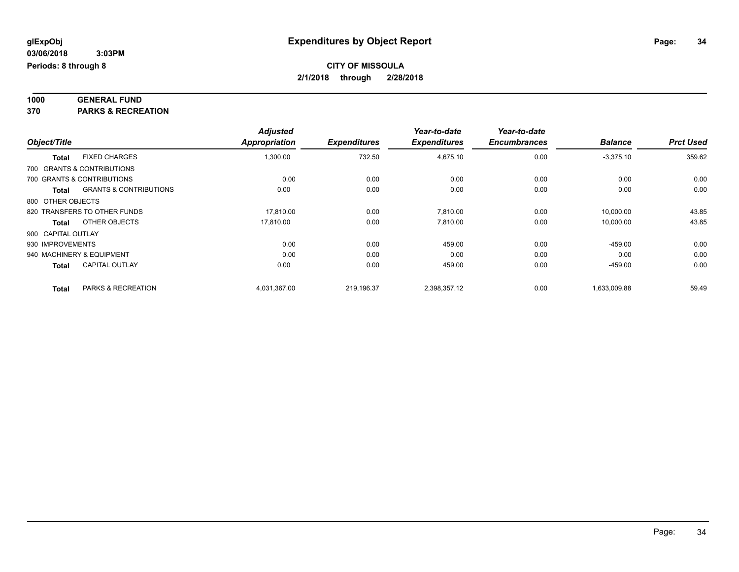**glExpObj** **Expenditures by Object Report**

**03/06/2018 3:03PM**

**Periods: 8 through 8**

**CITY OF MISSOULA**

**2/1/2018 through 2/28/2018**

**1000 GENERAL FUND**

**370 PARKS & RECREATION**

| Object/Title | | Adjusted Appropriation | Expenditures | Year-to-date Expenditures | Year-to-date Encumbrances | Balance | Prct Used |
|---|---|---|---|---|---|---|---|
| **Total** | FIXED CHARGES | 1,300.00 | 732.50 | 4,675.10 | 0.00 | -3,375.10 | 359.62 |
| 700 GRANTS & CONTRIBUTIONS | | | | | | | |
| 700 GRANTS & CONTRIBUTIONS | | 0.00 | 0.00 | 0.00 | 0.00 | 0.00 | 0.00 |
| **Total** | GRANTS & CONTRIBUTIONS | 0.00 | 0.00 | 0.00 | 0.00 | 0.00 | 0.00 |
| 800 OTHER OBJECTS | | | | | | | |
| 820 TRANSFERS TO OTHER FUNDS | | 17,810.00 | 0.00 | 7,810.00 | 0.00 | 10,000.00 | 43.85 |
| **Total** | OTHER OBJECTS | 17,810.00 | 0.00 | 7,810.00 | 0.00 | 10,000.00 | 43.85 |
| 900 CAPITAL OUTLAY | | | | | | | |
| 930 IMPROVEMENTS | | 0.00 | 0.00 | 459.00 | 0.00 | -459.00 | 0.00 |
| 940 MACHINERY & EQUIPMENT | | 0.00 | 0.00 | 0.00 | 0.00 | 0.00 | 0.00 |
| **Total** | CAPITAL OUTLAY | 0.00 | 0.00 | 459.00 | 0.00 | -459.00 | 0.00 |
| **Total** | PARKS & RECREATION | 4,031,367.00 | 219,196.37 | 2,398,357.12 | 0.00 | 1,633,009.88 | 59.49 |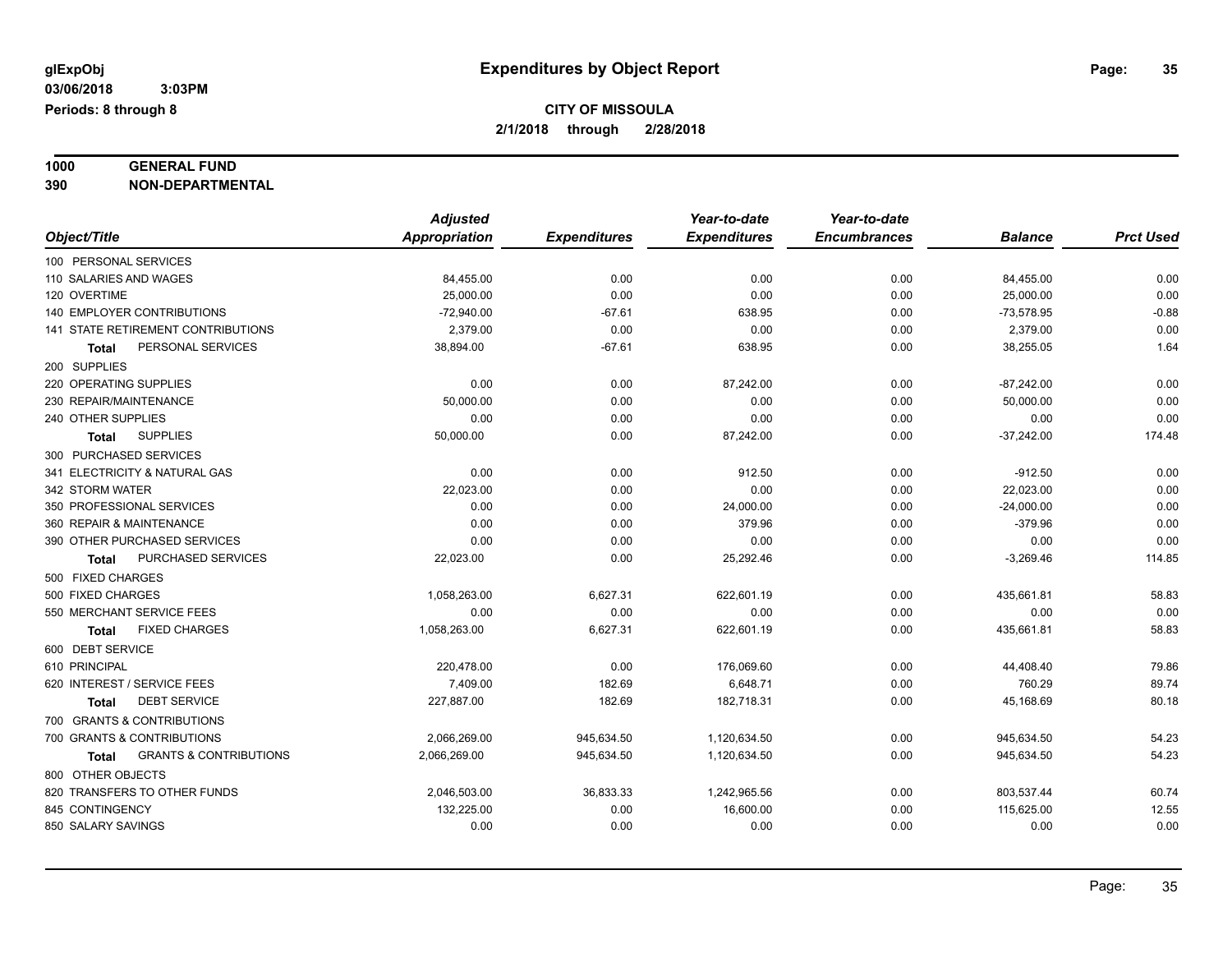**glExpObj**
**03/06/2018 3:03PM**
**Periods: 8 through 8**

# Expenditures by Object Report

**CITY OF MISSOULA**
**2/1/2018 through 2/28/2018**

**1000 GENERAL FUND**
**390 NON-DEPARTMENTAL**

| Object/Title | Adjusted Appropriation | Expenditures | Year-to-date Expenditures | Year-to-date Encumbrances | Balance | Prct Used |
|---|---|---|---|---|---|---|
| 100 PERSONAL SERVICES | | | | | | |
| 110 SALARIES AND WAGES | 84,455.00 | 0.00 | 0.00 | 0.00 | 84,455.00 | 0.00 |
| 120 OVERTIME | 25,000.00 | 0.00 | 0.00 | 0.00 | 25,000.00 | 0.00 |
| 140 EMPLOYER CONTRIBUTIONS | -72,940.00 | -67.61 | 638.95 | 0.00 | -73,578.95 | -0.88 |
| 141 STATE RETIREMENT CONTRIBUTIONS | 2,379.00 | 0.00 | 0.00 | 0.00 | 2,379.00 | 0.00 |
| **Total** PERSONAL SERVICES | 38,894.00 | -67.61 | 638.95 | 0.00 | 38,255.05 | 1.64 |
| 200 SUPPLIES | | | | | | |
| 220 OPERATING SUPPLIES | 0.00 | 0.00 | 87,242.00 | 0.00 | -87,242.00 | 0.00 |
| 230 REPAIR/MAINTENANCE | 50,000.00 | 0.00 | 0.00 | 0.00 | 50,000.00 | 0.00 |
| 240 OTHER SUPPLIES | 0.00 | 0.00 | 0.00 | 0.00 | 0.00 | 0.00 |
| **Total** SUPPLIES | 50,000.00 | 0.00 | 87,242.00 | 0.00 | -37,242.00 | 174.48 |
| 300 PURCHASED SERVICES | | | | | | |
| 341 ELECTRICITY & NATURAL GAS | 0.00 | 0.00 | 912.50 | 0.00 | -912.50 | 0.00 |
| 342 STORM WATER | 22,023.00 | 0.00 | 0.00 | 0.00 | 22,023.00 | 0.00 |
| 350 PROFESSIONAL SERVICES | 0.00 | 0.00 | 24,000.00 | 0.00 | -24,000.00 | 0.00 |
| 360 REPAIR & MAINTENANCE | 0.00 | 0.00 | 379.96 | 0.00 | -379.96 | 0.00 |
| 390 OTHER PURCHASED SERVICES | 0.00 | 0.00 | 0.00 | 0.00 | 0.00 | 0.00 |
| **Total** PURCHASED SERVICES | 22,023.00 | 0.00 | 25,292.46 | 0.00 | -3,269.46 | 114.85 |
| 500 FIXED CHARGES | | | | | | |
| 500 FIXED CHARGES | 1,058,263.00 | 6,627.31 | 622,601.19 | 0.00 | 435,661.81 | 58.83 |
| 550 MERCHANT SERVICE FEES | 0.00 | 0.00 | 0.00 | 0.00 | 0.00 | 0.00 |
| **Total** FIXED CHARGES | 1,058,263.00 | 6,627.31 | 622,601.19 | 0.00 | 435,661.81 | 58.83 |
| 600 DEBT SERVICE | | | | | | |
| 610 PRINCIPAL | 220,478.00 | 0.00 | 176,069.60 | 0.00 | 44,408.40 | 79.86 |
| 620 INTEREST / SERVICE FEES | 7,409.00 | 182.69 | 6,648.71 | 0.00 | 760.29 | 89.74 |
| **Total** DEBT SERVICE | 227,887.00 | 182.69 | 182,718.31 | 0.00 | 45,168.69 | 80.18 |
| 700 GRANTS & CONTRIBUTIONS | | | | | | |
| 700 GRANTS & CONTRIBUTIONS | 2,066,269.00 | 945,634.50 | 1,120,634.50 | 0.00 | 945,634.50 | 54.23 |
| **Total** GRANTS & CONTRIBUTIONS | 2,066,269.00 | 945,634.50 | 1,120,634.50 | 0.00 | 945,634.50 | 54.23 |
| 800 OTHER OBJECTS | | | | | | |
| 820 TRANSFERS TO OTHER FUNDS | 2,046,503.00 | 36,833.33 | 1,242,965.56 | 0.00 | 803,537.44 | 60.74 |
| 845 CONTINGENCY | 132,225.00 | 0.00 | 16,600.00 | 0.00 | 115,625.00 | 12.55 |
| 850 SALARY SAVINGS | 0.00 | 0.00 | 0.00 | 0.00 | 0.00 | 0.00 |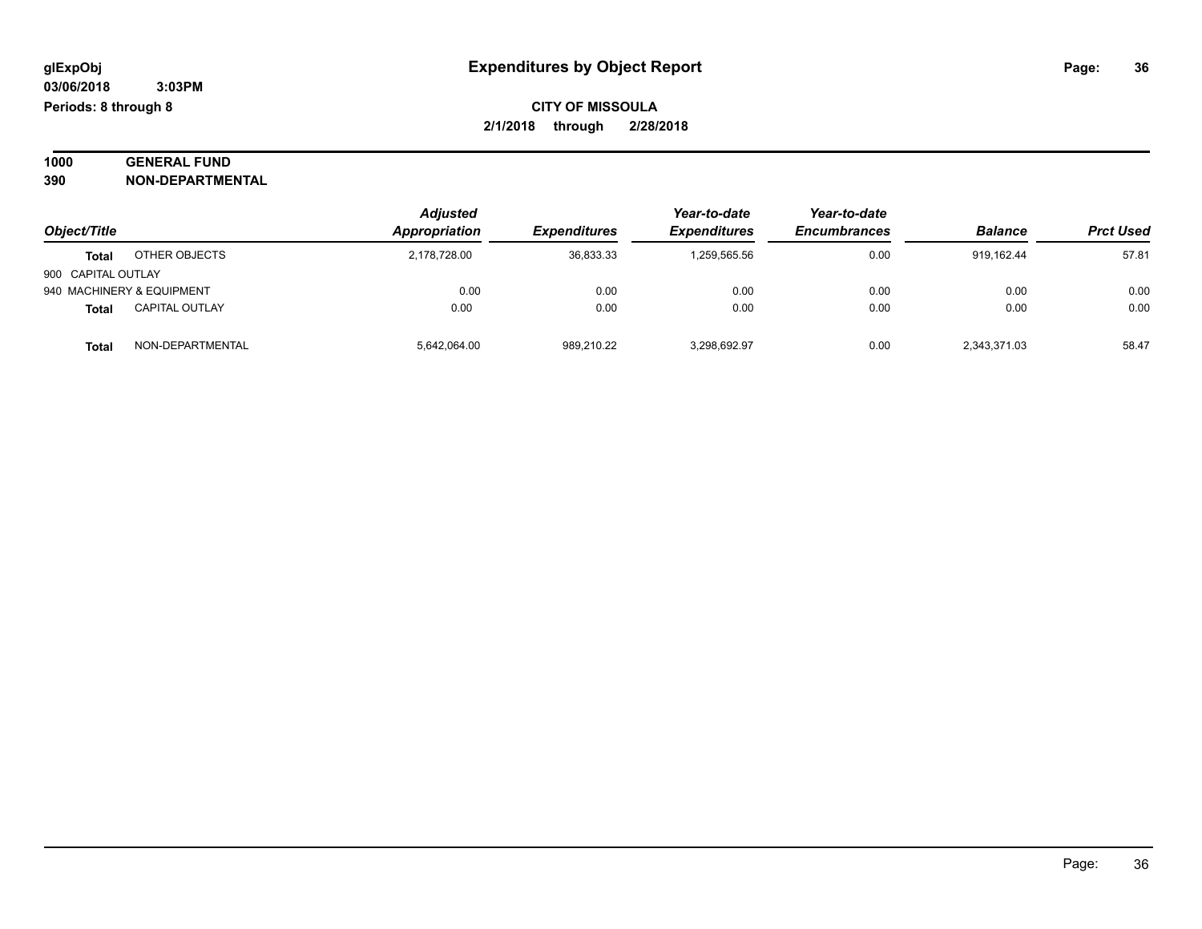**glExpObj** — **Expenditures by Object Report**

**03/06/2018 3:03PM**

**Periods: 8 through 8**

**CITY OF MISSOULA**

**2/1/2018 through 2/28/2018**

## 1000 GENERAL FUND
## 390 NON-DEPARTMENTAL

| Object/Title | | *Adjusted Appropriation* | *Expenditures* | *Year-to-date Expenditures* | *Year-to-date Encumbrances* | *Balance* | *Prct Used* |
|---|---|---|---|---|---|---|---|
| **Total** | OTHER OBJECTS | 2,178,728.00 | 36,833.33 | 1,259,565.56 | 0.00 | 919,162.44 | 57.81 |
| 900 CAPITAL OUTLAY | | | | | | | |
| 940 MACHINERY & EQUIPMENT | | 0.00 | 0.00 | 0.00 | 0.00 | 0.00 | 0.00 |
| **Total** | CAPITAL OUTLAY | 0.00 | 0.00 | 0.00 | 0.00 | 0.00 | 0.00 |
| **Total** | NON-DEPARTMENTAL | 5,642,064.00 | 989,210.22 | 3,298,692.97 | 0.00 | 2,343,371.03 | 58.47 |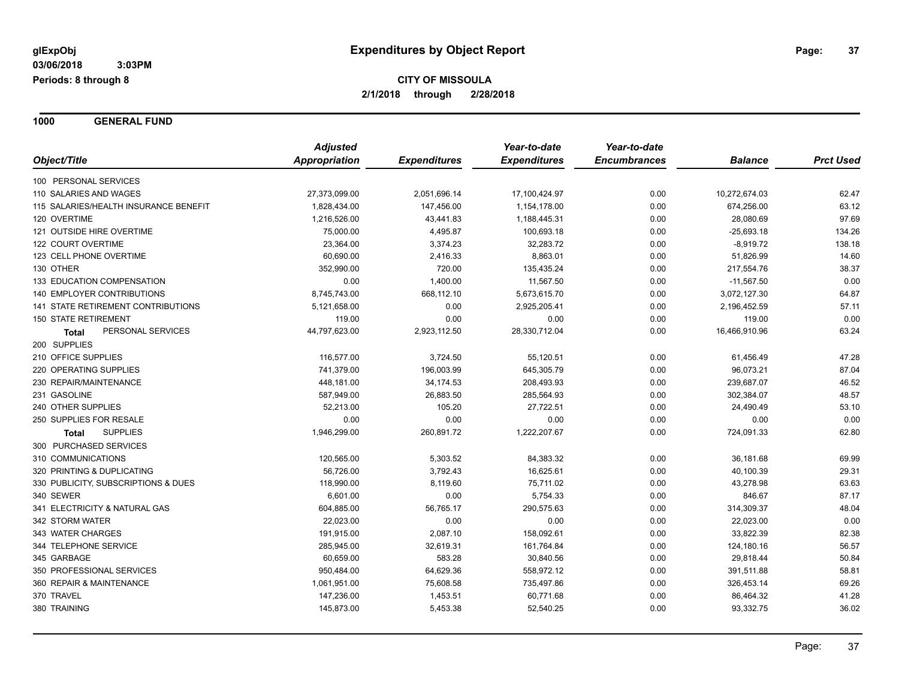**glExpObj** **Expenditures by Object Report**
**03/06/2018 3:03PM**
**Periods: 8 through 8**

**CITY OF MISSOULA**
**2/1/2018 through 2/28/2018**

## 1000 GENERAL FUND

| Object/Title | Adjusted Appropriation | Expenditures | Year-to-date Expenditures | Year-to-date Encumbrances | Balance | Prct Used |
|---|---|---|---|---|---|---|
| 100 PERSONAL SERVICES | | | | | | |
| 110 SALARIES AND WAGES | 27,373,099.00 | 2,051,696.14 | 17,100,424.97 | 0.00 | 10,272,674.03 | 62.47 |
| 115 SALARIES/HEALTH INSURANCE BENEFIT | 1,828,434.00 | 147,456.00 | 1,154,178.00 | 0.00 | 674,256.00 | 63.12 |
| 120 OVERTIME | 1,216,526.00 | 43,441.83 | 1,188,445.31 | 0.00 | 28,080.69 | 97.69 |
| 121 OUTSIDE HIRE OVERTIME | 75,000.00 | 4,495.87 | 100,693.18 | 0.00 | -25,693.18 | 134.26 |
| 122 COURT OVERTIME | 23,364.00 | 3,374.23 | 32,283.72 | 0.00 | -8,919.72 | 138.18 |
| 123 CELL PHONE OVERTIME | 60,690.00 | 2,416.33 | 8,863.01 | 0.00 | 51,826.99 | 14.60 |
| 130 OTHER | 352,990.00 | 720.00 | 135,435.24 | 0.00 | 217,554.76 | 38.37 |
| 133 EDUCATION COMPENSATION | 0.00 | 1,400.00 | 11,567.50 | 0.00 | -11,567.50 | 0.00 |
| 140 EMPLOYER CONTRIBUTIONS | 8,745,743.00 | 668,112.10 | 5,673,615.70 | 0.00 | 3,072,127.30 | 64.87 |
| 141 STATE RETIREMENT CONTRIBUTIONS | 5,121,658.00 | 0.00 | 2,925,205.41 | 0.00 | 2,196,452.59 | 57.11 |
| 150 STATE RETIREMENT | 119.00 | 0.00 | 0.00 | 0.00 | 119.00 | 0.00 |
| **Total** PERSONAL SERVICES | 44,797,623.00 | 2,923,112.50 | 28,330,712.04 | 0.00 | 16,466,910.96 | 63.24 |
| 200 SUPPLIES | | | | | | |
| 210 OFFICE SUPPLIES | 116,577.00 | 3,724.50 | 55,120.51 | 0.00 | 61,456.49 | 47.28 |
| 220 OPERATING SUPPLIES | 741,379.00 | 196,003.99 | 645,305.79 | 0.00 | 96,073.21 | 87.04 |
| 230 REPAIR/MAINTENANCE | 448,181.00 | 34,174.53 | 208,493.93 | 0.00 | 239,687.07 | 46.52 |
| 231 GASOLINE | 587,949.00 | 26,883.50 | 285,564.93 | 0.00 | 302,384.07 | 48.57 |
| 240 OTHER SUPPLIES | 52,213.00 | 105.20 | 27,722.51 | 0.00 | 24,490.49 | 53.10 |
| 250 SUPPLIES FOR RESALE | 0.00 | 0.00 | 0.00 | 0.00 | 0.00 | 0.00 |
| **Total** SUPPLIES | 1,946,299.00 | 260,891.72 | 1,222,207.67 | 0.00 | 724,091.33 | 62.80 |
| 300 PURCHASED SERVICES | | | | | | |
| 310 COMMUNICATIONS | 120,565.00 | 5,303.52 | 84,383.32 | 0.00 | 36,181.68 | 69.99 |
| 320 PRINTING & DUPLICATING | 56,726.00 | 3,792.43 | 16,625.61 | 0.00 | 40,100.39 | 29.31 |
| 330 PUBLICITY, SUBSCRIPTIONS & DUES | 118,990.00 | 8,119.60 | 75,711.02 | 0.00 | 43,278.98 | 63.63 |
| 340 SEWER | 6,601.00 | 0.00 | 5,754.33 | 0.00 | 846.67 | 87.17 |
| 341 ELECTRICITY & NATURAL GAS | 604,885.00 | 56,765.17 | 290,575.63 | 0.00 | 314,309.37 | 48.04 |
| 342 STORM WATER | 22,023.00 | 0.00 | 0.00 | 0.00 | 22,023.00 | 0.00 |
| 343 WATER CHARGES | 191,915.00 | 2,087.10 | 158,092.61 | 0.00 | 33,822.39 | 82.38 |
| 344 TELEPHONE SERVICE | 285,945.00 | 32,619.31 | 161,764.84 | 0.00 | 124,180.16 | 56.57 |
| 345 GARBAGE | 60,659.00 | 583.28 | 30,840.56 | 0.00 | 29,818.44 | 50.84 |
| 350 PROFESSIONAL SERVICES | 950,484.00 | 64,629.36 | 558,972.12 | 0.00 | 391,511.88 | 58.81 |
| 360 REPAIR & MAINTENANCE | 1,061,951.00 | 75,608.58 | 735,497.86 | 0.00 | 326,453.14 | 69.26 |
| 370 TRAVEL | 147,236.00 | 1,453.51 | 60,771.68 | 0.00 | 86,464.32 | 41.28 |
| 380 TRAINING | 145,873.00 | 5,453.38 | 52,540.25 | 0.00 | 93,332.75 | 36.02 |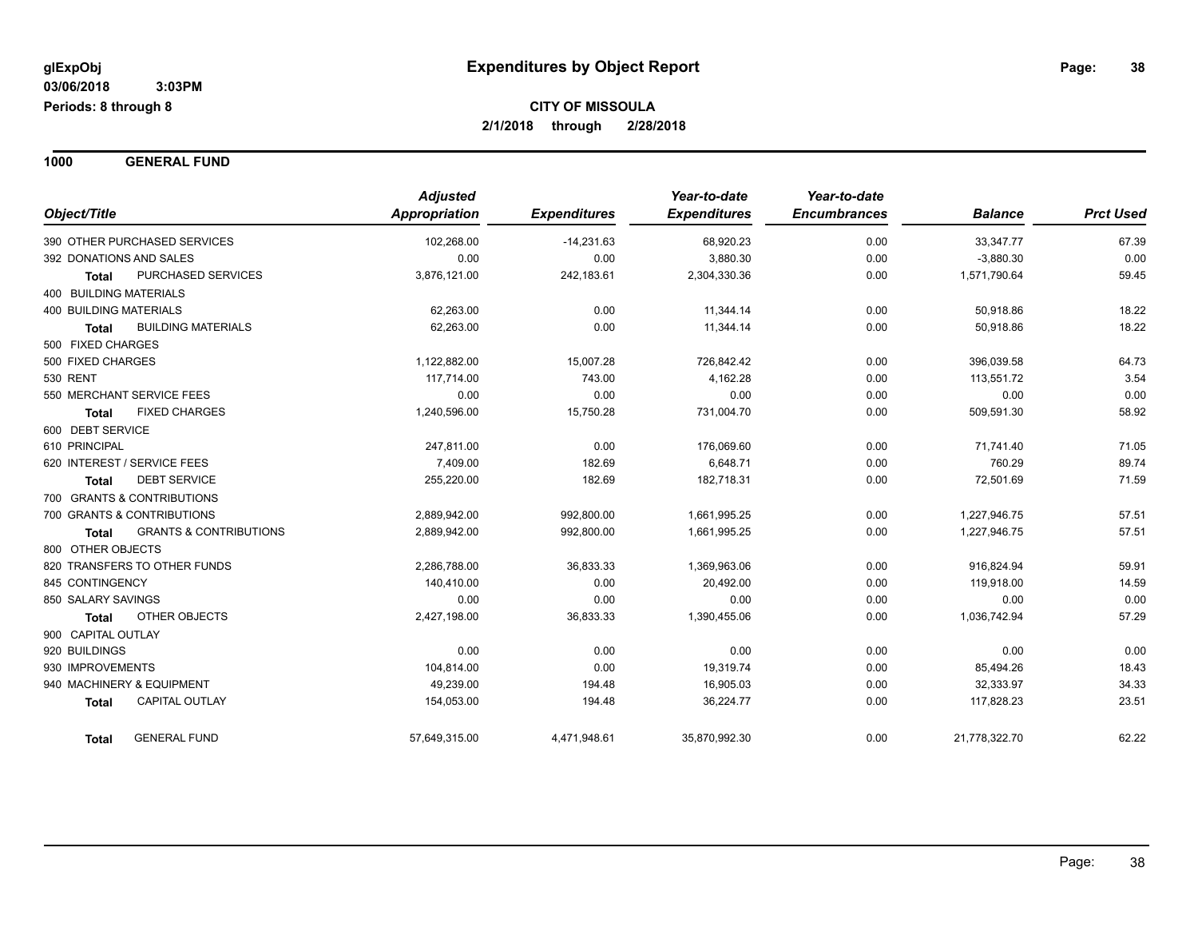**glExpObj**
**03/06/2018 3:03PM**
**Periods: 8 through 8**

# Expenditures by Object Report

**CITY OF MISSOULA**
**2/1/2018 through 2/28/2018**

## 1000 GENERAL FUND

| Object/Title | Adjusted Appropriation | Expenditures | Year-to-date Expenditures | Year-to-date Encumbrances | Balance | Prct Used |
|---|---|---|---|---|---|---|
| 390 OTHER PURCHASED SERVICES | 102,268.00 | -14,231.63 | 68,920.23 | 0.00 | 33,347.77 | 67.39 |
| 392 DONATIONS AND SALES | 0.00 | 0.00 | 3,880.30 | 0.00 | -3,880.30 | 0.00 |
| **Total** PURCHASED SERVICES | 3,876,121.00 | 242,183.61 | 2,304,330.36 | 0.00 | 1,571,790.64 | 59.45 |
| 400 BUILDING MATERIALS | | | | | | |
| 400 BUILDING MATERIALS | 62,263.00 | 0.00 | 11,344.14 | 0.00 | 50,918.86 | 18.22 |
| **Total** BUILDING MATERIALS | 62,263.00 | 0.00 | 11,344.14 | 0.00 | 50,918.86 | 18.22 |
| 500 FIXED CHARGES | | | | | | |
| 500 FIXED CHARGES | 1,122,882.00 | 15,007.28 | 726,842.42 | 0.00 | 396,039.58 | 64.73 |
| 530 RENT | 117,714.00 | 743.00 | 4,162.28 | 0.00 | 113,551.72 | 3.54 |
| 550 MERCHANT SERVICE FEES | 0.00 | 0.00 | 0.00 | 0.00 | 0.00 | 0.00 |
| **Total** FIXED CHARGES | 1,240,596.00 | 15,750.28 | 731,004.70 | 0.00 | 509,591.30 | 58.92 |
| 600 DEBT SERVICE | | | | | | |
| 610 PRINCIPAL | 247,811.00 | 0.00 | 176,069.60 | 0.00 | 71,741.40 | 71.05 |
| 620 INTEREST / SERVICE FEES | 7,409.00 | 182.69 | 6,648.71 | 0.00 | 760.29 | 89.74 |
| **Total** DEBT SERVICE | 255,220.00 | 182.69 | 182,718.31 | 0.00 | 72,501.69 | 71.59 |
| 700 GRANTS & CONTRIBUTIONS | | | | | | |
| 700 GRANTS & CONTRIBUTIONS | 2,889,942.00 | 992,800.00 | 1,661,995.25 | 0.00 | 1,227,946.75 | 57.51 |
| **Total** GRANTS & CONTRIBUTIONS | 2,889,942.00 | 992,800.00 | 1,661,995.25 | 0.00 | 1,227,946.75 | 57.51 |
| 800 OTHER OBJECTS | | | | | | |
| 820 TRANSFERS TO OTHER FUNDS | 2,286,788.00 | 36,833.33 | 1,369,963.06 | 0.00 | 916,824.94 | 59.91 |
| 845 CONTINGENCY | 140,410.00 | 0.00 | 20,492.00 | 0.00 | 119,918.00 | 14.59 |
| 850 SALARY SAVINGS | 0.00 | 0.00 | 0.00 | 0.00 | 0.00 | 0.00 |
| **Total** OTHER OBJECTS | 2,427,198.00 | 36,833.33 | 1,390,455.06 | 0.00 | 1,036,742.94 | 57.29 |
| 900 CAPITAL OUTLAY | | | | | | |
| 920 BUILDINGS | 0.00 | 0.00 | 0.00 | 0.00 | 0.00 | 0.00 |
| 930 IMPROVEMENTS | 104,814.00 | 0.00 | 19,319.74 | 0.00 | 85,494.26 | 18.43 |
| 940 MACHINERY & EQUIPMENT | 49,239.00 | 194.48 | 16,905.03 | 0.00 | 32,333.97 | 34.33 |
| **Total** CAPITAL OUTLAY | 154,053.00 | 194.48 | 36,224.77 | 0.00 | 117,828.23 | 23.51 |
| **Total** GENERAL FUND | 57,649,315.00 | 4,471,948.61 | 35,870,992.30 | 0.00 | 21,778,322.70 | 62.22 |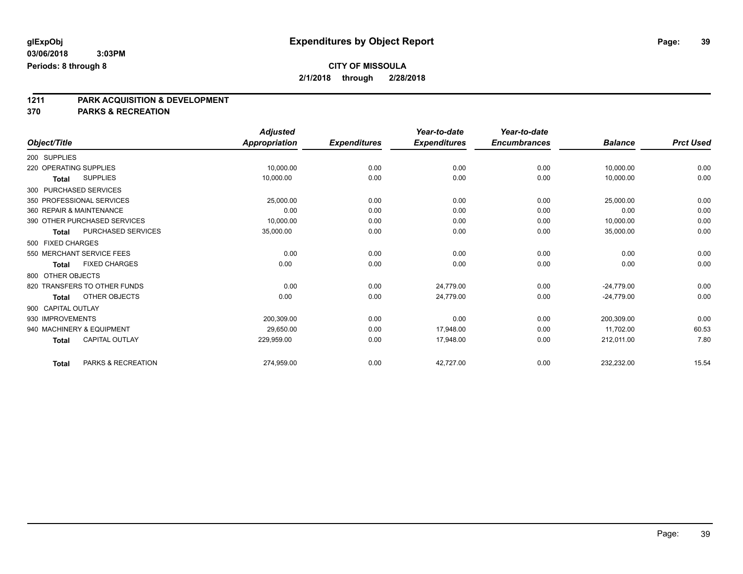**glExpObj** 　　**Expenditures by Object Report**

**03/06/2018 3:03PM**

**Periods: 8 through 8**

**CITY OF MISSOULA**

**2/1/2018 through 2/28/2018**

## 1211 PARK ACQUISITION & DEVELOPMENT
## 370 PARKS & RECREATION

| Object/Title | Adjusted Appropriation | Expenditures | Year-to-date Expenditures | Year-to-date Encumbrances | Balance | Prct Used |
|---|---|---|---|---|---|---|
| 200 SUPPLIES | | | | | | |
| 220 OPERATING SUPPLIES | 10,000.00 | 0.00 | 0.00 | 0.00 | 10,000.00 | 0.00 |
| **Total** SUPPLIES | 10,000.00 | 0.00 | 0.00 | 0.00 | 10,000.00 | 0.00 |
| 300 PURCHASED SERVICES | | | | | | |
| 350 PROFESSIONAL SERVICES | 25,000.00 | 0.00 | 0.00 | 0.00 | 25,000.00 | 0.00 |
| 360 REPAIR & MAINTENANCE | 0.00 | 0.00 | 0.00 | 0.00 | 0.00 | 0.00 |
| 390 OTHER PURCHASED SERVICES | 10,000.00 | 0.00 | 0.00 | 0.00 | 10,000.00 | 0.00 |
| **Total** PURCHASED SERVICES | 35,000.00 | 0.00 | 0.00 | 0.00 | 35,000.00 | 0.00 |
| 500 FIXED CHARGES | | | | | | |
| 550 MERCHANT SERVICE FEES | 0.00 | 0.00 | 0.00 | 0.00 | 0.00 | 0.00 |
| **Total** FIXED CHARGES | 0.00 | 0.00 | 0.00 | 0.00 | 0.00 | 0.00 |
| 800 OTHER OBJECTS | | | | | | |
| 820 TRANSFERS TO OTHER FUNDS | 0.00 | 0.00 | 24,779.00 | 0.00 | -24,779.00 | 0.00 |
| **Total** OTHER OBJECTS | 0.00 | 0.00 | 24,779.00 | 0.00 | -24,779.00 | 0.00 |
| 900 CAPITAL OUTLAY | | | | | | |
| 930 IMPROVEMENTS | 200,309.00 | 0.00 | 0.00 | 0.00 | 200,309.00 | 0.00 |
| 940 MACHINERY & EQUIPMENT | 29,650.00 | 0.00 | 17,948.00 | 0.00 | 11,702.00 | 60.53 |
| **Total** CAPITAL OUTLAY | 229,959.00 | 0.00 | 17,948.00 | 0.00 | 212,011.00 | 7.80 |
| **Total** PARKS & RECREATION | 274,959.00 | 0.00 | 42,727.00 | 0.00 | 232,232.00 | 15.54 |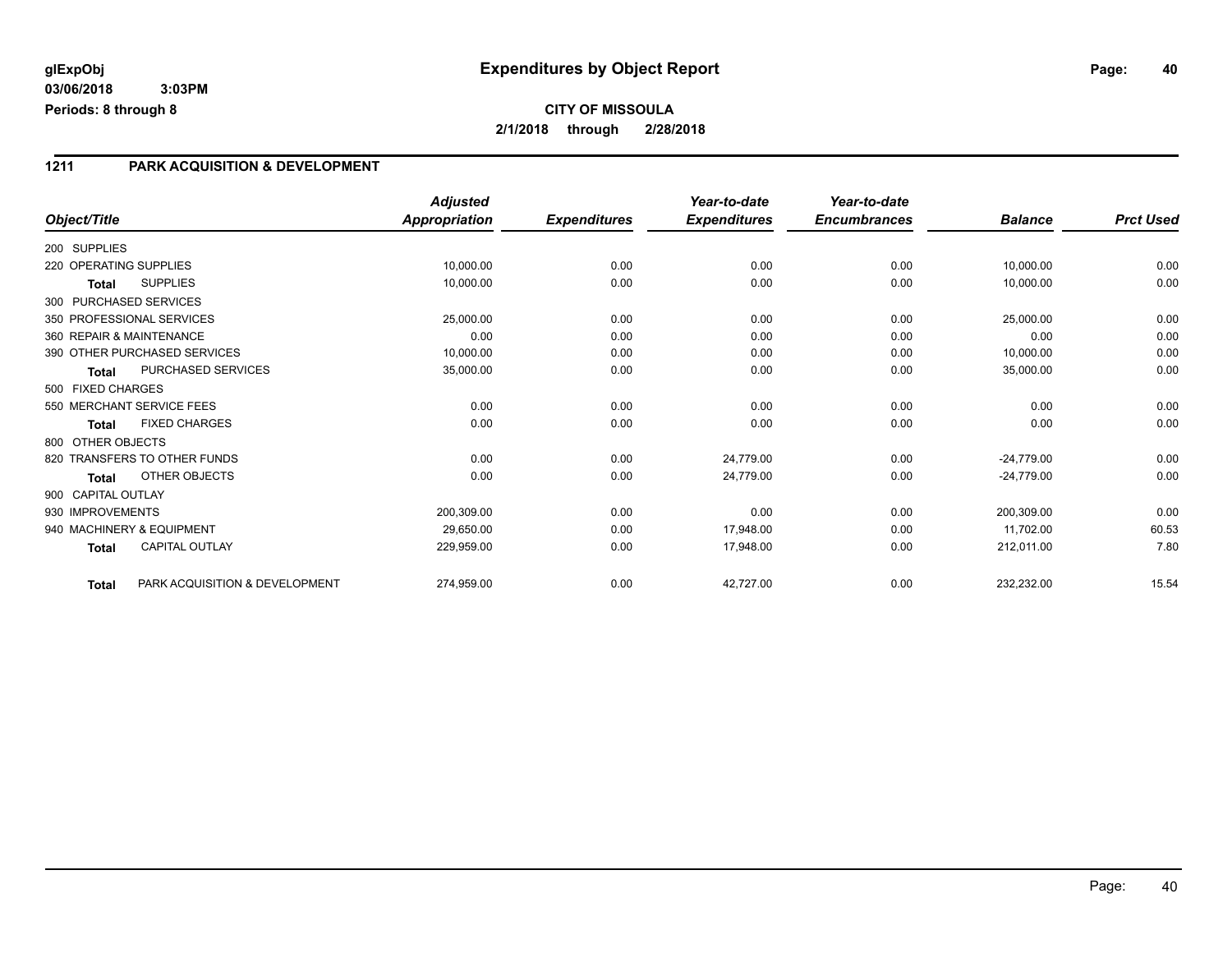**glExpObj**
**03/06/2018 3:03PM**
**Periods: 8 through 8**

# Expenditures by Object Report

**CITY OF MISSOULA**
**2/1/2018 through 2/28/2018**

## 1211 PARK ACQUISITION & DEVELOPMENT

| Object/Title | | *Adjusted Appropriation* | *Expenditures* | *Year-to-date Expenditures* | *Year-to-date Encumbrances* | *Balance* | *Prct Used* |
|---|---|---|---|---|---|---|---|
| 200 SUPPLIES | | | | | | | |
| 220 OPERATING SUPPLIES | | 10,000.00 | 0.00 | 0.00 | 0.00 | 10,000.00 | 0.00 |
| **Total** | SUPPLIES | 10,000.00 | 0.00 | 0.00 | 0.00 | 10,000.00 | 0.00 |
| 300 PURCHASED SERVICES | | | | | | | |
| 350 PROFESSIONAL SERVICES | | 25,000.00 | 0.00 | 0.00 | 0.00 | 25,000.00 | 0.00 |
| 360 REPAIR & MAINTENANCE | | 0.00 | 0.00 | 0.00 | 0.00 | 0.00 | 0.00 |
| 390 OTHER PURCHASED SERVICES | | 10,000.00 | 0.00 | 0.00 | 0.00 | 10,000.00 | 0.00 |
| **Total** | PURCHASED SERVICES | 35,000.00 | 0.00 | 0.00 | 0.00 | 35,000.00 | 0.00 |
| 500 FIXED CHARGES | | | | | | | |
| 550 MERCHANT SERVICE FEES | | 0.00 | 0.00 | 0.00 | 0.00 | 0.00 | 0.00 |
| **Total** | FIXED CHARGES | 0.00 | 0.00 | 0.00 | 0.00 | 0.00 | 0.00 |
| 800 OTHER OBJECTS | | | | | | | |
| 820 TRANSFERS TO OTHER FUNDS | | 0.00 | 0.00 | 24,779.00 | 0.00 | -24,779.00 | 0.00 |
| **Total** | OTHER OBJECTS | 0.00 | 0.00 | 24,779.00 | 0.00 | -24,779.00 | 0.00 |
| 900 CAPITAL OUTLAY | | | | | | | |
| 930 IMPROVEMENTS | | 200,309.00 | 0.00 | 0.00 | 0.00 | 200,309.00 | 0.00 |
| 940 MACHINERY & EQUIPMENT | | 29,650.00 | 0.00 | 17,948.00 | 0.00 | 11,702.00 | 60.53 |
| **Total** | CAPITAL OUTLAY | 229,959.00 | 0.00 | 17,948.00 | 0.00 | 212,011.00 | 7.80 |
| **Total** | PARK ACQUISITION & DEVELOPMENT | 274,959.00 | 0.00 | 42,727.00 | 0.00 | 232,232.00 | 15.54 |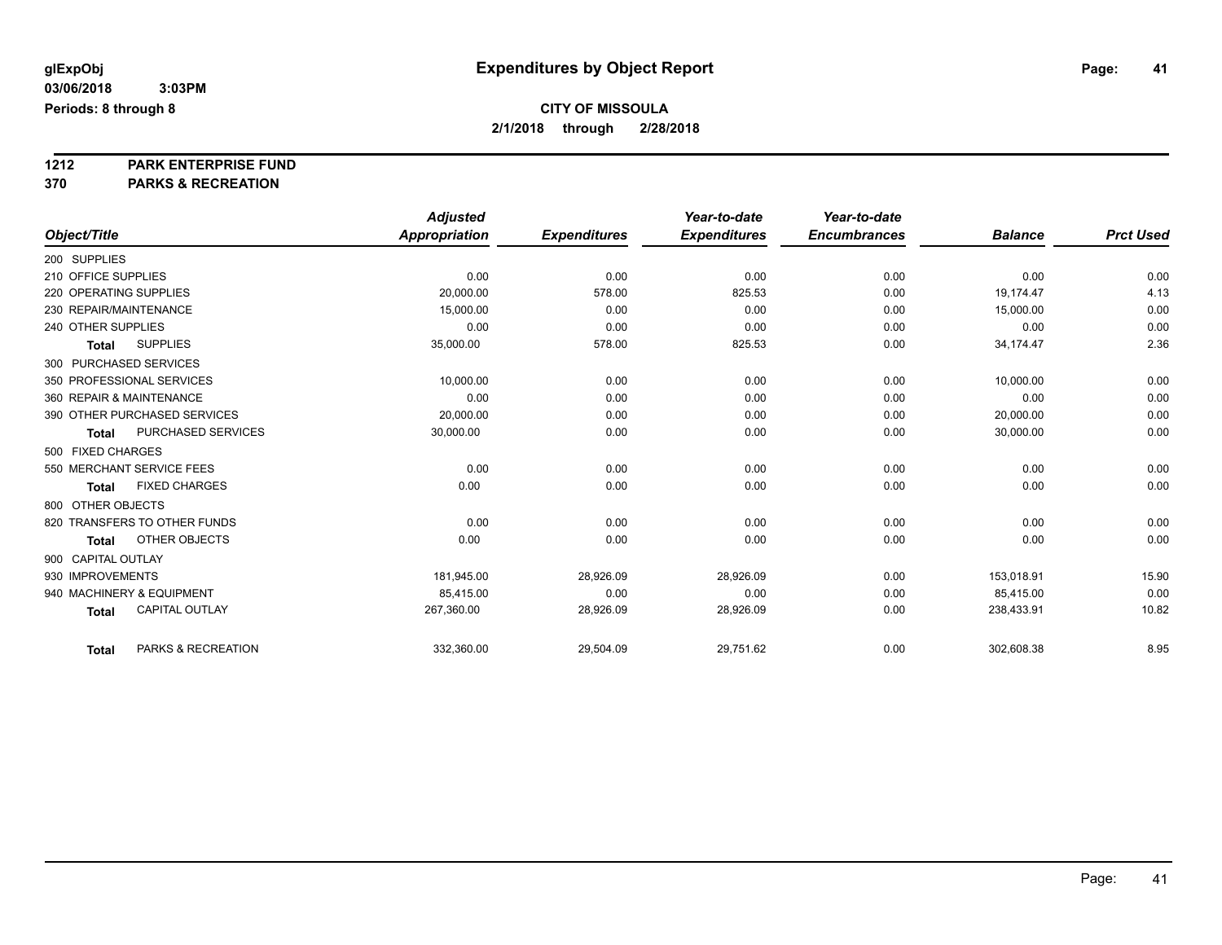**glExpObj** **Expenditures by Object Report**

**03/06/2018 3:03PM**

**Periods: 8 through 8**

**CITY OF MISSOULA**

**2/1/2018 through 2/28/2018**

**1212 PARK ENTERPRISE FUND**

**370 PARKS & RECREATION**

| Object/Title | Adjusted Appropriation | Expenditures | Year-to-date Expenditures | Year-to-date Encumbrances | Balance | Prct Used |
|---|---|---|---|---|---|---|
| 200 SUPPLIES | | | | | | |
| 210 OFFICE SUPPLIES | 0.00 | 0.00 | 0.00 | 0.00 | 0.00 | 0.00 |
| 220 OPERATING SUPPLIES | 20,000.00 | 578.00 | 825.53 | 0.00 | 19,174.47 | 4.13 |
| 230 REPAIR/MAINTENANCE | 15,000.00 | 0.00 | 0.00 | 0.00 | 15,000.00 | 0.00 |
| 240 OTHER SUPPLIES | 0.00 | 0.00 | 0.00 | 0.00 | 0.00 | 0.00 |
| **Total** SUPPLIES | 35,000.00 | 578.00 | 825.53 | 0.00 | 34,174.47 | 2.36 |
| 300 PURCHASED SERVICES | | | | | | |
| 350 PROFESSIONAL SERVICES | 10,000.00 | 0.00 | 0.00 | 0.00 | 10,000.00 | 0.00 |
| 360 REPAIR & MAINTENANCE | 0.00 | 0.00 | 0.00 | 0.00 | 0.00 | 0.00 |
| 390 OTHER PURCHASED SERVICES | 20,000.00 | 0.00 | 0.00 | 0.00 | 20,000.00 | 0.00 |
| **Total** PURCHASED SERVICES | 30,000.00 | 0.00 | 0.00 | 0.00 | 30,000.00 | 0.00 |
| 500 FIXED CHARGES | | | | | | |
| 550 MERCHANT SERVICE FEES | 0.00 | 0.00 | 0.00 | 0.00 | 0.00 | 0.00 |
| **Total** FIXED CHARGES | 0.00 | 0.00 | 0.00 | 0.00 | 0.00 | 0.00 |
| 800 OTHER OBJECTS | | | | | | |
| 820 TRANSFERS TO OTHER FUNDS | 0.00 | 0.00 | 0.00 | 0.00 | 0.00 | 0.00 |
| **Total** OTHER OBJECTS | 0.00 | 0.00 | 0.00 | 0.00 | 0.00 | 0.00 |
| 900 CAPITAL OUTLAY | | | | | | |
| 930 IMPROVEMENTS | 181,945.00 | 28,926.09 | 28,926.09 | 0.00 | 153,018.91 | 15.90 |
| 940 MACHINERY & EQUIPMENT | 85,415.00 | 0.00 | 0.00 | 0.00 | 85,415.00 | 0.00 |
| **Total** CAPITAL OUTLAY | 267,360.00 | 28,926.09 | 28,926.09 | 0.00 | 238,433.91 | 10.82 |
| **Total** PARKS & RECREATION | 332,360.00 | 29,504.09 | 29,751.62 | 0.00 | 302,608.38 | 8.95 |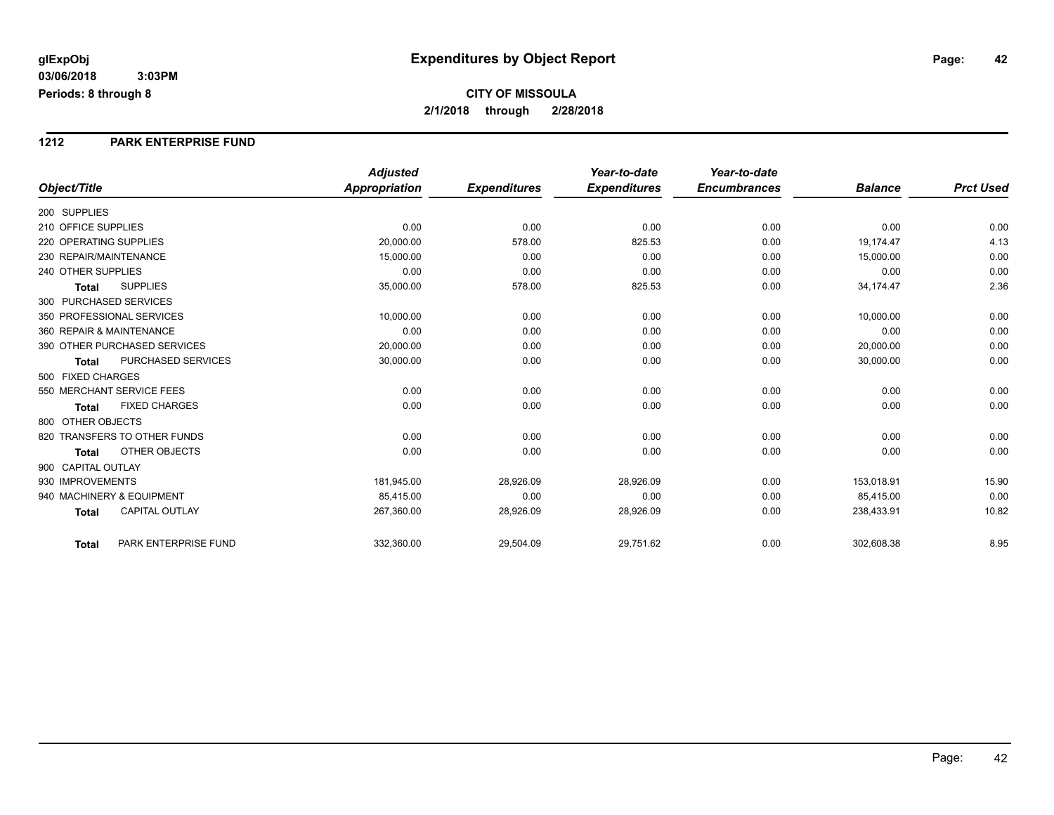glExpObj **Expenditures by Object Report**

03/06/2018 3:03PM

Periods: 8 through 8

**CITY OF MISSOULA**

**2/1/2018 through 2/28/2018**

## 1212 PARK ENTERPRISE FUND

| Object/Title | *Adjusted Appropriation* | *Expenditures* | *Year-to-date Expenditures* | *Year-to-date Encumbrances* | *Balance* | *Prct Used* |
|---|---|---|---|---|---|---|
| 200 SUPPLIES | | | | | | |
| 210 OFFICE SUPPLIES | 0.00 | 0.00 | 0.00 | 0.00 | 0.00 | 0.00 |
| 220 OPERATING SUPPLIES | 20,000.00 | 578.00 | 825.53 | 0.00 | 19,174.47 | 4.13 |
| 230 REPAIR/MAINTENANCE | 15,000.00 | 0.00 | 0.00 | 0.00 | 15,000.00 | 0.00 |
| 240 OTHER SUPPLIES | 0.00 | 0.00 | 0.00 | 0.00 | 0.00 | 0.00 |
| **Total** SUPPLIES | 35,000.00 | 578.00 | 825.53 | 0.00 | 34,174.47 | 2.36 |
| 300 PURCHASED SERVICES | | | | | | |
| 350 PROFESSIONAL SERVICES | 10,000.00 | 0.00 | 0.00 | 0.00 | 10,000.00 | 0.00 |
| 360 REPAIR & MAINTENANCE | 0.00 | 0.00 | 0.00 | 0.00 | 0.00 | 0.00 |
| 390 OTHER PURCHASED SERVICES | 20,000.00 | 0.00 | 0.00 | 0.00 | 20,000.00 | 0.00 |
| **Total** PURCHASED SERVICES | 30,000.00 | 0.00 | 0.00 | 0.00 | 30,000.00 | 0.00 |
| 500 FIXED CHARGES | | | | | | |
| 550 MERCHANT SERVICE FEES | 0.00 | 0.00 | 0.00 | 0.00 | 0.00 | 0.00 |
| **Total** FIXED CHARGES | 0.00 | 0.00 | 0.00 | 0.00 | 0.00 | 0.00 |
| 800 OTHER OBJECTS | | | | | | |
| 820 TRANSFERS TO OTHER FUNDS | 0.00 | 0.00 | 0.00 | 0.00 | 0.00 | 0.00 |
| **Total** OTHER OBJECTS | 0.00 | 0.00 | 0.00 | 0.00 | 0.00 | 0.00 |
| 900 CAPITAL OUTLAY | | | | | | |
| 930 IMPROVEMENTS | 181,945.00 | 28,926.09 | 28,926.09 | 0.00 | 153,018.91 | 15.90 |
| 940 MACHINERY & EQUIPMENT | 85,415.00 | 0.00 | 0.00 | 0.00 | 85,415.00 | 0.00 |
| **Total** CAPITAL OUTLAY | 267,360.00 | 28,926.09 | 28,926.09 | 0.00 | 238,433.91 | 10.82 |
| **Total** PARK ENTERPRISE FUND | 332,360.00 | 29,504.09 | 29,751.62 | 0.00 | 302,608.38 | 8.95 |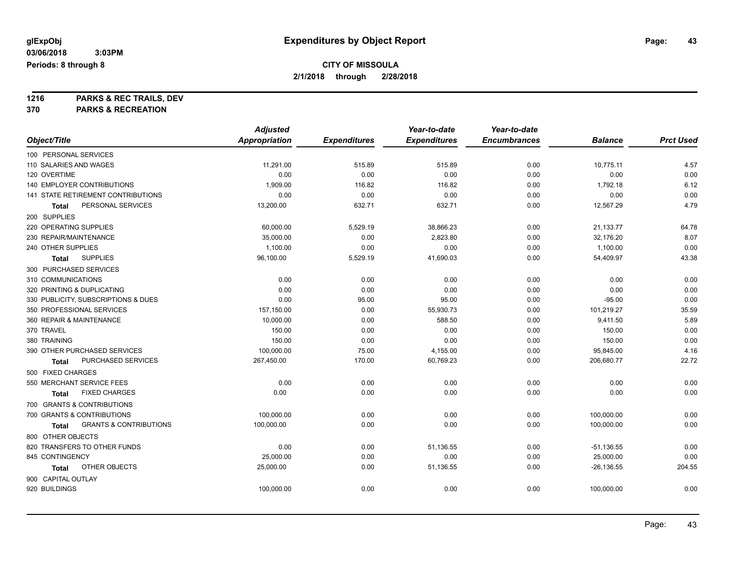# Expenditures by Object Report

**CITY OF MISSOULA**

**2/1/2018 through 2/28/2018**

glExpObj
03/06/2018 3:03PM
Periods: 8 through 8

**1216 PARKS & REC TRAILS, DEV**
**370 PARKS & RECREATION**

| Object/Title | Adjusted Appropriation | Expenditures | Year-to-date Expenditures | Year-to-date Encumbrances | Balance | Prct Used |
|---|---|---|---|---|---|---|
| 100 PERSONAL SERVICES | | | | | | |
| 110 SALARIES AND WAGES | 11,291.00 | 515.89 | 515.89 | 0.00 | 10,775.11 | 4.57 |
| 120 OVERTIME | 0.00 | 0.00 | 0.00 | 0.00 | 0.00 | 0.00 |
| 140 EMPLOYER CONTRIBUTIONS | 1,909.00 | 116.82 | 116.82 | 0.00 | 1,792.18 | 6.12 |
| 141 STATE RETIREMENT CONTRIBUTIONS | 0.00 | 0.00 | 0.00 | 0.00 | 0.00 | 0.00 |
| **Total** PERSONAL SERVICES | 13,200.00 | 632.71 | 632.71 | 0.00 | 12,567.29 | 4.79 |
| 200 SUPPLIES | | | | | | |
| 220 OPERATING SUPPLIES | 60,000.00 | 5,529.19 | 38,866.23 | 0.00 | 21,133.77 | 64.78 |
| 230 REPAIR/MAINTENANCE | 35,000.00 | 0.00 | 2,823.80 | 0.00 | 32,176.20 | 8.07 |
| 240 OTHER SUPPLIES | 1,100.00 | 0.00 | 0.00 | 0.00 | 1,100.00 | 0.00 |
| **Total** SUPPLIES | 96,100.00 | 5,529.19 | 41,690.03 | 0.00 | 54,409.97 | 43.38 |
| 300 PURCHASED SERVICES | | | | | | |
| 310 COMMUNICATIONS | 0.00 | 0.00 | 0.00 | 0.00 | 0.00 | 0.00 |
| 320 PRINTING & DUPLICATING | 0.00 | 0.00 | 0.00 | 0.00 | 0.00 | 0.00 |
| 330 PUBLICITY, SUBSCRIPTIONS & DUES | 0.00 | 95.00 | 95.00 | 0.00 | -95.00 | 0.00 |
| 350 PROFESSIONAL SERVICES | 157,150.00 | 0.00 | 55,930.73 | 0.00 | 101,219.27 | 35.59 |
| 360 REPAIR & MAINTENANCE | 10,000.00 | 0.00 | 588.50 | 0.00 | 9,411.50 | 5.89 |
| 370 TRAVEL | 150.00 | 0.00 | 0.00 | 0.00 | 150.00 | 0.00 |
| 380 TRAINING | 150.00 | 0.00 | 0.00 | 0.00 | 150.00 | 0.00 |
| 390 OTHER PURCHASED SERVICES | 100,000.00 | 75.00 | 4,155.00 | 0.00 | 95,845.00 | 4.16 |
| **Total** PURCHASED SERVICES | 267,450.00 | 170.00 | 60,769.23 | 0.00 | 206,680.77 | 22.72 |
| 500 FIXED CHARGES | | | | | | |
| 550 MERCHANT SERVICE FEES | 0.00 | 0.00 | 0.00 | 0.00 | 0.00 | 0.00 |
| **Total** FIXED CHARGES | 0.00 | 0.00 | 0.00 | 0.00 | 0.00 | 0.00 |
| 700 GRANTS & CONTRIBUTIONS | | | | | | |
| 700 GRANTS & CONTRIBUTIONS | 100,000.00 | 0.00 | 0.00 | 0.00 | 100,000.00 | 0.00 |
| **Total** GRANTS & CONTRIBUTIONS | 100,000.00 | 0.00 | 0.00 | 0.00 | 100,000.00 | 0.00 |
| 800 OTHER OBJECTS | | | | | | |
| 820 TRANSFERS TO OTHER FUNDS | 0.00 | 0.00 | 51,136.55 | 0.00 | -51,136.55 | 0.00 |
| 845 CONTINGENCY | 25,000.00 | 0.00 | 0.00 | 0.00 | 25,000.00 | 0.00 |
| **Total** OTHER OBJECTS | 25,000.00 | 0.00 | 51,136.55 | 0.00 | -26,136.55 | 204.55 |
| 900 CAPITAL OUTLAY | | | | | | |
| 920 BUILDINGS | 100,000.00 | 0.00 | 0.00 | 0.00 | 100,000.00 | 0.00 |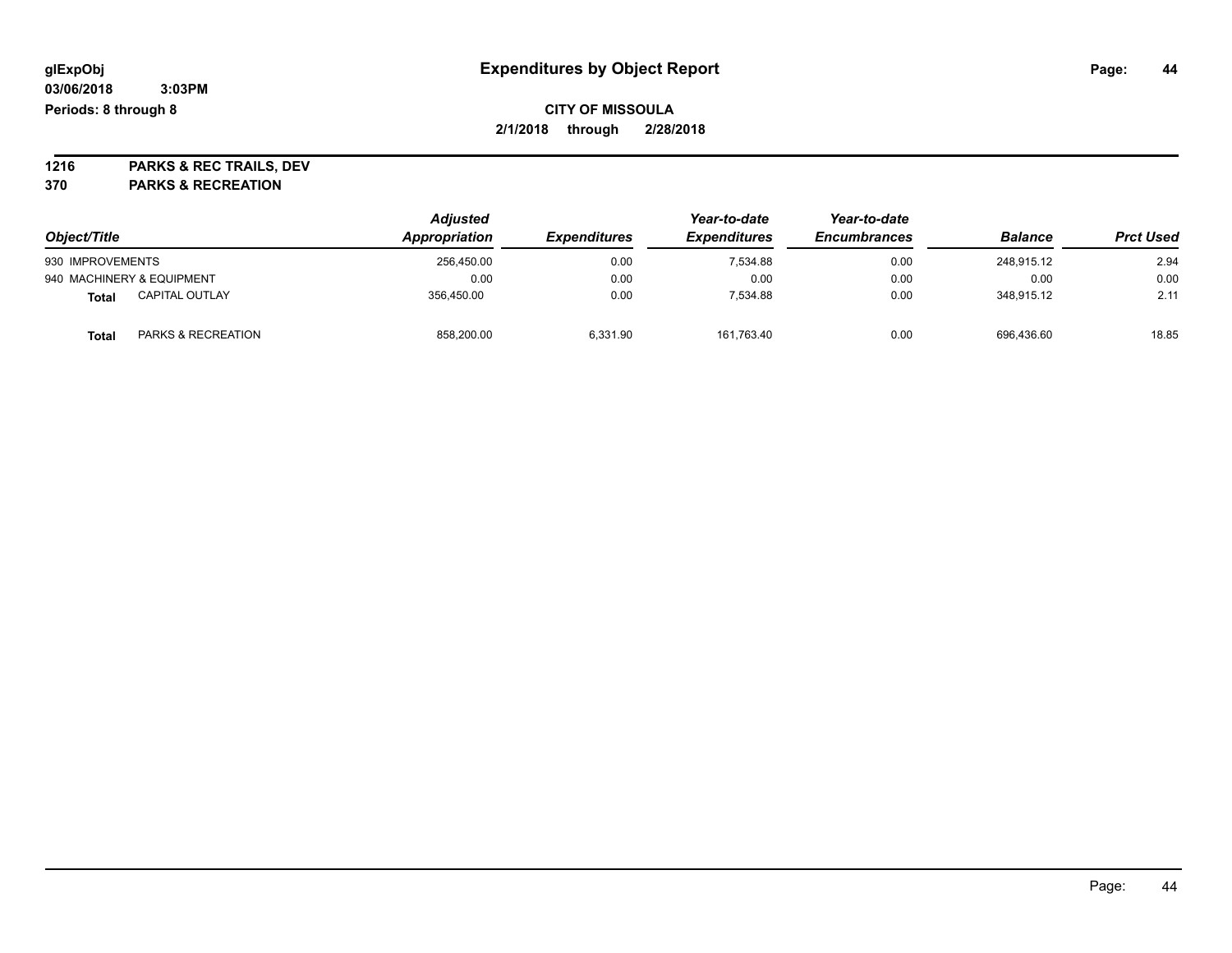glExpObj
03/06/2018 3:03PM
Periods: 8 through 8

# Expenditures by Object Report

**CITY OF MISSOULA**
**2/1/2018 through 2/28/2018**

**1216 PARKS & REC TRAILS, DEV**
**370 PARKS & RECREATION**

| Object/Title | Adjusted Appropriation | Expenditures | Year-to-date Expenditures | Year-to-date Encumbrances | Balance | Prct Used |
|---|---|---|---|---|---|---|
| 930 IMPROVEMENTS | 256,450.00 | 0.00 | 7,534.88 | 0.00 | 248,915.12 | 2.94 |
| 940 MACHINERY & EQUIPMENT | 0.00 | 0.00 | 0.00 | 0.00 | 0.00 | 0.00 |
| **Total** CAPITAL OUTLAY | 356,450.00 | 0.00 | 7,534.88 | 0.00 | 348,915.12 | 2.11 |
| **Total** PARKS & RECREATION | 858,200.00 | 6,331.90 | 161,763.40 | 0.00 | 696,436.60 | 18.85 |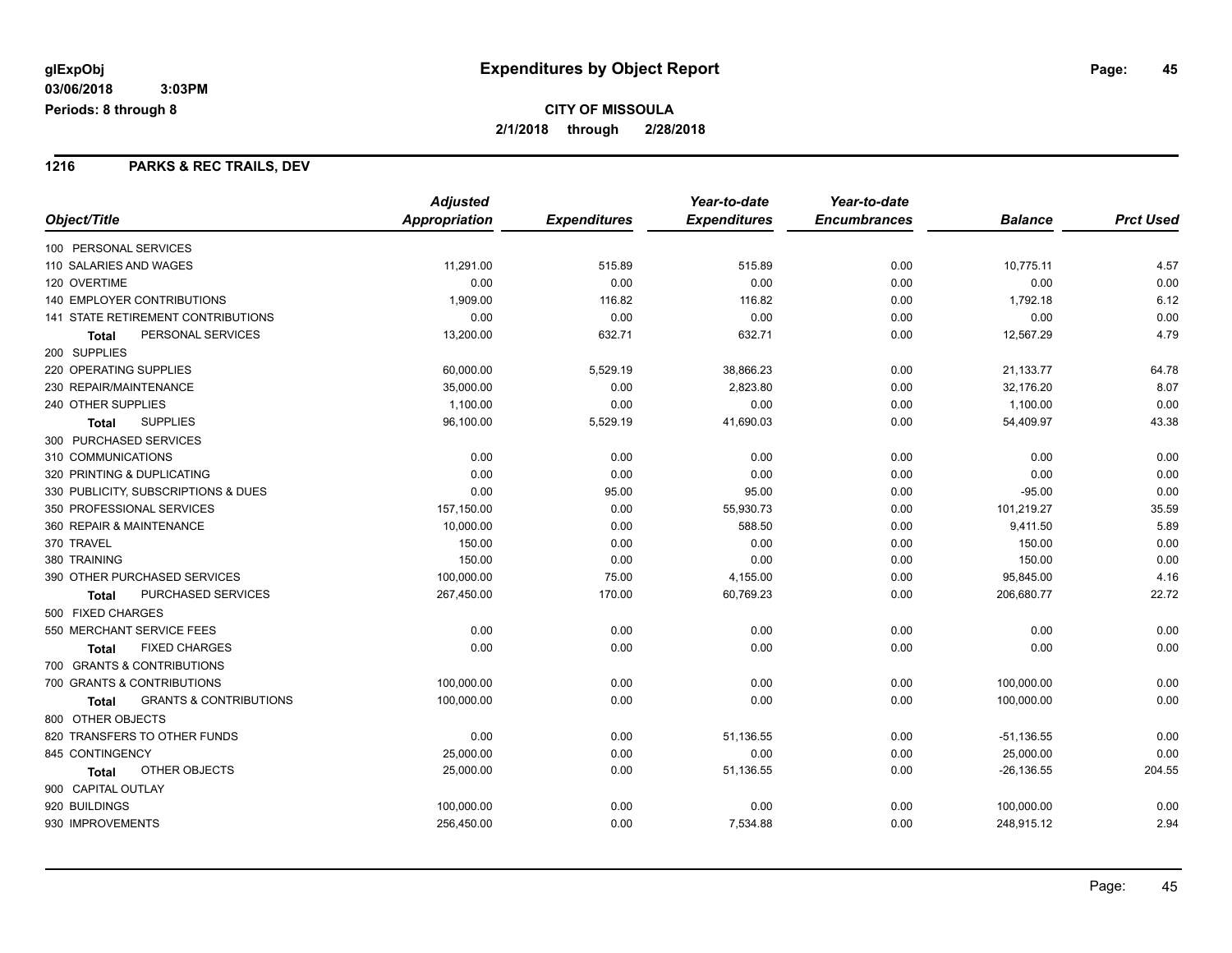# Expenditures by Object Report

glExpObj
03/06/2018 3:03PM
Periods: 8 through 8

**CITY OF MISSOULA**
**2/1/2018 through 2/28/2018**

## 1216 PARKS & REC TRAILS, DEV

| Object/Title | Adjusted Appropriation | Expenditures | Year-to-date Expenditures | Year-to-date Encumbrances | Balance | Prct Used |
|---|---|---|---|---|---|---|
| 100 PERSONAL SERVICES | | | | | | |
| 110 SALARIES AND WAGES | 11,291.00 | 515.89 | 515.89 | 0.00 | 10,775.11 | 4.57 |
| 120 OVERTIME | 0.00 | 0.00 | 0.00 | 0.00 | 0.00 | 0.00 |
| 140 EMPLOYER CONTRIBUTIONS | 1,909.00 | 116.82 | 116.82 | 0.00 | 1,792.18 | 6.12 |
| 141 STATE RETIREMENT CONTRIBUTIONS | 0.00 | 0.00 | 0.00 | 0.00 | 0.00 | 0.00 |
| **Total** PERSONAL SERVICES | 13,200.00 | 632.71 | 632.71 | 0.00 | 12,567.29 | 4.79 |
| 200 SUPPLIES | | | | | | |
| 220 OPERATING SUPPLIES | 60,000.00 | 5,529.19 | 38,866.23 | 0.00 | 21,133.77 | 64.78 |
| 230 REPAIR/MAINTENANCE | 35,000.00 | 0.00 | 2,823.80 | 0.00 | 32,176.20 | 8.07 |
| 240 OTHER SUPPLIES | 1,100.00 | 0.00 | 0.00 | 0.00 | 1,100.00 | 0.00 |
| **Total** SUPPLIES | 96,100.00 | 5,529.19 | 41,690.03 | 0.00 | 54,409.97 | 43.38 |
| 300 PURCHASED SERVICES | | | | | | |
| 310 COMMUNICATIONS | 0.00 | 0.00 | 0.00 | 0.00 | 0.00 | 0.00 |
| 320 PRINTING & DUPLICATING | 0.00 | 0.00 | 0.00 | 0.00 | 0.00 | 0.00 |
| 330 PUBLICITY, SUBSCRIPTIONS & DUES | 0.00 | 95.00 | 95.00 | 0.00 | -95.00 | 0.00 |
| 350 PROFESSIONAL SERVICES | 157,150.00 | 0.00 | 55,930.73 | 0.00 | 101,219.27 | 35.59 |
| 360 REPAIR & MAINTENANCE | 10,000.00 | 0.00 | 588.50 | 0.00 | 9,411.50 | 5.89 |
| 370 TRAVEL | 150.00 | 0.00 | 0.00 | 0.00 | 150.00 | 0.00 |
| 380 TRAINING | 150.00 | 0.00 | 0.00 | 0.00 | 150.00 | 0.00 |
| 390 OTHER PURCHASED SERVICES | 100,000.00 | 75.00 | 4,155.00 | 0.00 | 95,845.00 | 4.16 |
| **Total** PURCHASED SERVICES | 267,450.00 | 170.00 | 60,769.23 | 0.00 | 206,680.77 | 22.72 |
| 500 FIXED CHARGES | | | | | | |
| 550 MERCHANT SERVICE FEES | 0.00 | 0.00 | 0.00 | 0.00 | 0.00 | 0.00 |
| **Total** FIXED CHARGES | 0.00 | 0.00 | 0.00 | 0.00 | 0.00 | 0.00 |
| 700 GRANTS & CONTRIBUTIONS | | | | | | |
| 700 GRANTS & CONTRIBUTIONS | 100,000.00 | 0.00 | 0.00 | 0.00 | 100,000.00 | 0.00 |
| **Total** GRANTS & CONTRIBUTIONS | 100,000.00 | 0.00 | 0.00 | 0.00 | 100,000.00 | 0.00 |
| 800 OTHER OBJECTS | | | | | | |
| 820 TRANSFERS TO OTHER FUNDS | 0.00 | 0.00 | 51,136.55 | 0.00 | -51,136.55 | 0.00 |
| 845 CONTINGENCY | 25,000.00 | 0.00 | 0.00 | 0.00 | 25,000.00 | 0.00 |
| **Total** OTHER OBJECTS | 25,000.00 | 0.00 | 51,136.55 | 0.00 | -26,136.55 | 204.55 |
| 900 CAPITAL OUTLAY | | | | | | |
| 920 BUILDINGS | 100,000.00 | 0.00 | 0.00 | 0.00 | 100,000.00 | 0.00 |
| 930 IMPROVEMENTS | 256,450.00 | 0.00 | 7,534.88 | 0.00 | 248,915.12 | 2.94 |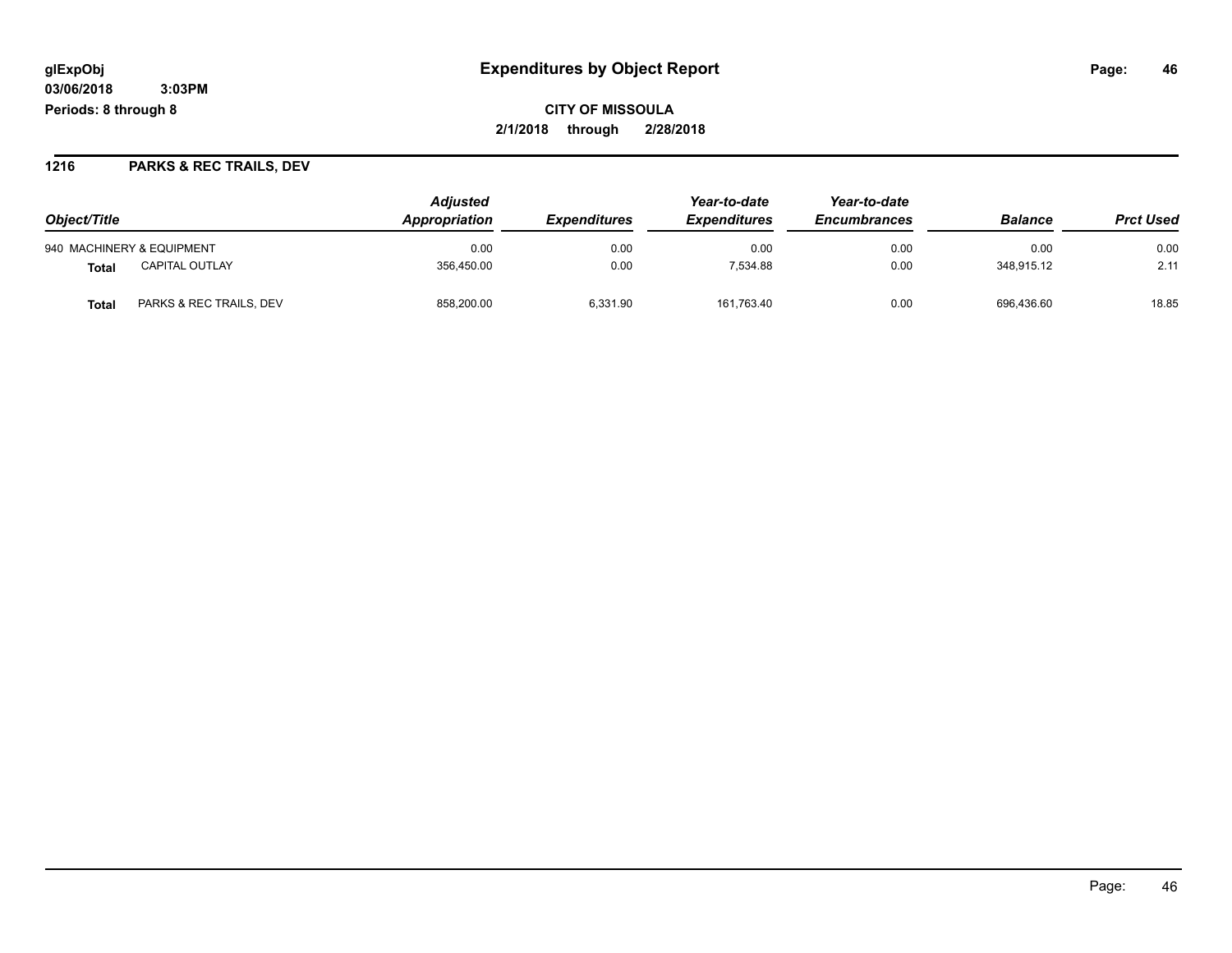**glExpObj** 
**03/06/2018 3:03PM** 
**Periods: 8 through 8**

# Expenditures by Object Report

**CITY OF MISSOULA** 
**2/1/2018 through 2/28/2018**

## 1216 PARKS & REC TRAILS, DEV

| Object/Title | | *Adjusted Appropriation* | *Expenditures* | *Year-to-date Expenditures* | *Year-to-date Encumbrances* | *Balance* | *Prct Used* |
|---|---|---|---|---|---|---|---|
| 940 MACHINERY & EQUIPMENT | | 0.00 | 0.00 | 0.00 | 0.00 | 0.00 | 0.00 |
| **Total** | CAPITAL OUTLAY | 356,450.00 | 0.00 | 7,534.88 | 0.00 | 348,915.12 | 2.11 |
| **Total** | PARKS & REC TRAILS, DEV | 858,200.00 | 6,331.90 | 161,763.40 | 0.00 | 696,436.60 | 18.85 |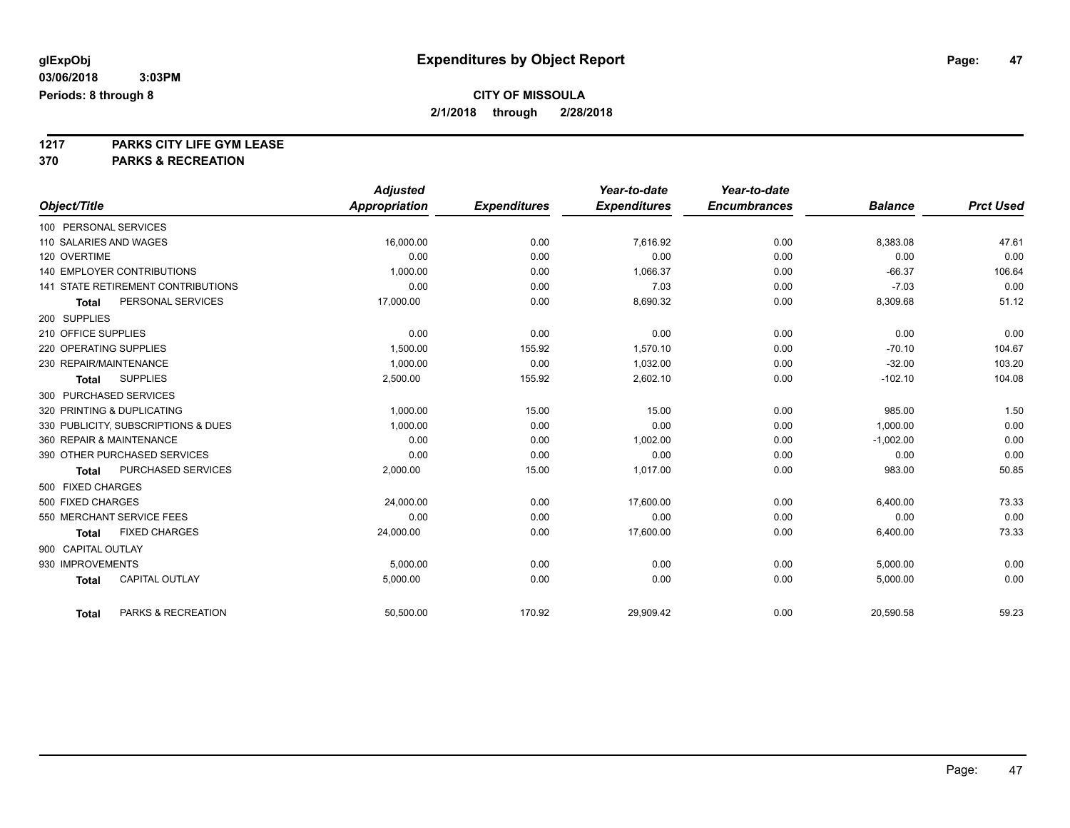glExpObj
03/06/2018 3:03PM
Periods: 8 through 8

# Expenditures by Object Report

**CITY OF MISSOULA**
**2/1/2018 through 2/28/2018**

**1217 PARKS CITY LIFE GYM LEASE**
**370 PARKS & RECREATION**

| Object/Title | Adjusted Appropriation | Expenditures | Year-to-date Expenditures | Year-to-date Encumbrances | Balance | Prct Used |
|---|---|---|---|---|---|---|
| 100 PERSONAL SERVICES | | | | | | |
| 110 SALARIES AND WAGES | 16,000.00 | 0.00 | 7,616.92 | 0.00 | 8,383.08 | 47.61 |
| 120 OVERTIME | 0.00 | 0.00 | 0.00 | 0.00 | 0.00 | 0.00 |
| 140 EMPLOYER CONTRIBUTIONS | 1,000.00 | 0.00 | 1,066.37 | 0.00 | -66.37 | 106.64 |
| 141 STATE RETIREMENT CONTRIBUTIONS | 0.00 | 0.00 | 7.03 | 0.00 | -7.03 | 0.00 |
| **Total** PERSONAL SERVICES | 17,000.00 | 0.00 | 8,690.32 | 0.00 | 8,309.68 | 51.12 |
| 200 SUPPLIES | | | | | | |
| 210 OFFICE SUPPLIES | 0.00 | 0.00 | 0.00 | 0.00 | 0.00 | 0.00 |
| 220 OPERATING SUPPLIES | 1,500.00 | 155.92 | 1,570.10 | 0.00 | -70.10 | 104.67 |
| 230 REPAIR/MAINTENANCE | 1,000.00 | 0.00 | 1,032.00 | 0.00 | -32.00 | 103.20 |
| **Total** SUPPLIES | 2,500.00 | 155.92 | 2,602.10 | 0.00 | -102.10 | 104.08 |
| 300 PURCHASED SERVICES | | | | | | |
| 320 PRINTING & DUPLICATING | 1,000.00 | 15.00 | 15.00 | 0.00 | 985.00 | 1.50 |
| 330 PUBLICITY, SUBSCRIPTIONS & DUES | 1,000.00 | 0.00 | 0.00 | 0.00 | 1,000.00 | 0.00 |
| 360 REPAIR & MAINTENANCE | 0.00 | 0.00 | 1,002.00 | 0.00 | -1,002.00 | 0.00 |
| 390 OTHER PURCHASED SERVICES | 0.00 | 0.00 | 0.00 | 0.00 | 0.00 | 0.00 |
| **Total** PURCHASED SERVICES | 2,000.00 | 15.00 | 1,017.00 | 0.00 | 983.00 | 50.85 |
| 500 FIXED CHARGES | | | | | | |
| 500 FIXED CHARGES | 24,000.00 | 0.00 | 17,600.00 | 0.00 | 6,400.00 | 73.33 |
| 550 MERCHANT SERVICE FEES | 0.00 | 0.00 | 0.00 | 0.00 | 0.00 | 0.00 |
| **Total** FIXED CHARGES | 24,000.00 | 0.00 | 17,600.00 | 0.00 | 6,400.00 | 73.33 |
| 900 CAPITAL OUTLAY | | | | | | |
| 930 IMPROVEMENTS | 5,000.00 | 0.00 | 0.00 | 0.00 | 5,000.00 | 0.00 |
| **Total** CAPITAL OUTLAY | 5,000.00 | 0.00 | 0.00 | 0.00 | 5,000.00 | 0.00 |
| **Total** PARKS & RECREATION | 50,500.00 | 170.92 | 29,909.42 | 0.00 | 20,590.58 | 59.23 |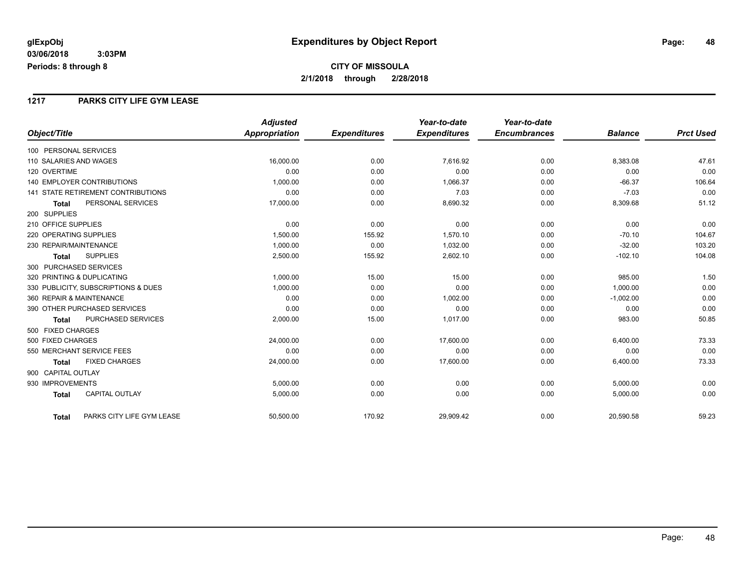**glExpObj** **Expenditures by Object Report**

**03/06/2018 3:03PM**

**Periods: 8 through 8**

**CITY OF MISSOULA**

**2/1/2018 through 2/28/2018**

## 1217 PARKS CITY LIFE GYM LEASE

| Object/Title | Adjusted Appropriation | Expenditures | Year-to-date Expenditures | Year-to-date Encumbrances | Balance | Prct Used |
|---|---|---|---|---|---|---|
| 100 PERSONAL SERVICES | | | | | | |
| 110 SALARIES AND WAGES | 16,000.00 | 0.00 | 7,616.92 | 0.00 | 8,383.08 | 47.61 |
| 120 OVERTIME | 0.00 | 0.00 | 0.00 | 0.00 | 0.00 | 0.00 |
| 140 EMPLOYER CONTRIBUTIONS | 1,000.00 | 0.00 | 1,066.37 | 0.00 | -66.37 | 106.64 |
| 141 STATE RETIREMENT CONTRIBUTIONS | 0.00 | 0.00 | 7.03 | 0.00 | -7.03 | 0.00 |
| **Total** PERSONAL SERVICES | 17,000.00 | 0.00 | 8,690.32 | 0.00 | 8,309.68 | 51.12 |
| 200 SUPPLIES | | | | | | |
| 210 OFFICE SUPPLIES | 0.00 | 0.00 | 0.00 | 0.00 | 0.00 | 0.00 |
| 220 OPERATING SUPPLIES | 1,500.00 | 155.92 | 1,570.10 | 0.00 | -70.10 | 104.67 |
| 230 REPAIR/MAINTENANCE | 1,000.00 | 0.00 | 1,032.00 | 0.00 | -32.00 | 103.20 |
| **Total** SUPPLIES | 2,500.00 | 155.92 | 2,602.10 | 0.00 | -102.10 | 104.08 |
| 300 PURCHASED SERVICES | | | | | | |
| 320 PRINTING & DUPLICATING | 1,000.00 | 15.00 | 15.00 | 0.00 | 985.00 | 1.50 |
| 330 PUBLICITY, SUBSCRIPTIONS & DUES | 1,000.00 | 0.00 | 0.00 | 0.00 | 1,000.00 | 0.00 |
| 360 REPAIR & MAINTENANCE | 0.00 | 0.00 | 1,002.00 | 0.00 | -1,002.00 | 0.00 |
| 390 OTHER PURCHASED SERVICES | 0.00 | 0.00 | 0.00 | 0.00 | 0.00 | 0.00 |
| **Total** PURCHASED SERVICES | 2,000.00 | 15.00 | 1,017.00 | 0.00 | 983.00 | 50.85 |
| 500 FIXED CHARGES | | | | | | |
| 500 FIXED CHARGES | 24,000.00 | 0.00 | 17,600.00 | 0.00 | 6,400.00 | 73.33 |
| 550 MERCHANT SERVICE FEES | 0.00 | 0.00 | 0.00 | 0.00 | 0.00 | 0.00 |
| **Total** FIXED CHARGES | 24,000.00 | 0.00 | 17,600.00 | 0.00 | 6,400.00 | 73.33 |
| 900 CAPITAL OUTLAY | | | | | | |
| 930 IMPROVEMENTS | 5,000.00 | 0.00 | 0.00 | 0.00 | 5,000.00 | 0.00 |
| **Total** CAPITAL OUTLAY | 5,000.00 | 0.00 | 0.00 | 0.00 | 5,000.00 | 0.00 |
| **Total** PARKS CITY LIFE GYM LEASE | 50,500.00 | 170.92 | 29,909.42 | 0.00 | 20,590.58 | 59.23 |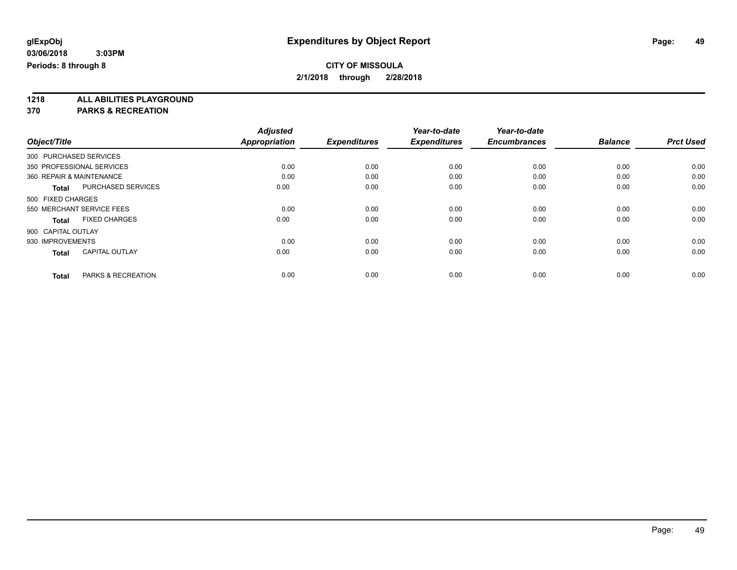**glExpObj** **Expenditures by Object Report**

**03/06/2018 3:03PM**

**Periods: 8 through 8**

**CITY OF MISSOULA**

**2/1/2018 through 2/28/2018**

## 1218 ALL ABILITIES PLAYGROUND
## 370 PARKS & RECREATION

| Object/Title | | *Adjusted Appropriation* | *Expenditures* | *Year-to-date Expenditures* | *Year-to-date Encumbrances* | *Balance* | *Prct Used* |
|---|---|---|---|---|---|---|---|
| 300 PURCHASED SERVICES | | | | | | | |
| 350 PROFESSIONAL SERVICES | | 0.00 | 0.00 | 0.00 | 0.00 | 0.00 | 0.00 |
| 360 REPAIR & MAINTENANCE | | 0.00 | 0.00 | 0.00 | 0.00 | 0.00 | 0.00 |
| **Total** | PURCHASED SERVICES | 0.00 | 0.00 | 0.00 | 0.00 | 0.00 | 0.00 |
| 500 FIXED CHARGES | | | | | | | |
| 550 MERCHANT SERVICE FEES | | 0.00 | 0.00 | 0.00 | 0.00 | 0.00 | 0.00 |
| **Total** | FIXED CHARGES | 0.00 | 0.00 | 0.00 | 0.00 | 0.00 | 0.00 |
| 900 CAPITAL OUTLAY | | | | | | | |
| 930 IMPROVEMENTS | | 0.00 | 0.00 | 0.00 | 0.00 | 0.00 | 0.00 |
| **Total** | CAPITAL OUTLAY | 0.00 | 0.00 | 0.00 | 0.00 | 0.00 | 0.00 |
| **Total** | PARKS & RECREATION | 0.00 | 0.00 | 0.00 | 0.00 | 0.00 | 0.00 |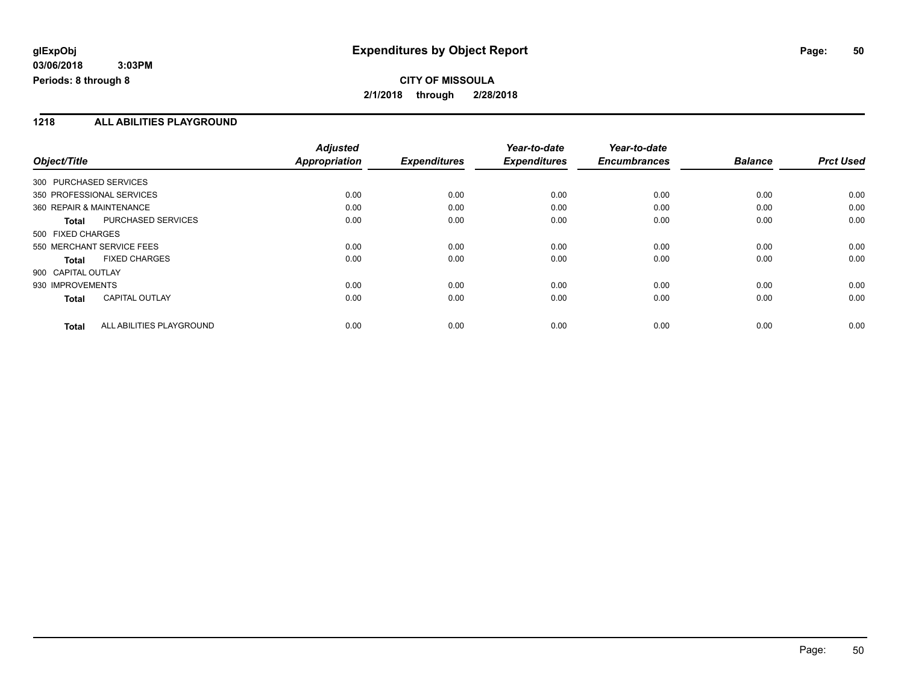**glExpObj**
**03/06/2018 3:03PM**
**Periods: 8 through 8**

# Expenditures by Object Report

**CITY OF MISSOULA**
**2/1/2018 through 2/28/2018**

## 1218 ALL ABILITIES PLAYGROUND

| Object/Title | | Adjusted Appropriation | Expenditures | Year-to-date Expenditures | Year-to-date Encumbrances | Balance | Prct Used |
|---|---|---|---|---|---|---|---|
| 300 PURCHASED SERVICES | | | | | | | |
| 350 PROFESSIONAL SERVICES | | 0.00 | 0.00 | 0.00 | 0.00 | 0.00 | 0.00 |
| 360 REPAIR & MAINTENANCE | | 0.00 | 0.00 | 0.00 | 0.00 | 0.00 | 0.00 |
| **Total** | PURCHASED SERVICES | 0.00 | 0.00 | 0.00 | 0.00 | 0.00 | 0.00 |
| 500 FIXED CHARGES | | | | | | | |
| 550 MERCHANT SERVICE FEES | | 0.00 | 0.00 | 0.00 | 0.00 | 0.00 | 0.00 |
| **Total** | FIXED CHARGES | 0.00 | 0.00 | 0.00 | 0.00 | 0.00 | 0.00 |
| 900 CAPITAL OUTLAY | | | | | | | |
| 930 IMPROVEMENTS | | 0.00 | 0.00 | 0.00 | 0.00 | 0.00 | 0.00 |
| **Total** | CAPITAL OUTLAY | 0.00 | 0.00 | 0.00 | 0.00 | 0.00 | 0.00 |
| **Total** | ALL ABILITIES PLAYGROUND | 0.00 | 0.00 | 0.00 | 0.00 | 0.00 | 0.00 |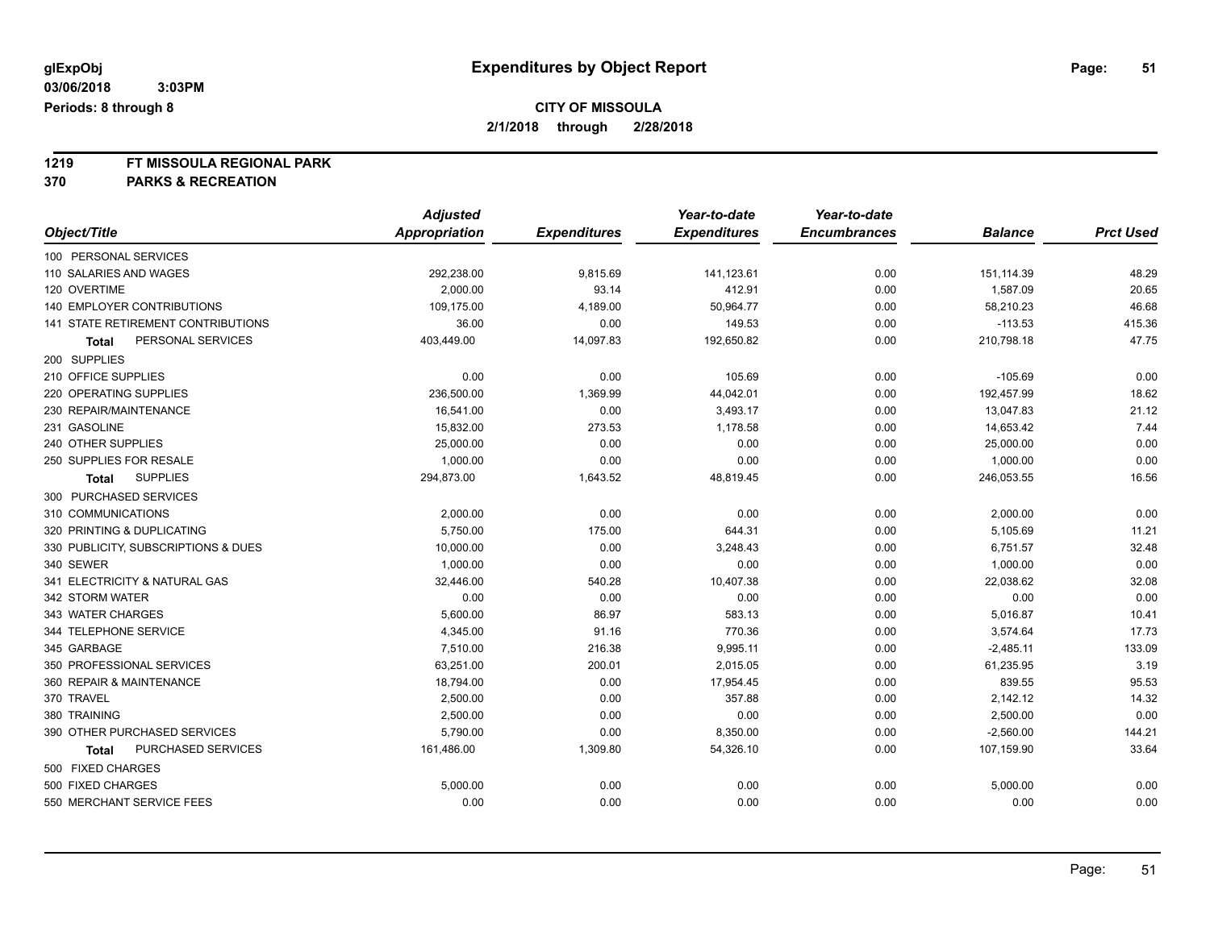# Expenditures by Object Report

glExpObj
03/06/2018 3:03PM
Periods: 8 through 8

**CITY OF MISSOULA**
**2/1/2018 through 2/28/2018**

**1219 FT MISSOULA REGIONAL PARK**
**370 PARKS & RECREATION**

| Object/Title | Adjusted Appropriation | Expenditures | Year-to-date Expenditures | Year-to-date Encumbrances | Balance | Prct Used |
|---|---|---|---|---|---|---|
| 100 PERSONAL SERVICES | | | | | | |
| 110 SALARIES AND WAGES | 292,238.00 | 9,815.69 | 141,123.61 | 0.00 | 151,114.39 | 48.29 |
| 120 OVERTIME | 2,000.00 | 93.14 | 412.91 | 0.00 | 1,587.09 | 20.65 |
| 140 EMPLOYER CONTRIBUTIONS | 109,175.00 | 4,189.00 | 50,964.77 | 0.00 | 58,210.23 | 46.68 |
| 141 STATE RETIREMENT CONTRIBUTIONS | 36.00 | 0.00 | 149.53 | 0.00 | -113.53 | 415.36 |
| **Total** PERSONAL SERVICES | 403,449.00 | 14,097.83 | 192,650.82 | 0.00 | 210,798.18 | 47.75 |
| 200 SUPPLIES | | | | | | |
| 210 OFFICE SUPPLIES | 0.00 | 0.00 | 105.69 | 0.00 | -105.69 | 0.00 |
| 220 OPERATING SUPPLIES | 236,500.00 | 1,369.99 | 44,042.01 | 0.00 | 192,457.99 | 18.62 |
| 230 REPAIR/MAINTENANCE | 16,541.00 | 0.00 | 3,493.17 | 0.00 | 13,047.83 | 21.12 |
| 231 GASOLINE | 15,832.00 | 273.53 | 1,178.58 | 0.00 | 14,653.42 | 7.44 |
| 240 OTHER SUPPLIES | 25,000.00 | 0.00 | 0.00 | 0.00 | 25,000.00 | 0.00 |
| 250 SUPPLIES FOR RESALE | 1,000.00 | 0.00 | 0.00 | 0.00 | 1,000.00 | 0.00 |
| **Total** SUPPLIES | 294,873.00 | 1,643.52 | 48,819.45 | 0.00 | 246,053.55 | 16.56 |
| 300 PURCHASED SERVICES | | | | | | |
| 310 COMMUNICATIONS | 2,000.00 | 0.00 | 0.00 | 0.00 | 2,000.00 | 0.00 |
| 320 PRINTING & DUPLICATING | 5,750.00 | 175.00 | 644.31 | 0.00 | 5,105.69 | 11.21 |
| 330 PUBLICITY, SUBSCRIPTIONS & DUES | 10,000.00 | 0.00 | 3,248.43 | 0.00 | 6,751.57 | 32.48 |
| 340 SEWER | 1,000.00 | 0.00 | 0.00 | 0.00 | 1,000.00 | 0.00 |
| 341 ELECTRICITY & NATURAL GAS | 32,446.00 | 540.28 | 10,407.38 | 0.00 | 22,038.62 | 32.08 |
| 342 STORM WATER | 0.00 | 0.00 | 0.00 | 0.00 | 0.00 | 0.00 |
| 343 WATER CHARGES | 5,600.00 | 86.97 | 583.13 | 0.00 | 5,016.87 | 10.41 |
| 344 TELEPHONE SERVICE | 4,345.00 | 91.16 | 770.36 | 0.00 | 3,574.64 | 17.73 |
| 345 GARBAGE | 7,510.00 | 216.38 | 9,995.11 | 0.00 | -2,485.11 | 133.09 |
| 350 PROFESSIONAL SERVICES | 63,251.00 | 200.01 | 2,015.05 | 0.00 | 61,235.95 | 3.19 |
| 360 REPAIR & MAINTENANCE | 18,794.00 | 0.00 | 17,954.45 | 0.00 | 839.55 | 95.53 |
| 370 TRAVEL | 2,500.00 | 0.00 | 357.88 | 0.00 | 2,142.12 | 14.32 |
| 380 TRAINING | 2,500.00 | 0.00 | 0.00 | 0.00 | 2,500.00 | 0.00 |
| 390 OTHER PURCHASED SERVICES | 5,790.00 | 0.00 | 8,350.00 | 0.00 | -2,560.00 | 144.21 |
| **Total** PURCHASED SERVICES | 161,486.00 | 1,309.80 | 54,326.10 | 0.00 | 107,159.90 | 33.64 |
| 500 FIXED CHARGES | | | | | | |
| 500 FIXED CHARGES | 5,000.00 | 0.00 | 0.00 | 0.00 | 5,000.00 | 0.00 |
| 550 MERCHANT SERVICE FEES | 0.00 | 0.00 | 0.00 | 0.00 | 0.00 | 0.00 |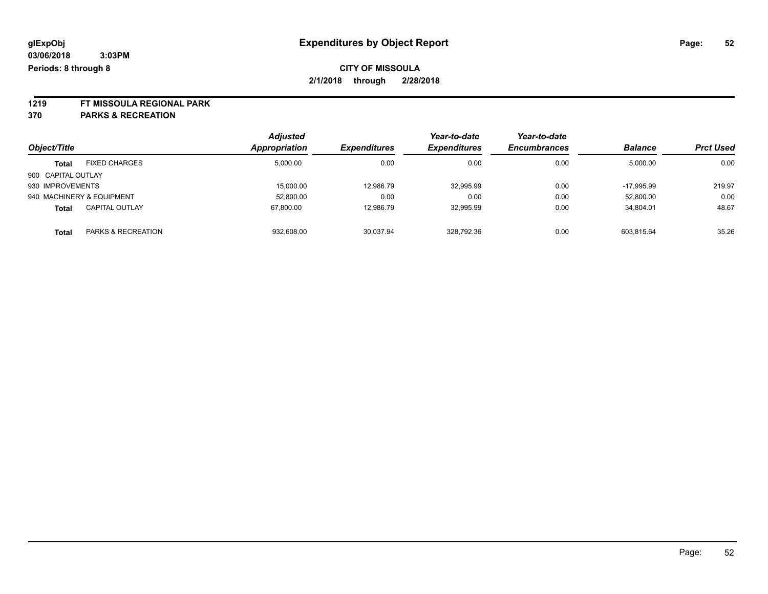**glExpObj** — **Expenditures by Object Report**

**03/06/2018 3:03PM**

**Periods: 8 through 8**

**CITY OF MISSOULA**

**2/1/2018 through 2/28/2018**

**1219 FT MISSOULA REGIONAL PARK**

**370 PARKS & RECREATION**

| Object/Title | | Adjusted Appropriation | Expenditures | Year-to-date Expenditures | Year-to-date Encumbrances | Balance | Prct Used |
|---|---|---|---|---|---|---|---|
| **Total** | FIXED CHARGES | 5,000.00 | 0.00 | 0.00 | 0.00 | 5,000.00 | 0.00 |
| 900 CAPITAL OUTLAY | | | | | | | |
| 930 IMPROVEMENTS | | 15,000.00 | 12,986.79 | 32,995.99 | 0.00 | -17,995.99 | 219.97 |
| 940 MACHINERY & EQUIPMENT | | 52,800.00 | 0.00 | 0.00 | 0.00 | 52,800.00 | 0.00 |
| **Total** | CAPITAL OUTLAY | 67,800.00 | 12,986.79 | 32,995.99 | 0.00 | 34,804.01 | 48.67 |
| **Total** | PARKS & RECREATION | 932,608.00 | 30,037.94 | 328,792.36 | 0.00 | 603,815.64 | 35.26 |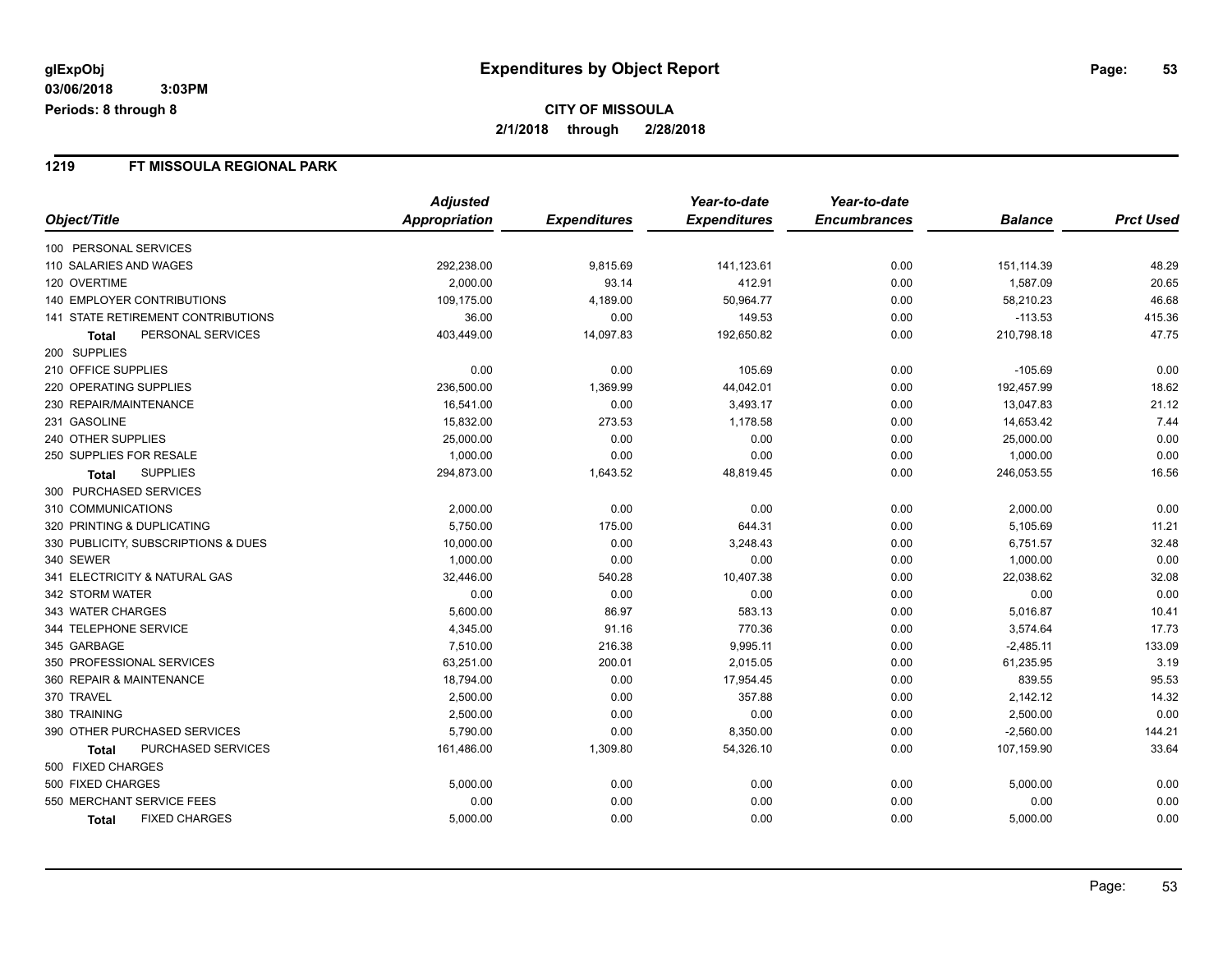**glExpObj** **Expenditures by Object Report**

**03/06/2018 3:03PM**

**Periods: 8 through 8**

**CITY OF MISSOULA**

**2/1/2018 through 2/28/2018**

## 1219 FT MISSOULA REGIONAL PARK

| Object/Title | Adjusted Appropriation | Expenditures | Year-to-date Expenditures | Year-to-date Encumbrances | Balance | Prct Used |
|---|---|---|---|---|---|---|
| 100 PERSONAL SERVICES | | | | | | |
| 110 SALARIES AND WAGES | 292,238.00 | 9,815.69 | 141,123.61 | 0.00 | 151,114.39 | 48.29 |
| 120 OVERTIME | 2,000.00 | 93.14 | 412.91 | 0.00 | 1,587.09 | 20.65 |
| 140 EMPLOYER CONTRIBUTIONS | 109,175.00 | 4,189.00 | 50,964.77 | 0.00 | 58,210.23 | 46.68 |
| 141 STATE RETIREMENT CONTRIBUTIONS | 36.00 | 0.00 | 149.53 | 0.00 | -113.53 | 415.36 |
| **Total** PERSONAL SERVICES | 403,449.00 | 14,097.83 | 192,650.82 | 0.00 | 210,798.18 | 47.75 |
| 200 SUPPLIES | | | | | | |
| 210 OFFICE SUPPLIES | 0.00 | 0.00 | 105.69 | 0.00 | -105.69 | 0.00 |
| 220 OPERATING SUPPLIES | 236,500.00 | 1,369.99 | 44,042.01 | 0.00 | 192,457.99 | 18.62 |
| 230 REPAIR/MAINTENANCE | 16,541.00 | 0.00 | 3,493.17 | 0.00 | 13,047.83 | 21.12 |
| 231 GASOLINE | 15,832.00 | 273.53 | 1,178.58 | 0.00 | 14,653.42 | 7.44 |
| 240 OTHER SUPPLIES | 25,000.00 | 0.00 | 0.00 | 0.00 | 25,000.00 | 0.00 |
| 250 SUPPLIES FOR RESALE | 1,000.00 | 0.00 | 0.00 | 0.00 | 1,000.00 | 0.00 |
| **Total** SUPPLIES | 294,873.00 | 1,643.52 | 48,819.45 | 0.00 | 246,053.55 | 16.56 |
| 300 PURCHASED SERVICES | | | | | | |
| 310 COMMUNICATIONS | 2,000.00 | 0.00 | 0.00 | 0.00 | 2,000.00 | 0.00 |
| 320 PRINTING & DUPLICATING | 5,750.00 | 175.00 | 644.31 | 0.00 | 5,105.69 | 11.21 |
| 330 PUBLICITY, SUBSCRIPTIONS & DUES | 10,000.00 | 0.00 | 3,248.43 | 0.00 | 6,751.57 | 32.48 |
| 340 SEWER | 1,000.00 | 0.00 | 0.00 | 0.00 | 1,000.00 | 0.00 |
| 341 ELECTRICITY & NATURAL GAS | 32,446.00 | 540.28 | 10,407.38 | 0.00 | 22,038.62 | 32.08 |
| 342 STORM WATER | 0.00 | 0.00 | 0.00 | 0.00 | 0.00 | 0.00 |
| 343 WATER CHARGES | 5,600.00 | 86.97 | 583.13 | 0.00 | 5,016.87 | 10.41 |
| 344 TELEPHONE SERVICE | 4,345.00 | 91.16 | 770.36 | 0.00 | 3,574.64 | 17.73 |
| 345 GARBAGE | 7,510.00 | 216.38 | 9,995.11 | 0.00 | -2,485.11 | 133.09 |
| 350 PROFESSIONAL SERVICES | 63,251.00 | 200.01 | 2,015.05 | 0.00 | 61,235.95 | 3.19 |
| 360 REPAIR & MAINTENANCE | 18,794.00 | 0.00 | 17,954.45 | 0.00 | 839.55 | 95.53 |
| 370 TRAVEL | 2,500.00 | 0.00 | 357.88 | 0.00 | 2,142.12 | 14.32 |
| 380 TRAINING | 2,500.00 | 0.00 | 0.00 | 0.00 | 2,500.00 | 0.00 |
| 390 OTHER PURCHASED SERVICES | 5,790.00 | 0.00 | 8,350.00 | 0.00 | -2,560.00 | 144.21 |
| **Total** PURCHASED SERVICES | 161,486.00 | 1,309.80 | 54,326.10 | 0.00 | 107,159.90 | 33.64 |
| 500 FIXED CHARGES | | | | | | |
| 500 FIXED CHARGES | 5,000.00 | 0.00 | 0.00 | 0.00 | 5,000.00 | 0.00 |
| 550 MERCHANT SERVICE FEES | 0.00 | 0.00 | 0.00 | 0.00 | 0.00 | 0.00 |
| **Total** FIXED CHARGES | 5,000.00 | 0.00 | 0.00 | 0.00 | 5,000.00 | 0.00 |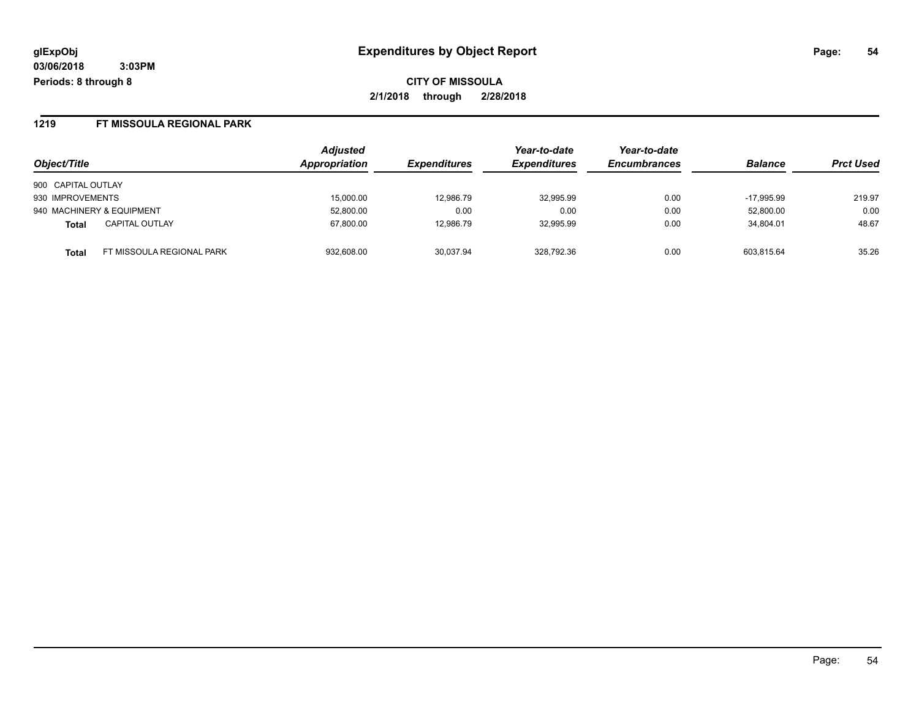**glExpObj**
**03/06/2018 3:03PM**
**Periods: 8 through 8**

# Expenditures by Object Report

**CITY OF MISSOULA**
**2/1/2018 through 2/28/2018**

## 1219 FT MISSOULA REGIONAL PARK

| Object/Title | Adjusted Appropriation | Expenditures | Year-to-date Expenditures | Year-to-date Encumbrances | Balance | Prct Used |
|---|---|---|---|---|---|---|
| 900 CAPITAL OUTLAY | | | | | | |
| 930 IMPROVEMENTS | 15,000.00 | 12,986.79 | 32,995.99 | 0.00 | -17,995.99 | 219.97 |
| 940 MACHINERY & EQUIPMENT | 52,800.00 | 0.00 | 0.00 | 0.00 | 52,800.00 | 0.00 |
| **Total** CAPITAL OUTLAY | 67,800.00 | 12,986.79 | 32,995.99 | 0.00 | 34,804.01 | 48.67 |
| **Total** FT MISSOULA REGIONAL PARK | 932,608.00 | 30,037.94 | 328,792.36 | 0.00 | 603,815.64 | 35.26 |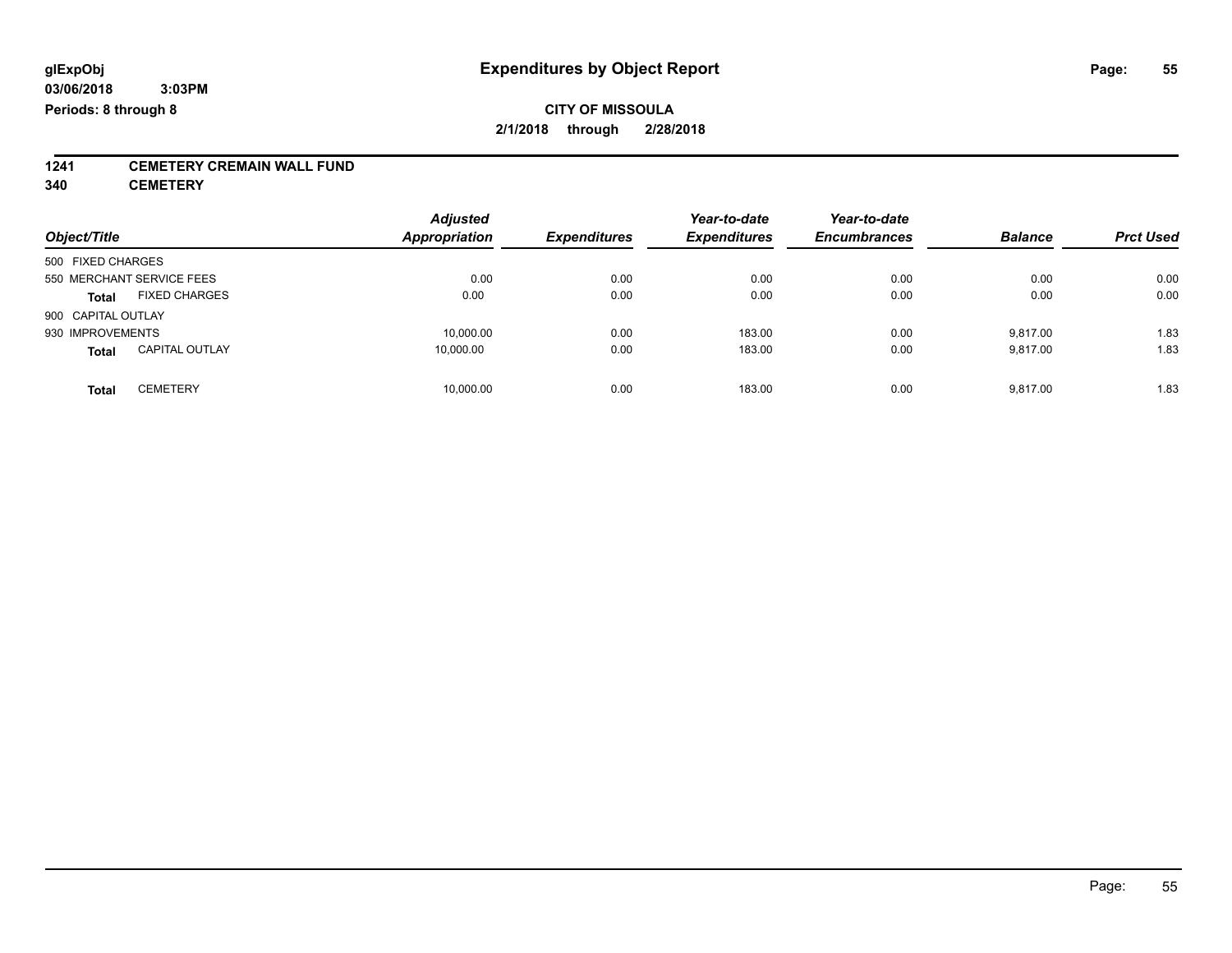**glExpObj** **Expenditures by Object Report**

**03/06/2018 3:03PM**

**Periods: 8 through 8**

**CITY OF MISSOULA**

**2/1/2018 through 2/28/2018**

**1241 CEMETERY CREMAIN WALL FUND**

**340 CEMETERY**

| Object/Title | | *Adjusted Appropriation* | *Expenditures* | *Year-to-date Expenditures* | *Year-to-date Encumbrances* | *Balance* | *Prct Used* |
|---|---|---|---|---|---|---|---|
| 500 FIXED CHARGES | | | | | | | |
| 550 MERCHANT SERVICE FEES | | 0.00 | 0.00 | 0.00 | 0.00 | 0.00 | 0.00 |
| **Total** | FIXED CHARGES | 0.00 | 0.00 | 0.00 | 0.00 | 0.00 | 0.00 |
| 900 CAPITAL OUTLAY | | | | | | | |
| 930 IMPROVEMENTS | | 10,000.00 | 0.00 | 183.00 | 0.00 | 9,817.00 | 1.83 |
| **Total** | CAPITAL OUTLAY | 10,000.00 | 0.00 | 183.00 | 0.00 | 9,817.00 | 1.83 |
| **Total** | CEMETERY | 10,000.00 | 0.00 | 183.00 | 0.00 | 9,817.00 | 1.83 |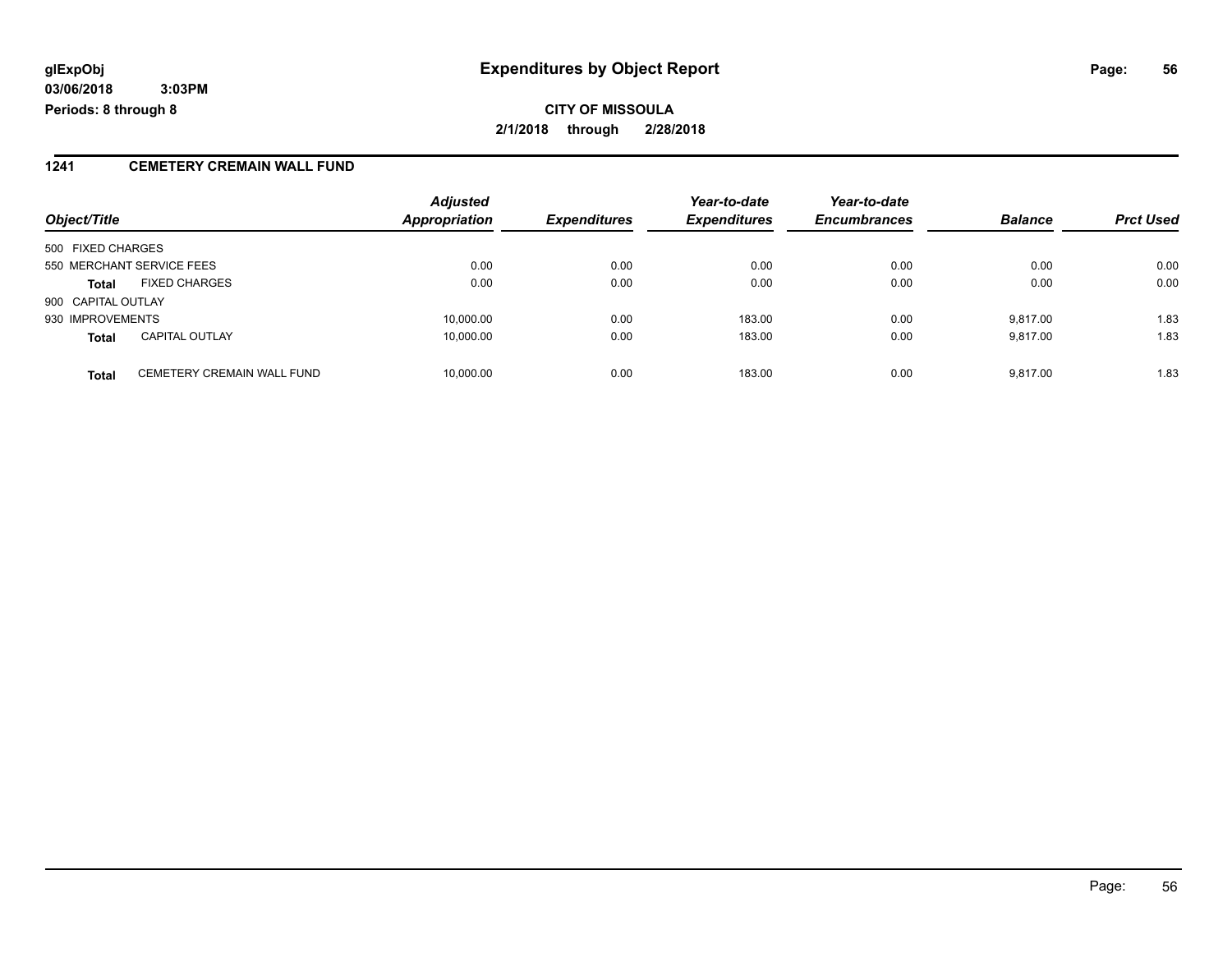# Expenditures by Object Report

**glExpObj**
**03/06/2018 3:03PM**
**Periods: 8 through 8**

**CITY OF MISSOULA**
**2/1/2018 through 2/28/2018**

## 1241 CEMETERY CREMAIN WALL FUND

| Object/Title | | *Adjusted Appropriation* | *Expenditures* | *Year-to-date Expenditures* | *Year-to-date Encumbrances* | *Balance* | *Prct Used* |
|---|---|---|---|---|---|---|---|
| 500 FIXED CHARGES | | | | | | | |
| 550 MERCHANT SERVICE FEES | | 0.00 | 0.00 | 0.00 | 0.00 | 0.00 | 0.00 |
| **Total** | FIXED CHARGES | 0.00 | 0.00 | 0.00 | 0.00 | 0.00 | 0.00 |
| 900 CAPITAL OUTLAY | | | | | | | |
| 930 IMPROVEMENTS | | 10,000.00 | 0.00 | 183.00 | 0.00 | 9,817.00 | 1.83 |
| **Total** | CAPITAL OUTLAY | 10,000.00 | 0.00 | 183.00 | 0.00 | 9,817.00 | 1.83 |
| **Total** | CEMETERY CREMAIN WALL FUND | 10,000.00 | 0.00 | 183.00 | 0.00 | 9,817.00 | 1.83 |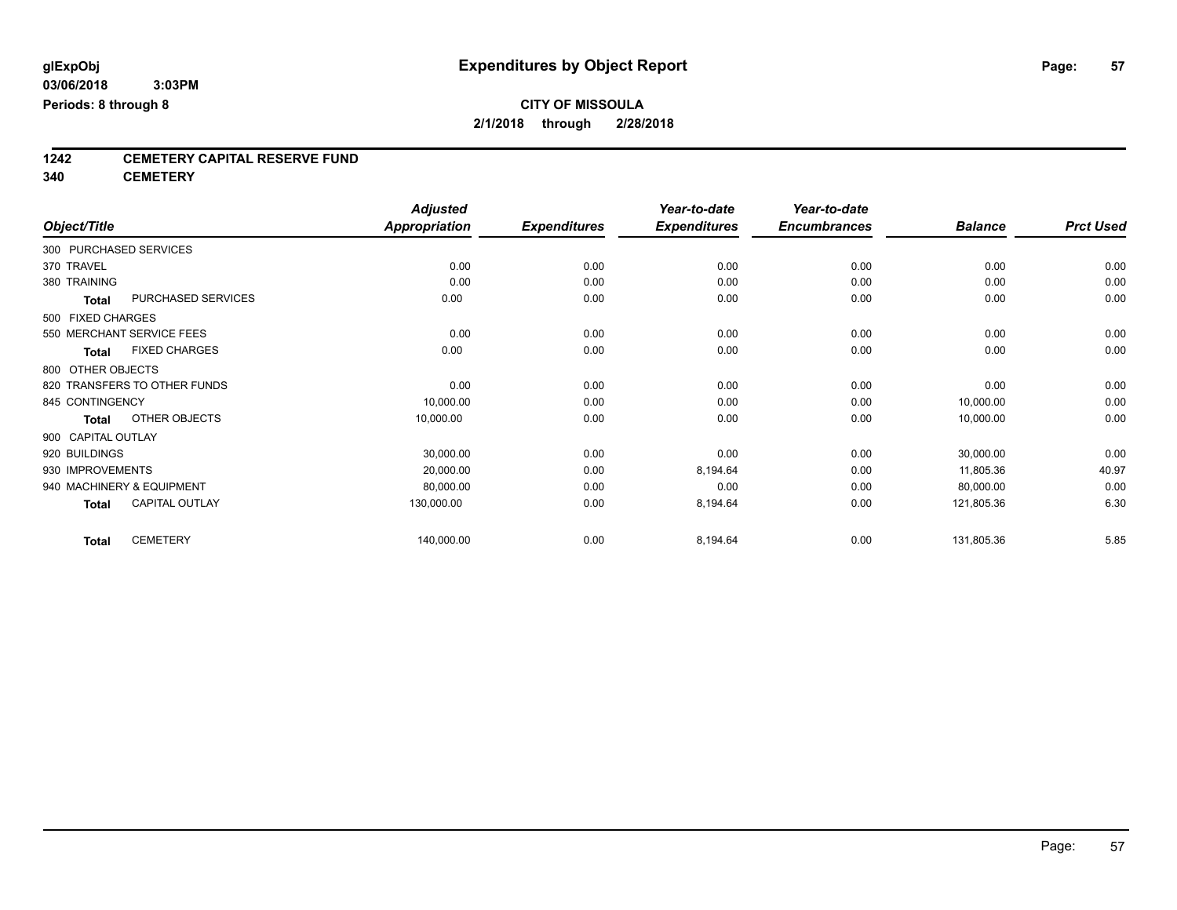# Expenditures by Object Report

glExpObj
03/06/2018 3:03PM
Periods: 8 through 8

**CITY OF MISSOULA**
**2/1/2018 through 2/28/2018**

## 1242 CEMETERY CAPITAL RESERVE FUND
## 340 CEMETERY

| Object/Title | | Adjusted Appropriation | Expenditures | Year-to-date Expenditures | Year-to-date Encumbrances | Balance | Prct Used |
|---|---|---|---|---|---|---|---|
| 300 PURCHASED SERVICES | | | | | | | |
| 370 TRAVEL | | 0.00 | 0.00 | 0.00 | 0.00 | 0.00 | 0.00 |
| 380 TRAINING | | 0.00 | 0.00 | 0.00 | 0.00 | 0.00 | 0.00 |
| **Total** | PURCHASED SERVICES | 0.00 | 0.00 | 0.00 | 0.00 | 0.00 | 0.00 |
| 500 FIXED CHARGES | | | | | | | |
| 550 MERCHANT SERVICE FEES | | 0.00 | 0.00 | 0.00 | 0.00 | 0.00 | 0.00 |
| **Total** | FIXED CHARGES | 0.00 | 0.00 | 0.00 | 0.00 | 0.00 | 0.00 |
| 800 OTHER OBJECTS | | | | | | | |
| 820 TRANSFERS TO OTHER FUNDS | | 0.00 | 0.00 | 0.00 | 0.00 | 0.00 | 0.00 |
| 845 CONTINGENCY | | 10,000.00 | 0.00 | 0.00 | 0.00 | 10,000.00 | 0.00 |
| **Total** | OTHER OBJECTS | 10,000.00 | 0.00 | 0.00 | 0.00 | 10,000.00 | 0.00 |
| 900 CAPITAL OUTLAY | | | | | | | |
| 920 BUILDINGS | | 30,000.00 | 0.00 | 0.00 | 0.00 | 30,000.00 | 0.00 |
| 930 IMPROVEMENTS | | 20,000.00 | 0.00 | 8,194.64 | 0.00 | 11,805.36 | 40.97 |
| 940 MACHINERY & EQUIPMENT | | 80,000.00 | 0.00 | 0.00 | 0.00 | 80,000.00 | 0.00 |
| **Total** | CAPITAL OUTLAY | 130,000.00 | 0.00 | 8,194.64 | 0.00 | 121,805.36 | 6.30 |
| **Total** | CEMETERY | 140,000.00 | 0.00 | 8,194.64 | 0.00 | 131,805.36 | 5.85 |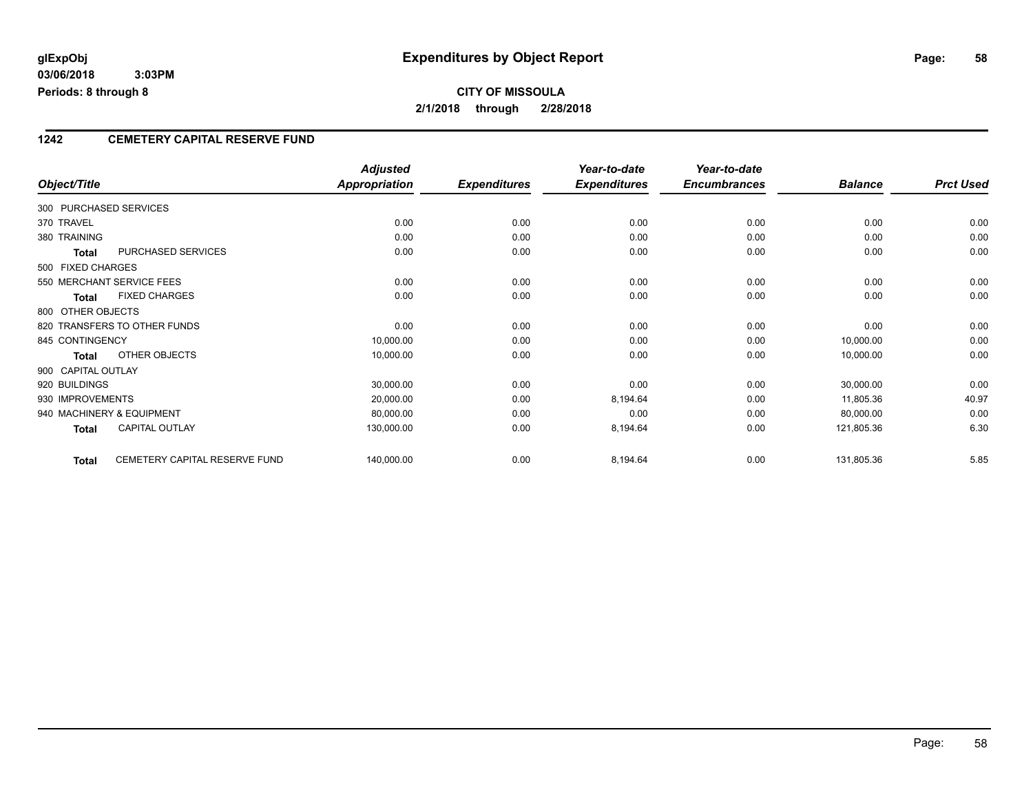# Expenditures by Object Report

glExpObj
03/06/2018 3:03PM
Periods: 8 through 8

**CITY OF MISSOULA**
**2/1/2018 through 2/28/2018**

## 1242 CEMETERY CAPITAL RESERVE FUND

| Object/Title | | *Adjusted Appropriation* | *Expenditures* | *Year-to-date Expenditures* | *Year-to-date Encumbrances* | *Balance* | *Prct Used* |
|---|---|---|---|---|---|---|---|
| 300 PURCHASED SERVICES | | | | | | | |
| 370 TRAVEL | | 0.00 | 0.00 | 0.00 | 0.00 | 0.00 | 0.00 |
| 380 TRAINING | | 0.00 | 0.00 | 0.00 | 0.00 | 0.00 | 0.00 |
| **Total** | PURCHASED SERVICES | 0.00 | 0.00 | 0.00 | 0.00 | 0.00 | 0.00 |
| 500 FIXED CHARGES | | | | | | | |
| 550 MERCHANT SERVICE FEES | | 0.00 | 0.00 | 0.00 | 0.00 | 0.00 | 0.00 |
| **Total** | FIXED CHARGES | 0.00 | 0.00 | 0.00 | 0.00 | 0.00 | 0.00 |
| 800 OTHER OBJECTS | | | | | | | |
| 820 TRANSFERS TO OTHER FUNDS | | 0.00 | 0.00 | 0.00 | 0.00 | 0.00 | 0.00 |
| 845 CONTINGENCY | | 10,000.00 | 0.00 | 0.00 | 0.00 | 10,000.00 | 0.00 |
| **Total** | OTHER OBJECTS | 10,000.00 | 0.00 | 0.00 | 0.00 | 10,000.00 | 0.00 |
| 900 CAPITAL OUTLAY | | | | | | | |
| 920 BUILDINGS | | 30,000.00 | 0.00 | 0.00 | 0.00 | 30,000.00 | 0.00 |
| 930 IMPROVEMENTS | | 20,000.00 | 0.00 | 8,194.64 | 0.00 | 11,805.36 | 40.97 |
| 940 MACHINERY & EQUIPMENT | | 80,000.00 | 0.00 | 0.00 | 0.00 | 80,000.00 | 0.00 |
| **Total** | CAPITAL OUTLAY | 130,000.00 | 0.00 | 8,194.64 | 0.00 | 121,805.36 | 6.30 |
| **Total** | CEMETERY CAPITAL RESERVE FUND | 140,000.00 | 0.00 | 8,194.64 | 0.00 | 131,805.36 | 5.85 |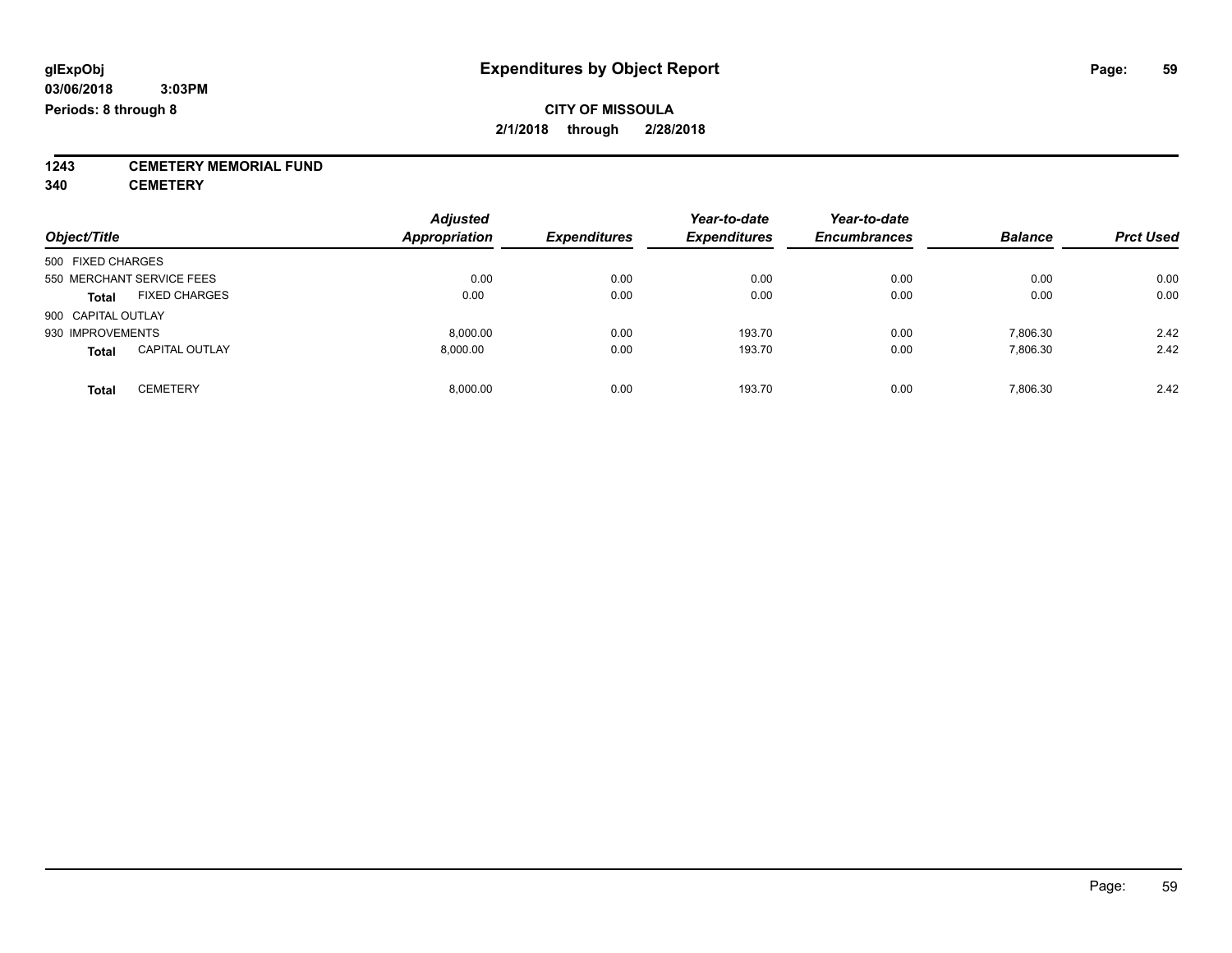# Expenditures by Object Report

glExpObj
03/06/2018 3:03PM
Periods: 8 through 8

**CITY OF MISSOULA**
**2/1/2018 through 2/28/2018**

**1243 CEMETERY MEMORIAL FUND**
**340 CEMETERY**

| Object/Title | Adjusted Appropriation | Expenditures | Year-to-date Expenditures | Year-to-date Encumbrances | Balance | Prct Used |
|---|---|---|---|---|---|---|
| 500 FIXED CHARGES | | | | | | |
| 550 MERCHANT SERVICE FEES | 0.00 | 0.00 | 0.00 | 0.00 | 0.00 | 0.00 |
| **Total** FIXED CHARGES | 0.00 | 0.00 | 0.00 | 0.00 | 0.00 | 0.00 |
| 900 CAPITAL OUTLAY | | | | | | |
| 930 IMPROVEMENTS | 8,000.00 | 0.00 | 193.70 | 0.00 | 7,806.30 | 2.42 |
| **Total** CAPITAL OUTLAY | 8,000.00 | 0.00 | 193.70 | 0.00 | 7,806.30 | 2.42 |
| **Total** CEMETERY | 8,000.00 | 0.00 | 193.70 | 0.00 | 7,806.30 | 2.42 |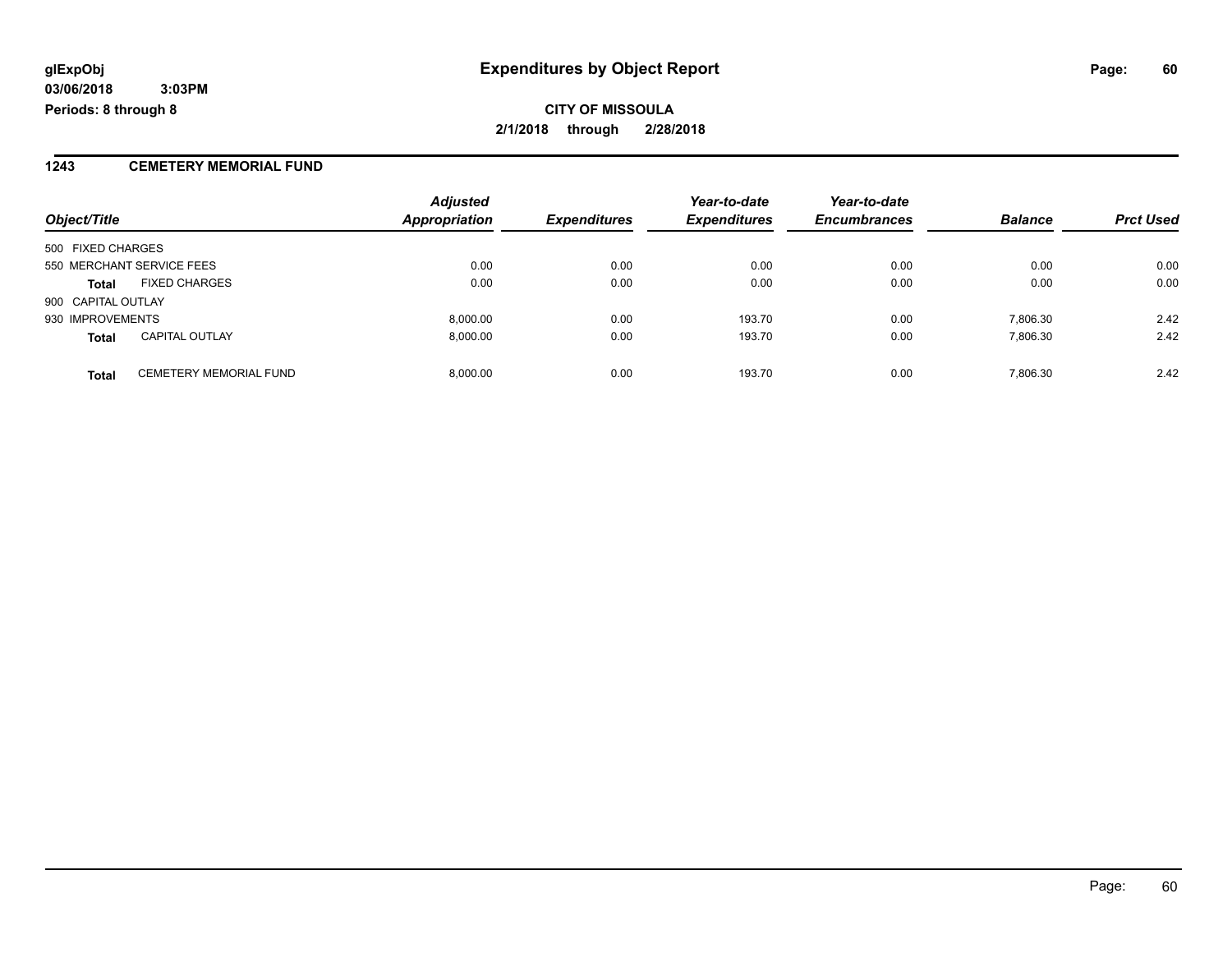**glExpObj** **Expenditures by Object Report**

**03/06/2018 3:03PM**

**Periods: 8 through 8**

**CITY OF MISSOULA**

**2/1/2018 through 2/28/2018**

## 1243 CEMETERY MEMORIAL FUND

| Object/Title | | Adjusted Appropriation | Expenditures | Year-to-date Expenditures | Year-to-date Encumbrances | Balance | Prct Used |
|---|---|---|---|---|---|---|---|
| 500 FIXED CHARGES | | | | | | | |
| 550 MERCHANT SERVICE FEES | | 0.00 | 0.00 | 0.00 | 0.00 | 0.00 | 0.00 |
| **Total** | FIXED CHARGES | 0.00 | 0.00 | 0.00 | 0.00 | 0.00 | 0.00 |
| 900 CAPITAL OUTLAY | | | | | | | |
| 930 IMPROVEMENTS | | 8,000.00 | 0.00 | 193.70 | 0.00 | 7,806.30 | 2.42 |
| **Total** | CAPITAL OUTLAY | 8,000.00 | 0.00 | 193.70 | 0.00 | 7,806.30 | 2.42 |
| **Total** | CEMETERY MEMORIAL FUND | 8,000.00 | 0.00 | 193.70 | 0.00 | 7,806.30 | 2.42 |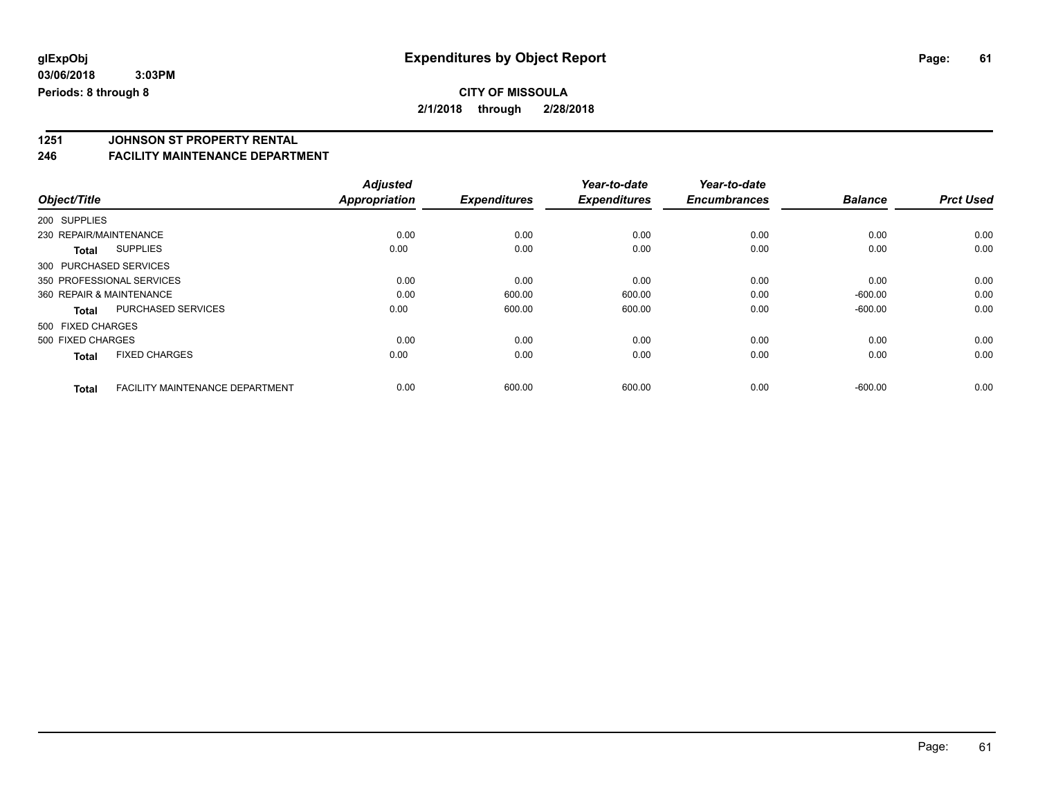glExpObj
03/06/2018 3:03PM
Periods: 8 through 8

# Expenditures by Object Report

**CITY OF MISSOULA**
**2/1/2018 through 2/28/2018**

**1251 JOHNSON ST PROPERTY RENTAL**
**246 FACILITY MAINTENANCE DEPARTMENT**

| Object/Title | | Adjusted Appropriation | Expenditures | Year-to-date Expenditures | Year-to-date Encumbrances | Balance | Prct Used |
|---|---|---|---|---|---|---|---|
| 200 SUPPLIES | | | | | | | |
| 230 REPAIR/MAINTENANCE | | 0.00 | 0.00 | 0.00 | 0.00 | 0.00 | 0.00 |
| **Total** | SUPPLIES | 0.00 | 0.00 | 0.00 | 0.00 | 0.00 | 0.00 |
| 300 PURCHASED SERVICES | | | | | | | |
| 350 PROFESSIONAL SERVICES | | 0.00 | 0.00 | 0.00 | 0.00 | 0.00 | 0.00 |
| 360 REPAIR & MAINTENANCE | | 0.00 | 600.00 | 600.00 | 0.00 | -600.00 | 0.00 |
| **Total** | PURCHASED SERVICES | 0.00 | 600.00 | 600.00 | 0.00 | -600.00 | 0.00 |
| 500 FIXED CHARGES | | | | | | | |
| 500 FIXED CHARGES | | 0.00 | 0.00 | 0.00 | 0.00 | 0.00 | 0.00 |
| **Total** | FIXED CHARGES | 0.00 | 0.00 | 0.00 | 0.00 | 0.00 | 0.00 |
| **Total** | FACILITY MAINTENANCE DEPARTMENT | 0.00 | 600.00 | 600.00 | 0.00 | -600.00 | 0.00 |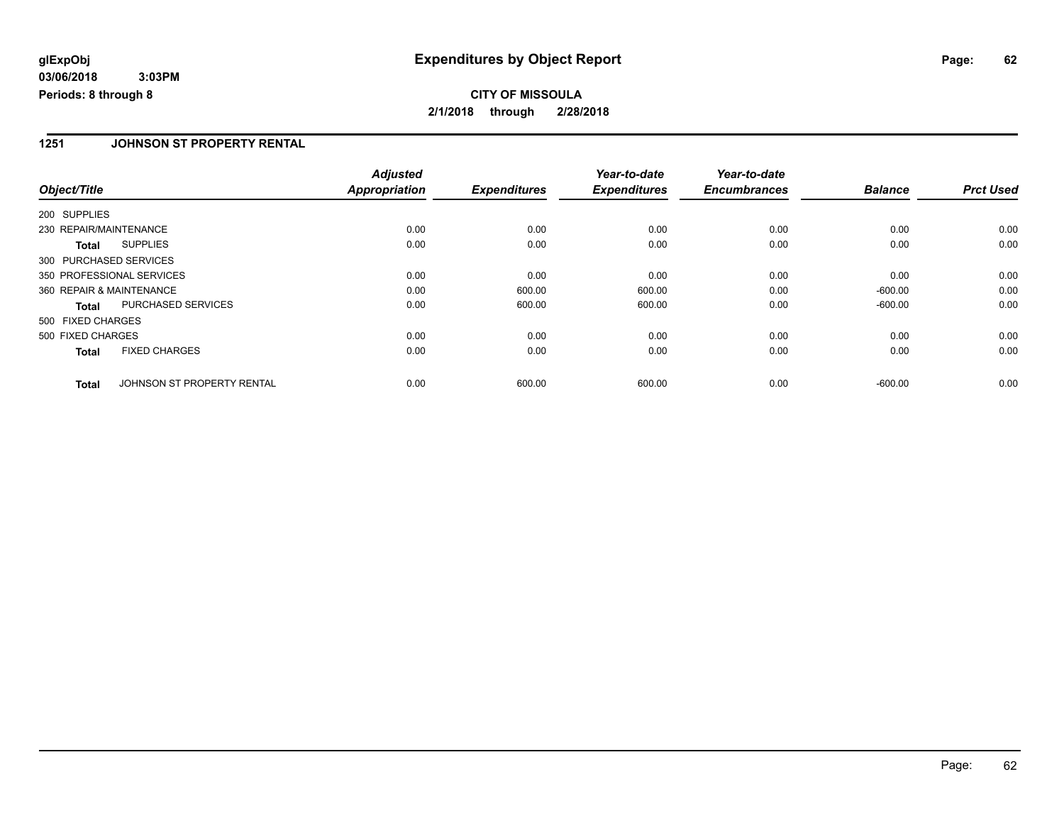**glExpObj**
**03/06/2018 3:03PM**
**Periods: 8 through 8**

# Expenditures by Object Report

**CITY OF MISSOULA**
**2/1/2018 through 2/28/2018**

## 1251 JOHNSON ST PROPERTY RENTAL

| Object/Title | | Adjusted Appropriation | Expenditures | Year-to-date Expenditures | Year-to-date Encumbrances | Balance | Prct Used |
|---|---|---|---|---|---|---|---|
| 200 SUPPLIES | | | | | | | |
| 230 REPAIR/MAINTENANCE | | 0.00 | 0.00 | 0.00 | 0.00 | 0.00 | 0.00 |
| **Total** | SUPPLIES | 0.00 | 0.00 | 0.00 | 0.00 | 0.00 | 0.00 |
| 300 PURCHASED SERVICES | | | | | | | |
| 350 PROFESSIONAL SERVICES | | 0.00 | 0.00 | 0.00 | 0.00 | 0.00 | 0.00 |
| 360 REPAIR & MAINTENANCE | | 0.00 | 600.00 | 600.00 | 0.00 | -600.00 | 0.00 |
| **Total** | PURCHASED SERVICES | 0.00 | 600.00 | 600.00 | 0.00 | -600.00 | 0.00 |
| 500 FIXED CHARGES | | | | | | | |
| 500 FIXED CHARGES | | 0.00 | 0.00 | 0.00 | 0.00 | 0.00 | 0.00 |
| **Total** | FIXED CHARGES | 0.00 | 0.00 | 0.00 | 0.00 | 0.00 | 0.00 |
| **Total** | JOHNSON ST PROPERTY RENTAL | 0.00 | 600.00 | 600.00 | 0.00 | -600.00 | 0.00 |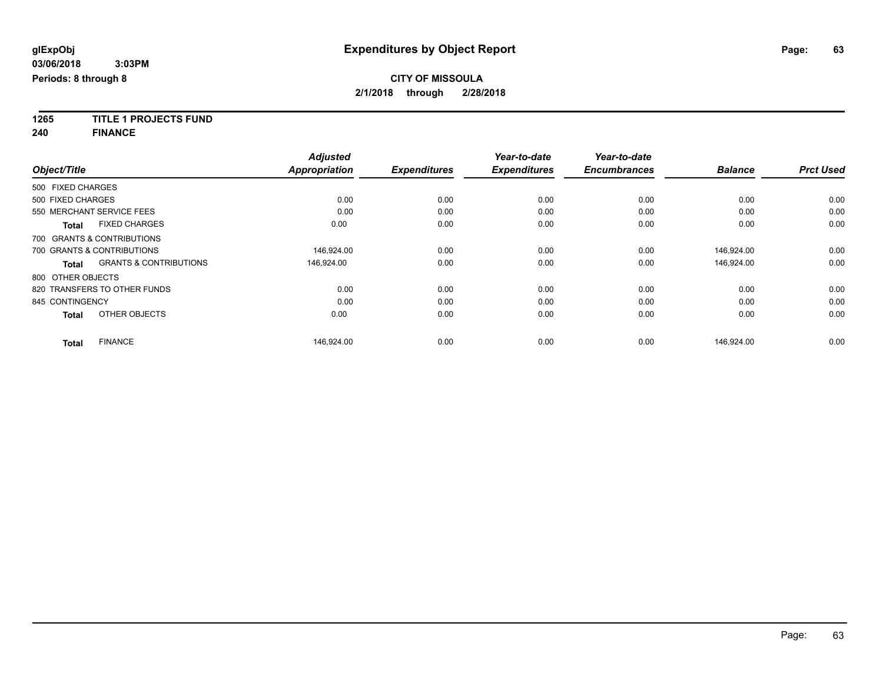**glExpObj** **Expenditures by Object Report**

**03/06/2018 3:03PM**

**Periods: 8 through 8**

**CITY OF MISSOULA**

**2/1/2018 through 2/28/2018**

**1265 TITLE 1 PROJECTS FUND**

**240 FINANCE**

| Object/Title | Adjusted Appropriation | Expenditures | Year-to-date Expenditures | Year-to-date Encumbrances | Balance | Prct Used |
|---|---|---|---|---|---|---|
| 500 FIXED CHARGES | | | | | | |
| 500 FIXED CHARGES | 0.00 | 0.00 | 0.00 | 0.00 | 0.00 | 0.00 |
| 550 MERCHANT SERVICE FEES | 0.00 | 0.00 | 0.00 | 0.00 | 0.00 | 0.00 |
| **Total** FIXED CHARGES | 0.00 | 0.00 | 0.00 | 0.00 | 0.00 | 0.00 |
| 700 GRANTS & CONTRIBUTIONS | | | | | | |
| 700 GRANTS & CONTRIBUTIONS | 146,924.00 | 0.00 | 0.00 | 0.00 | 146,924.00 | 0.00 |
| **Total** GRANTS & CONTRIBUTIONS | 146,924.00 | 0.00 | 0.00 | 0.00 | 146,924.00 | 0.00 |
| 800 OTHER OBJECTS | | | | | | |
| 820 TRANSFERS TO OTHER FUNDS | 0.00 | 0.00 | 0.00 | 0.00 | 0.00 | 0.00 |
| 845 CONTINGENCY | 0.00 | 0.00 | 0.00 | 0.00 | 0.00 | 0.00 |
| **Total** OTHER OBJECTS | 0.00 | 0.00 | 0.00 | 0.00 | 0.00 | 0.00 |
| **Total** FINANCE | 146,924.00 | 0.00 | 0.00 | 0.00 | 146,924.00 | 0.00 |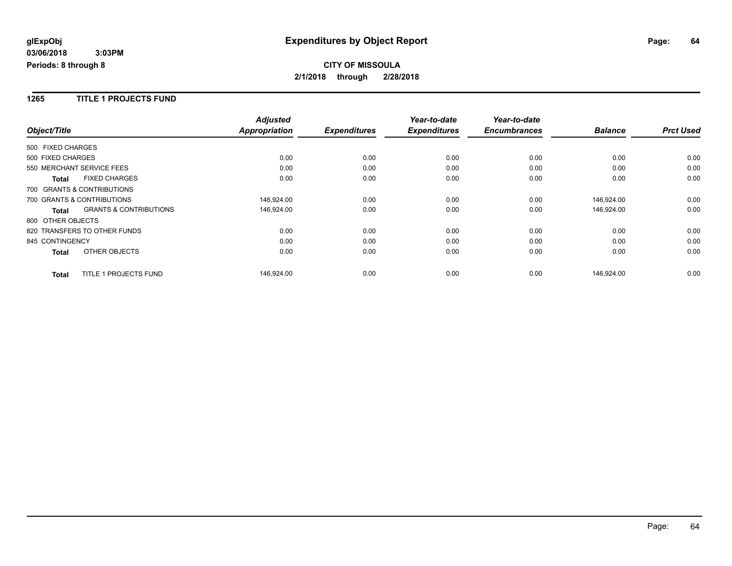**glExpObj** **Expenditures by Object Report**

**03/06/2018 3:03PM**

**Periods: 8 through 8**

**CITY OF MISSOULA**

**2/1/2018 through 2/28/2018**

## 1265 TITLE 1 PROJECTS FUND

| Object/Title | | Adjusted Appropriation | Expenditures | Year-to-date Expenditures | Year-to-date Encumbrances | Balance | Prct Used |
|---|---|---|---|---|---|---|---|
| 500 FIXED CHARGES | | | | | | | |
| 500 FIXED CHARGES | | 0.00 | 0.00 | 0.00 | 0.00 | 0.00 | 0.00 |
| 550 MERCHANT SERVICE FEES | | 0.00 | 0.00 | 0.00 | 0.00 | 0.00 | 0.00 |
| **Total** | FIXED CHARGES | 0.00 | 0.00 | 0.00 | 0.00 | 0.00 | 0.00 |
| 700 GRANTS & CONTRIBUTIONS | | | | | | | |
| 700 GRANTS & CONTRIBUTIONS | | 146,924.00 | 0.00 | 0.00 | 0.00 | 146,924.00 | 0.00 |
| **Total** | GRANTS & CONTRIBUTIONS | 146,924.00 | 0.00 | 0.00 | 0.00 | 146,924.00 | 0.00 |
| 800 OTHER OBJECTS | | | | | | | |
| 820 TRANSFERS TO OTHER FUNDS | | 0.00 | 0.00 | 0.00 | 0.00 | 0.00 | 0.00 |
| 845 CONTINGENCY | | 0.00 | 0.00 | 0.00 | 0.00 | 0.00 | 0.00 |
| **Total** | OTHER OBJECTS | 0.00 | 0.00 | 0.00 | 0.00 | 0.00 | 0.00 |
| **Total** | TITLE 1 PROJECTS FUND | 146,924.00 | 0.00 | 0.00 | 0.00 | 146,924.00 | 0.00 |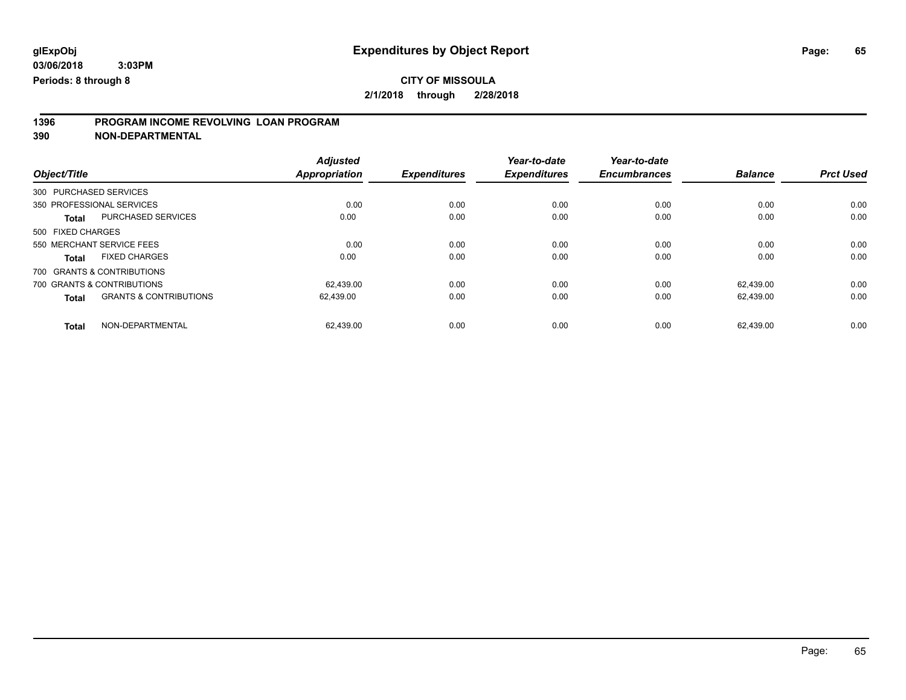**glExpObj** **Expenditures by Object Report**

**03/06/2018 3:03PM**

**Periods: 8 through 8**

**CITY OF MISSOULA**

**2/1/2018 through 2/28/2018**

## 1396 PROGRAM INCOME REVOLVING LOAN PROGRAM
## 390 NON-DEPARTMENTAL

| Object/Title | | Adjusted Appropriation | Expenditures | Year-to-date Expenditures | Year-to-date Encumbrances | Balance | Prct Used |
|---|---|---|---|---|---|---|---|
| 300 PURCHASED SERVICES | | | | | | | |
| 350 PROFESSIONAL SERVICES | | 0.00 | 0.00 | 0.00 | 0.00 | 0.00 | 0.00 |
| **Total** | PURCHASED SERVICES | 0.00 | 0.00 | 0.00 | 0.00 | 0.00 | 0.00 |
| 500 FIXED CHARGES | | | | | | | |
| 550 MERCHANT SERVICE FEES | | 0.00 | 0.00 | 0.00 | 0.00 | 0.00 | 0.00 |
| **Total** | FIXED CHARGES | 0.00 | 0.00 | 0.00 | 0.00 | 0.00 | 0.00 |
| 700 GRANTS & CONTRIBUTIONS | | | | | | | |
| 700 GRANTS & CONTRIBUTIONS | | 62,439.00 | 0.00 | 0.00 | 0.00 | 62,439.00 | 0.00 |
| **Total** | GRANTS & CONTRIBUTIONS | 62,439.00 | 0.00 | 0.00 | 0.00 | 62,439.00 | 0.00 |
| **Total** | NON-DEPARTMENTAL | 62,439.00 | 0.00 | 0.00 | 0.00 | 62,439.00 | 0.00 |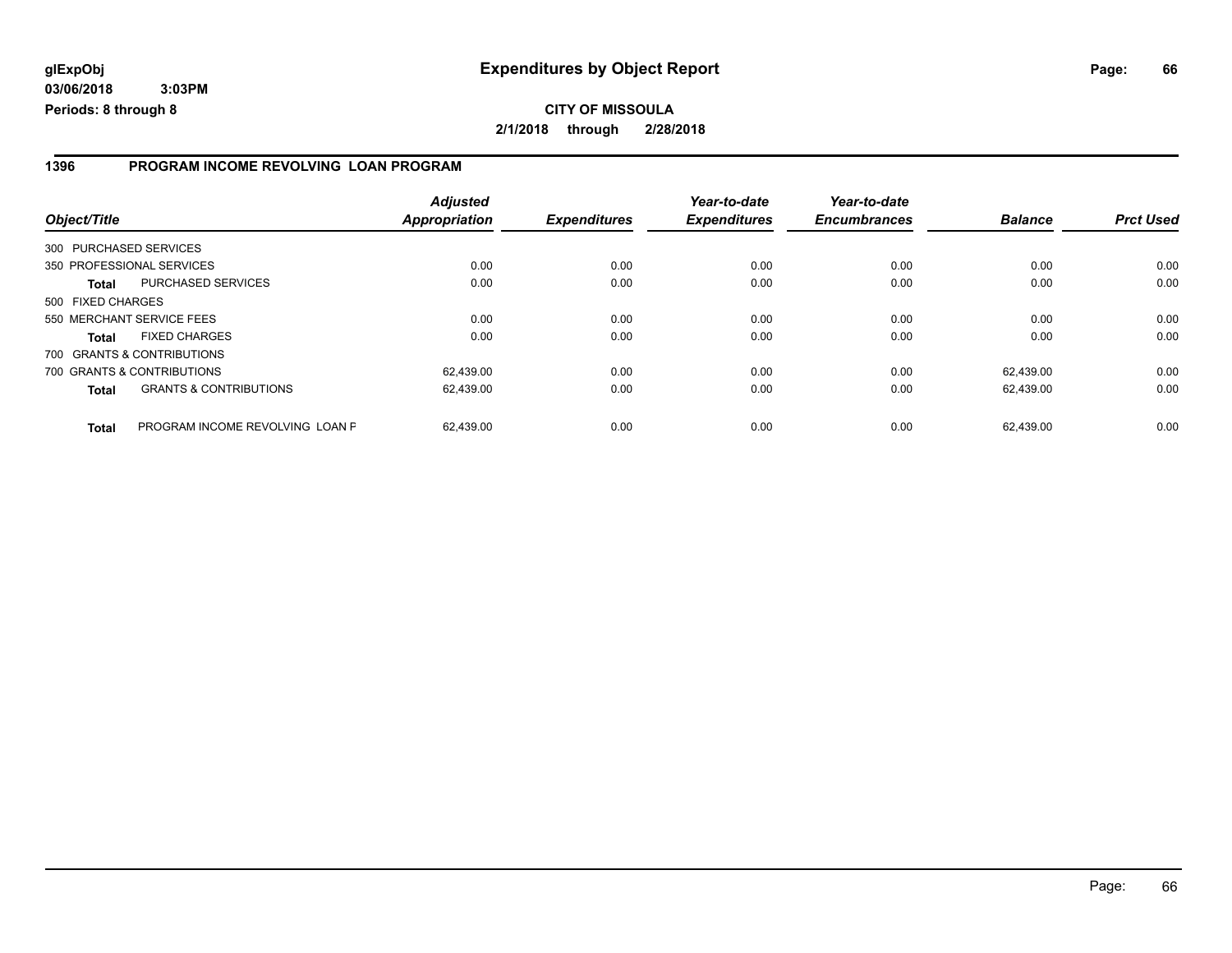**glExpObj**
**03/06/2018 3:03PM**
**Periods: 8 through 8**

# Expenditures by Object Report

**CITY OF MISSOULA**
**2/1/2018 through 2/28/2018**

## 1396 PROGRAM INCOME REVOLVING LOAN PROGRAM

| Object/Title | | Adjusted Appropriation | Expenditures | Year-to-date Expenditures | Year-to-date Encumbrances | Balance | Prct Used |
|---|---|---|---|---|---|---|---|
| 300 PURCHASED SERVICES | | | | | | | |
| 350 PROFESSIONAL SERVICES | | 0.00 | 0.00 | 0.00 | 0.00 | 0.00 | 0.00 |
| **Total** | PURCHASED SERVICES | 0.00 | 0.00 | 0.00 | 0.00 | 0.00 | 0.00 |
| 500 FIXED CHARGES | | | | | | | |
| 550 MERCHANT SERVICE FEES | | 0.00 | 0.00 | 0.00 | 0.00 | 0.00 | 0.00 |
| **Total** | FIXED CHARGES | 0.00 | 0.00 | 0.00 | 0.00 | 0.00 | 0.00 |
| 700 GRANTS & CONTRIBUTIONS | | | | | | | |
| 700 GRANTS & CONTRIBUTIONS | | 62,439.00 | 0.00 | 0.00 | 0.00 | 62,439.00 | 0.00 |
| **Total** | GRANTS & CONTRIBUTIONS | 62,439.00 | 0.00 | 0.00 | 0.00 | 62,439.00 | 0.00 |
| **Total** | PROGRAM INCOME REVOLVING LOAN F | 62,439.00 | 0.00 | 0.00 | 0.00 | 62,439.00 | 0.00 |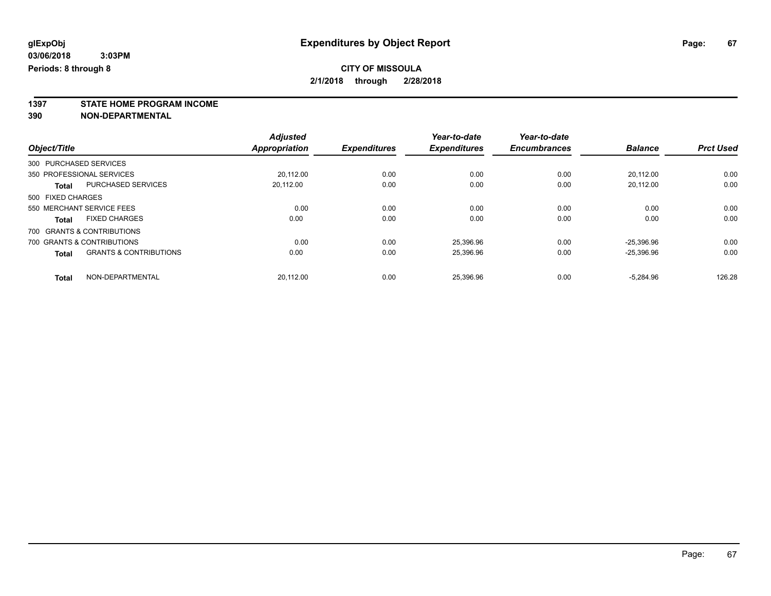# Expenditures by Object Report

glExpObj
03/06/2018 3:03PM
Periods: 8 through 8

**CITY OF MISSOULA**
**2/1/2018 through 2/28/2018**

## 1397 STATE HOME PROGRAM INCOME
## 390 NON-DEPARTMENTAL

| Object/Title | | Adjusted Appropriation | Expenditures | Year-to-date Expenditures | Year-to-date Encumbrances | Balance | Prct Used |
|---|---|---|---|---|---|---|---|
| 300 PURCHASED SERVICES | | | | | | | |
| 350 PROFESSIONAL SERVICES | | 20,112.00 | 0.00 | 0.00 | 0.00 | 20,112.00 | 0.00 |
| **Total** | PURCHASED SERVICES | 20,112.00 | 0.00 | 0.00 | 0.00 | 20,112.00 | 0.00 |
| 500 FIXED CHARGES | | | | | | | |
| 550 MERCHANT SERVICE FEES | | 0.00 | 0.00 | 0.00 | 0.00 | 0.00 | 0.00 |
| **Total** | FIXED CHARGES | 0.00 | 0.00 | 0.00 | 0.00 | 0.00 | 0.00 |
| 700 GRANTS & CONTRIBUTIONS | | | | | | | |
| 700 GRANTS & CONTRIBUTIONS | | 0.00 | 0.00 | 25,396.96 | 0.00 | -25,396.96 | 0.00 |
| **Total** | GRANTS & CONTRIBUTIONS | 0.00 | 0.00 | 25,396.96 | 0.00 | -25,396.96 | 0.00 |
| **Total** | NON-DEPARTMENTAL | 20,112.00 | 0.00 | 25,396.96 | 0.00 | -5,284.96 | 126.28 |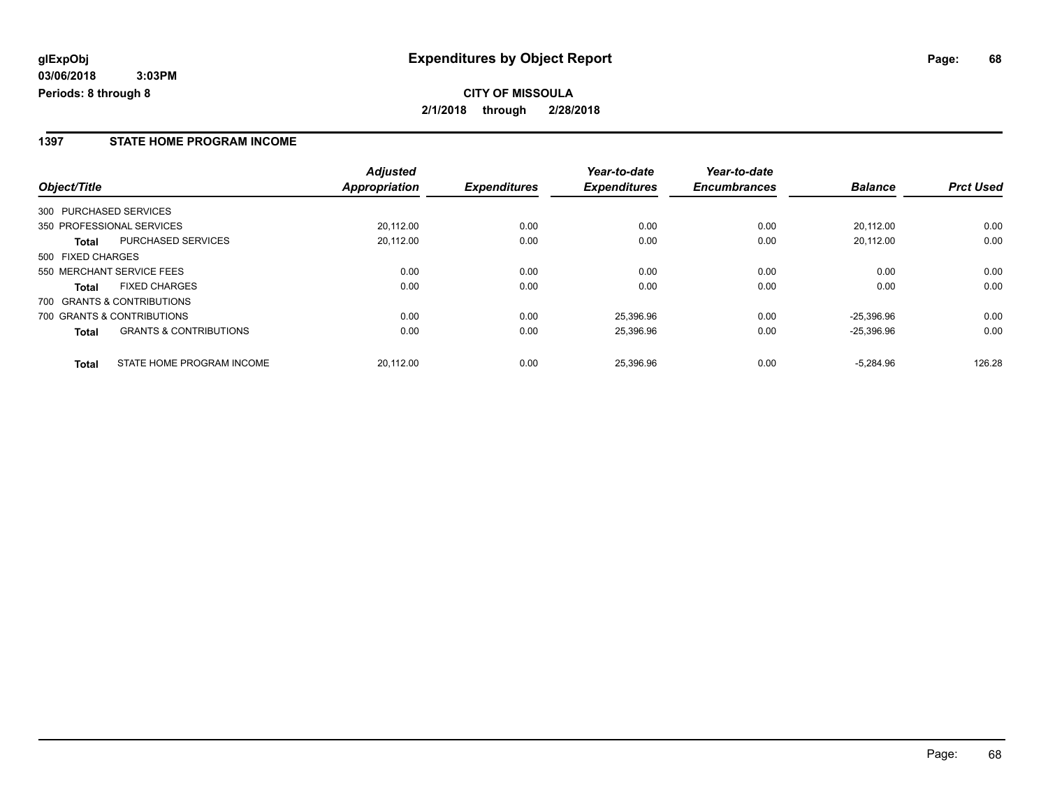**glExpObj**
**03/06/2018 3:03PM**
**Periods: 8 through 8**

# Expenditures by Object Report

**CITY OF MISSOULA**
**2/1/2018 through 2/28/2018**

## 1397 STATE HOME PROGRAM INCOME

| Object/Title | | *Adjusted Appropriation* | *Expenditures* | *Year-to-date Expenditures* | *Year-to-date Encumbrances* | *Balance* | *Prct Used* |
|---|---|---|---|---|---|---|---|
| 300 PURCHASED SERVICES | | | | | | | |
| 350 PROFESSIONAL SERVICES | | 20,112.00 | 0.00 | 0.00 | 0.00 | 20,112.00 | 0.00 |
| **Total** | PURCHASED SERVICES | 20,112.00 | 0.00 | 0.00 | 0.00 | 20,112.00 | 0.00 |
| 500 FIXED CHARGES | | | | | | | |
| 550 MERCHANT SERVICE FEES | | 0.00 | 0.00 | 0.00 | 0.00 | 0.00 | 0.00 |
| **Total** | FIXED CHARGES | 0.00 | 0.00 | 0.00 | 0.00 | 0.00 | 0.00 |
| 700 GRANTS & CONTRIBUTIONS | | | | | | | |
| 700 GRANTS & CONTRIBUTIONS | | 0.00 | 0.00 | 25,396.96 | 0.00 | -25,396.96 | 0.00 |
| **Total** | GRANTS & CONTRIBUTIONS | 0.00 | 0.00 | 25,396.96 | 0.00 | -25,396.96 | 0.00 |
| **Total** | STATE HOME PROGRAM INCOME | 20,112.00 | 0.00 | 25,396.96 | 0.00 | -5,284.96 | 126.28 |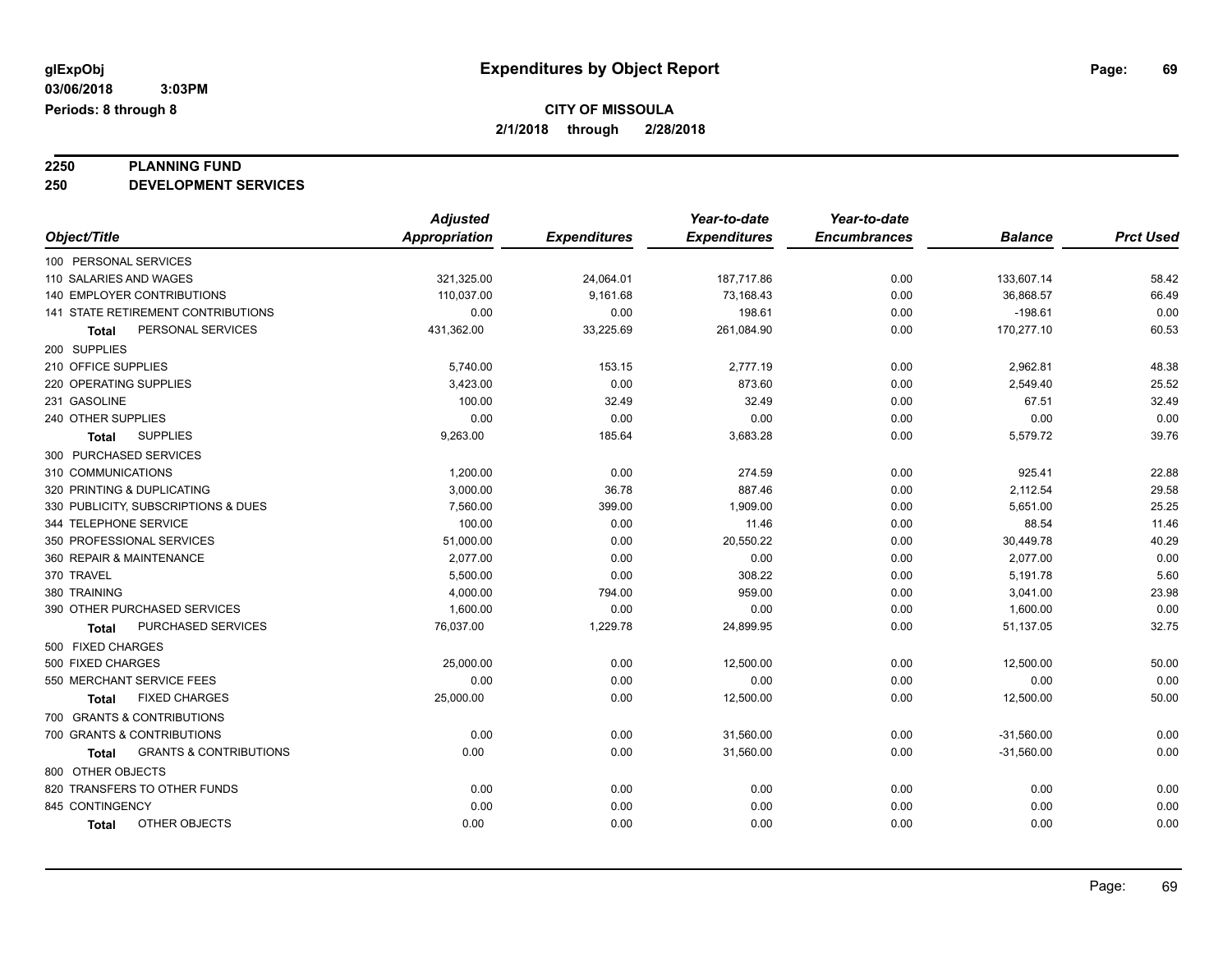**glExpObj** **Expenditures by Object Report**

**03/06/2018 3:03PM**

**Periods: 8 through 8**

**CITY OF MISSOULA**

**2/1/2018 through 2/28/2018**

**2250 PLANNING FUND**

**250 DEVELOPMENT SERVICES**

| Object/Title | Adjusted Appropriation | Expenditures | Year-to-date Expenditures | Year-to-date Encumbrances | Balance | Prct Used |
|---|---|---|---|---|---|---|
| 100 PERSONAL SERVICES | | | | | | |
| 110 SALARIES AND WAGES | 321,325.00 | 24,064.01 | 187,717.86 | 0.00 | 133,607.14 | 58.42 |
| 140 EMPLOYER CONTRIBUTIONS | 110,037.00 | 9,161.68 | 73,168.43 | 0.00 | 36,868.57 | 66.49 |
| 141 STATE RETIREMENT CONTRIBUTIONS | 0.00 | 0.00 | 198.61 | 0.00 | -198.61 | 0.00 |
| **Total** PERSONAL SERVICES | 431,362.00 | 33,225.69 | 261,084.90 | 0.00 | 170,277.10 | 60.53 |
| 200 SUPPLIES | | | | | | |
| 210 OFFICE SUPPLIES | 5,740.00 | 153.15 | 2,777.19 | 0.00 | 2,962.81 | 48.38 |
| 220 OPERATING SUPPLIES | 3,423.00 | 0.00 | 873.60 | 0.00 | 2,549.40 | 25.52 |
| 231 GASOLINE | 100.00 | 32.49 | 32.49 | 0.00 | 67.51 | 32.49 |
| 240 OTHER SUPPLIES | 0.00 | 0.00 | 0.00 | 0.00 | 0.00 | 0.00 |
| **Total** SUPPLIES | 9,263.00 | 185.64 | 3,683.28 | 0.00 | 5,579.72 | 39.76 |
| 300 PURCHASED SERVICES | | | | | | |
| 310 COMMUNICATIONS | 1,200.00 | 0.00 | 274.59 | 0.00 | 925.41 | 22.88 |
| 320 PRINTING & DUPLICATING | 3,000.00 | 36.78 | 887.46 | 0.00 | 2,112.54 | 29.58 |
| 330 PUBLICITY, SUBSCRIPTIONS & DUES | 7,560.00 | 399.00 | 1,909.00 | 0.00 | 5,651.00 | 25.25 |
| 344 TELEPHONE SERVICE | 100.00 | 0.00 | 11.46 | 0.00 | 88.54 | 11.46 |
| 350 PROFESSIONAL SERVICES | 51,000.00 | 0.00 | 20,550.22 | 0.00 | 30,449.78 | 40.29 |
| 360 REPAIR & MAINTENANCE | 2,077.00 | 0.00 | 0.00 | 0.00 | 2,077.00 | 0.00 |
| 370 TRAVEL | 5,500.00 | 0.00 | 308.22 | 0.00 | 5,191.78 | 5.60 |
| 380 TRAINING | 4,000.00 | 794.00 | 959.00 | 0.00 | 3,041.00 | 23.98 |
| 390 OTHER PURCHASED SERVICES | 1,600.00 | 0.00 | 0.00 | 0.00 | 1,600.00 | 0.00 |
| **Total** PURCHASED SERVICES | 76,037.00 | 1,229.78 | 24,899.95 | 0.00 | 51,137.05 | 32.75 |
| 500 FIXED CHARGES | | | | | | |
| 500 FIXED CHARGES | 25,000.00 | 0.00 | 12,500.00 | 0.00 | 12,500.00 | 50.00 |
| 550 MERCHANT SERVICE FEES | 0.00 | 0.00 | 0.00 | 0.00 | 0.00 | 0.00 |
| **Total** FIXED CHARGES | 25,000.00 | 0.00 | 12,500.00 | 0.00 | 12,500.00 | 50.00 |
| 700 GRANTS & CONTRIBUTIONS | | | | | | |
| 700 GRANTS & CONTRIBUTIONS | 0.00 | 0.00 | 31,560.00 | 0.00 | -31,560.00 | 0.00 |
| **Total** GRANTS & CONTRIBUTIONS | 0.00 | 0.00 | 31,560.00 | 0.00 | -31,560.00 | 0.00 |
| 800 OTHER OBJECTS | | | | | | |
| 820 TRANSFERS TO OTHER FUNDS | 0.00 | 0.00 | 0.00 | 0.00 | 0.00 | 0.00 |
| 845 CONTINGENCY | 0.00 | 0.00 | 0.00 | 0.00 | 0.00 | 0.00 |
| **Total** OTHER OBJECTS | 0.00 | 0.00 | 0.00 | 0.00 | 0.00 | 0.00 |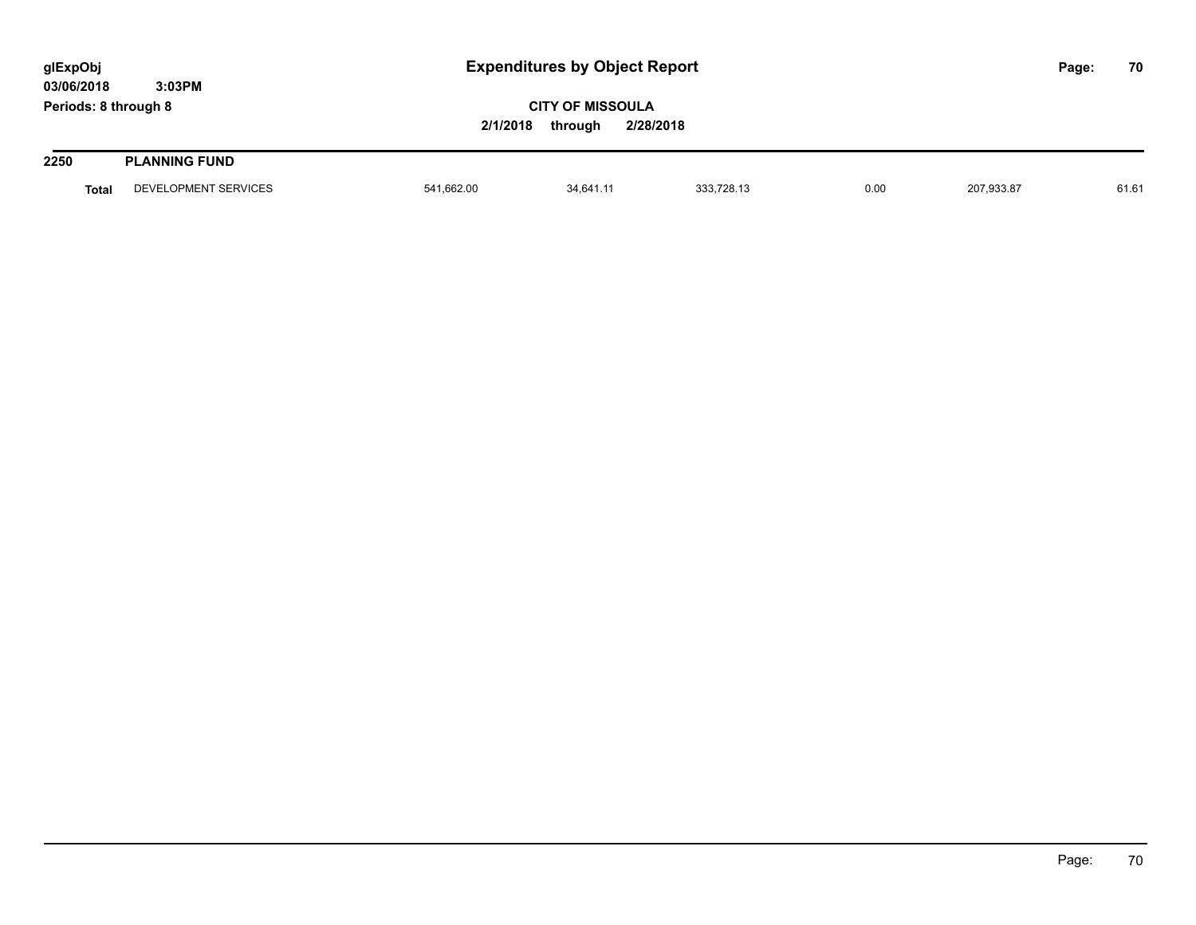# Expenditures by Object Report

glExpObj
03/06/2018 3:03PM
Periods: 8 through 8

**CITY OF MISSOULA**

2/1/2018 through 2/28/2018

## 2250 PLANNING FUND

| | | | | | | | |
|---|---|---|---|---|---|---|---|
| **Total** | DEVELOPMENT SERVICES | 541,662.00 | 34,641.11 | 333,728.13 | 0.00 | 207,933.87 | 61.61 |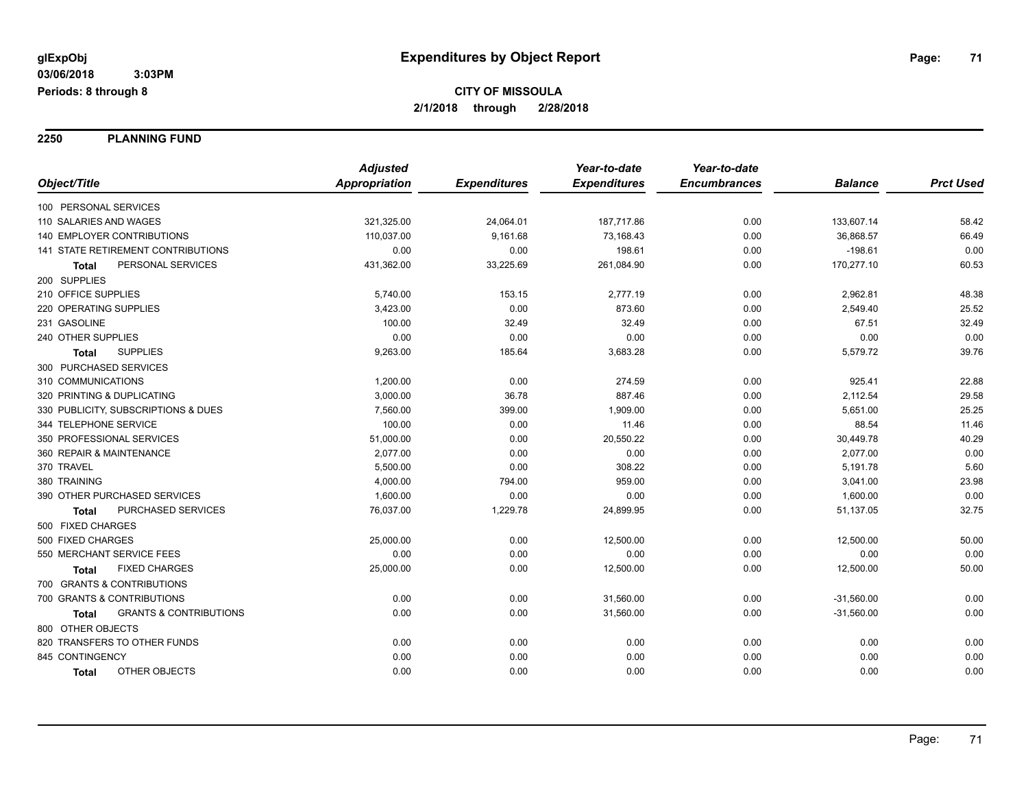glExpObj
03/06/2018 3:03PM
Periods: 8 through 8

# Expenditures by Object Report

**CITY OF MISSOULA**
**2/1/2018 through 2/28/2018**

## 2250 PLANNING FUND

| Object/Title | Adjusted Appropriation | Expenditures | Year-to-date Expenditures | Year-to-date Encumbrances | Balance | Prct Used |
|---|---|---|---|---|---|---|
| 100 PERSONAL SERVICES | | | | | | |
| 110 SALARIES AND WAGES | 321,325.00 | 24,064.01 | 187,717.86 | 0.00 | 133,607.14 | 58.42 |
| 140 EMPLOYER CONTRIBUTIONS | 110,037.00 | 9,161.68 | 73,168.43 | 0.00 | 36,868.57 | 66.49 |
| 141 STATE RETIREMENT CONTRIBUTIONS | 0.00 | 0.00 | 198.61 | 0.00 | -198.61 | 0.00 |
| **Total** PERSONAL SERVICES | 431,362.00 | 33,225.69 | 261,084.90 | 0.00 | 170,277.10 | 60.53 |
| 200 SUPPLIES | | | | | | |
| 210 OFFICE SUPPLIES | 5,740.00 | 153.15 | 2,777.19 | 0.00 | 2,962.81 | 48.38 |
| 220 OPERATING SUPPLIES | 3,423.00 | 0.00 | 873.60 | 0.00 | 2,549.40 | 25.52 |
| 231 GASOLINE | 100.00 | 32.49 | 32.49 | 0.00 | 67.51 | 32.49 |
| 240 OTHER SUPPLIES | 0.00 | 0.00 | 0.00 | 0.00 | 0.00 | 0.00 |
| **Total** SUPPLIES | 9,263.00 | 185.64 | 3,683.28 | 0.00 | 5,579.72 | 39.76 |
| 300 PURCHASED SERVICES | | | | | | |
| 310 COMMUNICATIONS | 1,200.00 | 0.00 | 274.59 | 0.00 | 925.41 | 22.88 |
| 320 PRINTING & DUPLICATING | 3,000.00 | 36.78 | 887.46 | 0.00 | 2,112.54 | 29.58 |
| 330 PUBLICITY, SUBSCRIPTIONS & DUES | 7,560.00 | 399.00 | 1,909.00 | 0.00 | 5,651.00 | 25.25 |
| 344 TELEPHONE SERVICE | 100.00 | 0.00 | 11.46 | 0.00 | 88.54 | 11.46 |
| 350 PROFESSIONAL SERVICES | 51,000.00 | 0.00 | 20,550.22 | 0.00 | 30,449.78 | 40.29 |
| 360 REPAIR & MAINTENANCE | 2,077.00 | 0.00 | 0.00 | 0.00 | 2,077.00 | 0.00 |
| 370 TRAVEL | 5,500.00 | 0.00 | 308.22 | 0.00 | 5,191.78 | 5.60 |
| 380 TRAINING | 4,000.00 | 794.00 | 959.00 | 0.00 | 3,041.00 | 23.98 |
| 390 OTHER PURCHASED SERVICES | 1,600.00 | 0.00 | 0.00 | 0.00 | 1,600.00 | 0.00 |
| **Total** PURCHASED SERVICES | 76,037.00 | 1,229.78 | 24,899.95 | 0.00 | 51,137.05 | 32.75 |
| 500 FIXED CHARGES | | | | | | |
| 500 FIXED CHARGES | 25,000.00 | 0.00 | 12,500.00 | 0.00 | 12,500.00 | 50.00 |
| 550 MERCHANT SERVICE FEES | 0.00 | 0.00 | 0.00 | 0.00 | 0.00 | 0.00 |
| **Total** FIXED CHARGES | 25,000.00 | 0.00 | 12,500.00 | 0.00 | 12,500.00 | 50.00 |
| 700 GRANTS & CONTRIBUTIONS | | | | | | |
| 700 GRANTS & CONTRIBUTIONS | 0.00 | 0.00 | 31,560.00 | 0.00 | -31,560.00 | 0.00 |
| **Total** GRANTS & CONTRIBUTIONS | 0.00 | 0.00 | 31,560.00 | 0.00 | -31,560.00 | 0.00 |
| 800 OTHER OBJECTS | | | | | | |
| 820 TRANSFERS TO OTHER FUNDS | 0.00 | 0.00 | 0.00 | 0.00 | 0.00 | 0.00 |
| 845 CONTINGENCY | 0.00 | 0.00 | 0.00 | 0.00 | 0.00 | 0.00 |
| **Total** OTHER OBJECTS | 0.00 | 0.00 | 0.00 | 0.00 | 0.00 | 0.00 |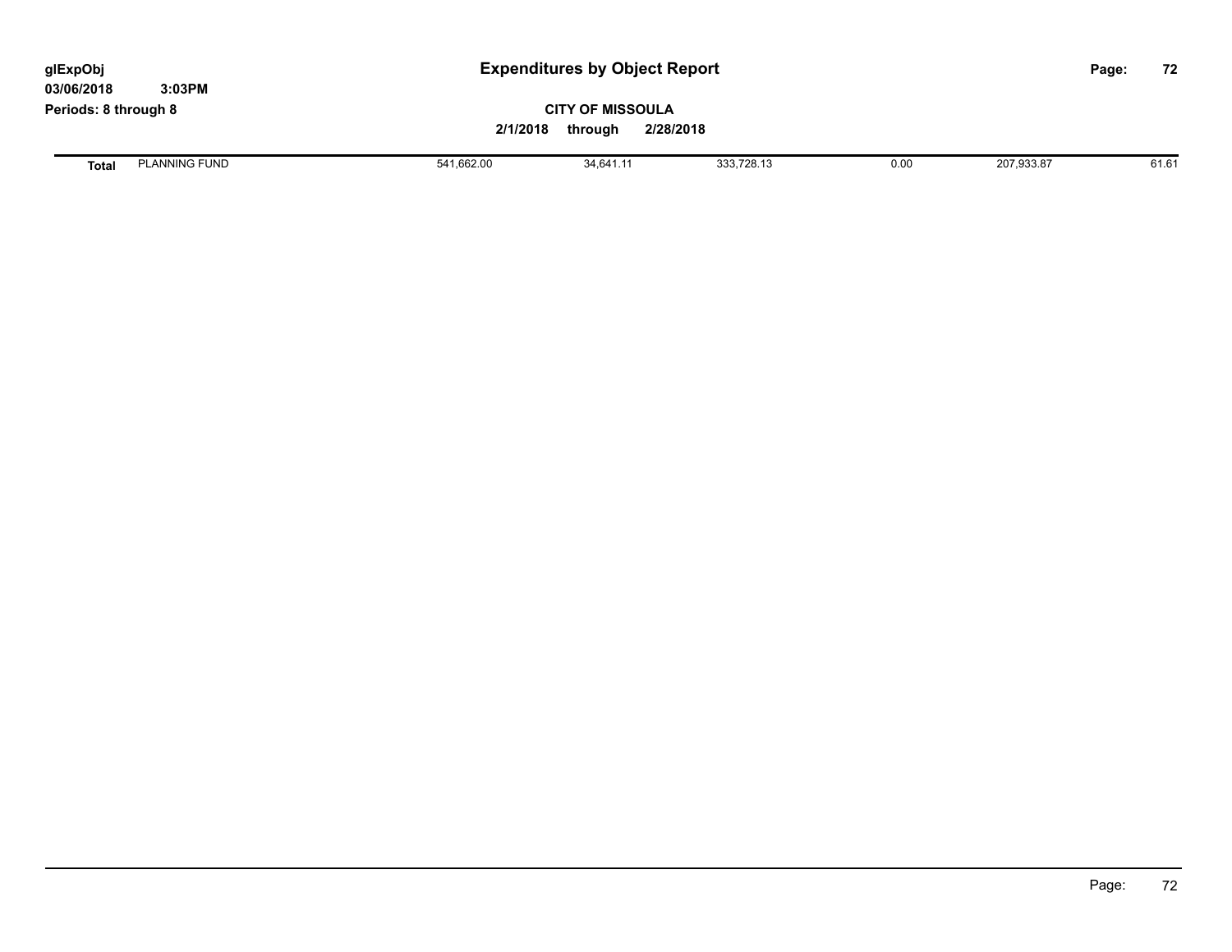# Expenditures by Object Report

glExpObj
03/06/2018 3:03PM
Periods: 8 through 8

**CITY OF MISSOULA**

**2/1/2018 through 2/28/2018**

| | | | | | | | |
|---|---|---|---|---|---|---|---|
| **Total** | PLANNING FUND | 541,662.00 | 34,641.11 | 333,728.13 | 0.00 | 207,933.87 | 61.61 |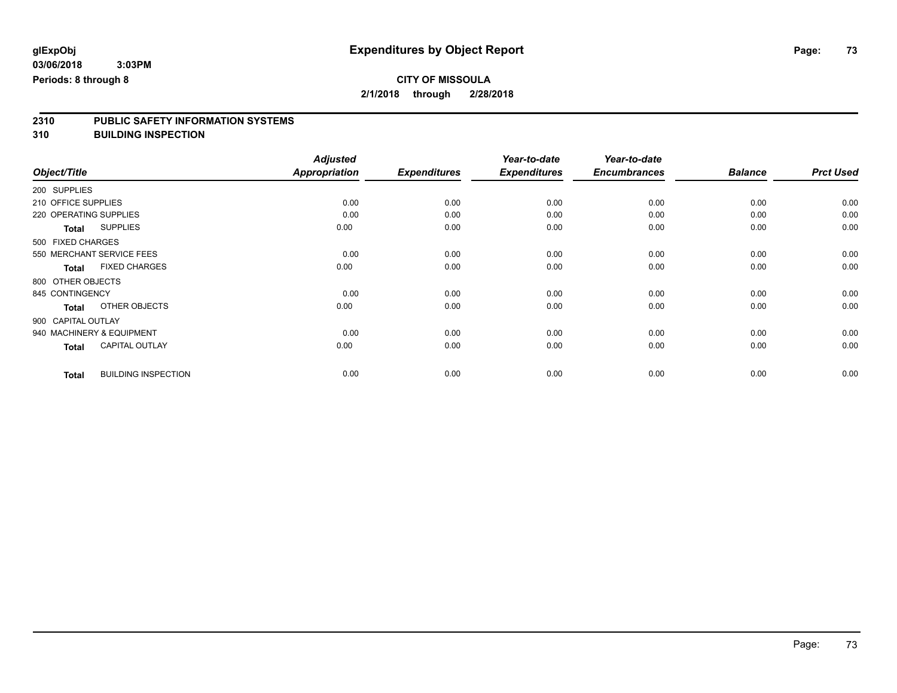**glExpObj**
**03/06/2018 3:03PM**
**Periods: 8 through 8**

# Expenditures by Object Report

**CITY OF MISSOULA**
**2/1/2018 through 2/28/2018**

## 2310 PUBLIC SAFETY INFORMATION SYSTEMS
## 310 BUILDING INSPECTION

| Object/Title | | Adjusted Appropriation | Expenditures | Year-to-date Expenditures | Year-to-date Encumbrances | Balance | Prct Used |
|---|---|---|---|---|---|---|---|
| 200 SUPPLIES | | | | | | | |
| 210 OFFICE SUPPLIES | | 0.00 | 0.00 | 0.00 | 0.00 | 0.00 | 0.00 |
| 220 OPERATING SUPPLIES | | 0.00 | 0.00 | 0.00 | 0.00 | 0.00 | 0.00 |
| **Total** | SUPPLIES | 0.00 | 0.00 | 0.00 | 0.00 | 0.00 | 0.00 |
| 500 FIXED CHARGES | | | | | | | |
| 550 MERCHANT SERVICE FEES | | 0.00 | 0.00 | 0.00 | 0.00 | 0.00 | 0.00 |
| **Total** | FIXED CHARGES | 0.00 | 0.00 | 0.00 | 0.00 | 0.00 | 0.00 |
| 800 OTHER OBJECTS | | | | | | | |
| 845 CONTINGENCY | | 0.00 | 0.00 | 0.00 | 0.00 | 0.00 | 0.00 |
| **Total** | OTHER OBJECTS | 0.00 | 0.00 | 0.00 | 0.00 | 0.00 | 0.00 |
| 900 CAPITAL OUTLAY | | | | | | | |
| 940 MACHINERY & EQUIPMENT | | 0.00 | 0.00 | 0.00 | 0.00 | 0.00 | 0.00 |
| **Total** | CAPITAL OUTLAY | 0.00 | 0.00 | 0.00 | 0.00 | 0.00 | 0.00 |
| **Total** | BUILDING INSPECTION | 0.00 | 0.00 | 0.00 | 0.00 | 0.00 | 0.00 |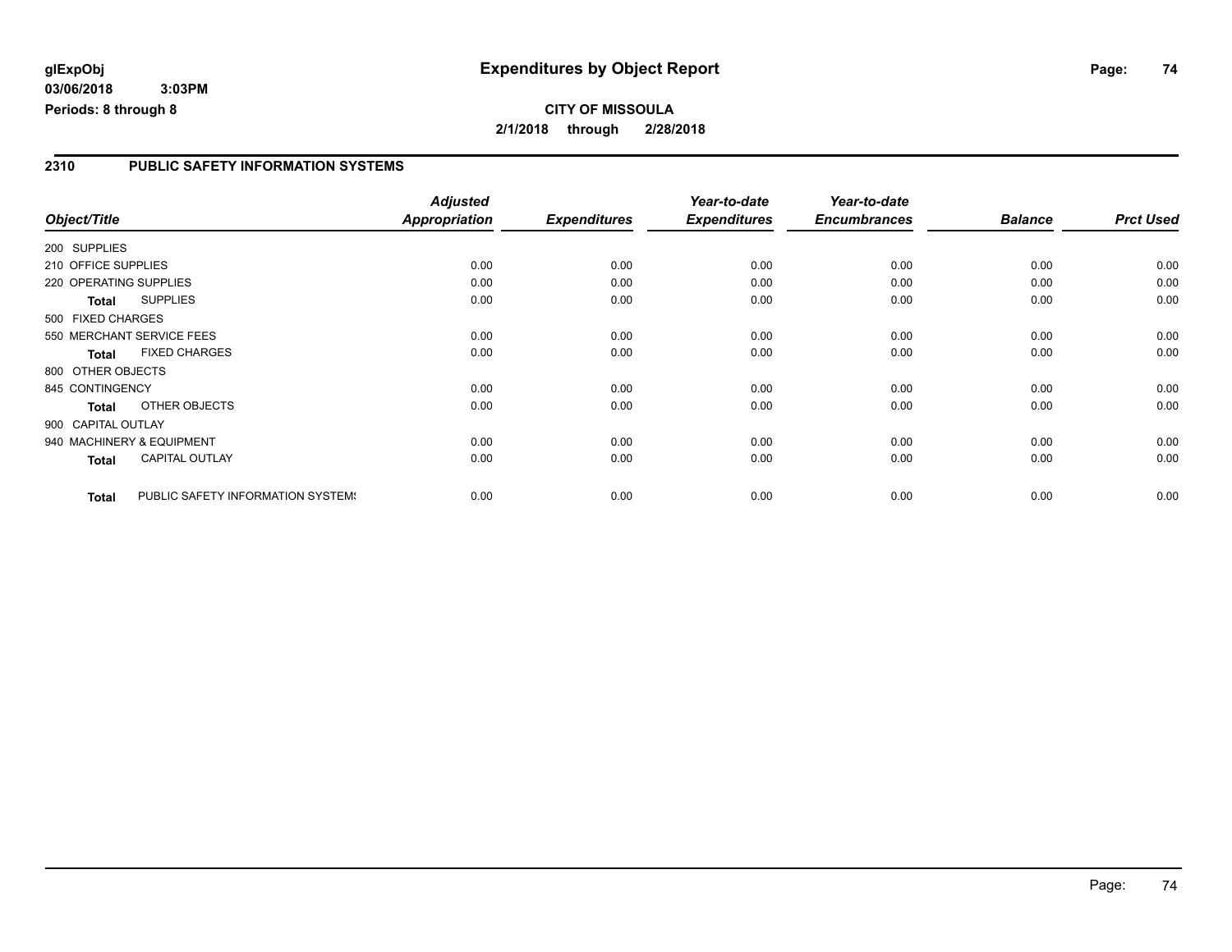**glExpObj** **Expenditures by Object Report**

**03/06/2018 3:03PM**

**Periods: 8 through 8**

**CITY OF MISSOULA**

**2/1/2018 through 2/28/2018**

## 2310 PUBLIC SAFETY INFORMATION SYSTEMS

| Object/Title | Adjusted Appropriation | Expenditures | Year-to-date Expenditures | Year-to-date Encumbrances | Balance | Prct Used |
|---|---|---|---|---|---|---|
| 200 SUPPLIES | | | | | | |
| 210 OFFICE SUPPLIES | 0.00 | 0.00 | 0.00 | 0.00 | 0.00 | 0.00 |
| 220 OPERATING SUPPLIES | 0.00 | 0.00 | 0.00 | 0.00 | 0.00 | 0.00 |
| **Total** SUPPLIES | 0.00 | 0.00 | 0.00 | 0.00 | 0.00 | 0.00 |
| 500 FIXED CHARGES | | | | | | |
| 550 MERCHANT SERVICE FEES | 0.00 | 0.00 | 0.00 | 0.00 | 0.00 | 0.00 |
| **Total** FIXED CHARGES | 0.00 | 0.00 | 0.00 | 0.00 | 0.00 | 0.00 |
| 800 OTHER OBJECTS | | | | | | |
| 845 CONTINGENCY | 0.00 | 0.00 | 0.00 | 0.00 | 0.00 | 0.00 |
| **Total** OTHER OBJECTS | 0.00 | 0.00 | 0.00 | 0.00 | 0.00 | 0.00 |
| 900 CAPITAL OUTLAY | | | | | | |
| 940 MACHINERY & EQUIPMENT | 0.00 | 0.00 | 0.00 | 0.00 | 0.00 | 0.00 |
| **Total** CAPITAL OUTLAY | 0.00 | 0.00 | 0.00 | 0.00 | 0.00 | 0.00 |
| **Total** PUBLIC SAFETY INFORMATION SYSTEMS | 0.00 | 0.00 | 0.00 | 0.00 | 0.00 | 0.00 |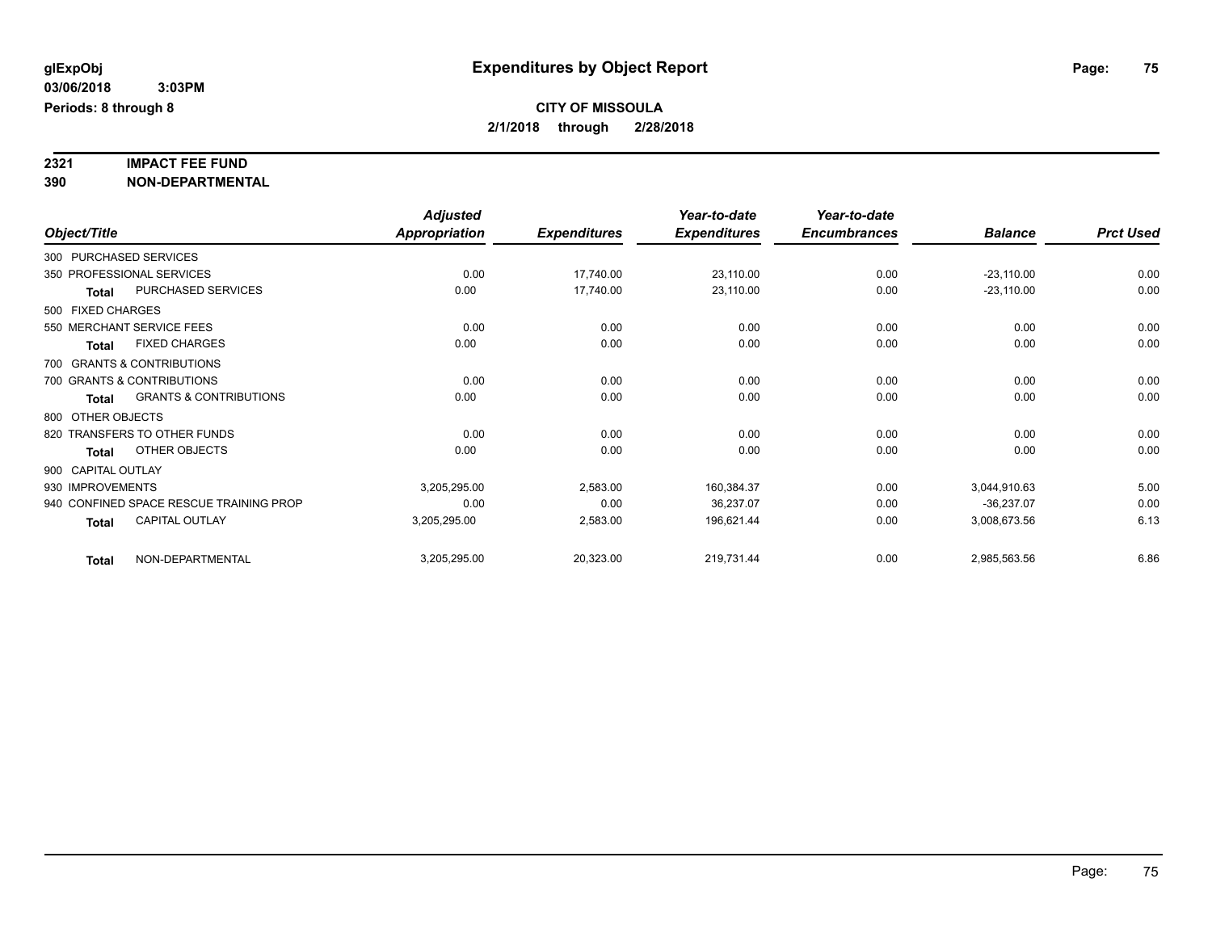**glExpObj** **Expenditures by Object Report**

**03/06/2018 3:03PM**

**Periods: 8 through 8**

**CITY OF MISSOULA**

**2/1/2018 through 2/28/2018**

**2321 IMPACT FEE FUND**

**390 NON-DEPARTMENTAL**

| Object/Title | Adjusted Appropriation | Expenditures | Year-to-date Expenditures | Year-to-date Encumbrances | Balance | Prct Used |
|---|---|---|---|---|---|---|
| 300 PURCHASED SERVICES | | | | | | |
| 350 PROFESSIONAL SERVICES | 0.00 | 17,740.00 | 23,110.00 | 0.00 | -23,110.00 | 0.00 |
| **Total** PURCHASED SERVICES | 0.00 | 17,740.00 | 23,110.00 | 0.00 | -23,110.00 | 0.00 |
| 500 FIXED CHARGES | | | | | | |
| 550 MERCHANT SERVICE FEES | 0.00 | 0.00 | 0.00 | 0.00 | 0.00 | 0.00 |
| **Total** FIXED CHARGES | 0.00 | 0.00 | 0.00 | 0.00 | 0.00 | 0.00 |
| 700 GRANTS & CONTRIBUTIONS | | | | | | |
| 700 GRANTS & CONTRIBUTIONS | 0.00 | 0.00 | 0.00 | 0.00 | 0.00 | 0.00 |
| **Total** GRANTS & CONTRIBUTIONS | 0.00 | 0.00 | 0.00 | 0.00 | 0.00 | 0.00 |
| 800 OTHER OBJECTS | | | | | | |
| 820 TRANSFERS TO OTHER FUNDS | 0.00 | 0.00 | 0.00 | 0.00 | 0.00 | 0.00 |
| **Total** OTHER OBJECTS | 0.00 | 0.00 | 0.00 | 0.00 | 0.00 | 0.00 |
| 900 CAPITAL OUTLAY | | | | | | |
| 930 IMPROVEMENTS | 3,205,295.00 | 2,583.00 | 160,384.37 | 0.00 | 3,044,910.63 | 5.00 |
| 940 CONFINED SPACE RESCUE TRAINING PROP | 0.00 | 0.00 | 36,237.07 | 0.00 | -36,237.07 | 0.00 |
| **Total** CAPITAL OUTLAY | 3,205,295.00 | 2,583.00 | 196,621.44 | 0.00 | 3,008,673.56 | 6.13 |
| **Total** NON-DEPARTMENTAL | 3,205,295.00 | 20,323.00 | 219,731.44 | 0.00 | 2,985,563.56 | 6.86 |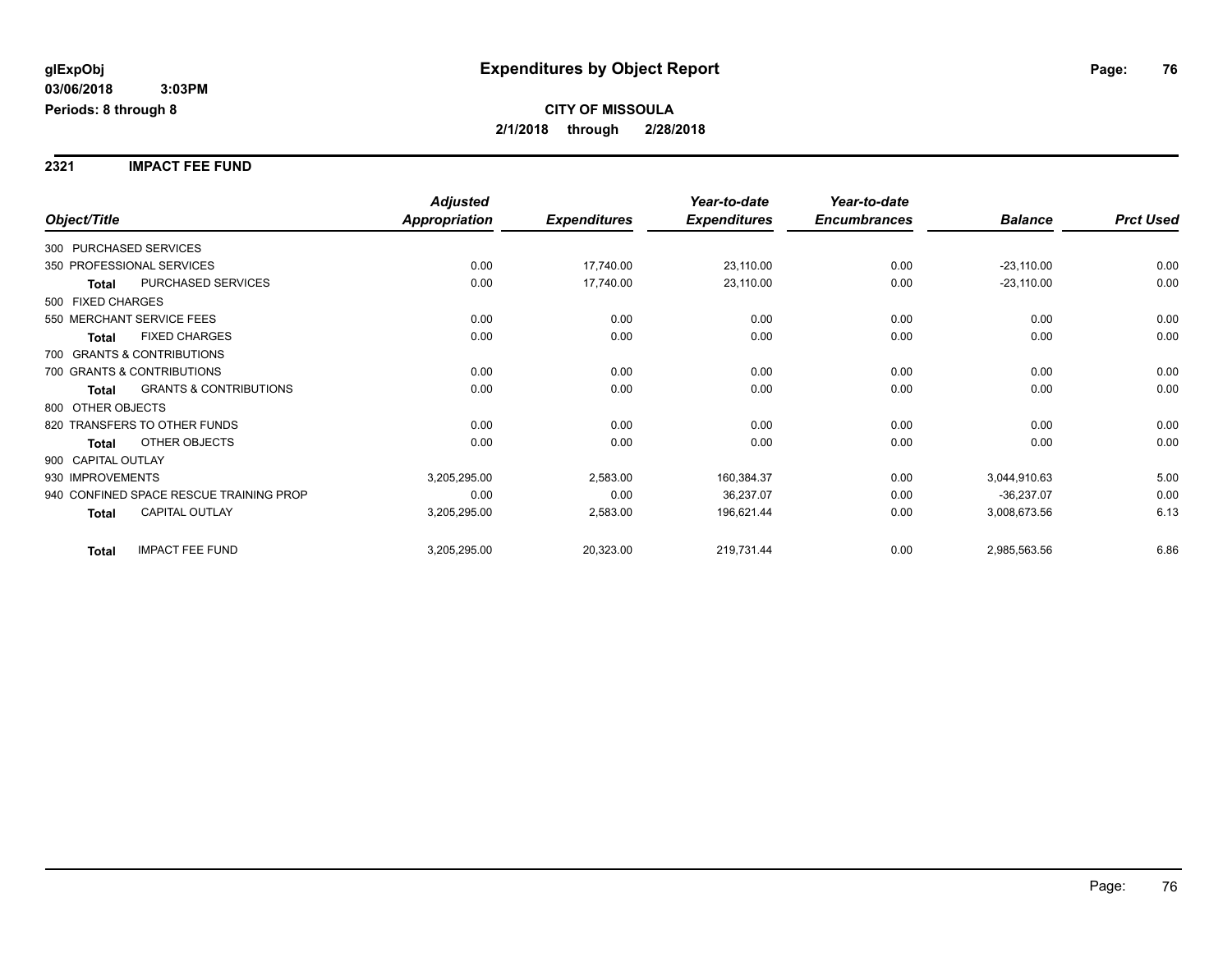**glExpObj**
**03/06/2018 3:03PM**
**Periods: 8 through 8**

# Expenditures by Object Report

**CITY OF MISSOULA**
**2/1/2018 through 2/28/2018**

## 2321 IMPACT FEE FUND

| Object/Title | Adjusted Appropriation | Expenditures | Year-to-date Expenditures | Year-to-date Encumbrances | Balance | Prct Used |
|---|---|---|---|---|---|---|
| 300 PURCHASED SERVICES | | | | | | |
| 350 PROFESSIONAL SERVICES | 0.00 | 17,740.00 | 23,110.00 | 0.00 | -23,110.00 | 0.00 |
| **Total** PURCHASED SERVICES | 0.00 | 17,740.00 | 23,110.00 | 0.00 | -23,110.00 | 0.00 |
| 500 FIXED CHARGES | | | | | | |
| 550 MERCHANT SERVICE FEES | 0.00 | 0.00 | 0.00 | 0.00 | 0.00 | 0.00 |
| **Total** FIXED CHARGES | 0.00 | 0.00 | 0.00 | 0.00 | 0.00 | 0.00 |
| 700 GRANTS & CONTRIBUTIONS | | | | | | |
| 700 GRANTS & CONTRIBUTIONS | 0.00 | 0.00 | 0.00 | 0.00 | 0.00 | 0.00 |
| **Total** GRANTS & CONTRIBUTIONS | 0.00 | 0.00 | 0.00 | 0.00 | 0.00 | 0.00 |
| 800 OTHER OBJECTS | | | | | | |
| 820 TRANSFERS TO OTHER FUNDS | 0.00 | 0.00 | 0.00 | 0.00 | 0.00 | 0.00 |
| **Total** OTHER OBJECTS | 0.00 | 0.00 | 0.00 | 0.00 | 0.00 | 0.00 |
| 900 CAPITAL OUTLAY | | | | | | |
| 930 IMPROVEMENTS | 3,205,295.00 | 2,583.00 | 160,384.37 | 0.00 | 3,044,910.63 | 5.00 |
| 940 CONFINED SPACE RESCUE TRAINING PROP | 0.00 | 0.00 | 36,237.07 | 0.00 | -36,237.07 | 0.00 |
| **Total** CAPITAL OUTLAY | 3,205,295.00 | 2,583.00 | 196,621.44 | 0.00 | 3,008,673.56 | 6.13 |
| **Total** IMPACT FEE FUND | 3,205,295.00 | 20,323.00 | 219,731.44 | 0.00 | 2,985,563.56 | 6.86 |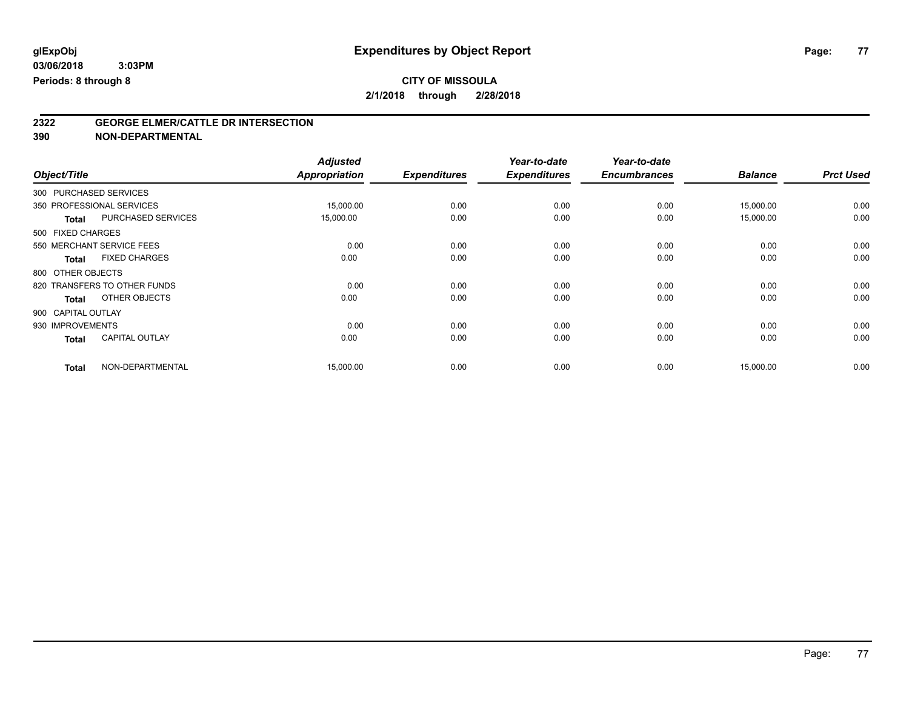# Expenditures by Object Report

glExpObj
03/06/2018 3:03PM
Periods: 8 through 8

**CITY OF MISSOULA**
**2/1/2018 through 2/28/2018**

## 2322 GEORGE ELMER/CATTLE DR INTERSECTION
## 390 NON-DEPARTMENTAL

| Object/Title | | Adjusted Appropriation | Expenditures | Year-to-date Expenditures | Year-to-date Encumbrances | Balance | Prct Used |
|---|---|---|---|---|---|---|---|
| 300 PURCHASED SERVICES | | | | | | | |
| 350 PROFESSIONAL SERVICES | | 15,000.00 | 0.00 | 0.00 | 0.00 | 15,000.00 | 0.00 |
| **Total** | PURCHASED SERVICES | 15,000.00 | 0.00 | 0.00 | 0.00 | 15,000.00 | 0.00 |
| 500 FIXED CHARGES | | | | | | | |
| 550 MERCHANT SERVICE FEES | | 0.00 | 0.00 | 0.00 | 0.00 | 0.00 | 0.00 |
| **Total** | FIXED CHARGES | 0.00 | 0.00 | 0.00 | 0.00 | 0.00 | 0.00 |
| 800 OTHER OBJECTS | | | | | | | |
| 820 TRANSFERS TO OTHER FUNDS | | 0.00 | 0.00 | 0.00 | 0.00 | 0.00 | 0.00 |
| **Total** | OTHER OBJECTS | 0.00 | 0.00 | 0.00 | 0.00 | 0.00 | 0.00 |
| 900 CAPITAL OUTLAY | | | | | | | |
| 930 IMPROVEMENTS | | 0.00 | 0.00 | 0.00 | 0.00 | 0.00 | 0.00 |
| **Total** | CAPITAL OUTLAY | 0.00 | 0.00 | 0.00 | 0.00 | 0.00 | 0.00 |
| **Total** | NON-DEPARTMENTAL | 15,000.00 | 0.00 | 0.00 | 0.00 | 15,000.00 | 0.00 |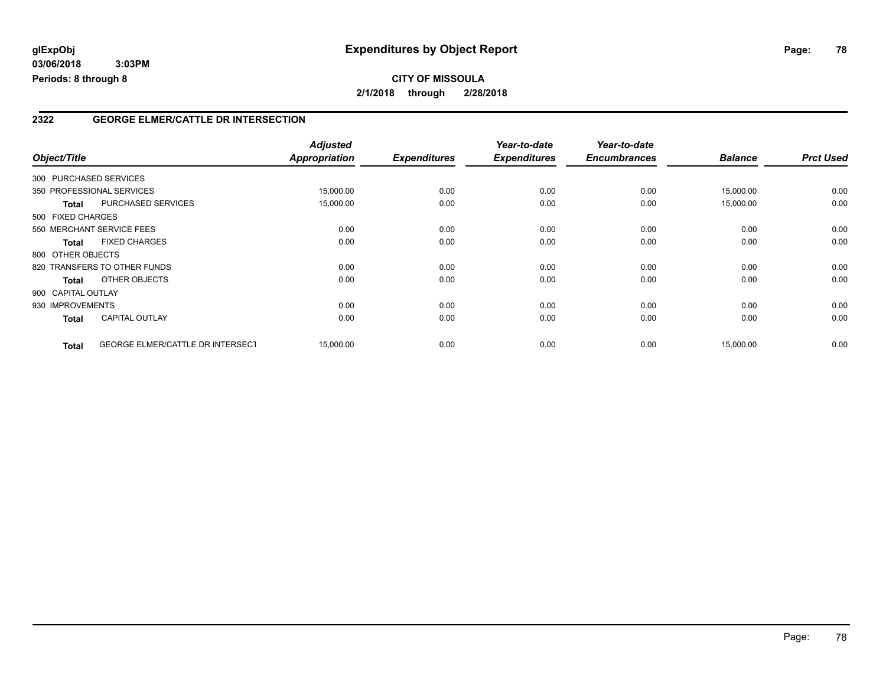**glExpObj** **Expenditures by Object Report**

**03/06/2018 3:03PM**

**Periods: 8 through 8**

**CITY OF MISSOULA**

**2/1/2018 through 2/28/2018**

## 2322 GEORGE ELMER/CATTLE DR INTERSECTION

| Object/Title | | Adjusted Appropriation | Expenditures | Year-to-date Expenditures | Year-to-date Encumbrances | Balance | Prct Used |
|---|---|---|---|---|---|---|---|
| 300 PURCHASED SERVICES | | | | | | | |
| 350 PROFESSIONAL SERVICES | | 15,000.00 | 0.00 | 0.00 | 0.00 | 15,000.00 | 0.00 |
| **Total** | PURCHASED SERVICES | 15,000.00 | 0.00 | 0.00 | 0.00 | 15,000.00 | 0.00 |
| 500 FIXED CHARGES | | | | | | | |
| 550 MERCHANT SERVICE FEES | | 0.00 | 0.00 | 0.00 | 0.00 | 0.00 | 0.00 |
| **Total** | FIXED CHARGES | 0.00 | 0.00 | 0.00 | 0.00 | 0.00 | 0.00 |
| 800 OTHER OBJECTS | | | | | | | |
| 820 TRANSFERS TO OTHER FUNDS | | 0.00 | 0.00 | 0.00 | 0.00 | 0.00 | 0.00 |
| **Total** | OTHER OBJECTS | 0.00 | 0.00 | 0.00 | 0.00 | 0.00 | 0.00 |
| 900 CAPITAL OUTLAY | | | | | | | |
| 930 IMPROVEMENTS | | 0.00 | 0.00 | 0.00 | 0.00 | 0.00 | 0.00 |
| **Total** | CAPITAL OUTLAY | 0.00 | 0.00 | 0.00 | 0.00 | 0.00 | 0.00 |
| **Total** | GEORGE ELMER/CATTLE DR INTERSECT | 15,000.00 | 0.00 | 0.00 | 0.00 | 15,000.00 | 0.00 |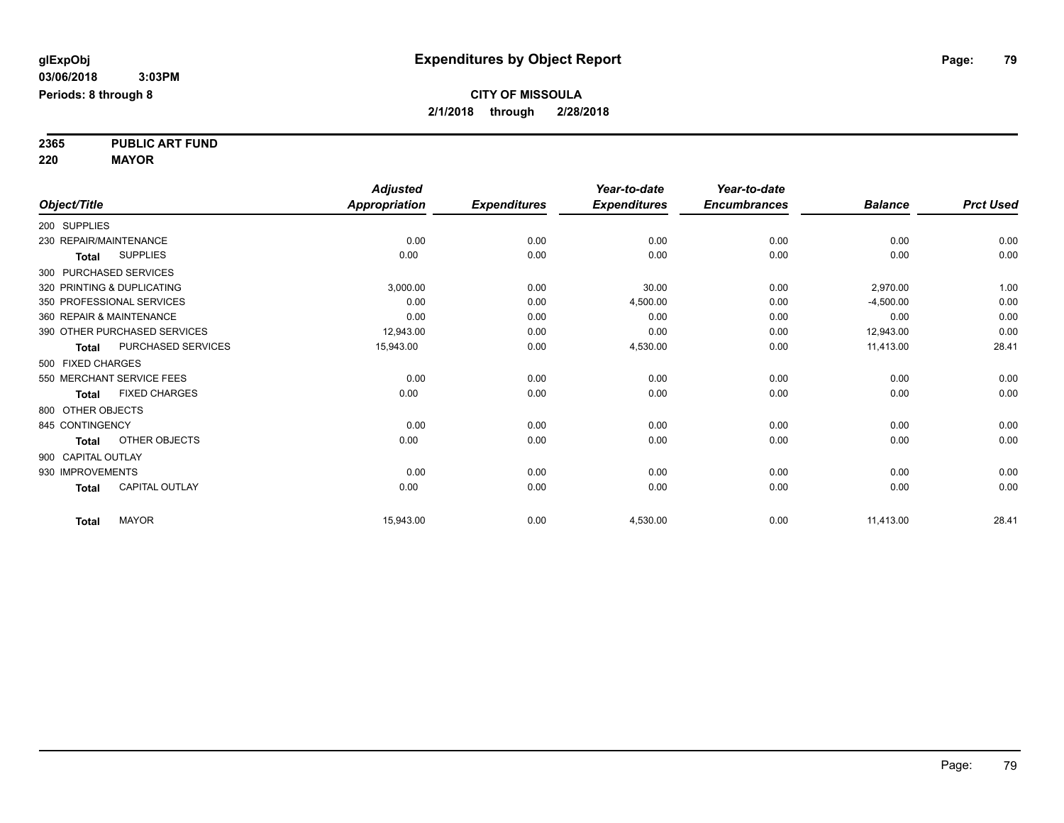**glExpObj**
**03/06/2018 3:03PM**
**Periods: 8 through 8**

# Expenditures by Object Report

**CITY OF MISSOULA**
**2/1/2018 through 2/28/2018**

**2365 PUBLIC ART FUND**
**220 MAYOR**

| Object/Title | Adjusted Appropriation | Expenditures | Year-to-date Expenditures | Year-to-date Encumbrances | Balance | Prct Used |
|---|---|---|---|---|---|---|
| 200 SUPPLIES | | | | | | |
| 230 REPAIR/MAINTENANCE | 0.00 | 0.00 | 0.00 | 0.00 | 0.00 | 0.00 |
| **Total** SUPPLIES | 0.00 | 0.00 | 0.00 | 0.00 | 0.00 | 0.00 |
| 300 PURCHASED SERVICES | | | | | | |
| 320 PRINTING & DUPLICATING | 3,000.00 | 0.00 | 30.00 | 0.00 | 2,970.00 | 1.00 |
| 350 PROFESSIONAL SERVICES | 0.00 | 0.00 | 4,500.00 | 0.00 | -4,500.00 | 0.00 |
| 360 REPAIR & MAINTENANCE | 0.00 | 0.00 | 0.00 | 0.00 | 0.00 | 0.00 |
| 390 OTHER PURCHASED SERVICES | 12,943.00 | 0.00 | 0.00 | 0.00 | 12,943.00 | 0.00 |
| **Total** PURCHASED SERVICES | 15,943.00 | 0.00 | 4,530.00 | 0.00 | 11,413.00 | 28.41 |
| 500 FIXED CHARGES | | | | | | |
| 550 MERCHANT SERVICE FEES | 0.00 | 0.00 | 0.00 | 0.00 | 0.00 | 0.00 |
| **Total** FIXED CHARGES | 0.00 | 0.00 | 0.00 | 0.00 | 0.00 | 0.00 |
| 800 OTHER OBJECTS | | | | | | |
| 845 CONTINGENCY | 0.00 | 0.00 | 0.00 | 0.00 | 0.00 | 0.00 |
| **Total** OTHER OBJECTS | 0.00 | 0.00 | 0.00 | 0.00 | 0.00 | 0.00 |
| 900 CAPITAL OUTLAY | | | | | | |
| 930 IMPROVEMENTS | 0.00 | 0.00 | 0.00 | 0.00 | 0.00 | 0.00 |
| **Total** CAPITAL OUTLAY | 0.00 | 0.00 | 0.00 | 0.00 | 0.00 | 0.00 |
| **Total** MAYOR | 15,943.00 | 0.00 | 4,530.00 | 0.00 | 11,413.00 | 28.41 |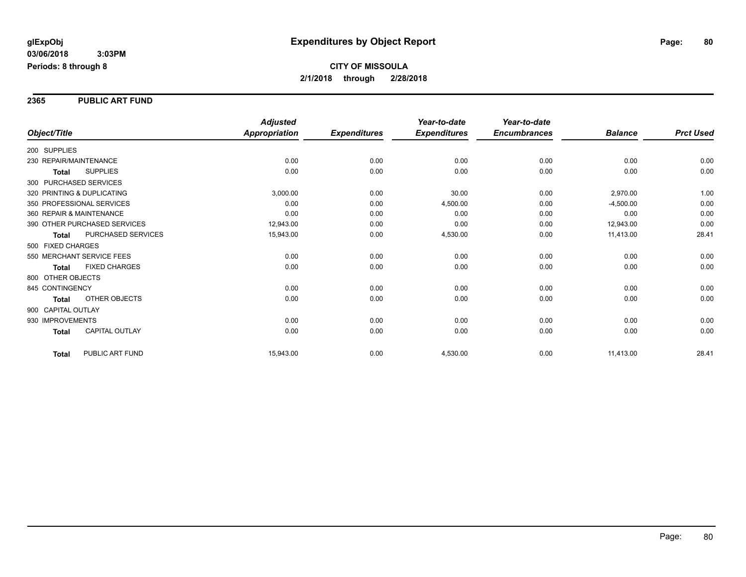**glExpObj**
**03/06/2018 3:03PM**
**Periods: 8 through 8**

# Expenditures by Object Report

**CITY OF MISSOULA**
**2/1/2018 through 2/28/2018**

## 2365 PUBLIC ART FUND

| Object/Title | Adjusted Appropriation | Expenditures | Year-to-date Expenditures | Year-to-date Encumbrances | Balance | Prct Used |
|---|---|---|---|---|---|---|
| 200 SUPPLIES | | | | | | |
| 230 REPAIR/MAINTENANCE | 0.00 | 0.00 | 0.00 | 0.00 | 0.00 | 0.00 |
| **Total** SUPPLIES | 0.00 | 0.00 | 0.00 | 0.00 | 0.00 | 0.00 |
| 300 PURCHASED SERVICES | | | | | | |
| 320 PRINTING & DUPLICATING | 3,000.00 | 0.00 | 30.00 | 0.00 | 2,970.00 | 1.00 |
| 350 PROFESSIONAL SERVICES | 0.00 | 0.00 | 4,500.00 | 0.00 | -4,500.00 | 0.00 |
| 360 REPAIR & MAINTENANCE | 0.00 | 0.00 | 0.00 | 0.00 | 0.00 | 0.00 |
| 390 OTHER PURCHASED SERVICES | 12,943.00 | 0.00 | 0.00 | 0.00 | 12,943.00 | 0.00 |
| **Total** PURCHASED SERVICES | 15,943.00 | 0.00 | 4,530.00 | 0.00 | 11,413.00 | 28.41 |
| 500 FIXED CHARGES | | | | | | |
| 550 MERCHANT SERVICE FEES | 0.00 | 0.00 | 0.00 | 0.00 | 0.00 | 0.00 |
| **Total** FIXED CHARGES | 0.00 | 0.00 | 0.00 | 0.00 | 0.00 | 0.00 |
| 800 OTHER OBJECTS | | | | | | |
| 845 CONTINGENCY | 0.00 | 0.00 | 0.00 | 0.00 | 0.00 | 0.00 |
| **Total** OTHER OBJECTS | 0.00 | 0.00 | 0.00 | 0.00 | 0.00 | 0.00 |
| 900 CAPITAL OUTLAY | | | | | | |
| 930 IMPROVEMENTS | 0.00 | 0.00 | 0.00 | 0.00 | 0.00 | 0.00 |
| **Total** CAPITAL OUTLAY | 0.00 | 0.00 | 0.00 | 0.00 | 0.00 | 0.00 |
| **Total** PUBLIC ART FUND | 15,943.00 | 0.00 | 4,530.00 | 0.00 | 11,413.00 | 28.41 |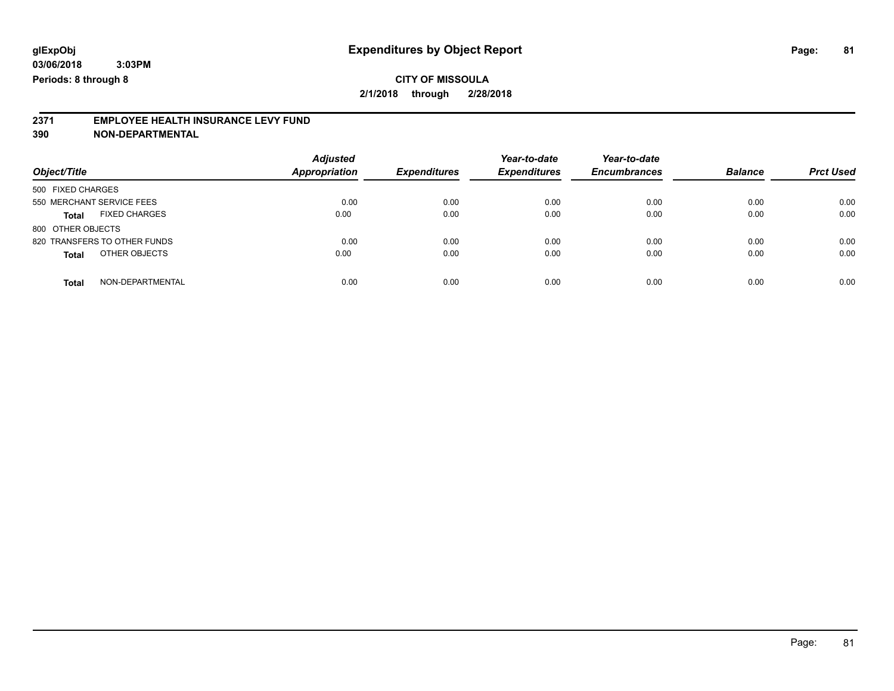glExpObj
03/06/2018 3:03PM
Periods: 8 through 8

# Expenditures by Object Report

**CITY OF MISSOULA**
**2/1/2018 through 2/28/2018**

## 2371 EMPLOYEE HEALTH INSURANCE LEVY FUND
## 390 NON-DEPARTMENTAL

| Object/Title | Adjusted Appropriation | Expenditures | Year-to-date Expenditures | Year-to-date Encumbrances | Balance | Prct Used |
|---|---|---|---|---|---|---|
| 500 FIXED CHARGES | | | | | | |
| 550 MERCHANT SERVICE FEES | 0.00 | 0.00 | 0.00 | 0.00 | 0.00 | 0.00 |
| **Total** FIXED CHARGES | 0.00 | 0.00 | 0.00 | 0.00 | 0.00 | 0.00 |
| 800 OTHER OBJECTS | | | | | | |
| 820 TRANSFERS TO OTHER FUNDS | 0.00 | 0.00 | 0.00 | 0.00 | 0.00 | 0.00 |
| **Total** OTHER OBJECTS | 0.00 | 0.00 | 0.00 | 0.00 | 0.00 | 0.00 |
| **Total** NON-DEPARTMENTAL | 0.00 | 0.00 | 0.00 | 0.00 | 0.00 | 0.00 |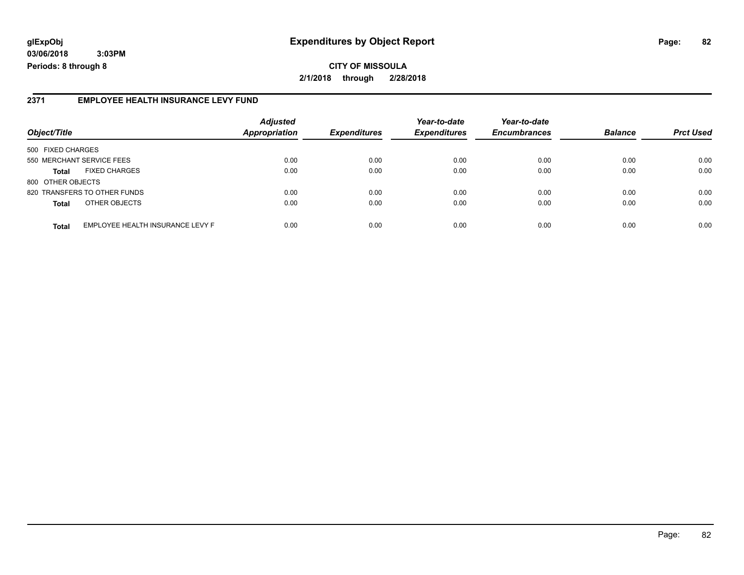**glExpObj** **Expenditures by Object Report**

**03/06/2018 3:03PM**

**Periods: 8 through 8**

**CITY OF MISSOULA**

**2/1/2018 through 2/28/2018**

## 2371 EMPLOYEE HEALTH INSURANCE LEVY FUND

| Object/Title | | Adjusted Appropriation | Expenditures | Year-to-date Expenditures | Year-to-date Encumbrances | Balance | Prct Used |
|---|---|---|---|---|---|---|---|
| 500 FIXED CHARGES | | | | | | | |
| 550 MERCHANT SERVICE FEES | | 0.00 | 0.00 | 0.00 | 0.00 | 0.00 | 0.00 |
| **Total** | FIXED CHARGES | 0.00 | 0.00 | 0.00 | 0.00 | 0.00 | 0.00 |
| 800 OTHER OBJECTS | | | | | | | |
| 820 TRANSFERS TO OTHER FUNDS | | 0.00 | 0.00 | 0.00 | 0.00 | 0.00 | 0.00 |
| **Total** | OTHER OBJECTS | 0.00 | 0.00 | 0.00 | 0.00 | 0.00 | 0.00 |
| **Total** | EMPLOYEE HEALTH INSURANCE LEVY F | 0.00 | 0.00 | 0.00 | 0.00 | 0.00 | 0.00 |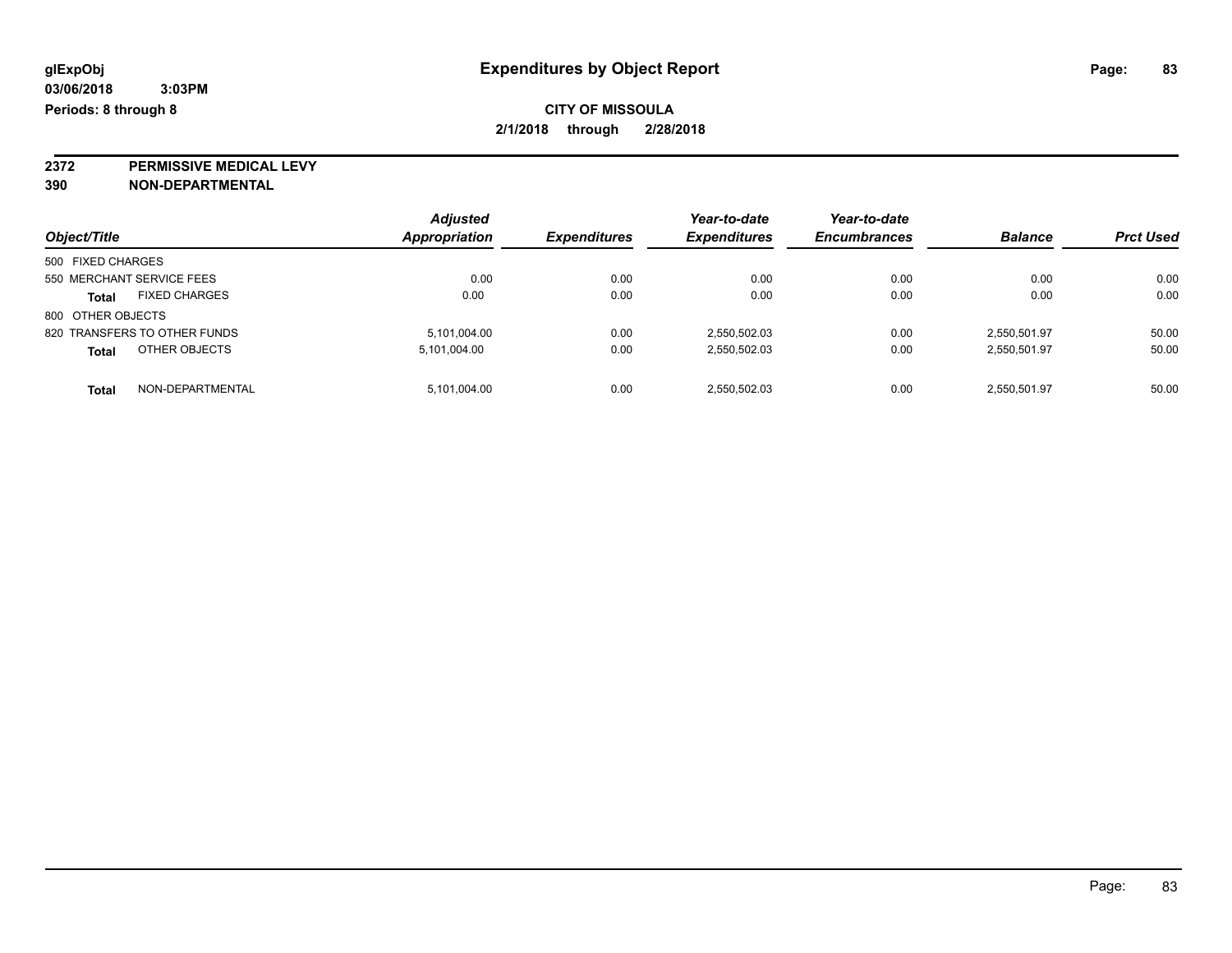glExpObj
03/06/2018 3:03PM
Periods: 8 through 8

# Expenditures by Object Report

**CITY OF MISSOULA**
**2/1/2018 through 2/28/2018**

**2372 PERMISSIVE MEDICAL LEVY**
**390 NON-DEPARTMENTAL**

| Object/Title | Adjusted Appropriation | Expenditures | Year-to-date Expenditures | Year-to-date Encumbrances | Balance | Prct Used |
|---|---|---|---|---|---|---|
| 500 FIXED CHARGES | | | | | | |
| 550 MERCHANT SERVICE FEES | 0.00 | 0.00 | 0.00 | 0.00 | 0.00 | 0.00 |
| **Total** FIXED CHARGES | 0.00 | 0.00 | 0.00 | 0.00 | 0.00 | 0.00 |
| 800 OTHER OBJECTS | | | | | | |
| 820 TRANSFERS TO OTHER FUNDS | 5,101,004.00 | 0.00 | 2,550,502.03 | 0.00 | 2,550,501.97 | 50.00 |
| **Total** OTHER OBJECTS | 5,101,004.00 | 0.00 | 2,550,502.03 | 0.00 | 2,550,501.97 | 50.00 |
| **Total** NON-DEPARTMENTAL | 5,101,004.00 | 0.00 | 2,550,502.03 | 0.00 | 2,550,501.97 | 50.00 |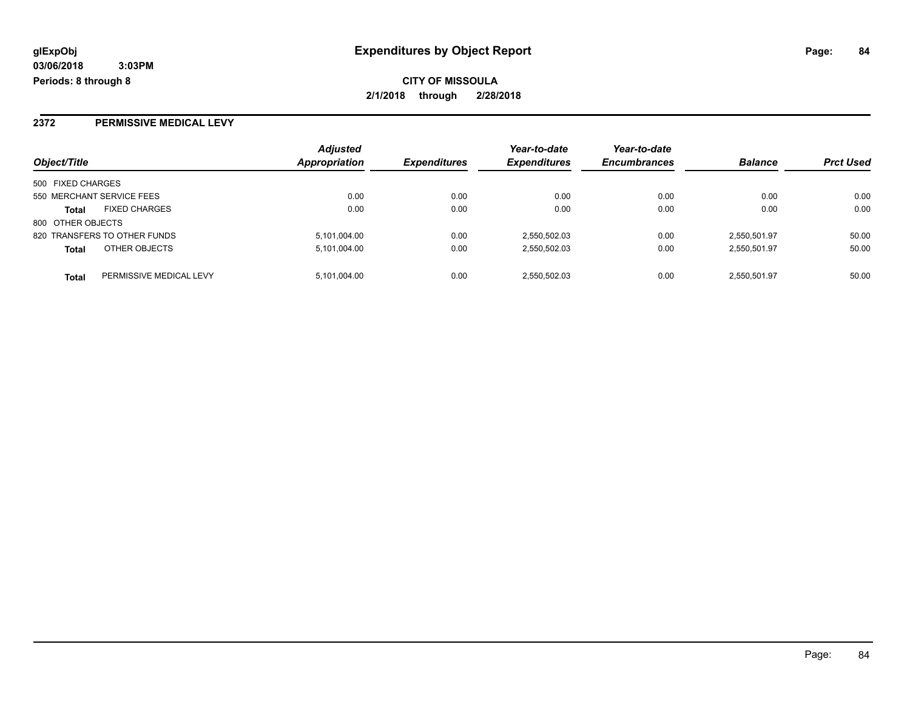# Expenditures by Object Report

glExpObj
03/06/2018 3:03PM
Periods: 8 through 8

**CITY OF MISSOULA**
**2/1/2018 through 2/28/2018**

## 2372 PERMISSIVE MEDICAL LEVY

| Object/Title | | Adjusted Appropriation | Expenditures | Year-to-date Expenditures | Year-to-date Encumbrances | Balance | Prct Used |
|---|---|---|---|---|---|---|---|
| 500 FIXED CHARGES | | | | | | | |
| 550 MERCHANT SERVICE FEES | | 0.00 | 0.00 | 0.00 | 0.00 | 0.00 | 0.00 |
| **Total** | FIXED CHARGES | 0.00 | 0.00 | 0.00 | 0.00 | 0.00 | 0.00 |
| 800 OTHER OBJECTS | | | | | | | |
| 820 TRANSFERS TO OTHER FUNDS | | 5,101,004.00 | 0.00 | 2,550,502.03 | 0.00 | 2,550,501.97 | 50.00 |
| **Total** | OTHER OBJECTS | 5,101,004.00 | 0.00 | 2,550,502.03 | 0.00 | 2,550,501.97 | 50.00 |
| **Total** | PERMISSIVE MEDICAL LEVY | 5,101,004.00 | 0.00 | 2,550,502.03 | 0.00 | 2,550,501.97 | 50.00 |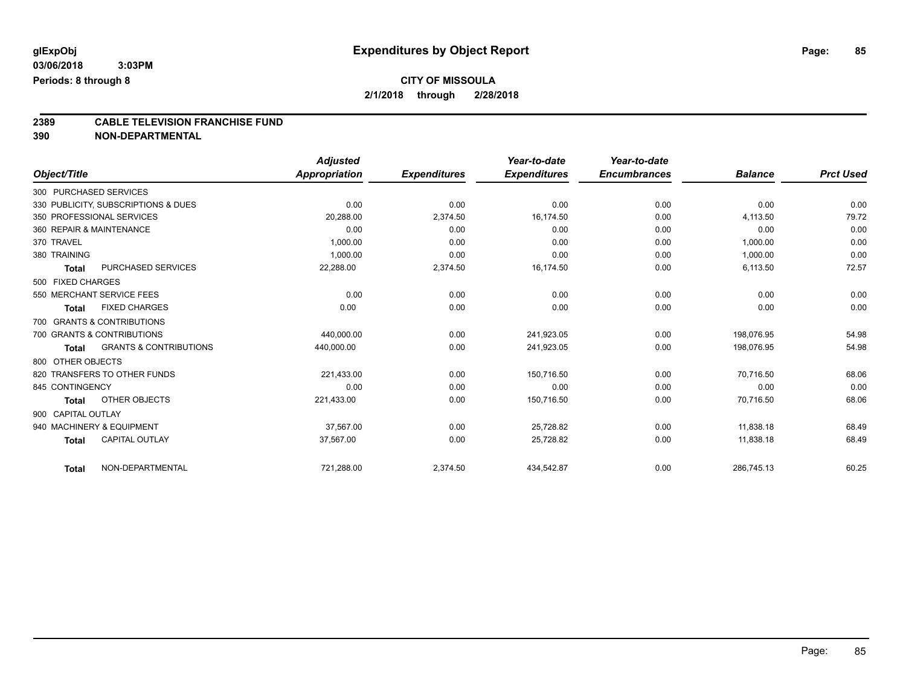**glExpObj** **Expenditures by Object Report**

**03/06/2018 3:03PM**

**Periods: 8 through 8**

**CITY OF MISSOULA**

**2/1/2018 through 2/28/2018**

## 2389 CABLE TELEVISION FRANCHISE FUND
## 390 NON-DEPARTMENTAL

| Object/Title | | Adjusted Appropriation | Expenditures | Year-to-date Expenditures | Year-to-date Encumbrances | Balance | Prct Used |
|---|---|---|---|---|---|---|---|
| 300 PURCHASED SERVICES | | | | | | | |
| 330 PUBLICITY, SUBSCRIPTIONS & DUES | | 0.00 | 0.00 | 0.00 | 0.00 | 0.00 | 0.00 |
| 350 PROFESSIONAL SERVICES | | 20,288.00 | 2,374.50 | 16,174.50 | 0.00 | 4,113.50 | 79.72 |
| 360 REPAIR & MAINTENANCE | | 0.00 | 0.00 | 0.00 | 0.00 | 0.00 | 0.00 |
| 370 TRAVEL | | 1,000.00 | 0.00 | 0.00 | 0.00 | 1,000.00 | 0.00 |
| 380 TRAINING | | 1,000.00 | 0.00 | 0.00 | 0.00 | 1,000.00 | 0.00 |
| **Total** | PURCHASED SERVICES | 22,288.00 | 2,374.50 | 16,174.50 | 0.00 | 6,113.50 | 72.57 |
| 500 FIXED CHARGES | | | | | | | |
| 550 MERCHANT SERVICE FEES | | 0.00 | 0.00 | 0.00 | 0.00 | 0.00 | 0.00 |
| **Total** | FIXED CHARGES | 0.00 | 0.00 | 0.00 | 0.00 | 0.00 | 0.00 |
| 700 GRANTS & CONTRIBUTIONS | | | | | | | |
| 700 GRANTS & CONTRIBUTIONS | | 440,000.00 | 0.00 | 241,923.05 | 0.00 | 198,076.95 | 54.98 |
| **Total** | GRANTS & CONTRIBUTIONS | 440,000.00 | 0.00 | 241,923.05 | 0.00 | 198,076.95 | 54.98 |
| 800 OTHER OBJECTS | | | | | | | |
| 820 TRANSFERS TO OTHER FUNDS | | 221,433.00 | 0.00 | 150,716.50 | 0.00 | 70,716.50 | 68.06 |
| 845 CONTINGENCY | | 0.00 | 0.00 | 0.00 | 0.00 | 0.00 | 0.00 |
| **Total** | OTHER OBJECTS | 221,433.00 | 0.00 | 150,716.50 | 0.00 | 70,716.50 | 68.06 |
| 900 CAPITAL OUTLAY | | | | | | | |
| 940 MACHINERY & EQUIPMENT | | 37,567.00 | 0.00 | 25,728.82 | 0.00 | 11,838.18 | 68.49 |
| **Total** | CAPITAL OUTLAY | 37,567.00 | 0.00 | 25,728.82 | 0.00 | 11,838.18 | 68.49 |
| **Total** | NON-DEPARTMENTAL | 721,288.00 | 2,374.50 | 434,542.87 | 0.00 | 286,745.13 | 60.25 |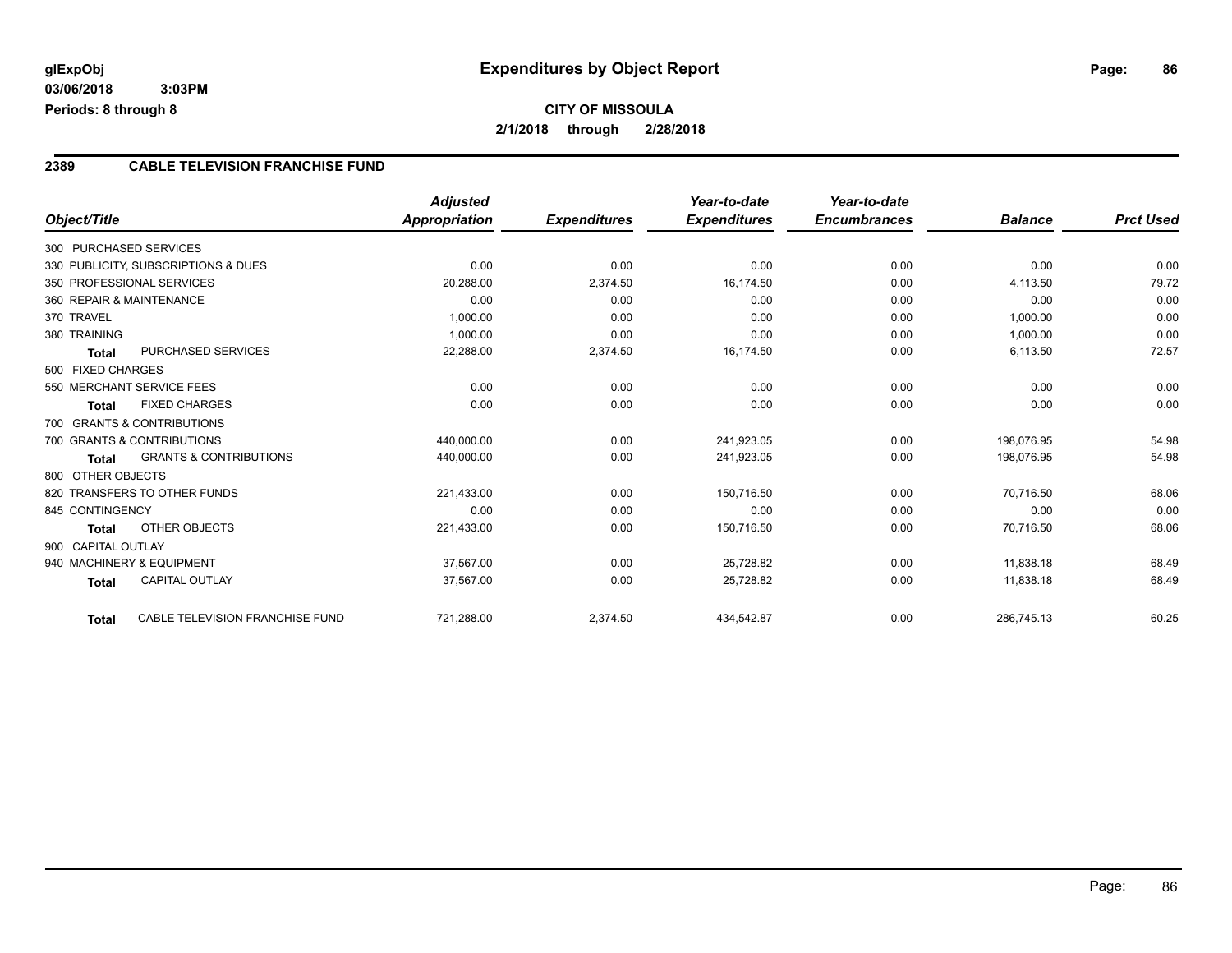**glExpObj**
**03/06/2018 3:03PM**
**Periods: 8 through 8**

# Expenditures by Object Report

**CITY OF MISSOULA**
**2/1/2018 through 2/28/2018**

## 2389 CABLE TELEVISION FRANCHISE FUND

| Object/Title | Adjusted Appropriation | Expenditures | Year-to-date Expenditures | Year-to-date Encumbrances | Balance | Prct Used |
|---|---|---|---|---|---|---|
| 300 PURCHASED SERVICES | | | | | | |
| 330 PUBLICITY, SUBSCRIPTIONS & DUES | 0.00 | 0.00 | 0.00 | 0.00 | 0.00 | 0.00 |
| 350 PROFESSIONAL SERVICES | 20,288.00 | 2,374.50 | 16,174.50 | 0.00 | 4,113.50 | 79.72 |
| 360 REPAIR & MAINTENANCE | 0.00 | 0.00 | 0.00 | 0.00 | 0.00 | 0.00 |
| 370 TRAVEL | 1,000.00 | 0.00 | 0.00 | 0.00 | 1,000.00 | 0.00 |
| 380 TRAINING | 1,000.00 | 0.00 | 0.00 | 0.00 | 1,000.00 | 0.00 |
| **Total** PURCHASED SERVICES | 22,288.00 | 2,374.50 | 16,174.50 | 0.00 | 6,113.50 | 72.57 |
| 500 FIXED CHARGES | | | | | | |
| 550 MERCHANT SERVICE FEES | 0.00 | 0.00 | 0.00 | 0.00 | 0.00 | 0.00 |
| **Total** FIXED CHARGES | 0.00 | 0.00 | 0.00 | 0.00 | 0.00 | 0.00 |
| 700 GRANTS & CONTRIBUTIONS | | | | | | |
| 700 GRANTS & CONTRIBUTIONS | 440,000.00 | 0.00 | 241,923.05 | 0.00 | 198,076.95 | 54.98 |
| **Total** GRANTS & CONTRIBUTIONS | 440,000.00 | 0.00 | 241,923.05 | 0.00 | 198,076.95 | 54.98 |
| 800 OTHER OBJECTS | | | | | | |
| 820 TRANSFERS TO OTHER FUNDS | 221,433.00 | 0.00 | 150,716.50 | 0.00 | 70,716.50 | 68.06 |
| 845 CONTINGENCY | 0.00 | 0.00 | 0.00 | 0.00 | 0.00 | 0.00 |
| **Total** OTHER OBJECTS | 221,433.00 | 0.00 | 150,716.50 | 0.00 | 70,716.50 | 68.06 |
| 900 CAPITAL OUTLAY | | | | | | |
| 940 MACHINERY & EQUIPMENT | 37,567.00 | 0.00 | 25,728.82 | 0.00 | 11,838.18 | 68.49 |
| **Total** CAPITAL OUTLAY | 37,567.00 | 0.00 | 25,728.82 | 0.00 | 11,838.18 | 68.49 |
| **Total** CABLE TELEVISION FRANCHISE FUND | 721,288.00 | 2,374.50 | 434,542.87 | 0.00 | 286,745.13 | 60.25 |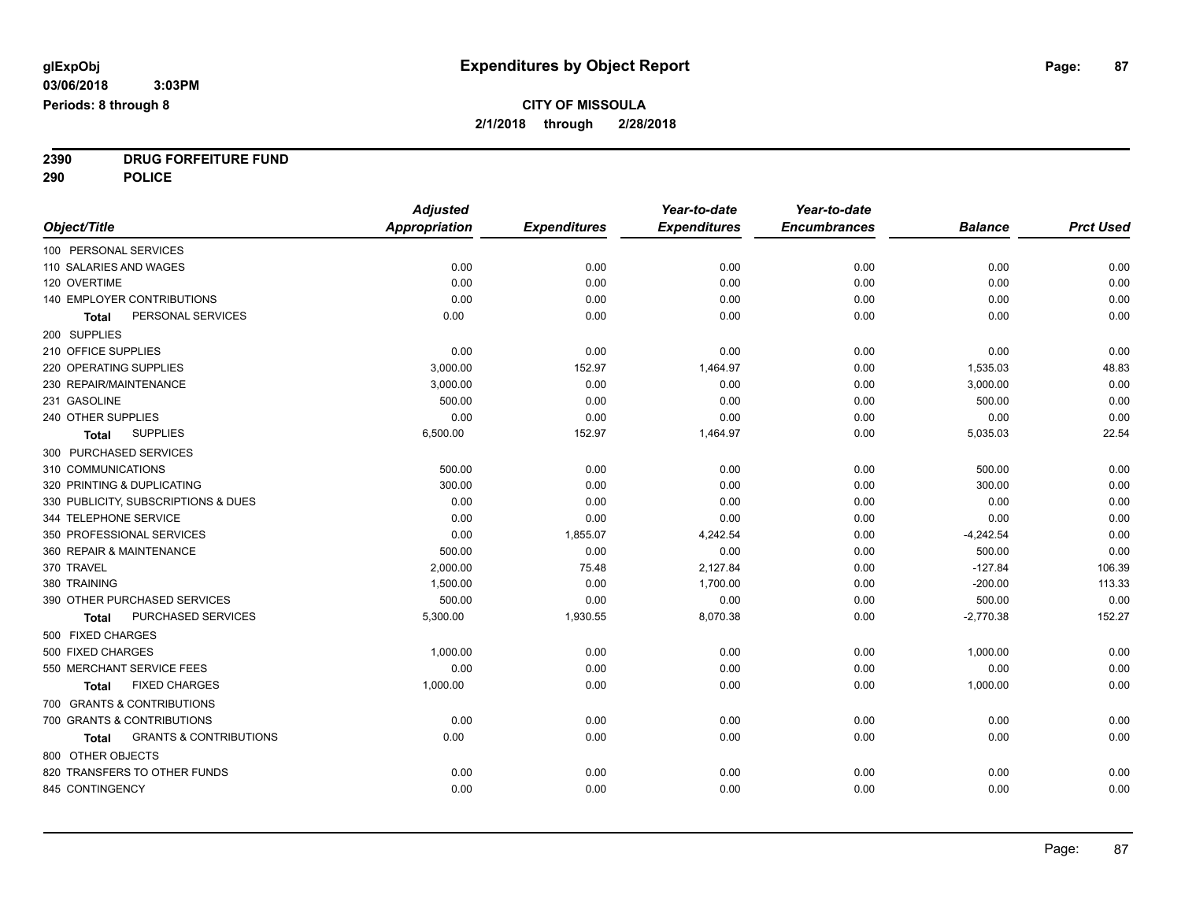**glExpObj** 
**03/06/2018 3:03PM**
**Periods: 8 through 8**

# Expenditures by Object Report

**CITY OF MISSOULA**
**2/1/2018 through 2/28/2018**

**2390 DRUG FORFEITURE FUND**
**290 POLICE**

| Object/Title | Adjusted Appropriation | Expenditures | Year-to-date Expenditures | Year-to-date Encumbrances | Balance | Prct Used |
|---|---|---|---|---|---|---|
| 100 PERSONAL SERVICES | | | | | | |
| 110 SALARIES AND WAGES | 0.00 | 0.00 | 0.00 | 0.00 | 0.00 | 0.00 |
| 120 OVERTIME | 0.00 | 0.00 | 0.00 | 0.00 | 0.00 | 0.00 |
| 140 EMPLOYER CONTRIBUTIONS | 0.00 | 0.00 | 0.00 | 0.00 | 0.00 | 0.00 |
| **Total** PERSONAL SERVICES | 0.00 | 0.00 | 0.00 | 0.00 | 0.00 | 0.00 |
| 200 SUPPLIES | | | | | | |
| 210 OFFICE SUPPLIES | 0.00 | 0.00 | 0.00 | 0.00 | 0.00 | 0.00 |
| 220 OPERATING SUPPLIES | 3,000.00 | 152.97 | 1,464.97 | 0.00 | 1,535.03 | 48.83 |
| 230 REPAIR/MAINTENANCE | 3,000.00 | 0.00 | 0.00 | 0.00 | 3,000.00 | 0.00 |
| 231 GASOLINE | 500.00 | 0.00 | 0.00 | 0.00 | 500.00 | 0.00 |
| 240 OTHER SUPPLIES | 0.00 | 0.00 | 0.00 | 0.00 | 0.00 | 0.00 |
| **Total** SUPPLIES | 6,500.00 | 152.97 | 1,464.97 | 0.00 | 5,035.03 | 22.54 |
| 300 PURCHASED SERVICES | | | | | | |
| 310 COMMUNICATIONS | 500.00 | 0.00 | 0.00 | 0.00 | 500.00 | 0.00 |
| 320 PRINTING & DUPLICATING | 300.00 | 0.00 | 0.00 | 0.00 | 300.00 | 0.00 |
| 330 PUBLICITY, SUBSCRIPTIONS & DUES | 0.00 | 0.00 | 0.00 | 0.00 | 0.00 | 0.00 |
| 344 TELEPHONE SERVICE | 0.00 | 0.00 | 0.00 | 0.00 | 0.00 | 0.00 |
| 350 PROFESSIONAL SERVICES | 0.00 | 1,855.07 | 4,242.54 | 0.00 | -4,242.54 | 0.00 |
| 360 REPAIR & MAINTENANCE | 500.00 | 0.00 | 0.00 | 0.00 | 500.00 | 0.00 |
| 370 TRAVEL | 2,000.00 | 75.48 | 2,127.84 | 0.00 | -127.84 | 106.39 |
| 380 TRAINING | 1,500.00 | 0.00 | 1,700.00 | 0.00 | -200.00 | 113.33 |
| 390 OTHER PURCHASED SERVICES | 500.00 | 0.00 | 0.00 | 0.00 | 500.00 | 0.00 |
| **Total** PURCHASED SERVICES | 5,300.00 | 1,930.55 | 8,070.38 | 0.00 | -2,770.38 | 152.27 |
| 500 FIXED CHARGES | | | | | | |
| 500 FIXED CHARGES | 1,000.00 | 0.00 | 0.00 | 0.00 | 1,000.00 | 0.00 |
| 550 MERCHANT SERVICE FEES | 0.00 | 0.00 | 0.00 | 0.00 | 0.00 | 0.00 |
| **Total** FIXED CHARGES | 1,000.00 | 0.00 | 0.00 | 0.00 | 1,000.00 | 0.00 |
| 700 GRANTS & CONTRIBUTIONS | | | | | | |
| 700 GRANTS & CONTRIBUTIONS | 0.00 | 0.00 | 0.00 | 0.00 | 0.00 | 0.00 |
| **Total** GRANTS & CONTRIBUTIONS | 0.00 | 0.00 | 0.00 | 0.00 | 0.00 | 0.00 |
| 800 OTHER OBJECTS | | | | | | |
| 820 TRANSFERS TO OTHER FUNDS | 0.00 | 0.00 | 0.00 | 0.00 | 0.00 | 0.00 |
| 845 CONTINGENCY | 0.00 | 0.00 | 0.00 | 0.00 | 0.00 | 0.00 |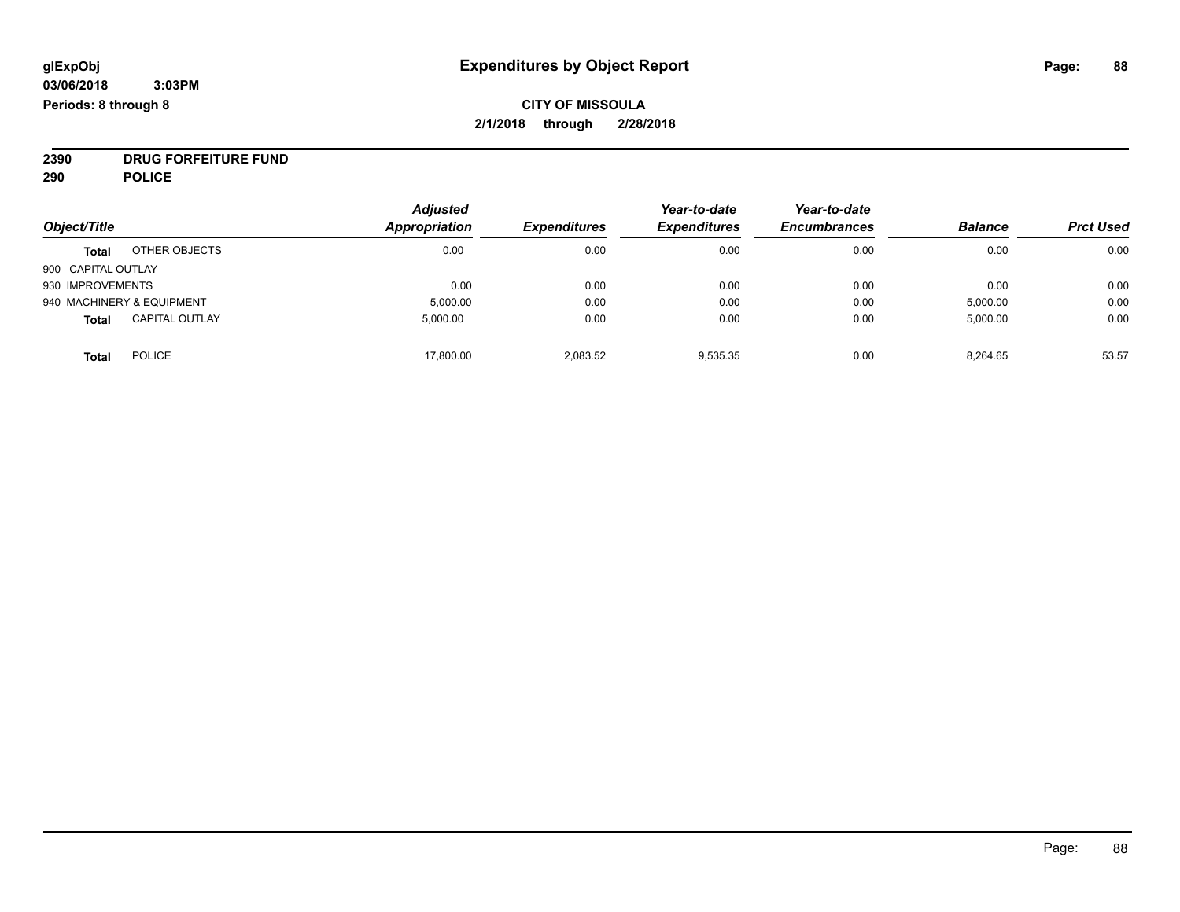**glExpObj** **Expenditures by Object Report**

**03/06/2018 3:03PM**

**Periods: 8 through 8**

**CITY OF MISSOULA**

**2/1/2018 through 2/28/2018**

**2390 DRUG FORFEITURE FUND**

**290 POLICE**

| Object/Title | | Adjusted Appropriation | Expenditures | Year-to-date Expenditures | Year-to-date Encumbrances | Balance | Prct Used |
|---|---|---|---|---|---|---|---|
| **Total** | OTHER OBJECTS | 0.00 | 0.00 | 0.00 | 0.00 | 0.00 | 0.00 |
| 900 CAPITAL OUTLAY | | | | | | | |
| 930 IMPROVEMENTS | | 0.00 | 0.00 | 0.00 | 0.00 | 0.00 | 0.00 |
| 940 MACHINERY & EQUIPMENT | | 5,000.00 | 0.00 | 0.00 | 0.00 | 5,000.00 | 0.00 |
| **Total** | CAPITAL OUTLAY | 5,000.00 | 0.00 | 0.00 | 0.00 | 5,000.00 | 0.00 |
| **Total** | POLICE | 17,800.00 | 2,083.52 | 9,535.35 | 0.00 | 8,264.65 | 53.57 |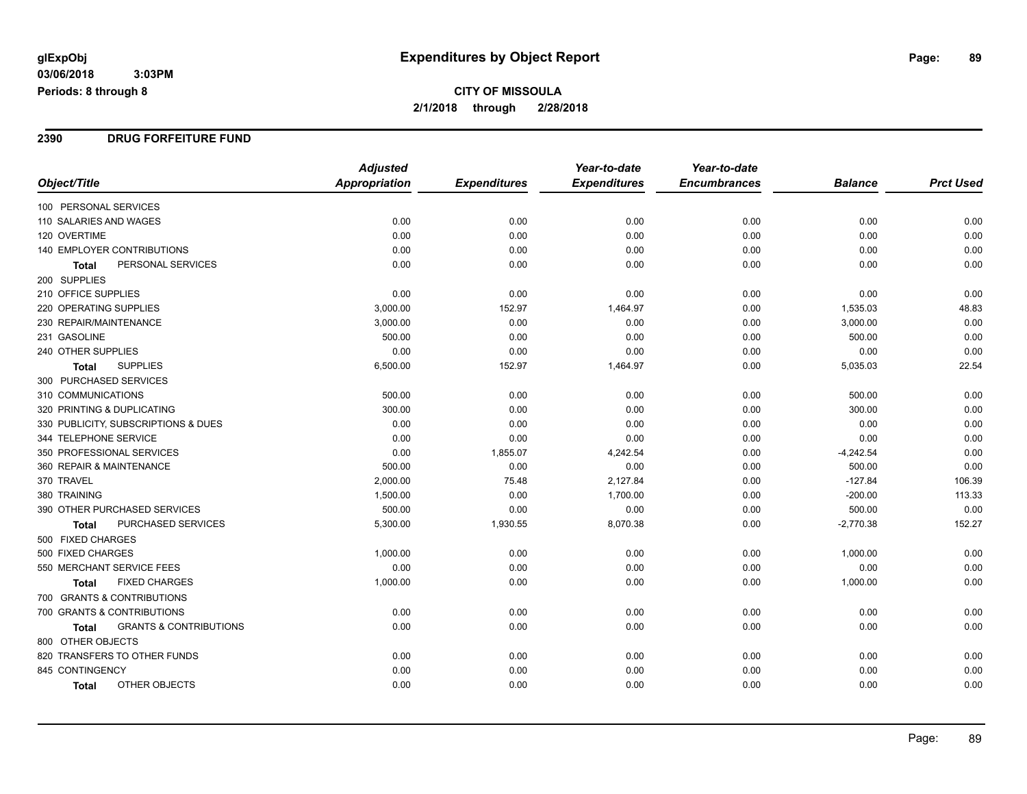# Expenditures by Object Report

glExpObj
03/06/2018 3:03PM
Periods: 8 through 8

**CITY OF MISSOULA**
**2/1/2018 through 2/28/2018**

## 2390 DRUG FORFEITURE FUND

| Object/Title | Adjusted Appropriation | Expenditures | Year-to-date Expenditures | Year-to-date Encumbrances | Balance | Prct Used |
|---|---|---|---|---|---|---|
| 100 PERSONAL SERVICES | | | | | | |
| 110 SALARIES AND WAGES | 0.00 | 0.00 | 0.00 | 0.00 | 0.00 | 0.00 |
| 120 OVERTIME | 0.00 | 0.00 | 0.00 | 0.00 | 0.00 | 0.00 |
| 140 EMPLOYER CONTRIBUTIONS | 0.00 | 0.00 | 0.00 | 0.00 | 0.00 | 0.00 |
| **Total** PERSONAL SERVICES | 0.00 | 0.00 | 0.00 | 0.00 | 0.00 | 0.00 |
| 200 SUPPLIES | | | | | | |
| 210 OFFICE SUPPLIES | 0.00 | 0.00 | 0.00 | 0.00 | 0.00 | 0.00 |
| 220 OPERATING SUPPLIES | 3,000.00 | 152.97 | 1,464.97 | 0.00 | 1,535.03 | 48.83 |
| 230 REPAIR/MAINTENANCE | 3,000.00 | 0.00 | 0.00 | 0.00 | 3,000.00 | 0.00 |
| 231 GASOLINE | 500.00 | 0.00 | 0.00 | 0.00 | 500.00 | 0.00 |
| 240 OTHER SUPPLIES | 0.00 | 0.00 | 0.00 | 0.00 | 0.00 | 0.00 |
| **Total** SUPPLIES | 6,500.00 | 152.97 | 1,464.97 | 0.00 | 5,035.03 | 22.54 |
| 300 PURCHASED SERVICES | | | | | | |
| 310 COMMUNICATIONS | 500.00 | 0.00 | 0.00 | 0.00 | 500.00 | 0.00 |
| 320 PRINTING & DUPLICATING | 300.00 | 0.00 | 0.00 | 0.00 | 300.00 | 0.00 |
| 330 PUBLICITY, SUBSCRIPTIONS & DUES | 0.00 | 0.00 | 0.00 | 0.00 | 0.00 | 0.00 |
| 344 TELEPHONE SERVICE | 0.00 | 0.00 | 0.00 | 0.00 | 0.00 | 0.00 |
| 350 PROFESSIONAL SERVICES | 0.00 | 1,855.07 | 4,242.54 | 0.00 | -4,242.54 | 0.00 |
| 360 REPAIR & MAINTENANCE | 500.00 | 0.00 | 0.00 | 0.00 | 500.00 | 0.00 |
| 370 TRAVEL | 2,000.00 | 75.48 | 2,127.84 | 0.00 | -127.84 | 106.39 |
| 380 TRAINING | 1,500.00 | 0.00 | 1,700.00 | 0.00 | -200.00 | 113.33 |
| 390 OTHER PURCHASED SERVICES | 500.00 | 0.00 | 0.00 | 0.00 | 500.00 | 0.00 |
| **Total** PURCHASED SERVICES | 5,300.00 | 1,930.55 | 8,070.38 | 0.00 | -2,770.38 | 152.27 |
| 500 FIXED CHARGES | | | | | | |
| 500 FIXED CHARGES | 1,000.00 | 0.00 | 0.00 | 0.00 | 1,000.00 | 0.00 |
| 550 MERCHANT SERVICE FEES | 0.00 | 0.00 | 0.00 | 0.00 | 0.00 | 0.00 |
| **Total** FIXED CHARGES | 1,000.00 | 0.00 | 0.00 | 0.00 | 1,000.00 | 0.00 |
| 700 GRANTS & CONTRIBUTIONS | | | | | | |
| 700 GRANTS & CONTRIBUTIONS | 0.00 | 0.00 | 0.00 | 0.00 | 0.00 | 0.00 |
| **Total** GRANTS & CONTRIBUTIONS | 0.00 | 0.00 | 0.00 | 0.00 | 0.00 | 0.00 |
| 800 OTHER OBJECTS | | | | | | |
| 820 TRANSFERS TO OTHER FUNDS | 0.00 | 0.00 | 0.00 | 0.00 | 0.00 | 0.00 |
| 845 CONTINGENCY | 0.00 | 0.00 | 0.00 | 0.00 | 0.00 | 0.00 |
| **Total** OTHER OBJECTS | 0.00 | 0.00 | 0.00 | 0.00 | 0.00 | 0.00 |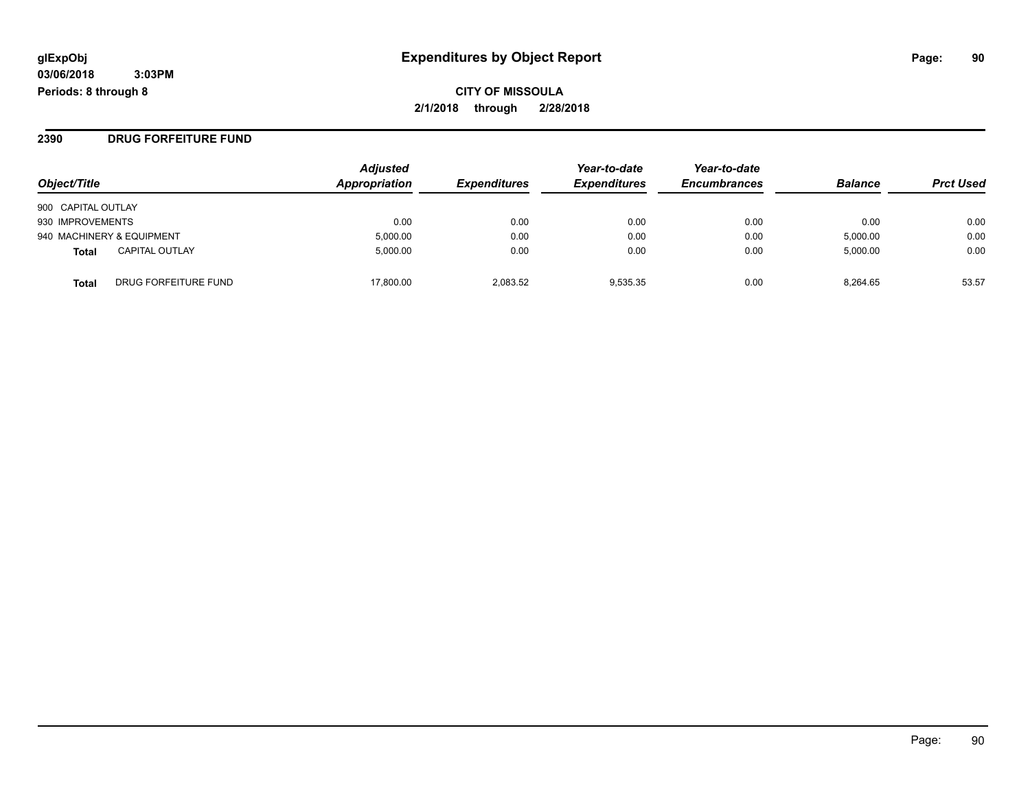**glExpObj**
**03/06/2018 3:03PM**
**Periods: 8 through 8**

# Expenditures by Object Report

**CITY OF MISSOULA**
**2/1/2018 through 2/28/2018**

## 2390 DRUG FORFEITURE FUND

| Object/Title | | Adjusted Appropriation | Expenditures | Year-to-date Expenditures | Year-to-date Encumbrances | Balance | Prct Used |
|---|---|---|---|---|---|---|---|
| 900 CAPITAL OUTLAY | | | | | | | |
| 930 IMPROVEMENTS | | 0.00 | 0.00 | 0.00 | 0.00 | 0.00 | 0.00 |
| 940 MACHINERY & EQUIPMENT | | 5,000.00 | 0.00 | 0.00 | 0.00 | 5,000.00 | 0.00 |
| **Total** | CAPITAL OUTLAY | 5,000.00 | 0.00 | 0.00 | 0.00 | 5,000.00 | 0.00 |
| **Total** | DRUG FORFEITURE FUND | 17,800.00 | 2,083.52 | 9,535.35 | 0.00 | 8,264.65 | 53.57 |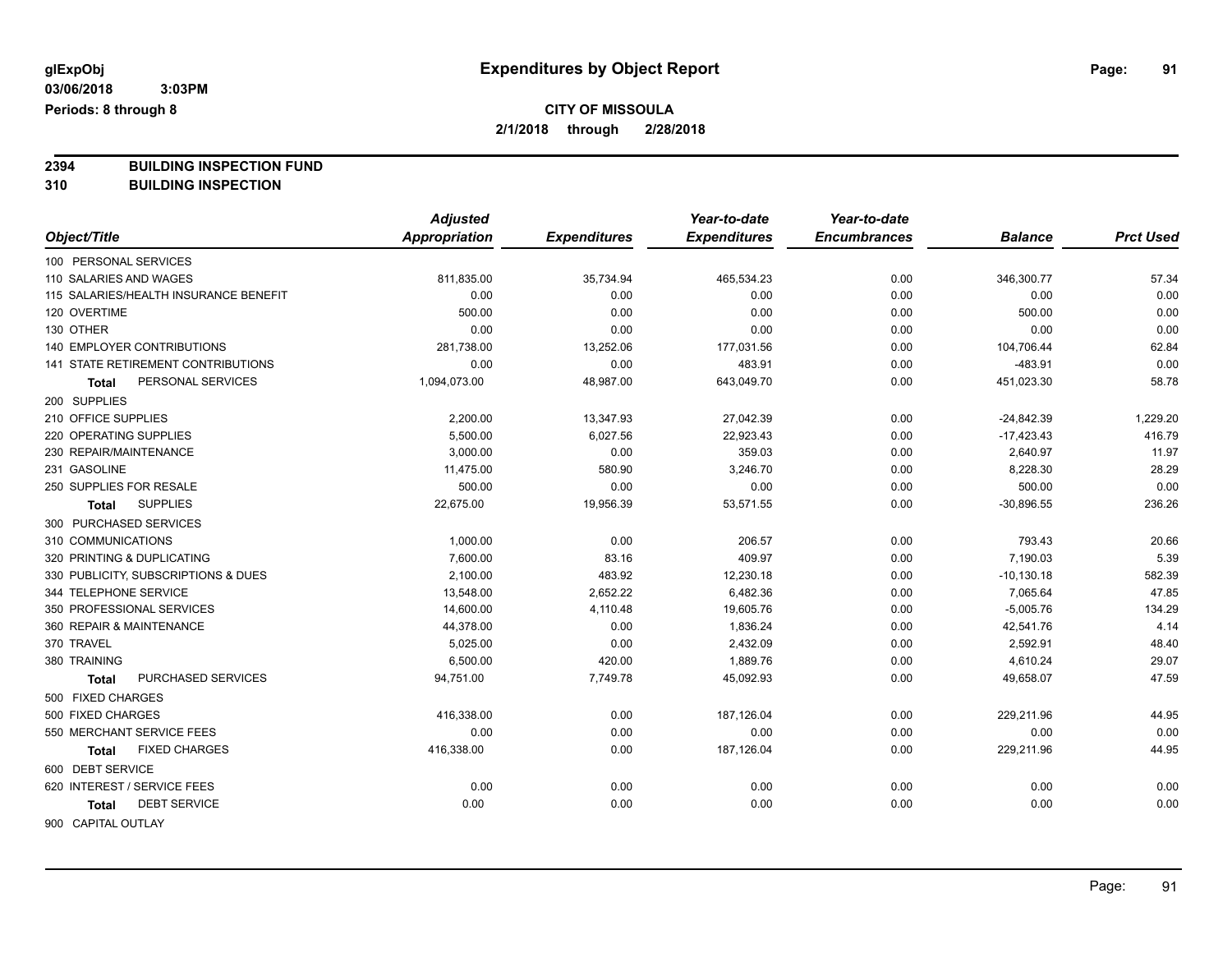**glExpObj**
**03/06/2018 3:03PM**
**Periods: 8 through 8**

# Expenditures by Object Report

**CITY OF MISSOULA**
**2/1/2018 through 2/28/2018**

**2394 BUILDING INSPECTION FUND**
**310 BUILDING INSPECTION**

| Object/Title | Adjusted Appropriation | Expenditures | Year-to-date Expenditures | Year-to-date Encumbrances | Balance | Prct Used |
|---|---|---|---|---|---|---|
| 100 PERSONAL SERVICES | | | | | | |
| 110 SALARIES AND WAGES | 811,835.00 | 35,734.94 | 465,534.23 | 0.00 | 346,300.77 | 57.34 |
| 115 SALARIES/HEALTH INSURANCE BENEFIT | 0.00 | 0.00 | 0.00 | 0.00 | 0.00 | 0.00 |
| 120 OVERTIME | 500.00 | 0.00 | 0.00 | 0.00 | 500.00 | 0.00 |
| 130 OTHER | 0.00 | 0.00 | 0.00 | 0.00 | 0.00 | 0.00 |
| 140 EMPLOYER CONTRIBUTIONS | 281,738.00 | 13,252.06 | 177,031.56 | 0.00 | 104,706.44 | 62.84 |
| 141 STATE RETIREMENT CONTRIBUTIONS | 0.00 | 0.00 | 483.91 | 0.00 | -483.91 | 0.00 |
| **Total** PERSONAL SERVICES | 1,094,073.00 | 48,987.00 | 643,049.70 | 0.00 | 451,023.30 | 58.78 |
| 200 SUPPLIES | | | | | | |
| 210 OFFICE SUPPLIES | 2,200.00 | 13,347.93 | 27,042.39 | 0.00 | -24,842.39 | 1,229.20 |
| 220 OPERATING SUPPLIES | 5,500.00 | 6,027.56 | 22,923.43 | 0.00 | -17,423.43 | 416.79 |
| 230 REPAIR/MAINTENANCE | 3,000.00 | 0.00 | 359.03 | 0.00 | 2,640.97 | 11.97 |
| 231 GASOLINE | 11,475.00 | 580.90 | 3,246.70 | 0.00 | 8,228.30 | 28.29 |
| 250 SUPPLIES FOR RESALE | 500.00 | 0.00 | 0.00 | 0.00 | 500.00 | 0.00 |
| **Total** SUPPLIES | 22,675.00 | 19,956.39 | 53,571.55 | 0.00 | -30,896.55 | 236.26 |
| 300 PURCHASED SERVICES | | | | | | |
| 310 COMMUNICATIONS | 1,000.00 | 0.00 | 206.57 | 0.00 | 793.43 | 20.66 |
| 320 PRINTING & DUPLICATING | 7,600.00 | 83.16 | 409.97 | 0.00 | 7,190.03 | 5.39 |
| 330 PUBLICITY, SUBSCRIPTIONS & DUES | 2,100.00 | 483.92 | 12,230.18 | 0.00 | -10,130.18 | 582.39 |
| 344 TELEPHONE SERVICE | 13,548.00 | 2,652.22 | 6,482.36 | 0.00 | 7,065.64 | 47.85 |
| 350 PROFESSIONAL SERVICES | 14,600.00 | 4,110.48 | 19,605.76 | 0.00 | -5,005.76 | 134.29 |
| 360 REPAIR & MAINTENANCE | 44,378.00 | 0.00 | 1,836.24 | 0.00 | 42,541.76 | 4.14 |
| 370 TRAVEL | 5,025.00 | 0.00 | 2,432.09 | 0.00 | 2,592.91 | 48.40 |
| 380 TRAINING | 6,500.00 | 420.00 | 1,889.76 | 0.00 | 4,610.24 | 29.07 |
| **Total** PURCHASED SERVICES | 94,751.00 | 7,749.78 | 45,092.93 | 0.00 | 49,658.07 | 47.59 |
| 500 FIXED CHARGES | | | | | | |
| 500 FIXED CHARGES | 416,338.00 | 0.00 | 187,126.04 | 0.00 | 229,211.96 | 44.95 |
| 550 MERCHANT SERVICE FEES | 0.00 | 0.00 | 0.00 | 0.00 | 0.00 | 0.00 |
| **Total** FIXED CHARGES | 416,338.00 | 0.00 | 187,126.04 | 0.00 | 229,211.96 | 44.95 |
| 600 DEBT SERVICE | | | | | | |
| 620 INTEREST / SERVICE FEES | 0.00 | 0.00 | 0.00 | 0.00 | 0.00 | 0.00 |
| **Total** DEBT SERVICE | 0.00 | 0.00 | 0.00 | 0.00 | 0.00 | 0.00 |
| 900 CAPITAL OUTLAY | | | | | | |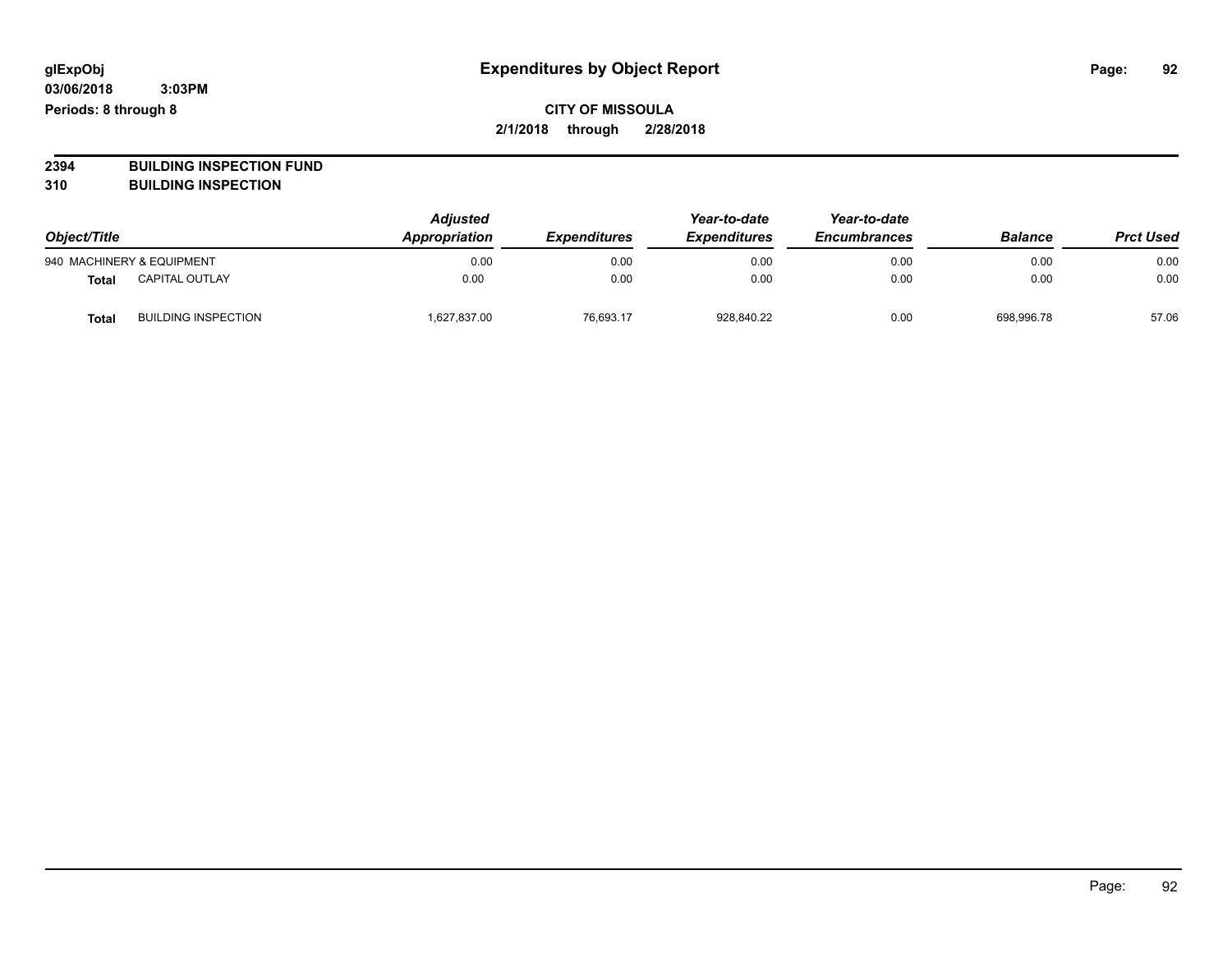# Expenditures by Object Report

glExpObj
03/06/2018 3:03PM
Periods: 8 through 8

**CITY OF MISSOULA**
**2/1/2018 through 2/28/2018**

**2394 BUILDING INSPECTION FUND**
**310 BUILDING INSPECTION**

| Object/Title | | Adjusted Appropriation | Expenditures | Year-to-date Expenditures | Year-to-date Encumbrances | Balance | Prct Used |
|---|---|---|---|---|---|---|---|
| 940 MACHINERY & EQUIPMENT | | 0.00 | 0.00 | 0.00 | 0.00 | 0.00 | 0.00 |
| **Total** | CAPITAL OUTLAY | 0.00 | 0.00 | 0.00 | 0.00 | 0.00 | 0.00 |
| **Total** | BUILDING INSPECTION | 1,627,837.00 | 76,693.17 | 928,840.22 | 0.00 | 698,996.78 | 57.06 |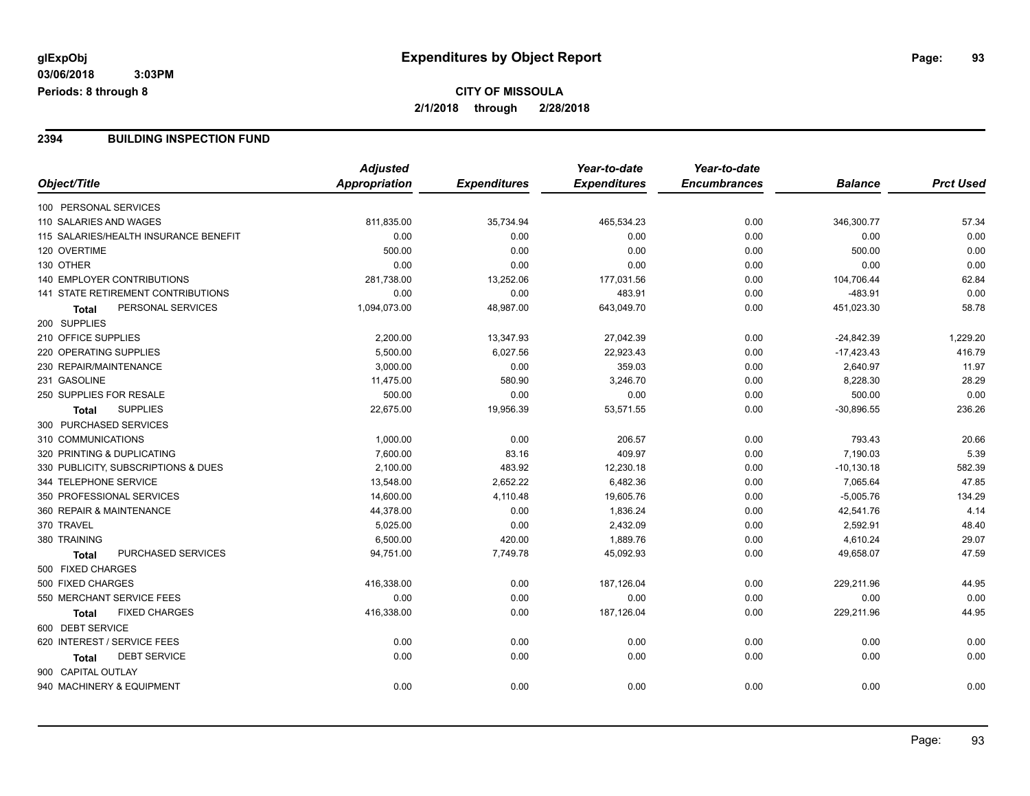**glExpObj**
**03/06/2018 3:03PM**
**Periods: 8 through 8**

# Expenditures by Object Report

**CITY OF MISSOULA**
**2/1/2018 through 2/28/2018**

## 2394 BUILDING INSPECTION FUND

| Object/Title | Adjusted Appropriation | Expenditures | Year-to-date Expenditures | Year-to-date Encumbrances | Balance | Prct Used |
|---|---|---|---|---|---|---|
| 100 PERSONAL SERVICES | | | | | | |
| 110 SALARIES AND WAGES | 811,835.00 | 35,734.94 | 465,534.23 | 0.00 | 346,300.77 | 57.34 |
| 115 SALARIES/HEALTH INSURANCE BENEFIT | 0.00 | 0.00 | 0.00 | 0.00 | 0.00 | 0.00 |
| 120 OVERTIME | 500.00 | 0.00 | 0.00 | 0.00 | 500.00 | 0.00 |
| 130 OTHER | 0.00 | 0.00 | 0.00 | 0.00 | 0.00 | 0.00 |
| 140 EMPLOYER CONTRIBUTIONS | 281,738.00 | 13,252.06 | 177,031.56 | 0.00 | 104,706.44 | 62.84 |
| 141 STATE RETIREMENT CONTRIBUTIONS | 0.00 | 0.00 | 483.91 | 0.00 | -483.91 | 0.00 |
| **Total** PERSONAL SERVICES | 1,094,073.00 | 48,987.00 | 643,049.70 | 0.00 | 451,023.30 | 58.78 |
| 200 SUPPLIES | | | | | | |
| 210 OFFICE SUPPLIES | 2,200.00 | 13,347.93 | 27,042.39 | 0.00 | -24,842.39 | 1,229.20 |
| 220 OPERATING SUPPLIES | 5,500.00 | 6,027.56 | 22,923.43 | 0.00 | -17,423.43 | 416.79 |
| 230 REPAIR/MAINTENANCE | 3,000.00 | 0.00 | 359.03 | 0.00 | 2,640.97 | 11.97 |
| 231 GASOLINE | 11,475.00 | 580.90 | 3,246.70 | 0.00 | 8,228.30 | 28.29 |
| 250 SUPPLIES FOR RESALE | 500.00 | 0.00 | 0.00 | 0.00 | 500.00 | 0.00 |
| **Total** SUPPLIES | 22,675.00 | 19,956.39 | 53,571.55 | 0.00 | -30,896.55 | 236.26 |
| 300 PURCHASED SERVICES | | | | | | |
| 310 COMMUNICATIONS | 1,000.00 | 0.00 | 206.57 | 0.00 | 793.43 | 20.66 |
| 320 PRINTING & DUPLICATING | 7,600.00 | 83.16 | 409.97 | 0.00 | 7,190.03 | 5.39 |
| 330 PUBLICITY, SUBSCRIPTIONS & DUES | 2,100.00 | 483.92 | 12,230.18 | 0.00 | -10,130.18 | 582.39 |
| 344 TELEPHONE SERVICE | 13,548.00 | 2,652.22 | 6,482.36 | 0.00 | 7,065.64 | 47.85 |
| 350 PROFESSIONAL SERVICES | 14,600.00 | 4,110.48 | 19,605.76 | 0.00 | -5,005.76 | 134.29 |
| 360 REPAIR & MAINTENANCE | 44,378.00 | 0.00 | 1,836.24 | 0.00 | 42,541.76 | 4.14 |
| 370 TRAVEL | 5,025.00 | 0.00 | 2,432.09 | 0.00 | 2,592.91 | 48.40 |
| 380 TRAINING | 6,500.00 | 420.00 | 1,889.76 | 0.00 | 4,610.24 | 29.07 |
| **Total** PURCHASED SERVICES | 94,751.00 | 7,749.78 | 45,092.93 | 0.00 | 49,658.07 | 47.59 |
| 500 FIXED CHARGES | | | | | | |
| 500 FIXED CHARGES | 416,338.00 | 0.00 | 187,126.04 | 0.00 | 229,211.96 | 44.95 |
| 550 MERCHANT SERVICE FEES | 0.00 | 0.00 | 0.00 | 0.00 | 0.00 | 0.00 |
| **Total** FIXED CHARGES | 416,338.00 | 0.00 | 187,126.04 | 0.00 | 229,211.96 | 44.95 |
| 600 DEBT SERVICE | | | | | | |
| 620 INTEREST / SERVICE FEES | 0.00 | 0.00 | 0.00 | 0.00 | 0.00 | 0.00 |
| **Total** DEBT SERVICE | 0.00 | 0.00 | 0.00 | 0.00 | 0.00 | 0.00 |
| 900 CAPITAL OUTLAY | | | | | | |
| 940 MACHINERY & EQUIPMENT | 0.00 | 0.00 | 0.00 | 0.00 | 0.00 | 0.00 |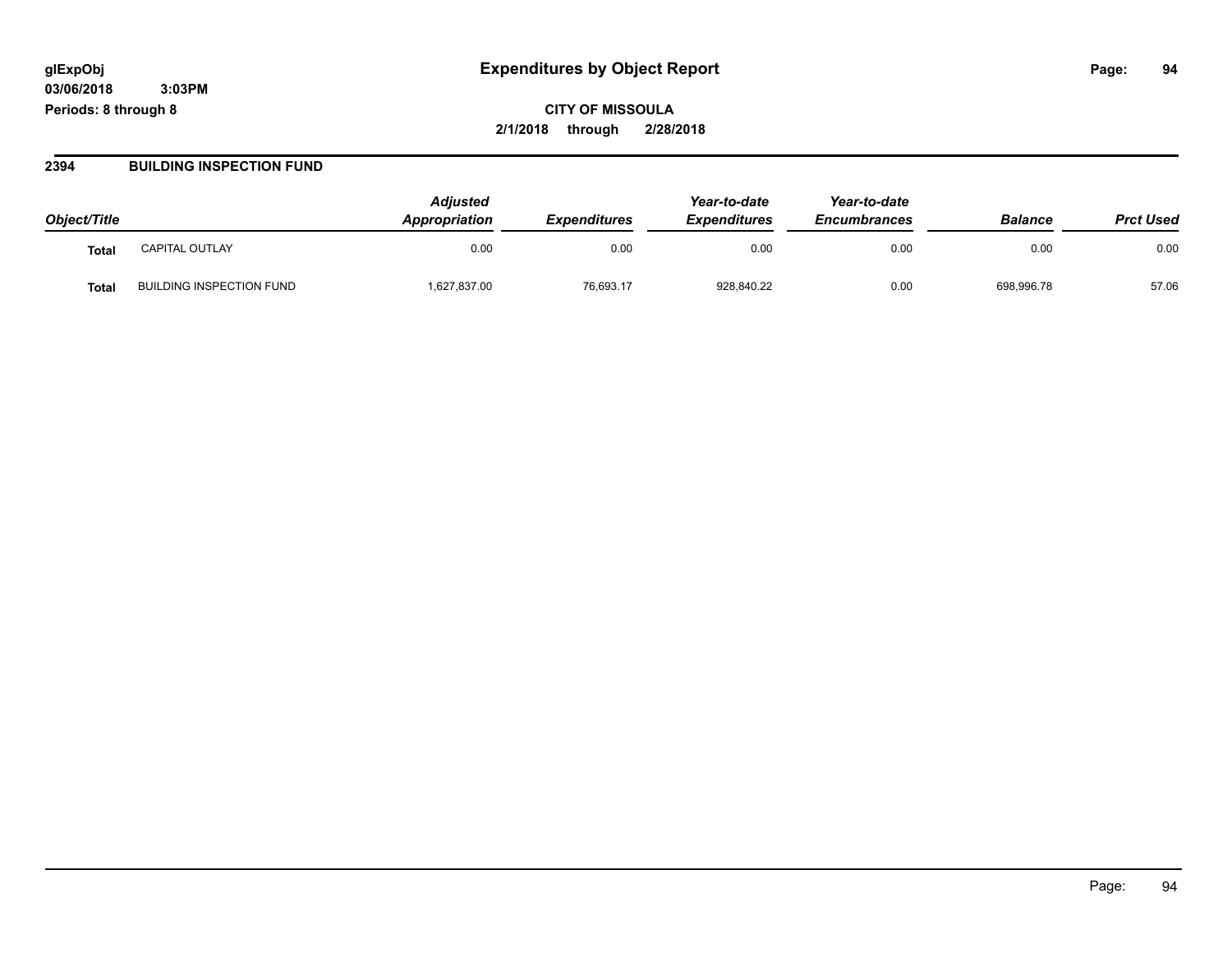# Expenditures by Object Report

glExpObj
03/06/2018 3:03PM
Periods: 8 through 8

**CITY OF MISSOULA**
**2/1/2018 through 2/28/2018**

## 2394 BUILDING INSPECTION FUND

| Object/Title | | Adjusted Appropriation | Expenditures | Year-to-date Expenditures | Year-to-date Encumbrances | Balance | Prct Used |
|---|---|---|---|---|---|---|---|
| **Total** | CAPITAL OUTLAY | 0.00 | 0.00 | 0.00 | 0.00 | 0.00 | 0.00 |
| **Total** | BUILDING INSPECTION FUND | 1,627,837.00 | 76,693.17 | 928,840.22 | 0.00 | 698,996.78 | 57.06 |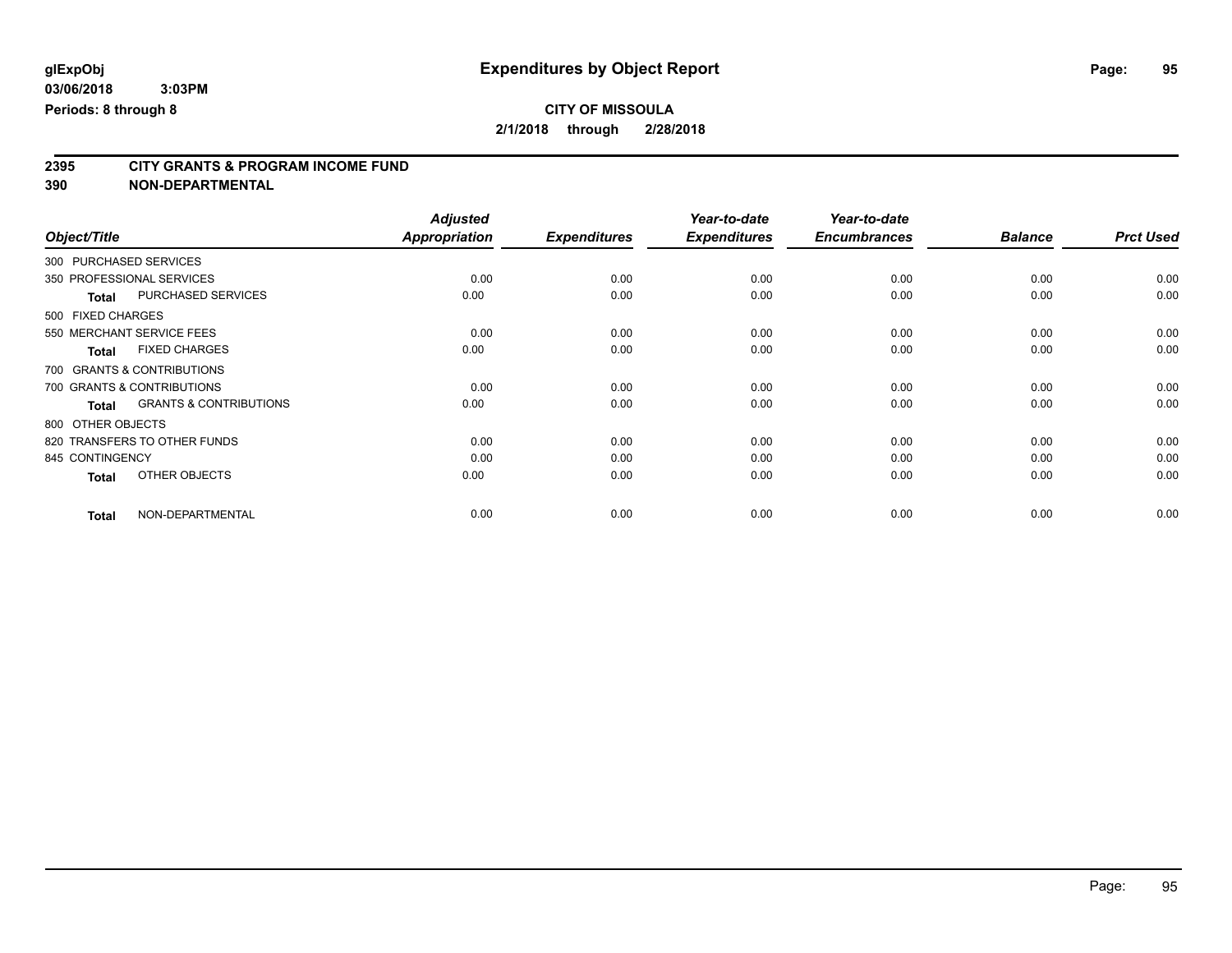**glExpObj**
**03/06/2018 3:03PM**
**Periods: 8 through 8**

# Expenditures by Object Report

**CITY OF MISSOULA**
**2/1/2018 through 2/28/2018**

## 2395 CITY GRANTS & PROGRAM INCOME FUND
## 390 NON-DEPARTMENTAL

| Object/Title | Adjusted Appropriation | Expenditures | Year-to-date Expenditures | Year-to-date Encumbrances | Balance | Prct Used |
|---|---|---|---|---|---|---|
| 300 PURCHASED SERVICES | | | | | | |
| 350 PROFESSIONAL SERVICES | 0.00 | 0.00 | 0.00 | 0.00 | 0.00 | 0.00 |
| **Total** PURCHASED SERVICES | 0.00 | 0.00 | 0.00 | 0.00 | 0.00 | 0.00 |
| 500 FIXED CHARGES | | | | | | |
| 550 MERCHANT SERVICE FEES | 0.00 | 0.00 | 0.00 | 0.00 | 0.00 | 0.00 |
| **Total** FIXED CHARGES | 0.00 | 0.00 | 0.00 | 0.00 | 0.00 | 0.00 |
| 700 GRANTS & CONTRIBUTIONS | | | | | | |
| 700 GRANTS & CONTRIBUTIONS | 0.00 | 0.00 | 0.00 | 0.00 | 0.00 | 0.00 |
| **Total** GRANTS & CONTRIBUTIONS | 0.00 | 0.00 | 0.00 | 0.00 | 0.00 | 0.00 |
| 800 OTHER OBJECTS | | | | | | |
| 820 TRANSFERS TO OTHER FUNDS | 0.00 | 0.00 | 0.00 | 0.00 | 0.00 | 0.00 |
| 845 CONTINGENCY | 0.00 | 0.00 | 0.00 | 0.00 | 0.00 | 0.00 |
| **Total** OTHER OBJECTS | 0.00 | 0.00 | 0.00 | 0.00 | 0.00 | 0.00 |
| **Total** NON-DEPARTMENTAL | 0.00 | 0.00 | 0.00 | 0.00 | 0.00 | 0.00 |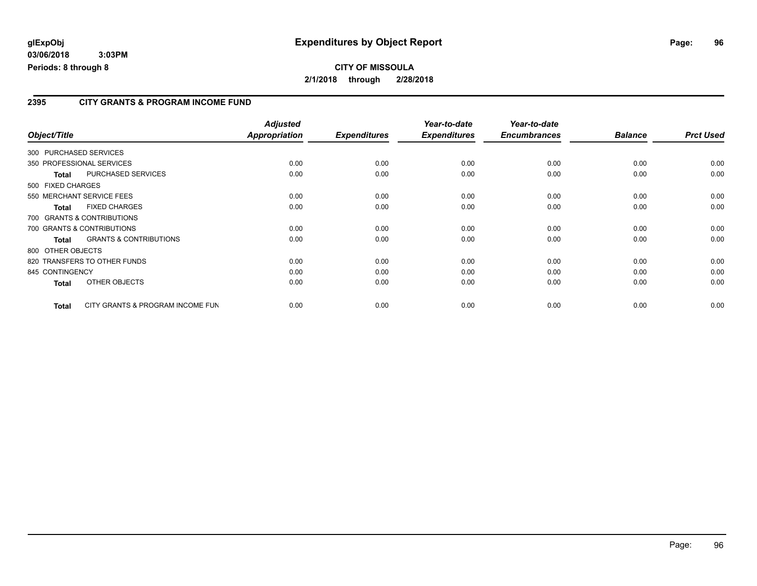glExpObj
03/06/2018 3:03PM
Periods: 8 through 8

# Expenditures by Object Report

**CITY OF MISSOULA**
**2/1/2018 through 2/28/2018**

## 2395 CITY GRANTS & PROGRAM INCOME FUND

| Object/Title | Adjusted Appropriation | Expenditures | Year-to-date Expenditures | Year-to-date Encumbrances | Balance | Prct Used |
|---|---|---|---|---|---|---|
| 300 PURCHASED SERVICES | | | | | | |
| 350 PROFESSIONAL SERVICES | 0.00 | 0.00 | 0.00 | 0.00 | 0.00 | 0.00 |
| **Total** PURCHASED SERVICES | 0.00 | 0.00 | 0.00 | 0.00 | 0.00 | 0.00 |
| 500 FIXED CHARGES | | | | | | |
| 550 MERCHANT SERVICE FEES | 0.00 | 0.00 | 0.00 | 0.00 | 0.00 | 0.00 |
| **Total** FIXED CHARGES | 0.00 | 0.00 | 0.00 | 0.00 | 0.00 | 0.00 |
| 700 GRANTS & CONTRIBUTIONS | | | | | | |
| 700 GRANTS & CONTRIBUTIONS | 0.00 | 0.00 | 0.00 | 0.00 | 0.00 | 0.00 |
| **Total** GRANTS & CONTRIBUTIONS | 0.00 | 0.00 | 0.00 | 0.00 | 0.00 | 0.00 |
| 800 OTHER OBJECTS | | | | | | |
| 820 TRANSFERS TO OTHER FUNDS | 0.00 | 0.00 | 0.00 | 0.00 | 0.00 | 0.00 |
| 845 CONTINGENCY | 0.00 | 0.00 | 0.00 | 0.00 | 0.00 | 0.00 |
| **Total** OTHER OBJECTS | 0.00 | 0.00 | 0.00 | 0.00 | 0.00 | 0.00 |
| **Total** CITY GRANTS & PROGRAM INCOME FUN | 0.00 | 0.00 | 0.00 | 0.00 | 0.00 | 0.00 |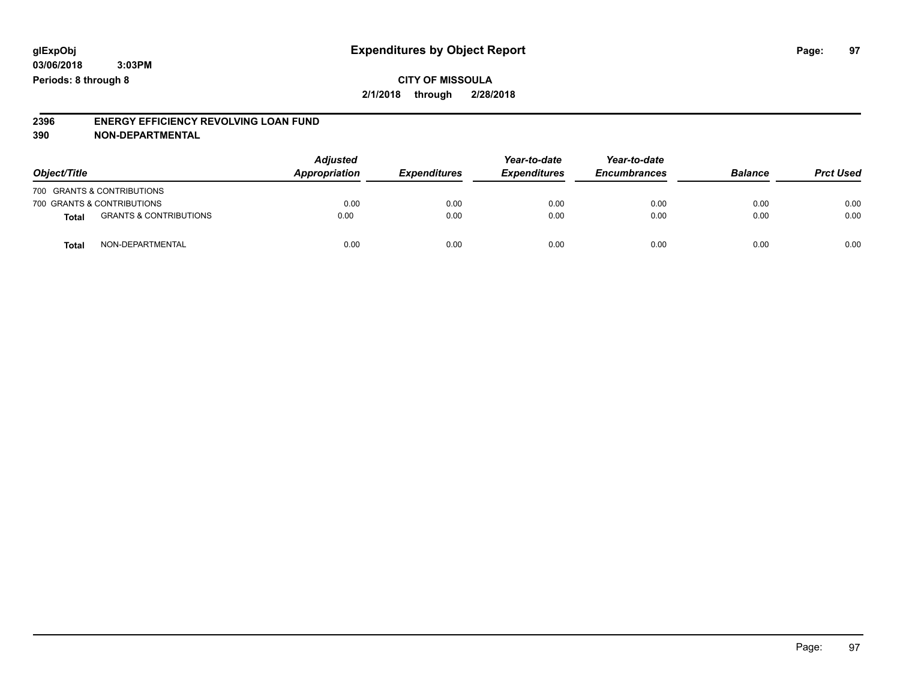glExpObj
03/06/2018 3:03PM
Periods: 8 through 8

# Expenditures by Object Report

**CITY OF MISSOULA**

**2/1/2018 through 2/28/2018**

**2396 ENERGY EFFICIENCY REVOLVING LOAN FUND**
**390 NON-DEPARTMENTAL**

| Object/Title | | Adjusted Appropriation | Expenditures | Year-to-date Expenditures | Year-to-date Encumbrances | Balance | Prct Used |
|---|---|---|---|---|---|---|---|
| 700 GRANTS & CONTRIBUTIONS | | | | | | | |
| 700 GRANTS & CONTRIBUTIONS | | 0.00 | 0.00 | 0.00 | 0.00 | 0.00 | 0.00 |
| **Total** | GRANTS & CONTRIBUTIONS | 0.00 | 0.00 | 0.00 | 0.00 | 0.00 | 0.00 |
| **Total** | NON-DEPARTMENTAL | 0.00 | 0.00 | 0.00 | 0.00 | 0.00 | 0.00 |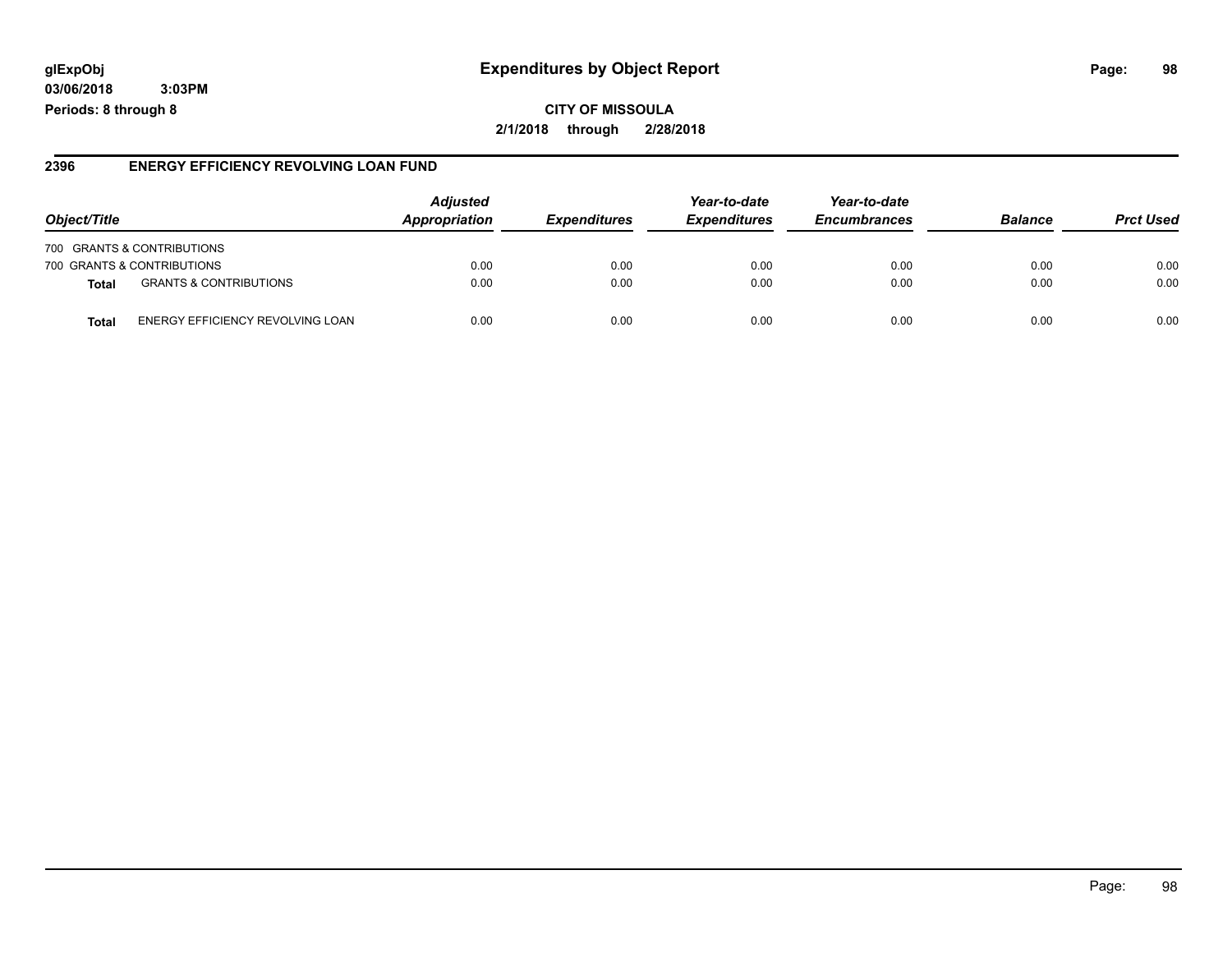glExpObj
03/06/2018 3:03PM
Periods: 8 through 8

# Expenditures by Object Report

**CITY OF MISSOULA**
**2/1/2018 through 2/28/2018**

## 2396 ENERGY EFFICIENCY REVOLVING LOAN FUND

| Object/Title | | Adjusted Appropriation | Expenditures | Year-to-date Expenditures | Year-to-date Encumbrances | Balance | Prct Used |
|---|---|---|---|---|---|---|---|
| 700 GRANTS & CONTRIBUTIONS | | | | | | | |
| 700 GRANTS & CONTRIBUTIONS | | 0.00 | 0.00 | 0.00 | 0.00 | 0.00 | 0.00 |
| **Total** | GRANTS & CONTRIBUTIONS | 0.00 | 0.00 | 0.00 | 0.00 | 0.00 | 0.00 |
| **Total** | ENERGY EFFICIENCY REVOLVING LOAN | 0.00 | 0.00 | 0.00 | 0.00 | 0.00 | 0.00 |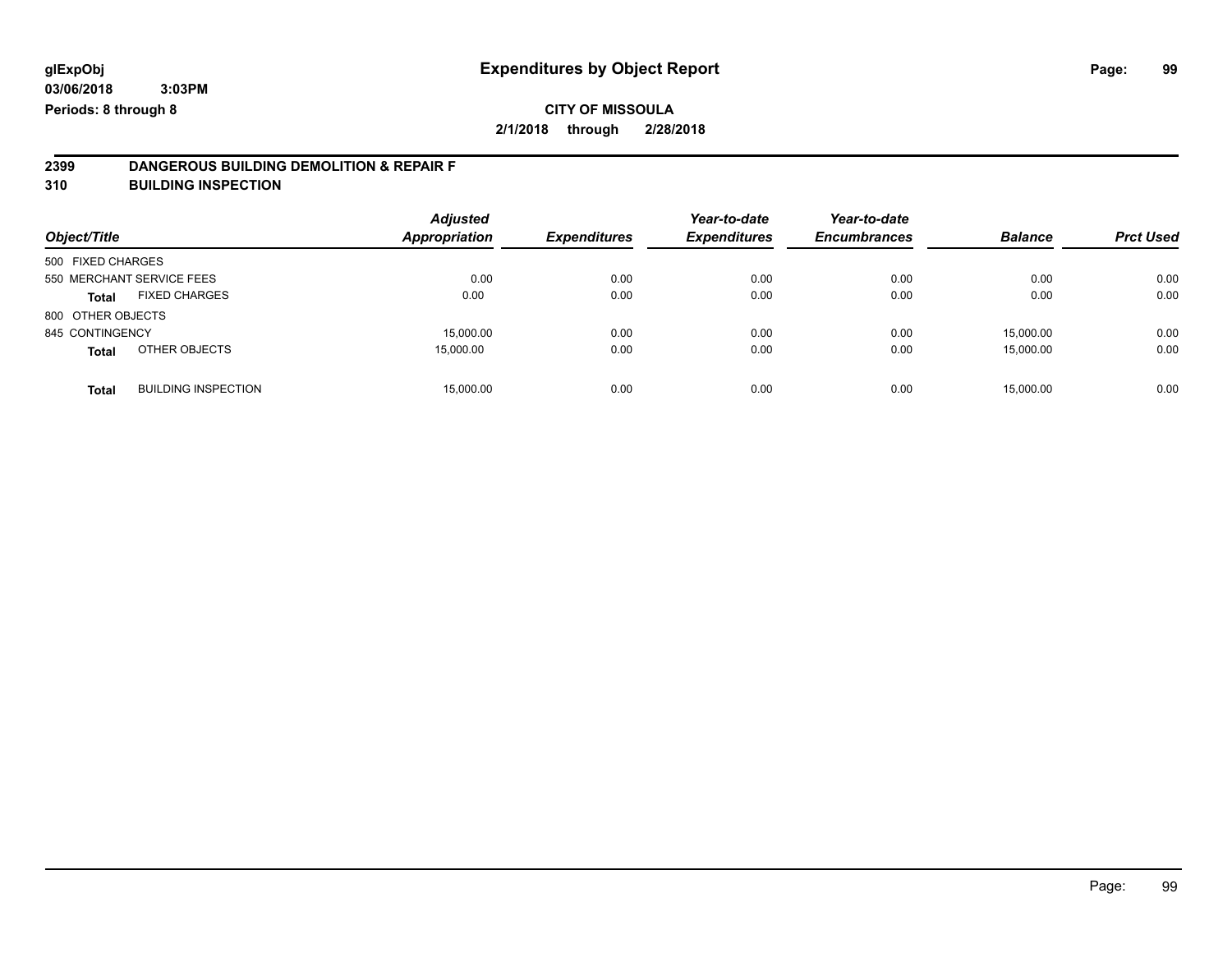glExpObj
03/06/2018 3:03PM
Periods: 8 through 8

# Expenditures by Object Report

**CITY OF MISSOULA**
**2/1/2018 through 2/28/2018**

## 2399 DANGEROUS BUILDING DEMOLITION & REPAIR F
## 310 BUILDING INSPECTION

| Object/Title | | Adjusted Appropriation | Expenditures | Year-to-date Expenditures | Year-to-date Encumbrances | Balance | Prct Used |
|---|---|---|---|---|---|---|---|
| 500 FIXED CHARGES | | | | | | | |
| 550 MERCHANT SERVICE FEES | | 0.00 | 0.00 | 0.00 | 0.00 | 0.00 | 0.00 |
| **Total** | FIXED CHARGES | 0.00 | 0.00 | 0.00 | 0.00 | 0.00 | 0.00 |
| 800 OTHER OBJECTS | | | | | | | |
| 845 CONTINGENCY | | 15,000.00 | 0.00 | 0.00 | 0.00 | 15,000.00 | 0.00 |
| **Total** | OTHER OBJECTS | 15,000.00 | 0.00 | 0.00 | 0.00 | 15,000.00 | 0.00 |
| **Total** | BUILDING INSPECTION | 15,000.00 | 0.00 | 0.00 | 0.00 | 15,000.00 | 0.00 |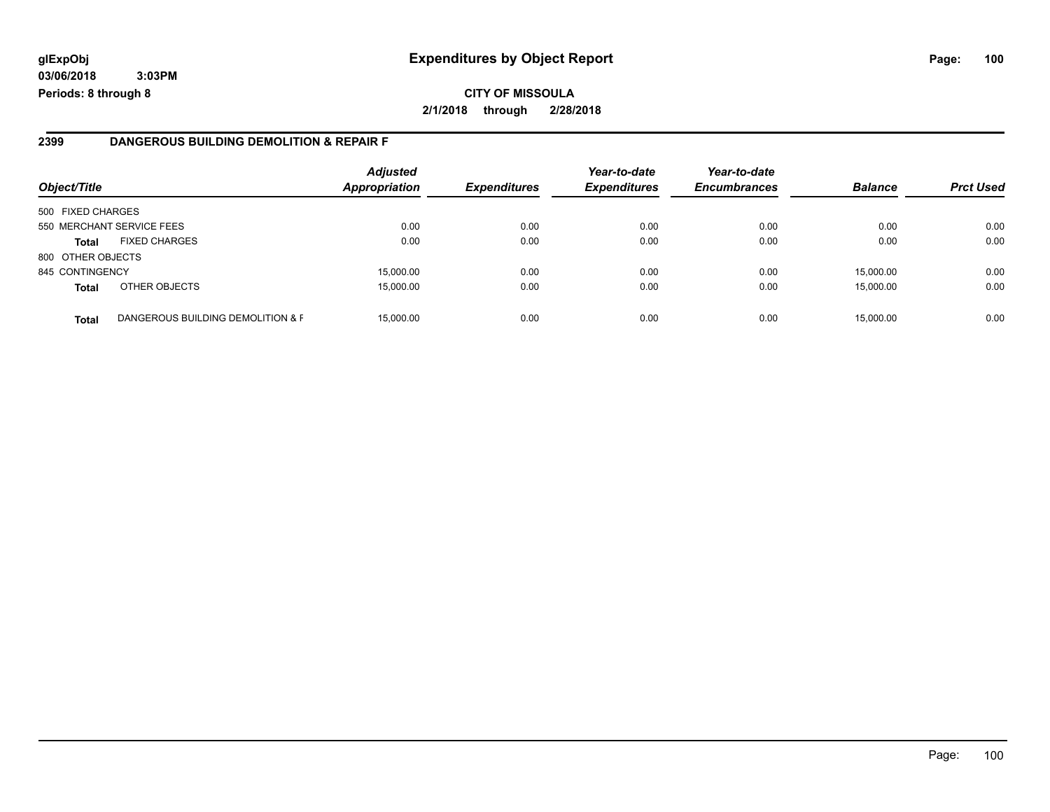**glExpObj**
**03/06/2018 3:03PM**
**Periods: 8 through 8**

# Expenditures by Object Report

**CITY OF MISSOULA**
**2/1/2018 through 2/28/2018**

## 2399 DANGEROUS BUILDING DEMOLITION & REPAIR F

| Object/Title | | *Adjusted Appropriation* | *Expenditures* | *Year-to-date Expenditures* | *Year-to-date Encumbrances* | *Balance* | *Prct Used* |
|---|---|---|---|---|---|---|---|
| 500 FIXED CHARGES | | | | | | | |
| 550 MERCHANT SERVICE FEES | | 0.00 | 0.00 | 0.00 | 0.00 | 0.00 | 0.00 |
| **Total** | FIXED CHARGES | 0.00 | 0.00 | 0.00 | 0.00 | 0.00 | 0.00 |
| 800 OTHER OBJECTS | | | | | | | |
| 845 CONTINGENCY | | 15,000.00 | 0.00 | 0.00 | 0.00 | 15,000.00 | 0.00 |
| **Total** | OTHER OBJECTS | 15,000.00 | 0.00 | 0.00 | 0.00 | 15,000.00 | 0.00 |
| **Total** | DANGEROUS BUILDING DEMOLITION & F | 15,000.00 | 0.00 | 0.00 | 0.00 | 15,000.00 | 0.00 |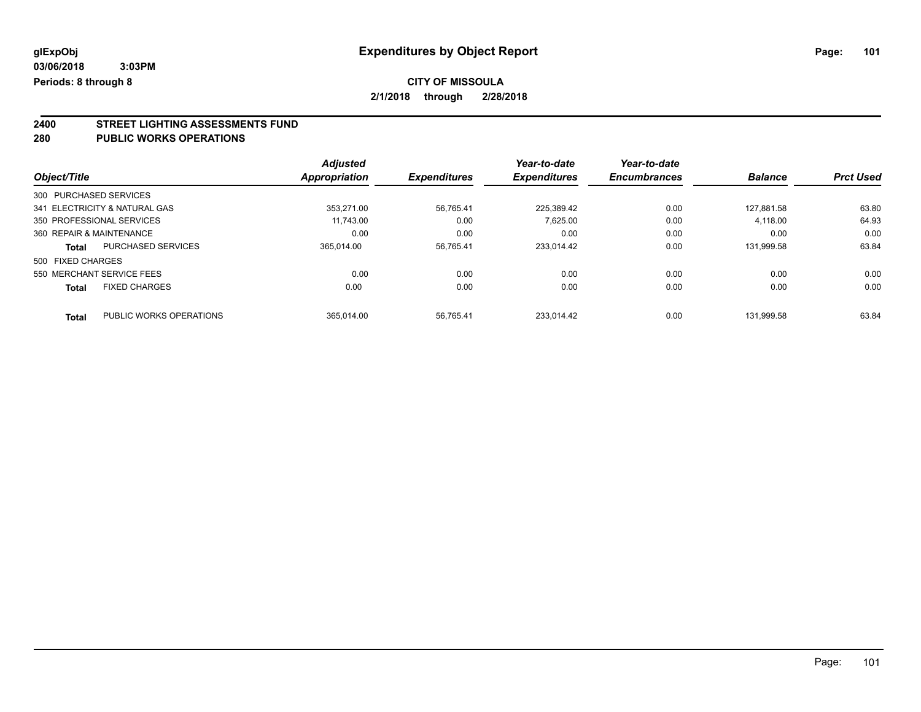**glExpObj**
**03/06/2018 3:03PM**
**Periods: 8 through 8**

# Expenditures by Object Report

**CITY OF MISSOULA**
**2/1/2018 through 2/28/2018**

## 2400 STREET LIGHTING ASSESSMENTS FUND
## 280 PUBLIC WORKS OPERATIONS

| Object/Title | | Adjusted Appropriation | Expenditures | Year-to-date Expenditures | Year-to-date Encumbrances | Balance | Prct Used |
|---|---|---|---|---|---|---|---|
| 300 PURCHASED SERVICES | | | | | | | |
| 341 ELECTRICITY & NATURAL GAS | | 353,271.00 | 56,765.41 | 225,389.42 | 0.00 | 127,881.58 | 63.80 |
| 350 PROFESSIONAL SERVICES | | 11,743.00 | 0.00 | 7,625.00 | 0.00 | 4,118.00 | 64.93 |
| 360 REPAIR & MAINTENANCE | | 0.00 | 0.00 | 0.00 | 0.00 | 0.00 | 0.00 |
| **Total** | PURCHASED SERVICES | 365,014.00 | 56,765.41 | 233,014.42 | 0.00 | 131,999.58 | 63.84 |
| 500 FIXED CHARGES | | | | | | | |
| 550 MERCHANT SERVICE FEES | | 0.00 | 0.00 | 0.00 | 0.00 | 0.00 | 0.00 |
| **Total** | FIXED CHARGES | 0.00 | 0.00 | 0.00 | 0.00 | 0.00 | 0.00 |
| **Total** | PUBLIC WORKS OPERATIONS | 365,014.00 | 56,765.41 | 233,014.42 | 0.00 | 131,999.58 | 63.84 |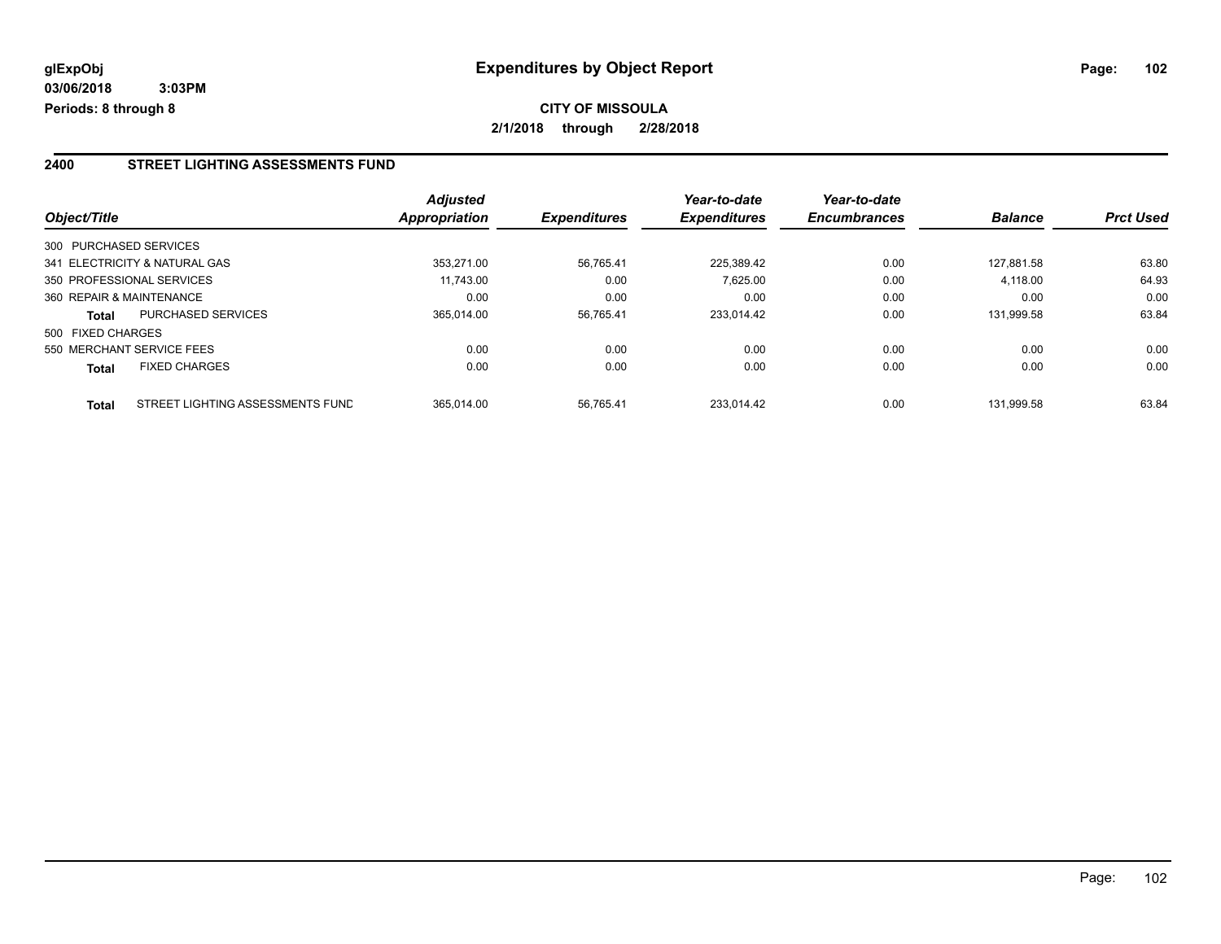**glExpObj**
**03/06/2018 3:03PM**
**Periods: 8 through 8**

# Expenditures by Object Report

**CITY OF MISSOULA**
**2/1/2018 through 2/28/2018**

## 2400 STREET LIGHTING ASSESSMENTS FUND

| Object/Title | | *Adjusted Appropriation* | *Expenditures* | *Year-to-date Expenditures* | *Year-to-date Encumbrances* | *Balance* | *Prct Used* |
|---|---|---|---|---|---|---|---|
| 300 PURCHASED SERVICES | | | | | | | |
| 341 ELECTRICITY & NATURAL GAS | | 353,271.00 | 56,765.41 | 225,389.42 | 0.00 | 127,881.58 | 63.80 |
| 350 PROFESSIONAL SERVICES | | 11,743.00 | 0.00 | 7,625.00 | 0.00 | 4,118.00 | 64.93 |
| 360 REPAIR & MAINTENANCE | | 0.00 | 0.00 | 0.00 | 0.00 | 0.00 | 0.00 |
| **Total** | PURCHASED SERVICES | 365,014.00 | 56,765.41 | 233,014.42 | 0.00 | 131,999.58 | 63.84 |
| 500 FIXED CHARGES | | | | | | | |
| 550 MERCHANT SERVICE FEES | | 0.00 | 0.00 | 0.00 | 0.00 | 0.00 | 0.00 |
| **Total** | FIXED CHARGES | 0.00 | 0.00 | 0.00 | 0.00 | 0.00 | 0.00 |
| **Total** | STREET LIGHTING ASSESSMENTS FUND | 365,014.00 | 56,765.41 | 233,014.42 | 0.00 | 131,999.58 | 63.84 |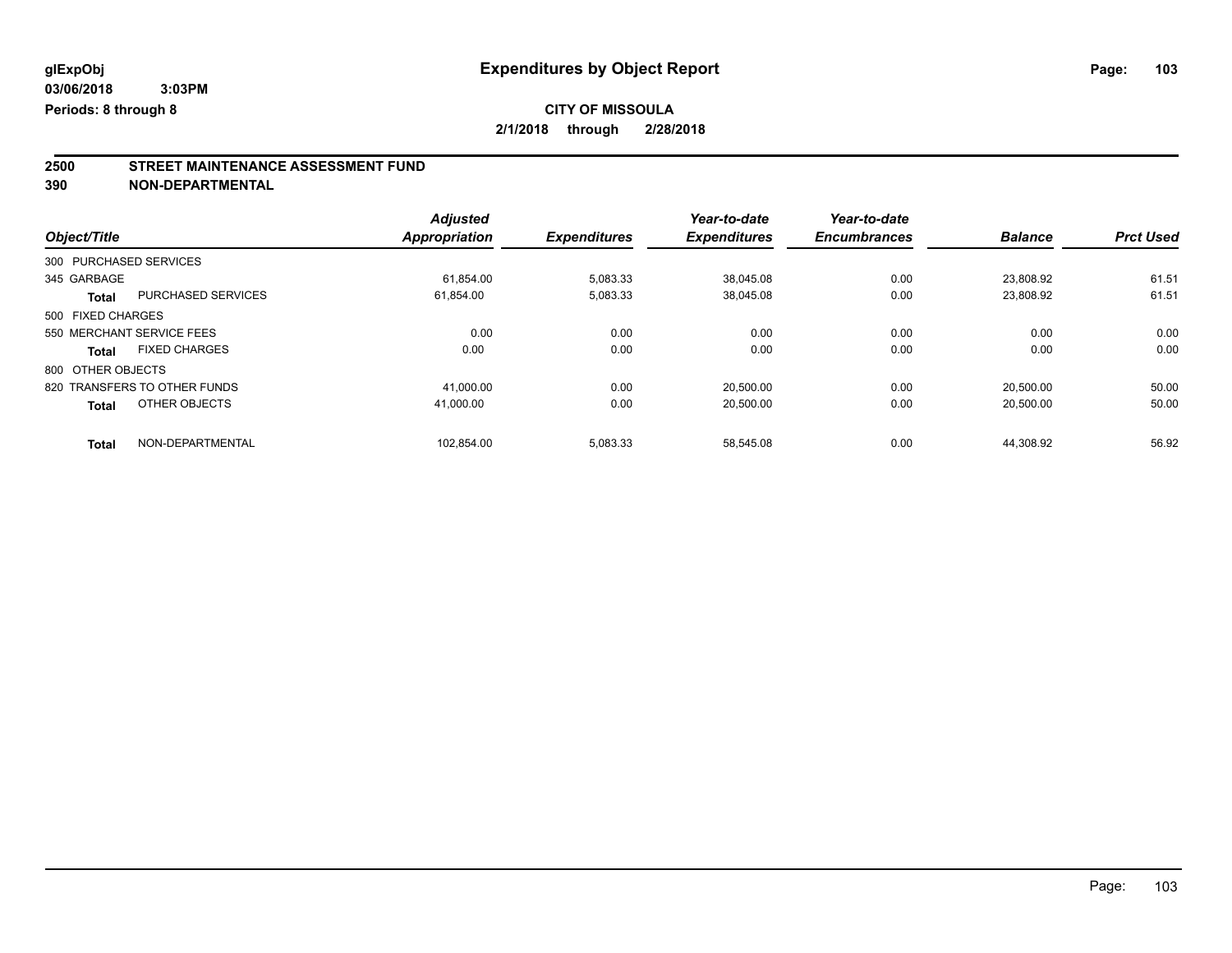glExpObj
03/06/2018 3:03PM
Periods: 8 through 8

# Expenditures by Object Report

**CITY OF MISSOULA**
**2/1/2018 through 2/28/2018**

## 2500 STREET MAINTENANCE ASSESSMENT FUND
## 390 NON-DEPARTMENTAL

| Object/Title | | Adjusted Appropriation | Expenditures | Year-to-date Expenditures | Year-to-date Encumbrances | Balance | Prct Used |
|---|---|---|---|---|---|---|---|
| 300 PURCHASED SERVICES | | | | | | | |
| 345 GARBAGE | | 61,854.00 | 5,083.33 | 38,045.08 | 0.00 | 23,808.92 | 61.51 |
| **Total** | PURCHASED SERVICES | 61,854.00 | 5,083.33 | 38,045.08 | 0.00 | 23,808.92 | 61.51 |
| 500 FIXED CHARGES | | | | | | | |
| 550 MERCHANT SERVICE FEES | | 0.00 | 0.00 | 0.00 | 0.00 | 0.00 | 0.00 |
| **Total** | FIXED CHARGES | 0.00 | 0.00 | 0.00 | 0.00 | 0.00 | 0.00 |
| 800 OTHER OBJECTS | | | | | | | |
| 820 TRANSFERS TO OTHER FUNDS | | 41,000.00 | 0.00 | 20,500.00 | 0.00 | 20,500.00 | 50.00 |
| **Total** | OTHER OBJECTS | 41,000.00 | 0.00 | 20,500.00 | 0.00 | 20,500.00 | 50.00 |
| **Total** | NON-DEPARTMENTAL | 102,854.00 | 5,083.33 | 58,545.08 | 0.00 | 44,308.92 | 56.92 |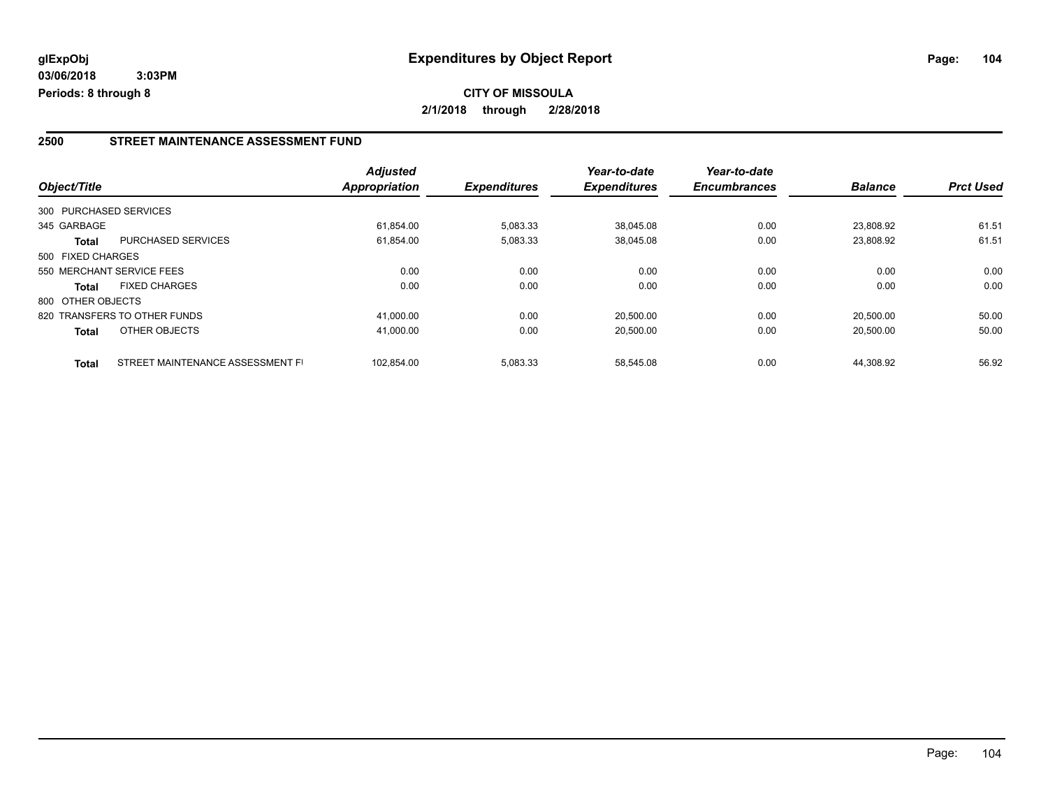**glExpObj**
**03/06/2018 3:03PM**
**Periods: 8 through 8**

# Expenditures by Object Report

**CITY OF MISSOULA**
**2/1/2018 through 2/28/2018**

## 2500 STREET MAINTENANCE ASSESSMENT FUND

| Object/Title | | *Adjusted Appropriation* | *Expenditures* | *Year-to-date Expenditures* | *Year-to-date Encumbrances* | *Balance* | *Prct Used* |
|---|---|---|---|---|---|---|---|
| 300 PURCHASED SERVICES | | | | | | | |
| 345 GARBAGE | | 61,854.00 | 5,083.33 | 38,045.08 | 0.00 | 23,808.92 | 61.51 |
| **Total** | PURCHASED SERVICES | 61,854.00 | 5,083.33 | 38,045.08 | 0.00 | 23,808.92 | 61.51 |
| 500 FIXED CHARGES | | | | | | | |
| 550 MERCHANT SERVICE FEES | | 0.00 | 0.00 | 0.00 | 0.00 | 0.00 | 0.00 |
| **Total** | FIXED CHARGES | 0.00 | 0.00 | 0.00 | 0.00 | 0.00 | 0.00 |
| 800 OTHER OBJECTS | | | | | | | |
| 820 TRANSFERS TO OTHER FUNDS | | 41,000.00 | 0.00 | 20,500.00 | 0.00 | 20,500.00 | 50.00 |
| **Total** | OTHER OBJECTS | 41,000.00 | 0.00 | 20,500.00 | 0.00 | 20,500.00 | 50.00 |
| **Total** | STREET MAINTENANCE ASSESSMENT FI | 102,854.00 | 5,083.33 | 58,545.08 | 0.00 | 44,308.92 | 56.92 |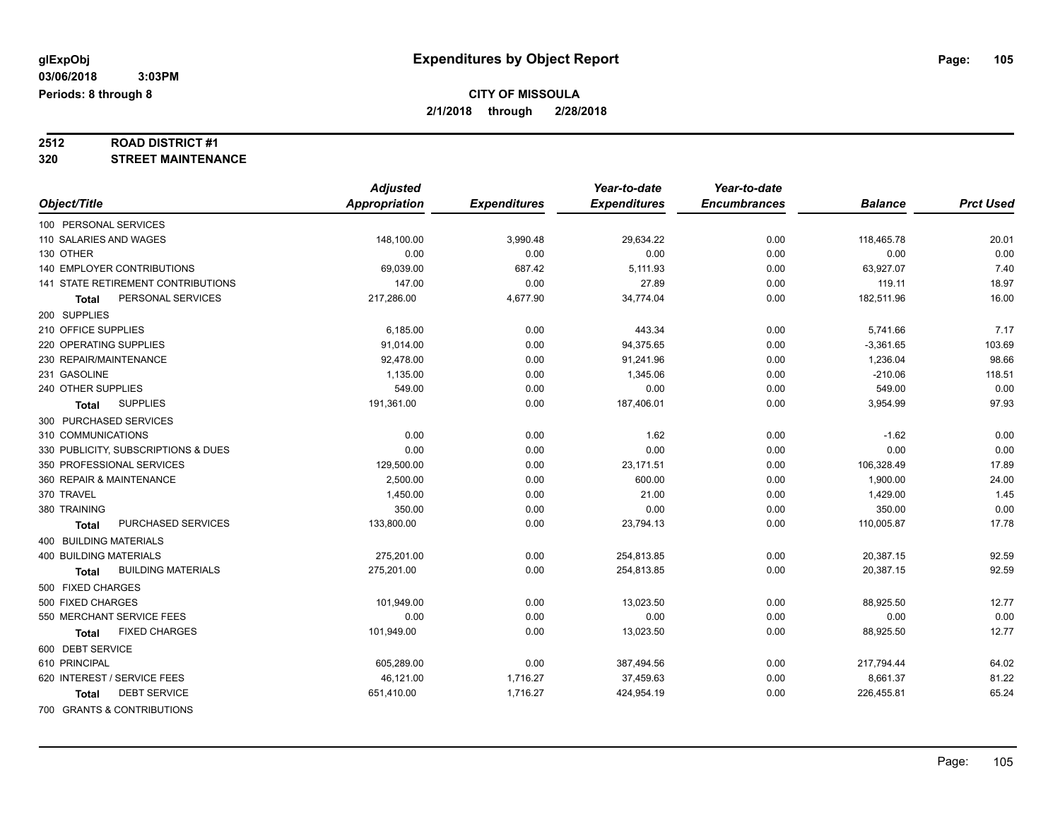# Expenditures by Object Report

glExpObj
03/06/2018 3:03PM
Periods: 8 through 8

**CITY OF MISSOULA**
**2/1/2018 through 2/28/2018**

**2512 ROAD DISTRICT #1**
**320 STREET MAINTENANCE**

| Object/Title | Adjusted Appropriation | Expenditures | Year-to-date Expenditures | Year-to-date Encumbrances | Balance | Prct Used |
|---|---|---|---|---|---|---|
| 100 PERSONAL SERVICES | | | | | | |
| 110 SALARIES AND WAGES | 148,100.00 | 3,990.48 | 29,634.22 | 0.00 | 118,465.78 | 20.01 |
| 130 OTHER | 0.00 | 0.00 | 0.00 | 0.00 | 0.00 | 0.00 |
| 140 EMPLOYER CONTRIBUTIONS | 69,039.00 | 687.42 | 5,111.93 | 0.00 | 63,927.07 | 7.40 |
| 141 STATE RETIREMENT CONTRIBUTIONS | 147.00 | 0.00 | 27.89 | 0.00 | 119.11 | 18.97 |
| Total PERSONAL SERVICES | 217,286.00 | 4,677.90 | 34,774.04 | 0.00 | 182,511.96 | 16.00 |
| 200 SUPPLIES | | | | | | |
| 210 OFFICE SUPPLIES | 6,185.00 | 0.00 | 443.34 | 0.00 | 5,741.66 | 7.17 |
| 220 OPERATING SUPPLIES | 91,014.00 | 0.00 | 94,375.65 | 0.00 | -3,361.65 | 103.69 |
| 230 REPAIR/MAINTENANCE | 92,478.00 | 0.00 | 91,241.96 | 0.00 | 1,236.04 | 98.66 |
| 231 GASOLINE | 1,135.00 | 0.00 | 1,345.06 | 0.00 | -210.06 | 118.51 |
| 240 OTHER SUPPLIES | 549.00 | 0.00 | 0.00 | 0.00 | 549.00 | 0.00 |
| Total SUPPLIES | 191,361.00 | 0.00 | 187,406.01 | 0.00 | 3,954.99 | 97.93 |
| 300 PURCHASED SERVICES | | | | | | |
| 310 COMMUNICATIONS | 0.00 | 0.00 | 1.62 | 0.00 | -1.62 | 0.00 |
| 330 PUBLICITY, SUBSCRIPTIONS & DUES | 0.00 | 0.00 | 0.00 | 0.00 | 0.00 | 0.00 |
| 350 PROFESSIONAL SERVICES | 129,500.00 | 0.00 | 23,171.51 | 0.00 | 106,328.49 | 17.89 |
| 360 REPAIR & MAINTENANCE | 2,500.00 | 0.00 | 600.00 | 0.00 | 1,900.00 | 24.00 |
| 370 TRAVEL | 1,450.00 | 0.00 | 21.00 | 0.00 | 1,429.00 | 1.45 |
| 380 TRAINING | 350.00 | 0.00 | 0.00 | 0.00 | 350.00 | 0.00 |
| Total PURCHASED SERVICES | 133,800.00 | 0.00 | 23,794.13 | 0.00 | 110,005.87 | 17.78 |
| 400 BUILDING MATERIALS | | | | | | |
| 400 BUILDING MATERIALS | 275,201.00 | 0.00 | 254,813.85 | 0.00 | 20,387.15 | 92.59 |
| Total BUILDING MATERIALS | 275,201.00 | 0.00 | 254,813.85 | 0.00 | 20,387.15 | 92.59 |
| 500 FIXED CHARGES | | | | | | |
| 500 FIXED CHARGES | 101,949.00 | 0.00 | 13,023.50 | 0.00 | 88,925.50 | 12.77 |
| 550 MERCHANT SERVICE FEES | 0.00 | 0.00 | 0.00 | 0.00 | 0.00 | 0.00 |
| Total FIXED CHARGES | 101,949.00 | 0.00 | 13,023.50 | 0.00 | 88,925.50 | 12.77 |
| 600 DEBT SERVICE | | | | | | |
| 610 PRINCIPAL | 605,289.00 | 0.00 | 387,494.56 | 0.00 | 217,794.44 | 64.02 |
| 620 INTEREST / SERVICE FEES | 46,121.00 | 1,716.27 | 37,459.63 | 0.00 | 8,661.37 | 81.22 |
| Total DEBT SERVICE | 651,410.00 | 1,716.27 | 424,954.19 | 0.00 | 226,455.81 | 65.24 |
| 700 GRANTS & CONTRIBUTIONS | | | | | | |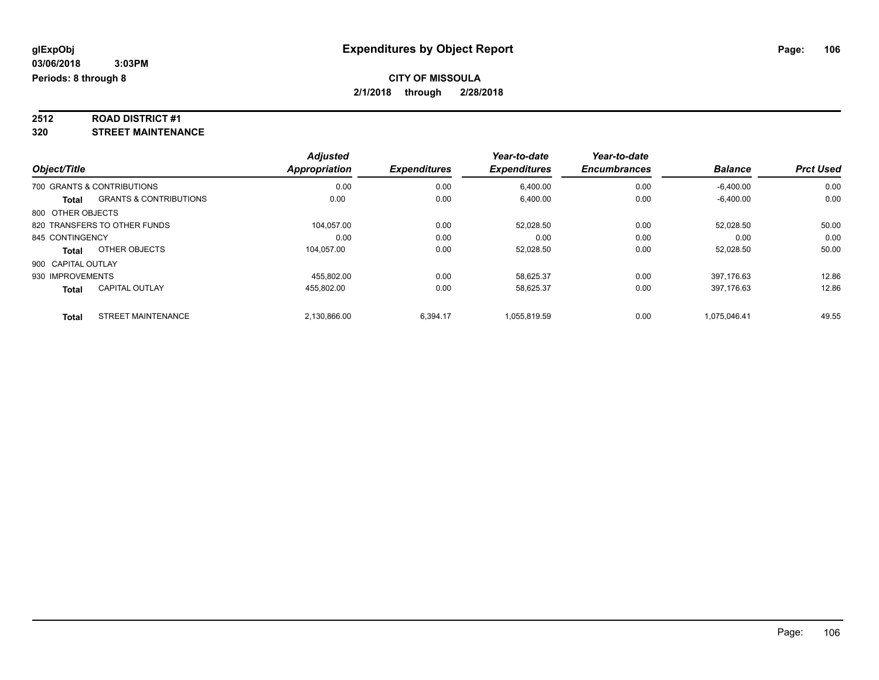**glExpObj** **Expenditures by Object Report**

**03/06/2018 3:03PM**

**Periods: 8 through 8**

**CITY OF MISSOULA**

**2/1/2018 through 2/28/2018**

**2512 ROAD DISTRICT #1**

**320 STREET MAINTENANCE**

| Object/Title | | Adjusted Appropriation | Expenditures | Year-to-date Expenditures | Year-to-date Encumbrances | Balance | Prct Used |
|---|---|---|---|---|---|---|---|
| 700 GRANTS & CONTRIBUTIONS | | 0.00 | 0.00 | 6,400.00 | 0.00 | -6,400.00 | 0.00 |
| **Total** | GRANTS & CONTRIBUTIONS | 0.00 | 0.00 | 6,400.00 | 0.00 | -6,400.00 | 0.00 |
| 800 OTHER OBJECTS | | | | | | | |
| 820 TRANSFERS TO OTHER FUNDS | | 104,057.00 | 0.00 | 52,028.50 | 0.00 | 52,028.50 | 50.00 |
| 845 CONTINGENCY | | 0.00 | 0.00 | 0.00 | 0.00 | 0.00 | 0.00 |
| **Total** | OTHER OBJECTS | 104,057.00 | 0.00 | 52,028.50 | 0.00 | 52,028.50 | 50.00 |
| 900 CAPITAL OUTLAY | | | | | | | |
| 930 IMPROVEMENTS | | 455,802.00 | 0.00 | 58,625.37 | 0.00 | 397,176.63 | 12.86 |
| **Total** | CAPITAL OUTLAY | 455,802.00 | 0.00 | 58,625.37 | 0.00 | 397,176.63 | 12.86 |
| **Total** | STREET MAINTENANCE | 2,130,866.00 | 6,394.17 | 1,055,819.59 | 0.00 | 1,075,046.41 | 49.55 |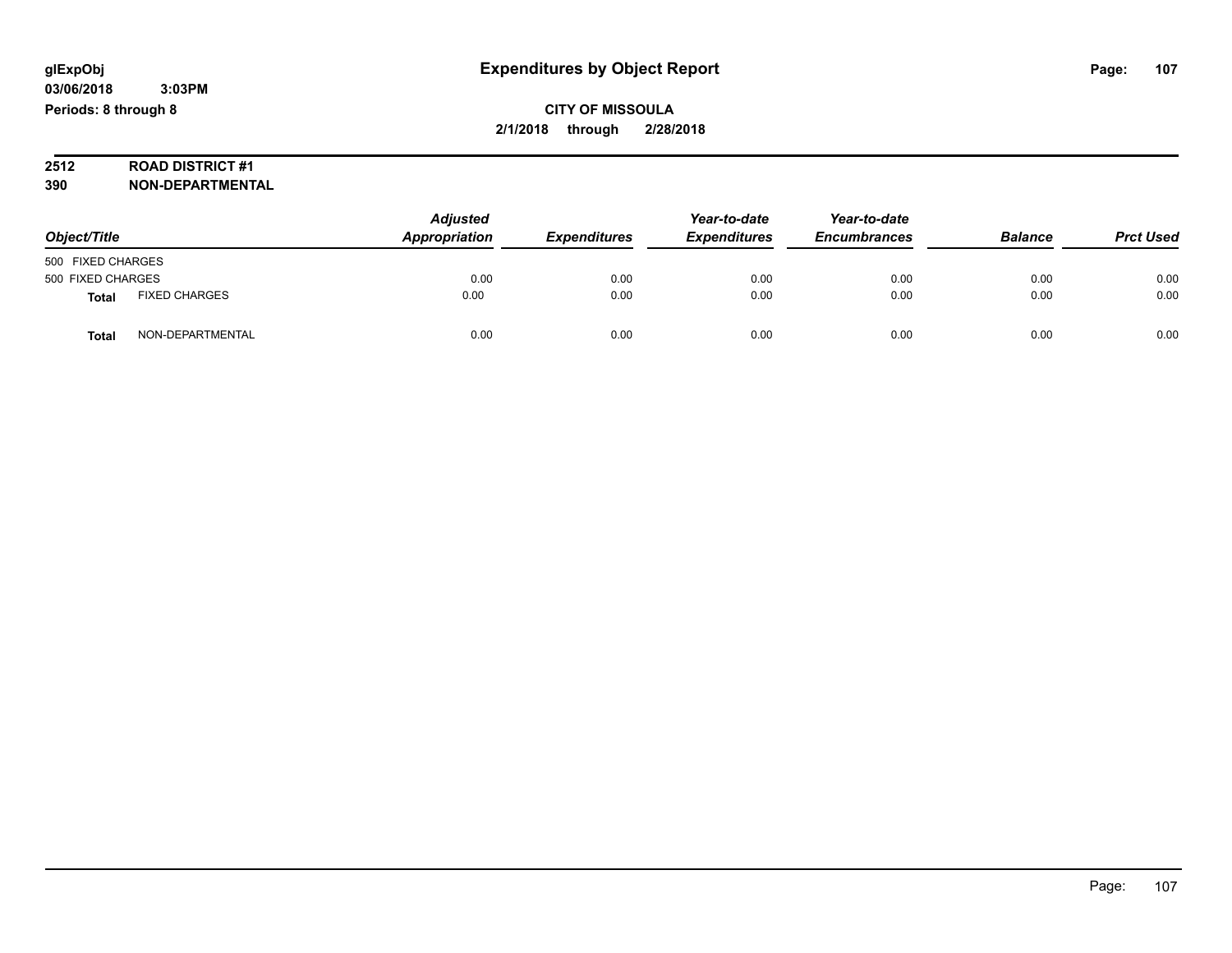glExpObj
03/06/2018 3:03PM
Periods: 8 through 8

# Expenditures by Object Report

**CITY OF MISSOULA**
**2/1/2018 through 2/28/2018**

**2512 ROAD DISTRICT #1**
**390 NON-DEPARTMENTAL**

| Object/Title | | Adjusted Appropriation | Expenditures | Year-to-date Expenditures | Year-to-date Encumbrances | Balance | Prct Used |
|---|---|---|---|---|---|---|---|
| 500 FIXED CHARGES | | | | | | | |
| 500 FIXED CHARGES | | 0.00 | 0.00 | 0.00 | 0.00 | 0.00 | 0.00 |
| **Total** | FIXED CHARGES | 0.00 | 0.00 | 0.00 | 0.00 | 0.00 | 0.00 |
| **Total** | NON-DEPARTMENTAL | 0.00 | 0.00 | 0.00 | 0.00 | 0.00 | 0.00 |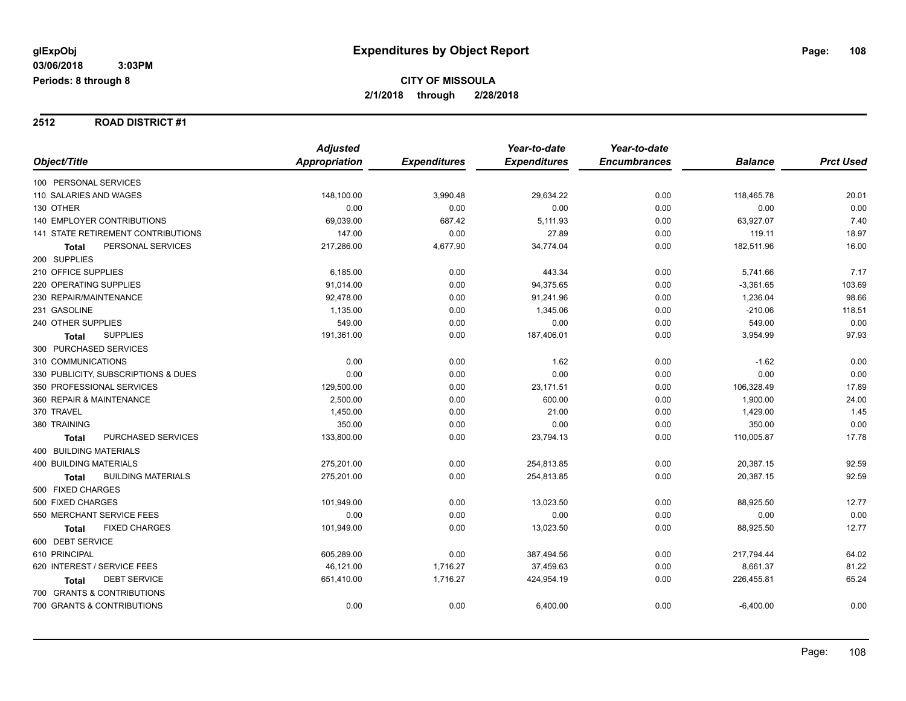**glExpObj** **Expenditures by Object Report**

**03/06/2018 3:03PM**

**Periods: 8 through 8**

**CITY OF MISSOULA**

**2/1/2018 through 2/28/2018**

## 2512 ROAD DISTRICT #1

| Object/Title | Adjusted Appropriation | Expenditures | Year-to-date Expenditures | Year-to-date Encumbrances | Balance | Prct Used |
|---|---|---|---|---|---|---|
| 100 PERSONAL SERVICES | | | | | | |
| 110 SALARIES AND WAGES | 148,100.00 | 3,990.48 | 29,634.22 | 0.00 | 118,465.78 | 20.01 |
| 130 OTHER | 0.00 | 0.00 | 0.00 | 0.00 | 0.00 | 0.00 |
| 140 EMPLOYER CONTRIBUTIONS | 69,039.00 | 687.42 | 5,111.93 | 0.00 | 63,927.07 | 7.40 |
| 141 STATE RETIREMENT CONTRIBUTIONS | 147.00 | 0.00 | 27.89 | 0.00 | 119.11 | 18.97 |
| **Total** PERSONAL SERVICES | 217,286.00 | 4,677.90 | 34,774.04 | 0.00 | 182,511.96 | 16.00 |
| 200 SUPPLIES | | | | | | |
| 210 OFFICE SUPPLIES | 6,185.00 | 0.00 | 443.34 | 0.00 | 5,741.66 | 7.17 |
| 220 OPERATING SUPPLIES | 91,014.00 | 0.00 | 94,375.65 | 0.00 | -3,361.65 | 103.69 |
| 230 REPAIR/MAINTENANCE | 92,478.00 | 0.00 | 91,241.96 | 0.00 | 1,236.04 | 98.66 |
| 231 GASOLINE | 1,135.00 | 0.00 | 1,345.06 | 0.00 | -210.06 | 118.51 |
| 240 OTHER SUPPLIES | 549.00 | 0.00 | 0.00 | 0.00 | 549.00 | 0.00 |
| **Total** SUPPLIES | 191,361.00 | 0.00 | 187,406.01 | 0.00 | 3,954.99 | 97.93 |
| 300 PURCHASED SERVICES | | | | | | |
| 310 COMMUNICATIONS | 0.00 | 0.00 | 1.62 | 0.00 | -1.62 | 0.00 |
| 330 PUBLICITY, SUBSCRIPTIONS & DUES | 0.00 | 0.00 | 0.00 | 0.00 | 0.00 | 0.00 |
| 350 PROFESSIONAL SERVICES | 129,500.00 | 0.00 | 23,171.51 | 0.00 | 106,328.49 | 17.89 |
| 360 REPAIR & MAINTENANCE | 2,500.00 | 0.00 | 600.00 | 0.00 | 1,900.00 | 24.00 |
| 370 TRAVEL | 1,450.00 | 0.00 | 21.00 | 0.00 | 1,429.00 | 1.45 |
| 380 TRAINING | 350.00 | 0.00 | 0.00 | 0.00 | 350.00 | 0.00 |
| **Total** PURCHASED SERVICES | 133,800.00 | 0.00 | 23,794.13 | 0.00 | 110,005.87 | 17.78 |
| 400 BUILDING MATERIALS | | | | | | |
| 400 BUILDING MATERIALS | 275,201.00 | 0.00 | 254,813.85 | 0.00 | 20,387.15 | 92.59 |
| **Total** BUILDING MATERIALS | 275,201.00 | 0.00 | 254,813.85 | 0.00 | 20,387.15 | 92.59 |
| 500 FIXED CHARGES | | | | | | |
| 500 FIXED CHARGES | 101,949.00 | 0.00 | 13,023.50 | 0.00 | 88,925.50 | 12.77 |
| 550 MERCHANT SERVICE FEES | 0.00 | 0.00 | 0.00 | 0.00 | 0.00 | 0.00 |
| **Total** FIXED CHARGES | 101,949.00 | 0.00 | 13,023.50 | 0.00 | 88,925.50 | 12.77 |
| 600 DEBT SERVICE | | | | | | |
| 610 PRINCIPAL | 605,289.00 | 0.00 | 387,494.56 | 0.00 | 217,794.44 | 64.02 |
| 620 INTEREST / SERVICE FEES | 46,121.00 | 1,716.27 | 37,459.63 | 0.00 | 8,661.37 | 81.22 |
| **Total** DEBT SERVICE | 651,410.00 | 1,716.27 | 424,954.19 | 0.00 | 226,455.81 | 65.24 |
| 700 GRANTS & CONTRIBUTIONS | | | | | | |
| 700 GRANTS & CONTRIBUTIONS | 0.00 | 0.00 | 6,400.00 | 0.00 | -6,400.00 | 0.00 |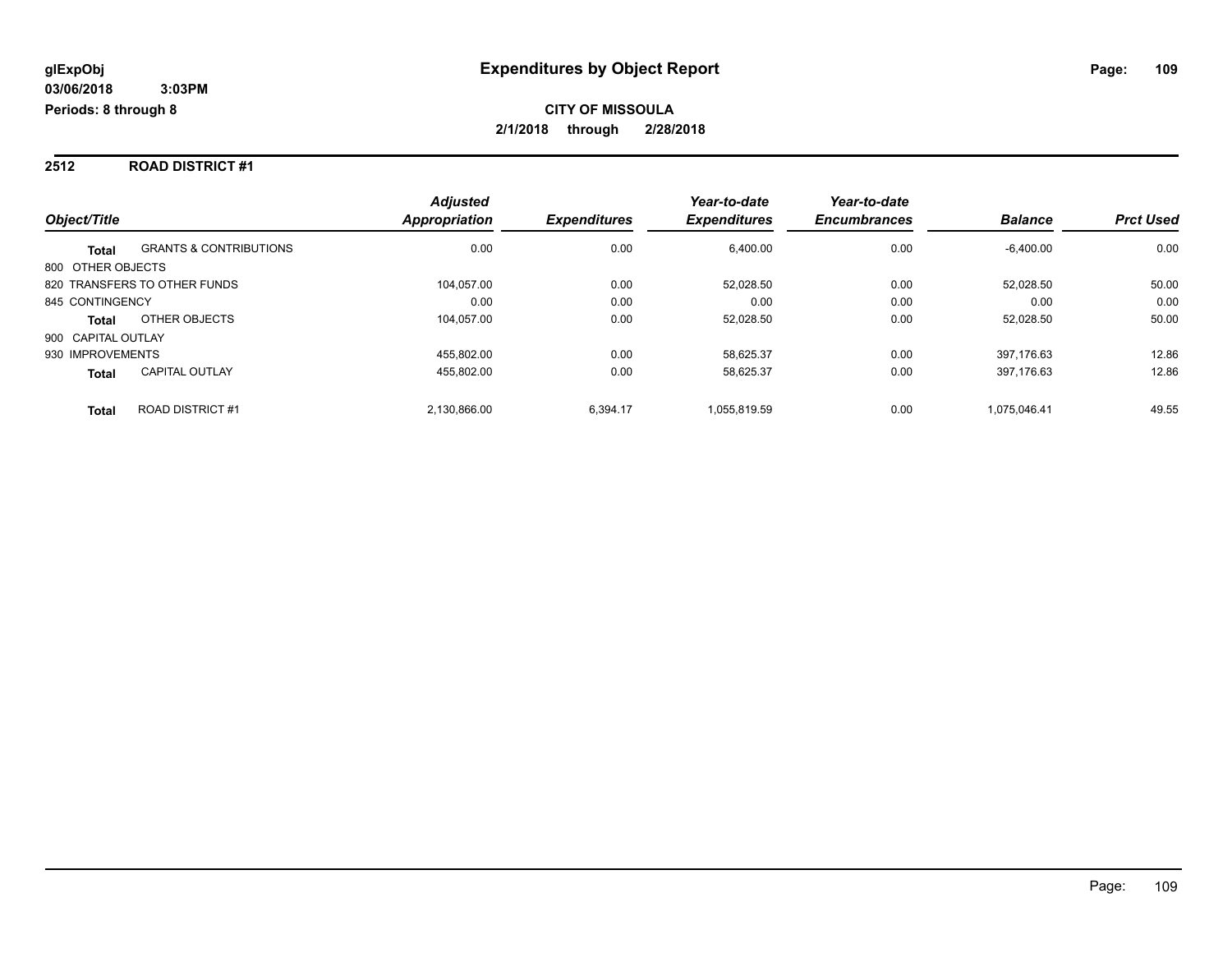**glExpObj**
**03/06/2018 3:03PM**
**Periods: 8 through 8**

# Expenditures by Object Report

**CITY OF MISSOULA**
**2/1/2018 through 2/28/2018**

## 2512 ROAD DISTRICT #1

| Object/Title | | Adjusted Appropriation | Expenditures | Year-to-date Expenditures | Year-to-date Encumbrances | Balance | Prct Used |
|---|---|---|---|---|---|---|---|
| **Total** | GRANTS & CONTRIBUTIONS | 0.00 | 0.00 | 6,400.00 | 0.00 | -6,400.00 | 0.00 |
| 800 OTHER OBJECTS | | | | | | | |
| 820 TRANSFERS TO OTHER FUNDS | | 104,057.00 | 0.00 | 52,028.50 | 0.00 | 52,028.50 | 50.00 |
| 845 CONTINGENCY | | 0.00 | 0.00 | 0.00 | 0.00 | 0.00 | 0.00 |
| **Total** | OTHER OBJECTS | 104,057.00 | 0.00 | 52,028.50 | 0.00 | 52,028.50 | 50.00 |
| 900 CAPITAL OUTLAY | | | | | | | |
| 930 IMPROVEMENTS | | 455,802.00 | 0.00 | 58,625.37 | 0.00 | 397,176.63 | 12.86 |
| **Total** | CAPITAL OUTLAY | 455,802.00 | 0.00 | 58,625.37 | 0.00 | 397,176.63 | 12.86 |
| **Total** | ROAD DISTRICT #1 | 2,130,866.00 | 6,394.17 | 1,055,819.59 | 0.00 | 1,075,046.41 | 49.55 |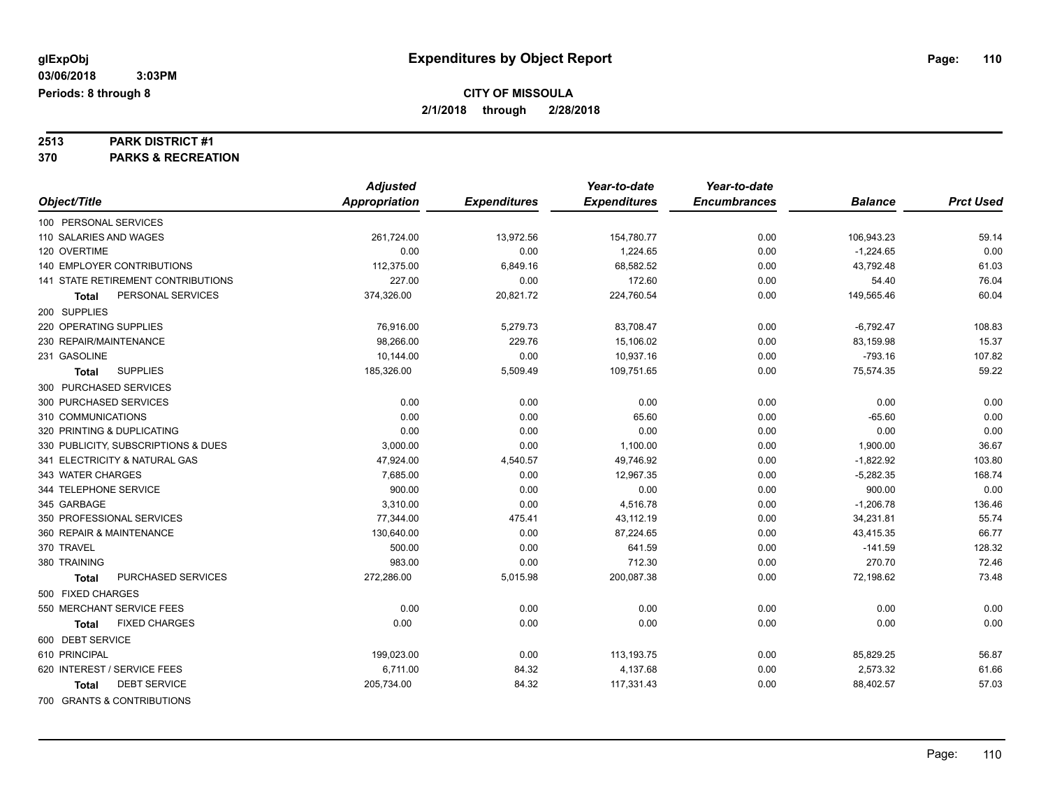# Expenditures by Object Report

glExpObj
03/06/2018 3:03PM
Periods: 8 through 8

**CITY OF MISSOULA**
**2/1/2018 through 2/28/2018**

**2513 PARK DISTRICT #1**
**370 PARKS & RECREATION**

| Object/Title | Adjusted Appropriation | Expenditures | Year-to-date Expenditures | Year-to-date Encumbrances | Balance | Prct Used |
|---|---|---|---|---|---|---|
| 100 PERSONAL SERVICES | | | | | | |
| 110 SALARIES AND WAGES | 261,724.00 | 13,972.56 | 154,780.77 | 0.00 | 106,943.23 | 59.14 |
| 120 OVERTIME | 0.00 | 0.00 | 1,224.65 | 0.00 | -1,224.65 | 0.00 |
| 140 EMPLOYER CONTRIBUTIONS | 112,375.00 | 6,849.16 | 68,582.52 | 0.00 | 43,792.48 | 61.03 |
| 141 STATE RETIREMENT CONTRIBUTIONS | 227.00 | 0.00 | 172.60 | 0.00 | 54.40 | 76.04 |
| **Total** PERSONAL SERVICES | 374,326.00 | 20,821.72 | 224,760.54 | 0.00 | 149,565.46 | 60.04 |
| 200 SUPPLIES | | | | | | |
| 220 OPERATING SUPPLIES | 76,916.00 | 5,279.73 | 83,708.47 | 0.00 | -6,792.47 | 108.83 |
| 230 REPAIR/MAINTENANCE | 98,266.00 | 229.76 | 15,106.02 | 0.00 | 83,159.98 | 15.37 |
| 231 GASOLINE | 10,144.00 | 0.00 | 10,937.16 | 0.00 | -793.16 | 107.82 |
| **Total** SUPPLIES | 185,326.00 | 5,509.49 | 109,751.65 | 0.00 | 75,574.35 | 59.22 |
| 300 PURCHASED SERVICES | | | | | | |
| 300 PURCHASED SERVICES | 0.00 | 0.00 | 0.00 | 0.00 | 0.00 | 0.00 |
| 310 COMMUNICATIONS | 0.00 | 0.00 | 65.60 | 0.00 | -65.60 | 0.00 |
| 320 PRINTING & DUPLICATING | 0.00 | 0.00 | 0.00 | 0.00 | 0.00 | 0.00 |
| 330 PUBLICITY, SUBSCRIPTIONS & DUES | 3,000.00 | 0.00 | 1,100.00 | 0.00 | 1,900.00 | 36.67 |
| 341 ELECTRICITY & NATURAL GAS | 47,924.00 | 4,540.57 | 49,746.92 | 0.00 | -1,822.92 | 103.80 |
| 343 WATER CHARGES | 7,685.00 | 0.00 | 12,967.35 | 0.00 | -5,282.35 | 168.74 |
| 344 TELEPHONE SERVICE | 900.00 | 0.00 | 0.00 | 0.00 | 900.00 | 0.00 |
| 345 GARBAGE | 3,310.00 | 0.00 | 4,516.78 | 0.00 | -1,206.78 | 136.46 |
| 350 PROFESSIONAL SERVICES | 77,344.00 | 475.41 | 43,112.19 | 0.00 | 34,231.81 | 55.74 |
| 360 REPAIR & MAINTENANCE | 130,640.00 | 0.00 | 87,224.65 | 0.00 | 43,415.35 | 66.77 |
| 370 TRAVEL | 500.00 | 0.00 | 641.59 | 0.00 | -141.59 | 128.32 |
| 380 TRAINING | 983.00 | 0.00 | 712.30 | 0.00 | 270.70 | 72.46 |
| **Total** PURCHASED SERVICES | 272,286.00 | 5,015.98 | 200,087.38 | 0.00 | 72,198.62 | 73.48 |
| 500 FIXED CHARGES | | | | | | |
| 550 MERCHANT SERVICE FEES | 0.00 | 0.00 | 0.00 | 0.00 | 0.00 | 0.00 |
| **Total** FIXED CHARGES | 0.00 | 0.00 | 0.00 | 0.00 | 0.00 | 0.00 |
| 600 DEBT SERVICE | | | | | | |
| 610 PRINCIPAL | 199,023.00 | 0.00 | 113,193.75 | 0.00 | 85,829.25 | 56.87 |
| 620 INTEREST / SERVICE FEES | 6,711.00 | 84.32 | 4,137.68 | 0.00 | 2,573.32 | 61.66 |
| **Total** DEBT SERVICE | 205,734.00 | 84.32 | 117,331.43 | 0.00 | 88,402.57 | 57.03 |
| 700 GRANTS & CONTRIBUTIONS | | | | | | |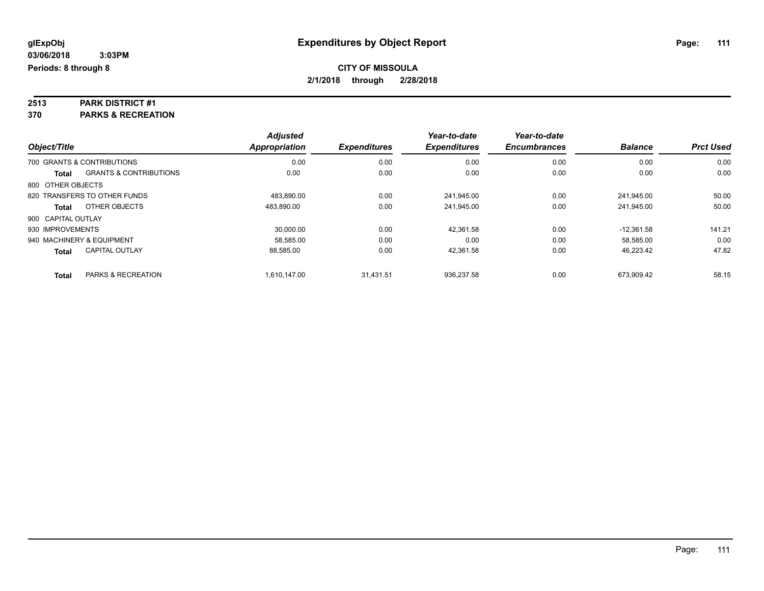**glExpObj**
**03/06/2018 3:03PM**
**Periods: 8 through 8**

# Expenditures by Object Report

**CITY OF MISSOULA**
**2/1/2018 through 2/28/2018**

**2513 PARK DISTRICT #1**
**370 PARKS & RECREATION**

| Object/Title | | Adjusted Appropriation | Expenditures | Year-to-date Expenditures | Year-to-date Encumbrances | Balance | Prct Used |
|---|---|---|---|---|---|---|---|
| 700 GRANTS & CONTRIBUTIONS | | 0.00 | 0.00 | 0.00 | 0.00 | 0.00 | 0.00 |
| **Total** | GRANTS & CONTRIBUTIONS | 0.00 | 0.00 | 0.00 | 0.00 | 0.00 | 0.00 |
| 800 OTHER OBJECTS | | | | | | | |
| 820 TRANSFERS TO OTHER FUNDS | | 483,890.00 | 0.00 | 241,945.00 | 0.00 | 241,945.00 | 50.00 |
| **Total** | OTHER OBJECTS | 483,890.00 | 0.00 | 241,945.00 | 0.00 | 241,945.00 | 50.00 |
| 900 CAPITAL OUTLAY | | | | | | | |
| 930 IMPROVEMENTS | | 30,000.00 | 0.00 | 42,361.58 | 0.00 | -12,361.58 | 141.21 |
| 940 MACHINERY & EQUIPMENT | | 58,585.00 | 0.00 | 0.00 | 0.00 | 58,585.00 | 0.00 |
| **Total** | CAPITAL OUTLAY | 88,585.00 | 0.00 | 42,361.58 | 0.00 | 46,223.42 | 47.82 |
| **Total** | PARKS & RECREATION | 1,610,147.00 | 31,431.51 | 936,237.58 | 0.00 | 673,909.42 | 58.15 |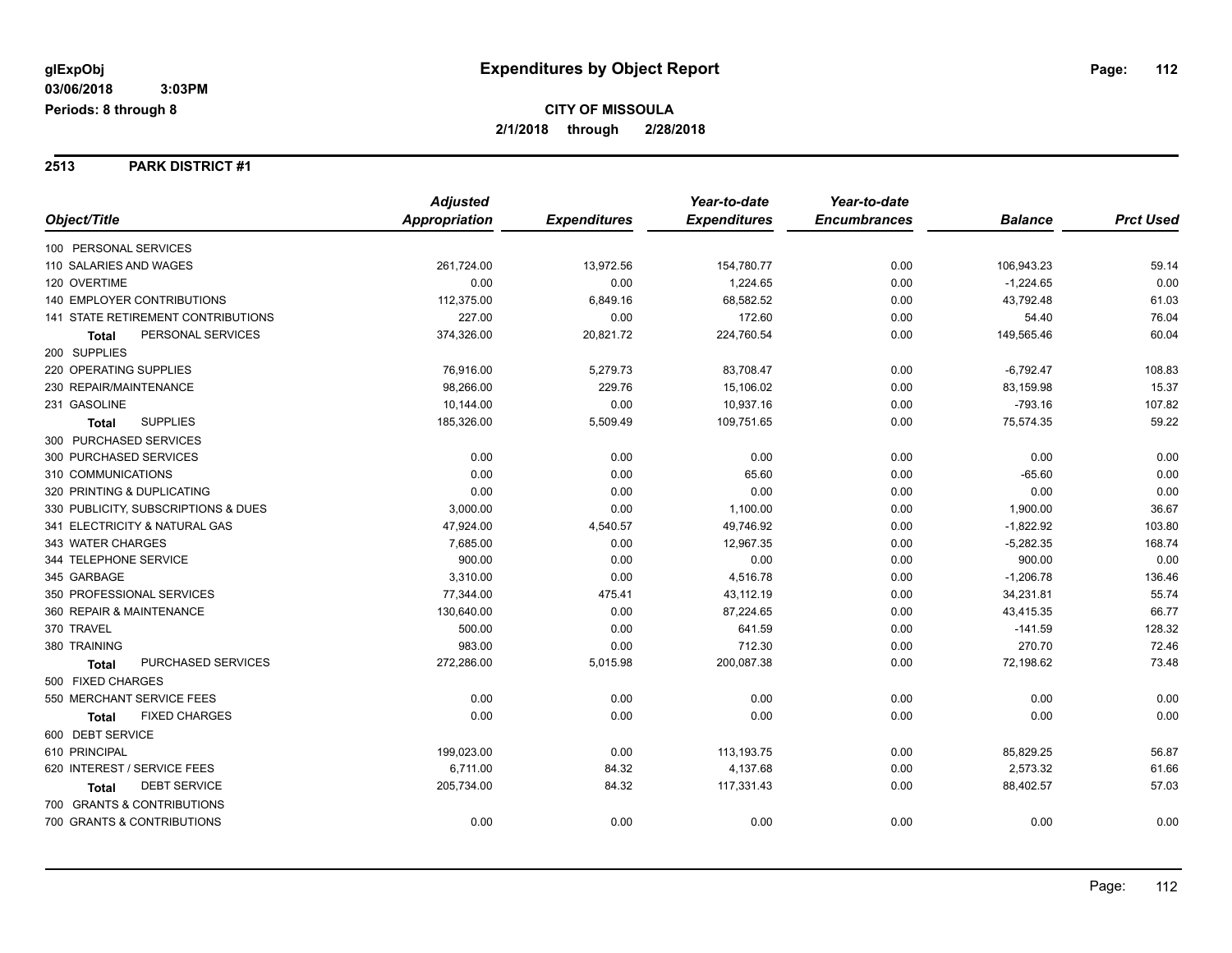**glExpObj** **Expenditures by Object Report**

**03/06/2018 3:03PM**

**Periods: 8 through 8**

**CITY OF MISSOULA**

**2/1/2018 through 2/28/2018**

## 2513 PARK DISTRICT #1

| Object/Title | Adjusted Appropriation | Expenditures | Year-to-date Expenditures | Year-to-date Encumbrances | Balance | Prct Used |
|---|---|---|---|---|---|---|
| 100 PERSONAL SERVICES | | | | | | |
| 110 SALARIES AND WAGES | 261,724.00 | 13,972.56 | 154,780.77 | 0.00 | 106,943.23 | 59.14 |
| 120 OVERTIME | 0.00 | 0.00 | 1,224.65 | 0.00 | -1,224.65 | 0.00 |
| 140 EMPLOYER CONTRIBUTIONS | 112,375.00 | 6,849.16 | 68,582.52 | 0.00 | 43,792.48 | 61.03 |
| 141 STATE RETIREMENT CONTRIBUTIONS | 227.00 | 0.00 | 172.60 | 0.00 | 54.40 | 76.04 |
| **Total** PERSONAL SERVICES | 374,326.00 | 20,821.72 | 224,760.54 | 0.00 | 149,565.46 | 60.04 |
| 200 SUPPLIES | | | | | | |
| 220 OPERATING SUPPLIES | 76,916.00 | 5,279.73 | 83,708.47 | 0.00 | -6,792.47 | 108.83 |
| 230 REPAIR/MAINTENANCE | 98,266.00 | 229.76 | 15,106.02 | 0.00 | 83,159.98 | 15.37 |
| 231 GASOLINE | 10,144.00 | 0.00 | 10,937.16 | 0.00 | -793.16 | 107.82 |
| **Total** SUPPLIES | 185,326.00 | 5,509.49 | 109,751.65 | 0.00 | 75,574.35 | 59.22 |
| 300 PURCHASED SERVICES | | | | | | |
| 300 PURCHASED SERVICES | 0.00 | 0.00 | 0.00 | 0.00 | 0.00 | 0.00 |
| 310 COMMUNICATIONS | 0.00 | 0.00 | 65.60 | 0.00 | -65.60 | 0.00 |
| 320 PRINTING & DUPLICATING | 0.00 | 0.00 | 0.00 | 0.00 | 0.00 | 0.00 |
| 330 PUBLICITY, SUBSCRIPTIONS & DUES | 3,000.00 | 0.00 | 1,100.00 | 0.00 | 1,900.00 | 36.67 |
| 341 ELECTRICITY & NATURAL GAS | 47,924.00 | 4,540.57 | 49,746.92 | 0.00 | -1,822.92 | 103.80 |
| 343 WATER CHARGES | 7,685.00 | 0.00 | 12,967.35 | 0.00 | -5,282.35 | 168.74 |
| 344 TELEPHONE SERVICE | 900.00 | 0.00 | 0.00 | 0.00 | 900.00 | 0.00 |
| 345 GARBAGE | 3,310.00 | 0.00 | 4,516.78 | 0.00 | -1,206.78 | 136.46 |
| 350 PROFESSIONAL SERVICES | 77,344.00 | 475.41 | 43,112.19 | 0.00 | 34,231.81 | 55.74 |
| 360 REPAIR & MAINTENANCE | 130,640.00 | 0.00 | 87,224.65 | 0.00 | 43,415.35 | 66.77 |
| 370 TRAVEL | 500.00 | 0.00 | 641.59 | 0.00 | -141.59 | 128.32 |
| 380 TRAINING | 983.00 | 0.00 | 712.30 | 0.00 | 270.70 | 72.46 |
| **Total** PURCHASED SERVICES | 272,286.00 | 5,015.98 | 200,087.38 | 0.00 | 72,198.62 | 73.48 |
| 500 FIXED CHARGES | | | | | | |
| 550 MERCHANT SERVICE FEES | 0.00 | 0.00 | 0.00 | 0.00 | 0.00 | 0.00 |
| **Total** FIXED CHARGES | 0.00 | 0.00 | 0.00 | 0.00 | 0.00 | 0.00 |
| 600 DEBT SERVICE | | | | | | |
| 610 PRINCIPAL | 199,023.00 | 0.00 | 113,193.75 | 0.00 | 85,829.25 | 56.87 |
| 620 INTEREST / SERVICE FEES | 6,711.00 | 84.32 | 4,137.68 | 0.00 | 2,573.32 | 61.66 |
| **Total** DEBT SERVICE | 205,734.00 | 84.32 | 117,331.43 | 0.00 | 88,402.57 | 57.03 |
| 700 GRANTS & CONTRIBUTIONS | | | | | | |
| 700 GRANTS & CONTRIBUTIONS | 0.00 | 0.00 | 0.00 | 0.00 | 0.00 | 0.00 |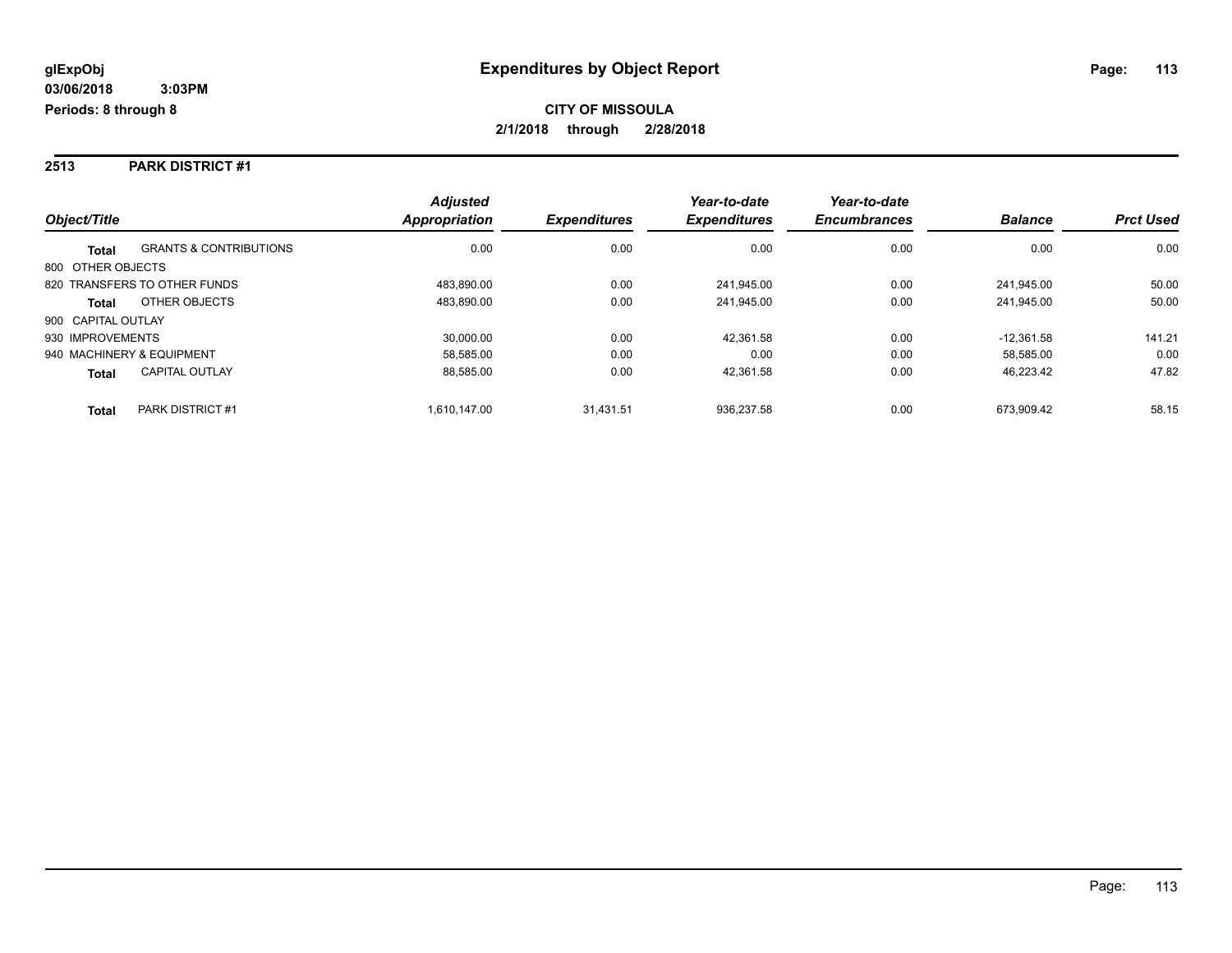# Expenditures by Object Report

glExpObj
03/06/2018 3:03PM
Periods: 8 through 8

**CITY OF MISSOULA**
**2/1/2018 through 2/28/2018**

## 2513 PARK DISTRICT #1

| Object/Title | | Adjusted Appropriation | Expenditures | Year-to-date Expenditures | Year-to-date Encumbrances | Balance | Prct Used |
|---|---|---|---|---|---|---|---|
| **Total** | GRANTS & CONTRIBUTIONS | 0.00 | 0.00 | 0.00 | 0.00 | 0.00 | 0.00 |
| 800 OTHER OBJECTS | | | | | | | |
| 820 TRANSFERS TO OTHER FUNDS | | 483,890.00 | 0.00 | 241,945.00 | 0.00 | 241,945.00 | 50.00 |
| **Total** | OTHER OBJECTS | 483,890.00 | 0.00 | 241,945.00 | 0.00 | 241,945.00 | 50.00 |
| 900 CAPITAL OUTLAY | | | | | | | |
| 930 IMPROVEMENTS | | 30,000.00 | 0.00 | 42,361.58 | 0.00 | -12,361.58 | 141.21 |
| 940 MACHINERY & EQUIPMENT | | 58,585.00 | 0.00 | 0.00 | 0.00 | 58,585.00 | 0.00 |
| **Total** | CAPITAL OUTLAY | 88,585.00 | 0.00 | 42,361.58 | 0.00 | 46,223.42 | 47.82 |
| **Total** | PARK DISTRICT #1 | 1,610,147.00 | 31,431.51 | 936,237.58 | 0.00 | 673,909.42 | 58.15 |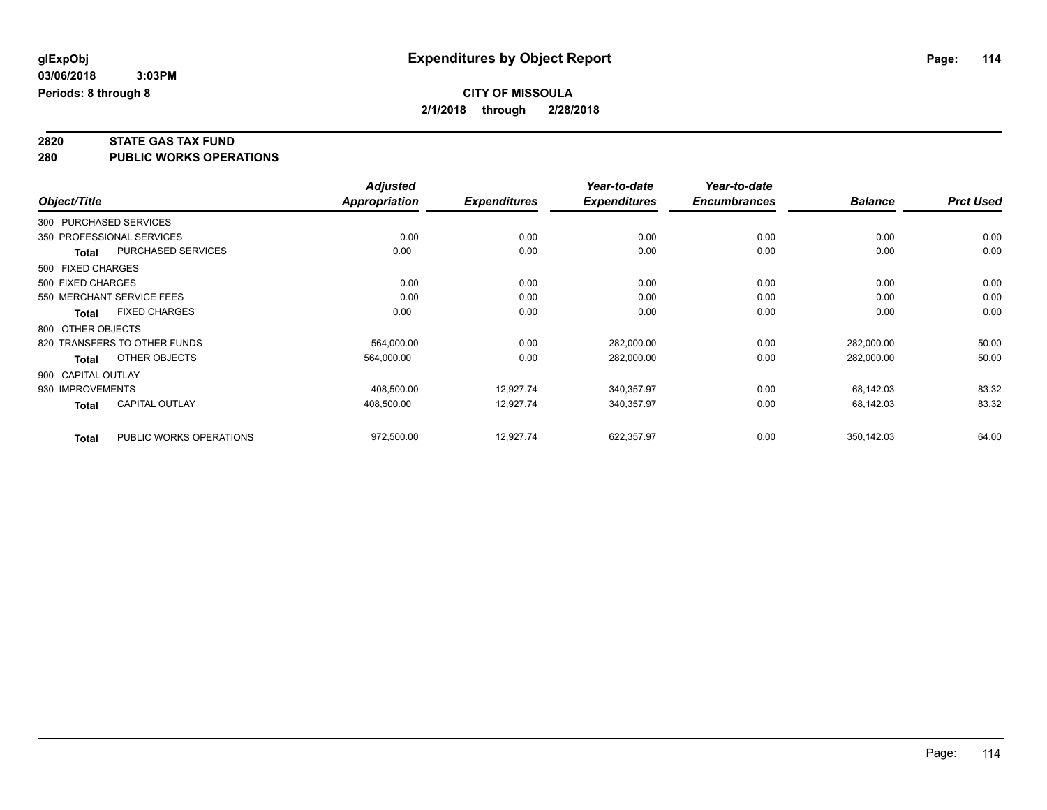**glExpObj**
**03/06/2018 3:03PM**
**Periods: 8 through 8**

# Expenditures by Object Report

**CITY OF MISSOULA**
**2/1/2018 through 2/28/2018**

## 2820 STATE GAS TAX FUND
## 280 PUBLIC WORKS OPERATIONS

| Object/Title | | Adjusted Appropriation | Expenditures | Year-to-date Expenditures | Year-to-date Encumbrances | Balance | Prct Used |
|---|---|---|---|---|---|---|---|
| 300 PURCHASED SERVICES | | | | | | | |
| 350 PROFESSIONAL SERVICES | | 0.00 | 0.00 | 0.00 | 0.00 | 0.00 | 0.00 |
| **Total** | PURCHASED SERVICES | 0.00 | 0.00 | 0.00 | 0.00 | 0.00 | 0.00 |
| 500 FIXED CHARGES | | | | | | | |
| 500 FIXED CHARGES | | 0.00 | 0.00 | 0.00 | 0.00 | 0.00 | 0.00 |
| 550 MERCHANT SERVICE FEES | | 0.00 | 0.00 | 0.00 | 0.00 | 0.00 | 0.00 |
| **Total** | FIXED CHARGES | 0.00 | 0.00 | 0.00 | 0.00 | 0.00 | 0.00 |
| 800 OTHER OBJECTS | | | | | | | |
| 820 TRANSFERS TO OTHER FUNDS | | 564,000.00 | 0.00 | 282,000.00 | 0.00 | 282,000.00 | 50.00 |
| **Total** | OTHER OBJECTS | 564,000.00 | 0.00 | 282,000.00 | 0.00 | 282,000.00 | 50.00 |
| 900 CAPITAL OUTLAY | | | | | | | |
| 930 IMPROVEMENTS | | 408,500.00 | 12,927.74 | 340,357.97 | 0.00 | 68,142.03 | 83.32 |
| **Total** | CAPITAL OUTLAY | 408,500.00 | 12,927.74 | 340,357.97 | 0.00 | 68,142.03 | 83.32 |
| **Total** | PUBLIC WORKS OPERATIONS | 972,500.00 | 12,927.74 | 622,357.97 | 0.00 | 350,142.03 | 64.00 |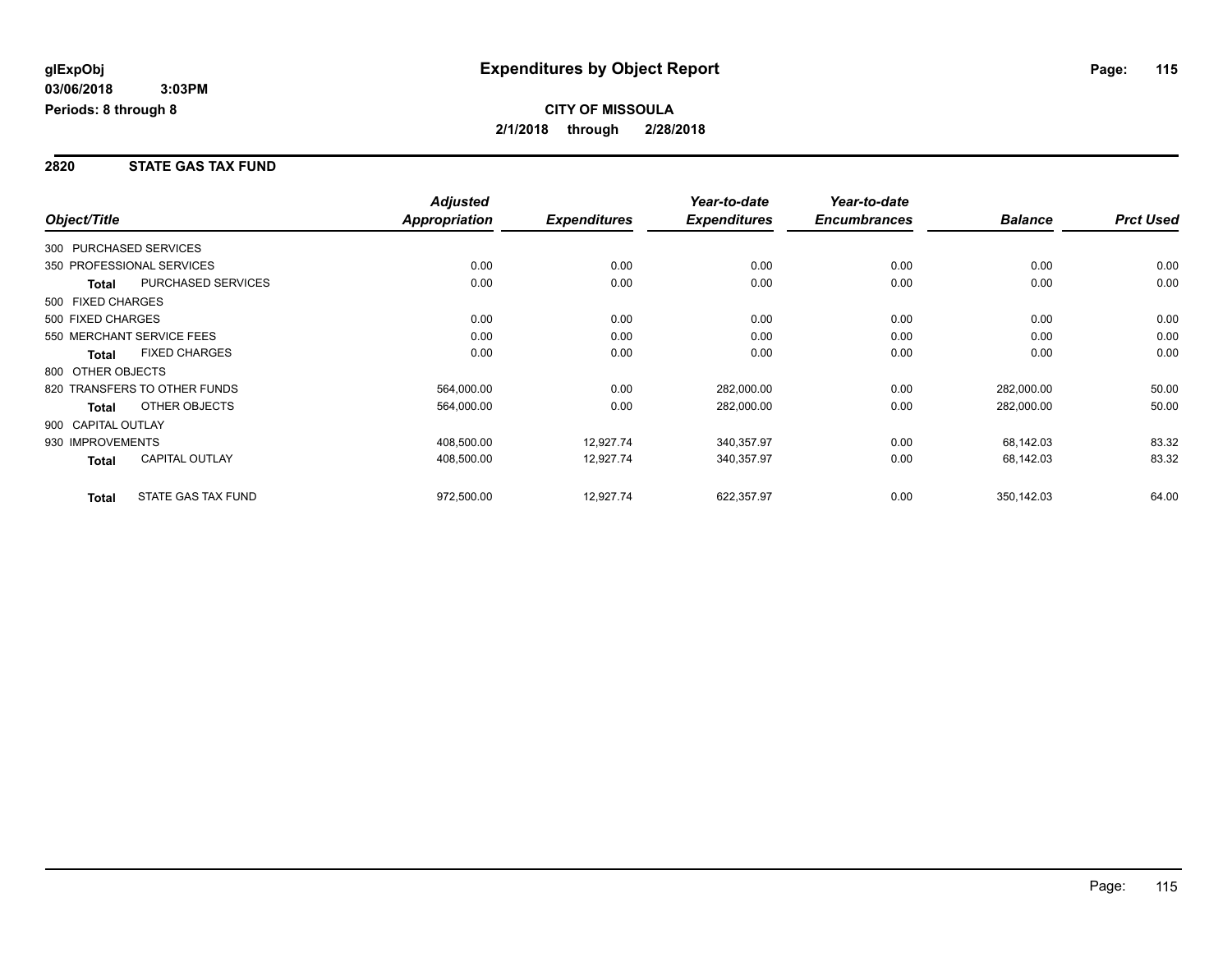**glExpObj**
**03/06/2018 3:03PM**
**Periods: 8 through 8**

# Expenditures by Object Report

**CITY OF MISSOULA**
**2/1/2018 through 2/28/2018**

## 2820 STATE GAS TAX FUND

| Object/Title | | Adjusted Appropriation | Expenditures | Year-to-date Expenditures | Year-to-date Encumbrances | Balance | Prct Used |
|---|---|---|---|---|---|---|---|
| 300 PURCHASED SERVICES | | | | | | | |
| 350 PROFESSIONAL SERVICES | | 0.00 | 0.00 | 0.00 | 0.00 | 0.00 | 0.00 |
| **Total** | PURCHASED SERVICES | 0.00 | 0.00 | 0.00 | 0.00 | 0.00 | 0.00 |
| 500 FIXED CHARGES | | | | | | | |
| 500 FIXED CHARGES | | 0.00 | 0.00 | 0.00 | 0.00 | 0.00 | 0.00 |
| 550 MERCHANT SERVICE FEES | | 0.00 | 0.00 | 0.00 | 0.00 | 0.00 | 0.00 |
| **Total** | FIXED CHARGES | 0.00 | 0.00 | 0.00 | 0.00 | 0.00 | 0.00 |
| 800 OTHER OBJECTS | | | | | | | |
| 820 TRANSFERS TO OTHER FUNDS | | 564,000.00 | 0.00 | 282,000.00 | 0.00 | 282,000.00 | 50.00 |
| **Total** | OTHER OBJECTS | 564,000.00 | 0.00 | 282,000.00 | 0.00 | 282,000.00 | 50.00 |
| 900 CAPITAL OUTLAY | | | | | | | |
| 930 IMPROVEMENTS | | 408,500.00 | 12,927.74 | 340,357.97 | 0.00 | 68,142.03 | 83.32 |
| **Total** | CAPITAL OUTLAY | 408,500.00 | 12,927.74 | 340,357.97 | 0.00 | 68,142.03 | 83.32 |
| **Total** | STATE GAS TAX FUND | 972,500.00 | 12,927.74 | 622,357.97 | 0.00 | 350,142.03 | 64.00 |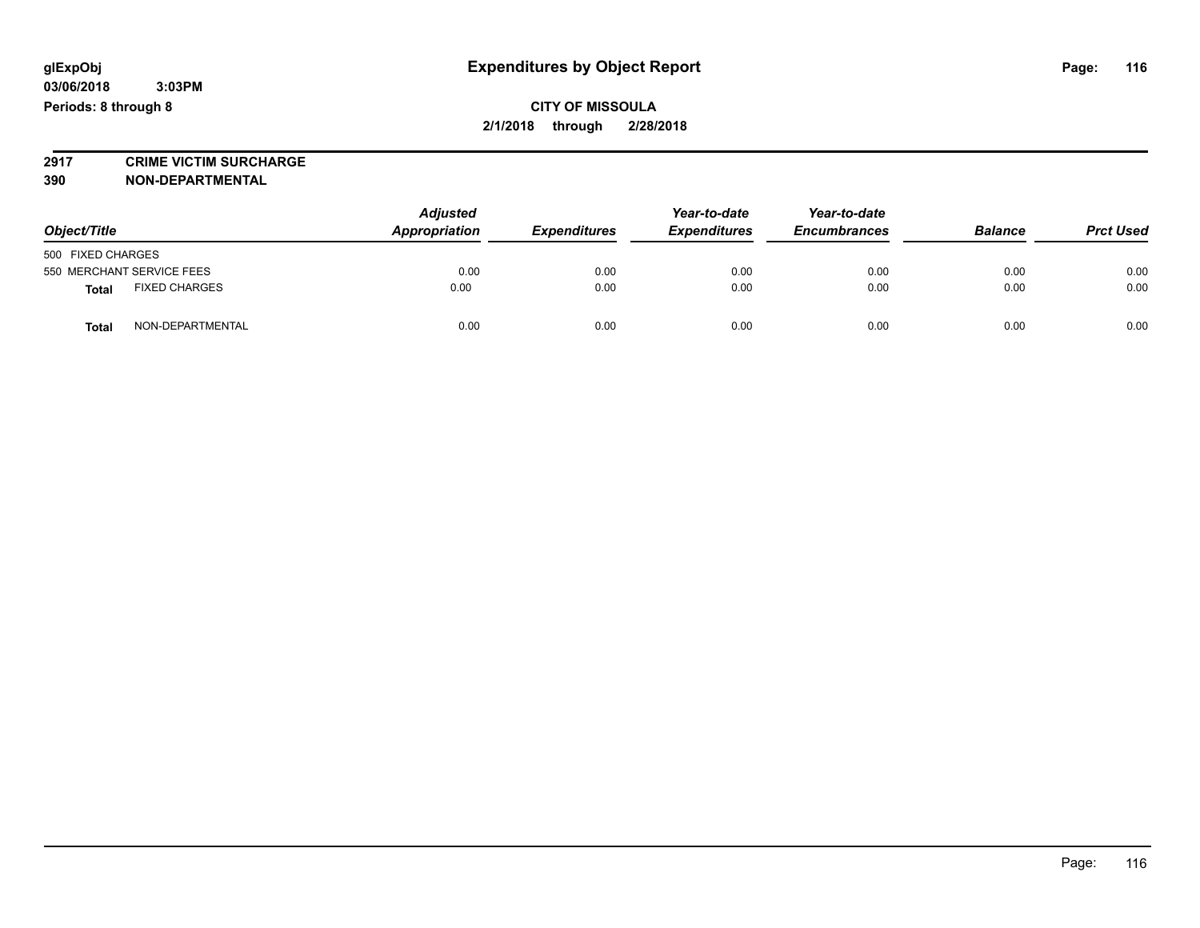# Expenditures by Object Report

glExpObj
03/06/2018 3:03PM
Periods: 8 through 8

**CITY OF MISSOULA**
**2/1/2018 through 2/28/2018**

**2917 CRIME VICTIM SURCHARGE**
**390 NON-DEPARTMENTAL**

| Object/Title | Adjusted Appropriation | Expenditures | Year-to-date Expenditures | Year-to-date Encumbrances | Balance | Prct Used |
|---|---|---|---|---|---|---|
| 500 FIXED CHARGES | | | | | | |
| 550 MERCHANT SERVICE FEES | 0.00 | 0.00 | 0.00 | 0.00 | 0.00 | 0.00 |
| **Total** FIXED CHARGES | 0.00 | 0.00 | 0.00 | 0.00 | 0.00 | 0.00 |
| **Total** NON-DEPARTMENTAL | 0.00 | 0.00 | 0.00 | 0.00 | 0.00 | 0.00 |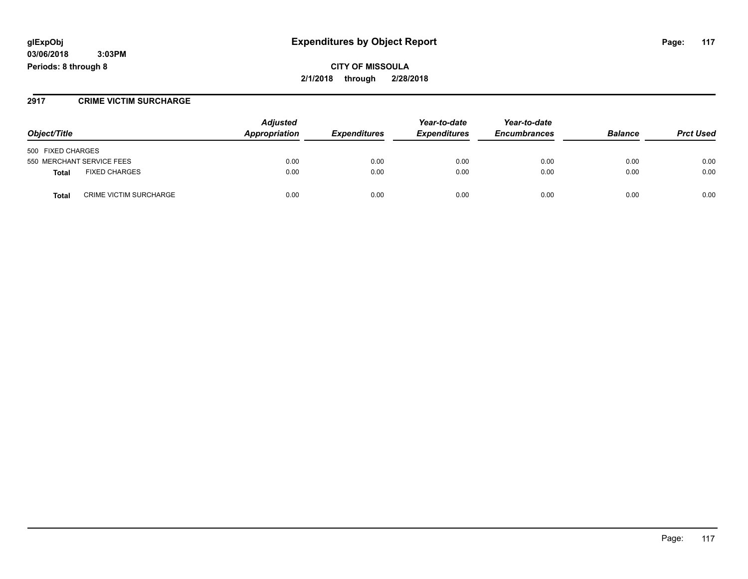**glExpObj**
**03/06/2018 3:03PM**
**Periods: 8 through 8**

# Expenditures by Object Report

**CITY OF MISSOULA**
**2/1/2018 through 2/28/2018**

## 2917 CRIME VICTIM SURCHARGE

| Object/Title | | Adjusted Appropriation | Expenditures | Year-to-date Expenditures | Year-to-date Encumbrances | Balance | Prct Used |
|---|---|---|---|---|---|---|---|
| 500 FIXED CHARGES | | | | | | | |
| 550 MERCHANT SERVICE FEES | | 0.00 | 0.00 | 0.00 | 0.00 | 0.00 | 0.00 |
| **Total** | FIXED CHARGES | 0.00 | 0.00 | 0.00 | 0.00 | 0.00 | 0.00 |
| **Total** | CRIME VICTIM SURCHARGE | 0.00 | 0.00 | 0.00 | 0.00 | 0.00 | 0.00 |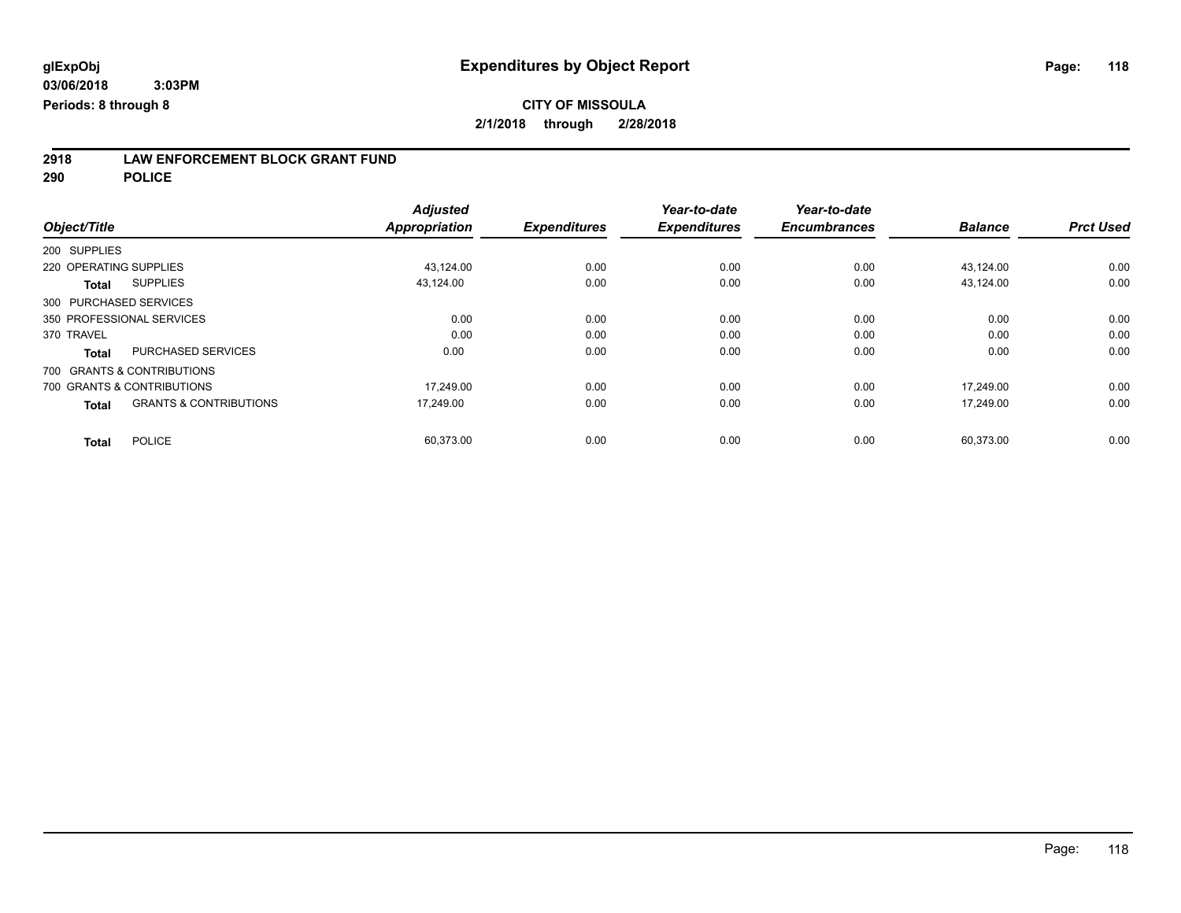**glExpObj** 
**03/06/2018 3:03PM** 
**Periods: 8 through 8**

# Expenditures by Object Report

**CITY OF MISSOULA** 
**2/1/2018 through 2/28/2018**

**2918 LAW ENFORCEMENT BLOCK GRANT FUND** 
**290 POLICE**

| Object/Title | | Adjusted Appropriation | Expenditures | Year-to-date Expenditures | Year-to-date Encumbrances | Balance | Prct Used |
|---|---|---|---|---|---|---|---|
| 200 SUPPLIES | | | | | | | |
| 220 OPERATING SUPPLIES | | 43,124.00 | 0.00 | 0.00 | 0.00 | 43,124.00 | 0.00 |
| **Total** | SUPPLIES | 43,124.00 | 0.00 | 0.00 | 0.00 | 43,124.00 | 0.00 |
| 300 PURCHASED SERVICES | | | | | | | |
| 350 PROFESSIONAL SERVICES | | 0.00 | 0.00 | 0.00 | 0.00 | 0.00 | 0.00 |
| 370 TRAVEL | | 0.00 | 0.00 | 0.00 | 0.00 | 0.00 | 0.00 |
| **Total** | PURCHASED SERVICES | 0.00 | 0.00 | 0.00 | 0.00 | 0.00 | 0.00 |
| 700 GRANTS & CONTRIBUTIONS | | | | | | | |
| 700 GRANTS & CONTRIBUTIONS | | 17,249.00 | 0.00 | 0.00 | 0.00 | 17,249.00 | 0.00 |
| **Total** | GRANTS & CONTRIBUTIONS | 17,249.00 | 0.00 | 0.00 | 0.00 | 17,249.00 | 0.00 |
| **Total** | POLICE | 60,373.00 | 0.00 | 0.00 | 0.00 | 60,373.00 | 0.00 |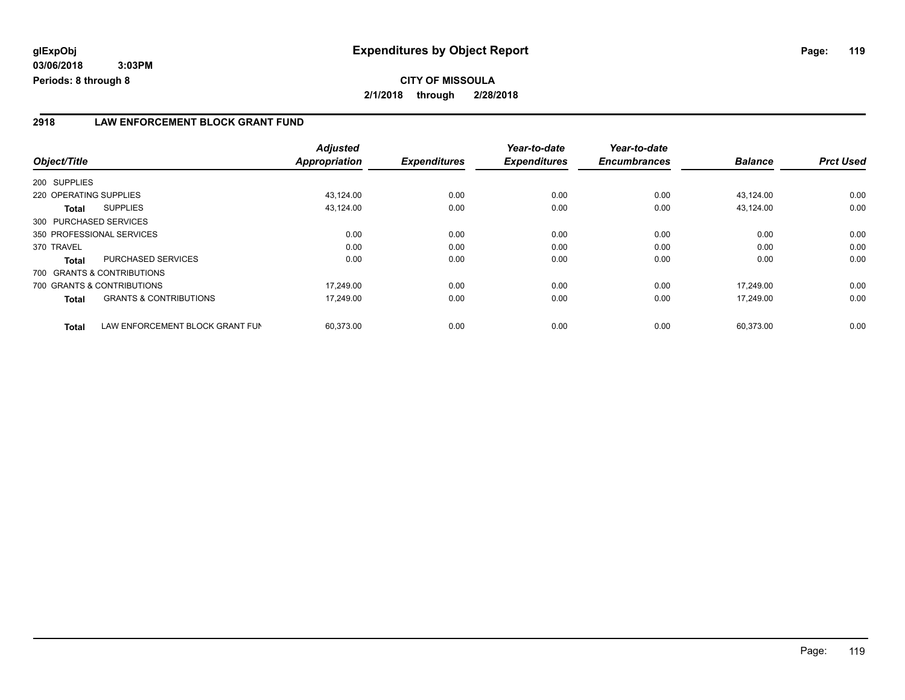**glExpObj**
**03/06/2018 3:03PM**
**Periods: 8 through 8**

# Expenditures by Object Report

**CITY OF MISSOULA**
**2/1/2018 through 2/28/2018**

## 2918 LAW ENFORCEMENT BLOCK GRANT FUND

| Object/Title | | Adjusted Appropriation | Expenditures | Year-to-date Expenditures | Year-to-date Encumbrances | Balance | Prct Used |
|---|---|---|---|---|---|---|---|
| 200 SUPPLIES | | | | | | | |
| 220 OPERATING SUPPLIES | | 43,124.00 | 0.00 | 0.00 | 0.00 | 43,124.00 | 0.00 |
| **Total** | SUPPLIES | 43,124.00 | 0.00 | 0.00 | 0.00 | 43,124.00 | 0.00 |
| 300 PURCHASED SERVICES | | | | | | | |
| 350 PROFESSIONAL SERVICES | | 0.00 | 0.00 | 0.00 | 0.00 | 0.00 | 0.00 |
| 370 TRAVEL | | 0.00 | 0.00 | 0.00 | 0.00 | 0.00 | 0.00 |
| **Total** | PURCHASED SERVICES | 0.00 | 0.00 | 0.00 | 0.00 | 0.00 | 0.00 |
| 700 GRANTS & CONTRIBUTIONS | | | | | | | |
| 700 GRANTS & CONTRIBUTIONS | | 17,249.00 | 0.00 | 0.00 | 0.00 | 17,249.00 | 0.00 |
| **Total** | GRANTS & CONTRIBUTIONS | 17,249.00 | 0.00 | 0.00 | 0.00 | 17,249.00 | 0.00 |
| **Total** | LAW ENFORCEMENT BLOCK GRANT FUN | 60,373.00 | 0.00 | 0.00 | 0.00 | 60,373.00 | 0.00 |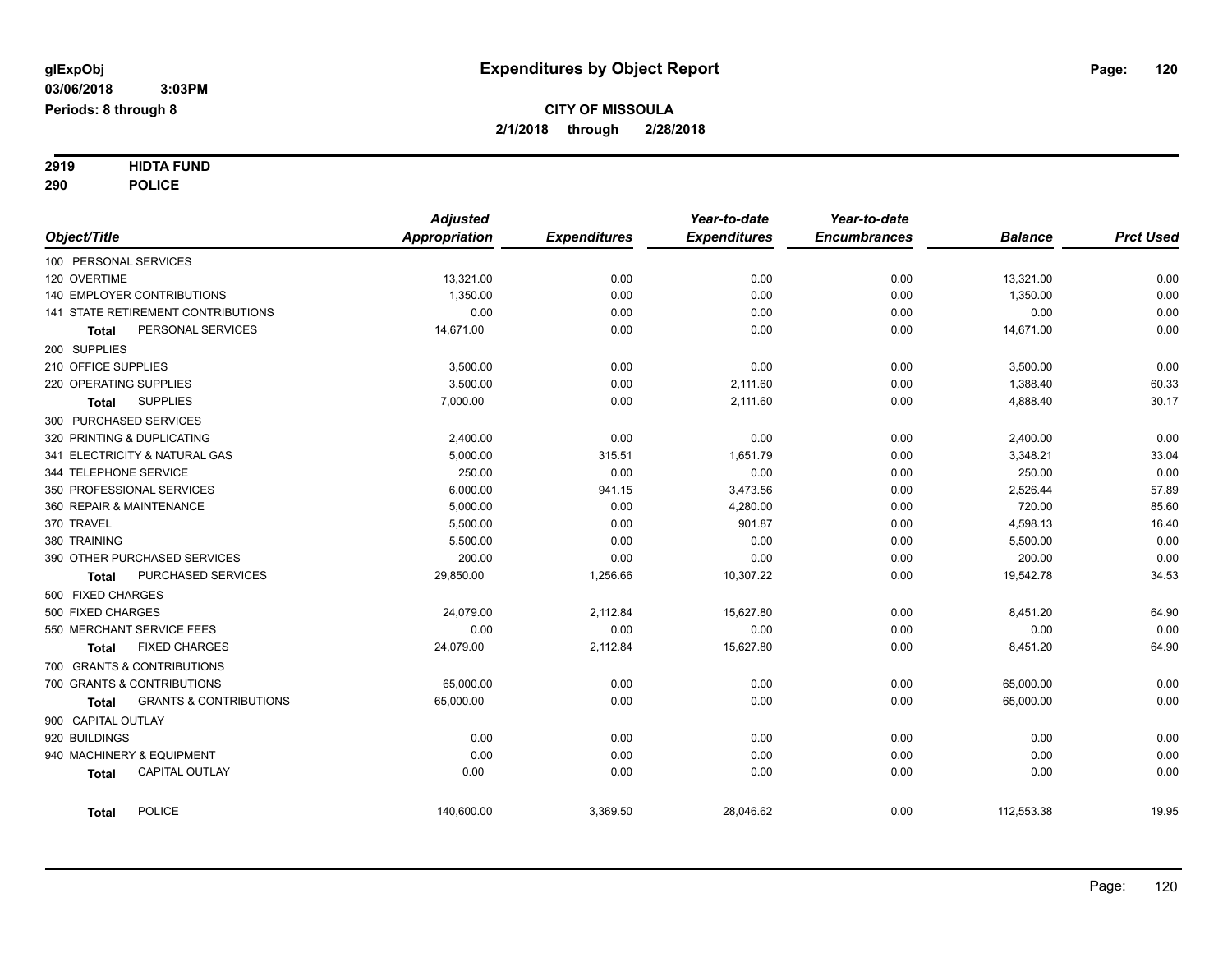# Expenditures by Object Report

glExpObj
03/06/2018 3:03PM
Periods: 8 through 8

**CITY OF MISSOULA**
**2/1/2018 through 2/28/2018**

**2919 HIDTA FUND**
**290 POLICE**

| Object/Title | Adjusted Appropriation | Expenditures | Year-to-date Expenditures | Year-to-date Encumbrances | Balance | Prct Used |
|---|---|---|---|---|---|---|
| 100 PERSONAL SERVICES | | | | | | |
| 120 OVERTIME | 13,321.00 | 0.00 | 0.00 | 0.00 | 13,321.00 | 0.00 |
| 140 EMPLOYER CONTRIBUTIONS | 1,350.00 | 0.00 | 0.00 | 0.00 | 1,350.00 | 0.00 |
| 141 STATE RETIREMENT CONTRIBUTIONS | 0.00 | 0.00 | 0.00 | 0.00 | 0.00 | 0.00 |
| **Total** PERSONAL SERVICES | 14,671.00 | 0.00 | 0.00 | 0.00 | 14,671.00 | 0.00 |
| 200 SUPPLIES | | | | | | |
| 210 OFFICE SUPPLIES | 3,500.00 | 0.00 | 0.00 | 0.00 | 3,500.00 | 0.00 |
| 220 OPERATING SUPPLIES | 3,500.00 | 0.00 | 2,111.60 | 0.00 | 1,388.40 | 60.33 |
| **Total** SUPPLIES | 7,000.00 | 0.00 | 2,111.60 | 0.00 | 4,888.40 | 30.17 |
| 300 PURCHASED SERVICES | | | | | | |
| 320 PRINTING & DUPLICATING | 2,400.00 | 0.00 | 0.00 | 0.00 | 2,400.00 | 0.00 |
| 341 ELECTRICITY & NATURAL GAS | 5,000.00 | 315.51 | 1,651.79 | 0.00 | 3,348.21 | 33.04 |
| 344 TELEPHONE SERVICE | 250.00 | 0.00 | 0.00 | 0.00 | 250.00 | 0.00 |
| 350 PROFESSIONAL SERVICES | 6,000.00 | 941.15 | 3,473.56 | 0.00 | 2,526.44 | 57.89 |
| 360 REPAIR & MAINTENANCE | 5,000.00 | 0.00 | 4,280.00 | 0.00 | 720.00 | 85.60 |
| 370 TRAVEL | 5,500.00 | 0.00 | 901.87 | 0.00 | 4,598.13 | 16.40 |
| 380 TRAINING | 5,500.00 | 0.00 | 0.00 | 0.00 | 5,500.00 | 0.00 |
| 390 OTHER PURCHASED SERVICES | 200.00 | 0.00 | 0.00 | 0.00 | 200.00 | 0.00 |
| **Total** PURCHASED SERVICES | 29,850.00 | 1,256.66 | 10,307.22 | 0.00 | 19,542.78 | 34.53 |
| 500 FIXED CHARGES | | | | | | |
| 500 FIXED CHARGES | 24,079.00 | 2,112.84 | 15,627.80 | 0.00 | 8,451.20 | 64.90 |
| 550 MERCHANT SERVICE FEES | 0.00 | 0.00 | 0.00 | 0.00 | 0.00 | 0.00 |
| **Total** FIXED CHARGES | 24,079.00 | 2,112.84 | 15,627.80 | 0.00 | 8,451.20 | 64.90 |
| 700 GRANTS & CONTRIBUTIONS | | | | | | |
| 700 GRANTS & CONTRIBUTIONS | 65,000.00 | 0.00 | 0.00 | 0.00 | 65,000.00 | 0.00 |
| **Total** GRANTS & CONTRIBUTIONS | 65,000.00 | 0.00 | 0.00 | 0.00 | 65,000.00 | 0.00 |
| 900 CAPITAL OUTLAY | | | | | | |
| 920 BUILDINGS | 0.00 | 0.00 | 0.00 | 0.00 | 0.00 | 0.00 |
| 940 MACHINERY & EQUIPMENT | 0.00 | 0.00 | 0.00 | 0.00 | 0.00 | 0.00 |
| **Total** CAPITAL OUTLAY | 0.00 | 0.00 | 0.00 | 0.00 | 0.00 | 0.00 |
| **Total** POLICE | 140,600.00 | 3,369.50 | 28,046.62 | 0.00 | 112,553.38 | 19.95 |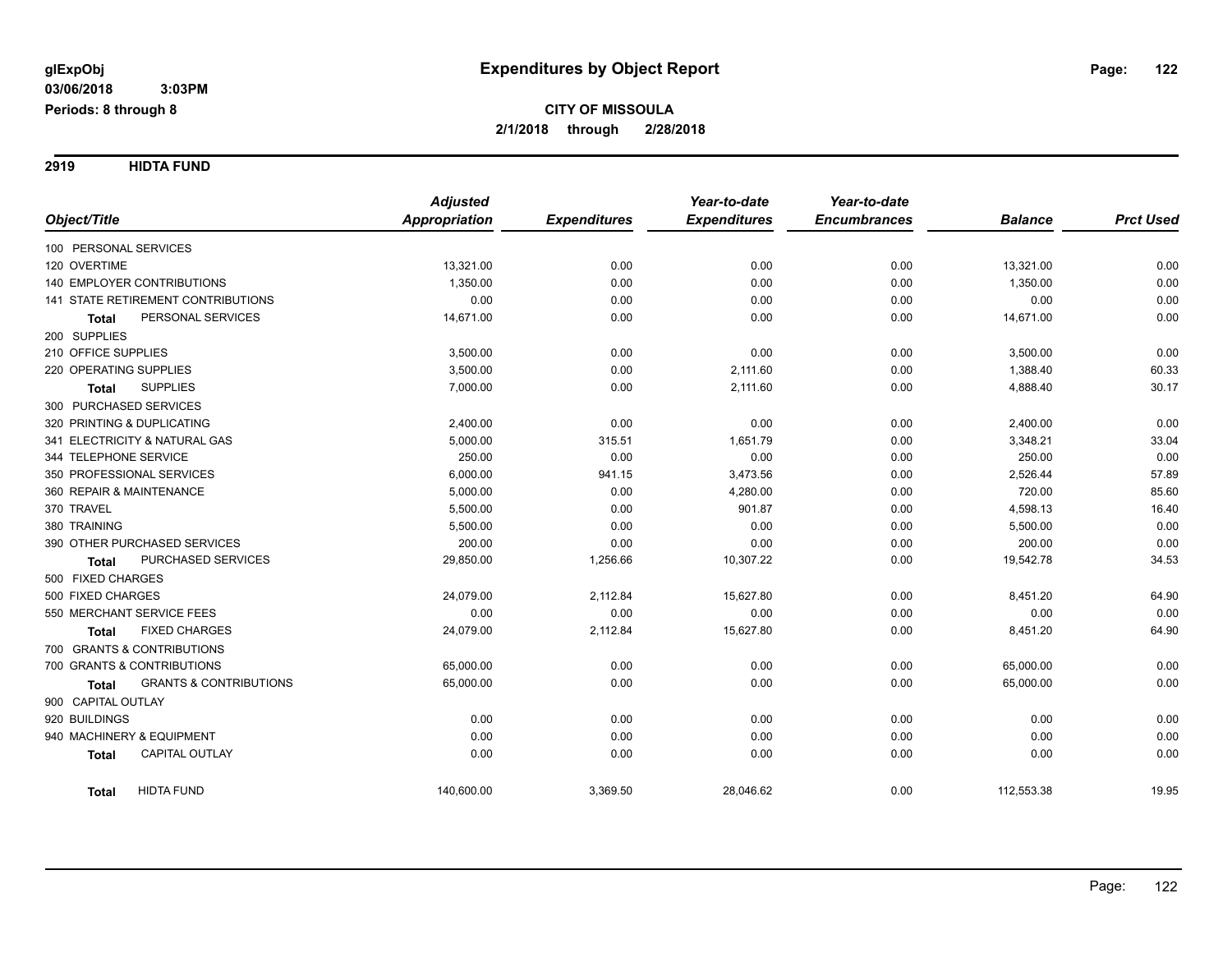**glExpObj**
**03/06/2018 3:03PM**
**Periods: 8 through 8**

# Expenditures by Object Report

**CITY OF MISSOULA**
**2/1/2018 through 2/28/2018**

## 2919 HIDTA FUND

| Object/Title | Adjusted Appropriation | Expenditures | Year-to-date Expenditures | Year-to-date Encumbrances | Balance | Prct Used |
|---|---|---|---|---|---|---|
| 100 PERSONAL SERVICES | | | | | | |
| 120 OVERTIME | 13,321.00 | 0.00 | 0.00 | 0.00 | 13,321.00 | 0.00 |
| 140 EMPLOYER CONTRIBUTIONS | 1,350.00 | 0.00 | 0.00 | 0.00 | 1,350.00 | 0.00 |
| 141 STATE RETIREMENT CONTRIBUTIONS | 0.00 | 0.00 | 0.00 | 0.00 | 0.00 | 0.00 |
| **Total** PERSONAL SERVICES | 14,671.00 | 0.00 | 0.00 | 0.00 | 14,671.00 | 0.00 |
| 200 SUPPLIES | | | | | | |
| 210 OFFICE SUPPLIES | 3,500.00 | 0.00 | 0.00 | 0.00 | 3,500.00 | 0.00 |
| 220 OPERATING SUPPLIES | 3,500.00 | 0.00 | 2,111.60 | 0.00 | 1,388.40 | 60.33 |
| **Total** SUPPLIES | 7,000.00 | 0.00 | 2,111.60 | 0.00 | 4,888.40 | 30.17 |
| 300 PURCHASED SERVICES | | | | | | |
| 320 PRINTING & DUPLICATING | 2,400.00 | 0.00 | 0.00 | 0.00 | 2,400.00 | 0.00 |
| 341 ELECTRICITY & NATURAL GAS | 5,000.00 | 315.51 | 1,651.79 | 0.00 | 3,348.21 | 33.04 |
| 344 TELEPHONE SERVICE | 250.00 | 0.00 | 0.00 | 0.00 | 250.00 | 0.00 |
| 350 PROFESSIONAL SERVICES | 6,000.00 | 941.15 | 3,473.56 | 0.00 | 2,526.44 | 57.89 |
| 360 REPAIR & MAINTENANCE | 5,000.00 | 0.00 | 4,280.00 | 0.00 | 720.00 | 85.60 |
| 370 TRAVEL | 5,500.00 | 0.00 | 901.87 | 0.00 | 4,598.13 | 16.40 |
| 380 TRAINING | 5,500.00 | 0.00 | 0.00 | 0.00 | 5,500.00 | 0.00 |
| 390 OTHER PURCHASED SERVICES | 200.00 | 0.00 | 0.00 | 0.00 | 200.00 | 0.00 |
| **Total** PURCHASED SERVICES | 29,850.00 | 1,256.66 | 10,307.22 | 0.00 | 19,542.78 | 34.53 |
| 500 FIXED CHARGES | | | | | | |
| 500 FIXED CHARGES | 24,079.00 | 2,112.84 | 15,627.80 | 0.00 | 8,451.20 | 64.90 |
| 550 MERCHANT SERVICE FEES | 0.00 | 0.00 | 0.00 | 0.00 | 0.00 | 0.00 |
| **Total** FIXED CHARGES | 24,079.00 | 2,112.84 | 15,627.80 | 0.00 | 8,451.20 | 64.90 |
| 700 GRANTS & CONTRIBUTIONS | | | | | | |
| 700 GRANTS & CONTRIBUTIONS | 65,000.00 | 0.00 | 0.00 | 0.00 | 65,000.00 | 0.00 |
| **Total** GRANTS & CONTRIBUTIONS | 65,000.00 | 0.00 | 0.00 | 0.00 | 65,000.00 | 0.00 |
| 900 CAPITAL OUTLAY | | | | | | |
| 920 BUILDINGS | 0.00 | 0.00 | 0.00 | 0.00 | 0.00 | 0.00 |
| 940 MACHINERY & EQUIPMENT | 0.00 | 0.00 | 0.00 | 0.00 | 0.00 | 0.00 |
| **Total** CAPITAL OUTLAY | 0.00 | 0.00 | 0.00 | 0.00 | 0.00 | 0.00 |
| **Total** HIDTA FUND | 140,600.00 | 3,369.50 | 28,046.62 | 0.00 | 112,553.38 | 19.95 |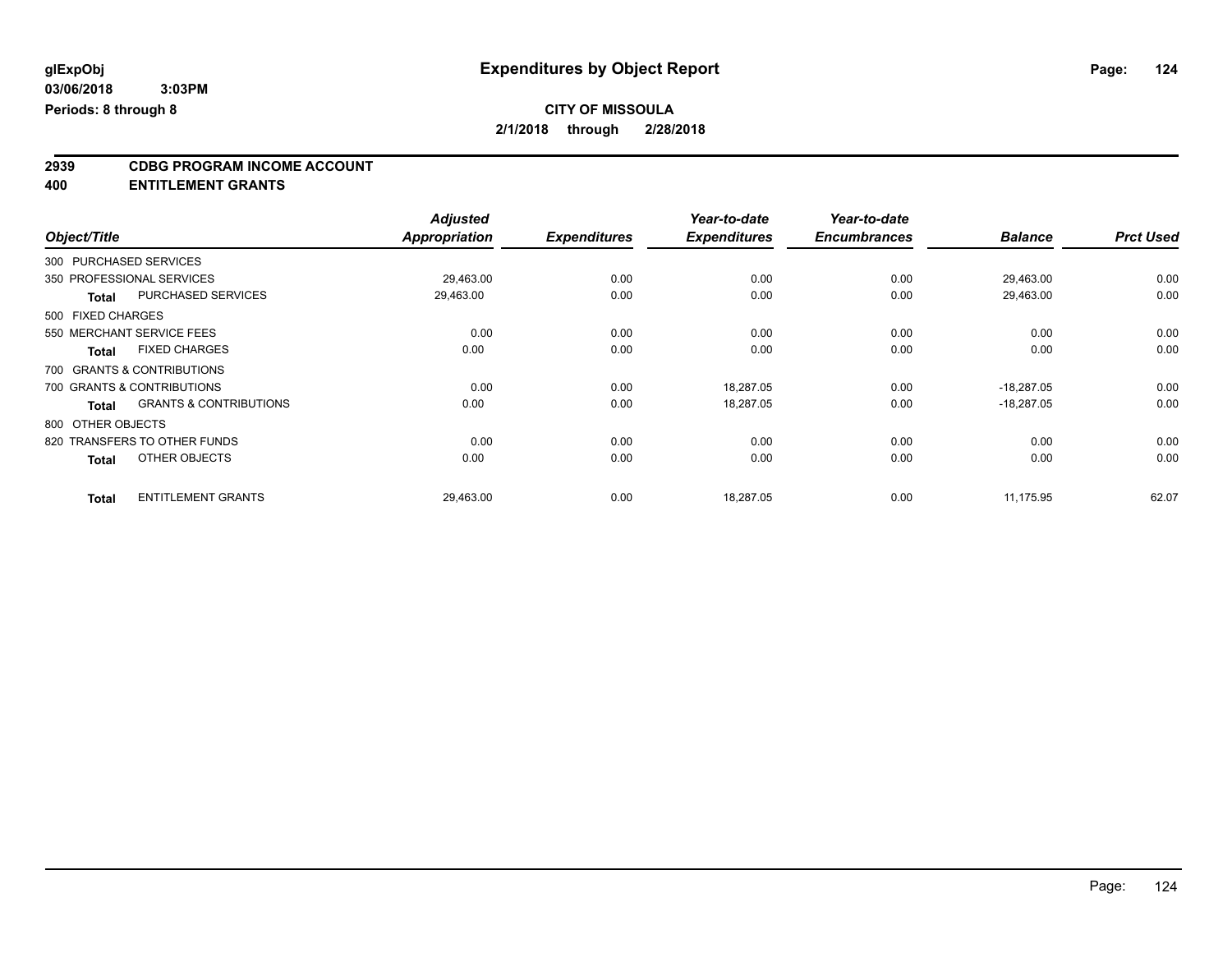**glExpObj**
**03/06/2018 3:03PM**
**Periods: 8 through 8**

# Expenditures by Object Report

**CITY OF MISSOULA**
**2/1/2018 through 2/28/2018**

## 2939 CDBG PROGRAM INCOME ACCOUNT
## 400 ENTITLEMENT GRANTS

| Object/Title | | Adjusted Appropriation | Expenditures | Year-to-date Expenditures | Year-to-date Encumbrances | Balance | Prct Used |
|---|---|---|---|---|---|---|---|
| 300 PURCHASED SERVICES | | | | | | | |
| 350 PROFESSIONAL SERVICES | | 29,463.00 | 0.00 | 0.00 | 0.00 | 29,463.00 | 0.00 |
| **Total** | PURCHASED SERVICES | 29,463.00 | 0.00 | 0.00 | 0.00 | 29,463.00 | 0.00 |
| 500 FIXED CHARGES | | | | | | | |
| 550 MERCHANT SERVICE FEES | | 0.00 | 0.00 | 0.00 | 0.00 | 0.00 | 0.00 |
| **Total** | FIXED CHARGES | 0.00 | 0.00 | 0.00 | 0.00 | 0.00 | 0.00 |
| 700 GRANTS & CONTRIBUTIONS | | | | | | | |
| 700 GRANTS & CONTRIBUTIONS | | 0.00 | 0.00 | 18,287.05 | 0.00 | -18,287.05 | 0.00 |
| **Total** | GRANTS & CONTRIBUTIONS | 0.00 | 0.00 | 18,287.05 | 0.00 | -18,287.05 | 0.00 |
| 800 OTHER OBJECTS | | | | | | | |
| 820 TRANSFERS TO OTHER FUNDS | | 0.00 | 0.00 | 0.00 | 0.00 | 0.00 | 0.00 |
| **Total** | OTHER OBJECTS | 0.00 | 0.00 | 0.00 | 0.00 | 0.00 | 0.00 |
| **Total** | ENTITLEMENT GRANTS | 29,463.00 | 0.00 | 18,287.05 | 0.00 | 11,175.95 | 62.07 |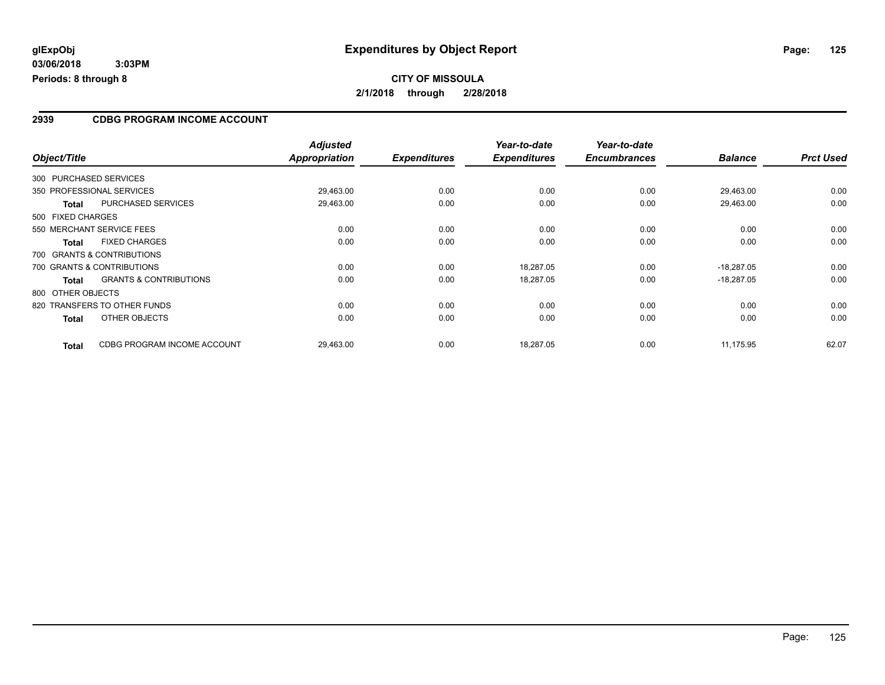**glExpObj** 
**03/06/2018 3:03PM** 
**Periods: 8 through 8**

# Expenditures by Object Report

**CITY OF MISSOULA** 
**2/1/2018 through 2/28/2018**

## 2939 CDBG PROGRAM INCOME ACCOUNT

| Object/Title | | *Adjusted Appropriation* | *Expenditures* | *Year-to-date Expenditures* | *Year-to-date Encumbrances* | *Balance* | *Prct Used* |
|---|---|---|---|---|---|---|---|
| 300 PURCHASED SERVICES | | | | | | | |
| 350 PROFESSIONAL SERVICES | | 29,463.00 | 0.00 | 0.00 | 0.00 | 29,463.00 | 0.00 |
| **Total** | PURCHASED SERVICES | 29,463.00 | 0.00 | 0.00 | 0.00 | 29,463.00 | 0.00 |
| 500 FIXED CHARGES | | | | | | | |
| 550 MERCHANT SERVICE FEES | | 0.00 | 0.00 | 0.00 | 0.00 | 0.00 | 0.00 |
| **Total** | FIXED CHARGES | 0.00 | 0.00 | 0.00 | 0.00 | 0.00 | 0.00 |
| 700 GRANTS & CONTRIBUTIONS | | | | | | | |
| 700 GRANTS & CONTRIBUTIONS | | 0.00 | 0.00 | 18,287.05 | 0.00 | -18,287.05 | 0.00 |
| **Total** | GRANTS & CONTRIBUTIONS | 0.00 | 0.00 | 18,287.05 | 0.00 | -18,287.05 | 0.00 |
| 800 OTHER OBJECTS | | | | | | | |
| 820 TRANSFERS TO OTHER FUNDS | | 0.00 | 0.00 | 0.00 | 0.00 | 0.00 | 0.00 |
| **Total** | OTHER OBJECTS | 0.00 | 0.00 | 0.00 | 0.00 | 0.00 | 0.00 |
| **Total** | CDBG PROGRAM INCOME ACCOUNT | 29,463.00 | 0.00 | 18,287.05 | 0.00 | 11,175.95 | 62.07 |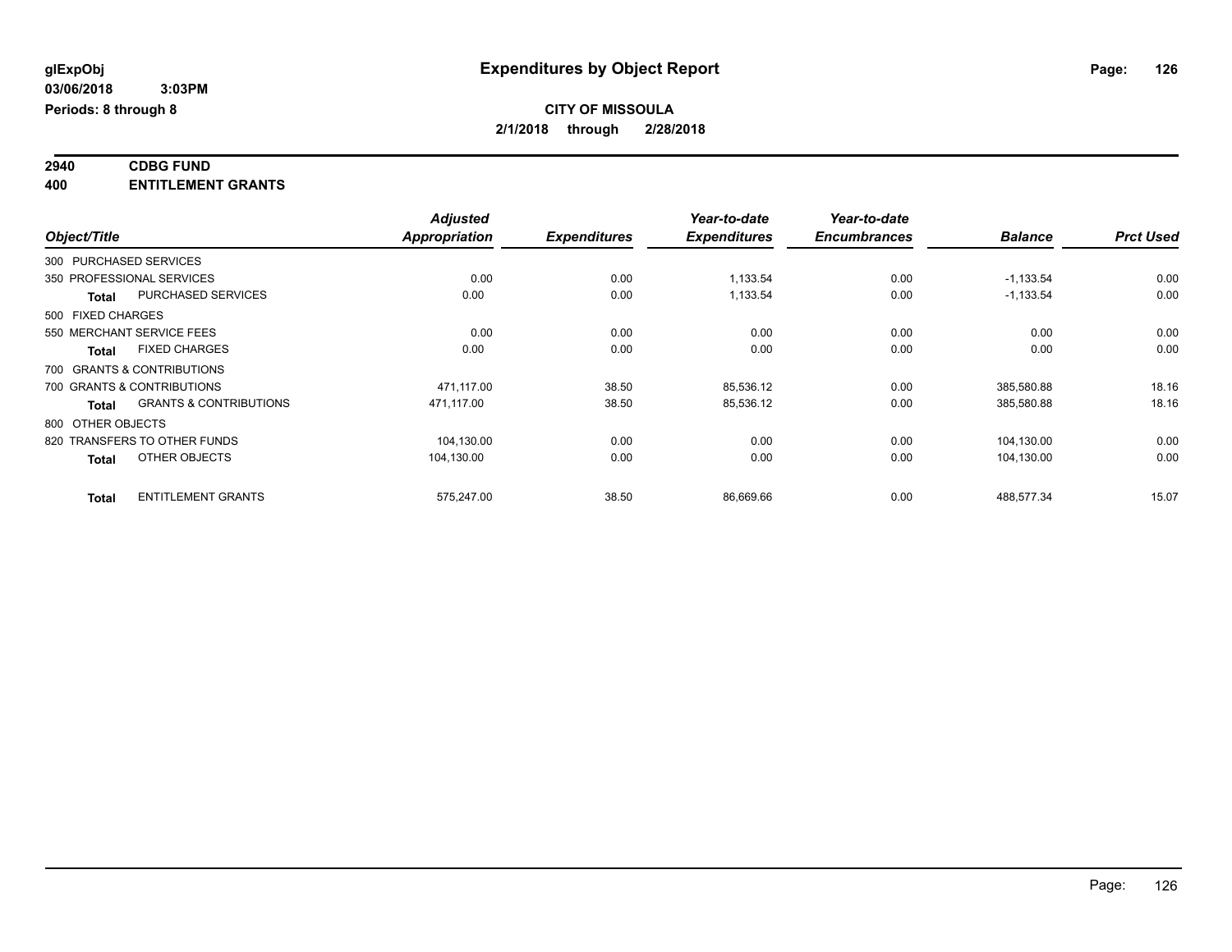# Expenditures by Object Report

**CITY OF MISSOULA**

**2/1/2018 through 2/28/2018**

glExpObj
03/06/2018 3:03PM
Periods: 8 through 8

**2940 CDBG FUND**
**400 ENTITLEMENT GRANTS**

| Object/Title | Adjusted Appropriation | Expenditures | Year-to-date Expenditures | Year-to-date Encumbrances | Balance | Prct Used |
|---|---|---|---|---|---|---|
| 300 PURCHASED SERVICES | | | | | | |
| 350 PROFESSIONAL SERVICES | 0.00 | 0.00 | 1,133.54 | 0.00 | -1,133.54 | 0.00 |
| **Total** PURCHASED SERVICES | 0.00 | 0.00 | 1,133.54 | 0.00 | -1,133.54 | 0.00 |
| 500 FIXED CHARGES | | | | | | |
| 550 MERCHANT SERVICE FEES | 0.00 | 0.00 | 0.00 | 0.00 | 0.00 | 0.00 |
| **Total** FIXED CHARGES | 0.00 | 0.00 | 0.00 | 0.00 | 0.00 | 0.00 |
| 700 GRANTS & CONTRIBUTIONS | | | | | | |
| 700 GRANTS & CONTRIBUTIONS | 471,117.00 | 38.50 | 85,536.12 | 0.00 | 385,580.88 | 18.16 |
| **Total** GRANTS & CONTRIBUTIONS | 471,117.00 | 38.50 | 85,536.12 | 0.00 | 385,580.88 | 18.16 |
| 800 OTHER OBJECTS | | | | | | |
| 820 TRANSFERS TO OTHER FUNDS | 104,130.00 | 0.00 | 0.00 | 0.00 | 104,130.00 | 0.00 |
| **Total** OTHER OBJECTS | 104,130.00 | 0.00 | 0.00 | 0.00 | 104,130.00 | 0.00 |
| **Total** ENTITLEMENT GRANTS | 575,247.00 | 38.50 | 86,669.66 | 0.00 | 488,577.34 | 15.07 |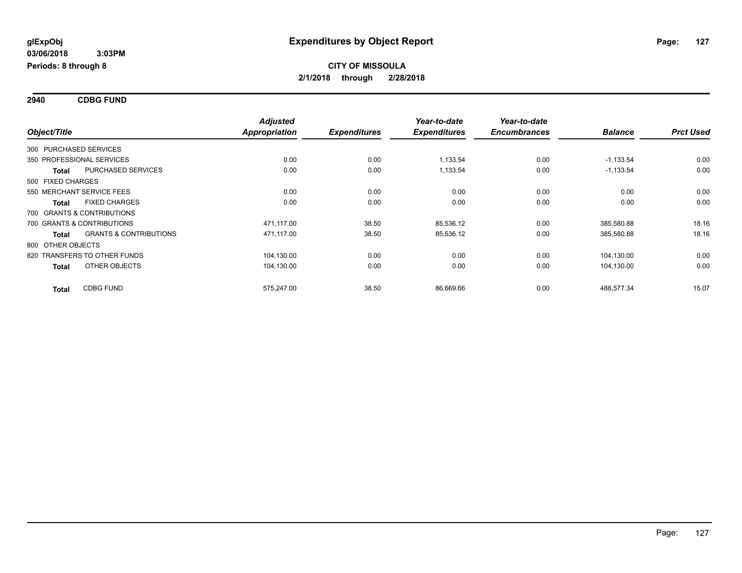**glExpObj**
**03/06/2018 3:03PM**
**Periods: 8 through 8**

# Expenditures by Object Report

**CITY OF MISSOULA**
**2/1/2018 through 2/28/2018**

**2940 CDBG FUND**

| Object/Title | | Adjusted Appropriation | Expenditures | Year-to-date Expenditures | Year-to-date Encumbrances | Balance | Prct Used |
|---|---|---|---|---|---|---|---|
| 300 PURCHASED SERVICES | | | | | | | |
| 350 PROFESSIONAL SERVICES | | 0.00 | 0.00 | 1,133.54 | 0.00 | -1,133.54 | 0.00 |
| **Total** | PURCHASED SERVICES | 0.00 | 0.00 | 1,133.54 | 0.00 | -1,133.54 | 0.00 |
| 500 FIXED CHARGES | | | | | | | |
| 550 MERCHANT SERVICE FEES | | 0.00 | 0.00 | 0.00 | 0.00 | 0.00 | 0.00 |
| **Total** | FIXED CHARGES | 0.00 | 0.00 | 0.00 | 0.00 | 0.00 | 0.00 |
| 700 GRANTS & CONTRIBUTIONS | | | | | | | |
| 700 GRANTS & CONTRIBUTIONS | | 471,117.00 | 38.50 | 85,536.12 | 0.00 | 385,580.88 | 18.16 |
| **Total** | GRANTS & CONTRIBUTIONS | 471,117.00 | 38.50 | 85,536.12 | 0.00 | 385,580.88 | 18.16 |
| 800 OTHER OBJECTS | | | | | | | |
| 820 TRANSFERS TO OTHER FUNDS | | 104,130.00 | 0.00 | 0.00 | 0.00 | 104,130.00 | 0.00 |
| **Total** | OTHER OBJECTS | 104,130.00 | 0.00 | 0.00 | 0.00 | 104,130.00 | 0.00 |
| **Total** | CDBG FUND | 575,247.00 | 38.50 | 86,669.66 | 0.00 | 488,577.34 | 15.07 |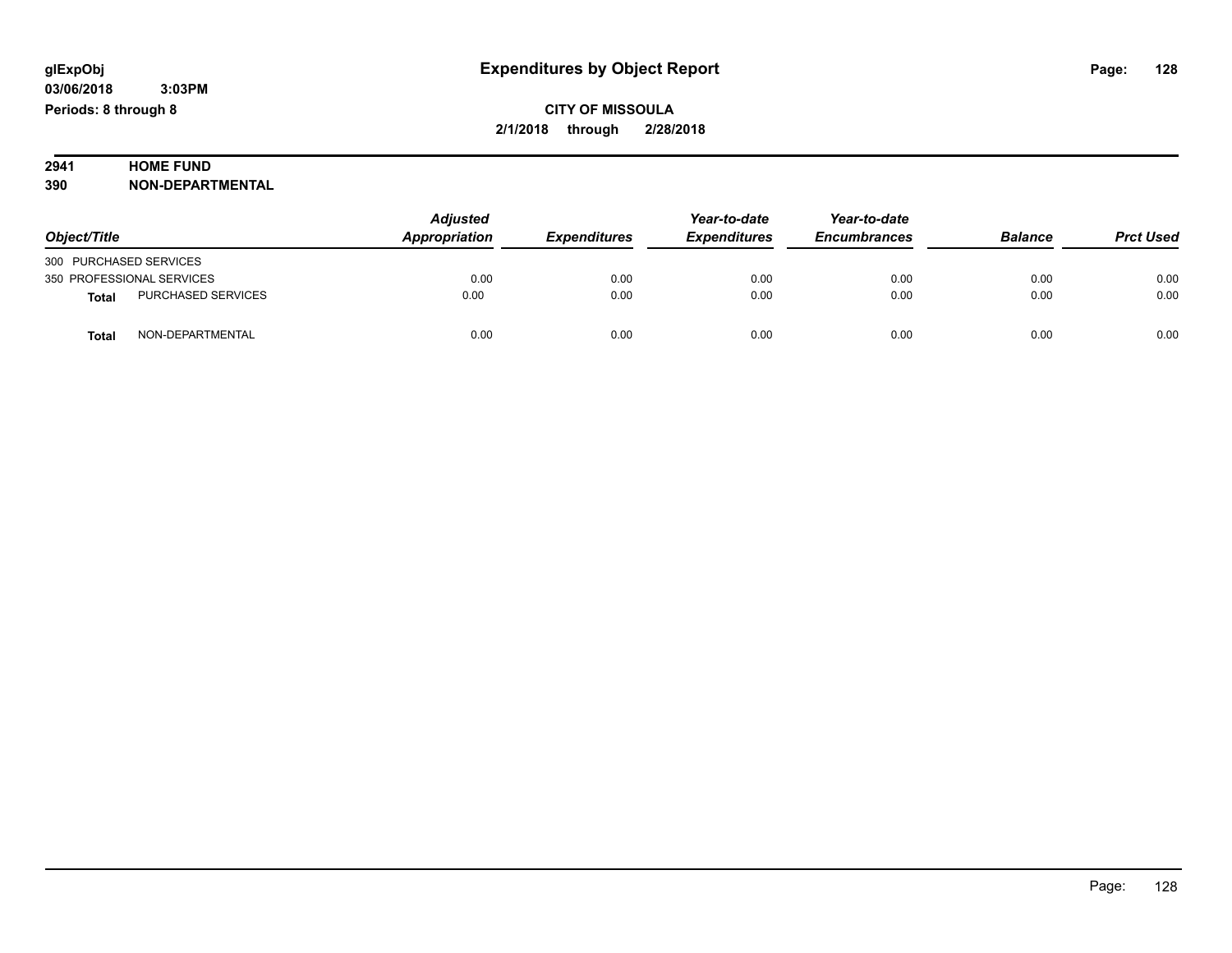**glExpObj**
**03/06/2018 3:03PM**
**Periods: 8 through 8**

# Expenditures by Object Report

**CITY OF MISSOULA**
**2/1/2018 through 2/28/2018**

**2941 HOME FUND**
**390 NON-DEPARTMENTAL**

| Object/Title | | Adjusted Appropriation | Expenditures | Year-to-date Expenditures | Year-to-date Encumbrances | Balance | Prct Used |
|---|---|---|---|---|---|---|---|
| 300 PURCHASED SERVICES | | | | | | | |
| 350 PROFESSIONAL SERVICES | | 0.00 | 0.00 | 0.00 | 0.00 | 0.00 | 0.00 |
| **Total** | PURCHASED SERVICES | 0.00 | 0.00 | 0.00 | 0.00 | 0.00 | 0.00 |
| **Total** | NON-DEPARTMENTAL | 0.00 | 0.00 | 0.00 | 0.00 | 0.00 | 0.00 |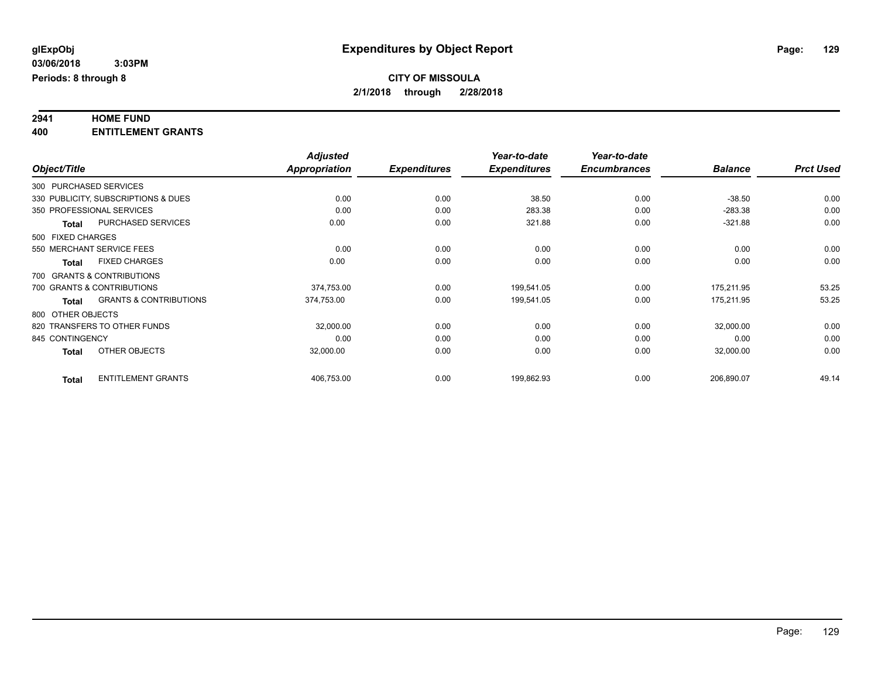# Expenditures by Object Report

glExpObj
03/06/2018 3:03PM
Periods: 8 through 8

**CITY OF MISSOULA**
**2/1/2018 through 2/28/2018**

**2941 HOME FUND**
**400 ENTITLEMENT GRANTS**

| Object/Title | Adjusted Appropriation | Expenditures | Year-to-date Expenditures | Year-to-date Encumbrances | Balance | Prct Used |
|---|---|---|---|---|---|---|
| 300 PURCHASED SERVICES | | | | | | |
| 330 PUBLICITY, SUBSCRIPTIONS & DUES | 0.00 | 0.00 | 38.50 | 0.00 | -38.50 | 0.00 |
| 350 PROFESSIONAL SERVICES | 0.00 | 0.00 | 283.38 | 0.00 | -283.38 | 0.00 |
| **Total** PURCHASED SERVICES | 0.00 | 0.00 | 321.88 | 0.00 | -321.88 | 0.00 |
| 500 FIXED CHARGES | | | | | | |
| 550 MERCHANT SERVICE FEES | 0.00 | 0.00 | 0.00 | 0.00 | 0.00 | 0.00 |
| **Total** FIXED CHARGES | 0.00 | 0.00 | 0.00 | 0.00 | 0.00 | 0.00 |
| 700 GRANTS & CONTRIBUTIONS | | | | | | |
| 700 GRANTS & CONTRIBUTIONS | 374,753.00 | 0.00 | 199,541.05 | 0.00 | 175,211.95 | 53.25 |
| **Total** GRANTS & CONTRIBUTIONS | 374,753.00 | 0.00 | 199,541.05 | 0.00 | 175,211.95 | 53.25 |
| 800 OTHER OBJECTS | | | | | | |
| 820 TRANSFERS TO OTHER FUNDS | 32,000.00 | 0.00 | 0.00 | 0.00 | 32,000.00 | 0.00 |
| 845 CONTINGENCY | 0.00 | 0.00 | 0.00 | 0.00 | 0.00 | 0.00 |
| **Total** OTHER OBJECTS | 32,000.00 | 0.00 | 0.00 | 0.00 | 32,000.00 | 0.00 |
| **Total** ENTITLEMENT GRANTS | 406,753.00 | 0.00 | 199,862.93 | 0.00 | 206,890.07 | 49.14 |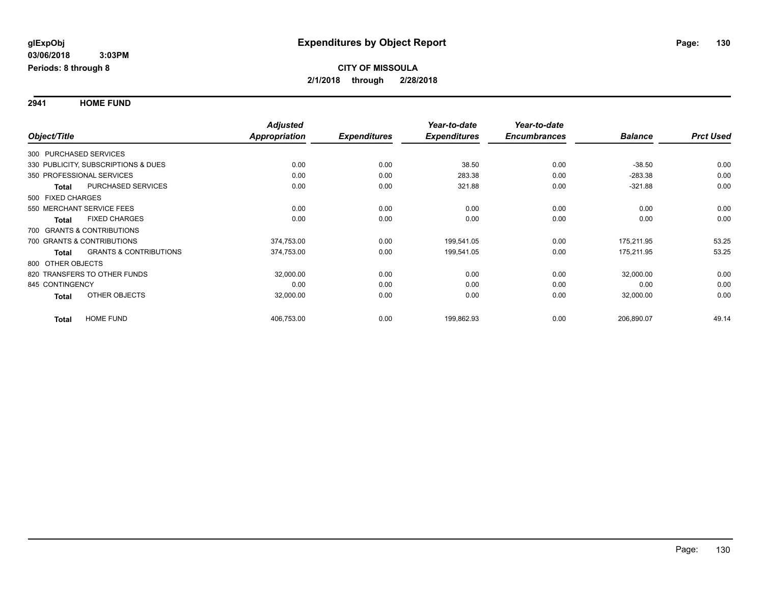**glExpObj**
**03/06/2018 3:03PM**
**Periods: 8 through 8**

# Expenditures by Object Report

**CITY OF MISSOULA**
**2/1/2018 through 2/28/2018**

## 2941 HOME FUND

| Object/Title | Adjusted Appropriation | Expenditures | Year-to-date Expenditures | Year-to-date Encumbrances | Balance | Prct Used |
|---|---|---|---|---|---|---|
| 300 PURCHASED SERVICES | | | | | | |
| 330 PUBLICITY, SUBSCRIPTIONS & DUES | 0.00 | 0.00 | 38.50 | 0.00 | -38.50 | 0.00 |
| 350 PROFESSIONAL SERVICES | 0.00 | 0.00 | 283.38 | 0.00 | -283.38 | 0.00 |
| **Total** PURCHASED SERVICES | 0.00 | 0.00 | 321.88 | 0.00 | -321.88 | 0.00 |
| 500 FIXED CHARGES | | | | | | |
| 550 MERCHANT SERVICE FEES | 0.00 | 0.00 | 0.00 | 0.00 | 0.00 | 0.00 |
| **Total** FIXED CHARGES | 0.00 | 0.00 | 0.00 | 0.00 | 0.00 | 0.00 |
| 700 GRANTS & CONTRIBUTIONS | | | | | | |
| 700 GRANTS & CONTRIBUTIONS | 374,753.00 | 0.00 | 199,541.05 | 0.00 | 175,211.95 | 53.25 |
| **Total** GRANTS & CONTRIBUTIONS | 374,753.00 | 0.00 | 199,541.05 | 0.00 | 175,211.95 | 53.25 |
| 800 OTHER OBJECTS | | | | | | |
| 820 TRANSFERS TO OTHER FUNDS | 32,000.00 | 0.00 | 0.00 | 0.00 | 32,000.00 | 0.00 |
| 845 CONTINGENCY | 0.00 | 0.00 | 0.00 | 0.00 | 0.00 | 0.00 |
| **Total** OTHER OBJECTS | 32,000.00 | 0.00 | 0.00 | 0.00 | 32,000.00 | 0.00 |
| **Total** HOME FUND | 406,753.00 | 0.00 | 199,862.93 | 0.00 | 206,890.07 | 49.14 |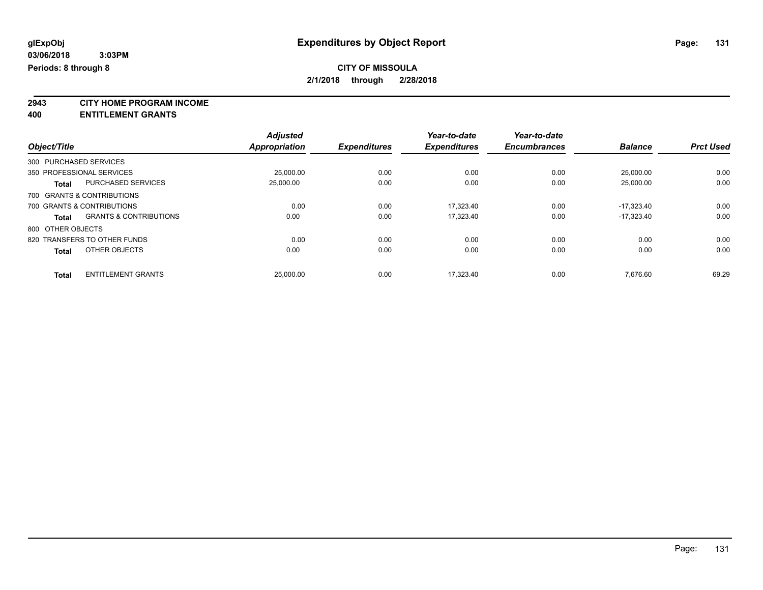**glExpObj** **Expenditures by Object Report**

**03/06/2018 3:03PM**

**Periods: 8 through 8**

**CITY OF MISSOULA**

**2/1/2018 through 2/28/2018**

## 2943 CITY HOME PROGRAM INCOME
## 400 ENTITLEMENT GRANTS

| Object/Title | | Adjusted Appropriation | Expenditures | Year-to-date Expenditures | Year-to-date Encumbrances | Balance | Prct Used |
|---|---|---|---|---|---|---|---|
| 300 PURCHASED SERVICES | | | | | | | |
| 350 PROFESSIONAL SERVICES | | 25,000.00 | 0.00 | 0.00 | 0.00 | 25,000.00 | 0.00 |
| **Total** | PURCHASED SERVICES | 25,000.00 | 0.00 | 0.00 | 0.00 | 25,000.00 | 0.00 |
| 700 GRANTS & CONTRIBUTIONS | | | | | | | |
| 700 GRANTS & CONTRIBUTIONS | | 0.00 | 0.00 | 17,323.40 | 0.00 | -17,323.40 | 0.00 |
| **Total** | GRANTS & CONTRIBUTIONS | 0.00 | 0.00 | 17,323.40 | 0.00 | -17,323.40 | 0.00 |
| 800 OTHER OBJECTS | | | | | | | |
| 820 TRANSFERS TO OTHER FUNDS | | 0.00 | 0.00 | 0.00 | 0.00 | 0.00 | 0.00 |
| **Total** | OTHER OBJECTS | 0.00 | 0.00 | 0.00 | 0.00 | 0.00 | 0.00 |
| **Total** | ENTITLEMENT GRANTS | 25,000.00 | 0.00 | 17,323.40 | 0.00 | 7,676.60 | 69.29 |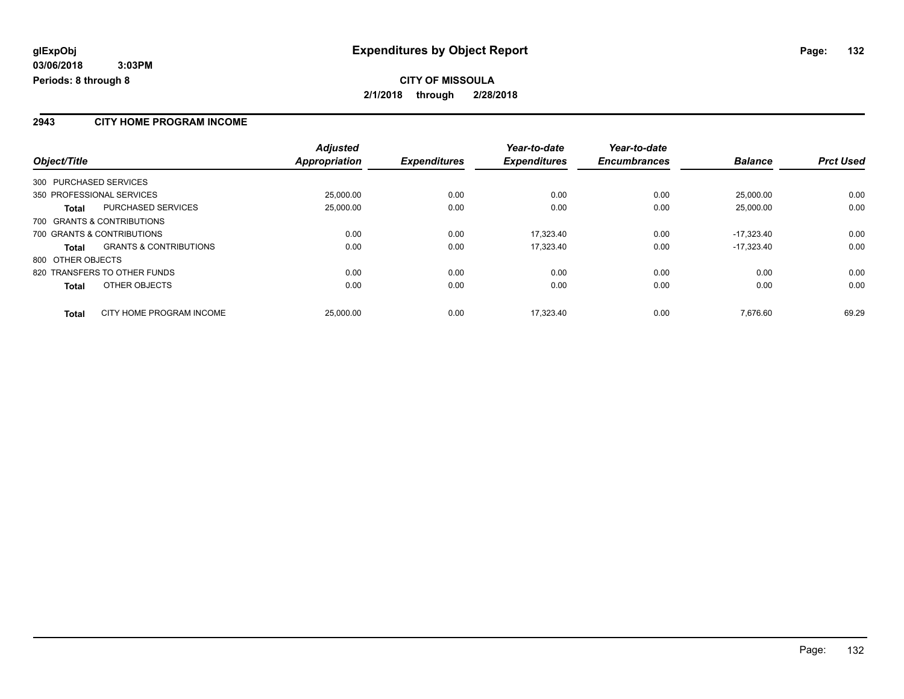**glExpObj**
**03/06/2018 3:03PM**
**Periods: 8 through 8**

# Expenditures by Object Report

**CITY OF MISSOULA**
**2/1/2018 through 2/28/2018**

## 2943 CITY HOME PROGRAM INCOME

| Object/Title | | Adjusted Appropriation | Expenditures | Year-to-date Expenditures | Year-to-date Encumbrances | Balance | Prct Used |
|---|---|---|---|---|---|---|---|
| 300 PURCHASED SERVICES | | | | | | | |
| 350 PROFESSIONAL SERVICES | | 25,000.00 | 0.00 | 0.00 | 0.00 | 25,000.00 | 0.00 |
| **Total** | PURCHASED SERVICES | 25,000.00 | 0.00 | 0.00 | 0.00 | 25,000.00 | 0.00 |
| 700 GRANTS & CONTRIBUTIONS | | | | | | | |
| 700 GRANTS & CONTRIBUTIONS | | 0.00 | 0.00 | 17,323.40 | 0.00 | -17,323.40 | 0.00 |
| **Total** | GRANTS & CONTRIBUTIONS | 0.00 | 0.00 | 17,323.40 | 0.00 | -17,323.40 | 0.00 |
| 800 OTHER OBJECTS | | | | | | | |
| 820 TRANSFERS TO OTHER FUNDS | | 0.00 | 0.00 | 0.00 | 0.00 | 0.00 | 0.00 |
| **Total** | OTHER OBJECTS | 0.00 | 0.00 | 0.00 | 0.00 | 0.00 | 0.00 |
| **Total** | CITY HOME PROGRAM INCOME | 25,000.00 | 0.00 | 17,323.40 | 0.00 | 7,676.60 | 69.29 |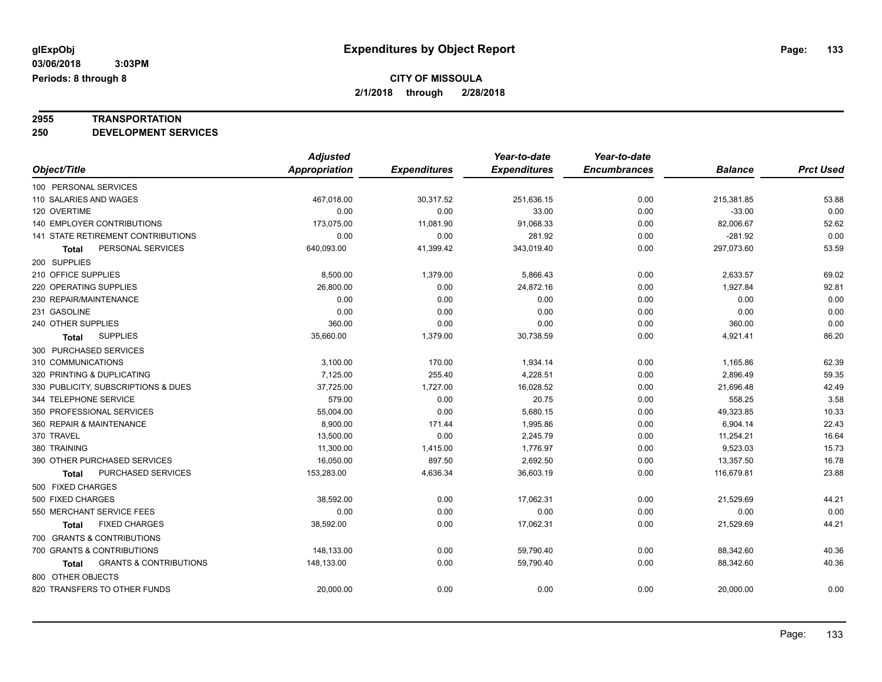**glExpObj** 
**03/06/2018 3:03PM**
**Periods: 8 through 8**

# Expenditures by Object Report

**CITY OF MISSOULA**
**2/1/2018 through 2/28/2018**

**2955 TRANSPORTATION**
**250 DEVELOPMENT SERVICES**

| Object/Title | Adjusted Appropriation | Expenditures | Year-to-date Expenditures | Year-to-date Encumbrances | Balance | Prct Used |
|---|---|---|---|---|---|---|
| 100 PERSONAL SERVICES | | | | | | |
| 110 SALARIES AND WAGES | 467,018.00 | 30,317.52 | 251,636.15 | 0.00 | 215,381.85 | 53.88 |
| 120 OVERTIME | 0.00 | 0.00 | 33.00 | 0.00 | -33.00 | 0.00 |
| 140 EMPLOYER CONTRIBUTIONS | 173,075.00 | 11,081.90 | 91,068.33 | 0.00 | 82,006.67 | 52.62 |
| 141 STATE RETIREMENT CONTRIBUTIONS | 0.00 | 0.00 | 281.92 | 0.00 | -281.92 | 0.00 |
| **Total** PERSONAL SERVICES | 640,093.00 | 41,399.42 | 343,019.40 | 0.00 | 297,073.60 | 53.59 |
| 200 SUPPLIES | | | | | | |
| 210 OFFICE SUPPLIES | 8,500.00 | 1,379.00 | 5,866.43 | 0.00 | 2,633.57 | 69.02 |
| 220 OPERATING SUPPLIES | 26,800.00 | 0.00 | 24,872.16 | 0.00 | 1,927.84 | 92.81 |
| 230 REPAIR/MAINTENANCE | 0.00 | 0.00 | 0.00 | 0.00 | 0.00 | 0.00 |
| 231 GASOLINE | 0.00 | 0.00 | 0.00 | 0.00 | 0.00 | 0.00 |
| 240 OTHER SUPPLIES | 360.00 | 0.00 | 0.00 | 0.00 | 360.00 | 0.00 |
| **Total** SUPPLIES | 35,660.00 | 1,379.00 | 30,738.59 | 0.00 | 4,921.41 | 86.20 |
| 300 PURCHASED SERVICES | | | | | | |
| 310 COMMUNICATIONS | 3,100.00 | 170.00 | 1,934.14 | 0.00 | 1,165.86 | 62.39 |
| 320 PRINTING & DUPLICATING | 7,125.00 | 255.40 | 4,228.51 | 0.00 | 2,896.49 | 59.35 |
| 330 PUBLICITY, SUBSCRIPTIONS & DUES | 37,725.00 | 1,727.00 | 16,028.52 | 0.00 | 21,696.48 | 42.49 |
| 344 TELEPHONE SERVICE | 579.00 | 0.00 | 20.75 | 0.00 | 558.25 | 3.58 |
| 350 PROFESSIONAL SERVICES | 55,004.00 | 0.00 | 5,680.15 | 0.00 | 49,323.85 | 10.33 |
| 360 REPAIR & MAINTENANCE | 8,900.00 | 171.44 | 1,995.86 | 0.00 | 6,904.14 | 22.43 |
| 370 TRAVEL | 13,500.00 | 0.00 | 2,245.79 | 0.00 | 11,254.21 | 16.64 |
| 380 TRAINING | 11,300.00 | 1,415.00 | 1,776.97 | 0.00 | 9,523.03 | 15.73 |
| 390 OTHER PURCHASED SERVICES | 16,050.00 | 897.50 | 2,692.50 | 0.00 | 13,357.50 | 16.78 |
| **Total** PURCHASED SERVICES | 153,283.00 | 4,636.34 | 36,603.19 | 0.00 | 116,679.81 | 23.88 |
| 500 FIXED CHARGES | | | | | | |
| 500 FIXED CHARGES | 38,592.00 | 0.00 | 17,062.31 | 0.00 | 21,529.69 | 44.21 |
| 550 MERCHANT SERVICE FEES | 0.00 | 0.00 | 0.00 | 0.00 | 0.00 | 0.00 |
| **Total** FIXED CHARGES | 38,592.00 | 0.00 | 17,062.31 | 0.00 | 21,529.69 | 44.21 |
| 700 GRANTS & CONTRIBUTIONS | | | | | | |
| 700 GRANTS & CONTRIBUTIONS | 148,133.00 | 0.00 | 59,790.40 | 0.00 | 88,342.60 | 40.36 |
| **Total** GRANTS & CONTRIBUTIONS | 148,133.00 | 0.00 | 59,790.40 | 0.00 | 88,342.60 | 40.36 |
| 800 OTHER OBJECTS | | | | | | |
| 820 TRANSFERS TO OTHER FUNDS | 20,000.00 | 0.00 | 0.00 | 0.00 | 20,000.00 | 0.00 |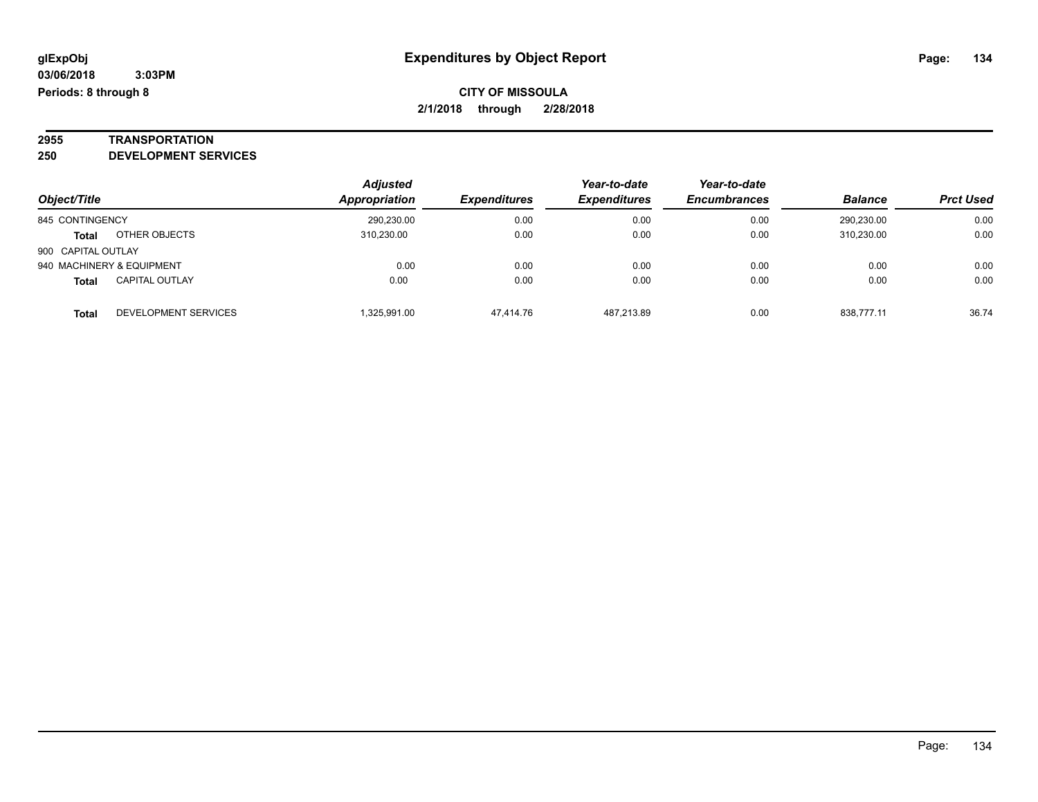**glExpObj** | **Expenditures by Object Report**

**03/06/2018 3:03PM**

**Periods: 8 through 8**

**CITY OF MISSOULA**

**2/1/2018 through 2/28/2018**

## 2955 TRANSPORTATION
## 250 DEVELOPMENT SERVICES

| Object/Title | | *Adjusted Appropriation* | *Expenditures* | *Year-to-date Expenditures* | *Year-to-date Encumbrances* | *Balance* | *Prct Used* |
|---|---|---|---|---|---|---|---|
| 845 CONTINGENCY | | 290,230.00 | 0.00 | 0.00 | 0.00 | 290,230.00 | 0.00 |
| **Total** | OTHER OBJECTS | 310,230.00 | 0.00 | 0.00 | 0.00 | 310,230.00 | 0.00 |
| 900 CAPITAL OUTLAY | | | | | | | |
| 940 MACHINERY & EQUIPMENT | | 0.00 | 0.00 | 0.00 | 0.00 | 0.00 | 0.00 |
| **Total** | CAPITAL OUTLAY | 0.00 | 0.00 | 0.00 | 0.00 | 0.00 | 0.00 |
| **Total** | DEVELOPMENT SERVICES | 1,325,991.00 | 47,414.76 | 487,213.89 | 0.00 | 838,777.11 | 36.74 |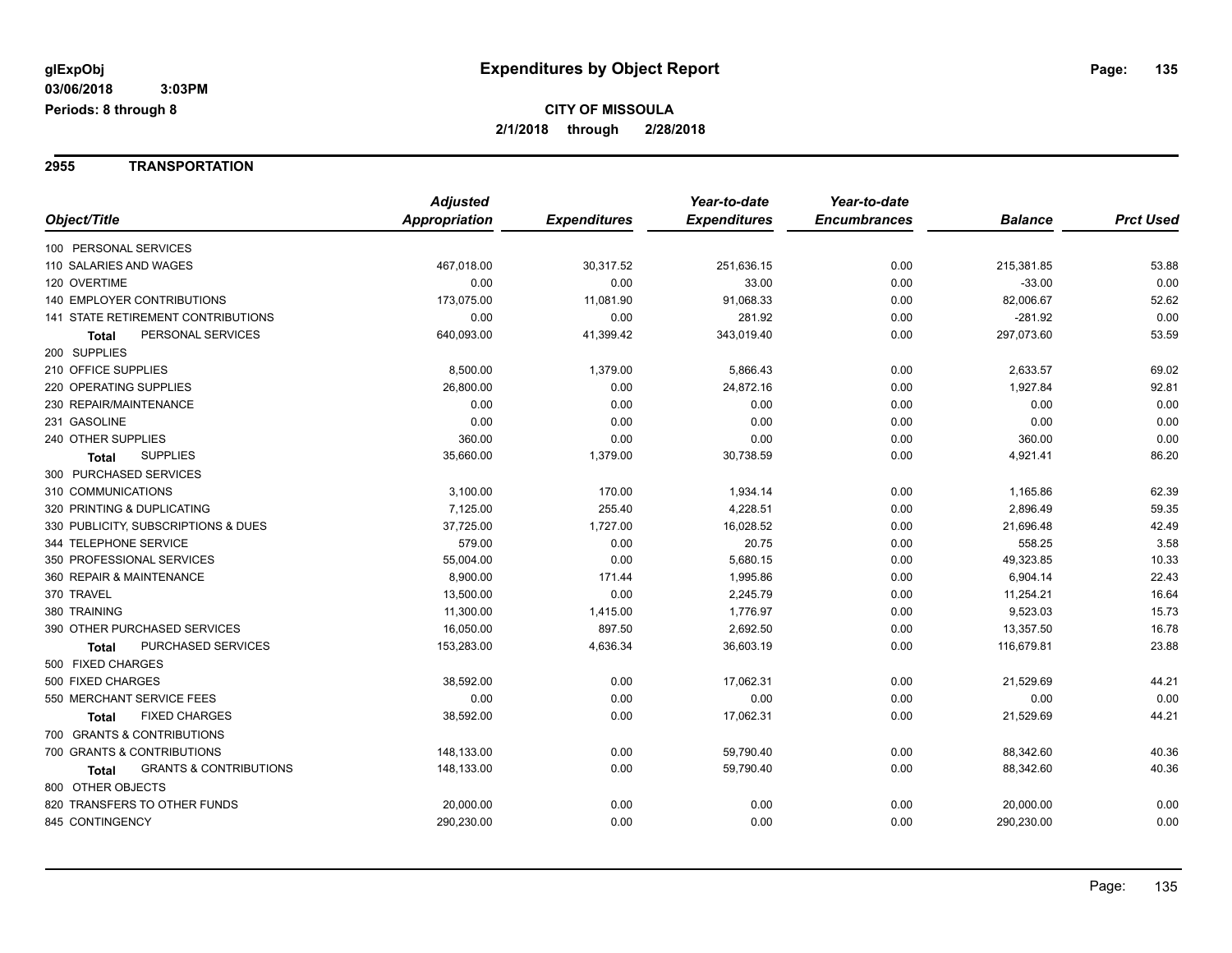glExpObj
03/06/2018 3:03PM
Periods: 8 through 8

# Expenditures by Object Report

**CITY OF MISSOULA**
**2/1/2018 through 2/28/2018**

## 2955 TRANSPORTATION

| Object/Title | Adjusted Appropriation | Expenditures | Year-to-date Expenditures | Year-to-date Encumbrances | Balance | Prct Used |
|---|---|---|---|---|---|---|
| 100 PERSONAL SERVICES | | | | | | |
| 110 SALARIES AND WAGES | 467,018.00 | 30,317.52 | 251,636.15 | 0.00 | 215,381.85 | 53.88 |
| 120 OVERTIME | 0.00 | 0.00 | 33.00 | 0.00 | -33.00 | 0.00 |
| 140 EMPLOYER CONTRIBUTIONS | 173,075.00 | 11,081.90 | 91,068.33 | 0.00 | 82,006.67 | 52.62 |
| 141 STATE RETIREMENT CONTRIBUTIONS | 0.00 | 0.00 | 281.92 | 0.00 | -281.92 | 0.00 |
| **Total** PERSONAL SERVICES | 640,093.00 | 41,399.42 | 343,019.40 | 0.00 | 297,073.60 | 53.59 |
| 200 SUPPLIES | | | | | | |
| 210 OFFICE SUPPLIES | 8,500.00 | 1,379.00 | 5,866.43 | 0.00 | 2,633.57 | 69.02 |
| 220 OPERATING SUPPLIES | 26,800.00 | 0.00 | 24,872.16 | 0.00 | 1,927.84 | 92.81 |
| 230 REPAIR/MAINTENANCE | 0.00 | 0.00 | 0.00 | 0.00 | 0.00 | 0.00 |
| 231 GASOLINE | 0.00 | 0.00 | 0.00 | 0.00 | 0.00 | 0.00 |
| 240 OTHER SUPPLIES | 360.00 | 0.00 | 0.00 | 0.00 | 360.00 | 0.00 |
| **Total** SUPPLIES | 35,660.00 | 1,379.00 | 30,738.59 | 0.00 | 4,921.41 | 86.20 |
| 300 PURCHASED SERVICES | | | | | | |
| 310 COMMUNICATIONS | 3,100.00 | 170.00 | 1,934.14 | 0.00 | 1,165.86 | 62.39 |
| 320 PRINTING & DUPLICATING | 7,125.00 | 255.40 | 4,228.51 | 0.00 | 2,896.49 | 59.35 |
| 330 PUBLICITY, SUBSCRIPTIONS & DUES | 37,725.00 | 1,727.00 | 16,028.52 | 0.00 | 21,696.48 | 42.49 |
| 344 TELEPHONE SERVICE | 579.00 | 0.00 | 20.75 | 0.00 | 558.25 | 3.58 |
| 350 PROFESSIONAL SERVICES | 55,004.00 | 0.00 | 5,680.15 | 0.00 | 49,323.85 | 10.33 |
| 360 REPAIR & MAINTENANCE | 8,900.00 | 171.44 | 1,995.86 | 0.00 | 6,904.14 | 22.43 |
| 370 TRAVEL | 13,500.00 | 0.00 | 2,245.79 | 0.00 | 11,254.21 | 16.64 |
| 380 TRAINING | 11,300.00 | 1,415.00 | 1,776.97 | 0.00 | 9,523.03 | 15.73 |
| 390 OTHER PURCHASED SERVICES | 16,050.00 | 897.50 | 2,692.50 | 0.00 | 13,357.50 | 16.78 |
| **Total** PURCHASED SERVICES | 153,283.00 | 4,636.34 | 36,603.19 | 0.00 | 116,679.81 | 23.88 |
| 500 FIXED CHARGES | | | | | | |
| 500 FIXED CHARGES | 38,592.00 | 0.00 | 17,062.31 | 0.00 | 21,529.69 | 44.21 |
| 550 MERCHANT SERVICE FEES | 0.00 | 0.00 | 0.00 | 0.00 | 0.00 | 0.00 |
| **Total** FIXED CHARGES | 38,592.00 | 0.00 | 17,062.31 | 0.00 | 21,529.69 | 44.21 |
| 700 GRANTS & CONTRIBUTIONS | | | | | | |
| 700 GRANTS & CONTRIBUTIONS | 148,133.00 | 0.00 | 59,790.40 | 0.00 | 88,342.60 | 40.36 |
| **Total** GRANTS & CONTRIBUTIONS | 148,133.00 | 0.00 | 59,790.40 | 0.00 | 88,342.60 | 40.36 |
| 800 OTHER OBJECTS | | | | | | |
| 820 TRANSFERS TO OTHER FUNDS | 20,000.00 | 0.00 | 0.00 | 0.00 | 20,000.00 | 0.00 |
| 845 CONTINGENCY | 290,230.00 | 0.00 | 0.00 | 0.00 | 290,230.00 | 0.00 |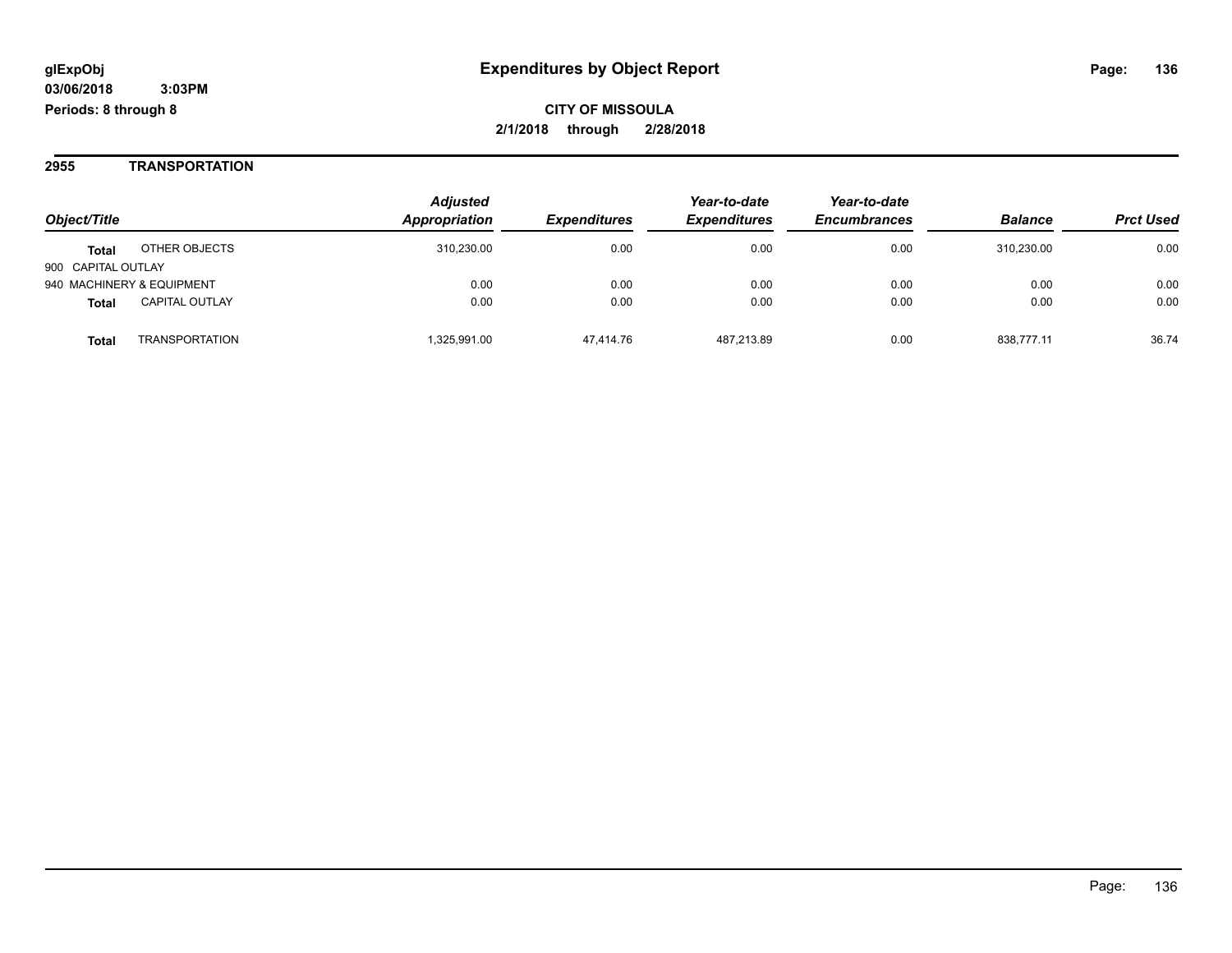**glExpObj**
**03/06/2018 3:03PM**
**Periods: 8 through 8**

# Expenditures by Object Report

**CITY OF MISSOULA**
**2/1/2018 through 2/28/2018**

## 2955 TRANSPORTATION

| Object/Title | | *Adjusted Appropriation* | *Expenditures* | *Year-to-date Expenditures* | *Year-to-date Encumbrances* | *Balance* | *Prct Used* |
|---|---|---|---|---|---|---|---|
| **Total** | OTHER OBJECTS | 310,230.00 | 0.00 | 0.00 | 0.00 | 310,230.00 | 0.00 |
| 900 CAPITAL OUTLAY | | | | | | | |
| 940 MACHINERY & EQUIPMENT | | 0.00 | 0.00 | 0.00 | 0.00 | 0.00 | 0.00 |
| **Total** | CAPITAL OUTLAY | 0.00 | 0.00 | 0.00 | 0.00 | 0.00 | 0.00 |
| **Total** | TRANSPORTATION | 1,325,991.00 | 47,414.76 | 487,213.89 | 0.00 | 838,777.11 | 36.74 |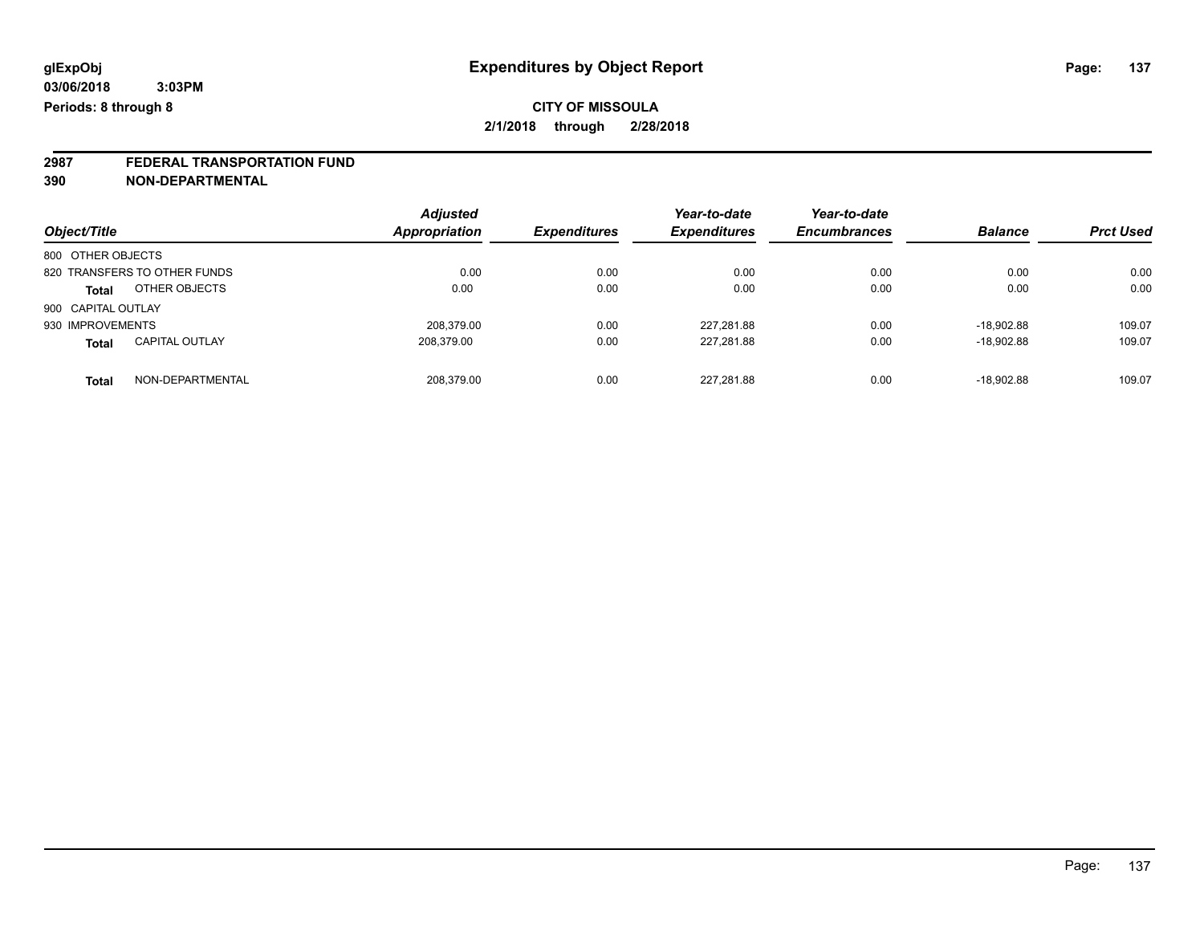glExpObj **Expenditures by Object Report**
03/06/2018 3:03PM
Periods: 8 through 8

**CITY OF MISSOULA**
**2/1/2018 through 2/28/2018**

**2987 FEDERAL TRANSPORTATION FUND**
**390 NON-DEPARTMENTAL**

| Object/Title | Adjusted Appropriation | Expenditures | Year-to-date Expenditures | Year-to-date Encumbrances | Balance | Prct Used |
|---|---|---|---|---|---|---|
| 800 OTHER OBJECTS | | | | | | |
| 820 TRANSFERS TO OTHER FUNDS | 0.00 | 0.00 | 0.00 | 0.00 | 0.00 | 0.00 |
| **Total** OTHER OBJECTS | 0.00 | 0.00 | 0.00 | 0.00 | 0.00 | 0.00 |
| 900 CAPITAL OUTLAY | | | | | | |
| 930 IMPROVEMENTS | 208,379.00 | 0.00 | 227,281.88 | 0.00 | -18,902.88 | 109.07 |
| **Total** CAPITAL OUTLAY | 208,379.00 | 0.00 | 227,281.88 | 0.00 | -18,902.88 | 109.07 |
| **Total** NON-DEPARTMENTAL | 208,379.00 | 0.00 | 227,281.88 | 0.00 | -18,902.88 | 109.07 |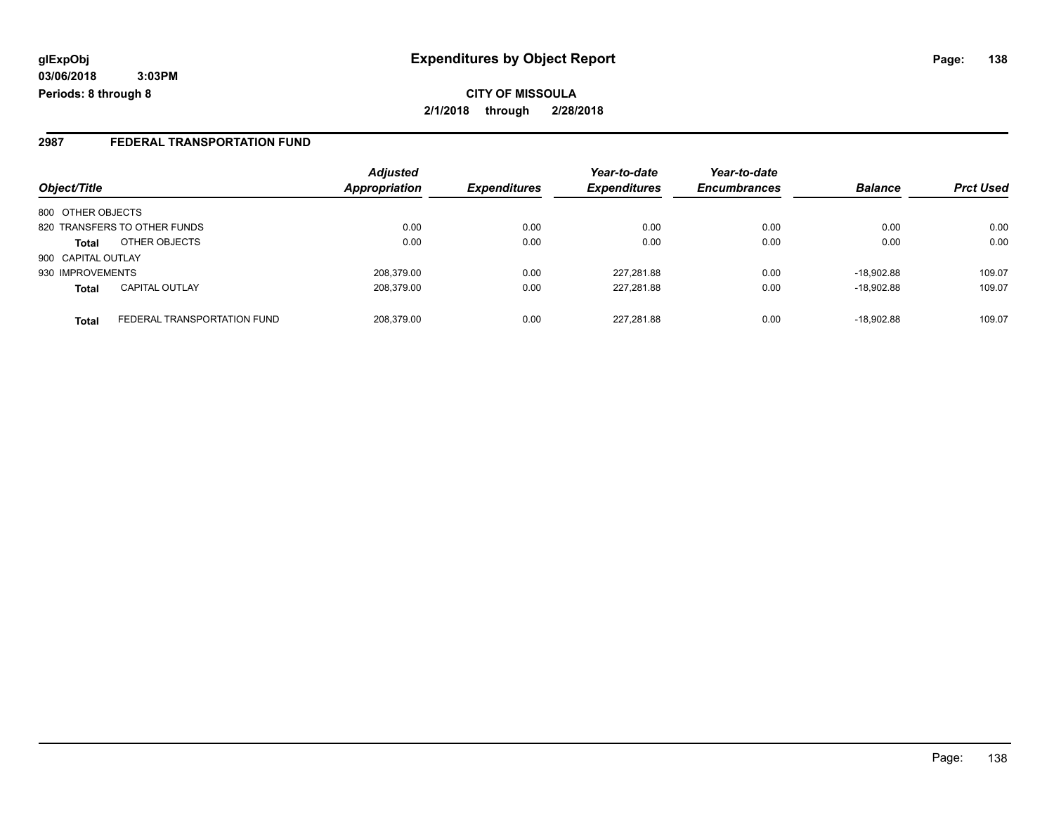**glExpObj**
**03/06/2018 3:03PM**
**Periods: 8 through 8**

# Expenditures by Object Report

**CITY OF MISSOULA**
**2/1/2018 through 2/28/2018**

## 2987 FEDERAL TRANSPORTATION FUND

| Object/Title | | Adjusted Appropriation | Expenditures | Year-to-date Expenditures | Year-to-date Encumbrances | Balance | Prct Used |
|---|---|---|---|---|---|---|---|
| 800 OTHER OBJECTS | | | | | | | |
| 820 TRANSFERS TO OTHER FUNDS | | 0.00 | 0.00 | 0.00 | 0.00 | 0.00 | 0.00 |
| **Total** | OTHER OBJECTS | 0.00 | 0.00 | 0.00 | 0.00 | 0.00 | 0.00 |
| 900 CAPITAL OUTLAY | | | | | | | |
| 930 IMPROVEMENTS | | 208,379.00 | 0.00 | 227,281.88 | 0.00 | -18,902.88 | 109.07 |
| **Total** | CAPITAL OUTLAY | 208,379.00 | 0.00 | 227,281.88 | 0.00 | -18,902.88 | 109.07 |
| **Total** | FEDERAL TRANSPORTATION FUND | 208,379.00 | 0.00 | 227,281.88 | 0.00 | -18,902.88 | 109.07 |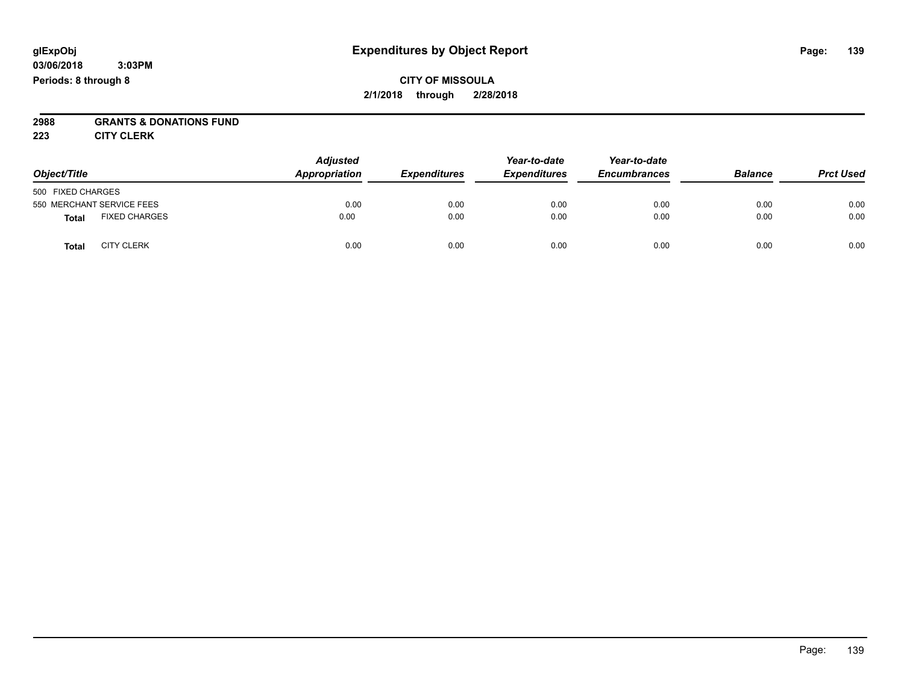# Expenditures by Object Report

glExpObj
03/06/2018 3:03PM
Periods: 8 through 8

**CITY OF MISSOULA**
**2/1/2018 through 2/28/2018**

**2988 GRANTS & DONATIONS FUND**
**223 CITY CLERK**

| Object/Title | | Adjusted Appropriation | Expenditures | Year-to-date Expenditures | Year-to-date Encumbrances | Balance | Prct Used |
|---|---|---|---|---|---|---|---|
| 500 FIXED CHARGES | | | | | | | |
| 550 MERCHANT SERVICE FEES | | 0.00 | 0.00 | 0.00 | 0.00 | 0.00 | 0.00 |
| **Total** | FIXED CHARGES | 0.00 | 0.00 | 0.00 | 0.00 | 0.00 | 0.00 |
| **Total** | CITY CLERK | 0.00 | 0.00 | 0.00 | 0.00 | 0.00 | 0.00 |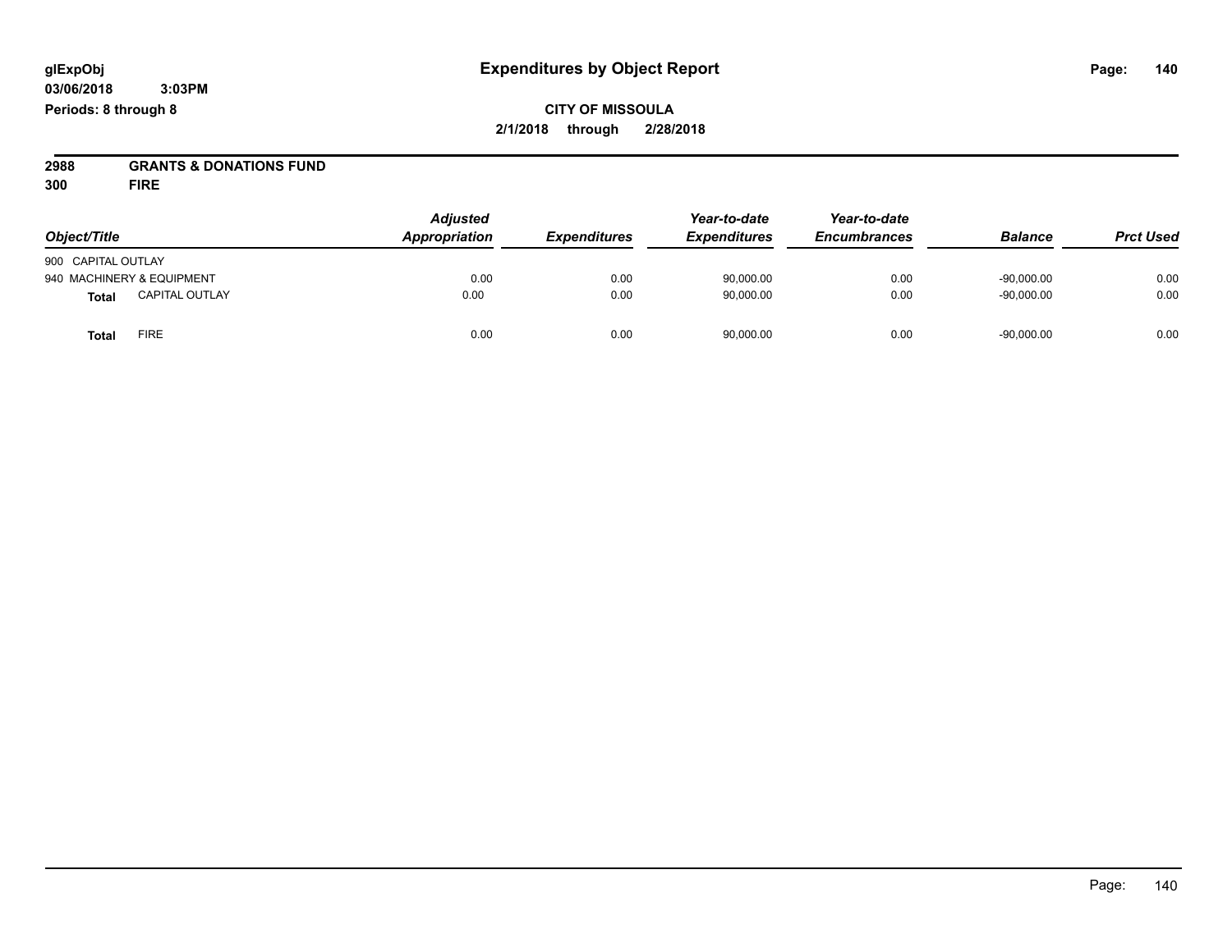**glExpObj**
**03/06/2018 3:03PM**
**Periods: 8 through 8**

# Expenditures by Object Report

**CITY OF MISSOULA**
**2/1/2018 through 2/28/2018**

**2988 GRANTS & DONATIONS FUND**
**300 FIRE**

| Object/Title | | Adjusted Appropriation | Expenditures | Year-to-date Expenditures | Year-to-date Encumbrances | Balance | Prct Used |
|---|---|---|---|---|---|---|---|
| 900 CAPITAL OUTLAY | | | | | | | |
| 940 MACHINERY & EQUIPMENT | | 0.00 | 0.00 | 90,000.00 | 0.00 | -90,000.00 | 0.00 |
| **Total** | CAPITAL OUTLAY | 0.00 | 0.00 | 90,000.00 | 0.00 | -90,000.00 | 0.00 |
| **Total** | FIRE | 0.00 | 0.00 | 90,000.00 | 0.00 | -90,000.00 | 0.00 |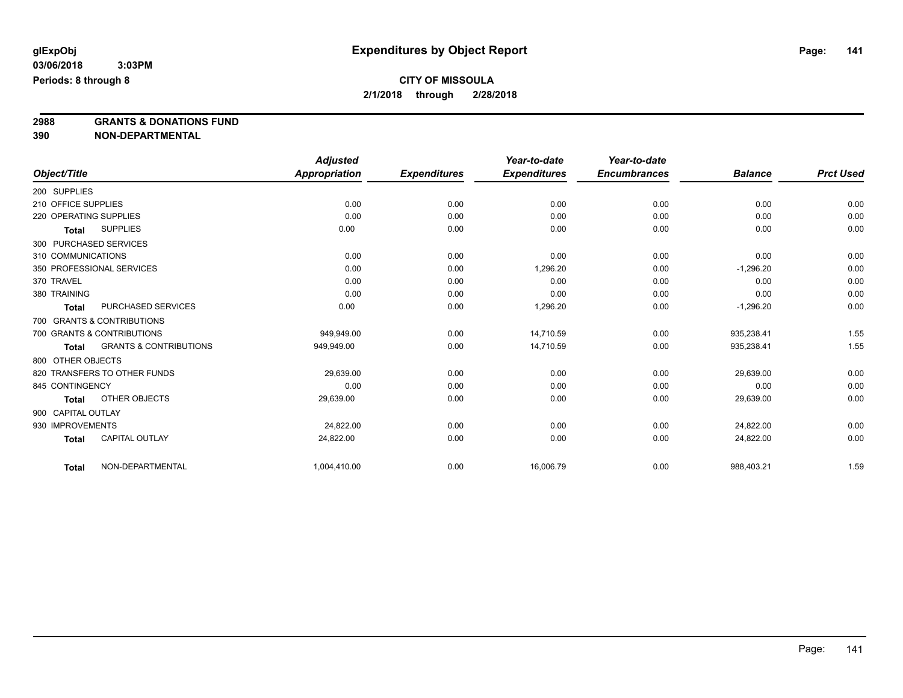**glExpObj**
**03/06/2018 3:03PM**
**Periods: 8 through 8**

# Expenditures by Object Report

**CITY OF MISSOULA**
**2/1/2018 through 2/28/2018**

## 2988 GRANTS & DONATIONS FUND
## 390 NON-DEPARTMENTAL

| Object/Title | | Adjusted Appropriation | Expenditures | Year-to-date Expenditures | Year-to-date Encumbrances | Balance | Prct Used |
|---|---|---|---|---|---|---|---|
| 200 SUPPLIES | | | | | | | |
| 210 OFFICE SUPPLIES | | 0.00 | 0.00 | 0.00 | 0.00 | 0.00 | 0.00 |
| 220 OPERATING SUPPLIES | | 0.00 | 0.00 | 0.00 | 0.00 | 0.00 | 0.00 |
| **Total** | SUPPLIES | 0.00 | 0.00 | 0.00 | 0.00 | 0.00 | 0.00 |
| 300 PURCHASED SERVICES | | | | | | | |
| 310 COMMUNICATIONS | | 0.00 | 0.00 | 0.00 | 0.00 | 0.00 | 0.00 |
| 350 PROFESSIONAL SERVICES | | 0.00 | 0.00 | 1,296.20 | 0.00 | -1,296.20 | 0.00 |
| 370 TRAVEL | | 0.00 | 0.00 | 0.00 | 0.00 | 0.00 | 0.00 |
| 380 TRAINING | | 0.00 | 0.00 | 0.00 | 0.00 | 0.00 | 0.00 |
| **Total** | PURCHASED SERVICES | 0.00 | 0.00 | 1,296.20 | 0.00 | -1,296.20 | 0.00 |
| 700 GRANTS & CONTRIBUTIONS | | | | | | | |
| 700 GRANTS & CONTRIBUTIONS | | 949,949.00 | 0.00 | 14,710.59 | 0.00 | 935,238.41 | 1.55 |
| **Total** | GRANTS & CONTRIBUTIONS | 949,949.00 | 0.00 | 14,710.59 | 0.00 | 935,238.41 | 1.55 |
| 800 OTHER OBJECTS | | | | | | | |
| 820 TRANSFERS TO OTHER FUNDS | | 29,639.00 | 0.00 | 0.00 | 0.00 | 29,639.00 | 0.00 |
| 845 CONTINGENCY | | 0.00 | 0.00 | 0.00 | 0.00 | 0.00 | 0.00 |
| **Total** | OTHER OBJECTS | 29,639.00 | 0.00 | 0.00 | 0.00 | 29,639.00 | 0.00 |
| 900 CAPITAL OUTLAY | | | | | | | |
| 930 IMPROVEMENTS | | 24,822.00 | 0.00 | 0.00 | 0.00 | 24,822.00 | 0.00 |
| **Total** | CAPITAL OUTLAY | 24,822.00 | 0.00 | 0.00 | 0.00 | 24,822.00 | 0.00 |
| **Total** | NON-DEPARTMENTAL | 1,004,410.00 | 0.00 | 16,006.79 | 0.00 | 988,403.21 | 1.59 |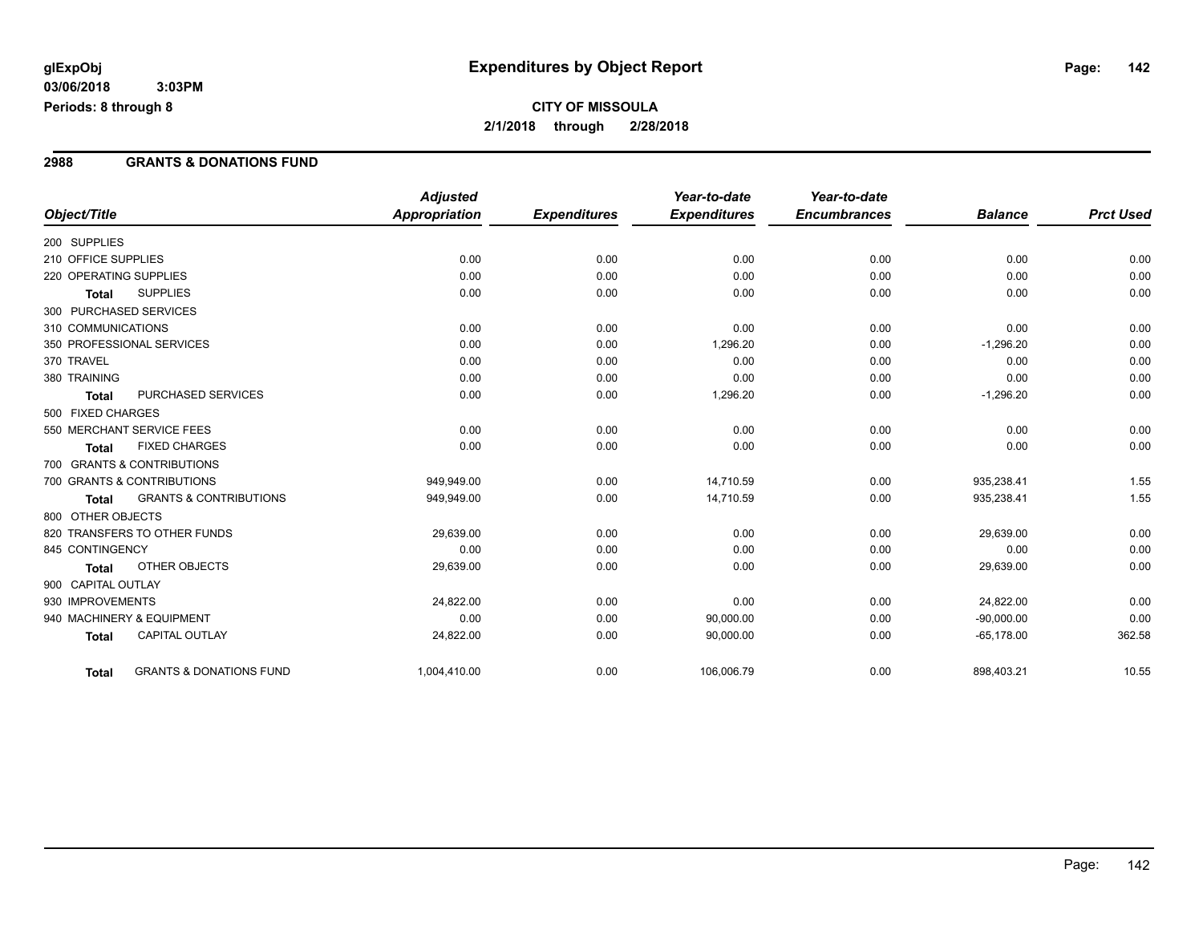# Expenditures by Object Report

glExpObj
03/06/2018 3:03PM
Periods: 8 through 8

**CITY OF MISSOULA**
**2/1/2018 through 2/28/2018**

## 2988 GRANTS & DONATIONS FUND

| Object/Title | Adjusted Appropriation | Expenditures | Year-to-date Expenditures | Year-to-date Encumbrances | Balance | Prct Used |
|---|---|---|---|---|---|---|
| 200 SUPPLIES | | | | | | |
| 210 OFFICE SUPPLIES | 0.00 | 0.00 | 0.00 | 0.00 | 0.00 | 0.00 |
| 220 OPERATING SUPPLIES | 0.00 | 0.00 | 0.00 | 0.00 | 0.00 | 0.00 |
| **Total** SUPPLIES | 0.00 | 0.00 | 0.00 | 0.00 | 0.00 | 0.00 |
| 300 PURCHASED SERVICES | | | | | | |
| 310 COMMUNICATIONS | 0.00 | 0.00 | 0.00 | 0.00 | 0.00 | 0.00 |
| 350 PROFESSIONAL SERVICES | 0.00 | 0.00 | 1,296.20 | 0.00 | -1,296.20 | 0.00 |
| 370 TRAVEL | 0.00 | 0.00 | 0.00 | 0.00 | 0.00 | 0.00 |
| 380 TRAINING | 0.00 | 0.00 | 0.00 | 0.00 | 0.00 | 0.00 |
| **Total** PURCHASED SERVICES | 0.00 | 0.00 | 1,296.20 | 0.00 | -1,296.20 | 0.00 |
| 500 FIXED CHARGES | | | | | | |
| 550 MERCHANT SERVICE FEES | 0.00 | 0.00 | 0.00 | 0.00 | 0.00 | 0.00 |
| **Total** FIXED CHARGES | 0.00 | 0.00 | 0.00 | 0.00 | 0.00 | 0.00 |
| 700 GRANTS & CONTRIBUTIONS | | | | | | |
| 700 GRANTS & CONTRIBUTIONS | 949,949.00 | 0.00 | 14,710.59 | 0.00 | 935,238.41 | 1.55 |
| **Total** GRANTS & CONTRIBUTIONS | 949,949.00 | 0.00 | 14,710.59 | 0.00 | 935,238.41 | 1.55 |
| 800 OTHER OBJECTS | | | | | | |
| 820 TRANSFERS TO OTHER FUNDS | 29,639.00 | 0.00 | 0.00 | 0.00 | 29,639.00 | 0.00 |
| 845 CONTINGENCY | 0.00 | 0.00 | 0.00 | 0.00 | 0.00 | 0.00 |
| **Total** OTHER OBJECTS | 29,639.00 | 0.00 | 0.00 | 0.00 | 29,639.00 | 0.00 |
| 900 CAPITAL OUTLAY | | | | | | |
| 930 IMPROVEMENTS | 24,822.00 | 0.00 | 0.00 | 0.00 | 24,822.00 | 0.00 |
| 940 MACHINERY & EQUIPMENT | 0.00 | 0.00 | 90,000.00 | 0.00 | -90,000.00 | 0.00 |
| **Total** CAPITAL OUTLAY | 24,822.00 | 0.00 | 90,000.00 | 0.00 | -65,178.00 | 362.58 |
| **Total** GRANTS & DONATIONS FUND | 1,004,410.00 | 0.00 | 106,006.79 | 0.00 | 898,403.21 | 10.55 |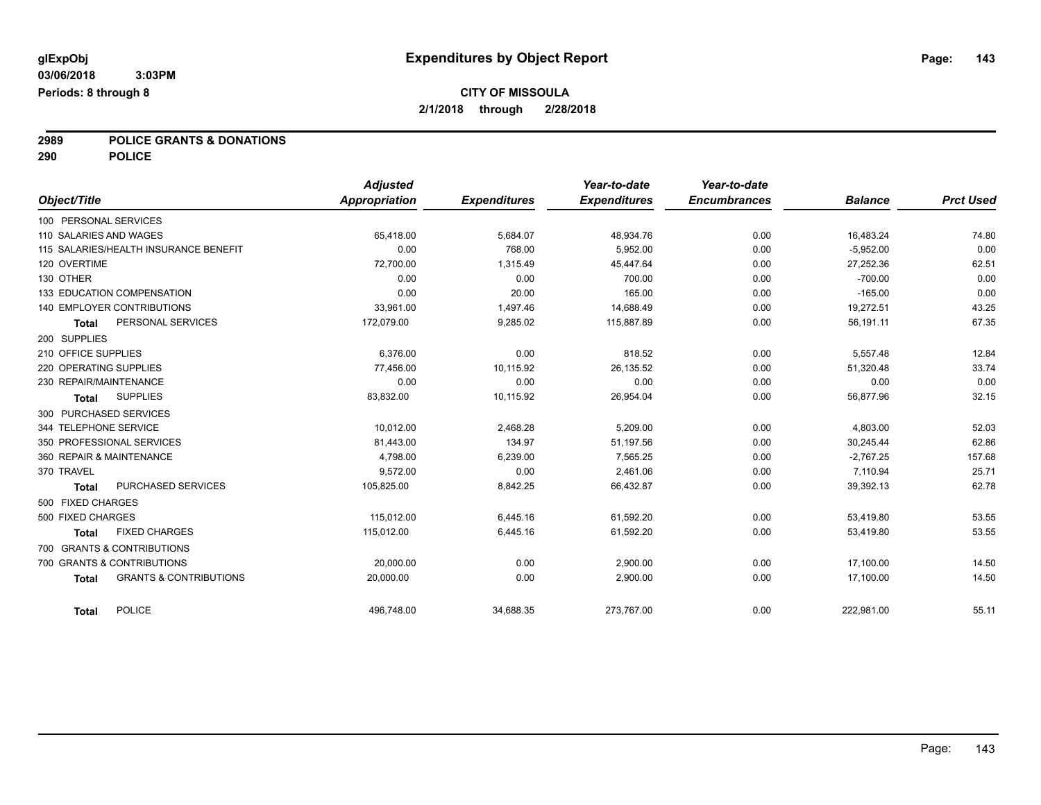# Expenditures by Object Report

glExpObj
03/06/2018 3:03PM
Periods: 8 through 8

**CITY OF MISSOULA**
**2/1/2018 through 2/28/2018**

**2989 POLICE GRANTS & DONATIONS**
**290 POLICE**

| Object/Title | Adjusted Appropriation | Expenditures | Year-to-date Expenditures | Year-to-date Encumbrances | Balance | Prct Used |
|---|---|---|---|---|---|---|
| 100 PERSONAL SERVICES | | | | | | |
| 110 SALARIES AND WAGES | 65,418.00 | 5,684.07 | 48,934.76 | 0.00 | 16,483.24 | 74.80 |
| 115 SALARIES/HEALTH INSURANCE BENEFIT | 0.00 | 768.00 | 5,952.00 | 0.00 | -5,952.00 | 0.00 |
| 120 OVERTIME | 72,700.00 | 1,315.49 | 45,447.64 | 0.00 | 27,252.36 | 62.51 |
| 130 OTHER | 0.00 | 0.00 | 700.00 | 0.00 | -700.00 | 0.00 |
| 133 EDUCATION COMPENSATION | 0.00 | 20.00 | 165.00 | 0.00 | -165.00 | 0.00 |
| 140 EMPLOYER CONTRIBUTIONS | 33,961.00 | 1,497.46 | 14,688.49 | 0.00 | 19,272.51 | 43.25 |
| **Total** PERSONAL SERVICES | 172,079.00 | 9,285.02 | 115,887.89 | 0.00 | 56,191.11 | 67.35 |
| 200 SUPPLIES | | | | | | |
| 210 OFFICE SUPPLIES | 6,376.00 | 0.00 | 818.52 | 0.00 | 5,557.48 | 12.84 |
| 220 OPERATING SUPPLIES | 77,456.00 | 10,115.92 | 26,135.52 | 0.00 | 51,320.48 | 33.74 |
| 230 REPAIR/MAINTENANCE | 0.00 | 0.00 | 0.00 | 0.00 | 0.00 | 0.00 |
| **Total** SUPPLIES | 83,832.00 | 10,115.92 | 26,954.04 | 0.00 | 56,877.96 | 32.15 |
| 300 PURCHASED SERVICES | | | | | | |
| 344 TELEPHONE SERVICE | 10,012.00 | 2,468.28 | 5,209.00 | 0.00 | 4,803.00 | 52.03 |
| 350 PROFESSIONAL SERVICES | 81,443.00 | 134.97 | 51,197.56 | 0.00 | 30,245.44 | 62.86 |
| 360 REPAIR & MAINTENANCE | 4,798.00 | 6,239.00 | 7,565.25 | 0.00 | -2,767.25 | 157.68 |
| 370 TRAVEL | 9,572.00 | 0.00 | 2,461.06 | 0.00 | 7,110.94 | 25.71 |
| **Total** PURCHASED SERVICES | 105,825.00 | 8,842.25 | 66,432.87 | 0.00 | 39,392.13 | 62.78 |
| 500 FIXED CHARGES | | | | | | |
| 500 FIXED CHARGES | 115,012.00 | 6,445.16 | 61,592.20 | 0.00 | 53,419.80 | 53.55 |
| **Total** FIXED CHARGES | 115,012.00 | 6,445.16 | 61,592.20 | 0.00 | 53,419.80 | 53.55 |
| 700 GRANTS & CONTRIBUTIONS | | | | | | |
| 700 GRANTS & CONTRIBUTIONS | 20,000.00 | 0.00 | 2,900.00 | 0.00 | 17,100.00 | 14.50 |
| **Total** GRANTS & CONTRIBUTIONS | 20,000.00 | 0.00 | 2,900.00 | 0.00 | 17,100.00 | 14.50 |
| **Total** POLICE | 496,748.00 | 34,688.35 | 273,767.00 | 0.00 | 222,981.00 | 55.11 |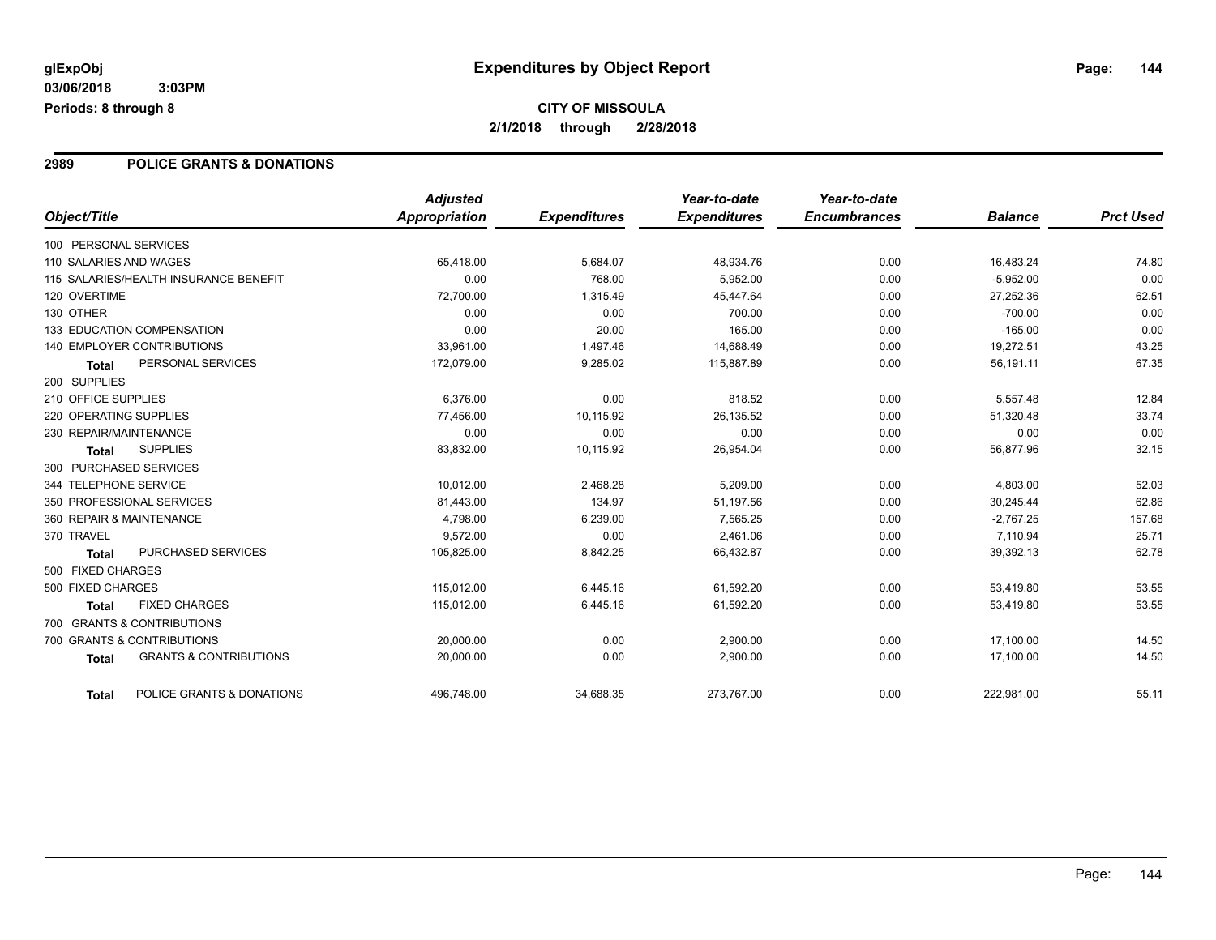**glExpObj** | **Expenditures by Object Report**

**03/06/2018 3:03PM**

**Periods: 8 through 8**

**CITY OF MISSOULA**

**2/1/2018 through 2/28/2018**

## 2989 POLICE GRANTS & DONATIONS

| Object/Title | Adjusted Appropriation | Expenditures | Year-to-date Expenditures | Year-to-date Encumbrances | Balance | Prct Used |
|---|---|---|---|---|---|---|
| 100 PERSONAL SERVICES | | | | | | |
| 110 SALARIES AND WAGES | 65,418.00 | 5,684.07 | 48,934.76 | 0.00 | 16,483.24 | 74.80 |
| 115 SALARIES/HEALTH INSURANCE BENEFIT | 0.00 | 768.00 | 5,952.00 | 0.00 | -5,952.00 | 0.00 |
| 120 OVERTIME | 72,700.00 | 1,315.49 | 45,447.64 | 0.00 | 27,252.36 | 62.51 |
| 130 OTHER | 0.00 | 0.00 | 700.00 | 0.00 | -700.00 | 0.00 |
| 133 EDUCATION COMPENSATION | 0.00 | 20.00 | 165.00 | 0.00 | -165.00 | 0.00 |
| 140 EMPLOYER CONTRIBUTIONS | 33,961.00 | 1,497.46 | 14,688.49 | 0.00 | 19,272.51 | 43.25 |
| **Total** PERSONAL SERVICES | 172,079.00 | 9,285.02 | 115,887.89 | 0.00 | 56,191.11 | 67.35 |
| 200 SUPPLIES | | | | | | |
| 210 OFFICE SUPPLIES | 6,376.00 | 0.00 | 818.52 | 0.00 | 5,557.48 | 12.84 |
| 220 OPERATING SUPPLIES | 77,456.00 | 10,115.92 | 26,135.52 | 0.00 | 51,320.48 | 33.74 |
| 230 REPAIR/MAINTENANCE | 0.00 | 0.00 | 0.00 | 0.00 | 0.00 | 0.00 |
| **Total** SUPPLIES | 83,832.00 | 10,115.92 | 26,954.04 | 0.00 | 56,877.96 | 32.15 |
| 300 PURCHASED SERVICES | | | | | | |
| 344 TELEPHONE SERVICE | 10,012.00 | 2,468.28 | 5,209.00 | 0.00 | 4,803.00 | 52.03 |
| 350 PROFESSIONAL SERVICES | 81,443.00 | 134.97 | 51,197.56 | 0.00 | 30,245.44 | 62.86 |
| 360 REPAIR & MAINTENANCE | 4,798.00 | 6,239.00 | 7,565.25 | 0.00 | -2,767.25 | 157.68 |
| 370 TRAVEL | 9,572.00 | 0.00 | 2,461.06 | 0.00 | 7,110.94 | 25.71 |
| **Total** PURCHASED SERVICES | 105,825.00 | 8,842.25 | 66,432.87 | 0.00 | 39,392.13 | 62.78 |
| 500 FIXED CHARGES | | | | | | |
| 500 FIXED CHARGES | 115,012.00 | 6,445.16 | 61,592.20 | 0.00 | 53,419.80 | 53.55 |
| **Total** FIXED CHARGES | 115,012.00 | 6,445.16 | 61,592.20 | 0.00 | 53,419.80 | 53.55 |
| 700 GRANTS & CONTRIBUTIONS | | | | | | |
| 700 GRANTS & CONTRIBUTIONS | 20,000.00 | 0.00 | 2,900.00 | 0.00 | 17,100.00 | 14.50 |
| **Total** GRANTS & CONTRIBUTIONS | 20,000.00 | 0.00 | 2,900.00 | 0.00 | 17,100.00 | 14.50 |
| **Total** POLICE GRANTS & DONATIONS | 496,748.00 | 34,688.35 | 273,767.00 | 0.00 | 222,981.00 | 55.11 |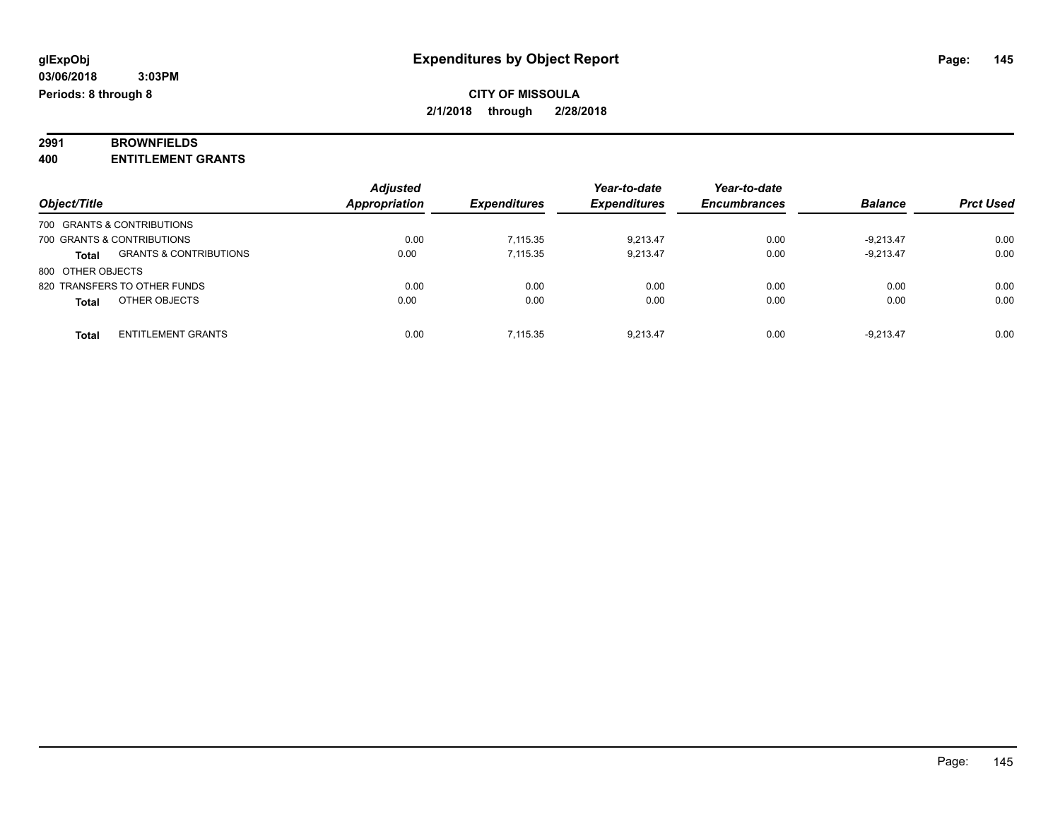**CITY OF MISSOULA**

**2/1/2018 through 2/28/2018**

**2991 BROWNFIELDS**

**400 ENTITLEMENT GRANTS**

| Object/Title | | *Adjusted Appropriation* | *Expenditures* | *Year-to-date Expenditures* | *Year-to-date Encumbrances* | *Balance* | *Prct Used* |
|---|---|---|---|---|---|---|---|
| 700 GRANTS & CONTRIBUTIONS | | | | | | | |
| 700 GRANTS & CONTRIBUTIONS | | 0.00 | 7,115.35 | 9,213.47 | 0.00 | -9,213.47 | 0.00 |
| **Total** | GRANTS & CONTRIBUTIONS | 0.00 | 7,115.35 | 9,213.47 | 0.00 | -9,213.47 | 0.00 |
| 800 OTHER OBJECTS | | | | | | | |
| 820 TRANSFERS TO OTHER FUNDS | | 0.00 | 0.00 | 0.00 | 0.00 | 0.00 | 0.00 |
| **Total** | OTHER OBJECTS | 0.00 | 0.00 | 0.00 | 0.00 | 0.00 | 0.00 |
| **Total** | ENTITLEMENT GRANTS | 0.00 | 7,115.35 | 9,213.47 | 0.00 | -9,213.47 | 0.00 |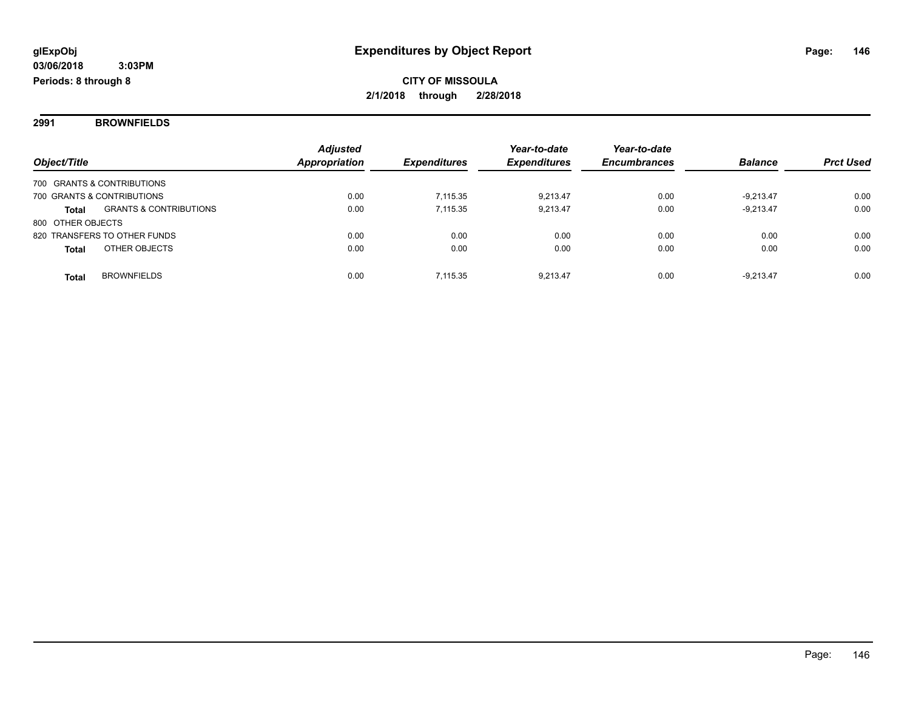**glExpObj**
**03/06/2018 3:03PM**
**Periods: 8 through 8**

# Expenditures by Object Report

**CITY OF MISSOULA**
**2/1/2018 through 2/28/2018**

## 2991 BROWNFIELDS

| Object/Title | Adjusted Appropriation | Expenditures | Year-to-date Expenditures | Year-to-date Encumbrances | Balance | Prct Used |
|---|---|---|---|---|---|---|
| 700 GRANTS & CONTRIBUTIONS | | | | | | |
| 700 GRANTS & CONTRIBUTIONS | 0.00 | 7,115.35 | 9,213.47 | 0.00 | -9,213.47 | 0.00 |
| **Total** GRANTS & CONTRIBUTIONS | 0.00 | 7,115.35 | 9,213.47 | 0.00 | -9,213.47 | 0.00 |
| 800 OTHER OBJECTS | | | | | | |
| 820 TRANSFERS TO OTHER FUNDS | 0.00 | 0.00 | 0.00 | 0.00 | 0.00 | 0.00 |
| **Total** OTHER OBJECTS | 0.00 | 0.00 | 0.00 | 0.00 | 0.00 | 0.00 |
| **Total** BROWNFIELDS | 0.00 | 7,115.35 | 9,213.47 | 0.00 | -9,213.47 | 0.00 |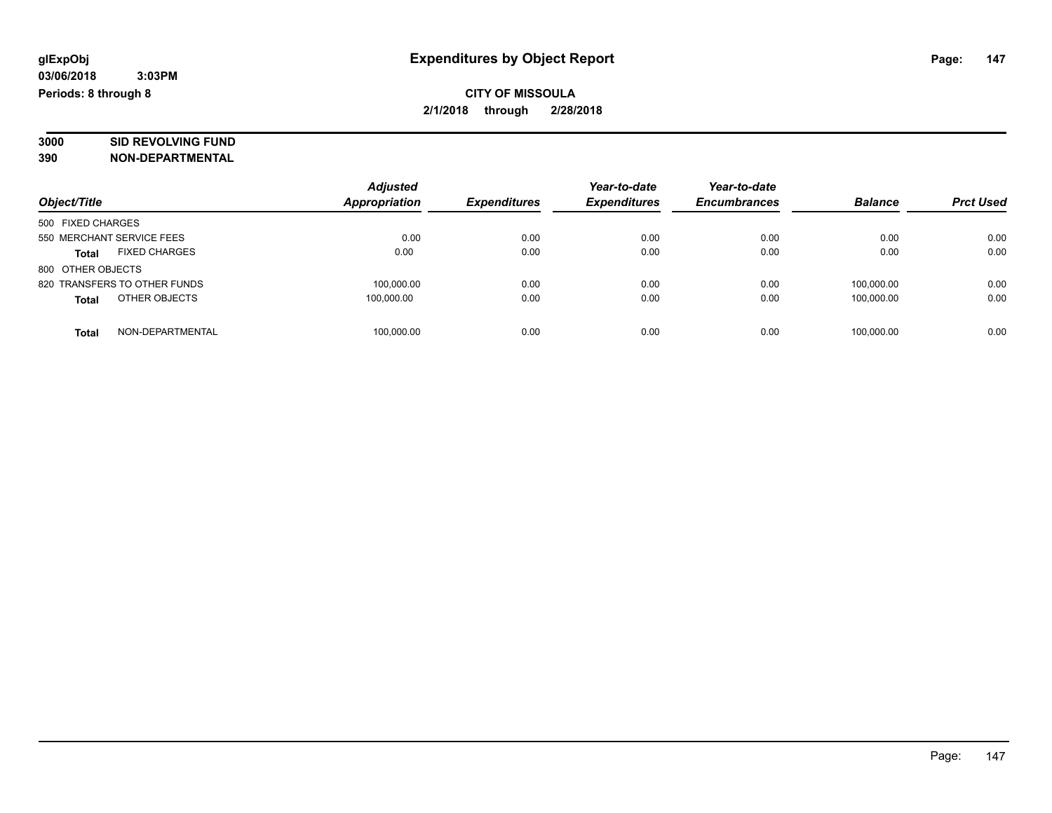glExpObj
03/06/2018 3:03PM
Periods: 8 through 8

# Expenditures by Object Report

**CITY OF MISSOULA**
**2/1/2018 through 2/28/2018**

**3000 SID REVOLVING FUND**
**390 NON-DEPARTMENTAL**

| Object/Title | Adjusted Appropriation | Expenditures | Year-to-date Expenditures | Year-to-date Encumbrances | Balance | Prct Used |
|---|---|---|---|---|---|---|
| 500 FIXED CHARGES | | | | | | |
| 550 MERCHANT SERVICE FEES | 0.00 | 0.00 | 0.00 | 0.00 | 0.00 | 0.00 |
| **Total** FIXED CHARGES | 0.00 | 0.00 | 0.00 | 0.00 | 0.00 | 0.00 |
| 800 OTHER OBJECTS | | | | | | |
| 820 TRANSFERS TO OTHER FUNDS | 100,000.00 | 0.00 | 0.00 | 0.00 | 100,000.00 | 0.00 |
| **Total** OTHER OBJECTS | 100,000.00 | 0.00 | 0.00 | 0.00 | 100,000.00 | 0.00 |
| **Total** NON-DEPARTMENTAL | 100,000.00 | 0.00 | 0.00 | 0.00 | 100,000.00 | 0.00 |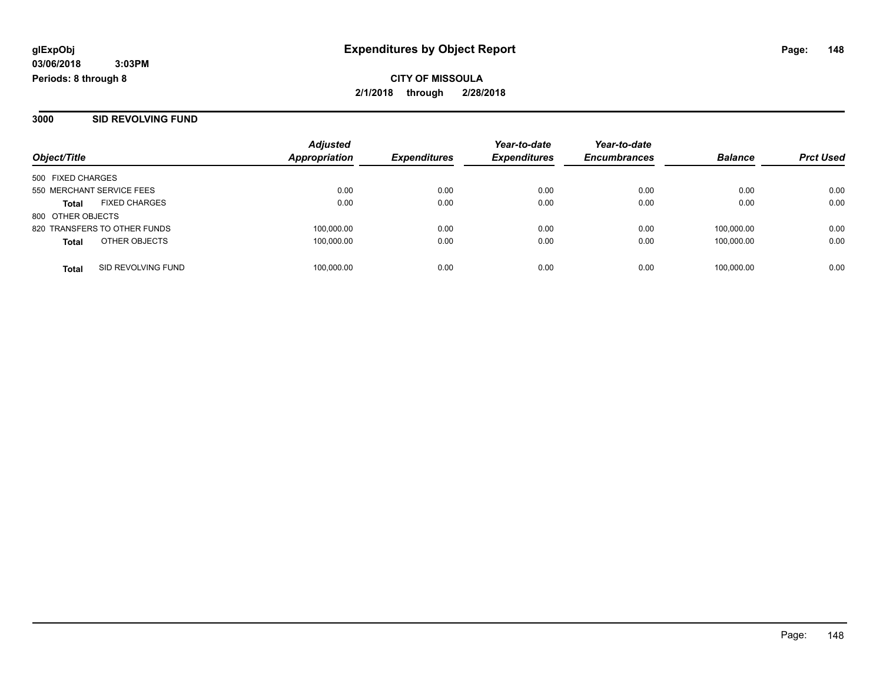**glExpObj**
**03/06/2018 3:03PM**
**Periods: 8 through 8**

# Expenditures by Object Report

**CITY OF MISSOULA**
**2/1/2018 through 2/28/2018**

## 3000 SID REVOLVING FUND

| Object/Title | Adjusted Appropriation | Expenditures | Year-to-date Expenditures | Year-to-date Encumbrances | Balance | Prct Used |
|---|---|---|---|---|---|---|
| 500 FIXED CHARGES | | | | | | |
| 550 MERCHANT SERVICE FEES | 0.00 | 0.00 | 0.00 | 0.00 | 0.00 | 0.00 |
| **Total** FIXED CHARGES | 0.00 | 0.00 | 0.00 | 0.00 | 0.00 | 0.00 |
| 800 OTHER OBJECTS | | | | | | |
| 820 TRANSFERS TO OTHER FUNDS | 100,000.00 | 0.00 | 0.00 | 0.00 | 100,000.00 | 0.00 |
| **Total** OTHER OBJECTS | 100,000.00 | 0.00 | 0.00 | 0.00 | 100,000.00 | 0.00 |
| **Total** SID REVOLVING FUND | 100,000.00 | 0.00 | 0.00 | 0.00 | 100,000.00 | 0.00 |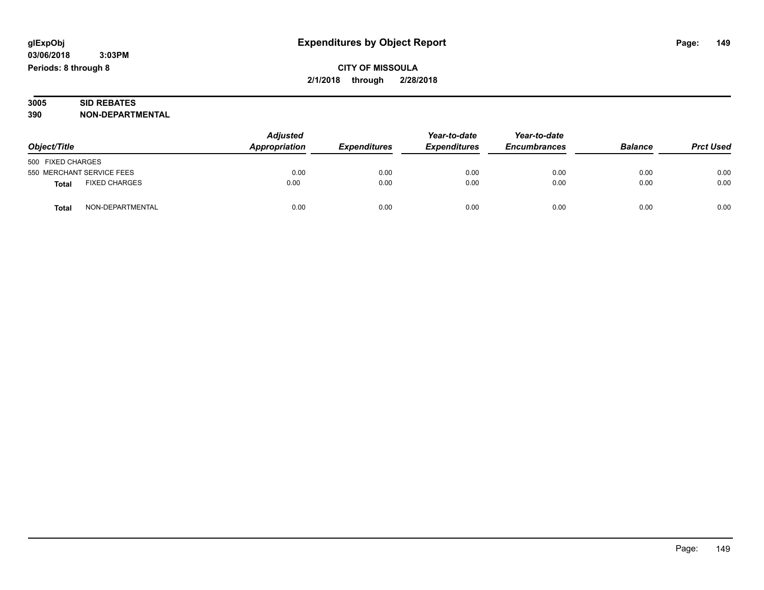**glExpObj** | **Expenditures by Object Report**

**03/06/2018 3:03PM**

**Periods: 8 through 8**

**CITY OF MISSOULA**

**2/1/2018 through 2/28/2018**

**3005 SID REBATES**

**390 NON-DEPARTMENTAL**

| Object/Title | Adjusted Appropriation | Expenditures | Year-to-date Expenditures | Year-to-date Encumbrances | Balance | Prct Used |
|---|---|---|---|---|---|---|
| 500 FIXED CHARGES | | | | | | |
| 550 MERCHANT SERVICE FEES | 0.00 | 0.00 | 0.00 | 0.00 | 0.00 | 0.00 |
| **Total** FIXED CHARGES | 0.00 | 0.00 | 0.00 | 0.00 | 0.00 | 0.00 |
| **Total** NON-DEPARTMENTAL | 0.00 | 0.00 | 0.00 | 0.00 | 0.00 | 0.00 |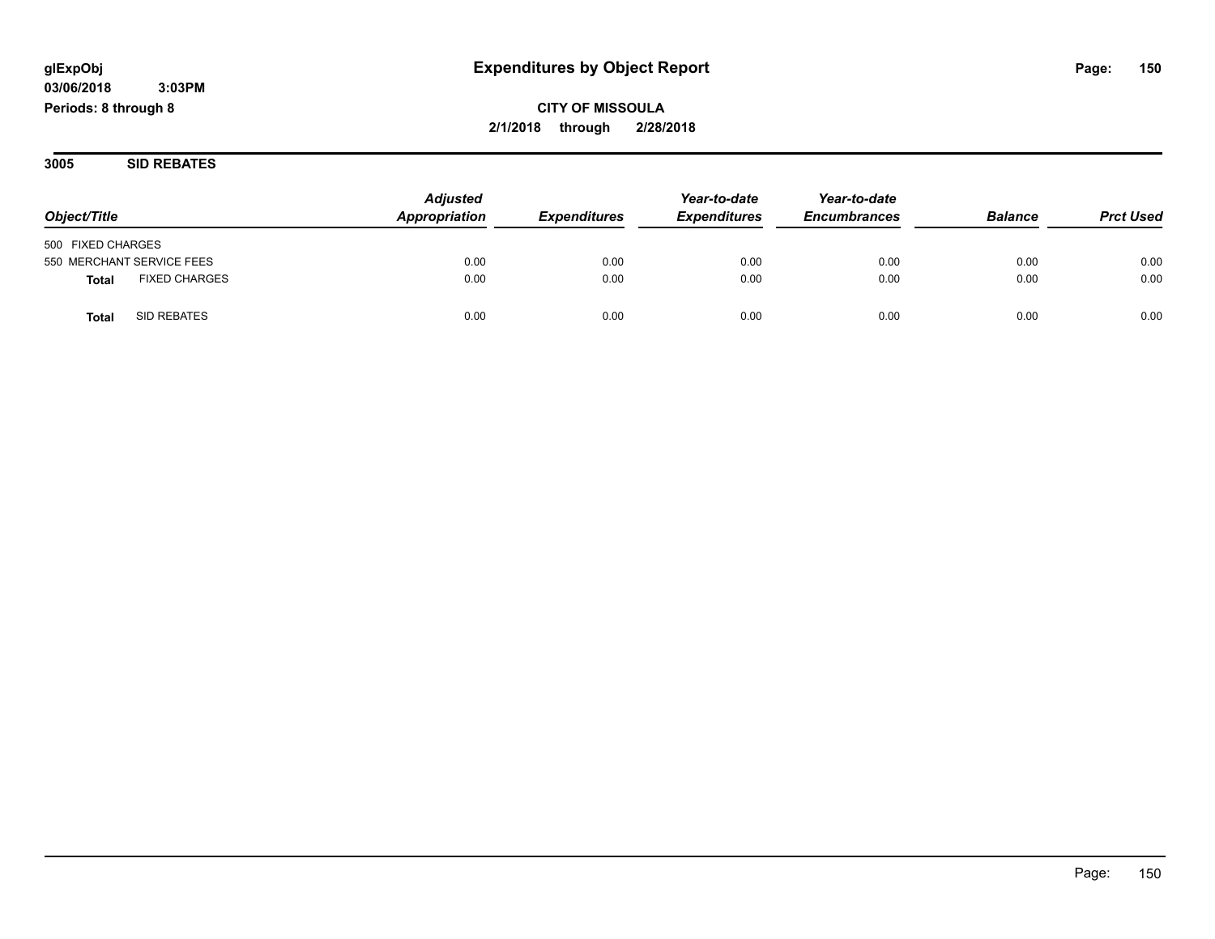**glExpObj**
**03/06/2018 3:03PM**
**Periods: 8 through 8**

# Expenditures by Object Report

**CITY OF MISSOULA**
**2/1/2018 through 2/28/2018**

## 3005 SID REBATES

| *Object/Title* | *Adjusted Appropriation* | *Expenditures* | *Year-to-date Expenditures* | *Year-to-date Encumbrances* | *Balance* | *Prct Used* |
|---|---|---|---|---|---|---|
| 500 FIXED CHARGES | | | | | | |
| 550 MERCHANT SERVICE FEES | 0.00 | 0.00 | 0.00 | 0.00 | 0.00 | 0.00 |
| **Total** FIXED CHARGES | 0.00 | 0.00 | 0.00 | 0.00 | 0.00 | 0.00 |
| **Total** SID REBATES | 0.00 | 0.00 | 0.00 | 0.00 | 0.00 | 0.00 |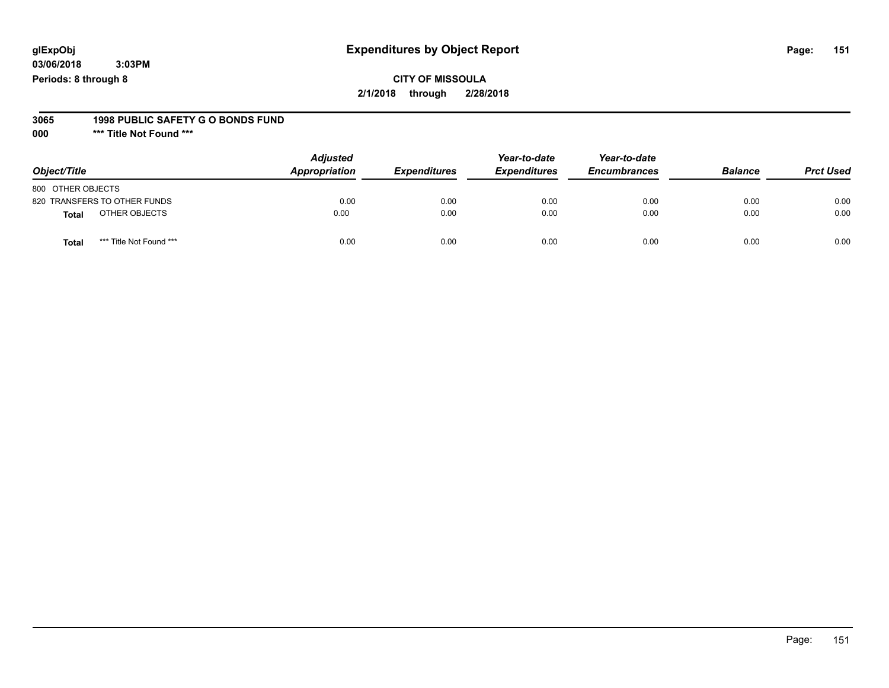glExpObj
03/06/2018 3:03PM
Periods: 8 through 8

# Expenditures by Object Report

**CITY OF MISSOULA**
**2/1/2018 through 2/28/2018**

**3065 1998 PUBLIC SAFETY G O BONDS FUND**
**000 \*\*\* Title Not Found \*\*\***

| Object/Title | Adjusted Appropriation | Expenditures | Year-to-date Expenditures | Year-to-date Encumbrances | Balance | Prct Used |
|---|---|---|---|---|---|---|
| 800 OTHER OBJECTS | | | | | | |
| 820 TRANSFERS TO OTHER FUNDS | 0.00 | 0.00 | 0.00 | 0.00 | 0.00 | 0.00 |
| **Total** OTHER OBJECTS | 0.00 | 0.00 | 0.00 | 0.00 | 0.00 | 0.00 |
| **Total** *** Title Not Found *** | 0.00 | 0.00 | 0.00 | 0.00 | 0.00 | 0.00 |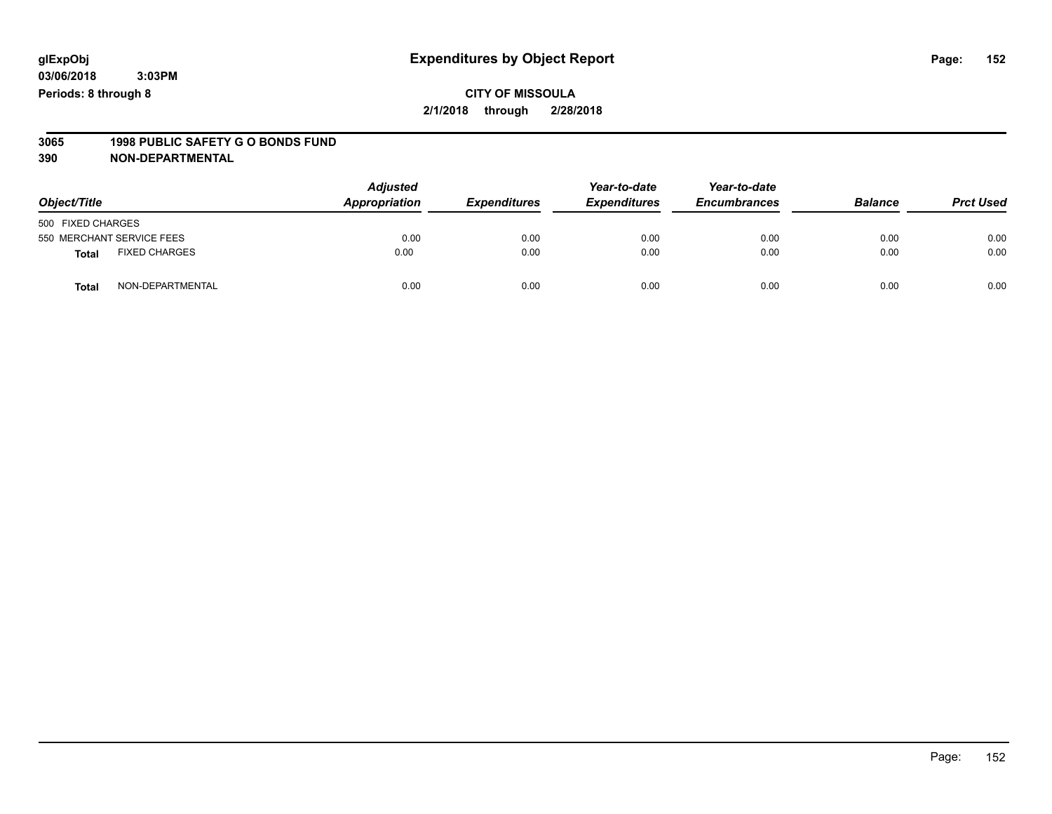**glExpObj** 
**03/06/2018 3:03PM**
**Periods: 8 through 8**

# Expenditures by Object Report

**CITY OF MISSOULA**
**2/1/2018 through 2/28/2018**

**3065 1998 PUBLIC SAFETY G O BONDS FUND**
**390 NON-DEPARTMENTAL**

| Object/Title | | Adjusted Appropriation | Expenditures | Year-to-date Expenditures | Year-to-date Encumbrances | Balance | Prct Used |
|---|---|---|---|---|---|---|---|
| 500 FIXED CHARGES | | | | | | | |
| 550 MERCHANT SERVICE FEES | | 0.00 | 0.00 | 0.00 | 0.00 | 0.00 | 0.00 |
| **Total** | FIXED CHARGES | 0.00 | 0.00 | 0.00 | 0.00 | 0.00 | 0.00 |
| **Total** | NON-DEPARTMENTAL | 0.00 | 0.00 | 0.00 | 0.00 | 0.00 | 0.00 |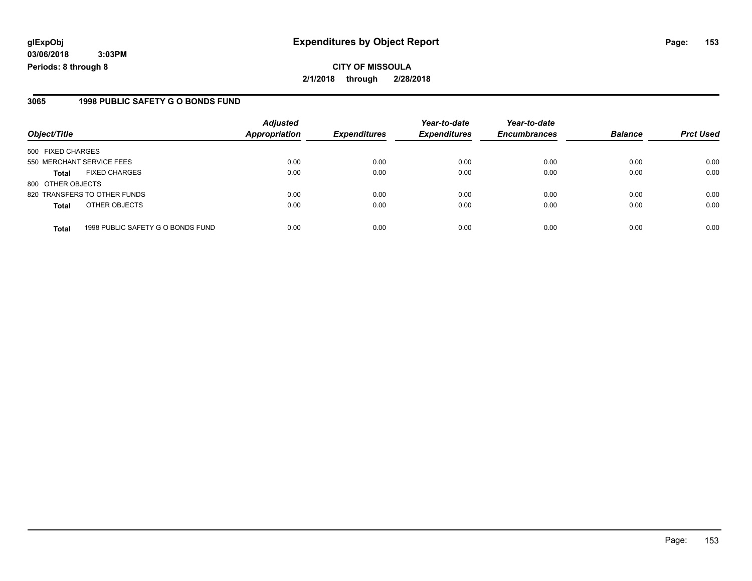**glExpObj**
**03/06/2018 3:03PM**
**Periods: 8 through 8**

# Expenditures by Object Report

**CITY OF MISSOULA**
**2/1/2018 through 2/28/2018**

## 3065 1998 PUBLIC SAFETY G O BONDS FUND

| Object/Title | | Adjusted Appropriation | Expenditures | Year-to-date Expenditures | Year-to-date Encumbrances | Balance | Prct Used |
|---|---|---|---|---|---|---|---|
| 500 FIXED CHARGES | | | | | | | |
| 550 MERCHANT SERVICE FEES | | 0.00 | 0.00 | 0.00 | 0.00 | 0.00 | 0.00 |
| **Total** | FIXED CHARGES | 0.00 | 0.00 | 0.00 | 0.00 | 0.00 | 0.00 |
| 800 OTHER OBJECTS | | | | | | | |
| 820 TRANSFERS TO OTHER FUNDS | | 0.00 | 0.00 | 0.00 | 0.00 | 0.00 | 0.00 |
| **Total** | OTHER OBJECTS | 0.00 | 0.00 | 0.00 | 0.00 | 0.00 | 0.00 |
| **Total** | 1998 PUBLIC SAFETY G O BONDS FUND | 0.00 | 0.00 | 0.00 | 0.00 | 0.00 | 0.00 |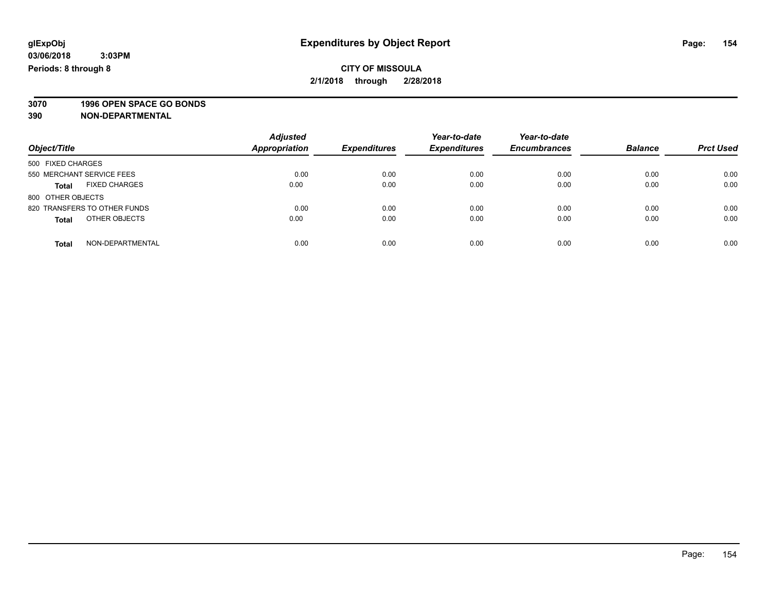# Expenditures by Object Report

glExpObj
03/06/2018 3:03PM
Periods: 8 through 8

**CITY OF MISSOULA**
**2/1/2018 through 2/28/2018**

**3070 1996 OPEN SPACE GO BONDS**
**390 NON-DEPARTMENTAL**

| Object/Title | Adjusted Appropriation | Expenditures | Year-to-date Expenditures | Year-to-date Encumbrances | Balance | Prct Used |
|---|---|---|---|---|---|---|
| 500 FIXED CHARGES | | | | | | |
| 550 MERCHANT SERVICE FEES | 0.00 | 0.00 | 0.00 | 0.00 | 0.00 | 0.00 |
| **Total** FIXED CHARGES | 0.00 | 0.00 | 0.00 | 0.00 | 0.00 | 0.00 |
| 800 OTHER OBJECTS | | | | | | |
| 820 TRANSFERS TO OTHER FUNDS | 0.00 | 0.00 | 0.00 | 0.00 | 0.00 | 0.00 |
| **Total** OTHER OBJECTS | 0.00 | 0.00 | 0.00 | 0.00 | 0.00 | 0.00 |
| **Total** NON-DEPARTMENTAL | 0.00 | 0.00 | 0.00 | 0.00 | 0.00 | 0.00 |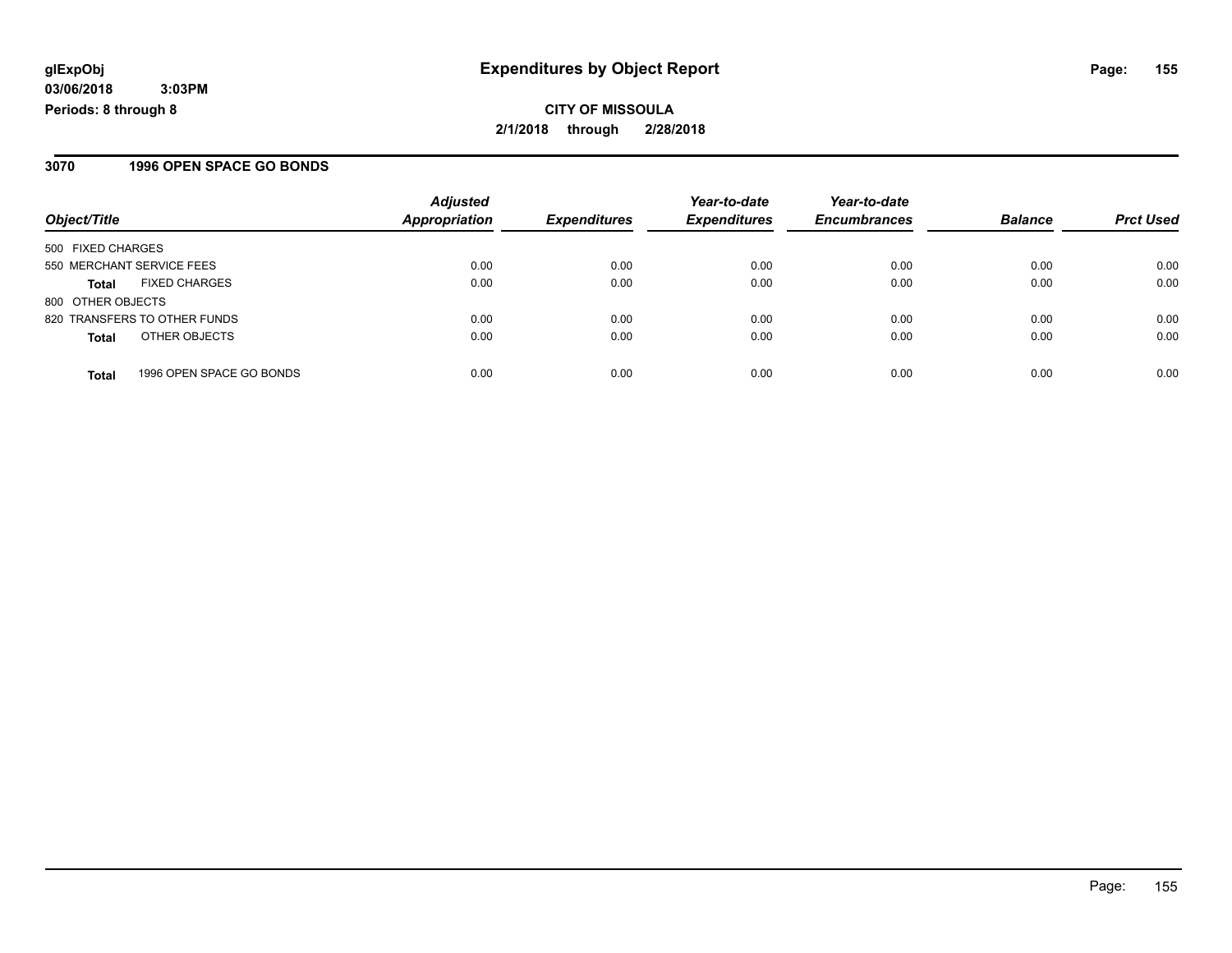**glExpObj**
**03/06/2018 3:03PM**
**Periods: 8 through 8**

# Expenditures by Object Report

**CITY OF MISSOULA**
**2/1/2018 through 2/28/2018**

## 3070 1996 OPEN SPACE GO BONDS

| Object/Title | | Adjusted Appropriation | Expenditures | Year-to-date Expenditures | Year-to-date Encumbrances | Balance | Prct Used |
|---|---|---|---|---|---|---|---|
| 500 FIXED CHARGES | | | | | | | |
| 550 MERCHANT SERVICE FEES | | 0.00 | 0.00 | 0.00 | 0.00 | 0.00 | 0.00 |
| **Total** | FIXED CHARGES | 0.00 | 0.00 | 0.00 | 0.00 | 0.00 | 0.00 |
| 800 OTHER OBJECTS | | | | | | | |
| 820 TRANSFERS TO OTHER FUNDS | | 0.00 | 0.00 | 0.00 | 0.00 | 0.00 | 0.00 |
| **Total** | OTHER OBJECTS | 0.00 | 0.00 | 0.00 | 0.00 | 0.00 | 0.00 |
| **Total** | 1996 OPEN SPACE GO BONDS | 0.00 | 0.00 | 0.00 | 0.00 | 0.00 | 0.00 |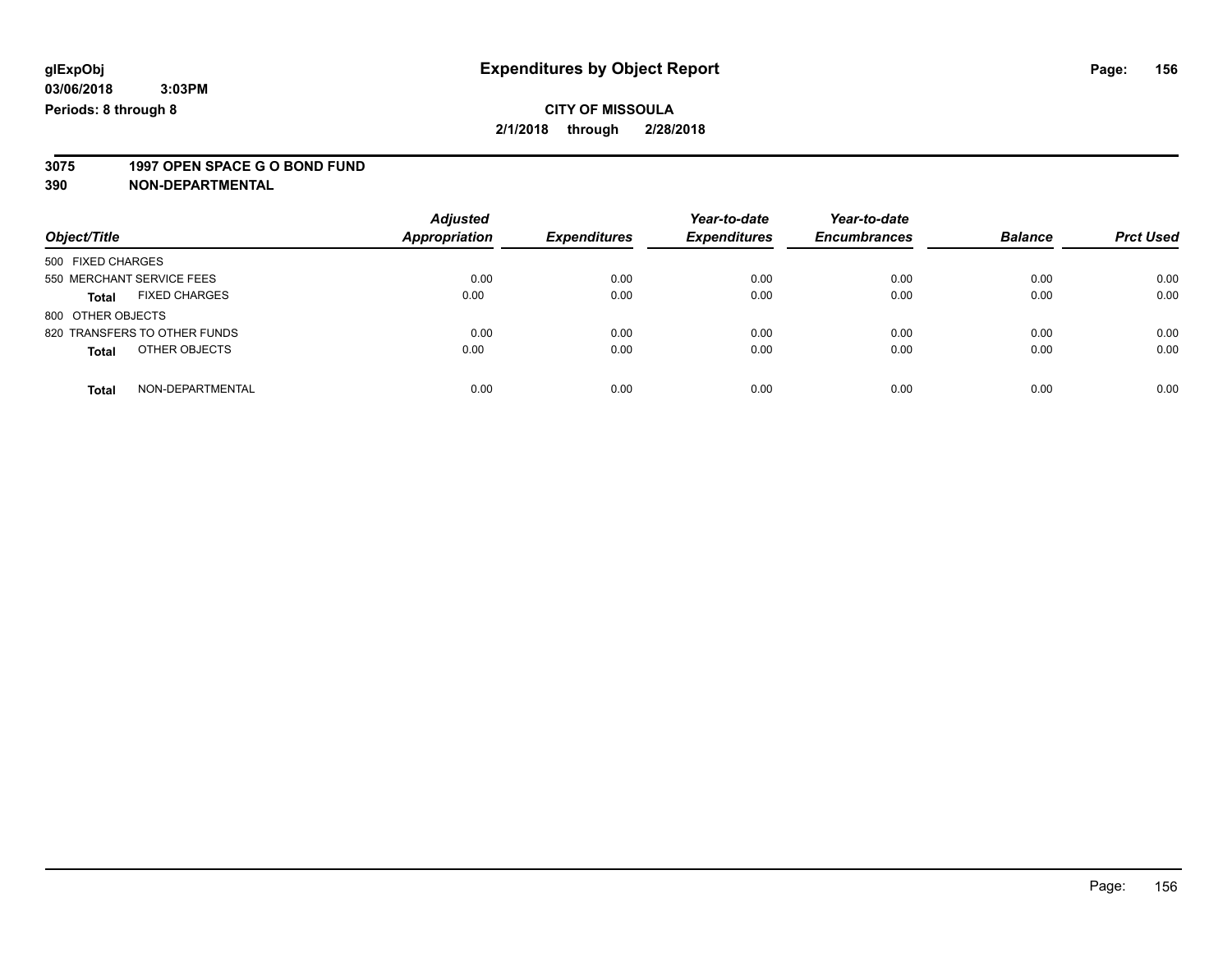**glExpObj** **Expenditures by Object Report**

**03/06/2018 3:03PM**

**Periods: 8 through 8**

**CITY OF MISSOULA**

**2/1/2018 through 2/28/2018**

**3075 1997 OPEN SPACE G O BOND FUND**

**390 NON-DEPARTMENTAL**

| Object/Title | Adjusted Appropriation | Expenditures | Year-to-date Expenditures | Year-to-date Encumbrances | Balance | Prct Used |
|---|---|---|---|---|---|---|
| 500 FIXED CHARGES | | | | | | |
| 550 MERCHANT SERVICE FEES | 0.00 | 0.00 | 0.00 | 0.00 | 0.00 | 0.00 |
| **Total** FIXED CHARGES | 0.00 | 0.00 | 0.00 | 0.00 | 0.00 | 0.00 |
| 800 OTHER OBJECTS | | | | | | |
| 820 TRANSFERS TO OTHER FUNDS | 0.00 | 0.00 | 0.00 | 0.00 | 0.00 | 0.00 |
| **Total** OTHER OBJECTS | 0.00 | 0.00 | 0.00 | 0.00 | 0.00 | 0.00 |
| **Total** NON-DEPARTMENTAL | 0.00 | 0.00 | 0.00 | 0.00 | 0.00 | 0.00 |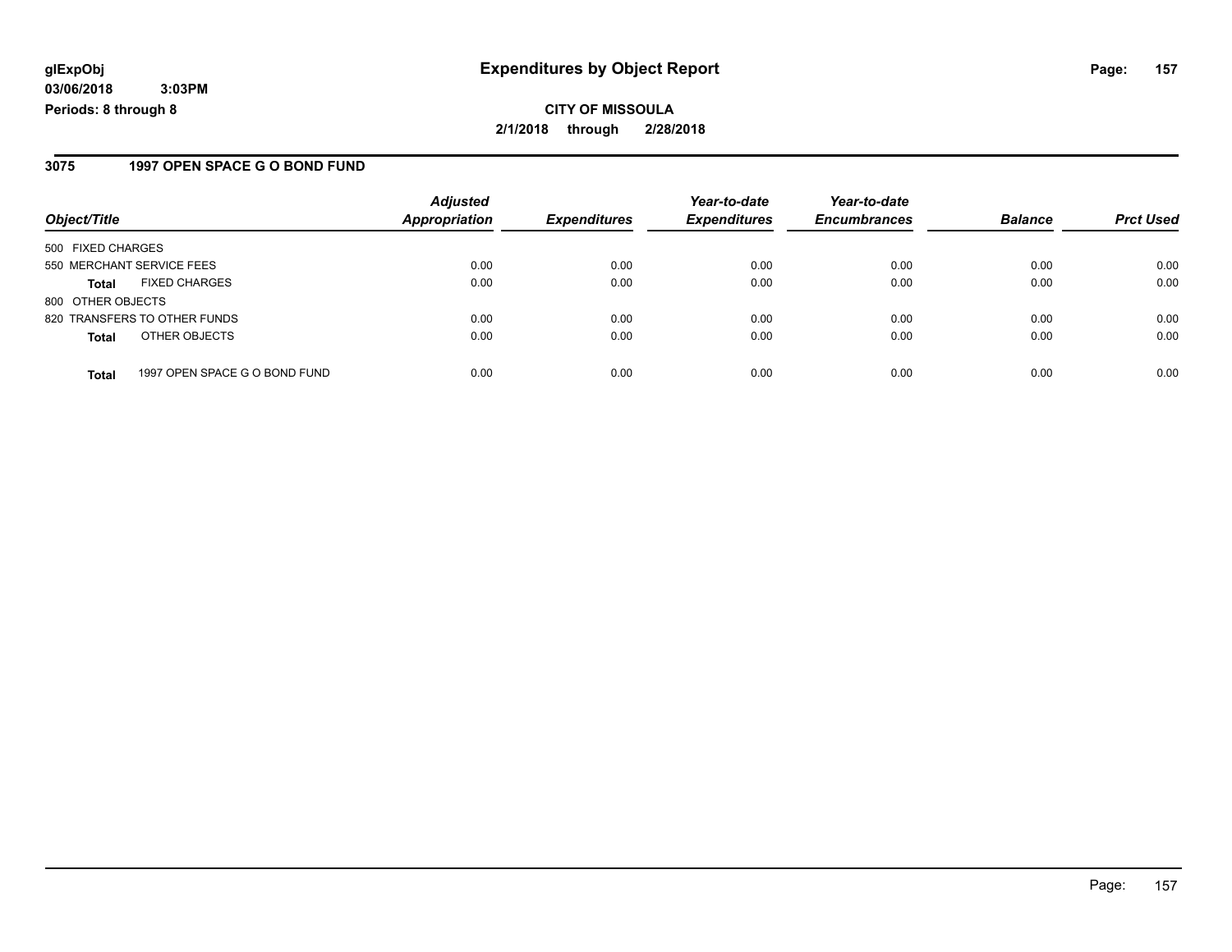**glExpObj**
**03/06/2018 3:03PM**
**Periods: 8 through 8**

# Expenditures by Object Report

**CITY OF MISSOULA**
**2/1/2018 through 2/28/2018**

## 3075 1997 OPEN SPACE G O BOND FUND

| Object/Title | Adjusted Appropriation | Expenditures | Year-to-date Expenditures | Year-to-date Encumbrances | Balance | Prct Used |
|---|---|---|---|---|---|---|
| 500 FIXED CHARGES | | | | | | |
| 550 MERCHANT SERVICE FEES | 0.00 | 0.00 | 0.00 | 0.00 | 0.00 | 0.00 |
| **Total** FIXED CHARGES | 0.00 | 0.00 | 0.00 | 0.00 | 0.00 | 0.00 |
| 800 OTHER OBJECTS | | | | | | |
| 820 TRANSFERS TO OTHER FUNDS | 0.00 | 0.00 | 0.00 | 0.00 | 0.00 | 0.00 |
| **Total** OTHER OBJECTS | 0.00 | 0.00 | 0.00 | 0.00 | 0.00 | 0.00 |
| **Total** 1997 OPEN SPACE G O BOND FUND | 0.00 | 0.00 | 0.00 | 0.00 | 0.00 | 0.00 |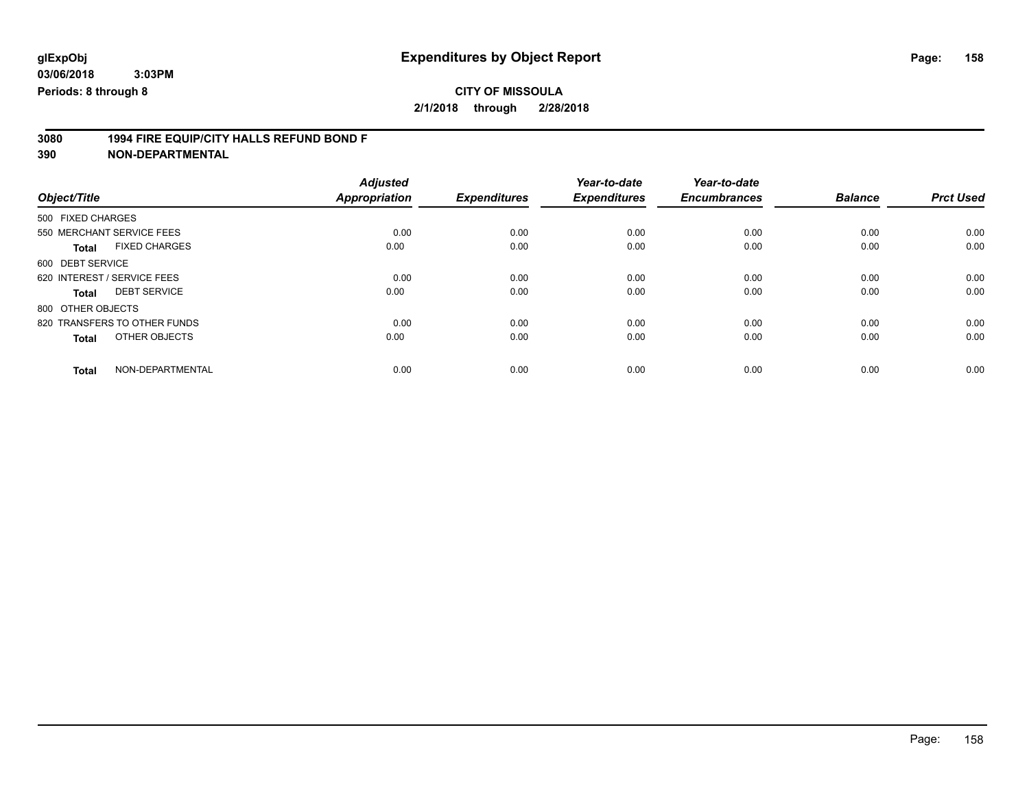**glExpObj** **Expenditures by Object Report**

**03/06/2018 3:03PM**

**Periods: 8 through 8**

**CITY OF MISSOULA**

**2/1/2018 through 2/28/2018**

**3080 1994 FIRE EQUIP/CITY HALLS REFUND BOND F**

**390 NON-DEPARTMENTAL**

| Object/Title | | Adjusted Appropriation | Expenditures | Year-to-date Expenditures | Year-to-date Encumbrances | Balance | Prct Used |
|---|---|---|---|---|---|---|---|
| 500 FIXED CHARGES | | | | | | | |
| 550 MERCHANT SERVICE FEES | | 0.00 | 0.00 | 0.00 | 0.00 | 0.00 | 0.00 |
| **Total** | FIXED CHARGES | 0.00 | 0.00 | 0.00 | 0.00 | 0.00 | 0.00 |
| 600 DEBT SERVICE | | | | | | | |
| 620 INTEREST / SERVICE FEES | | 0.00 | 0.00 | 0.00 | 0.00 | 0.00 | 0.00 |
| **Total** | DEBT SERVICE | 0.00 | 0.00 | 0.00 | 0.00 | 0.00 | 0.00 |
| 800 OTHER OBJECTS | | | | | | | |
| 820 TRANSFERS TO OTHER FUNDS | | 0.00 | 0.00 | 0.00 | 0.00 | 0.00 | 0.00 |
| **Total** | OTHER OBJECTS | 0.00 | 0.00 | 0.00 | 0.00 | 0.00 | 0.00 |
| **Total** | NON-DEPARTMENTAL | 0.00 | 0.00 | 0.00 | 0.00 | 0.00 | 0.00 |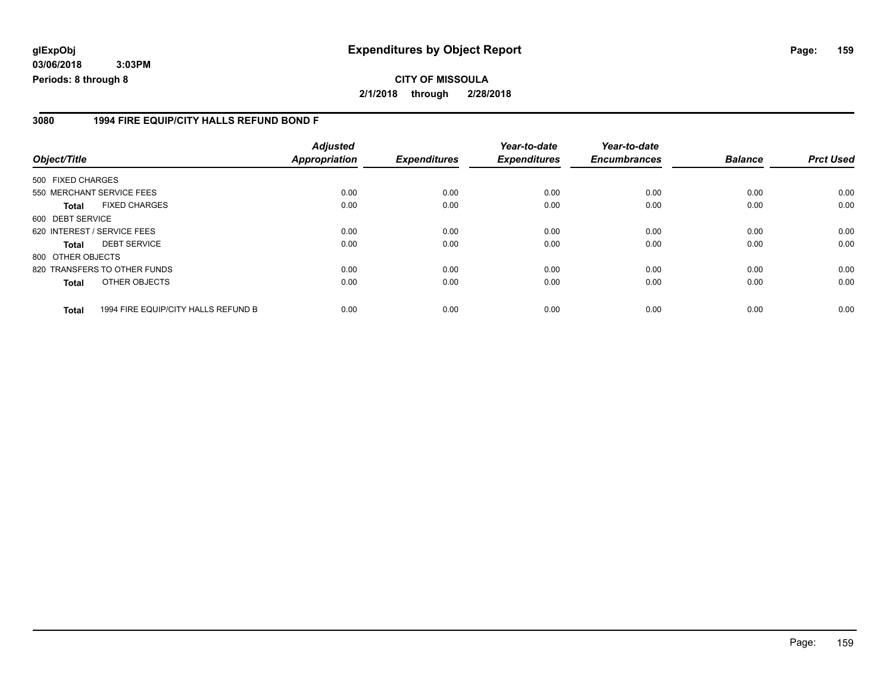**glExpObj**
**03/06/2018 3:03PM**
**Periods: 8 through 8**

# Expenditures by Object Report

**CITY OF MISSOULA**
**2/1/2018 through 2/28/2018**

## 3080 1994 FIRE EQUIP/CITY HALLS REFUND BOND F

| Object/Title | Adjusted Appropriation | Expenditures | Year-to-date Expenditures | Year-to-date Encumbrances | Balance | Prct Used |
|---|---|---|---|---|---|---|
| 500 FIXED CHARGES | | | | | | |
| 550 MERCHANT SERVICE FEES | 0.00 | 0.00 | 0.00 | 0.00 | 0.00 | 0.00 |
| **Total** FIXED CHARGES | 0.00 | 0.00 | 0.00 | 0.00 | 0.00 | 0.00 |
| 600 DEBT SERVICE | | | | | | |
| 620 INTEREST / SERVICE FEES | 0.00 | 0.00 | 0.00 | 0.00 | 0.00 | 0.00 |
| **Total** DEBT SERVICE | 0.00 | 0.00 | 0.00 | 0.00 | 0.00 | 0.00 |
| 800 OTHER OBJECTS | | | | | | |
| 820 TRANSFERS TO OTHER FUNDS | 0.00 | 0.00 | 0.00 | 0.00 | 0.00 | 0.00 |
| **Total** OTHER OBJECTS | 0.00 | 0.00 | 0.00 | 0.00 | 0.00 | 0.00 |
| **Total** 1994 FIRE EQUIP/CITY HALLS REFUND B | 0.00 | 0.00 | 0.00 | 0.00 | 0.00 | 0.00 |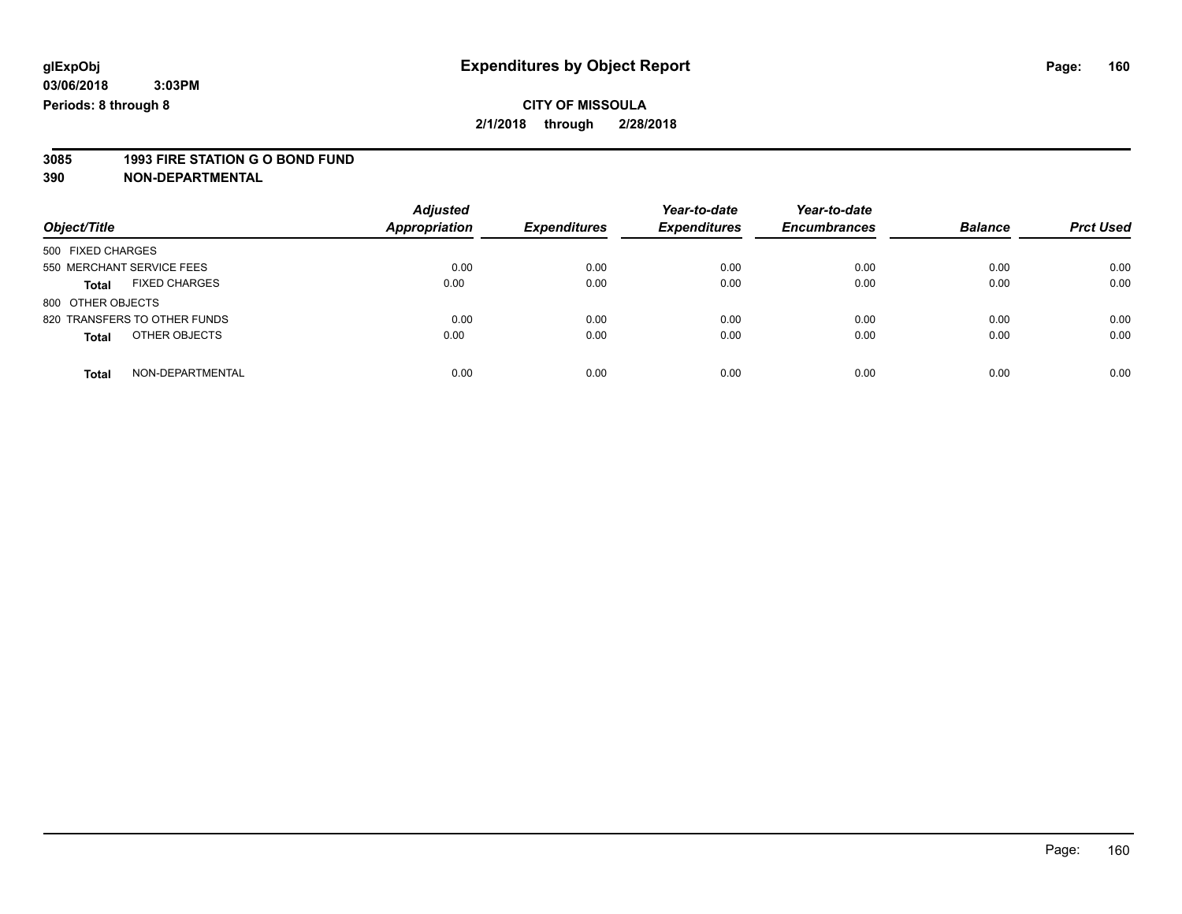glExpObj
03/06/2018 3:03PM
Periods: 8 through 8

# Expenditures by Object Report

**CITY OF MISSOULA**

**2/1/2018 through 2/28/2018**

**3085 1993 FIRE STATION G O BOND FUND**

**390 NON-DEPARTMENTAL**

| Object/Title | | Adjusted Appropriation | Expenditures | Year-to-date Expenditures | Year-to-date Encumbrances | Balance | Prct Used |
|---|---|---|---|---|---|---|---|
| 500 FIXED CHARGES | | | | | | | |
| 550 MERCHANT SERVICE FEES | | 0.00 | 0.00 | 0.00 | 0.00 | 0.00 | 0.00 |
| **Total** | FIXED CHARGES | 0.00 | 0.00 | 0.00 | 0.00 | 0.00 | 0.00 |
| 800 OTHER OBJECTS | | | | | | | |
| 820 TRANSFERS TO OTHER FUNDS | | 0.00 | 0.00 | 0.00 | 0.00 | 0.00 | 0.00 |
| **Total** | OTHER OBJECTS | 0.00 | 0.00 | 0.00 | 0.00 | 0.00 | 0.00 |
| **Total** | NON-DEPARTMENTAL | 0.00 | 0.00 | 0.00 | 0.00 | 0.00 | 0.00 |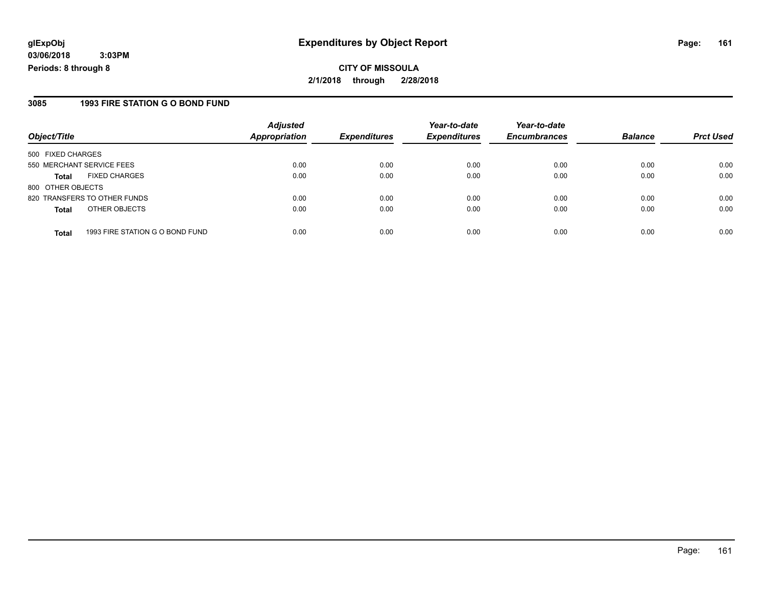**glExpObj**
**03/06/2018 3:03PM**
**Periods: 8 through 8**

# Expenditures by Object Report

**CITY OF MISSOULA**
**2/1/2018 through 2/28/2018**

## 3085 1993 FIRE STATION G O BOND FUND

| Object/Title | | *Adjusted Appropriation* | *Expenditures* | *Year-to-date Expenditures* | *Year-to-date Encumbrances* | *Balance* | *Prct Used* |
|---|---|---|---|---|---|---|---|
| 500 FIXED CHARGES | | | | | | | |
| 550 MERCHANT SERVICE FEES | | 0.00 | 0.00 | 0.00 | 0.00 | 0.00 | 0.00 |
| **Total** | FIXED CHARGES | 0.00 | 0.00 | 0.00 | 0.00 | 0.00 | 0.00 |
| 800 OTHER OBJECTS | | | | | | | |
| 820 TRANSFERS TO OTHER FUNDS | | 0.00 | 0.00 | 0.00 | 0.00 | 0.00 | 0.00 |
| **Total** | OTHER OBJECTS | 0.00 | 0.00 | 0.00 | 0.00 | 0.00 | 0.00 |
| **Total** | 1993 FIRE STATION G O BOND FUND | 0.00 | 0.00 | 0.00 | 0.00 | 0.00 | 0.00 |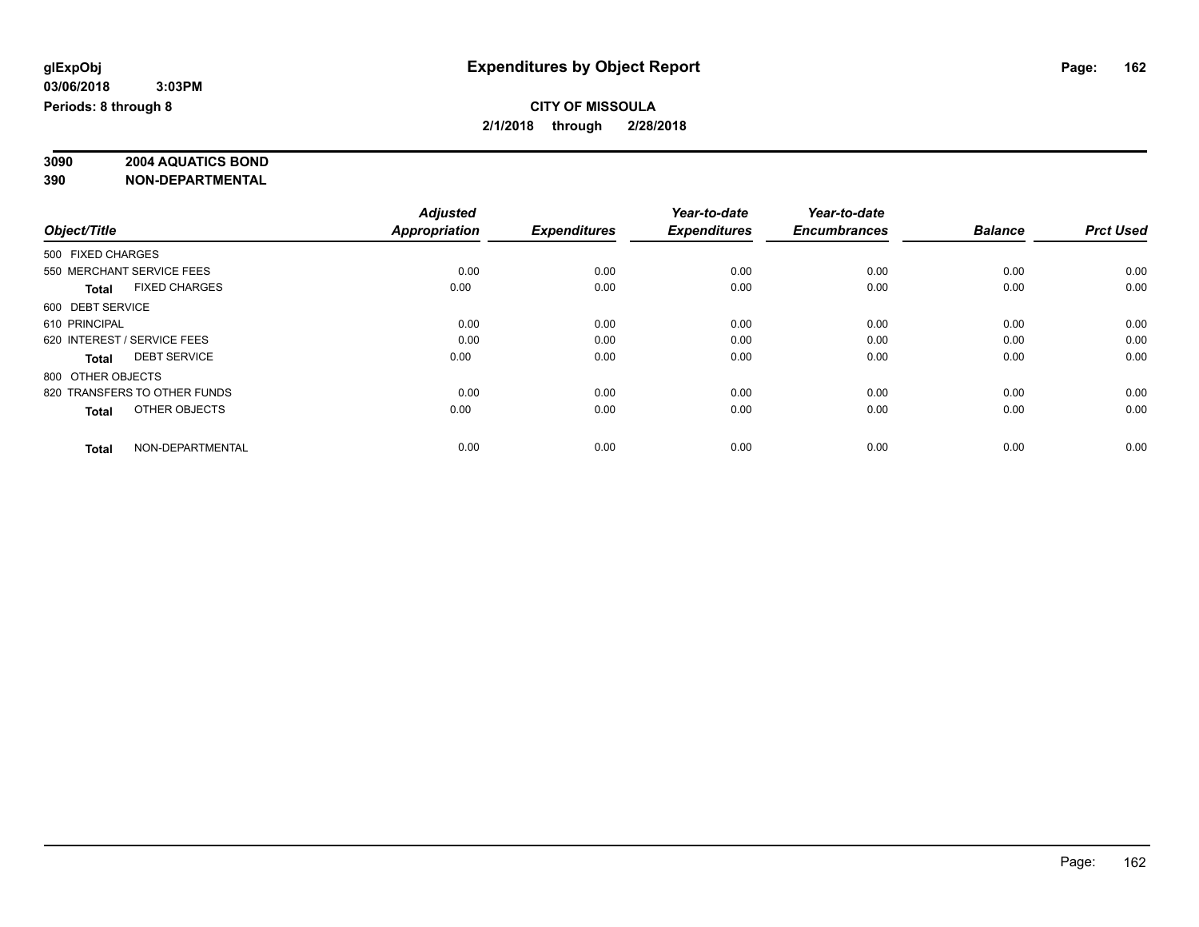**glExpObj** **Expenditures by Object Report**

**03/06/2018 3:03PM**

**Periods: 8 through 8**

**CITY OF MISSOULA**

**2/1/2018 through 2/28/2018**

**3090 2004 AQUATICS BOND**

**390 NON-DEPARTMENTAL**

| Object/Title | Adjusted Appropriation | Expenditures | Year-to-date Expenditures | Year-to-date Encumbrances | Balance | Prct Used |
|---|---|---|---|---|---|---|
| 500 FIXED CHARGES | | | | | | |
| 550 MERCHANT SERVICE FEES | 0.00 | 0.00 | 0.00 | 0.00 | 0.00 | 0.00 |
| **Total** FIXED CHARGES | 0.00 | 0.00 | 0.00 | 0.00 | 0.00 | 0.00 |
| 600 DEBT SERVICE | | | | | | |
| 610 PRINCIPAL | 0.00 | 0.00 | 0.00 | 0.00 | 0.00 | 0.00 |
| 620 INTEREST / SERVICE FEES | 0.00 | 0.00 | 0.00 | 0.00 | 0.00 | 0.00 |
| **Total** DEBT SERVICE | 0.00 | 0.00 | 0.00 | 0.00 | 0.00 | 0.00 |
| 800 OTHER OBJECTS | | | | | | |
| 820 TRANSFERS TO OTHER FUNDS | 0.00 | 0.00 | 0.00 | 0.00 | 0.00 | 0.00 |
| **Total** OTHER OBJECTS | 0.00 | 0.00 | 0.00 | 0.00 | 0.00 | 0.00 |
| **Total** NON-DEPARTMENTAL | 0.00 | 0.00 | 0.00 | 0.00 | 0.00 | 0.00 |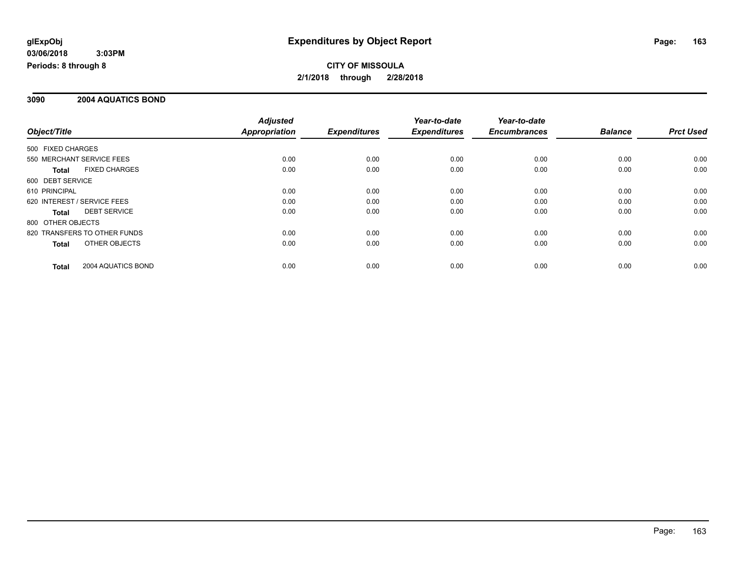**glExpObj**
**03/06/2018 3:03PM**
**Periods: 8 through 8**

# Expenditures by Object Report

**CITY OF MISSOULA**
**2/1/2018 through 2/28/2018**

## 3090 2004 AQUATICS BOND

| Object/Title | | Adjusted Appropriation | Expenditures | Year-to-date Expenditures | Year-to-date Encumbrances | Balance | Prct Used |
|---|---|---|---|---|---|---|---|
| 500 FIXED CHARGES | | | | | | | |
| 550 MERCHANT SERVICE FEES | | 0.00 | 0.00 | 0.00 | 0.00 | 0.00 | 0.00 |
| **Total** | FIXED CHARGES | 0.00 | 0.00 | 0.00 | 0.00 | 0.00 | 0.00 |
| 600 DEBT SERVICE | | | | | | | |
| 610 PRINCIPAL | | 0.00 | 0.00 | 0.00 | 0.00 | 0.00 | 0.00 |
| 620 INTEREST / SERVICE FEES | | 0.00 | 0.00 | 0.00 | 0.00 | 0.00 | 0.00 |
| **Total** | DEBT SERVICE | 0.00 | 0.00 | 0.00 | 0.00 | 0.00 | 0.00 |
| 800 OTHER OBJECTS | | | | | | | |
| 820 TRANSFERS TO OTHER FUNDS | | 0.00 | 0.00 | 0.00 | 0.00 | 0.00 | 0.00 |
| **Total** | OTHER OBJECTS | 0.00 | 0.00 | 0.00 | 0.00 | 0.00 | 0.00 |
| **Total** | 2004 AQUATICS BOND | 0.00 | 0.00 | 0.00 | 0.00 | 0.00 | 0.00 |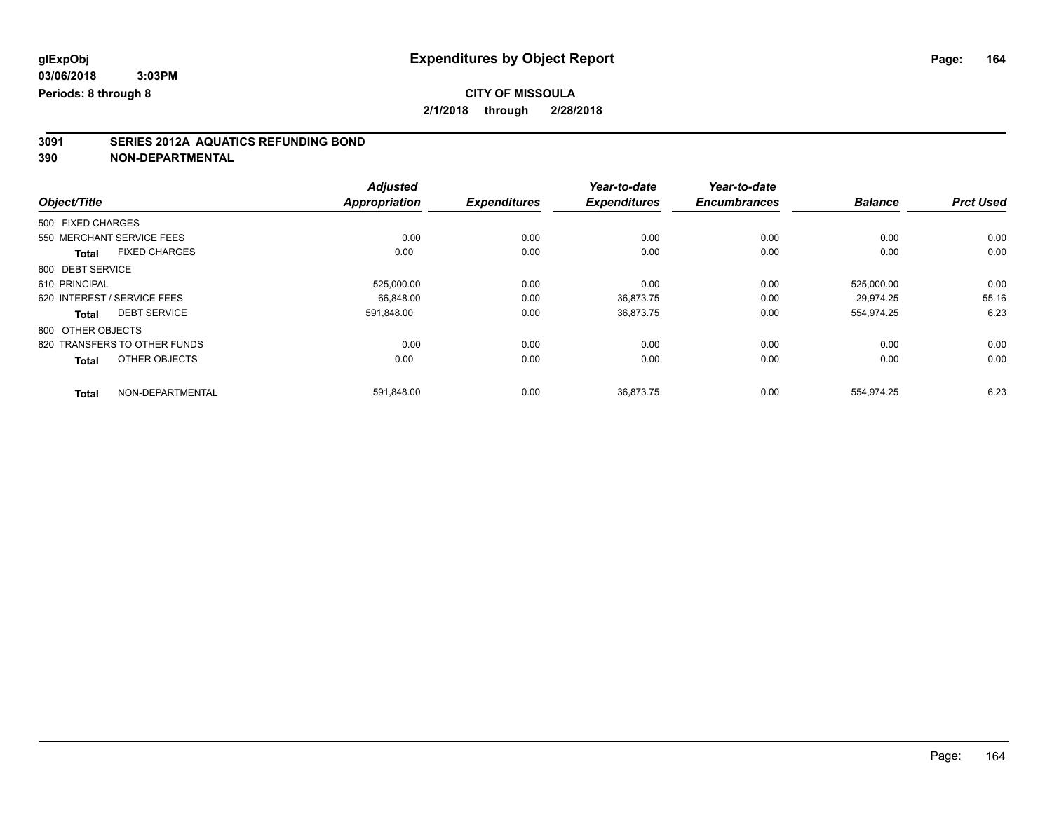# Expenditures by Object Report

glExpObj
03/06/2018 3:03PM
Periods: 8 through 8

**CITY OF MISSOULA**
**2/1/2018 through 2/28/2018**

## 3091 SERIES 2012A AQUATICS REFUNDING BOND
## 390 NON-DEPARTMENTAL

| Object/Title | Adjusted Appropriation | Expenditures | Year-to-date Expenditures | Year-to-date Encumbrances | Balance | Prct Used |
|---|---|---|---|---|---|---|
| 500 FIXED CHARGES | | | | | | |
| 550 MERCHANT SERVICE FEES | 0.00 | 0.00 | 0.00 | 0.00 | 0.00 | 0.00 |
| **Total** FIXED CHARGES | 0.00 | 0.00 | 0.00 | 0.00 | 0.00 | 0.00 |
| 600 DEBT SERVICE | | | | | | |
| 610 PRINCIPAL | 525,000.00 | 0.00 | 0.00 | 0.00 | 525,000.00 | 0.00 |
| 620 INTEREST / SERVICE FEES | 66,848.00 | 0.00 | 36,873.75 | 0.00 | 29,974.25 | 55.16 |
| **Total** DEBT SERVICE | 591,848.00 | 0.00 | 36,873.75 | 0.00 | 554,974.25 | 6.23 |
| 800 OTHER OBJECTS | | | | | | |
| 820 TRANSFERS TO OTHER FUNDS | 0.00 | 0.00 | 0.00 | 0.00 | 0.00 | 0.00 |
| **Total** OTHER OBJECTS | 0.00 | 0.00 | 0.00 | 0.00 | 0.00 | 0.00 |
| **Total** NON-DEPARTMENTAL | 591,848.00 | 0.00 | 36,873.75 | 0.00 | 554,974.25 | 6.23 |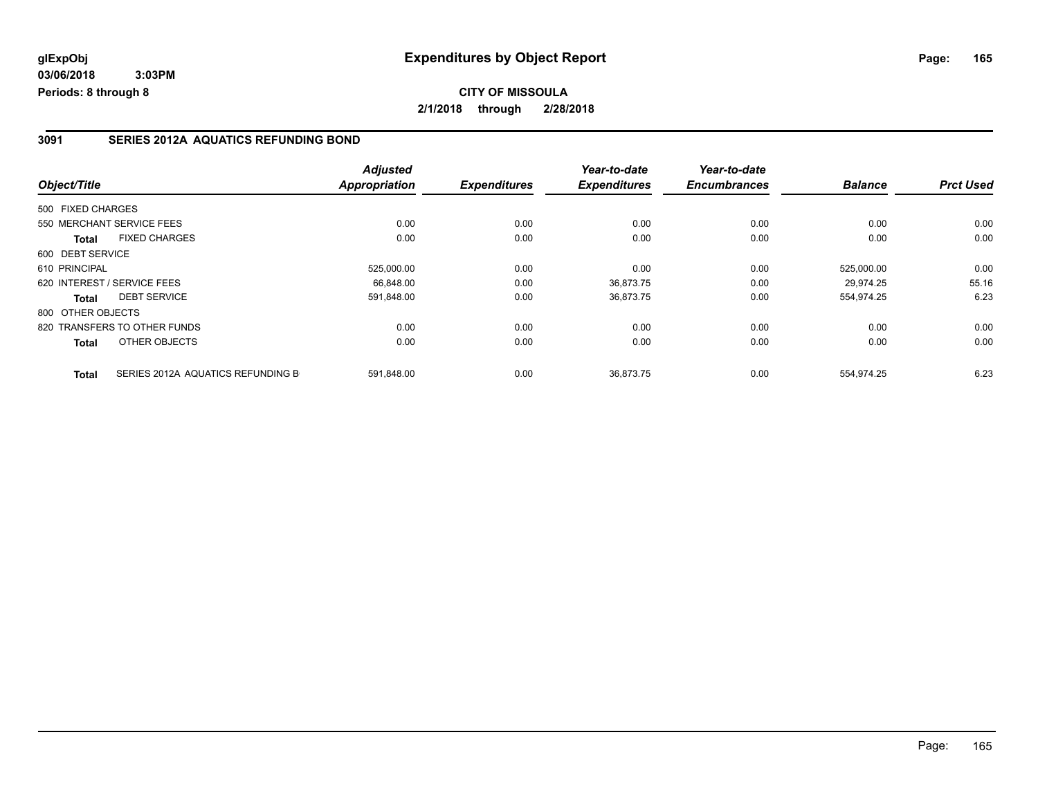**glExpObj**
**03/06/2018 3:03PM**
**Periods: 8 through 8**

# Expenditures by Object Report

**CITY OF MISSOULA**
**2/1/2018 through 2/28/2018**

## 3091 SERIES 2012A AQUATICS REFUNDING BOND

| Object/Title | | Adjusted Appropriation | Expenditures | Year-to-date Expenditures | Year-to-date Encumbrances | Balance | Prct Used |
|---|---|---|---|---|---|---|---|
| 500 FIXED CHARGES | | | | | | | |
| 550 MERCHANT SERVICE FEES | | 0.00 | 0.00 | 0.00 | 0.00 | 0.00 | 0.00 |
| **Total** | FIXED CHARGES | 0.00 | 0.00 | 0.00 | 0.00 | 0.00 | 0.00 |
| 600 DEBT SERVICE | | | | | | | |
| 610 PRINCIPAL | | 525,000.00 | 0.00 | 0.00 | 0.00 | 525,000.00 | 0.00 |
| 620 INTEREST / SERVICE FEES | | 66,848.00 | 0.00 | 36,873.75 | 0.00 | 29,974.25 | 55.16 |
| **Total** | DEBT SERVICE | 591,848.00 | 0.00 | 36,873.75 | 0.00 | 554,974.25 | 6.23 |
| 800 OTHER OBJECTS | | | | | | | |
| 820 TRANSFERS TO OTHER FUNDS | | 0.00 | 0.00 | 0.00 | 0.00 | 0.00 | 0.00 |
| **Total** | OTHER OBJECTS | 0.00 | 0.00 | 0.00 | 0.00 | 0.00 | 0.00 |
| **Total** | SERIES 2012A AQUATICS REFUNDING B | 591,848.00 | 0.00 | 36,873.75 | 0.00 | 554,974.25 | 6.23 |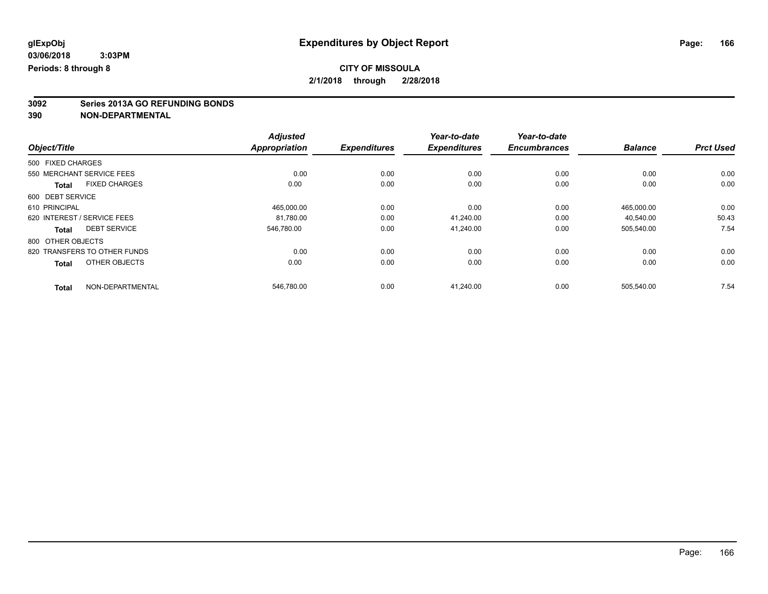# Expenditures by Object Report

glExpObj
03/06/2018 3:03PM
Periods: 8 through 8

**CITY OF MISSOULA**
**2/1/2018 through 2/28/2018**

**3092 Series 2013A GO REFUNDING BONDS**
**390 NON-DEPARTMENTAL**

| Object/Title | Adjusted Appropriation | Expenditures | Year-to-date Expenditures | Year-to-date Encumbrances | Balance | Prct Used |
|---|---|---|---|---|---|---|
| 500 FIXED CHARGES | | | | | | |
| 550 MERCHANT SERVICE FEES | 0.00 | 0.00 | 0.00 | 0.00 | 0.00 | 0.00 |
| **Total** FIXED CHARGES | 0.00 | 0.00 | 0.00 | 0.00 | 0.00 | 0.00 |
| 600 DEBT SERVICE | | | | | | |
| 610 PRINCIPAL | 465,000.00 | 0.00 | 0.00 | 0.00 | 465,000.00 | 0.00 |
| 620 INTEREST / SERVICE FEES | 81,780.00 | 0.00 | 41,240.00 | 0.00 | 40,540.00 | 50.43 |
| **Total** DEBT SERVICE | 546,780.00 | 0.00 | 41,240.00 | 0.00 | 505,540.00 | 7.54 |
| 800 OTHER OBJECTS | | | | | | |
| 820 TRANSFERS TO OTHER FUNDS | 0.00 | 0.00 | 0.00 | 0.00 | 0.00 | 0.00 |
| **Total** OTHER OBJECTS | 0.00 | 0.00 | 0.00 | 0.00 | 0.00 | 0.00 |
| **Total** NON-DEPARTMENTAL | 546,780.00 | 0.00 | 41,240.00 | 0.00 | 505,540.00 | 7.54 |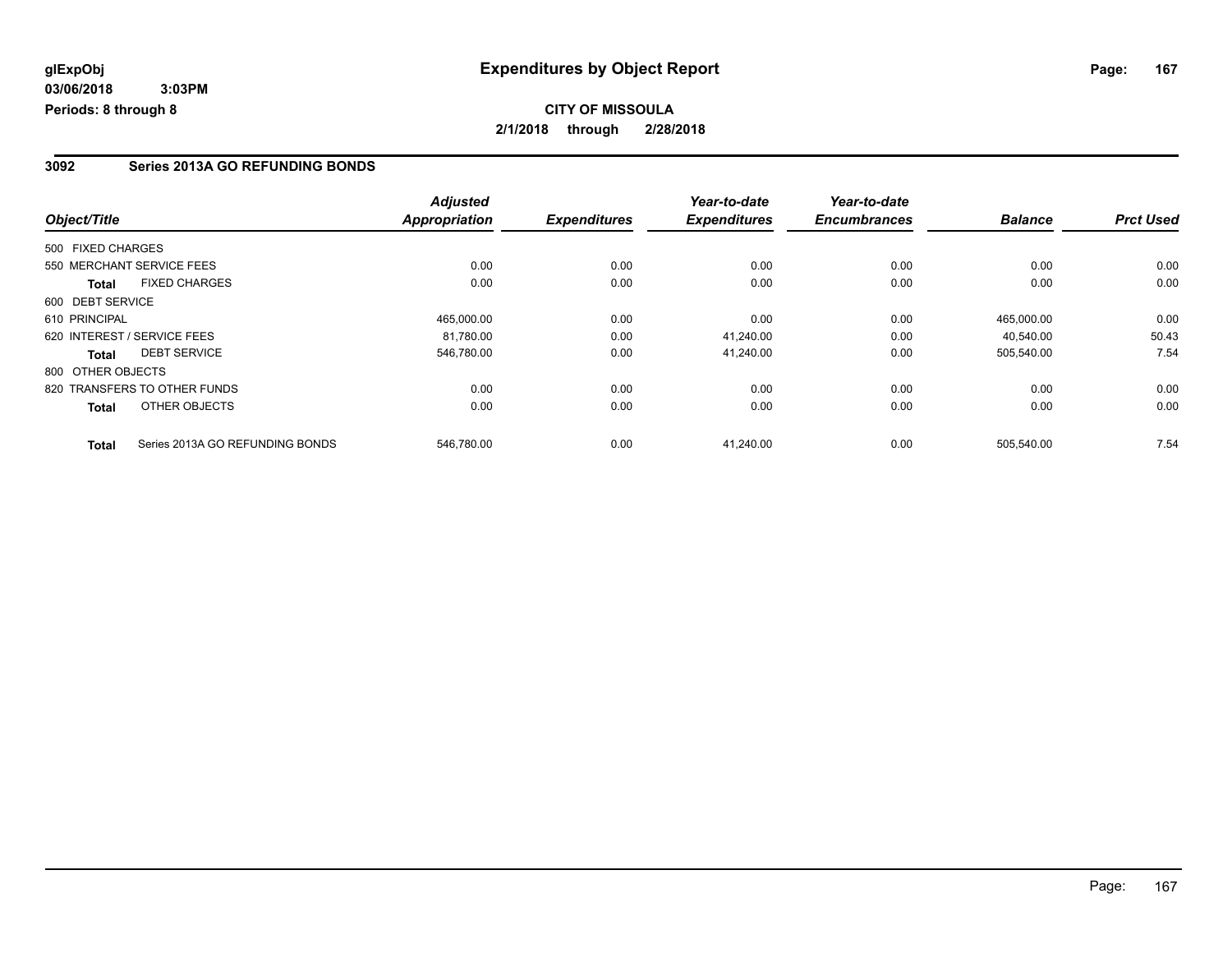**glExpObj**
**03/06/2018 3:03PM**
**Periods: 8 through 8**

# Expenditures by Object Report

**CITY OF MISSOULA**
**2/1/2018 through 2/28/2018**

## 3092 Series 2013A GO REFUNDING BONDS

| Object/Title | Adjusted Appropriation | Expenditures | Year-to-date Expenditures | Year-to-date Encumbrances | Balance | Prct Used |
|---|---|---|---|---|---|---|
| 500 FIXED CHARGES | | | | | | |
| 550 MERCHANT SERVICE FEES | 0.00 | 0.00 | 0.00 | 0.00 | 0.00 | 0.00 |
| **Total** FIXED CHARGES | 0.00 | 0.00 | 0.00 | 0.00 | 0.00 | 0.00 |
| 600 DEBT SERVICE | | | | | | |
| 610 PRINCIPAL | 465,000.00 | 0.00 | 0.00 | 0.00 | 465,000.00 | 0.00 |
| 620 INTEREST / SERVICE FEES | 81,780.00 | 0.00 | 41,240.00 | 0.00 | 40,540.00 | 50.43 |
| **Total** DEBT SERVICE | 546,780.00 | 0.00 | 41,240.00 | 0.00 | 505,540.00 | 7.54 |
| 800 OTHER OBJECTS | | | | | | |
| 820 TRANSFERS TO OTHER FUNDS | 0.00 | 0.00 | 0.00 | 0.00 | 0.00 | 0.00 |
| **Total** OTHER OBJECTS | 0.00 | 0.00 | 0.00 | 0.00 | 0.00 | 0.00 |
| **Total** Series 2013A GO REFUNDING BONDS | 546,780.00 | 0.00 | 41,240.00 | 0.00 | 505,540.00 | 7.54 |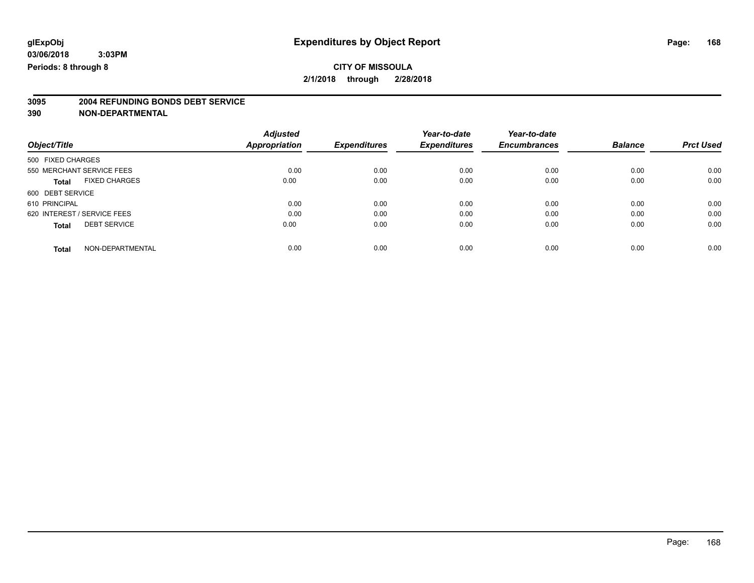# Expenditures by Object Report

glExpObj
03/06/2018 3:03PM
Periods: 8 through 8

**CITY OF MISSOULA**
**2/1/2018 through 2/28/2018**

**3095 2004 REFUNDING BONDS DEBT SERVICE**
**390 NON-DEPARTMENTAL**

| Object/Title | Adjusted Appropriation | Expenditures | Year-to-date Expenditures | Year-to-date Encumbrances | Balance | Prct Used |
|---|---|---|---|---|---|---|
| 500 FIXED CHARGES | | | | | | |
| 550 MERCHANT SERVICE FEES | 0.00 | 0.00 | 0.00 | 0.00 | 0.00 | 0.00 |
| **Total** FIXED CHARGES | 0.00 | 0.00 | 0.00 | 0.00 | 0.00 | 0.00 |
| 600 DEBT SERVICE | | | | | | |
| 610 PRINCIPAL | 0.00 | 0.00 | 0.00 | 0.00 | 0.00 | 0.00 |
| 620 INTEREST / SERVICE FEES | 0.00 | 0.00 | 0.00 | 0.00 | 0.00 | 0.00 |
| **Total** DEBT SERVICE | 0.00 | 0.00 | 0.00 | 0.00 | 0.00 | 0.00 |
| **Total** NON-DEPARTMENTAL | 0.00 | 0.00 | 0.00 | 0.00 | 0.00 | 0.00 |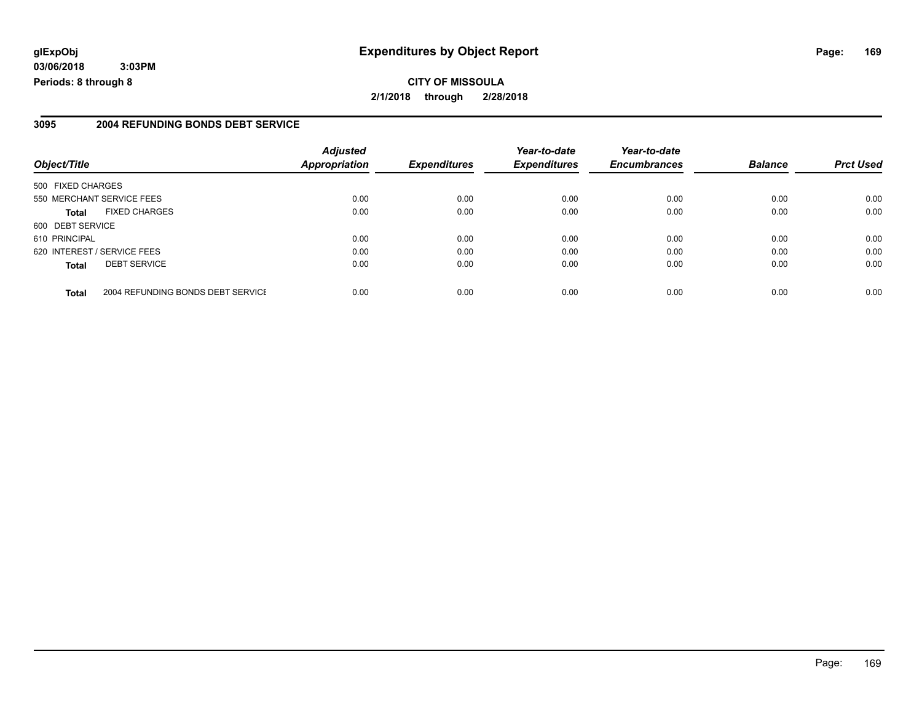**CITY OF MISSOULA**

**2/1/2018 through 2/28/2018**

## 3095 2004 REFUNDING BONDS DEBT SERVICE

| Object/Title | | Adjusted Appropriation | Expenditures | Year-to-date Expenditures | Year-to-date Encumbrances | Balance | Prct Used |
|---|---|---|---|---|---|---|---|
| 500 FIXED CHARGES | | | | | | | |
| 550 MERCHANT SERVICE FEES | | 0.00 | 0.00 | 0.00 | 0.00 | 0.00 | 0.00 |
| **Total** | FIXED CHARGES | 0.00 | 0.00 | 0.00 | 0.00 | 0.00 | 0.00 |
| 600 DEBT SERVICE | | | | | | | |
| 610 PRINCIPAL | | 0.00 | 0.00 | 0.00 | 0.00 | 0.00 | 0.00 |
| 620 INTEREST / SERVICE FEES | | 0.00 | 0.00 | 0.00 | 0.00 | 0.00 | 0.00 |
| **Total** | DEBT SERVICE | 0.00 | 0.00 | 0.00 | 0.00 | 0.00 | 0.00 |
| **Total** | 2004 REFUNDING BONDS DEBT SERVICE | 0.00 | 0.00 | 0.00 | 0.00 | 0.00 | 0.00 |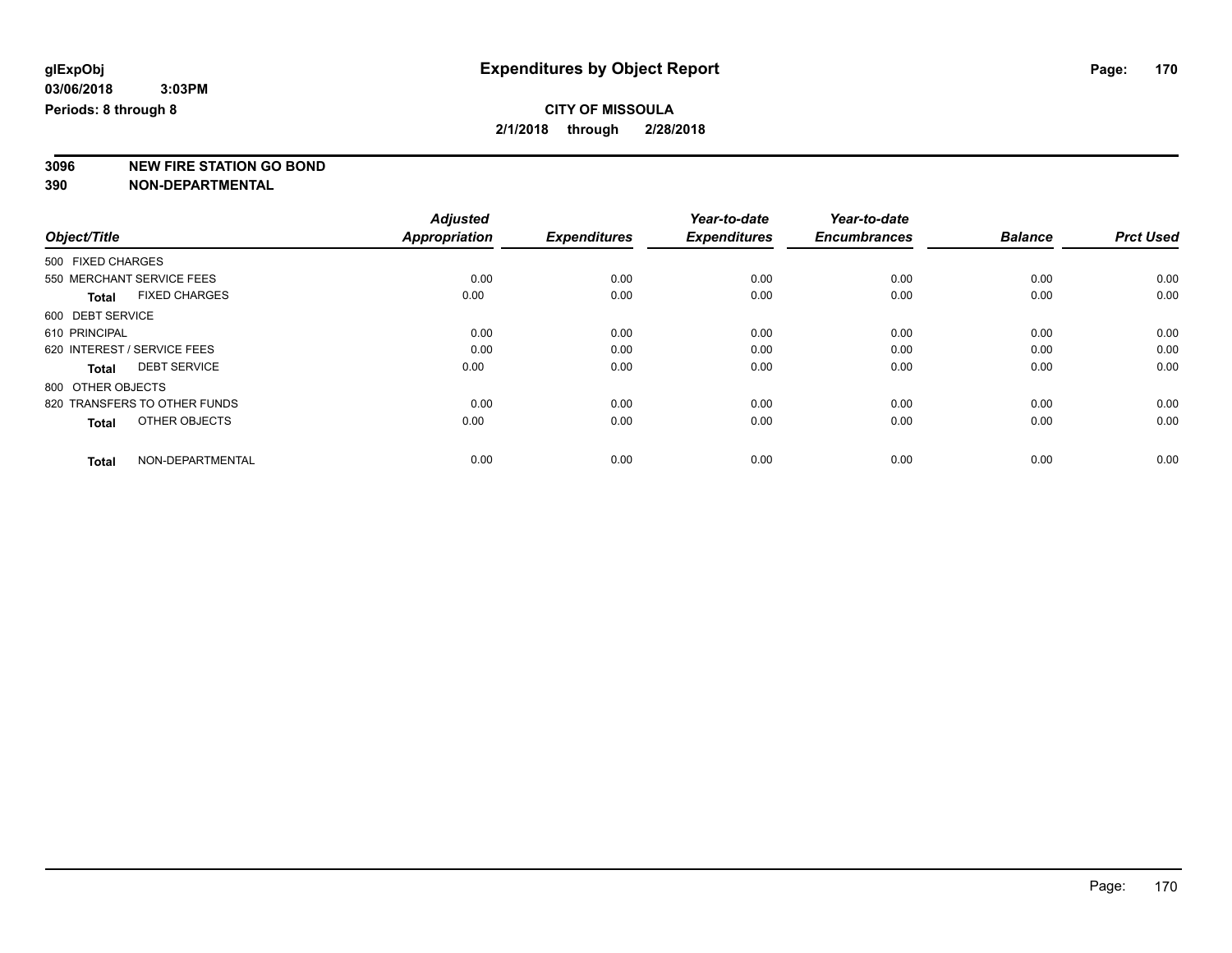**glExpObj**
**03/06/2018 3:03PM**
**Periods: 8 through 8**

# Expenditures by Object Report

**CITY OF MISSOULA**
**2/1/2018 through 2/28/2018**

**3096 NEW FIRE STATION GO BOND**
**390 NON-DEPARTMENTAL**

| Object/Title | Adjusted Appropriation | Expenditures | Year-to-date Expenditures | Year-to-date Encumbrances | Balance | Prct Used |
|---|---|---|---|---|---|---|
| 500 FIXED CHARGES | | | | | | |
| 550 MERCHANT SERVICE FEES | 0.00 | 0.00 | 0.00 | 0.00 | 0.00 | 0.00 |
| **Total** FIXED CHARGES | 0.00 | 0.00 | 0.00 | 0.00 | 0.00 | 0.00 |
| 600 DEBT SERVICE | | | | | | |
| 610 PRINCIPAL | 0.00 | 0.00 | 0.00 | 0.00 | 0.00 | 0.00 |
| 620 INTEREST / SERVICE FEES | 0.00 | 0.00 | 0.00 | 0.00 | 0.00 | 0.00 |
| **Total** DEBT SERVICE | 0.00 | 0.00 | 0.00 | 0.00 | 0.00 | 0.00 |
| 800 OTHER OBJECTS | | | | | | |
| 820 TRANSFERS TO OTHER FUNDS | 0.00 | 0.00 | 0.00 | 0.00 | 0.00 | 0.00 |
| **Total** OTHER OBJECTS | 0.00 | 0.00 | 0.00 | 0.00 | 0.00 | 0.00 |
| **Total** NON-DEPARTMENTAL | 0.00 | 0.00 | 0.00 | 0.00 | 0.00 | 0.00 |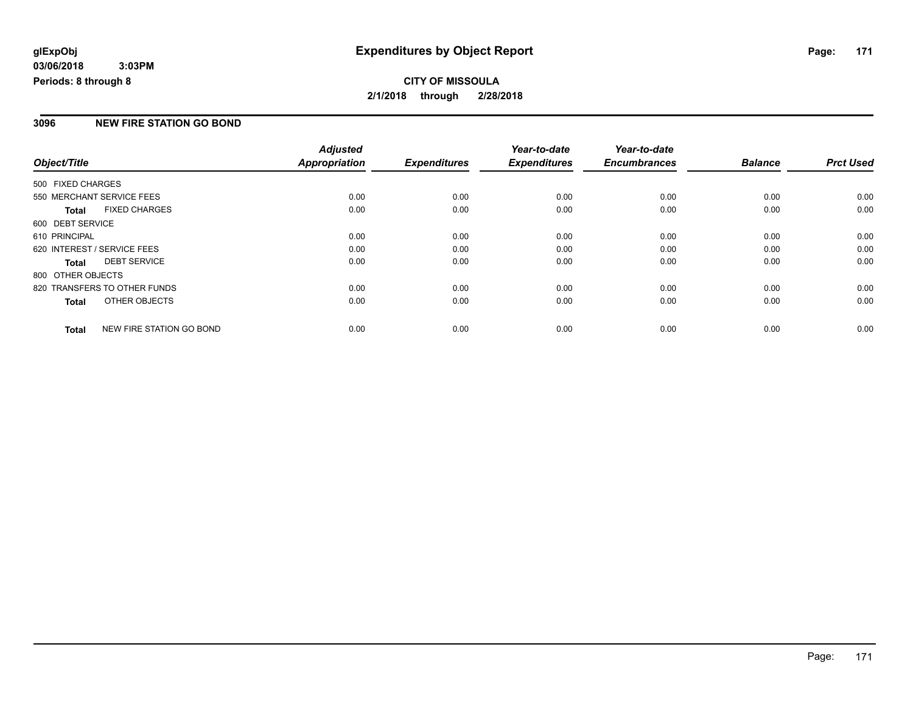**glExpObj**
**03/06/2018 3:03PM**
**Periods: 8 through 8**

# Expenditures by Object Report

**CITY OF MISSOULA**
**2/1/2018 through 2/28/2018**

## 3096 NEW FIRE STATION GO BOND

| Object/Title | | Adjusted Appropriation | Expenditures | Year-to-date Expenditures | Year-to-date Encumbrances | Balance | Prct Used |
|---|---|---|---|---|---|---|---|
| 500 FIXED CHARGES | | | | | | | |
| 550 MERCHANT SERVICE FEES | | 0.00 | 0.00 | 0.00 | 0.00 | 0.00 | 0.00 |
| **Total** | FIXED CHARGES | 0.00 | 0.00 | 0.00 | 0.00 | 0.00 | 0.00 |
| 600 DEBT SERVICE | | | | | | | |
| 610 PRINCIPAL | | 0.00 | 0.00 | 0.00 | 0.00 | 0.00 | 0.00 |
| 620 INTEREST / SERVICE FEES | | 0.00 | 0.00 | 0.00 | 0.00 | 0.00 | 0.00 |
| **Total** | DEBT SERVICE | 0.00 | 0.00 | 0.00 | 0.00 | 0.00 | 0.00 |
| 800 OTHER OBJECTS | | | | | | | |
| 820 TRANSFERS TO OTHER FUNDS | | 0.00 | 0.00 | 0.00 | 0.00 | 0.00 | 0.00 |
| **Total** | OTHER OBJECTS | 0.00 | 0.00 | 0.00 | 0.00 | 0.00 | 0.00 |
| **Total** | NEW FIRE STATION GO BOND | 0.00 | 0.00 | 0.00 | 0.00 | 0.00 | 0.00 |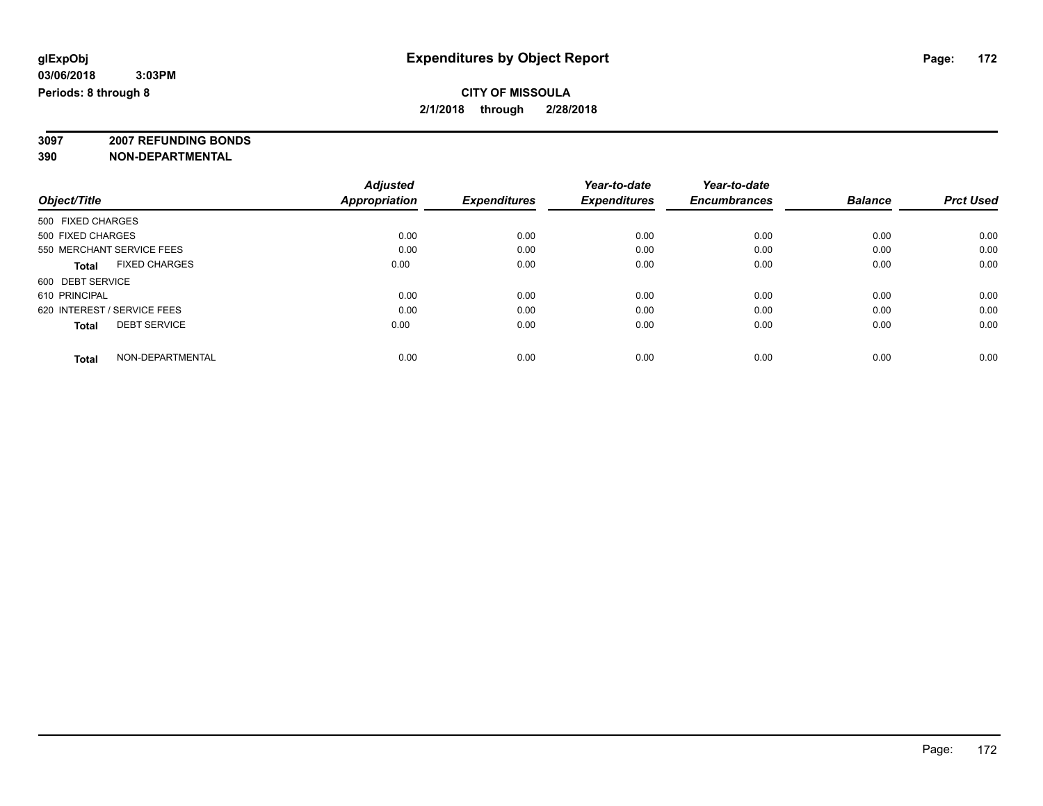**glExpObj**
**03/06/2018 3:03PM**
**Periods: 8 through 8**

# Expenditures by Object Report

**CITY OF MISSOULA**
**2/1/2018 through 2/28/2018**

**3097 2007 REFUNDING BONDS**
**390 NON-DEPARTMENTAL**

| Object/Title | Adjusted Appropriation | Expenditures | Year-to-date Expenditures | Year-to-date Encumbrances | Balance | Prct Used |
|---|---|---|---|---|---|---|
| 500 FIXED CHARGES | | | | | | |
| 500 FIXED CHARGES | 0.00 | 0.00 | 0.00 | 0.00 | 0.00 | 0.00 |
| 550 MERCHANT SERVICE FEES | 0.00 | 0.00 | 0.00 | 0.00 | 0.00 | 0.00 |
| **Total** FIXED CHARGES | 0.00 | 0.00 | 0.00 | 0.00 | 0.00 | 0.00 |
| 600 DEBT SERVICE | | | | | | |
| 610 PRINCIPAL | 0.00 | 0.00 | 0.00 | 0.00 | 0.00 | 0.00 |
| 620 INTEREST / SERVICE FEES | 0.00 | 0.00 | 0.00 | 0.00 | 0.00 | 0.00 |
| **Total** DEBT SERVICE | 0.00 | 0.00 | 0.00 | 0.00 | 0.00 | 0.00 |
| **Total** NON-DEPARTMENTAL | 0.00 | 0.00 | 0.00 | 0.00 | 0.00 | 0.00 |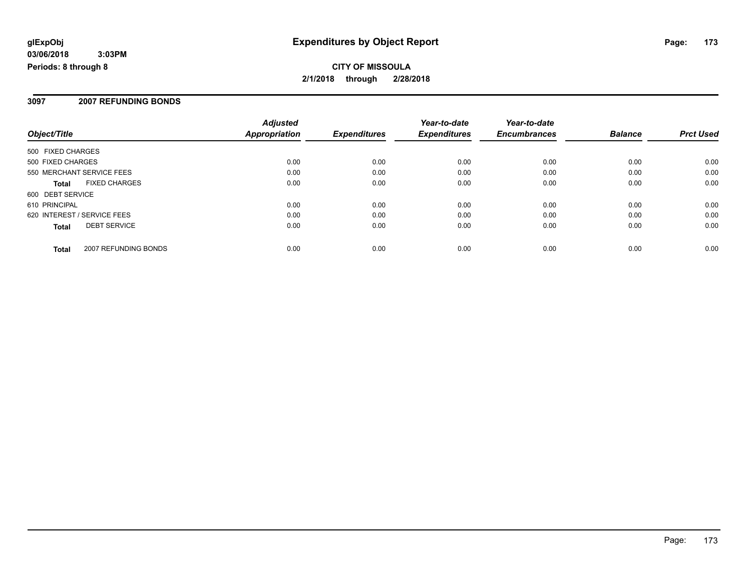**glExpObj**
**03/06/2018 3:03PM**
**Periods: 8 through 8**

# Expenditures by Object Report

**CITY OF MISSOULA**
**2/1/2018 through 2/28/2018**

## 3097 2007 REFUNDING BONDS

| Object/Title | Adjusted Appropriation | Expenditures | Year-to-date Expenditures | Year-to-date Encumbrances | Balance | Prct Used |
|---|---|---|---|---|---|---|
| 500 FIXED CHARGES | | | | | | |
| 500 FIXED CHARGES | 0.00 | 0.00 | 0.00 | 0.00 | 0.00 | 0.00 |
| 550 MERCHANT SERVICE FEES | 0.00 | 0.00 | 0.00 | 0.00 | 0.00 | 0.00 |
| **Total** FIXED CHARGES | 0.00 | 0.00 | 0.00 | 0.00 | 0.00 | 0.00 |
| 600 DEBT SERVICE | | | | | | |
| 610 PRINCIPAL | 0.00 | 0.00 | 0.00 | 0.00 | 0.00 | 0.00 |
| 620 INTEREST / SERVICE FEES | 0.00 | 0.00 | 0.00 | 0.00 | 0.00 | 0.00 |
| **Total** DEBT SERVICE | 0.00 | 0.00 | 0.00 | 0.00 | 0.00 | 0.00 |
| **Total** 2007 REFUNDING BONDS | 0.00 | 0.00 | 0.00 | 0.00 | 0.00 | 0.00 |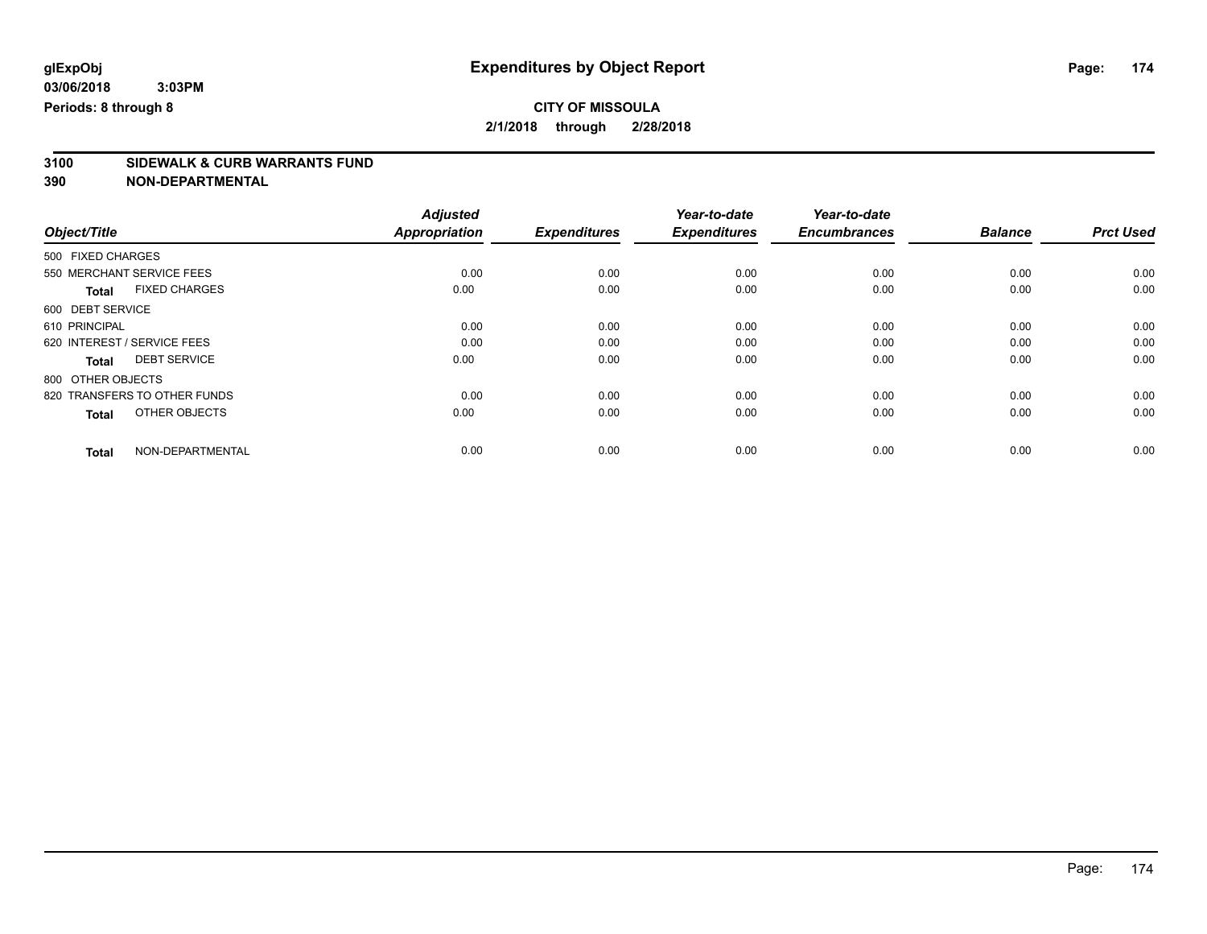# Expenditures by Object Report

glExpObj
03/06/2018 3:03PM
Periods: 8 through 8

**CITY OF MISSOULA**
**2/1/2018 through 2/28/2018**

**3100 SIDEWALK & CURB WARRANTS FUND**
**390 NON-DEPARTMENTAL**

| Object/Title | Adjusted Appropriation | Expenditures | Year-to-date Expenditures | Year-to-date Encumbrances | Balance | Prct Used |
|---|---|---|---|---|---|---|
| 500 FIXED CHARGES | | | | | | |
| 550 MERCHANT SERVICE FEES | 0.00 | 0.00 | 0.00 | 0.00 | 0.00 | 0.00 |
| **Total** FIXED CHARGES | 0.00 | 0.00 | 0.00 | 0.00 | 0.00 | 0.00 |
| 600 DEBT SERVICE | | | | | | |
| 610 PRINCIPAL | 0.00 | 0.00 | 0.00 | 0.00 | 0.00 | 0.00 |
| 620 INTEREST / SERVICE FEES | 0.00 | 0.00 | 0.00 | 0.00 | 0.00 | 0.00 |
| **Total** DEBT SERVICE | 0.00 | 0.00 | 0.00 | 0.00 | 0.00 | 0.00 |
| 800 OTHER OBJECTS | | | | | | |
| 820 TRANSFERS TO OTHER FUNDS | 0.00 | 0.00 | 0.00 | 0.00 | 0.00 | 0.00 |
| **Total** OTHER OBJECTS | 0.00 | 0.00 | 0.00 | 0.00 | 0.00 | 0.00 |
| **Total** NON-DEPARTMENTAL | 0.00 | 0.00 | 0.00 | 0.00 | 0.00 | 0.00 |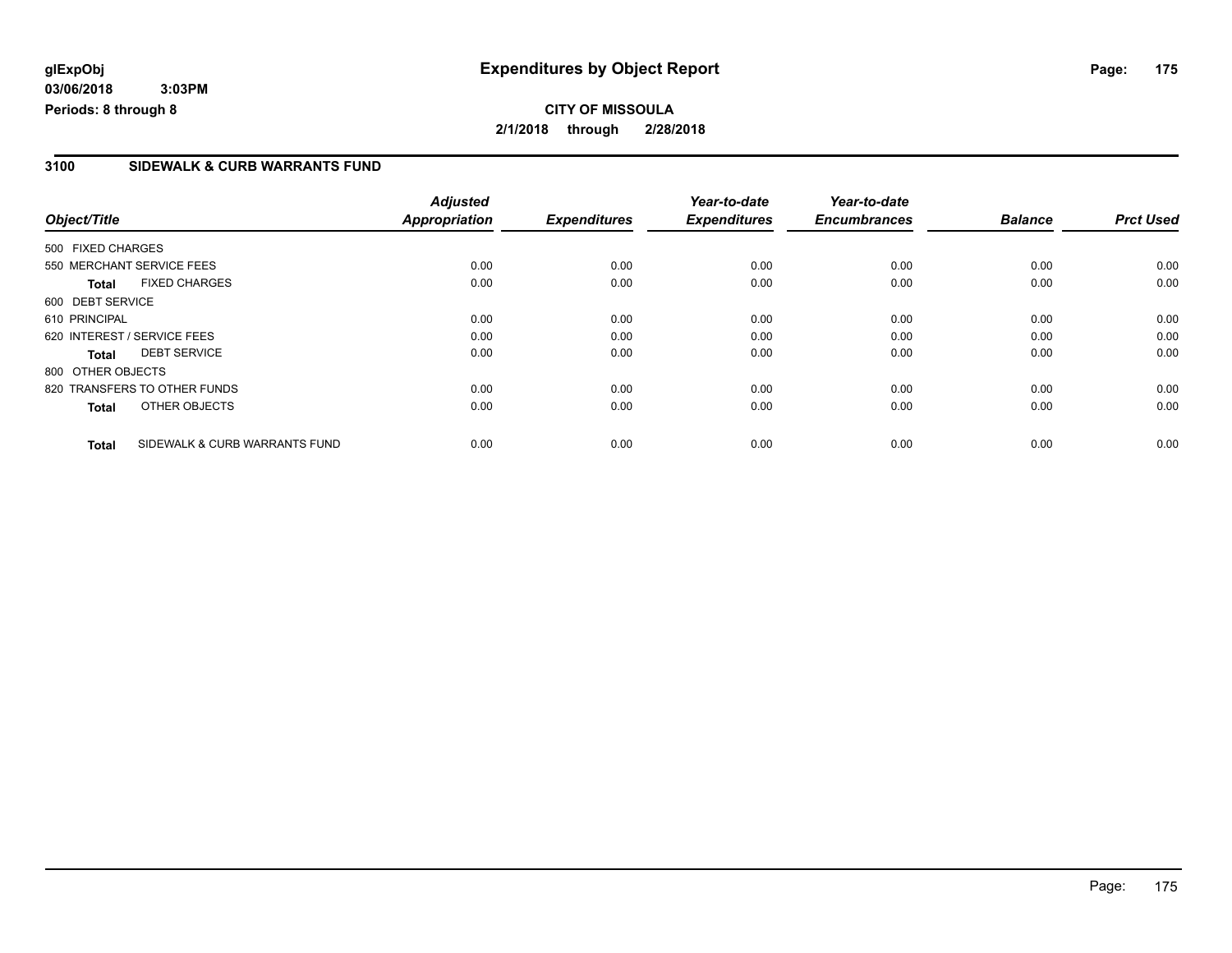**glExpObj** **Expenditures by Object Report**

**03/06/2018 3:03PM**

**Periods: 8 through 8**

**CITY OF MISSOULA**

**2/1/2018 through 2/28/2018**

## 3100 SIDEWALK & CURB WARRANTS FUND

| Object/Title | | Adjusted Appropriation | Expenditures | Year-to-date Expenditures | Year-to-date Encumbrances | Balance | Prct Used |
|---|---|---|---|---|---|---|---|
| 500 FIXED CHARGES | | | | | | | |
| 550 MERCHANT SERVICE FEES | | 0.00 | 0.00 | 0.00 | 0.00 | 0.00 | 0.00 |
| **Total** | FIXED CHARGES | 0.00 | 0.00 | 0.00 | 0.00 | 0.00 | 0.00 |
| 600 DEBT SERVICE | | | | | | | |
| 610 PRINCIPAL | | 0.00 | 0.00 | 0.00 | 0.00 | 0.00 | 0.00 |
| 620 INTEREST / SERVICE FEES | | 0.00 | 0.00 | 0.00 | 0.00 | 0.00 | 0.00 |
| **Total** | DEBT SERVICE | 0.00 | 0.00 | 0.00 | 0.00 | 0.00 | 0.00 |
| 800 OTHER OBJECTS | | | | | | | |
| 820 TRANSFERS TO OTHER FUNDS | | 0.00 | 0.00 | 0.00 | 0.00 | 0.00 | 0.00 |
| **Total** | OTHER OBJECTS | 0.00 | 0.00 | 0.00 | 0.00 | 0.00 | 0.00 |
| **Total** | SIDEWALK & CURB WARRANTS FUND | 0.00 | 0.00 | 0.00 | 0.00 | 0.00 | 0.00 |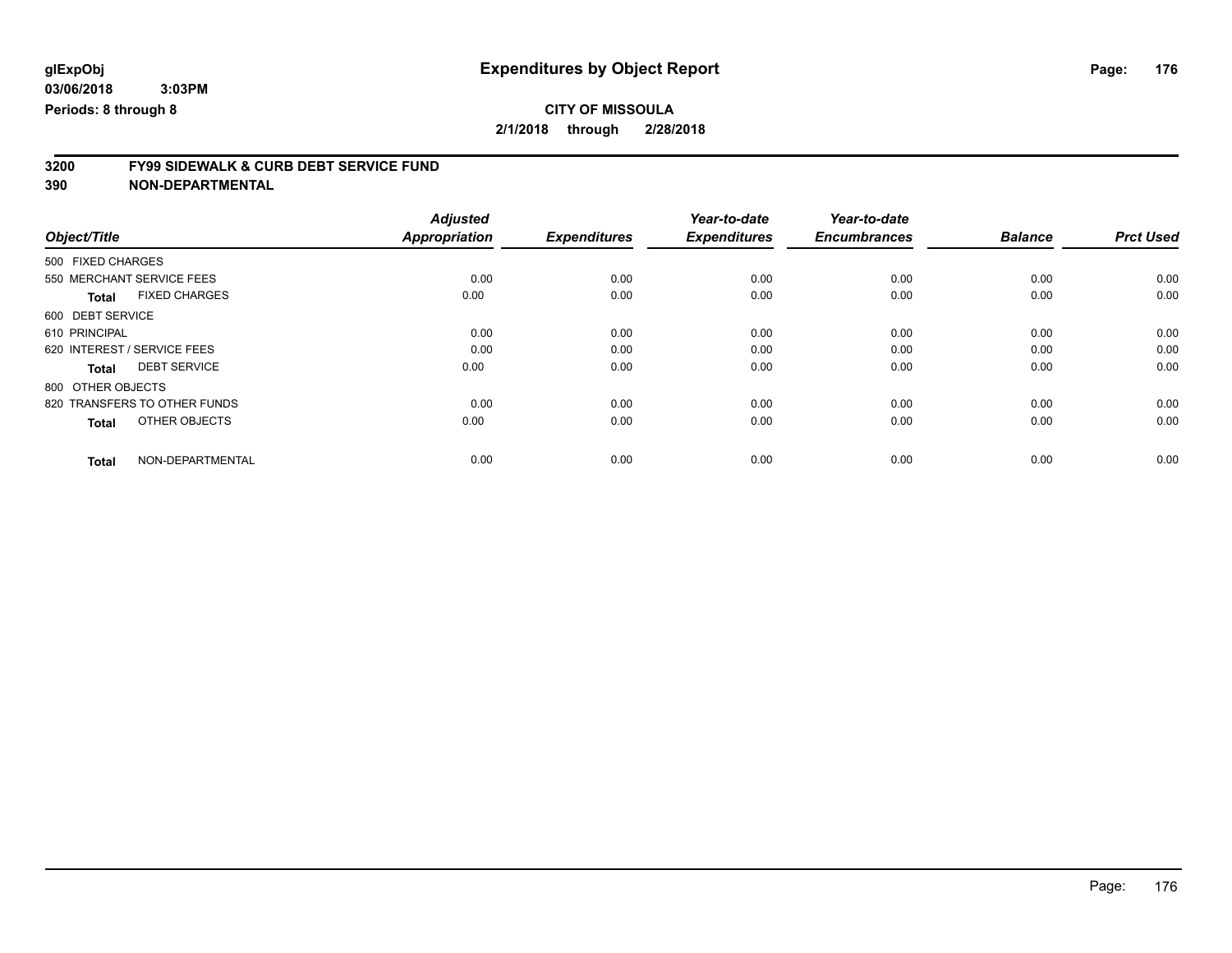**glExpObj**
**03/06/2018 3:03PM**
**Periods: 8 through 8**

# Expenditures by Object Report

**CITY OF MISSOULA**
**2/1/2018 through 2/28/2018**

## 3200 FY99 SIDEWALK & CURB DEBT SERVICE FUND
## 390 NON-DEPARTMENTAL

| Object/Title | Adjusted Appropriation | Expenditures | Year-to-date Expenditures | Year-to-date Encumbrances | Balance | Prct Used |
|---|---|---|---|---|---|---|
| 500 FIXED CHARGES | | | | | | |
| 550 MERCHANT SERVICE FEES | 0.00 | 0.00 | 0.00 | 0.00 | 0.00 | 0.00 |
| **Total** FIXED CHARGES | 0.00 | 0.00 | 0.00 | 0.00 | 0.00 | 0.00 |
| 600 DEBT SERVICE | | | | | | |
| 610 PRINCIPAL | 0.00 | 0.00 | 0.00 | 0.00 | 0.00 | 0.00 |
| 620 INTEREST / SERVICE FEES | 0.00 | 0.00 | 0.00 | 0.00 | 0.00 | 0.00 |
| **Total** DEBT SERVICE | 0.00 | 0.00 | 0.00 | 0.00 | 0.00 | 0.00 |
| 800 OTHER OBJECTS | | | | | | |
| 820 TRANSFERS TO OTHER FUNDS | 0.00 | 0.00 | 0.00 | 0.00 | 0.00 | 0.00 |
| **Total** OTHER OBJECTS | 0.00 | 0.00 | 0.00 | 0.00 | 0.00 | 0.00 |
| **Total** NON-DEPARTMENTAL | 0.00 | 0.00 | 0.00 | 0.00 | 0.00 | 0.00 |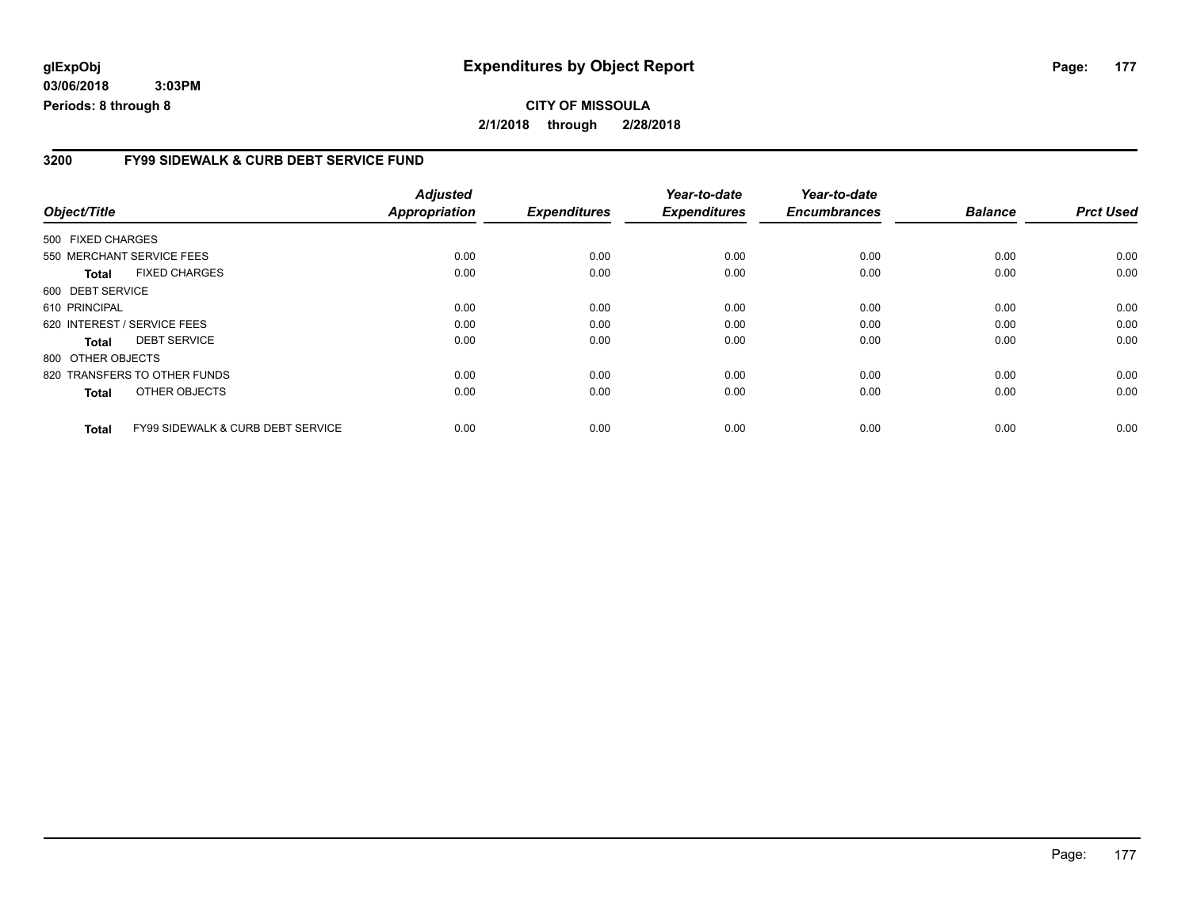**glExpObj**
**03/06/2018 3:03PM**
**Periods: 8 through 8**

# Expenditures by Object Report

**CITY OF MISSOULA**
**2/1/2018 through 2/28/2018**

## 3200 FY99 SIDEWALK & CURB DEBT SERVICE FUND

| Object/Title | Adjusted Appropriation | Expenditures | Year-to-date Expenditures | Year-to-date Encumbrances | Balance | Prct Used |
|---|---|---|---|---|---|---|
| 500 FIXED CHARGES | | | | | | |
| 550 MERCHANT SERVICE FEES | 0.00 | 0.00 | 0.00 | 0.00 | 0.00 | 0.00 |
| **Total** FIXED CHARGES | 0.00 | 0.00 | 0.00 | 0.00 | 0.00 | 0.00 |
| 600 DEBT SERVICE | | | | | | |
| 610 PRINCIPAL | 0.00 | 0.00 | 0.00 | 0.00 | 0.00 | 0.00 |
| 620 INTEREST / SERVICE FEES | 0.00 | 0.00 | 0.00 | 0.00 | 0.00 | 0.00 |
| **Total** DEBT SERVICE | 0.00 | 0.00 | 0.00 | 0.00 | 0.00 | 0.00 |
| 800 OTHER OBJECTS | | | | | | |
| 820 TRANSFERS TO OTHER FUNDS | 0.00 | 0.00 | 0.00 | 0.00 | 0.00 | 0.00 |
| **Total** OTHER OBJECTS | 0.00 | 0.00 | 0.00 | 0.00 | 0.00 | 0.00 |
| **Total** FY99 SIDEWALK & CURB DEBT SERVICE | 0.00 | 0.00 | 0.00 | 0.00 | 0.00 | 0.00 |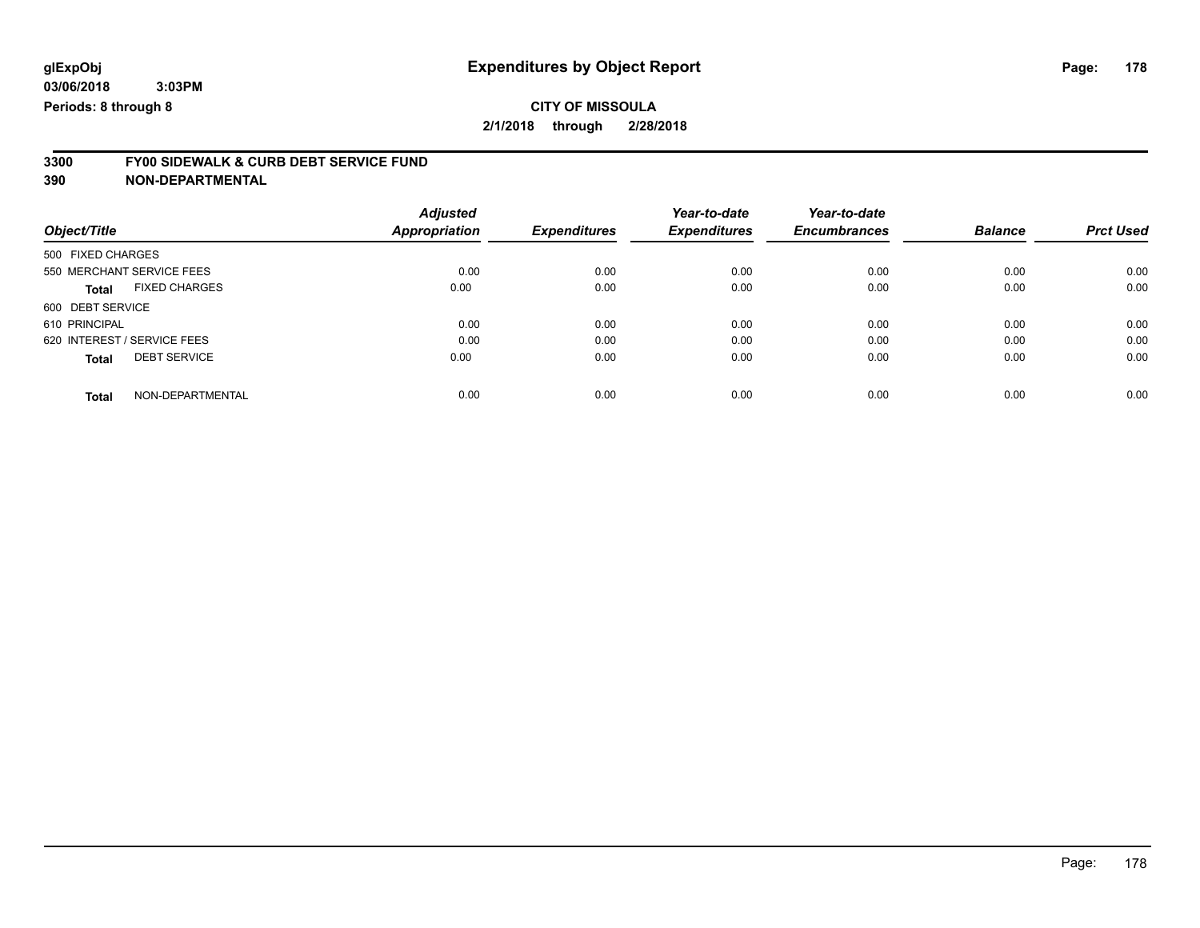glExpObj
03/06/2018 3:03PM
Periods: 8 through 8

# Expenditures by Object Report

**CITY OF MISSOULA**
**2/1/2018 through 2/28/2018**

## 3300 FY00 SIDEWALK & CURB DEBT SERVICE FUND
## 390 NON-DEPARTMENTAL

| Object/Title | Adjusted Appropriation | Expenditures | Year-to-date Expenditures | Year-to-date Encumbrances | Balance | Prct Used |
|---|---|---|---|---|---|---|
| 500 FIXED CHARGES | | | | | | |
| 550 MERCHANT SERVICE FEES | 0.00 | 0.00 | 0.00 | 0.00 | 0.00 | 0.00 |
| **Total** FIXED CHARGES | 0.00 | 0.00 | 0.00 | 0.00 | 0.00 | 0.00 |
| 600 DEBT SERVICE | | | | | | |
| 610 PRINCIPAL | 0.00 | 0.00 | 0.00 | 0.00 | 0.00 | 0.00 |
| 620 INTEREST / SERVICE FEES | 0.00 | 0.00 | 0.00 | 0.00 | 0.00 | 0.00 |
| **Total** DEBT SERVICE | 0.00 | 0.00 | 0.00 | 0.00 | 0.00 | 0.00 |
| **Total** NON-DEPARTMENTAL | 0.00 | 0.00 | 0.00 | 0.00 | 0.00 | 0.00 |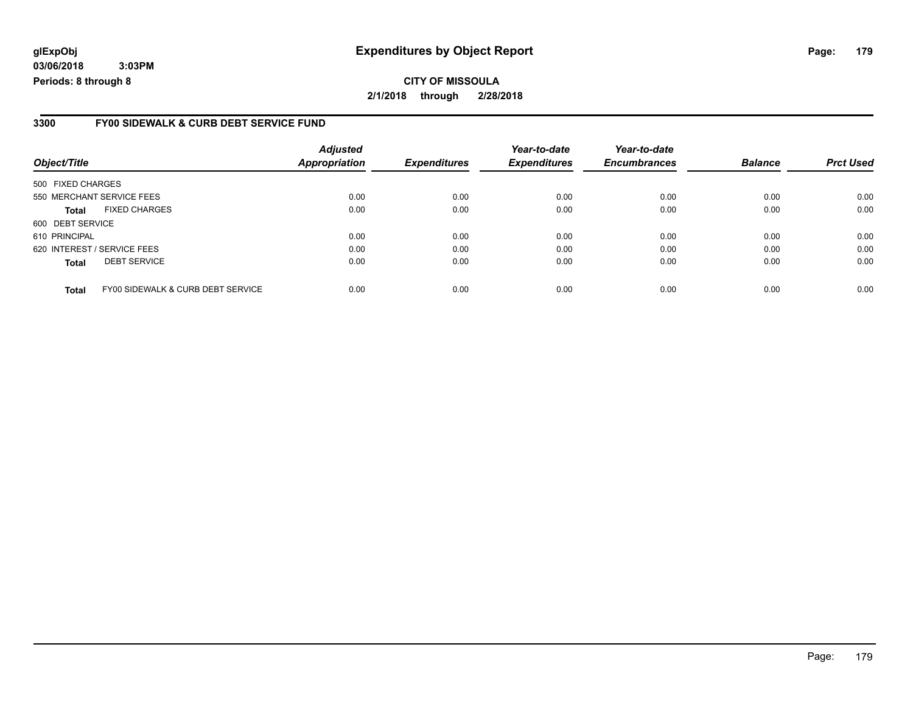**glExpObj**
**03/06/2018 3:03PM**
**Periods: 8 through 8**

# Expenditures by Object Report

**CITY OF MISSOULA**
**2/1/2018 through 2/28/2018**

## 3300 FY00 SIDEWALK & CURB DEBT SERVICE FUND

| Object/Title | Adjusted Appropriation | Expenditures | Year-to-date Expenditures | Year-to-date Encumbrances | Balance | Prct Used |
|---|---|---|---|---|---|---|
| 500 FIXED CHARGES | | | | | | |
| 550 MERCHANT SERVICE FEES | 0.00 | 0.00 | 0.00 | 0.00 | 0.00 | 0.00 |
| **Total** FIXED CHARGES | 0.00 | 0.00 | 0.00 | 0.00 | 0.00 | 0.00 |
| 600 DEBT SERVICE | | | | | | |
| 610 PRINCIPAL | 0.00 | 0.00 | 0.00 | 0.00 | 0.00 | 0.00 |
| 620 INTEREST / SERVICE FEES | 0.00 | 0.00 | 0.00 | 0.00 | 0.00 | 0.00 |
| **Total** DEBT SERVICE | 0.00 | 0.00 | 0.00 | 0.00 | 0.00 | 0.00 |
| **Total** FY00 SIDEWALK & CURB DEBT SERVICE | 0.00 | 0.00 | 0.00 | 0.00 | 0.00 | 0.00 |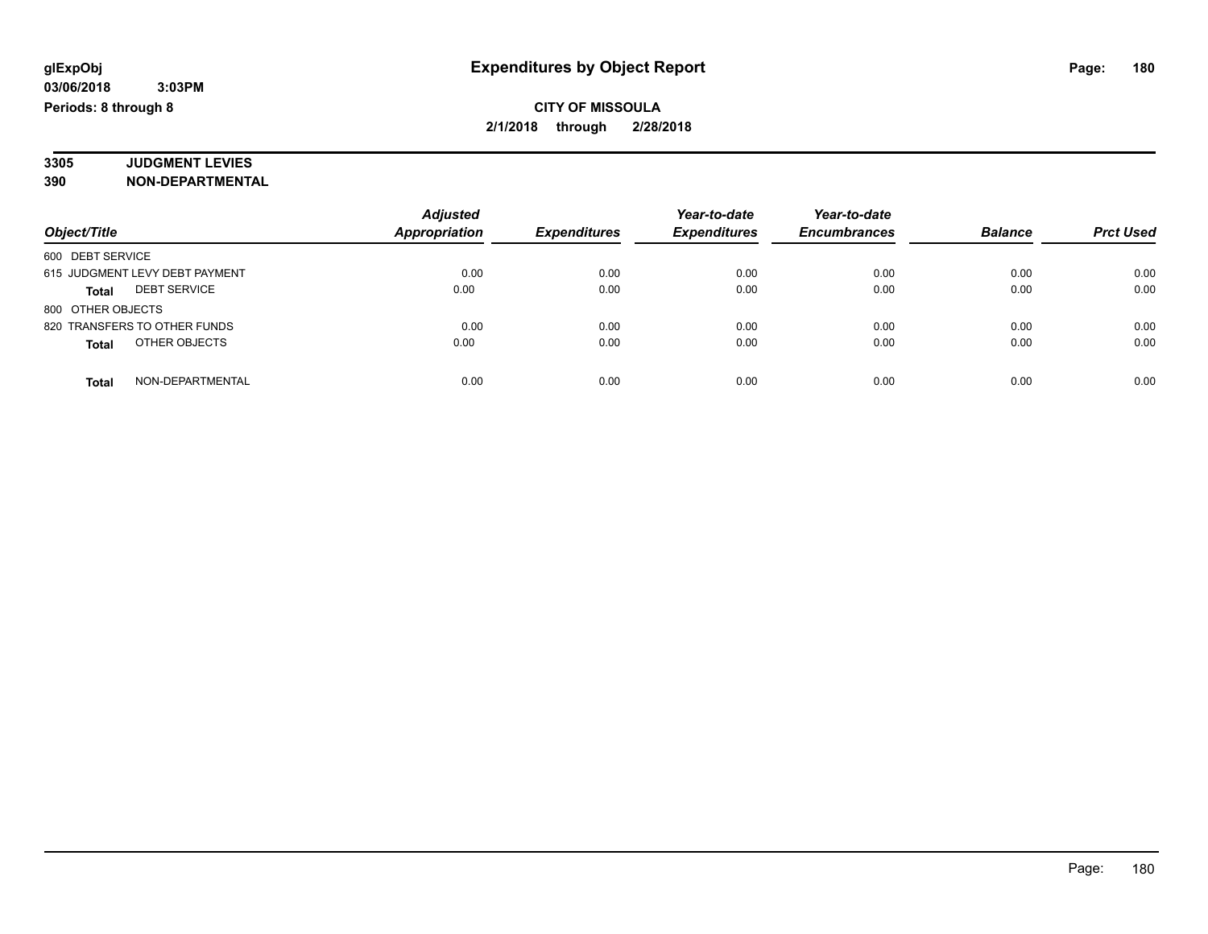**glExpObj** **Expenditures by Object Report**

**03/06/2018 3:03PM**

**Periods: 8 through 8**

**CITY OF MISSOULA**

**2/1/2018 through 2/28/2018**

**3305 JUDGMENT LEVIES**

**390 NON-DEPARTMENTAL**

| Object/Title | Adjusted Appropriation | Expenditures | Year-to-date Expenditures | Year-to-date Encumbrances | Balance | Prct Used |
|---|---|---|---|---|---|---|
| 600 DEBT SERVICE | | | | | | |
| 615 JUDGMENT LEVY DEBT PAYMENT | 0.00 | 0.00 | 0.00 | 0.00 | 0.00 | 0.00 |
| **Total** DEBT SERVICE | 0.00 | 0.00 | 0.00 | 0.00 | 0.00 | 0.00 |
| 800 OTHER OBJECTS | | | | | | |
| 820 TRANSFERS TO OTHER FUNDS | 0.00 | 0.00 | 0.00 | 0.00 | 0.00 | 0.00 |
| **Total** OTHER OBJECTS | 0.00 | 0.00 | 0.00 | 0.00 | 0.00 | 0.00 |
| **Total** NON-DEPARTMENTAL | 0.00 | 0.00 | 0.00 | 0.00 | 0.00 | 0.00 |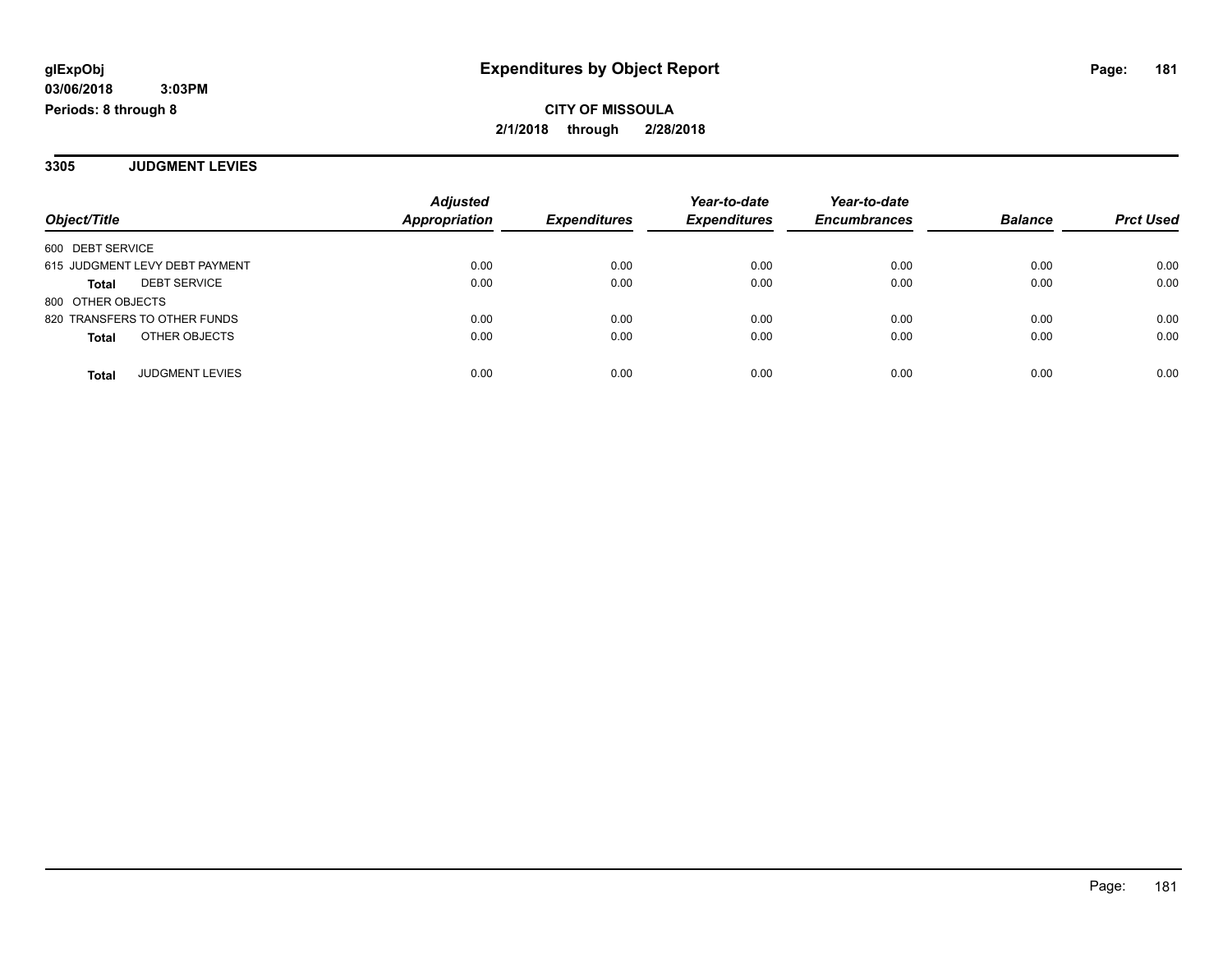**glExpObj**
**03/06/2018 3:03PM**
**Periods: 8 through 8**

# Expenditures by Object Report

**CITY OF MISSOULA**
**2/1/2018 through 2/28/2018**

## 3305 JUDGMENT LEVIES

| Object/Title | Adjusted Appropriation | Expenditures | Year-to-date Expenditures | Year-to-date Encumbrances | Balance | Prct Used |
|---|---|---|---|---|---|---|
| 600 DEBT SERVICE | | | | | | |
| 615 JUDGMENT LEVY DEBT PAYMENT | 0.00 | 0.00 | 0.00 | 0.00 | 0.00 | 0.00 |
| **Total** DEBT SERVICE | 0.00 | 0.00 | 0.00 | 0.00 | 0.00 | 0.00 |
| 800 OTHER OBJECTS | | | | | | |
| 820 TRANSFERS TO OTHER FUNDS | 0.00 | 0.00 | 0.00 | 0.00 | 0.00 | 0.00 |
| **Total** OTHER OBJECTS | 0.00 | 0.00 | 0.00 | 0.00 | 0.00 | 0.00 |
| **Total** JUDGMENT LEVIES | 0.00 | 0.00 | 0.00 | 0.00 | 0.00 | 0.00 |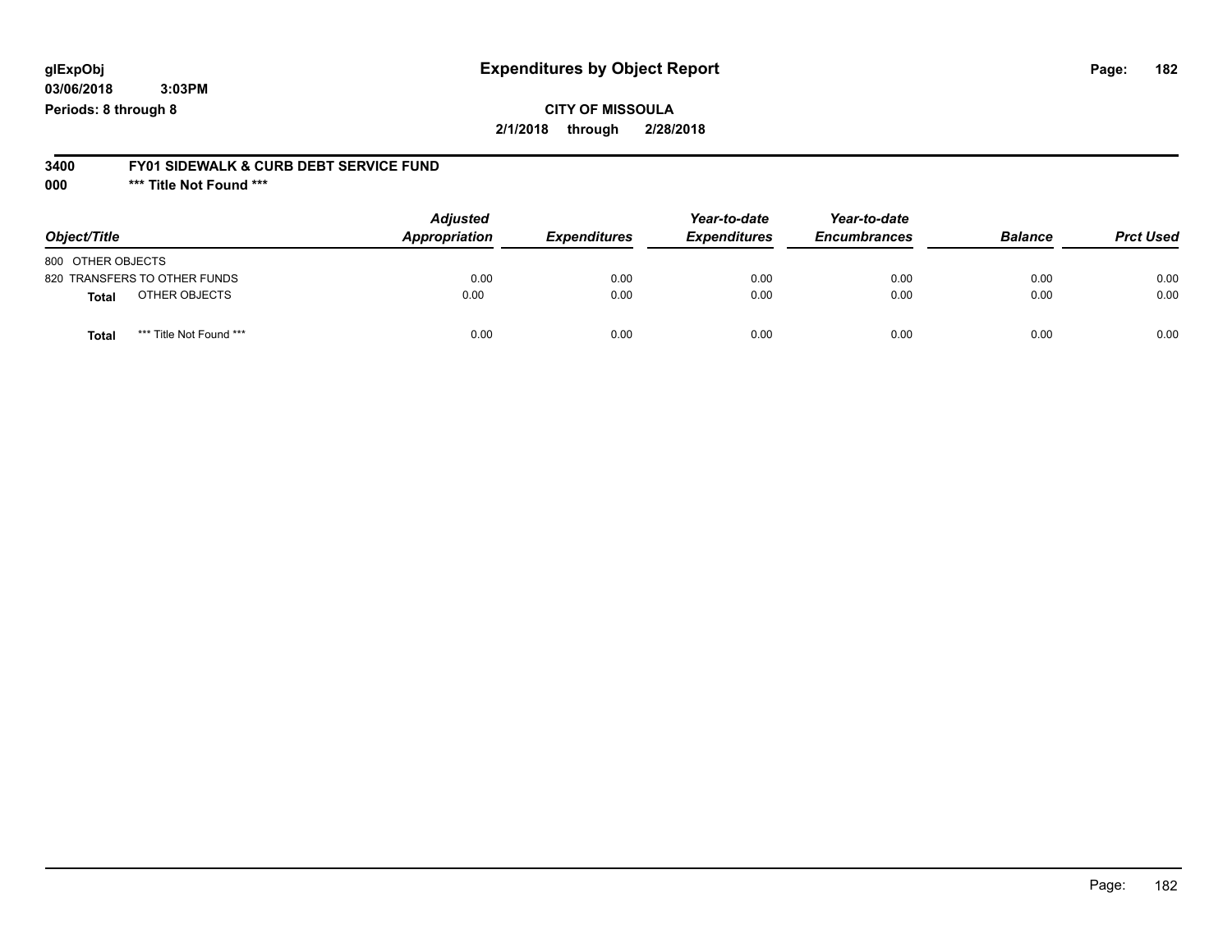# Expenditures by Object Report

glExpObj
03/06/2018 3:03PM
Periods: 8 through 8

**CITY OF MISSOULA**
**2/1/2018 through 2/28/2018**

**3400 FY01 SIDEWALK & CURB DEBT SERVICE FUND**
**000 *** Title Not Found *****

| Object/Title | Adjusted Appropriation | Expenditures | Year-to-date Expenditures | Year-to-date Encumbrances | Balance | Prct Used |
|---|---|---|---|---|---|---|
| 800 OTHER OBJECTS | | | | | | |
| 820 TRANSFERS TO OTHER FUNDS | 0.00 | 0.00 | 0.00 | 0.00 | 0.00 | 0.00 |
| **Total** OTHER OBJECTS | 0.00 | 0.00 | 0.00 | 0.00 | 0.00 | 0.00 |
| **Total** *** Title Not Found *** | 0.00 | 0.00 | 0.00 | 0.00 | 0.00 | 0.00 |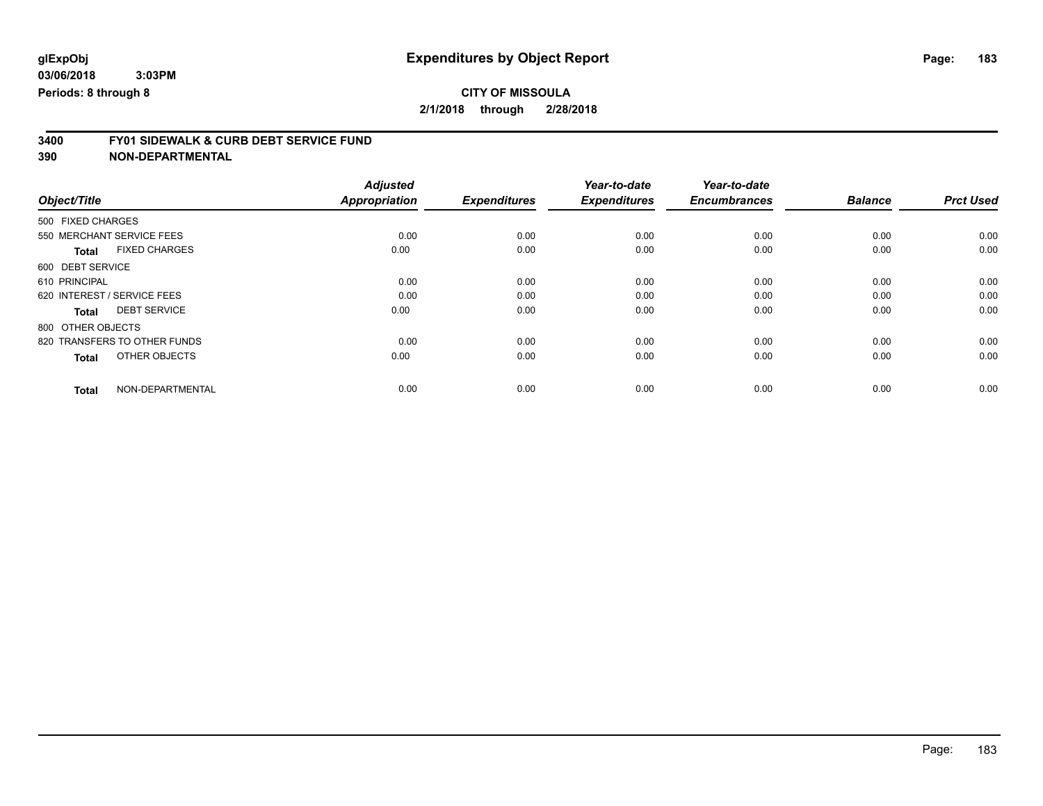# Expenditures by Object Report

glExpObj
03/06/2018 3:03PM
Periods: 8 through 8

**CITY OF MISSOULA**
**2/1/2018 through 2/28/2018**

**3400 FY01 SIDEWALK & CURB DEBT SERVICE FUND**
**390 NON-DEPARTMENTAL**

| Object/Title | Adjusted Appropriation | Expenditures | Year-to-date Expenditures | Year-to-date Encumbrances | Balance | Prct Used |
|---|---|---|---|---|---|---|
| 500 FIXED CHARGES | | | | | | |
| 550 MERCHANT SERVICE FEES | 0.00 | 0.00 | 0.00 | 0.00 | 0.00 | 0.00 |
| **Total** FIXED CHARGES | 0.00 | 0.00 | 0.00 | 0.00 | 0.00 | 0.00 |
| 600 DEBT SERVICE | | | | | | |
| 610 PRINCIPAL | 0.00 | 0.00 | 0.00 | 0.00 | 0.00 | 0.00 |
| 620 INTEREST / SERVICE FEES | 0.00 | 0.00 | 0.00 | 0.00 | 0.00 | 0.00 |
| **Total** DEBT SERVICE | 0.00 | 0.00 | 0.00 | 0.00 | 0.00 | 0.00 |
| 800 OTHER OBJECTS | | | | | | |
| 820 TRANSFERS TO OTHER FUNDS | 0.00 | 0.00 | 0.00 | 0.00 | 0.00 | 0.00 |
| **Total** OTHER OBJECTS | 0.00 | 0.00 | 0.00 | 0.00 | 0.00 | 0.00 |
| **Total** NON-DEPARTMENTAL | 0.00 | 0.00 | 0.00 | 0.00 | 0.00 | 0.00 |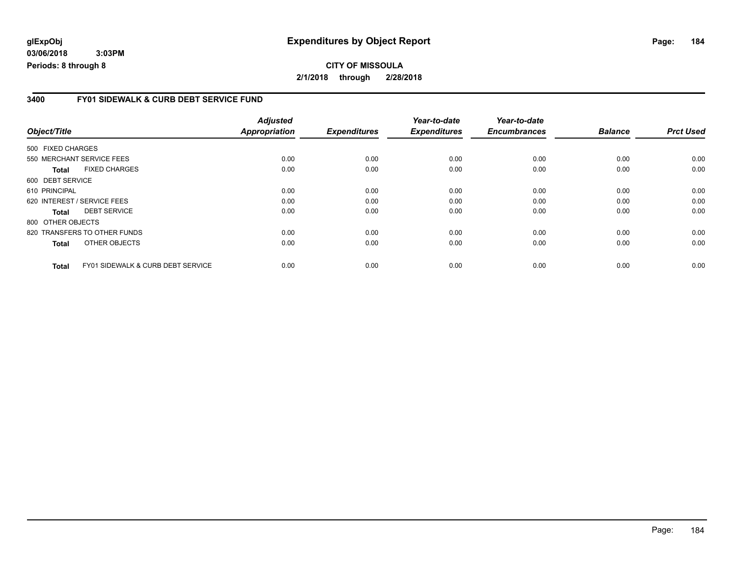**glExpObj** **Expenditures by Object Report**
**03/06/2018 3:03PM**
**Periods: 8 through 8**

**CITY OF MISSOULA**
**2/1/2018 through 2/28/2018**

## 3400 FY01 SIDEWALK & CURB DEBT SERVICE FUND

| Object/Title | Adjusted Appropriation | Expenditures | Year-to-date Expenditures | Year-to-date Encumbrances | Balance | Prct Used |
|---|---|---|---|---|---|---|
| 500 FIXED CHARGES | | | | | | |
| 550 MERCHANT SERVICE FEES | 0.00 | 0.00 | 0.00 | 0.00 | 0.00 | 0.00 |
| **Total** FIXED CHARGES | 0.00 | 0.00 | 0.00 | 0.00 | 0.00 | 0.00 |
| 600 DEBT SERVICE | | | | | | |
| 610 PRINCIPAL | 0.00 | 0.00 | 0.00 | 0.00 | 0.00 | 0.00 |
| 620 INTEREST / SERVICE FEES | 0.00 | 0.00 | 0.00 | 0.00 | 0.00 | 0.00 |
| **Total** DEBT SERVICE | 0.00 | 0.00 | 0.00 | 0.00 | 0.00 | 0.00 |
| 800 OTHER OBJECTS | | | | | | |
| 820 TRANSFERS TO OTHER FUNDS | 0.00 | 0.00 | 0.00 | 0.00 | 0.00 | 0.00 |
| **Total** OTHER OBJECTS | 0.00 | 0.00 | 0.00 | 0.00 | 0.00 | 0.00 |
| **Total** FY01 SIDEWALK & CURB DEBT SERVICE | 0.00 | 0.00 | 0.00 | 0.00 | 0.00 | 0.00 |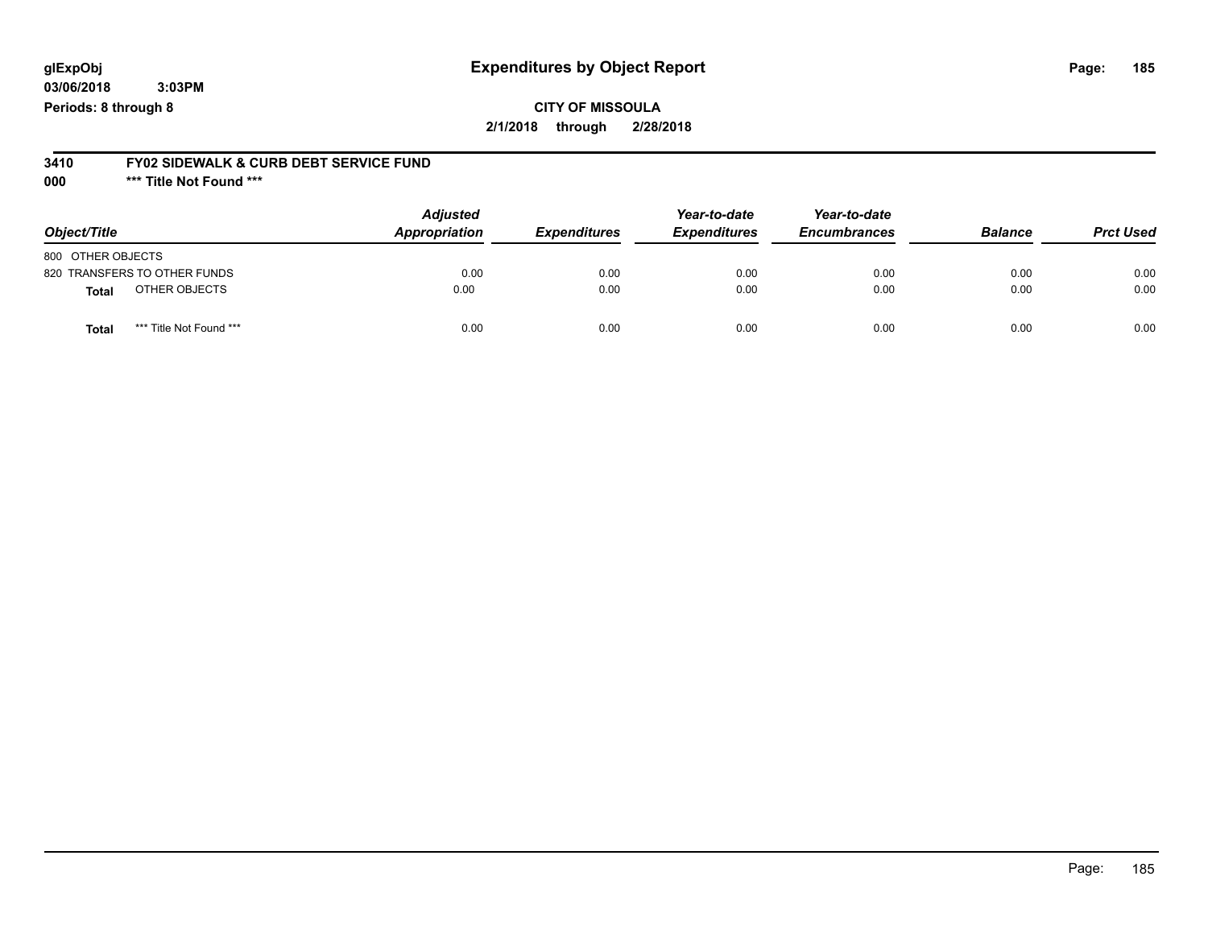**glExpObj** **Expenditures by Object Report**

**03/06/2018 3:03PM**

**Periods: 8 through 8**

**CITY OF MISSOULA**

**2/1/2018 through 2/28/2018**

**3410 FY02 SIDEWALK & CURB DEBT SERVICE FUND**

**000 \*\*\* Title Not Found \*\*\***

| Object/Title | Adjusted Appropriation | Expenditures | Year-to-date Expenditures | Year-to-date Encumbrances | Balance | Prct Used |
|---|---|---|---|---|---|---|
| 800 OTHER OBJECTS | | | | | | |
| 820 TRANSFERS TO OTHER FUNDS | 0.00 | 0.00 | 0.00 | 0.00 | 0.00 | 0.00 |
| **Total** OTHER OBJECTS | 0.00 | 0.00 | 0.00 | 0.00 | 0.00 | 0.00 |
| **Total** *** Title Not Found *** | 0.00 | 0.00 | 0.00 | 0.00 | 0.00 | 0.00 |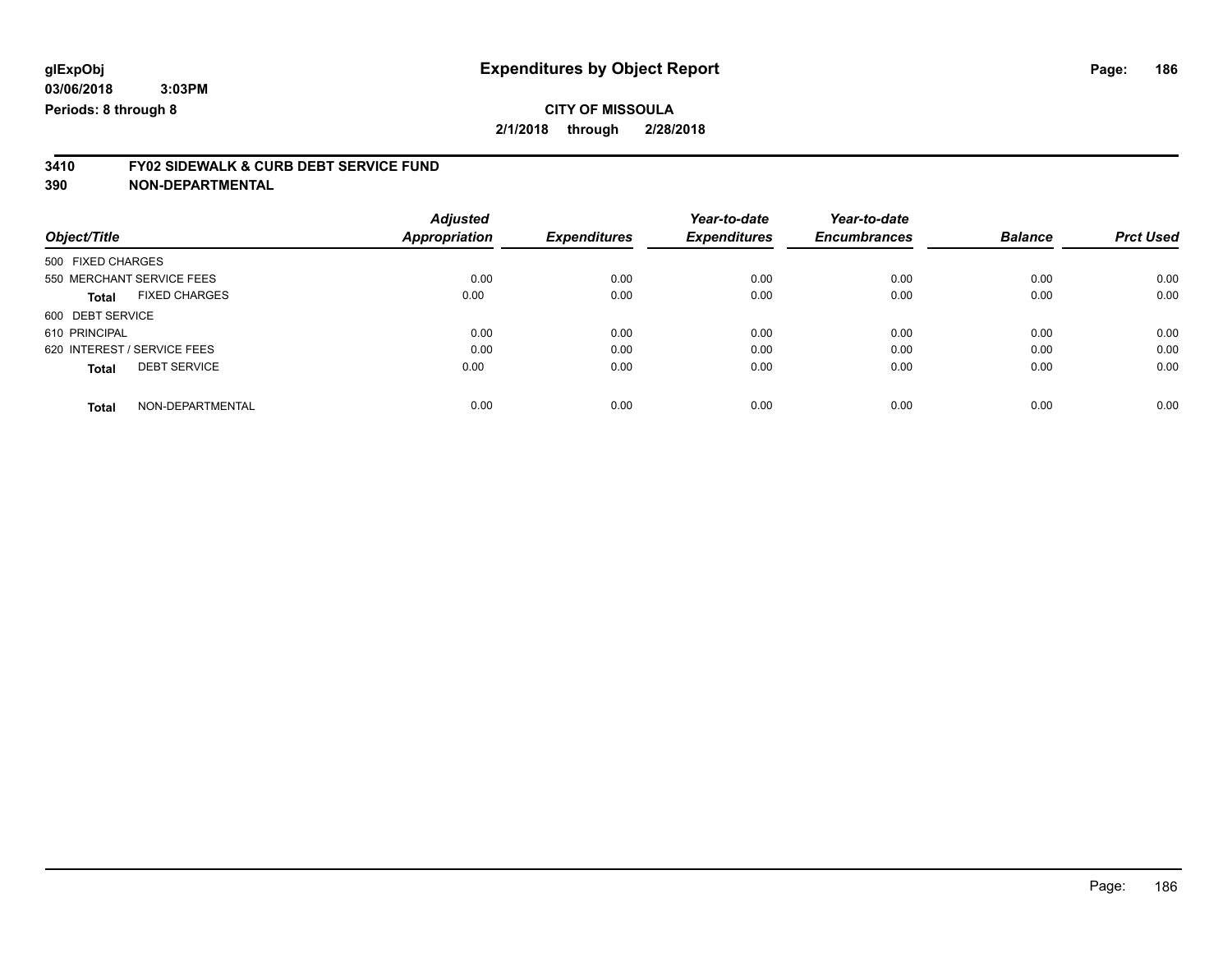**glExpObj**
**03/06/2018 3:03PM**
**Periods: 8 through 8**

# Expenditures by Object Report

**CITY OF MISSOULA**
**2/1/2018 through 2/28/2018**

## 3410 FY02 SIDEWALK & CURB DEBT SERVICE FUND
## 390 NON-DEPARTMENTAL

| Object/Title | Adjusted Appropriation | Expenditures | Year-to-date Expenditures | Year-to-date Encumbrances | Balance | Prct Used |
|---|---|---|---|---|---|---|
| 500 FIXED CHARGES | | | | | | |
| 550 MERCHANT SERVICE FEES | 0.00 | 0.00 | 0.00 | 0.00 | 0.00 | 0.00 |
| **Total** FIXED CHARGES | 0.00 | 0.00 | 0.00 | 0.00 | 0.00 | 0.00 |
| 600 DEBT SERVICE | | | | | | |
| 610 PRINCIPAL | 0.00 | 0.00 | 0.00 | 0.00 | 0.00 | 0.00 |
| 620 INTEREST / SERVICE FEES | 0.00 | 0.00 | 0.00 | 0.00 | 0.00 | 0.00 |
| **Total** DEBT SERVICE | 0.00 | 0.00 | 0.00 | 0.00 | 0.00 | 0.00 |
| **Total** NON-DEPARTMENTAL | 0.00 | 0.00 | 0.00 | 0.00 | 0.00 | 0.00 |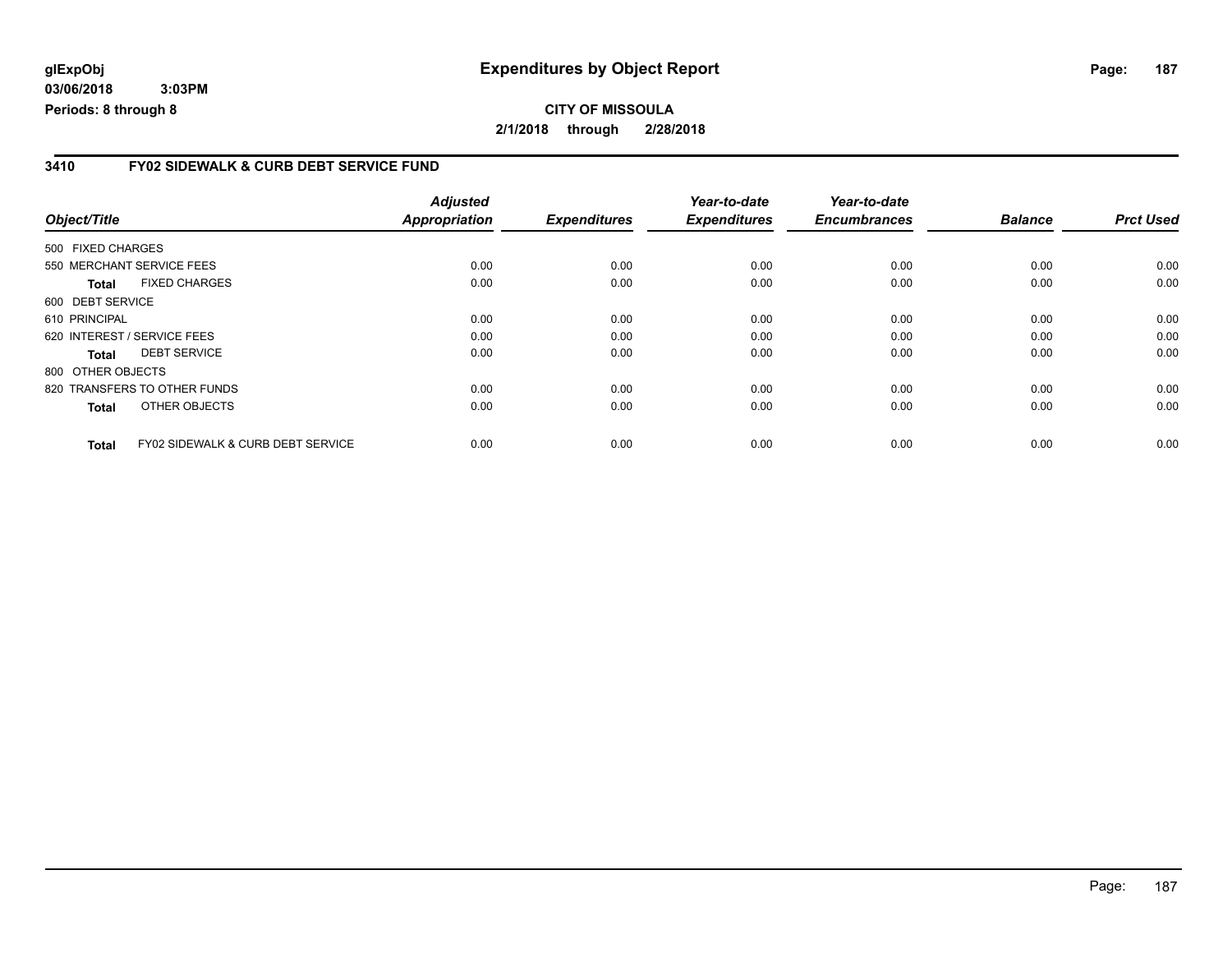**glExpObj** **Expenditures by Object Report**

**03/06/2018 3:03PM**

**Periods: 8 through 8**

**CITY OF MISSOULA**

**2/1/2018 through 2/28/2018**

## 3410 FY02 SIDEWALK & CURB DEBT SERVICE FUND

| Object/Title | Adjusted Appropriation | Expenditures | Year-to-date Expenditures | Year-to-date Encumbrances | Balance | Prct Used |
|---|---|---|---|---|---|---|
| 500 FIXED CHARGES | | | | | | |
| 550 MERCHANT SERVICE FEES | 0.00 | 0.00 | 0.00 | 0.00 | 0.00 | 0.00 |
| **Total** FIXED CHARGES | 0.00 | 0.00 | 0.00 | 0.00 | 0.00 | 0.00 |
| 600 DEBT SERVICE | | | | | | |
| 610 PRINCIPAL | 0.00 | 0.00 | 0.00 | 0.00 | 0.00 | 0.00 |
| 620 INTEREST / SERVICE FEES | 0.00 | 0.00 | 0.00 | 0.00 | 0.00 | 0.00 |
| **Total** DEBT SERVICE | 0.00 | 0.00 | 0.00 | 0.00 | 0.00 | 0.00 |
| 800 OTHER OBJECTS | | | | | | |
| 820 TRANSFERS TO OTHER FUNDS | 0.00 | 0.00 | 0.00 | 0.00 | 0.00 | 0.00 |
| **Total** OTHER OBJECTS | 0.00 | 0.00 | 0.00 | 0.00 | 0.00 | 0.00 |
| **Total** FY02 SIDEWALK & CURB DEBT SERVICE | 0.00 | 0.00 | 0.00 | 0.00 | 0.00 | 0.00 |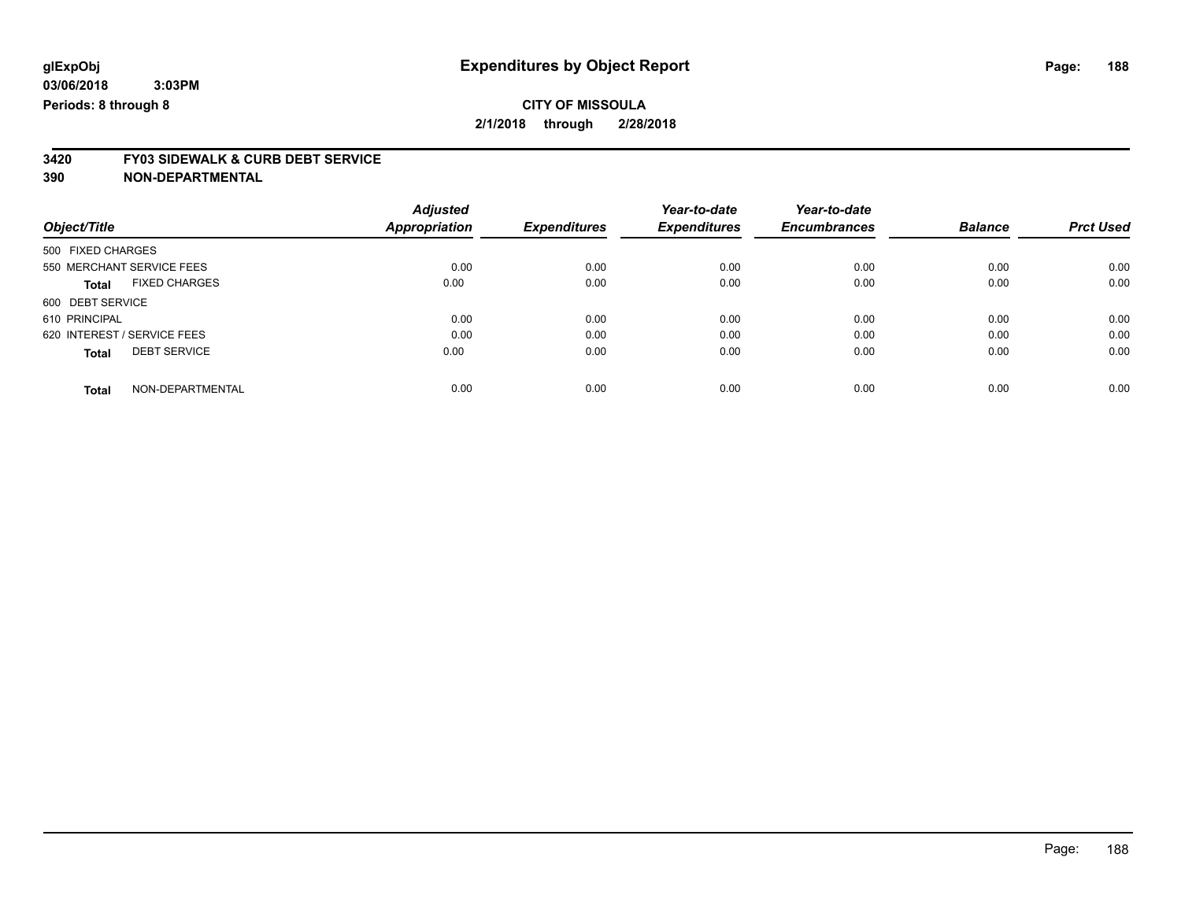glExpObj
03/06/2018 3:03PM
Periods: 8 through 8

# Expenditures by Object Report

**CITY OF MISSOULA**
**2/1/2018 through 2/28/2018**

**3420 FY03 SIDEWALK & CURB DEBT SERVICE**
**390 NON-DEPARTMENTAL**

| Object/Title | Adjusted Appropriation | Expenditures | Year-to-date Expenditures | Year-to-date Encumbrances | Balance | Prct Used |
|---|---|---|---|---|---|---|
| 500 FIXED CHARGES | | | | | | |
| 550 MERCHANT SERVICE FEES | 0.00 | 0.00 | 0.00 | 0.00 | 0.00 | 0.00 |
| **Total** FIXED CHARGES | 0.00 | 0.00 | 0.00 | 0.00 | 0.00 | 0.00 |
| 600 DEBT SERVICE | | | | | | |
| 610 PRINCIPAL | 0.00 | 0.00 | 0.00 | 0.00 | 0.00 | 0.00 |
| 620 INTEREST / SERVICE FEES | 0.00 | 0.00 | 0.00 | 0.00 | 0.00 | 0.00 |
| **Total** DEBT SERVICE | 0.00 | 0.00 | 0.00 | 0.00 | 0.00 | 0.00 |
| **Total** NON-DEPARTMENTAL | 0.00 | 0.00 | 0.00 | 0.00 | 0.00 | 0.00 |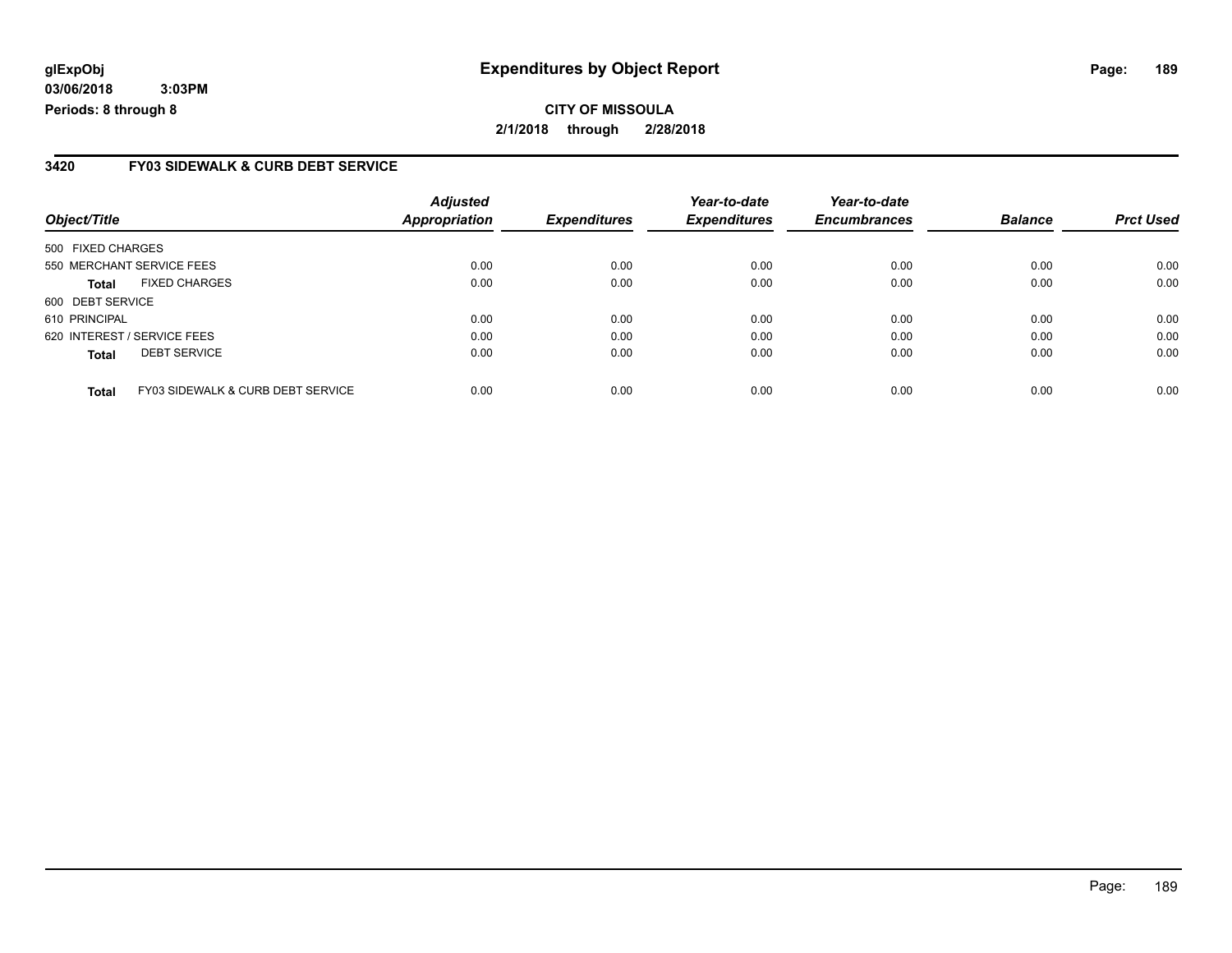**CITY OF MISSOULA**

**2/1/2018 through 2/28/2018**

## 3420 FY03 SIDEWALK & CURB DEBT SERVICE

| Object/Title | | Adjusted Appropriation | Expenditures | Year-to-date Expenditures | Year-to-date Encumbrances | Balance | Prct Used |
|---|---|---|---|---|---|---|---|
| 500 FIXED CHARGES | | | | | | | |
| 550 MERCHANT SERVICE FEES | | 0.00 | 0.00 | 0.00 | 0.00 | 0.00 | 0.00 |
| **Total** | FIXED CHARGES | 0.00 | 0.00 | 0.00 | 0.00 | 0.00 | 0.00 |
| 600 DEBT SERVICE | | | | | | | |
| 610 PRINCIPAL | | 0.00 | 0.00 | 0.00 | 0.00 | 0.00 | 0.00 |
| 620 INTEREST / SERVICE FEES | | 0.00 | 0.00 | 0.00 | 0.00 | 0.00 | 0.00 |
| **Total** | DEBT SERVICE | 0.00 | 0.00 | 0.00 | 0.00 | 0.00 | 0.00 |
| **Total** | FY03 SIDEWALK & CURB DEBT SERVICE | 0.00 | 0.00 | 0.00 | 0.00 | 0.00 | 0.00 |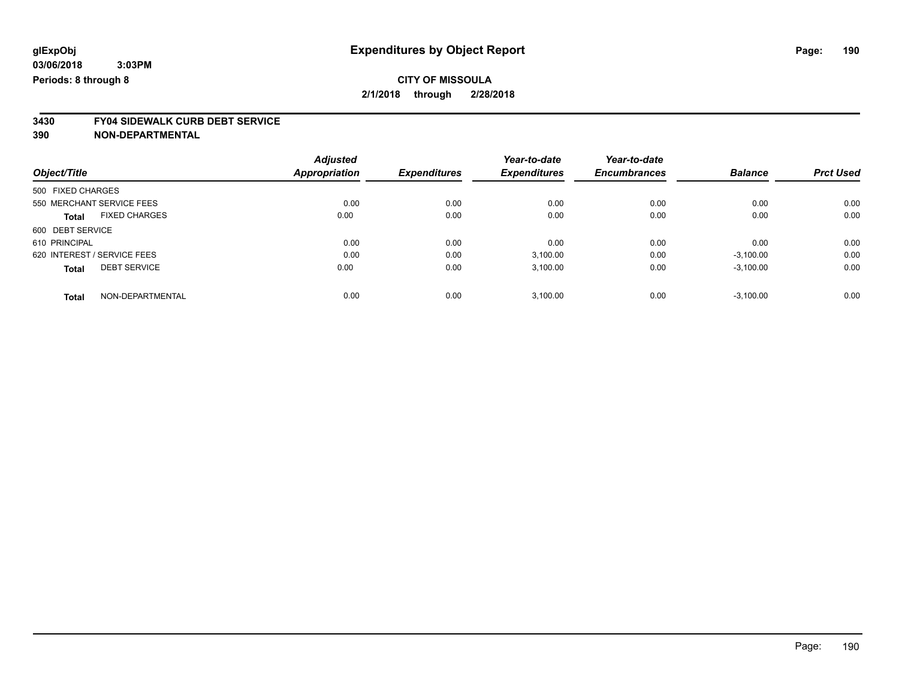**glExpObj** **Expenditures by Object Report**

**03/06/2018 3:03PM**

**Periods: 8 through 8**

**CITY OF MISSOULA**

**2/1/2018 through 2/28/2018**

**3430 FY04 SIDEWALK CURB DEBT SERVICE**

**390 NON-DEPARTMENTAL**

| Object/Title | | Adjusted Appropriation | Expenditures | Year-to-date Expenditures | Year-to-date Encumbrances | Balance | Prct Used |
|---|---|---|---|---|---|---|---|
| 500 FIXED CHARGES | | | | | | | |
| 550 MERCHANT SERVICE FEES | | 0.00 | 0.00 | 0.00 | 0.00 | 0.00 | 0.00 |
| **Total** | FIXED CHARGES | 0.00 | 0.00 | 0.00 | 0.00 | 0.00 | 0.00 |
| 600 DEBT SERVICE | | | | | | | |
| 610 PRINCIPAL | | 0.00 | 0.00 | 0.00 | 0.00 | 0.00 | 0.00 |
| 620 INTEREST / SERVICE FEES | | 0.00 | 0.00 | 3,100.00 | 0.00 | -3,100.00 | 0.00 |
| **Total** | DEBT SERVICE | 0.00 | 0.00 | 3,100.00 | 0.00 | -3,100.00 | 0.00 |
| **Total** | NON-DEPARTMENTAL | 0.00 | 0.00 | 3,100.00 | 0.00 | -3,100.00 | 0.00 |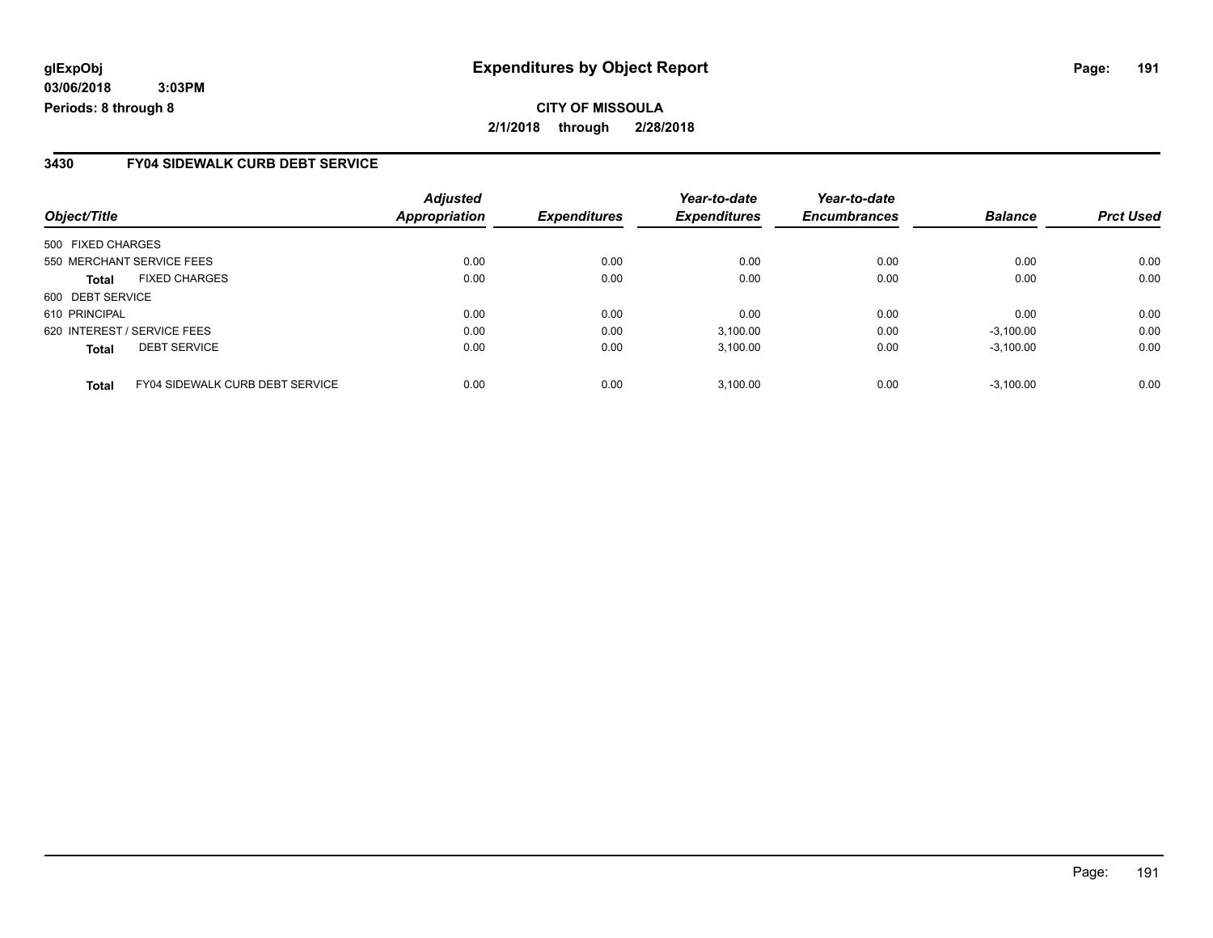**glExpObj**
**03/06/2018 3:03PM**
**Periods: 8 through 8**

# Expenditures by Object Report

**CITY OF MISSOULA**
**2/1/2018 through 2/28/2018**

## 3430 FY04 SIDEWALK CURB DEBT SERVICE

| Object/Title | | Adjusted Appropriation | Expenditures | Year-to-date Expenditures | Year-to-date Encumbrances | Balance | Prct Used |
|---|---|---|---|---|---|---|---|
| 500 FIXED CHARGES | | | | | | | |
| 550 MERCHANT SERVICE FEES | | 0.00 | 0.00 | 0.00 | 0.00 | 0.00 | 0.00 |
| **Total** | FIXED CHARGES | 0.00 | 0.00 | 0.00 | 0.00 | 0.00 | 0.00 |
| 600 DEBT SERVICE | | | | | | | |
| 610 PRINCIPAL | | 0.00 | 0.00 | 0.00 | 0.00 | 0.00 | 0.00 |
| 620 INTEREST / SERVICE FEES | | 0.00 | 0.00 | 3,100.00 | 0.00 | -3,100.00 | 0.00 |
| **Total** | DEBT SERVICE | 0.00 | 0.00 | 3,100.00 | 0.00 | -3,100.00 | 0.00 |
| **Total** | FY04 SIDEWALK CURB DEBT SERVICE | 0.00 | 0.00 | 3,100.00 | 0.00 | -3,100.00 | 0.00 |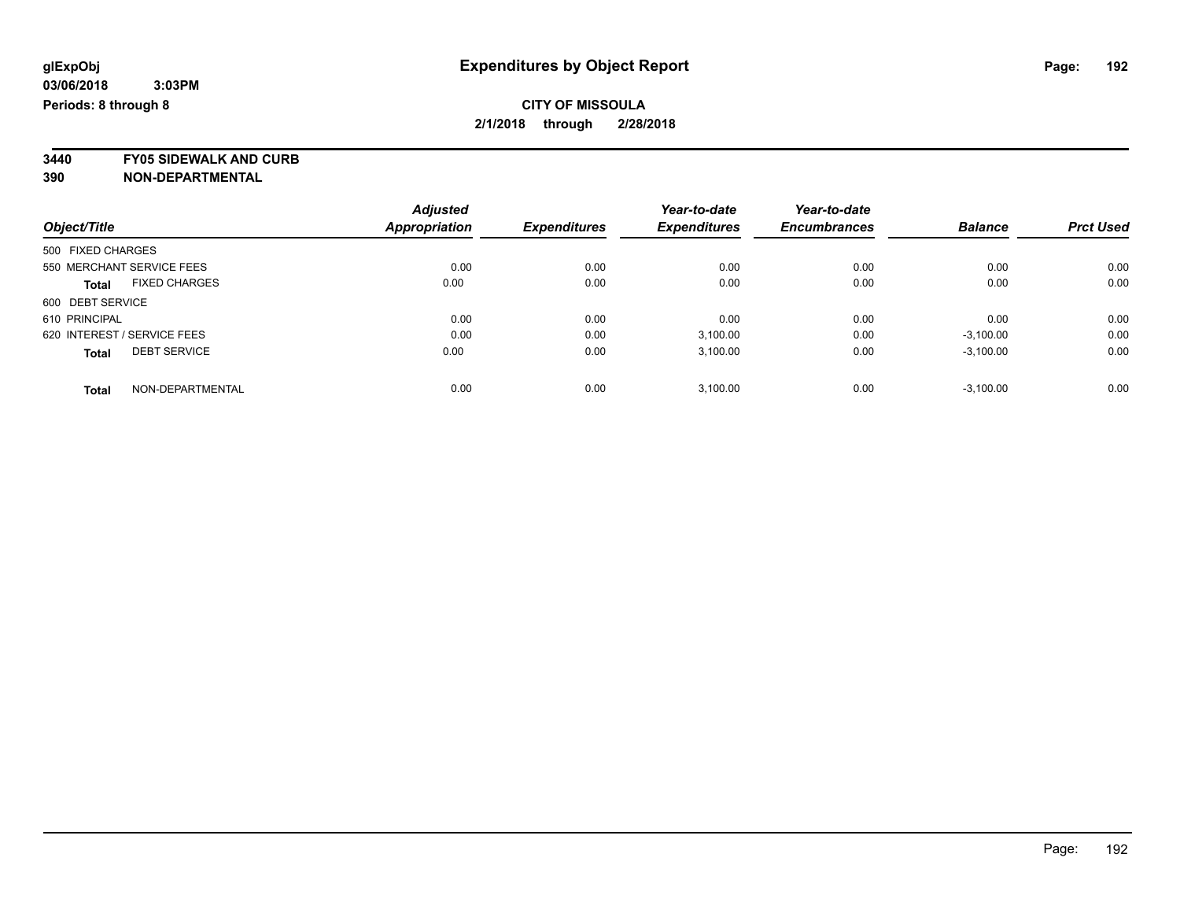# Expenditures by Object Report

glExpObj
03/06/2018 3:03PM
Periods: 8 through 8

**CITY OF MISSOULA**
**2/1/2018 through 2/28/2018**

**3440 FY05 SIDEWALK AND CURB**
**390 NON-DEPARTMENTAL**

| Object/Title | Adjusted Appropriation | Expenditures | Year-to-date Expenditures | Year-to-date Encumbrances | Balance | Prct Used |
|---|---|---|---|---|---|---|
| 500 FIXED CHARGES | | | | | | |
| 550 MERCHANT SERVICE FEES | 0.00 | 0.00 | 0.00 | 0.00 | 0.00 | 0.00 |
| **Total** FIXED CHARGES | 0.00 | 0.00 | 0.00 | 0.00 | 0.00 | 0.00 |
| 600 DEBT SERVICE | | | | | | |
| 610 PRINCIPAL | 0.00 | 0.00 | 0.00 | 0.00 | 0.00 | 0.00 |
| 620 INTEREST / SERVICE FEES | 0.00 | 0.00 | 3,100.00 | 0.00 | -3,100.00 | 0.00 |
| **Total** DEBT SERVICE | 0.00 | 0.00 | 3,100.00 | 0.00 | -3,100.00 | 0.00 |
| **Total** NON-DEPARTMENTAL | 0.00 | 0.00 | 3,100.00 | 0.00 | -3,100.00 | 0.00 |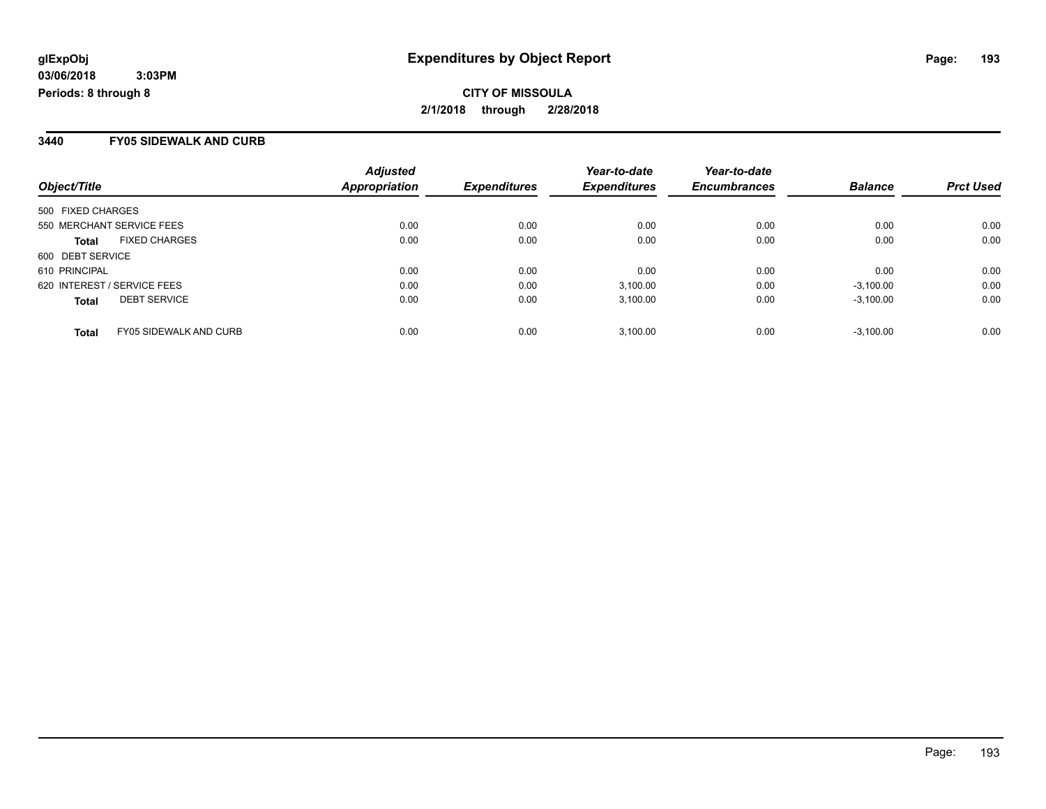glExpObj
03/06/2018 3:03PM
Periods: 8 through 8

# Expenditures by Object Report

CITY OF MISSOULA
2/1/2018 through 2/28/2018

## 3440 FY05 SIDEWALK AND CURB

| Object/Title | Adjusted Appropriation | Expenditures | Year-to-date Expenditures | Year-to-date Encumbrances | Balance | Prct Used |
|---|---|---|---|---|---|---|
| 500 FIXED CHARGES | | | | | | |
| 550 MERCHANT SERVICE FEES | 0.00 | 0.00 | 0.00 | 0.00 | 0.00 | 0.00 |
| **Total** FIXED CHARGES | 0.00 | 0.00 | 0.00 | 0.00 | 0.00 | 0.00 |
| 600 DEBT SERVICE | | | | | | |
| 610 PRINCIPAL | 0.00 | 0.00 | 0.00 | 0.00 | 0.00 | 0.00 |
| 620 INTEREST / SERVICE FEES | 0.00 | 0.00 | 3,100.00 | 0.00 | -3,100.00 | 0.00 |
| **Total** DEBT SERVICE | 0.00 | 0.00 | 3,100.00 | 0.00 | -3,100.00 | 0.00 |
| **Total** FY05 SIDEWALK AND CURB | 0.00 | 0.00 | 3,100.00 | 0.00 | -3,100.00 | 0.00 |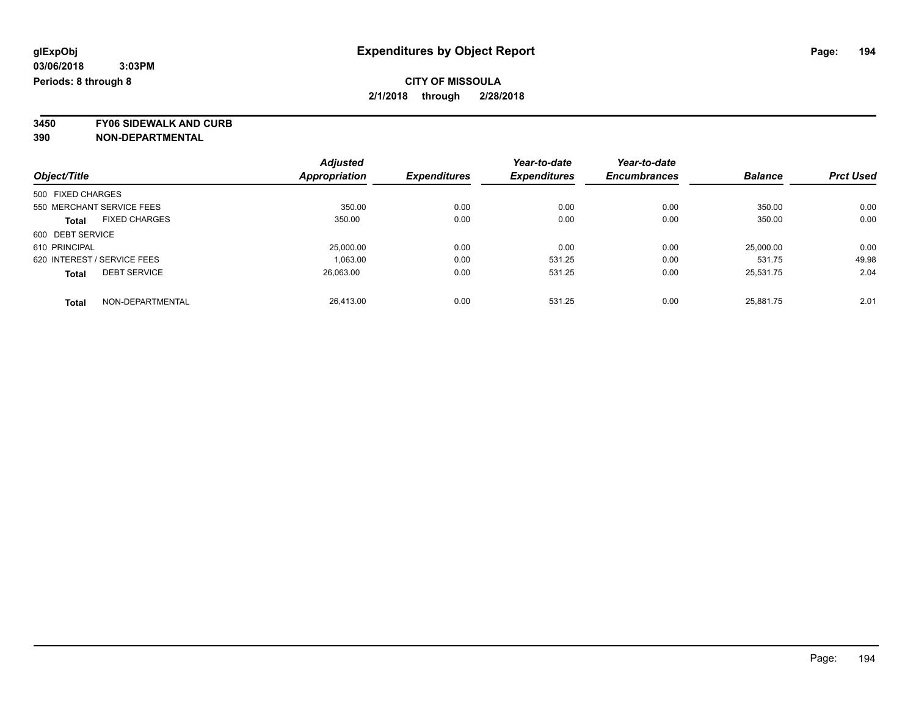**glExpObj**
**03/06/2018 3:03PM**
**Periods: 8 through 8**

# Expenditures by Object Report

**CITY OF MISSOULA**
**2/1/2018 through 2/28/2018**

**3450 FY06 SIDEWALK AND CURB**
**390 NON-DEPARTMENTAL**

| Object/Title | Adjusted Appropriation | Expenditures | Year-to-date Expenditures | Year-to-date Encumbrances | Balance | Prct Used |
|---|---|---|---|---|---|---|
| 500 FIXED CHARGES | | | | | | |
| 550 MERCHANT SERVICE FEES | 350.00 | 0.00 | 0.00 | 0.00 | 350.00 | 0.00 |
| **Total** FIXED CHARGES | 350.00 | 0.00 | 0.00 | 0.00 | 350.00 | 0.00 |
| 600 DEBT SERVICE | | | | | | |
| 610 PRINCIPAL | 25,000.00 | 0.00 | 0.00 | 0.00 | 25,000.00 | 0.00 |
| 620 INTEREST / SERVICE FEES | 1,063.00 | 0.00 | 531.25 | 0.00 | 531.75 | 49.98 |
| **Total** DEBT SERVICE | 26,063.00 | 0.00 | 531.25 | 0.00 | 25,531.75 | 2.04 |
| **Total** NON-DEPARTMENTAL | 26,413.00 | 0.00 | 531.25 | 0.00 | 25,881.75 | 2.01 |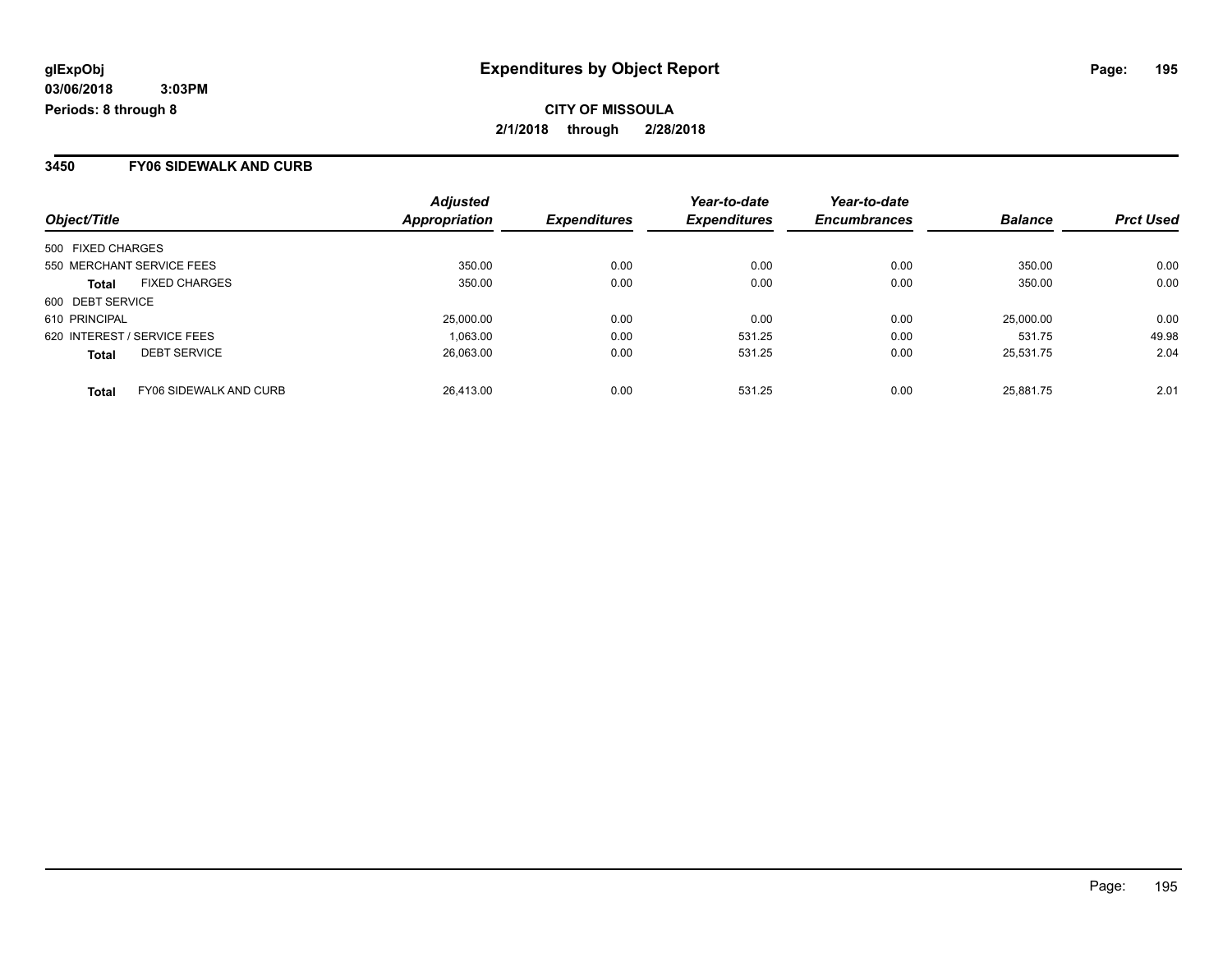glExpObj
03/06/2018 3:03PM
Periods: 8 through 8

# Expenditures by Object Report

**CITY OF MISSOULA**
**2/1/2018 through 2/28/2018**

## 3450 FY06 SIDEWALK AND CURB

| Object/Title | Adjusted Appropriation | Expenditures | Year-to-date Expenditures | Year-to-date Encumbrances | Balance | Prct Used |
|---|---|---|---|---|---|---|
| 500 FIXED CHARGES | | | | | | |
| 550 MERCHANT SERVICE FEES | 350.00 | 0.00 | 0.00 | 0.00 | 350.00 | 0.00 |
| **Total** FIXED CHARGES | 350.00 | 0.00 | 0.00 | 0.00 | 350.00 | 0.00 |
| 600 DEBT SERVICE | | | | | | |
| 610 PRINCIPAL | 25,000.00 | 0.00 | 0.00 | 0.00 | 25,000.00 | 0.00 |
| 620 INTEREST / SERVICE FEES | 1,063.00 | 0.00 | 531.25 | 0.00 | 531.75 | 49.98 |
| **Total** DEBT SERVICE | 26,063.00 | 0.00 | 531.25 | 0.00 | 25,531.75 | 2.04 |
| **Total** FY06 SIDEWALK AND CURB | 26,413.00 | 0.00 | 531.25 | 0.00 | 25,881.75 | 2.01 |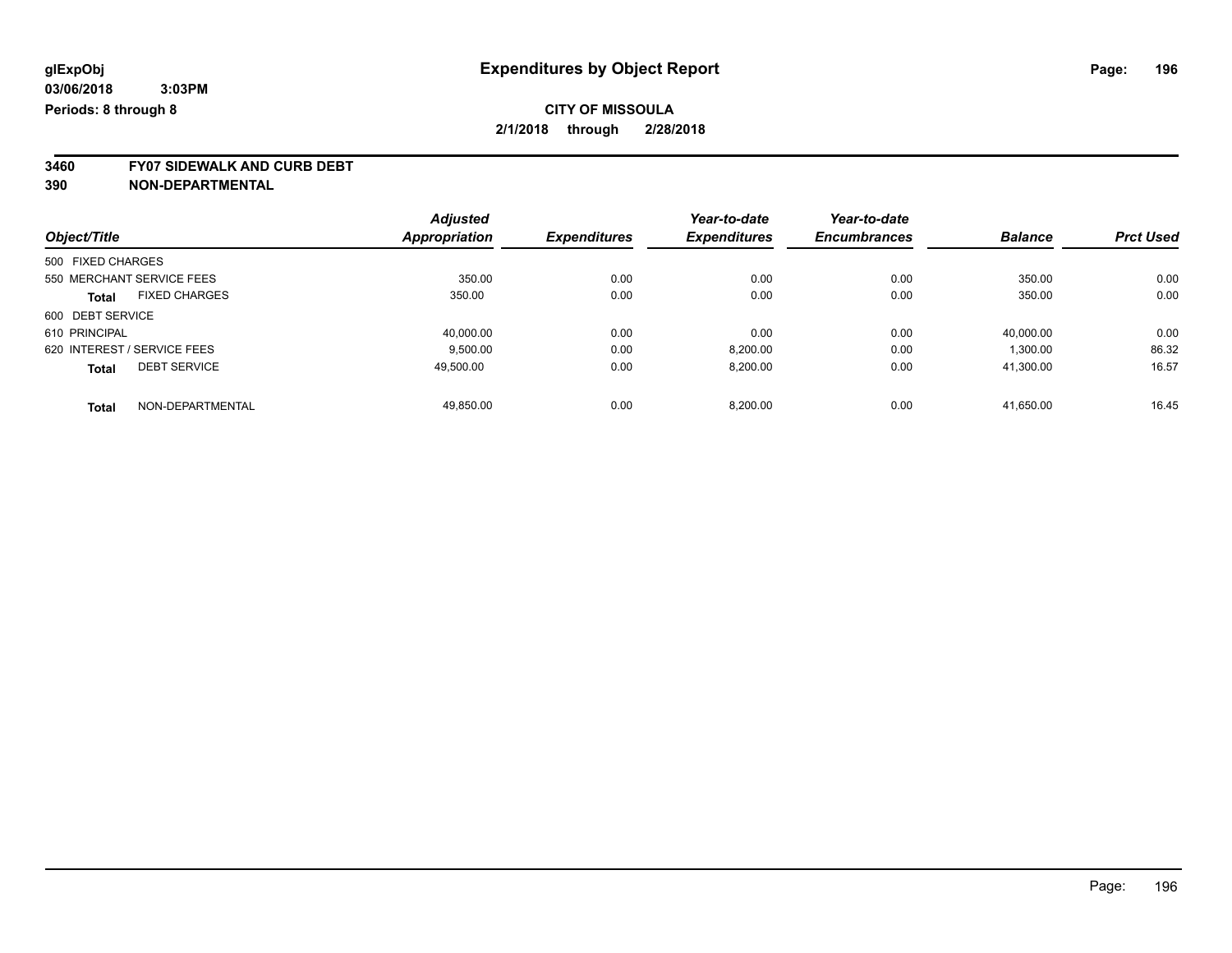**glExpObj**
**03/06/2018 3:03PM**
**Periods: 8 through 8**

# Expenditures by Object Report

**CITY OF MISSOULA**
**2/1/2018 through 2/28/2018**

**3460 FY07 SIDEWALK AND CURB DEBT**
**390 NON-DEPARTMENTAL**

| Object/Title | Adjusted Appropriation | Expenditures | Year-to-date Expenditures | Year-to-date Encumbrances | Balance | Prct Used |
|---|---|---|---|---|---|---|
| 500 FIXED CHARGES | | | | | | |
| 550 MERCHANT SERVICE FEES | 350.00 | 0.00 | 0.00 | 0.00 | 350.00 | 0.00 |
| **Total** FIXED CHARGES | 350.00 | 0.00 | 0.00 | 0.00 | 350.00 | 0.00 |
| 600 DEBT SERVICE | | | | | | |
| 610 PRINCIPAL | 40,000.00 | 0.00 | 0.00 | 0.00 | 40,000.00 | 0.00 |
| 620 INTEREST / SERVICE FEES | 9,500.00 | 0.00 | 8,200.00 | 0.00 | 1,300.00 | 86.32 |
| **Total** DEBT SERVICE | 49,500.00 | 0.00 | 8,200.00 | 0.00 | 41,300.00 | 16.57 |
| **Total** NON-DEPARTMENTAL | 49,850.00 | 0.00 | 8,200.00 | 0.00 | 41,650.00 | 16.45 |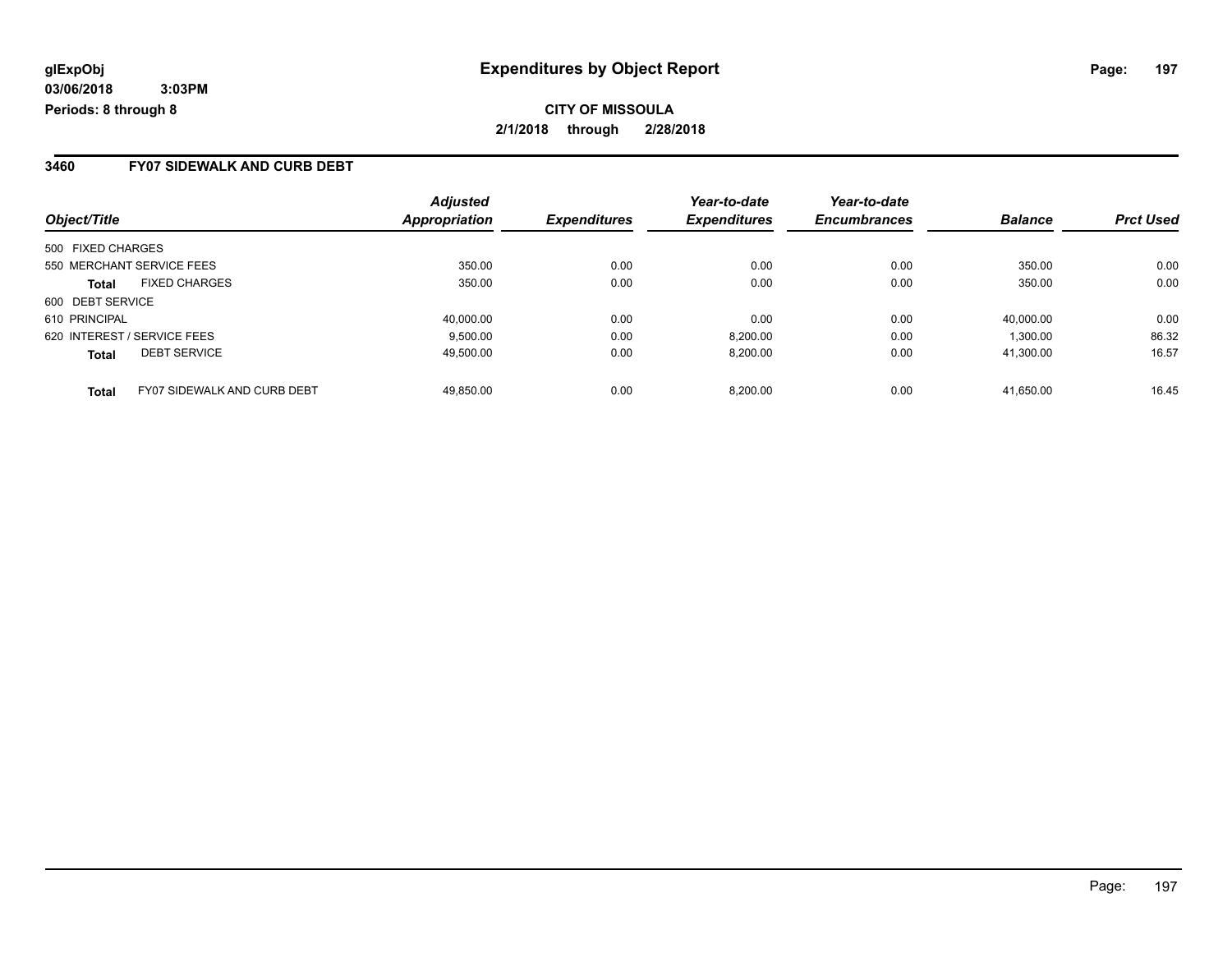glExpObj
03/06/2018 3:03PM
Periods: 8 through 8

# Expenditures by Object Report

**CITY OF MISSOULA**

**2/1/2018 through 2/28/2018**

## 3460 FY07 SIDEWALK AND CURB DEBT

| Object/Title | Adjusted Appropriation | Expenditures | Year-to-date Expenditures | Year-to-date Encumbrances | Balance | Prct Used |
|---|---|---|---|---|---|---|
| 500 FIXED CHARGES | | | | | | |
| 550 MERCHANT SERVICE FEES | 350.00 | 0.00 | 0.00 | 0.00 | 350.00 | 0.00 |
| **Total** FIXED CHARGES | 350.00 | 0.00 | 0.00 | 0.00 | 350.00 | 0.00 |
| 600 DEBT SERVICE | | | | | | |
| 610 PRINCIPAL | 40,000.00 | 0.00 | 0.00 | 0.00 | 40,000.00 | 0.00 |
| 620 INTEREST / SERVICE FEES | 9,500.00 | 0.00 | 8,200.00 | 0.00 | 1,300.00 | 86.32 |
| **Total** DEBT SERVICE | 49,500.00 | 0.00 | 8,200.00 | 0.00 | 41,300.00 | 16.57 |
| **Total** FY07 SIDEWALK AND CURB DEBT | 49,850.00 | 0.00 | 8,200.00 | 0.00 | 41,650.00 | 16.45 |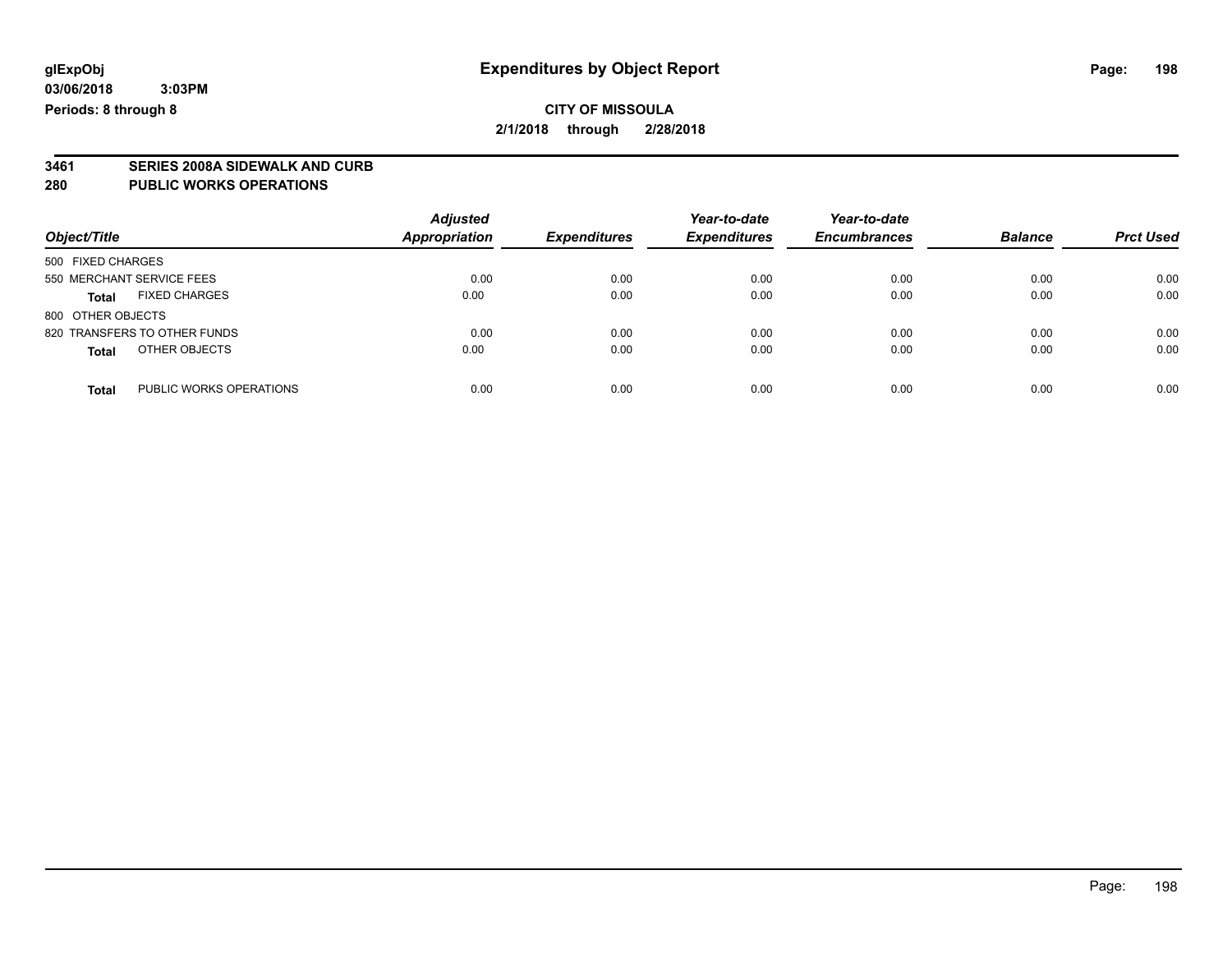**glExpObj** **Expenditures by Object Report**

**03/06/2018 3:03PM**

**Periods: 8 through 8**

**CITY OF MISSOULA**

**2/1/2018 through 2/28/2018**

## 3461 SERIES 2008A SIDEWALK AND CURB
## 280 PUBLIC WORKS OPERATIONS

| Object/Title | Adjusted Appropriation | Expenditures | Year-to-date Expenditures | Year-to-date Encumbrances | Balance | Prct Used |
|---|---|---|---|---|---|---|
| 500 FIXED CHARGES | | | | | | |
| 550 MERCHANT SERVICE FEES | 0.00 | 0.00 | 0.00 | 0.00 | 0.00 | 0.00 |
| **Total** FIXED CHARGES | 0.00 | 0.00 | 0.00 | 0.00 | 0.00 | 0.00 |
| 800 OTHER OBJECTS | | | | | | |
| 820 TRANSFERS TO OTHER FUNDS | 0.00 | 0.00 | 0.00 | 0.00 | 0.00 | 0.00 |
| **Total** OTHER OBJECTS | 0.00 | 0.00 | 0.00 | 0.00 | 0.00 | 0.00 |
| **Total** PUBLIC WORKS OPERATIONS | 0.00 | 0.00 | 0.00 | 0.00 | 0.00 | 0.00 |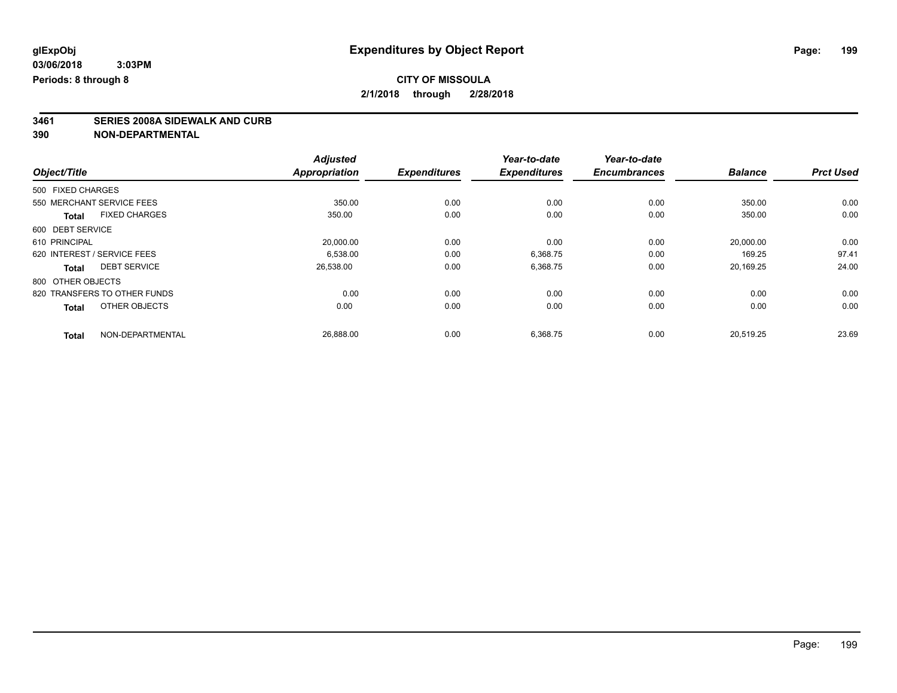**glExpObj**
**03/06/2018 3:03PM**
**Periods: 8 through 8**

# Expenditures by Object Report

**CITY OF MISSOULA**
**2/1/2018 through 2/28/2018**

## 3461 SERIES 2008A SIDEWALK AND CURB
## 390 NON-DEPARTMENTAL

| Object/Title | | Adjusted Appropriation | Expenditures | Year-to-date Expenditures | Year-to-date Encumbrances | Balance | Prct Used |
|---|---|---|---|---|---|---|---|
| 500 FIXED CHARGES | | | | | | | |
| 550 MERCHANT SERVICE FEES | | 350.00 | 0.00 | 0.00 | 0.00 | 350.00 | 0.00 |
| **Total** | FIXED CHARGES | 350.00 | 0.00 | 0.00 | 0.00 | 350.00 | 0.00 |
| 600 DEBT SERVICE | | | | | | | |
| 610 PRINCIPAL | | 20,000.00 | 0.00 | 0.00 | 0.00 | 20,000.00 | 0.00 |
| 620 INTEREST / SERVICE FEES | | 6,538.00 | 0.00 | 6,368.75 | 0.00 | 169.25 | 97.41 |
| **Total** | DEBT SERVICE | 26,538.00 | 0.00 | 6,368.75 | 0.00 | 20,169.25 | 24.00 |
| 800 OTHER OBJECTS | | | | | | | |
| 820 TRANSFERS TO OTHER FUNDS | | 0.00 | 0.00 | 0.00 | 0.00 | 0.00 | 0.00 |
| **Total** | OTHER OBJECTS | 0.00 | 0.00 | 0.00 | 0.00 | 0.00 | 0.00 |
| **Total** | NON-DEPARTMENTAL | 26,888.00 | 0.00 | 6,368.75 | 0.00 | 20,519.25 | 23.69 |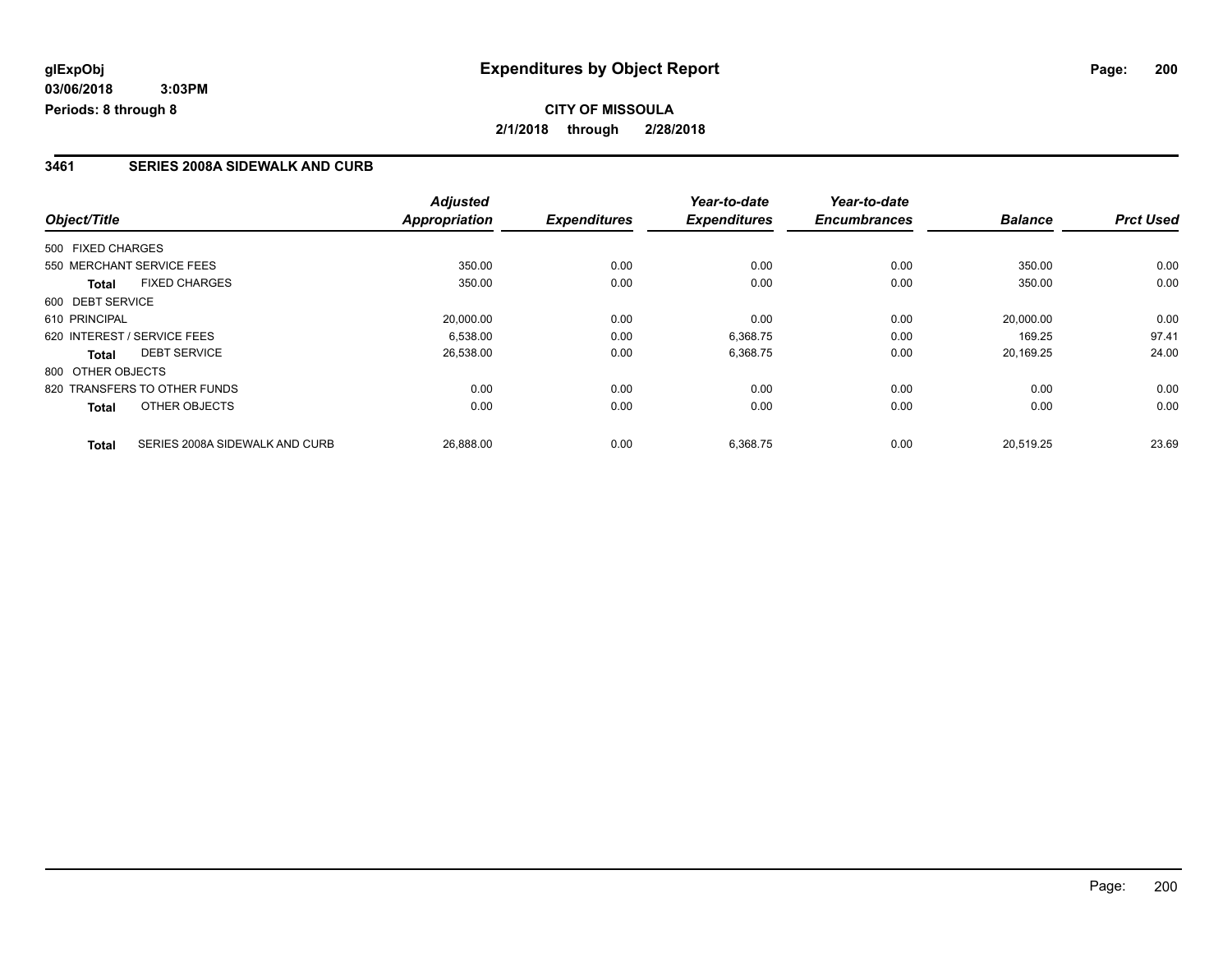**glExpObj**
**03/06/2018 3:03PM**
**Periods: 8 through 8**

# Expenditures by Object Report

**CITY OF MISSOULA**
**2/1/2018 through 2/28/2018**

## 3461 SERIES 2008A SIDEWALK AND CURB

| Object/Title | | Adjusted Appropriation | Expenditures | Year-to-date Expenditures | Year-to-date Encumbrances | Balance | Prct Used |
|---|---|---|---|---|---|---|---|
| 500 FIXED CHARGES | | | | | | | |
| 550 MERCHANT SERVICE FEES | | 350.00 | 0.00 | 0.00 | 0.00 | 350.00 | 0.00 |
| **Total** | FIXED CHARGES | 350.00 | 0.00 | 0.00 | 0.00 | 350.00 | 0.00 |
| 600 DEBT SERVICE | | | | | | | |
| 610 PRINCIPAL | | 20,000.00 | 0.00 | 0.00 | 0.00 | 20,000.00 | 0.00 |
| 620 INTEREST / SERVICE FEES | | 6,538.00 | 0.00 | 6,368.75 | 0.00 | 169.25 | 97.41 |
| **Total** | DEBT SERVICE | 26,538.00 | 0.00 | 6,368.75 | 0.00 | 20,169.25 | 24.00 |
| 800 OTHER OBJECTS | | | | | | | |
| 820 TRANSFERS TO OTHER FUNDS | | 0.00 | 0.00 | 0.00 | 0.00 | 0.00 | 0.00 |
| **Total** | OTHER OBJECTS | 0.00 | 0.00 | 0.00 | 0.00 | 0.00 | 0.00 |
| **Total** | SERIES 2008A SIDEWALK AND CURB | 26,888.00 | 0.00 | 6,368.75 | 0.00 | 20,519.25 | 23.69 |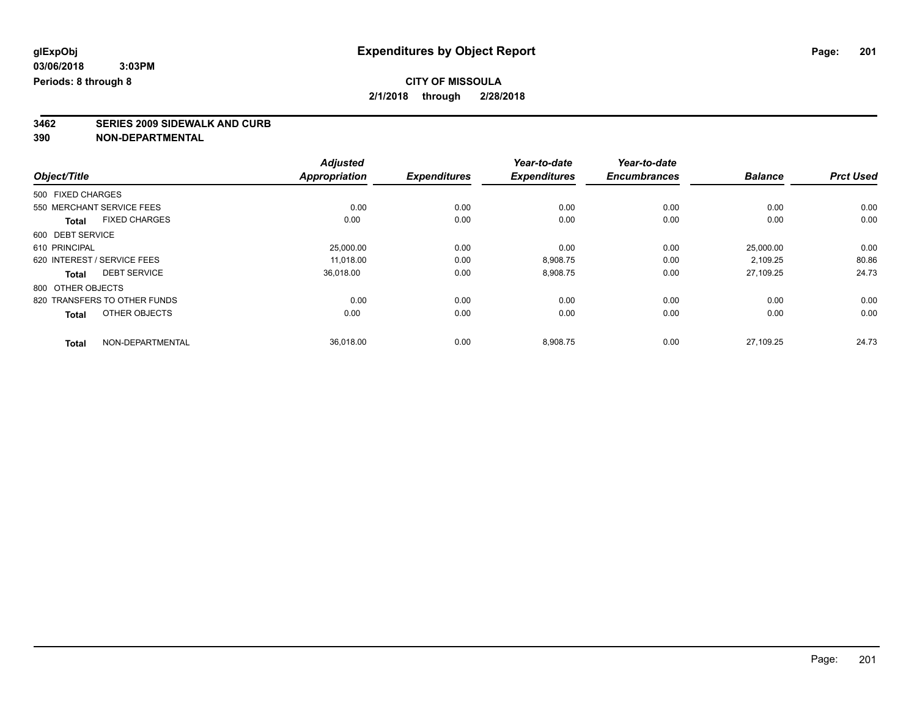glExpObj
03/06/2018 3:03PM
Periods: 8 through 8

# Expenditures by Object Report

**CITY OF MISSOULA**
**2/1/2018 through 2/28/2018**

**3462 SERIES 2009 SIDEWALK AND CURB**
**390 NON-DEPARTMENTAL**

| Object/Title | | Adjusted Appropriation | Expenditures | Year-to-date Expenditures | Year-to-date Encumbrances | Balance | Prct Used |
|---|---|---|---|---|---|---|---|
| 500 FIXED CHARGES | | | | | | | |
| 550 MERCHANT SERVICE FEES | | 0.00 | 0.00 | 0.00 | 0.00 | 0.00 | 0.00 |
| **Total** | FIXED CHARGES | 0.00 | 0.00 | 0.00 | 0.00 | 0.00 | 0.00 |
| 600 DEBT SERVICE | | | | | | | |
| 610 PRINCIPAL | | 25,000.00 | 0.00 | 0.00 | 0.00 | 25,000.00 | 0.00 |
| 620 INTEREST / SERVICE FEES | | 11,018.00 | 0.00 | 8,908.75 | 0.00 | 2,109.25 | 80.86 |
| **Total** | DEBT SERVICE | 36,018.00 | 0.00 | 8,908.75 | 0.00 | 27,109.25 | 24.73 |
| 800 OTHER OBJECTS | | | | | | | |
| 820 TRANSFERS TO OTHER FUNDS | | 0.00 | 0.00 | 0.00 | 0.00 | 0.00 | 0.00 |
| **Total** | OTHER OBJECTS | 0.00 | 0.00 | 0.00 | 0.00 | 0.00 | 0.00 |
| **Total** | NON-DEPARTMENTAL | 36,018.00 | 0.00 | 8,908.75 | 0.00 | 27,109.25 | 24.73 |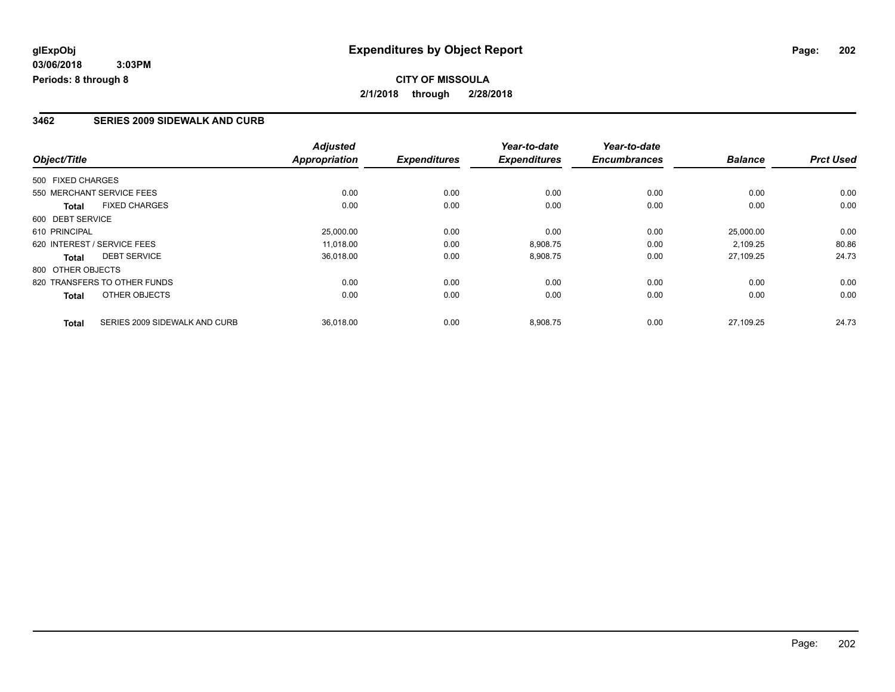# Expenditures by Object Report

glExpObj
03/06/2018 3:03PM
Periods: 8 through 8

**CITY OF MISSOULA**

**2/1/2018 through 2/28/2018**

## 3462 SERIES 2009 SIDEWALK AND CURB

| Object/Title | | Adjusted Appropriation | Expenditures | Year-to-date Expenditures | Year-to-date Encumbrances | Balance | Prct Used |
|---|---|---|---|---|---|---|---|
| 500 FIXED CHARGES | | | | | | | |
| 550 MERCHANT SERVICE FEES | | 0.00 | 0.00 | 0.00 | 0.00 | 0.00 | 0.00 |
| **Total** | FIXED CHARGES | 0.00 | 0.00 | 0.00 | 0.00 | 0.00 | 0.00 |
| 600 DEBT SERVICE | | | | | | | |
| 610 PRINCIPAL | | 25,000.00 | 0.00 | 0.00 | 0.00 | 25,000.00 | 0.00 |
| 620 INTEREST / SERVICE FEES | | 11,018.00 | 0.00 | 8,908.75 | 0.00 | 2,109.25 | 80.86 |
| **Total** | DEBT SERVICE | 36,018.00 | 0.00 | 8,908.75 | 0.00 | 27,109.25 | 24.73 |
| 800 OTHER OBJECTS | | | | | | | |
| 820 TRANSFERS TO OTHER FUNDS | | 0.00 | 0.00 | 0.00 | 0.00 | 0.00 | 0.00 |
| **Total** | OTHER OBJECTS | 0.00 | 0.00 | 0.00 | 0.00 | 0.00 | 0.00 |
| **Total** | SERIES 2009 SIDEWALK AND CURB | 36,018.00 | 0.00 | 8,908.75 | 0.00 | 27,109.25 | 24.73 |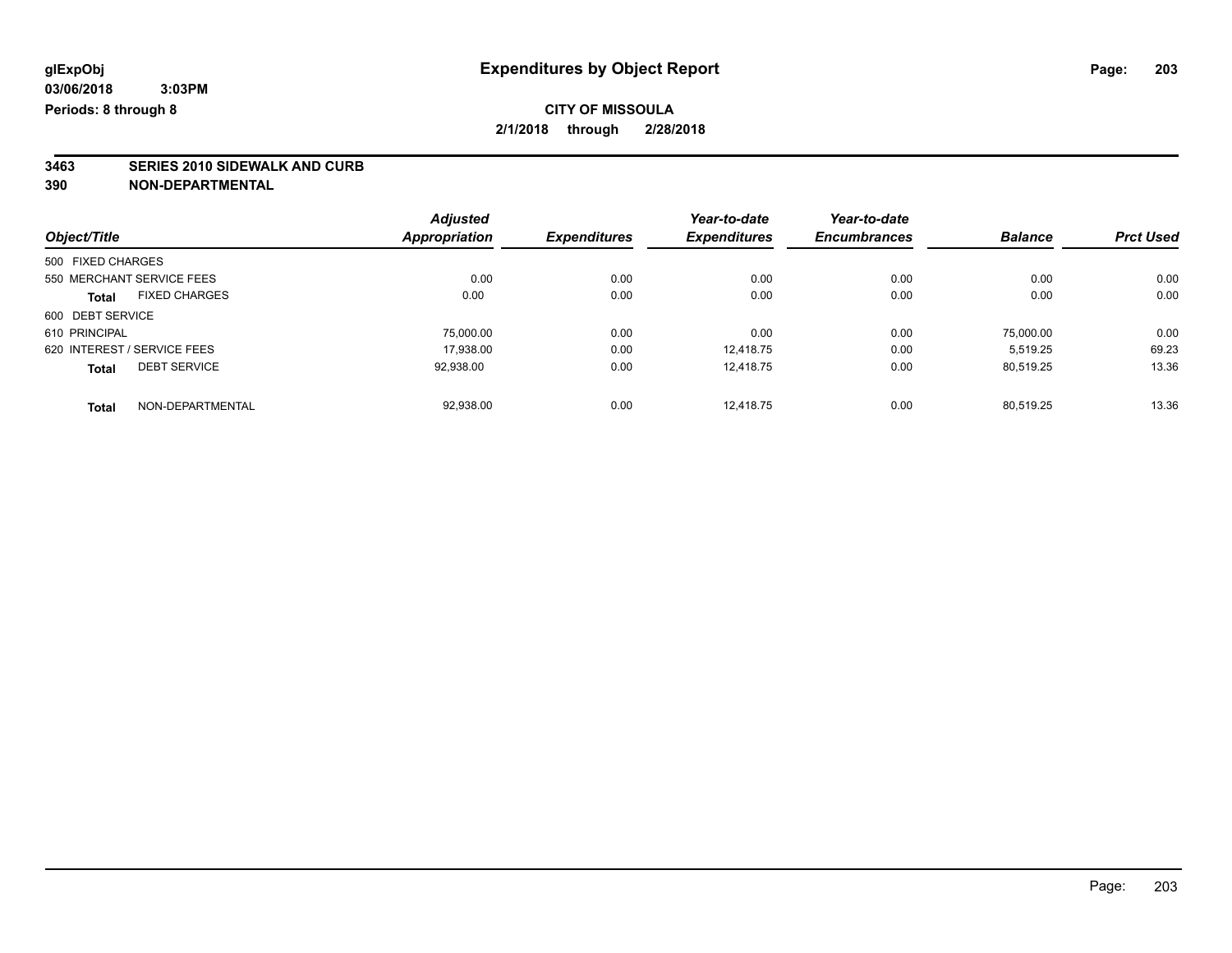glExpObj
03/06/2018 3:03PM
Periods: 8 through 8

# Expenditures by Object Report

**CITY OF MISSOULA**

**2/1/2018 through 2/28/2018**

**3463 SERIES 2010 SIDEWALK AND CURB**

**390 NON-DEPARTMENTAL**

| Object/Title | Adjusted Appropriation | Expenditures | Year-to-date Expenditures | Year-to-date Encumbrances | Balance | Prct Used |
|---|---|---|---|---|---|---|
| 500 FIXED CHARGES | | | | | | |
| 550 MERCHANT SERVICE FEES | 0.00 | 0.00 | 0.00 | 0.00 | 0.00 | 0.00 |
| **Total** FIXED CHARGES | 0.00 | 0.00 | 0.00 | 0.00 | 0.00 | 0.00 |
| 600 DEBT SERVICE | | | | | | |
| 610 PRINCIPAL | 75,000.00 | 0.00 | 0.00 | 0.00 | 75,000.00 | 0.00 |
| 620 INTEREST / SERVICE FEES | 17,938.00 | 0.00 | 12,418.75 | 0.00 | 5,519.25 | 69.23 |
| **Total** DEBT SERVICE | 92,938.00 | 0.00 | 12,418.75 | 0.00 | 80,519.25 | 13.36 |
| **Total** NON-DEPARTMENTAL | 92,938.00 | 0.00 | 12,418.75 | 0.00 | 80,519.25 | 13.36 |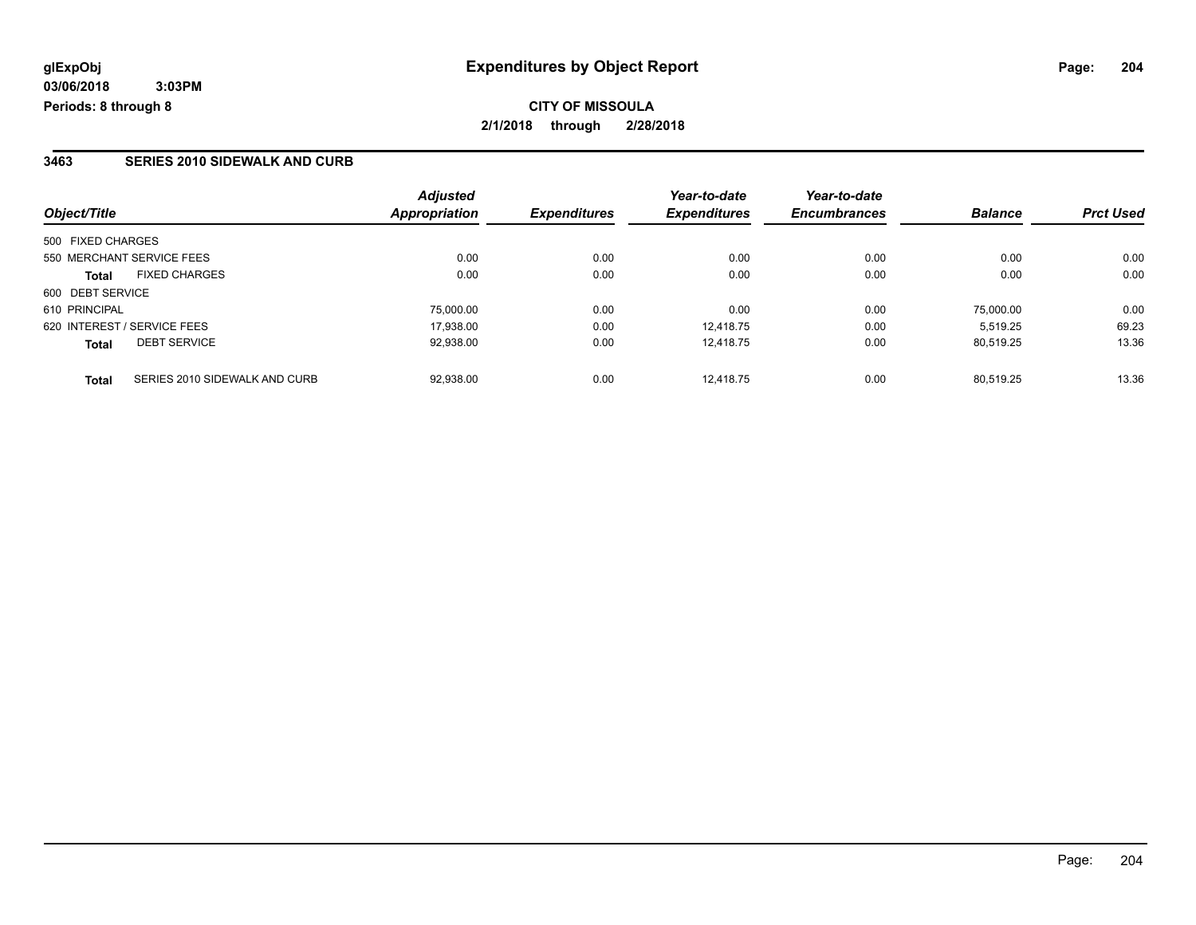**glExpObj**
**03/06/2018 3:03PM**
**Periods: 8 through 8**

# Expenditures by Object Report

**CITY OF MISSOULA**
**2/1/2018 through 2/28/2018**

## 3463 SERIES 2010 SIDEWALK AND CURB

| Object/Title | Adjusted Appropriation | Expenditures | Year-to-date Expenditures | Year-to-date Encumbrances | Balance | Prct Used |
|---|---|---|---|---|---|---|
| 500 FIXED CHARGES | | | | | | |
| 550 MERCHANT SERVICE FEES | 0.00 | 0.00 | 0.00 | 0.00 | 0.00 | 0.00 |
| **Total** FIXED CHARGES | 0.00 | 0.00 | 0.00 | 0.00 | 0.00 | 0.00 |
| 600 DEBT SERVICE | | | | | | |
| 610 PRINCIPAL | 75,000.00 | 0.00 | 0.00 | 0.00 | 75,000.00 | 0.00 |
| 620 INTEREST / SERVICE FEES | 17,938.00 | 0.00 | 12,418.75 | 0.00 | 5,519.25 | 69.23 |
| **Total** DEBT SERVICE | 92,938.00 | 0.00 | 12,418.75 | 0.00 | 80,519.25 | 13.36 |
| **Total** SERIES 2010 SIDEWALK AND CURB | 92,938.00 | 0.00 | 12,418.75 | 0.00 | 80,519.25 | 13.36 |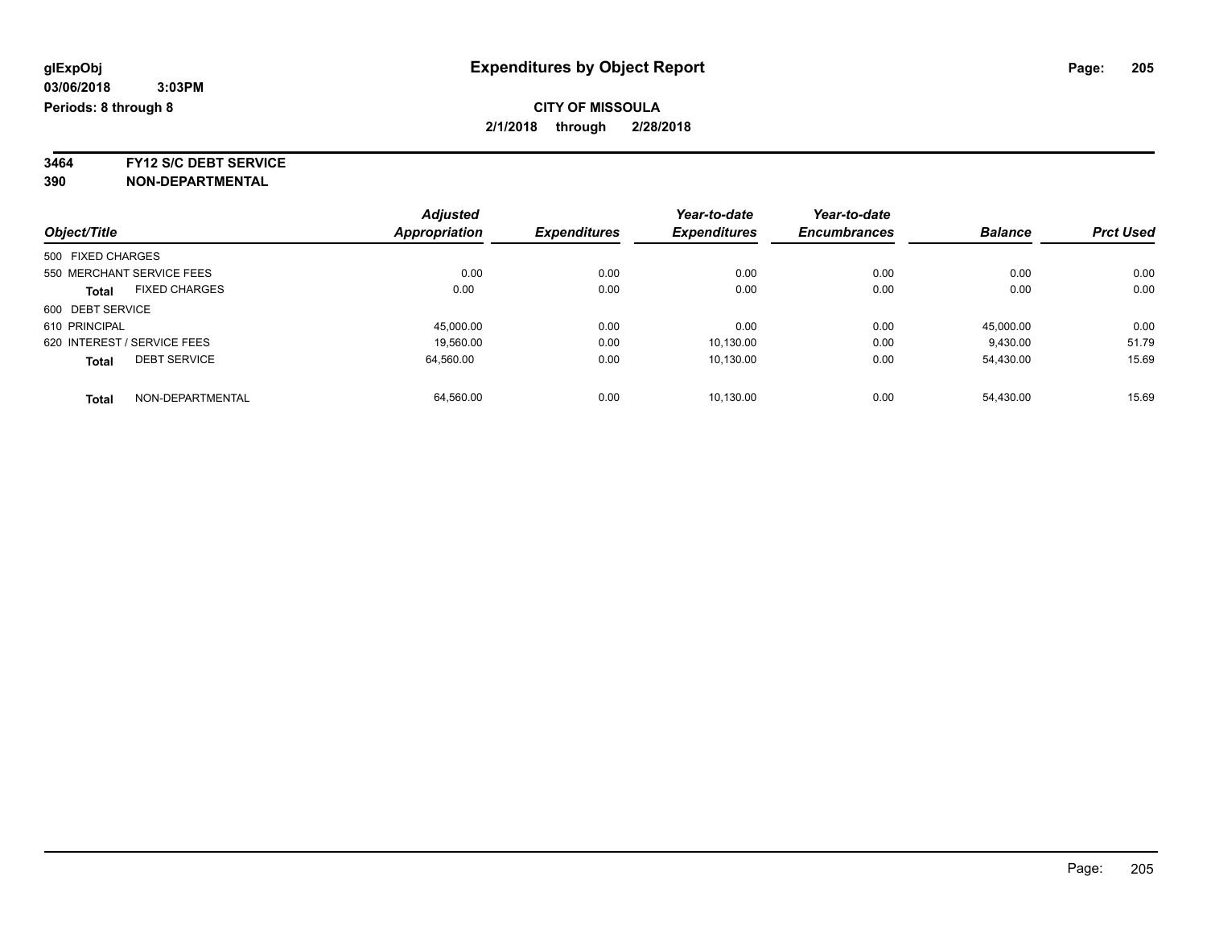**glExpObj**
**03/06/2018 3:03PM**
**Periods: 8 through 8**

# Expenditures by Object Report

**CITY OF MISSOULA**
**2/1/2018 through 2/28/2018**

**3464 FY12 S/C DEBT SERVICE**
**390 NON-DEPARTMENTAL**

| Object/Title | Adjusted Appropriation | Expenditures | Year-to-date Expenditures | Year-to-date Encumbrances | Balance | Prct Used |
|---|---|---|---|---|---|---|
| 500 FIXED CHARGES | | | | | | |
| 550 MERCHANT SERVICE FEES | 0.00 | 0.00 | 0.00 | 0.00 | 0.00 | 0.00 |
| **Total** FIXED CHARGES | 0.00 | 0.00 | 0.00 | 0.00 | 0.00 | 0.00 |
| 600 DEBT SERVICE | | | | | | |
| 610 PRINCIPAL | 45,000.00 | 0.00 | 0.00 | 0.00 | 45,000.00 | 0.00 |
| 620 INTEREST / SERVICE FEES | 19,560.00 | 0.00 | 10,130.00 | 0.00 | 9,430.00 | 51.79 |
| **Total** DEBT SERVICE | 64,560.00 | 0.00 | 10,130.00 | 0.00 | 54,430.00 | 15.69 |
| **Total** NON-DEPARTMENTAL | 64,560.00 | 0.00 | 10,130.00 | 0.00 | 54,430.00 | 15.69 |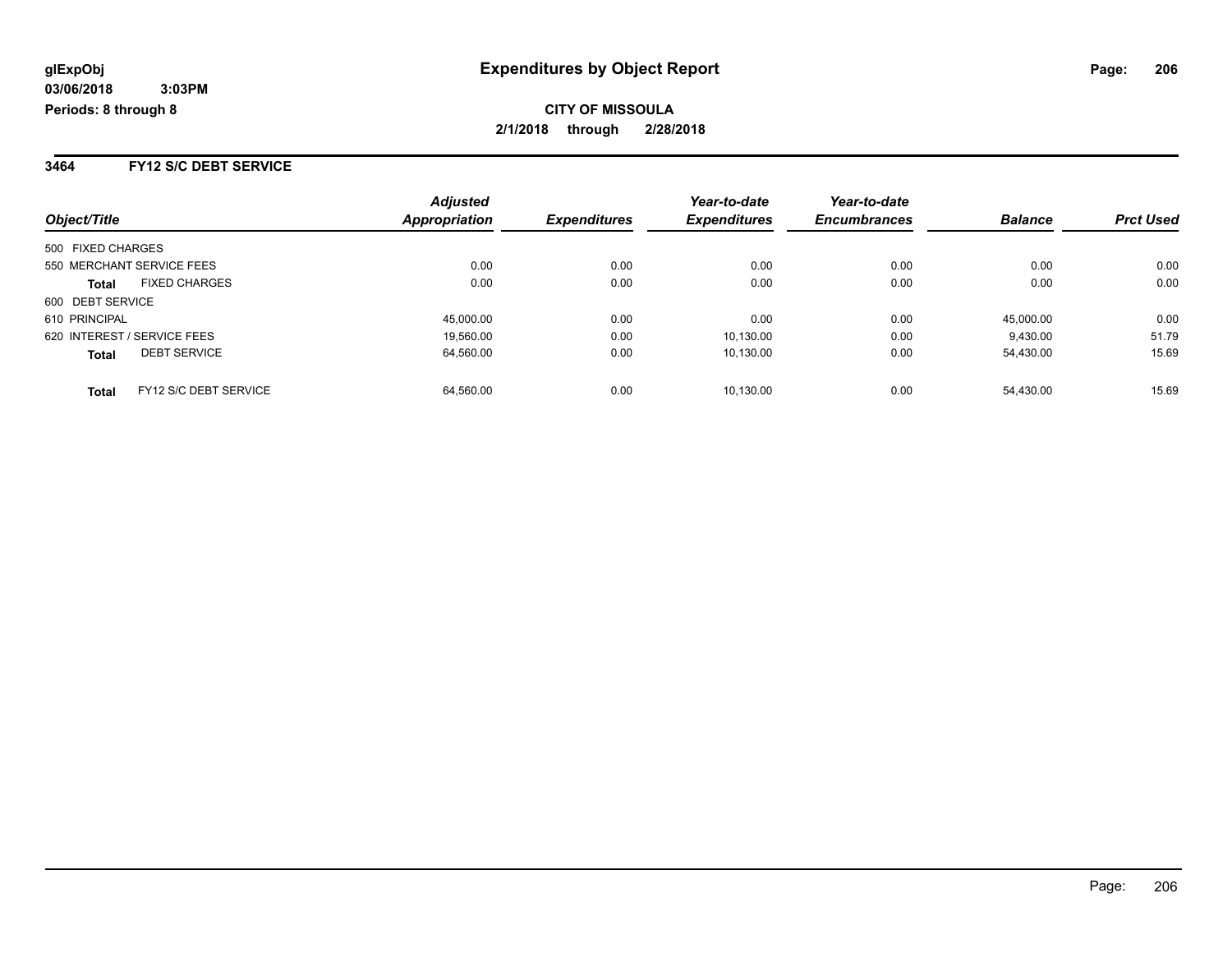glExpObj
03/06/2018 3:03PM
Periods: 8 through 8

# Expenditures by Object Report

**CITY OF MISSOULA**
**2/1/2018 through 2/28/2018**

### 3464 FY12 S/C DEBT SERVICE

| Object/Title | | Adjusted Appropriation | Expenditures | Year-to-date Expenditures | Year-to-date Encumbrances | Balance | Prct Used |
|---|---|---|---|---|---|---|---|
| 500 FIXED CHARGES | | | | | | | |
| 550 MERCHANT SERVICE FEES | | 0.00 | 0.00 | 0.00 | 0.00 | 0.00 | 0.00 |
| **Total** | FIXED CHARGES | 0.00 | 0.00 | 0.00 | 0.00 | 0.00 | 0.00 |
| 600 DEBT SERVICE | | | | | | | |
| 610 PRINCIPAL | | 45,000.00 | 0.00 | 0.00 | 0.00 | 45,000.00 | 0.00 |
| 620 INTEREST / SERVICE FEES | | 19,560.00 | 0.00 | 10,130.00 | 0.00 | 9,430.00 | 51.79 |
| **Total** | DEBT SERVICE | 64,560.00 | 0.00 | 10,130.00 | 0.00 | 54,430.00 | 15.69 |
| **Total** | FY12 S/C DEBT SERVICE | 64,560.00 | 0.00 | 10,130.00 | 0.00 | 54,430.00 | 15.69 |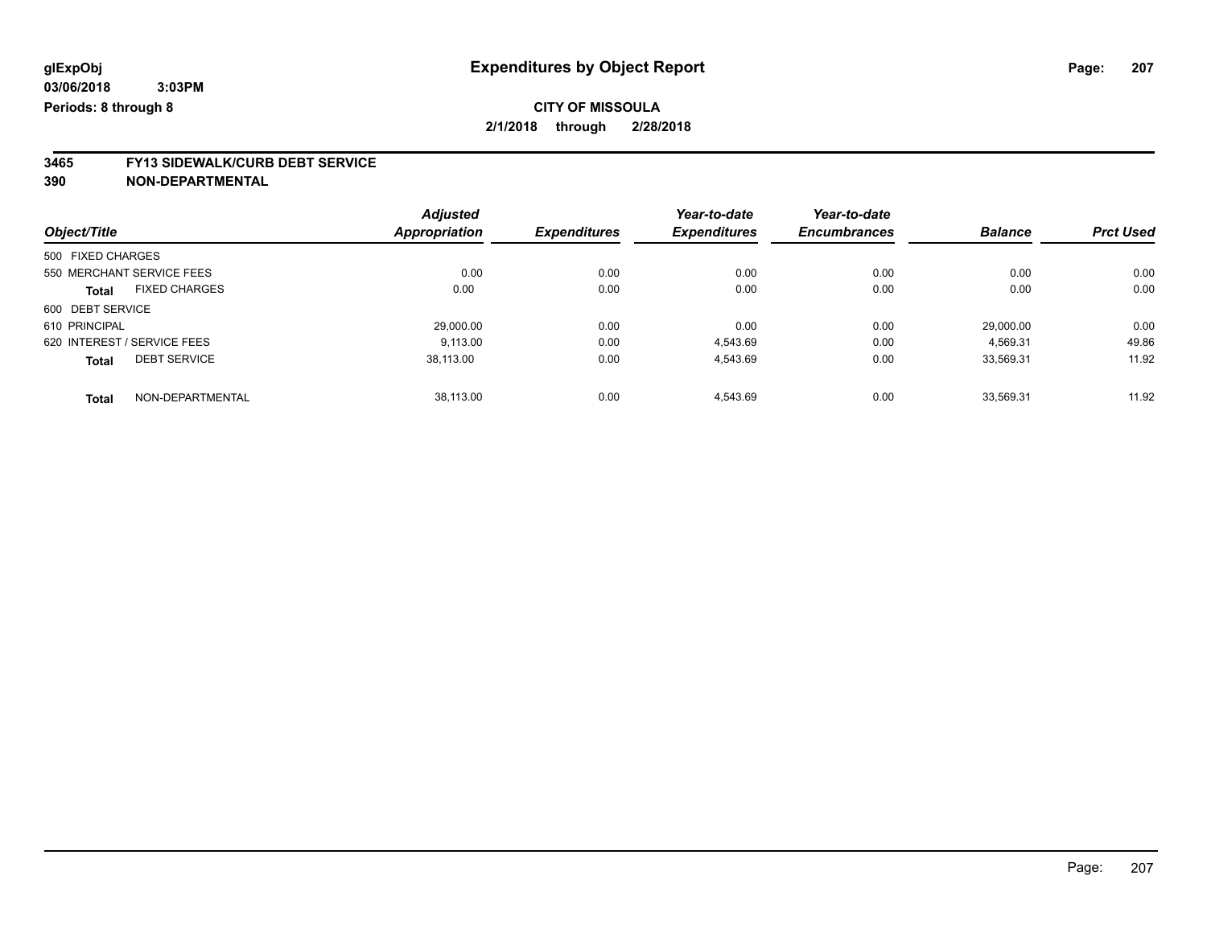glExpObj
03/06/2018 3:03PM
Periods: 8 through 8

# Expenditures by Object Report

**CITY OF MISSOULA**

**2/1/2018 through 2/28/2018**

**3465 FY13 SIDEWALK/CURB DEBT SERVICE**
**390 NON-DEPARTMENTAL**

| Object/Title | | Adjusted Appropriation | Expenditures | Year-to-date Expenditures | Year-to-date Encumbrances | Balance | Prct Used |
|---|---|---|---|---|---|---|---|
| 500 FIXED CHARGES | | | | | | | |
| 550 MERCHANT SERVICE FEES | | 0.00 | 0.00 | 0.00 | 0.00 | 0.00 | 0.00 |
| **Total** | FIXED CHARGES | 0.00 | 0.00 | 0.00 | 0.00 | 0.00 | 0.00 |
| 600 DEBT SERVICE | | | | | | | |
| 610 PRINCIPAL | | 29,000.00 | 0.00 | 0.00 | 0.00 | 29,000.00 | 0.00 |
| 620 INTEREST / SERVICE FEES | | 9,113.00 | 0.00 | 4,543.69 | 0.00 | 4,569.31 | 49.86 |
| **Total** | DEBT SERVICE | 38,113.00 | 0.00 | 4,543.69 | 0.00 | 33,569.31 | 11.92 |
| **Total** | NON-DEPARTMENTAL | 38,113.00 | 0.00 | 4,543.69 | 0.00 | 33,569.31 | 11.92 |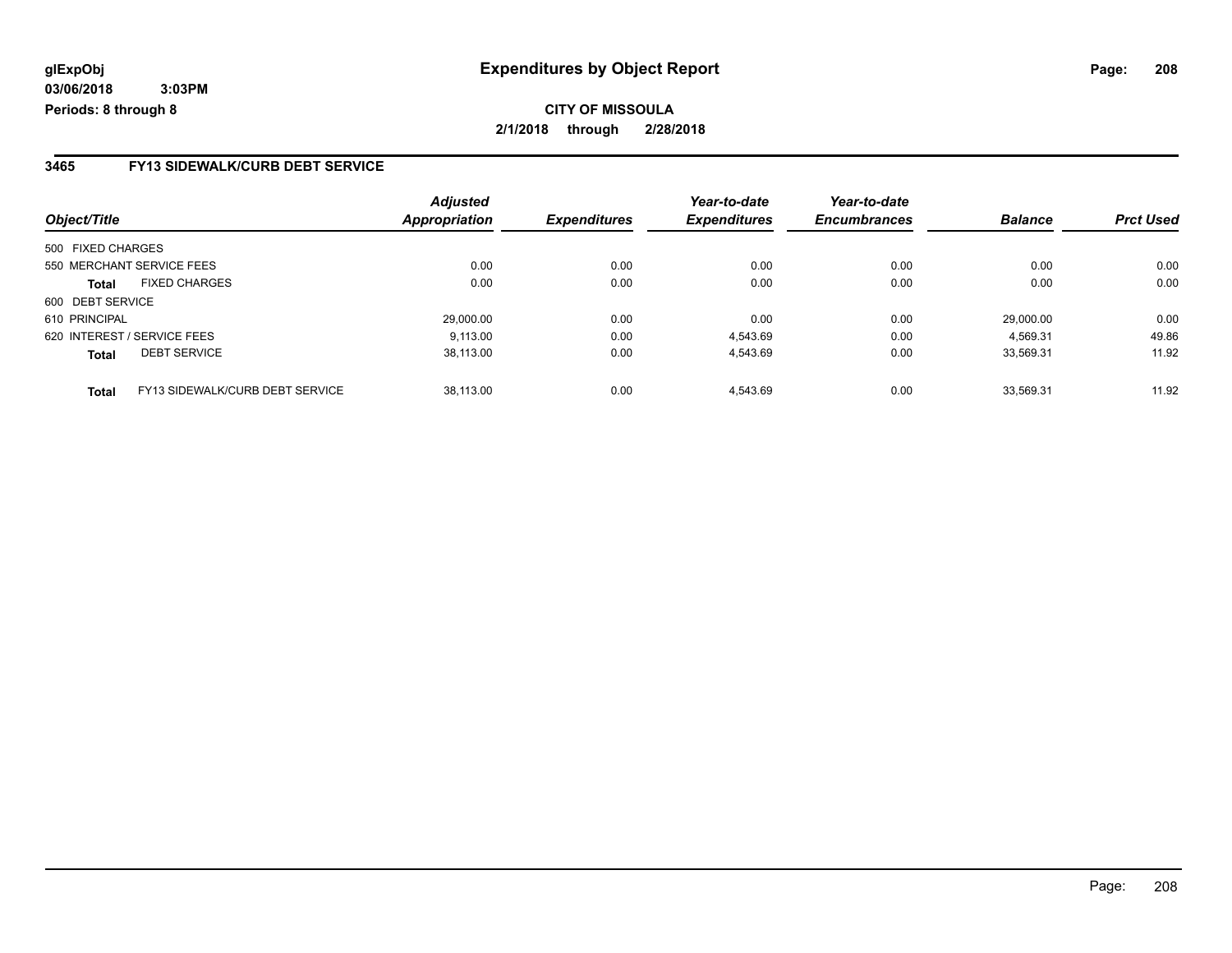# Expenditures by Object Report

glExpObj
03/06/2018 3:03PM
Periods: 8 through 8

**CITY OF MISSOULA**
**2/1/2018 through 2/28/2018**

## 3465 FY13 SIDEWALK/CURB DEBT SERVICE

| Object/Title | | *Adjusted Appropriation* | *Expenditures* | *Year-to-date Expenditures* | *Year-to-date Encumbrances* | *Balance* | *Prct Used* |
|---|---|---|---|---|---|---|---|
| 500 FIXED CHARGES | | | | | | | |
| 550 MERCHANT SERVICE FEES | | 0.00 | 0.00 | 0.00 | 0.00 | 0.00 | 0.00 |
| **Total** | FIXED CHARGES | 0.00 | 0.00 | 0.00 | 0.00 | 0.00 | 0.00 |
| 600 DEBT SERVICE | | | | | | | |
| 610 PRINCIPAL | | 29,000.00 | 0.00 | 0.00 | 0.00 | 29,000.00 | 0.00 |
| 620 INTEREST / SERVICE FEES | | 9,113.00 | 0.00 | 4,543.69 | 0.00 | 4,569.31 | 49.86 |
| **Total** | DEBT SERVICE | 38,113.00 | 0.00 | 4,543.69 | 0.00 | 33,569.31 | 11.92 |
| **Total** | FY13 SIDEWALK/CURB DEBT SERVICE | 38,113.00 | 0.00 | 4,543.69 | 0.00 | 33,569.31 | 11.92 |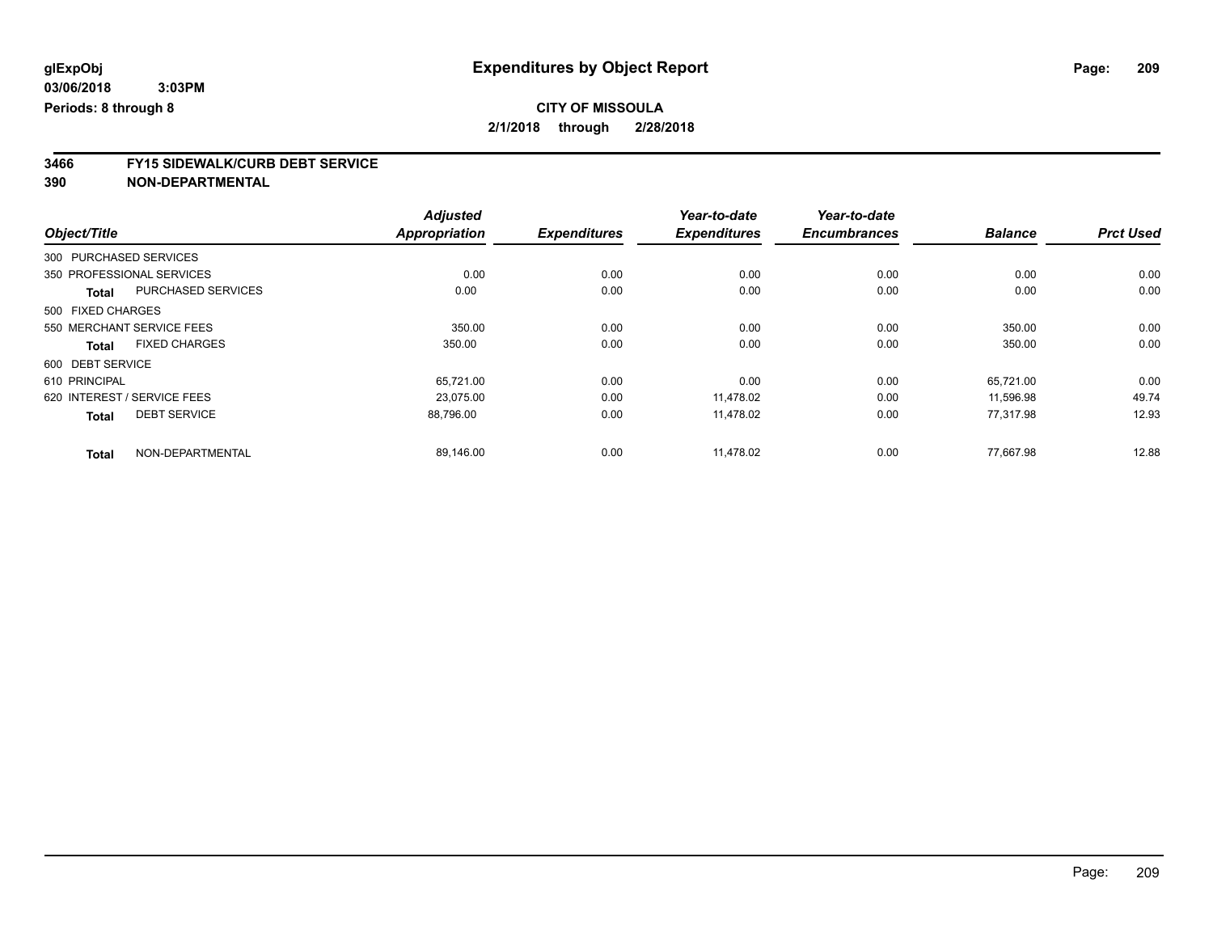**glExpObj**
**03/06/2018 3:03PM**
**Periods: 8 through 8**

# Expenditures by Object Report

**CITY OF MISSOULA**
**2/1/2018 through 2/28/2018**

**3466 FY15 SIDEWALK/CURB DEBT SERVICE**
**390 NON-DEPARTMENTAL**

| Object/Title | | Adjusted Appropriation | Expenditures | Year-to-date Expenditures | Year-to-date Encumbrances | Balance | Prct Used |
|---|---|---|---|---|---|---|---|
| 300 PURCHASED SERVICES | | | | | | | |
| 350 PROFESSIONAL SERVICES | | 0.00 | 0.00 | 0.00 | 0.00 | 0.00 | 0.00 |
| **Total** | PURCHASED SERVICES | 0.00 | 0.00 | 0.00 | 0.00 | 0.00 | 0.00 |
| 500 FIXED CHARGES | | | | | | | |
| 550 MERCHANT SERVICE FEES | | 350.00 | 0.00 | 0.00 | 0.00 | 350.00 | 0.00 |
| **Total** | FIXED CHARGES | 350.00 | 0.00 | 0.00 | 0.00 | 350.00 | 0.00 |
| 600 DEBT SERVICE | | | | | | | |
| 610 PRINCIPAL | | 65,721.00 | 0.00 | 0.00 | 0.00 | 65,721.00 | 0.00 |
| 620 INTEREST / SERVICE FEES | | 23,075.00 | 0.00 | 11,478.02 | 0.00 | 11,596.98 | 49.74 |
| **Total** | DEBT SERVICE | 88,796.00 | 0.00 | 11,478.02 | 0.00 | 77,317.98 | 12.93 |
| **Total** | NON-DEPARTMENTAL | 89,146.00 | 0.00 | 11,478.02 | 0.00 | 77,667.98 | 12.88 |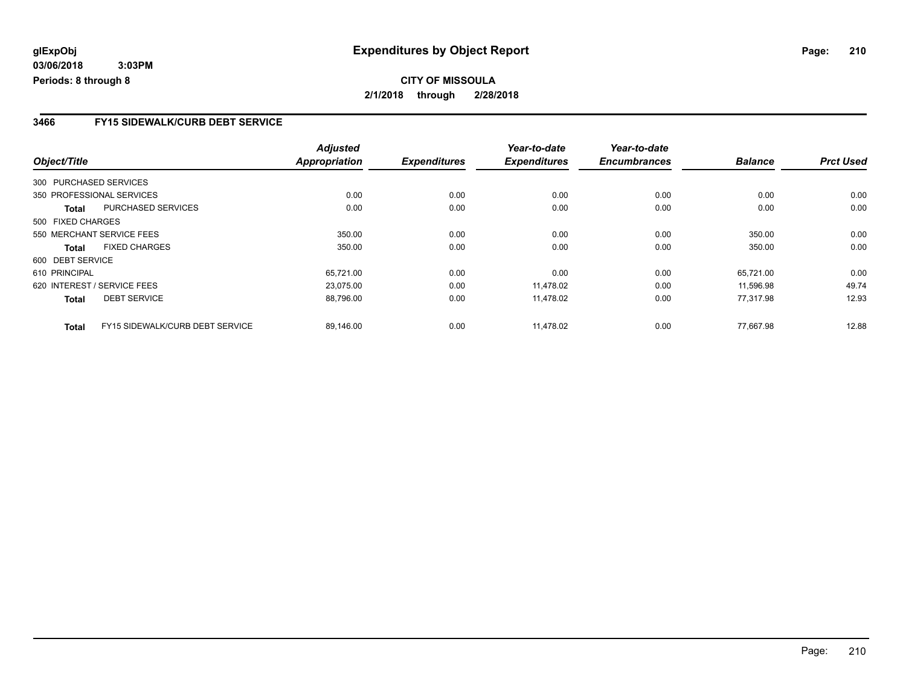glExpObj
03/06/2018 3:03PM
Periods: 8 through 8

# Expenditures by Object Report

**CITY OF MISSOULA**

**2/1/2018 through 2/28/2018**

## 3466 FY15 SIDEWALK/CURB DEBT SERVICE

| Object/Title | | Adjusted Appropriation | Expenditures | Year-to-date Expenditures | Year-to-date Encumbrances | Balance | Prct Used |
|---|---|---|---|---|---|---|---|
| 300 PURCHASED SERVICES | | | | | | | |
| 350 PROFESSIONAL SERVICES | | 0.00 | 0.00 | 0.00 | 0.00 | 0.00 | 0.00 |
| **Total** | PURCHASED SERVICES | 0.00 | 0.00 | 0.00 | 0.00 | 0.00 | 0.00 |
| 500 FIXED CHARGES | | | | | | | |
| 550 MERCHANT SERVICE FEES | | 350.00 | 0.00 | 0.00 | 0.00 | 350.00 | 0.00 |
| **Total** | FIXED CHARGES | 350.00 | 0.00 | 0.00 | 0.00 | 350.00 | 0.00 |
| 600 DEBT SERVICE | | | | | | | |
| 610 PRINCIPAL | | 65,721.00 | 0.00 | 0.00 | 0.00 | 65,721.00 | 0.00 |
| 620 INTEREST / SERVICE FEES | | 23,075.00 | 0.00 | 11,478.02 | 0.00 | 11,596.98 | 49.74 |
| **Total** | DEBT SERVICE | 88,796.00 | 0.00 | 11,478.02 | 0.00 | 77,317.98 | 12.93 |
| **Total** | FY15 SIDEWALK/CURB DEBT SERVICE | 89,146.00 | 0.00 | 11,478.02 | 0.00 | 77,667.98 | 12.88 |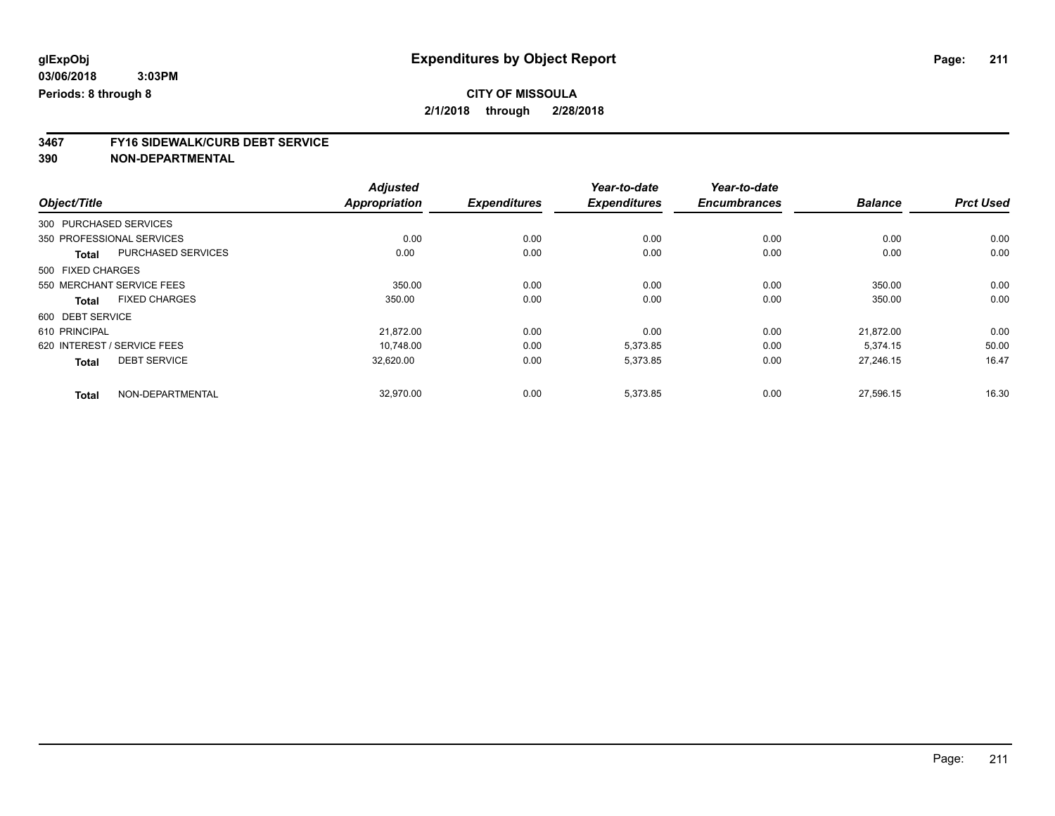**glExpObj**
**03/06/2018 3:03PM**
**Periods: 8 through 8**

# Expenditures by Object Report

**CITY OF MISSOULA**
**2/1/2018 through 2/28/2018**

## 3467 FY16 SIDEWALK/CURB DEBT SERVICE
## 390 NON-DEPARTMENTAL

| Object/Title | | Adjusted Appropriation | Expenditures | Year-to-date Expenditures | Year-to-date Encumbrances | Balance | Prct Used |
|---|---|---|---|---|---|---|---|
| 300 PURCHASED SERVICES | | | | | | | |
| 350 PROFESSIONAL SERVICES | | 0.00 | 0.00 | 0.00 | 0.00 | 0.00 | 0.00 |
| **Total** | PURCHASED SERVICES | 0.00 | 0.00 | 0.00 | 0.00 | 0.00 | 0.00 |
| 500 FIXED CHARGES | | | | | | | |
| 550 MERCHANT SERVICE FEES | | 350.00 | 0.00 | 0.00 | 0.00 | 350.00 | 0.00 |
| **Total** | FIXED CHARGES | 350.00 | 0.00 | 0.00 | 0.00 | 350.00 | 0.00 |
| 600 DEBT SERVICE | | | | | | | |
| 610 PRINCIPAL | | 21,872.00 | 0.00 | 0.00 | 0.00 | 21,872.00 | 0.00 |
| 620 INTEREST / SERVICE FEES | | 10,748.00 | 0.00 | 5,373.85 | 0.00 | 5,374.15 | 50.00 |
| **Total** | DEBT SERVICE | 32,620.00 | 0.00 | 5,373.85 | 0.00 | 27,246.15 | 16.47 |
| **Total** | NON-DEPARTMENTAL | 32,970.00 | 0.00 | 5,373.85 | 0.00 | 27,596.15 | 16.30 |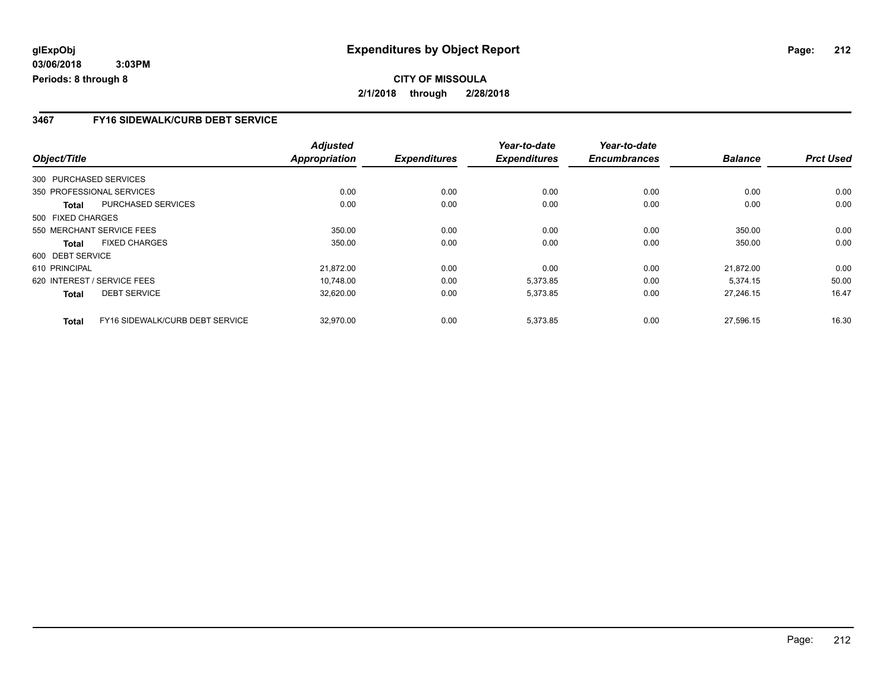**glExpObj** **Expenditures by Object Report**

**03/06/2018 3:03PM**

**Periods: 8 through 8**

**CITY OF MISSOULA**

**2/1/2018 through 2/28/2018**

### 3467 FY16 SIDEWALK/CURB DEBT SERVICE

| Object/Title | | *Adjusted Appropriation* | *Expenditures* | *Year-to-date Expenditures* | *Year-to-date Encumbrances* | *Balance* | *Prct Used* |
|---|---|---|---|---|---|---|---|
| 300 PURCHASED SERVICES | | | | | | | |
| 350 PROFESSIONAL SERVICES | | 0.00 | 0.00 | 0.00 | 0.00 | 0.00 | 0.00 |
| **Total** | PURCHASED SERVICES | 0.00 | 0.00 | 0.00 | 0.00 | 0.00 | 0.00 |
| 500 FIXED CHARGES | | | | | | | |
| 550 MERCHANT SERVICE FEES | | 350.00 | 0.00 | 0.00 | 0.00 | 350.00 | 0.00 |
| **Total** | FIXED CHARGES | 350.00 | 0.00 | 0.00 | 0.00 | 350.00 | 0.00 |
| 600 DEBT SERVICE | | | | | | | |
| 610 PRINCIPAL | | 21,872.00 | 0.00 | 0.00 | 0.00 | 21,872.00 | 0.00 |
| 620 INTEREST / SERVICE FEES | | 10,748.00 | 0.00 | 5,373.85 | 0.00 | 5,374.15 | 50.00 |
| **Total** | DEBT SERVICE | 32,620.00 | 0.00 | 5,373.85 | 0.00 | 27,246.15 | 16.47 |
| **Total** | FY16 SIDEWALK/CURB DEBT SERVICE | 32,970.00 | 0.00 | 5,373.85 | 0.00 | 27,596.15 | 16.30 |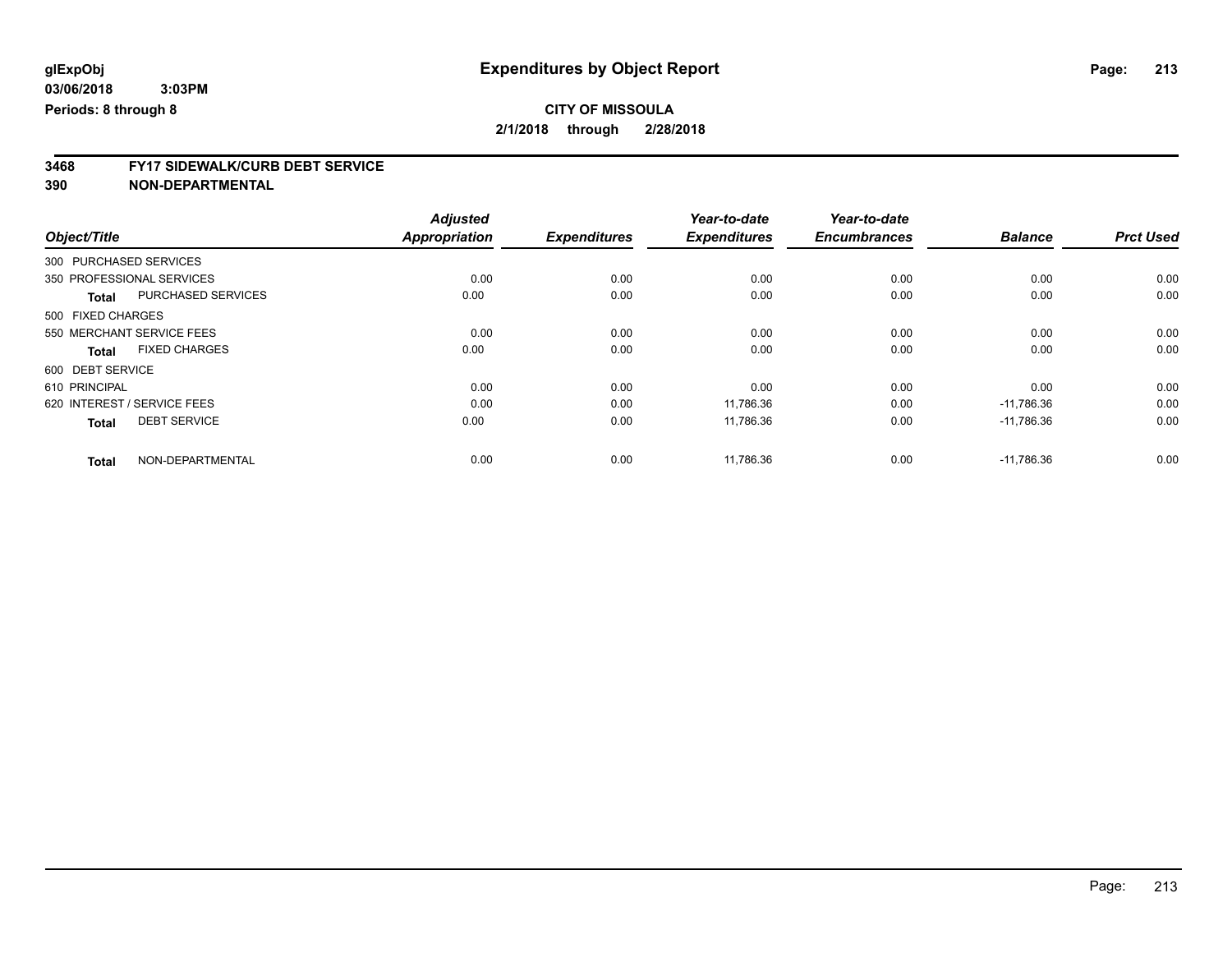**glExpObj**
**03/06/2018 3:03PM**
**Periods: 8 through 8**

# Expenditures by Object Report

**CITY OF MISSOULA**
**2/1/2018 through 2/28/2018**

**3468 FY17 SIDEWALK/CURB DEBT SERVICE**
**390 NON-DEPARTMENTAL**

| Object/Title | | Adjusted Appropriation | Expenditures | Year-to-date Expenditures | Year-to-date Encumbrances | Balance | Prct Used |
|---|---|---|---|---|---|---|---|
| 300 PURCHASED SERVICES | | | | | | | |
| 350 PROFESSIONAL SERVICES | | 0.00 | 0.00 | 0.00 | 0.00 | 0.00 | 0.00 |
| **Total** | PURCHASED SERVICES | 0.00 | 0.00 | 0.00 | 0.00 | 0.00 | 0.00 |
| 500 FIXED CHARGES | | | | | | | |
| 550 MERCHANT SERVICE FEES | | 0.00 | 0.00 | 0.00 | 0.00 | 0.00 | 0.00 |
| **Total** | FIXED CHARGES | 0.00 | 0.00 | 0.00 | 0.00 | 0.00 | 0.00 |
| 600 DEBT SERVICE | | | | | | | |
| 610 PRINCIPAL | | 0.00 | 0.00 | 0.00 | 0.00 | 0.00 | 0.00 |
| 620 INTEREST / SERVICE FEES | | 0.00 | 0.00 | 11,786.36 | 0.00 | -11,786.36 | 0.00 |
| **Total** | DEBT SERVICE | 0.00 | 0.00 | 11,786.36 | 0.00 | -11,786.36 | 0.00 |
| **Total** | NON-DEPARTMENTAL | 0.00 | 0.00 | 11,786.36 | 0.00 | -11,786.36 | 0.00 |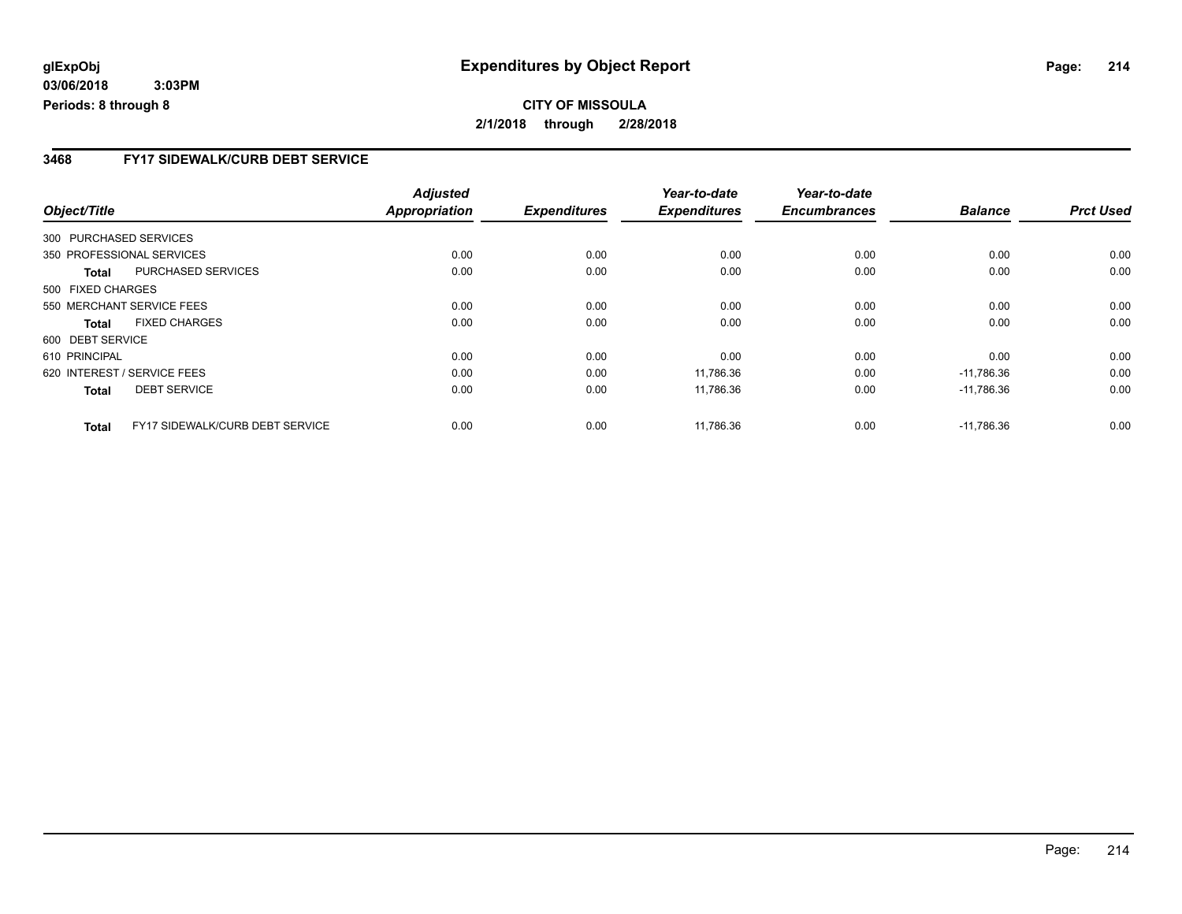**glExpObj**
**03/06/2018 3:03PM**
**Periods: 8 through 8**

# Expenditures by Object Report

**CITY OF MISSOULA**
**2/1/2018 through 2/28/2018**

## 3468 FY17 SIDEWALK/CURB DEBT SERVICE

| Object/Title | | *Adjusted Appropriation* | *Expenditures* | *Year-to-date Expenditures* | *Year-to-date Encumbrances* | *Balance* | *Prct Used* |
|---|---|---|---|---|---|---|---|
| 300 PURCHASED SERVICES | | | | | | | |
| 350 PROFESSIONAL SERVICES | | 0.00 | 0.00 | 0.00 | 0.00 | 0.00 | 0.00 |
| **Total** | PURCHASED SERVICES | 0.00 | 0.00 | 0.00 | 0.00 | 0.00 | 0.00 |
| 500 FIXED CHARGES | | | | | | | |
| 550 MERCHANT SERVICE FEES | | 0.00 | 0.00 | 0.00 | 0.00 | 0.00 | 0.00 |
| **Total** | FIXED CHARGES | 0.00 | 0.00 | 0.00 | 0.00 | 0.00 | 0.00 |
| 600 DEBT SERVICE | | | | | | | |
| 610 PRINCIPAL | | 0.00 | 0.00 | 0.00 | 0.00 | 0.00 | 0.00 |
| 620 INTEREST / SERVICE FEES | | 0.00 | 0.00 | 11,786.36 | 0.00 | -11,786.36 | 0.00 |
| **Total** | DEBT SERVICE | 0.00 | 0.00 | 11,786.36 | 0.00 | -11,786.36 | 0.00 |
| **Total** | FY17 SIDEWALK/CURB DEBT SERVICE | 0.00 | 0.00 | 11,786.36 | 0.00 | -11,786.36 | 0.00 |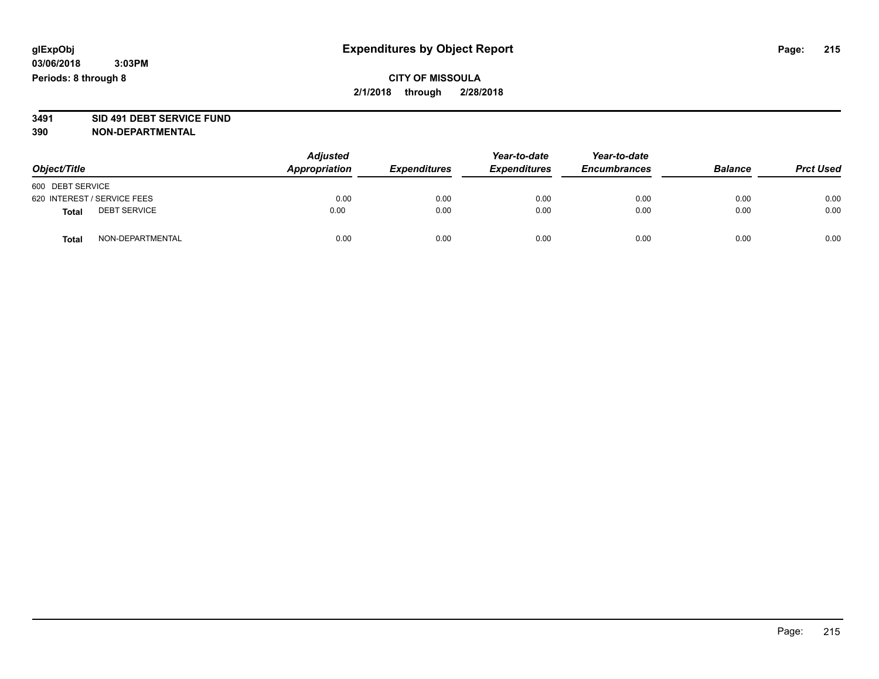**glExpObj** **Expenditures by Object Report**

**03/06/2018 3:03PM**

**Periods: 8 through 8**

**CITY OF MISSOULA**

**2/1/2018 through 2/28/2018**

**3491 SID 491 DEBT SERVICE FUND**

**390 NON-DEPARTMENTAL**

| *Object/Title* | *Adjusted Appropriation* | *Expenditures* | *Year-to-date Expenditures* | *Year-to-date Encumbrances* | *Balance* | *Prct Used* |
|---|---|---|---|---|---|---|
| 600 DEBT SERVICE | | | | | | |
| 620 INTEREST / SERVICE FEES | 0.00 | 0.00 | 0.00 | 0.00 | 0.00 | 0.00 |
| **Total** DEBT SERVICE | 0.00 | 0.00 | 0.00 | 0.00 | 0.00 | 0.00 |
| **Total** NON-DEPARTMENTAL | 0.00 | 0.00 | 0.00 | 0.00 | 0.00 | 0.00 |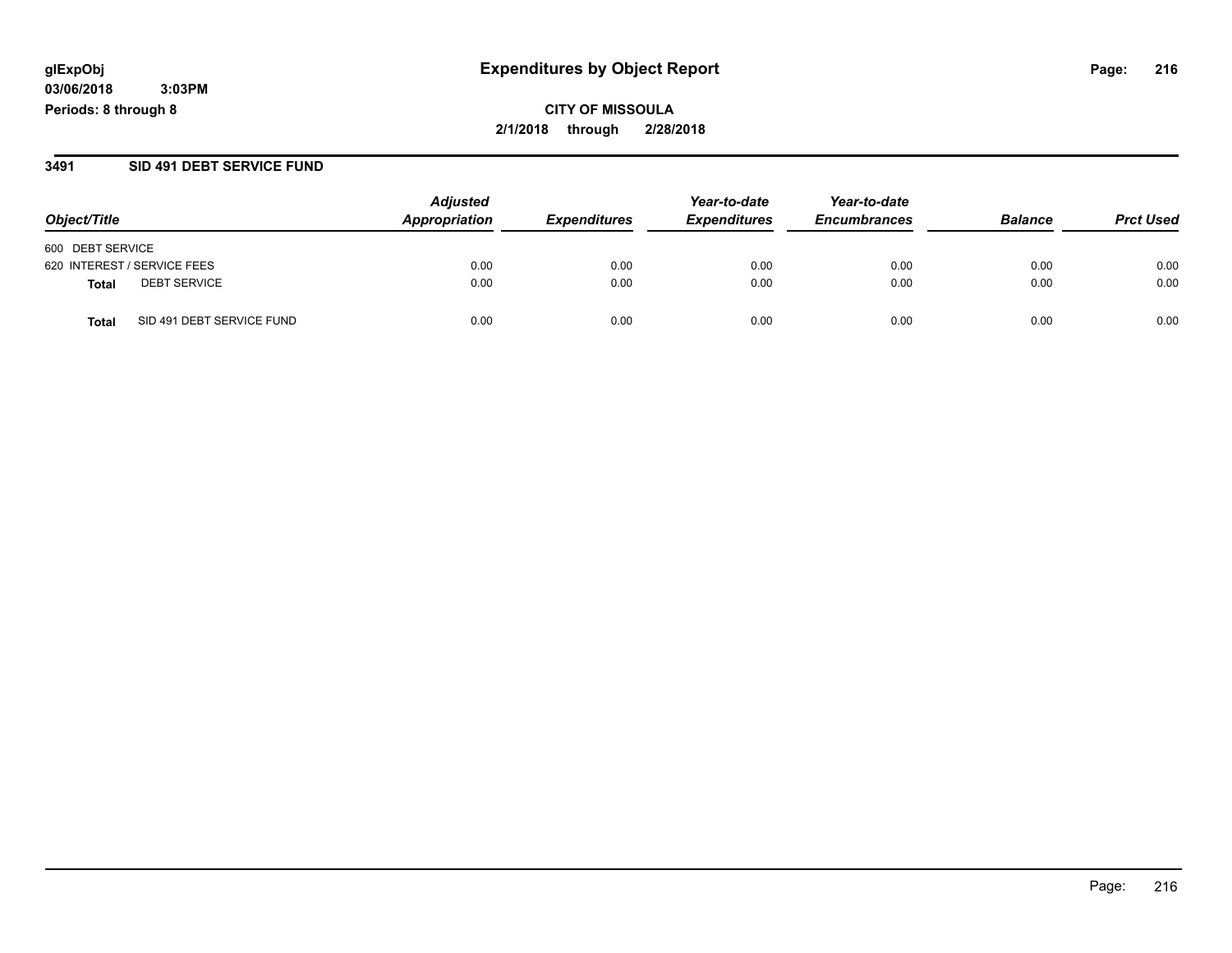**glExpObj**
**03/06/2018 3:03PM**
**Periods: 8 through 8**

# Expenditures by Object Report

**CITY OF MISSOULA**
**2/1/2018 through 2/28/2018**

## 3491 SID 491 DEBT SERVICE FUND

| Object/Title | | Adjusted Appropriation | Expenditures | Year-to-date Expenditures | Year-to-date Encumbrances | Balance | Prct Used |
|---|---|---|---|---|---|---|---|
| 600 DEBT SERVICE | | | | | | | |
| 620 INTEREST / SERVICE FEES | | 0.00 | 0.00 | 0.00 | 0.00 | 0.00 | 0.00 |
| **Total** | DEBT SERVICE | 0.00 | 0.00 | 0.00 | 0.00 | 0.00 | 0.00 |
| **Total** | SID 491 DEBT SERVICE FUND | 0.00 | 0.00 | 0.00 | 0.00 | 0.00 | 0.00 |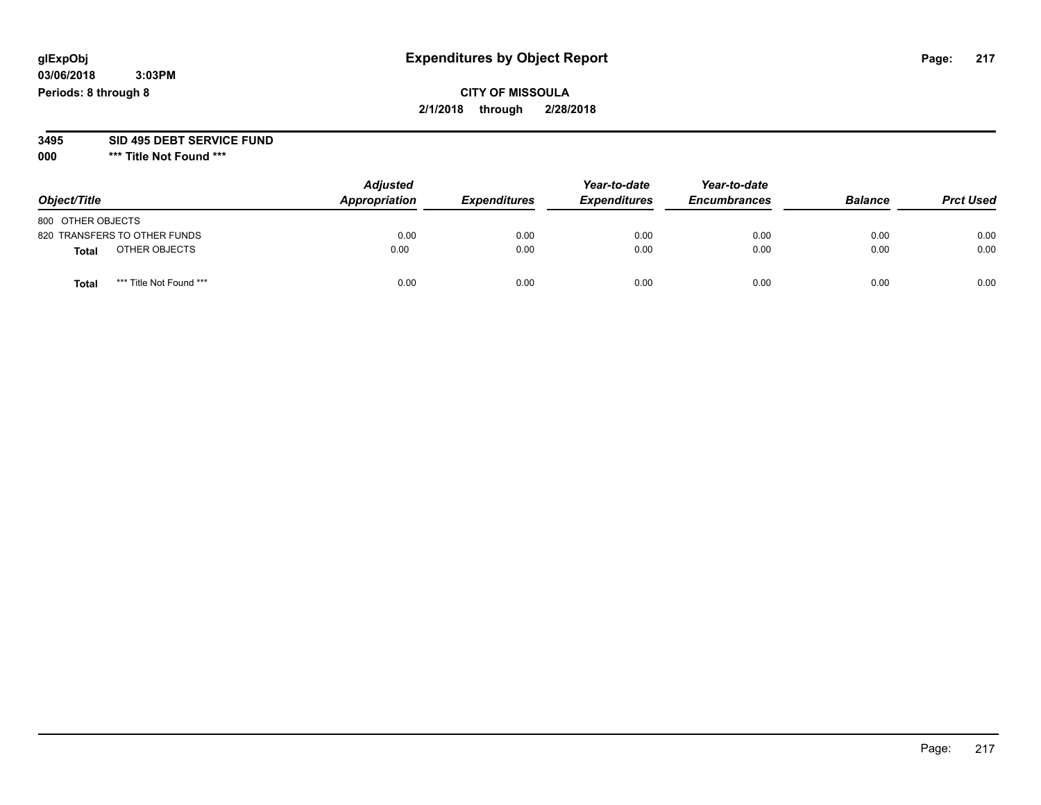# Expenditures by Object Report

glExpObj
03/06/2018 3:03PM
Periods: 8 through 8

**CITY OF MISSOULA**
**2/1/2018 through 2/28/2018**

**3495 SID 495 DEBT SERVICE FUND**
**000 \*\*\* Title Not Found \*\*\***

| Object/Title | Adjusted Appropriation | Expenditures | Year-to-date Expenditures | Year-to-date Encumbrances | Balance | Prct Used |
|---|---|---|---|---|---|---|
| 800 OTHER OBJECTS | | | | | | |
| 820 TRANSFERS TO OTHER FUNDS | 0.00 | 0.00 | 0.00 | 0.00 | 0.00 | 0.00 |
| **Total** OTHER OBJECTS | 0.00 | 0.00 | 0.00 | 0.00 | 0.00 | 0.00 |
| **Total** *** Title Not Found *** | 0.00 | 0.00 | 0.00 | 0.00 | 0.00 | 0.00 |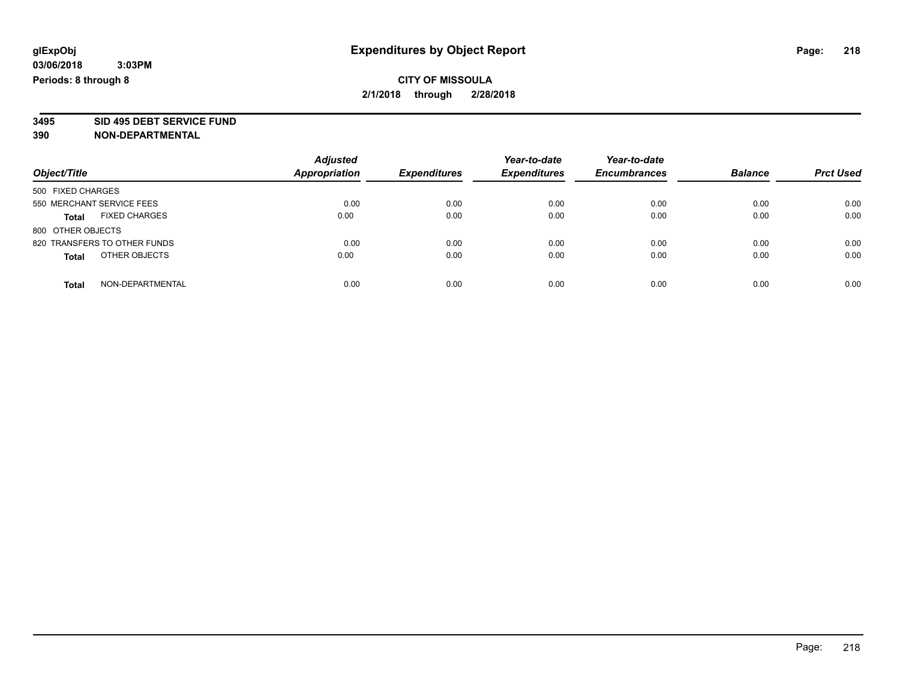glExpObj
03/06/2018 3:03PM
Periods: 8 through 8

# Expenditures by Object Report

**CITY OF MISSOULA**
**2/1/2018 through 2/28/2018**

**3495 SID 495 DEBT SERVICE FUND**
**390 NON-DEPARTMENTAL**

| Object/Title | Adjusted Appropriation | Expenditures | Year-to-date Expenditures | Year-to-date Encumbrances | Balance | Prct Used |
|---|---|---|---|---|---|---|
| 500 FIXED CHARGES | | | | | | |
| 550 MERCHANT SERVICE FEES | 0.00 | 0.00 | 0.00 | 0.00 | 0.00 | 0.00 |
| **Total** FIXED CHARGES | 0.00 | 0.00 | 0.00 | 0.00 | 0.00 | 0.00 |
| 800 OTHER OBJECTS | | | | | | |
| 820 TRANSFERS TO OTHER FUNDS | 0.00 | 0.00 | 0.00 | 0.00 | 0.00 | 0.00 |
| **Total** OTHER OBJECTS | 0.00 | 0.00 | 0.00 | 0.00 | 0.00 | 0.00 |
| **Total** NON-DEPARTMENTAL | 0.00 | 0.00 | 0.00 | 0.00 | 0.00 | 0.00 |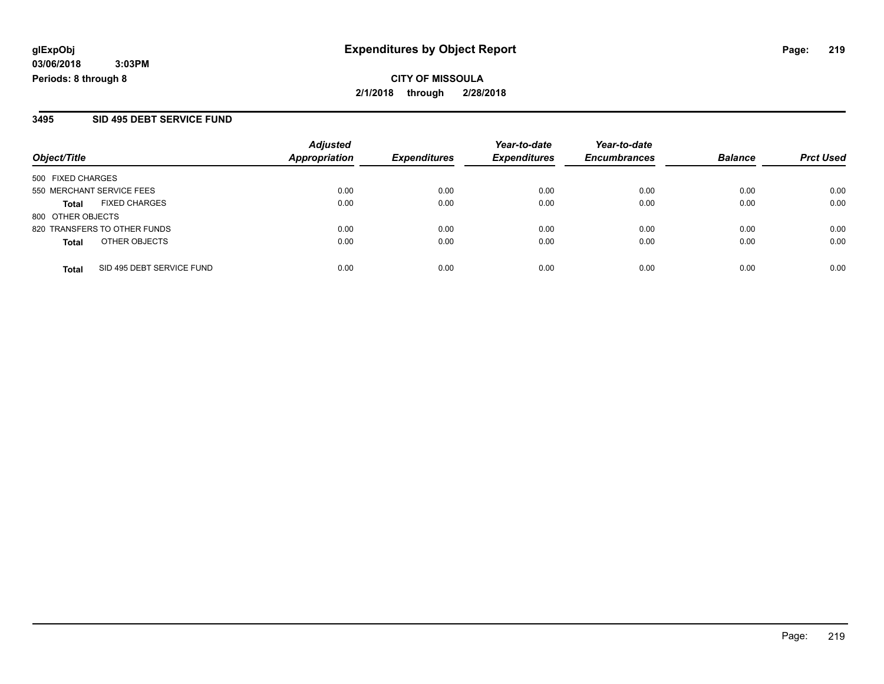**glExpObj**
**03/06/2018 3:03PM**
**Periods: 8 through 8**

# Expenditures by Object Report

**CITY OF MISSOULA**
**2/1/2018 through 2/28/2018**

## 3495 SID 495 DEBT SERVICE FUND

| Object/Title | | Adjusted Appropriation | Expenditures | Year-to-date Expenditures | Year-to-date Encumbrances | Balance | Prct Used |
|---|---|---|---|---|---|---|---|
| 500 FIXED CHARGES | | | | | | | |
| 550 MERCHANT SERVICE FEES | | 0.00 | 0.00 | 0.00 | 0.00 | 0.00 | 0.00 |
| **Total** | FIXED CHARGES | 0.00 | 0.00 | 0.00 | 0.00 | 0.00 | 0.00 |
| 800 OTHER OBJECTS | | | | | | | |
| 820 TRANSFERS TO OTHER FUNDS | | 0.00 | 0.00 | 0.00 | 0.00 | 0.00 | 0.00 |
| **Total** | OTHER OBJECTS | 0.00 | 0.00 | 0.00 | 0.00 | 0.00 | 0.00 |
| **Total** | SID 495 DEBT SERVICE FUND | 0.00 | 0.00 | 0.00 | 0.00 | 0.00 | 0.00 |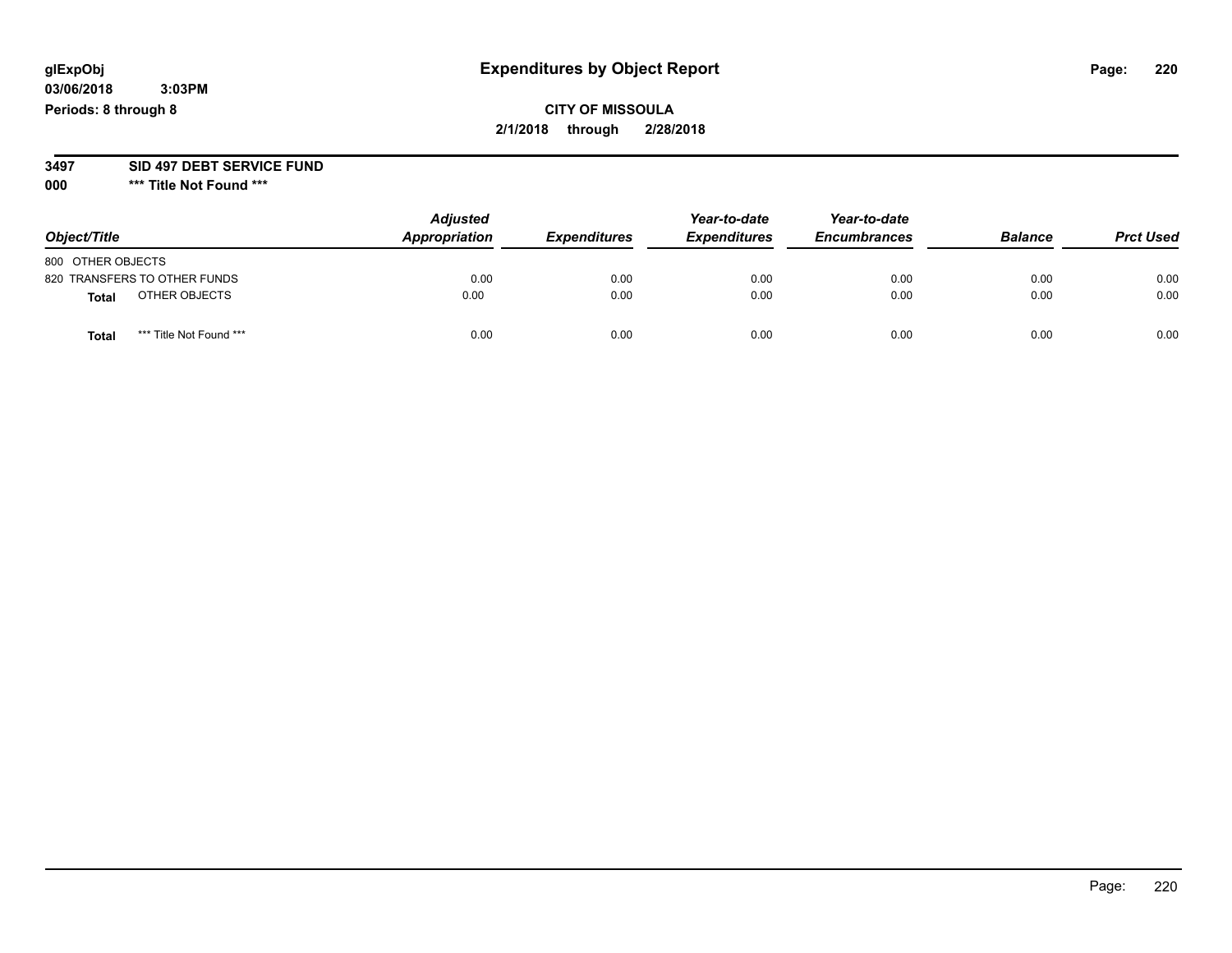glExpObj
03/06/2018 3:03PM
Periods: 8 through 8

# Expenditures by Object Report

**CITY OF MISSOULA**
**2/1/2018 through 2/28/2018**

**3497 SID 497 DEBT SERVICE FUND**
**000 \*\*\* Title Not Found \*\*\***

| Object/Title | Adjusted Appropriation | Expenditures | Year-to-date Expenditures | Year-to-date Encumbrances | Balance | Prct Used |
|---|---|---|---|---|---|---|
| 800 OTHER OBJECTS | | | | | | |
| 820 TRANSFERS TO OTHER FUNDS | 0.00 | 0.00 | 0.00 | 0.00 | 0.00 | 0.00 |
| **Total** OTHER OBJECTS | 0.00 | 0.00 | 0.00 | 0.00 | 0.00 | 0.00 |
| **Total** *** Title Not Found *** | 0.00 | 0.00 | 0.00 | 0.00 | 0.00 | 0.00 |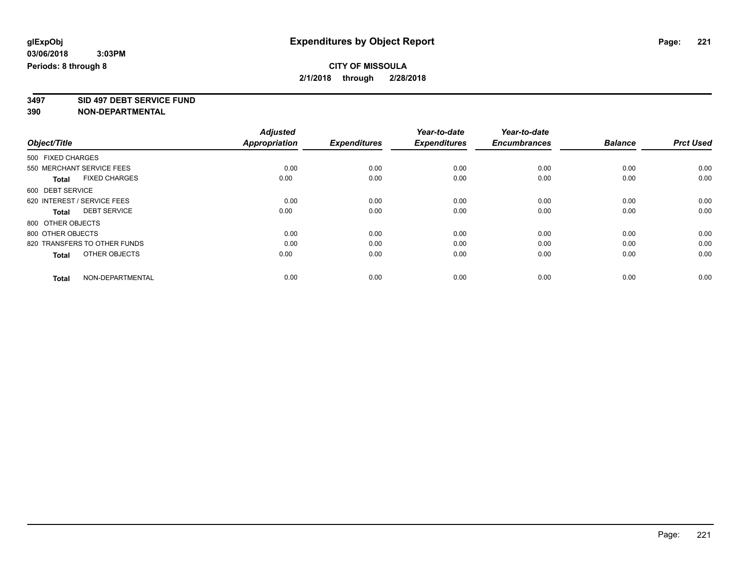**glExpObj** **Expenditures by Object Report**
**03/06/2018 3:03PM**
**Periods: 8 through 8**

**CITY OF MISSOULA**
**2/1/2018 through 2/28/2018**

**3497 SID 497 DEBT SERVICE FUND**
**390 NON-DEPARTMENTAL**

| Object/Title | Adjusted Appropriation | Expenditures | Year-to-date Expenditures | Year-to-date Encumbrances | Balance | Prct Used |
|---|---|---|---|---|---|---|
| 500 FIXED CHARGES | | | | | | |
| 550 MERCHANT SERVICE FEES | 0.00 | 0.00 | 0.00 | 0.00 | 0.00 | 0.00 |
| **Total** FIXED CHARGES | 0.00 | 0.00 | 0.00 | 0.00 | 0.00 | 0.00 |
| 600 DEBT SERVICE | | | | | | |
| 620 INTEREST / SERVICE FEES | 0.00 | 0.00 | 0.00 | 0.00 | 0.00 | 0.00 |
| **Total** DEBT SERVICE | 0.00 | 0.00 | 0.00 | 0.00 | 0.00 | 0.00 |
| 800 OTHER OBJECTS | | | | | | |
| 800 OTHER OBJECTS | 0.00 | 0.00 | 0.00 | 0.00 | 0.00 | 0.00 |
| 820 TRANSFERS TO OTHER FUNDS | 0.00 | 0.00 | 0.00 | 0.00 | 0.00 | 0.00 |
| **Total** OTHER OBJECTS | 0.00 | 0.00 | 0.00 | 0.00 | 0.00 | 0.00 |
| **Total** NON-DEPARTMENTAL | 0.00 | 0.00 | 0.00 | 0.00 | 0.00 | 0.00 |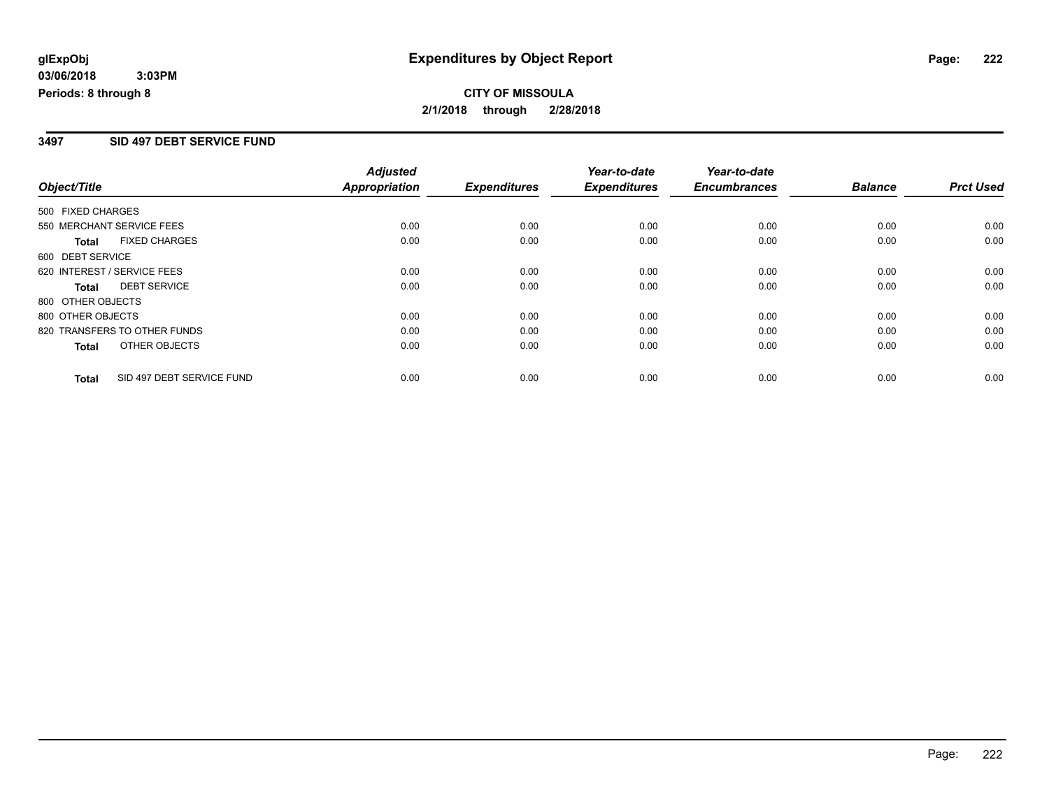**glExpObj**
**03/06/2018 3:03PM**
**Periods: 8 through 8**

# Expenditures by Object Report

**CITY OF MISSOULA**
**2/1/2018 through 2/28/2018**

## 3497 SID 497 DEBT SERVICE FUND

| Object/Title | Adjusted Appropriation | Expenditures | Year-to-date Expenditures | Year-to-date Encumbrances | Balance | Prct Used |
|---|---|---|---|---|---|---|
| 500 FIXED CHARGES | | | | | | |
| 550 MERCHANT SERVICE FEES | 0.00 | 0.00 | 0.00 | 0.00 | 0.00 | 0.00 |
| **Total** FIXED CHARGES | 0.00 | 0.00 | 0.00 | 0.00 | 0.00 | 0.00 |
| 600 DEBT SERVICE | | | | | | |
| 620 INTEREST / SERVICE FEES | 0.00 | 0.00 | 0.00 | 0.00 | 0.00 | 0.00 |
| **Total** DEBT SERVICE | 0.00 | 0.00 | 0.00 | 0.00 | 0.00 | 0.00 |
| 800 OTHER OBJECTS | | | | | | |
| 800 OTHER OBJECTS | 0.00 | 0.00 | 0.00 | 0.00 | 0.00 | 0.00 |
| 820 TRANSFERS TO OTHER FUNDS | 0.00 | 0.00 | 0.00 | 0.00 | 0.00 | 0.00 |
| **Total** OTHER OBJECTS | 0.00 | 0.00 | 0.00 | 0.00 | 0.00 | 0.00 |
| **Total** SID 497 DEBT SERVICE FUND | 0.00 | 0.00 | 0.00 | 0.00 | 0.00 | 0.00 |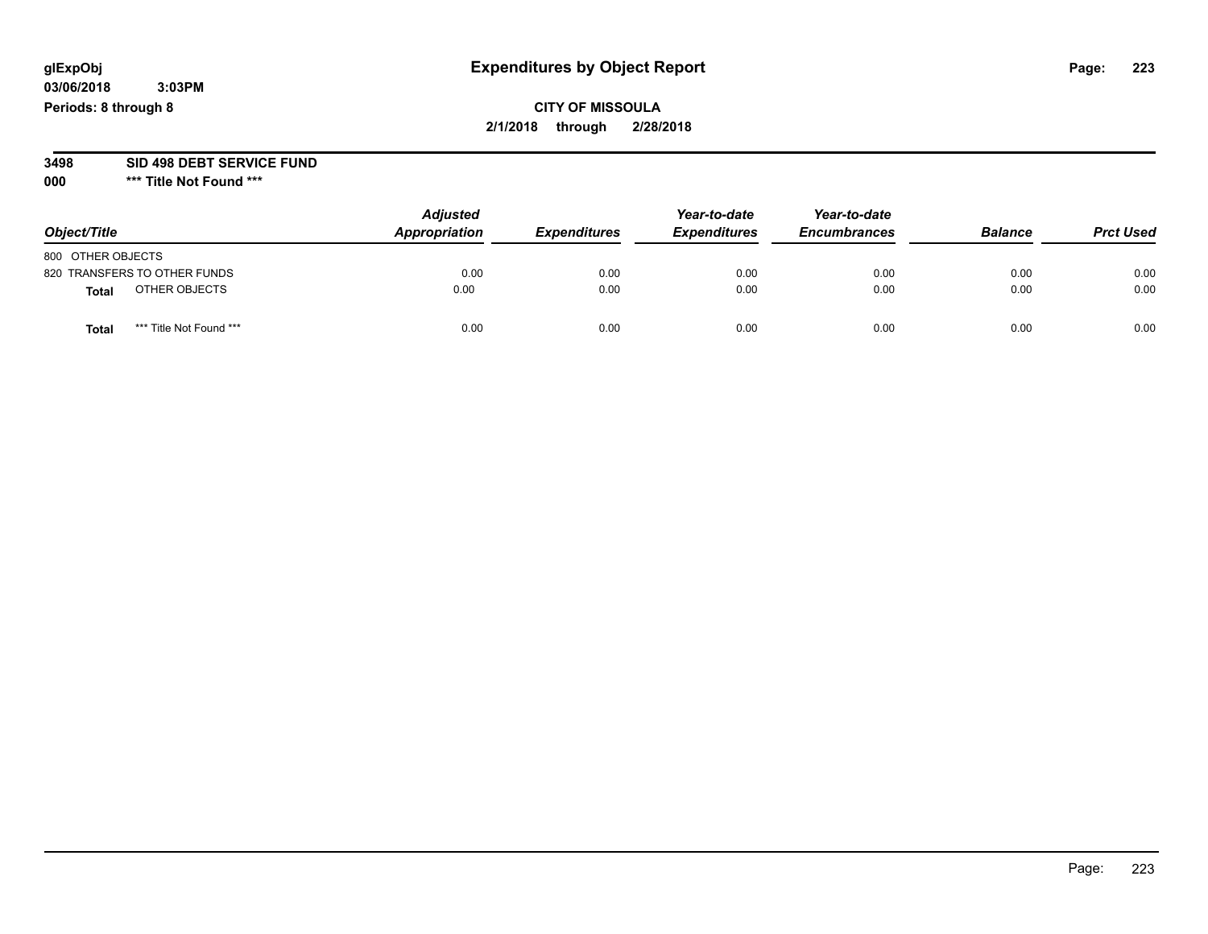glExpObj
03/06/2018 3:03PM
Periods: 8 through 8

# Expenditures by Object Report

**CITY OF MISSOULA**
**2/1/2018 through 2/28/2018**

**3498 SID 498 DEBT SERVICE FUND**
**000 \*\*\* Title Not Found \*\*\***

| Object/Title | Adjusted Appropriation | Expenditures | Year-to-date Expenditures | Year-to-date Encumbrances | Balance | Prct Used |
|---|---|---|---|---|---|---|
| 800 OTHER OBJECTS | | | | | | |
| 820 TRANSFERS TO OTHER FUNDS | 0.00 | 0.00 | 0.00 | 0.00 | 0.00 | 0.00 |
| **Total** OTHER OBJECTS | 0.00 | 0.00 | 0.00 | 0.00 | 0.00 | 0.00 |
| **Total** *** Title Not Found *** | 0.00 | 0.00 | 0.00 | 0.00 | 0.00 | 0.00 |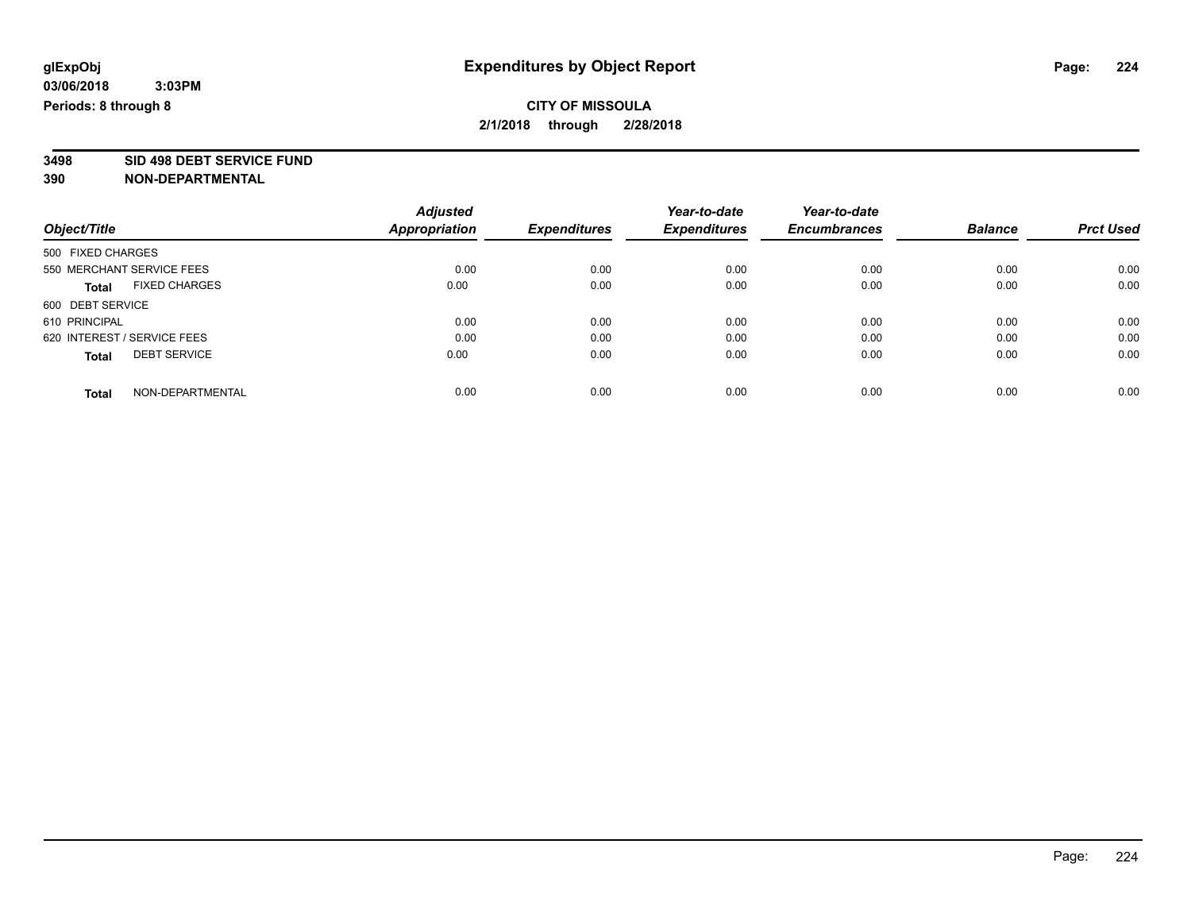glExpObj
03/06/2018 3:03PM
Periods: 8 through 8

# Expenditures by Object Report

**CITY OF MISSOULA**
**2/1/2018 through 2/28/2018**

**3498 SID 498 DEBT SERVICE FUND**
**390 NON-DEPARTMENTAL**

| Object/Title | Adjusted Appropriation | Expenditures | Year-to-date Expenditures | Year-to-date Encumbrances | Balance | Prct Used |
|---|---|---|---|---|---|---|
| 500 FIXED CHARGES | | | | | | |
| 550 MERCHANT SERVICE FEES | 0.00 | 0.00 | 0.00 | 0.00 | 0.00 | 0.00 |
| **Total** FIXED CHARGES | 0.00 | 0.00 | 0.00 | 0.00 | 0.00 | 0.00 |
| 600 DEBT SERVICE | | | | | | |
| 610 PRINCIPAL | 0.00 | 0.00 | 0.00 | 0.00 | 0.00 | 0.00 |
| 620 INTEREST / SERVICE FEES | 0.00 | 0.00 | 0.00 | 0.00 | 0.00 | 0.00 |
| **Total** DEBT SERVICE | 0.00 | 0.00 | 0.00 | 0.00 | 0.00 | 0.00 |
| **Total** NON-DEPARTMENTAL | 0.00 | 0.00 | 0.00 | 0.00 | 0.00 | 0.00 |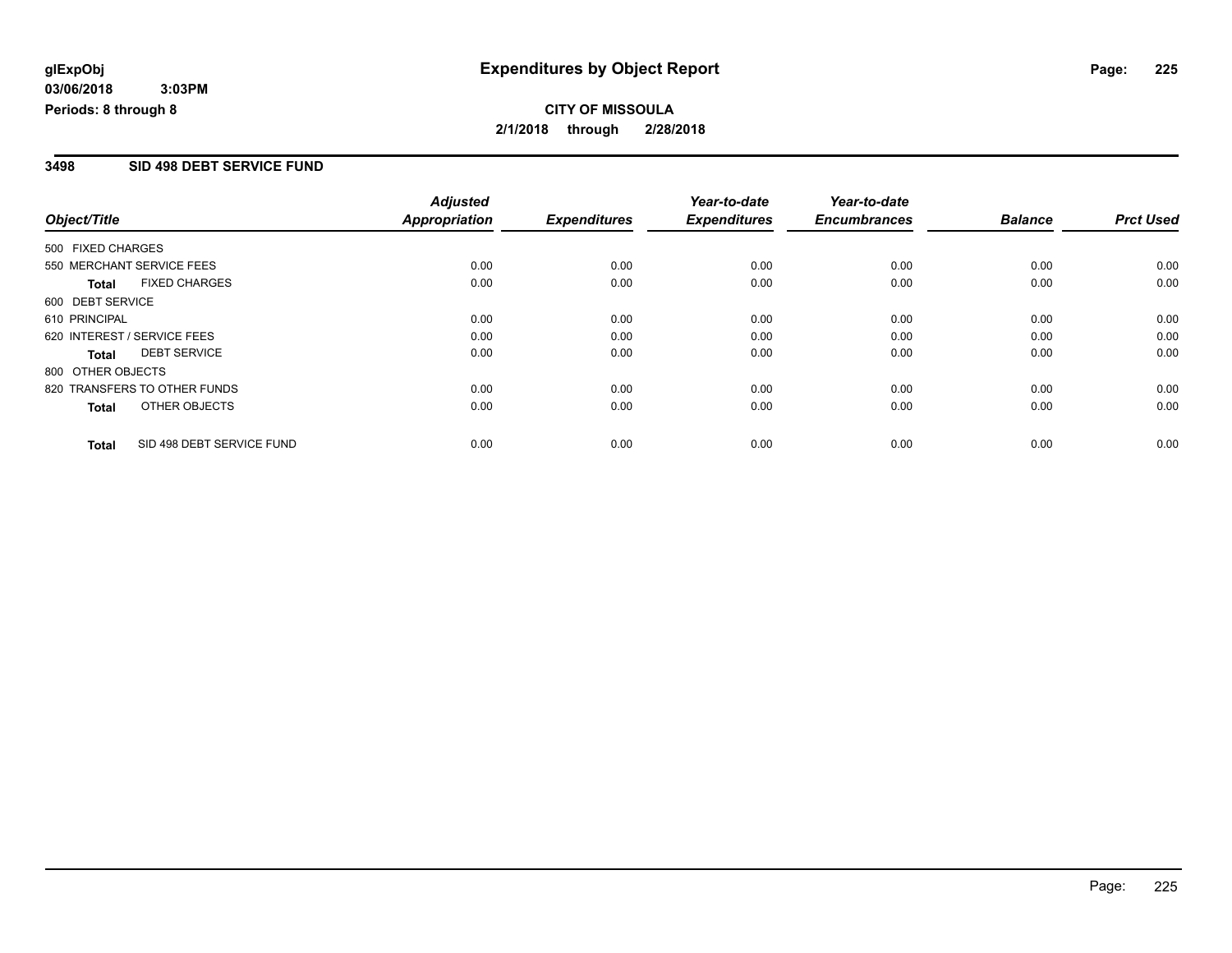**glExpObj**
**03/06/2018 3:03PM**
**Periods: 8 through 8**

# Expenditures by Object Report

**CITY OF MISSOULA**
**2/1/2018 through 2/28/2018**

## 3498 SID 498 DEBT SERVICE FUND

| Object/Title | Adjusted Appropriation | Expenditures | Year-to-date Expenditures | Year-to-date Encumbrances | Balance | Prct Used |
|---|---|---|---|---|---|---|
| 500 FIXED CHARGES | | | | | | |
| 550 MERCHANT SERVICE FEES | 0.00 | 0.00 | 0.00 | 0.00 | 0.00 | 0.00 |
| **Total** FIXED CHARGES | 0.00 | 0.00 | 0.00 | 0.00 | 0.00 | 0.00 |
| 600 DEBT SERVICE | | | | | | |
| 610 PRINCIPAL | 0.00 | 0.00 | 0.00 | 0.00 | 0.00 | 0.00 |
| 620 INTEREST / SERVICE FEES | 0.00 | 0.00 | 0.00 | 0.00 | 0.00 | 0.00 |
| **Total** DEBT SERVICE | 0.00 | 0.00 | 0.00 | 0.00 | 0.00 | 0.00 |
| 800 OTHER OBJECTS | | | | | | |
| 820 TRANSFERS TO OTHER FUNDS | 0.00 | 0.00 | 0.00 | 0.00 | 0.00 | 0.00 |
| **Total** OTHER OBJECTS | 0.00 | 0.00 | 0.00 | 0.00 | 0.00 | 0.00 |
| **Total** SID 498 DEBT SERVICE FUND | 0.00 | 0.00 | 0.00 | 0.00 | 0.00 | 0.00 |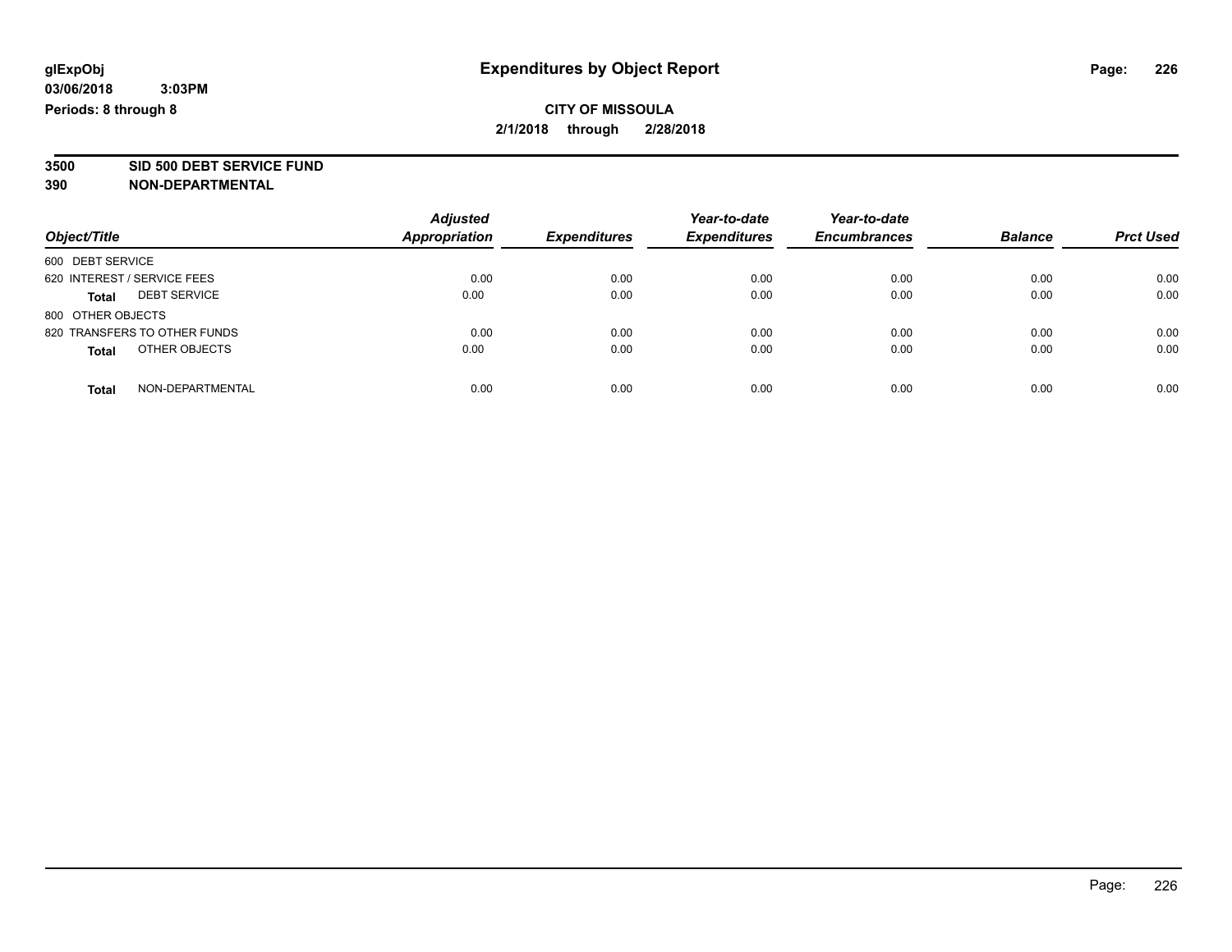**glExpObj**
**03/06/2018 3:03PM**
**Periods: 8 through 8**

# Expenditures by Object Report

**CITY OF MISSOULA**
**2/1/2018 through 2/28/2018**

**3500 SID 500 DEBT SERVICE FUND**
**390 NON-DEPARTMENTAL**

| Object/Title | Adjusted Appropriation | Expenditures | Year-to-date Expenditures | Year-to-date Encumbrances | Balance | Prct Used |
|---|---|---|---|---|---|---|
| 600 DEBT SERVICE | | | | | | |
| 620 INTEREST / SERVICE FEES | 0.00 | 0.00 | 0.00 | 0.00 | 0.00 | 0.00 |
| **Total** DEBT SERVICE | 0.00 | 0.00 | 0.00 | 0.00 | 0.00 | 0.00 |
| 800 OTHER OBJECTS | | | | | | |
| 820 TRANSFERS TO OTHER FUNDS | 0.00 | 0.00 | 0.00 | 0.00 | 0.00 | 0.00 |
| **Total** OTHER OBJECTS | 0.00 | 0.00 | 0.00 | 0.00 | 0.00 | 0.00 |
| **Total** NON-DEPARTMENTAL | 0.00 | 0.00 | 0.00 | 0.00 | 0.00 | 0.00 |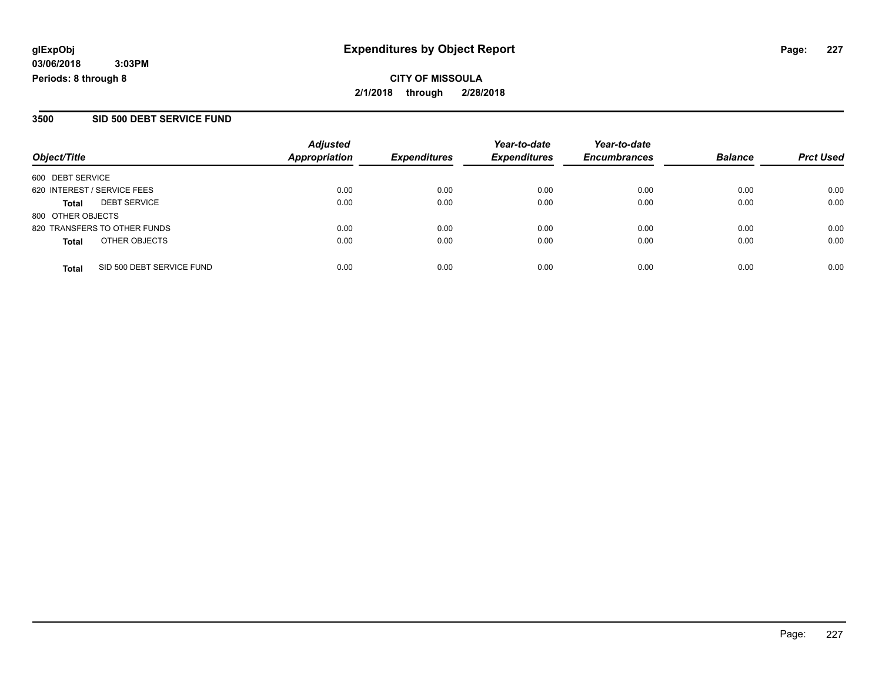**glExpObj**
**03/06/2018 3:03PM**
**Periods: 8 through 8**

# Expenditures by Object Report

**CITY OF MISSOULA**
**2/1/2018 through 2/28/2018**

## 3500 SID 500 DEBT SERVICE FUND

| Object/Title | Adjusted Appropriation | Expenditures | Year-to-date Expenditures | Year-to-date Encumbrances | Balance | Prct Used |
|---|---|---|---|---|---|---|
| 600 DEBT SERVICE | | | | | | |
| 620 INTEREST / SERVICE FEES | 0.00 | 0.00 | 0.00 | 0.00 | 0.00 | 0.00 |
| **Total** DEBT SERVICE | 0.00 | 0.00 | 0.00 | 0.00 | 0.00 | 0.00 |
| 800 OTHER OBJECTS | | | | | | |
| 820 TRANSFERS TO OTHER FUNDS | 0.00 | 0.00 | 0.00 | 0.00 | 0.00 | 0.00 |
| **Total** OTHER OBJECTS | 0.00 | 0.00 | 0.00 | 0.00 | 0.00 | 0.00 |
| **Total** SID 500 DEBT SERVICE FUND | 0.00 | 0.00 | 0.00 | 0.00 | 0.00 | 0.00 |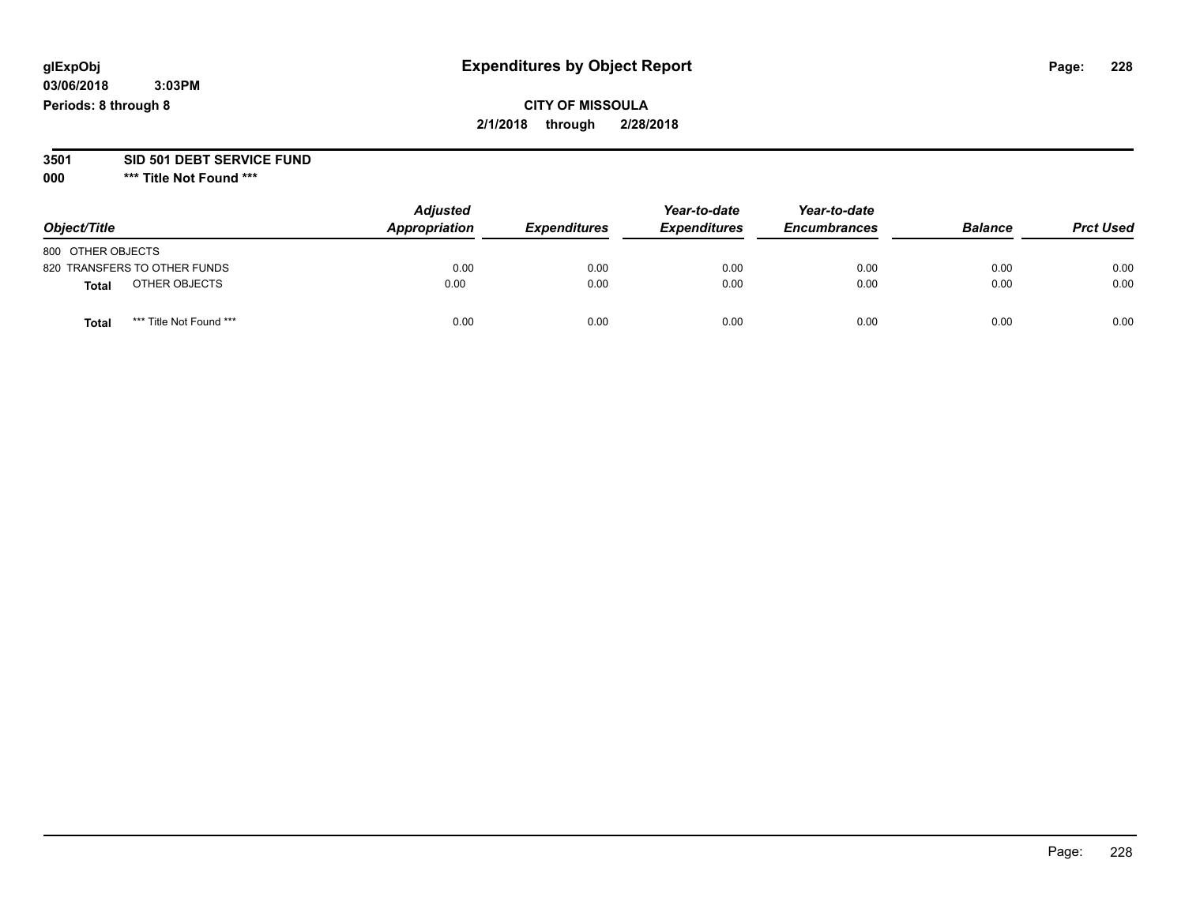**glExpObj**
**03/06/2018 3:03PM**
**Periods: 8 through 8**

# Expenditures by Object Report

**CITY OF MISSOULA**
**2/1/2018 through 2/28/2018**

**3501 SID 501 DEBT SERVICE FUND**
**000 \*\*\* Title Not Found \*\*\***

| Object/Title | Adjusted Appropriation | Expenditures | Year-to-date Expenditures | Year-to-date Encumbrances | Balance | Prct Used |
|---|---|---|---|---|---|---|
| 800 OTHER OBJECTS | | | | | | |
| 820 TRANSFERS TO OTHER FUNDS | 0.00 | 0.00 | 0.00 | 0.00 | 0.00 | 0.00 |
| **Total** OTHER OBJECTS | 0.00 | 0.00 | 0.00 | 0.00 | 0.00 | 0.00 |
| **Total** *** Title Not Found *** | 0.00 | 0.00 | 0.00 | 0.00 | 0.00 | 0.00 |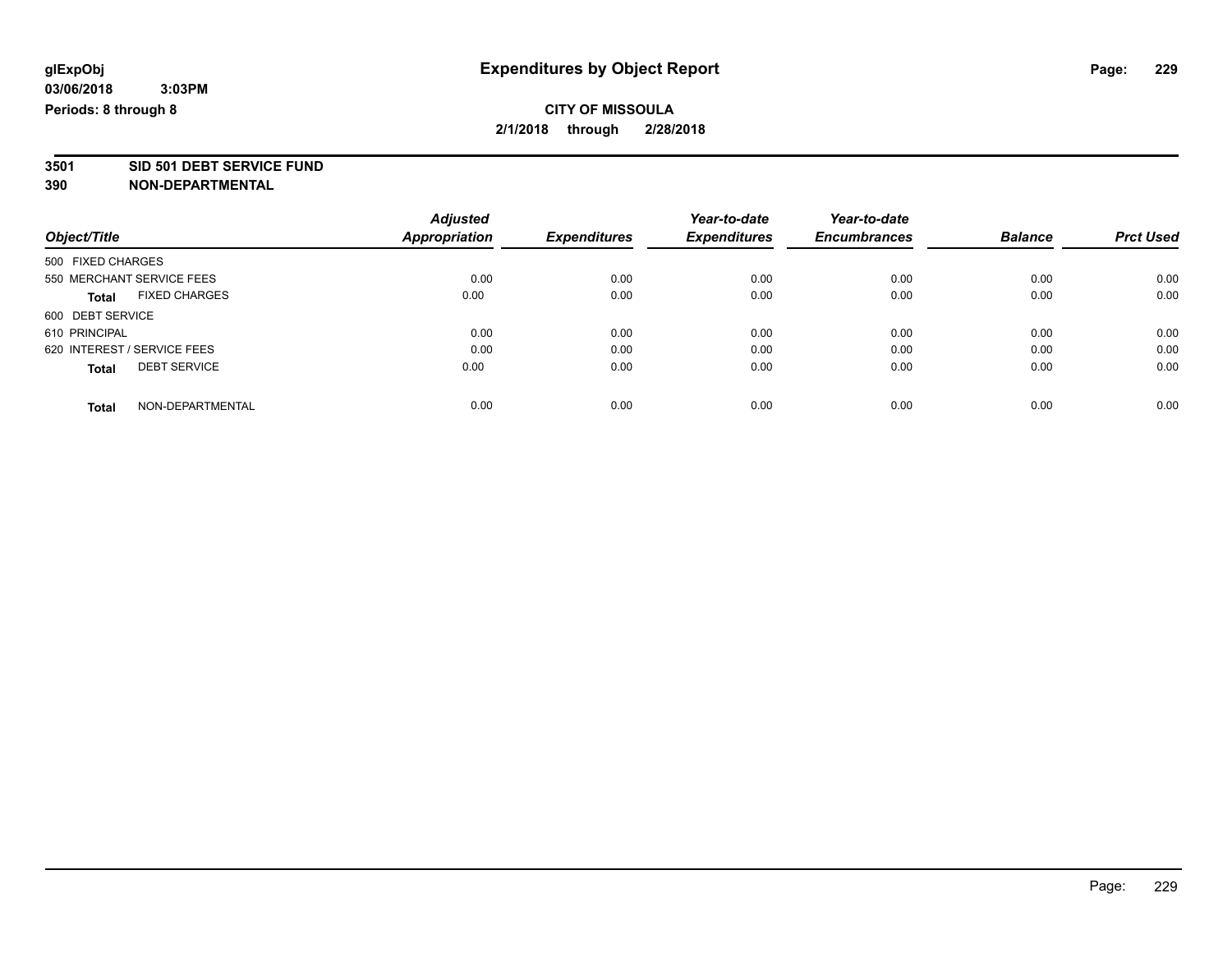**glExpObj**
**03/06/2018 3:03PM**
**Periods: 8 through 8**

# Expenditures by Object Report

**CITY OF MISSOULA**
**2/1/2018 through 2/28/2018**

**3501 SID 501 DEBT SERVICE FUND**
**390 NON-DEPARTMENTAL**

| Object/Title | Adjusted Appropriation | Expenditures | Year-to-date Expenditures | Year-to-date Encumbrances | Balance | Prct Used |
|---|---|---|---|---|---|---|
| 500 FIXED CHARGES | | | | | | |
| 550 MERCHANT SERVICE FEES | 0.00 | 0.00 | 0.00 | 0.00 | 0.00 | 0.00 |
| **Total** FIXED CHARGES | 0.00 | 0.00 | 0.00 | 0.00 | 0.00 | 0.00 |
| 600 DEBT SERVICE | | | | | | |
| 610 PRINCIPAL | 0.00 | 0.00 | 0.00 | 0.00 | 0.00 | 0.00 |
| 620 INTEREST / SERVICE FEES | 0.00 | 0.00 | 0.00 | 0.00 | 0.00 | 0.00 |
| **Total** DEBT SERVICE | 0.00 | 0.00 | 0.00 | 0.00 | 0.00 | 0.00 |
| **Total** NON-DEPARTMENTAL | 0.00 | 0.00 | 0.00 | 0.00 | 0.00 | 0.00 |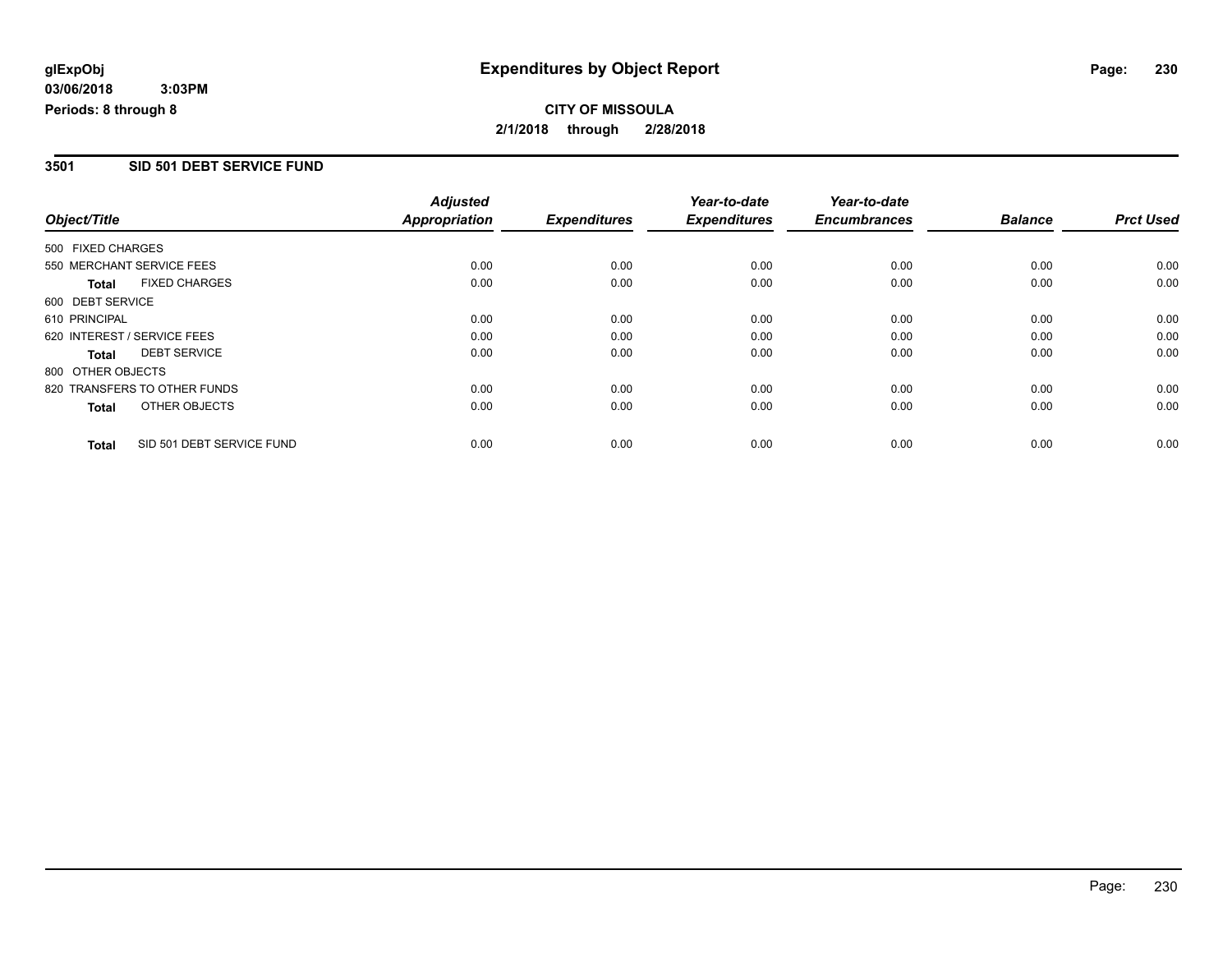**glExpObj**
**03/06/2018 3:03PM**
**Periods: 8 through 8**

# Expenditures by Object Report

**CITY OF MISSOULA**
**2/1/2018 through 2/28/2018**

## 3501 SID 501 DEBT SERVICE FUND

| Object/Title | Adjusted Appropriation | Expenditures | Year-to-date Expenditures | Year-to-date Encumbrances | Balance | Prct Used |
|---|---|---|---|---|---|---|
| 500 FIXED CHARGES | | | | | | |
| 550 MERCHANT SERVICE FEES | 0.00 | 0.00 | 0.00 | 0.00 | 0.00 | 0.00 |
| **Total** FIXED CHARGES | 0.00 | 0.00 | 0.00 | 0.00 | 0.00 | 0.00 |
| 600 DEBT SERVICE | | | | | | |
| 610 PRINCIPAL | 0.00 | 0.00 | 0.00 | 0.00 | 0.00 | 0.00 |
| 620 INTEREST / SERVICE FEES | 0.00 | 0.00 | 0.00 | 0.00 | 0.00 | 0.00 |
| **Total** DEBT SERVICE | 0.00 | 0.00 | 0.00 | 0.00 | 0.00 | 0.00 |
| 800 OTHER OBJECTS | | | | | | |
| 820 TRANSFERS TO OTHER FUNDS | 0.00 | 0.00 | 0.00 | 0.00 | 0.00 | 0.00 |
| **Total** OTHER OBJECTS | 0.00 | 0.00 | 0.00 | 0.00 | 0.00 | 0.00 |
| **Total** SID 501 DEBT SERVICE FUND | 0.00 | 0.00 | 0.00 | 0.00 | 0.00 | 0.00 |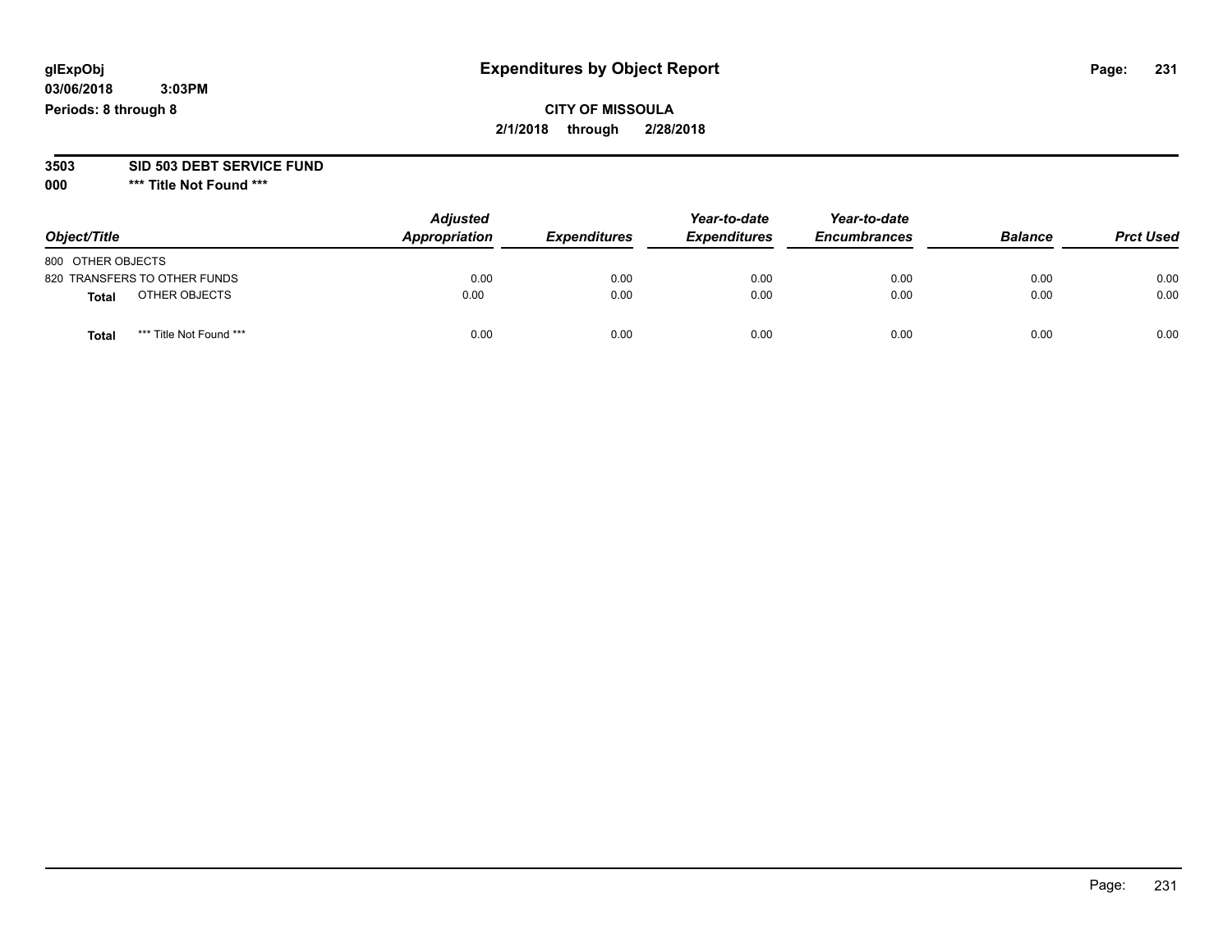# Expenditures by Object Report

glExpObj
03/06/2018 3:03PM
Periods: 8 through 8

**CITY OF MISSOULA**
**2/1/2018 through 2/28/2018**

**3503 SID 503 DEBT SERVICE FUND**
**000 *** Title Not Found *****

| Object/Title | Adjusted Appropriation | Expenditures | Year-to-date Expenditures | Year-to-date Encumbrances | Balance | Prct Used |
|---|---|---|---|---|---|---|
| 800 OTHER OBJECTS | | | | | | |
| 820 TRANSFERS TO OTHER FUNDS | 0.00 | 0.00 | 0.00 | 0.00 | 0.00 | 0.00 |
| **Total** OTHER OBJECTS | 0.00 | 0.00 | 0.00 | 0.00 | 0.00 | 0.00 |
| **Total** *** Title Not Found *** | 0.00 | 0.00 | 0.00 | 0.00 | 0.00 | 0.00 |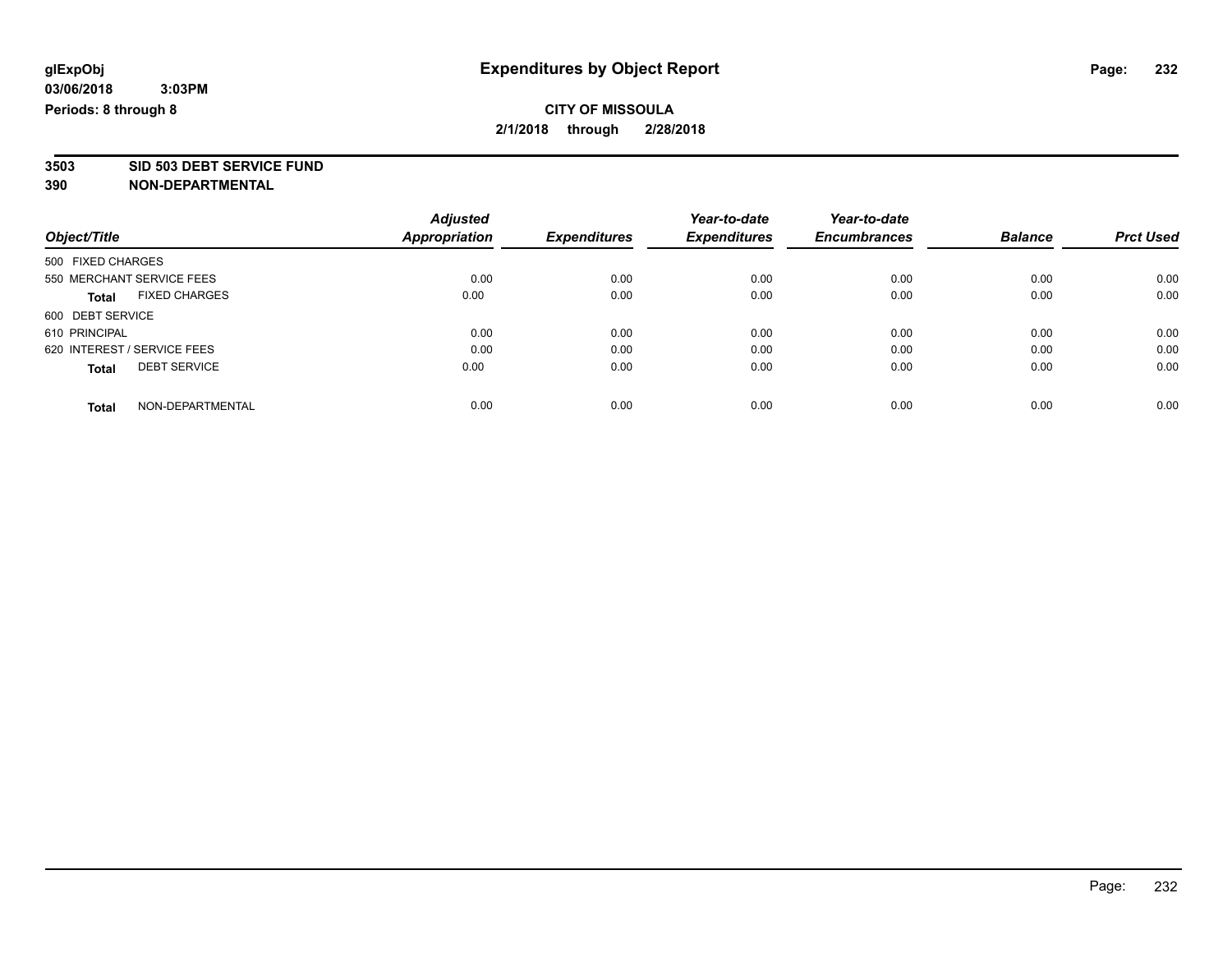glExpObj
03/06/2018 3:03PM
Periods: 8 through 8

# Expenditures by Object Report

**CITY OF MISSOULA**
**2/1/2018 through 2/28/2018**

**3503 SID 503 DEBT SERVICE FUND**
**390 NON-DEPARTMENTAL**

| Object/Title | Adjusted Appropriation | Expenditures | Year-to-date Expenditures | Year-to-date Encumbrances | Balance | Prct Used |
|---|---|---|---|---|---|---|
| 500 FIXED CHARGES | | | | | | |
| 550 MERCHANT SERVICE FEES | 0.00 | 0.00 | 0.00 | 0.00 | 0.00 | 0.00 |
| **Total** FIXED CHARGES | 0.00 | 0.00 | 0.00 | 0.00 | 0.00 | 0.00 |
| 600 DEBT SERVICE | | | | | | |
| 610 PRINCIPAL | 0.00 | 0.00 | 0.00 | 0.00 | 0.00 | 0.00 |
| 620 INTEREST / SERVICE FEES | 0.00 | 0.00 | 0.00 | 0.00 | 0.00 | 0.00 |
| **Total** DEBT SERVICE | 0.00 | 0.00 | 0.00 | 0.00 | 0.00 | 0.00 |
| **Total** NON-DEPARTMENTAL | 0.00 | 0.00 | 0.00 | 0.00 | 0.00 | 0.00 |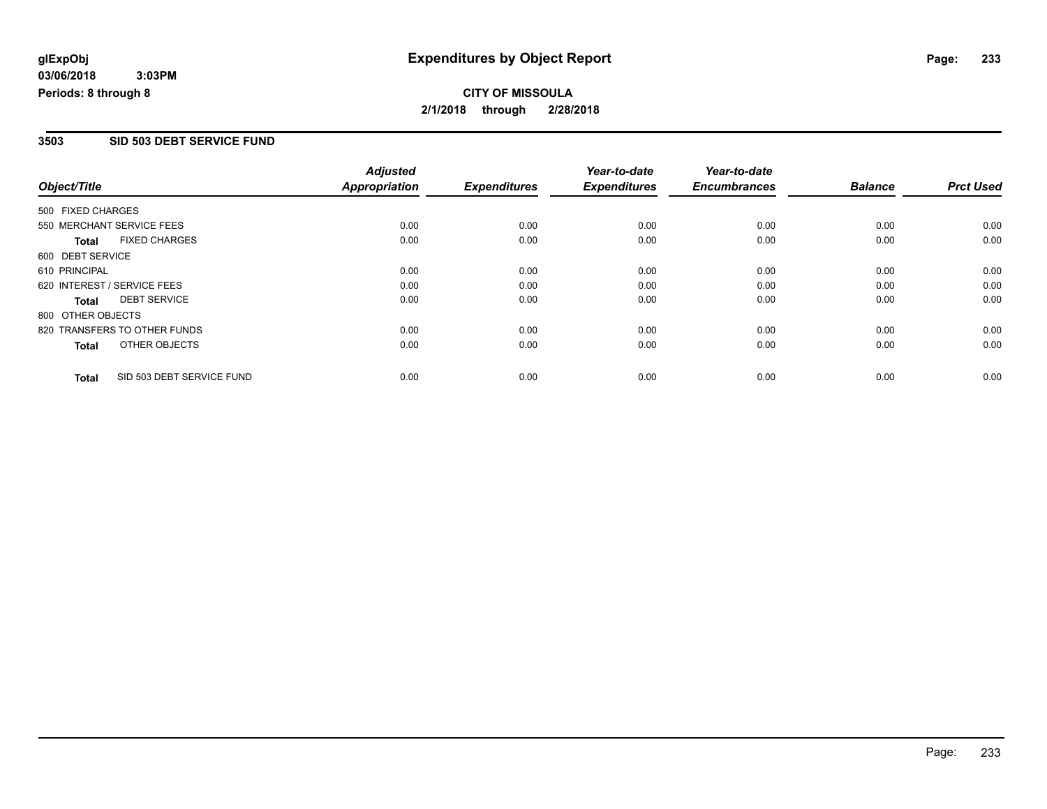# Expenditures by Object Report

glExpObj
03/06/2018 3:03PM
Periods: 8 through 8

**CITY OF MISSOULA**
**2/1/2018 through 2/28/2018**

## 3503 SID 503 DEBT SERVICE FUND

| Object/Title | Adjusted Appropriation | Expenditures | Year-to-date Expenditures | Year-to-date Encumbrances | Balance | Prct Used |
|---|---|---|---|---|---|---|
| 500 FIXED CHARGES | | | | | | |
| 550 MERCHANT SERVICE FEES | 0.00 | 0.00 | 0.00 | 0.00 | 0.00 | 0.00 |
| **Total** FIXED CHARGES | 0.00 | 0.00 | 0.00 | 0.00 | 0.00 | 0.00 |
| 600 DEBT SERVICE | | | | | | |
| 610 PRINCIPAL | 0.00 | 0.00 | 0.00 | 0.00 | 0.00 | 0.00 |
| 620 INTEREST / SERVICE FEES | 0.00 | 0.00 | 0.00 | 0.00 | 0.00 | 0.00 |
| **Total** DEBT SERVICE | 0.00 | 0.00 | 0.00 | 0.00 | 0.00 | 0.00 |
| 800 OTHER OBJECTS | | | | | | |
| 820 TRANSFERS TO OTHER FUNDS | 0.00 | 0.00 | 0.00 | 0.00 | 0.00 | 0.00 |
| **Total** OTHER OBJECTS | 0.00 | 0.00 | 0.00 | 0.00 | 0.00 | 0.00 |
| **Total** SID 503 DEBT SERVICE FUND | 0.00 | 0.00 | 0.00 | 0.00 | 0.00 | 0.00 |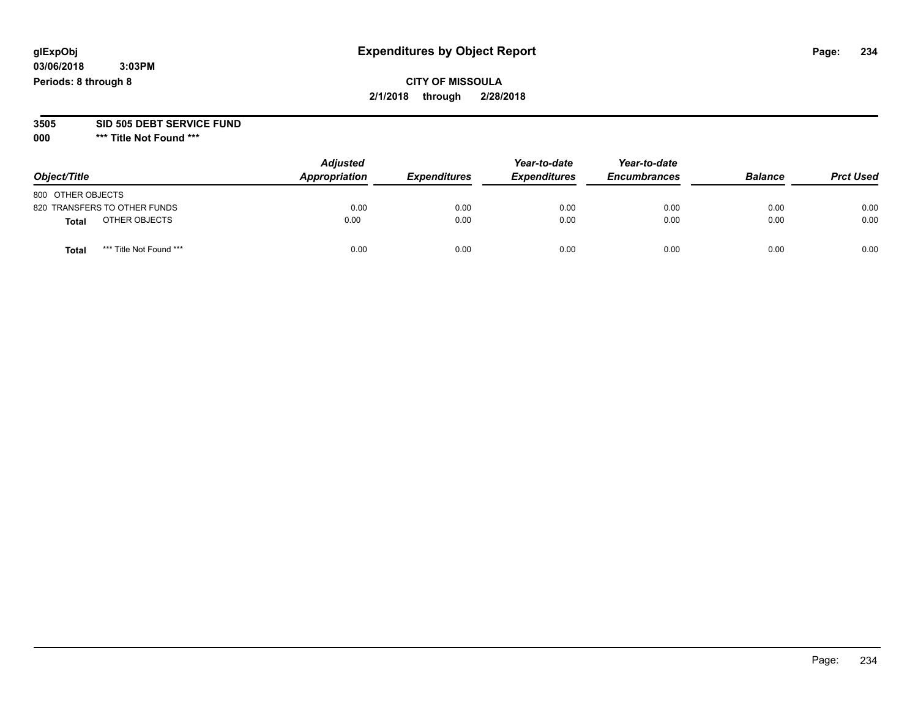glExpObj
03/06/2018 3:03PM
Periods: 8 through 8

# Expenditures by Object Report

**CITY OF MISSOULA**
**2/1/2018 through 2/28/2018**

**3505 SID 505 DEBT SERVICE FUND**
**000 *** Title Not Found *****

| Object/Title | Adjusted Appropriation | Expenditures | Year-to-date Expenditures | Year-to-date Encumbrances | Balance | Prct Used |
|---|---|---|---|---|---|---|
| 800 OTHER OBJECTS | | | | | | |
| 820 TRANSFERS TO OTHER FUNDS | 0.00 | 0.00 | 0.00 | 0.00 | 0.00 | 0.00 |
| **Total** OTHER OBJECTS | 0.00 | 0.00 | 0.00 | 0.00 | 0.00 | 0.00 |
| **Total** *** Title Not Found *** | 0.00 | 0.00 | 0.00 | 0.00 | 0.00 | 0.00 |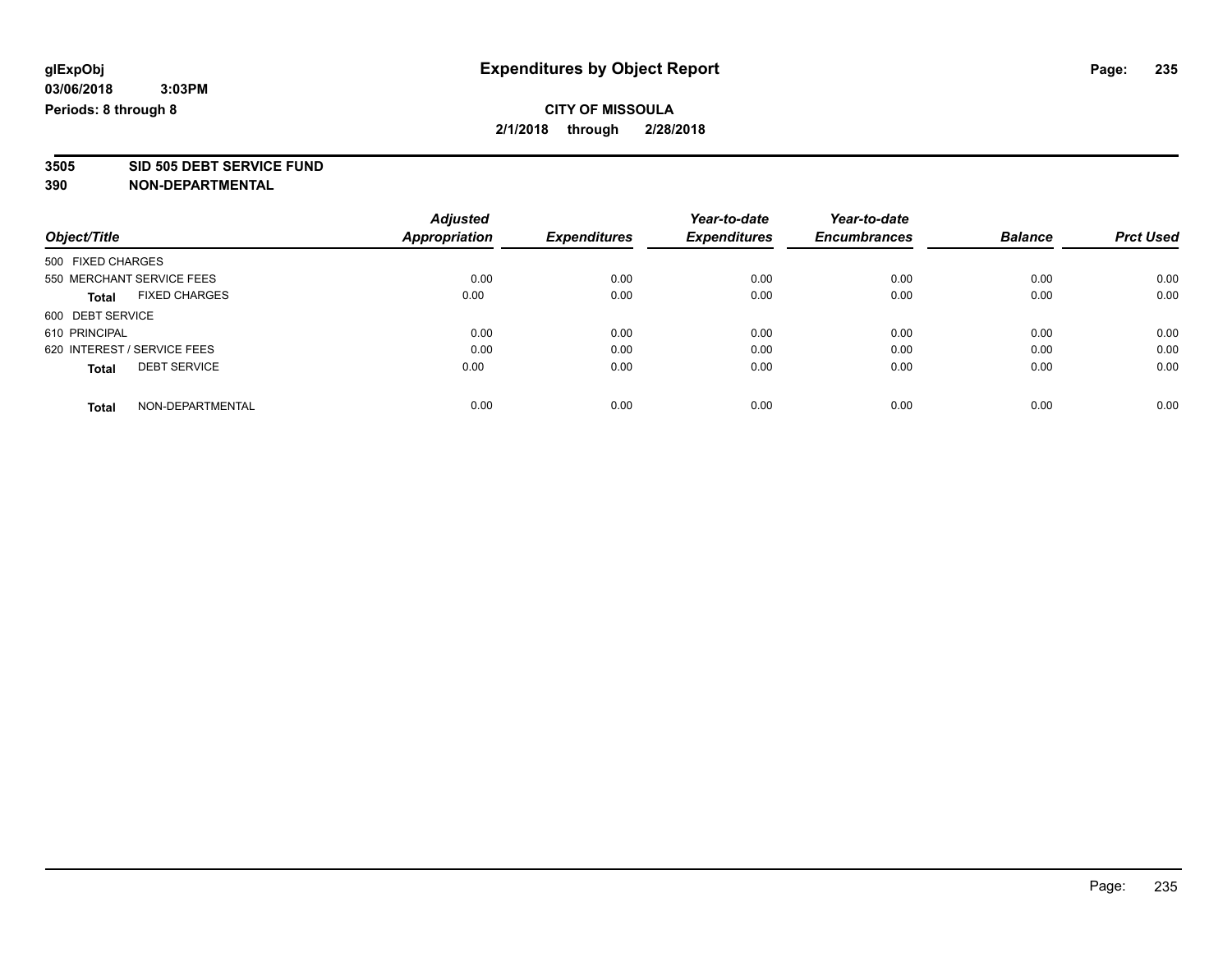**glExpObj** **Expenditures by Object Report**

**03/06/2018 3:03PM**

**Periods: 8 through 8**

**CITY OF MISSOULA**

**2/1/2018 through 2/28/2018**

**3505 SID 505 DEBT SERVICE FUND**

**390 NON-DEPARTMENTAL**

| Object/Title | Adjusted Appropriation | Expenditures | Year-to-date Expenditures | Year-to-date Encumbrances | Balance | Prct Used |
|---|---|---|---|---|---|---|
| 500 FIXED CHARGES | | | | | | |
| 550 MERCHANT SERVICE FEES | 0.00 | 0.00 | 0.00 | 0.00 | 0.00 | 0.00 |
| **Total** FIXED CHARGES | 0.00 | 0.00 | 0.00 | 0.00 | 0.00 | 0.00 |
| 600 DEBT SERVICE | | | | | | |
| 610 PRINCIPAL | 0.00 | 0.00 | 0.00 | 0.00 | 0.00 | 0.00 |
| 620 INTEREST / SERVICE FEES | 0.00 | 0.00 | 0.00 | 0.00 | 0.00 | 0.00 |
| **Total** DEBT SERVICE | 0.00 | 0.00 | 0.00 | 0.00 | 0.00 | 0.00 |
| **Total** NON-DEPARTMENTAL | 0.00 | 0.00 | 0.00 | 0.00 | 0.00 | 0.00 |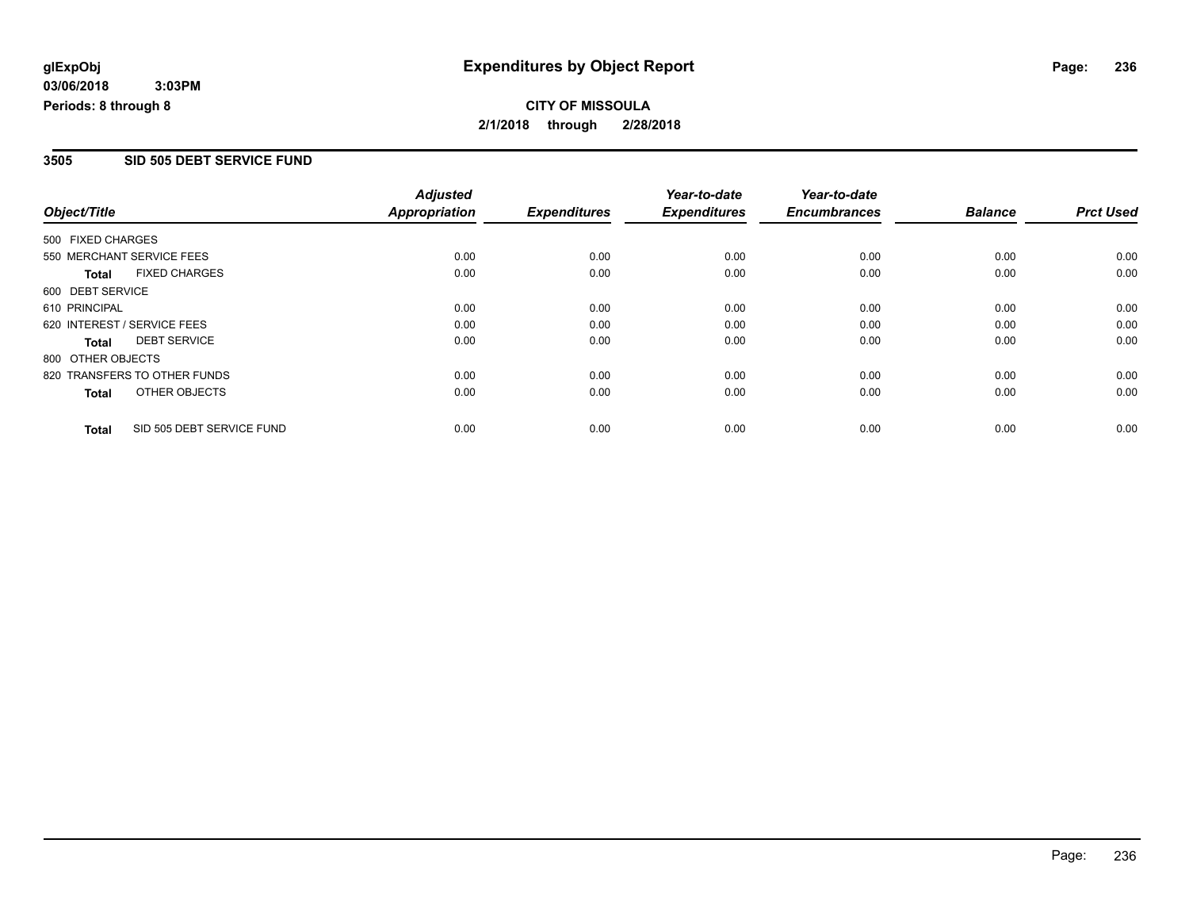**glExpObj**
**03/06/2018 3:03PM**
**Periods: 8 through 8**

# Expenditures by Object Report

**CITY OF MISSOULA**
**2/1/2018 through 2/28/2018**

## 3505 SID 505 DEBT SERVICE FUND

| Object/Title | Adjusted Appropriation | Expenditures | Year-to-date Expenditures | Year-to-date Encumbrances | Balance | Prct Used |
|---|---|---|---|---|---|---|
| 500 FIXED CHARGES | | | | | | |
| 550 MERCHANT SERVICE FEES | 0.00 | 0.00 | 0.00 | 0.00 | 0.00 | 0.00 |
| **Total** FIXED CHARGES | 0.00 | 0.00 | 0.00 | 0.00 | 0.00 | 0.00 |
| 600 DEBT SERVICE | | | | | | |
| 610 PRINCIPAL | 0.00 | 0.00 | 0.00 | 0.00 | 0.00 | 0.00 |
| 620 INTEREST / SERVICE FEES | 0.00 | 0.00 | 0.00 | 0.00 | 0.00 | 0.00 |
| **Total** DEBT SERVICE | 0.00 | 0.00 | 0.00 | 0.00 | 0.00 | 0.00 |
| 800 OTHER OBJECTS | | | | | | |
| 820 TRANSFERS TO OTHER FUNDS | 0.00 | 0.00 | 0.00 | 0.00 | 0.00 | 0.00 |
| **Total** OTHER OBJECTS | 0.00 | 0.00 | 0.00 | 0.00 | 0.00 | 0.00 |
| **Total** SID 505 DEBT SERVICE FUND | 0.00 | 0.00 | 0.00 | 0.00 | 0.00 | 0.00 |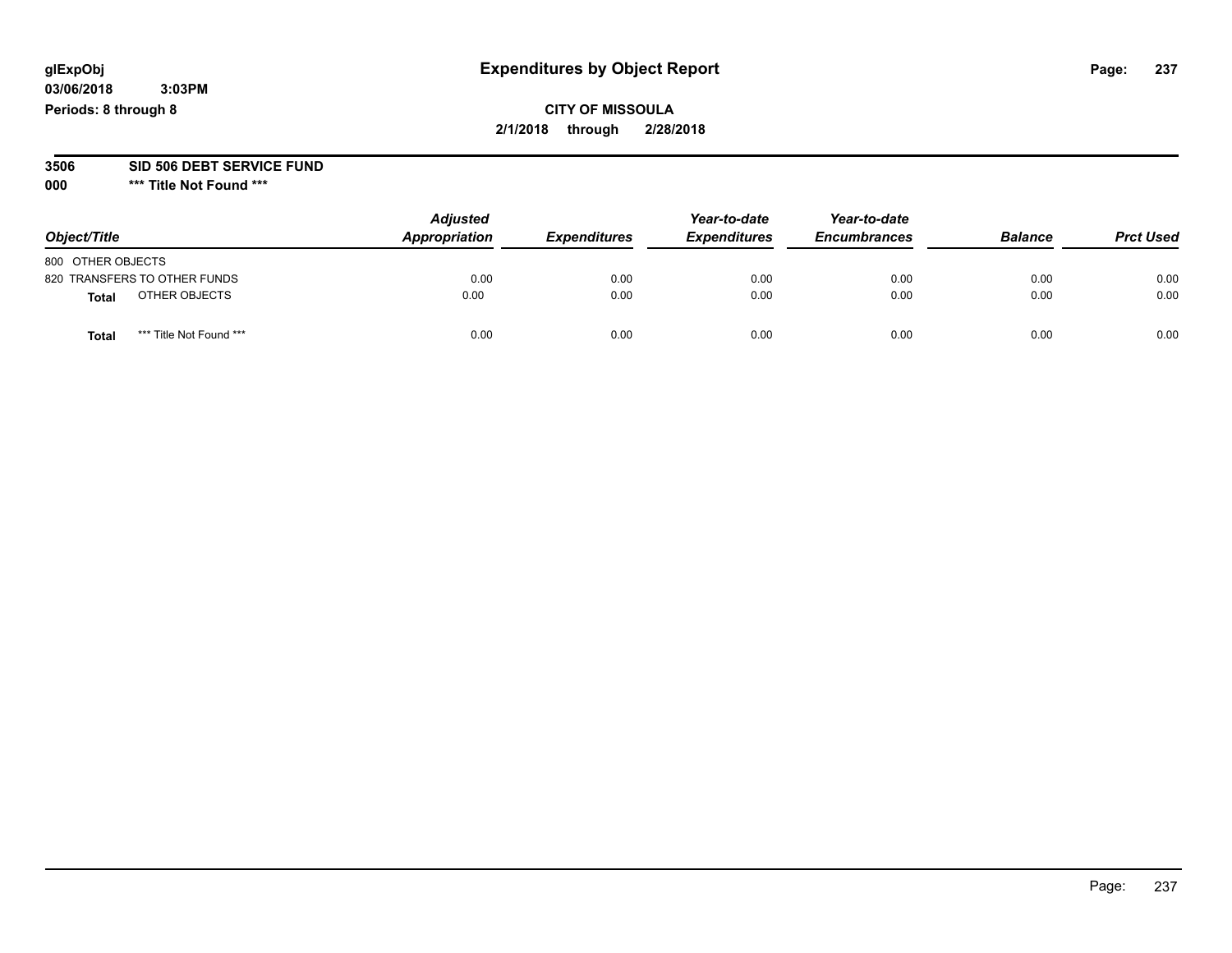**glExpObj**
**03/06/2018 3:03PM**
**Periods: 8 through 8**

# Expenditures by Object Report

**CITY OF MISSOULA**
**2/1/2018 through 2/28/2018**

**3506 SID 506 DEBT SERVICE FUND**
**000 *** Title Not Found *****

| Object/Title | Adjusted Appropriation | Expenditures | Year-to-date Expenditures | Year-to-date Encumbrances | Balance | Prct Used |
|---|---|---|---|---|---|---|
| 800 OTHER OBJECTS | | | | | | |
| 820 TRANSFERS TO OTHER FUNDS | 0.00 | 0.00 | 0.00 | 0.00 | 0.00 | 0.00 |
| **Total** OTHER OBJECTS | 0.00 | 0.00 | 0.00 | 0.00 | 0.00 | 0.00 |
| **Total** *** Title Not Found *** | 0.00 | 0.00 | 0.00 | 0.00 | 0.00 | 0.00 |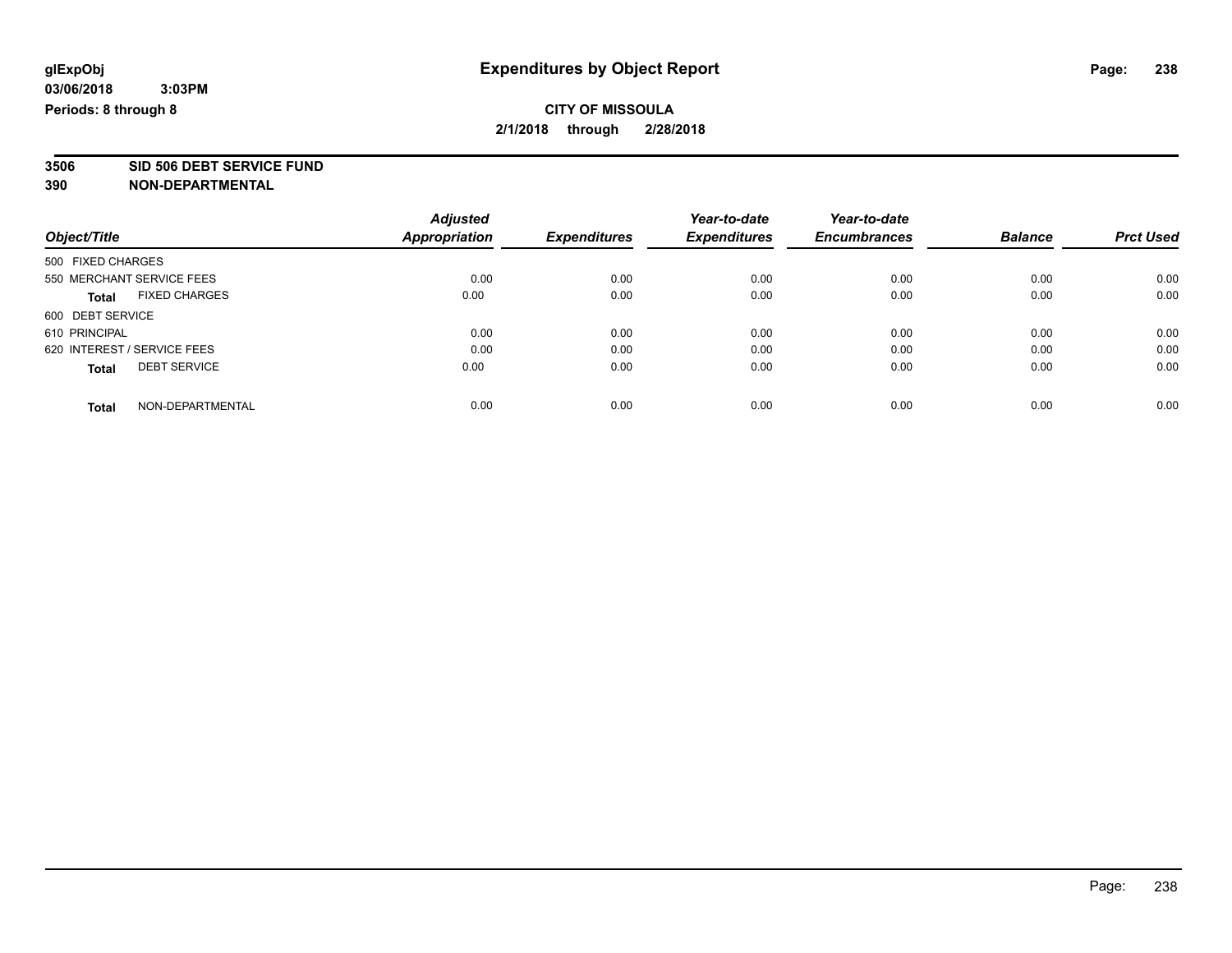# Expenditures by Object Report

glExpObj
03/06/2018 3:03PM
Periods: 8 through 8

**CITY OF MISSOULA**
**2/1/2018 through 2/28/2018**

**3506 SID 506 DEBT SERVICE FUND**
**390 NON-DEPARTMENTAL**

| Object/Title | Adjusted Appropriation | Expenditures | Year-to-date Expenditures | Year-to-date Encumbrances | Balance | Prct Used |
|---|---|---|---|---|---|---|
| 500 FIXED CHARGES | | | | | | |
| 550 MERCHANT SERVICE FEES | 0.00 | 0.00 | 0.00 | 0.00 | 0.00 | 0.00 |
| **Total** FIXED CHARGES | 0.00 | 0.00 | 0.00 | 0.00 | 0.00 | 0.00 |
| 600 DEBT SERVICE | | | | | | |
| 610 PRINCIPAL | 0.00 | 0.00 | 0.00 | 0.00 | 0.00 | 0.00 |
| 620 INTEREST / SERVICE FEES | 0.00 | 0.00 | 0.00 | 0.00 | 0.00 | 0.00 |
| **Total** DEBT SERVICE | 0.00 | 0.00 | 0.00 | 0.00 | 0.00 | 0.00 |
| **Total** NON-DEPARTMENTAL | 0.00 | 0.00 | 0.00 | 0.00 | 0.00 | 0.00 |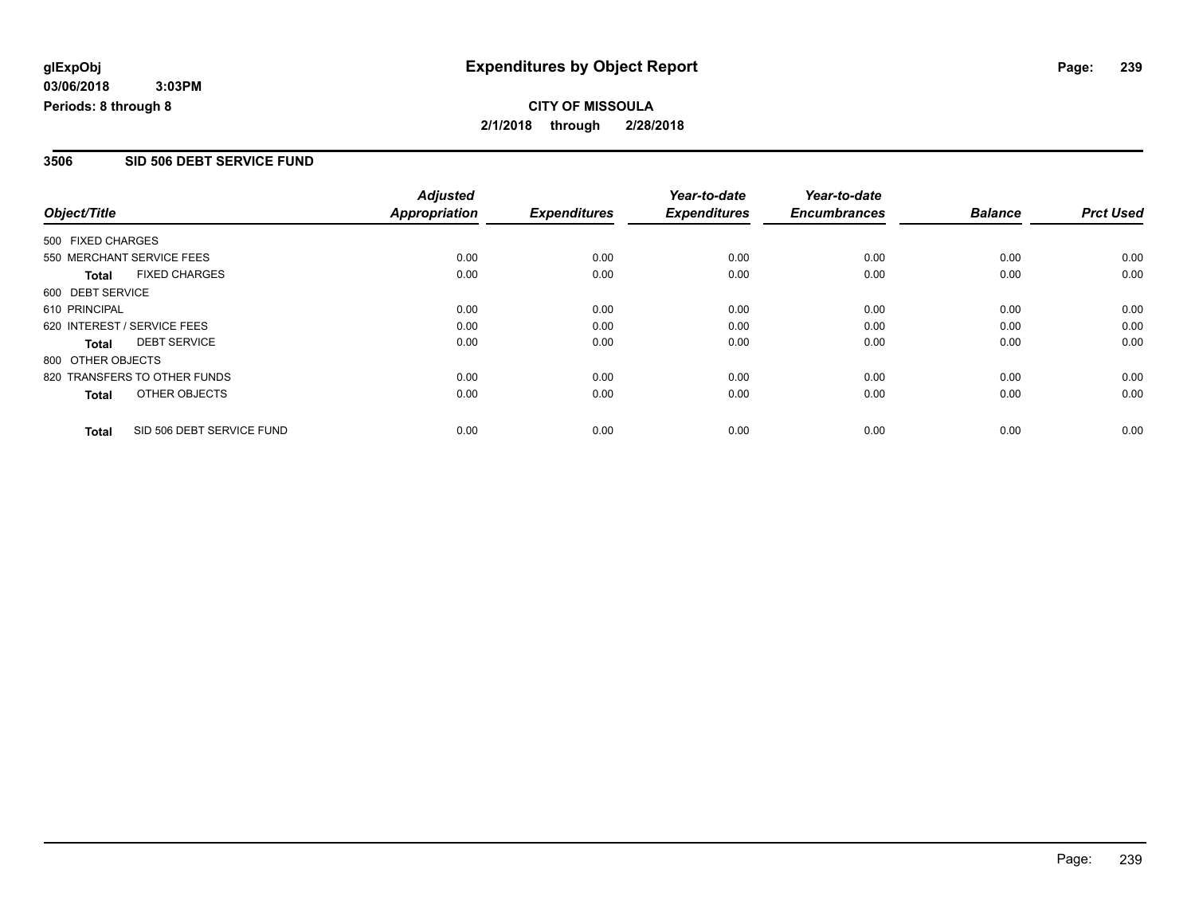**glExpObj**
**03/06/2018 3:03PM**
**Periods: 8 through 8**

# Expenditures by Object Report

**CITY OF MISSOULA**
**2/1/2018 through 2/28/2018**

## 3506 SID 506 DEBT SERVICE FUND

| Object/Title | Adjusted Appropriation | Expenditures | Year-to-date Expenditures | Year-to-date Encumbrances | Balance | Prct Used |
|---|---|---|---|---|---|---|
| 500 FIXED CHARGES | | | | | | |
| 550 MERCHANT SERVICE FEES | 0.00 | 0.00 | 0.00 | 0.00 | 0.00 | 0.00 |
| **Total** FIXED CHARGES | 0.00 | 0.00 | 0.00 | 0.00 | 0.00 | 0.00 |
| 600 DEBT SERVICE | | | | | | |
| 610 PRINCIPAL | 0.00 | 0.00 | 0.00 | 0.00 | 0.00 | 0.00 |
| 620 INTEREST / SERVICE FEES | 0.00 | 0.00 | 0.00 | 0.00 | 0.00 | 0.00 |
| **Total** DEBT SERVICE | 0.00 | 0.00 | 0.00 | 0.00 | 0.00 | 0.00 |
| 800 OTHER OBJECTS | | | | | | |
| 820 TRANSFERS TO OTHER FUNDS | 0.00 | 0.00 | 0.00 | 0.00 | 0.00 | 0.00 |
| **Total** OTHER OBJECTS | 0.00 | 0.00 | 0.00 | 0.00 | 0.00 | 0.00 |
| **Total** SID 506 DEBT SERVICE FUND | 0.00 | 0.00 | 0.00 | 0.00 | 0.00 | 0.00 |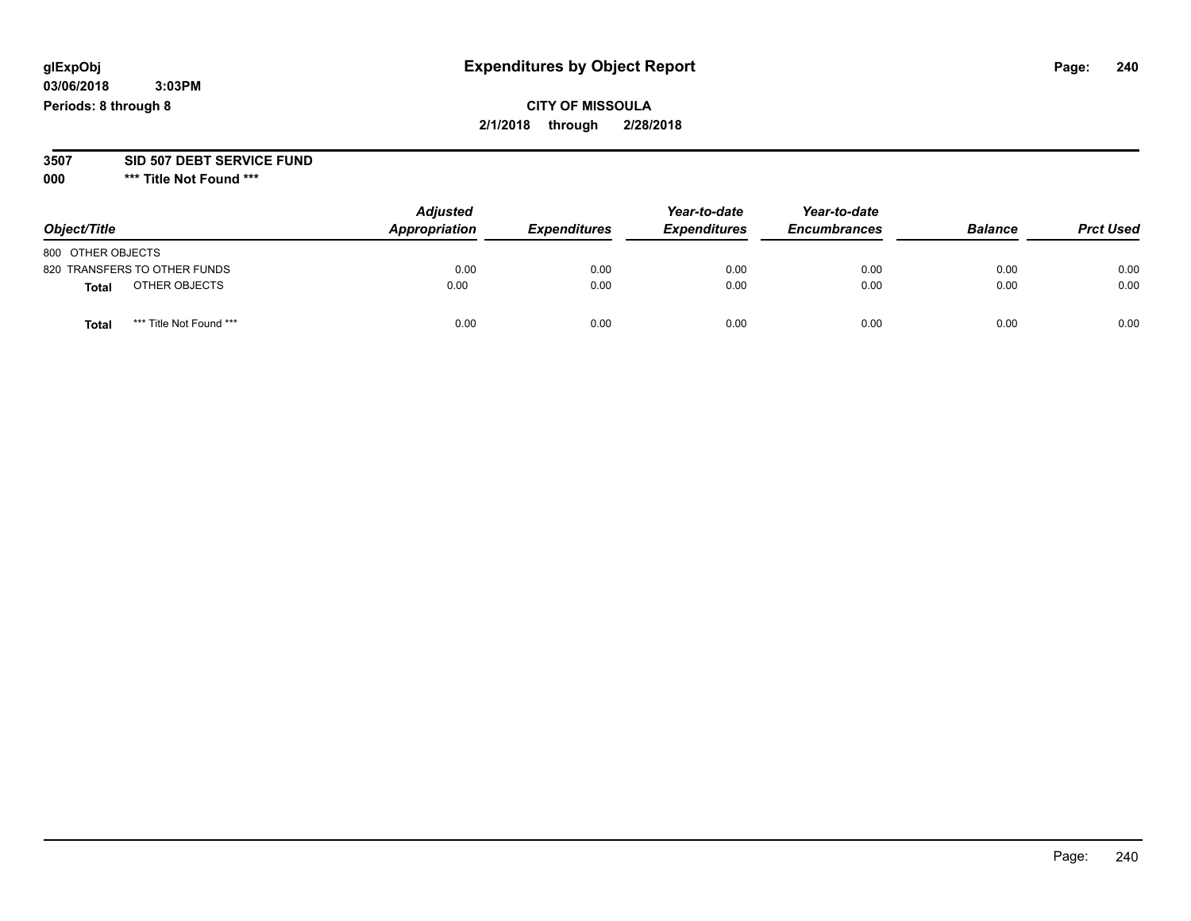glExpObj
03/06/2018 3:03PM
Periods: 8 through 8

# Expenditures by Object Report

**CITY OF MISSOULA**
**2/1/2018 through 2/28/2018**

**3507 SID 507 DEBT SERVICE FUND**
**000 \*\*\* Title Not Found \*\*\***

| Object/Title | Adjusted Appropriation | Expenditures | Year-to-date Expenditures | Year-to-date Encumbrances | Balance | Prct Used |
|---|---|---|---|---|---|---|
| 800 OTHER OBJECTS | | | | | | |
| 820 TRANSFERS TO OTHER FUNDS | 0.00 | 0.00 | 0.00 | 0.00 | 0.00 | 0.00 |
| **Total** OTHER OBJECTS | 0.00 | 0.00 | 0.00 | 0.00 | 0.00 | 0.00 |
| **Total** *** Title Not Found *** | 0.00 | 0.00 | 0.00 | 0.00 | 0.00 | 0.00 |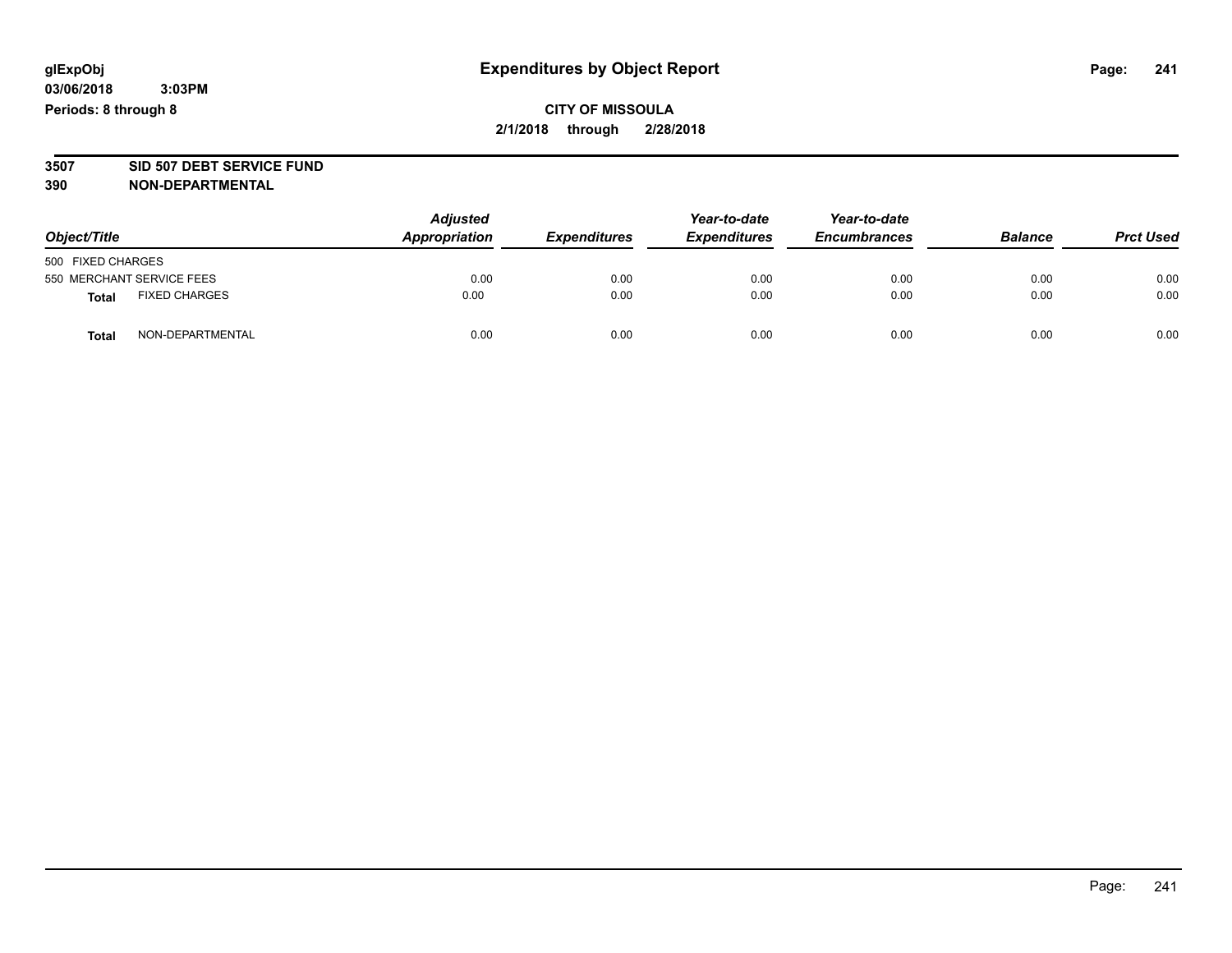**glExpObj** **Expenditures by Object Report**

**03/06/2018 3:03PM**

**Periods: 8 through 8**

**CITY OF MISSOULA**

**2/1/2018 through 2/28/2018**

**3507 SID 507 DEBT SERVICE FUND**

**390 NON-DEPARTMENTAL**

| Object/Title | Adjusted Appropriation | Expenditures | Year-to-date Expenditures | Year-to-date Encumbrances | Balance | Prct Used |
|---|---|---|---|---|---|---|
| 500 FIXED CHARGES | | | | | | |
| 550 MERCHANT SERVICE FEES | 0.00 | 0.00 | 0.00 | 0.00 | 0.00 | 0.00 |
| **Total** FIXED CHARGES | 0.00 | 0.00 | 0.00 | 0.00 | 0.00 | 0.00 |
| **Total** NON-DEPARTMENTAL | 0.00 | 0.00 | 0.00 | 0.00 | 0.00 | 0.00 |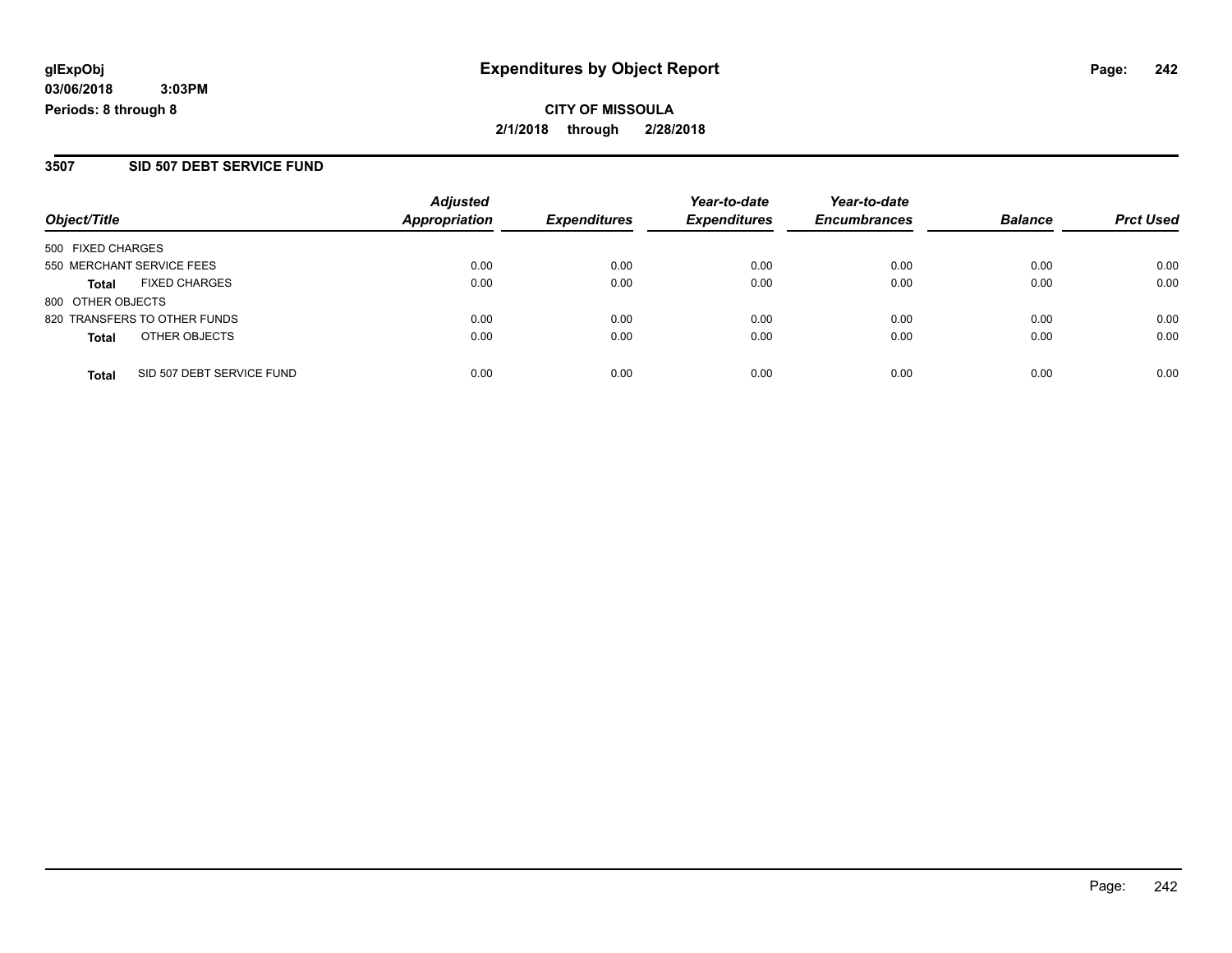**glExpObj**
**03/06/2018 3:03PM**
**Periods: 8 through 8**

# Expenditures by Object Report

**CITY OF MISSOULA**
**2/1/2018 through 2/28/2018**

## 3507 SID 507 DEBT SERVICE FUND

| Object/Title | Adjusted Appropriation | Expenditures | Year-to-date Expenditures | Year-to-date Encumbrances | Balance | Prct Used |
|---|---|---|---|---|---|---|
| 500 FIXED CHARGES | | | | | | |
| 550 MERCHANT SERVICE FEES | 0.00 | 0.00 | 0.00 | 0.00 | 0.00 | 0.00 |
| **Total** FIXED CHARGES | 0.00 | 0.00 | 0.00 | 0.00 | 0.00 | 0.00 |
| 800 OTHER OBJECTS | | | | | | |
| 820 TRANSFERS TO OTHER FUNDS | 0.00 | 0.00 | 0.00 | 0.00 | 0.00 | 0.00 |
| **Total** OTHER OBJECTS | 0.00 | 0.00 | 0.00 | 0.00 | 0.00 | 0.00 |
| **Total** SID 507 DEBT SERVICE FUND | 0.00 | 0.00 | 0.00 | 0.00 | 0.00 | 0.00 |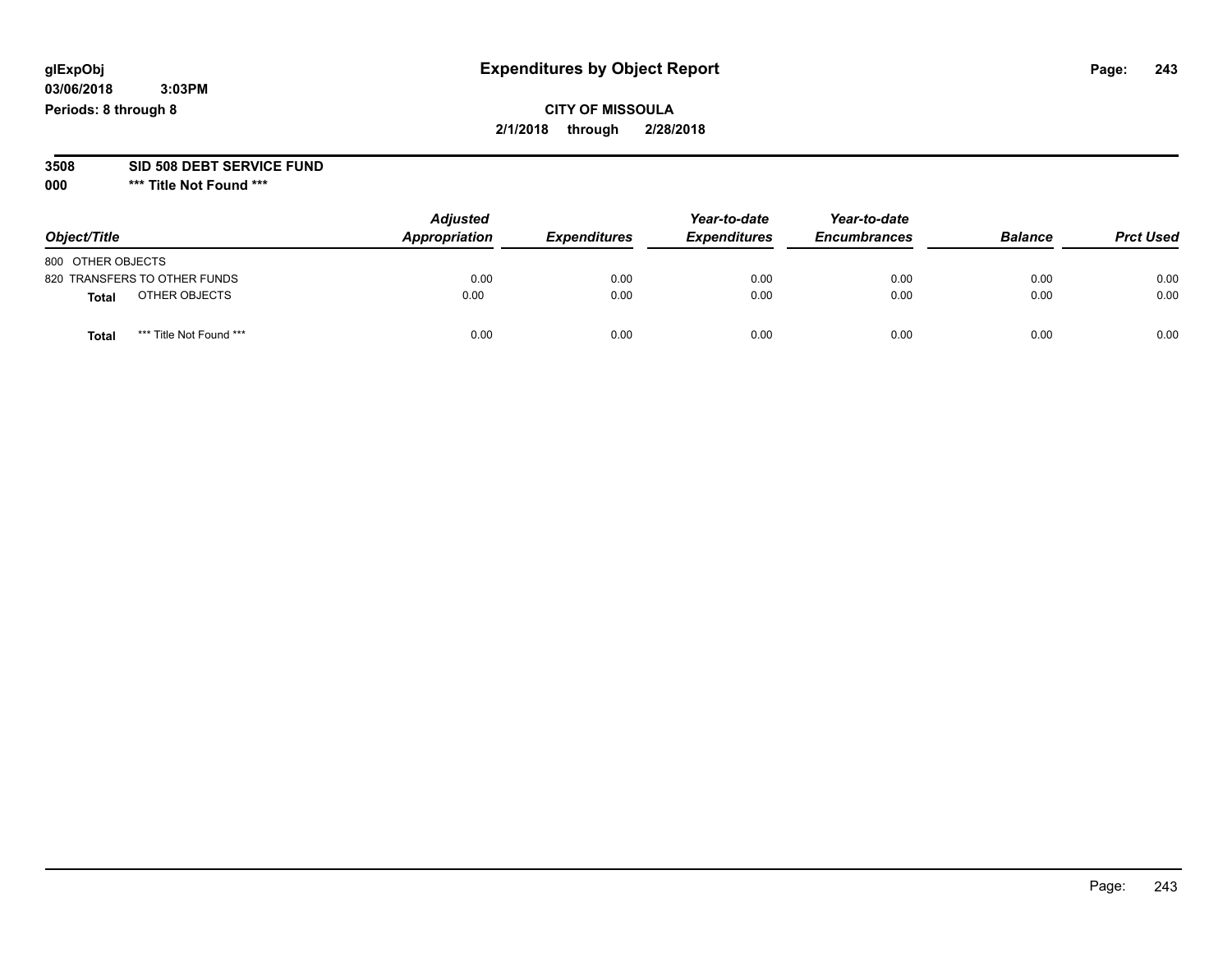glExpObj
03/06/2018 3:03PM
Periods: 8 through 8

# Expenditures by Object Report

**CITY OF MISSOULA**
**2/1/2018 through 2/28/2018**

**3508 SID 508 DEBT SERVICE FUND**
**000 *** Title Not Found *****

| Object/Title | Adjusted Appropriation | Expenditures | Year-to-date Expenditures | Year-to-date Encumbrances | Balance | Prct Used |
|---|---|---|---|---|---|---|
| 800 OTHER OBJECTS | | | | | | |
| 820 TRANSFERS TO OTHER FUNDS | 0.00 | 0.00 | 0.00 | 0.00 | 0.00 | 0.00 |
| **Total** OTHER OBJECTS | 0.00 | 0.00 | 0.00 | 0.00 | 0.00 | 0.00 |
| **Total** *** Title Not Found *** | 0.00 | 0.00 | 0.00 | 0.00 | 0.00 | 0.00 |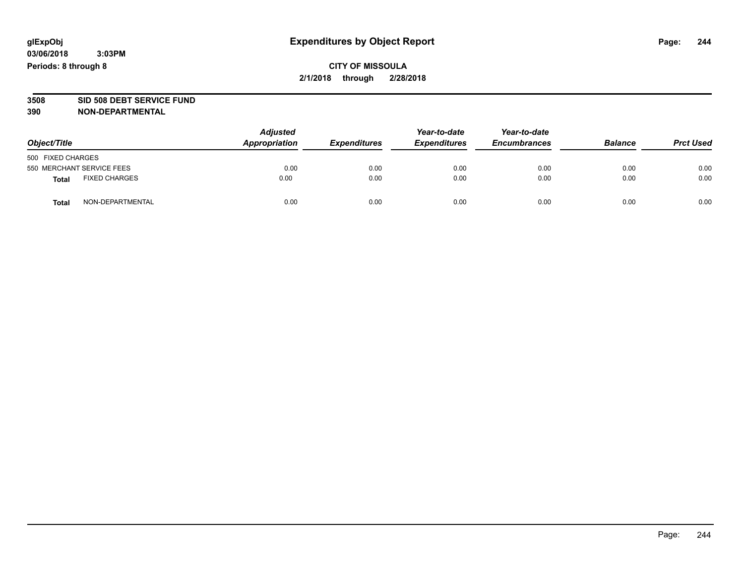# Expenditures by Object Report

glExpObj
03/06/2018 3:03PM
Periods: 8 through 8

**CITY OF MISSOULA**
**2/1/2018 through 2/28/2018**

## 3508 SID 508 DEBT SERVICE FUND
## 390 NON-DEPARTMENTAL

| Object/Title | Adjusted Appropriation | Expenditures | Year-to-date Expenditures | Year-to-date Encumbrances | Balance | Prct Used |
|---|---|---|---|---|---|---|
| 500 FIXED CHARGES | | | | | | |
| 550 MERCHANT SERVICE FEES | 0.00 | 0.00 | 0.00 | 0.00 | 0.00 | 0.00 |
| **Total** FIXED CHARGES | 0.00 | 0.00 | 0.00 | 0.00 | 0.00 | 0.00 |
| **Total** NON-DEPARTMENTAL | 0.00 | 0.00 | 0.00 | 0.00 | 0.00 | 0.00 |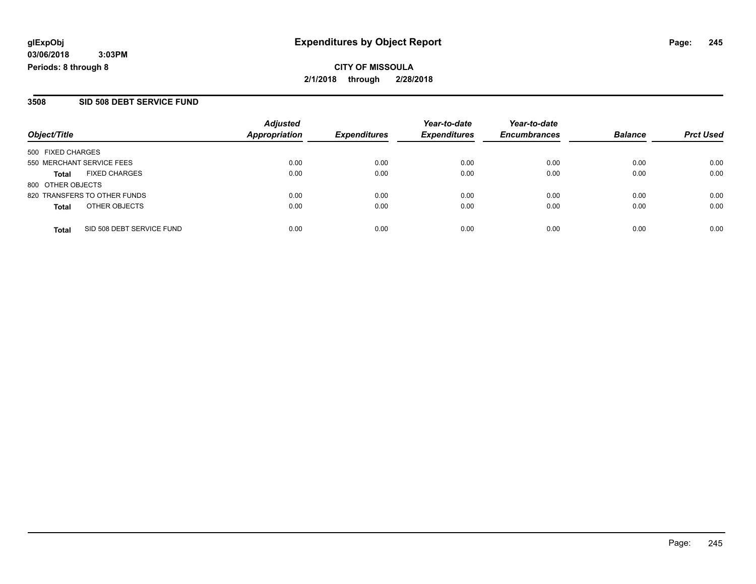**glExpObj**
**03/06/2018 3:03PM**
**Periods: 8 through 8**

# Expenditures by Object Report

**CITY OF MISSOULA**
**2/1/2018 through 2/28/2018**

## 3508 SID 508 DEBT SERVICE FUND

| Object/Title | Adjusted Appropriation | Expenditures | Year-to-date Expenditures | Year-to-date Encumbrances | Balance | Prct Used |
|---|---|---|---|---|---|---|
| 500 FIXED CHARGES | | | | | | |
| 550 MERCHANT SERVICE FEES | 0.00 | 0.00 | 0.00 | 0.00 | 0.00 | 0.00 |
| **Total** FIXED CHARGES | 0.00 | 0.00 | 0.00 | 0.00 | 0.00 | 0.00 |
| 800 OTHER OBJECTS | | | | | | |
| 820 TRANSFERS TO OTHER FUNDS | 0.00 | 0.00 | 0.00 | 0.00 | 0.00 | 0.00 |
| **Total** OTHER OBJECTS | 0.00 | 0.00 | 0.00 | 0.00 | 0.00 | 0.00 |
| **Total** SID 508 DEBT SERVICE FUND | 0.00 | 0.00 | 0.00 | 0.00 | 0.00 | 0.00 |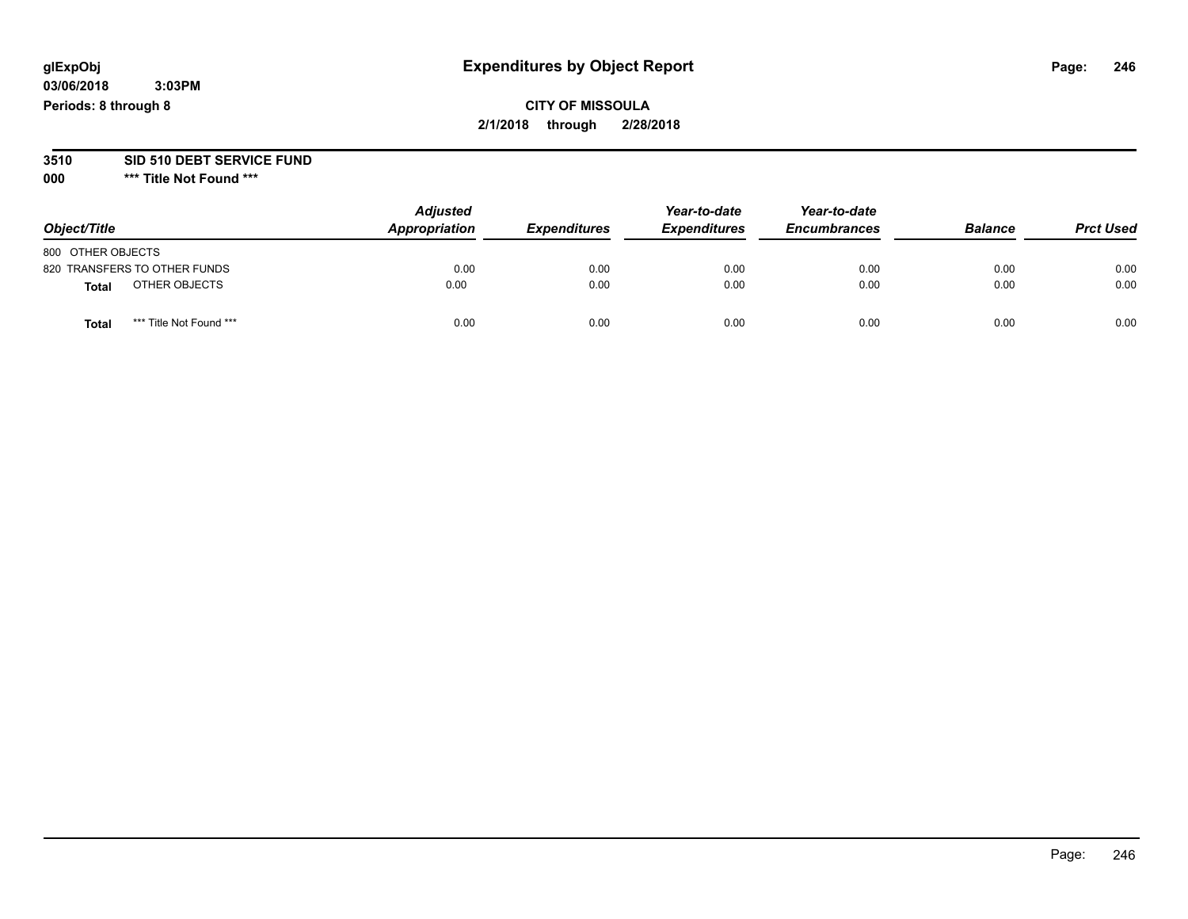**glExpObj**
**03/06/2018 3:03PM**
**Periods: 8 through 8**

# Expenditures by Object Report

**CITY OF MISSOULA**
**2/1/2018 through 2/28/2018**

**3510 SID 510 DEBT SERVICE FUND**
**000 *** Title Not Found *****

| Object/Title | Adjusted Appropriation | Expenditures | Year-to-date Expenditures | Year-to-date Encumbrances | Balance | Prct Used |
|---|---|---|---|---|---|---|
| 800 OTHER OBJECTS | | | | | | |
| 820 TRANSFERS TO OTHER FUNDS | 0.00 | 0.00 | 0.00 | 0.00 | 0.00 | 0.00 |
| **Total** OTHER OBJECTS | 0.00 | 0.00 | 0.00 | 0.00 | 0.00 | 0.00 |
| **Total** *** Title Not Found *** | 0.00 | 0.00 | 0.00 | 0.00 | 0.00 | 0.00 |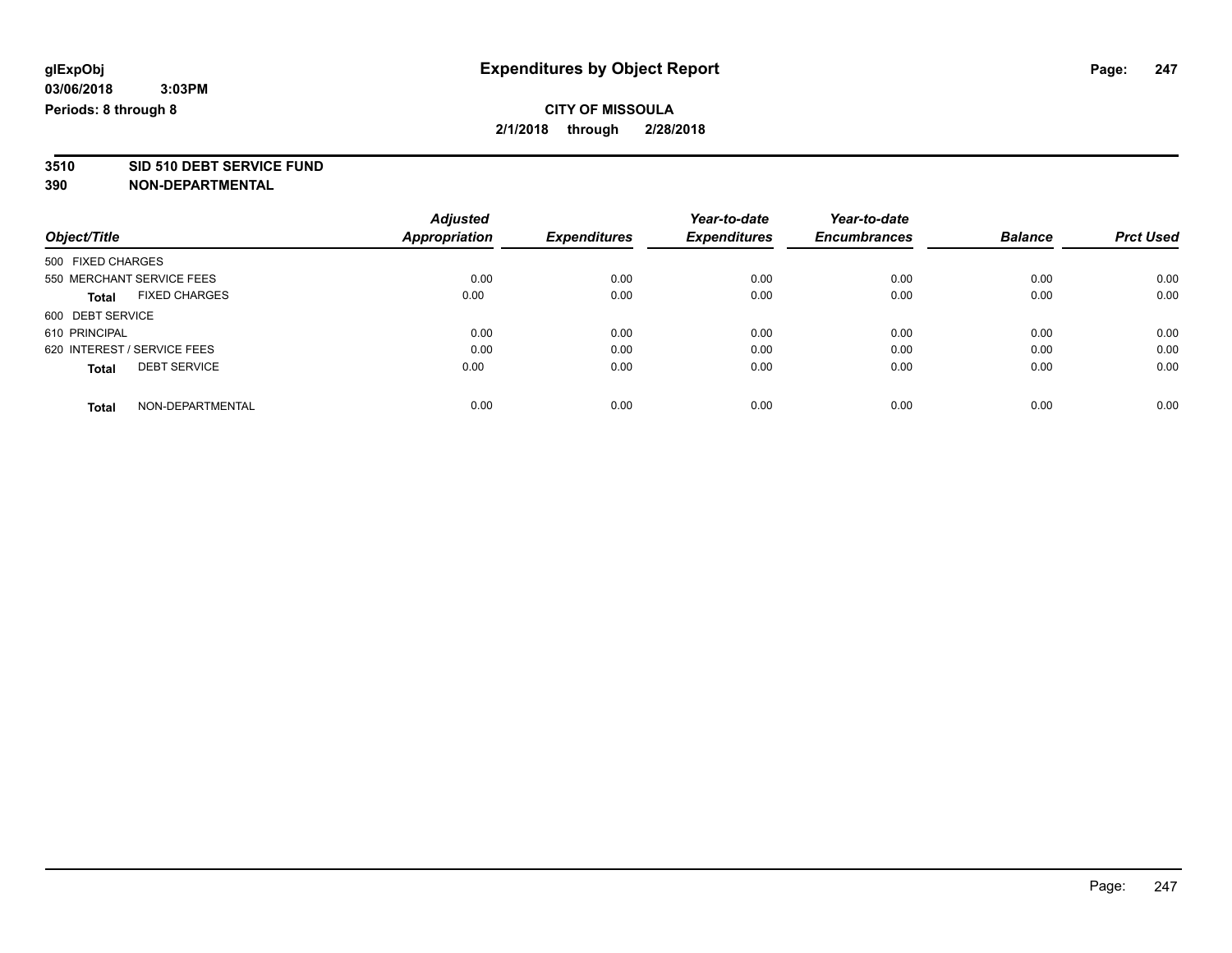**glExpObj**
**03/06/2018 3:03PM**
**Periods: 8 through 8**

# Expenditures by Object Report

**CITY OF MISSOULA**
**2/1/2018 through 2/28/2018**

**3510 SID 510 DEBT SERVICE FUND**
**390 NON-DEPARTMENTAL**

| Object/Title | Adjusted Appropriation | Expenditures | Year-to-date Expenditures | Year-to-date Encumbrances | Balance | Prct Used |
|---|---|---|---|---|---|---|
| 500 FIXED CHARGES | | | | | | |
| 550 MERCHANT SERVICE FEES | 0.00 | 0.00 | 0.00 | 0.00 | 0.00 | 0.00 |
| **Total** FIXED CHARGES | 0.00 | 0.00 | 0.00 | 0.00 | 0.00 | 0.00 |
| 600 DEBT SERVICE | | | | | | |
| 610 PRINCIPAL | 0.00 | 0.00 | 0.00 | 0.00 | 0.00 | 0.00 |
| 620 INTEREST / SERVICE FEES | 0.00 | 0.00 | 0.00 | 0.00 | 0.00 | 0.00 |
| **Total** DEBT SERVICE | 0.00 | 0.00 | 0.00 | 0.00 | 0.00 | 0.00 |
| **Total** NON-DEPARTMENTAL | 0.00 | 0.00 | 0.00 | 0.00 | 0.00 | 0.00 |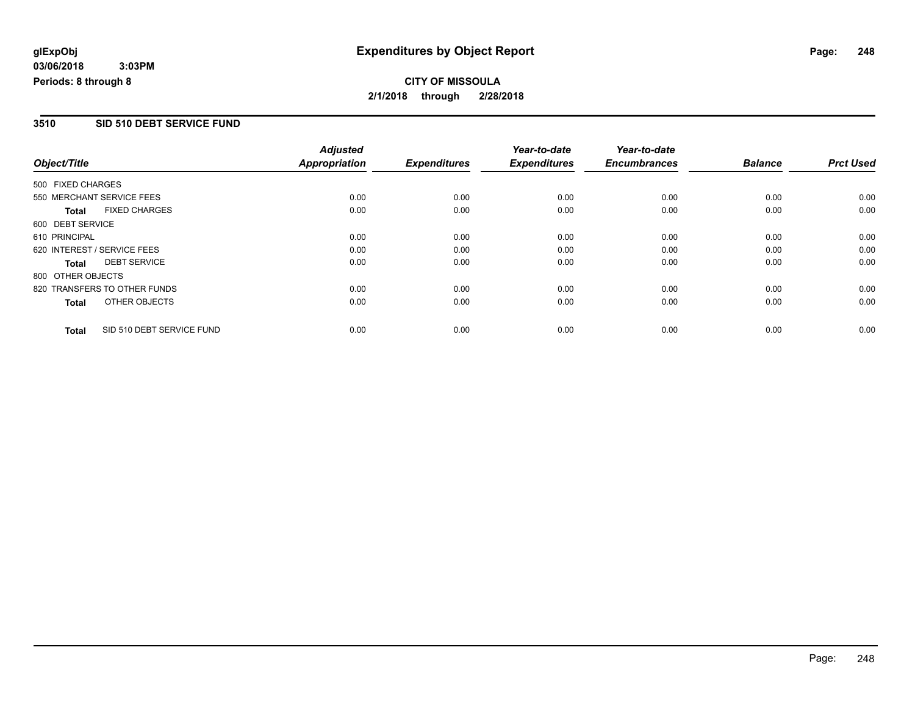**glExpObj** **Expenditures by Object Report**

**03/06/2018 3:03PM**

**Periods: 8 through 8**

**CITY OF MISSOULA**

**2/1/2018 through 2/28/2018**

## 3510 SID 510 DEBT SERVICE FUND

| Object/Title | Adjusted Appropriation | Expenditures | Year-to-date Expenditures | Year-to-date Encumbrances | Balance | Prct Used |
|---|---|---|---|---|---|---|
| 500 FIXED CHARGES | | | | | | |
| 550 MERCHANT SERVICE FEES | 0.00 | 0.00 | 0.00 | 0.00 | 0.00 | 0.00 |
| **Total** FIXED CHARGES | 0.00 | 0.00 | 0.00 | 0.00 | 0.00 | 0.00 |
| 600 DEBT SERVICE | | | | | | |
| 610 PRINCIPAL | 0.00 | 0.00 | 0.00 | 0.00 | 0.00 | 0.00 |
| 620 INTEREST / SERVICE FEES | 0.00 | 0.00 | 0.00 | 0.00 | 0.00 | 0.00 |
| **Total** DEBT SERVICE | 0.00 | 0.00 | 0.00 | 0.00 | 0.00 | 0.00 |
| 800 OTHER OBJECTS | | | | | | |
| 820 TRANSFERS TO OTHER FUNDS | 0.00 | 0.00 | 0.00 | 0.00 | 0.00 | 0.00 |
| **Total** OTHER OBJECTS | 0.00 | 0.00 | 0.00 | 0.00 | 0.00 | 0.00 |
| **Total** SID 510 DEBT SERVICE FUND | 0.00 | 0.00 | 0.00 | 0.00 | 0.00 | 0.00 |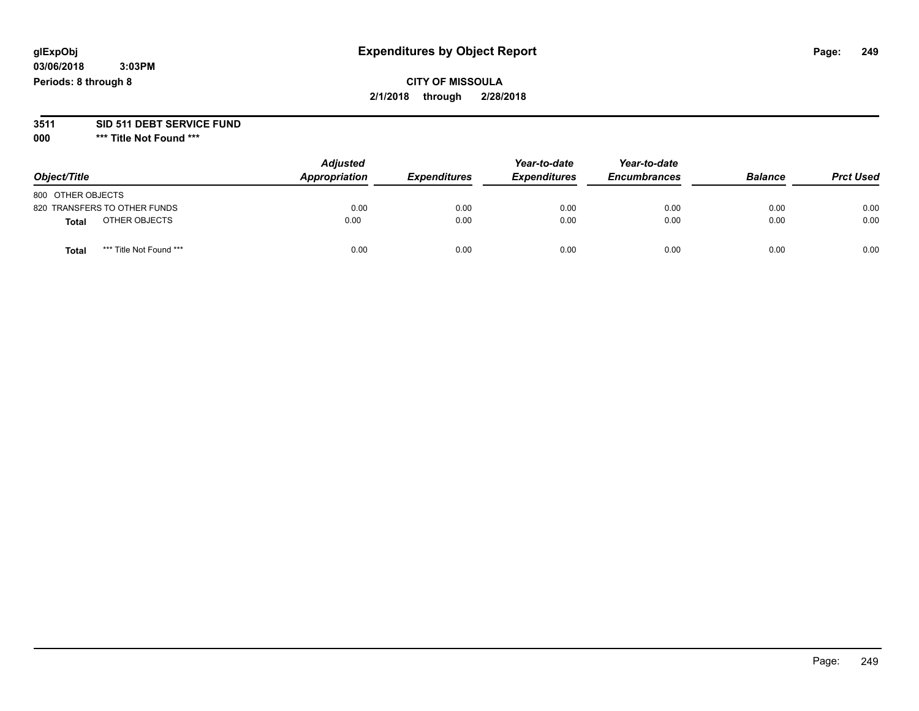# Expenditures by Object Report

glExpObj
03/06/2018 3:03PM
Periods: 8 through 8

**CITY OF MISSOULA**
**2/1/2018 through 2/28/2018**

**3511 SID 511 DEBT SERVICE FUND**
**000 \*\*\* Title Not Found \*\*\***

| Object/Title | Adjusted Appropriation | Expenditures | Year-to-date Expenditures | Year-to-date Encumbrances | Balance | Prct Used |
|---|---|---|---|---|---|---|
| 800 OTHER OBJECTS | | | | | | |
| 820 TRANSFERS TO OTHER FUNDS | 0.00 | 0.00 | 0.00 | 0.00 | 0.00 | 0.00 |
| **Total** OTHER OBJECTS | 0.00 | 0.00 | 0.00 | 0.00 | 0.00 | 0.00 |
| **Total** *** Title Not Found *** | 0.00 | 0.00 | 0.00 | 0.00 | 0.00 | 0.00 |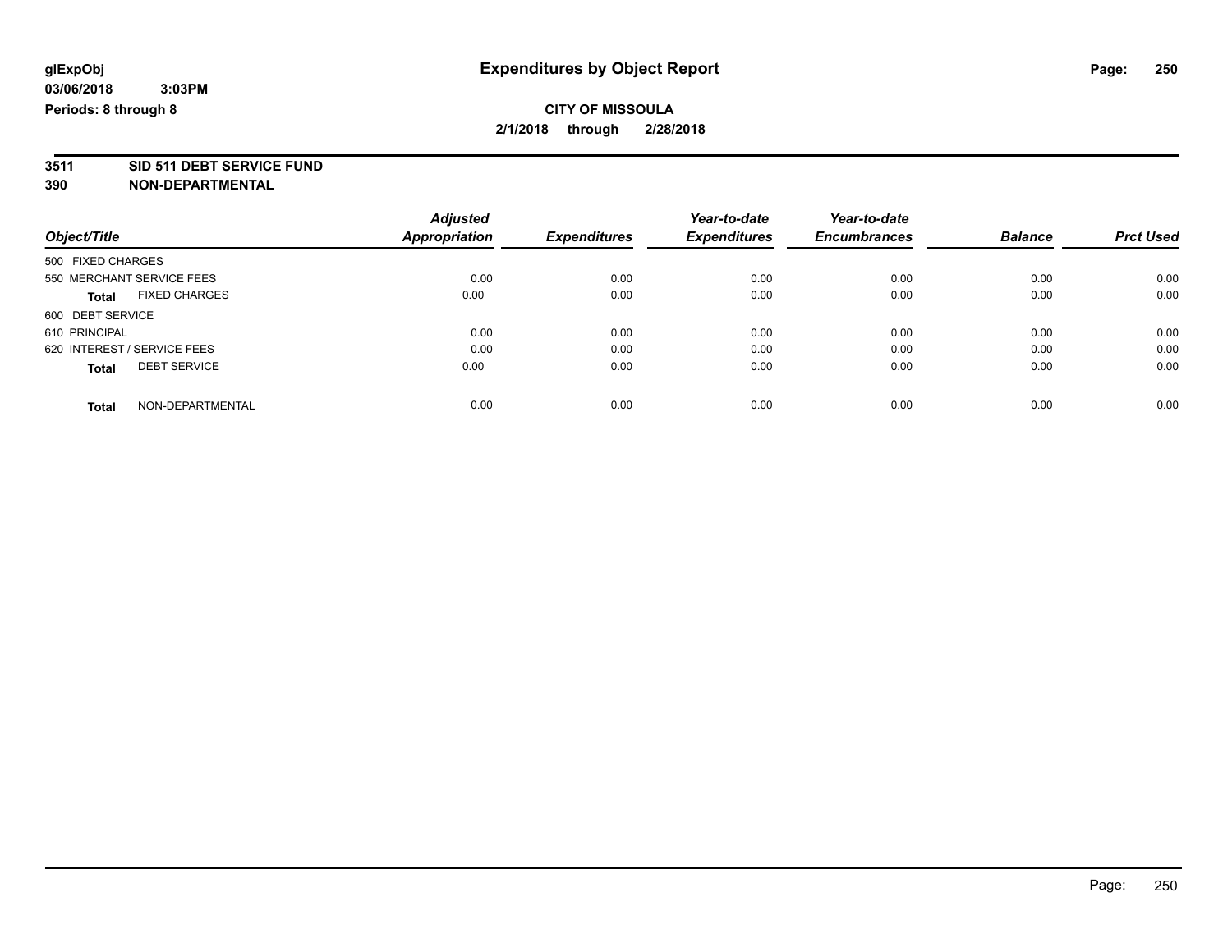**glExpObj** **Expenditures by Object Report**

**03/06/2018 3:03PM**

**Periods: 8 through 8**

**CITY OF MISSOULA**

**2/1/2018 through 2/28/2018**

**3511 SID 511 DEBT SERVICE FUND**

**390 NON-DEPARTMENTAL**

| Object/Title | Adjusted Appropriation | Expenditures | Year-to-date Expenditures | Year-to-date Encumbrances | Balance | Prct Used |
|---|---|---|---|---|---|---|
| 500 FIXED CHARGES | | | | | | |
| 550 MERCHANT SERVICE FEES | 0.00 | 0.00 | 0.00 | 0.00 | 0.00 | 0.00 |
| **Total** FIXED CHARGES | 0.00 | 0.00 | 0.00 | 0.00 | 0.00 | 0.00 |
| 600 DEBT SERVICE | | | | | | |
| 610 PRINCIPAL | 0.00 | 0.00 | 0.00 | 0.00 | 0.00 | 0.00 |
| 620 INTEREST / SERVICE FEES | 0.00 | 0.00 | 0.00 | 0.00 | 0.00 | 0.00 |
| **Total** DEBT SERVICE | 0.00 | 0.00 | 0.00 | 0.00 | 0.00 | 0.00 |
| **Total** NON-DEPARTMENTAL | 0.00 | 0.00 | 0.00 | 0.00 | 0.00 | 0.00 |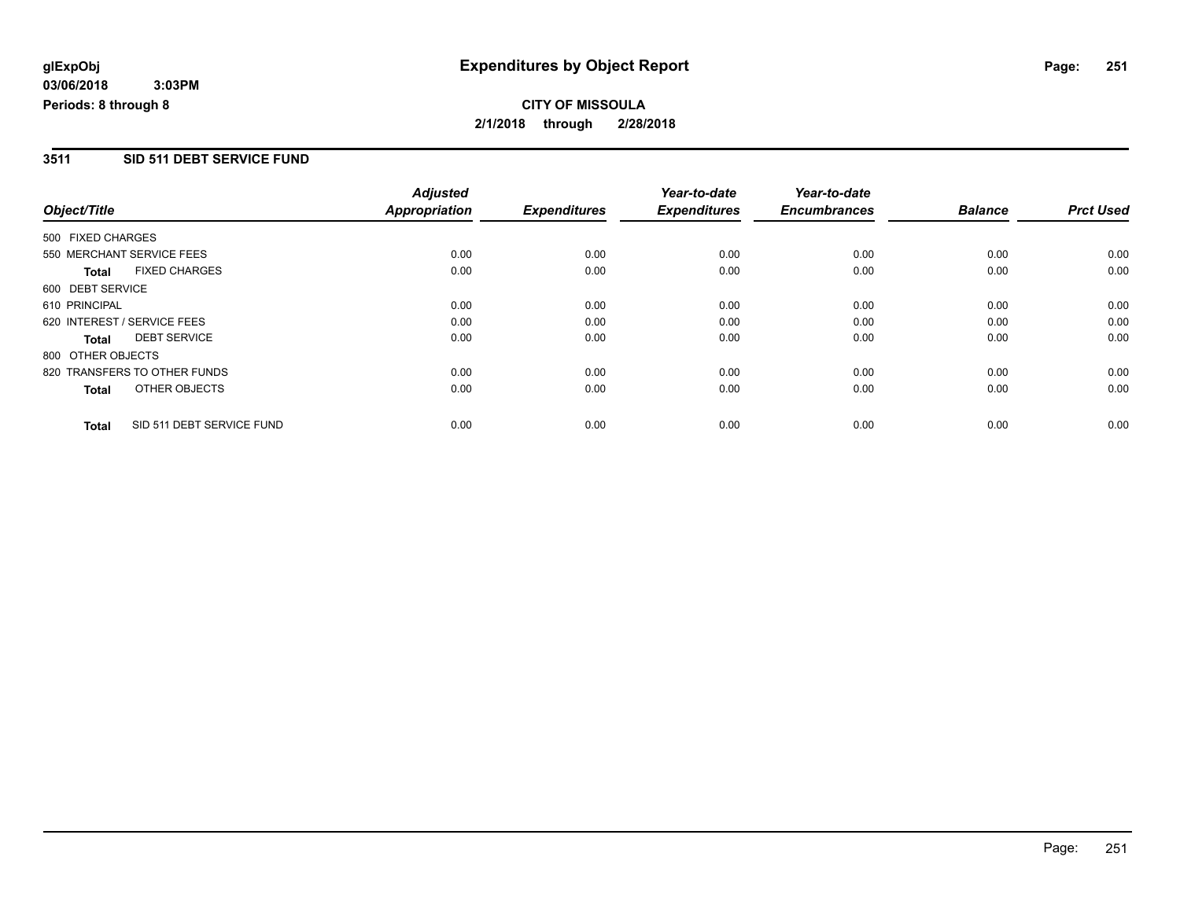**glExpObj**
**03/06/2018 3:03PM**
**Periods: 8 through 8**

# Expenditures by Object Report

**CITY OF MISSOULA**
**2/1/2018 through 2/28/2018**

## 3511 SID 511 DEBT SERVICE FUND

| Object/Title | Adjusted Appropriation | Expenditures | Year-to-date Expenditures | Year-to-date Encumbrances | Balance | Prct Used |
|---|---|---|---|---|---|---|
| 500 FIXED CHARGES | | | | | | |
| 550 MERCHANT SERVICE FEES | 0.00 | 0.00 | 0.00 | 0.00 | 0.00 | 0.00 |
| **Total** FIXED CHARGES | 0.00 | 0.00 | 0.00 | 0.00 | 0.00 | 0.00 |
| 600 DEBT SERVICE | | | | | | |
| 610 PRINCIPAL | 0.00 | 0.00 | 0.00 | 0.00 | 0.00 | 0.00 |
| 620 INTEREST / SERVICE FEES | 0.00 | 0.00 | 0.00 | 0.00 | 0.00 | 0.00 |
| **Total** DEBT SERVICE | 0.00 | 0.00 | 0.00 | 0.00 | 0.00 | 0.00 |
| 800 OTHER OBJECTS | | | | | | |
| 820 TRANSFERS TO OTHER FUNDS | 0.00 | 0.00 | 0.00 | 0.00 | 0.00 | 0.00 |
| **Total** OTHER OBJECTS | 0.00 | 0.00 | 0.00 | 0.00 | 0.00 | 0.00 |
| **Total** SID 511 DEBT SERVICE FUND | 0.00 | 0.00 | 0.00 | 0.00 | 0.00 | 0.00 |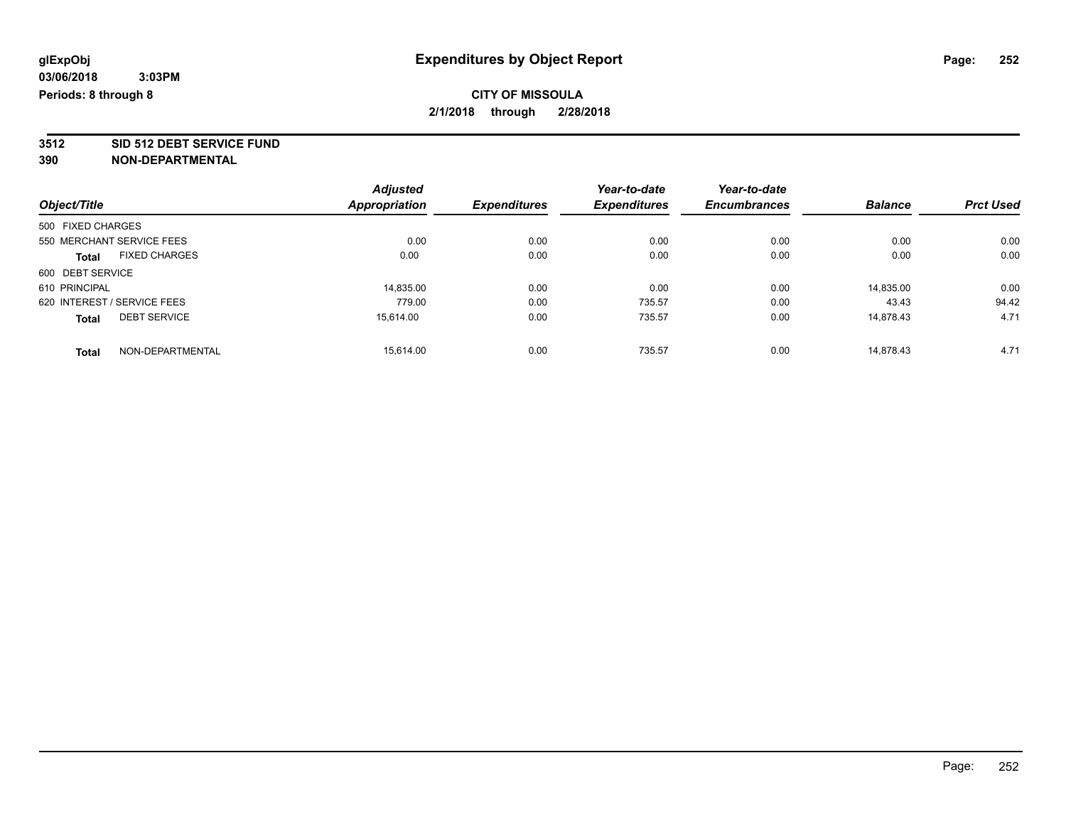glExpObj
03/06/2018 3:03PM
Periods: 8 through 8

# Expenditures by Object Report

**CITY OF MISSOULA**
**2/1/2018 through 2/28/2018**

**3512 SID 512 DEBT SERVICE FUND**
**390 NON-DEPARTMENTAL**

| Object/Title | Adjusted Appropriation | Expenditures | Year-to-date Expenditures | Year-to-date Encumbrances | Balance | Prct Used |
|---|---|---|---|---|---|---|
| 500 FIXED CHARGES | | | | | | |
| 550 MERCHANT SERVICE FEES | 0.00 | 0.00 | 0.00 | 0.00 | 0.00 | 0.00 |
| **Total** FIXED CHARGES | 0.00 | 0.00 | 0.00 | 0.00 | 0.00 | 0.00 |
| 600 DEBT SERVICE | | | | | | |
| 610 PRINCIPAL | 14,835.00 | 0.00 | 0.00 | 0.00 | 14,835.00 | 0.00 |
| 620 INTEREST / SERVICE FEES | 779.00 | 0.00 | 735.57 | 0.00 | 43.43 | 94.42 |
| **Total** DEBT SERVICE | 15,614.00 | 0.00 | 735.57 | 0.00 | 14,878.43 | 4.71 |
| **Total** NON-DEPARTMENTAL | 15,614.00 | 0.00 | 735.57 | 0.00 | 14,878.43 | 4.71 |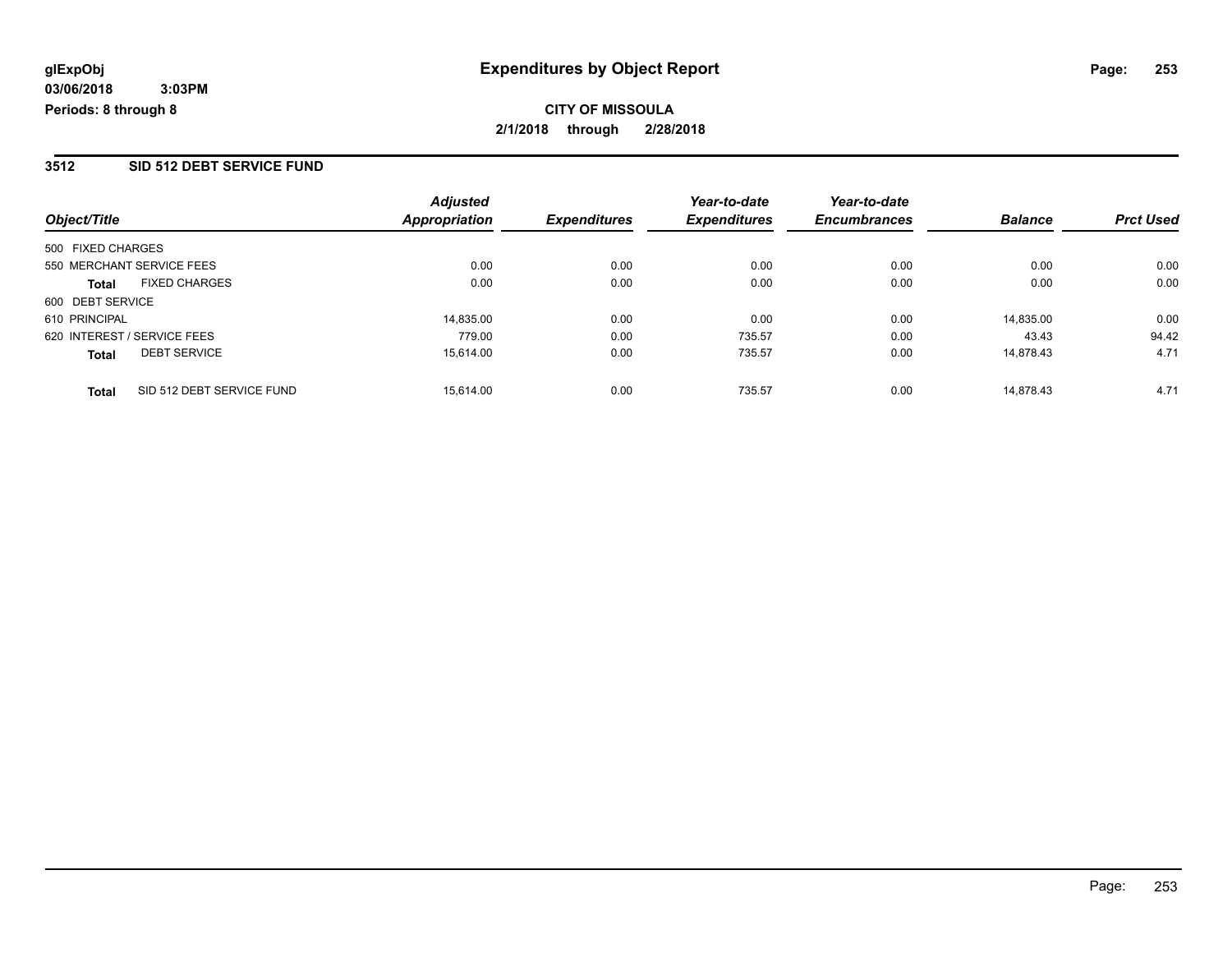# Expenditures by Object Report

glExpObj
03/06/2018 3:03PM
Periods: 8 through 8

**CITY OF MISSOULA**
**2/1/2018 through 2/28/2018**

## 3512 SID 512 DEBT SERVICE FUND

| Object/Title | | Adjusted Appropriation | Expenditures | Year-to-date Expenditures | Year-to-date Encumbrances | Balance | Prct Used |
|---|---|---|---|---|---|---|---|
| 500 FIXED CHARGES | | | | | | | |
| 550 MERCHANT SERVICE FEES | | 0.00 | 0.00 | 0.00 | 0.00 | 0.00 | 0.00 |
| **Total** | FIXED CHARGES | 0.00 | 0.00 | 0.00 | 0.00 | 0.00 | 0.00 |
| 600 DEBT SERVICE | | | | | | | |
| 610 PRINCIPAL | | 14,835.00 | 0.00 | 0.00 | 0.00 | 14,835.00 | 0.00 |
| 620 INTEREST / SERVICE FEES | | 779.00 | 0.00 | 735.57 | 0.00 | 43.43 | 94.42 |
| **Total** | DEBT SERVICE | 15,614.00 | 0.00 | 735.57 | 0.00 | 14,878.43 | 4.71 |
| **Total** | SID 512 DEBT SERVICE FUND | 15,614.00 | 0.00 | 735.57 | 0.00 | 14,878.43 | 4.71 |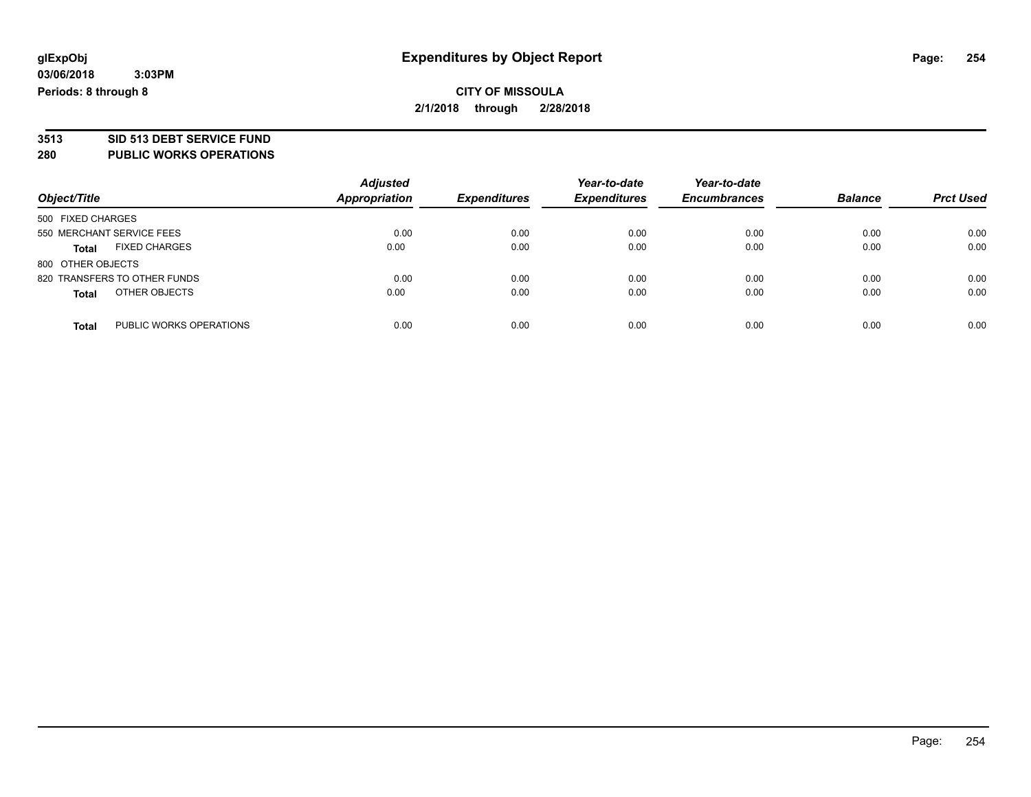**glExpObj**
**03/06/2018 3:03PM**
**Periods: 8 through 8**

# Expenditures by Object Report

**CITY OF MISSOULA**
**2/1/2018 through 2/28/2018**

## 3513 SID 513 DEBT SERVICE FUND
## 280 PUBLIC WORKS OPERATIONS

| Object/Title | Adjusted Appropriation | Expenditures | Year-to-date Expenditures | Year-to-date Encumbrances | Balance | Prct Used |
|---|---|---|---|---|---|---|
| 500 FIXED CHARGES | | | | | | |
| 550 MERCHANT SERVICE FEES | 0.00 | 0.00 | 0.00 | 0.00 | 0.00 | 0.00 |
| **Total** FIXED CHARGES | 0.00 | 0.00 | 0.00 | 0.00 | 0.00 | 0.00 |
| 800 OTHER OBJECTS | | | | | | |
| 820 TRANSFERS TO OTHER FUNDS | 0.00 | 0.00 | 0.00 | 0.00 | 0.00 | 0.00 |
| **Total** OTHER OBJECTS | 0.00 | 0.00 | 0.00 | 0.00 | 0.00 | 0.00 |
| **Total** PUBLIC WORKS OPERATIONS | 0.00 | 0.00 | 0.00 | 0.00 | 0.00 | 0.00 |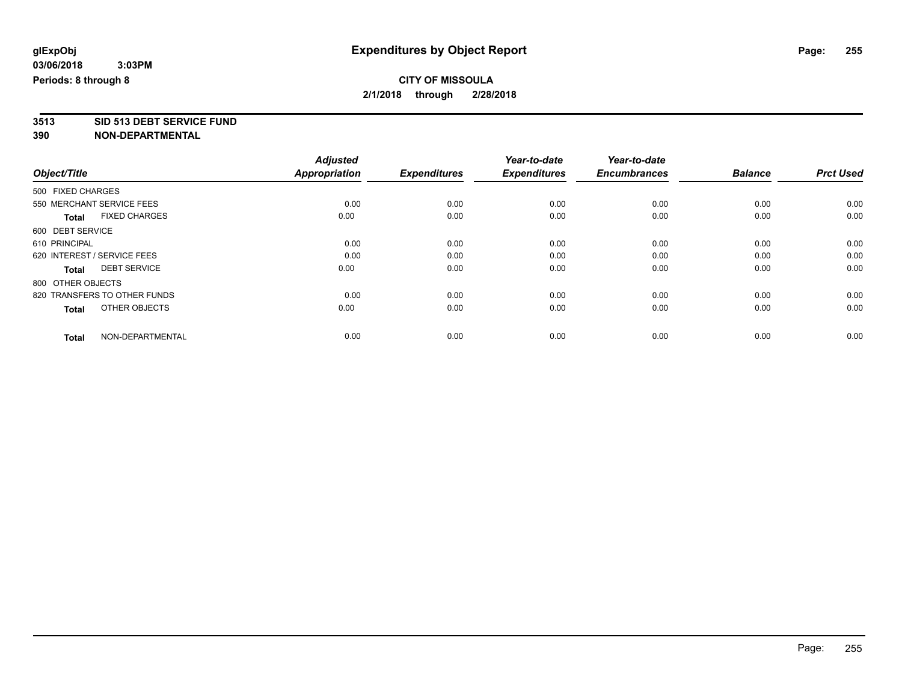glExpObj
03/06/2018 3:03PM
Periods: 8 through 8

# Expenditures by Object Report

**CITY OF MISSOULA**
**2/1/2018 through 2/28/2018**

**3513 SID 513 DEBT SERVICE FUND**
**390 NON-DEPARTMENTAL**

| Object/Title | Adjusted Appropriation | Expenditures | Year-to-date Expenditures | Year-to-date Encumbrances | Balance | Prct Used |
|---|---|---|---|---|---|---|
| 500 FIXED CHARGES | | | | | | |
| 550 MERCHANT SERVICE FEES | 0.00 | 0.00 | 0.00 | 0.00 | 0.00 | 0.00 |
| **Total** FIXED CHARGES | 0.00 | 0.00 | 0.00 | 0.00 | 0.00 | 0.00 |
| 600 DEBT SERVICE | | | | | | |
| 610 PRINCIPAL | 0.00 | 0.00 | 0.00 | 0.00 | 0.00 | 0.00 |
| 620 INTEREST / SERVICE FEES | 0.00 | 0.00 | 0.00 | 0.00 | 0.00 | 0.00 |
| **Total** DEBT SERVICE | 0.00 | 0.00 | 0.00 | 0.00 | 0.00 | 0.00 |
| 800 OTHER OBJECTS | | | | | | |
| 820 TRANSFERS TO OTHER FUNDS | 0.00 | 0.00 | 0.00 | 0.00 | 0.00 | 0.00 |
| **Total** OTHER OBJECTS | 0.00 | 0.00 | 0.00 | 0.00 | 0.00 | 0.00 |
| **Total** NON-DEPARTMENTAL | 0.00 | 0.00 | 0.00 | 0.00 | 0.00 | 0.00 |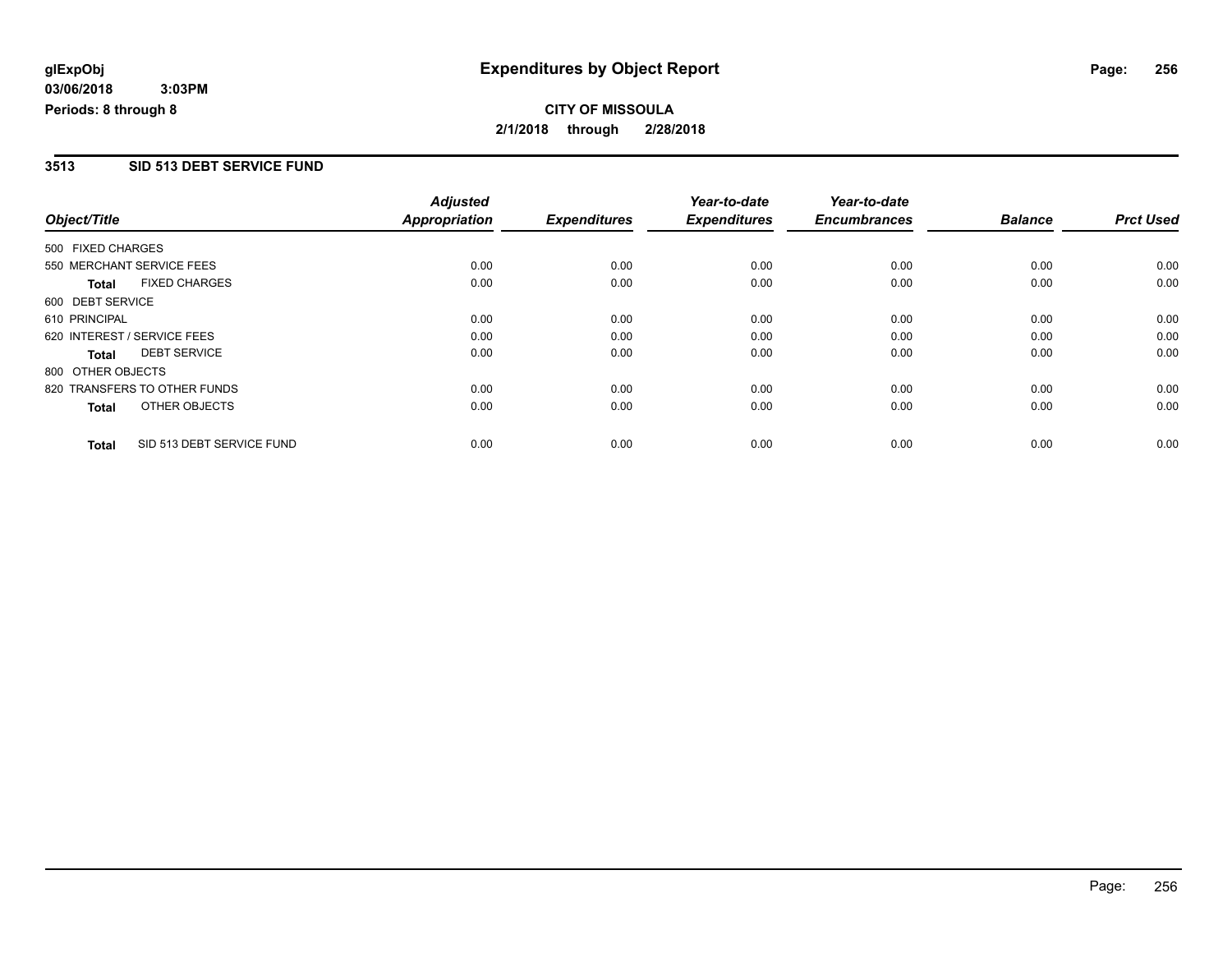**glExpObj**
**03/06/2018 3:03PM**
**Periods: 8 through 8**

# Expenditures by Object Report

**CITY OF MISSOULA**
**2/1/2018 through 2/28/2018**

## 3513 SID 513 DEBT SERVICE FUND

| Object/Title | Adjusted Appropriation | Expenditures | Year-to-date Expenditures | Year-to-date Encumbrances | Balance | Prct Used |
|---|---|---|---|---|---|---|
| 500 FIXED CHARGES | | | | | | |
| 550 MERCHANT SERVICE FEES | 0.00 | 0.00 | 0.00 | 0.00 | 0.00 | 0.00 |
| **Total** FIXED CHARGES | 0.00 | 0.00 | 0.00 | 0.00 | 0.00 | 0.00 |
| 600 DEBT SERVICE | | | | | | |
| 610 PRINCIPAL | 0.00 | 0.00 | 0.00 | 0.00 | 0.00 | 0.00 |
| 620 INTEREST / SERVICE FEES | 0.00 | 0.00 | 0.00 | 0.00 | 0.00 | 0.00 |
| **Total** DEBT SERVICE | 0.00 | 0.00 | 0.00 | 0.00 | 0.00 | 0.00 |
| 800 OTHER OBJECTS | | | | | | |
| 820 TRANSFERS TO OTHER FUNDS | 0.00 | 0.00 | 0.00 | 0.00 | 0.00 | 0.00 |
| **Total** OTHER OBJECTS | 0.00 | 0.00 | 0.00 | 0.00 | 0.00 | 0.00 |
| **Total** SID 513 DEBT SERVICE FUND | 0.00 | 0.00 | 0.00 | 0.00 | 0.00 | 0.00 |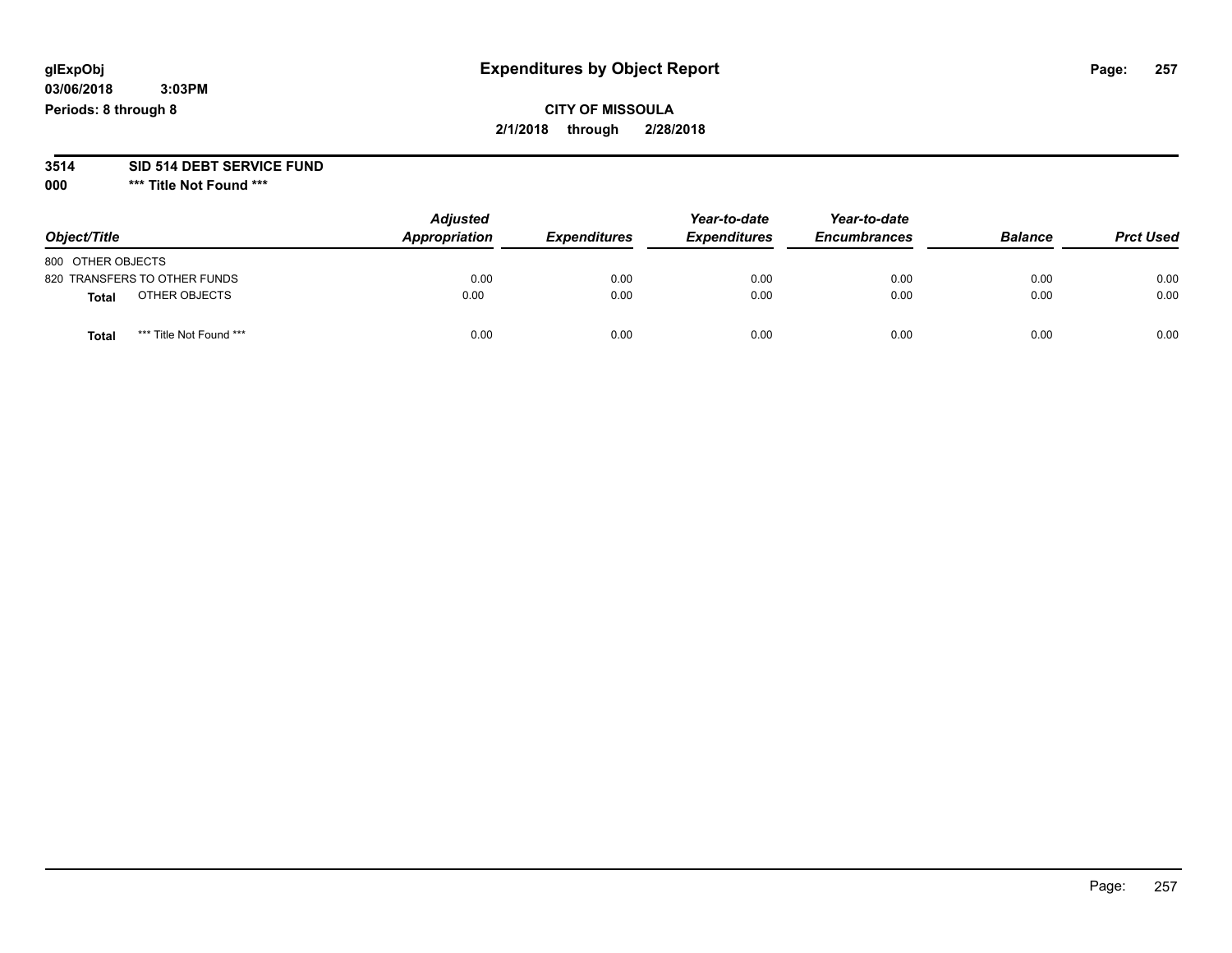glExpObj
03/06/2018 3:03PM
Periods: 8 through 8

# Expenditures by Object Report

**CITY OF MISSOULA**

**2/1/2018 through 2/28/2018**

**3514 SID 514 DEBT SERVICE FUND**

**000 *** Title Not Found *****

| Object/Title | Adjusted Appropriation | Expenditures | Year-to-date Expenditures | Year-to-date Encumbrances | Balance | Prct Used |
|---|---|---|---|---|---|---|
| 800 OTHER OBJECTS | | | | | | |
| 820 TRANSFERS TO OTHER FUNDS | 0.00 | 0.00 | 0.00 | 0.00 | 0.00 | 0.00 |
| **Total** OTHER OBJECTS | 0.00 | 0.00 | 0.00 | 0.00 | 0.00 | 0.00 |
| **Total** *** Title Not Found *** | 0.00 | 0.00 | 0.00 | 0.00 | 0.00 | 0.00 |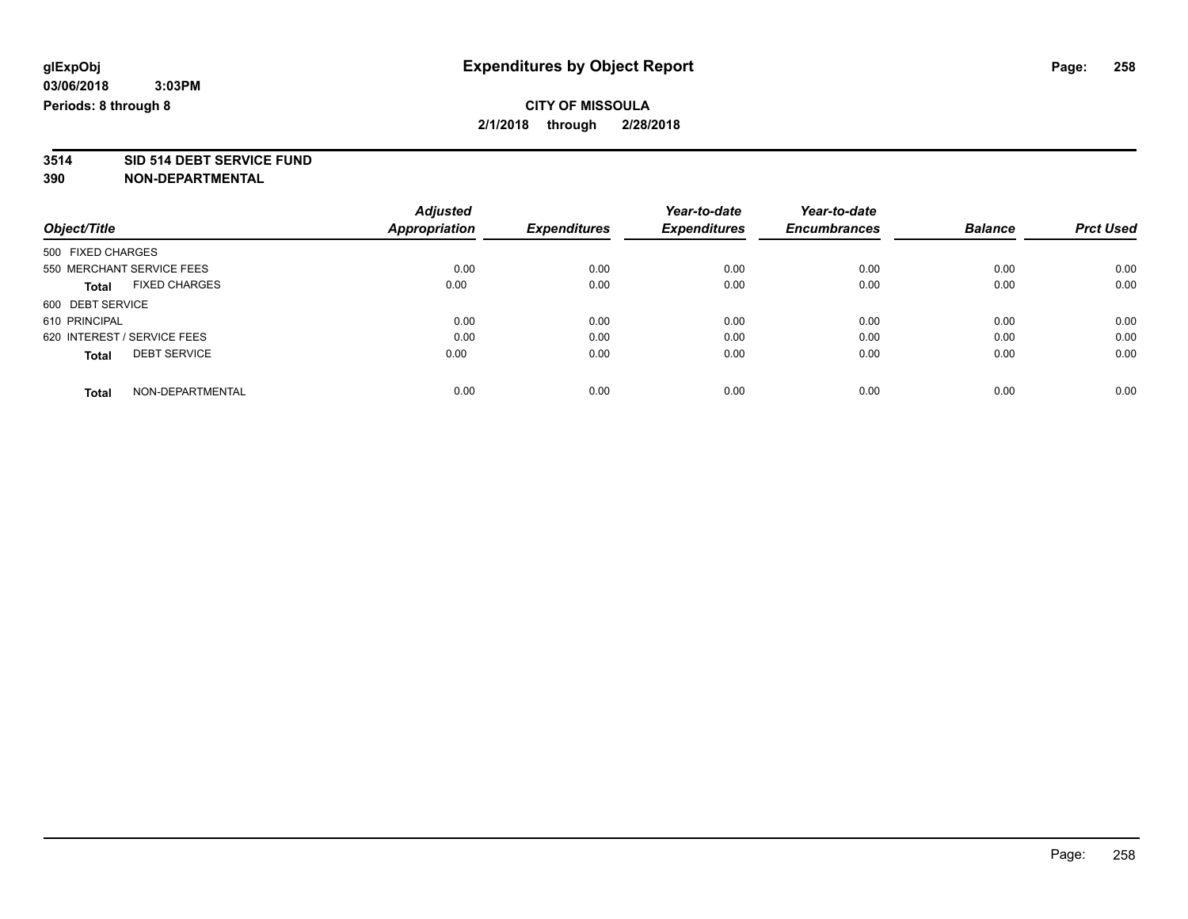**CITY OF MISSOULA**

**2/1/2018 through 2/28/2018**

**3514 SID 514 DEBT SERVICE FUND**

**390 NON-DEPARTMENTAL**

| Object/Title | Adjusted Appropriation | Expenditures | Year-to-date Expenditures | Year-to-date Encumbrances | Balance | Prct Used |
|---|---|---|---|---|---|---|
| 500 FIXED CHARGES | | | | | | |
| 550 MERCHANT SERVICE FEES | 0.00 | 0.00 | 0.00 | 0.00 | 0.00 | 0.00 |
| **Total** FIXED CHARGES | 0.00 | 0.00 | 0.00 | 0.00 | 0.00 | 0.00 |
| 600 DEBT SERVICE | | | | | | |
| 610 PRINCIPAL | 0.00 | 0.00 | 0.00 | 0.00 | 0.00 | 0.00 |
| 620 INTEREST / SERVICE FEES | 0.00 | 0.00 | 0.00 | 0.00 | 0.00 | 0.00 |
| **Total** DEBT SERVICE | 0.00 | 0.00 | 0.00 | 0.00 | 0.00 | 0.00 |
| **Total** NON-DEPARTMENTAL | 0.00 | 0.00 | 0.00 | 0.00 | 0.00 | 0.00 |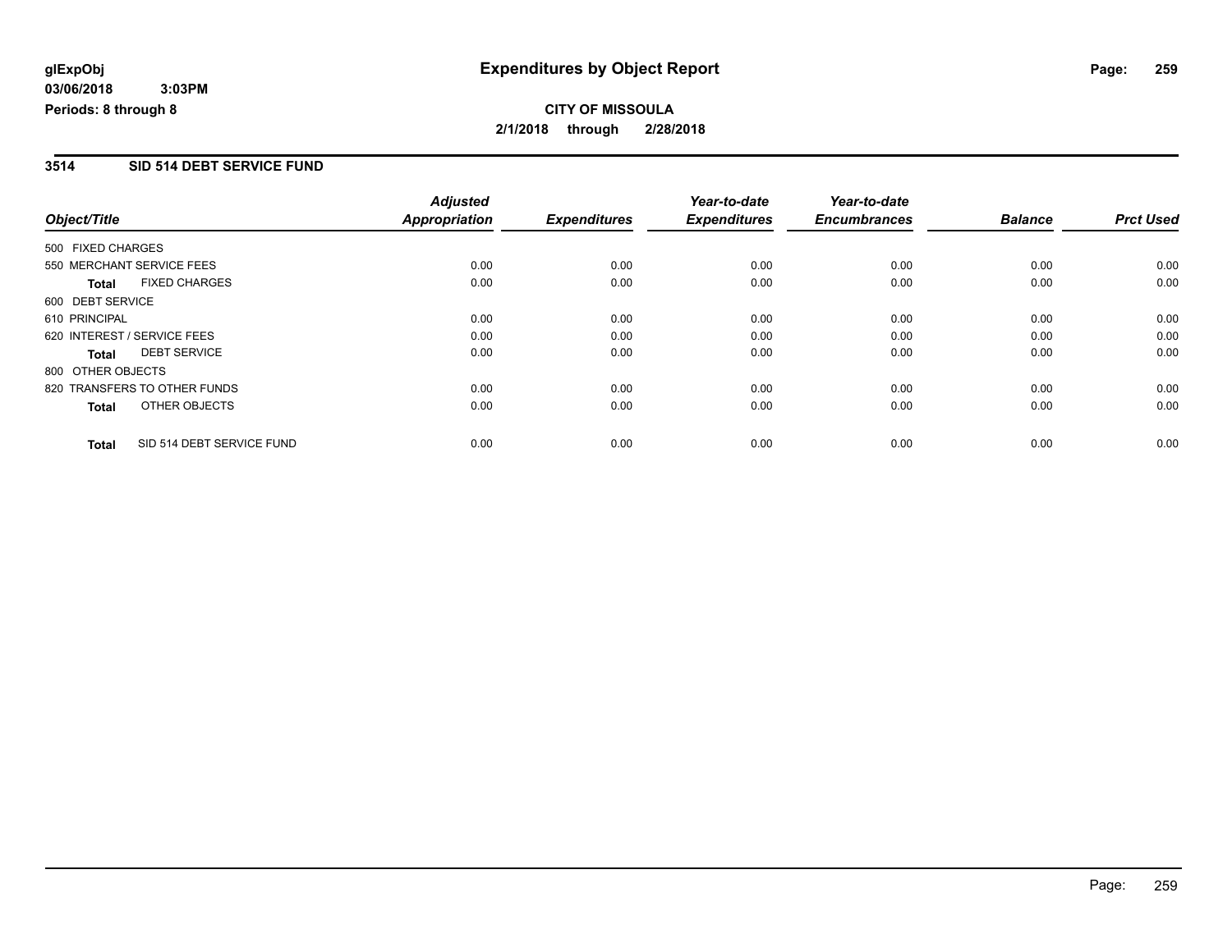**glExpObj**
**03/06/2018 3:03PM**
**Periods: 8 through 8**

# Expenditures by Object Report

**CITY OF MISSOULA**
**2/1/2018 through 2/28/2018**

## 3514 SID 514 DEBT SERVICE FUND

| Object/Title | Adjusted Appropriation | Expenditures | Year-to-date Expenditures | Year-to-date Encumbrances | Balance | Prct Used |
|---|---|---|---|---|---|---|
| 500 FIXED CHARGES | | | | | | |
| 550 MERCHANT SERVICE FEES | 0.00 | 0.00 | 0.00 | 0.00 | 0.00 | 0.00 |
| **Total** FIXED CHARGES | 0.00 | 0.00 | 0.00 | 0.00 | 0.00 | 0.00 |
| 600 DEBT SERVICE | | | | | | |
| 610 PRINCIPAL | 0.00 | 0.00 | 0.00 | 0.00 | 0.00 | 0.00 |
| 620 INTEREST / SERVICE FEES | 0.00 | 0.00 | 0.00 | 0.00 | 0.00 | 0.00 |
| **Total** DEBT SERVICE | 0.00 | 0.00 | 0.00 | 0.00 | 0.00 | 0.00 |
| 800 OTHER OBJECTS | | | | | | |
| 820 TRANSFERS TO OTHER FUNDS | 0.00 | 0.00 | 0.00 | 0.00 | 0.00 | 0.00 |
| **Total** OTHER OBJECTS | 0.00 | 0.00 | 0.00 | 0.00 | 0.00 | 0.00 |
| **Total** SID 514 DEBT SERVICE FUND | 0.00 | 0.00 | 0.00 | 0.00 | 0.00 | 0.00 |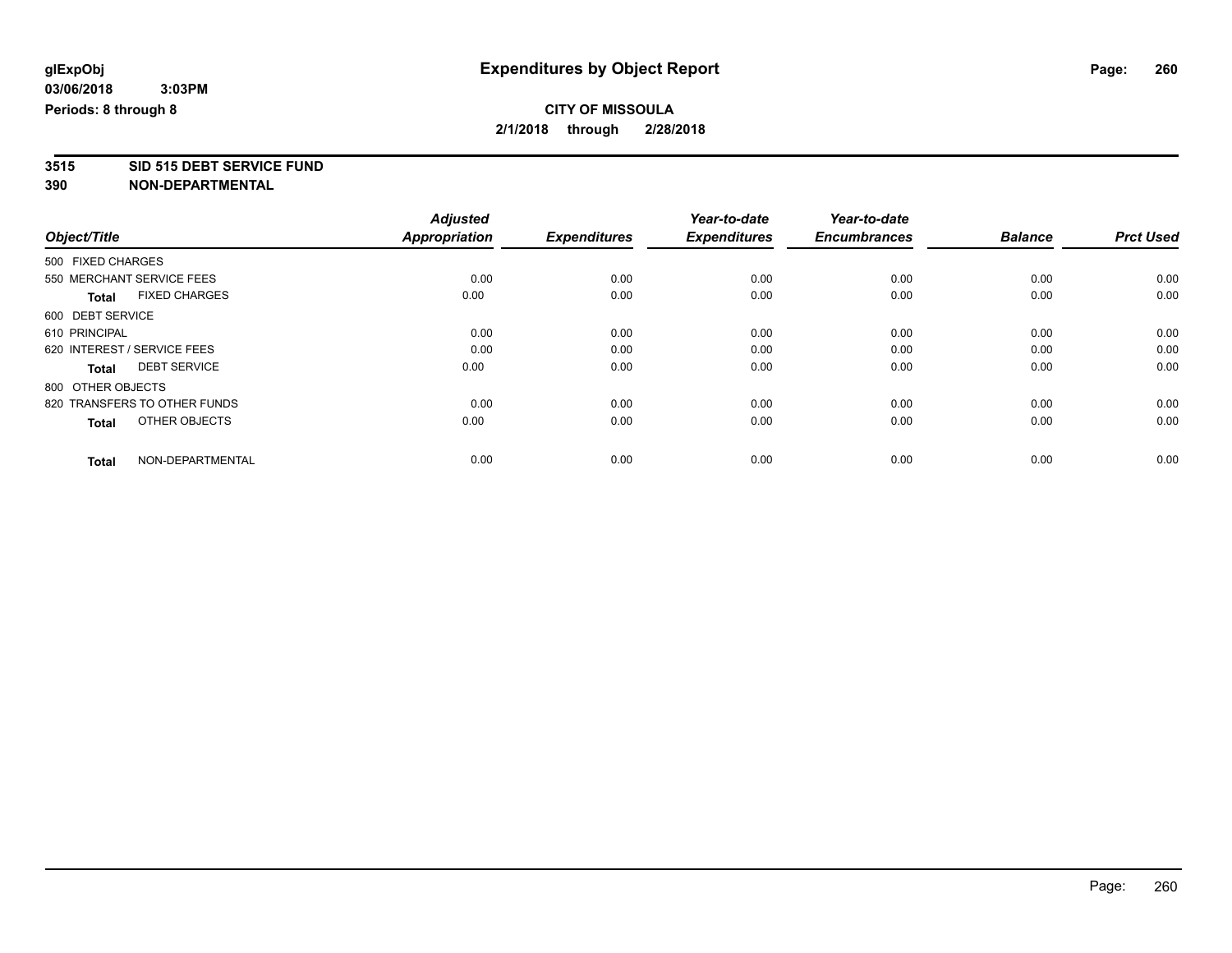# Expenditures by Object Report

glExpObj
03/06/2018 3:03PM
Periods: 8 through 8

**CITY OF MISSOULA**
**2/1/2018 through 2/28/2018**

**3515 SID 515 DEBT SERVICE FUND**
**390 NON-DEPARTMENTAL**

| Object/Title | Adjusted Appropriation | Expenditures | Year-to-date Expenditures | Year-to-date Encumbrances | Balance | Prct Used |
|---|---|---|---|---|---|---|
| 500 FIXED CHARGES | | | | | | |
| 550 MERCHANT SERVICE FEES | 0.00 | 0.00 | 0.00 | 0.00 | 0.00 | 0.00 |
| **Total** FIXED CHARGES | 0.00 | 0.00 | 0.00 | 0.00 | 0.00 | 0.00 |
| 600 DEBT SERVICE | | | | | | |
| 610 PRINCIPAL | 0.00 | 0.00 | 0.00 | 0.00 | 0.00 | 0.00 |
| 620 INTEREST / SERVICE FEES | 0.00 | 0.00 | 0.00 | 0.00 | 0.00 | 0.00 |
| **Total** DEBT SERVICE | 0.00 | 0.00 | 0.00 | 0.00 | 0.00 | 0.00 |
| 800 OTHER OBJECTS | | | | | | |
| 820 TRANSFERS TO OTHER FUNDS | 0.00 | 0.00 | 0.00 | 0.00 | 0.00 | 0.00 |
| **Total** OTHER OBJECTS | 0.00 | 0.00 | 0.00 | 0.00 | 0.00 | 0.00 |
| **Total** NON-DEPARTMENTAL | 0.00 | 0.00 | 0.00 | 0.00 | 0.00 | 0.00 |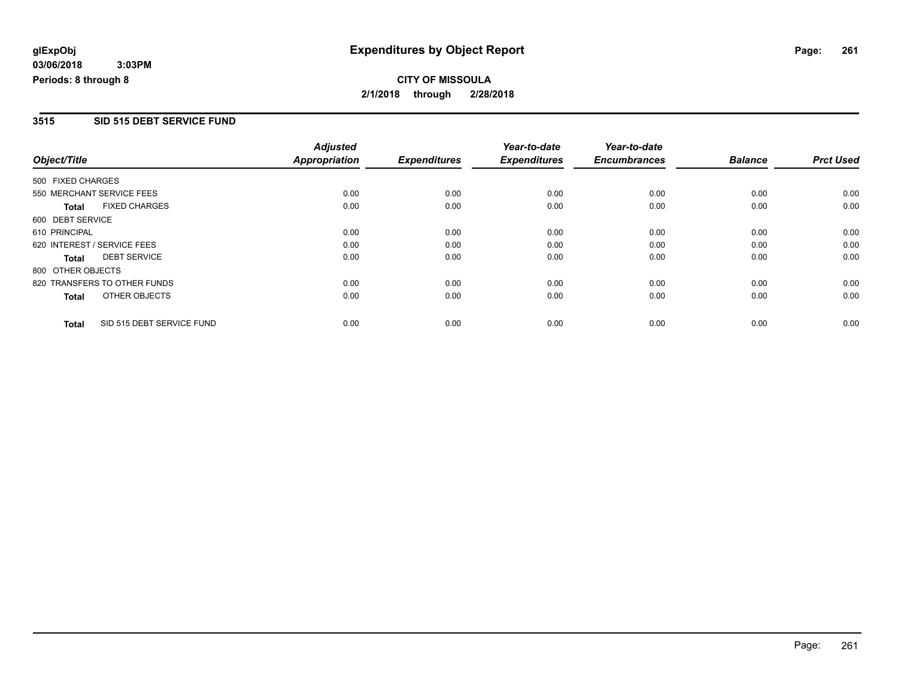**glExpObj** 03/06/2018 3:03PM
**Periods: 8 through 8**

# Expenditures by Object Report

**CITY OF MISSOULA**
**2/1/2018 through 2/28/2018**

## 3515 SID 515 DEBT SERVICE FUND

| Object/Title | Adjusted Appropriation | Expenditures | Year-to-date Expenditures | Year-to-date Encumbrances | Balance | Prct Used |
|---|---|---|---|---|---|---|
| 500 FIXED CHARGES | | | | | | |
| 550 MERCHANT SERVICE FEES | 0.00 | 0.00 | 0.00 | 0.00 | 0.00 | 0.00 |
| **Total** FIXED CHARGES | 0.00 | 0.00 | 0.00 | 0.00 | 0.00 | 0.00 |
| 600 DEBT SERVICE | | | | | | |
| 610 PRINCIPAL | 0.00 | 0.00 | 0.00 | 0.00 | 0.00 | 0.00 |
| 620 INTEREST / SERVICE FEES | 0.00 | 0.00 | 0.00 | 0.00 | 0.00 | 0.00 |
| **Total** DEBT SERVICE | 0.00 | 0.00 | 0.00 | 0.00 | 0.00 | 0.00 |
| 800 OTHER OBJECTS | | | | | | |
| 820 TRANSFERS TO OTHER FUNDS | 0.00 | 0.00 | 0.00 | 0.00 | 0.00 | 0.00 |
| **Total** OTHER OBJECTS | 0.00 | 0.00 | 0.00 | 0.00 | 0.00 | 0.00 |
| **Total** SID 515 DEBT SERVICE FUND | 0.00 | 0.00 | 0.00 | 0.00 | 0.00 | 0.00 |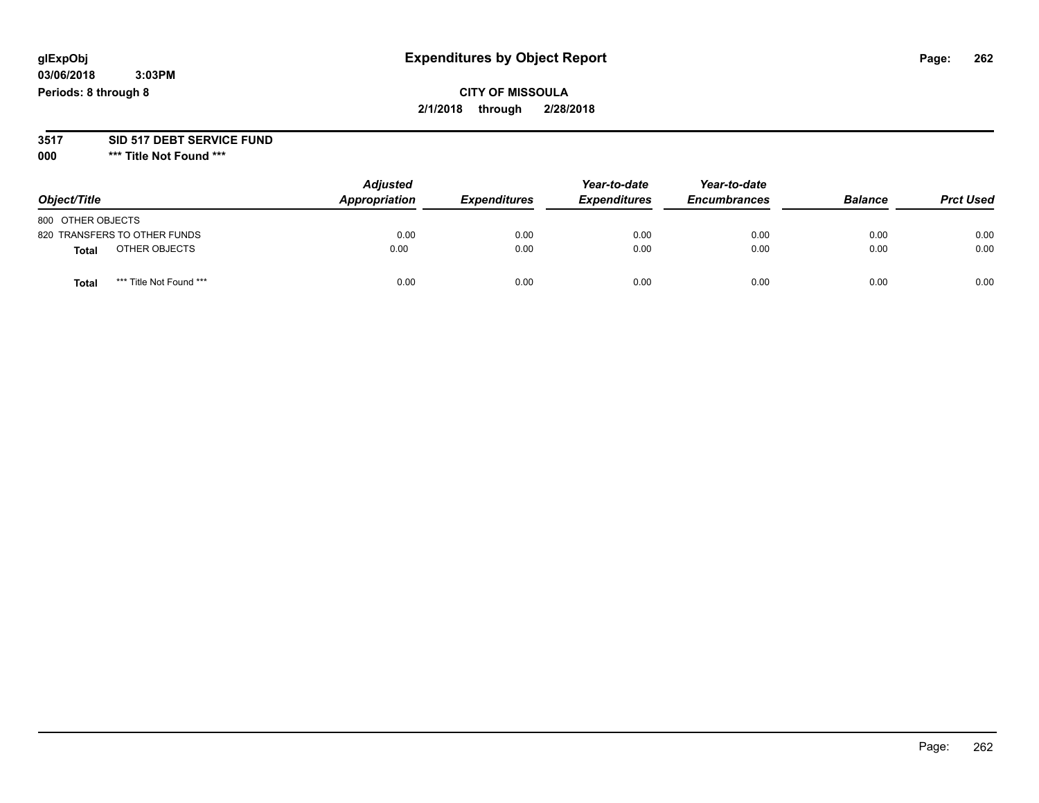# Expenditures by Object Report

glExpObj
03/06/2018 3:03PM
Periods: 8 through 8

**CITY OF MISSOULA**
**2/1/2018 through 2/28/2018**

**3517 SID 517 DEBT SERVICE FUND**
**000 \*\*\* Title Not Found \*\*\***

| Object/Title | Adjusted Appropriation | Expenditures | Year-to-date Expenditures | Year-to-date Encumbrances | Balance | Prct Used |
|---|---|---|---|---|---|---|
| 800 OTHER OBJECTS | | | | | | |
| 820 TRANSFERS TO OTHER FUNDS | 0.00 | 0.00 | 0.00 | 0.00 | 0.00 | 0.00 |
| **Total** OTHER OBJECTS | 0.00 | 0.00 | 0.00 | 0.00 | 0.00 | 0.00 |
| **Total** *** Title Not Found *** | 0.00 | 0.00 | 0.00 | 0.00 | 0.00 | 0.00 |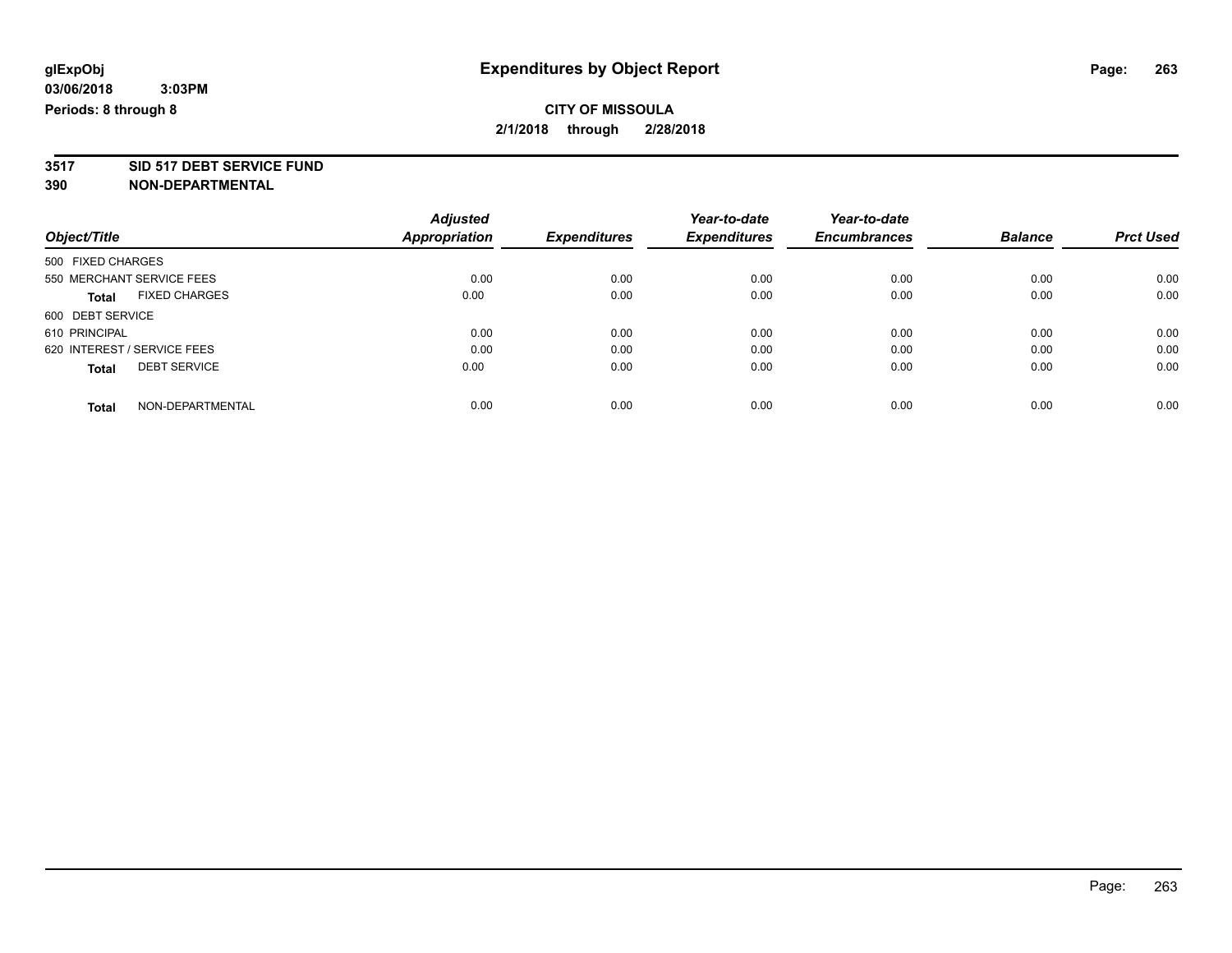**glExpObj**
**03/06/2018 3:03PM**
**Periods: 8 through 8**

# Expenditures by Object Report

**CITY OF MISSOULA**
**2/1/2018 through 2/28/2018**

**3517 SID 517 DEBT SERVICE FUND**
**390 NON-DEPARTMENTAL**

| Object/Title | Adjusted Appropriation | Expenditures | Year-to-date Expenditures | Year-to-date Encumbrances | Balance | Prct Used |
|---|---|---|---|---|---|---|
| 500 FIXED CHARGES | | | | | | |
| 550 MERCHANT SERVICE FEES | 0.00 | 0.00 | 0.00 | 0.00 | 0.00 | 0.00 |
| **Total** FIXED CHARGES | 0.00 | 0.00 | 0.00 | 0.00 | 0.00 | 0.00 |
| 600 DEBT SERVICE | | | | | | |
| 610 PRINCIPAL | 0.00 | 0.00 | 0.00 | 0.00 | 0.00 | 0.00 |
| 620 INTEREST / SERVICE FEES | 0.00 | 0.00 | 0.00 | 0.00 | 0.00 | 0.00 |
| **Total** DEBT SERVICE | 0.00 | 0.00 | 0.00 | 0.00 | 0.00 | 0.00 |
| **Total** NON-DEPARTMENTAL | 0.00 | 0.00 | 0.00 | 0.00 | 0.00 | 0.00 |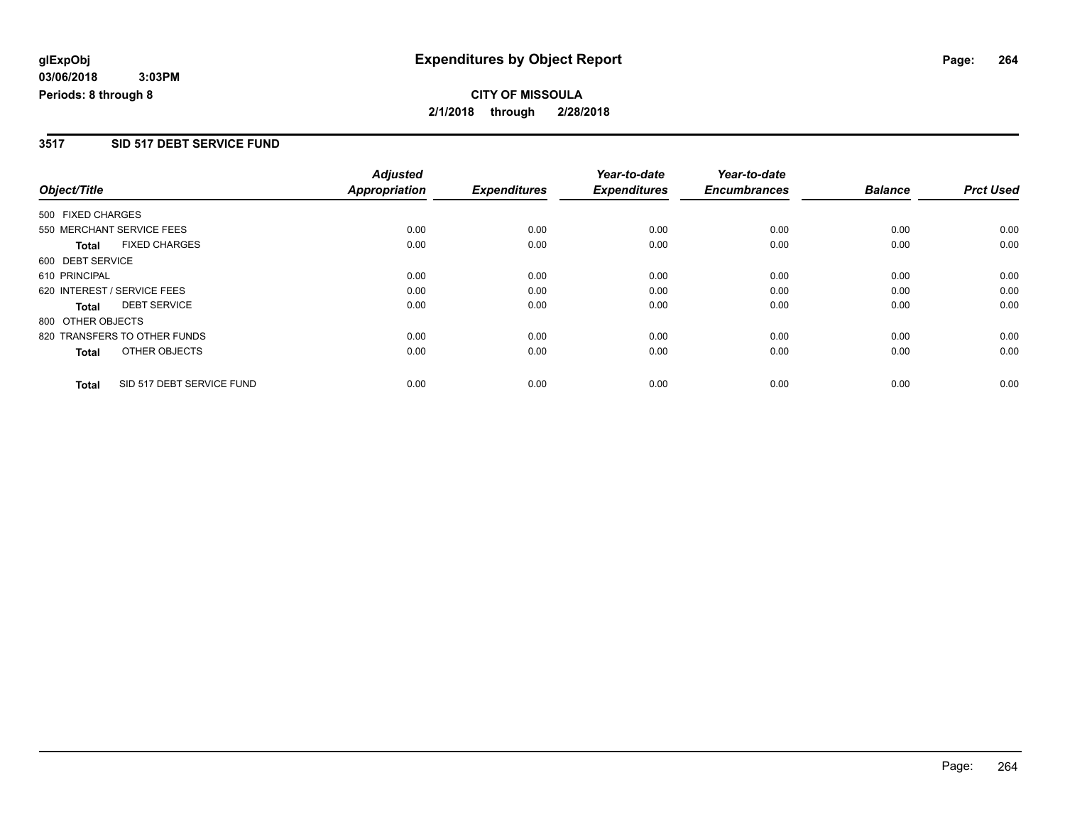**glExpObj**
**03/06/2018 3:03PM**
**Periods: 8 through 8**

# Expenditures by Object Report

**CITY OF MISSOULA**
**2/1/2018 through 2/28/2018**

## 3517 SID 517 DEBT SERVICE FUND

| Object/Title | Adjusted Appropriation | Expenditures | Year-to-date Expenditures | Year-to-date Encumbrances | Balance | Prct Used |
|---|---|---|---|---|---|---|
| 500 FIXED CHARGES | | | | | | |
| 550 MERCHANT SERVICE FEES | 0.00 | 0.00 | 0.00 | 0.00 | 0.00 | 0.00 |
| **Total** FIXED CHARGES | 0.00 | 0.00 | 0.00 | 0.00 | 0.00 | 0.00 |
| 600 DEBT SERVICE | | | | | | |
| 610 PRINCIPAL | 0.00 | 0.00 | 0.00 | 0.00 | 0.00 | 0.00 |
| 620 INTEREST / SERVICE FEES | 0.00 | 0.00 | 0.00 | 0.00 | 0.00 | 0.00 |
| **Total** DEBT SERVICE | 0.00 | 0.00 | 0.00 | 0.00 | 0.00 | 0.00 |
| 800 OTHER OBJECTS | | | | | | |
| 820 TRANSFERS TO OTHER FUNDS | 0.00 | 0.00 | 0.00 | 0.00 | 0.00 | 0.00 |
| **Total** OTHER OBJECTS | 0.00 | 0.00 | 0.00 | 0.00 | 0.00 | 0.00 |
| **Total** SID 517 DEBT SERVICE FUND | 0.00 | 0.00 | 0.00 | 0.00 | 0.00 | 0.00 |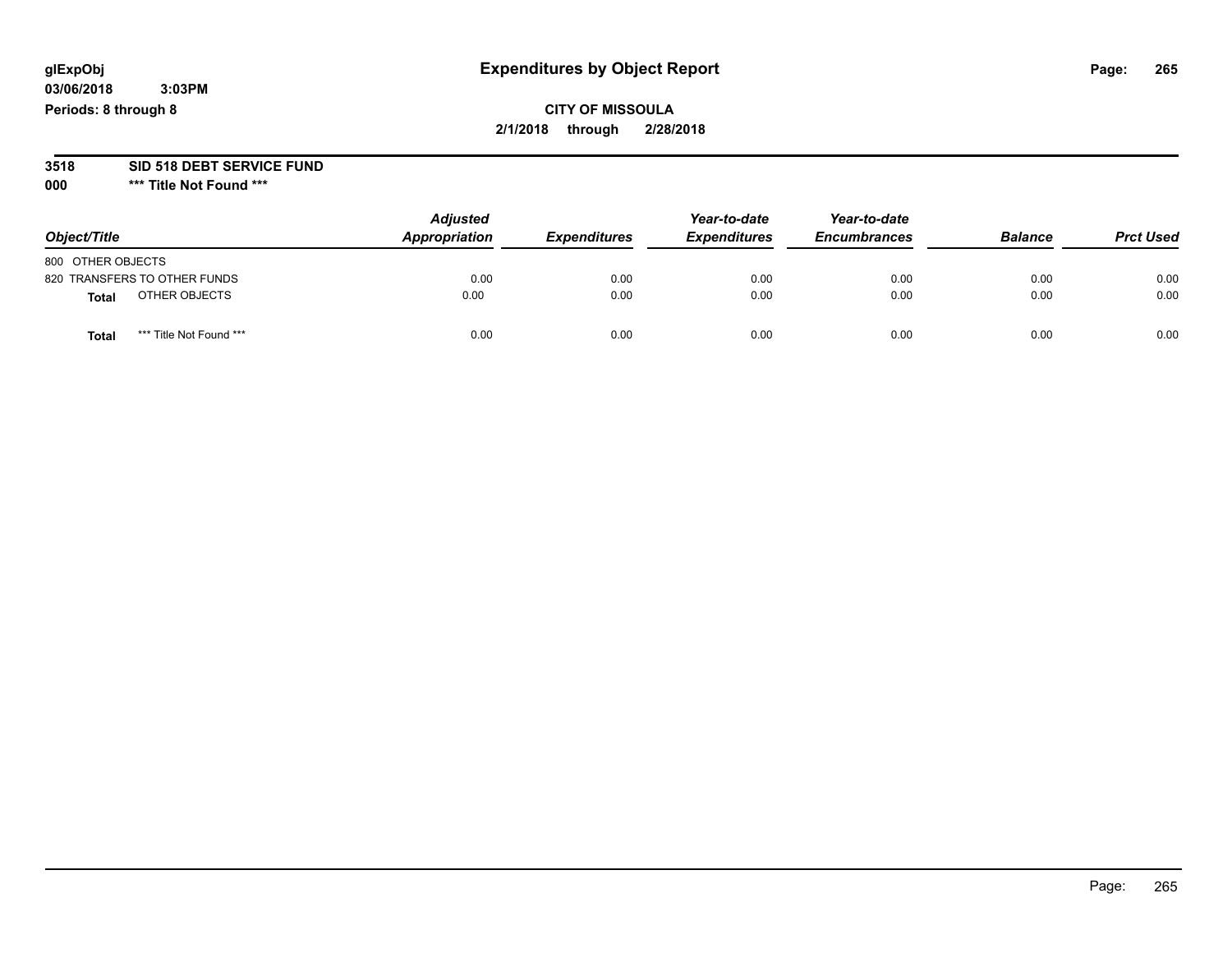glExpObj
03/06/2018 3:03PM
Periods: 8 through 8

# Expenditures by Object Report

**CITY OF MISSOULA**
**2/1/2018 through 2/28/2018**

**3518 SID 518 DEBT SERVICE FUND**
**000 \*\*\* Title Not Found \*\*\***

| Object/Title | Adjusted Appropriation | Expenditures | Year-to-date Expenditures | Year-to-date Encumbrances | Balance | Prct Used |
|---|---|---|---|---|---|---|
| 800 OTHER OBJECTS | | | | | | |
| 820 TRANSFERS TO OTHER FUNDS | 0.00 | 0.00 | 0.00 | 0.00 | 0.00 | 0.00 |
| **Total** OTHER OBJECTS | 0.00 | 0.00 | 0.00 | 0.00 | 0.00 | 0.00 |
| **Total** *** Title Not Found *** | 0.00 | 0.00 | 0.00 | 0.00 | 0.00 | 0.00 |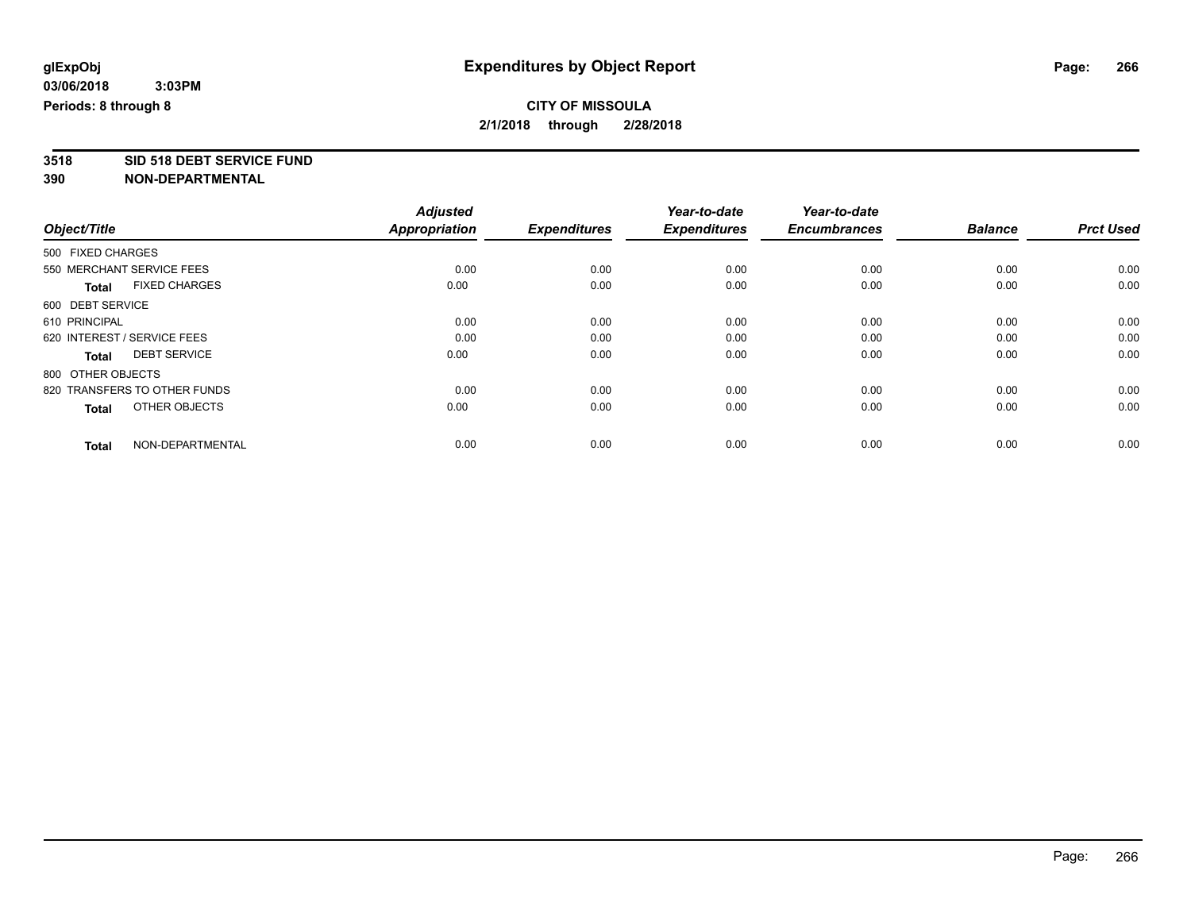**glExpObj** **Expenditures by Object Report**

**03/06/2018 3:03PM**

**Periods: 8 through 8**

**CITY OF MISSOULA**

**2/1/2018 through 2/28/2018**

**3518 SID 518 DEBT SERVICE FUND**

**390 NON-DEPARTMENTAL**

| Object/Title | Adjusted Appropriation | Expenditures | Year-to-date Expenditures | Year-to-date Encumbrances | Balance | Prct Used |
|---|---|---|---|---|---|---|
| 500 FIXED CHARGES | | | | | | |
| 550 MERCHANT SERVICE FEES | 0.00 | 0.00 | 0.00 | 0.00 | 0.00 | 0.00 |
| **Total** FIXED CHARGES | 0.00 | 0.00 | 0.00 | 0.00 | 0.00 | 0.00 |
| 600 DEBT SERVICE | | | | | | |
| 610 PRINCIPAL | 0.00 | 0.00 | 0.00 | 0.00 | 0.00 | 0.00 |
| 620 INTEREST / SERVICE FEES | 0.00 | 0.00 | 0.00 | 0.00 | 0.00 | 0.00 |
| **Total** DEBT SERVICE | 0.00 | 0.00 | 0.00 | 0.00 | 0.00 | 0.00 |
| 800 OTHER OBJECTS | | | | | | |
| 820 TRANSFERS TO OTHER FUNDS | 0.00 | 0.00 | 0.00 | 0.00 | 0.00 | 0.00 |
| **Total** OTHER OBJECTS | 0.00 | 0.00 | 0.00 | 0.00 | 0.00 | 0.00 |
| **Total** NON-DEPARTMENTAL | 0.00 | 0.00 | 0.00 | 0.00 | 0.00 | 0.00 |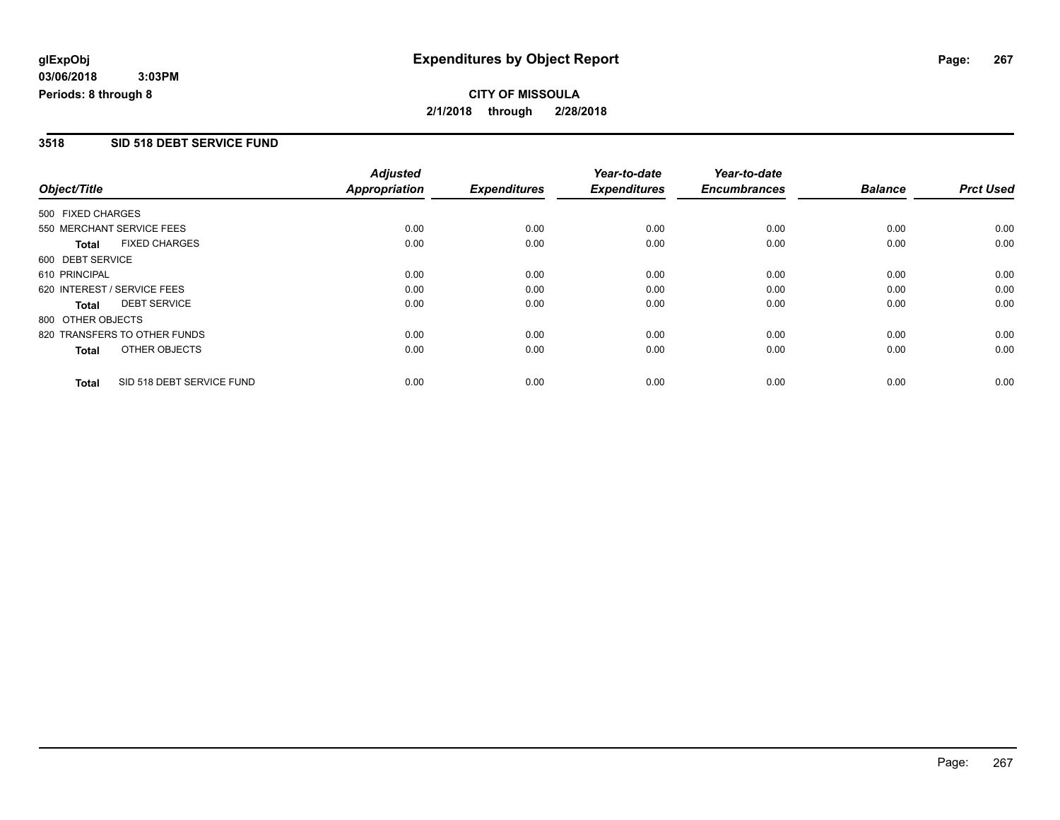# Expenditures by Object Report

glExpObj
03/06/2018 3:03PM
Periods: 8 through 8

**CITY OF MISSOULA**
**2/1/2018 through 2/28/2018**

## 3518 SID 518 DEBT SERVICE FUND

| Object/Title | | Adjusted Appropriation | Expenditures | Year-to-date Expenditures | Year-to-date Encumbrances | Balance | Prct Used |
|---|---|---|---|---|---|---|---|
| 500 FIXED CHARGES | | | | | | | |
| 550 MERCHANT SERVICE FEES | | 0.00 | 0.00 | 0.00 | 0.00 | 0.00 | 0.00 |
| **Total** | FIXED CHARGES | 0.00 | 0.00 | 0.00 | 0.00 | 0.00 | 0.00 |
| 600 DEBT SERVICE | | | | | | | |
| 610 PRINCIPAL | | 0.00 | 0.00 | 0.00 | 0.00 | 0.00 | 0.00 |
| 620 INTEREST / SERVICE FEES | | 0.00 | 0.00 | 0.00 | 0.00 | 0.00 | 0.00 |
| **Total** | DEBT SERVICE | 0.00 | 0.00 | 0.00 | 0.00 | 0.00 | 0.00 |
| 800 OTHER OBJECTS | | | | | | | |
| 820 TRANSFERS TO OTHER FUNDS | | 0.00 | 0.00 | 0.00 | 0.00 | 0.00 | 0.00 |
| **Total** | OTHER OBJECTS | 0.00 | 0.00 | 0.00 | 0.00 | 0.00 | 0.00 |
| **Total** | SID 518 DEBT SERVICE FUND | 0.00 | 0.00 | 0.00 | 0.00 | 0.00 | 0.00 |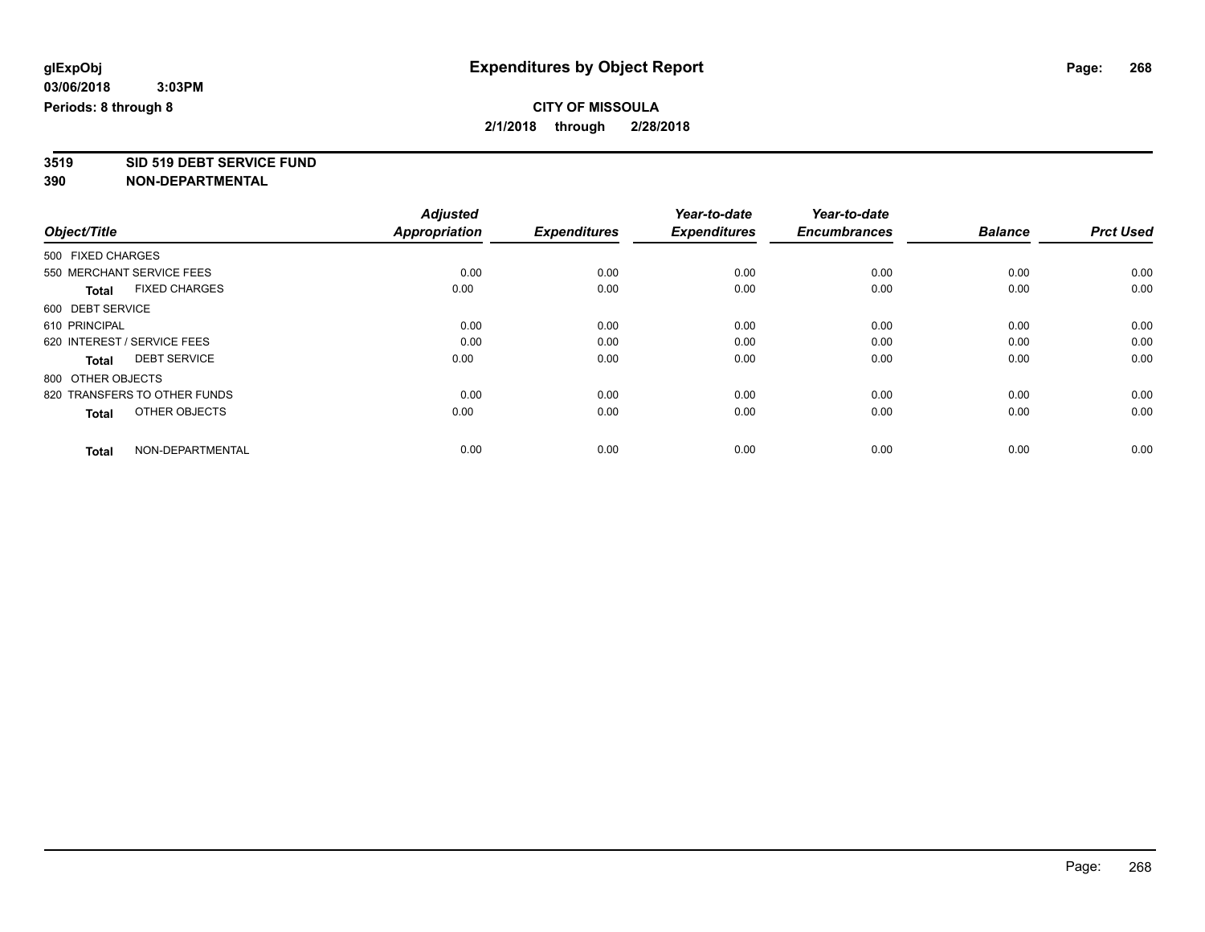# Expenditures by Object Report

glExpObj
03/06/2018 3:03PM
Periods: 8 through 8

**CITY OF MISSOULA**
**2/1/2018 through 2/28/2018**

**3519 SID 519 DEBT SERVICE FUND**
**390 NON-DEPARTMENTAL**

| Object/Title | Adjusted Appropriation | Expenditures | Year-to-date Expenditures | Year-to-date Encumbrances | Balance | Prct Used |
|---|---|---|---|---|---|---|
| 500 FIXED CHARGES | | | | | | |
| 550 MERCHANT SERVICE FEES | 0.00 | 0.00 | 0.00 | 0.00 | 0.00 | 0.00 |
| **Total** FIXED CHARGES | 0.00 | 0.00 | 0.00 | 0.00 | 0.00 | 0.00 |
| 600 DEBT SERVICE | | | | | | |
| 610 PRINCIPAL | 0.00 | 0.00 | 0.00 | 0.00 | 0.00 | 0.00 |
| 620 INTEREST / SERVICE FEES | 0.00 | 0.00 | 0.00 | 0.00 | 0.00 | 0.00 |
| **Total** DEBT SERVICE | 0.00 | 0.00 | 0.00 | 0.00 | 0.00 | 0.00 |
| 800 OTHER OBJECTS | | | | | | |
| 820 TRANSFERS TO OTHER FUNDS | 0.00 | 0.00 | 0.00 | 0.00 | 0.00 | 0.00 |
| **Total** OTHER OBJECTS | 0.00 | 0.00 | 0.00 | 0.00 | 0.00 | 0.00 |
| **Total** NON-DEPARTMENTAL | 0.00 | 0.00 | 0.00 | 0.00 | 0.00 | 0.00 |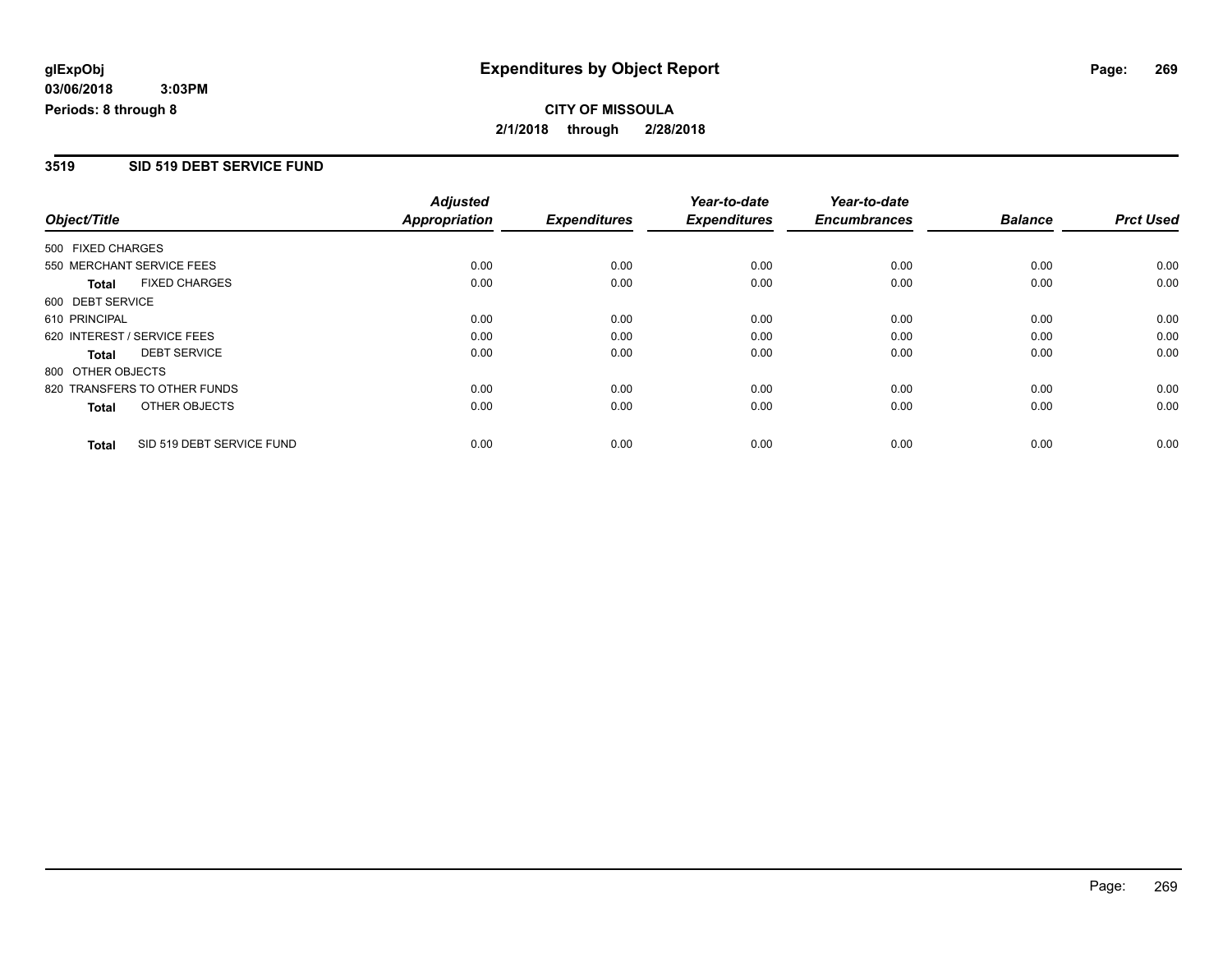**glExpObj**
**03/06/2018 3:03PM**
**Periods: 8 through 8**

# Expenditures by Object Report

**CITY OF MISSOULA**
**2/1/2018 through 2/28/2018**

## 3519 SID 519 DEBT SERVICE FUND

| Object/Title | Adjusted Appropriation | Expenditures | Year-to-date Expenditures | Year-to-date Encumbrances | Balance | Prct Used |
|---|---|---|---|---|---|---|
| 500 FIXED CHARGES | | | | | | |
| 550 MERCHANT SERVICE FEES | 0.00 | 0.00 | 0.00 | 0.00 | 0.00 | 0.00 |
| **Total** FIXED CHARGES | 0.00 | 0.00 | 0.00 | 0.00 | 0.00 | 0.00 |
| 600 DEBT SERVICE | | | | | | |
| 610 PRINCIPAL | 0.00 | 0.00 | 0.00 | 0.00 | 0.00 | 0.00 |
| 620 INTEREST / SERVICE FEES | 0.00 | 0.00 | 0.00 | 0.00 | 0.00 | 0.00 |
| **Total** DEBT SERVICE | 0.00 | 0.00 | 0.00 | 0.00 | 0.00 | 0.00 |
| 800 OTHER OBJECTS | | | | | | |
| 820 TRANSFERS TO OTHER FUNDS | 0.00 | 0.00 | 0.00 | 0.00 | 0.00 | 0.00 |
| **Total** OTHER OBJECTS | 0.00 | 0.00 | 0.00 | 0.00 | 0.00 | 0.00 |
| **Total** SID 519 DEBT SERVICE FUND | 0.00 | 0.00 | 0.00 | 0.00 | 0.00 | 0.00 |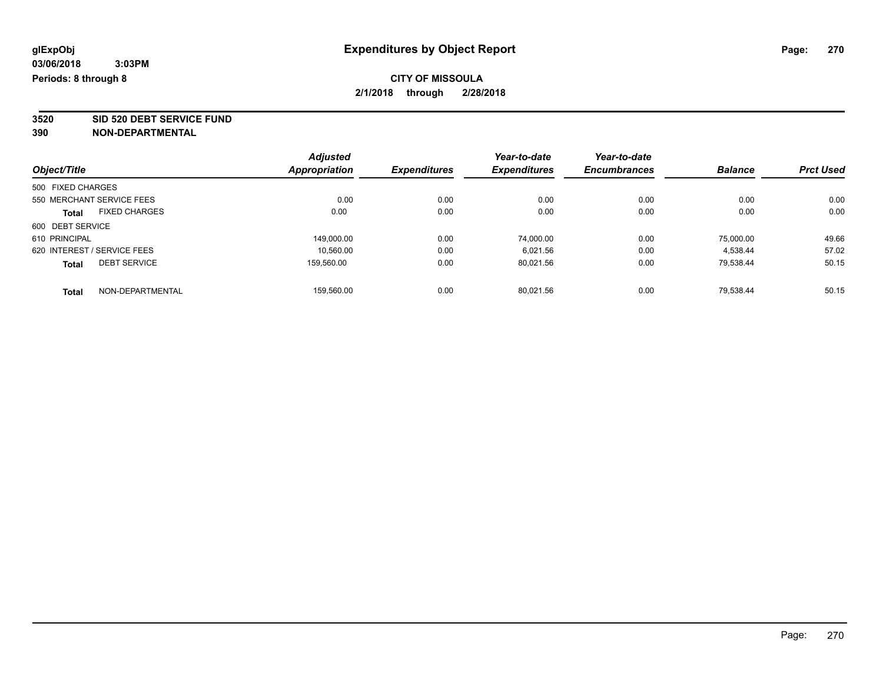glExpObj
03/06/2018 3:03PM
Periods: 8 through 8

# Expenditures by Object Report

**CITY OF MISSOULA**
**2/1/2018 through 2/28/2018**

**3520 SID 520 DEBT SERVICE FUND**
**390 NON-DEPARTMENTAL**

| Object/Title | Adjusted Appropriation | Expenditures | Year-to-date Expenditures | Year-to-date Encumbrances | Balance | Prct Used |
|---|---|---|---|---|---|---|
| 500 FIXED CHARGES | | | | | | |
| 550 MERCHANT SERVICE FEES | 0.00 | 0.00 | 0.00 | 0.00 | 0.00 | 0.00 |
| **Total** FIXED CHARGES | 0.00 | 0.00 | 0.00 | 0.00 | 0.00 | 0.00 |
| 600 DEBT SERVICE | | | | | | |
| 610 PRINCIPAL | 149,000.00 | 0.00 | 74,000.00 | 0.00 | 75,000.00 | 49.66 |
| 620 INTEREST / SERVICE FEES | 10,560.00 | 0.00 | 6,021.56 | 0.00 | 4,538.44 | 57.02 |
| **Total** DEBT SERVICE | 159,560.00 | 0.00 | 80,021.56 | 0.00 | 79,538.44 | 50.15 |
| **Total** NON-DEPARTMENTAL | 159,560.00 | 0.00 | 80,021.56 | 0.00 | 79,538.44 | 50.15 |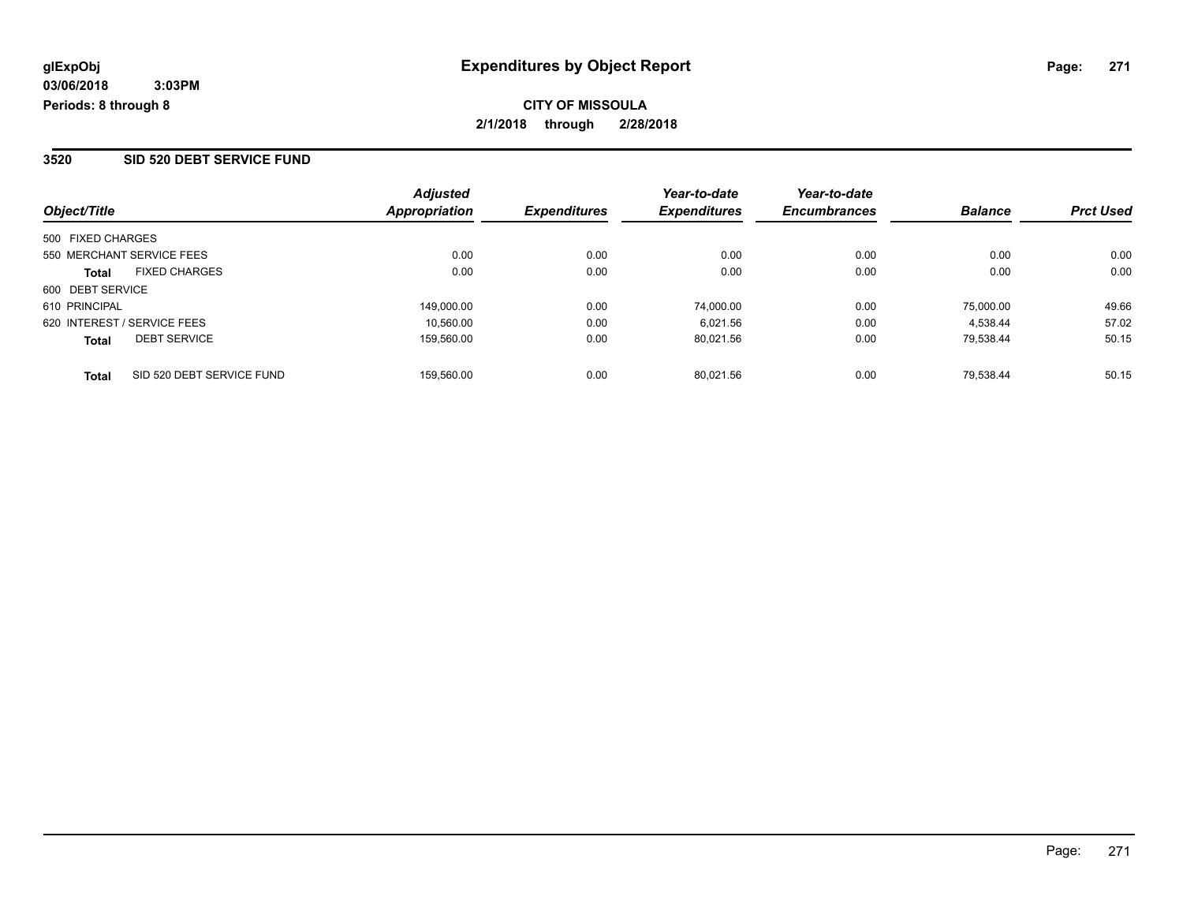**glExpObj**
**03/06/2018 3:03PM**
**Periods: 8 through 8**

# Expenditures by Object Report

**CITY OF MISSOULA**
**2/1/2018 through 2/28/2018**

## 3520 SID 520 DEBT SERVICE FUND

| Object/Title | | Adjusted Appropriation | Expenditures | Year-to-date Expenditures | Year-to-date Encumbrances | Balance | Prct Used |
|---|---|---|---|---|---|---|---|
| 500 FIXED CHARGES | | | | | | | |
| 550 MERCHANT SERVICE FEES | | 0.00 | 0.00 | 0.00 | 0.00 | 0.00 | 0.00 |
| **Total** | FIXED CHARGES | 0.00 | 0.00 | 0.00 | 0.00 | 0.00 | 0.00 |
| 600 DEBT SERVICE | | | | | | | |
| 610 PRINCIPAL | | 149,000.00 | 0.00 | 74,000.00 | 0.00 | 75,000.00 | 49.66 |
| 620 INTEREST / SERVICE FEES | | 10,560.00 | 0.00 | 6,021.56 | 0.00 | 4,538.44 | 57.02 |
| **Total** | DEBT SERVICE | 159,560.00 | 0.00 | 80,021.56 | 0.00 | 79,538.44 | 50.15 |
| **Total** | SID 520 DEBT SERVICE FUND | 159,560.00 | 0.00 | 80,021.56 | 0.00 | 79,538.44 | 50.15 |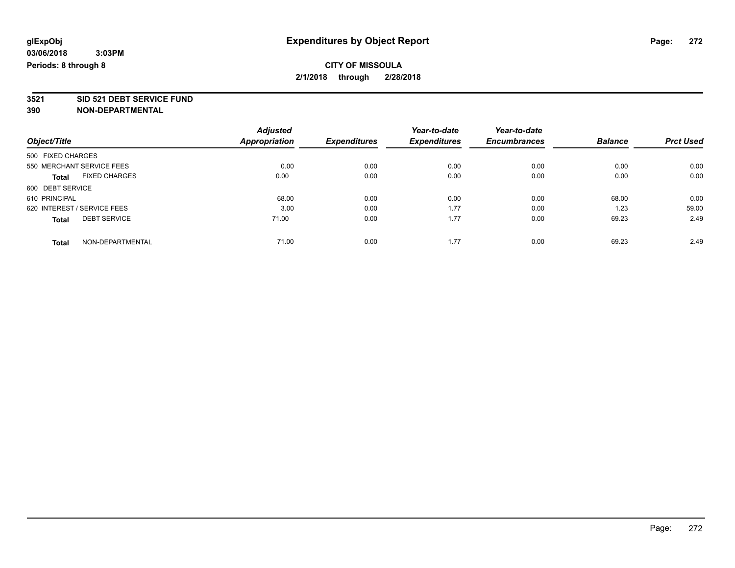**glExpObj** | **Expenditures by Object Report**

**03/06/2018 3:03PM**

**Periods: 8 through 8**

**CITY OF MISSOULA**

**2/1/2018 through 2/28/2018**

**3521 SID 521 DEBT SERVICE FUND**

**390 NON-DEPARTMENTAL**

| Object/Title | Adjusted Appropriation | Expenditures | Year-to-date Expenditures | Year-to-date Encumbrances | Balance | Prct Used |
|---|---|---|---|---|---|---|
| 500 FIXED CHARGES | | | | | | |
| 550 MERCHANT SERVICE FEES | 0.00 | 0.00 | 0.00 | 0.00 | 0.00 | 0.00 |
| **Total** FIXED CHARGES | 0.00 | 0.00 | 0.00 | 0.00 | 0.00 | 0.00 |
| 600 DEBT SERVICE | | | | | | |
| 610 PRINCIPAL | 68.00 | 0.00 | 0.00 | 0.00 | 68.00 | 0.00 |
| 620 INTEREST / SERVICE FEES | 3.00 | 0.00 | 1.77 | 0.00 | 1.23 | 59.00 |
| **Total** DEBT SERVICE | 71.00 | 0.00 | 1.77 | 0.00 | 69.23 | 2.49 |
| **Total** NON-DEPARTMENTAL | 71.00 | 0.00 | 1.77 | 0.00 | 69.23 | 2.49 |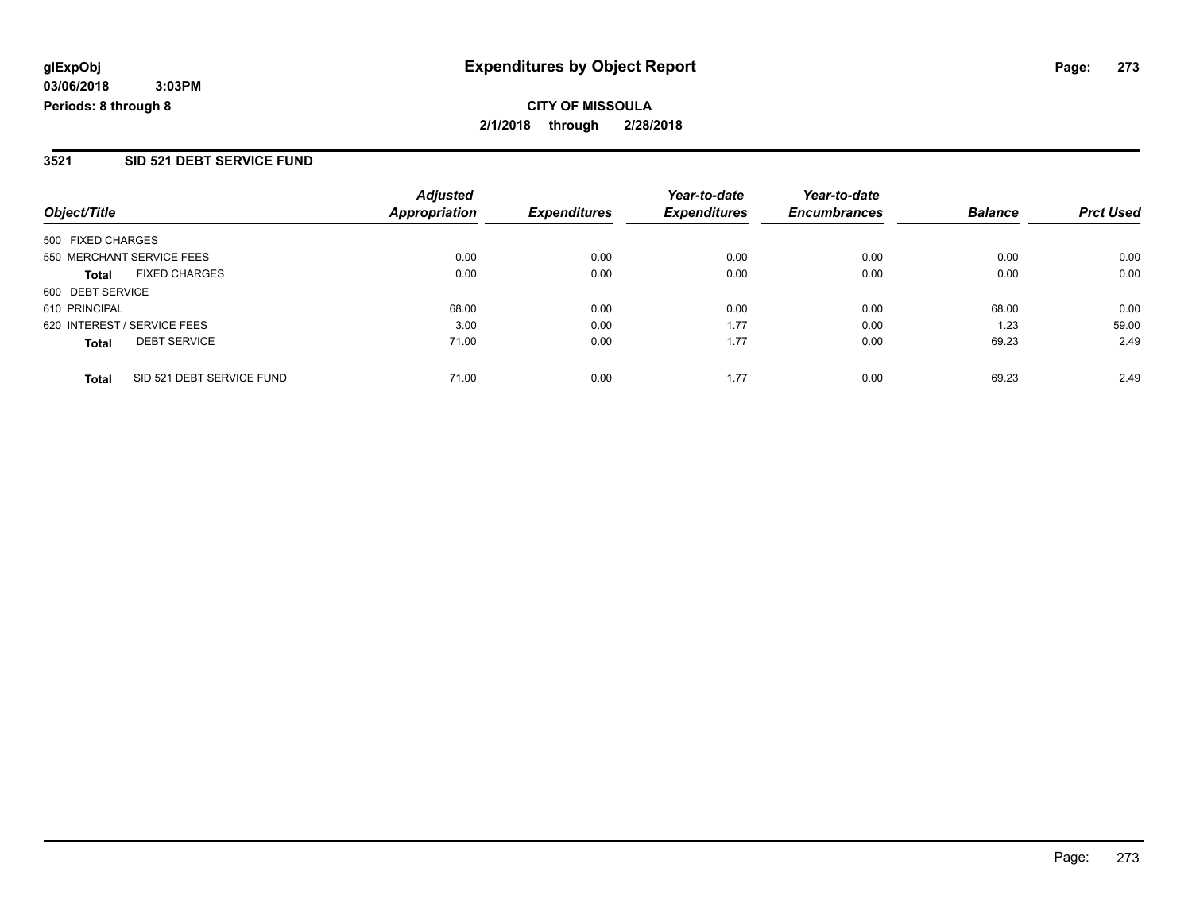**glExpObj**
**03/06/2018 3:03PM**
**Periods: 8 through 8**

# Expenditures by Object Report

**CITY OF MISSOULA**
**2/1/2018 through 2/28/2018**

## 3521 SID 521 DEBT SERVICE FUND

| Object/Title | Adjusted Appropriation | Expenditures | Year-to-date Expenditures | Year-to-date Encumbrances | Balance | Prct Used |
|---|---|---|---|---|---|---|
| 500 FIXED CHARGES | | | | | | |
| 550 MERCHANT SERVICE FEES | 0.00 | 0.00 | 0.00 | 0.00 | 0.00 | 0.00 |
| **Total** FIXED CHARGES | 0.00 | 0.00 | 0.00 | 0.00 | 0.00 | 0.00 |
| 600 DEBT SERVICE | | | | | | |
| 610 PRINCIPAL | 68.00 | 0.00 | 0.00 | 0.00 | 68.00 | 0.00 |
| 620 INTEREST / SERVICE FEES | 3.00 | 0.00 | 1.77 | 0.00 | 1.23 | 59.00 |
| **Total** DEBT SERVICE | 71.00 | 0.00 | 1.77 | 0.00 | 69.23 | 2.49 |
| **Total** SID 521 DEBT SERVICE FUND | 71.00 | 0.00 | 1.77 | 0.00 | 69.23 | 2.49 |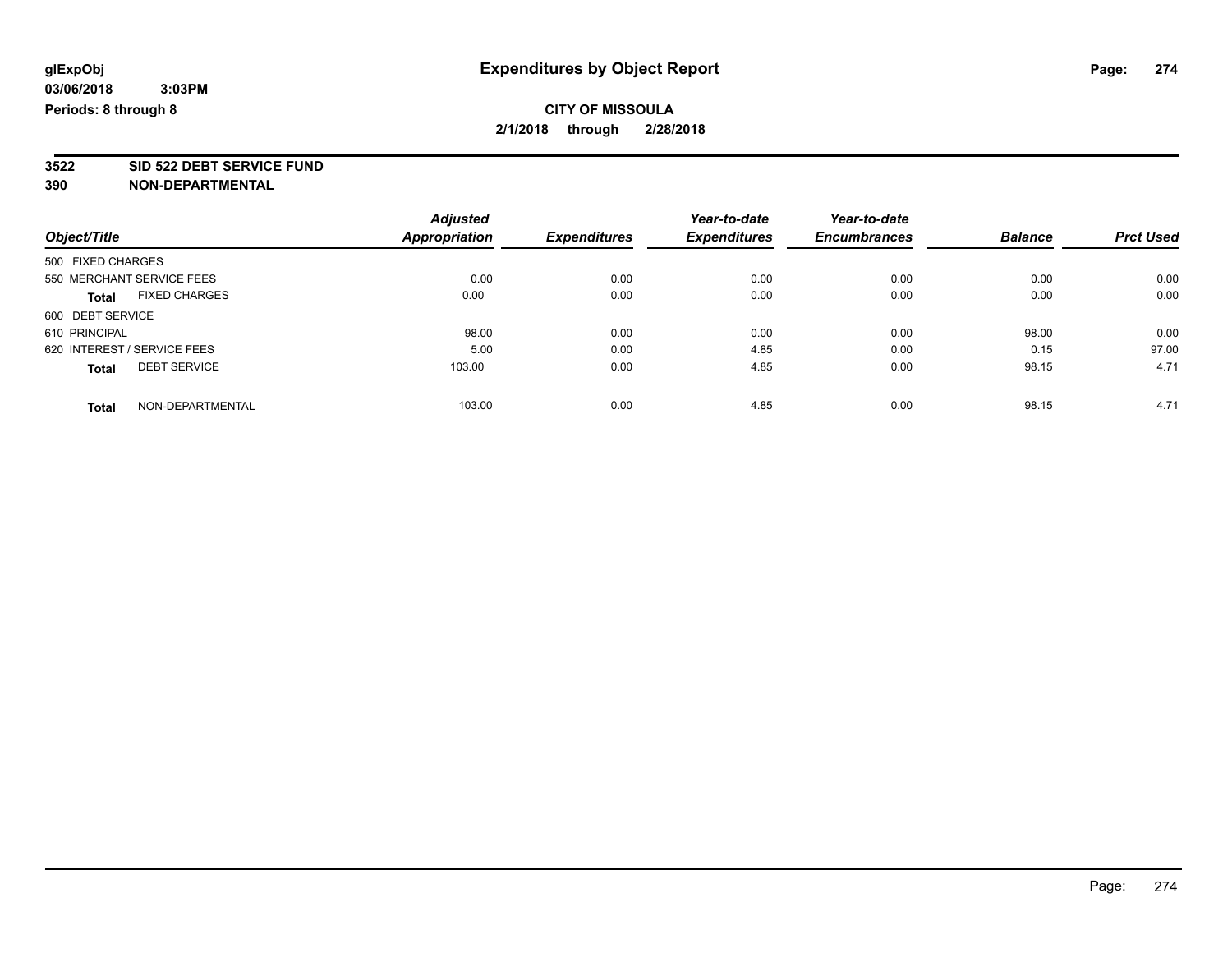**glExpObj** **Expenditures by Object Report**

**03/06/2018 3:03PM**

**Periods: 8 through 8**

**CITY OF MISSOULA**

**2/1/2018 through 2/28/2018**

**3522 SID 522 DEBT SERVICE FUND**

**390 NON-DEPARTMENTAL**

| Object/Title | Adjusted Appropriation | Expenditures | Year-to-date Expenditures | Year-to-date Encumbrances | Balance | Prct Used |
|---|---|---|---|---|---|---|
| 500 FIXED CHARGES | | | | | | |
| 550 MERCHANT SERVICE FEES | 0.00 | 0.00 | 0.00 | 0.00 | 0.00 | 0.00 |
| **Total** FIXED CHARGES | 0.00 | 0.00 | 0.00 | 0.00 | 0.00 | 0.00 |
| 600 DEBT SERVICE | | | | | | |
| 610 PRINCIPAL | 98.00 | 0.00 | 0.00 | 0.00 | 98.00 | 0.00 |
| 620 INTEREST / SERVICE FEES | 5.00 | 0.00 | 4.85 | 0.00 | 0.15 | 97.00 |
| **Total** DEBT SERVICE | 103.00 | 0.00 | 4.85 | 0.00 | 98.15 | 4.71 |
| **Total** NON-DEPARTMENTAL | 103.00 | 0.00 | 4.85 | 0.00 | 98.15 | 4.71 |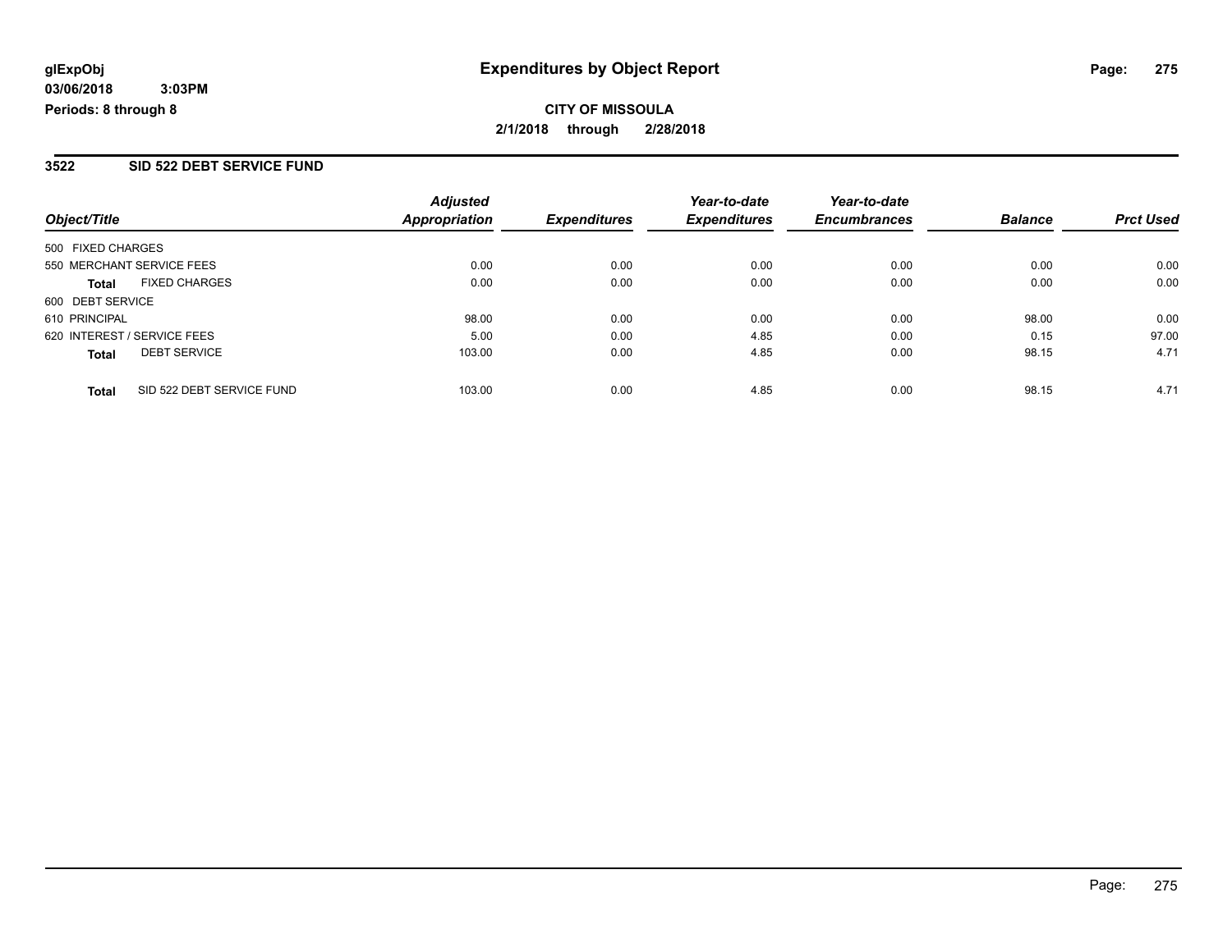glExpObj
03/06/2018 3:03PM
Periods: 8 through 8

# Expenditures by Object Report

**CITY OF MISSOULA**
**2/1/2018 through 2/28/2018**

## 3522 SID 522 DEBT SERVICE FUND

| Object/Title | | Adjusted Appropriation | Expenditures | Year-to-date Expenditures | Year-to-date Encumbrances | Balance | Prct Used |
|---|---|---|---|---|---|---|---|
| 500 FIXED CHARGES | | | | | | | |
| 550 MERCHANT SERVICE FEES | | 0.00 | 0.00 | 0.00 | 0.00 | 0.00 | 0.00 |
| **Total** | FIXED CHARGES | 0.00 | 0.00 | 0.00 | 0.00 | 0.00 | 0.00 |
| 600 DEBT SERVICE | | | | | | | |
| 610 PRINCIPAL | | 98.00 | 0.00 | 0.00 | 0.00 | 98.00 | 0.00 |
| 620 INTEREST / SERVICE FEES | | 5.00 | 0.00 | 4.85 | 0.00 | 0.15 | 97.00 |
| **Total** | DEBT SERVICE | 103.00 | 0.00 | 4.85 | 0.00 | 98.15 | 4.71 |
| **Total** | SID 522 DEBT SERVICE FUND | 103.00 | 0.00 | 4.85 | 0.00 | 98.15 | 4.71 |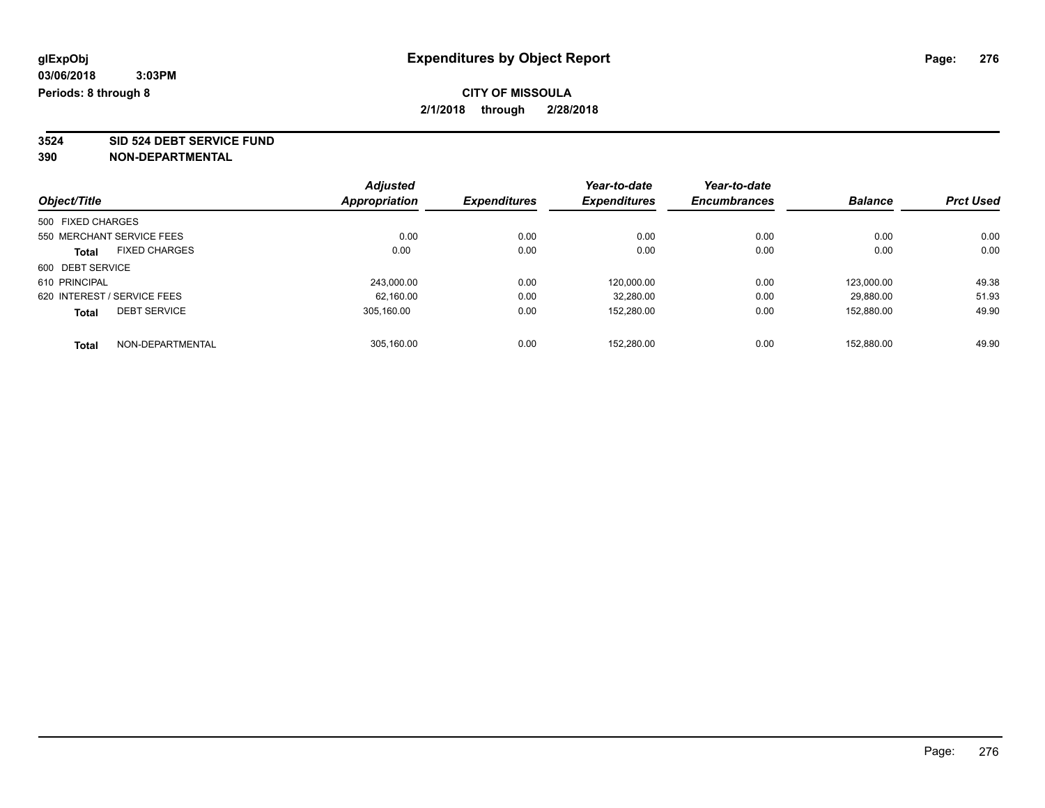**glExpObj** **Expenditures by Object Report**

**03/06/2018 3:03PM**

**Periods: 8 through 8**

**CITY OF MISSOULA**

**2/1/2018 through 2/28/2018**

**3524 SID 524 DEBT SERVICE FUND**

**390 NON-DEPARTMENTAL**

| Object/Title | Adjusted Appropriation | Expenditures | Year-to-date Expenditures | Year-to-date Encumbrances | Balance | Prct Used |
|---|---|---|---|---|---|---|
| 500 FIXED CHARGES | | | | | | |
| 550 MERCHANT SERVICE FEES | 0.00 | 0.00 | 0.00 | 0.00 | 0.00 | 0.00 |
| **Total** FIXED CHARGES | 0.00 | 0.00 | 0.00 | 0.00 | 0.00 | 0.00 |
| 600 DEBT SERVICE | | | | | | |
| 610 PRINCIPAL | 243,000.00 | 0.00 | 120,000.00 | 0.00 | 123,000.00 | 49.38 |
| 620 INTEREST / SERVICE FEES | 62,160.00 | 0.00 | 32,280.00 | 0.00 | 29,880.00 | 51.93 |
| **Total** DEBT SERVICE | 305,160.00 | 0.00 | 152,280.00 | 0.00 | 152,880.00 | 49.90 |
| **Total** NON-DEPARTMENTAL | 305,160.00 | 0.00 | 152,280.00 | 0.00 | 152,880.00 | 49.90 |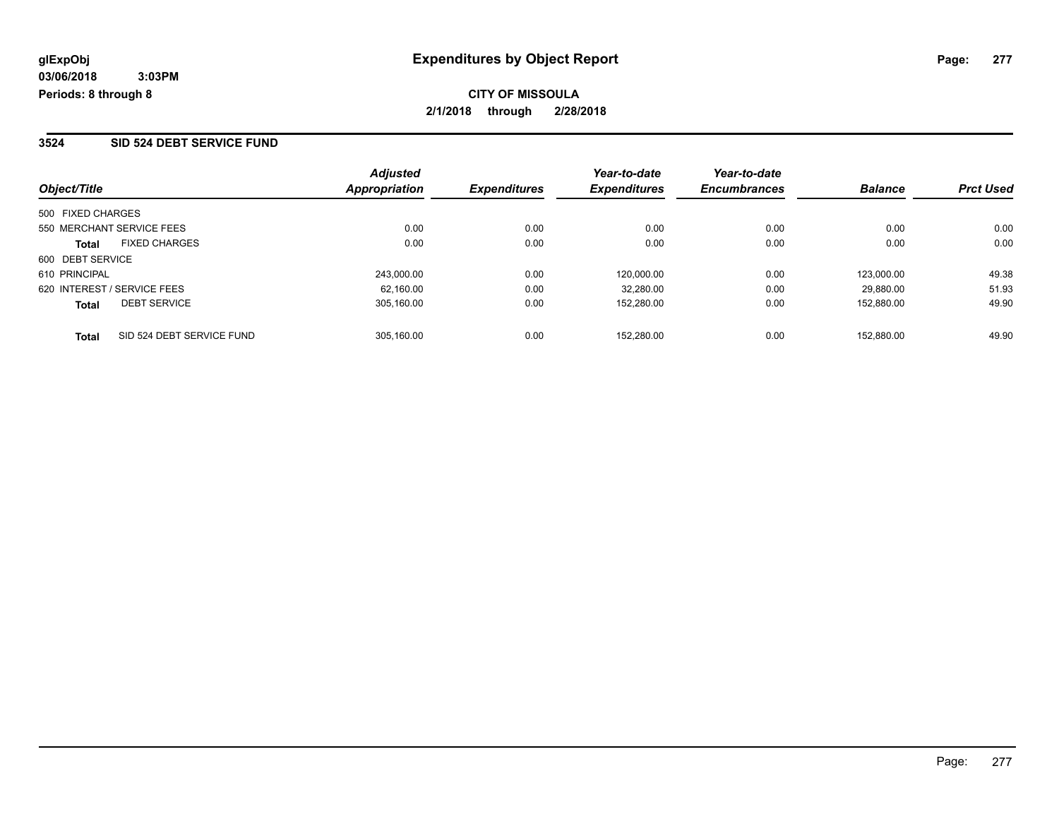**glExpObj**
**03/06/2018 3:03PM**
**Periods: 8 through 8**

# Expenditures by Object Report

**CITY OF MISSOULA**
**2/1/2018 through 2/28/2018**

## 3524 SID 524 DEBT SERVICE FUND

| Object/Title | Adjusted Appropriation | Expenditures | Year-to-date Expenditures | Year-to-date Encumbrances | Balance | Prct Used |
|---|---|---|---|---|---|---|
| 500 FIXED CHARGES | | | | | | |
| 550 MERCHANT SERVICE FEES | 0.00 | 0.00 | 0.00 | 0.00 | 0.00 | 0.00 |
| **Total** FIXED CHARGES | 0.00 | 0.00 | 0.00 | 0.00 | 0.00 | 0.00 |
| 600 DEBT SERVICE | | | | | | |
| 610 PRINCIPAL | 243,000.00 | 0.00 | 120,000.00 | 0.00 | 123,000.00 | 49.38 |
| 620 INTEREST / SERVICE FEES | 62,160.00 | 0.00 | 32,280.00 | 0.00 | 29,880.00 | 51.93 |
| **Total** DEBT SERVICE | 305,160.00 | 0.00 | 152,280.00 | 0.00 | 152,880.00 | 49.90 |
| **Total** SID 524 DEBT SERVICE FUND | 305,160.00 | 0.00 | 152,280.00 | 0.00 | 152,880.00 | 49.90 |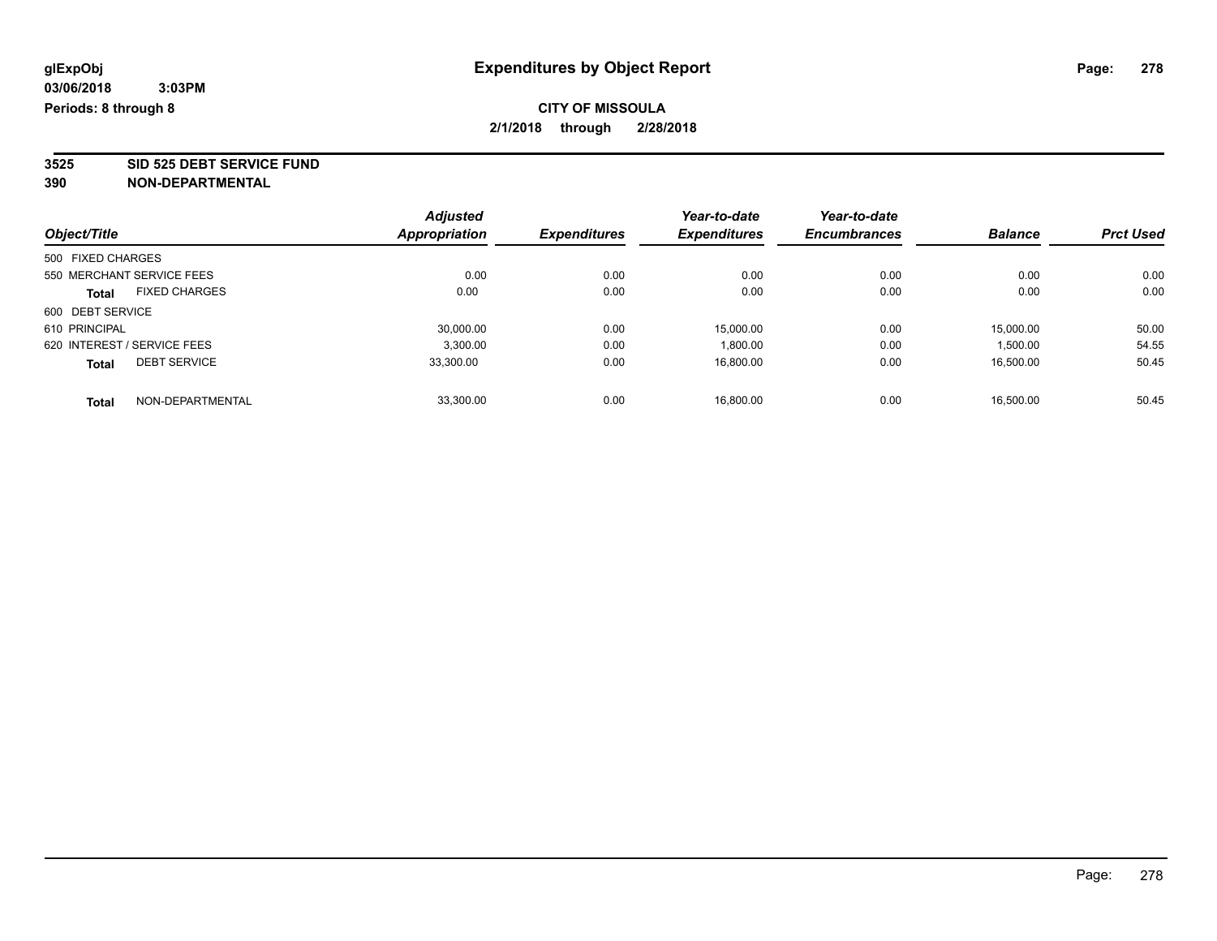glExpObj
03/06/2018 3:03PM
Periods: 8 through 8

# Expenditures by Object Report

**CITY OF MISSOULA**
**2/1/2018 through 2/28/2018**

**3525 SID 525 DEBT SERVICE FUND**
**390 NON-DEPARTMENTAL**

| Object/Title | | Adjusted Appropriation | Expenditures | Year-to-date Expenditures | Year-to-date Encumbrances | Balance | Prct Used |
|---|---|---|---|---|---|---|---|
| 500 FIXED CHARGES | | | | | | | |
| 550 MERCHANT SERVICE FEES | | 0.00 | 0.00 | 0.00 | 0.00 | 0.00 | 0.00 |
| **Total** | FIXED CHARGES | 0.00 | 0.00 | 0.00 | 0.00 | 0.00 | 0.00 |
| 600 DEBT SERVICE | | | | | | | |
| 610 PRINCIPAL | | 30,000.00 | 0.00 | 15,000.00 | 0.00 | 15,000.00 | 50.00 |
| 620 INTEREST / SERVICE FEES | | 3,300.00 | 0.00 | 1,800.00 | 0.00 | 1,500.00 | 54.55 |
| **Total** | DEBT SERVICE | 33,300.00 | 0.00 | 16,800.00 | 0.00 | 16,500.00 | 50.45 |
| **Total** | NON-DEPARTMENTAL | 33,300.00 | 0.00 | 16,800.00 | 0.00 | 16,500.00 | 50.45 |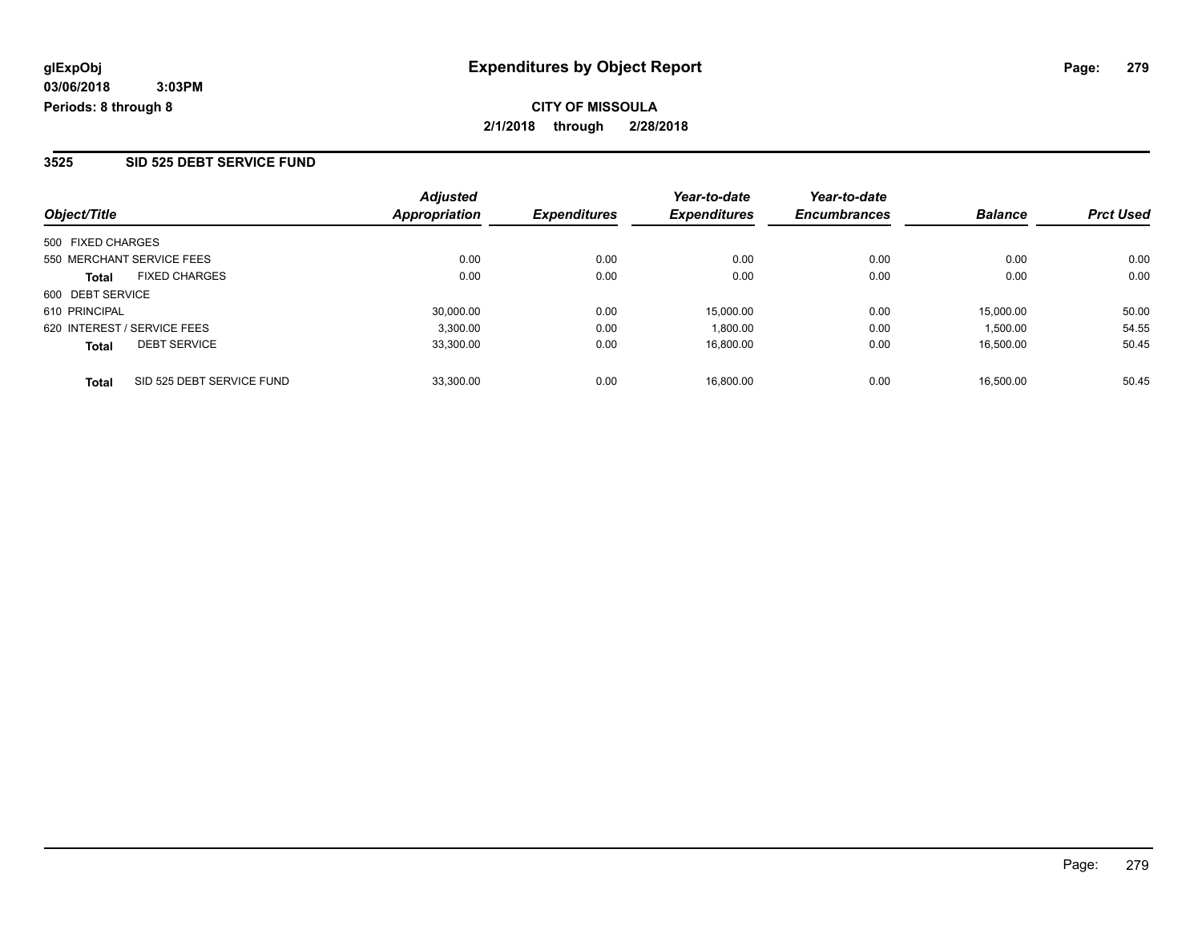glExpObj
03/06/2018 3:03PM
Periods: 8 through 8

# Expenditures by Object Report

**CITY OF MISSOULA**

**2/1/2018 through 2/28/2018**

## 3525 SID 525 DEBT SERVICE FUND

| Object/Title | | Adjusted Appropriation | Expenditures | Year-to-date Expenditures | Year-to-date Encumbrances | Balance | Prct Used |
|---|---|---|---|---|---|---|---|
| 500 FIXED CHARGES | | | | | | | |
| 550 MERCHANT SERVICE FEES | | 0.00 | 0.00 | 0.00 | 0.00 | 0.00 | 0.00 |
| **Total** | FIXED CHARGES | 0.00 | 0.00 | 0.00 | 0.00 | 0.00 | 0.00 |
| 600 DEBT SERVICE | | | | | | | |
| 610 PRINCIPAL | | 30,000.00 | 0.00 | 15,000.00 | 0.00 | 15,000.00 | 50.00 |
| 620 INTEREST / SERVICE FEES | | 3,300.00 | 0.00 | 1,800.00 | 0.00 | 1,500.00 | 54.55 |
| **Total** | DEBT SERVICE | 33,300.00 | 0.00 | 16,800.00 | 0.00 | 16,500.00 | 50.45 |
| **Total** | SID 525 DEBT SERVICE FUND | 33,300.00 | 0.00 | 16,800.00 | 0.00 | 16,500.00 | 50.45 |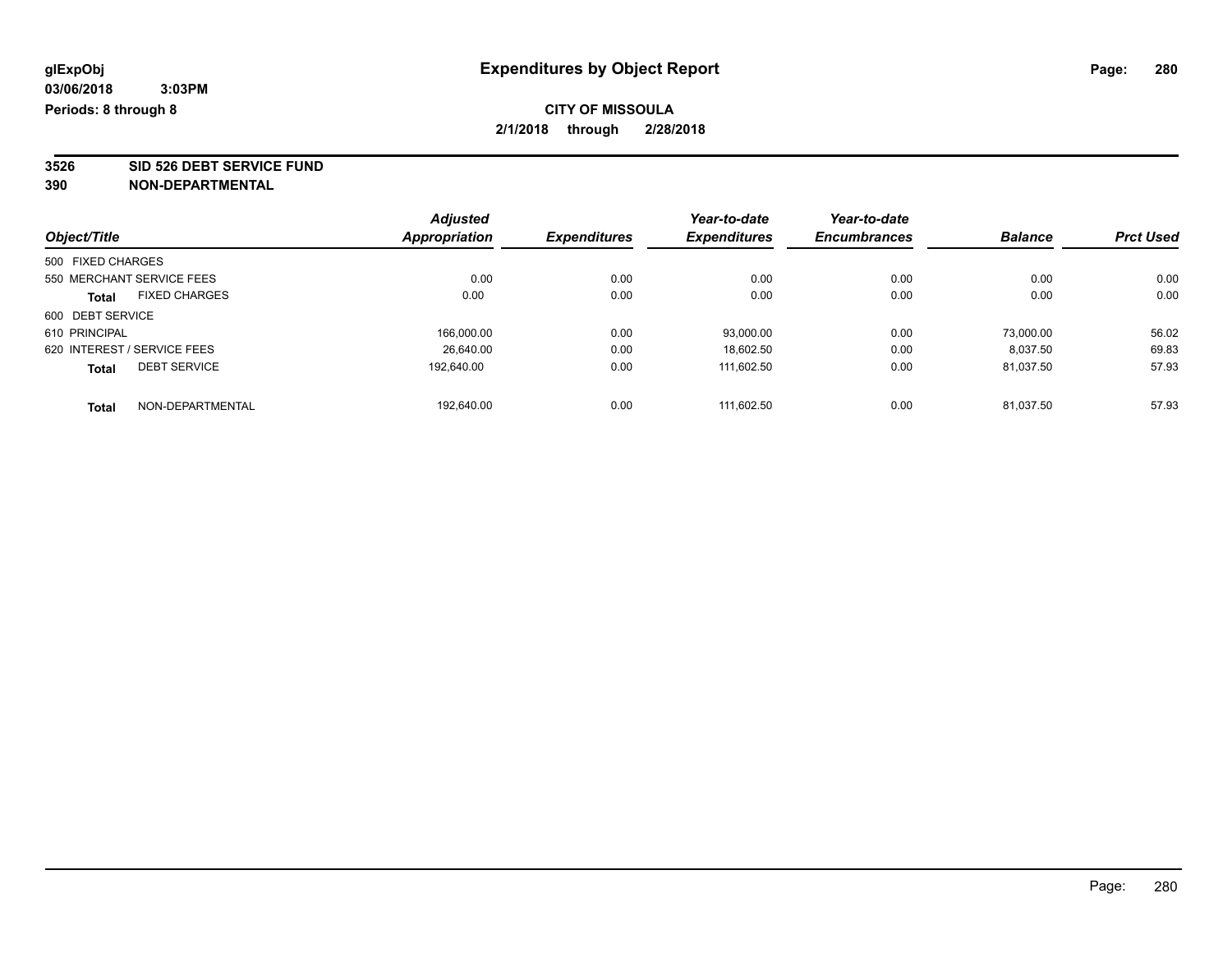**glExpObj**
**03/06/2018 3:03PM**
**Periods: 8 through 8**

# Expenditures by Object Report

**CITY OF MISSOULA**
**2/1/2018 through 2/28/2018**

**3526 SID 526 DEBT SERVICE FUND**
**390 NON-DEPARTMENTAL**

| Object/Title | Adjusted Appropriation | Expenditures | Year-to-date Expenditures | Year-to-date Encumbrances | Balance | Prct Used |
|---|---|---|---|---|---|---|
| 500 FIXED CHARGES | | | | | | |
| 550 MERCHANT SERVICE FEES | 0.00 | 0.00 | 0.00 | 0.00 | 0.00 | 0.00 |
| **Total** FIXED CHARGES | 0.00 | 0.00 | 0.00 | 0.00 | 0.00 | 0.00 |
| 600 DEBT SERVICE | | | | | | |
| 610 PRINCIPAL | 166,000.00 | 0.00 | 93,000.00 | 0.00 | 73,000.00 | 56.02 |
| 620 INTEREST / SERVICE FEES | 26,640.00 | 0.00 | 18,602.50 | 0.00 | 8,037.50 | 69.83 |
| **Total** DEBT SERVICE | 192,640.00 | 0.00 | 111,602.50 | 0.00 | 81,037.50 | 57.93 |
| **Total** NON-DEPARTMENTAL | 192,640.00 | 0.00 | 111,602.50 | 0.00 | 81,037.50 | 57.93 |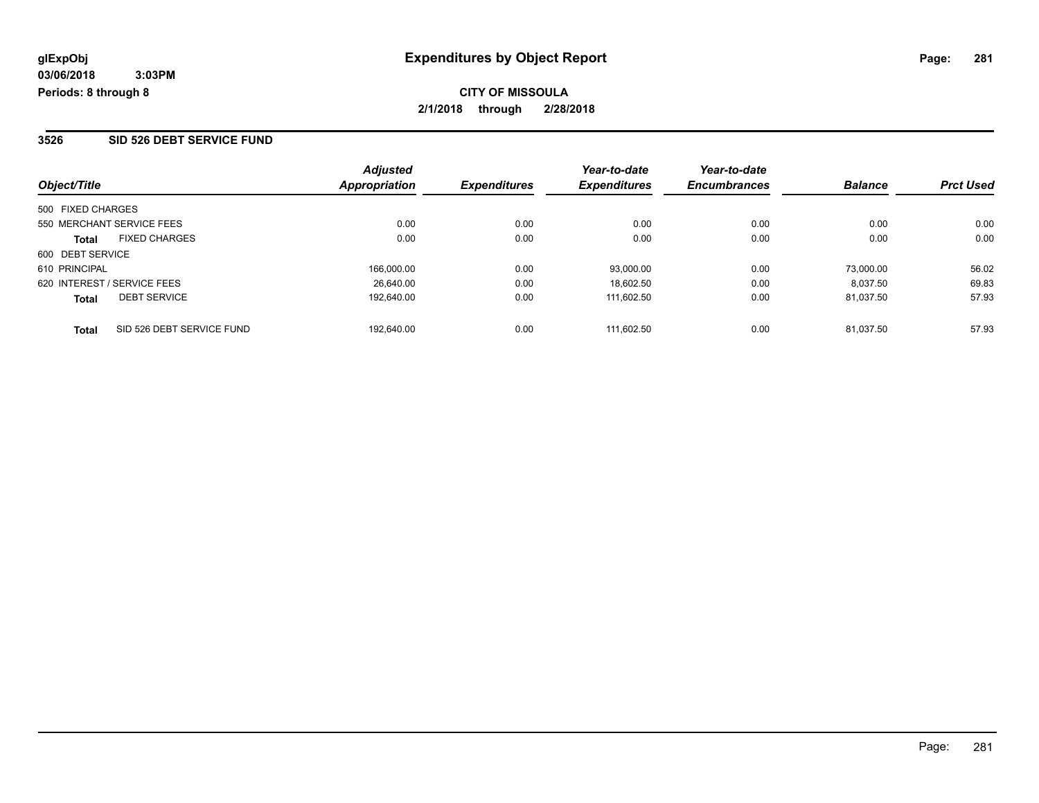**glExpObj**
**03/06/2018 3:03PM**
**Periods: 8 through 8**

# Expenditures by Object Report

**CITY OF MISSOULA**
**2/1/2018 through 2/28/2018**

## 3526 SID 526 DEBT SERVICE FUND

| Object/Title | Adjusted Appropriation | Expenditures | Year-to-date Expenditures | Year-to-date Encumbrances | Balance | Prct Used |
|---|---|---|---|---|---|---|
| 500 FIXED CHARGES | | | | | | |
| 550 MERCHANT SERVICE FEES | 0.00 | 0.00 | 0.00 | 0.00 | 0.00 | 0.00 |
| **Total** FIXED CHARGES | 0.00 | 0.00 | 0.00 | 0.00 | 0.00 | 0.00 |
| 600 DEBT SERVICE | | | | | | |
| 610 PRINCIPAL | 166,000.00 | 0.00 | 93,000.00 | 0.00 | 73,000.00 | 56.02 |
| 620 INTEREST / SERVICE FEES | 26,640.00 | 0.00 | 18,602.50 | 0.00 | 8,037.50 | 69.83 |
| **Total** DEBT SERVICE | 192,640.00 | 0.00 | 111,602.50 | 0.00 | 81,037.50 | 57.93 |
| **Total** SID 526 DEBT SERVICE FUND | 192,640.00 | 0.00 | 111,602.50 | 0.00 | 81,037.50 | 57.93 |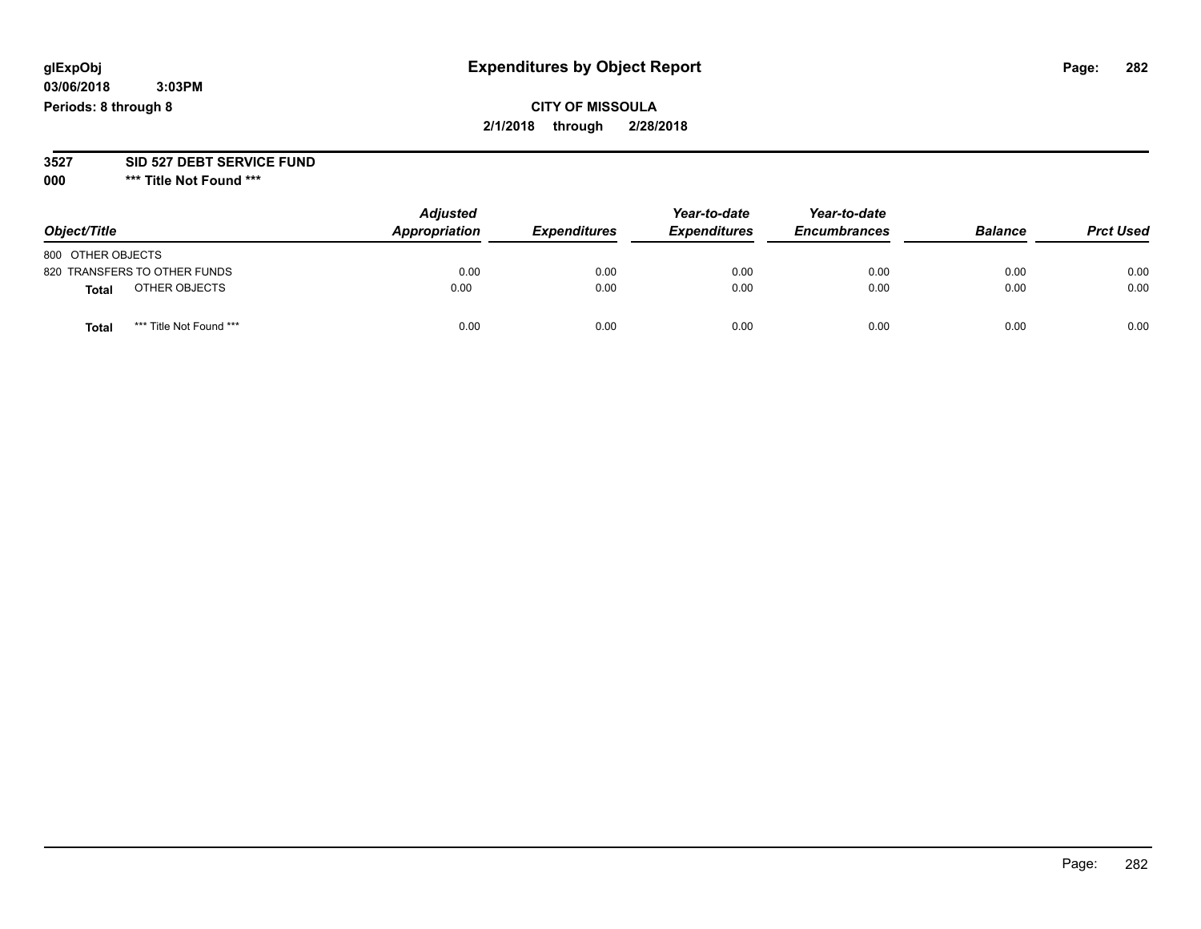**glExpObj** **Expenditures by Object Report**
**03/06/2018 3:03PM**
**Periods: 8 through 8**

**CITY OF MISSOULA**
**2/1/2018 through 2/28/2018**

**3527 SID 527 DEBT SERVICE FUND**
**000 \*\*\* Title Not Found \*\*\***

| Object/Title | Adjusted Appropriation | Expenditures | Year-to-date Expenditures | Year-to-date Encumbrances | Balance | Prct Used |
|---|---|---|---|---|---|---|
| 800 OTHER OBJECTS | | | | | | |
| 820 TRANSFERS TO OTHER FUNDS | 0.00 | 0.00 | 0.00 | 0.00 | 0.00 | 0.00 |
| **Total** OTHER OBJECTS | 0.00 | 0.00 | 0.00 | 0.00 | 0.00 | 0.00 |
| **Total** *** Title Not Found *** | 0.00 | 0.00 | 0.00 | 0.00 | 0.00 | 0.00 |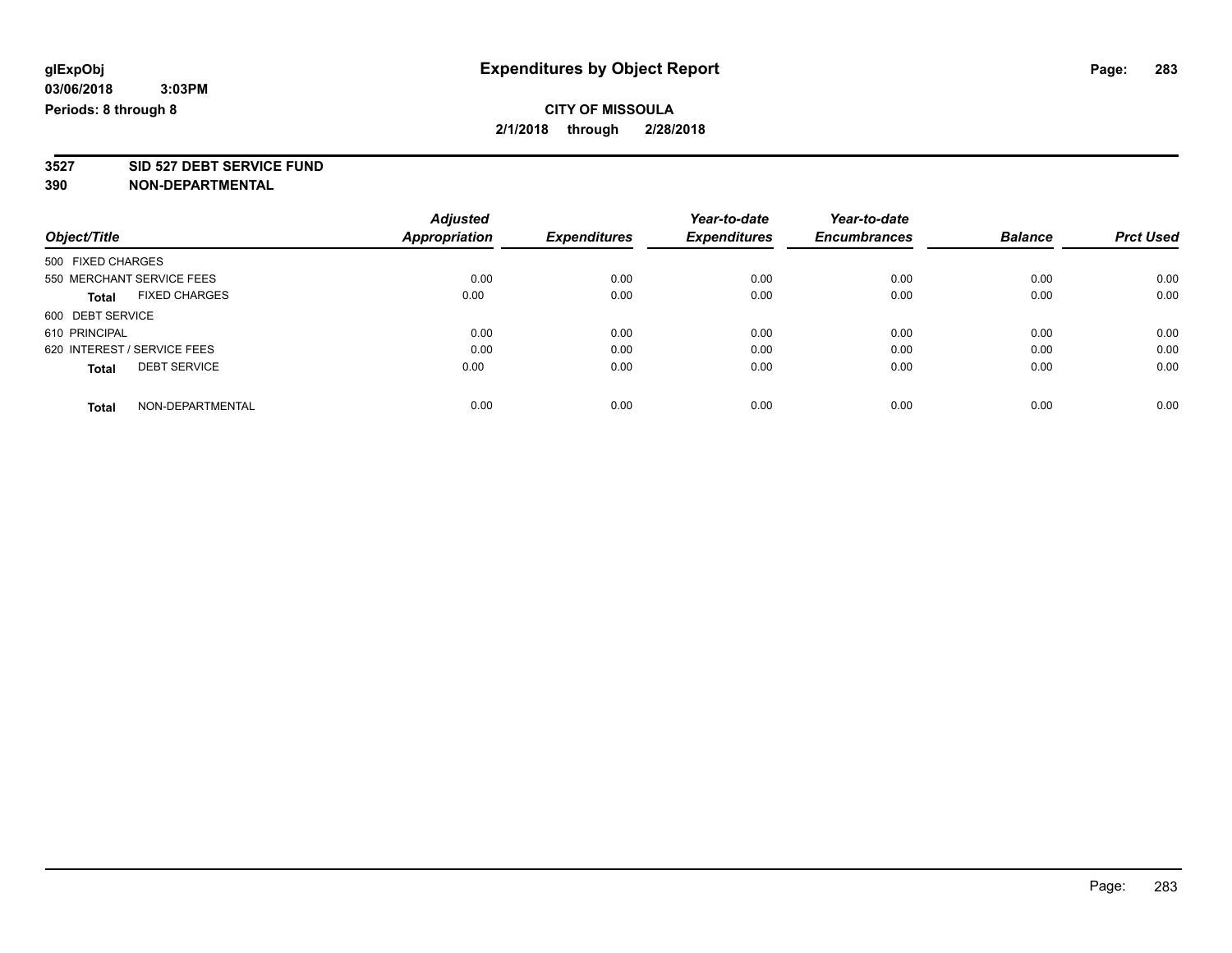**glExpObj** **Expenditures by Object Report**

**03/06/2018 3:03PM**

**Periods: 8 through 8**

**CITY OF MISSOULA**

**2/1/2018 through 2/28/2018**

**3527 SID 527 DEBT SERVICE FUND**

**390 NON-DEPARTMENTAL**

| Object/Title | Adjusted Appropriation | Expenditures | Year-to-date Expenditures | Year-to-date Encumbrances | Balance | Prct Used |
|---|---|---|---|---|---|---|
| 500 FIXED CHARGES | | | | | | |
| 550 MERCHANT SERVICE FEES | 0.00 | 0.00 | 0.00 | 0.00 | 0.00 | 0.00 |
| **Total** FIXED CHARGES | 0.00 | 0.00 | 0.00 | 0.00 | 0.00 | 0.00 |
| 600 DEBT SERVICE | | | | | | |
| 610 PRINCIPAL | 0.00 | 0.00 | 0.00 | 0.00 | 0.00 | 0.00 |
| 620 INTEREST / SERVICE FEES | 0.00 | 0.00 | 0.00 | 0.00 | 0.00 | 0.00 |
| **Total** DEBT SERVICE | 0.00 | 0.00 | 0.00 | 0.00 | 0.00 | 0.00 |
| **Total** NON-DEPARTMENTAL | 0.00 | 0.00 | 0.00 | 0.00 | 0.00 | 0.00 |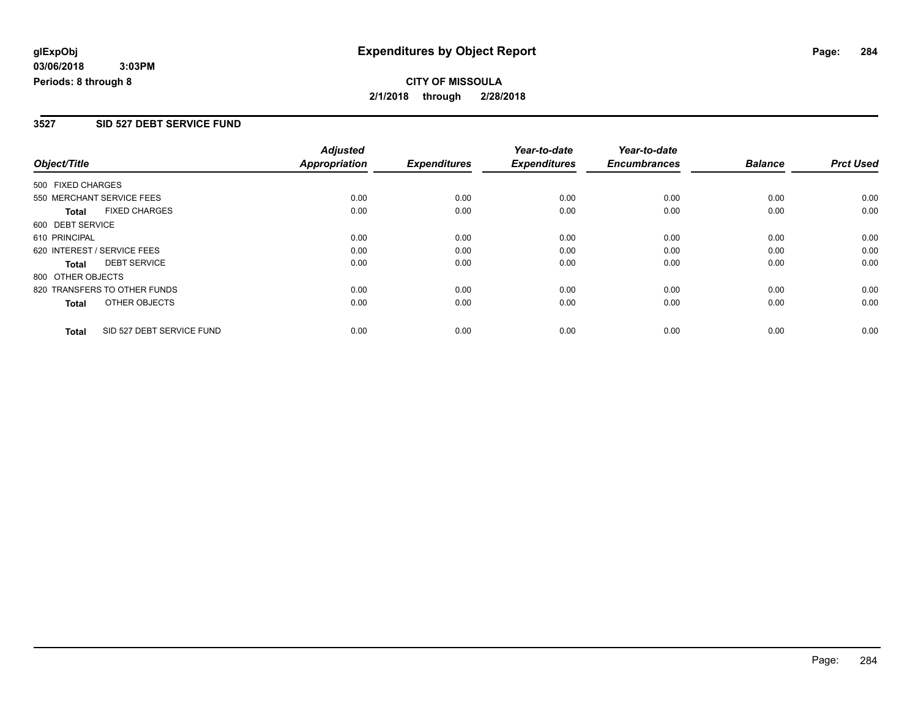**glExpObj** **Expenditures by Object Report**
**03/06/2018 3:03PM**
**Periods: 8 through 8**

**CITY OF MISSOULA**
**2/1/2018 through 2/28/2018**

## 3527 SID 527 DEBT SERVICE FUND

| Object/Title | Adjusted Appropriation | Expenditures | Year-to-date Expenditures | Year-to-date Encumbrances | Balance | Prct Used |
|---|---|---|---|---|---|---|
| 500 FIXED CHARGES | | | | | | |
| 550 MERCHANT SERVICE FEES | 0.00 | 0.00 | 0.00 | 0.00 | 0.00 | 0.00 |
| **Total** FIXED CHARGES | 0.00 | 0.00 | 0.00 | 0.00 | 0.00 | 0.00 |
| 600 DEBT SERVICE | | | | | | |
| 610 PRINCIPAL | 0.00 | 0.00 | 0.00 | 0.00 | 0.00 | 0.00 |
| 620 INTEREST / SERVICE FEES | 0.00 | 0.00 | 0.00 | 0.00 | 0.00 | 0.00 |
| **Total** DEBT SERVICE | 0.00 | 0.00 | 0.00 | 0.00 | 0.00 | 0.00 |
| 800 OTHER OBJECTS | | | | | | |
| 820 TRANSFERS TO OTHER FUNDS | 0.00 | 0.00 | 0.00 | 0.00 | 0.00 | 0.00 |
| **Total** OTHER OBJECTS | 0.00 | 0.00 | 0.00 | 0.00 | 0.00 | 0.00 |
| **Total** SID 527 DEBT SERVICE FUND | 0.00 | 0.00 | 0.00 | 0.00 | 0.00 | 0.00 |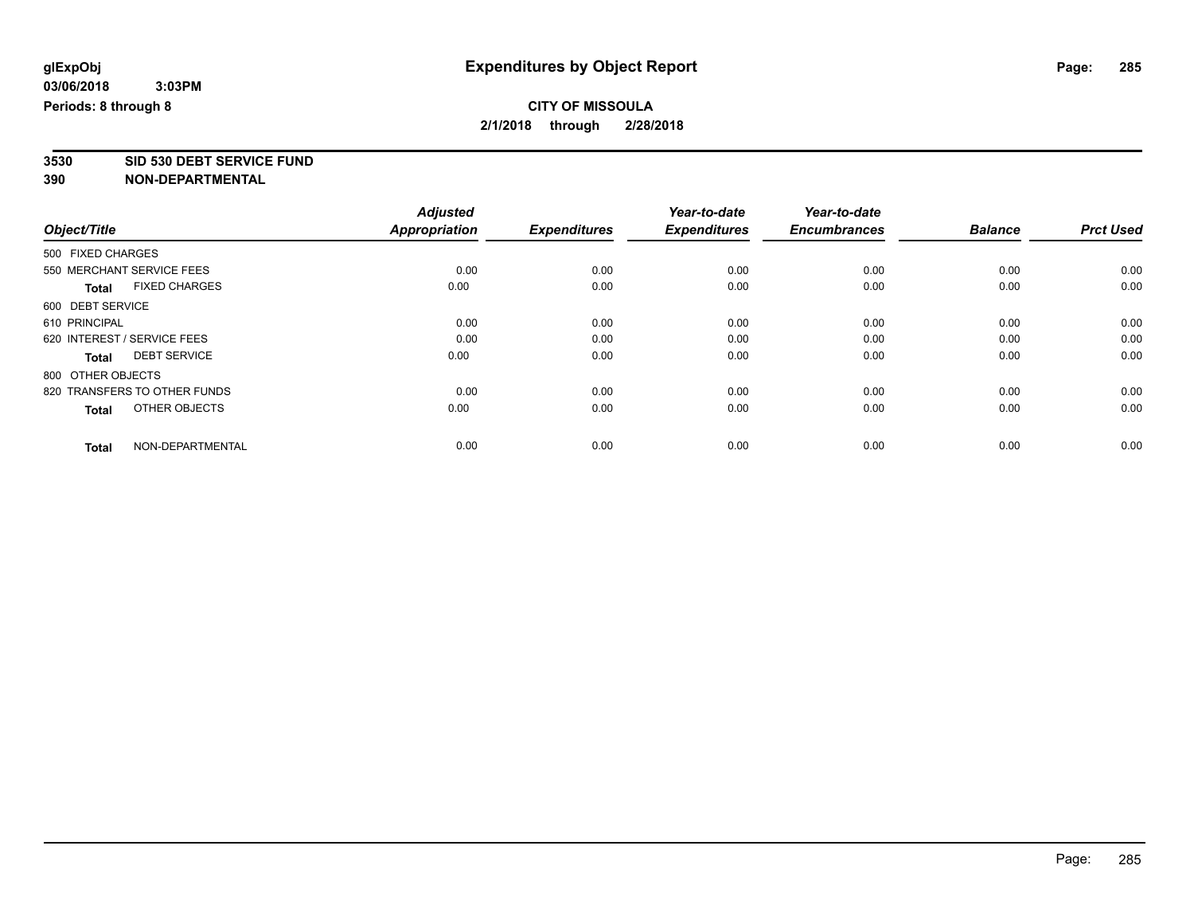glExpObj
03/06/2018 3:03PM
Periods: 8 through 8

# Expenditures by Object Report

**CITY OF MISSOULA**
**2/1/2018 through 2/28/2018**

**3530 SID 530 DEBT SERVICE FUND**
**390 NON-DEPARTMENTAL**

| Object/Title | Adjusted Appropriation | Expenditures | Year-to-date Expenditures | Year-to-date Encumbrances | Balance | Prct Used |
|---|---|---|---|---|---|---|
| 500 FIXED CHARGES | | | | | | |
| 550 MERCHANT SERVICE FEES | 0.00 | 0.00 | 0.00 | 0.00 | 0.00 | 0.00 |
| **Total** FIXED CHARGES | 0.00 | 0.00 | 0.00 | 0.00 | 0.00 | 0.00 |
| 600 DEBT SERVICE | | | | | | |
| 610 PRINCIPAL | 0.00 | 0.00 | 0.00 | 0.00 | 0.00 | 0.00 |
| 620 INTEREST / SERVICE FEES | 0.00 | 0.00 | 0.00 | 0.00 | 0.00 | 0.00 |
| **Total** DEBT SERVICE | 0.00 | 0.00 | 0.00 | 0.00 | 0.00 | 0.00 |
| 800 OTHER OBJECTS | | | | | | |
| 820 TRANSFERS TO OTHER FUNDS | 0.00 | 0.00 | 0.00 | 0.00 | 0.00 | 0.00 |
| **Total** OTHER OBJECTS | 0.00 | 0.00 | 0.00 | 0.00 | 0.00 | 0.00 |
| **Total** NON-DEPARTMENTAL | 0.00 | 0.00 | 0.00 | 0.00 | 0.00 | 0.00 |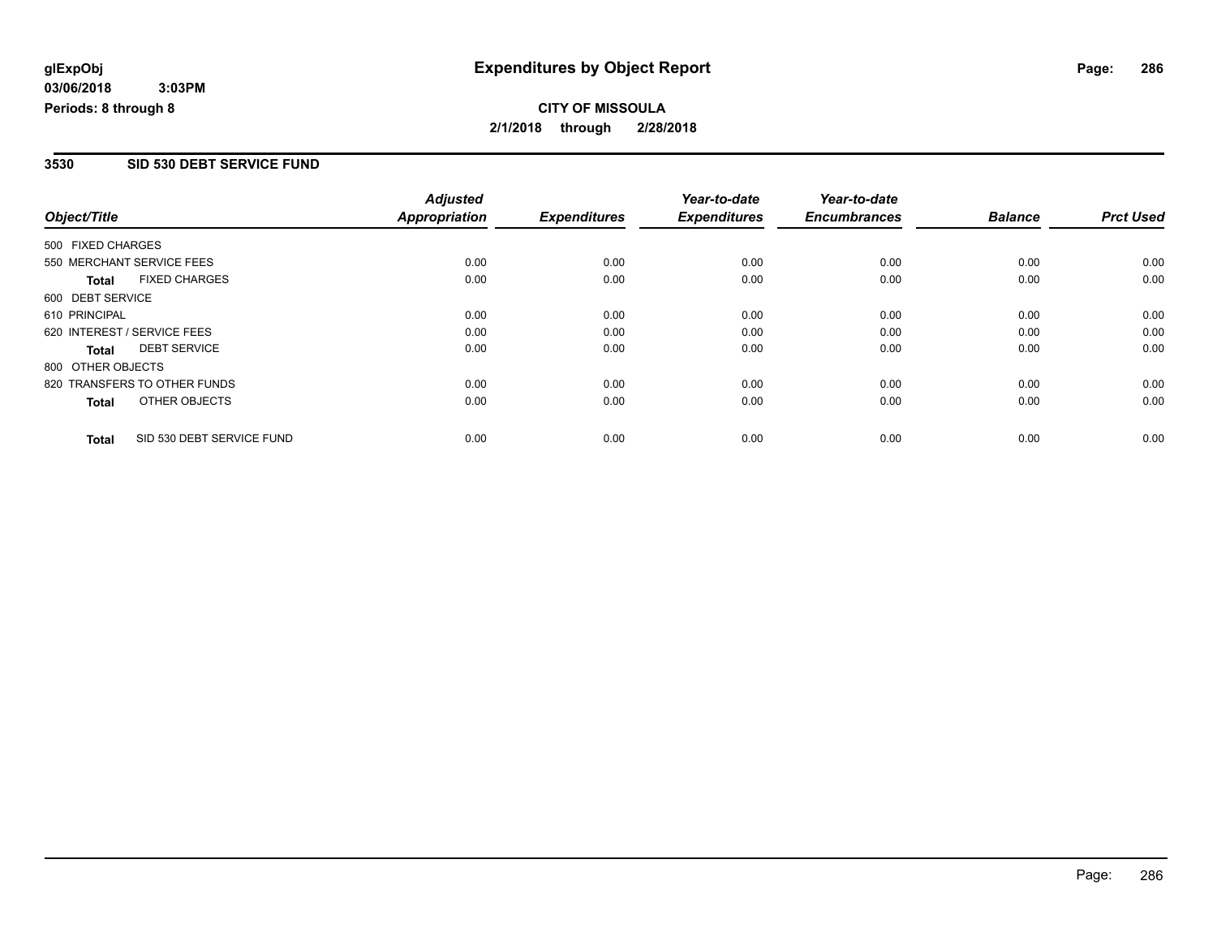# Expenditures by Object Report

glExpObj
03/06/2018 3:03PM
Periods: 8 through 8

**CITY OF MISSOULA**
**2/1/2018 through 2/28/2018**

## 3530 SID 530 DEBT SERVICE FUND

| Object/Title | Adjusted Appropriation | Expenditures | Year-to-date Expenditures | Year-to-date Encumbrances | Balance | Prct Used |
|---|---|---|---|---|---|---|
| 500 FIXED CHARGES | | | | | | |
| 550 MERCHANT SERVICE FEES | 0.00 | 0.00 | 0.00 | 0.00 | 0.00 | 0.00 |
| **Total** FIXED CHARGES | 0.00 | 0.00 | 0.00 | 0.00 | 0.00 | 0.00 |
| 600 DEBT SERVICE | | | | | | |
| 610 PRINCIPAL | 0.00 | 0.00 | 0.00 | 0.00 | 0.00 | 0.00 |
| 620 INTEREST / SERVICE FEES | 0.00 | 0.00 | 0.00 | 0.00 | 0.00 | 0.00 |
| **Total** DEBT SERVICE | 0.00 | 0.00 | 0.00 | 0.00 | 0.00 | 0.00 |
| 800 OTHER OBJECTS | | | | | | |
| 820 TRANSFERS TO OTHER FUNDS | 0.00 | 0.00 | 0.00 | 0.00 | 0.00 | 0.00 |
| **Total** OTHER OBJECTS | 0.00 | 0.00 | 0.00 | 0.00 | 0.00 | 0.00 |
| **Total** SID 530 DEBT SERVICE FUND | 0.00 | 0.00 | 0.00 | 0.00 | 0.00 | 0.00 |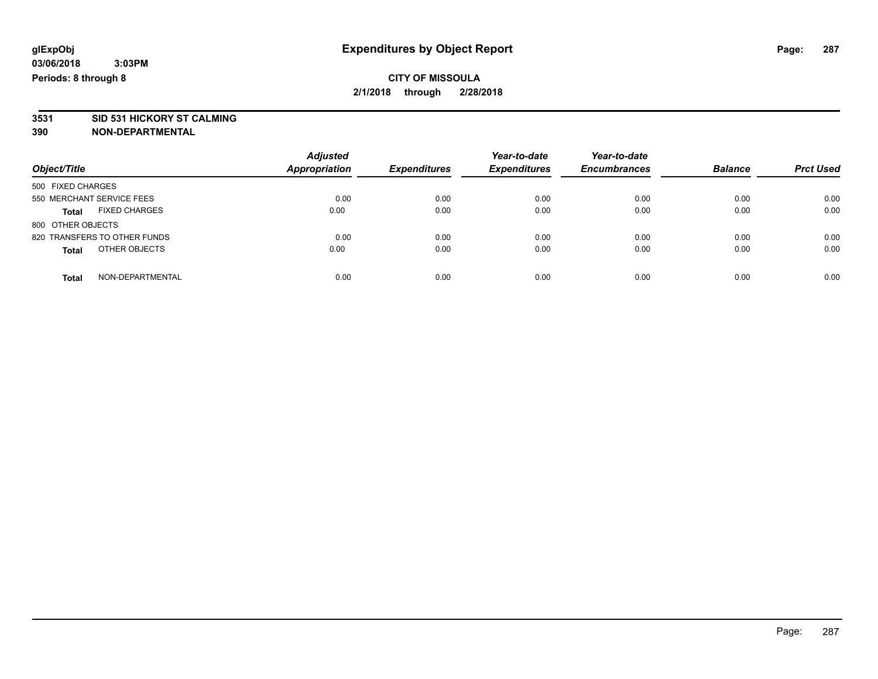# Expenditures by Object Report

glExpObj
03/06/2018 3:03PM
Periods: 8 through 8

**CITY OF MISSOULA**
**2/1/2018 through 2/28/2018**

**3531 SID 531 HICKORY ST CALMING**
**390 NON-DEPARTMENTAL**

| Object/Title | Adjusted Appropriation | Expenditures | Year-to-date Expenditures | Year-to-date Encumbrances | Balance | Prct Used |
|---|---|---|---|---|---|---|
| 500 FIXED CHARGES | | | | | | |
| 550 MERCHANT SERVICE FEES | 0.00 | 0.00 | 0.00 | 0.00 | 0.00 | 0.00 |
| **Total** FIXED CHARGES | 0.00 | 0.00 | 0.00 | 0.00 | 0.00 | 0.00 |
| 800 OTHER OBJECTS | | | | | | |
| 820 TRANSFERS TO OTHER FUNDS | 0.00 | 0.00 | 0.00 | 0.00 | 0.00 | 0.00 |
| **Total** OTHER OBJECTS | 0.00 | 0.00 | 0.00 | 0.00 | 0.00 | 0.00 |
| **Total** NON-DEPARTMENTAL | 0.00 | 0.00 | 0.00 | 0.00 | 0.00 | 0.00 |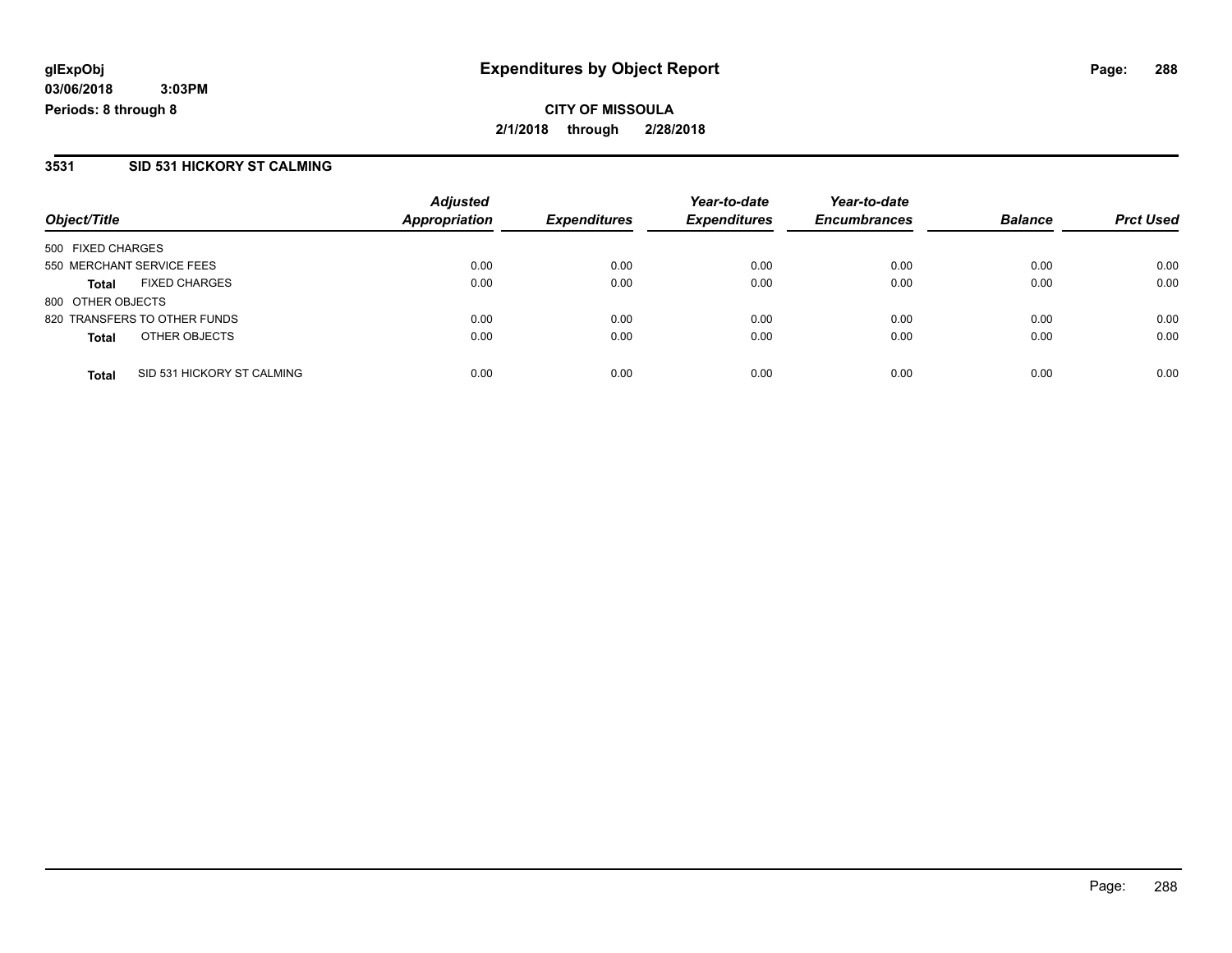# Expenditures by Object Report

glExpObj
03/06/2018 3:03PM
Periods: 8 through 8

**CITY OF MISSOULA**
**2/1/2018 through 2/28/2018**

## 3531 SID 531 HICKORY ST CALMING

| Object/Title | Adjusted Appropriation | Expenditures | Year-to-date Expenditures | Year-to-date Encumbrances | Balance | Prct Used |
|---|---|---|---|---|---|---|
| 500 FIXED CHARGES | | | | | | |
| 550 MERCHANT SERVICE FEES | 0.00 | 0.00 | 0.00 | 0.00 | 0.00 | 0.00 |
| **Total** FIXED CHARGES | 0.00 | 0.00 | 0.00 | 0.00 | 0.00 | 0.00 |
| 800 OTHER OBJECTS | | | | | | |
| 820 TRANSFERS TO OTHER FUNDS | 0.00 | 0.00 | 0.00 | 0.00 | 0.00 | 0.00 |
| **Total** OTHER OBJECTS | 0.00 | 0.00 | 0.00 | 0.00 | 0.00 | 0.00 |
| **Total** SID 531 HICKORY ST CALMING | 0.00 | 0.00 | 0.00 | 0.00 | 0.00 | 0.00 |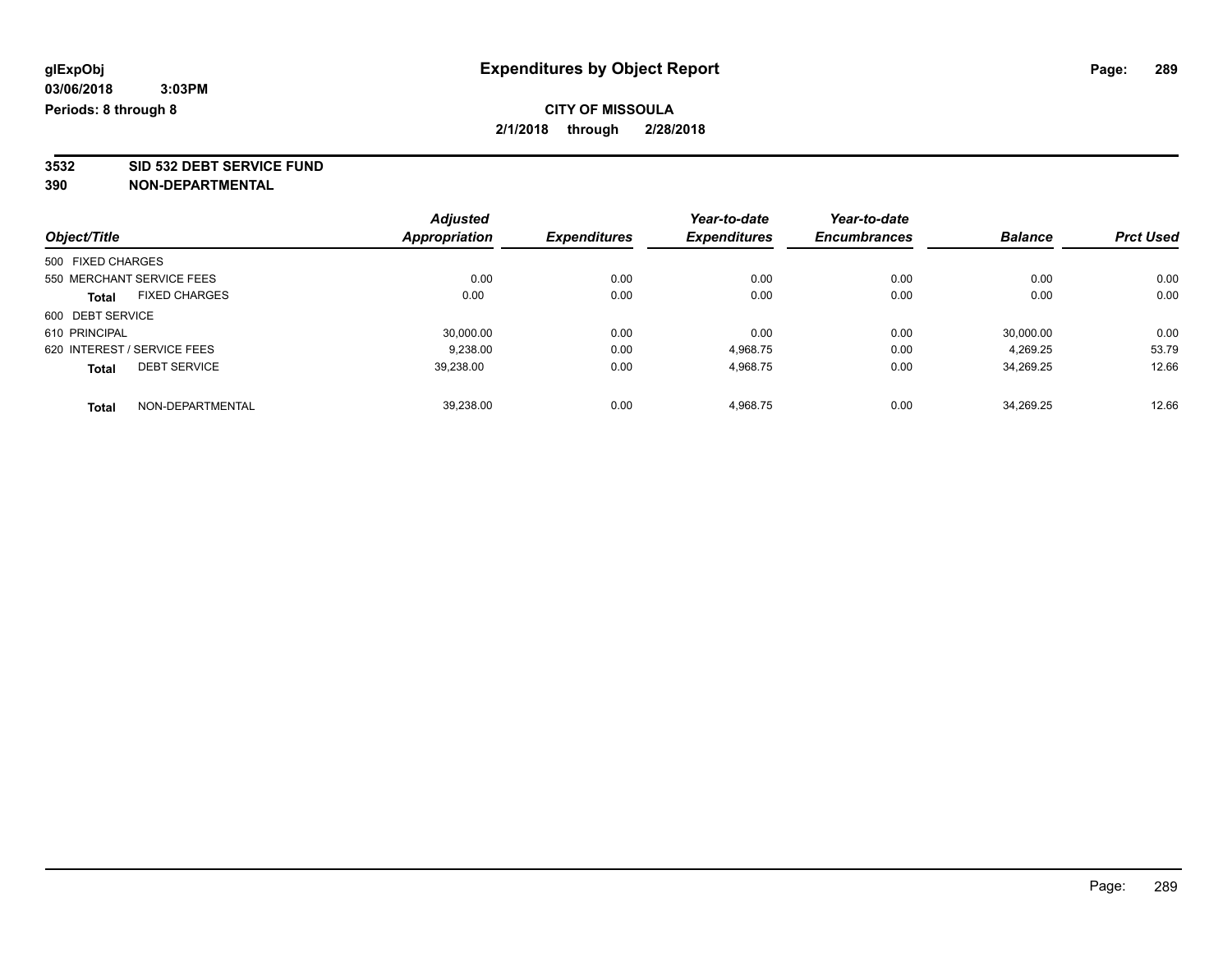glExpObj
03/06/2018 3:03PM
Periods: 8 through 8

# Expenditures by Object Report

**CITY OF MISSOULA**
**2/1/2018 through 2/28/2018**

**3532 SID 532 DEBT SERVICE FUND**
**390 NON-DEPARTMENTAL**

| Object/Title | Adjusted Appropriation | Expenditures | Year-to-date Expenditures | Year-to-date Encumbrances | Balance | Prct Used |
|---|---|---|---|---|---|---|
| 500 FIXED CHARGES | | | | | | |
| 550 MERCHANT SERVICE FEES | 0.00 | 0.00 | 0.00 | 0.00 | 0.00 | 0.00 |
| **Total** FIXED CHARGES | 0.00 | 0.00 | 0.00 | 0.00 | 0.00 | 0.00 |
| 600 DEBT SERVICE | | | | | | |
| 610 PRINCIPAL | 30,000.00 | 0.00 | 0.00 | 0.00 | 30,000.00 | 0.00 |
| 620 INTEREST / SERVICE FEES | 9,238.00 | 0.00 | 4,968.75 | 0.00 | 4,269.25 | 53.79 |
| **Total** DEBT SERVICE | 39,238.00 | 0.00 | 4,968.75 | 0.00 | 34,269.25 | 12.66 |
| **Total** NON-DEPARTMENTAL | 39,238.00 | 0.00 | 4,968.75 | 0.00 | 34,269.25 | 12.66 |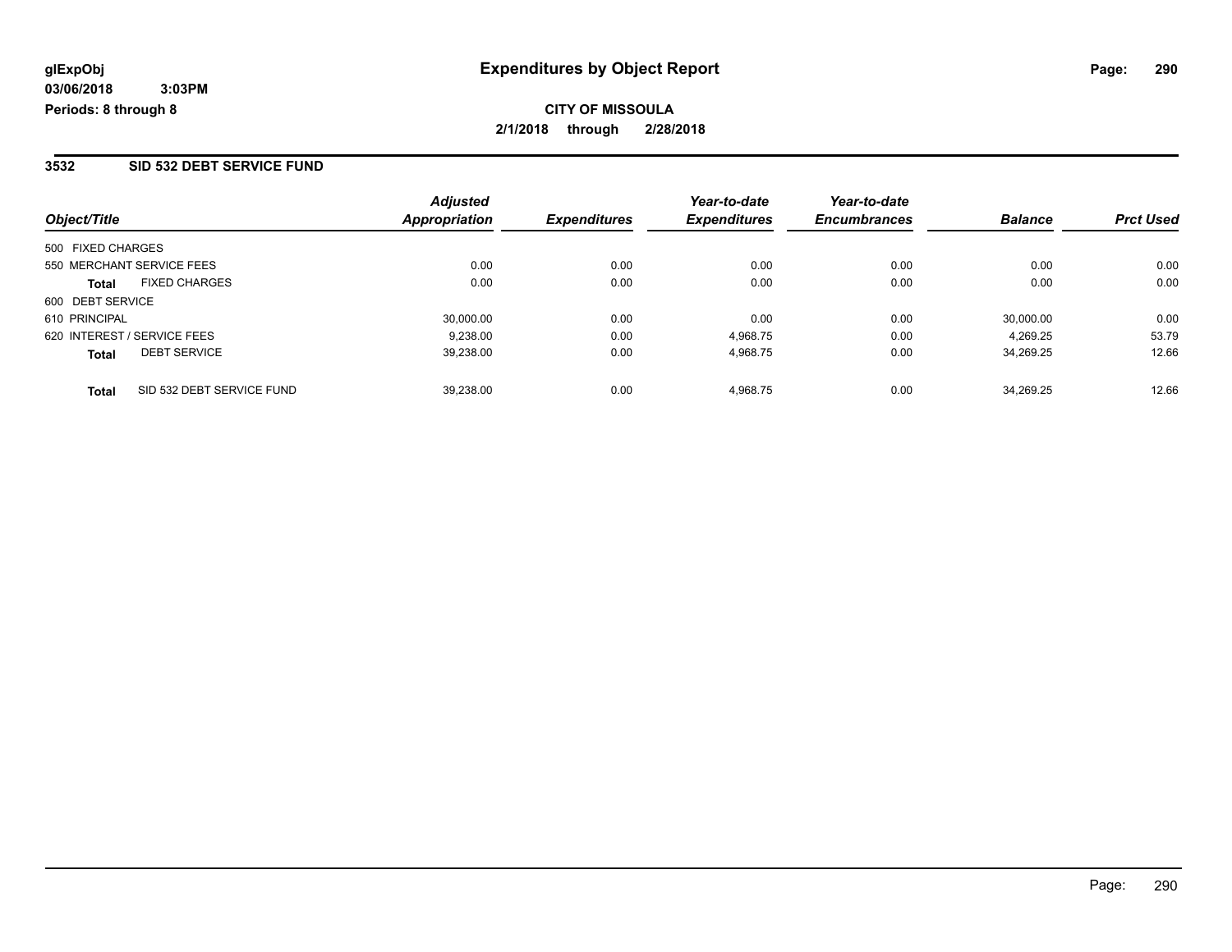glExpObj
03/06/2018 3:03PM
Periods: 8 through 8

# Expenditures by Object Report

**CITY OF MISSOULA**
**2/1/2018 through 2/28/2018**

## 3532 SID 532 DEBT SERVICE FUND

| Object/Title | Adjusted Appropriation | Expenditures | Year-to-date Expenditures | Year-to-date Encumbrances | Balance | Prct Used |
|---|---|---|---|---|---|---|
| 500 FIXED CHARGES | | | | | | |
| 550 MERCHANT SERVICE FEES | 0.00 | 0.00 | 0.00 | 0.00 | 0.00 | 0.00 |
| **Total** FIXED CHARGES | 0.00 | 0.00 | 0.00 | 0.00 | 0.00 | 0.00 |
| 600 DEBT SERVICE | | | | | | |
| 610 PRINCIPAL | 30,000.00 | 0.00 | 0.00 | 0.00 | 30,000.00 | 0.00 |
| 620 INTEREST / SERVICE FEES | 9,238.00 | 0.00 | 4,968.75 | 0.00 | 4,269.25 | 53.79 |
| **Total** DEBT SERVICE | 39,238.00 | 0.00 | 4,968.75 | 0.00 | 34,269.25 | 12.66 |
| **Total** SID 532 DEBT SERVICE FUND | 39,238.00 | 0.00 | 4,968.75 | 0.00 | 34,269.25 | 12.66 |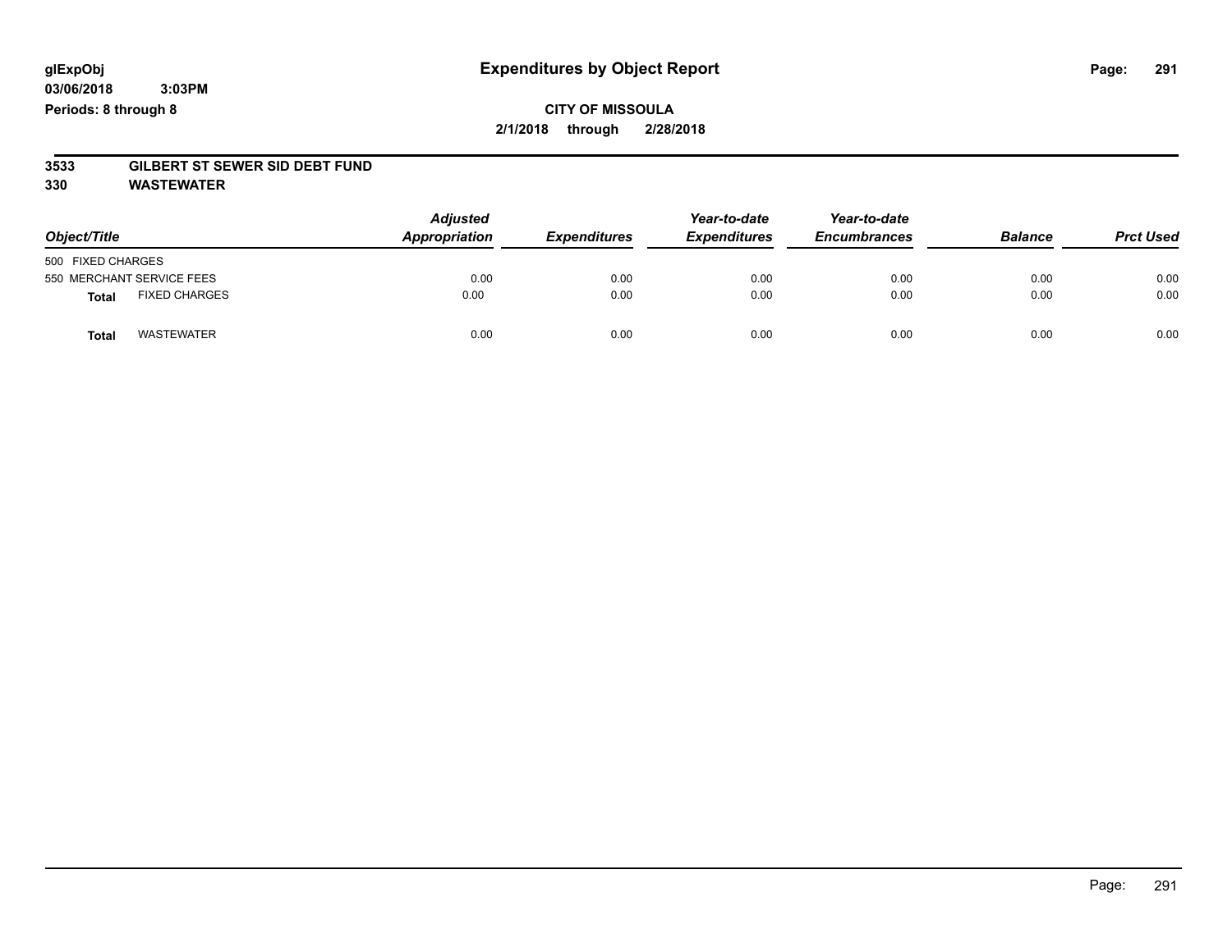**glExpObj** **Expenditures by Object Report**

**03/06/2018 3:03PM**

**Periods: 8 through 8**

**CITY OF MISSOULA**

**2/1/2018 through 2/28/2018**

**3533 GILBERT ST SEWER SID DEBT FUND**

**330 WASTEWATER**

| Object/Title | Adjusted Appropriation | Expenditures | Year-to-date Expenditures | Year-to-date Encumbrances | Balance | Prct Used |
|---|---|---|---|---|---|---|
| 500 FIXED CHARGES | | | | | | |
| 550 MERCHANT SERVICE FEES | 0.00 | 0.00 | 0.00 | 0.00 | 0.00 | 0.00 |
| **Total** FIXED CHARGES | 0.00 | 0.00 | 0.00 | 0.00 | 0.00 | 0.00 |
| **Total** WASTEWATER | 0.00 | 0.00 | 0.00 | 0.00 | 0.00 | 0.00 |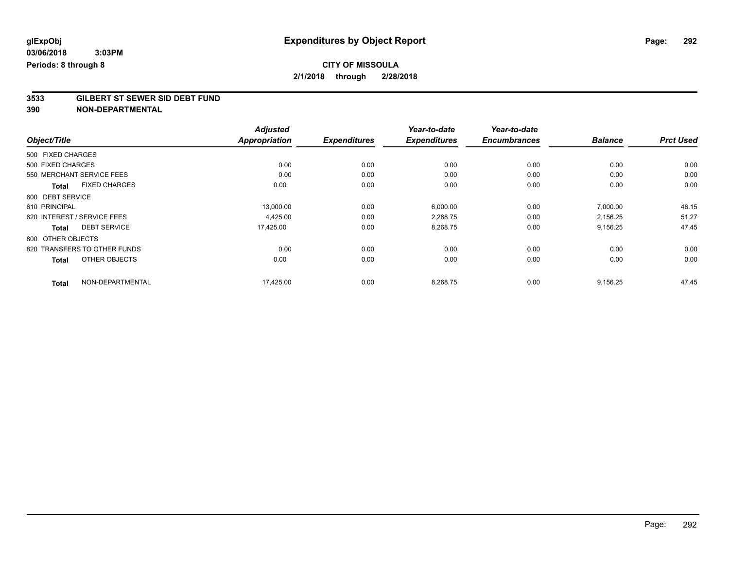glExpObj
03/06/2018 3:03PM
Periods: 8 through 8

# Expenditures by Object Report

**CITY OF MISSOULA**
**2/1/2018 through 2/28/2018**

**3533 GILBERT ST SEWER SID DEBT FUND**
**390 NON-DEPARTMENTAL**

| Object/Title | | Adjusted Appropriation | Expenditures | Year-to-date Expenditures | Year-to-date Encumbrances | Balance | Prct Used |
|---|---|---|---|---|---|---|---|
| 500 FIXED CHARGES | | | | | | | |
| 500 FIXED CHARGES | | 0.00 | 0.00 | 0.00 | 0.00 | 0.00 | 0.00 |
| 550 MERCHANT SERVICE FEES | | 0.00 | 0.00 | 0.00 | 0.00 | 0.00 | 0.00 |
| **Total** | FIXED CHARGES | 0.00 | 0.00 | 0.00 | 0.00 | 0.00 | 0.00 |
| 600 DEBT SERVICE | | | | | | | |
| 610 PRINCIPAL | | 13,000.00 | 0.00 | 6,000.00 | 0.00 | 7,000.00 | 46.15 |
| 620 INTEREST / SERVICE FEES | | 4,425.00 | 0.00 | 2,268.75 | 0.00 | 2,156.25 | 51.27 |
| **Total** | DEBT SERVICE | 17,425.00 | 0.00 | 8,268.75 | 0.00 | 9,156.25 | 47.45 |
| 800 OTHER OBJECTS | | | | | | | |
| 820 TRANSFERS TO OTHER FUNDS | | 0.00 | 0.00 | 0.00 | 0.00 | 0.00 | 0.00 |
| **Total** | OTHER OBJECTS | 0.00 | 0.00 | 0.00 | 0.00 | 0.00 | 0.00 |
| **Total** | NON-DEPARTMENTAL | 17,425.00 | 0.00 | 8,268.75 | 0.00 | 9,156.25 | 47.45 |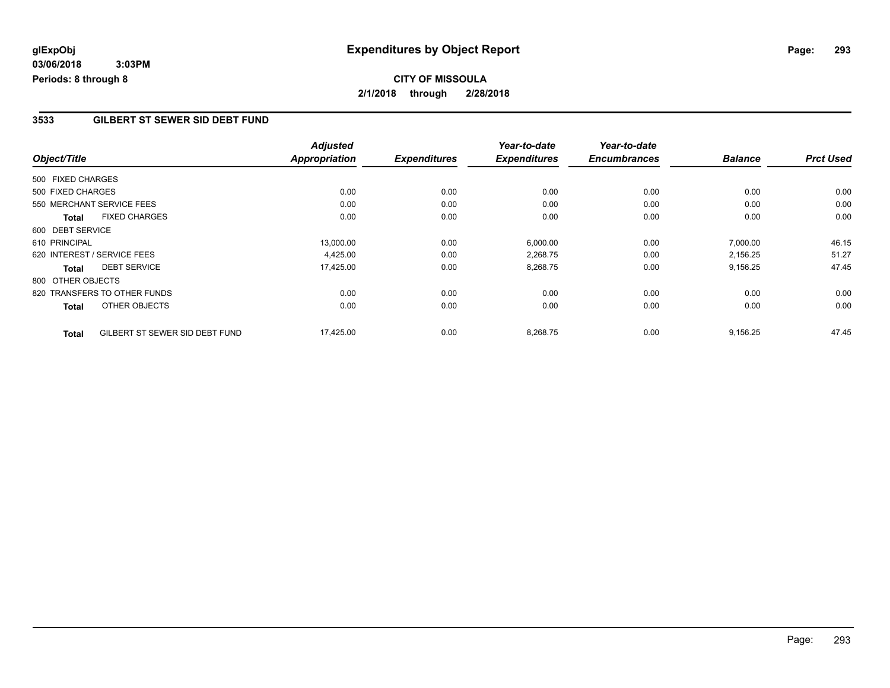# Expenditures by Object Report

glExpObj
03/06/2018 3:03PM
Periods: 8 through 8

**CITY OF MISSOULA**
**2/1/2018 through 2/28/2018**

## 3533 GILBERT ST SEWER SID DEBT FUND

| Object/Title | | Adjusted Appropriation | Expenditures | Year-to-date Expenditures | Year-to-date Encumbrances | Balance | Prct Used |
|---|---|---|---|---|---|---|---|
| 500 FIXED CHARGES | | | | | | | |
| 500 FIXED CHARGES | | 0.00 | 0.00 | 0.00 | 0.00 | 0.00 | 0.00 |
| 550 MERCHANT SERVICE FEES | | 0.00 | 0.00 | 0.00 | 0.00 | 0.00 | 0.00 |
| **Total** | FIXED CHARGES | 0.00 | 0.00 | 0.00 | 0.00 | 0.00 | 0.00 |
| 600 DEBT SERVICE | | | | | | | |
| 610 PRINCIPAL | | 13,000.00 | 0.00 | 6,000.00 | 0.00 | 7,000.00 | 46.15 |
| 620 INTEREST / SERVICE FEES | | 4,425.00 | 0.00 | 2,268.75 | 0.00 | 2,156.25 | 51.27 |
| **Total** | DEBT SERVICE | 17,425.00 | 0.00 | 8,268.75 | 0.00 | 9,156.25 | 47.45 |
| 800 OTHER OBJECTS | | | | | | | |
| 820 TRANSFERS TO OTHER FUNDS | | 0.00 | 0.00 | 0.00 | 0.00 | 0.00 | 0.00 |
| **Total** | OTHER OBJECTS | 0.00 | 0.00 | 0.00 | 0.00 | 0.00 | 0.00 |
| **Total** | GILBERT ST SEWER SID DEBT FUND | 17,425.00 | 0.00 | 8,268.75 | 0.00 | 9,156.25 | 47.45 |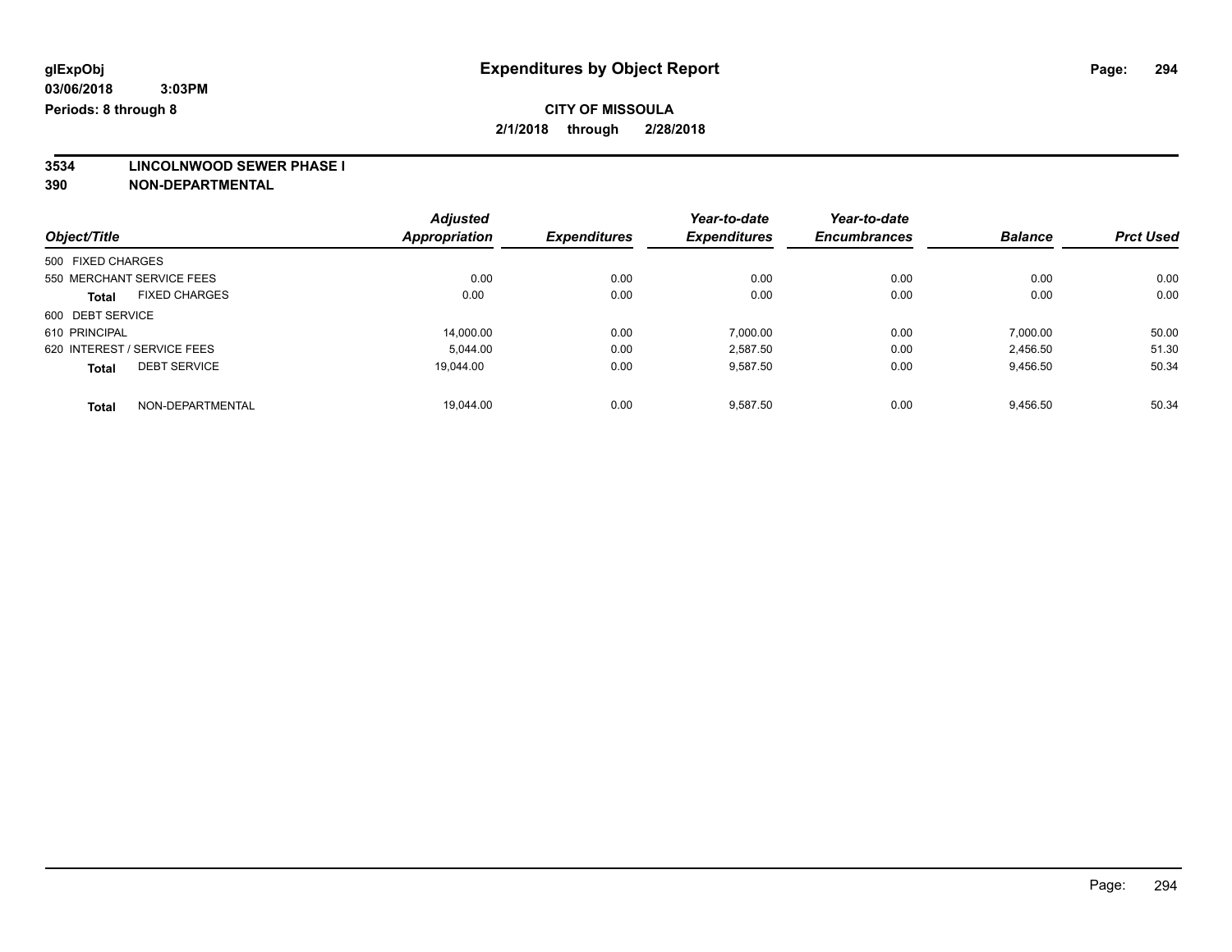# Expenditures by Object Report

glExpObj
03/06/2018 3:03PM
Periods: 8 through 8

**CITY OF MISSOULA**
**2/1/2018 through 2/28/2018**

**3534 LINCOLNWOOD SEWER PHASE I**
**390 NON-DEPARTMENTAL**

| Object/Title | Adjusted Appropriation | Expenditures | Year-to-date Expenditures | Year-to-date Encumbrances | Balance | Prct Used |
|---|---|---|---|---|---|---|
| 500 FIXED CHARGES | | | | | | |
| 550 MERCHANT SERVICE FEES | 0.00 | 0.00 | 0.00 | 0.00 | 0.00 | 0.00 |
| **Total** FIXED CHARGES | 0.00 | 0.00 | 0.00 | 0.00 | 0.00 | 0.00 |
| 600 DEBT SERVICE | | | | | | |
| 610 PRINCIPAL | 14,000.00 | 0.00 | 7,000.00 | 0.00 | 7,000.00 | 50.00 |
| 620 INTEREST / SERVICE FEES | 5,044.00 | 0.00 | 2,587.50 | 0.00 | 2,456.50 | 51.30 |
| **Total** DEBT SERVICE | 19,044.00 | 0.00 | 9,587.50 | 0.00 | 9,456.50 | 50.34 |
| **Total** NON-DEPARTMENTAL | 19,044.00 | 0.00 | 9,587.50 | 0.00 | 9,456.50 | 50.34 |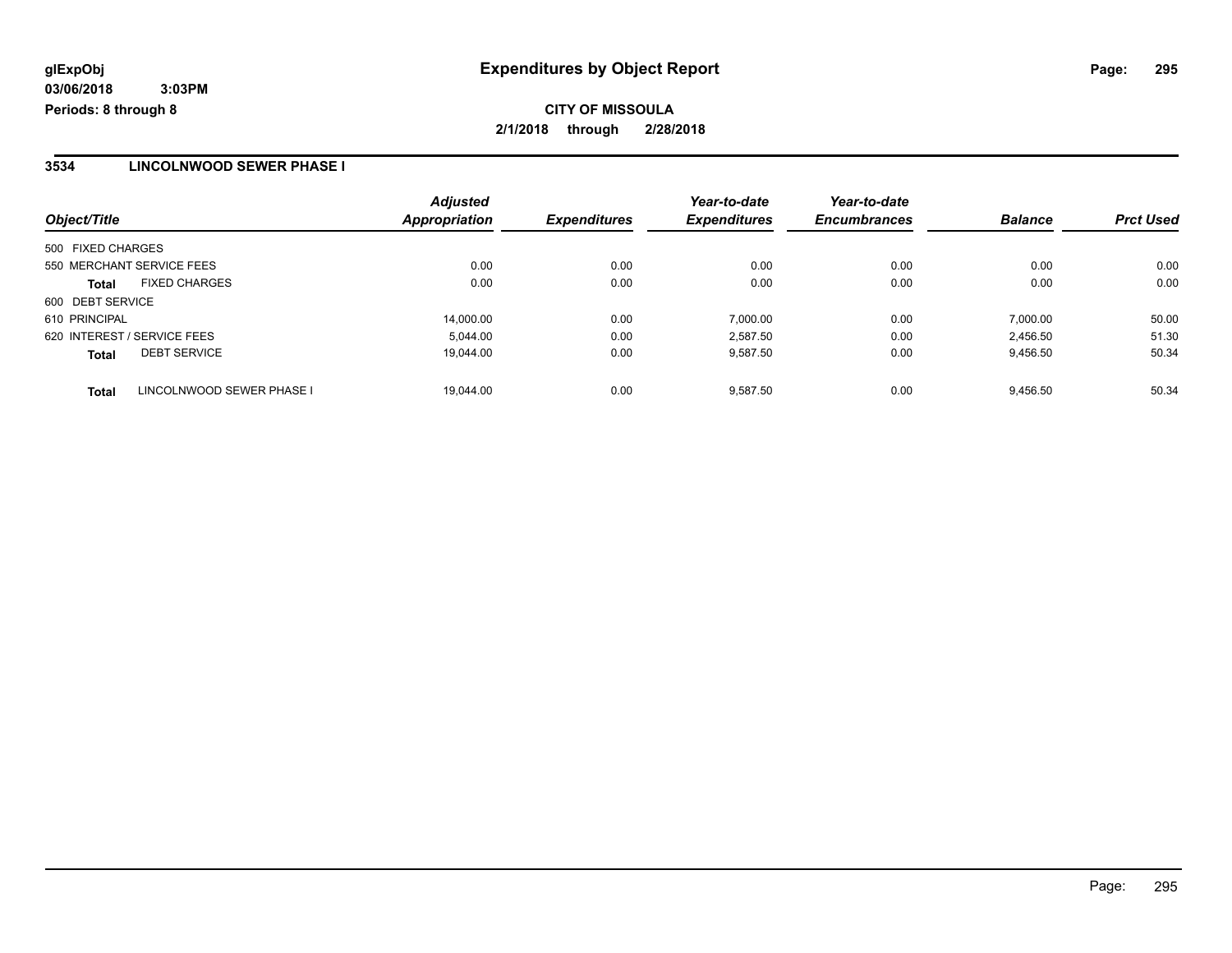**glExpObj**
**03/06/2018 3:03PM**
**Periods: 8 through 8**

# Expenditures by Object Report

**CITY OF MISSOULA**
**2/1/2018 through 2/28/2018**

## 3534 LINCOLNWOOD SEWER PHASE I

| Object/Title | | Adjusted Appropriation | Expenditures | Year-to-date Expenditures | Year-to-date Encumbrances | Balance | Prct Used |
|---|---|---|---|---|---|---|---|
| 500 FIXED CHARGES | | | | | | | |
| 550 MERCHANT SERVICE FEES | | 0.00 | 0.00 | 0.00 | 0.00 | 0.00 | 0.00 |
| **Total** | FIXED CHARGES | 0.00 | 0.00 | 0.00 | 0.00 | 0.00 | 0.00 |
| 600 DEBT SERVICE | | | | | | | |
| 610 PRINCIPAL | | 14,000.00 | 0.00 | 7,000.00 | 0.00 | 7,000.00 | 50.00 |
| 620 INTEREST / SERVICE FEES | | 5,044.00 | 0.00 | 2,587.50 | 0.00 | 2,456.50 | 51.30 |
| **Total** | DEBT SERVICE | 19,044.00 | 0.00 | 9,587.50 | 0.00 | 9,456.50 | 50.34 |
| **Total** | LINCOLNWOOD SEWER PHASE I | 19,044.00 | 0.00 | 9,587.50 | 0.00 | 9,456.50 | 50.34 |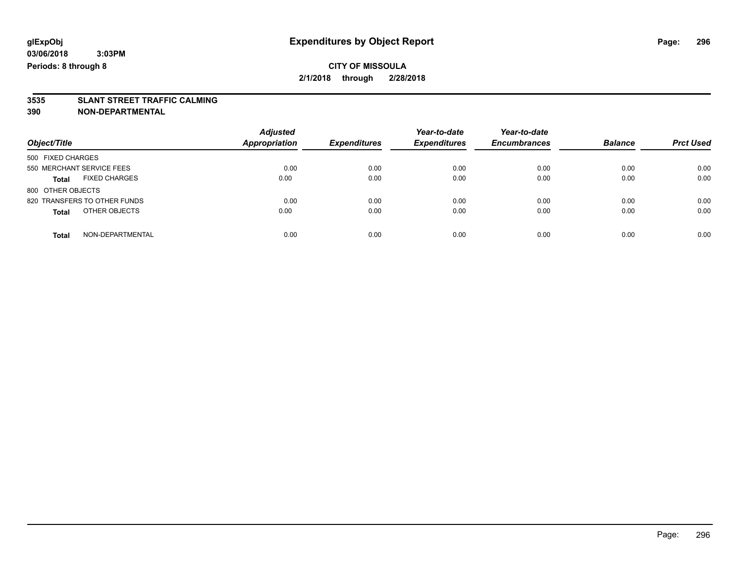glExpObj
03/06/2018 3:03PM
Periods: 8 through 8

# Expenditures by Object Report

**CITY OF MISSOULA**

**2/1/2018 through 2/28/2018**

**3535 SLANT STREET TRAFFIC CALMING**

**390 NON-DEPARTMENTAL**

| Object/Title | | Adjusted Appropriation | Expenditures | Year-to-date Expenditures | Year-to-date Encumbrances | Balance | Prct Used |
|---|---|---|---|---|---|---|---|
| 500 FIXED CHARGES | | | | | | | |
| 550 MERCHANT SERVICE FEES | | 0.00 | 0.00 | 0.00 | 0.00 | 0.00 | 0.00 |
| **Total** | FIXED CHARGES | 0.00 | 0.00 | 0.00 | 0.00 | 0.00 | 0.00 |
| 800 OTHER OBJECTS | | | | | | | |
| 820 TRANSFERS TO OTHER FUNDS | | 0.00 | 0.00 | 0.00 | 0.00 | 0.00 | 0.00 |
| **Total** | OTHER OBJECTS | 0.00 | 0.00 | 0.00 | 0.00 | 0.00 | 0.00 |
| **Total** | NON-DEPARTMENTAL | 0.00 | 0.00 | 0.00 | 0.00 | 0.00 | 0.00 |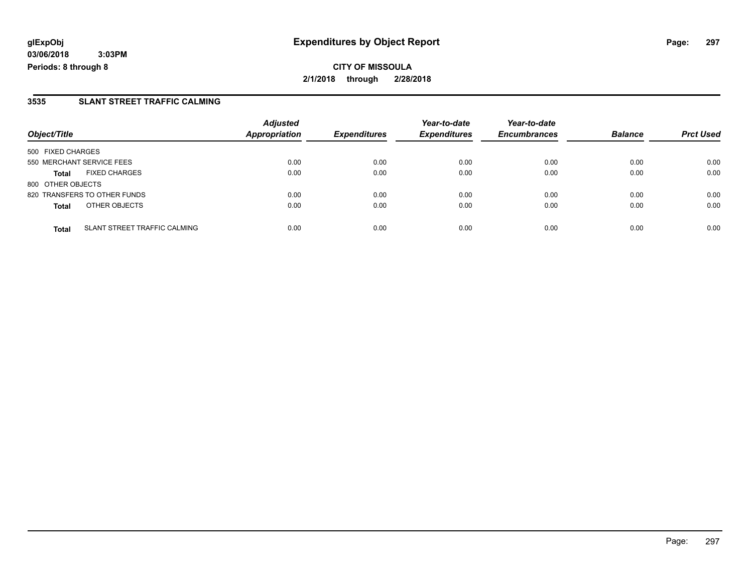**glExpObj**
**03/06/2018 3:03PM**
**Periods: 8 through 8**

# Expenditures by Object Report

**CITY OF MISSOULA**
**2/1/2018 through 2/28/2018**

## 3535 SLANT STREET TRAFFIC CALMING

| Object/Title | | Adjusted Appropriation | Expenditures | Year-to-date Expenditures | Year-to-date Encumbrances | Balance | Prct Used |
|---|---|---|---|---|---|---|---|
| 500 FIXED CHARGES | | | | | | | |
| 550 MERCHANT SERVICE FEES | | 0.00 | 0.00 | 0.00 | 0.00 | 0.00 | 0.00 |
| **Total** | FIXED CHARGES | 0.00 | 0.00 | 0.00 | 0.00 | 0.00 | 0.00 |
| 800 OTHER OBJECTS | | | | | | | |
| 820 TRANSFERS TO OTHER FUNDS | | 0.00 | 0.00 | 0.00 | 0.00 | 0.00 | 0.00 |
| **Total** | OTHER OBJECTS | 0.00 | 0.00 | 0.00 | 0.00 | 0.00 | 0.00 |
| **Total** | SLANT STREET TRAFFIC CALMING | 0.00 | 0.00 | 0.00 | 0.00 | 0.00 | 0.00 |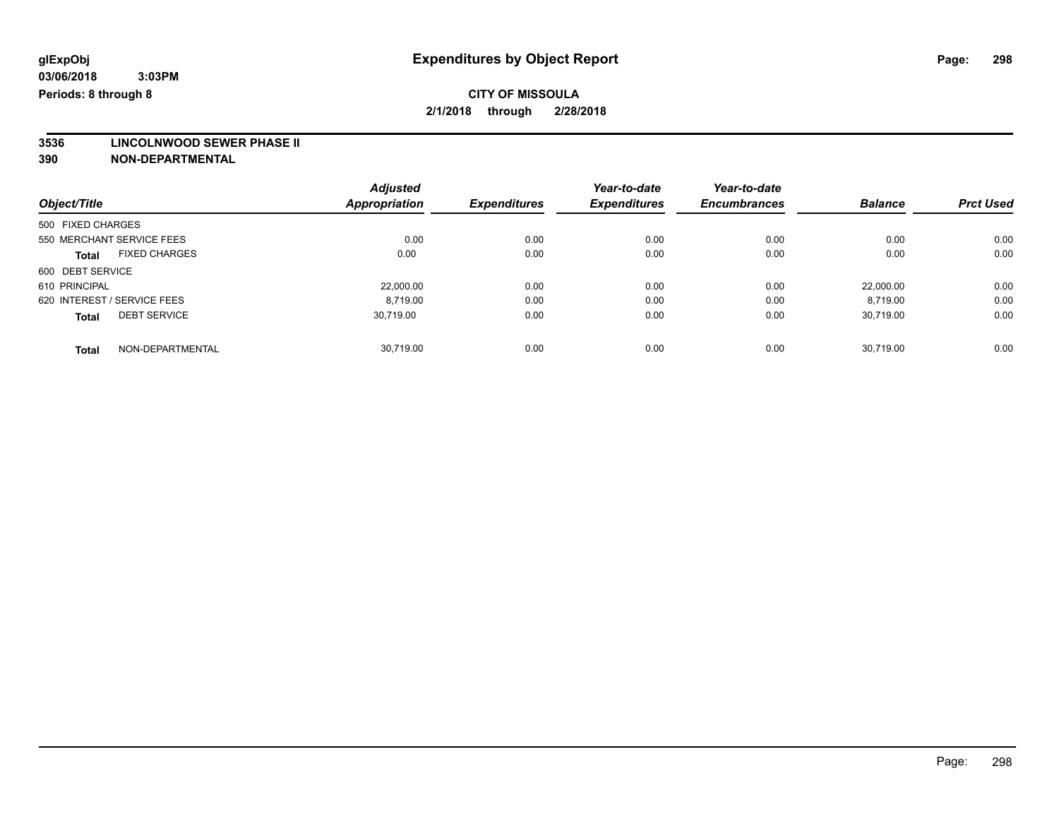**glExpObj** 
**03/06/2018 3:03PM** 
**Periods: 8 through 8**

# Expenditures by Object Report

**CITY OF MISSOULA** 
**2/1/2018 through 2/28/2018**

**3536 LINCOLNWOOD SEWER PHASE II** 
**390 NON-DEPARTMENTAL**

| Object/Title | | Adjusted Appropriation | Expenditures | Year-to-date Expenditures | Year-to-date Encumbrances | Balance | Prct Used |
|---|---|---|---|---|---|---|---|
| 500 FIXED CHARGES | | | | | | | |
| 550 MERCHANT SERVICE FEES | | 0.00 | 0.00 | 0.00 | 0.00 | 0.00 | 0.00 |
| **Total** | FIXED CHARGES | 0.00 | 0.00 | 0.00 | 0.00 | 0.00 | 0.00 |
| 600 DEBT SERVICE | | | | | | | |
| 610 PRINCIPAL | | 22,000.00 | 0.00 | 0.00 | 0.00 | 22,000.00 | 0.00 |
| 620 INTEREST / SERVICE FEES | | 8,719.00 | 0.00 | 0.00 | 0.00 | 8,719.00 | 0.00 |
| **Total** | DEBT SERVICE | 30,719.00 | 0.00 | 0.00 | 0.00 | 30,719.00 | 0.00 |
| **Total** | NON-DEPARTMENTAL | 30,719.00 | 0.00 | 0.00 | 0.00 | 30,719.00 | 0.00 |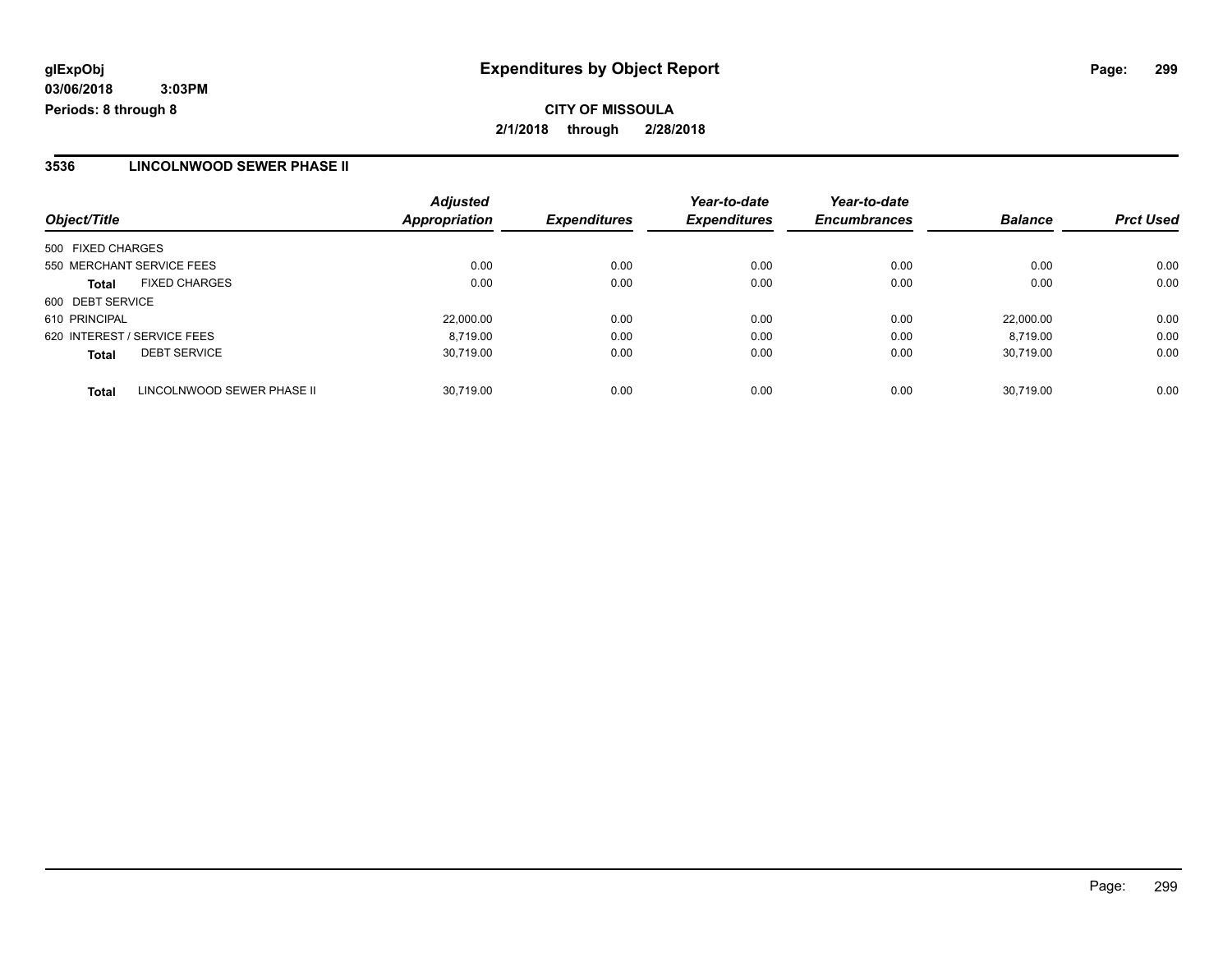**glExpObj**
**03/06/2018 3:03PM**
**Periods: 8 through 8**

# Expenditures by Object Report

**CITY OF MISSOULA**
**2/1/2018 through 2/28/2018**

## 3536 LINCOLNWOOD SEWER PHASE II

| Object/Title | | Adjusted Appropriation | Expenditures | Year-to-date Expenditures | Year-to-date Encumbrances | Balance | Prct Used |
|---|---|---|---|---|---|---|---|
| 500 FIXED CHARGES | | | | | | | |
| 550 MERCHANT SERVICE FEES | | 0.00 | 0.00 | 0.00 | 0.00 | 0.00 | 0.00 |
| **Total** | FIXED CHARGES | 0.00 | 0.00 | 0.00 | 0.00 | 0.00 | 0.00 |
| 600 DEBT SERVICE | | | | | | | |
| 610 PRINCIPAL | | 22,000.00 | 0.00 | 0.00 | 0.00 | 22,000.00 | 0.00 |
| 620 INTEREST / SERVICE FEES | | 8,719.00 | 0.00 | 0.00 | 0.00 | 8,719.00 | 0.00 |
| **Total** | DEBT SERVICE | 30,719.00 | 0.00 | 0.00 | 0.00 | 30,719.00 | 0.00 |
| **Total** | LINCOLNWOOD SEWER PHASE II | 30,719.00 | 0.00 | 0.00 | 0.00 | 30,719.00 | 0.00 |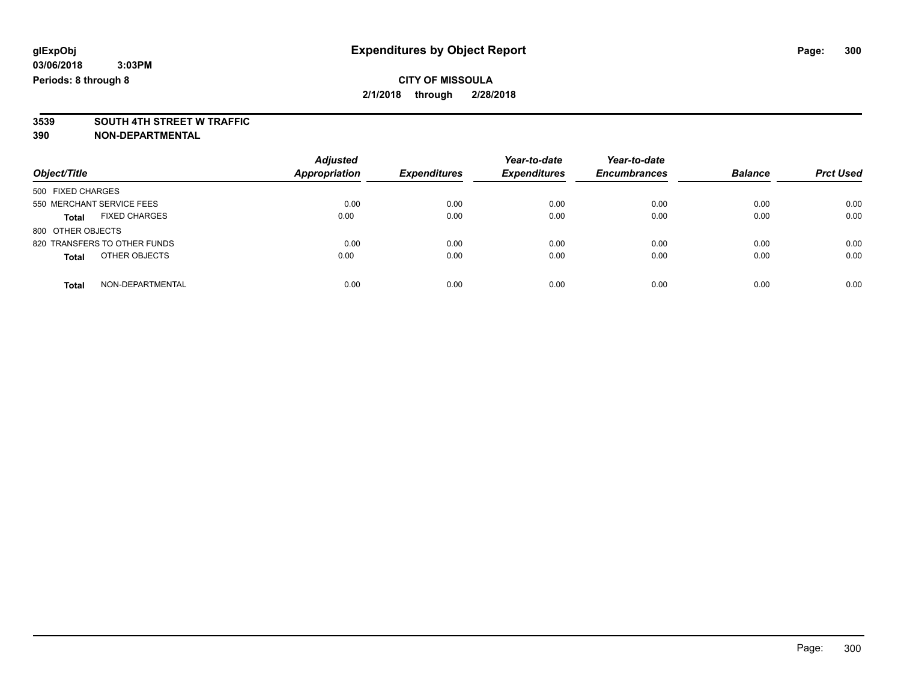**glExpObj**
**03/06/2018 3:03PM**
**Periods: 8 through 8**

# Expenditures by Object Report

**CITY OF MISSOULA**
**2/1/2018 through 2/28/2018**

**3539 SOUTH 4TH STREET W TRAFFIC**
**390 NON-DEPARTMENTAL**

| Object/Title | | Adjusted Appropriation | Expenditures | Year-to-date Expenditures | Year-to-date Encumbrances | Balance | Prct Used |
|---|---|---|---|---|---|---|---|
| 500 FIXED CHARGES | | | | | | | |
| 550 MERCHANT SERVICE FEES | | 0.00 | 0.00 | 0.00 | 0.00 | 0.00 | 0.00 |
| **Total** | FIXED CHARGES | 0.00 | 0.00 | 0.00 | 0.00 | 0.00 | 0.00 |
| 800 OTHER OBJECTS | | | | | | | |
| 820 TRANSFERS TO OTHER FUNDS | | 0.00 | 0.00 | 0.00 | 0.00 | 0.00 | 0.00 |
| **Total** | OTHER OBJECTS | 0.00 | 0.00 | 0.00 | 0.00 | 0.00 | 0.00 |
| **Total** | NON-DEPARTMENTAL | 0.00 | 0.00 | 0.00 | 0.00 | 0.00 | 0.00 |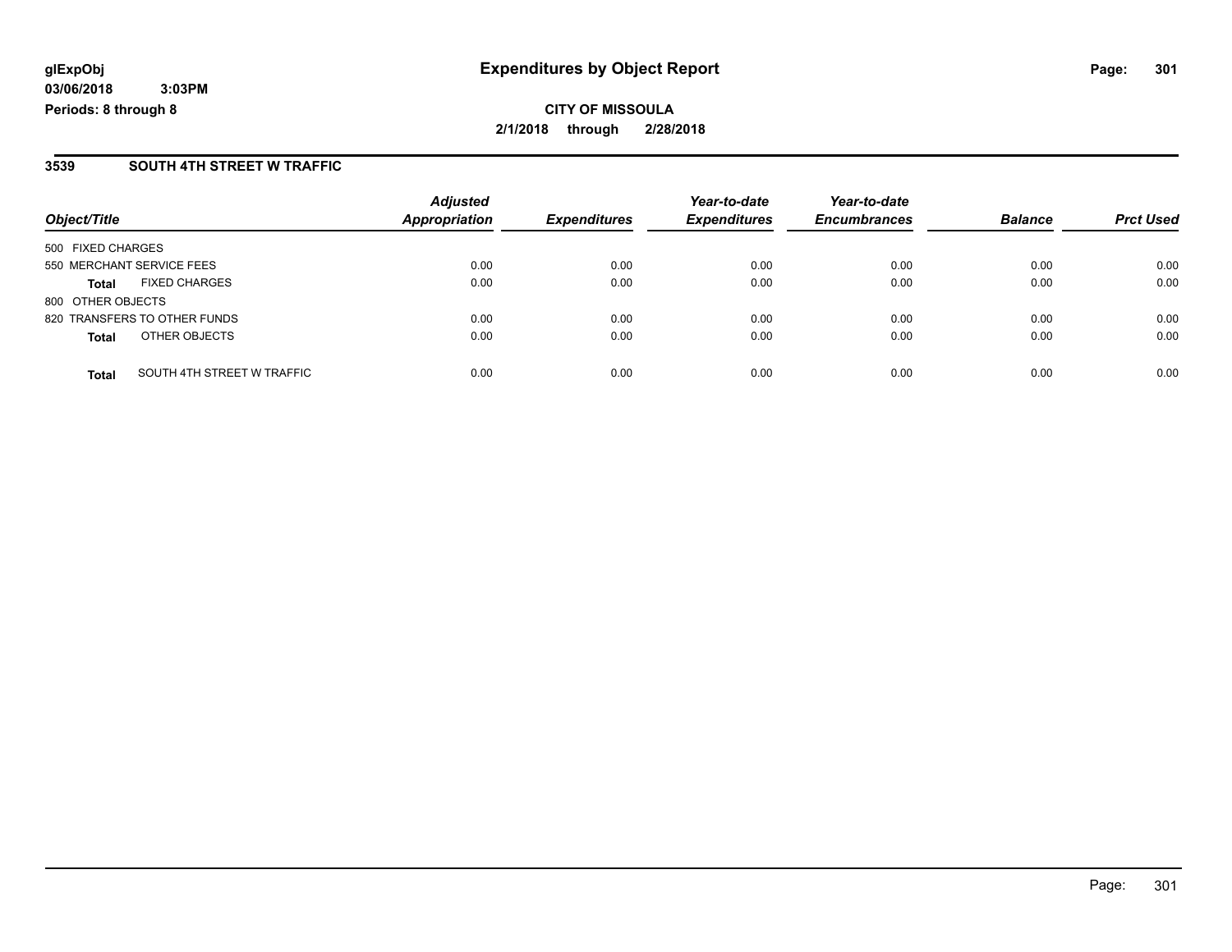**glExpObj**
**03/06/2018 3:03PM**
**Periods: 8 through 8**

# Expenditures by Object Report

**CITY OF MISSOULA**
**2/1/2018 through 2/28/2018**

## 3539 SOUTH 4TH STREET W TRAFFIC

| Object/Title | | *Adjusted Appropriation* | *Expenditures* | *Year-to-date Expenditures* | *Year-to-date Encumbrances* | *Balance* | *Prct Used* |
|---|---|---|---|---|---|---|---|
| 500 FIXED CHARGES | | | | | | | |
| 550 MERCHANT SERVICE FEES | | 0.00 | 0.00 | 0.00 | 0.00 | 0.00 | 0.00 |
| **Total** | FIXED CHARGES | 0.00 | 0.00 | 0.00 | 0.00 | 0.00 | 0.00 |
| 800 OTHER OBJECTS | | | | | | | |
| 820 TRANSFERS TO OTHER FUNDS | | 0.00 | 0.00 | 0.00 | 0.00 | 0.00 | 0.00 |
| **Total** | OTHER OBJECTS | 0.00 | 0.00 | 0.00 | 0.00 | 0.00 | 0.00 |
| **Total** | SOUTH 4TH STREET W TRAFFIC | 0.00 | 0.00 | 0.00 | 0.00 | 0.00 | 0.00 |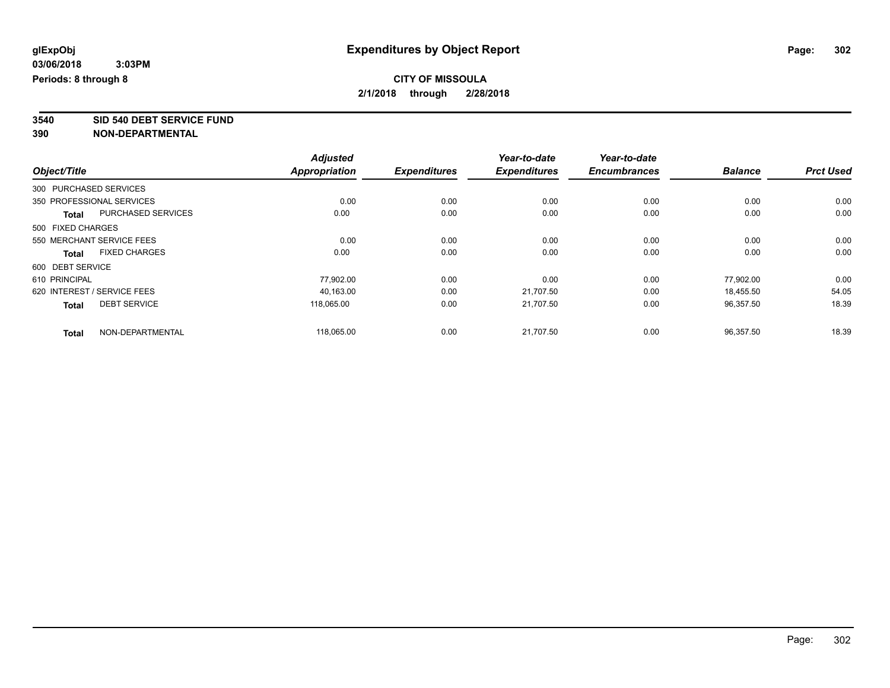# Expenditures by Object Report

glExpObj
03/06/2018 3:03PM
Periods: 8 through 8

**CITY OF MISSOULA**
**2/1/2018 through 2/28/2018**

## 3540 SID 540 DEBT SERVICE FUND
## 390 NON-DEPARTMENTAL

| Object/Title | | Adjusted Appropriation | Expenditures | Year-to-date Expenditures | Year-to-date Encumbrances | Balance | Prct Used |
|---|---|---|---|---|---|---|---|
| 300 PURCHASED SERVICES | | | | | | | |
| 350 PROFESSIONAL SERVICES | | 0.00 | 0.00 | 0.00 | 0.00 | 0.00 | 0.00 |
| **Total** | PURCHASED SERVICES | 0.00 | 0.00 | 0.00 | 0.00 | 0.00 | 0.00 |
| 500 FIXED CHARGES | | | | | | | |
| 550 MERCHANT SERVICE FEES | | 0.00 | 0.00 | 0.00 | 0.00 | 0.00 | 0.00 |
| **Total** | FIXED CHARGES | 0.00 | 0.00 | 0.00 | 0.00 | 0.00 | 0.00 |
| 600 DEBT SERVICE | | | | | | | |
| 610 PRINCIPAL | | 77,902.00 | 0.00 | 0.00 | 0.00 | 77,902.00 | 0.00 |
| 620 INTEREST / SERVICE FEES | | 40,163.00 | 0.00 | 21,707.50 | 0.00 | 18,455.50 | 54.05 |
| **Total** | DEBT SERVICE | 118,065.00 | 0.00 | 21,707.50 | 0.00 | 96,357.50 | 18.39 |
| **Total** | NON-DEPARTMENTAL | 118,065.00 | 0.00 | 21,707.50 | 0.00 | 96,357.50 | 18.39 |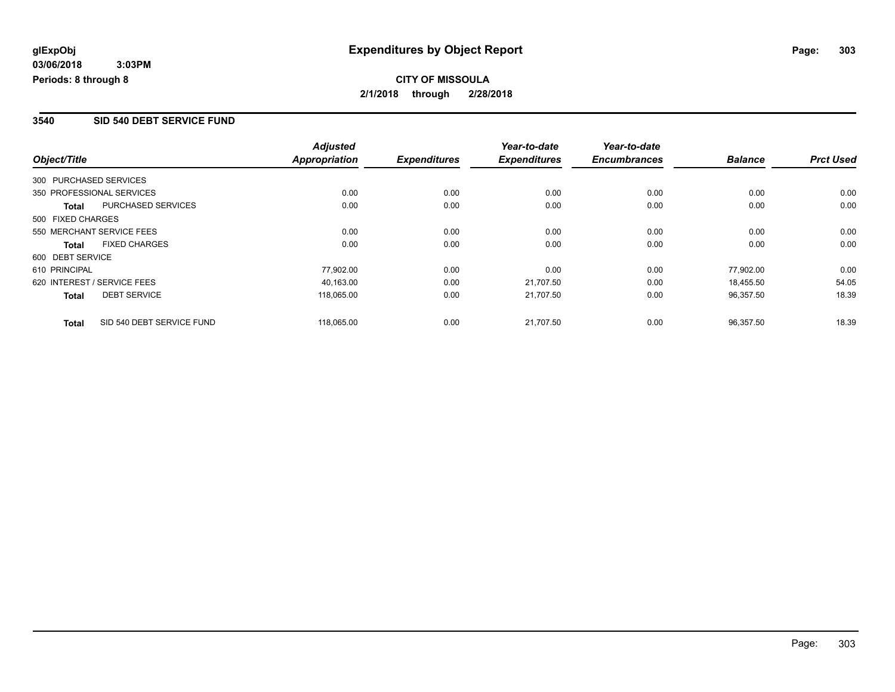**glExpObj**
**03/06/2018 3:03PM**
**Periods: 8 through 8**

# Expenditures by Object Report

**CITY OF MISSOULA**
**2/1/2018 through 2/28/2018**

## 3540 SID 540 DEBT SERVICE FUND

| Object/Title | Adjusted Appropriation | Expenditures | Year-to-date Expenditures | Year-to-date Encumbrances | Balance | Prct Used |
|---|---|---|---|---|---|---|
| 300 PURCHASED SERVICES | | | | | | |
| 350 PROFESSIONAL SERVICES | 0.00 | 0.00 | 0.00 | 0.00 | 0.00 | 0.00 |
| **Total** PURCHASED SERVICES | 0.00 | 0.00 | 0.00 | 0.00 | 0.00 | 0.00 |
| 500 FIXED CHARGES | | | | | | |
| 550 MERCHANT SERVICE FEES | 0.00 | 0.00 | 0.00 | 0.00 | 0.00 | 0.00 |
| **Total** FIXED CHARGES | 0.00 | 0.00 | 0.00 | 0.00 | 0.00 | 0.00 |
| 600 DEBT SERVICE | | | | | | |
| 610 PRINCIPAL | 77,902.00 | 0.00 | 0.00 | 0.00 | 77,902.00 | 0.00 |
| 620 INTEREST / SERVICE FEES | 40,163.00 | 0.00 | 21,707.50 | 0.00 | 18,455.50 | 54.05 |
| **Total** DEBT SERVICE | 118,065.00 | 0.00 | 21,707.50 | 0.00 | 96,357.50 | 18.39 |
| **Total** SID 540 DEBT SERVICE FUND | 118,065.00 | 0.00 | 21,707.50 | 0.00 | 96,357.50 | 18.39 |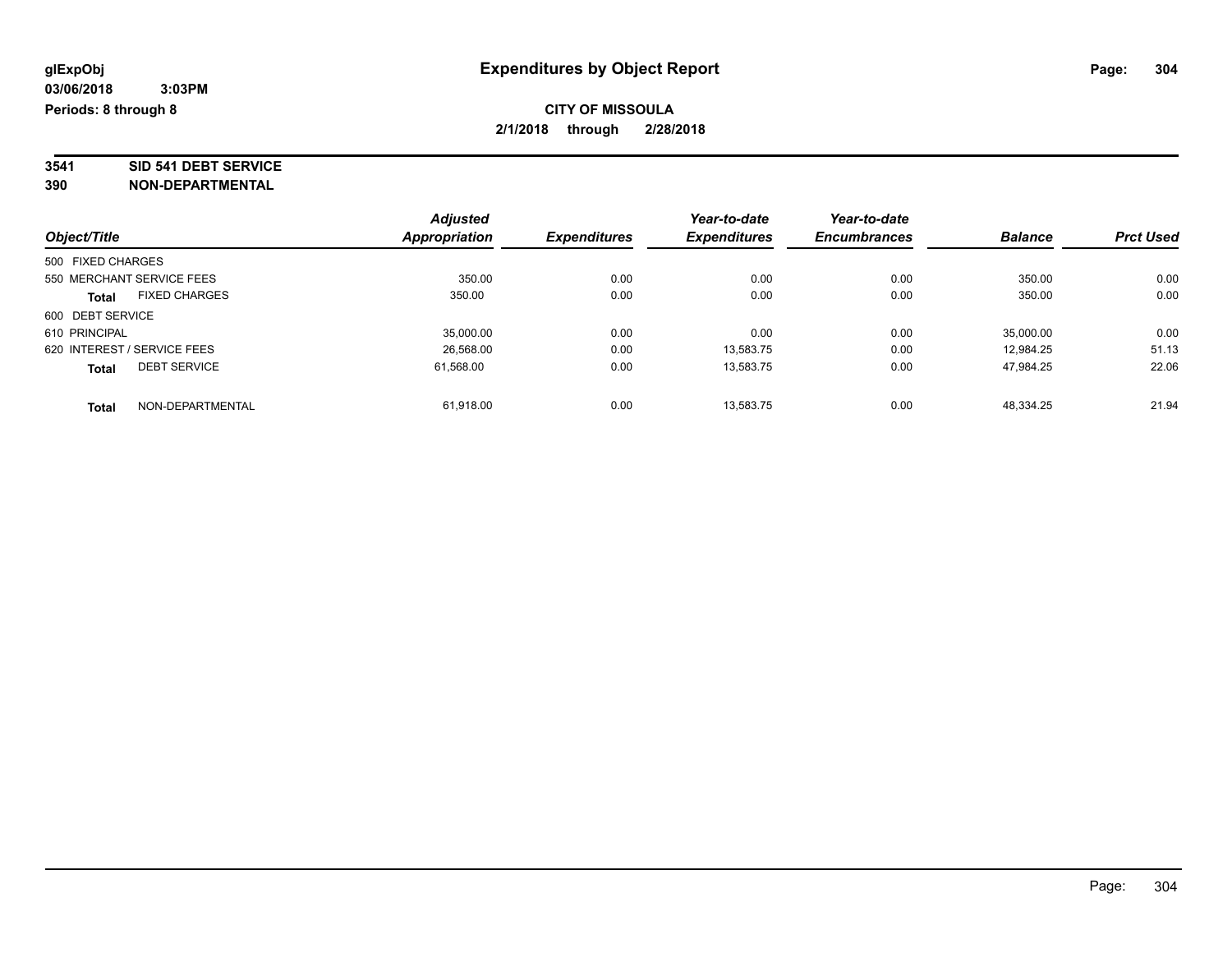glExpObj
03/06/2018 3:03PM
Periods: 8 through 8

# Expenditures by Object Report

**CITY OF MISSOULA**
**2/1/2018 through 2/28/2018**

**3541 SID 541 DEBT SERVICE**
**390 NON-DEPARTMENTAL**

| Object/Title | Adjusted Appropriation | Expenditures | Year-to-date Expenditures | Year-to-date Encumbrances | Balance | Prct Used |
|---|---|---|---|---|---|---|
| 500 FIXED CHARGES | | | | | | |
| 550 MERCHANT SERVICE FEES | 350.00 | 0.00 | 0.00 | 0.00 | 350.00 | 0.00 |
| **Total** FIXED CHARGES | 350.00 | 0.00 | 0.00 | 0.00 | 350.00 | 0.00 |
| 600 DEBT SERVICE | | | | | | |
| 610 PRINCIPAL | 35,000.00 | 0.00 | 0.00 | 0.00 | 35,000.00 | 0.00 |
| 620 INTEREST / SERVICE FEES | 26,568.00 | 0.00 | 13,583.75 | 0.00 | 12,984.25 | 51.13 |
| **Total** DEBT SERVICE | 61,568.00 | 0.00 | 13,583.75 | 0.00 | 47,984.25 | 22.06 |
| **Total** NON-DEPARTMENTAL | 61,918.00 | 0.00 | 13,583.75 | 0.00 | 48,334.25 | 21.94 |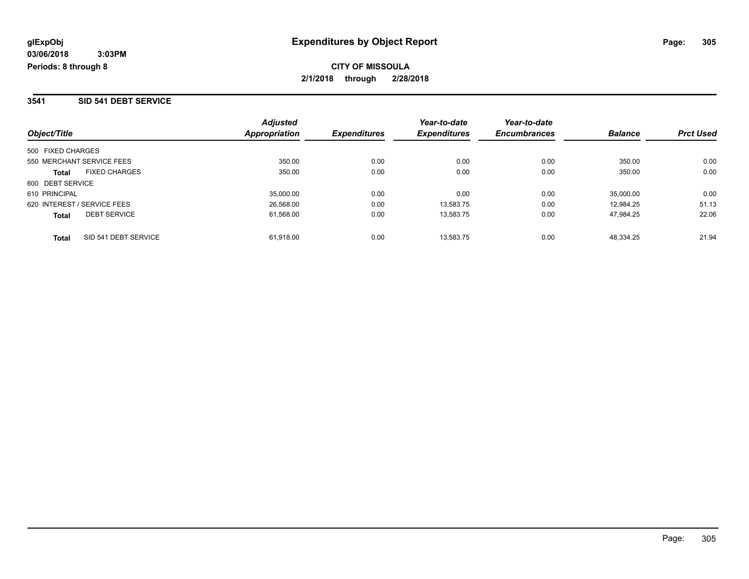**glExpObj**
**03/06/2018 3:03PM**
**Periods: 8 through 8**

# Expenditures by Object Report

**CITY OF MISSOULA**
**2/1/2018 through 2/28/2018**

## 3541 SID 541 DEBT SERVICE

| Object/Title | Adjusted Appropriation | Expenditures | Year-to-date Expenditures | Year-to-date Encumbrances | Balance | Prct Used |
|---|---|---|---|---|---|---|
| 500 FIXED CHARGES | | | | | | |
| 550 MERCHANT SERVICE FEES | 350.00 | 0.00 | 0.00 | 0.00 | 350.00 | 0.00 |
| **Total** FIXED CHARGES | 350.00 | 0.00 | 0.00 | 0.00 | 350.00 | 0.00 |
| 600 DEBT SERVICE | | | | | | |
| 610 PRINCIPAL | 35,000.00 | 0.00 | 0.00 | 0.00 | 35,000.00 | 0.00 |
| 620 INTEREST / SERVICE FEES | 26,568.00 | 0.00 | 13,583.75 | 0.00 | 12,984.25 | 51.13 |
| **Total** DEBT SERVICE | 61,568.00 | 0.00 | 13,583.75 | 0.00 | 47,984.25 | 22.06 |
| **Total** SID 541 DEBT SERVICE | 61,918.00 | 0.00 | 13,583.75 | 0.00 | 48,334.25 | 21.94 |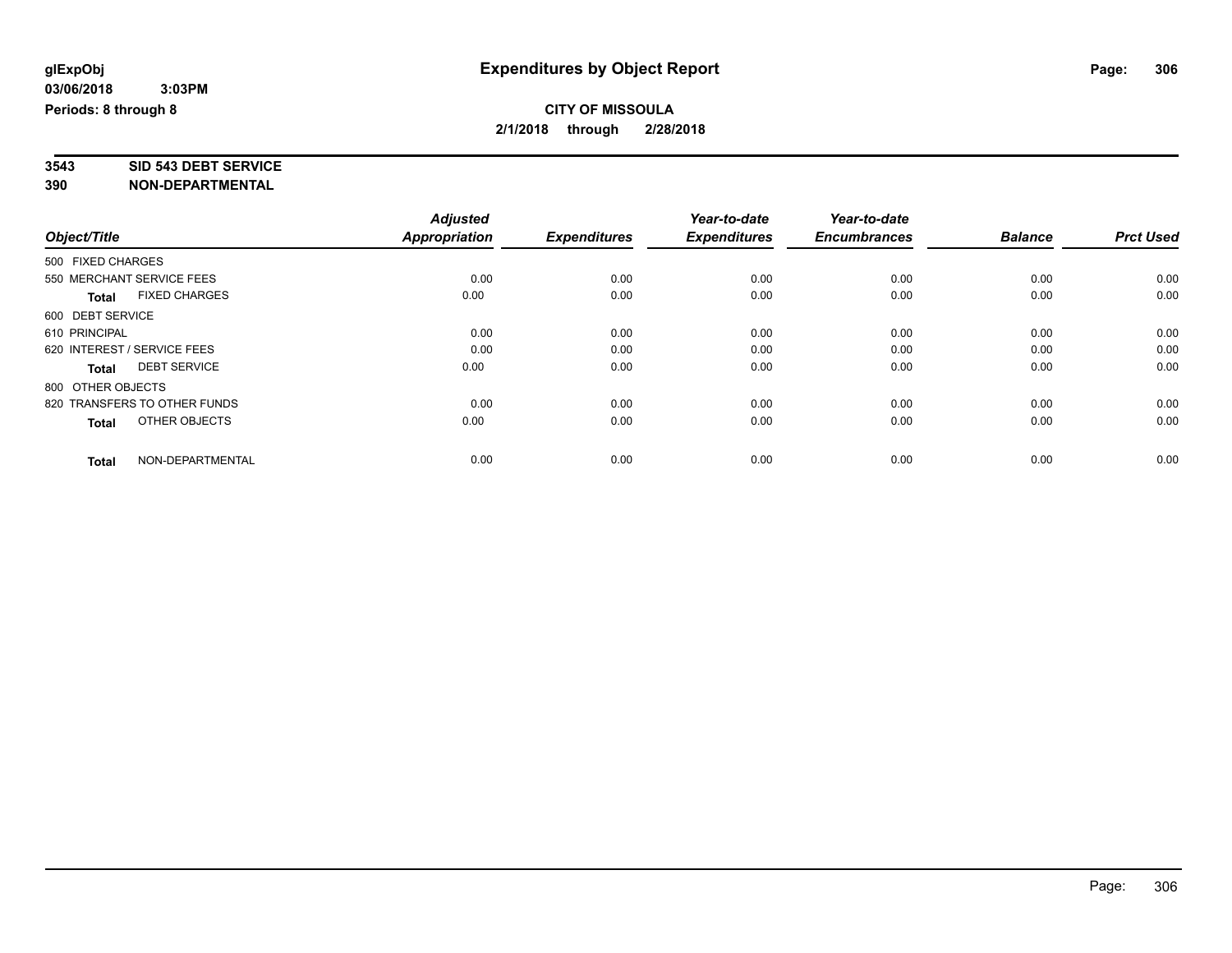**glExpObj**
**03/06/2018 3:03PM**
**Periods: 8 through 8**

# Expenditures by Object Report

**CITY OF MISSOULA**
**2/1/2018 through 2/28/2018**

**3543 SID 543 DEBT SERVICE**
**390 NON-DEPARTMENTAL**

| Object/Title | Adjusted Appropriation | Expenditures | Year-to-date Expenditures | Year-to-date Encumbrances | Balance | Prct Used |
|---|---|---|---|---|---|---|
| 500 FIXED CHARGES | | | | | | |
| 550 MERCHANT SERVICE FEES | 0.00 | 0.00 | 0.00 | 0.00 | 0.00 | 0.00 |
| **Total** FIXED CHARGES | 0.00 | 0.00 | 0.00 | 0.00 | 0.00 | 0.00 |
| 600 DEBT SERVICE | | | | | | |
| 610 PRINCIPAL | 0.00 | 0.00 | 0.00 | 0.00 | 0.00 | 0.00 |
| 620 INTEREST / SERVICE FEES | 0.00 | 0.00 | 0.00 | 0.00 | 0.00 | 0.00 |
| **Total** DEBT SERVICE | 0.00 | 0.00 | 0.00 | 0.00 | 0.00 | 0.00 |
| 800 OTHER OBJECTS | | | | | | |
| 820 TRANSFERS TO OTHER FUNDS | 0.00 | 0.00 | 0.00 | 0.00 | 0.00 | 0.00 |
| **Total** OTHER OBJECTS | 0.00 | 0.00 | 0.00 | 0.00 | 0.00 | 0.00 |
| **Total** NON-DEPARTMENTAL | 0.00 | 0.00 | 0.00 | 0.00 | 0.00 | 0.00 |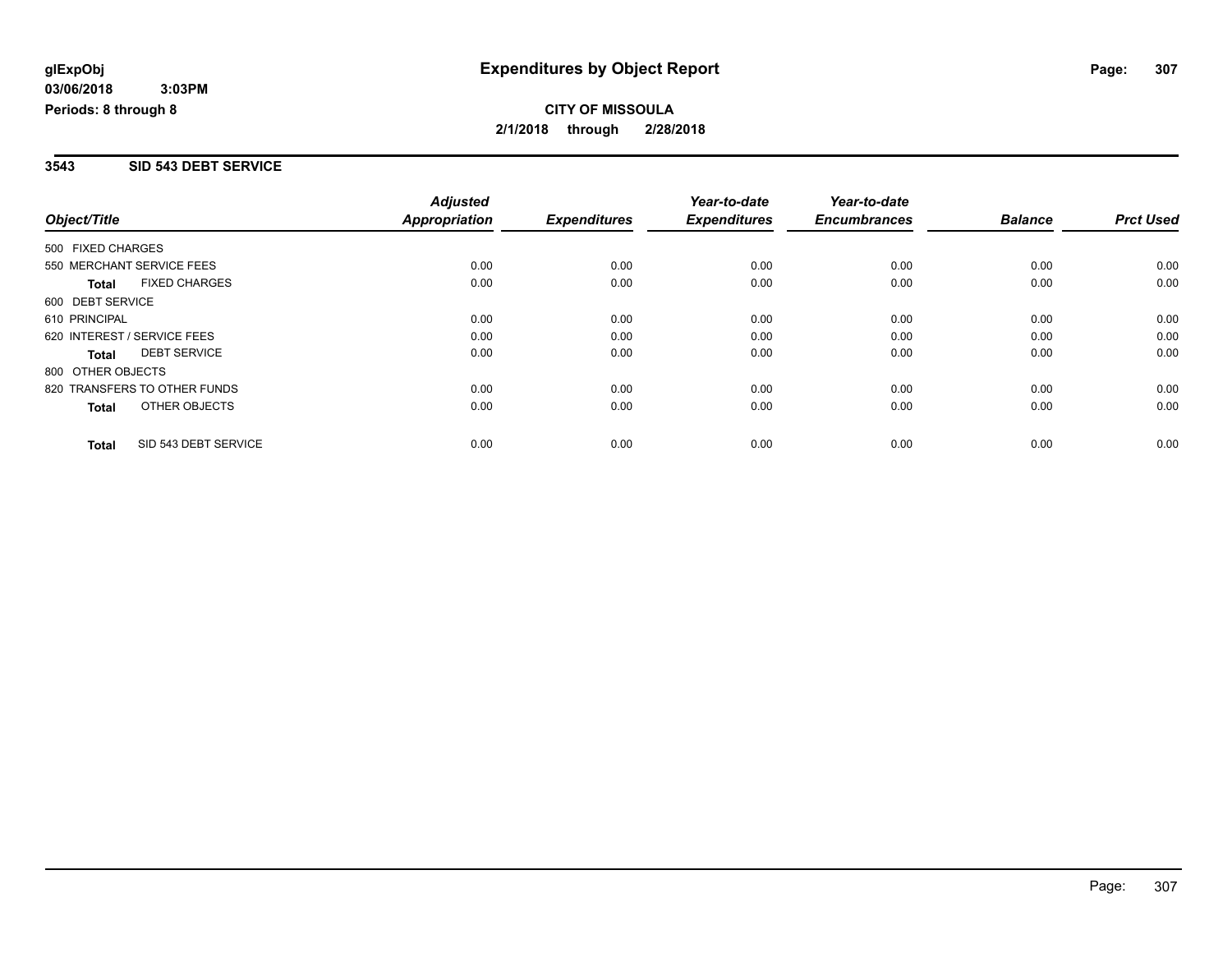**glExpObj**
**03/06/2018 3:03PM**
**Periods: 8 through 8**

# Expenditures by Object Report

**CITY OF MISSOULA**
**2/1/2018 through 2/28/2018**

## 3543 SID 543 DEBT SERVICE

| Object/Title | Adjusted Appropriation | Expenditures | Year-to-date Expenditures | Year-to-date Encumbrances | Balance | Prct Used |
|---|---|---|---|---|---|---|
| 500 FIXED CHARGES | | | | | | |
| 550 MERCHANT SERVICE FEES | 0.00 | 0.00 | 0.00 | 0.00 | 0.00 | 0.00 |
| **Total** FIXED CHARGES | 0.00 | 0.00 | 0.00 | 0.00 | 0.00 | 0.00 |
| 600 DEBT SERVICE | | | | | | |
| 610 PRINCIPAL | 0.00 | 0.00 | 0.00 | 0.00 | 0.00 | 0.00 |
| 620 INTEREST / SERVICE FEES | 0.00 | 0.00 | 0.00 | 0.00 | 0.00 | 0.00 |
| **Total** DEBT SERVICE | 0.00 | 0.00 | 0.00 | 0.00 | 0.00 | 0.00 |
| 800 OTHER OBJECTS | | | | | | |
| 820 TRANSFERS TO OTHER FUNDS | 0.00 | 0.00 | 0.00 | 0.00 | 0.00 | 0.00 |
| **Total** OTHER OBJECTS | 0.00 | 0.00 | 0.00 | 0.00 | 0.00 | 0.00 |
| **Total** SID 543 DEBT SERVICE | 0.00 | 0.00 | 0.00 | 0.00 | 0.00 | 0.00 |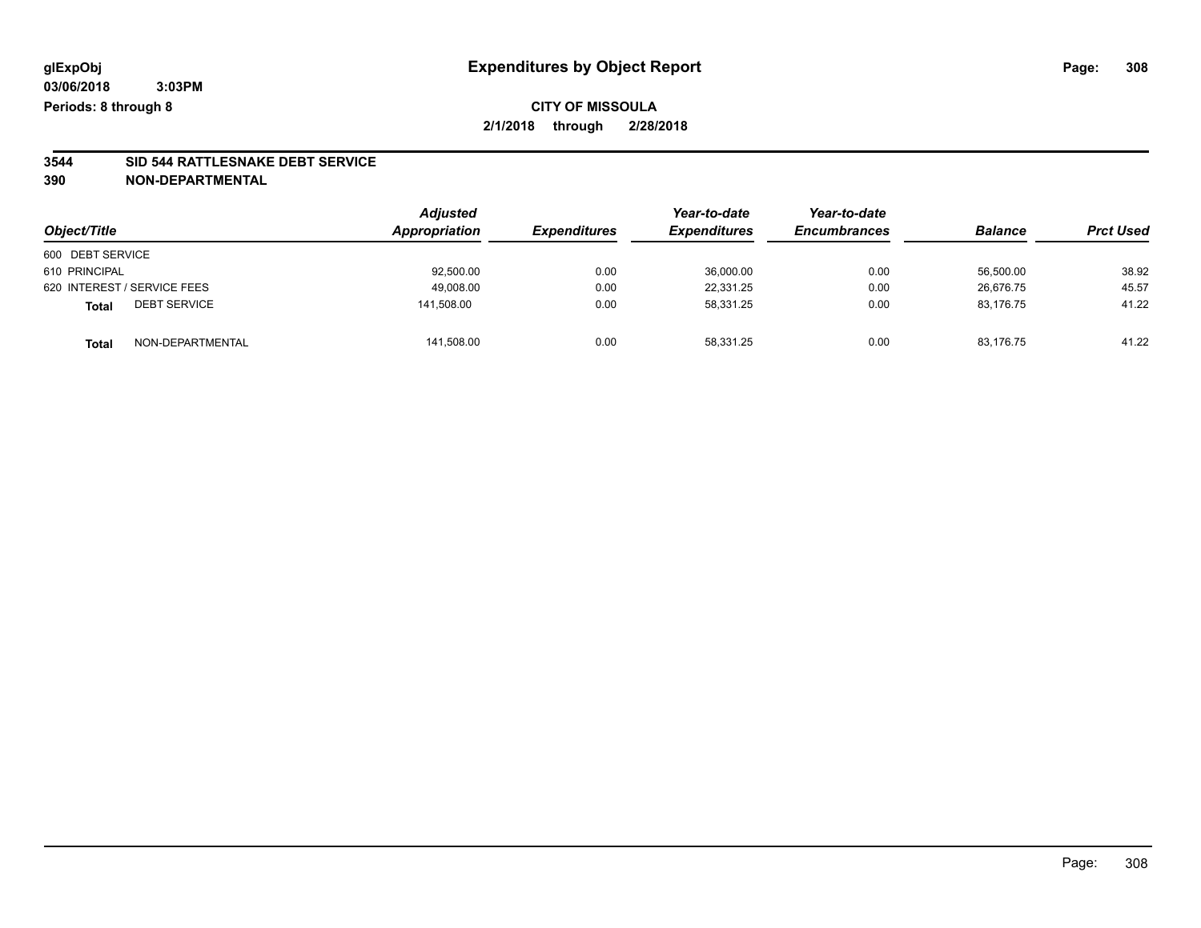glExpObj
03/06/2018 3:03PM
Periods: 8 through 8

# Expenditures by Object Report

**CITY OF MISSOULA**
**2/1/2018 through 2/28/2018**

**3544 SID 544 RATTLESNAKE DEBT SERVICE**
**390 NON-DEPARTMENTAL**

| Object/Title | | Adjusted Appropriation | Expenditures | Year-to-date Expenditures | Year-to-date Encumbrances | Balance | Prct Used |
|---|---|---|---|---|---|---|---|
| 600 DEBT SERVICE | | | | | | | |
| 610 PRINCIPAL | | 92,500.00 | 0.00 | 36,000.00 | 0.00 | 56,500.00 | 38.92 |
| 620 INTEREST / SERVICE FEES | | 49,008.00 | 0.00 | 22,331.25 | 0.00 | 26,676.75 | 45.57 |
| **Total** | DEBT SERVICE | 141,508.00 | 0.00 | 58,331.25 | 0.00 | 83,176.75 | 41.22 |
| **Total** | NON-DEPARTMENTAL | 141,508.00 | 0.00 | 58,331.25 | 0.00 | 83,176.75 | 41.22 |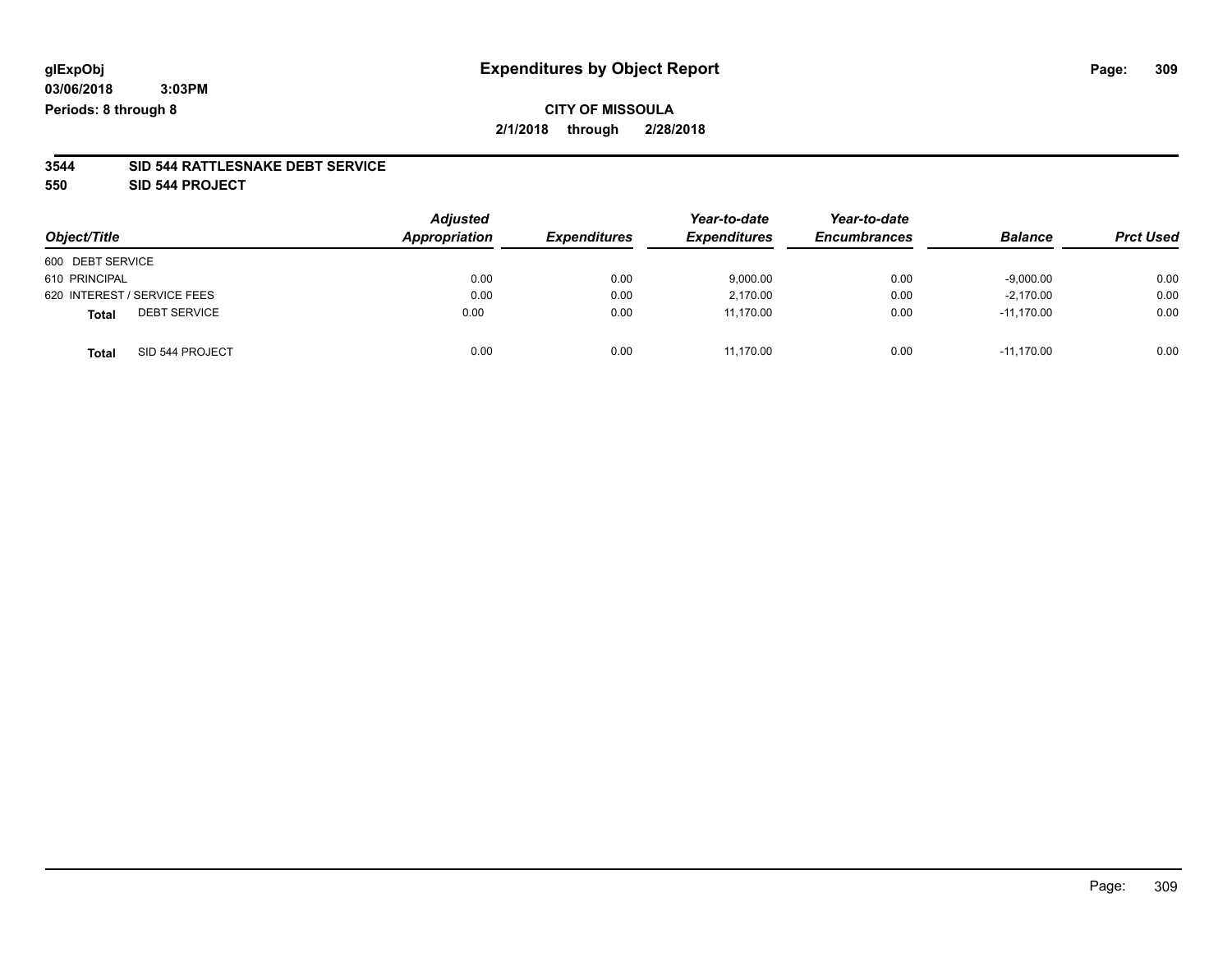glExpObj **Expenditures by Object Report**

03/06/2018 3:03PM

Periods: 8 through 8

**CITY OF MISSOULA**

**2/1/2018 through 2/28/2018**

**3544 SID 544 RATTLESNAKE DEBT SERVICE**

**550 SID 544 PROJECT**

| Object/Title | Adjusted Appropriation | Expenditures | Year-to-date Expenditures | Year-to-date Encumbrances | Balance | Prct Used |
|---|---|---|---|---|---|---|
| 600 DEBT SERVICE | | | | | | |
| 610 PRINCIPAL | 0.00 | 0.00 | 9,000.00 | 0.00 | -9,000.00 | 0.00 |
| 620 INTEREST / SERVICE FEES | 0.00 | 0.00 | 2,170.00 | 0.00 | -2,170.00 | 0.00 |
| **Total** DEBT SERVICE | 0.00 | 0.00 | 11,170.00 | 0.00 | -11,170.00 | 0.00 |
| **Total** SID 544 PROJECT | 0.00 | 0.00 | 11,170.00 | 0.00 | -11,170.00 | 0.00 |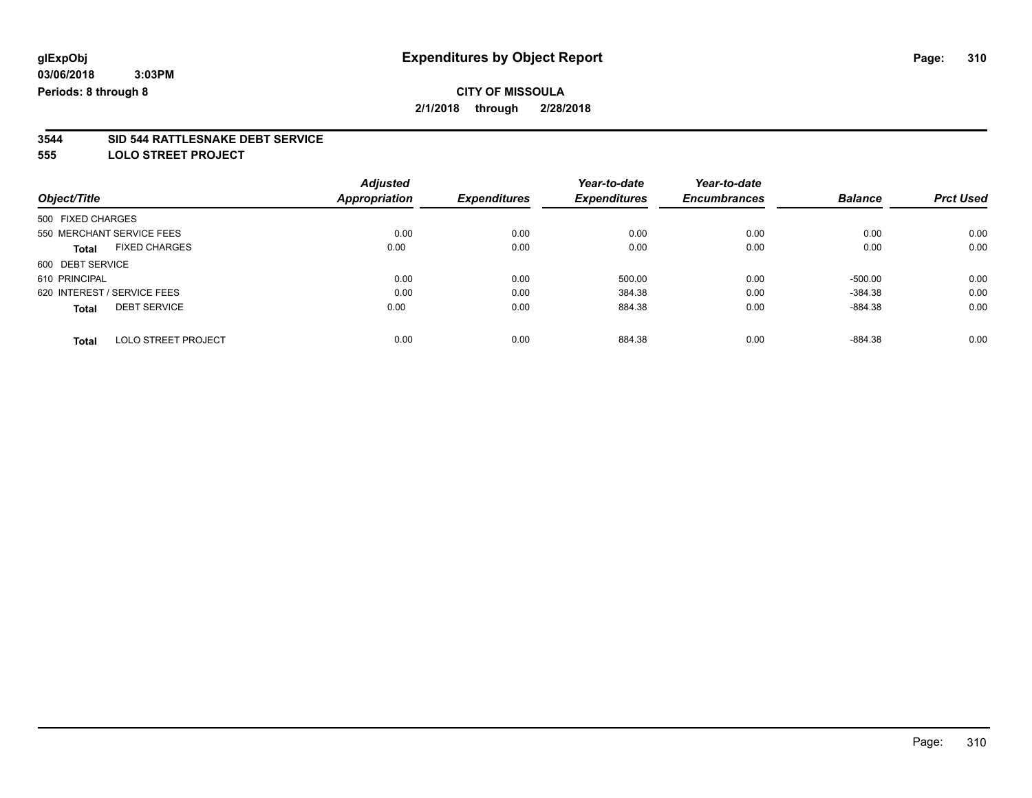glExpObj
03/06/2018 3:03PM
Periods: 8 through 8

# Expenditures by Object Report

**CITY OF MISSOULA**

**2/1/2018 through 2/28/2018**

**3544 SID 544 RATTLESNAKE DEBT SERVICE**

**555 LOLO STREET PROJECT**

| Object/Title | Adjusted Appropriation | Expenditures | Year-to-date Expenditures | Year-to-date Encumbrances | Balance | Prct Used |
|---|---|---|---|---|---|---|
| 500 FIXED CHARGES | | | | | | |
| 550 MERCHANT SERVICE FEES | 0.00 | 0.00 | 0.00 | 0.00 | 0.00 | 0.00 |
| **Total** FIXED CHARGES | 0.00 | 0.00 | 0.00 | 0.00 | 0.00 | 0.00 |
| 600 DEBT SERVICE | | | | | | |
| 610 PRINCIPAL | 0.00 | 0.00 | 500.00 | 0.00 | -500.00 | 0.00 |
| 620 INTEREST / SERVICE FEES | 0.00 | 0.00 | 384.38 | 0.00 | -384.38 | 0.00 |
| **Total** DEBT SERVICE | 0.00 | 0.00 | 884.38 | 0.00 | -884.38 | 0.00 |
| **Total** LOLO STREET PROJECT | 0.00 | 0.00 | 884.38 | 0.00 | -884.38 | 0.00 |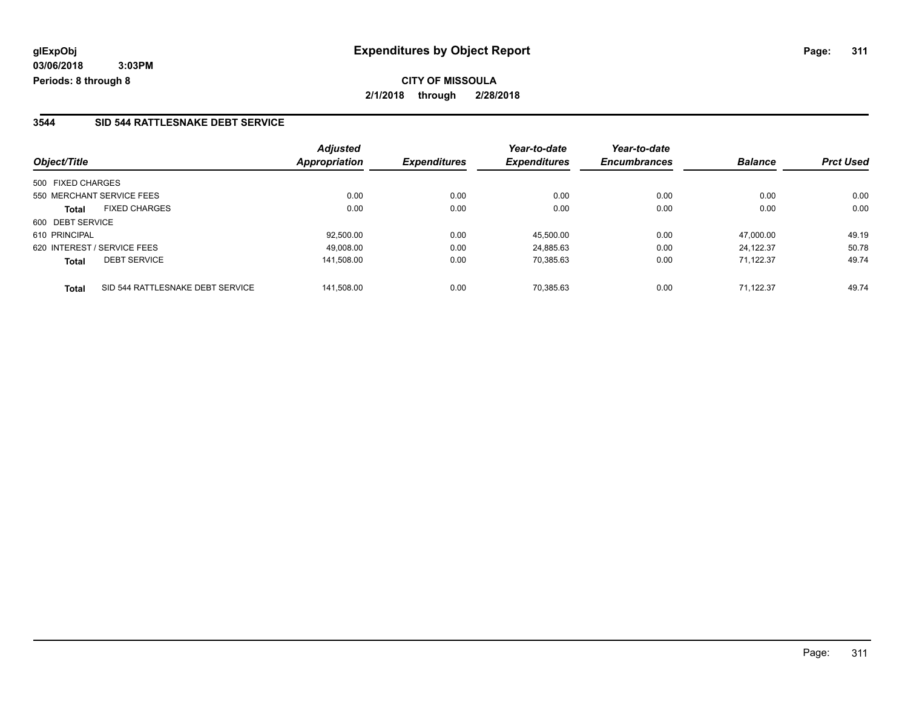**glExpObj** 
**03/06/2018 3:03PM** 
**Periods: 8 through 8**

# Expenditures by Object Report

**CITY OF MISSOULA** 
**2/1/2018 through 2/28/2018**

## 3544 SID 544 RATTLESNAKE DEBT SERVICE

| Object/Title | | Adjusted Appropriation | Expenditures | Year-to-date Expenditures | Year-to-date Encumbrances | Balance | Prct Used |
|---|---|---|---|---|---|---|---|
| 500 FIXED CHARGES | | | | | | | |
| 550 MERCHANT SERVICE FEES | | 0.00 | 0.00 | 0.00 | 0.00 | 0.00 | 0.00 |
| **Total** | FIXED CHARGES | 0.00 | 0.00 | 0.00 | 0.00 | 0.00 | 0.00 |
| 600 DEBT SERVICE | | | | | | | |
| 610 PRINCIPAL | | 92,500.00 | 0.00 | 45,500.00 | 0.00 | 47,000.00 | 49.19 |
| 620 INTEREST / SERVICE FEES | | 49,008.00 | 0.00 | 24,885.63 | 0.00 | 24,122.37 | 50.78 |
| **Total** | DEBT SERVICE | 141,508.00 | 0.00 | 70,385.63 | 0.00 | 71,122.37 | 49.74 |
| **Total** | SID 544 RATTLESNAKE DEBT SERVICE | 141,508.00 | 0.00 | 70,385.63 | 0.00 | 71,122.37 | 49.74 |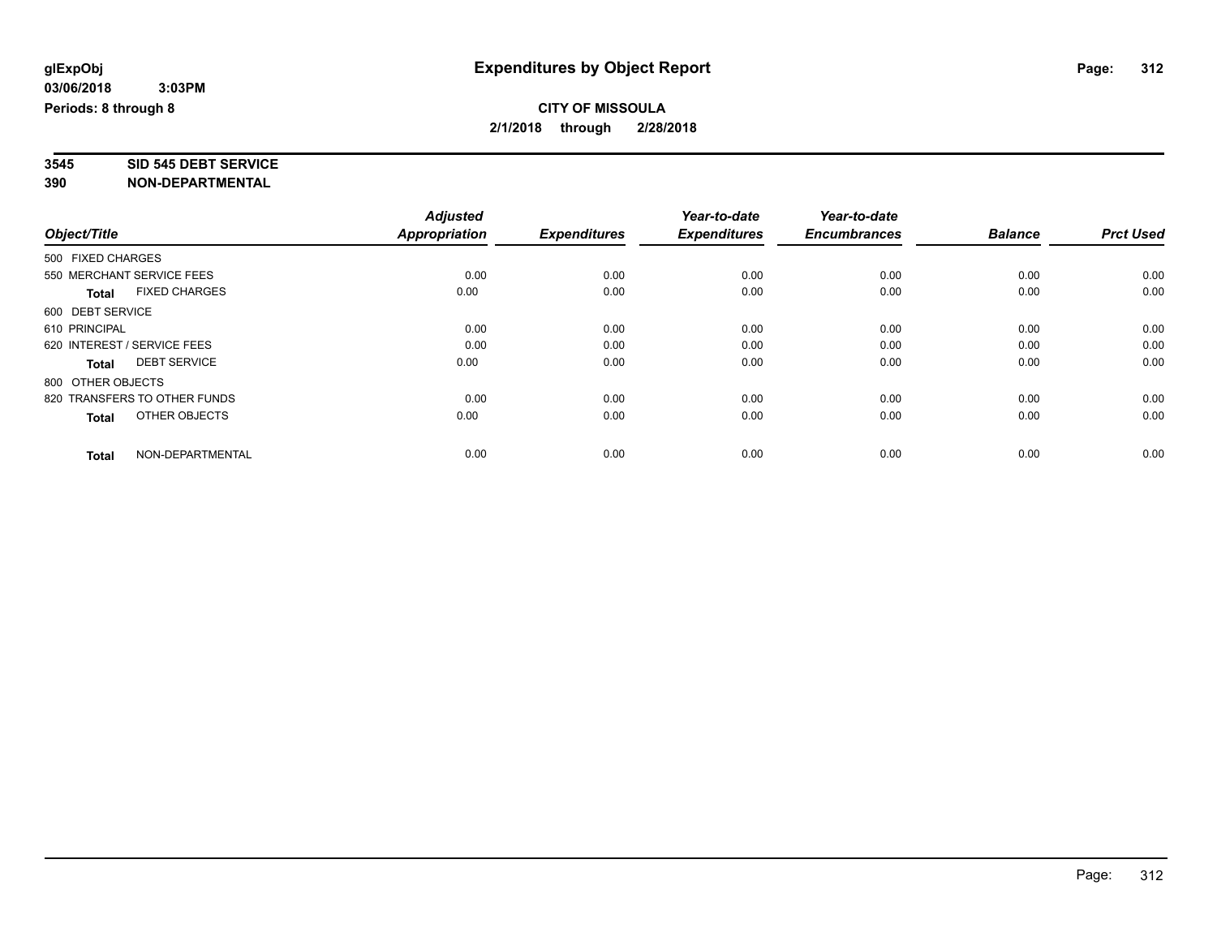**glExpObj**
**03/06/2018 3:03PM**
**Periods: 8 through 8**

# Expenditures by Object Report

**CITY OF MISSOULA**
**2/1/2018 through 2/28/2018**

**3545 SID 545 DEBT SERVICE**
**390 NON-DEPARTMENTAL**

| Object/Title | Adjusted Appropriation | Expenditures | Year-to-date Expenditures | Year-to-date Encumbrances | Balance | Prct Used |
|---|---|---|---|---|---|---|
| 500 FIXED CHARGES | | | | | | |
| 550 MERCHANT SERVICE FEES | 0.00 | 0.00 | 0.00 | 0.00 | 0.00 | 0.00 |
| **Total** FIXED CHARGES | 0.00 | 0.00 | 0.00 | 0.00 | 0.00 | 0.00 |
| 600 DEBT SERVICE | | | | | | |
| 610 PRINCIPAL | 0.00 | 0.00 | 0.00 | 0.00 | 0.00 | 0.00 |
| 620 INTEREST / SERVICE FEES | 0.00 | 0.00 | 0.00 | 0.00 | 0.00 | 0.00 |
| **Total** DEBT SERVICE | 0.00 | 0.00 | 0.00 | 0.00 | 0.00 | 0.00 |
| 800 OTHER OBJECTS | | | | | | |
| 820 TRANSFERS TO OTHER FUNDS | 0.00 | 0.00 | 0.00 | 0.00 | 0.00 | 0.00 |
| **Total** OTHER OBJECTS | 0.00 | 0.00 | 0.00 | 0.00 | 0.00 | 0.00 |
| **Total** NON-DEPARTMENTAL | 0.00 | 0.00 | 0.00 | 0.00 | 0.00 | 0.00 |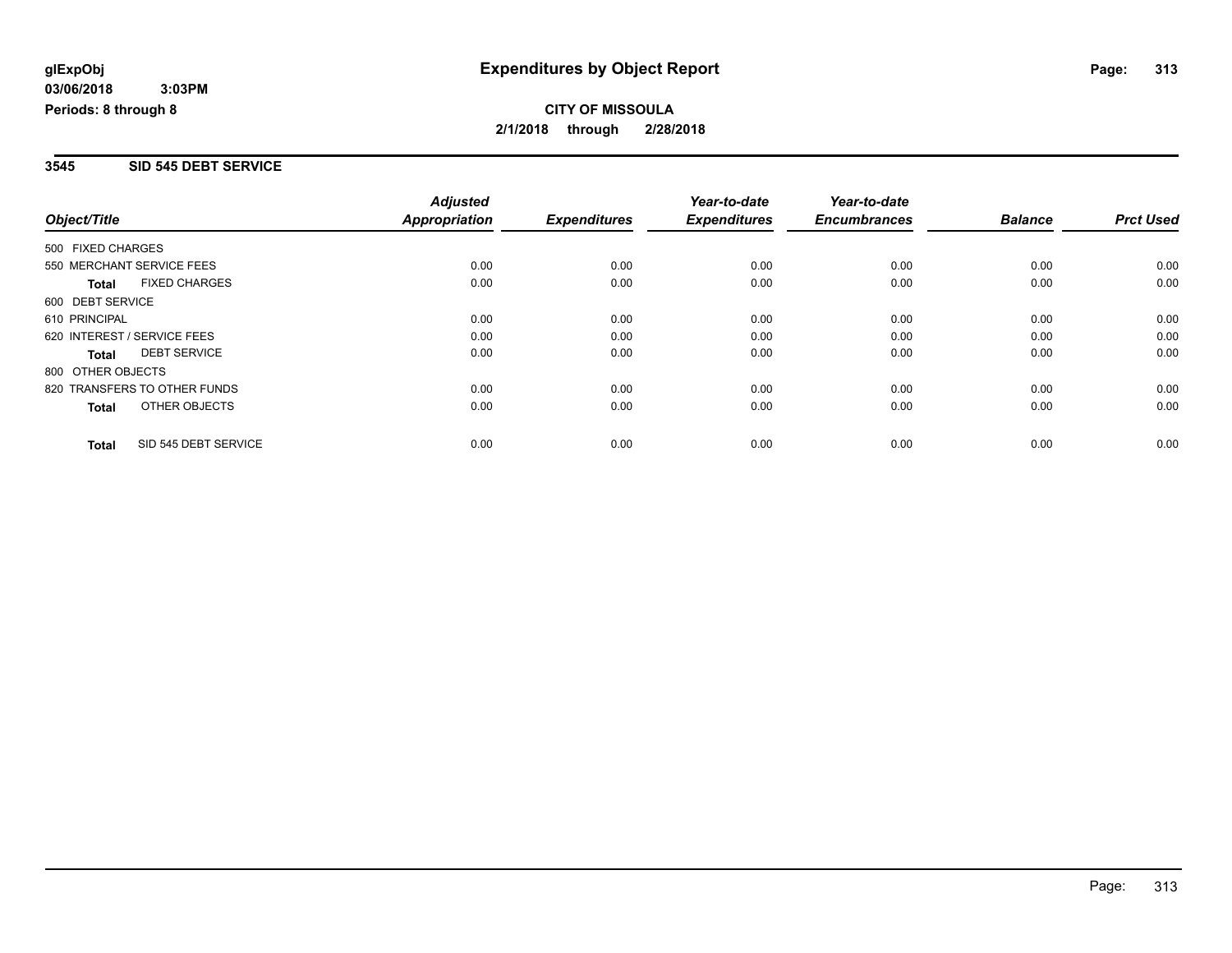**glExpObj**
**03/06/2018 3:03PM**
**Periods: 8 through 8**

# Expenditures by Object Report

**CITY OF MISSOULA**
**2/1/2018 through 2/28/2018**

## 3545 SID 545 DEBT SERVICE

| Object/Title | Adjusted Appropriation | Expenditures | Year-to-date Expenditures | Year-to-date Encumbrances | Balance | Prct Used |
|---|---|---|---|---|---|---|
| 500 FIXED CHARGES | | | | | | |
| 550 MERCHANT SERVICE FEES | 0.00 | 0.00 | 0.00 | 0.00 | 0.00 | 0.00 |
| **Total** FIXED CHARGES | 0.00 | 0.00 | 0.00 | 0.00 | 0.00 | 0.00 |
| 600 DEBT SERVICE | | | | | | |
| 610 PRINCIPAL | 0.00 | 0.00 | 0.00 | 0.00 | 0.00 | 0.00 |
| 620 INTEREST / SERVICE FEES | 0.00 | 0.00 | 0.00 | 0.00 | 0.00 | 0.00 |
| **Total** DEBT SERVICE | 0.00 | 0.00 | 0.00 | 0.00 | 0.00 | 0.00 |
| 800 OTHER OBJECTS | | | | | | |
| 820 TRANSFERS TO OTHER FUNDS | 0.00 | 0.00 | 0.00 | 0.00 | 0.00 | 0.00 |
| **Total** OTHER OBJECTS | 0.00 | 0.00 | 0.00 | 0.00 | 0.00 | 0.00 |
| **Total** SID 545 DEBT SERVICE | 0.00 | 0.00 | 0.00 | 0.00 | 0.00 | 0.00 |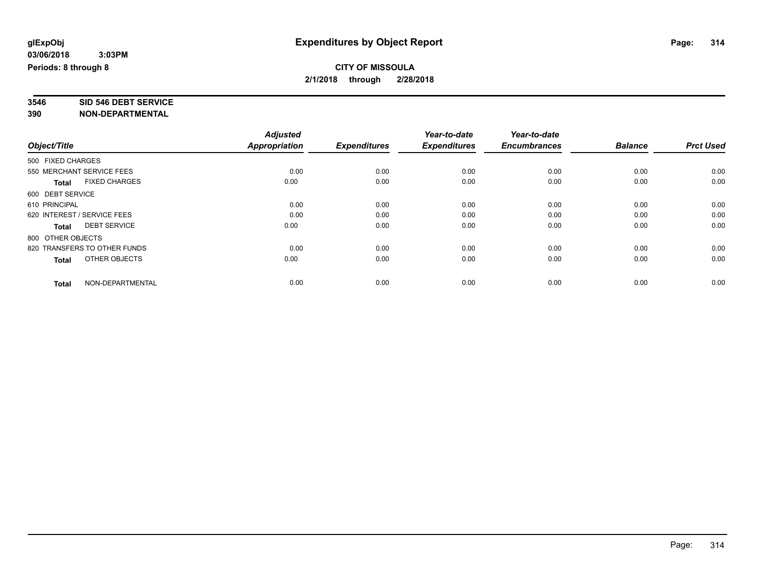# Expenditures by Object Report

glExpObj
03/06/2018 3:03PM
Periods: 8 through 8

**CITY OF MISSOULA**
**2/1/2018 through 2/28/2018**

**3546 SID 546 DEBT SERVICE**
**390 NON-DEPARTMENTAL**

| Object/Title | Adjusted Appropriation | Expenditures | Year-to-date Expenditures | Year-to-date Encumbrances | Balance | Prct Used |
|---|---|---|---|---|---|---|
| 500 FIXED CHARGES | | | | | | |
| 550 MERCHANT SERVICE FEES | 0.00 | 0.00 | 0.00 | 0.00 | 0.00 | 0.00 |
| **Total** FIXED CHARGES | 0.00 | 0.00 | 0.00 | 0.00 | 0.00 | 0.00 |
| 600 DEBT SERVICE | | | | | | |
| 610 PRINCIPAL | 0.00 | 0.00 | 0.00 | 0.00 | 0.00 | 0.00 |
| 620 INTEREST / SERVICE FEES | 0.00 | 0.00 | 0.00 | 0.00 | 0.00 | 0.00 |
| **Total** DEBT SERVICE | 0.00 | 0.00 | 0.00 | 0.00 | 0.00 | 0.00 |
| 800 OTHER OBJECTS | | | | | | |
| 820 TRANSFERS TO OTHER FUNDS | 0.00 | 0.00 | 0.00 | 0.00 | 0.00 | 0.00 |
| **Total** OTHER OBJECTS | 0.00 | 0.00 | 0.00 | 0.00 | 0.00 | 0.00 |
| **Total** NON-DEPARTMENTAL | 0.00 | 0.00 | 0.00 | 0.00 | 0.00 | 0.00 |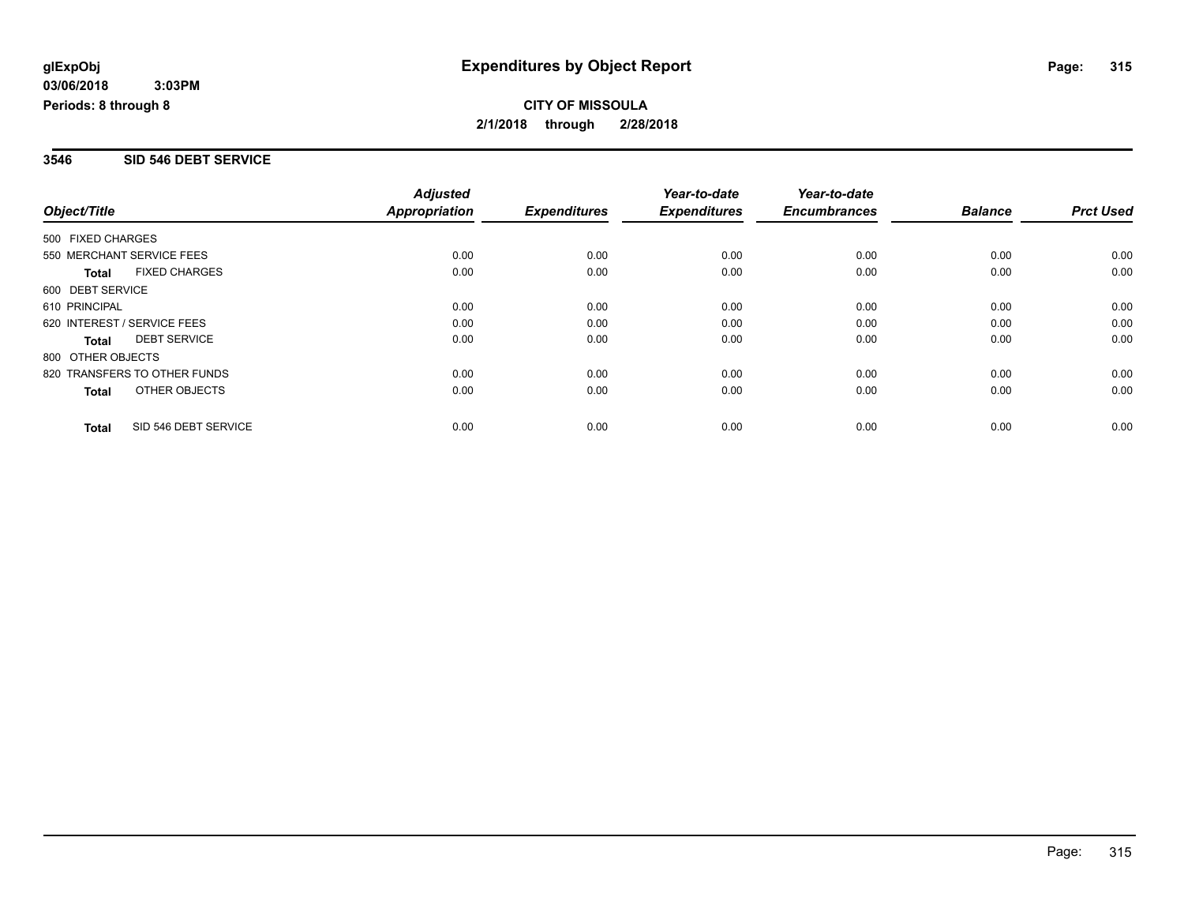**glExpObj**
**03/06/2018 3:03PM**
**Periods: 8 through 8**

# Expenditures by Object Report

**CITY OF MISSOULA**
**2/1/2018 through 2/28/2018**

## 3546 SID 546 DEBT SERVICE

| Object/Title | Adjusted Appropriation | Expenditures | Year-to-date Expenditures | Year-to-date Encumbrances | Balance | Prct Used |
|---|---|---|---|---|---|---|
| 500 FIXED CHARGES | | | | | | |
| 550 MERCHANT SERVICE FEES | 0.00 | 0.00 | 0.00 | 0.00 | 0.00 | 0.00 |
| **Total** FIXED CHARGES | 0.00 | 0.00 | 0.00 | 0.00 | 0.00 | 0.00 |
| 600 DEBT SERVICE | | | | | | |
| 610 PRINCIPAL | 0.00 | 0.00 | 0.00 | 0.00 | 0.00 | 0.00 |
| 620 INTEREST / SERVICE FEES | 0.00 | 0.00 | 0.00 | 0.00 | 0.00 | 0.00 |
| **Total** DEBT SERVICE | 0.00 | 0.00 | 0.00 | 0.00 | 0.00 | 0.00 |
| 800 OTHER OBJECTS | | | | | | |
| 820 TRANSFERS TO OTHER FUNDS | 0.00 | 0.00 | 0.00 | 0.00 | 0.00 | 0.00 |
| **Total** OTHER OBJECTS | 0.00 | 0.00 | 0.00 | 0.00 | 0.00 | 0.00 |
| **Total** SID 546 DEBT SERVICE | 0.00 | 0.00 | 0.00 | 0.00 | 0.00 | 0.00 |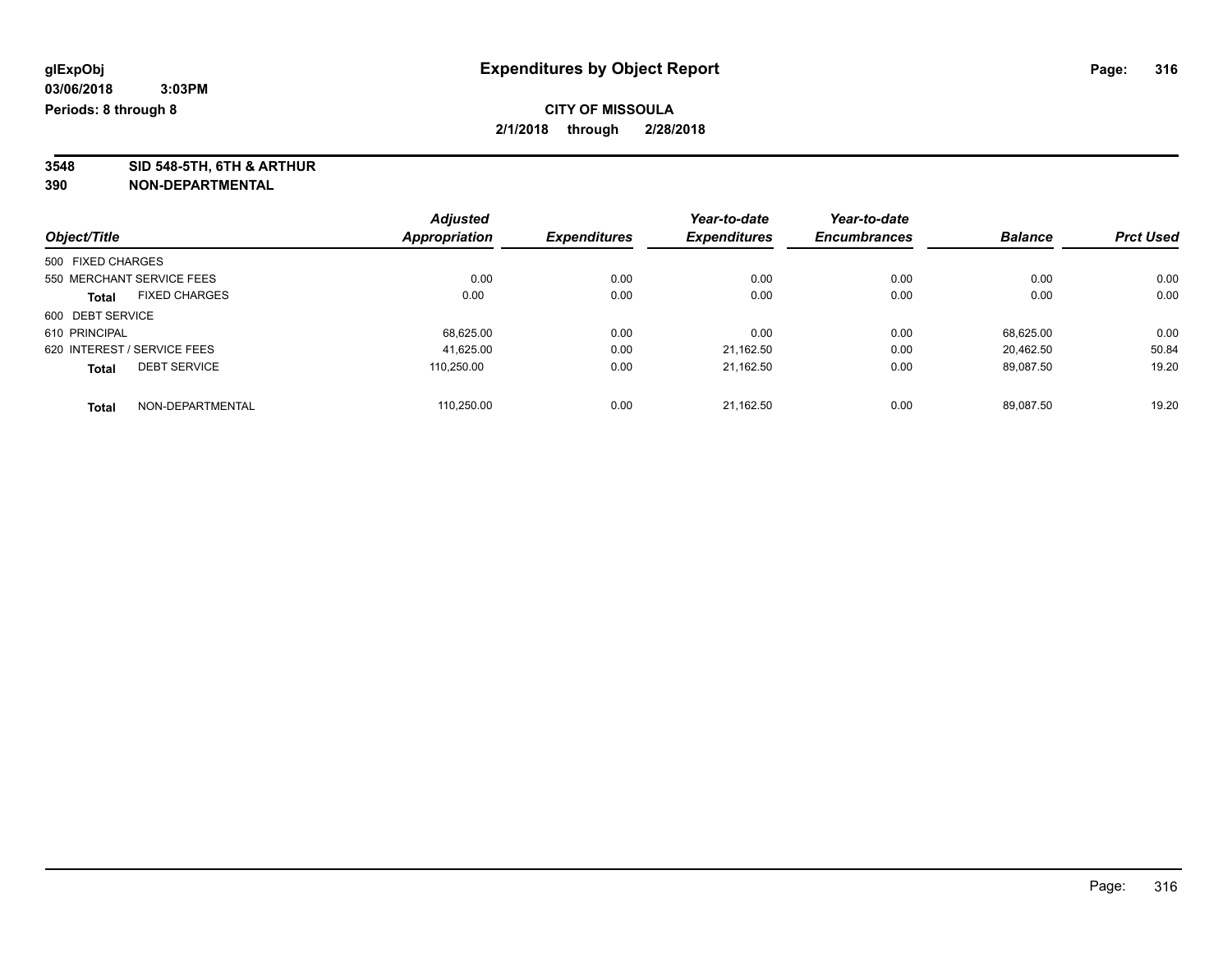**glExpObj** | **Expenditures by Object Report**

**03/06/2018 3:03PM**

**Periods: 8 through 8**

**CITY OF MISSOULA**

**2/1/2018 through 2/28/2018**

**3548 SID 548-5TH, 6TH & ARTHUR**

**390 NON-DEPARTMENTAL**

| Object/Title | Adjusted Appropriation | Expenditures | Year-to-date Expenditures | Year-to-date Encumbrances | Balance | Prct Used |
|---|---|---|---|---|---|---|
| 500 FIXED CHARGES | | | | | | |
| 550 MERCHANT SERVICE FEES | 0.00 | 0.00 | 0.00 | 0.00 | 0.00 | 0.00 |
| **Total** FIXED CHARGES | 0.00 | 0.00 | 0.00 | 0.00 | 0.00 | 0.00 |
| 600 DEBT SERVICE | | | | | | |
| 610 PRINCIPAL | 68,625.00 | 0.00 | 0.00 | 0.00 | 68,625.00 | 0.00 |
| 620 INTEREST / SERVICE FEES | 41,625.00 | 0.00 | 21,162.50 | 0.00 | 20,462.50 | 50.84 |
| **Total** DEBT SERVICE | 110,250.00 | 0.00 | 21,162.50 | 0.00 | 89,087.50 | 19.20 |
| **Total** NON-DEPARTMENTAL | 110,250.00 | 0.00 | 21,162.50 | 0.00 | 89,087.50 | 19.20 |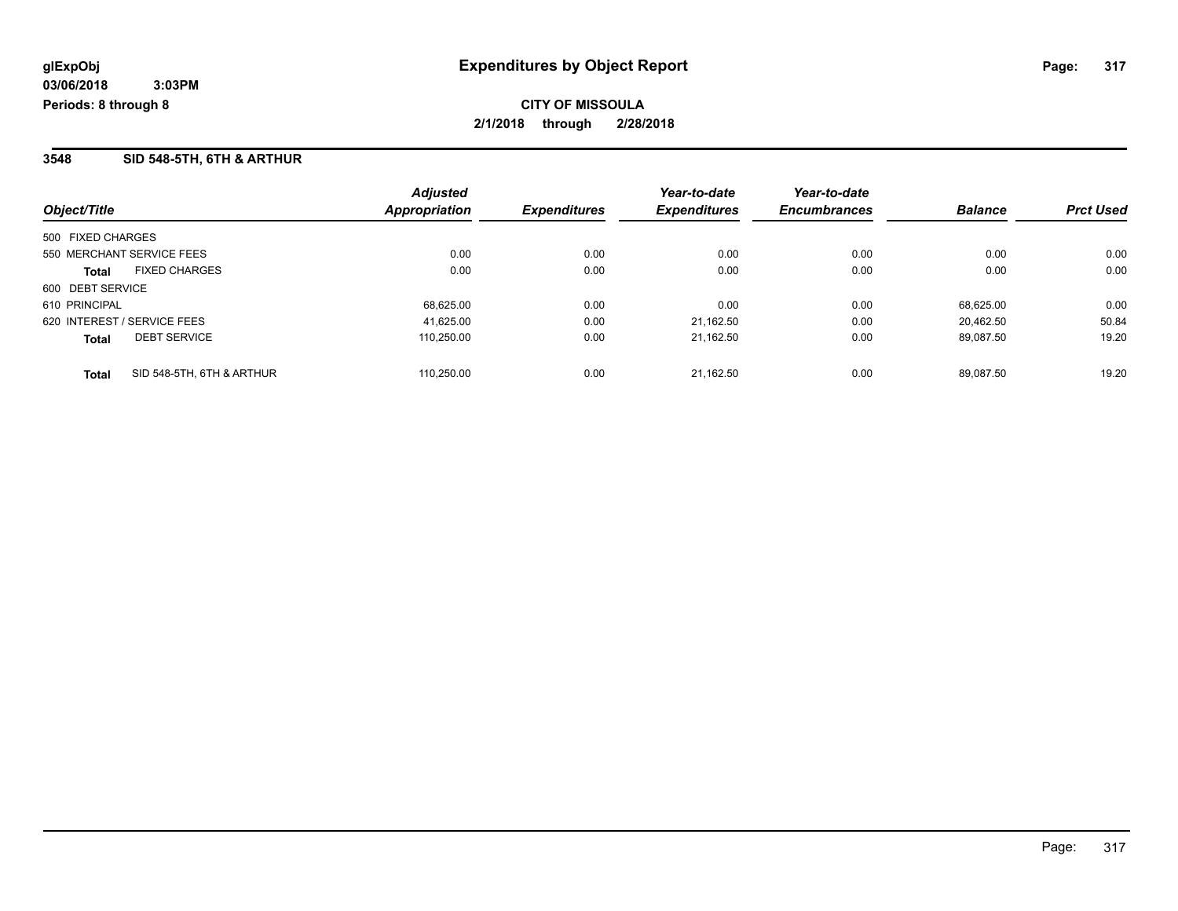**glExpObj**
**03/06/2018 3:03PM**
**Periods: 8 through 8**

# Expenditures by Object Report

**CITY OF MISSOULA**
**2/1/2018 through 2/28/2018**

## 3548 SID 548-5TH, 6TH & ARTHUR

| Object/Title | Adjusted Appropriation | Expenditures | Year-to-date Expenditures | Year-to-date Encumbrances | Balance | Prct Used |
|---|---|---|---|---|---|---|
| 500 FIXED CHARGES | | | | | | |
| 550 MERCHANT SERVICE FEES | 0.00 | 0.00 | 0.00 | 0.00 | 0.00 | 0.00 |
| **Total** FIXED CHARGES | 0.00 | 0.00 | 0.00 | 0.00 | 0.00 | 0.00 |
| 600 DEBT SERVICE | | | | | | |
| 610 PRINCIPAL | 68,625.00 | 0.00 | 0.00 | 0.00 | 68,625.00 | 0.00 |
| 620 INTEREST / SERVICE FEES | 41,625.00 | 0.00 | 21,162.50 | 0.00 | 20,462.50 | 50.84 |
| **Total** DEBT SERVICE | 110,250.00 | 0.00 | 21,162.50 | 0.00 | 89,087.50 | 19.20 |
| **Total** SID 548-5TH, 6TH & ARTHUR | 110,250.00 | 0.00 | 21,162.50 | 0.00 | 89,087.50 | 19.20 |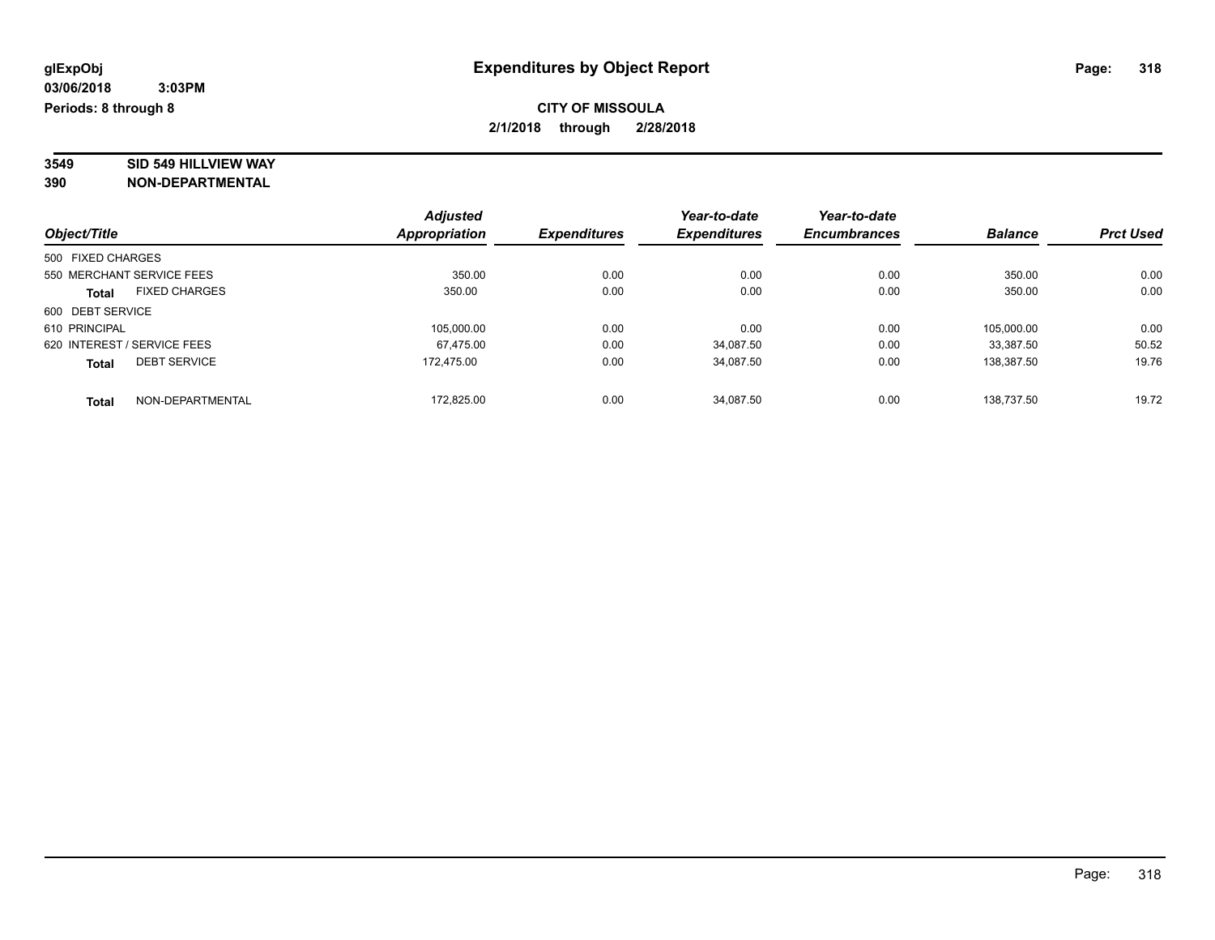glExpObj
03/06/2018 3:03PM
Periods: 8 through 8

# Expenditures by Object Report

**CITY OF MISSOULA**
**2/1/2018 through 2/28/2018**

**3549 SID 549 HILLVIEW WAY**
**390 NON-DEPARTMENTAL**

| Object/Title | Adjusted Appropriation | Expenditures | Year-to-date Expenditures | Year-to-date Encumbrances | Balance | Prct Used |
|---|---|---|---|---|---|---|
| 500 FIXED CHARGES | | | | | | |
| 550 MERCHANT SERVICE FEES | 350.00 | 0.00 | 0.00 | 0.00 | 350.00 | 0.00 |
| **Total** FIXED CHARGES | 350.00 | 0.00 | 0.00 | 0.00 | 350.00 | 0.00 |
| 600 DEBT SERVICE | | | | | | |
| 610 PRINCIPAL | 105,000.00 | 0.00 | 0.00 | 0.00 | 105,000.00 | 0.00 |
| 620 INTEREST / SERVICE FEES | 67,475.00 | 0.00 | 34,087.50 | 0.00 | 33,387.50 | 50.52 |
| **Total** DEBT SERVICE | 172,475.00 | 0.00 | 34,087.50 | 0.00 | 138,387.50 | 19.76 |
| **Total** NON-DEPARTMENTAL | 172,825.00 | 0.00 | 34,087.50 | 0.00 | 138,737.50 | 19.72 |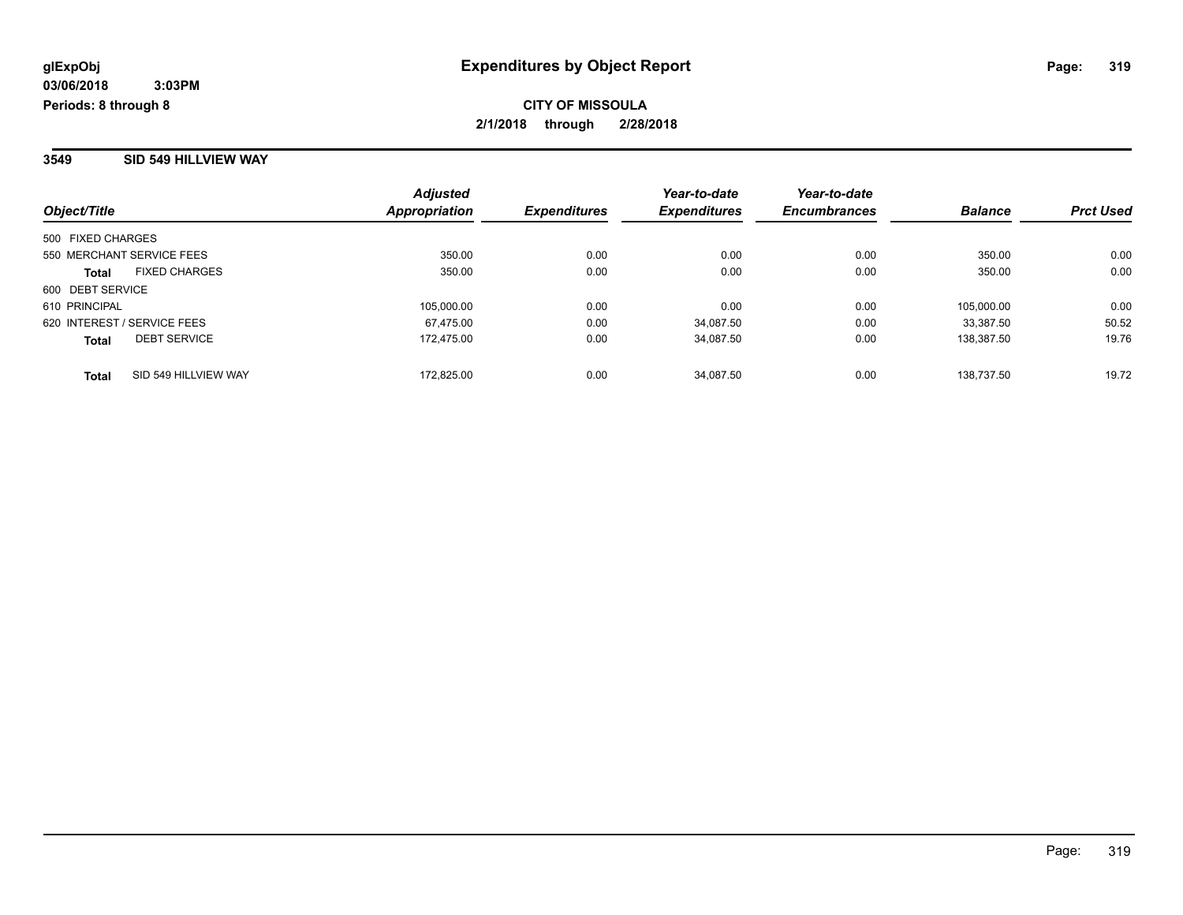glExpObj
03/06/2018 3:03PM
Periods: 8 through 8

# Expenditures by Object Report

**CITY OF MISSOULA**
**2/1/2018 through 2/28/2018**

## 3549 SID 549 HILLVIEW WAY

| Object/Title | | Adjusted Appropriation | Expenditures | Year-to-date Expenditures | Year-to-date Encumbrances | Balance | Prct Used |
|---|---|---|---|---|---|---|---|
| 500 FIXED CHARGES | | | | | | | |
| 550 MERCHANT SERVICE FEES | | 350.00 | 0.00 | 0.00 | 0.00 | 350.00 | 0.00 |
| **Total** | FIXED CHARGES | 350.00 | 0.00 | 0.00 | 0.00 | 350.00 | 0.00 |
| 600 DEBT SERVICE | | | | | | | |
| 610 PRINCIPAL | | 105,000.00 | 0.00 | 0.00 | 0.00 | 105,000.00 | 0.00 |
| 620 INTEREST / SERVICE FEES | | 67,475.00 | 0.00 | 34,087.50 | 0.00 | 33,387.50 | 50.52 |
| **Total** | DEBT SERVICE | 172,475.00 | 0.00 | 34,087.50 | 0.00 | 138,387.50 | 19.76 |
| **Total** | SID 549 HILLVIEW WAY | 172,825.00 | 0.00 | 34,087.50 | 0.00 | 138,737.50 | 19.72 |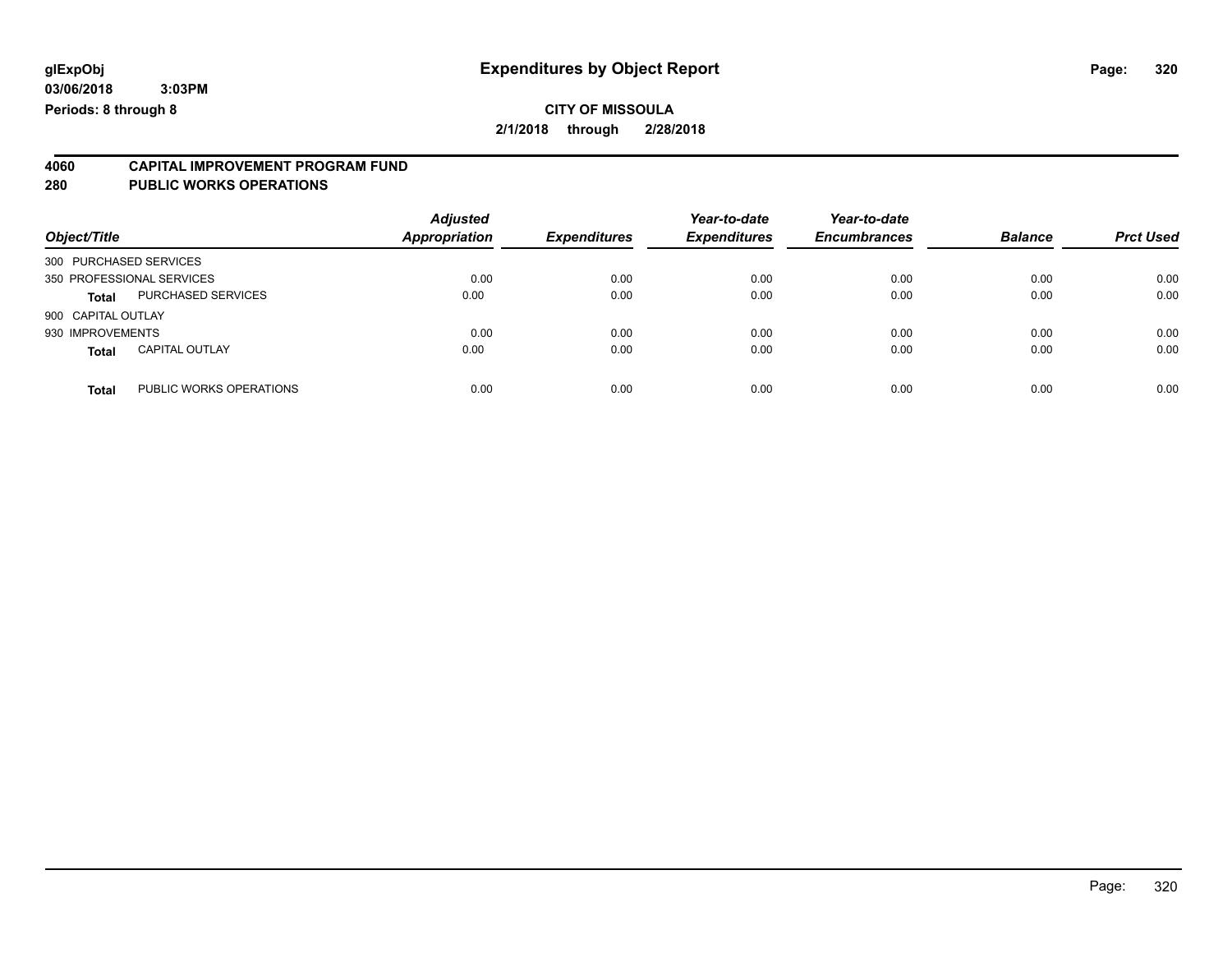**glExpObj**
**03/06/2018 3:03PM**
**Periods: 8 through 8**

# Expenditures by Object Report

**CITY OF MISSOULA**
**2/1/2018 through 2/28/2018**

## 4060 CAPITAL IMPROVEMENT PROGRAM FUND
## 280 PUBLIC WORKS OPERATIONS

| Object/Title | | Adjusted Appropriation | Expenditures | Year-to-date Expenditures | Year-to-date Encumbrances | Balance | Prct Used |
|---|---|---|---|---|---|---|---|
| 300 PURCHASED SERVICES | | | | | | | |
| 350 PROFESSIONAL SERVICES | | 0.00 | 0.00 | 0.00 | 0.00 | 0.00 | 0.00 |
| **Total** | PURCHASED SERVICES | 0.00 | 0.00 | 0.00 | 0.00 | 0.00 | 0.00 |
| 900 CAPITAL OUTLAY | | | | | | | |
| 930 IMPROVEMENTS | | 0.00 | 0.00 | 0.00 | 0.00 | 0.00 | 0.00 |
| **Total** | CAPITAL OUTLAY | 0.00 | 0.00 | 0.00 | 0.00 | 0.00 | 0.00 |
| **Total** | PUBLIC WORKS OPERATIONS | 0.00 | 0.00 | 0.00 | 0.00 | 0.00 | 0.00 |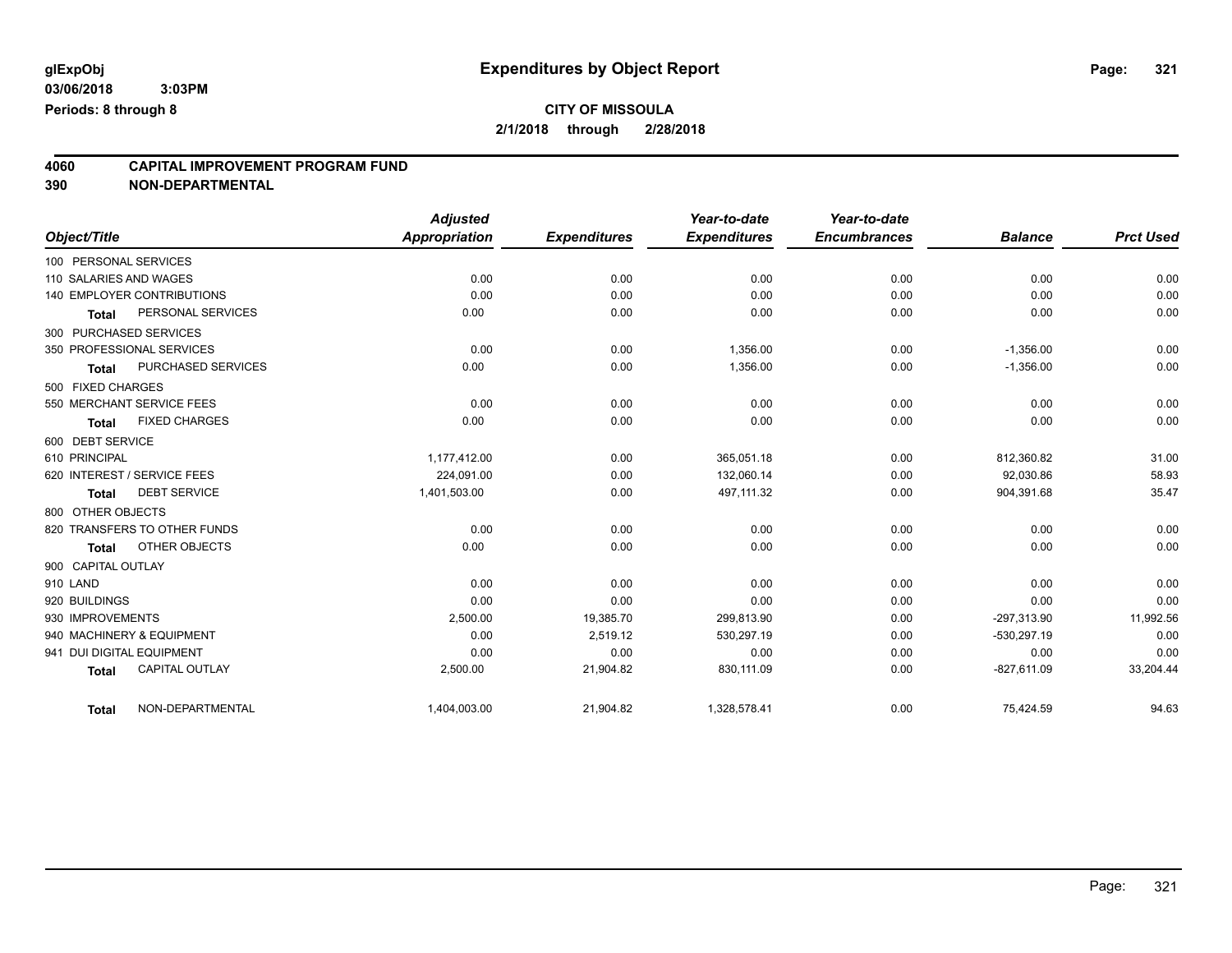**glExpObj** **Expenditures by Object Report**

**03/06/2018 3:03PM**

**Periods: 8 through 8**

**CITY OF MISSOULA**

**2/1/2018 through 2/28/2018**

## 4060 CAPITAL IMPROVEMENT PROGRAM FUND
## 390 NON-DEPARTMENTAL

| Object/Title | Adjusted Appropriation | Expenditures | Year-to-date Expenditures | Year-to-date Encumbrances | Balance | Prct Used |
|---|---|---|---|---|---|---|
| 100 PERSONAL SERVICES | | | | | | |
| 110 SALARIES AND WAGES | 0.00 | 0.00 | 0.00 | 0.00 | 0.00 | 0.00 |
| 140 EMPLOYER CONTRIBUTIONS | 0.00 | 0.00 | 0.00 | 0.00 | 0.00 | 0.00 |
| **Total** PERSONAL SERVICES | 0.00 | 0.00 | 0.00 | 0.00 | 0.00 | 0.00 |
| 300 PURCHASED SERVICES | | | | | | |
| 350 PROFESSIONAL SERVICES | 0.00 | 0.00 | 1,356.00 | 0.00 | -1,356.00 | 0.00 |
| **Total** PURCHASED SERVICES | 0.00 | 0.00 | 1,356.00 | 0.00 | -1,356.00 | 0.00 |
| 500 FIXED CHARGES | | | | | | |
| 550 MERCHANT SERVICE FEES | 0.00 | 0.00 | 0.00 | 0.00 | 0.00 | 0.00 |
| **Total** FIXED CHARGES | 0.00 | 0.00 | 0.00 | 0.00 | 0.00 | 0.00 |
| 600 DEBT SERVICE | | | | | | |
| 610 PRINCIPAL | 1,177,412.00 | 0.00 | 365,051.18 | 0.00 | 812,360.82 | 31.00 |
| 620 INTEREST / SERVICE FEES | 224,091.00 | 0.00 | 132,060.14 | 0.00 | 92,030.86 | 58.93 |
| **Total** DEBT SERVICE | 1,401,503.00 | 0.00 | 497,111.32 | 0.00 | 904,391.68 | 35.47 |
| 800 OTHER OBJECTS | | | | | | |
| 820 TRANSFERS TO OTHER FUNDS | 0.00 | 0.00 | 0.00 | 0.00 | 0.00 | 0.00 |
| **Total** OTHER OBJECTS | 0.00 | 0.00 | 0.00 | 0.00 | 0.00 | 0.00 |
| 900 CAPITAL OUTLAY | | | | | | |
| 910 LAND | 0.00 | 0.00 | 0.00 | 0.00 | 0.00 | 0.00 |
| 920 BUILDINGS | 0.00 | 0.00 | 0.00 | 0.00 | 0.00 | 0.00 |
| 930 IMPROVEMENTS | 2,500.00 | 19,385.70 | 299,813.90 | 0.00 | -297,313.90 | 11,992.56 |
| 940 MACHINERY & EQUIPMENT | 0.00 | 2,519.12 | 530,297.19 | 0.00 | -530,297.19 | 0.00 |
| 941 DUI DIGITAL EQUIPMENT | 0.00 | 0.00 | 0.00 | 0.00 | 0.00 | 0.00 |
| **Total** CAPITAL OUTLAY | 2,500.00 | 21,904.82 | 830,111.09 | 0.00 | -827,611.09 | 33,204.44 |
| **Total** NON-DEPARTMENTAL | 1,404,003.00 | 21,904.82 | 1,328,578.41 | 0.00 | 75,424.59 | 94.63 |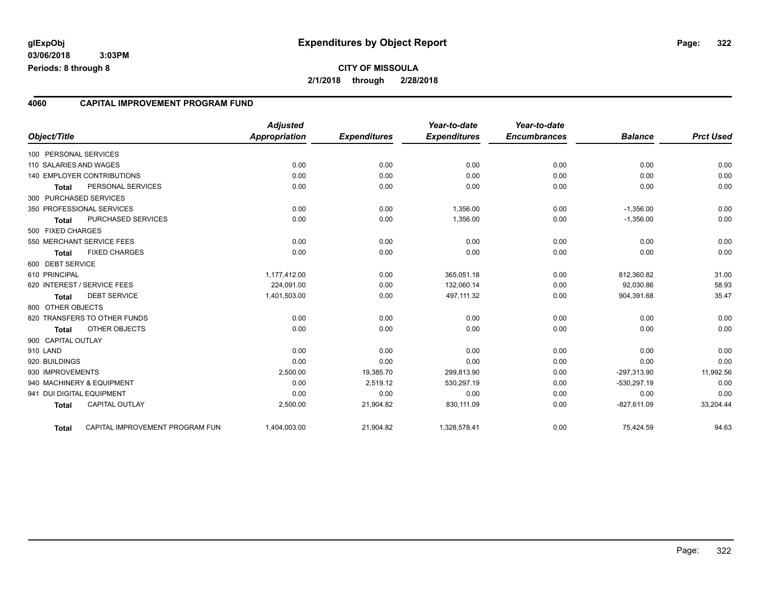**glExpObj** 
**03/06/2018 3:03PM** 
**Periods: 8 through 8**

# Expenditures by Object Report

**CITY OF MISSOULA**
**2/1/2018 through 2/28/2018**

## 4060 CAPITAL IMPROVEMENT PROGRAM FUND

| Object/Title | Adjusted Appropriation | Expenditures | Year-to-date Expenditures | Year-to-date Encumbrances | Balance | Prct Used |
|---|---|---|---|---|---|---|
| 100 PERSONAL SERVICES | | | | | | |
| 110 SALARIES AND WAGES | 0.00 | 0.00 | 0.00 | 0.00 | 0.00 | 0.00 |
| 140 EMPLOYER CONTRIBUTIONS | 0.00 | 0.00 | 0.00 | 0.00 | 0.00 | 0.00 |
| **Total** PERSONAL SERVICES | 0.00 | 0.00 | 0.00 | 0.00 | 0.00 | 0.00 |
| 300 PURCHASED SERVICES | | | | | | |
| 350 PROFESSIONAL SERVICES | 0.00 | 0.00 | 1,356.00 | 0.00 | -1,356.00 | 0.00 |
| **Total** PURCHASED SERVICES | 0.00 | 0.00 | 1,356.00 | 0.00 | -1,356.00 | 0.00 |
| 500 FIXED CHARGES | | | | | | |
| 550 MERCHANT SERVICE FEES | 0.00 | 0.00 | 0.00 | 0.00 | 0.00 | 0.00 |
| **Total** FIXED CHARGES | 0.00 | 0.00 | 0.00 | 0.00 | 0.00 | 0.00 |
| 600 DEBT SERVICE | | | | | | |
| 610 PRINCIPAL | 1,177,412.00 | 0.00 | 365,051.18 | 0.00 | 812,360.82 | 31.00 |
| 620 INTEREST / SERVICE FEES | 224,091.00 | 0.00 | 132,060.14 | 0.00 | 92,030.86 | 58.93 |
| **Total** DEBT SERVICE | 1,401,503.00 | 0.00 | 497,111.32 | 0.00 | 904,391.68 | 35.47 |
| 800 OTHER OBJECTS | | | | | | |
| 820 TRANSFERS TO OTHER FUNDS | 0.00 | 0.00 | 0.00 | 0.00 | 0.00 | 0.00 |
| **Total** OTHER OBJECTS | 0.00 | 0.00 | 0.00 | 0.00 | 0.00 | 0.00 |
| 900 CAPITAL OUTLAY | | | | | | |
| 910 LAND | 0.00 | 0.00 | 0.00 | 0.00 | 0.00 | 0.00 |
| 920 BUILDINGS | 0.00 | 0.00 | 0.00 | 0.00 | 0.00 | 0.00 |
| 930 IMPROVEMENTS | 2,500.00 | 19,385.70 | 299,813.90 | 0.00 | -297,313.90 | 11,992.56 |
| 940 MACHINERY & EQUIPMENT | 0.00 | 2,519.12 | 530,297.19 | 0.00 | -530,297.19 | 0.00 |
| 941 DUI DIGITAL EQUIPMENT | 0.00 | 0.00 | 0.00 | 0.00 | 0.00 | 0.00 |
| **Total** CAPITAL OUTLAY | 2,500.00 | 21,904.82 | 830,111.09 | 0.00 | -827,611.09 | 33,204.44 |
| **Total** CAPITAL IMPROVEMENT PROGRAM FUN | 1,404,003.00 | 21,904.82 | 1,328,578.41 | 0.00 | 75,424.59 | 94.63 |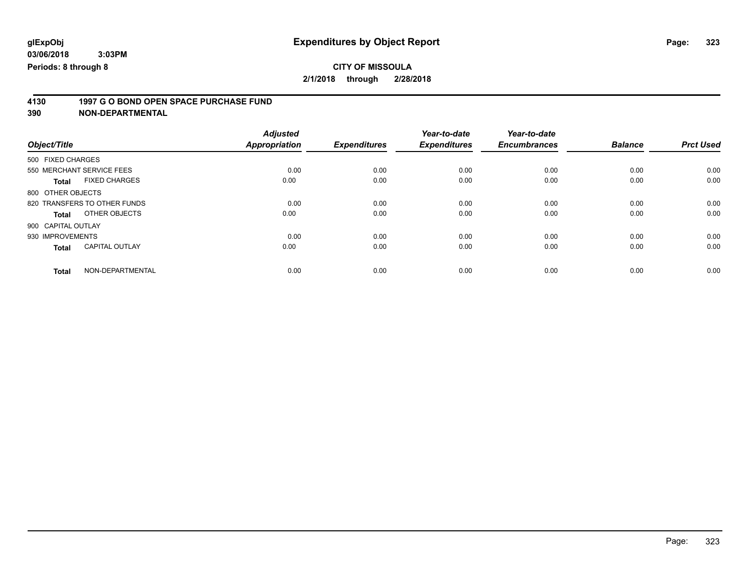**glExpObj** **Expenditures by Object Report**

**03/06/2018 3:03PM**

**Periods: 8 through 8**

**CITY OF MISSOULA**

**2/1/2018 through 2/28/2018**

## 4130 1997 G O BOND OPEN SPACE PURCHASE FUND
## 390 NON-DEPARTMENTAL

| Object/Title | | Adjusted Appropriation | Expenditures | Year-to-date Expenditures | Year-to-date Encumbrances | Balance | Prct Used |
|---|---|---|---|---|---|---|---|
| 500 FIXED CHARGES | | | | | | | |
| 550 MERCHANT SERVICE FEES | | 0.00 | 0.00 | 0.00 | 0.00 | 0.00 | 0.00 |
| **Total** | FIXED CHARGES | 0.00 | 0.00 | 0.00 | 0.00 | 0.00 | 0.00 |
| 800 OTHER OBJECTS | | | | | | | |
| 820 TRANSFERS TO OTHER FUNDS | | 0.00 | 0.00 | 0.00 | 0.00 | 0.00 | 0.00 |
| **Total** | OTHER OBJECTS | 0.00 | 0.00 | 0.00 | 0.00 | 0.00 | 0.00 |
| 900 CAPITAL OUTLAY | | | | | | | |
| 930 IMPROVEMENTS | | 0.00 | 0.00 | 0.00 | 0.00 | 0.00 | 0.00 |
| **Total** | CAPITAL OUTLAY | 0.00 | 0.00 | 0.00 | 0.00 | 0.00 | 0.00 |
| **Total** | NON-DEPARTMENTAL | 0.00 | 0.00 | 0.00 | 0.00 | 0.00 | 0.00 |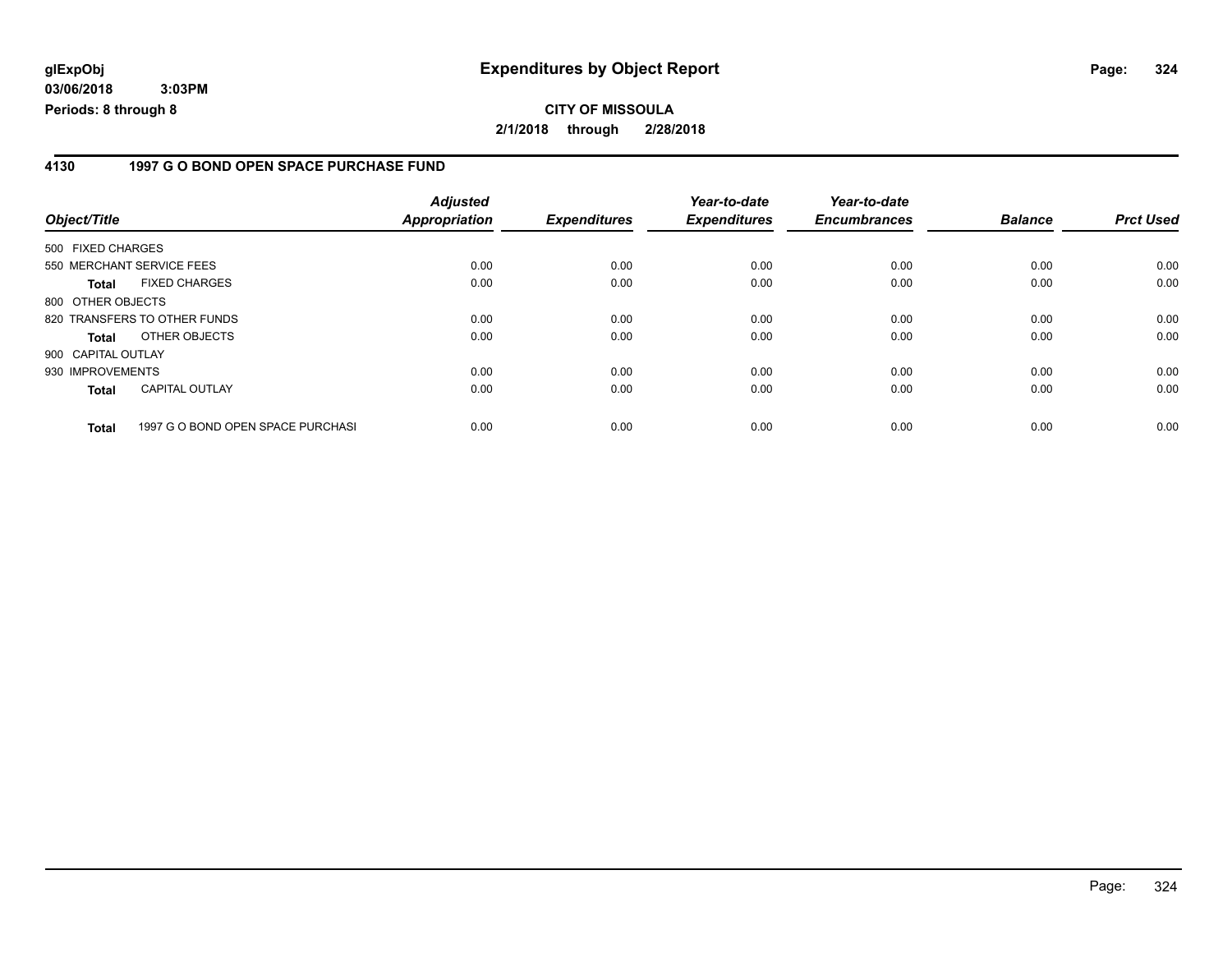**glExpObj**
**03/06/2018 3:03PM**
**Periods: 8 through 8**

# Expenditures by Object Report

**CITY OF MISSOULA**
**2/1/2018 through 2/28/2018**

## 4130 1997 G O BOND OPEN SPACE PURCHASE FUND

| Object/Title | Adjusted Appropriation | Expenditures | Year-to-date Expenditures | Year-to-date Encumbrances | Balance | Prct Used |
|---|---|---|---|---|---|---|
| 500 FIXED CHARGES | | | | | | |
| 550 MERCHANT SERVICE FEES | 0.00 | 0.00 | 0.00 | 0.00 | 0.00 | 0.00 |
| **Total** FIXED CHARGES | 0.00 | 0.00 | 0.00 | 0.00 | 0.00 | 0.00 |
| 800 OTHER OBJECTS | | | | | | |
| 820 TRANSFERS TO OTHER FUNDS | 0.00 | 0.00 | 0.00 | 0.00 | 0.00 | 0.00 |
| **Total** OTHER OBJECTS | 0.00 | 0.00 | 0.00 | 0.00 | 0.00 | 0.00 |
| 900 CAPITAL OUTLAY | | | | | | |
| 930 IMPROVEMENTS | 0.00 | 0.00 | 0.00 | 0.00 | 0.00 | 0.00 |
| **Total** CAPITAL OUTLAY | 0.00 | 0.00 | 0.00 | 0.00 | 0.00 | 0.00 |
| **Total** 1997 G O BOND OPEN SPACE PURCHASI | 0.00 | 0.00 | 0.00 | 0.00 | 0.00 | 0.00 |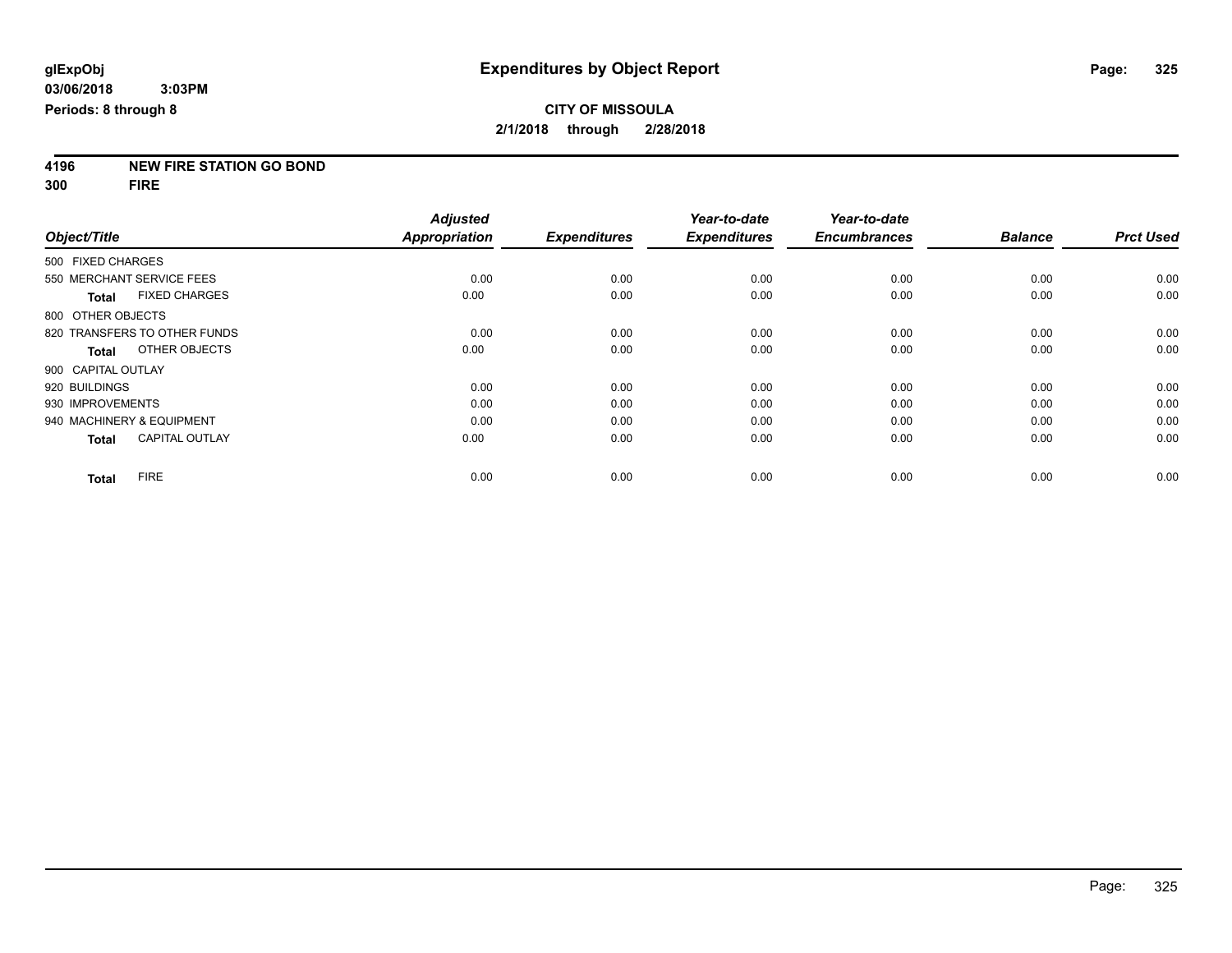glExpObj
03/06/2018 3:03PM
Periods: 8 through 8

# Expenditures by Object Report

**CITY OF MISSOULA**
**2/1/2018 through 2/28/2018**

**4196 NEW FIRE STATION GO BOND**
**300 FIRE**

| Object/Title | Adjusted Appropriation | Expenditures | Year-to-date Expenditures | Year-to-date Encumbrances | Balance | Prct Used |
|---|---|---|---|---|---|---|
| 500 FIXED CHARGES | | | | | | |
| 550 MERCHANT SERVICE FEES | 0.00 | 0.00 | 0.00 | 0.00 | 0.00 | 0.00 |
| **Total** FIXED CHARGES | 0.00 | 0.00 | 0.00 | 0.00 | 0.00 | 0.00 |
| 800 OTHER OBJECTS | | | | | | |
| 820 TRANSFERS TO OTHER FUNDS | 0.00 | 0.00 | 0.00 | 0.00 | 0.00 | 0.00 |
| **Total** OTHER OBJECTS | 0.00 | 0.00 | 0.00 | 0.00 | 0.00 | 0.00 |
| 900 CAPITAL OUTLAY | | | | | | |
| 920 BUILDINGS | 0.00 | 0.00 | 0.00 | 0.00 | 0.00 | 0.00 |
| 930 IMPROVEMENTS | 0.00 | 0.00 | 0.00 | 0.00 | 0.00 | 0.00 |
| 940 MACHINERY & EQUIPMENT | 0.00 | 0.00 | 0.00 | 0.00 | 0.00 | 0.00 |
| **Total** CAPITAL OUTLAY | 0.00 | 0.00 | 0.00 | 0.00 | 0.00 | 0.00 |
| **Total** FIRE | 0.00 | 0.00 | 0.00 | 0.00 | 0.00 | 0.00 |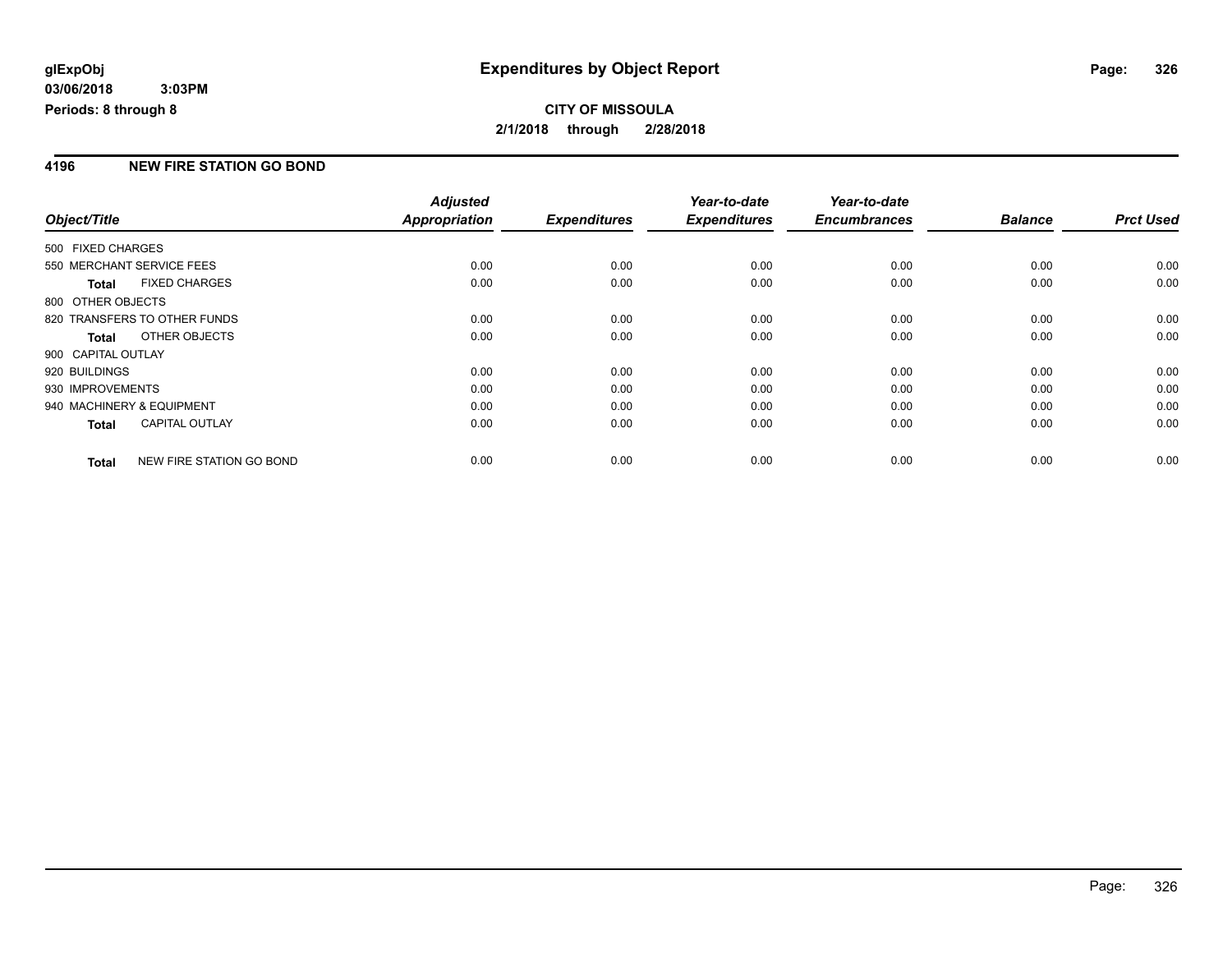**glExpObj**
**03/06/2018 3:03PM**
**Periods: 8 through 8**

# Expenditures by Object Report

**CITY OF MISSOULA**
**2/1/2018 through 2/28/2018**

## 4196 NEW FIRE STATION GO BOND

| Object/Title | | Adjusted Appropriation | Expenditures | Year-to-date Expenditures | Year-to-date Encumbrances | Balance | Prct Used |
|---|---|---|---|---|---|---|---|
| 500 FIXED CHARGES | | | | | | | |
| 550 MERCHANT SERVICE FEES | | 0.00 | 0.00 | 0.00 | 0.00 | 0.00 | 0.00 |
| **Total** | FIXED CHARGES | 0.00 | 0.00 | 0.00 | 0.00 | 0.00 | 0.00 |
| 800 OTHER OBJECTS | | | | | | | |
| 820 TRANSFERS TO OTHER FUNDS | | 0.00 | 0.00 | 0.00 | 0.00 | 0.00 | 0.00 |
| **Total** | OTHER OBJECTS | 0.00 | 0.00 | 0.00 | 0.00 | 0.00 | 0.00 |
| 900 CAPITAL OUTLAY | | | | | | | |
| 920 BUILDINGS | | 0.00 | 0.00 | 0.00 | 0.00 | 0.00 | 0.00 |
| 930 IMPROVEMENTS | | 0.00 | 0.00 | 0.00 | 0.00 | 0.00 | 0.00 |
| 940 MACHINERY & EQUIPMENT | | 0.00 | 0.00 | 0.00 | 0.00 | 0.00 | 0.00 |
| **Total** | CAPITAL OUTLAY | 0.00 | 0.00 | 0.00 | 0.00 | 0.00 | 0.00 |
| **Total** | NEW FIRE STATION GO BOND | 0.00 | 0.00 | 0.00 | 0.00 | 0.00 | 0.00 |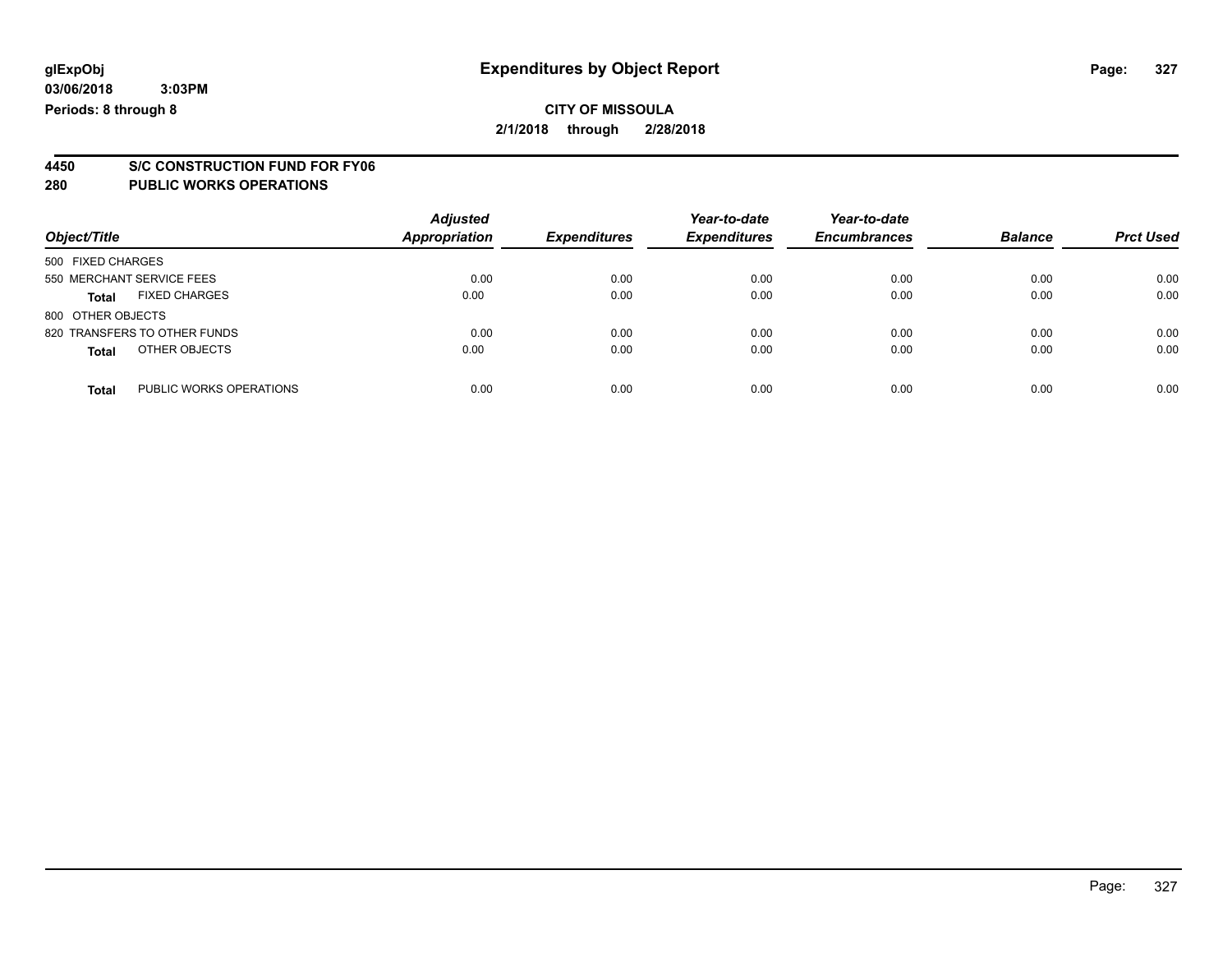glExpObj
03/06/2018 3:03PM
Periods: 8 through 8

# Expenditures by Object Report

**CITY OF MISSOULA**
**2/1/2018 through 2/28/2018**

**4450 S/C CONSTRUCTION FUND FOR FY06**
**280 PUBLIC WORKS OPERATIONS**

| Object/Title | | Adjusted Appropriation | Expenditures | Year-to-date Expenditures | Year-to-date Encumbrances | Balance | Prct Used |
|---|---|---|---|---|---|---|---|
| 500 FIXED CHARGES | | | | | | | |
| 550 MERCHANT SERVICE FEES | | 0.00 | 0.00 | 0.00 | 0.00 | 0.00 | 0.00 |
| **Total** | FIXED CHARGES | 0.00 | 0.00 | 0.00 | 0.00 | 0.00 | 0.00 |
| 800 OTHER OBJECTS | | | | | | | |
| 820 TRANSFERS TO OTHER FUNDS | | 0.00 | 0.00 | 0.00 | 0.00 | 0.00 | 0.00 |
| **Total** | OTHER OBJECTS | 0.00 | 0.00 | 0.00 | 0.00 | 0.00 | 0.00 |
| **Total** | PUBLIC WORKS OPERATIONS | 0.00 | 0.00 | 0.00 | 0.00 | 0.00 | 0.00 |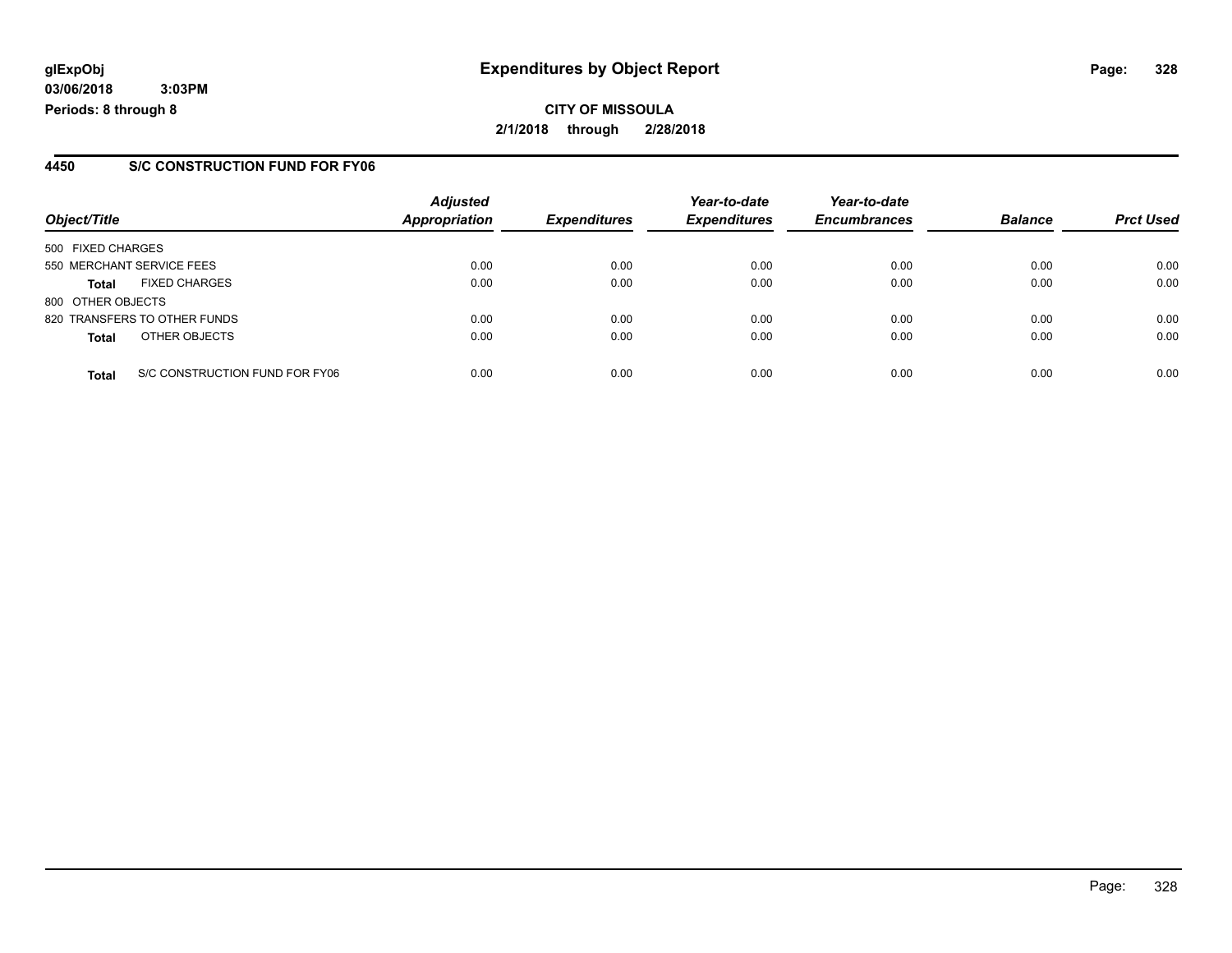**glExpObj**
**03/06/2018 3:03PM**
**Periods: 8 through 8**

# Expenditures by Object Report

**CITY OF MISSOULA**
**2/1/2018 through 2/28/2018**

## 4450 S/C CONSTRUCTION FUND FOR FY06

| Object/Title | Adjusted Appropriation | Expenditures | Year-to-date Expenditures | Year-to-date Encumbrances | Balance | Prct Used |
|---|---|---|---|---|---|---|
| 500 FIXED CHARGES | | | | | | |
| 550 MERCHANT SERVICE FEES | 0.00 | 0.00 | 0.00 | 0.00 | 0.00 | 0.00 |
| **Total** FIXED CHARGES | 0.00 | 0.00 | 0.00 | 0.00 | 0.00 | 0.00 |
| 800 OTHER OBJECTS | | | | | | |
| 820 TRANSFERS TO OTHER FUNDS | 0.00 | 0.00 | 0.00 | 0.00 | 0.00 | 0.00 |
| **Total** OTHER OBJECTS | 0.00 | 0.00 | 0.00 | 0.00 | 0.00 | 0.00 |
| **Total** S/C CONSTRUCTION FUND FOR FY06 | 0.00 | 0.00 | 0.00 | 0.00 | 0.00 | 0.00 |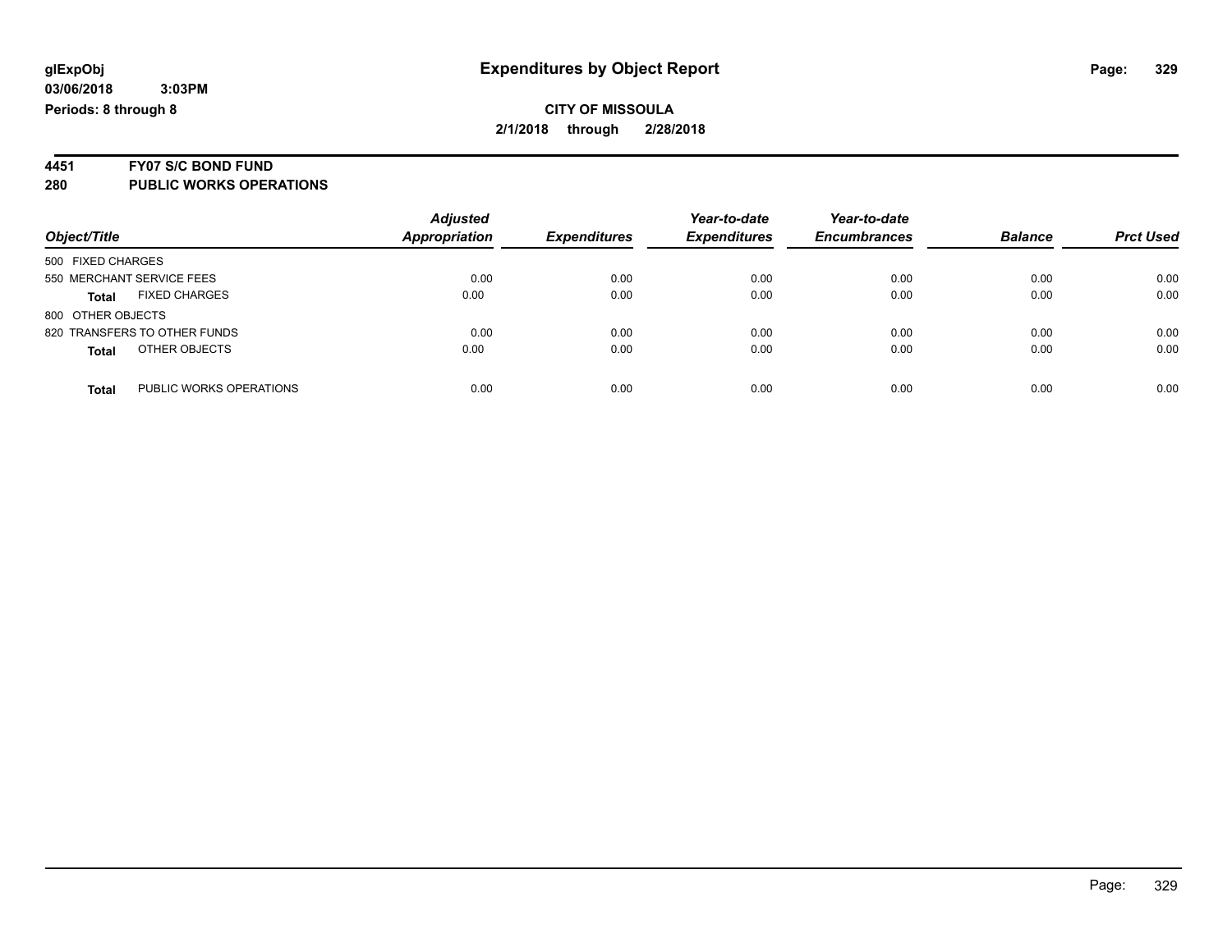**glExpObj**
**03/06/2018 3:03PM**
**Periods: 8 through 8**

# Expenditures by Object Report

**CITY OF MISSOULA**
**2/1/2018 through 2/28/2018**

**4451 FY07 S/C BOND FUND**
**280 PUBLIC WORKS OPERATIONS**

| Object/Title | | *Adjusted Appropriation* | *Expenditures* | *Year-to-date Expenditures* | *Year-to-date Encumbrances* | *Balance* | *Prct Used* |
|---|---|---|---|---|---|---|---|
| 500 FIXED CHARGES | | | | | | | |
| 550 MERCHANT SERVICE FEES | | 0.00 | 0.00 | 0.00 | 0.00 | 0.00 | 0.00 |
| **Total** | FIXED CHARGES | 0.00 | 0.00 | 0.00 | 0.00 | 0.00 | 0.00 |
| 800 OTHER OBJECTS | | | | | | | |
| 820 TRANSFERS TO OTHER FUNDS | | 0.00 | 0.00 | 0.00 | 0.00 | 0.00 | 0.00 |
| **Total** | OTHER OBJECTS | 0.00 | 0.00 | 0.00 | 0.00 | 0.00 | 0.00 |
| **Total** | PUBLIC WORKS OPERATIONS | 0.00 | 0.00 | 0.00 | 0.00 | 0.00 | 0.00 |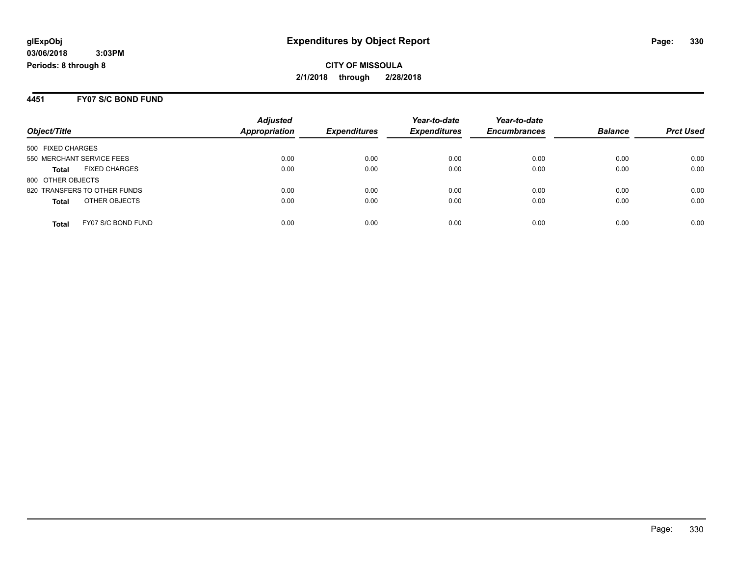glExpObj
03/06/2018 3:03PM
Periods: 8 through 8

# Expenditures by Object Report

**CITY OF MISSOULA**
**2/1/2018 through 2/28/2018**

## 4451 FY07 S/C BOND FUND

| Object/Title | | Adjusted Appropriation | Expenditures | Year-to-date Expenditures | Year-to-date Encumbrances | Balance | Prct Used |
|---|---|---|---|---|---|---|---|
| 500 FIXED CHARGES | | | | | | | |
| 550 MERCHANT SERVICE FEES | | 0.00 | 0.00 | 0.00 | 0.00 | 0.00 | 0.00 |
| **Total** | FIXED CHARGES | 0.00 | 0.00 | 0.00 | 0.00 | 0.00 | 0.00 |
| 800 OTHER OBJECTS | | | | | | | |
| 820 TRANSFERS TO OTHER FUNDS | | 0.00 | 0.00 | 0.00 | 0.00 | 0.00 | 0.00 |
| **Total** | OTHER OBJECTS | 0.00 | 0.00 | 0.00 | 0.00 | 0.00 | 0.00 |
| **Total** | FY07 S/C BOND FUND | 0.00 | 0.00 | 0.00 | 0.00 | 0.00 | 0.00 |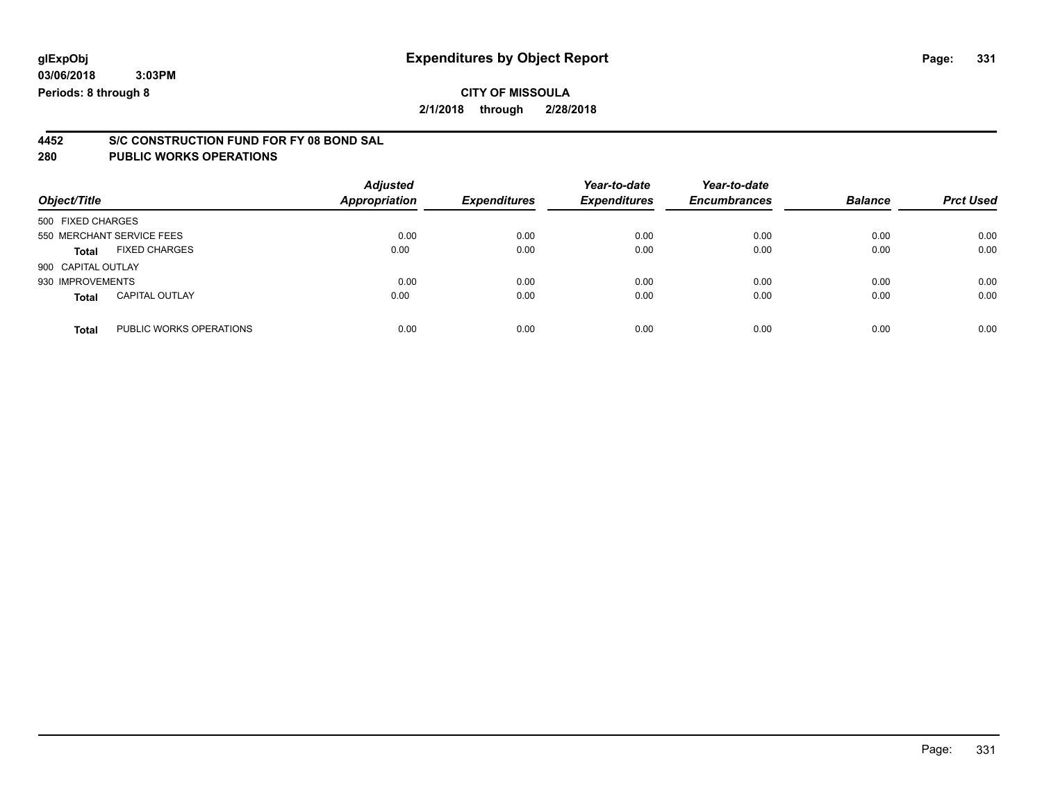# Expenditures by Object Report

glExpObj
03/06/2018 3:03PM
Periods: 8 through 8

**CITY OF MISSOULA**
**2/1/2018 through 2/28/2018**

## 4452 S/C CONSTRUCTION FUND FOR FY 08 BOND SAL
## 280 PUBLIC WORKS OPERATIONS

| Object/Title | | *Adjusted Appropriation* | *Expenditures* | *Year-to-date Expenditures* | *Year-to-date Encumbrances* | *Balance* | *Prct Used* |
|---|---|---|---|---|---|---|---|
| 500 FIXED CHARGES | | | | | | | |
| 550 MERCHANT SERVICE FEES | | 0.00 | 0.00 | 0.00 | 0.00 | 0.00 | 0.00 |
| **Total** | FIXED CHARGES | 0.00 | 0.00 | 0.00 | 0.00 | 0.00 | 0.00 |
| 900 CAPITAL OUTLAY | | | | | | | |
| 930 IMPROVEMENTS | | 0.00 | 0.00 | 0.00 | 0.00 | 0.00 | 0.00 |
| **Total** | CAPITAL OUTLAY | 0.00 | 0.00 | 0.00 | 0.00 | 0.00 | 0.00 |
| **Total** | PUBLIC WORKS OPERATIONS | 0.00 | 0.00 | 0.00 | 0.00 | 0.00 | 0.00 |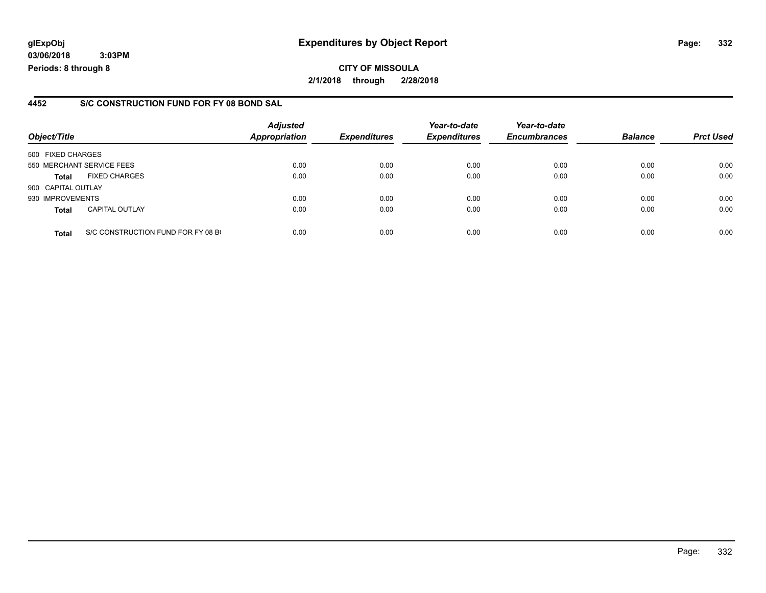**glExpObj**
**03/06/2018 3:03PM**
**Periods: 8 through 8**

# Expenditures by Object Report

**CITY OF MISSOULA**
**2/1/2018 through 2/28/2018**

## 4452 S/C CONSTRUCTION FUND FOR FY 08 BOND SAL

| Object/Title | | Adjusted Appropriation | Expenditures | Year-to-date Expenditures | Year-to-date Encumbrances | Balance | Prct Used |
|---|---|---|---|---|---|---|---|
| 500 FIXED CHARGES | | | | | | | |
| 550 MERCHANT SERVICE FEES | | 0.00 | 0.00 | 0.00 | 0.00 | 0.00 | 0.00 |
| **Total** | FIXED CHARGES | 0.00 | 0.00 | 0.00 | 0.00 | 0.00 | 0.00 |
| 900 CAPITAL OUTLAY | | | | | | | |
| 930 IMPROVEMENTS | | 0.00 | 0.00 | 0.00 | 0.00 | 0.00 | 0.00 |
| **Total** | CAPITAL OUTLAY | 0.00 | 0.00 | 0.00 | 0.00 | 0.00 | 0.00 |
| **Total** | S/C CONSTRUCTION FUND FOR FY 08 B( | 0.00 | 0.00 | 0.00 | 0.00 | 0.00 | 0.00 |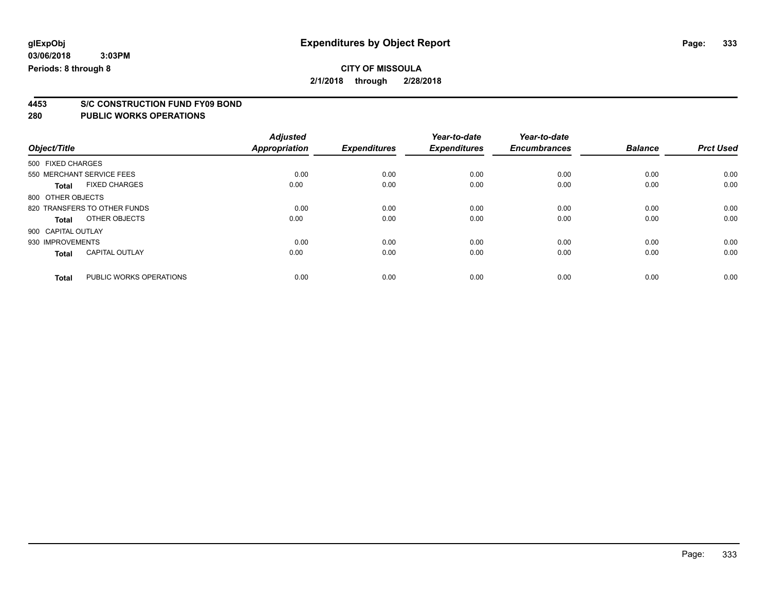**glExpObj** **Expenditures by Object Report**

**03/06/2018 3:03PM**

**Periods: 8 through 8**

**CITY OF MISSOULA**

**2/1/2018 through 2/28/2018**

## 4453 S/C CONSTRUCTION FUND FY09 BOND

## 280 PUBLIC WORKS OPERATIONS

| Object/Title | | Adjusted Appropriation | Expenditures | Year-to-date Expenditures | Year-to-date Encumbrances | Balance | Prct Used |
|---|---|---|---|---|---|---|---|
| 500 FIXED CHARGES | | | | | | | |
| 550 MERCHANT SERVICE FEES | | 0.00 | 0.00 | 0.00 | 0.00 | 0.00 | 0.00 |
| **Total** | FIXED CHARGES | 0.00 | 0.00 | 0.00 | 0.00 | 0.00 | 0.00 |
| 800 OTHER OBJECTS | | | | | | | |
| 820 TRANSFERS TO OTHER FUNDS | | 0.00 | 0.00 | 0.00 | 0.00 | 0.00 | 0.00 |
| **Total** | OTHER OBJECTS | 0.00 | 0.00 | 0.00 | 0.00 | 0.00 | 0.00 |
| 900 CAPITAL OUTLAY | | | | | | | |
| 930 IMPROVEMENTS | | 0.00 | 0.00 | 0.00 | 0.00 | 0.00 | 0.00 |
| **Total** | CAPITAL OUTLAY | 0.00 | 0.00 | 0.00 | 0.00 | 0.00 | 0.00 |
| **Total** | PUBLIC WORKS OPERATIONS | 0.00 | 0.00 | 0.00 | 0.00 | 0.00 | 0.00 |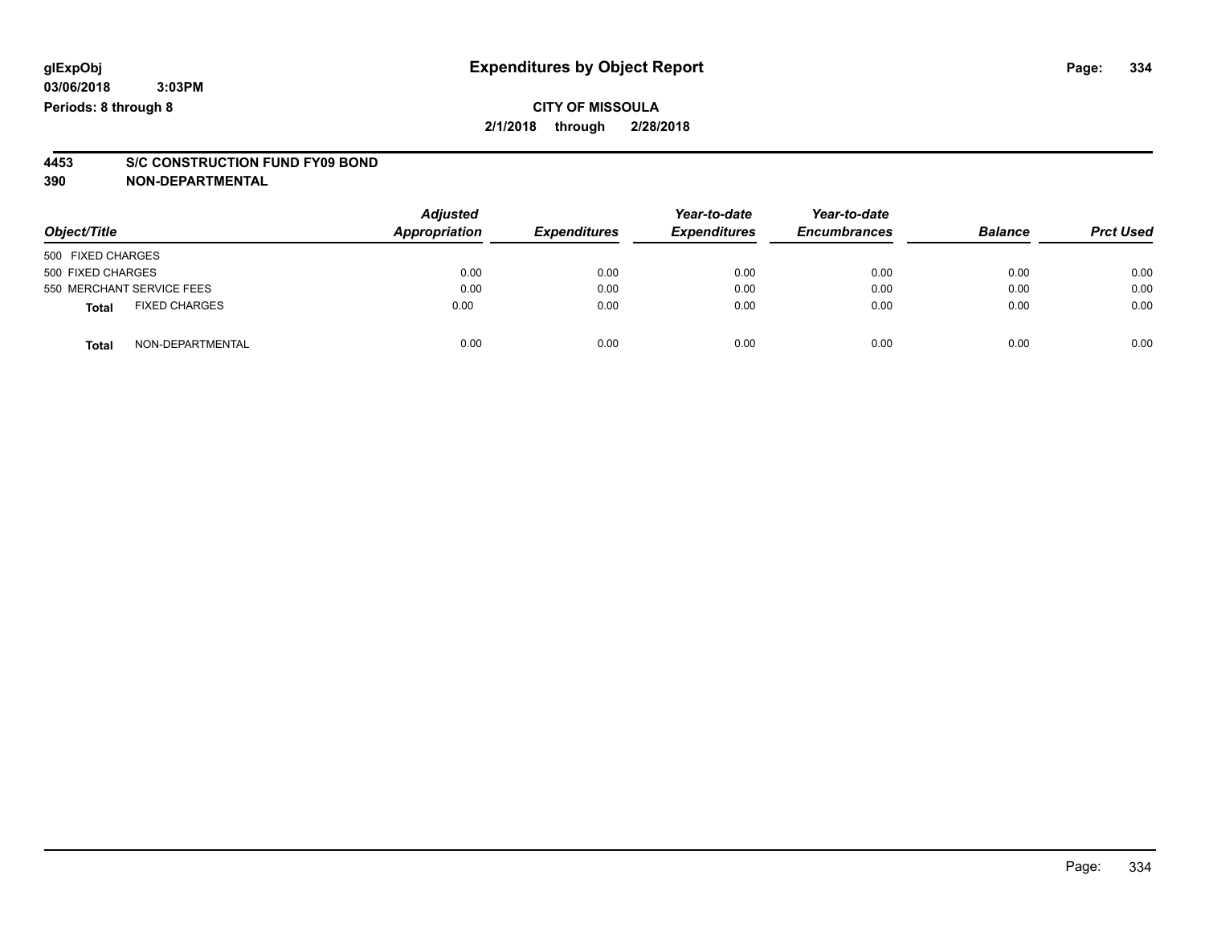**glExpObj**
**03/06/2018 3:03PM**
**Periods: 8 through 8**

# Expenditures by Object Report

**CITY OF MISSOULA**
**2/1/2018 through 2/28/2018**

**4453 S/C CONSTRUCTION FUND FY09 BOND**
**390 NON-DEPARTMENTAL**

| *Object/Title* | *Adjusted Appropriation* | *Expenditures* | *Year-to-date Expenditures* | *Year-to-date Encumbrances* | *Balance* | *Prct Used* |
|---|---|---|---|---|---|---|
| 500 FIXED CHARGES | | | | | | |
| 500 FIXED CHARGES | 0.00 | 0.00 | 0.00 | 0.00 | 0.00 | 0.00 |
| 550 MERCHANT SERVICE FEES | 0.00 | 0.00 | 0.00 | 0.00 | 0.00 | 0.00 |
| **Total** FIXED CHARGES | 0.00 | 0.00 | 0.00 | 0.00 | 0.00 | 0.00 |
| **Total** NON-DEPARTMENTAL | 0.00 | 0.00 | 0.00 | 0.00 | 0.00 | 0.00 |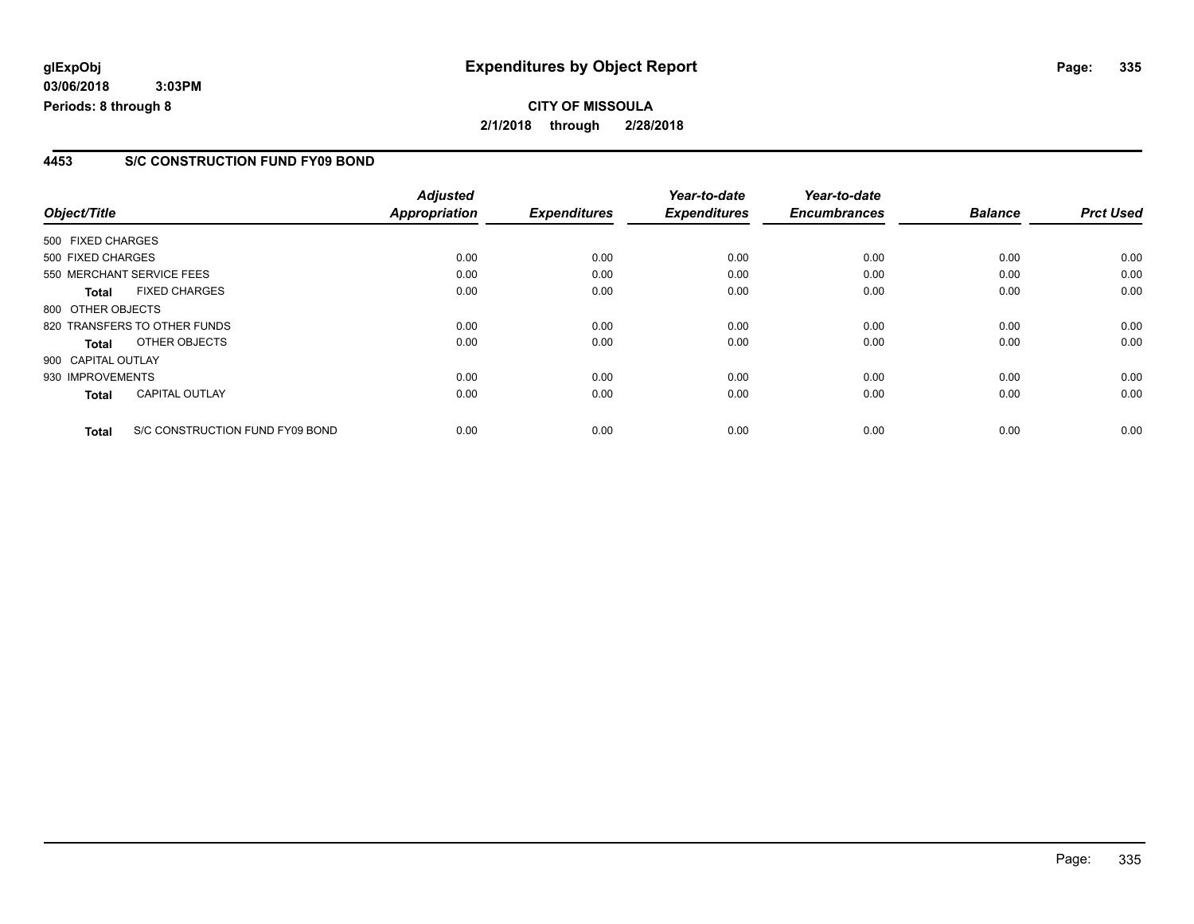## 4453 S/C CONSTRUCTION FUND FY09 BOND

| Object/Title | Adjusted Appropriation | Expenditures | Year-to-date Expenditures | Year-to-date Encumbrances | Balance | Prct Used |
|---|---|---|---|---|---|---|
| 500 FIXED CHARGES | | | | | | |
| 500 FIXED CHARGES | 0.00 | 0.00 | 0.00 | 0.00 | 0.00 | 0.00 |
| 550 MERCHANT SERVICE FEES | 0.00 | 0.00 | 0.00 | 0.00 | 0.00 | 0.00 |
| **Total** FIXED CHARGES | 0.00 | 0.00 | 0.00 | 0.00 | 0.00 | 0.00 |
| 800 OTHER OBJECTS | | | | | | |
| 820 TRANSFERS TO OTHER FUNDS | 0.00 | 0.00 | 0.00 | 0.00 | 0.00 | 0.00 |
| **Total** OTHER OBJECTS | 0.00 | 0.00 | 0.00 | 0.00 | 0.00 | 0.00 |
| 900 CAPITAL OUTLAY | | | | | | |
| 930 IMPROVEMENTS | 0.00 | 0.00 | 0.00 | 0.00 | 0.00 | 0.00 |
| **Total** CAPITAL OUTLAY | 0.00 | 0.00 | 0.00 | 0.00 | 0.00 | 0.00 |
| **Total** S/C CONSTRUCTION FUND FY09 BOND | 0.00 | 0.00 | 0.00 | 0.00 | 0.00 | 0.00 |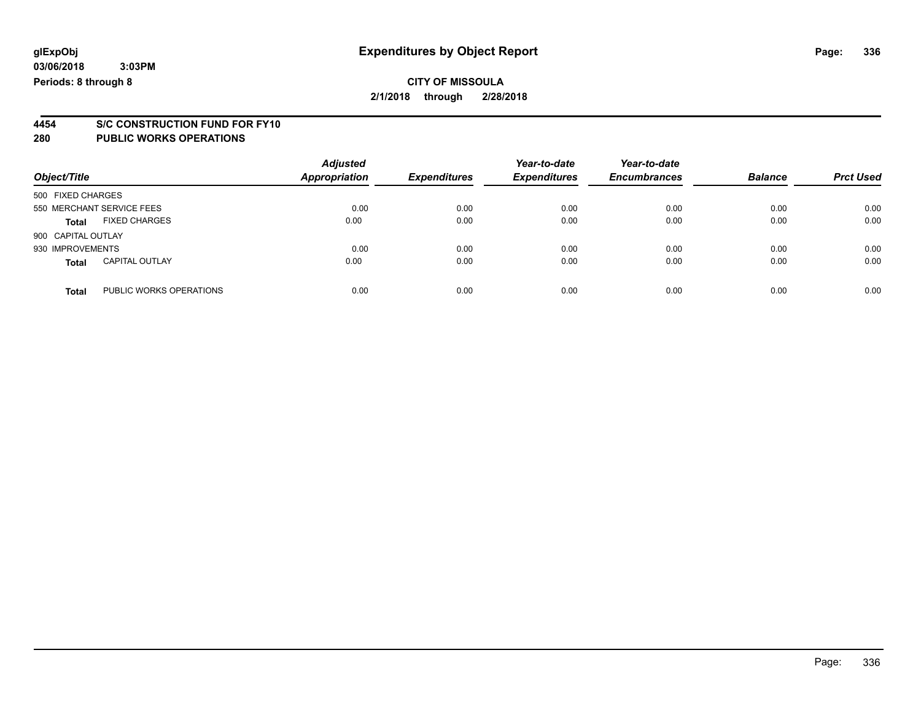**glExpObj** **Expenditures by Object Report**

**03/06/2018 3:03PM**

**Periods: 8 through 8**

**CITY OF MISSOULA**

**2/1/2018 through 2/28/2018**

## 4454 S/C CONSTRUCTION FUND FOR FY10

## 280 PUBLIC WORKS OPERATIONS

| Object/Title | | Adjusted Appropriation | Expenditures | Year-to-date Expenditures | Year-to-date Encumbrances | Balance | Prct Used |
|---|---|---|---|---|---|---|---|
| 500 FIXED CHARGES | | | | | | | |
| 550 MERCHANT SERVICE FEES | | 0.00 | 0.00 | 0.00 | 0.00 | 0.00 | 0.00 |
| **Total** | FIXED CHARGES | 0.00 | 0.00 | 0.00 | 0.00 | 0.00 | 0.00 |
| 900 CAPITAL OUTLAY | | | | | | | |
| 930 IMPROVEMENTS | | 0.00 | 0.00 | 0.00 | 0.00 | 0.00 | 0.00 |
| **Total** | CAPITAL OUTLAY | 0.00 | 0.00 | 0.00 | 0.00 | 0.00 | 0.00 |
| **Total** | PUBLIC WORKS OPERATIONS | 0.00 | 0.00 | 0.00 | 0.00 | 0.00 | 0.00 |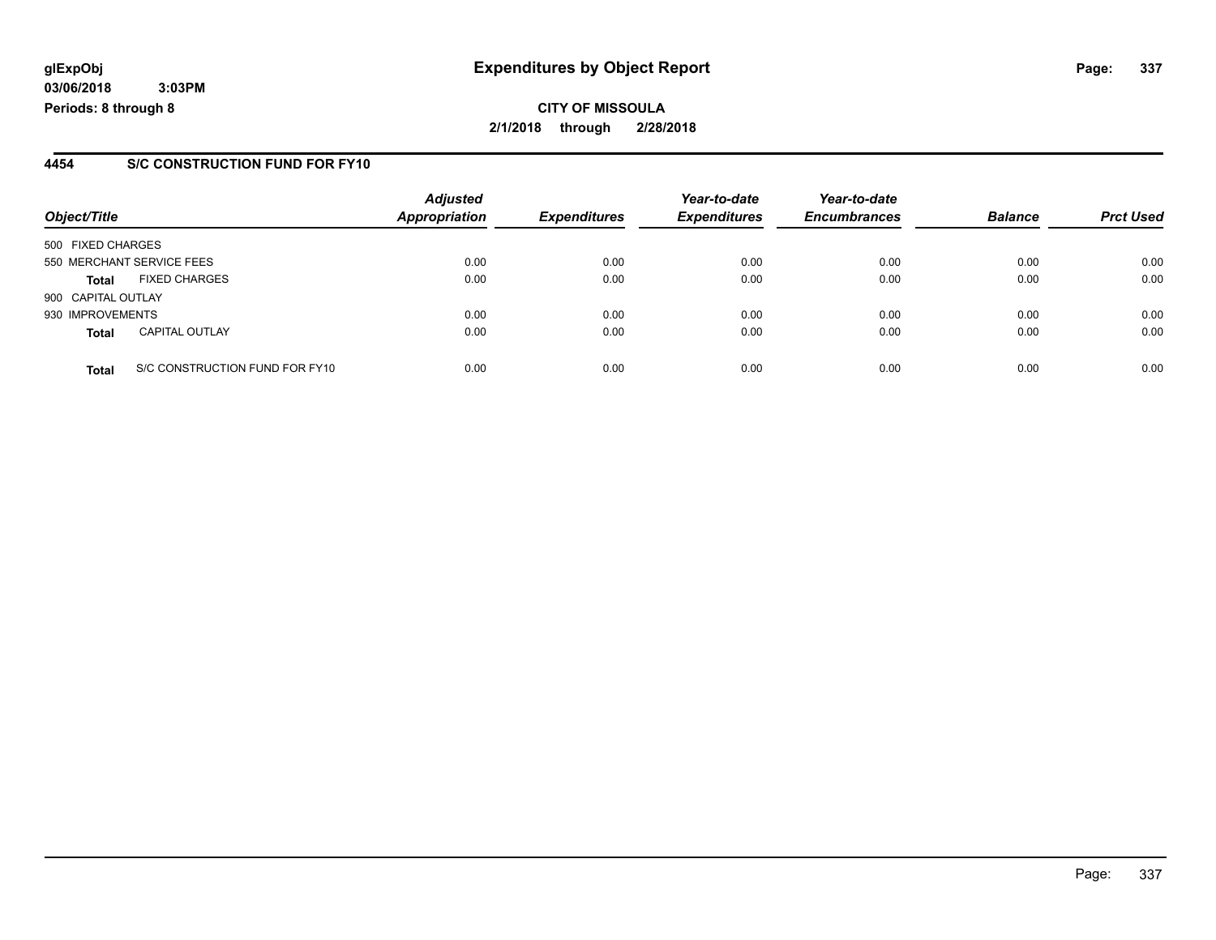**glExpObj** **Expenditures by Object Report**

**03/06/2018 3:03PM**

**Periods: 8 through 8**

**CITY OF MISSOULA**

**2/1/2018 through 2/28/2018**

## 4454 S/C CONSTRUCTION FUND FOR FY10

| Object/Title | | Adjusted Appropriation | Expenditures | Year-to-date Expenditures | Year-to-date Encumbrances | Balance | Prct Used |
|---|---|---|---|---|---|---|---|
| 500 FIXED CHARGES | | | | | | | |
| 550 MERCHANT SERVICE FEES | | 0.00 | 0.00 | 0.00 | 0.00 | 0.00 | 0.00 |
| **Total** | FIXED CHARGES | 0.00 | 0.00 | 0.00 | 0.00 | 0.00 | 0.00 |
| 900 CAPITAL OUTLAY | | | | | | | |
| 930 IMPROVEMENTS | | 0.00 | 0.00 | 0.00 | 0.00 | 0.00 | 0.00 |
| **Total** | CAPITAL OUTLAY | 0.00 | 0.00 | 0.00 | 0.00 | 0.00 | 0.00 |
| **Total** | S/C CONSTRUCTION FUND FOR FY10 | 0.00 | 0.00 | 0.00 | 0.00 | 0.00 | 0.00 |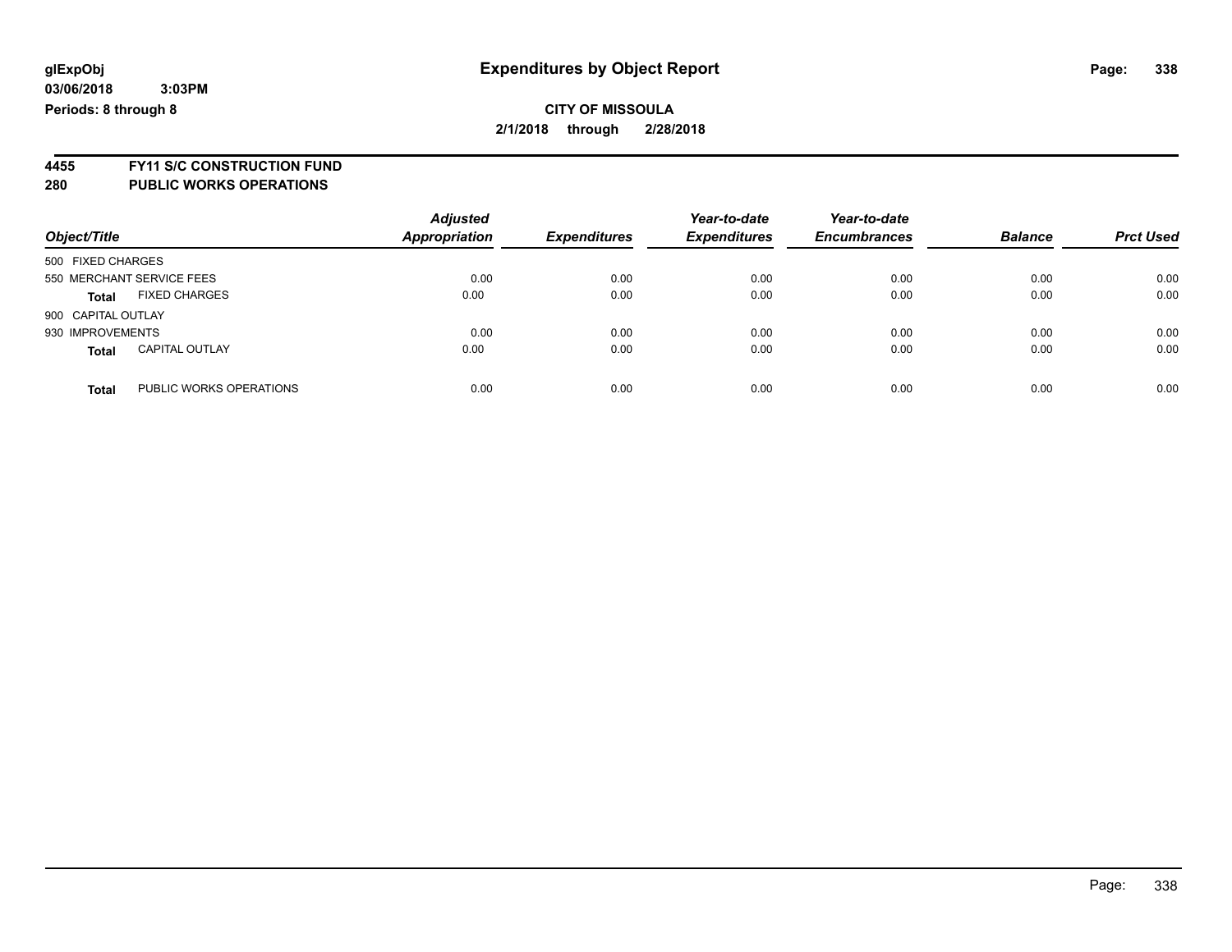# Expenditures by Object Report

glExpObj
03/06/2018 3:03PM
Periods: 8 through 8

**CITY OF MISSOULA**
**2/1/2018 through 2/28/2018**

**4455 FY11 S/C CONSTRUCTION FUND**
**280 PUBLIC WORKS OPERATIONS**

| Object/Title | Adjusted Appropriation | Expenditures | Year-to-date Expenditures | Year-to-date Encumbrances | Balance | Prct Used |
|---|---|---|---|---|---|---|
| 500 FIXED CHARGES | | | | | | |
| 550 MERCHANT SERVICE FEES | 0.00 | 0.00 | 0.00 | 0.00 | 0.00 | 0.00 |
| **Total** FIXED CHARGES | 0.00 | 0.00 | 0.00 | 0.00 | 0.00 | 0.00 |
| 900 CAPITAL OUTLAY | | | | | | |
| 930 IMPROVEMENTS | 0.00 | 0.00 | 0.00 | 0.00 | 0.00 | 0.00 |
| **Total** CAPITAL OUTLAY | 0.00 | 0.00 | 0.00 | 0.00 | 0.00 | 0.00 |
| **Total** PUBLIC WORKS OPERATIONS | 0.00 | 0.00 | 0.00 | 0.00 | 0.00 | 0.00 |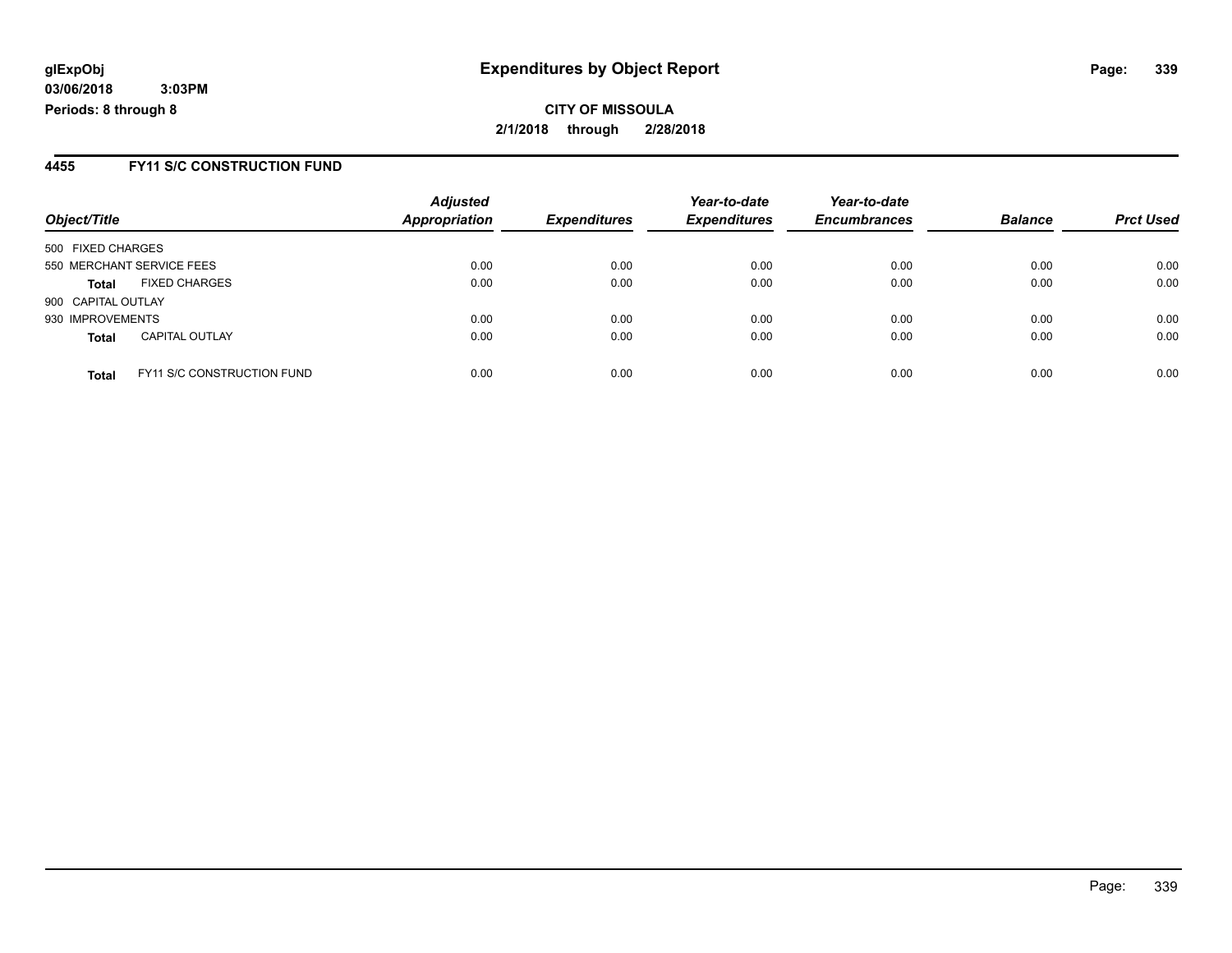**glExpObj** **Expenditures by Object Report**
**03/06/2018 3:03PM**
**Periods: 8 through 8**

**CITY OF MISSOULA**
**2/1/2018 through 2/28/2018**

## 4455 FY11 S/C CONSTRUCTION FUND

| Object/Title | | Adjusted Appropriation | Expenditures | Year-to-date Expenditures | Year-to-date Encumbrances | Balance | Prct Used |
|---|---|---|---|---|---|---|---|
| 500 FIXED CHARGES | | | | | | | |
| 550 MERCHANT SERVICE FEES | | 0.00 | 0.00 | 0.00 | 0.00 | 0.00 | 0.00 |
| **Total** | FIXED CHARGES | 0.00 | 0.00 | 0.00 | 0.00 | 0.00 | 0.00 |
| 900 CAPITAL OUTLAY | | | | | | | |
| 930 IMPROVEMENTS | | 0.00 | 0.00 | 0.00 | 0.00 | 0.00 | 0.00 |
| **Total** | CAPITAL OUTLAY | 0.00 | 0.00 | 0.00 | 0.00 | 0.00 | 0.00 |
| **Total** | FY11 S/C CONSTRUCTION FUND | 0.00 | 0.00 | 0.00 | 0.00 | 0.00 | 0.00 |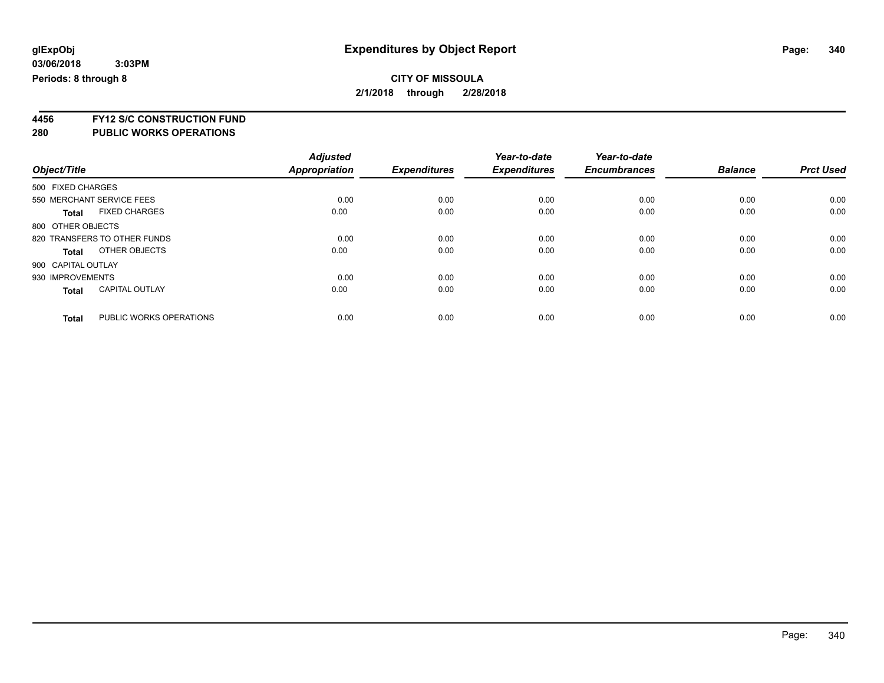**glExpObj** **Expenditures by Object Report**

**03/06/2018 3:03PM**

**Periods: 8 through 8**

**CITY OF MISSOULA**

**2/1/2018 through 2/28/2018**

**4456 FY12 S/C CONSTRUCTION FUND**

**280 PUBLIC WORKS OPERATIONS**

| Object/Title | Adjusted Appropriation | Expenditures | Year-to-date Expenditures | Year-to-date Encumbrances | Balance | Prct Used |
|---|---|---|---|---|---|---|
| 500 FIXED CHARGES | | | | | | |
| 550 MERCHANT SERVICE FEES | 0.00 | 0.00 | 0.00 | 0.00 | 0.00 | 0.00 |
| **Total** FIXED CHARGES | 0.00 | 0.00 | 0.00 | 0.00 | 0.00 | 0.00 |
| 800 OTHER OBJECTS | | | | | | |
| 820 TRANSFERS TO OTHER FUNDS | 0.00 | 0.00 | 0.00 | 0.00 | 0.00 | 0.00 |
| **Total** OTHER OBJECTS | 0.00 | 0.00 | 0.00 | 0.00 | 0.00 | 0.00 |
| 900 CAPITAL OUTLAY | | | | | | |
| 930 IMPROVEMENTS | 0.00 | 0.00 | 0.00 | 0.00 | 0.00 | 0.00 |
| **Total** CAPITAL OUTLAY | 0.00 | 0.00 | 0.00 | 0.00 | 0.00 | 0.00 |
| **Total** PUBLIC WORKS OPERATIONS | 0.00 | 0.00 | 0.00 | 0.00 | 0.00 | 0.00 |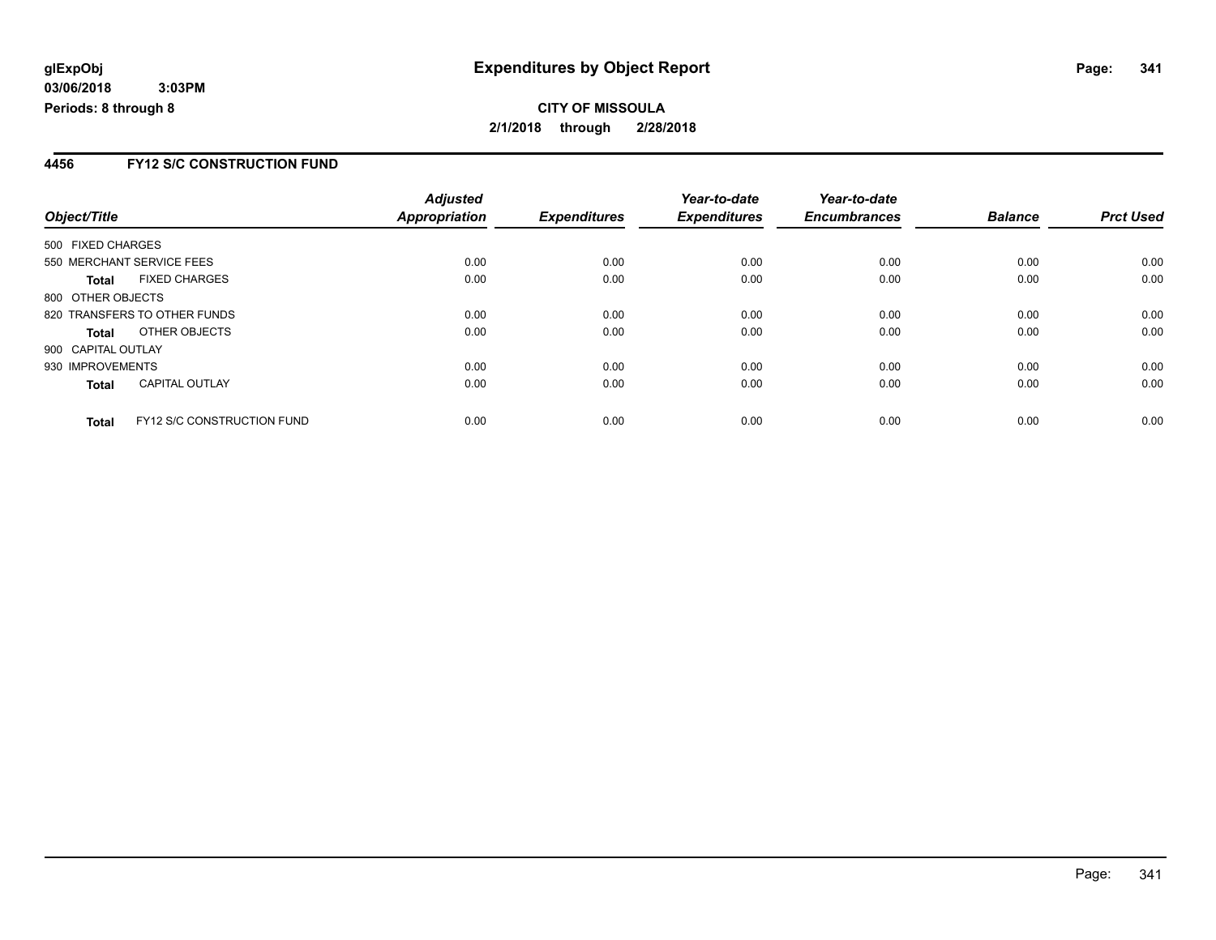**glExpObj**
**03/06/2018 3:03PM**
**Periods: 8 through 8**

# Expenditures by Object Report

**CITY OF MISSOULA**
**2/1/2018 through 2/28/2018**

## 4456 FY12 S/C CONSTRUCTION FUND

| Object/Title | Adjusted Appropriation | Expenditures | Year-to-date Expenditures | Year-to-date Encumbrances | Balance | Prct Used |
|---|---|---|---|---|---|---|
| 500 FIXED CHARGES | | | | | | |
| 550 MERCHANT SERVICE FEES | 0.00 | 0.00 | 0.00 | 0.00 | 0.00 | 0.00 |
| **Total** FIXED CHARGES | 0.00 | 0.00 | 0.00 | 0.00 | 0.00 | 0.00 |
| 800 OTHER OBJECTS | | | | | | |
| 820 TRANSFERS TO OTHER FUNDS | 0.00 | 0.00 | 0.00 | 0.00 | 0.00 | 0.00 |
| **Total** OTHER OBJECTS | 0.00 | 0.00 | 0.00 | 0.00 | 0.00 | 0.00 |
| 900 CAPITAL OUTLAY | | | | | | |
| 930 IMPROVEMENTS | 0.00 | 0.00 | 0.00 | 0.00 | 0.00 | 0.00 |
| **Total** CAPITAL OUTLAY | 0.00 | 0.00 | 0.00 | 0.00 | 0.00 | 0.00 |
| **Total** FY12 S/C CONSTRUCTION FUND | 0.00 | 0.00 | 0.00 | 0.00 | 0.00 | 0.00 |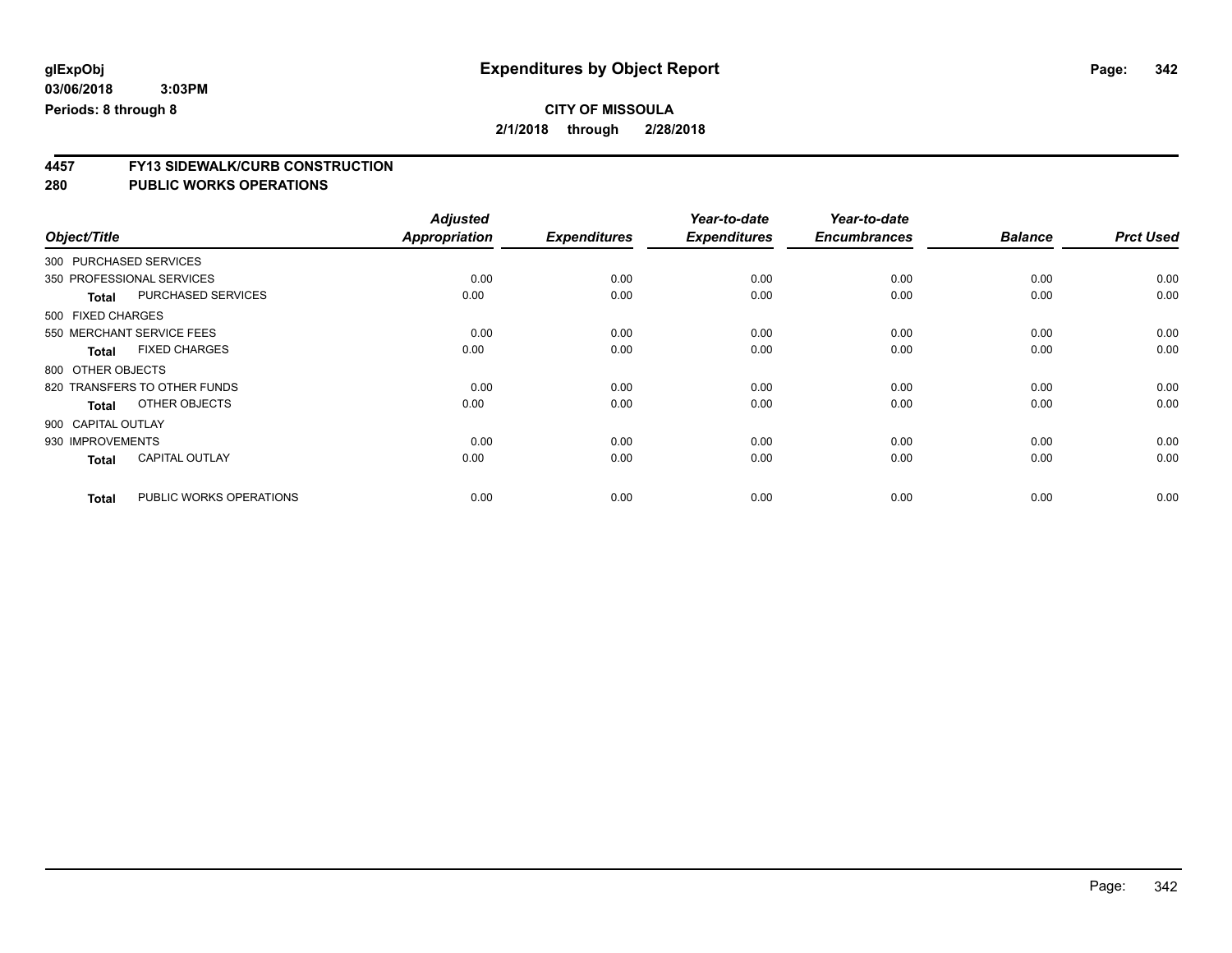**glExpObj**
**03/06/2018 3:03PM**
**Periods: 8 through 8**

# Expenditures by Object Report

**CITY OF MISSOULA**
**2/1/2018 through 2/28/2018**

## 4457 FY13 SIDEWALK/CURB CONSTRUCTION
## 280 PUBLIC WORKS OPERATIONS

| Object/Title | Adjusted Appropriation | Expenditures | Year-to-date Expenditures | Year-to-date Encumbrances | Balance | Prct Used |
|---|---|---|---|---|---|---|
| 300 PURCHASED SERVICES | | | | | | |
| 350 PROFESSIONAL SERVICES | 0.00 | 0.00 | 0.00 | 0.00 | 0.00 | 0.00 |
| **Total** PURCHASED SERVICES | 0.00 | 0.00 | 0.00 | 0.00 | 0.00 | 0.00 |
| 500 FIXED CHARGES | | | | | | |
| 550 MERCHANT SERVICE FEES | 0.00 | 0.00 | 0.00 | 0.00 | 0.00 | 0.00 |
| **Total** FIXED CHARGES | 0.00 | 0.00 | 0.00 | 0.00 | 0.00 | 0.00 |
| 800 OTHER OBJECTS | | | | | | |
| 820 TRANSFERS TO OTHER FUNDS | 0.00 | 0.00 | 0.00 | 0.00 | 0.00 | 0.00 |
| **Total** OTHER OBJECTS | 0.00 | 0.00 | 0.00 | 0.00 | 0.00 | 0.00 |
| 900 CAPITAL OUTLAY | | | | | | |
| 930 IMPROVEMENTS | 0.00 | 0.00 | 0.00 | 0.00 | 0.00 | 0.00 |
| **Total** CAPITAL OUTLAY | 0.00 | 0.00 | 0.00 | 0.00 | 0.00 | 0.00 |
| **Total** PUBLIC WORKS OPERATIONS | 0.00 | 0.00 | 0.00 | 0.00 | 0.00 | 0.00 |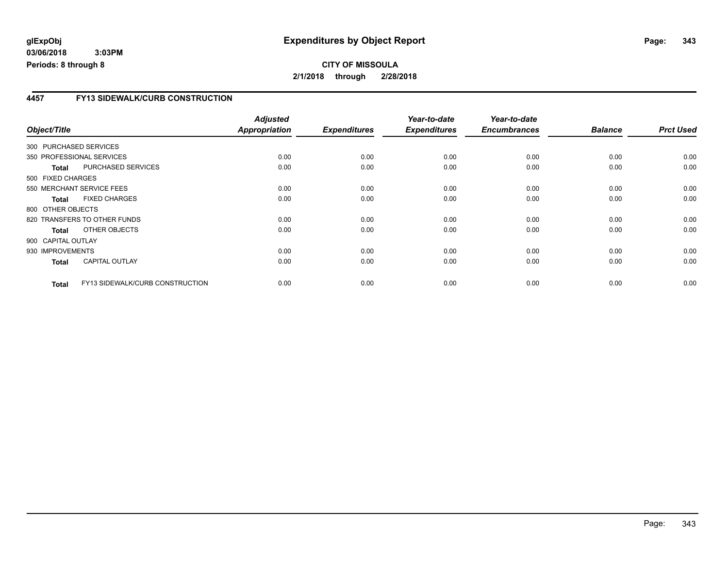**glExpObj** **Expenditures by Object Report**

**03/06/2018 3:03PM**

**Periods: 8 through 8**

**CITY OF MISSOULA**

**2/1/2018 through 2/28/2018**

## 4457 FY13 SIDEWALK/CURB CONSTRUCTION

| Object/Title | | Adjusted Appropriation | Expenditures | Year-to-date Expenditures | Year-to-date Encumbrances | Balance | Prct Used |
|---|---|---|---|---|---|---|---|
| 300 PURCHASED SERVICES | | | | | | | |
| 350 PROFESSIONAL SERVICES | | 0.00 | 0.00 | 0.00 | 0.00 | 0.00 | 0.00 |
| **Total** | PURCHASED SERVICES | 0.00 | 0.00 | 0.00 | 0.00 | 0.00 | 0.00 |
| 500 FIXED CHARGES | | | | | | | |
| 550 MERCHANT SERVICE FEES | | 0.00 | 0.00 | 0.00 | 0.00 | 0.00 | 0.00 |
| **Total** | FIXED CHARGES | 0.00 | 0.00 | 0.00 | 0.00 | 0.00 | 0.00 |
| 800 OTHER OBJECTS | | | | | | | |
| 820 TRANSFERS TO OTHER FUNDS | | 0.00 | 0.00 | 0.00 | 0.00 | 0.00 | 0.00 |
| **Total** | OTHER OBJECTS | 0.00 | 0.00 | 0.00 | 0.00 | 0.00 | 0.00 |
| 900 CAPITAL OUTLAY | | | | | | | |
| 930 IMPROVEMENTS | | 0.00 | 0.00 | 0.00 | 0.00 | 0.00 | 0.00 |
| **Total** | CAPITAL OUTLAY | 0.00 | 0.00 | 0.00 | 0.00 | 0.00 | 0.00 |
| **Total** | FY13 SIDEWALK/CURB CONSTRUCTION | 0.00 | 0.00 | 0.00 | 0.00 | 0.00 | 0.00 |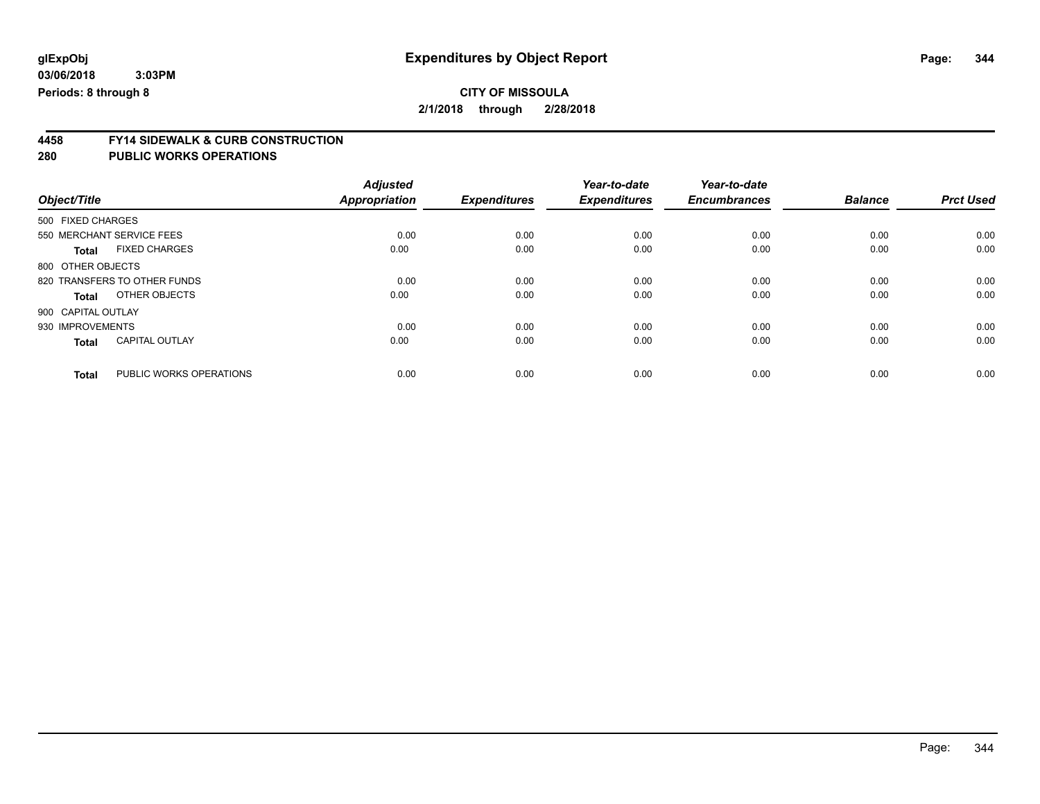**glExpObj** | **Expenditures by Object Report**

**03/06/2018 3:03PM**

**Periods: 8 through 8**

**CITY OF MISSOULA**

**2/1/2018 through 2/28/2018**

## 4458 FY14 SIDEWALK & CURB CONSTRUCTION
## 280 PUBLIC WORKS OPERATIONS

| Object/Title | | *Adjusted Appropriation* | *Expenditures* | *Year-to-date Expenditures* | *Year-to-date Encumbrances* | *Balance* | *Prct Used* |
|---|---|---|---|---|---|---|---|
| 500 FIXED CHARGES | | | | | | | |
| 550 MERCHANT SERVICE FEES | | 0.00 | 0.00 | 0.00 | 0.00 | 0.00 | 0.00 |
| **Total** | FIXED CHARGES | 0.00 | 0.00 | 0.00 | 0.00 | 0.00 | 0.00 |
| 800 OTHER OBJECTS | | | | | | | |
| 820 TRANSFERS TO OTHER FUNDS | | 0.00 | 0.00 | 0.00 | 0.00 | 0.00 | 0.00 |
| **Total** | OTHER OBJECTS | 0.00 | 0.00 | 0.00 | 0.00 | 0.00 | 0.00 |
| 900 CAPITAL OUTLAY | | | | | | | |
| 930 IMPROVEMENTS | | 0.00 | 0.00 | 0.00 | 0.00 | 0.00 | 0.00 |
| **Total** | CAPITAL OUTLAY | 0.00 | 0.00 | 0.00 | 0.00 | 0.00 | 0.00 |
| **Total** | PUBLIC WORKS OPERATIONS | 0.00 | 0.00 | 0.00 | 0.00 | 0.00 | 0.00 |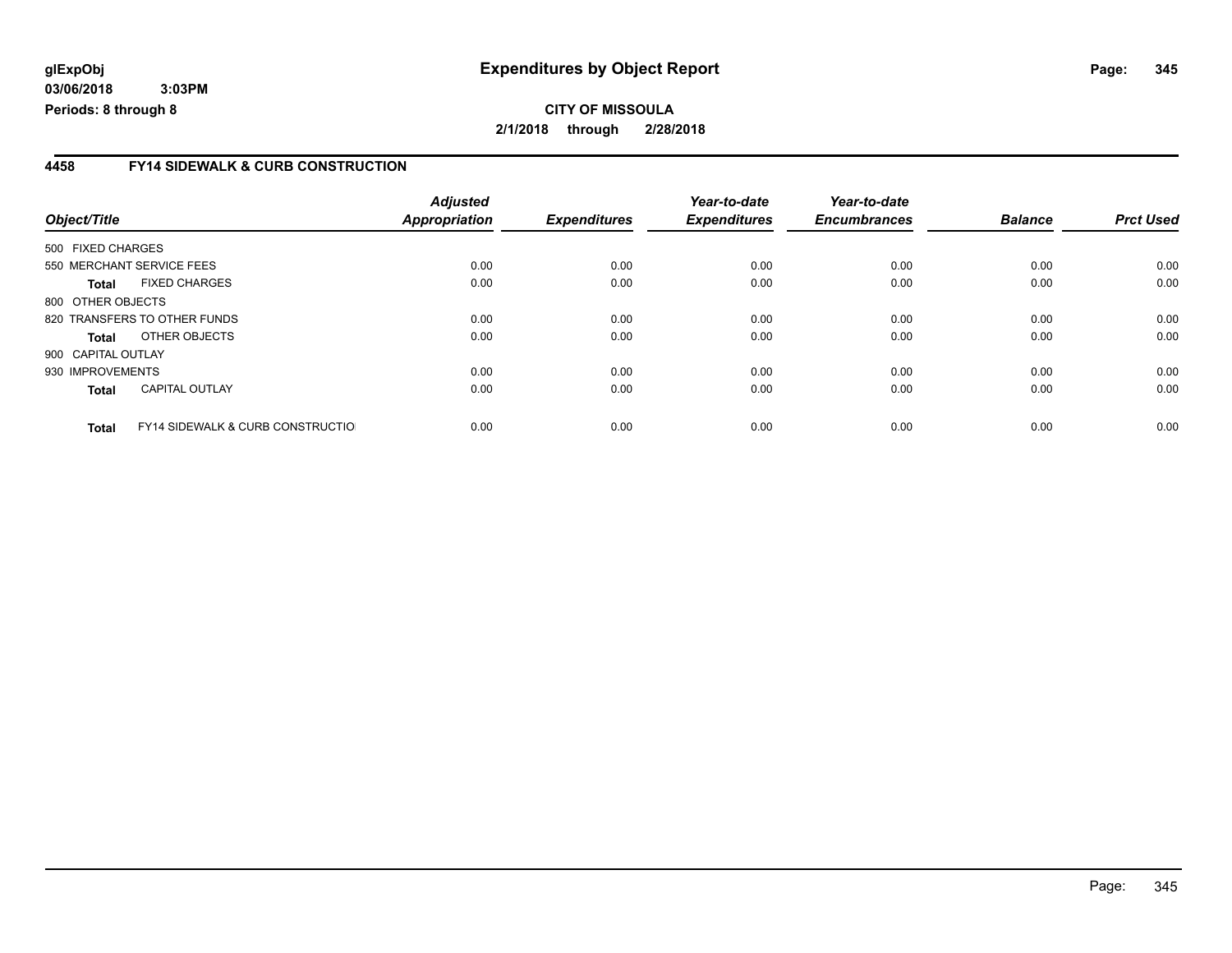**glExpObj**
**03/06/2018 3:03PM**
**Periods: 8 through 8**

# Expenditures by Object Report

**CITY OF MISSOULA**
**2/1/2018 through 2/28/2018**

## 4458 FY14 SIDEWALK & CURB CONSTRUCTION

| Object/Title | | Adjusted Appropriation | Expenditures | Year-to-date Expenditures | Year-to-date Encumbrances | Balance | Prct Used |
|---|---|---|---|---|---|---|---|
| 500 FIXED CHARGES | | | | | | | |
| 550 MERCHANT SERVICE FEES | | 0.00 | 0.00 | 0.00 | 0.00 | 0.00 | 0.00 |
| **Total** | FIXED CHARGES | 0.00 | 0.00 | 0.00 | 0.00 | 0.00 | 0.00 |
| 800 OTHER OBJECTS | | | | | | | |
| 820 TRANSFERS TO OTHER FUNDS | | 0.00 | 0.00 | 0.00 | 0.00 | 0.00 | 0.00 |
| **Total** | OTHER OBJECTS | 0.00 | 0.00 | 0.00 | 0.00 | 0.00 | 0.00 |
| 900 CAPITAL OUTLAY | | | | | | | |
| 930 IMPROVEMENTS | | 0.00 | 0.00 | 0.00 | 0.00 | 0.00 | 0.00 |
| **Total** | CAPITAL OUTLAY | 0.00 | 0.00 | 0.00 | 0.00 | 0.00 | 0.00 |
| **Total** | FY14 SIDEWALK & CURB CONSTRUCTIO | 0.00 | 0.00 | 0.00 | 0.00 | 0.00 | 0.00 |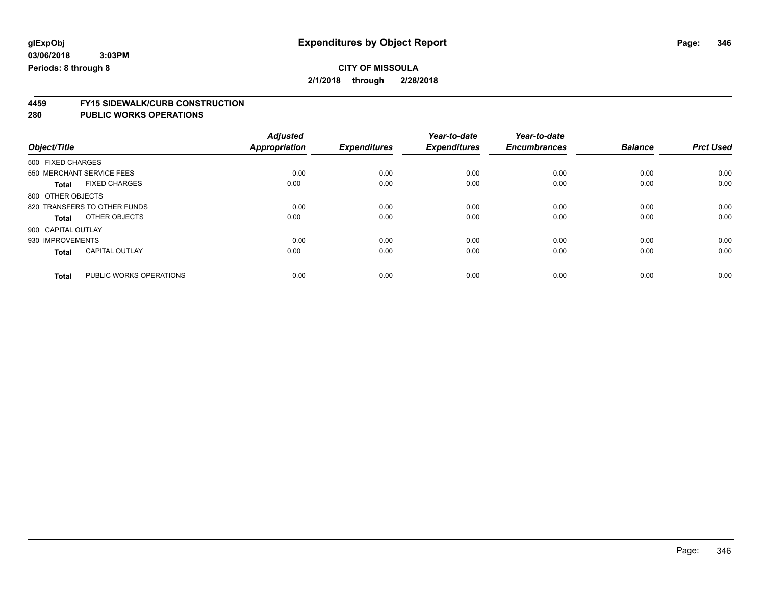**glExpObj** **Expenditures by Object Report**

**03/06/2018 3:03PM**

**Periods: 8 through 8**

**CITY OF MISSOULA**

**2/1/2018 through 2/28/2018**

## 4459 FY15 SIDEWALK/CURB CONSTRUCTION
## 280 PUBLIC WORKS OPERATIONS

| Object/Title | | Adjusted Appropriation | Expenditures | Year-to-date Expenditures | Year-to-date Encumbrances | Balance | Prct Used |
|---|---|---|---|---|---|---|---|
| 500 FIXED CHARGES | | | | | | | |
| 550 MERCHANT SERVICE FEES | | 0.00 | 0.00 | 0.00 | 0.00 | 0.00 | 0.00 |
| **Total** | FIXED CHARGES | 0.00 | 0.00 | 0.00 | 0.00 | 0.00 | 0.00 |
| 800 OTHER OBJECTS | | | | | | | |
| 820 TRANSFERS TO OTHER FUNDS | | 0.00 | 0.00 | 0.00 | 0.00 | 0.00 | 0.00 |
| **Total** | OTHER OBJECTS | 0.00 | 0.00 | 0.00 | 0.00 | 0.00 | 0.00 |
| 900 CAPITAL OUTLAY | | | | | | | |
| 930 IMPROVEMENTS | | 0.00 | 0.00 | 0.00 | 0.00 | 0.00 | 0.00 |
| **Total** | CAPITAL OUTLAY | 0.00 | 0.00 | 0.00 | 0.00 | 0.00 | 0.00 |
| **Total** | PUBLIC WORKS OPERATIONS | 0.00 | 0.00 | 0.00 | 0.00 | 0.00 | 0.00 |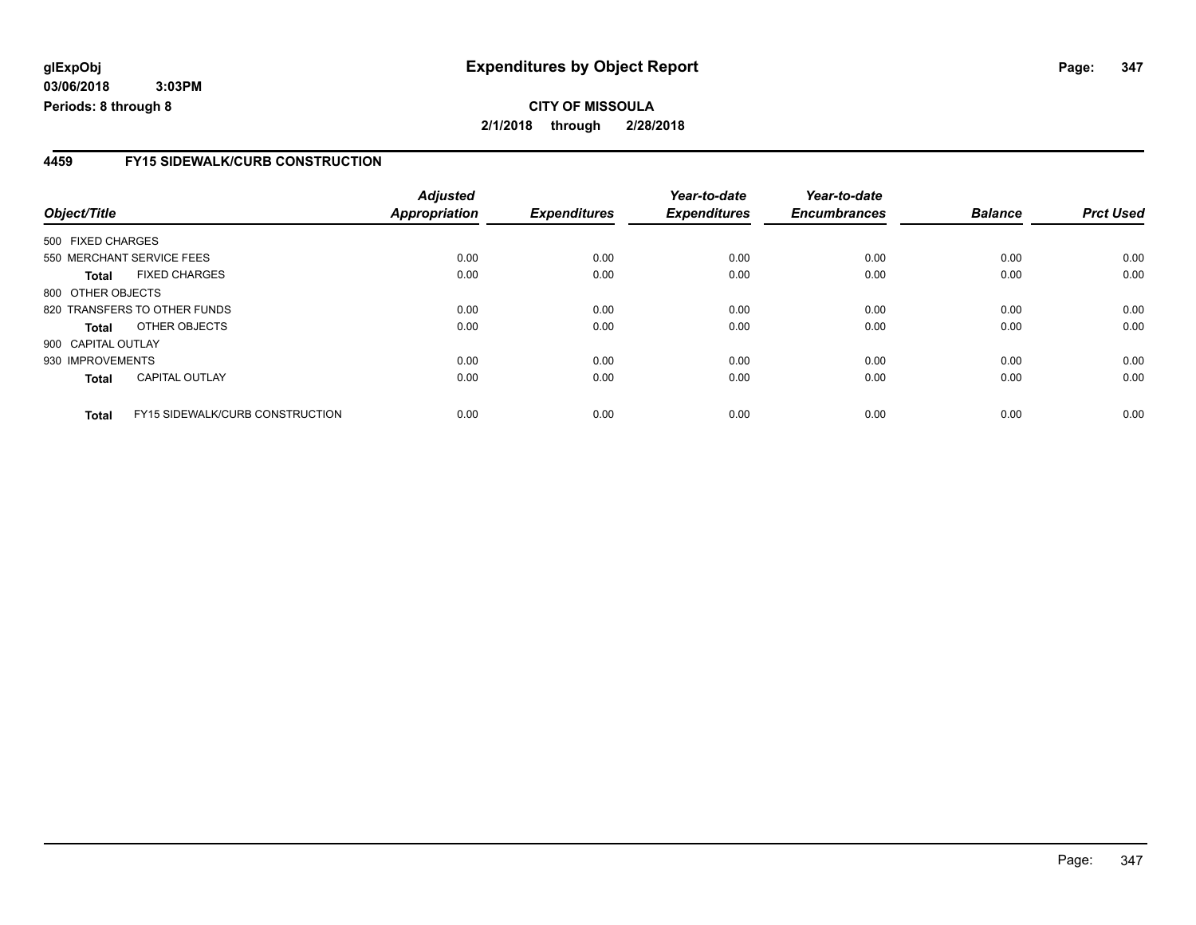**glExpObj**
**03/06/2018 3:03PM**
**Periods: 8 through 8**

# Expenditures by Object Report

**CITY OF MISSOULA**
**2/1/2018 through 2/28/2018**

## 4459 FY15 SIDEWALK/CURB CONSTRUCTION

| Object/Title | | *Adjusted Appropriation* | *Expenditures* | *Year-to-date Expenditures* | *Year-to-date Encumbrances* | *Balance* | *Prct Used* |
|---|---|---|---|---|---|---|---|
| 500 FIXED CHARGES | | | | | | | |
| 550 MERCHANT SERVICE FEES | | 0.00 | 0.00 | 0.00 | 0.00 | 0.00 | 0.00 |
| **Total** | FIXED CHARGES | 0.00 | 0.00 | 0.00 | 0.00 | 0.00 | 0.00 |
| 800 OTHER OBJECTS | | | | | | | |
| 820 TRANSFERS TO OTHER FUNDS | | 0.00 | 0.00 | 0.00 | 0.00 | 0.00 | 0.00 |
| **Total** | OTHER OBJECTS | 0.00 | 0.00 | 0.00 | 0.00 | 0.00 | 0.00 |
| 900 CAPITAL OUTLAY | | | | | | | |
| 930 IMPROVEMENTS | | 0.00 | 0.00 | 0.00 | 0.00 | 0.00 | 0.00 |
| **Total** | CAPITAL OUTLAY | 0.00 | 0.00 | 0.00 | 0.00 | 0.00 | 0.00 |
| **Total** | FY15 SIDEWALK/CURB CONSTRUCTION | 0.00 | 0.00 | 0.00 | 0.00 | 0.00 | 0.00 |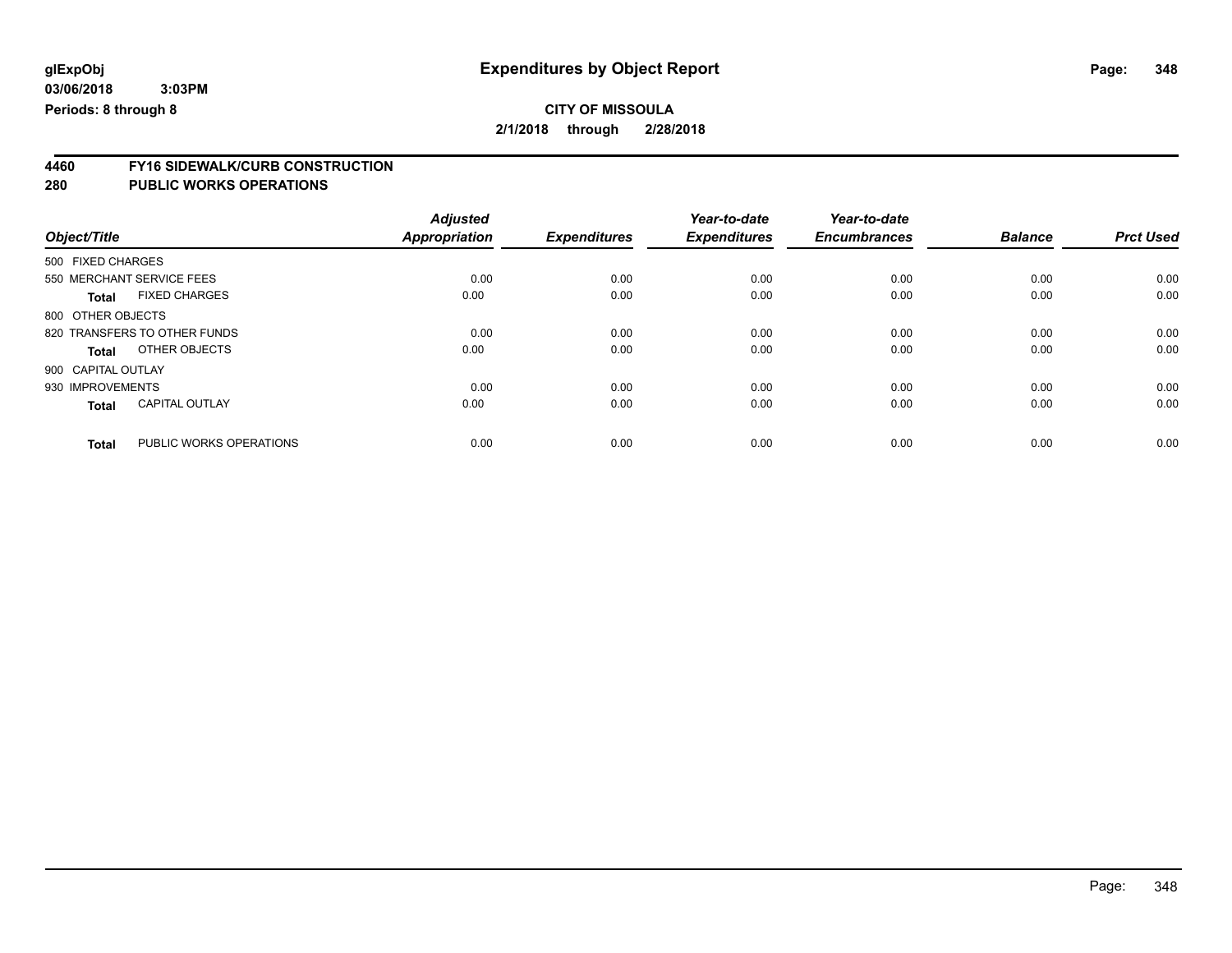**glExpObj**
**03/06/2018 3:03PM**
**Periods: 8 through 8**

# Expenditures by Object Report

**CITY OF MISSOULA**
**2/1/2018 through 2/28/2018**

## 4460 FY16 SIDEWALK/CURB CONSTRUCTION
## 280 PUBLIC WORKS OPERATIONS

| Object/Title | | Adjusted Appropriation | Expenditures | Year-to-date Expenditures | Year-to-date Encumbrances | Balance | Prct Used |
|---|---|---|---|---|---|---|---|
| 500 FIXED CHARGES | | | | | | | |
| 550 MERCHANT SERVICE FEES | | 0.00 | 0.00 | 0.00 | 0.00 | 0.00 | 0.00 |
| **Total** | FIXED CHARGES | 0.00 | 0.00 | 0.00 | 0.00 | 0.00 | 0.00 |
| 800 OTHER OBJECTS | | | | | | | |
| 820 TRANSFERS TO OTHER FUNDS | | 0.00 | 0.00 | 0.00 | 0.00 | 0.00 | 0.00 |
| **Total** | OTHER OBJECTS | 0.00 | 0.00 | 0.00 | 0.00 | 0.00 | 0.00 |
| 900 CAPITAL OUTLAY | | | | | | | |
| 930 IMPROVEMENTS | | 0.00 | 0.00 | 0.00 | 0.00 | 0.00 | 0.00 |
| **Total** | CAPITAL OUTLAY | 0.00 | 0.00 | 0.00 | 0.00 | 0.00 | 0.00 |
| **Total** | PUBLIC WORKS OPERATIONS | 0.00 | 0.00 | 0.00 | 0.00 | 0.00 | 0.00 |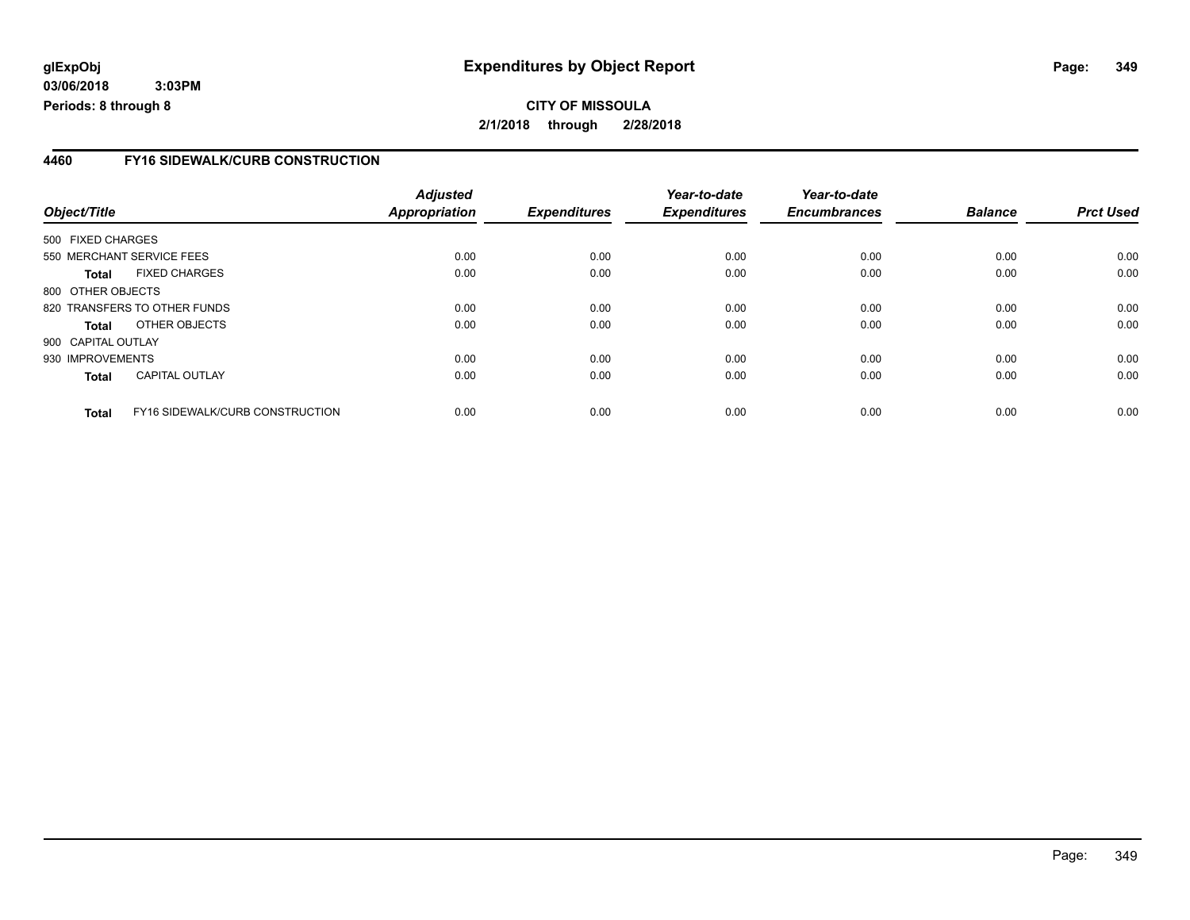**glExpObj**
**03/06/2018 3:03PM**
**Periods: 8 through 8**

# Expenditures by Object Report

**CITY OF MISSOULA**
**2/1/2018 through 2/28/2018**

## 4460 FY16 SIDEWALK/CURB CONSTRUCTION

| Object/Title | | Adjusted Appropriation | Expenditures | Year-to-date Expenditures | Year-to-date Encumbrances | Balance | Prct Used |
|---|---|---|---|---|---|---|---|
| 500 FIXED CHARGES | | | | | | | |
| 550 MERCHANT SERVICE FEES | | 0.00 | 0.00 | 0.00 | 0.00 | 0.00 | 0.00 |
| **Total** | FIXED CHARGES | 0.00 | 0.00 | 0.00 | 0.00 | 0.00 | 0.00 |
| 800 OTHER OBJECTS | | | | | | | |
| 820 TRANSFERS TO OTHER FUNDS | | 0.00 | 0.00 | 0.00 | 0.00 | 0.00 | 0.00 |
| **Total** | OTHER OBJECTS | 0.00 | 0.00 | 0.00 | 0.00 | 0.00 | 0.00 |
| 900 CAPITAL OUTLAY | | | | | | | |
| 930 IMPROVEMENTS | | 0.00 | 0.00 | 0.00 | 0.00 | 0.00 | 0.00 |
| **Total** | CAPITAL OUTLAY | 0.00 | 0.00 | 0.00 | 0.00 | 0.00 | 0.00 |
| **Total** | FY16 SIDEWALK/CURB CONSTRUCTION | 0.00 | 0.00 | 0.00 | 0.00 | 0.00 | 0.00 |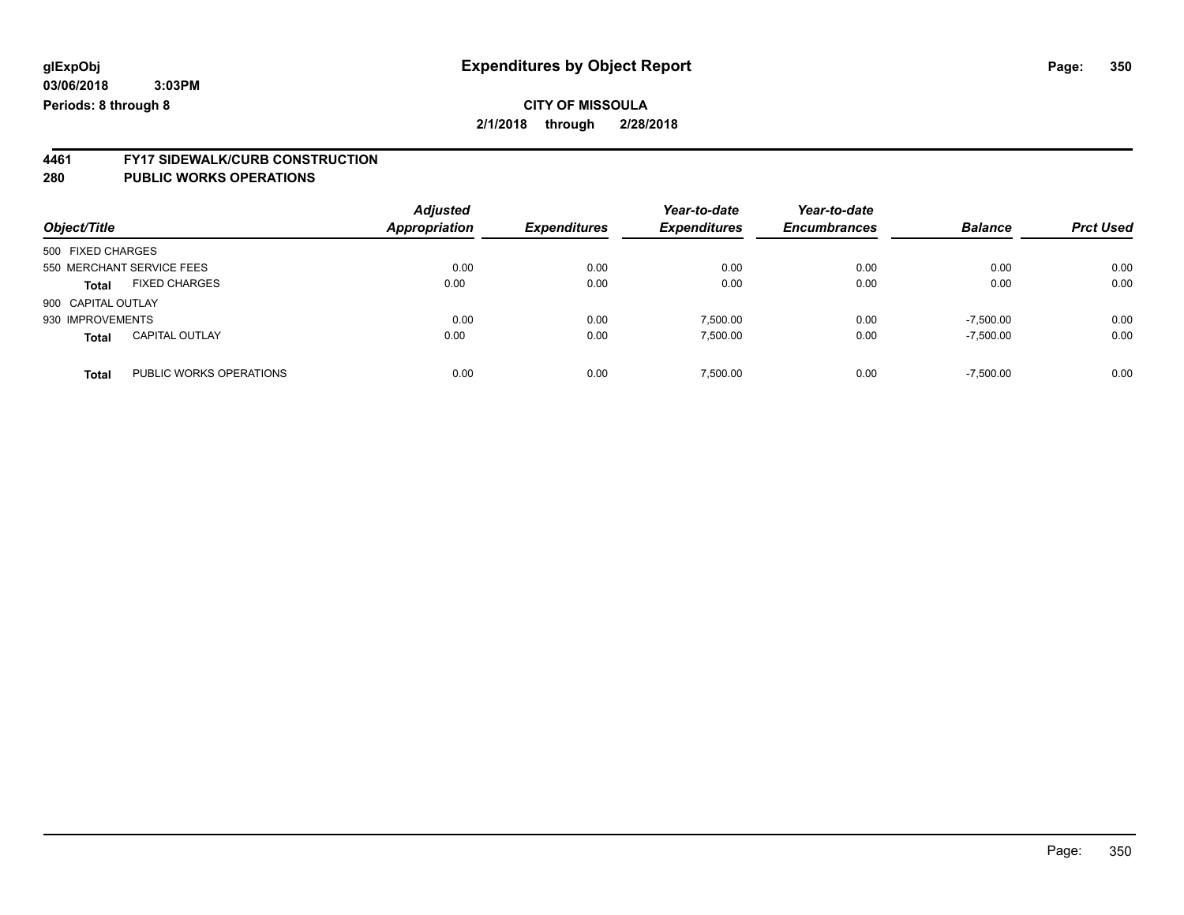**CITY OF MISSOULA**

**2/1/2018 through 2/28/2018**

**4461 FY17 SIDEWALK/CURB CONSTRUCTION**

**280 PUBLIC WORKS OPERATIONS**

| Object/Title | | Adjusted Appropriation | Expenditures | Year-to-date Expenditures | Year-to-date Encumbrances | Balance | Prct Used |
|---|---|---|---|---|---|---|---|
| 500 FIXED CHARGES | | | | | | | |
| 550 MERCHANT SERVICE FEES | | 0.00 | 0.00 | 0.00 | 0.00 | 0.00 | 0.00 |
| **Total** | FIXED CHARGES | 0.00 | 0.00 | 0.00 | 0.00 | 0.00 | 0.00 |
| 900 CAPITAL OUTLAY | | | | | | | |
| 930 IMPROVEMENTS | | 0.00 | 0.00 | 7,500.00 | 0.00 | -7,500.00 | 0.00 |
| **Total** | CAPITAL OUTLAY | 0.00 | 0.00 | 7,500.00 | 0.00 | -7,500.00 | 0.00 |
| **Total** | PUBLIC WORKS OPERATIONS | 0.00 | 0.00 | 7,500.00 | 0.00 | -7,500.00 | 0.00 |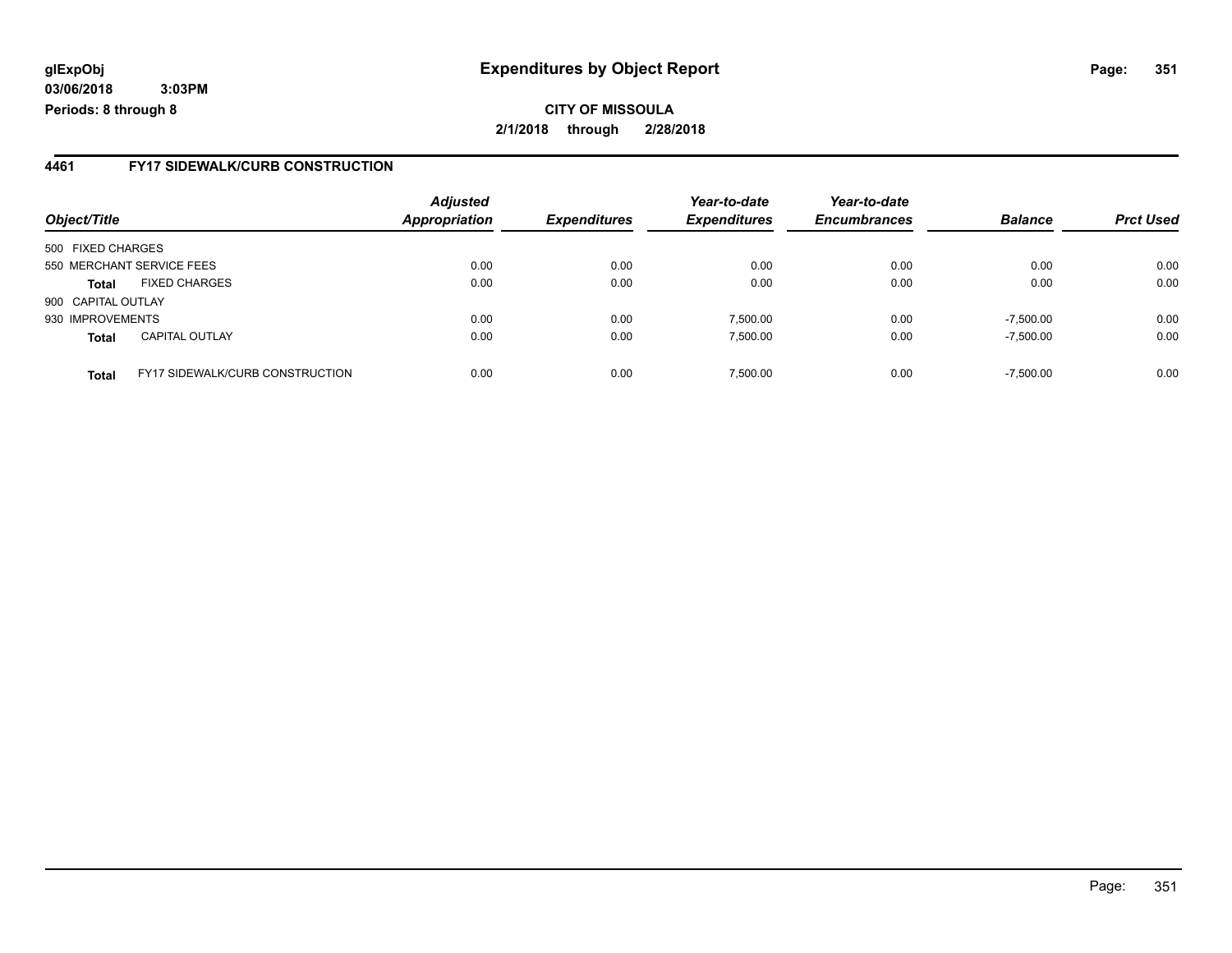**glExpObj** **Expenditures by Object Report**

**03/06/2018 3:03PM**

**Periods: 8 through 8**

**CITY OF MISSOULA**

**2/1/2018 through 2/28/2018**

## 4461 FY17 SIDEWALK/CURB CONSTRUCTION

| Object/Title | | Adjusted Appropriation | Expenditures | Year-to-date Expenditures | Year-to-date Encumbrances | Balance | Prct Used |
|---|---|---|---|---|---|---|---|
| 500 FIXED CHARGES | | | | | | | |
| 550 MERCHANT SERVICE FEES | | 0.00 | 0.00 | 0.00 | 0.00 | 0.00 | 0.00 |
| **Total** | FIXED CHARGES | 0.00 | 0.00 | 0.00 | 0.00 | 0.00 | 0.00 |
| 900 CAPITAL OUTLAY | | | | | | | |
| 930 IMPROVEMENTS | | 0.00 | 0.00 | 7,500.00 | 0.00 | -7,500.00 | 0.00 |
| **Total** | CAPITAL OUTLAY | 0.00 | 0.00 | 7,500.00 | 0.00 | -7,500.00 | 0.00 |
| **Total** | FY17 SIDEWALK/CURB CONSTRUCTION | 0.00 | 0.00 | 7,500.00 | 0.00 | -7,500.00 | 0.00 |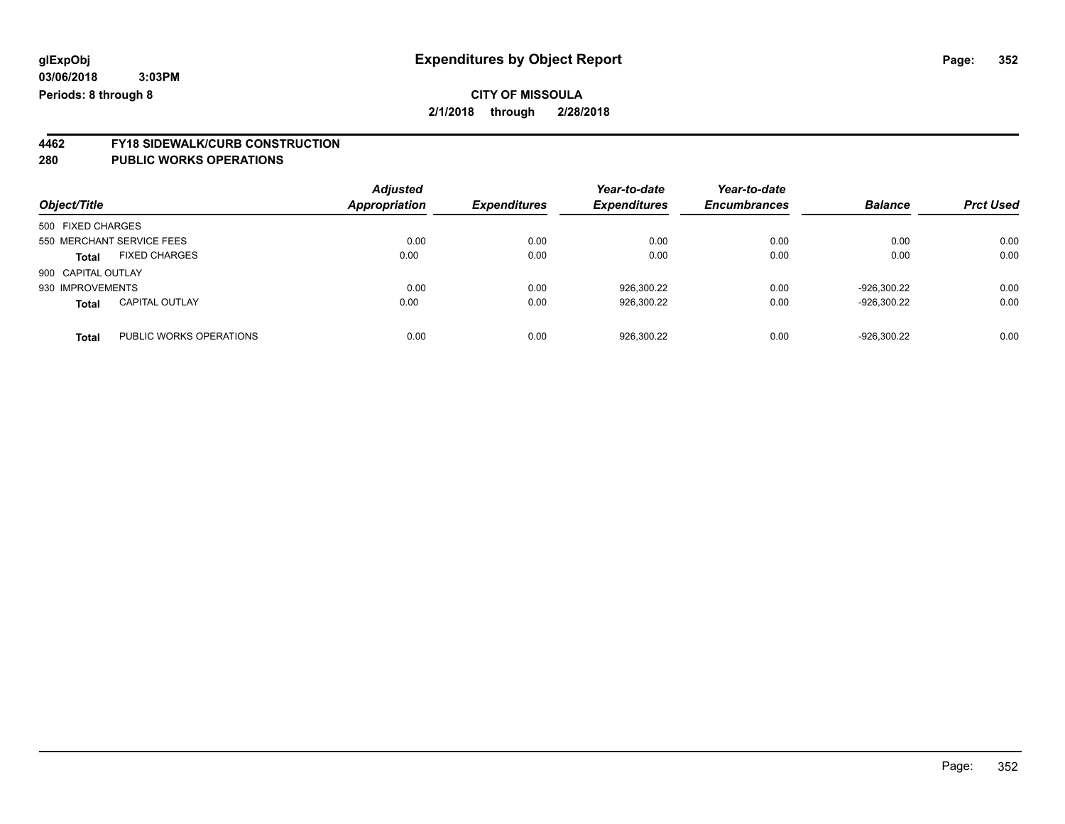glExpObj
03/06/2018 3:03PM
Periods: 8 through 8

# Expenditures by Object Report

**CITY OF MISSOULA**
**2/1/2018 through 2/28/2018**

**4462 FY18 SIDEWALK/CURB CONSTRUCTION**
**280 PUBLIC WORKS OPERATIONS**

| Object/Title | | Adjusted Appropriation | Expenditures | Year-to-date Expenditures | Year-to-date Encumbrances | Balance | Prct Used |
|---|---|---|---|---|---|---|---|
| 500 FIXED CHARGES | | | | | | | |
| 550 MERCHANT SERVICE FEES | | 0.00 | 0.00 | 0.00 | 0.00 | 0.00 | 0.00 |
| **Total** | FIXED CHARGES | 0.00 | 0.00 | 0.00 | 0.00 | 0.00 | 0.00 |
| 900 CAPITAL OUTLAY | | | | | | | |
| 930 IMPROVEMENTS | | 0.00 | 0.00 | 926,300.22 | 0.00 | -926,300.22 | 0.00 |
| **Total** | CAPITAL OUTLAY | 0.00 | 0.00 | 926,300.22 | 0.00 | -926,300.22 | 0.00 |
| **Total** | PUBLIC WORKS OPERATIONS | 0.00 | 0.00 | 926,300.22 | 0.00 | -926,300.22 | 0.00 |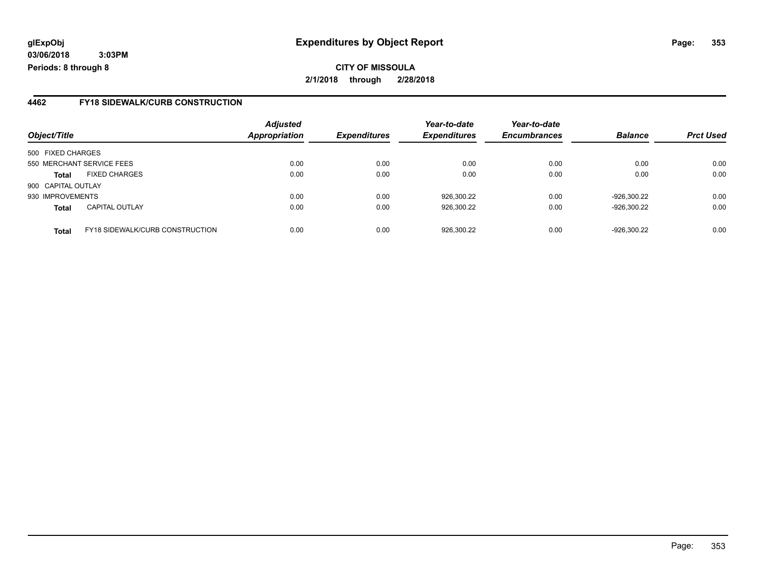**glExpObj**
**03/06/2018 3:03PM**
**Periods: 8 through 8**

# Expenditures by Object Report

**CITY OF MISSOULA**
**2/1/2018 through 2/28/2018**

## 4462 FY18 SIDEWALK/CURB CONSTRUCTION

| Object/Title | | *Adjusted Appropriation* | *Expenditures* | *Year-to-date Expenditures* | *Year-to-date Encumbrances* | *Balance* | *Prct Used* |
|---|---|---|---|---|---|---|---|
| 500 FIXED CHARGES | | | | | | | |
| 550 MERCHANT SERVICE FEES | | 0.00 | 0.00 | 0.00 | 0.00 | 0.00 | 0.00 |
| **Total** | FIXED CHARGES | 0.00 | 0.00 | 0.00 | 0.00 | 0.00 | 0.00 |
| 900 CAPITAL OUTLAY | | | | | | | |
| 930 IMPROVEMENTS | | 0.00 | 0.00 | 926,300.22 | 0.00 | -926,300.22 | 0.00 |
| **Total** | CAPITAL OUTLAY | 0.00 | 0.00 | 926,300.22 | 0.00 | -926,300.22 | 0.00 |
| **Total** | FY18 SIDEWALK/CURB CONSTRUCTION | 0.00 | 0.00 | 926,300.22 | 0.00 | -926,300.22 | 0.00 |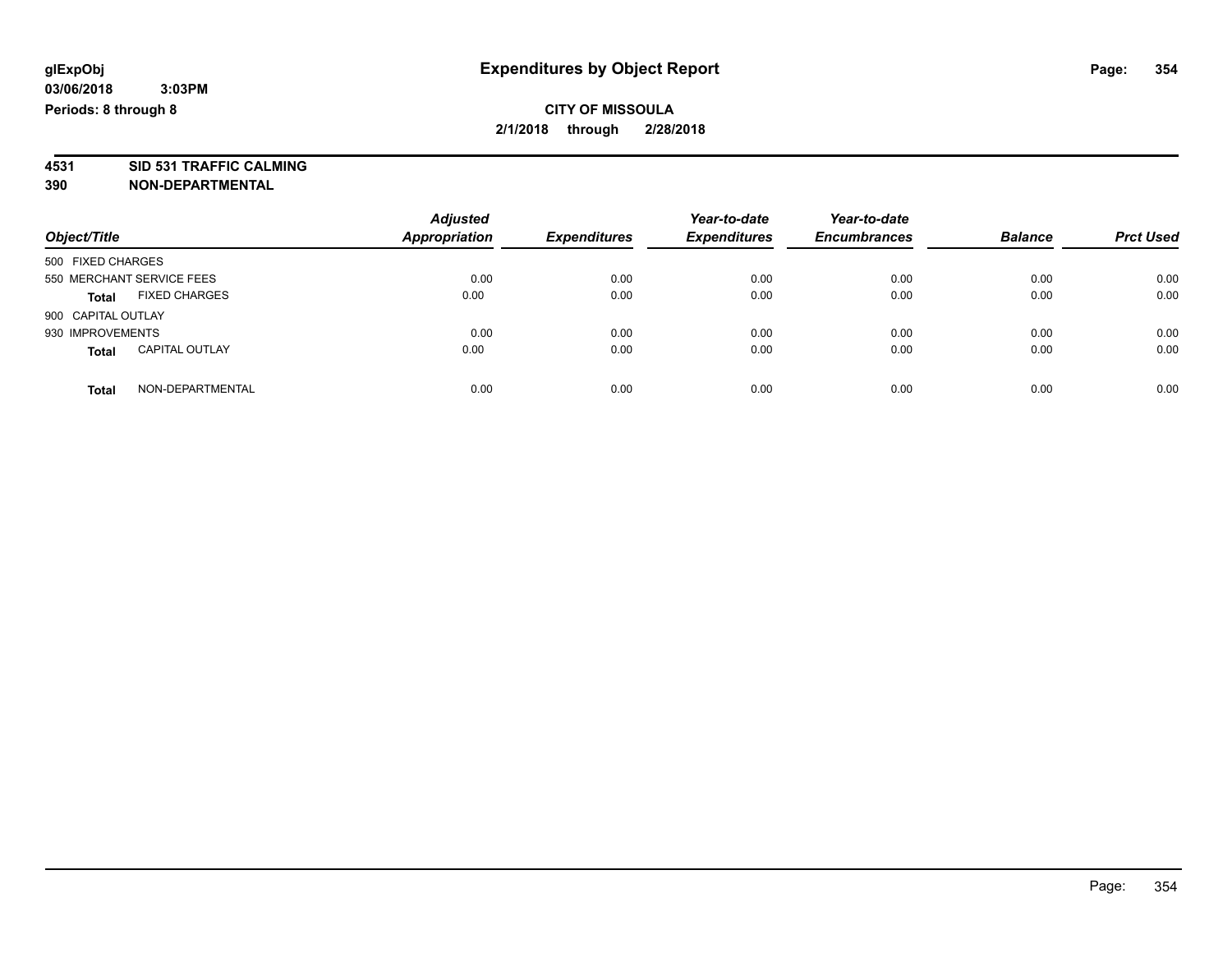glExpObj
03/06/2018 3:03PM
Periods: 8 through 8

# Expenditures by Object Report

**CITY OF MISSOULA**

**2/1/2018 through 2/28/2018**

**4531 SID 531 TRAFFIC CALMING**
**390 NON-DEPARTMENTAL**

| Object/Title | | Adjusted Appropriation | Expenditures | Year-to-date Expenditures | Year-to-date Encumbrances | Balance | Prct Used |
|---|---|---|---|---|---|---|---|
| 500 FIXED CHARGES | | | | | | | |
| 550 MERCHANT SERVICE FEES | | 0.00 | 0.00 | 0.00 | 0.00 | 0.00 | 0.00 |
| **Total** | FIXED CHARGES | 0.00 | 0.00 | 0.00 | 0.00 | 0.00 | 0.00 |
| 900 CAPITAL OUTLAY | | | | | | | |
| 930 IMPROVEMENTS | | 0.00 | 0.00 | 0.00 | 0.00 | 0.00 | 0.00 |
| **Total** | CAPITAL OUTLAY | 0.00 | 0.00 | 0.00 | 0.00 | 0.00 | 0.00 |
| **Total** | NON-DEPARTMENTAL | 0.00 | 0.00 | 0.00 | 0.00 | 0.00 | 0.00 |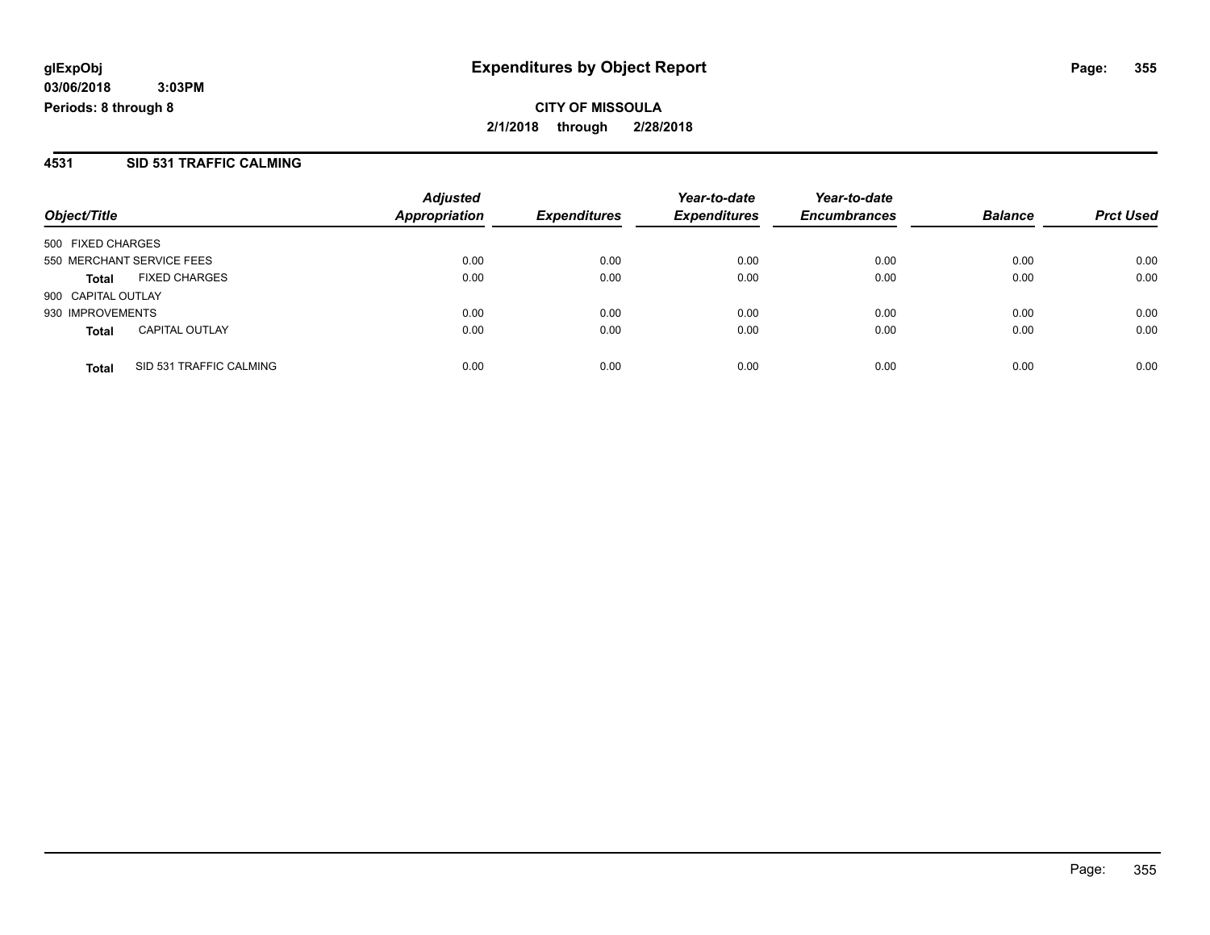# Expenditures by Object Report

glExpObj
03/06/2018 3:03PM
Periods: 8 through 8

**CITY OF MISSOULA**
**2/1/2018 through 2/28/2018**

## 4531 SID 531 TRAFFIC CALMING

| Object/Title | | Adjusted Appropriation | Expenditures | Year-to-date Expenditures | Year-to-date Encumbrances | Balance | Prct Used |
|---|---|---|---|---|---|---|---|
| 500 FIXED CHARGES | | | | | | | |
| 550 MERCHANT SERVICE FEES | | 0.00 | 0.00 | 0.00 | 0.00 | 0.00 | 0.00 |
| **Total** | FIXED CHARGES | 0.00 | 0.00 | 0.00 | 0.00 | 0.00 | 0.00 |
| 900 CAPITAL OUTLAY | | | | | | | |
| 930 IMPROVEMENTS | | 0.00 | 0.00 | 0.00 | 0.00 | 0.00 | 0.00 |
| **Total** | CAPITAL OUTLAY | 0.00 | 0.00 | 0.00 | 0.00 | 0.00 | 0.00 |
| **Total** | SID 531 TRAFFIC CALMING | 0.00 | 0.00 | 0.00 | 0.00 | 0.00 | 0.00 |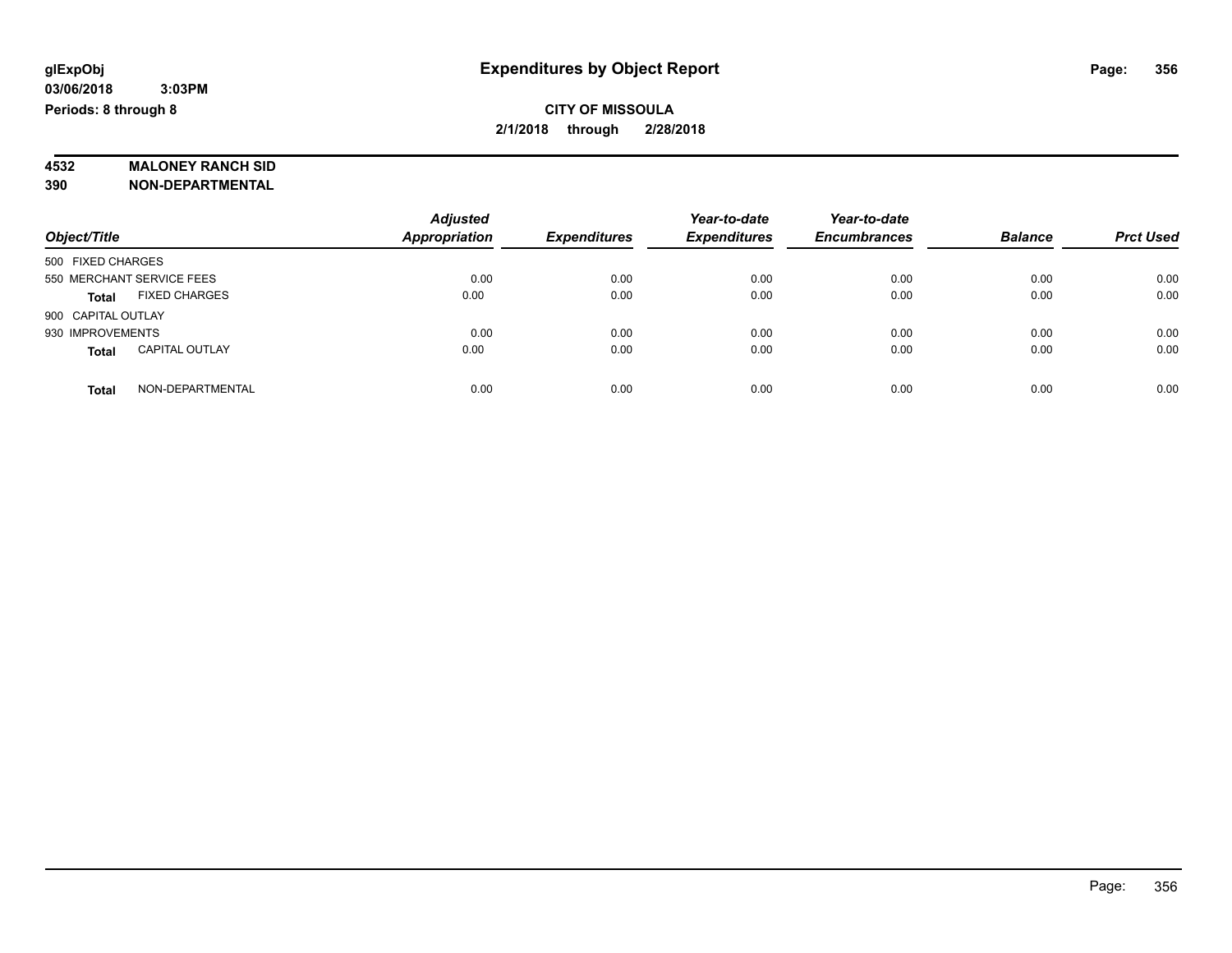# Expenditures by Object Report

glExpObj
03/06/2018 3:03PM
Periods: 8 through 8

**CITY OF MISSOULA**
**2/1/2018 through 2/28/2018**

**4532 MALONEY RANCH SID**
**390 NON-DEPARTMENTAL**

| Object/Title | Adjusted Appropriation | Expenditures | Year-to-date Expenditures | Year-to-date Encumbrances | Balance | Prct Used |
|---|---|---|---|---|---|---|
| 500 FIXED CHARGES | | | | | | |
| 550 MERCHANT SERVICE FEES | 0.00 | 0.00 | 0.00 | 0.00 | 0.00 | 0.00 |
| **Total** FIXED CHARGES | 0.00 | 0.00 | 0.00 | 0.00 | 0.00 | 0.00 |
| 900 CAPITAL OUTLAY | | | | | | |
| 930 IMPROVEMENTS | 0.00 | 0.00 | 0.00 | 0.00 | 0.00 | 0.00 |
| **Total** CAPITAL OUTLAY | 0.00 | 0.00 | 0.00 | 0.00 | 0.00 | 0.00 |
| **Total** NON-DEPARTMENTAL | 0.00 | 0.00 | 0.00 | 0.00 | 0.00 | 0.00 |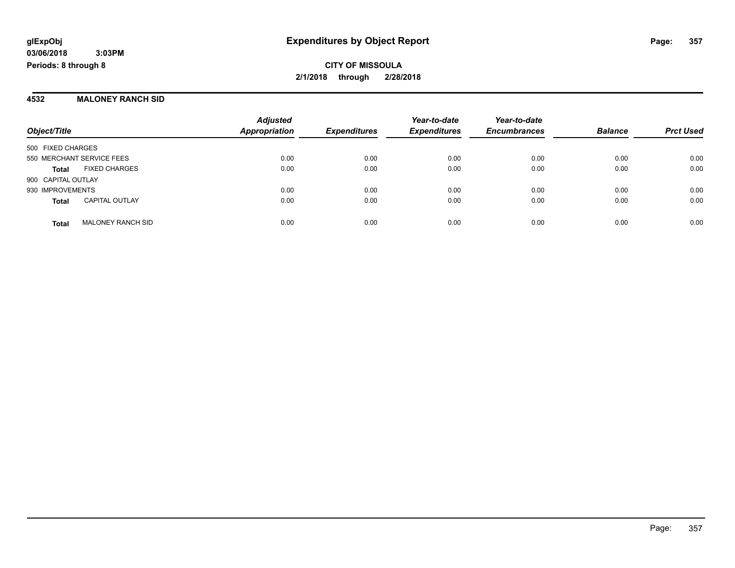# Expenditures by Object Report

glExpObj
03/06/2018 3:03PM
Periods: 8 through 8

**CITY OF MISSOULA**
**2/1/2018 through 2/28/2018**

## 4532 MALONEY RANCH SID

| Object/Title | | Adjusted Appropriation | Expenditures | Year-to-date Expenditures | Year-to-date Encumbrances | Balance | Prct Used |
|---|---|---|---|---|---|---|---|
| 500 FIXED CHARGES | | | | | | | |
| 550 MERCHANT SERVICE FEES | | 0.00 | 0.00 | 0.00 | 0.00 | 0.00 | 0.00 |
| **Total** | FIXED CHARGES | 0.00 | 0.00 | 0.00 | 0.00 | 0.00 | 0.00 |
| 900 CAPITAL OUTLAY | | | | | | | |
| 930 IMPROVEMENTS | | 0.00 | 0.00 | 0.00 | 0.00 | 0.00 | 0.00 |
| **Total** | CAPITAL OUTLAY | 0.00 | 0.00 | 0.00 | 0.00 | 0.00 | 0.00 |
| **Total** | MALONEY RANCH SID | 0.00 | 0.00 | 0.00 | 0.00 | 0.00 | 0.00 |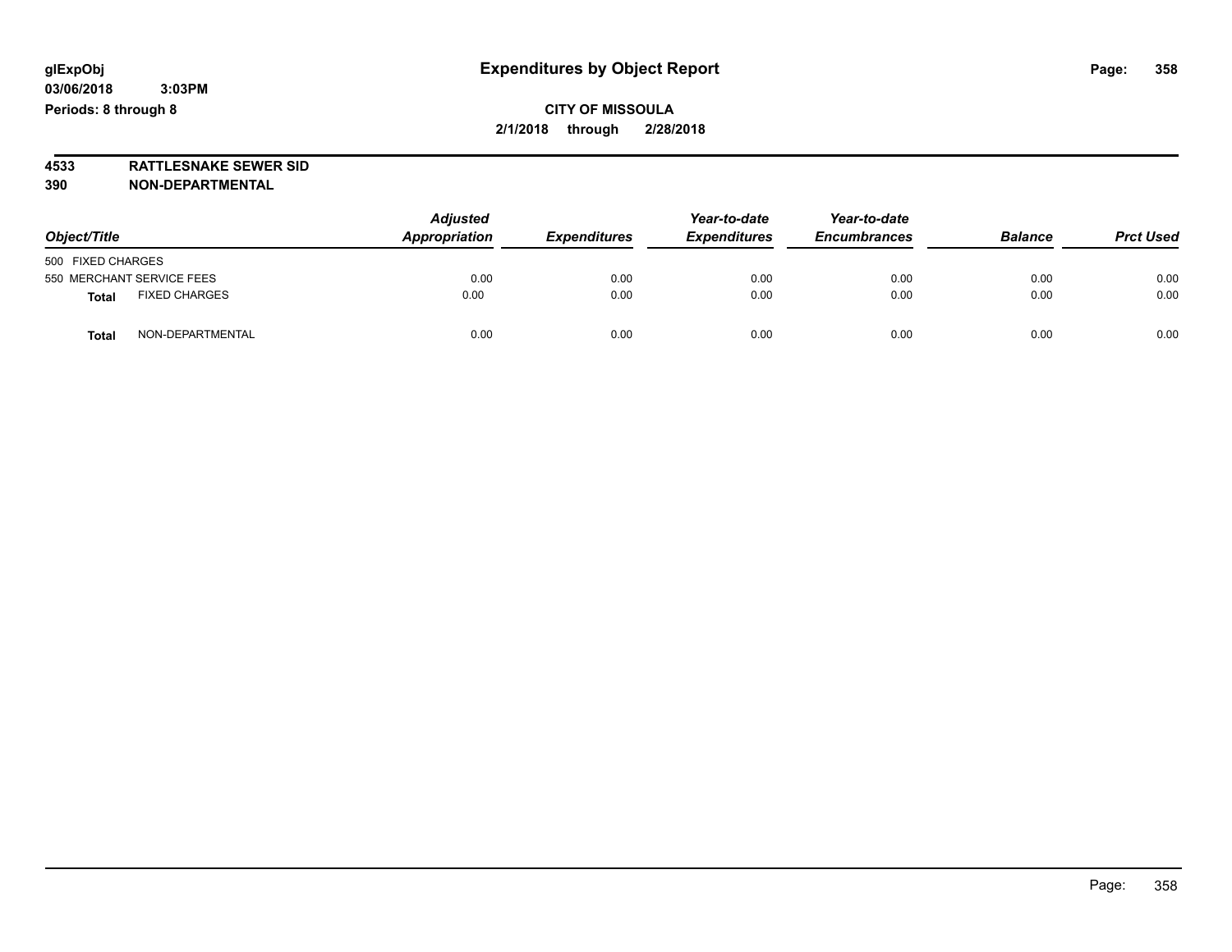# Expenditures by Object Report

glExpObj
03/06/2018 3:03PM
Periods: 8 through 8

**CITY OF MISSOULA**
**2/1/2018 through 2/28/2018**

**4533 RATTLESNAKE SEWER SID**
**390 NON-DEPARTMENTAL**

| Object/Title | | Adjusted Appropriation | Expenditures | Year-to-date Expenditures | Year-to-date Encumbrances | Balance | Prct Used |
|---|---|---|---|---|---|---|---|
| 500 FIXED CHARGES | | | | | | | |
| 550 MERCHANT SERVICE FEES | | 0.00 | 0.00 | 0.00 | 0.00 | 0.00 | 0.00 |
| **Total** | FIXED CHARGES | 0.00 | 0.00 | 0.00 | 0.00 | 0.00 | 0.00 |
| **Total** | NON-DEPARTMENTAL | 0.00 | 0.00 | 0.00 | 0.00 | 0.00 | 0.00 |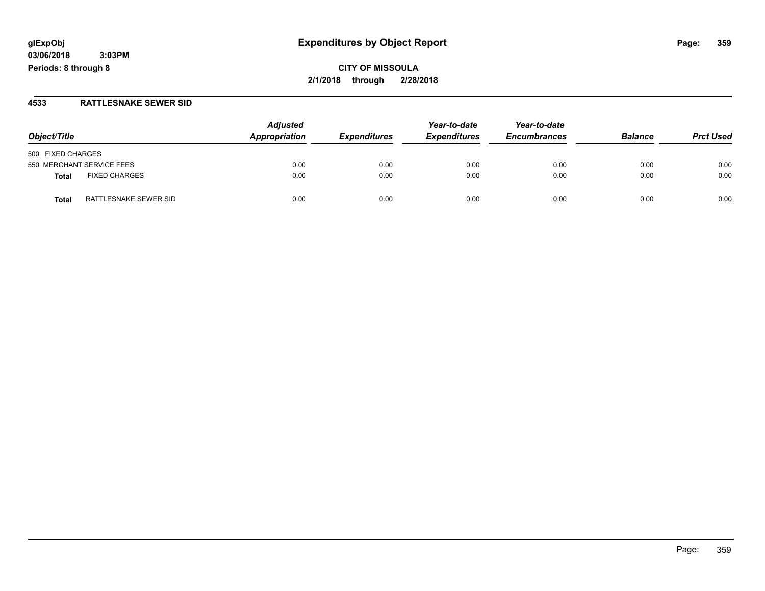**glExpObj**
**03/06/2018 3:03PM**
**Periods: 8 through 8**

# Expenditures by Object Report

**CITY OF MISSOULA**
**2/1/2018 through 2/28/2018**

## 4533 RATTLESNAKE SEWER SID

| Object/Title | | Adjusted Appropriation | Expenditures | Year-to-date Expenditures | Year-to-date Encumbrances | Balance | Prct Used |
|---|---|---|---|---|---|---|---|
| 500 FIXED CHARGES | | | | | | | |
| 550 MERCHANT SERVICE FEES | | 0.00 | 0.00 | 0.00 | 0.00 | 0.00 | 0.00 |
| **Total** | FIXED CHARGES | 0.00 | 0.00 | 0.00 | 0.00 | 0.00 | 0.00 |
| **Total** | RATTLESNAKE SEWER SID | 0.00 | 0.00 | 0.00 | 0.00 | 0.00 | 0.00 |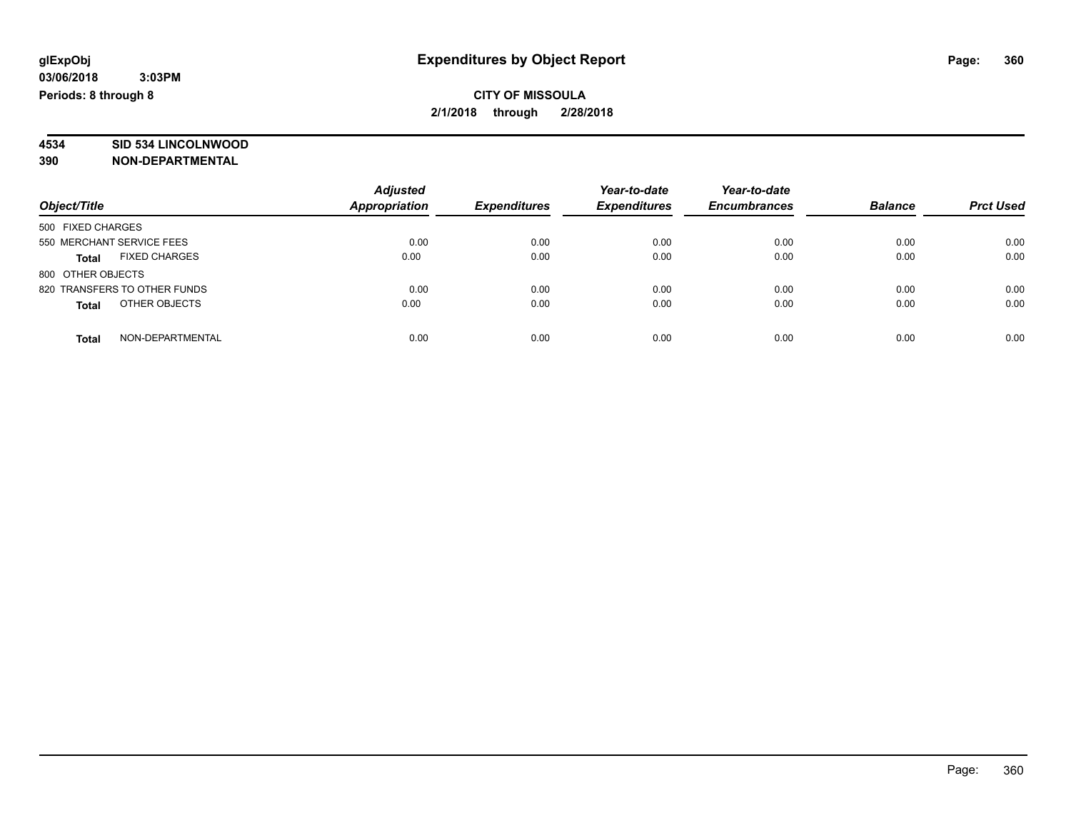**glExpObj**
**03/06/2018 3:03PM**
**Periods: 8 through 8**

# Expenditures by Object Report

**CITY OF MISSOULA**
**2/1/2018 through 2/28/2018**

**4534 SID 534 LINCOLNWOOD**
**390 NON-DEPARTMENTAL**

| Object/Title | Adjusted Appropriation | Expenditures | Year-to-date Expenditures | Year-to-date Encumbrances | Balance | Prct Used |
|---|---|---|---|---|---|---|
| 500 FIXED CHARGES | | | | | | |
| 550 MERCHANT SERVICE FEES | 0.00 | 0.00 | 0.00 | 0.00 | 0.00 | 0.00 |
| **Total** FIXED CHARGES | 0.00 | 0.00 | 0.00 | 0.00 | 0.00 | 0.00 |
| 800 OTHER OBJECTS | | | | | | |
| 820 TRANSFERS TO OTHER FUNDS | 0.00 | 0.00 | 0.00 | 0.00 | 0.00 | 0.00 |
| **Total** OTHER OBJECTS | 0.00 | 0.00 | 0.00 | 0.00 | 0.00 | 0.00 |
| **Total** NON-DEPARTMENTAL | 0.00 | 0.00 | 0.00 | 0.00 | 0.00 | 0.00 |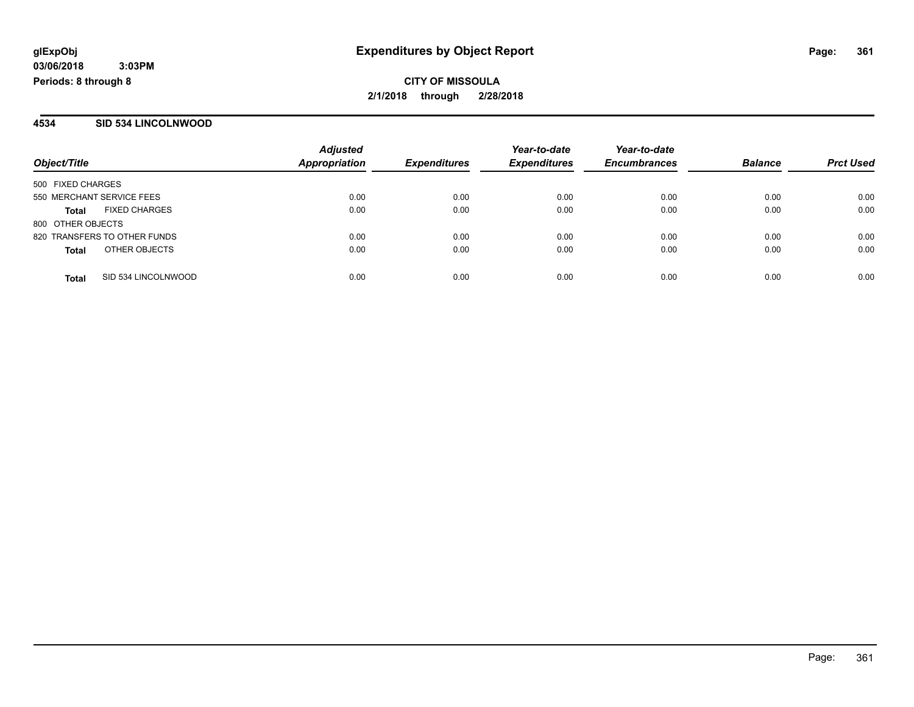**glExpObj**
**03/06/2018 3:03PM**
**Periods: 8 through 8**

# Expenditures by Object Report

**CITY OF MISSOULA**
**2/1/2018 through 2/28/2018**

## 4534 SID 534 LINCOLNWOOD

| Object/Title | Adjusted Appropriation | Expenditures | Year-to-date Expenditures | Year-to-date Encumbrances | Balance | Prct Used |
|---|---|---|---|---|---|---|
| 500 FIXED CHARGES | | | | | | |
| 550 MERCHANT SERVICE FEES | 0.00 | 0.00 | 0.00 | 0.00 | 0.00 | 0.00 |
| **Total** FIXED CHARGES | 0.00 | 0.00 | 0.00 | 0.00 | 0.00 | 0.00 |
| 800 OTHER OBJECTS | | | | | | |
| 820 TRANSFERS TO OTHER FUNDS | 0.00 | 0.00 | 0.00 | 0.00 | 0.00 | 0.00 |
| **Total** OTHER OBJECTS | 0.00 | 0.00 | 0.00 | 0.00 | 0.00 | 0.00 |
| **Total** SID 534 LINCOLNWOOD | 0.00 | 0.00 | 0.00 | 0.00 | 0.00 | 0.00 |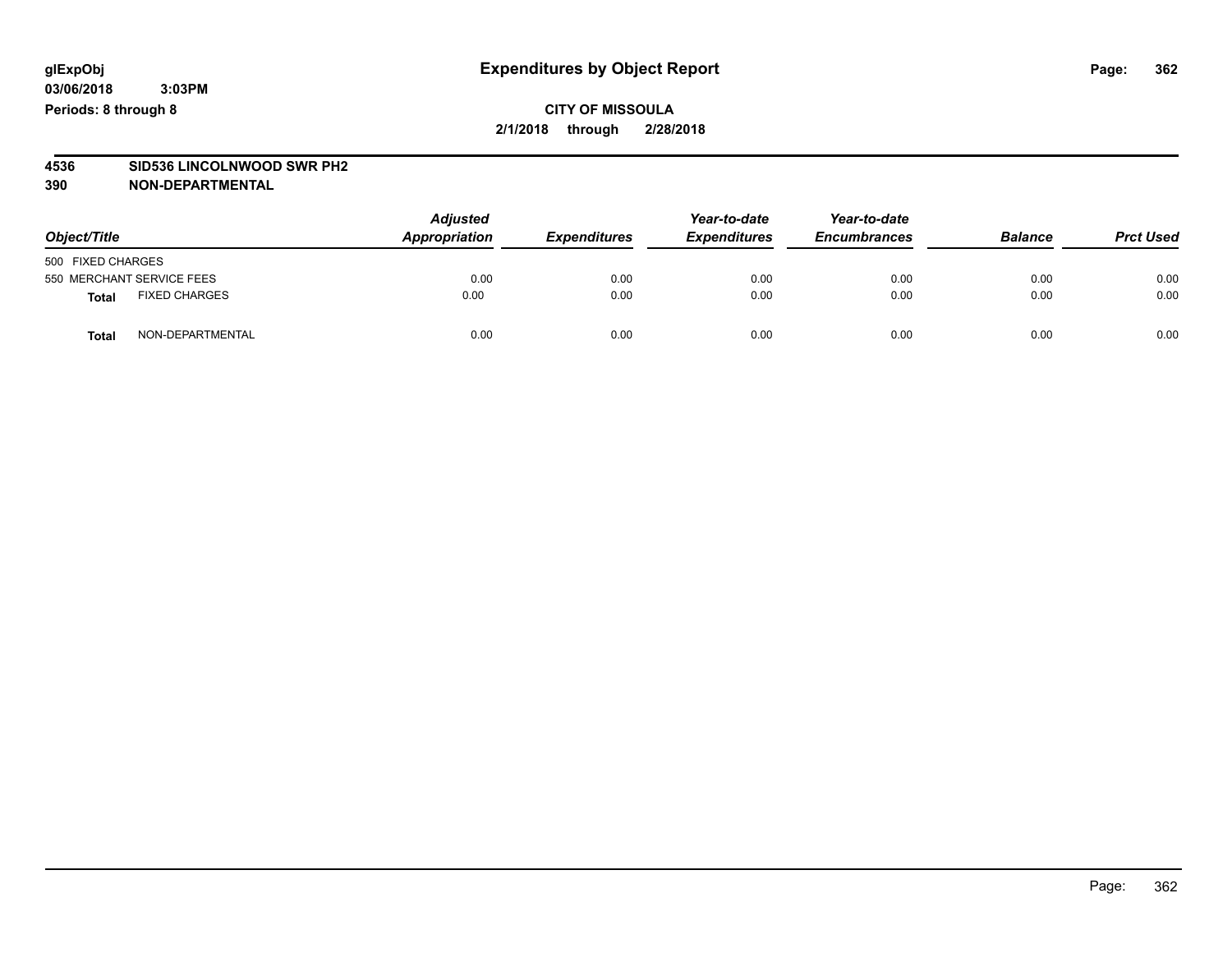glExpObj
03/06/2018 3:03PM
Periods: 8 through 8

# Expenditures by Object Report

**CITY OF MISSOULA**
**2/1/2018 through 2/28/2018**

**4536 SID536 LINCOLNWOOD SWR PH2**
**390 NON-DEPARTMENTAL**

| Object/Title | | Adjusted Appropriation | Expenditures | Year-to-date Expenditures | Year-to-date Encumbrances | Balance | Prct Used |
|---|---|---|---|---|---|---|---|
| 500 FIXED CHARGES | | | | | | | |
| 550 MERCHANT SERVICE FEES | | 0.00 | 0.00 | 0.00 | 0.00 | 0.00 | 0.00 |
| **Total** | FIXED CHARGES | 0.00 | 0.00 | 0.00 | 0.00 | 0.00 | 0.00 |
| **Total** | NON-DEPARTMENTAL | 0.00 | 0.00 | 0.00 | 0.00 | 0.00 | 0.00 |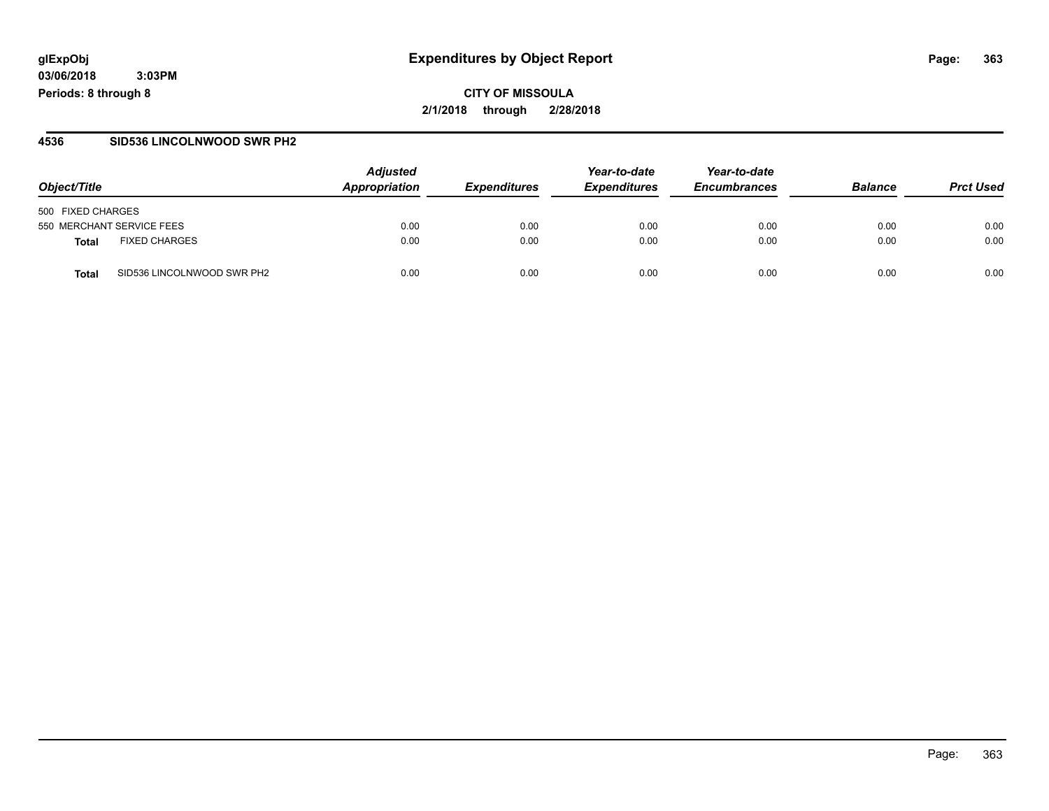glExpObj
03/06/2018 3:03PM
Periods: 8 through 8

# Expenditures by Object Report

**CITY OF MISSOULA**

**2/1/2018 through 2/28/2018**

## 4536 SID536 LINCOLNWOOD SWR PH2

| Object/Title | | Adjusted Appropriation | Expenditures | Year-to-date Expenditures | Year-to-date Encumbrances | Balance | Prct Used |
|---|---|---|---|---|---|---|---|
| 500 FIXED CHARGES | | | | | | | |
| 550 MERCHANT SERVICE FEES | | 0.00 | 0.00 | 0.00 | 0.00 | 0.00 | 0.00 |
| **Total** | FIXED CHARGES | 0.00 | 0.00 | 0.00 | 0.00 | 0.00 | 0.00 |
| **Total** | SID536 LINCOLNWOOD SWR PH2 | 0.00 | 0.00 | 0.00 | 0.00 | 0.00 | 0.00 |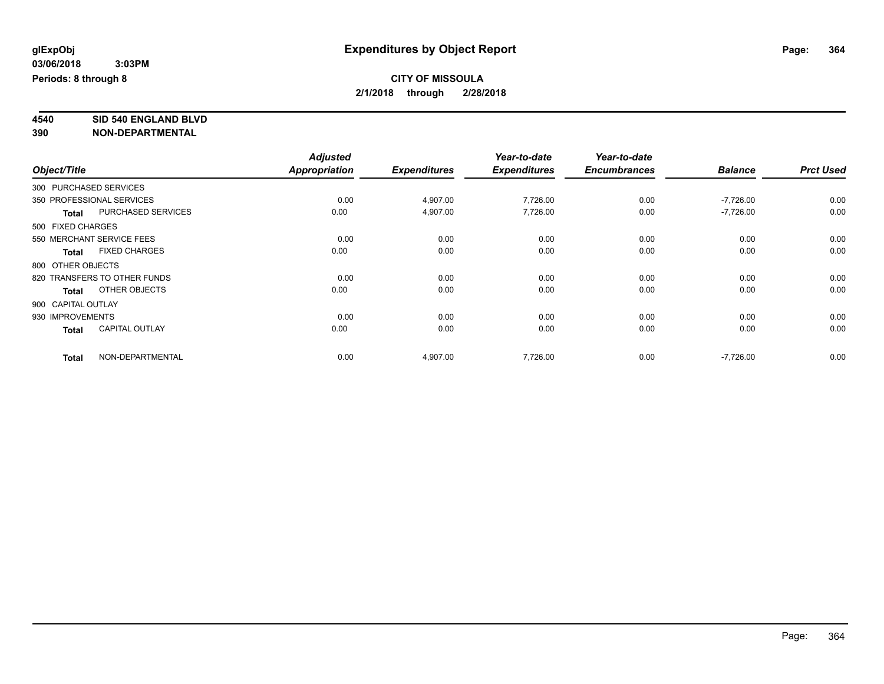# Expenditures by Object Report

glExpObj
03/06/2018 3:03PM
Periods: 8 through 8

**CITY OF MISSOULA**
**2/1/2018 through 2/28/2018**

**4540 SID 540 ENGLAND BLVD**
**390 NON-DEPARTMENTAL**

| Object/Title | | Adjusted Appropriation | Expenditures | Year-to-date Expenditures | Year-to-date Encumbrances | Balance | Prct Used |
|---|---|---|---|---|---|---|---|
| 300 PURCHASED SERVICES | | | | | | | |
| 350 PROFESSIONAL SERVICES | | 0.00 | 4,907.00 | 7,726.00 | 0.00 | -7,726.00 | 0.00 |
| **Total** | PURCHASED SERVICES | 0.00 | 4,907.00 | 7,726.00 | 0.00 | -7,726.00 | 0.00 |
| 500 FIXED CHARGES | | | | | | | |
| 550 MERCHANT SERVICE FEES | | 0.00 | 0.00 | 0.00 | 0.00 | 0.00 | 0.00 |
| **Total** | FIXED CHARGES | 0.00 | 0.00 | 0.00 | 0.00 | 0.00 | 0.00 |
| 800 OTHER OBJECTS | | | | | | | |
| 820 TRANSFERS TO OTHER FUNDS | | 0.00 | 0.00 | 0.00 | 0.00 | 0.00 | 0.00 |
| **Total** | OTHER OBJECTS | 0.00 | 0.00 | 0.00 | 0.00 | 0.00 | 0.00 |
| 900 CAPITAL OUTLAY | | | | | | | |
| 930 IMPROVEMENTS | | 0.00 | 0.00 | 0.00 | 0.00 | 0.00 | 0.00 |
| **Total** | CAPITAL OUTLAY | 0.00 | 0.00 | 0.00 | 0.00 | 0.00 | 0.00 |
| **Total** | NON-DEPARTMENTAL | 0.00 | 4,907.00 | 7,726.00 | 0.00 | -7,726.00 | 0.00 |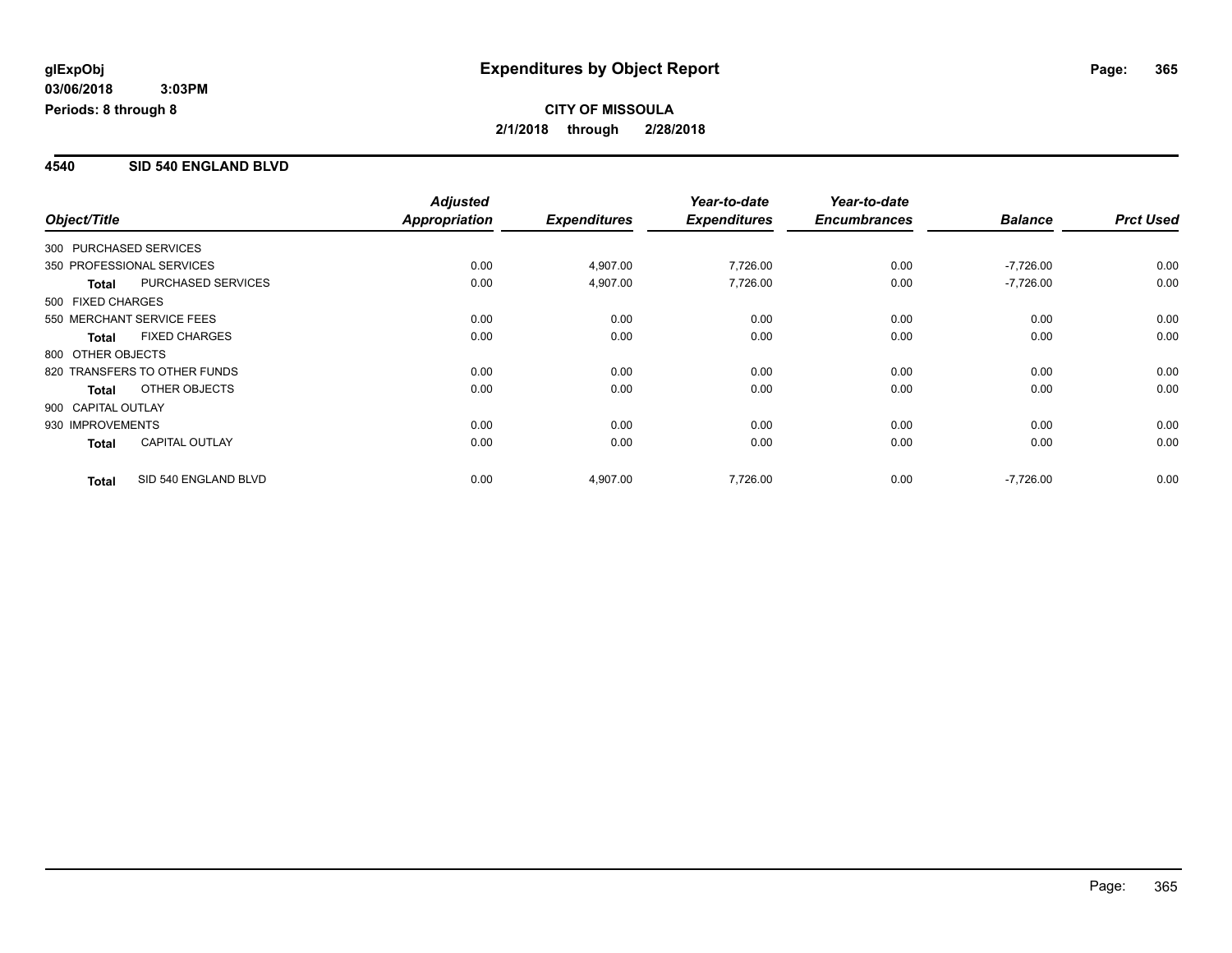**glExpObj** **Expenditures by Object Report**

**03/06/2018 3:03PM**

**Periods: 8 through 8**

**CITY OF MISSOULA**

**2/1/2018 through 2/28/2018**

## 4540 SID 540 ENGLAND BLVD

| Object/Title | | Adjusted Appropriation | Expenditures | Year-to-date Expenditures | Year-to-date Encumbrances | Balance | Prct Used |
|---|---|---|---|---|---|---|---|
| 300 PURCHASED SERVICES | | | | | | | |
| 350 PROFESSIONAL SERVICES | | 0.00 | 4,907.00 | 7,726.00 | 0.00 | -7,726.00 | 0.00 |
| **Total** | PURCHASED SERVICES | 0.00 | 4,907.00 | 7,726.00 | 0.00 | -7,726.00 | 0.00 |
| 500 FIXED CHARGES | | | | | | | |
| 550 MERCHANT SERVICE FEES | | 0.00 | 0.00 | 0.00 | 0.00 | 0.00 | 0.00 |
| **Total** | FIXED CHARGES | 0.00 | 0.00 | 0.00 | 0.00 | 0.00 | 0.00 |
| 800 OTHER OBJECTS | | | | | | | |
| 820 TRANSFERS TO OTHER FUNDS | | 0.00 | 0.00 | 0.00 | 0.00 | 0.00 | 0.00 |
| **Total** | OTHER OBJECTS | 0.00 | 0.00 | 0.00 | 0.00 | 0.00 | 0.00 |
| 900 CAPITAL OUTLAY | | | | | | | |
| 930 IMPROVEMENTS | | 0.00 | 0.00 | 0.00 | 0.00 | 0.00 | 0.00 |
| **Total** | CAPITAL OUTLAY | 0.00 | 0.00 | 0.00 | 0.00 | 0.00 | 0.00 |
| **Total** | SID 540 ENGLAND BLVD | 0.00 | 4,907.00 | 7,726.00 | 0.00 | -7,726.00 | 0.00 |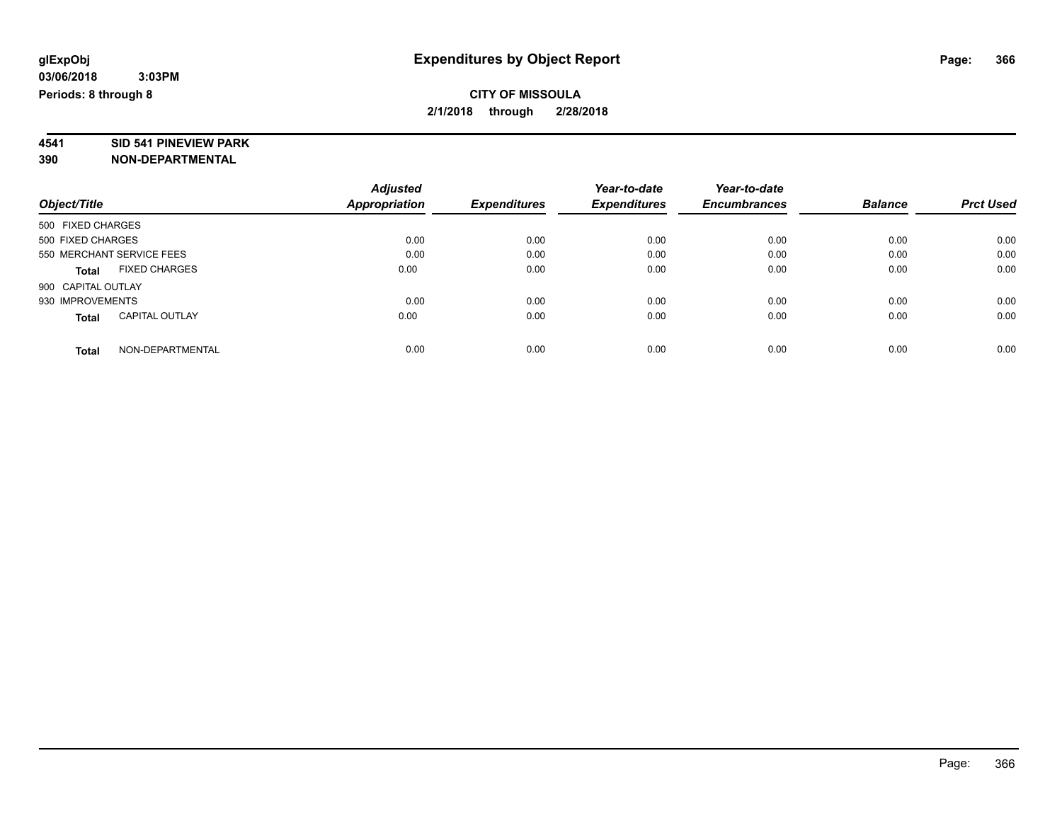**glExpObj** **Expenditures by Object Report**

**03/06/2018 3:03PM**

**Periods: 8 through 8**

**CITY OF MISSOULA**

**2/1/2018 through 2/28/2018**

**4541 SID 541 PINEVIEW PARK**

**390 NON-DEPARTMENTAL**

| Object/Title | Adjusted Appropriation | Expenditures | Year-to-date Expenditures | Year-to-date Encumbrances | Balance | Prct Used |
|---|---|---|---|---|---|---|
| 500 FIXED CHARGES | | | | | | |
| 500 FIXED CHARGES | 0.00 | 0.00 | 0.00 | 0.00 | 0.00 | 0.00 |
| 550 MERCHANT SERVICE FEES | 0.00 | 0.00 | 0.00 | 0.00 | 0.00 | 0.00 |
| **Total** FIXED CHARGES | 0.00 | 0.00 | 0.00 | 0.00 | 0.00 | 0.00 |
| 900 CAPITAL OUTLAY | | | | | | |
| 930 IMPROVEMENTS | 0.00 | 0.00 | 0.00 | 0.00 | 0.00 | 0.00 |
| **Total** CAPITAL OUTLAY | 0.00 | 0.00 | 0.00 | 0.00 | 0.00 | 0.00 |
| **Total** NON-DEPARTMENTAL | 0.00 | 0.00 | 0.00 | 0.00 | 0.00 | 0.00 |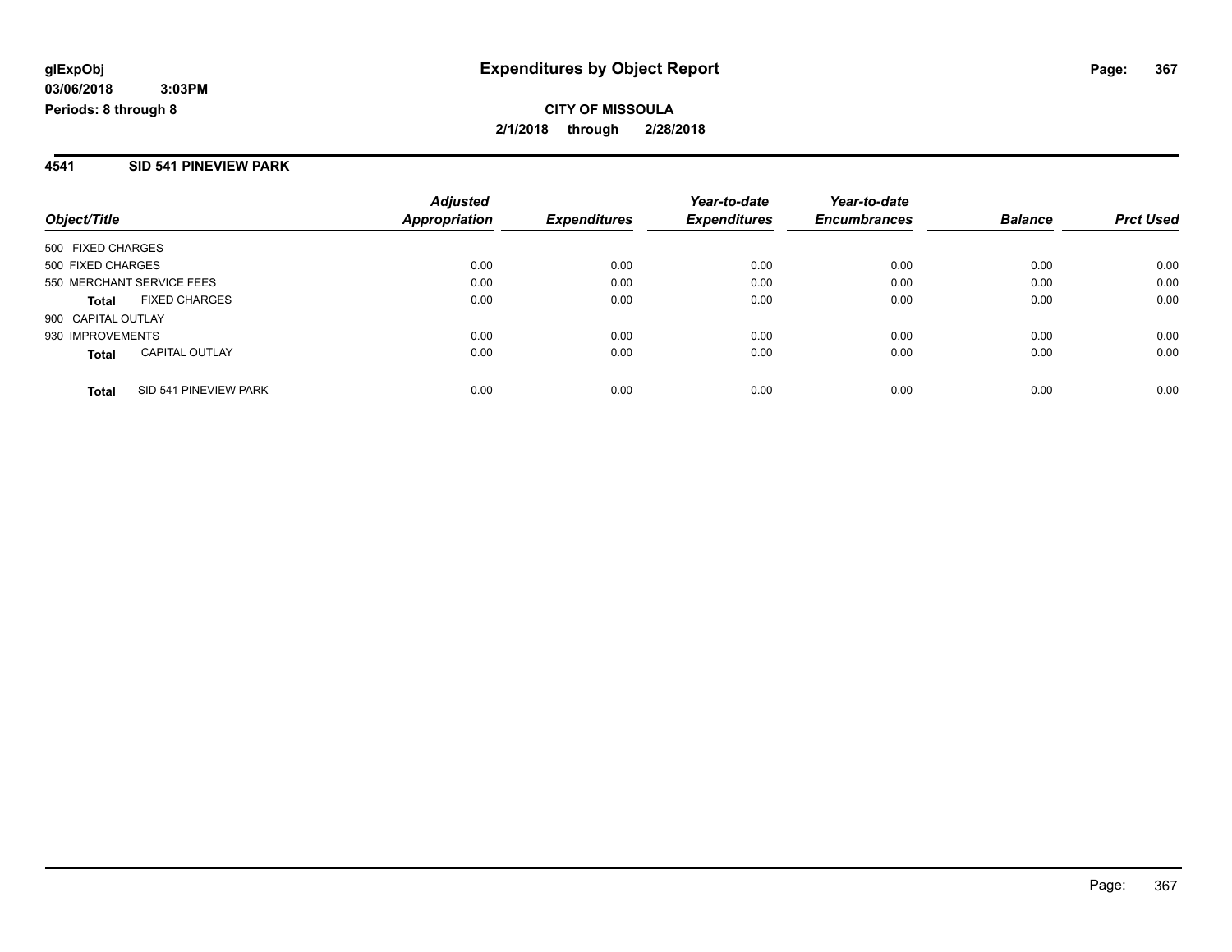**glExpObj**
**03/06/2018 3:03PM**
**Periods: 8 through 8**

# Expenditures by Object Report

**CITY OF MISSOULA**
**2/1/2018 through 2/28/2018**

## 4541 SID 541 PINEVIEW PARK

| Object/Title | *Adjusted Appropriation* | *Expenditures* | *Year-to-date Expenditures* | *Year-to-date Encumbrances* | *Balance* | *Prct Used* |
|---|---|---|---|---|---|---|
| 500 FIXED CHARGES | | | | | | |
| 500 FIXED CHARGES | 0.00 | 0.00 | 0.00 | 0.00 | 0.00 | 0.00 |
| 550 MERCHANT SERVICE FEES | 0.00 | 0.00 | 0.00 | 0.00 | 0.00 | 0.00 |
| **Total** FIXED CHARGES | 0.00 | 0.00 | 0.00 | 0.00 | 0.00 | 0.00 |
| 900 CAPITAL OUTLAY | | | | | | |
| 930 IMPROVEMENTS | 0.00 | 0.00 | 0.00 | 0.00 | 0.00 | 0.00 |
| **Total** CAPITAL OUTLAY | 0.00 | 0.00 | 0.00 | 0.00 | 0.00 | 0.00 |
| **Total** SID 541 PINEVIEW PARK | 0.00 | 0.00 | 0.00 | 0.00 | 0.00 | 0.00 |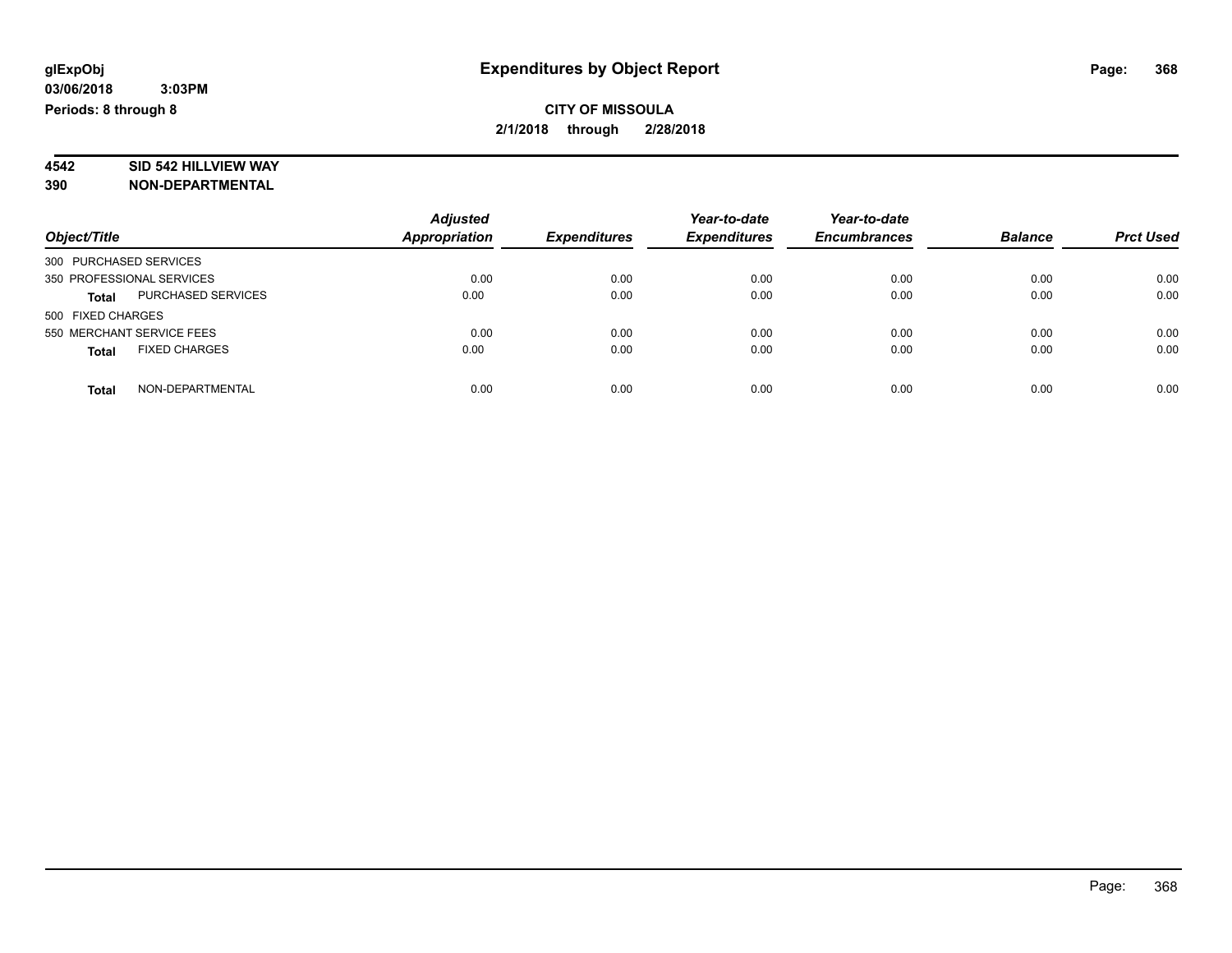# Expenditures by Object Report

glExpObj
03/06/2018 3:03PM
Periods: 8 through 8

**CITY OF MISSOULA**
**2/1/2018 through 2/28/2018**

**4542 SID 542 HILLVIEW WAY**
**390 NON-DEPARTMENTAL**

| Object/Title | Adjusted Appropriation | Expenditures | Year-to-date Expenditures | Year-to-date Encumbrances | Balance | Prct Used |
|---|---|---|---|---|---|---|
| 300 PURCHASED SERVICES | | | | | | |
| 350 PROFESSIONAL SERVICES | 0.00 | 0.00 | 0.00 | 0.00 | 0.00 | 0.00 |
| **Total** PURCHASED SERVICES | 0.00 | 0.00 | 0.00 | 0.00 | 0.00 | 0.00 |
| 500 FIXED CHARGES | | | | | | |
| 550 MERCHANT SERVICE FEES | 0.00 | 0.00 | 0.00 | 0.00 | 0.00 | 0.00 |
| **Total** FIXED CHARGES | 0.00 | 0.00 | 0.00 | 0.00 | 0.00 | 0.00 |
| **Total** NON-DEPARTMENTAL | 0.00 | 0.00 | 0.00 | 0.00 | 0.00 | 0.00 |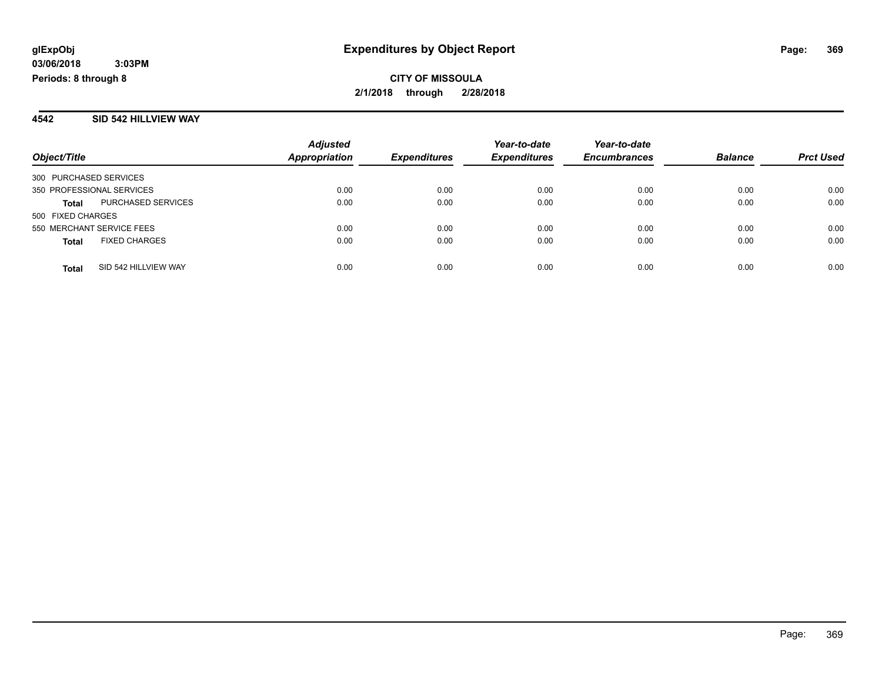# Expenditures by Object Report

glExpObj
03/06/2018 3:03PM
Periods: 8 through 8

**CITY OF MISSOULA**
**2/1/2018 through 2/28/2018**

## 4542 SID 542 HILLVIEW WAY

| Object/Title | | Adjusted Appropriation | Expenditures | Year-to-date Expenditures | Year-to-date Encumbrances | Balance | Prct Used |
|---|---|---|---|---|---|---|---|
| 300 PURCHASED SERVICES | | | | | | | |
| 350 PROFESSIONAL SERVICES | | 0.00 | 0.00 | 0.00 | 0.00 | 0.00 | 0.00 |
| **Total** | PURCHASED SERVICES | 0.00 | 0.00 | 0.00 | 0.00 | 0.00 | 0.00 |
| 500 FIXED CHARGES | | | | | | | |
| 550 MERCHANT SERVICE FEES | | 0.00 | 0.00 | 0.00 | 0.00 | 0.00 | 0.00 |
| **Total** | FIXED CHARGES | 0.00 | 0.00 | 0.00 | 0.00 | 0.00 | 0.00 |
| **Total** | SID 542 HILLVIEW WAY | 0.00 | 0.00 | 0.00 | 0.00 | 0.00 | 0.00 |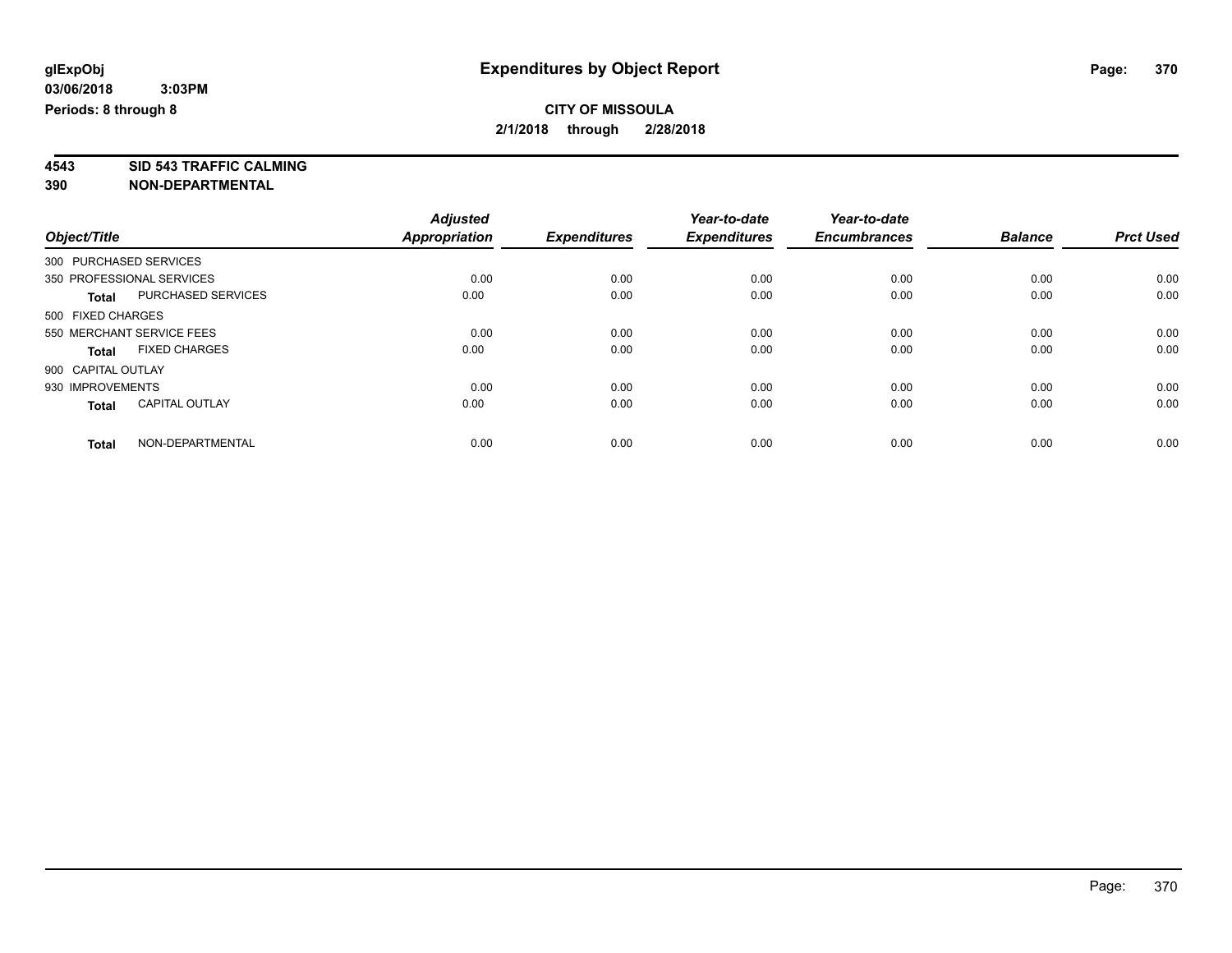glExpObj
03/06/2018 3:03PM
Periods: 8 through 8

# Expenditures by Object Report

**CITY OF MISSOULA**
**2/1/2018 through 2/28/2018**

**4543 SID 543 TRAFFIC CALMING**
**390 NON-DEPARTMENTAL**

| Object/Title | | Adjusted Appropriation | Expenditures | Year-to-date Expenditures | Year-to-date Encumbrances | Balance | Prct Used |
|---|---|---|---|---|---|---|---|
| 300 PURCHASED SERVICES | | | | | | | |
| 350 PROFESSIONAL SERVICES | | 0.00 | 0.00 | 0.00 | 0.00 | 0.00 | 0.00 |
| **Total** | PURCHASED SERVICES | 0.00 | 0.00 | 0.00 | 0.00 | 0.00 | 0.00 |
| 500 FIXED CHARGES | | | | | | | |
| 550 MERCHANT SERVICE FEES | | 0.00 | 0.00 | 0.00 | 0.00 | 0.00 | 0.00 |
| **Total** | FIXED CHARGES | 0.00 | 0.00 | 0.00 | 0.00 | 0.00 | 0.00 |
| 900 CAPITAL OUTLAY | | | | | | | |
| 930 IMPROVEMENTS | | 0.00 | 0.00 | 0.00 | 0.00 | 0.00 | 0.00 |
| **Total** | CAPITAL OUTLAY | 0.00 | 0.00 | 0.00 | 0.00 | 0.00 | 0.00 |
| **Total** | NON-DEPARTMENTAL | 0.00 | 0.00 | 0.00 | 0.00 | 0.00 | 0.00 |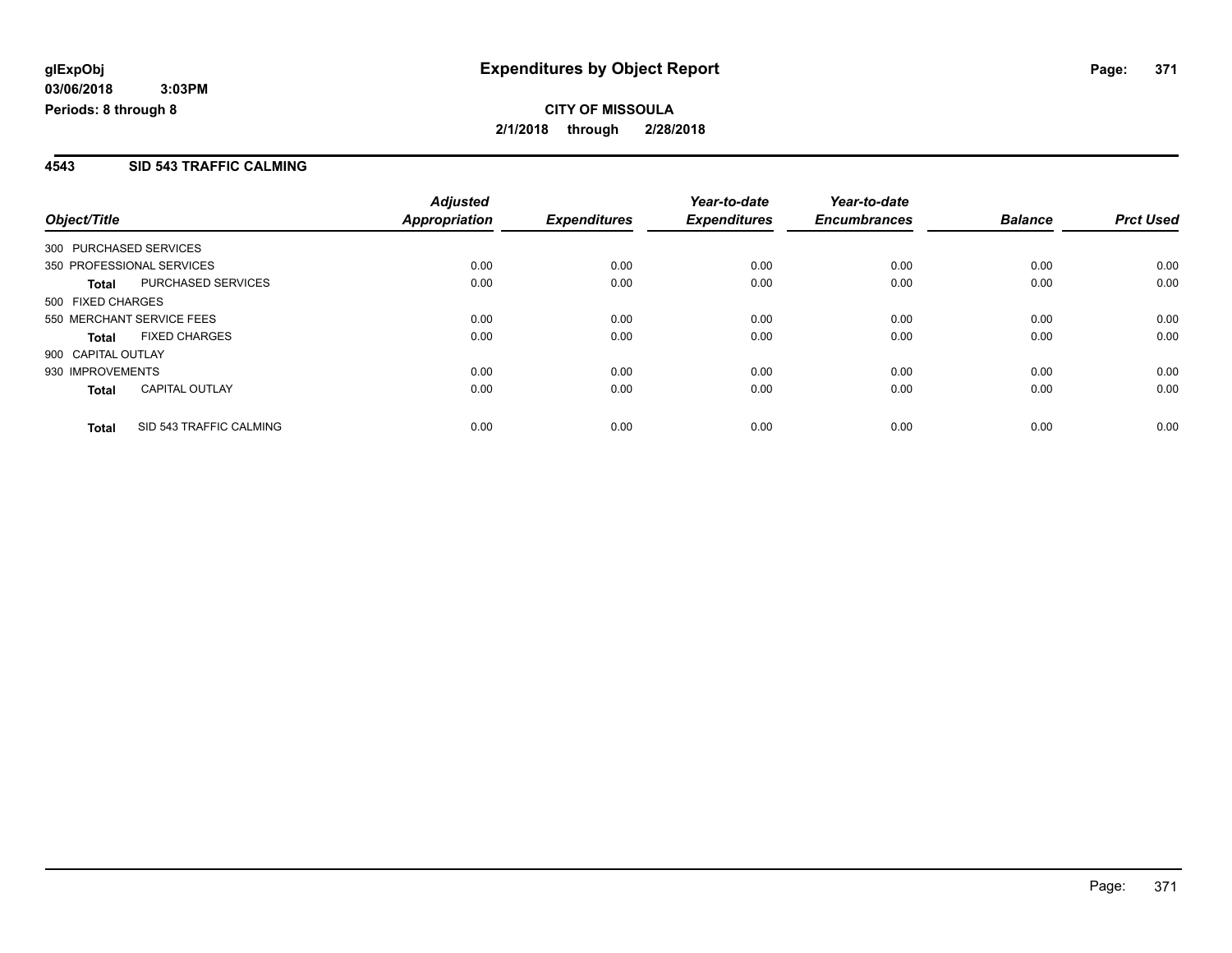**glExpObj**
**03/06/2018 3:03PM**
**Periods: 8 through 8**

# Expenditures by Object Report

**CITY OF MISSOULA**
**2/1/2018 through 2/28/2018**

## 4543 SID 543 TRAFFIC CALMING

| Object/Title | | *Adjusted Appropriation* | *Expenditures* | *Year-to-date Expenditures* | *Year-to-date Encumbrances* | *Balance* | *Prct Used* |
|---|---|---|---|---|---|---|---|
| 300 PURCHASED SERVICES | | | | | | | |
| 350 PROFESSIONAL SERVICES | | 0.00 | 0.00 | 0.00 | 0.00 | 0.00 | 0.00 |
| **Total** | PURCHASED SERVICES | 0.00 | 0.00 | 0.00 | 0.00 | 0.00 | 0.00 |
| 500 FIXED CHARGES | | | | | | | |
| 550 MERCHANT SERVICE FEES | | 0.00 | 0.00 | 0.00 | 0.00 | 0.00 | 0.00 |
| **Total** | FIXED CHARGES | 0.00 | 0.00 | 0.00 | 0.00 | 0.00 | 0.00 |
| 900 CAPITAL OUTLAY | | | | | | | |
| 930 IMPROVEMENTS | | 0.00 | 0.00 | 0.00 | 0.00 | 0.00 | 0.00 |
| **Total** | CAPITAL OUTLAY | 0.00 | 0.00 | 0.00 | 0.00 | 0.00 | 0.00 |
| **Total** | SID 543 TRAFFIC CALMING | 0.00 | 0.00 | 0.00 | 0.00 | 0.00 | 0.00 |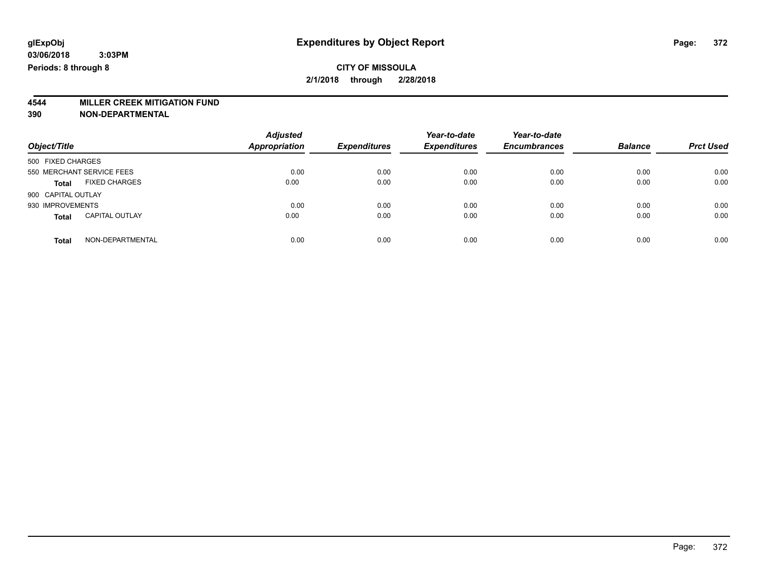**glExpObj**
**03/06/2018 3:03PM**
**Periods: 8 through 8**

# Expenditures by Object Report

**CITY OF MISSOULA**
**2/1/2018 through 2/28/2018**

**4544 MILLER CREEK MITIGATION FUND**
**390 NON-DEPARTMENTAL**

| Object/Title | Adjusted Appropriation | Expenditures | Year-to-date Expenditures | Year-to-date Encumbrances | Balance | Prct Used |
|---|---|---|---|---|---|---|
| 500 FIXED CHARGES | | | | | | |
| 550 MERCHANT SERVICE FEES | 0.00 | 0.00 | 0.00 | 0.00 | 0.00 | 0.00 |
| **Total** FIXED CHARGES | 0.00 | 0.00 | 0.00 | 0.00 | 0.00 | 0.00 |
| 900 CAPITAL OUTLAY | | | | | | |
| 930 IMPROVEMENTS | 0.00 | 0.00 | 0.00 | 0.00 | 0.00 | 0.00 |
| **Total** CAPITAL OUTLAY | 0.00 | 0.00 | 0.00 | 0.00 | 0.00 | 0.00 |
| **Total** NON-DEPARTMENTAL | 0.00 | 0.00 | 0.00 | 0.00 | 0.00 | 0.00 |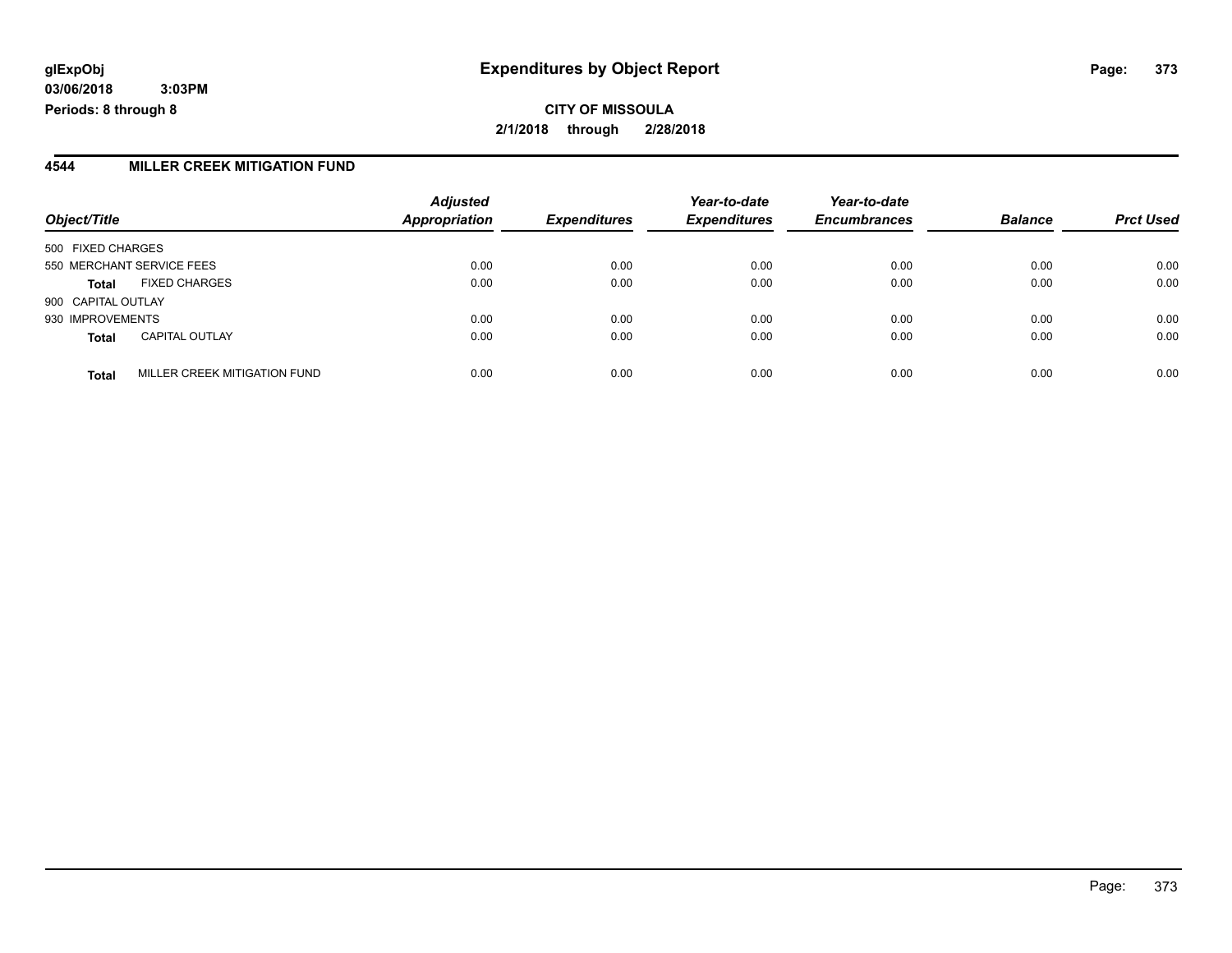# Expenditures by Object Report

glExpObj
03/06/2018 3:03PM
Periods: 8 through 8

**CITY OF MISSOULA**
**2/1/2018 through 2/28/2018**

## 4544 MILLER CREEK MITIGATION FUND

| Object/Title | | Adjusted Appropriation | Expenditures | Year-to-date Expenditures | Year-to-date Encumbrances | Balance | Prct Used |
|---|---|---|---|---|---|---|---|
| 500 FIXED CHARGES | | | | | | | |
| 550 MERCHANT SERVICE FEES | | 0.00 | 0.00 | 0.00 | 0.00 | 0.00 | 0.00 |
| **Total** | FIXED CHARGES | 0.00 | 0.00 | 0.00 | 0.00 | 0.00 | 0.00 |
| 900 CAPITAL OUTLAY | | | | | | | |
| 930 IMPROVEMENTS | | 0.00 | 0.00 | 0.00 | 0.00 | 0.00 | 0.00 |
| **Total** | CAPITAL OUTLAY | 0.00 | 0.00 | 0.00 | 0.00 | 0.00 | 0.00 |
| **Total** | MILLER CREEK MITIGATION FUND | 0.00 | 0.00 | 0.00 | 0.00 | 0.00 | 0.00 |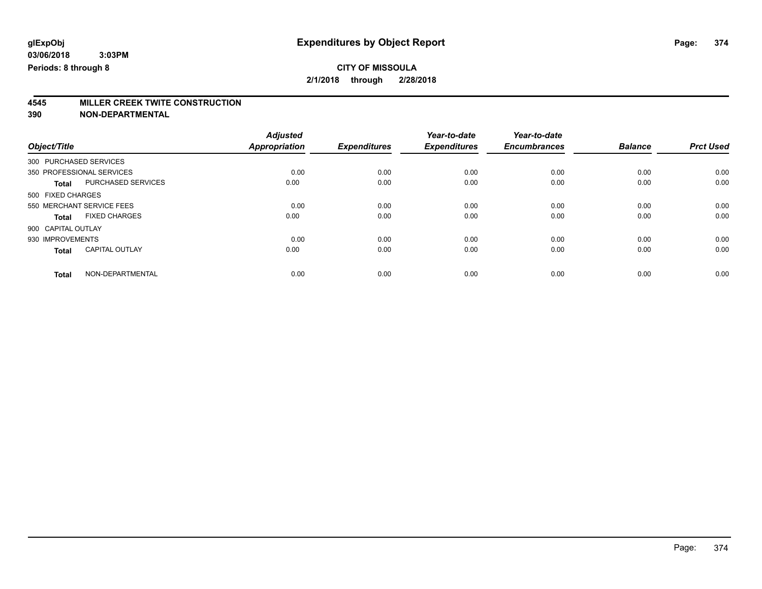**glExpObj**
**03/06/2018 3:03PM**
**Periods: 8 through 8**

# Expenditures by Object Report

**CITY OF MISSOULA**
**2/1/2018 through 2/28/2018**

## 4545 MILLER CREEK TWITE CONSTRUCTION
## 390 NON-DEPARTMENTAL

| Object/Title | | Adjusted Appropriation | Expenditures | Year-to-date Expenditures | Year-to-date Encumbrances | Balance | Prct Used |
|---|---|---|---|---|---|---|---|
| 300 PURCHASED SERVICES | | | | | | | |
| 350 PROFESSIONAL SERVICES | | 0.00 | 0.00 | 0.00 | 0.00 | 0.00 | 0.00 |
| **Total** | PURCHASED SERVICES | 0.00 | 0.00 | 0.00 | 0.00 | 0.00 | 0.00 |
| 500 FIXED CHARGES | | | | | | | |
| 550 MERCHANT SERVICE FEES | | 0.00 | 0.00 | 0.00 | 0.00 | 0.00 | 0.00 |
| **Total** | FIXED CHARGES | 0.00 | 0.00 | 0.00 | 0.00 | 0.00 | 0.00 |
| 900 CAPITAL OUTLAY | | | | | | | |
| 930 IMPROVEMENTS | | 0.00 | 0.00 | 0.00 | 0.00 | 0.00 | 0.00 |
| **Total** | CAPITAL OUTLAY | 0.00 | 0.00 | 0.00 | 0.00 | 0.00 | 0.00 |
| **Total** | NON-DEPARTMENTAL | 0.00 | 0.00 | 0.00 | 0.00 | 0.00 | 0.00 |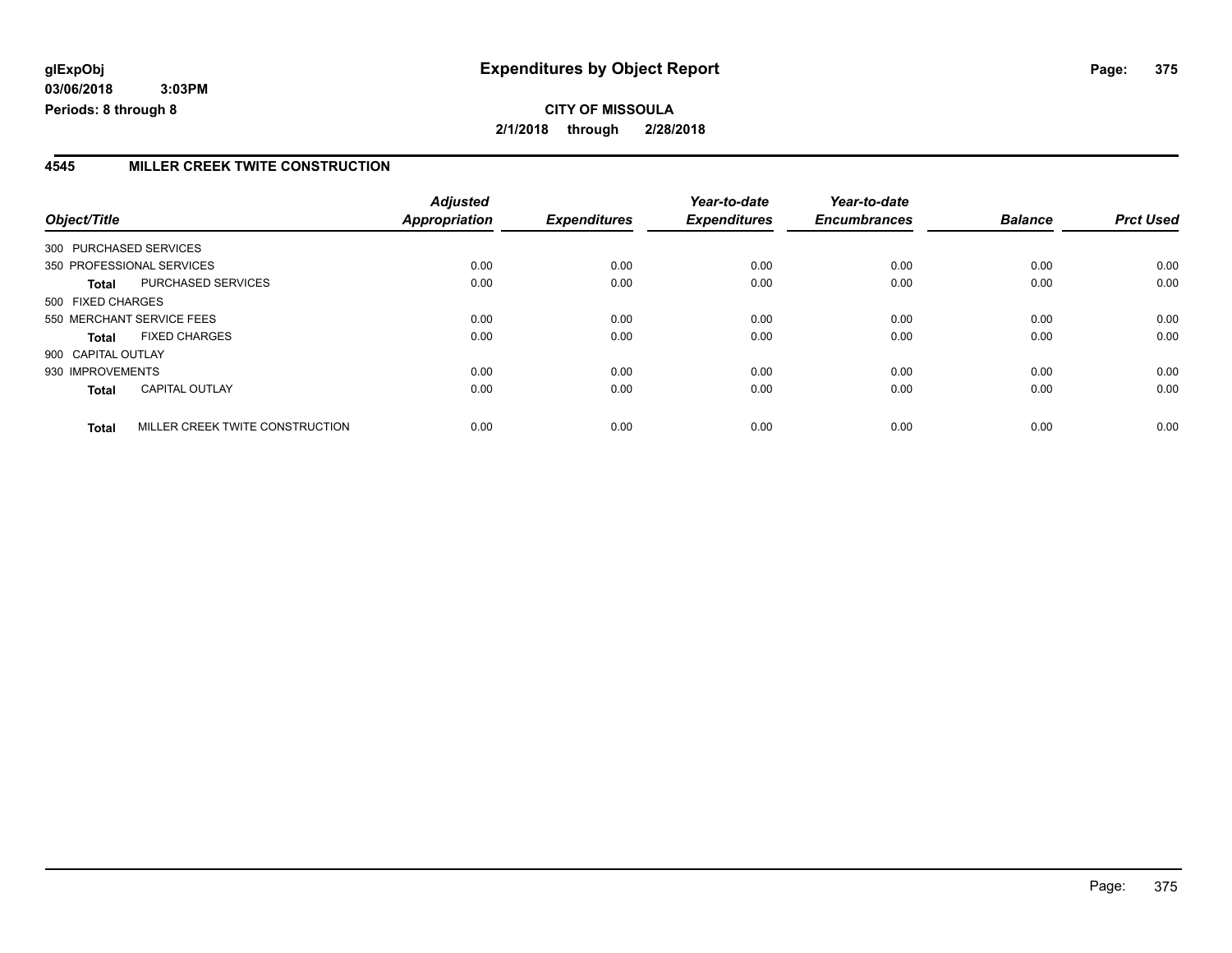**glExpObj** 
**03/06/2018 3:03PM** 
**Periods: 8 through 8**

# Expenditures by Object Report

**CITY OF MISSOULA**
**2/1/2018 through 2/28/2018**

## 4545 MILLER CREEK TWITE CONSTRUCTION

| Object/Title | | *Adjusted Appropriation* | *Expenditures* | *Year-to-date Expenditures* | *Year-to-date Encumbrances* | *Balance* | *Prct Used* |
|---|---|---|---|---|---|---|---|
| 300 PURCHASED SERVICES | | | | | | | |
| 350 PROFESSIONAL SERVICES | | 0.00 | 0.00 | 0.00 | 0.00 | 0.00 | 0.00 |
| **Total** | PURCHASED SERVICES | 0.00 | 0.00 | 0.00 | 0.00 | 0.00 | 0.00 |
| 500 FIXED CHARGES | | | | | | | |
| 550 MERCHANT SERVICE FEES | | 0.00 | 0.00 | 0.00 | 0.00 | 0.00 | 0.00 |
| **Total** | FIXED CHARGES | 0.00 | 0.00 | 0.00 | 0.00 | 0.00 | 0.00 |
| 900 CAPITAL OUTLAY | | | | | | | |
| 930 IMPROVEMENTS | | 0.00 | 0.00 | 0.00 | 0.00 | 0.00 | 0.00 |
| **Total** | CAPITAL OUTLAY | 0.00 | 0.00 | 0.00 | 0.00 | 0.00 | 0.00 |
| **Total** | MILLER CREEK TWITE CONSTRUCTION | 0.00 | 0.00 | 0.00 | 0.00 | 0.00 | 0.00 |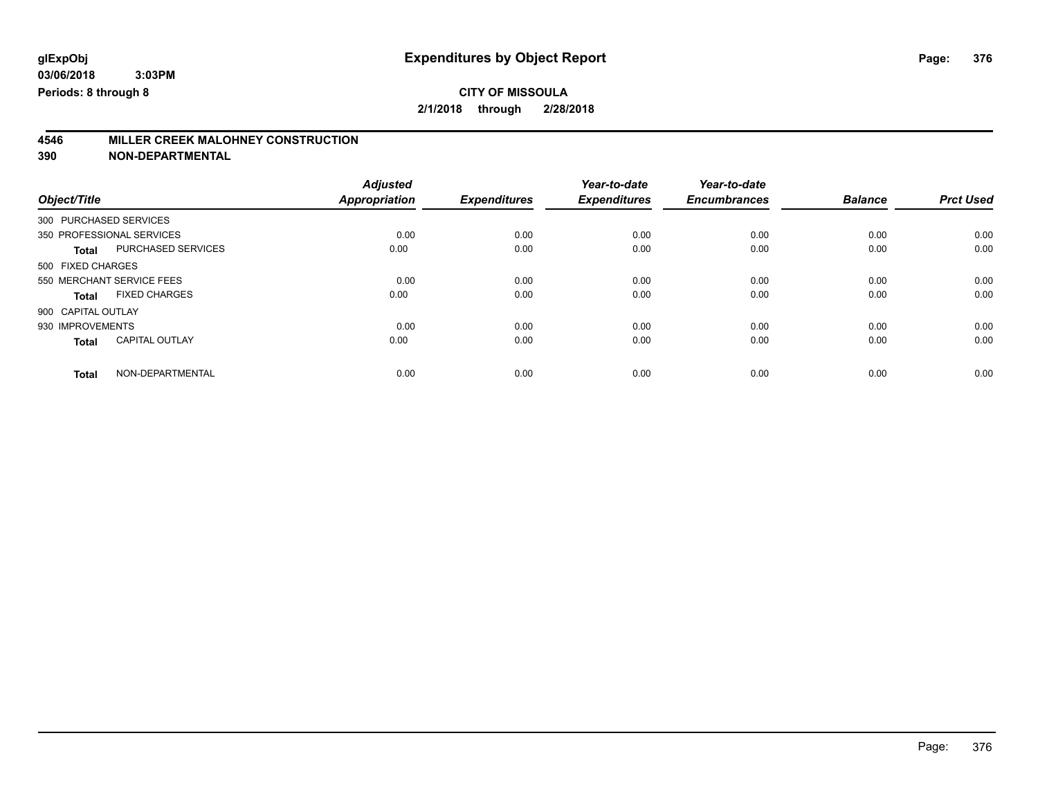**glExpObj** **Expenditures by Object Report**

**03/06/2018 3:03PM**

**Periods: 8 through 8**

**CITY OF MISSOULA**

**2/1/2018 through 2/28/2018**

## 4546 MILLER CREEK MALOHNEY CONSTRUCTION
## 390 NON-DEPARTMENTAL

| Object/Title | | Adjusted Appropriation | Expenditures | Year-to-date Expenditures | Year-to-date Encumbrances | Balance | Prct Used |
|---|---|---|---|---|---|---|---|
| 300 PURCHASED SERVICES | | | | | | | |
| 350 PROFESSIONAL SERVICES | | 0.00 | 0.00 | 0.00 | 0.00 | 0.00 | 0.00 |
| **Total** | PURCHASED SERVICES | 0.00 | 0.00 | 0.00 | 0.00 | 0.00 | 0.00 |
| 500 FIXED CHARGES | | | | | | | |
| 550 MERCHANT SERVICE FEES | | 0.00 | 0.00 | 0.00 | 0.00 | 0.00 | 0.00 |
| **Total** | FIXED CHARGES | 0.00 | 0.00 | 0.00 | 0.00 | 0.00 | 0.00 |
| 900 CAPITAL OUTLAY | | | | | | | |
| 930 IMPROVEMENTS | | 0.00 | 0.00 | 0.00 | 0.00 | 0.00 | 0.00 |
| **Total** | CAPITAL OUTLAY | 0.00 | 0.00 | 0.00 | 0.00 | 0.00 | 0.00 |
| **Total** | NON-DEPARTMENTAL | 0.00 | 0.00 | 0.00 | 0.00 | 0.00 | 0.00 |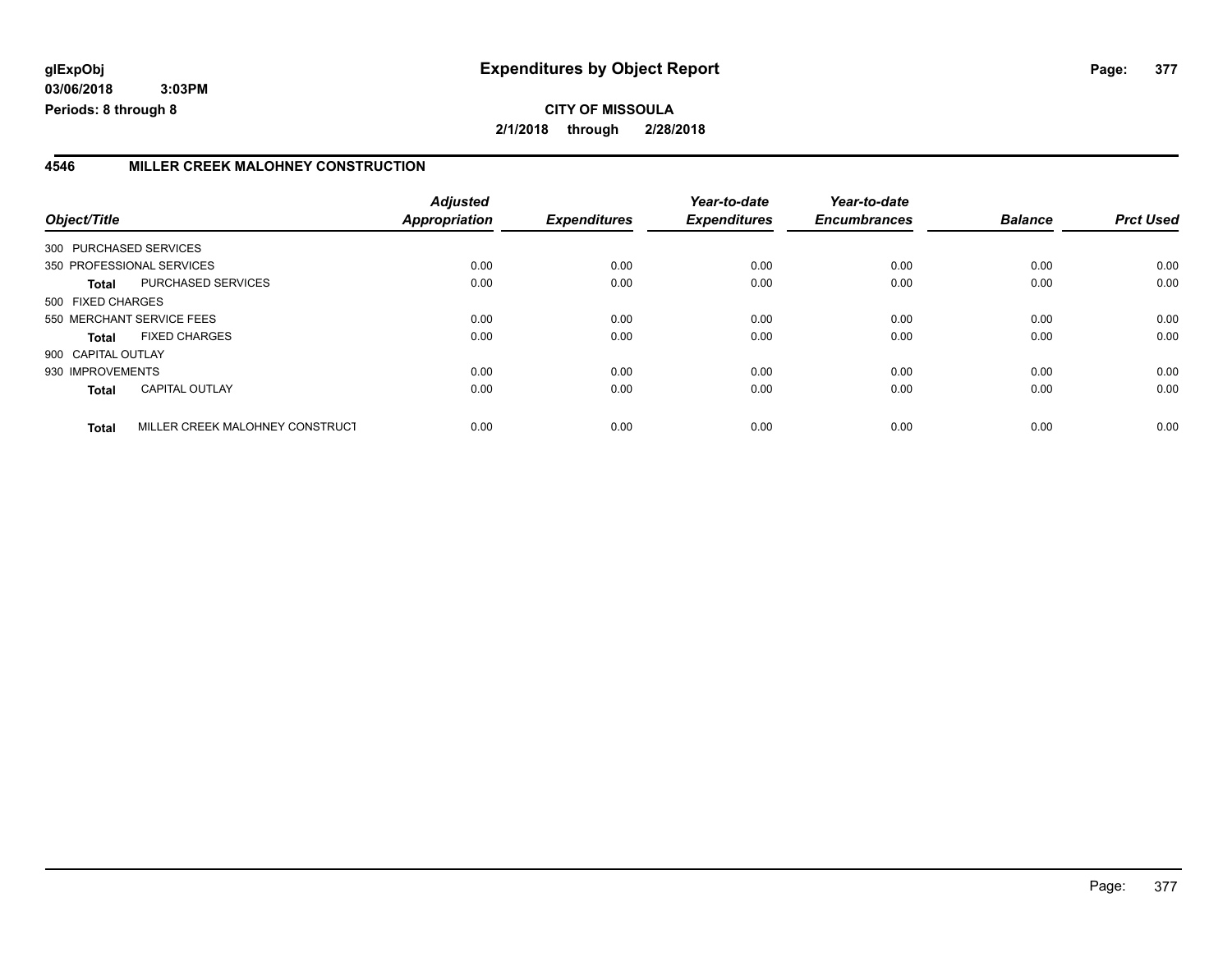**glExpObj**
**03/06/2018 3:03PM**
**Periods: 8 through 8**

# Expenditures by Object Report

**CITY OF MISSOULA**
**2/1/2018 through 2/28/2018**

## 4546 MILLER CREEK MALOHNEY CONSTRUCTION

| Object/Title | | Adjusted Appropriation | Expenditures | Year-to-date Expenditures | Year-to-date Encumbrances | Balance | Prct Used |
|---|---|---|---|---|---|---|---|
| 300 PURCHASED SERVICES | | | | | | | |
| 350 PROFESSIONAL SERVICES | | 0.00 | 0.00 | 0.00 | 0.00 | 0.00 | 0.00 |
| **Total** | PURCHASED SERVICES | 0.00 | 0.00 | 0.00 | 0.00 | 0.00 | 0.00 |
| 500 FIXED CHARGES | | | | | | | |
| 550 MERCHANT SERVICE FEES | | 0.00 | 0.00 | 0.00 | 0.00 | 0.00 | 0.00 |
| **Total** | FIXED CHARGES | 0.00 | 0.00 | 0.00 | 0.00 | 0.00 | 0.00 |
| 900 CAPITAL OUTLAY | | | | | | | |
| 930 IMPROVEMENTS | | 0.00 | 0.00 | 0.00 | 0.00 | 0.00 | 0.00 |
| **Total** | CAPITAL OUTLAY | 0.00 | 0.00 | 0.00 | 0.00 | 0.00 | 0.00 |
| **Total** | MILLER CREEK MALOHNEY CONSTRUCT | 0.00 | 0.00 | 0.00 | 0.00 | 0.00 | 0.00 |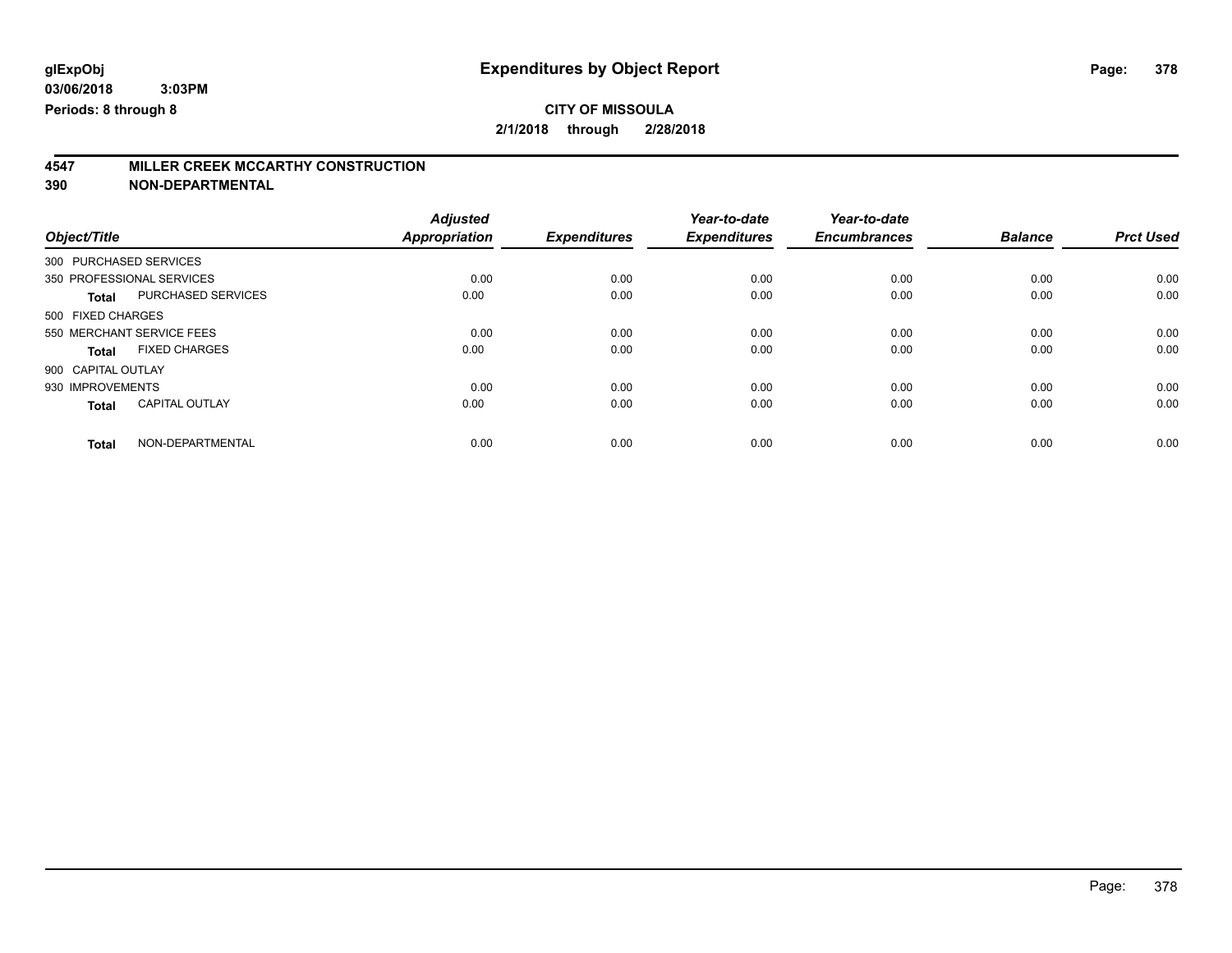# Expenditures by Object Report

glExpObj
03/06/2018 3:03PM
Periods: 8 through 8

**CITY OF MISSOULA**
**2/1/2018 through 2/28/2018**

## 4547 MILLER CREEK MCCARTHY CONSTRUCTION
## 390 NON-DEPARTMENTAL

| Object/Title | Adjusted Appropriation | Expenditures | Year-to-date Expenditures | Year-to-date Encumbrances | Balance | Prct Used |
|---|---|---|---|---|---|---|
| 300 PURCHASED SERVICES | | | | | | |
| 350 PROFESSIONAL SERVICES | 0.00 | 0.00 | 0.00 | 0.00 | 0.00 | 0.00 |
| **Total** PURCHASED SERVICES | 0.00 | 0.00 | 0.00 | 0.00 | 0.00 | 0.00 |
| 500 FIXED CHARGES | | | | | | |
| 550 MERCHANT SERVICE FEES | 0.00 | 0.00 | 0.00 | 0.00 | 0.00 | 0.00 |
| **Total** FIXED CHARGES | 0.00 | 0.00 | 0.00 | 0.00 | 0.00 | 0.00 |
| 900 CAPITAL OUTLAY | | | | | | |
| 930 IMPROVEMENTS | 0.00 | 0.00 | 0.00 | 0.00 | 0.00 | 0.00 |
| **Total** CAPITAL OUTLAY | 0.00 | 0.00 | 0.00 | 0.00 | 0.00 | 0.00 |
| **Total** NON-DEPARTMENTAL | 0.00 | 0.00 | 0.00 | 0.00 | 0.00 | 0.00 |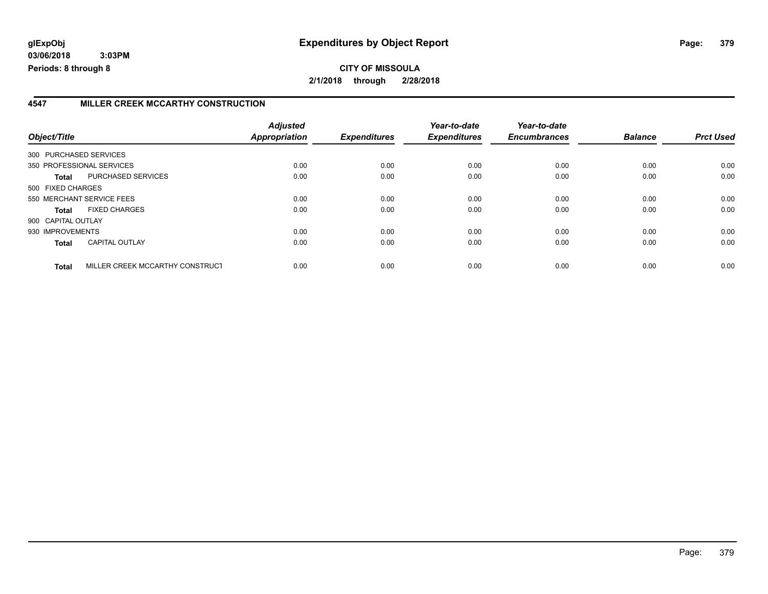**glExpObj**
**03/06/2018 3:03PM**
**Periods: 8 through 8**

# Expenditures by Object Report

**CITY OF MISSOULA**
**2/1/2018 through 2/28/2018**

## 4547 MILLER CREEK MCCARTHY CONSTRUCTION

| Object/Title | | Adjusted Appropriation | Expenditures | Year-to-date Expenditures | Year-to-date Encumbrances | Balance | Prct Used |
|---|---|---|---|---|---|---|---|
| 300 PURCHASED SERVICES | | | | | | | |
| 350 PROFESSIONAL SERVICES | | 0.00 | 0.00 | 0.00 | 0.00 | 0.00 | 0.00 |
| **Total** | PURCHASED SERVICES | 0.00 | 0.00 | 0.00 | 0.00 | 0.00 | 0.00 |
| 500 FIXED CHARGES | | | | | | | |
| 550 MERCHANT SERVICE FEES | | 0.00 | 0.00 | 0.00 | 0.00 | 0.00 | 0.00 |
| **Total** | FIXED CHARGES | 0.00 | 0.00 | 0.00 | 0.00 | 0.00 | 0.00 |
| 900 CAPITAL OUTLAY | | | | | | | |
| 930 IMPROVEMENTS | | 0.00 | 0.00 | 0.00 | 0.00 | 0.00 | 0.00 |
| **Total** | CAPITAL OUTLAY | 0.00 | 0.00 | 0.00 | 0.00 | 0.00 | 0.00 |
| **Total** | MILLER CREEK MCCARTHY CONSTRUCT | 0.00 | 0.00 | 0.00 | 0.00 | 0.00 | 0.00 |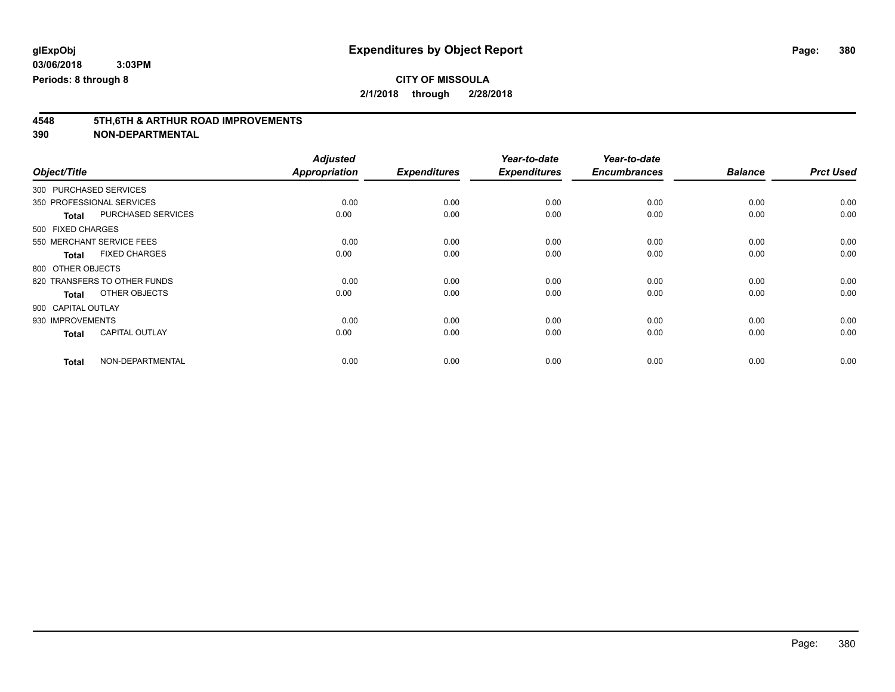**glExpObj**
**03/06/2018 3:03PM**
**Periods: 8 through 8**

# Expenditures by Object Report

**CITY OF MISSOULA**
**2/1/2018 through 2/28/2018**

## 4548 5TH,6TH & ARTHUR ROAD IMPROVEMENTS
## 390 NON-DEPARTMENTAL

| Object/Title | Adjusted Appropriation | Expenditures | Year-to-date Expenditures | Year-to-date Encumbrances | Balance | Prct Used |
|---|---|---|---|---|---|---|
| 300 PURCHASED SERVICES | | | | | | |
| 350 PROFESSIONAL SERVICES | 0.00 | 0.00 | 0.00 | 0.00 | 0.00 | 0.00 |
| **Total** PURCHASED SERVICES | 0.00 | 0.00 | 0.00 | 0.00 | 0.00 | 0.00 |
| 500 FIXED CHARGES | | | | | | |
| 550 MERCHANT SERVICE FEES | 0.00 | 0.00 | 0.00 | 0.00 | 0.00 | 0.00 |
| **Total** FIXED CHARGES | 0.00 | 0.00 | 0.00 | 0.00 | 0.00 | 0.00 |
| 800 OTHER OBJECTS | | | | | | |
| 820 TRANSFERS TO OTHER FUNDS | 0.00 | 0.00 | 0.00 | 0.00 | 0.00 | 0.00 |
| **Total** OTHER OBJECTS | 0.00 | 0.00 | 0.00 | 0.00 | 0.00 | 0.00 |
| 900 CAPITAL OUTLAY | | | | | | |
| 930 IMPROVEMENTS | 0.00 | 0.00 | 0.00 | 0.00 | 0.00 | 0.00 |
| **Total** CAPITAL OUTLAY | 0.00 | 0.00 | 0.00 | 0.00 | 0.00 | 0.00 |
| **Total** NON-DEPARTMENTAL | 0.00 | 0.00 | 0.00 | 0.00 | 0.00 | 0.00 |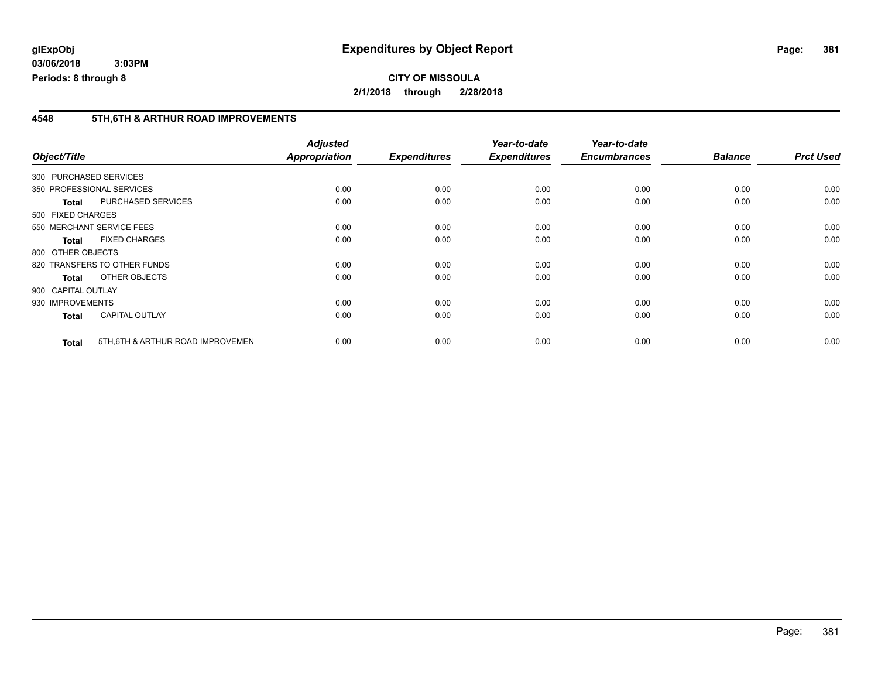**glExpObj**
**03/06/2018 3:03PM**
**Periods: 8 through 8**

# Expenditures by Object Report

**CITY OF MISSOULA**
**2/1/2018 through 2/28/2018**

## 4548 5TH,6TH & ARTHUR ROAD IMPROVEMENTS

| Object/Title | | Adjusted Appropriation | Expenditures | Year-to-date Expenditures | Year-to-date Encumbrances | Balance | Prct Used |
|---|---|---|---|---|---|---|---|
| 300 PURCHASED SERVICES | | | | | | | |
| 350 PROFESSIONAL SERVICES | | 0.00 | 0.00 | 0.00 | 0.00 | 0.00 | 0.00 |
| **Total** | PURCHASED SERVICES | 0.00 | 0.00 | 0.00 | 0.00 | 0.00 | 0.00 |
| 500 FIXED CHARGES | | | | | | | |
| 550 MERCHANT SERVICE FEES | | 0.00 | 0.00 | 0.00 | 0.00 | 0.00 | 0.00 |
| **Total** | FIXED CHARGES | 0.00 | 0.00 | 0.00 | 0.00 | 0.00 | 0.00 |
| 800 OTHER OBJECTS | | | | | | | |
| 820 TRANSFERS TO OTHER FUNDS | | 0.00 | 0.00 | 0.00 | 0.00 | 0.00 | 0.00 |
| **Total** | OTHER OBJECTS | 0.00 | 0.00 | 0.00 | 0.00 | 0.00 | 0.00 |
| 900 CAPITAL OUTLAY | | | | | | | |
| 930 IMPROVEMENTS | | 0.00 | 0.00 | 0.00 | 0.00 | 0.00 | 0.00 |
| **Total** | CAPITAL OUTLAY | 0.00 | 0.00 | 0.00 | 0.00 | 0.00 | 0.00 |
| **Total** | 5TH,6TH & ARTHUR ROAD IMPROVEMEN | 0.00 | 0.00 | 0.00 | 0.00 | 0.00 | 0.00 |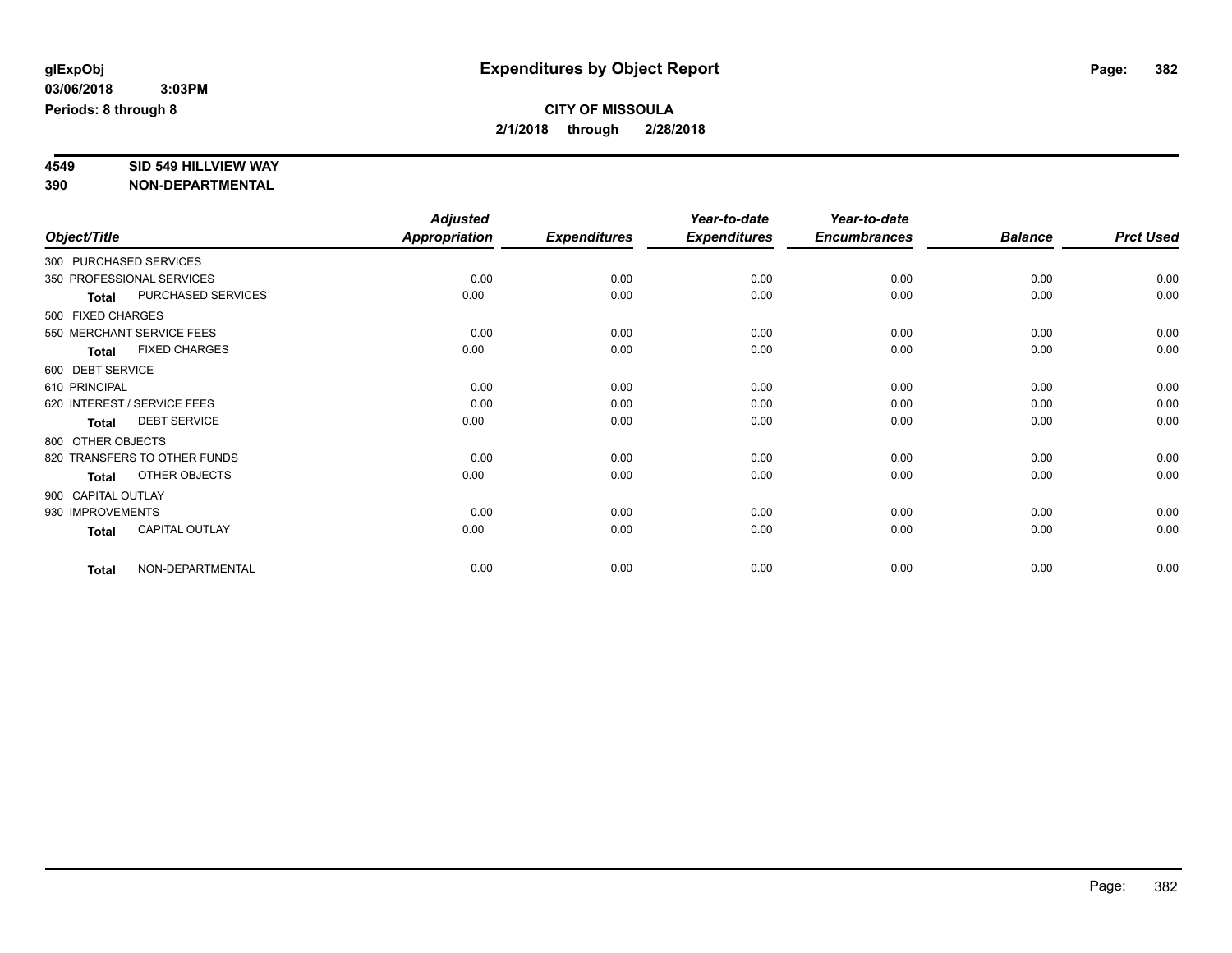glExpObj
03/06/2018 3:03PM
Periods: 8 through 8

# Expenditures by Object Report

**CITY OF MISSOULA**
**2/1/2018 through 2/28/2018**

**4549 SID 549 HILLVIEW WAY**
**390 NON-DEPARTMENTAL**

| Object/Title | Adjusted Appropriation | Expenditures | Year-to-date Expenditures | Year-to-date Encumbrances | Balance | Prct Used |
|---|---|---|---|---|---|---|
| 300 PURCHASED SERVICES | | | | | | |
| 350 PROFESSIONAL SERVICES | 0.00 | 0.00 | 0.00 | 0.00 | 0.00 | 0.00 |
| **Total** PURCHASED SERVICES | 0.00 | 0.00 | 0.00 | 0.00 | 0.00 | 0.00 |
| 500 FIXED CHARGES | | | | | | |
| 550 MERCHANT SERVICE FEES | 0.00 | 0.00 | 0.00 | 0.00 | 0.00 | 0.00 |
| **Total** FIXED CHARGES | 0.00 | 0.00 | 0.00 | 0.00 | 0.00 | 0.00 |
| 600 DEBT SERVICE | | | | | | |
| 610 PRINCIPAL | 0.00 | 0.00 | 0.00 | 0.00 | 0.00 | 0.00 |
| 620 INTEREST / SERVICE FEES | 0.00 | 0.00 | 0.00 | 0.00 | 0.00 | 0.00 |
| **Total** DEBT SERVICE | 0.00 | 0.00 | 0.00 | 0.00 | 0.00 | 0.00 |
| 800 OTHER OBJECTS | | | | | | |
| 820 TRANSFERS TO OTHER FUNDS | 0.00 | 0.00 | 0.00 | 0.00 | 0.00 | 0.00 |
| **Total** OTHER OBJECTS | 0.00 | 0.00 | 0.00 | 0.00 | 0.00 | 0.00 |
| 900 CAPITAL OUTLAY | | | | | | |
| 930 IMPROVEMENTS | 0.00 | 0.00 | 0.00 | 0.00 | 0.00 | 0.00 |
| **Total** CAPITAL OUTLAY | 0.00 | 0.00 | 0.00 | 0.00 | 0.00 | 0.00 |
| **Total** NON-DEPARTMENTAL | 0.00 | 0.00 | 0.00 | 0.00 | 0.00 | 0.00 |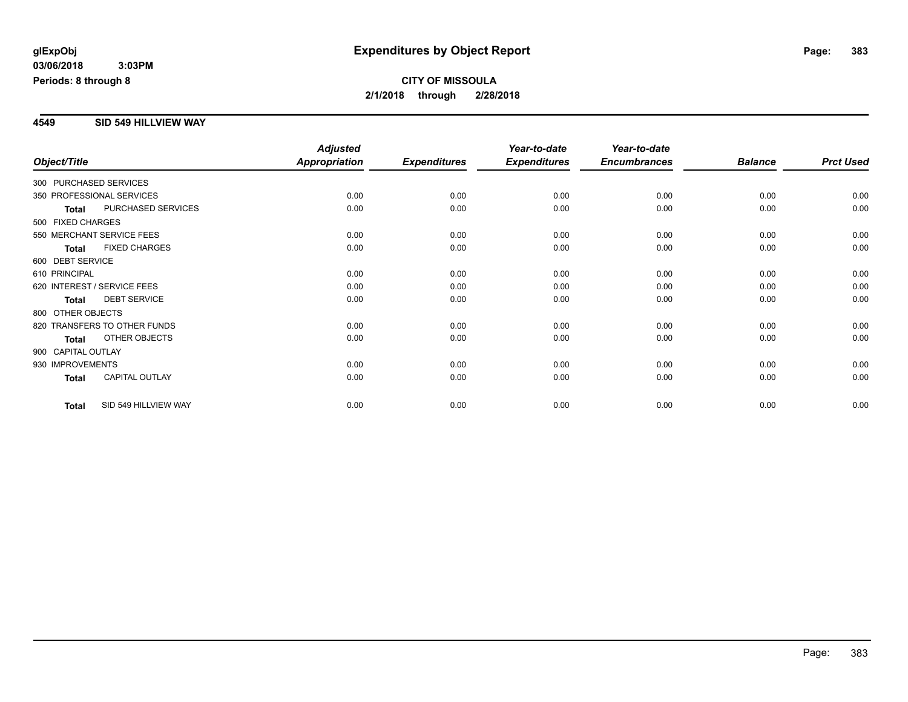**glExpObj** **Expenditures by Object Report**

**03/06/2018 3:03PM**

**Periods: 8 through 8**

**CITY OF MISSOULA**

**2/1/2018 through 2/28/2018**

## 4549 SID 549 HILLVIEW WAY

| Object/Title | | Adjusted Appropriation | Expenditures | Year-to-date Expenditures | Year-to-date Encumbrances | Balance | Prct Used |
|---|---|---|---|---|---|---|---|
| 300 PURCHASED SERVICES | | | | | | | |
| 350 PROFESSIONAL SERVICES | | 0.00 | 0.00 | 0.00 | 0.00 | 0.00 | 0.00 |
| **Total** | PURCHASED SERVICES | 0.00 | 0.00 | 0.00 | 0.00 | 0.00 | 0.00 |
| 500 FIXED CHARGES | | | | | | | |
| 550 MERCHANT SERVICE FEES | | 0.00 | 0.00 | 0.00 | 0.00 | 0.00 | 0.00 |
| **Total** | FIXED CHARGES | 0.00 | 0.00 | 0.00 | 0.00 | 0.00 | 0.00 |
| 600 DEBT SERVICE | | | | | | | |
| 610 PRINCIPAL | | 0.00 | 0.00 | 0.00 | 0.00 | 0.00 | 0.00 |
| 620 INTEREST / SERVICE FEES | | 0.00 | 0.00 | 0.00 | 0.00 | 0.00 | 0.00 |
| **Total** | DEBT SERVICE | 0.00 | 0.00 | 0.00 | 0.00 | 0.00 | 0.00 |
| 800 OTHER OBJECTS | | | | | | | |
| 820 TRANSFERS TO OTHER FUNDS | | 0.00 | 0.00 | 0.00 | 0.00 | 0.00 | 0.00 |
| **Total** | OTHER OBJECTS | 0.00 | 0.00 | 0.00 | 0.00 | 0.00 | 0.00 |
| 900 CAPITAL OUTLAY | | | | | | | |
| 930 IMPROVEMENTS | | 0.00 | 0.00 | 0.00 | 0.00 | 0.00 | 0.00 |
| **Total** | CAPITAL OUTLAY | 0.00 | 0.00 | 0.00 | 0.00 | 0.00 | 0.00 |
| **Total** | SID 549 HILLVIEW WAY | 0.00 | 0.00 | 0.00 | 0.00 | 0.00 | 0.00 |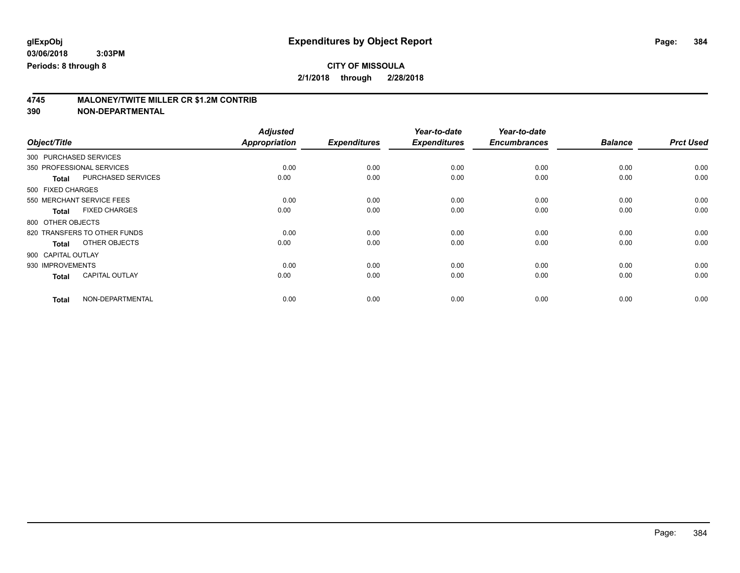glExpObj
03/06/2018 3:03PM
Periods: 8 through 8

# Expenditures by Object Report

**CITY OF MISSOULA**
**2/1/2018 through 2/28/2018**

## 4745 MALONEY/TWITE MILLER CR $1.2M CONTRIB
## 390 NON-DEPARTMENTAL

| Object/Title | | Adjusted Appropriation | Expenditures | Year-to-date Expenditures | Year-to-date Encumbrances | Balance | Prct Used |
|---|---|---|---|---|---|---|---|
| 300 PURCHASED SERVICES | | | | | | | |
| 350 PROFESSIONAL SERVICES | | 0.00 | 0.00 | 0.00 | 0.00 | 0.00 | 0.00 |
| **Total** | PURCHASED SERVICES | 0.00 | 0.00 | 0.00 | 0.00 | 0.00 | 0.00 |
| 500 FIXED CHARGES | | | | | | | |
| 550 MERCHANT SERVICE FEES | | 0.00 | 0.00 | 0.00 | 0.00 | 0.00 | 0.00 |
| **Total** | FIXED CHARGES | 0.00 | 0.00 | 0.00 | 0.00 | 0.00 | 0.00 |
| 800 OTHER OBJECTS | | | | | | | |
| 820 TRANSFERS TO OTHER FUNDS | | 0.00 | 0.00 | 0.00 | 0.00 | 0.00 | 0.00 |
| **Total** | OTHER OBJECTS | 0.00 | 0.00 | 0.00 | 0.00 | 0.00 | 0.00 |
| 900 CAPITAL OUTLAY | | | | | | | |
| 930 IMPROVEMENTS | | 0.00 | 0.00 | 0.00 | 0.00 | 0.00 | 0.00 |
| **Total** | CAPITAL OUTLAY | 0.00 | 0.00 | 0.00 | 0.00 | 0.00 | 0.00 |
| **Total** | NON-DEPARTMENTAL | 0.00 | 0.00 | 0.00 | 0.00 | 0.00 | 0.00 |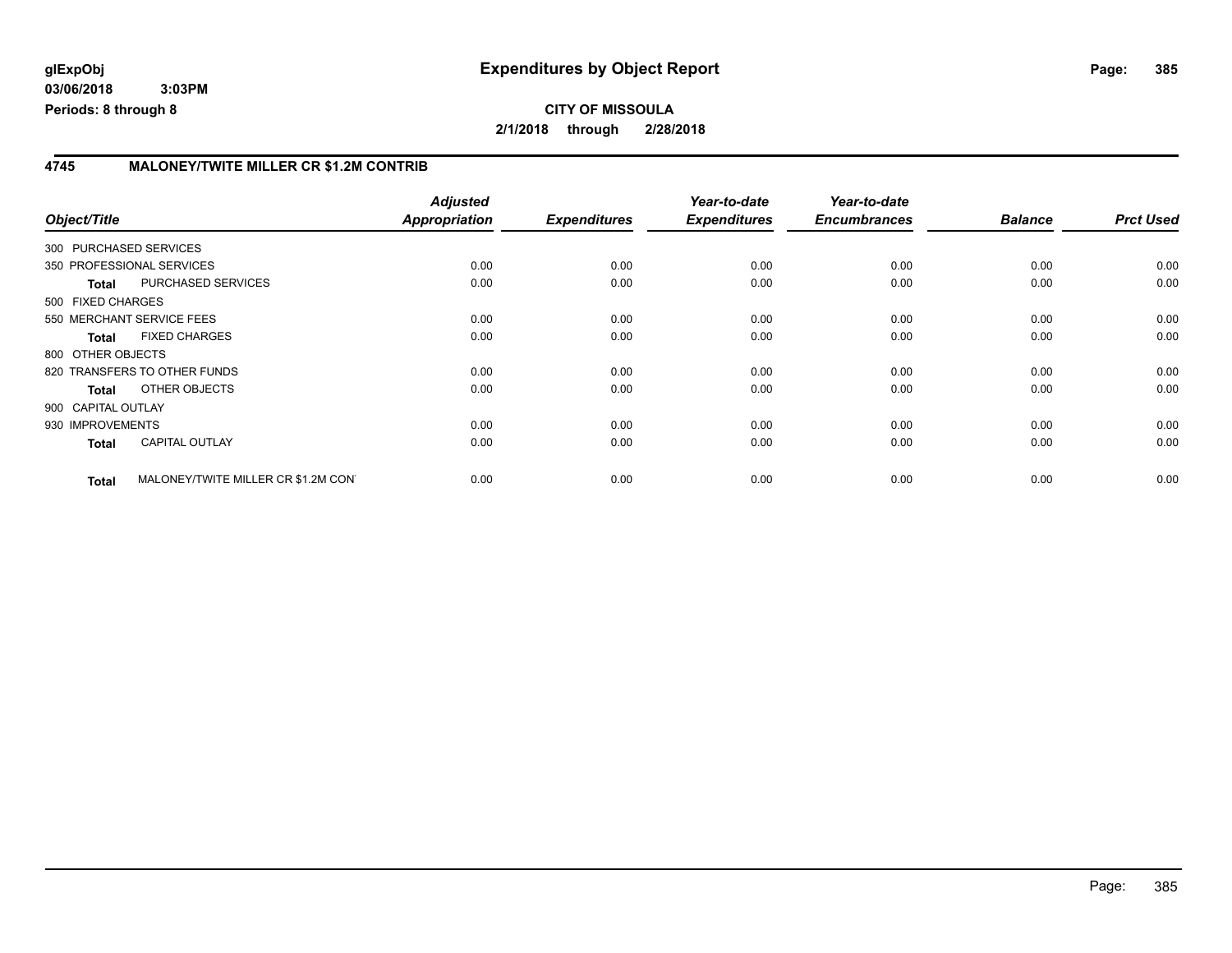**glExpObj**
**03/06/2018 3:03PM**
**Periods: 8 through 8**

# Expenditures by Object Report

**CITY OF MISSOULA**
**2/1/2018 through 2/28/2018**

## 4745 MALONEY/TWITE MILLER CR $1.2M CONTRIB

| Object/Title | | Adjusted Appropriation | Expenditures | Year-to-date Expenditures | Year-to-date Encumbrances | Balance | Prct Used |
|---|---|---|---|---|---|---|---|
| 300 PURCHASED SERVICES | | | | | | | |
| 350 PROFESSIONAL SERVICES | | 0.00 | 0.00 | 0.00 | 0.00 | 0.00 | 0.00 |
| **Total** | PURCHASED SERVICES | 0.00 | 0.00 | 0.00 | 0.00 | 0.00 | 0.00 |
| 500 FIXED CHARGES | | | | | | | |
| 550 MERCHANT SERVICE FEES | | 0.00 | 0.00 | 0.00 | 0.00 | 0.00 | 0.00 |
| **Total** | FIXED CHARGES | 0.00 | 0.00 | 0.00 | 0.00 | 0.00 | 0.00 |
| 800 OTHER OBJECTS | | | | | | | |
| 820 TRANSFERS TO OTHER FUNDS | | 0.00 | 0.00 | 0.00 | 0.00 | 0.00 | 0.00 |
| **Total** | OTHER OBJECTS | 0.00 | 0.00 | 0.00 | 0.00 | 0.00 | 0.00 |
| 900 CAPITAL OUTLAY | | | | | | | |
| 930 IMPROVEMENTS | | 0.00 | 0.00 | 0.00 | 0.00 | 0.00 | 0.00 |
| **Total** | CAPITAL OUTLAY | 0.00 | 0.00 | 0.00 | 0.00 | 0.00 | 0.00 |
| **Total** | MALONEY/TWITE MILLER CR $1.2M CON | 0.00 | 0.00 | 0.00 | 0.00 | 0.00 | 0.00 |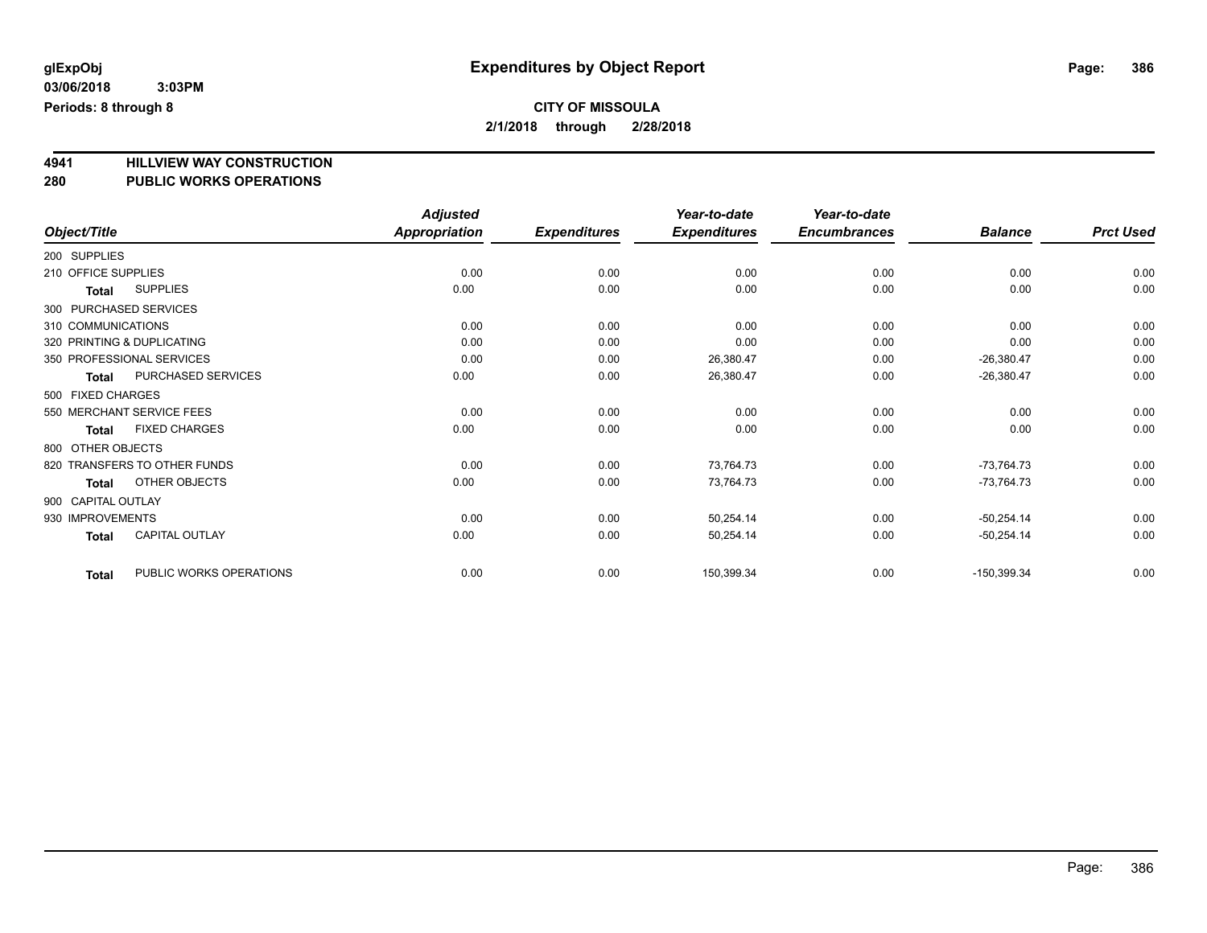**glExpObj** **Expenditures by Object Report**

**03/06/2018 3:03PM**

**Periods: 8 through 8**

**CITY OF MISSOULA**

**2/1/2018 through 2/28/2018**

## 4941 HILLVIEW WAY CONSTRUCTION
## 280 PUBLIC WORKS OPERATIONS

| Object/Title | | Adjusted Appropriation | Expenditures | Year-to-date Expenditures | Year-to-date Encumbrances | Balance | Prct Used |
|---|---|---|---|---|---|---|---|
| 200 SUPPLIES | | | | | | | |
| 210 OFFICE SUPPLIES | | 0.00 | 0.00 | 0.00 | 0.00 | 0.00 | 0.00 |
| **Total** | SUPPLIES | 0.00 | 0.00 | 0.00 | 0.00 | 0.00 | 0.00 |
| 300 PURCHASED SERVICES | | | | | | | |
| 310 COMMUNICATIONS | | 0.00 | 0.00 | 0.00 | 0.00 | 0.00 | 0.00 |
| 320 PRINTING & DUPLICATING | | 0.00 | 0.00 | 0.00 | 0.00 | 0.00 | 0.00 |
| 350 PROFESSIONAL SERVICES | | 0.00 | 0.00 | 26,380.47 | 0.00 | -26,380.47 | 0.00 |
| **Total** | PURCHASED SERVICES | 0.00 | 0.00 | 26,380.47 | 0.00 | -26,380.47 | 0.00 |
| 500 FIXED CHARGES | | | | | | | |
| 550 MERCHANT SERVICE FEES | | 0.00 | 0.00 | 0.00 | 0.00 | 0.00 | 0.00 |
| **Total** | FIXED CHARGES | 0.00 | 0.00 | 0.00 | 0.00 | 0.00 | 0.00 |
| 800 OTHER OBJECTS | | | | | | | |
| 820 TRANSFERS TO OTHER FUNDS | | 0.00 | 0.00 | 73,764.73 | 0.00 | -73,764.73 | 0.00 |
| **Total** | OTHER OBJECTS | 0.00 | 0.00 | 73,764.73 | 0.00 | -73,764.73 | 0.00 |
| 900 CAPITAL OUTLAY | | | | | | | |
| 930 IMPROVEMENTS | | 0.00 | 0.00 | 50,254.14 | 0.00 | -50,254.14 | 0.00 |
| **Total** | CAPITAL OUTLAY | 0.00 | 0.00 | 50,254.14 | 0.00 | -50,254.14 | 0.00 |
| **Total** | PUBLIC WORKS OPERATIONS | 0.00 | 0.00 | 150,399.34 | 0.00 | -150,399.34 | 0.00 |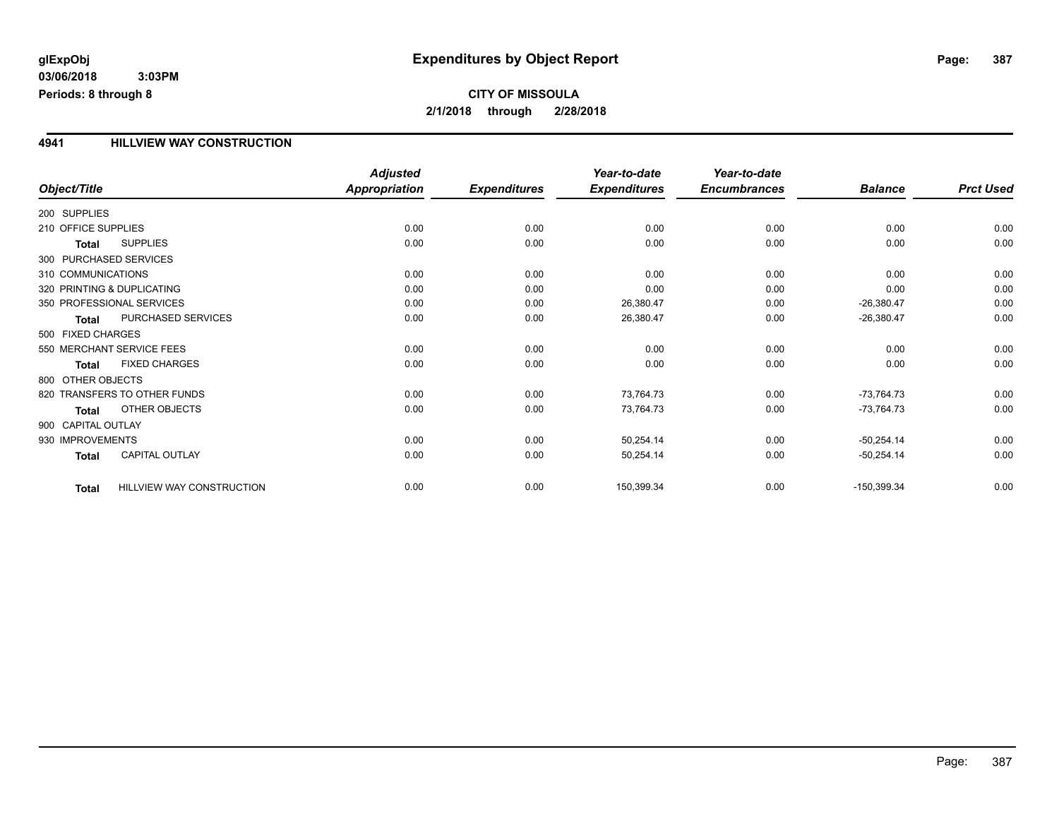# Expenditures by Object Report

glExpObj
03/06/2018 3:03PM
Periods: 8 through 8

**CITY OF MISSOULA**
**2/1/2018 through 2/28/2018**

## 4941 HILLVIEW WAY CONSTRUCTION

| Object/Title | | Adjusted Appropriation | Expenditures | Year-to-date Expenditures | Year-to-date Encumbrances | Balance | Prct Used |
|---|---|---|---|---|---|---|---|
| 200 SUPPLIES | | | | | | | |
| 210 OFFICE SUPPLIES | | 0.00 | 0.00 | 0.00 | 0.00 | 0.00 | 0.00 |
| **Total** | SUPPLIES | 0.00 | 0.00 | 0.00 | 0.00 | 0.00 | 0.00 |
| 300 PURCHASED SERVICES | | | | | | | |
| 310 COMMUNICATIONS | | 0.00 | 0.00 | 0.00 | 0.00 | 0.00 | 0.00 |
| 320 PRINTING & DUPLICATING | | 0.00 | 0.00 | 0.00 | 0.00 | 0.00 | 0.00 |
| 350 PROFESSIONAL SERVICES | | 0.00 | 0.00 | 26,380.47 | 0.00 | -26,380.47 | 0.00 |
| **Total** | PURCHASED SERVICES | 0.00 | 0.00 | 26,380.47 | 0.00 | -26,380.47 | 0.00 |
| 500 FIXED CHARGES | | | | | | | |
| 550 MERCHANT SERVICE FEES | | 0.00 | 0.00 | 0.00 | 0.00 | 0.00 | 0.00 |
| **Total** | FIXED CHARGES | 0.00 | 0.00 | 0.00 | 0.00 | 0.00 | 0.00 |
| 800 OTHER OBJECTS | | | | | | | |
| 820 TRANSFERS TO OTHER FUNDS | | 0.00 | 0.00 | 73,764.73 | 0.00 | -73,764.73 | 0.00 |
| **Total** | OTHER OBJECTS | 0.00 | 0.00 | 73,764.73 | 0.00 | -73,764.73 | 0.00 |
| 900 CAPITAL OUTLAY | | | | | | | |
| 930 IMPROVEMENTS | | 0.00 | 0.00 | 50,254.14 | 0.00 | -50,254.14 | 0.00 |
| **Total** | CAPITAL OUTLAY | 0.00 | 0.00 | 50,254.14 | 0.00 | -50,254.14 | 0.00 |
| **Total** | HILLVIEW WAY CONSTRUCTION | 0.00 | 0.00 | 150,399.34 | 0.00 | -150,399.34 | 0.00 |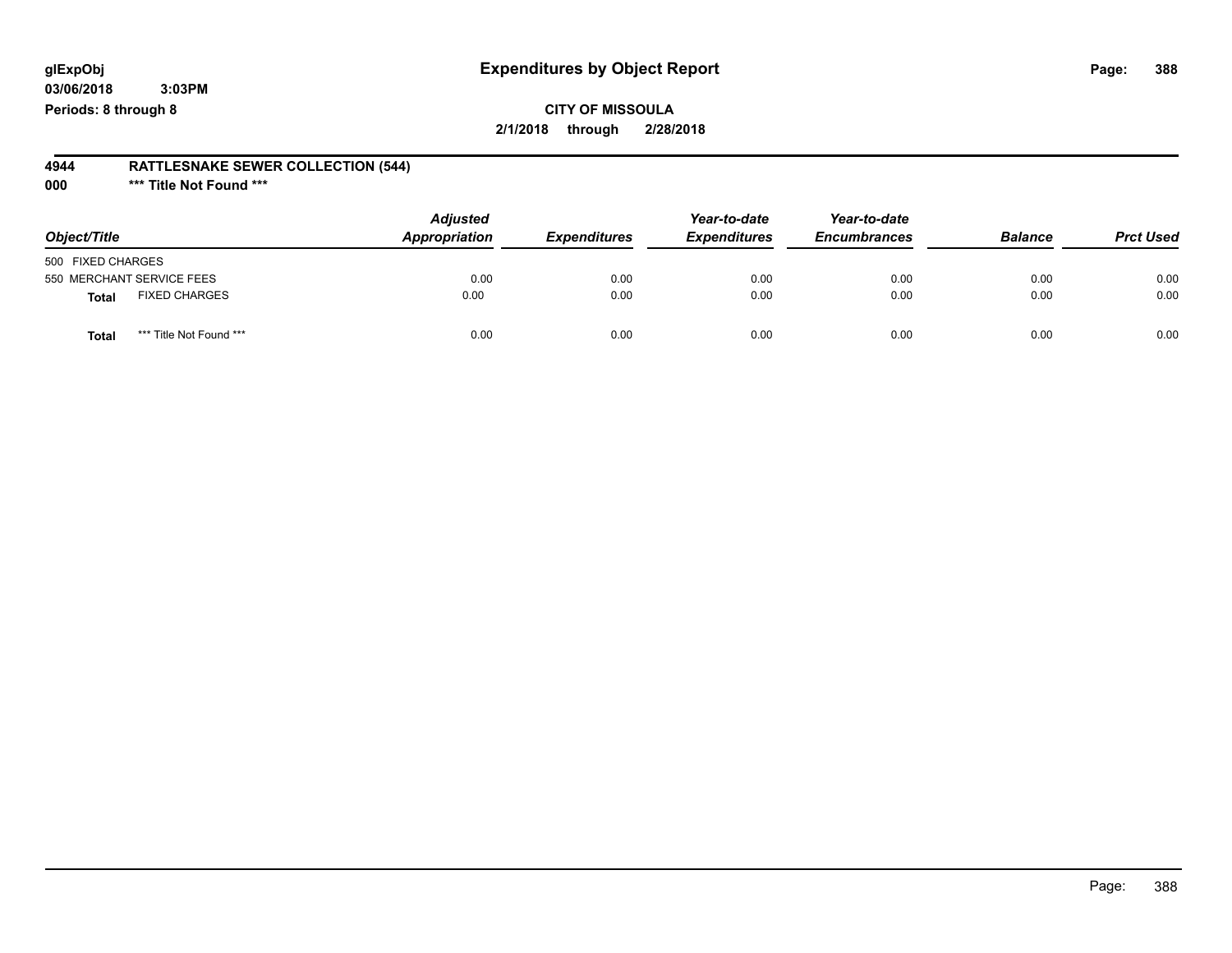# Expenditures by Object Report

**glExpObj**
**03/06/2018 3:03PM**
**Periods: 8 through 8**

**CITY OF MISSOULA**
**2/1/2018 through 2/28/2018**

**4944 RATTLESNAKE SEWER COLLECTION (544)**
**000 *** Title Not Found *****

| Object/Title | Adjusted Appropriation | Expenditures | Year-to-date Expenditures | Year-to-date Encumbrances | Balance | Prct Used |
|---|---|---|---|---|---|---|
| 500 FIXED CHARGES | | | | | | |
| 550 MERCHANT SERVICE FEES | 0.00 | 0.00 | 0.00 | 0.00 | 0.00 | 0.00 |
| **Total** FIXED CHARGES | 0.00 | 0.00 | 0.00 | 0.00 | 0.00 | 0.00 |
| **Total** *** Title Not Found *** | 0.00 | 0.00 | 0.00 | 0.00 | 0.00 | 0.00 |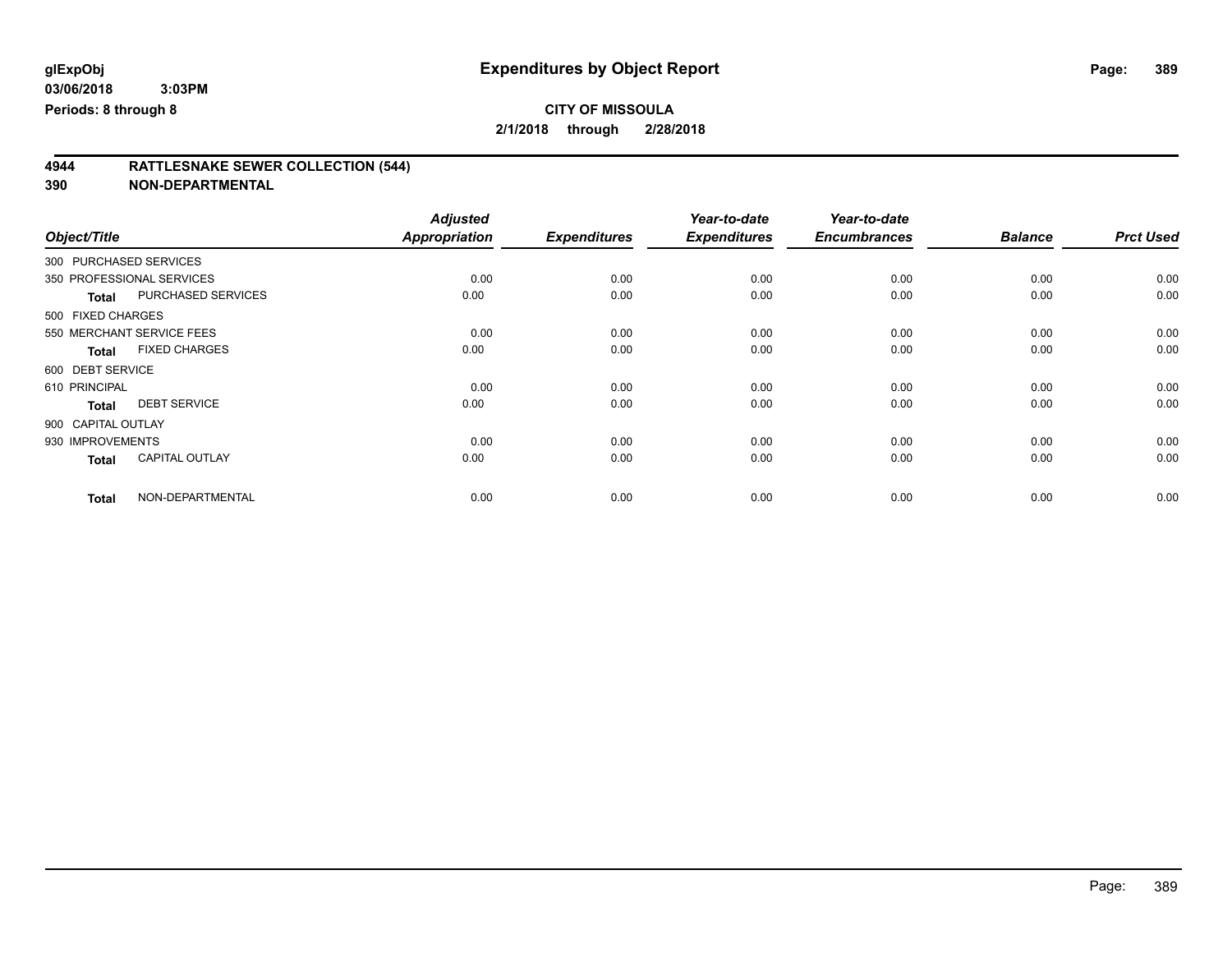**glExpObj**
**03/06/2018 3:03PM**
**Periods: 8 through 8**

# Expenditures by Object Report

**CITY OF MISSOULA**
**2/1/2018 through 2/28/2018**

## 4944 RATTLESNAKE SEWER COLLECTION (544)
## 390 NON-DEPARTMENTAL

| Object/Title | | Adjusted Appropriation | Expenditures | Year-to-date Expenditures | Year-to-date Encumbrances | Balance | Prct Used |
|---|---|---|---|---|---|---|---|
| 300 PURCHASED SERVICES | | | | | | | |
| 350 PROFESSIONAL SERVICES | | 0.00 | 0.00 | 0.00 | 0.00 | 0.00 | 0.00 |
| **Total** | PURCHASED SERVICES | 0.00 | 0.00 | 0.00 | 0.00 | 0.00 | 0.00 |
| 500 FIXED CHARGES | | | | | | | |
| 550 MERCHANT SERVICE FEES | | 0.00 | 0.00 | 0.00 | 0.00 | 0.00 | 0.00 |
| **Total** | FIXED CHARGES | 0.00 | 0.00 | 0.00 | 0.00 | 0.00 | 0.00 |
| 600 DEBT SERVICE | | | | | | | |
| 610 PRINCIPAL | | 0.00 | 0.00 | 0.00 | 0.00 | 0.00 | 0.00 |
| **Total** | DEBT SERVICE | 0.00 | 0.00 | 0.00 | 0.00 | 0.00 | 0.00 |
| 900 CAPITAL OUTLAY | | | | | | | |
| 930 IMPROVEMENTS | | 0.00 | 0.00 | 0.00 | 0.00 | 0.00 | 0.00 |
| **Total** | CAPITAL OUTLAY | 0.00 | 0.00 | 0.00 | 0.00 | 0.00 | 0.00 |
| **Total** | NON-DEPARTMENTAL | 0.00 | 0.00 | 0.00 | 0.00 | 0.00 | 0.00 |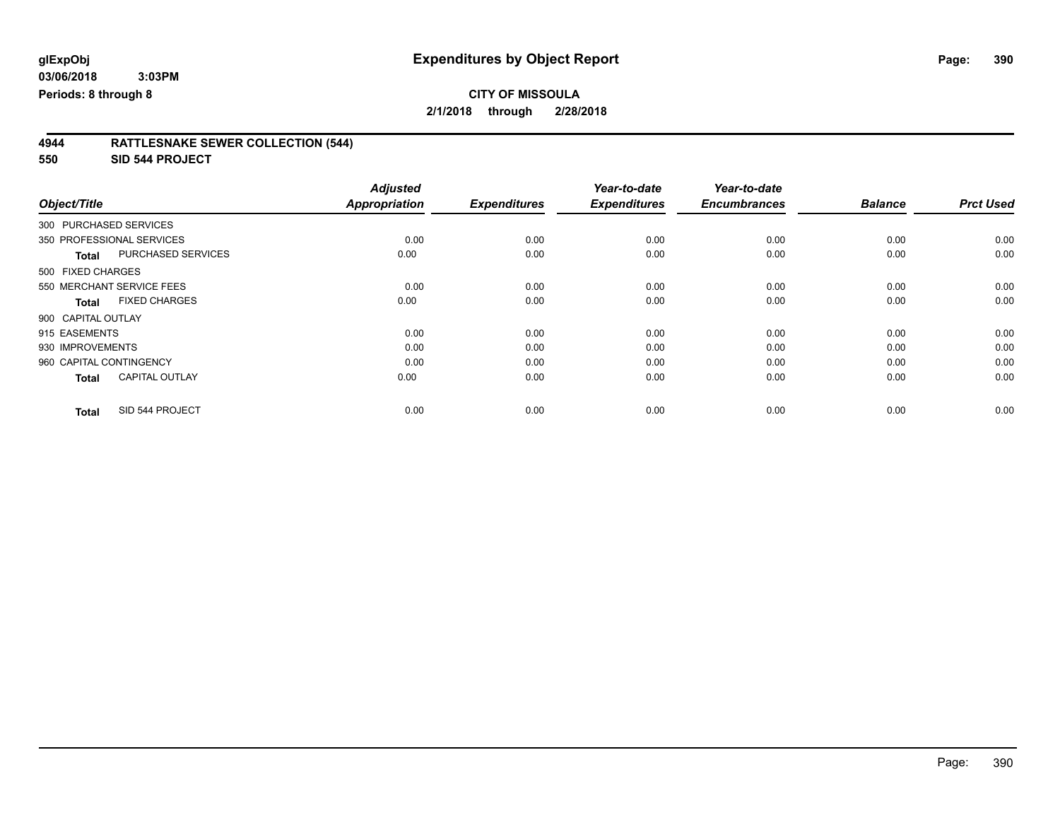glExpObj **Expenditures by Object Report**

03/06/2018 3:03PM

Periods: 8 through 8

**CITY OF MISSOULA**

**2/1/2018 through 2/28/2018**

## 4944 RATTLESNAKE SEWER COLLECTION (544)

## 550 SID 544 PROJECT

| Object/Title | Adjusted Appropriation | Expenditures | Year-to-date Expenditures | Year-to-date Encumbrances | Balance | Prct Used |
|---|---|---|---|---|---|---|
| 300 PURCHASED SERVICES | | | | | | |
| 350 PROFESSIONAL SERVICES | 0.00 | 0.00 | 0.00 | 0.00 | 0.00 | 0.00 |
| **Total** PURCHASED SERVICES | 0.00 | 0.00 | 0.00 | 0.00 | 0.00 | 0.00 |
| 500 FIXED CHARGES | | | | | | |
| 550 MERCHANT SERVICE FEES | 0.00 | 0.00 | 0.00 | 0.00 | 0.00 | 0.00 |
| **Total** FIXED CHARGES | 0.00 | 0.00 | 0.00 | 0.00 | 0.00 | 0.00 |
| 900 CAPITAL OUTLAY | | | | | | |
| 915 EASEMENTS | 0.00 | 0.00 | 0.00 | 0.00 | 0.00 | 0.00 |
| 930 IMPROVEMENTS | 0.00 | 0.00 | 0.00 | 0.00 | 0.00 | 0.00 |
| 960 CAPITAL CONTINGENCY | 0.00 | 0.00 | 0.00 | 0.00 | 0.00 | 0.00 |
| **Total** CAPITAL OUTLAY | 0.00 | 0.00 | 0.00 | 0.00 | 0.00 | 0.00 |
| **Total** SID 544 PROJECT | 0.00 | 0.00 | 0.00 | 0.00 | 0.00 | 0.00 |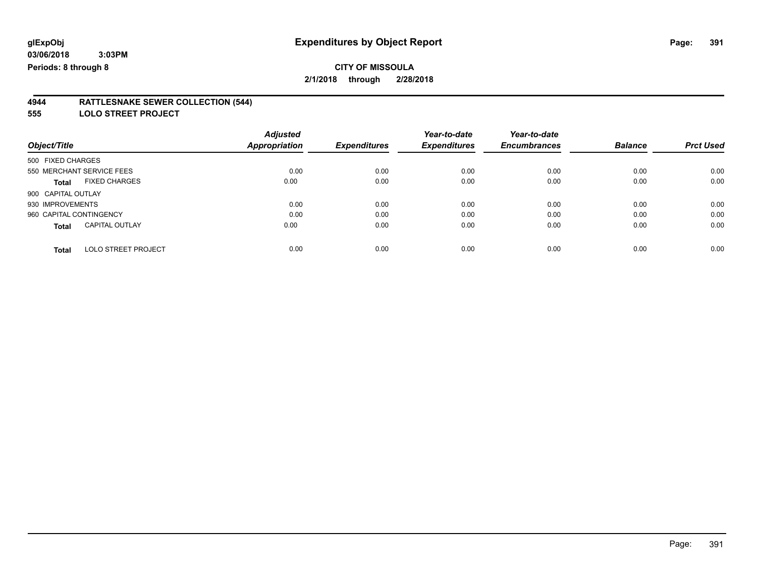**glExpObj** **Expenditures by Object Report**
**03/06/2018 3:03PM**
**Periods: 8 through 8**

**CITY OF MISSOULA**
**2/1/2018 through 2/28/2018**

## 4944 RATTLESNAKE SEWER COLLECTION (544)
## 555 LOLO STREET PROJECT

| Object/Title | Adjusted Appropriation | Expenditures | Year-to-date Expenditures | Year-to-date Encumbrances | Balance | Prct Used |
|---|---|---|---|---|---|---|
| 500 FIXED CHARGES | | | | | | |
| 550 MERCHANT SERVICE FEES | 0.00 | 0.00 | 0.00 | 0.00 | 0.00 | 0.00 |
| **Total** FIXED CHARGES | 0.00 | 0.00 | 0.00 | 0.00 | 0.00 | 0.00 |
| 900 CAPITAL OUTLAY | | | | | | |
| 930 IMPROVEMENTS | 0.00 | 0.00 | 0.00 | 0.00 | 0.00 | 0.00 |
| 960 CAPITAL CONTINGENCY | 0.00 | 0.00 | 0.00 | 0.00 | 0.00 | 0.00 |
| **Total** CAPITAL OUTLAY | 0.00 | 0.00 | 0.00 | 0.00 | 0.00 | 0.00 |
| **Total** LOLO STREET PROJECT | 0.00 | 0.00 | 0.00 | 0.00 | 0.00 | 0.00 |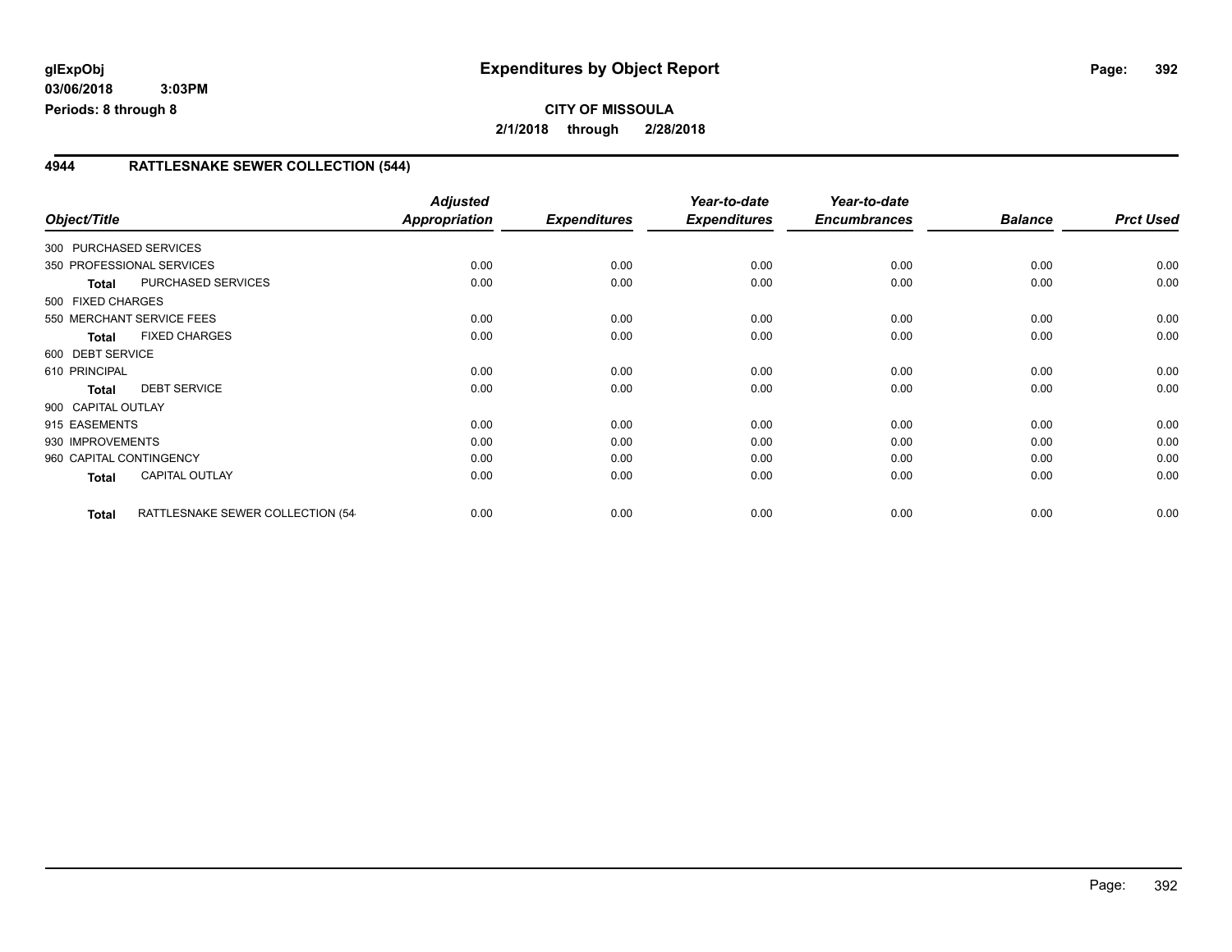# Expenditures by Object Report

glExpObj
03/06/2018 3:03PM
Periods: 8 through 8

**CITY OF MISSOULA**
**2/1/2018 through 2/28/2018**

## 4944 RATTLESNAKE SEWER COLLECTION (544)

| Object/Title | | Adjusted Appropriation | Expenditures | Year-to-date Expenditures | Year-to-date Encumbrances | Balance | Prct Used |
|---|---|---|---|---|---|---|---|
| 300 PURCHASED SERVICES | | | | | | | |
| 350 PROFESSIONAL SERVICES | | 0.00 | 0.00 | 0.00 | 0.00 | 0.00 | 0.00 |
| **Total** | PURCHASED SERVICES | 0.00 | 0.00 | 0.00 | 0.00 | 0.00 | 0.00 |
| 500 FIXED CHARGES | | | | | | | |
| 550 MERCHANT SERVICE FEES | | 0.00 | 0.00 | 0.00 | 0.00 | 0.00 | 0.00 |
| **Total** | FIXED CHARGES | 0.00 | 0.00 | 0.00 | 0.00 | 0.00 | 0.00 |
| 600 DEBT SERVICE | | | | | | | |
| 610 PRINCIPAL | | 0.00 | 0.00 | 0.00 | 0.00 | 0.00 | 0.00 |
| **Total** | DEBT SERVICE | 0.00 | 0.00 | 0.00 | 0.00 | 0.00 | 0.00 |
| 900 CAPITAL OUTLAY | | | | | | | |
| 915 EASEMENTS | | 0.00 | 0.00 | 0.00 | 0.00 | 0.00 | 0.00 |
| 930 IMPROVEMENTS | | 0.00 | 0.00 | 0.00 | 0.00 | 0.00 | 0.00 |
| 960 CAPITAL CONTINGENCY | | 0.00 | 0.00 | 0.00 | 0.00 | 0.00 | 0.00 |
| **Total** | CAPITAL OUTLAY | 0.00 | 0.00 | 0.00 | 0.00 | 0.00 | 0.00 |
| **Total** | RATTLESNAKE SEWER COLLECTION (54 | 0.00 | 0.00 | 0.00 | 0.00 | 0.00 | 0.00 |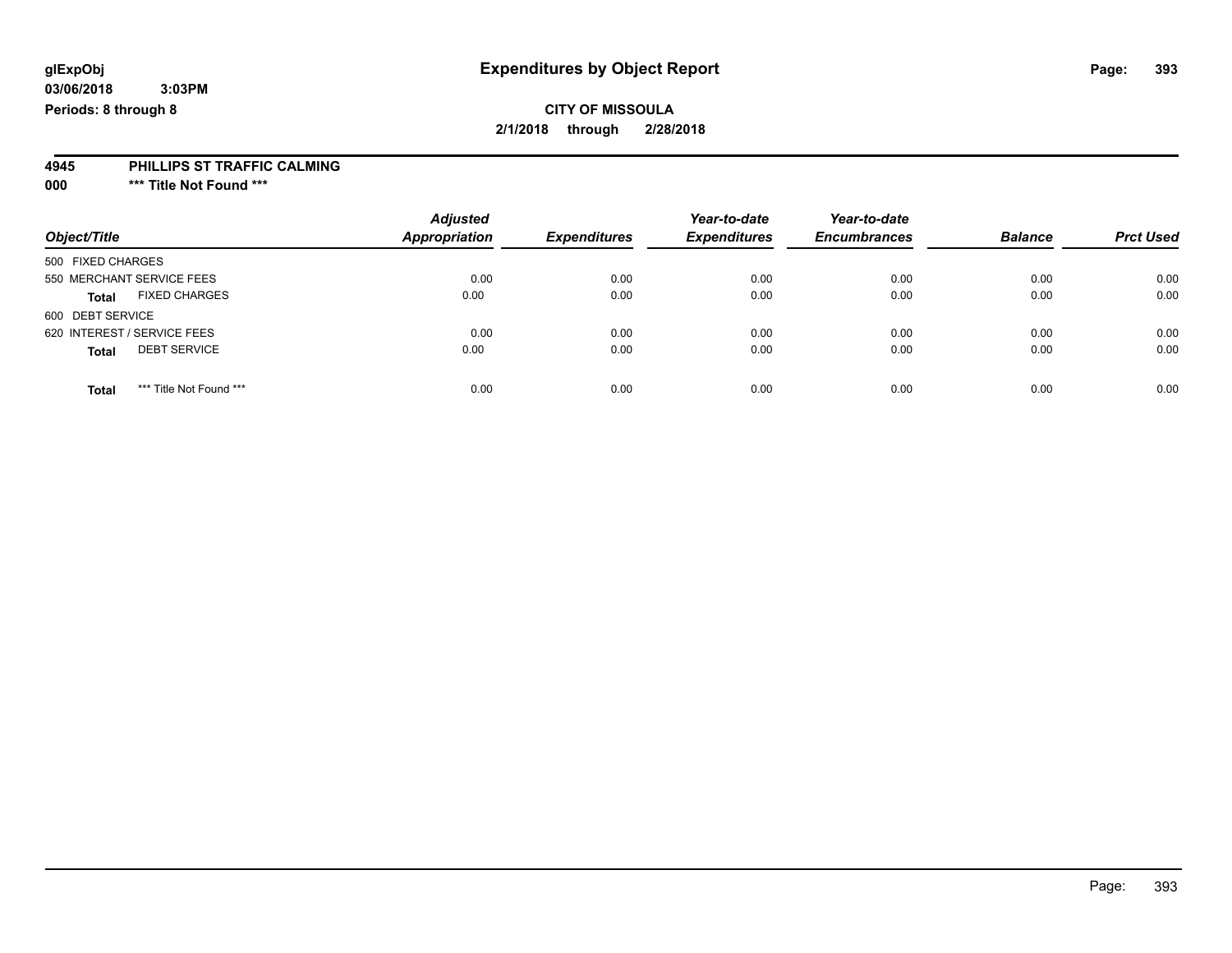# Expenditures by Object Report

glExpObj
03/06/2018 3:03PM
Periods: 8 through 8

**CITY OF MISSOULA**
**2/1/2018 through 2/28/2018**

**4945 PHILLIPS ST TRAFFIC CALMING**
**000 \*\*\* Title Not Found \*\*\***

| Object/Title | Adjusted Appropriation | Expenditures | Year-to-date Expenditures | Year-to-date Encumbrances | Balance | Prct Used |
|---|---|---|---|---|---|---|
| 500 FIXED CHARGES | | | | | | |
| 550 MERCHANT SERVICE FEES | 0.00 | 0.00 | 0.00 | 0.00 | 0.00 | 0.00 |
| **Total** FIXED CHARGES | 0.00 | 0.00 | 0.00 | 0.00 | 0.00 | 0.00 |
| 600 DEBT SERVICE | | | | | | |
| 620 INTEREST / SERVICE FEES | 0.00 | 0.00 | 0.00 | 0.00 | 0.00 | 0.00 |
| **Total** DEBT SERVICE | 0.00 | 0.00 | 0.00 | 0.00 | 0.00 | 0.00 |
| **Total** *** Title Not Found *** | 0.00 | 0.00 | 0.00 | 0.00 | 0.00 | 0.00 |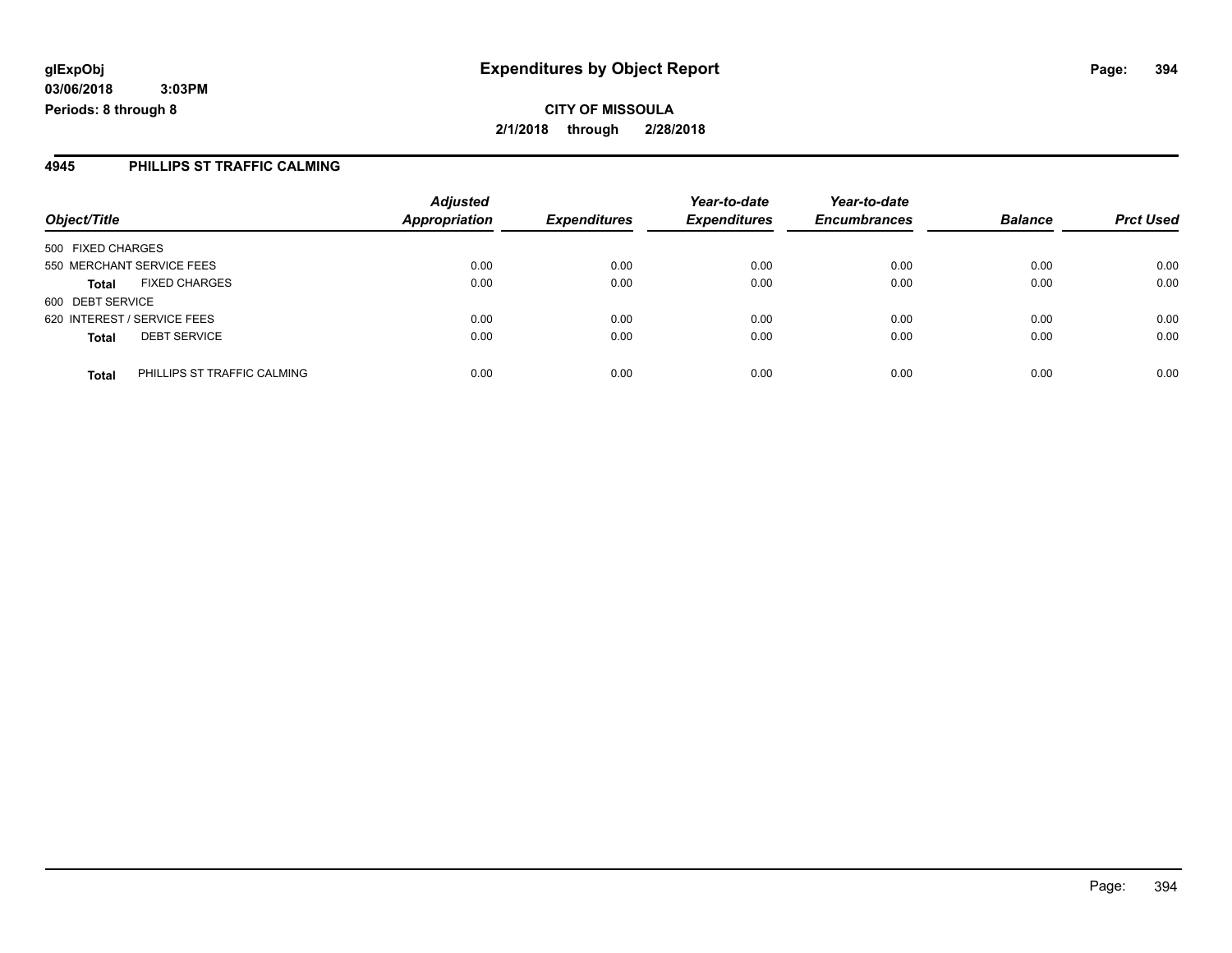**glExpObj**
**03/06/2018 3:03PM**
**Periods: 8 through 8**

# Expenditures by Object Report

**CITY OF MISSOULA**
**2/1/2018 through 2/28/2018**

## 4945 PHILLIPS ST TRAFFIC CALMING

| Object/Title | | Adjusted Appropriation | Expenditures | Year-to-date Expenditures | Year-to-date Encumbrances | Balance | Prct Used |
|---|---|---|---|---|---|---|---|
| 500 FIXED CHARGES | | | | | | | |
| 550 MERCHANT SERVICE FEES | | 0.00 | 0.00 | 0.00 | 0.00 | 0.00 | 0.00 |
| **Total** | FIXED CHARGES | 0.00 | 0.00 | 0.00 | 0.00 | 0.00 | 0.00 |
| 600 DEBT SERVICE | | | | | | | |
| 620 INTEREST / SERVICE FEES | | 0.00 | 0.00 | 0.00 | 0.00 | 0.00 | 0.00 |
| **Total** | DEBT SERVICE | 0.00 | 0.00 | 0.00 | 0.00 | 0.00 | 0.00 |
| **Total** | PHILLIPS ST TRAFFIC CALMING | 0.00 | 0.00 | 0.00 | 0.00 | 0.00 | 0.00 |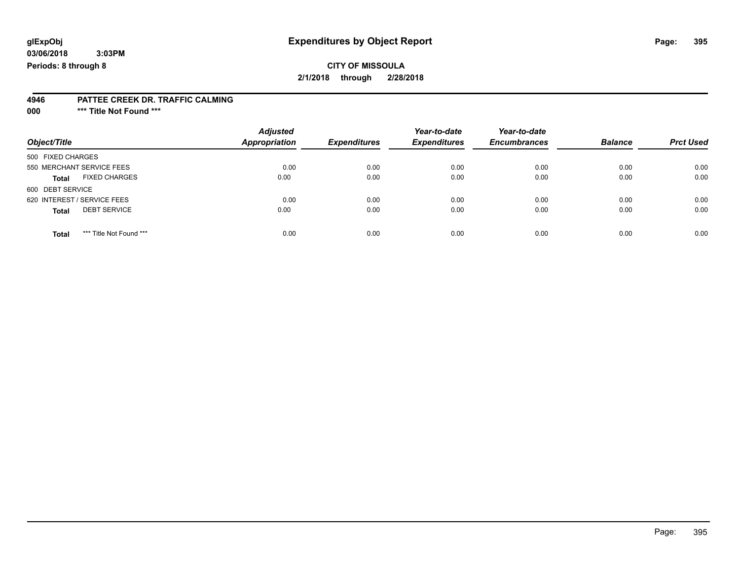# Expenditures by Object Report

glExpObj
03/06/2018 3:03PM
Periods: 8 through 8

**CITY OF MISSOULA**
**2/1/2018 through 2/28/2018**

**4946 PATTEE CREEK DR. TRAFFIC CALMING**
**000 \*\*\* Title Not Found \*\*\***

| Object/Title | | Adjusted Appropriation | Expenditures | Year-to-date Expenditures | Year-to-date Encumbrances | Balance | Prct Used |
|---|---|---|---|---|---|---|---|
| 500 FIXED CHARGES | | | | | | | |
| 550 MERCHANT SERVICE FEES | | 0.00 | 0.00 | 0.00 | 0.00 | 0.00 | 0.00 |
| **Total** | FIXED CHARGES | 0.00 | 0.00 | 0.00 | 0.00 | 0.00 | 0.00 |
| 600 DEBT SERVICE | | | | | | | |
| 620 INTEREST / SERVICE FEES | | 0.00 | 0.00 | 0.00 | 0.00 | 0.00 | 0.00 |
| **Total** | DEBT SERVICE | 0.00 | 0.00 | 0.00 | 0.00 | 0.00 | 0.00 |
| **Total** | *** Title Not Found *** | 0.00 | 0.00 | 0.00 | 0.00 | 0.00 | 0.00 |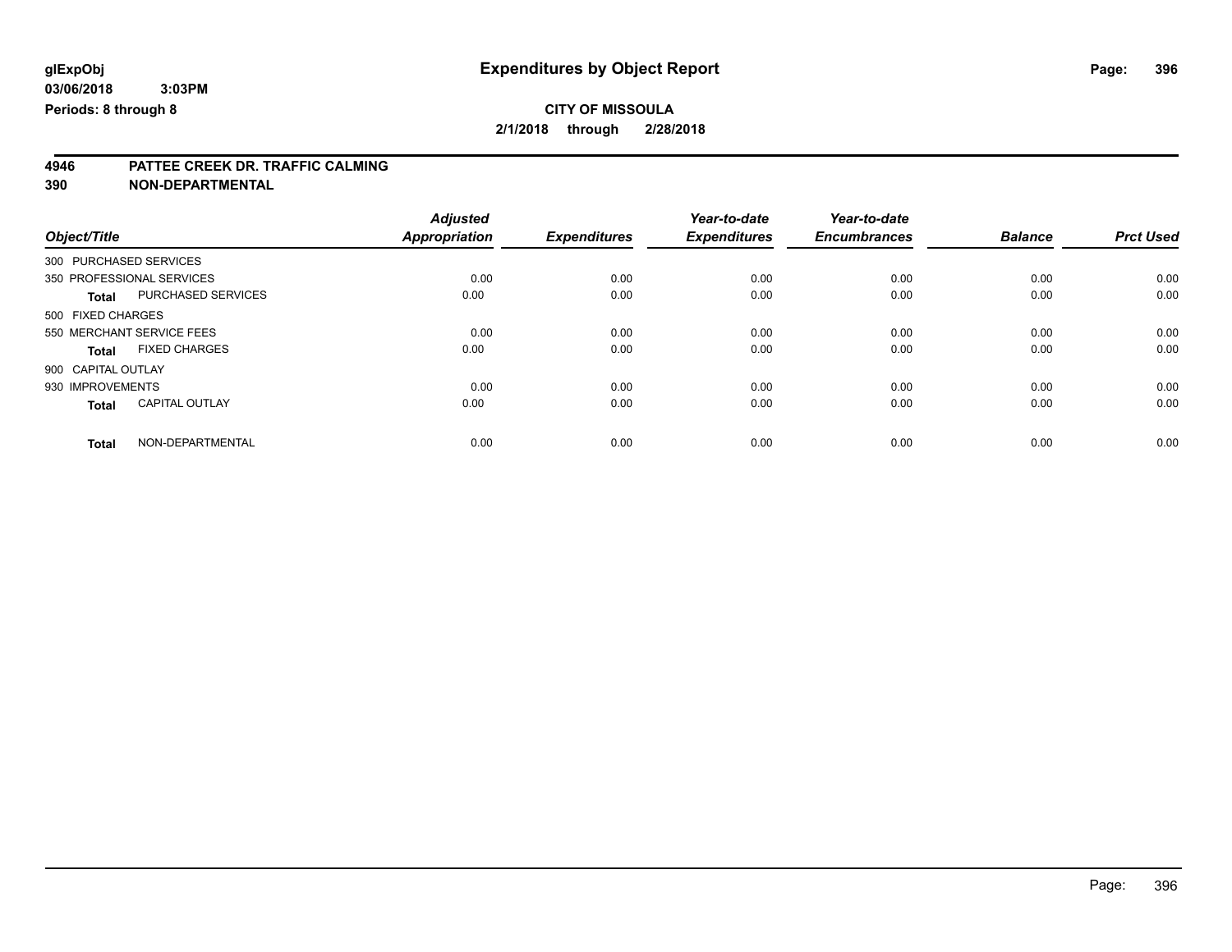**glExpObj** **Expenditures by Object Report**

**03/06/2018 3:03PM**

**Periods: 8 through 8**

**CITY OF MISSOULA**

**2/1/2018 through 2/28/2018**

## 4946 PATTEE CREEK DR. TRAFFIC CALMING
## 390 NON-DEPARTMENTAL

| Object/Title | | Adjusted Appropriation | Expenditures | Year-to-date Expenditures | Year-to-date Encumbrances | Balance | Prct Used |
|---|---|---|---|---|---|---|---|
| 300 PURCHASED SERVICES | | | | | | | |
| 350 PROFESSIONAL SERVICES | | 0.00 | 0.00 | 0.00 | 0.00 | 0.00 | 0.00 |
| **Total** | PURCHASED SERVICES | 0.00 | 0.00 | 0.00 | 0.00 | 0.00 | 0.00 |
| 500 FIXED CHARGES | | | | | | | |
| 550 MERCHANT SERVICE FEES | | 0.00 | 0.00 | 0.00 | 0.00 | 0.00 | 0.00 |
| **Total** | FIXED CHARGES | 0.00 | 0.00 | 0.00 | 0.00 | 0.00 | 0.00 |
| 900 CAPITAL OUTLAY | | | | | | | |
| 930 IMPROVEMENTS | | 0.00 | 0.00 | 0.00 | 0.00 | 0.00 | 0.00 |
| **Total** | CAPITAL OUTLAY | 0.00 | 0.00 | 0.00 | 0.00 | 0.00 | 0.00 |
| **Total** | NON-DEPARTMENTAL | 0.00 | 0.00 | 0.00 | 0.00 | 0.00 | 0.00 |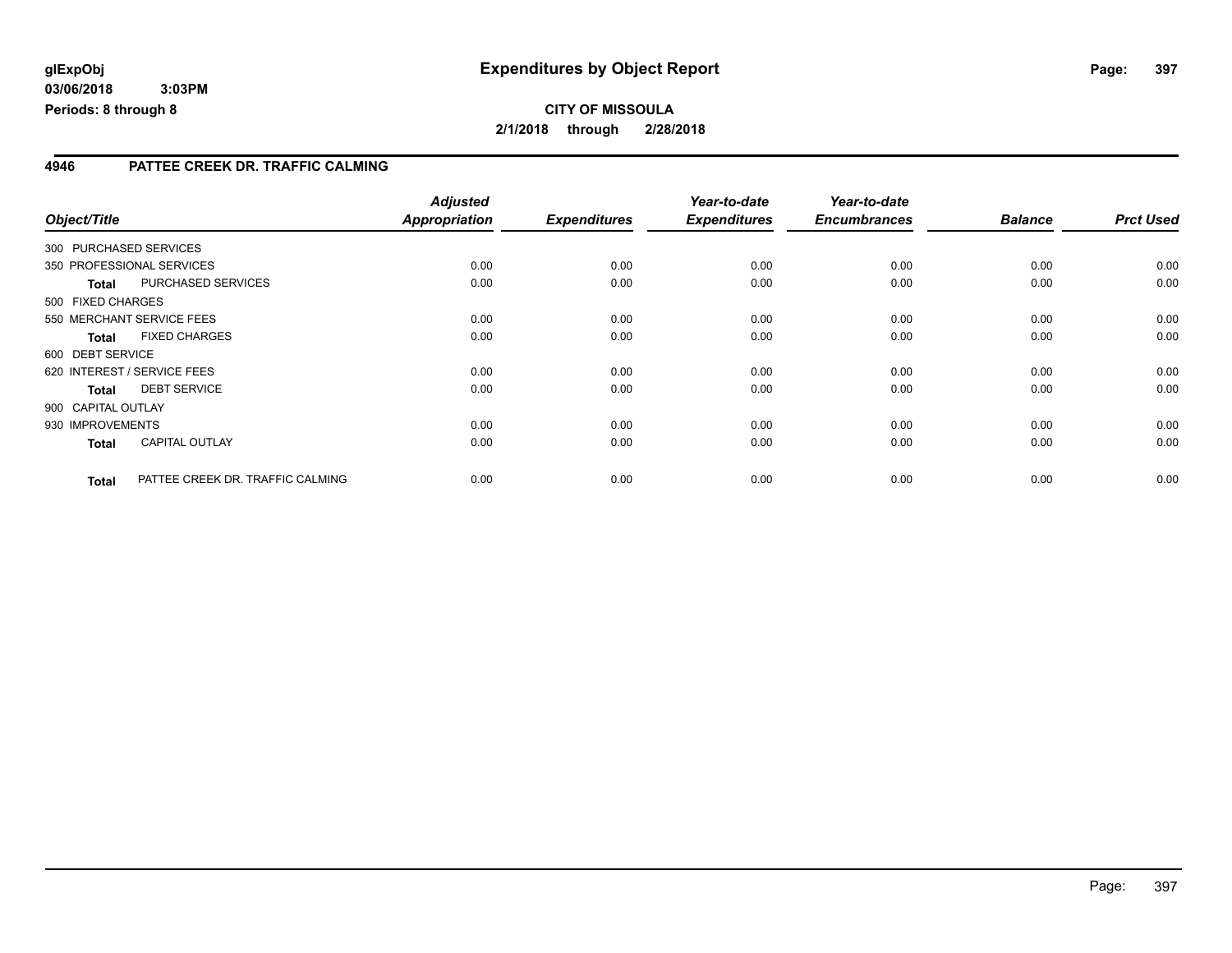**glExpObj**
**03/06/2018 3:03PM**
**Periods: 8 through 8**

# Expenditures by Object Report

**CITY OF MISSOULA**
**2/1/2018 through 2/28/2018**

## 4946 PATTEE CREEK DR. TRAFFIC CALMING

| Object/Title | | Adjusted Appropriation | Expenditures | Year-to-date Expenditures | Year-to-date Encumbrances | Balance | Prct Used |
|---|---|---|---|---|---|---|---|
| 300 PURCHASED SERVICES | | | | | | | |
| 350 PROFESSIONAL SERVICES | | 0.00 | 0.00 | 0.00 | 0.00 | 0.00 | 0.00 |
| **Total** | PURCHASED SERVICES | 0.00 | 0.00 | 0.00 | 0.00 | 0.00 | 0.00 |
| 500 FIXED CHARGES | | | | | | | |
| 550 MERCHANT SERVICE FEES | | 0.00 | 0.00 | 0.00 | 0.00 | 0.00 | 0.00 |
| **Total** | FIXED CHARGES | 0.00 | 0.00 | 0.00 | 0.00 | 0.00 | 0.00 |
| 600 DEBT SERVICE | | | | | | | |
| 620 INTEREST / SERVICE FEES | | 0.00 | 0.00 | 0.00 | 0.00 | 0.00 | 0.00 |
| **Total** | DEBT SERVICE | 0.00 | 0.00 | 0.00 | 0.00 | 0.00 | 0.00 |
| 900 CAPITAL OUTLAY | | | | | | | |
| 930 IMPROVEMENTS | | 0.00 | 0.00 | 0.00 | 0.00 | 0.00 | 0.00 |
| **Total** | CAPITAL OUTLAY | 0.00 | 0.00 | 0.00 | 0.00 | 0.00 | 0.00 |
| **Total** | PATTEE CREEK DR. TRAFFIC CALMING | 0.00 | 0.00 | 0.00 | 0.00 | 0.00 | 0.00 |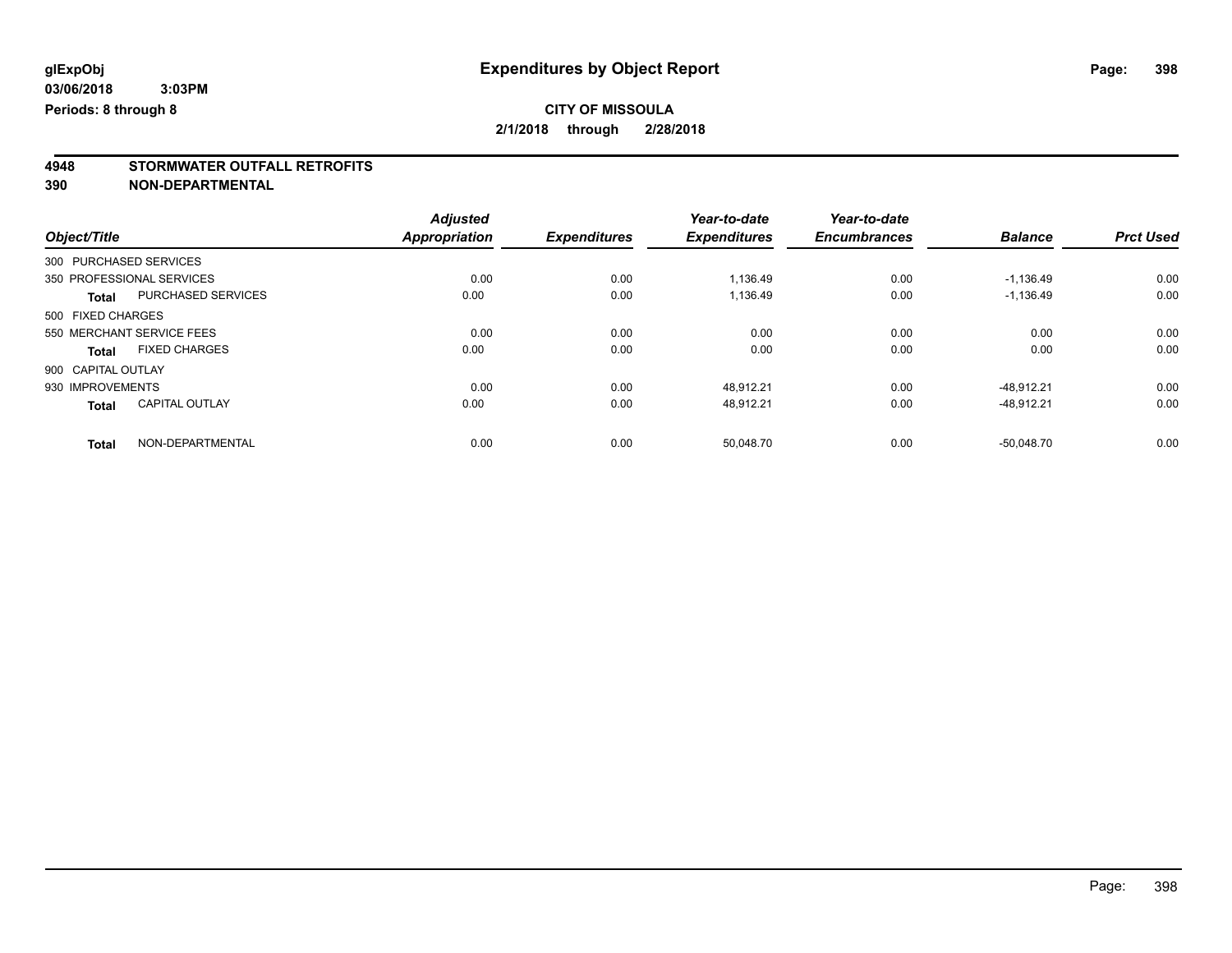**glExpObj** **Expenditures by Object Report**

**03/06/2018 3:03PM**

**Periods: 8 through 8**

**CITY OF MISSOULA**

**2/1/2018 through 2/28/2018**

## 4948 STORMWATER OUTFALL RETROFITS
## 390 NON-DEPARTMENTAL

| Object/Title | | Adjusted Appropriation | Expenditures | Year-to-date Expenditures | Year-to-date Encumbrances | Balance | Prct Used |
|---|---|---|---|---|---|---|---|
| 300 PURCHASED SERVICES | | | | | | | |
| 350 PROFESSIONAL SERVICES | | 0.00 | 0.00 | 1,136.49 | 0.00 | -1,136.49 | 0.00 |
| **Total** | PURCHASED SERVICES | 0.00 | 0.00 | 1,136.49 | 0.00 | -1,136.49 | 0.00 |
| 500 FIXED CHARGES | | | | | | | |
| 550 MERCHANT SERVICE FEES | | 0.00 | 0.00 | 0.00 | 0.00 | 0.00 | 0.00 |
| **Total** | FIXED CHARGES | 0.00 | 0.00 | 0.00 | 0.00 | 0.00 | 0.00 |
| 900 CAPITAL OUTLAY | | | | | | | |
| 930 IMPROVEMENTS | | 0.00 | 0.00 | 48,912.21 | 0.00 | -48,912.21 | 0.00 |
| **Total** | CAPITAL OUTLAY | 0.00 | 0.00 | 48,912.21 | 0.00 | -48,912.21 | 0.00 |
| **Total** | NON-DEPARTMENTAL | 0.00 | 0.00 | 50,048.70 | 0.00 | -50,048.70 | 0.00 |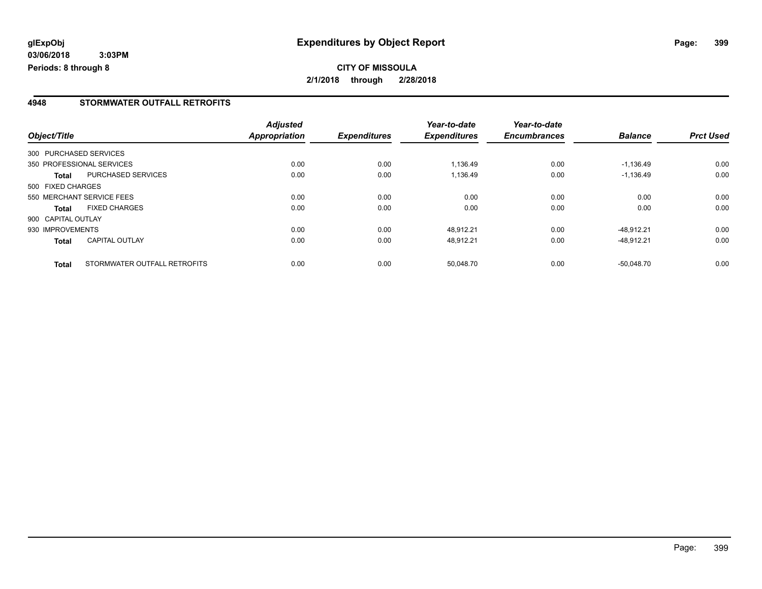**glExpObj** | **Expenditures by Object Report**

**03/06/2018 3:03PM**

**Periods: 8 through 8**

**CITY OF MISSOULA**

**2/1/2018 through 2/28/2018**

## 4948 STORMWATER OUTFALL RETROFITS

| Object/Title | | *Adjusted Appropriation* | *Expenditures* | *Year-to-date Expenditures* | *Year-to-date Encumbrances* | *Balance* | *Prct Used* |
|---|---|---|---|---|---|---|---|
| 300 PURCHASED SERVICES | | | | | | | |
| 350 PROFESSIONAL SERVICES | | 0.00 | 0.00 | 1,136.49 | 0.00 | -1,136.49 | 0.00 |
| **Total** | PURCHASED SERVICES | 0.00 | 0.00 | 1,136.49 | 0.00 | -1,136.49 | 0.00 |
| 500 FIXED CHARGES | | | | | | | |
| 550 MERCHANT SERVICE FEES | | 0.00 | 0.00 | 0.00 | 0.00 | 0.00 | 0.00 |
| **Total** | FIXED CHARGES | 0.00 | 0.00 | 0.00 | 0.00 | 0.00 | 0.00 |
| 900 CAPITAL OUTLAY | | | | | | | |
| 930 IMPROVEMENTS | | 0.00 | 0.00 | 48,912.21 | 0.00 | -48,912.21 | 0.00 |
| **Total** | CAPITAL OUTLAY | 0.00 | 0.00 | 48,912.21 | 0.00 | -48,912.21 | 0.00 |
| **Total** | STORMWATER OUTFALL RETROFITS | 0.00 | 0.00 | 50,048.70 | 0.00 | -50,048.70 | 0.00 |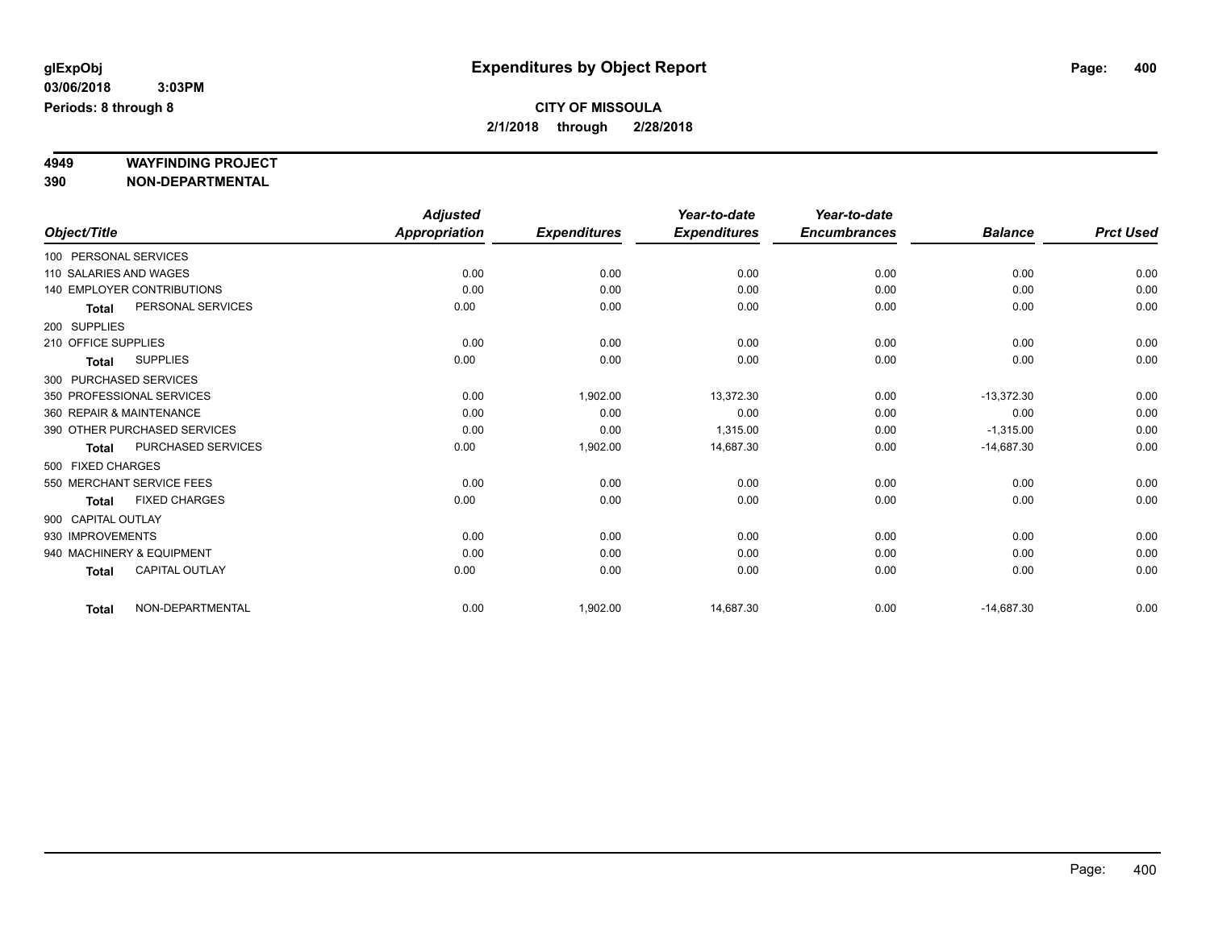glExpObj

03/06/2018 3:03PM

Periods: 8 through 8

# Expenditures by Object Report

**CITY OF MISSOULA**

**2/1/2018 through 2/28/2018**

**4949 WAYFINDING PROJECT**

**390 NON-DEPARTMENTAL**

| Object/Title | Adjusted Appropriation | Expenditures | Year-to-date Expenditures | Year-to-date Encumbrances | Balance | Prct Used |
|---|---|---|---|---|---|---|
| 100 PERSONAL SERVICES | | | | | | |
| 110 SALARIES AND WAGES | 0.00 | 0.00 | 0.00 | 0.00 | 0.00 | 0.00 |
| 140 EMPLOYER CONTRIBUTIONS | 0.00 | 0.00 | 0.00 | 0.00 | 0.00 | 0.00 |
| **Total** PERSONAL SERVICES | 0.00 | 0.00 | 0.00 | 0.00 | 0.00 | 0.00 |
| 200 SUPPLIES | | | | | | |
| 210 OFFICE SUPPLIES | 0.00 | 0.00 | 0.00 | 0.00 | 0.00 | 0.00 |
| **Total** SUPPLIES | 0.00 | 0.00 | 0.00 | 0.00 | 0.00 | 0.00 |
| 300 PURCHASED SERVICES | | | | | | |
| 350 PROFESSIONAL SERVICES | 0.00 | 1,902.00 | 13,372.30 | 0.00 | -13,372.30 | 0.00 |
| 360 REPAIR & MAINTENANCE | 0.00 | 0.00 | 0.00 | 0.00 | 0.00 | 0.00 |
| 390 OTHER PURCHASED SERVICES | 0.00 | 0.00 | 1,315.00 | 0.00 | -1,315.00 | 0.00 |
| **Total** PURCHASED SERVICES | 0.00 | 1,902.00 | 14,687.30 | 0.00 | -14,687.30 | 0.00 |
| 500 FIXED CHARGES | | | | | | |
| 550 MERCHANT SERVICE FEES | 0.00 | 0.00 | 0.00 | 0.00 | 0.00 | 0.00 |
| **Total** FIXED CHARGES | 0.00 | 0.00 | 0.00 | 0.00 | 0.00 | 0.00 |
| 900 CAPITAL OUTLAY | | | | | | |
| 930 IMPROVEMENTS | 0.00 | 0.00 | 0.00 | 0.00 | 0.00 | 0.00 |
| 940 MACHINERY & EQUIPMENT | 0.00 | 0.00 | 0.00 | 0.00 | 0.00 | 0.00 |
| **Total** CAPITAL OUTLAY | 0.00 | 0.00 | 0.00 | 0.00 | 0.00 | 0.00 |
| **Total** NON-DEPARTMENTAL | 0.00 | 1,902.00 | 14,687.30 | 0.00 | -14,687.30 | 0.00 |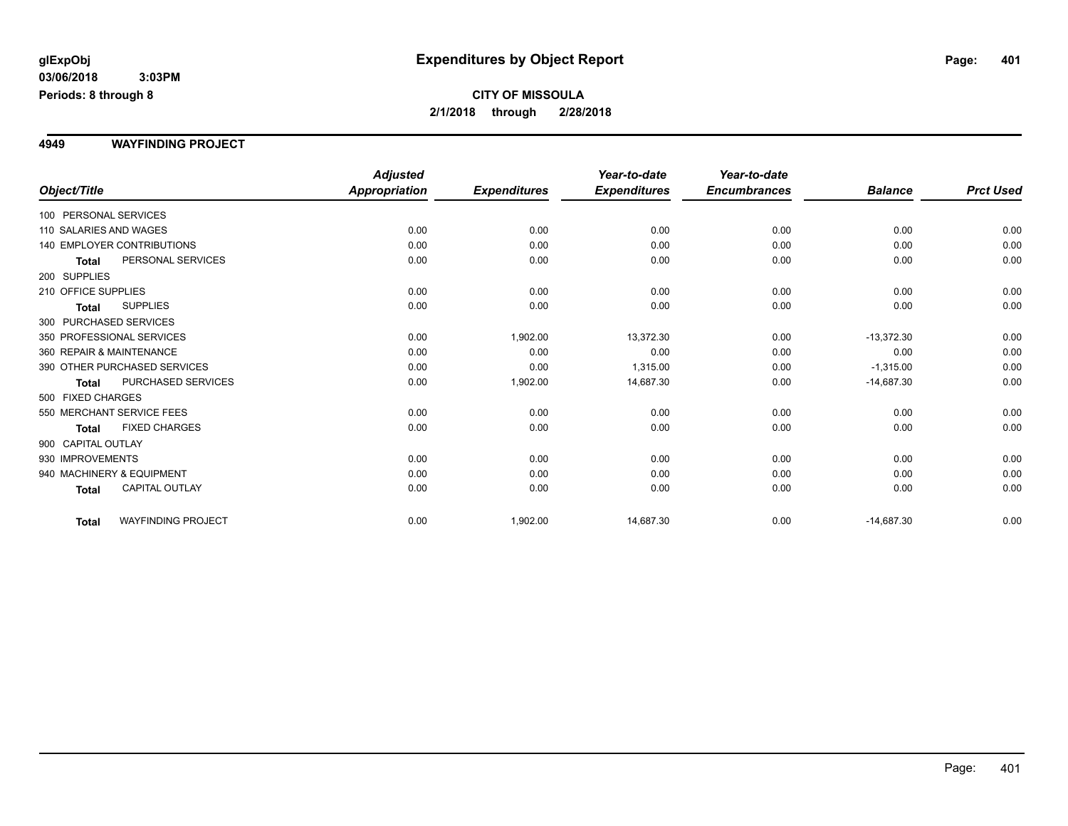**glExpObj**
**03/06/2018 3:03PM**
**Periods: 8 through 8**

# Expenditures by Object Report

**CITY OF MISSOULA**
**2/1/2018 through 2/28/2018**

## 4949 WAYFINDING PROJECT

| Object/Title | Adjusted Appropriation | Expenditures | Year-to-date Expenditures | Year-to-date Encumbrances | Balance | Prct Used |
|---|---|---|---|---|---|---|
| 100 PERSONAL SERVICES | | | | | | |
| 110 SALARIES AND WAGES | 0.00 | 0.00 | 0.00 | 0.00 | 0.00 | 0.00 |
| 140 EMPLOYER CONTRIBUTIONS | 0.00 | 0.00 | 0.00 | 0.00 | 0.00 | 0.00 |
| **Total** PERSONAL SERVICES | 0.00 | 0.00 | 0.00 | 0.00 | 0.00 | 0.00 |
| 200 SUPPLIES | | | | | | |
| 210 OFFICE SUPPLIES | 0.00 | 0.00 | 0.00 | 0.00 | 0.00 | 0.00 |
| **Total** SUPPLIES | 0.00 | 0.00 | 0.00 | 0.00 | 0.00 | 0.00 |
| 300 PURCHASED SERVICES | | | | | | |
| 350 PROFESSIONAL SERVICES | 0.00 | 1,902.00 | 13,372.30 | 0.00 | -13,372.30 | 0.00 |
| 360 REPAIR & MAINTENANCE | 0.00 | 0.00 | 0.00 | 0.00 | 0.00 | 0.00 |
| 390 OTHER PURCHASED SERVICES | 0.00 | 0.00 | 1,315.00 | 0.00 | -1,315.00 | 0.00 |
| **Total** PURCHASED SERVICES | 0.00 | 1,902.00 | 14,687.30 | 0.00 | -14,687.30 | 0.00 |
| 500 FIXED CHARGES | | | | | | |
| 550 MERCHANT SERVICE FEES | 0.00 | 0.00 | 0.00 | 0.00 | 0.00 | 0.00 |
| **Total** FIXED CHARGES | 0.00 | 0.00 | 0.00 | 0.00 | 0.00 | 0.00 |
| 900 CAPITAL OUTLAY | | | | | | |
| 930 IMPROVEMENTS | 0.00 | 0.00 | 0.00 | 0.00 | 0.00 | 0.00 |
| 940 MACHINERY & EQUIPMENT | 0.00 | 0.00 | 0.00 | 0.00 | 0.00 | 0.00 |
| **Total** CAPITAL OUTLAY | 0.00 | 0.00 | 0.00 | 0.00 | 0.00 | 0.00 |
| **Total** WAYFINDING PROJECT | 0.00 | 1,902.00 | 14,687.30 | 0.00 | -14,687.30 | 0.00 |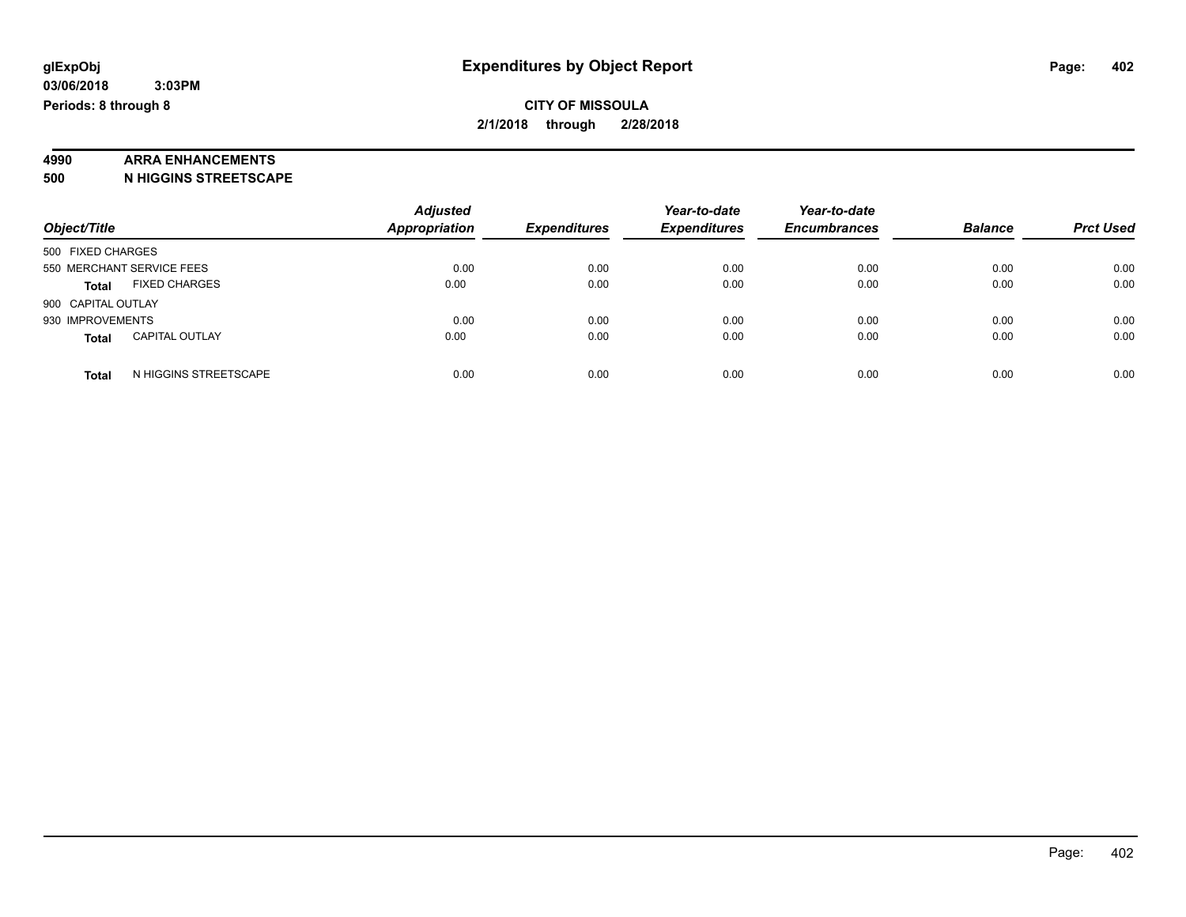glExpObj
03/06/2018 3:03PM
Periods: 8 through 8

# Expenditures by Object Report

**CITY OF MISSOULA**
**2/1/2018 through 2/28/2018**

**4990 ARRA ENHANCEMENTS**
**500 N HIGGINS STREETSCAPE**

| Object/Title | | Adjusted Appropriation | Expenditures | Year-to-date Expenditures | Year-to-date Encumbrances | Balance | Prct Used |
|---|---|---|---|---|---|---|---|
| 500 FIXED CHARGES | | | | | | | |
| 550 MERCHANT SERVICE FEES | | 0.00 | 0.00 | 0.00 | 0.00 | 0.00 | 0.00 |
| **Total** | FIXED CHARGES | 0.00 | 0.00 | 0.00 | 0.00 | 0.00 | 0.00 |
| 900 CAPITAL OUTLAY | | | | | | | |
| 930 IMPROVEMENTS | | 0.00 | 0.00 | 0.00 | 0.00 | 0.00 | 0.00 |
| **Total** | CAPITAL OUTLAY | 0.00 | 0.00 | 0.00 | 0.00 | 0.00 | 0.00 |
| **Total** | N HIGGINS STREETSCAPE | 0.00 | 0.00 | 0.00 | 0.00 | 0.00 | 0.00 |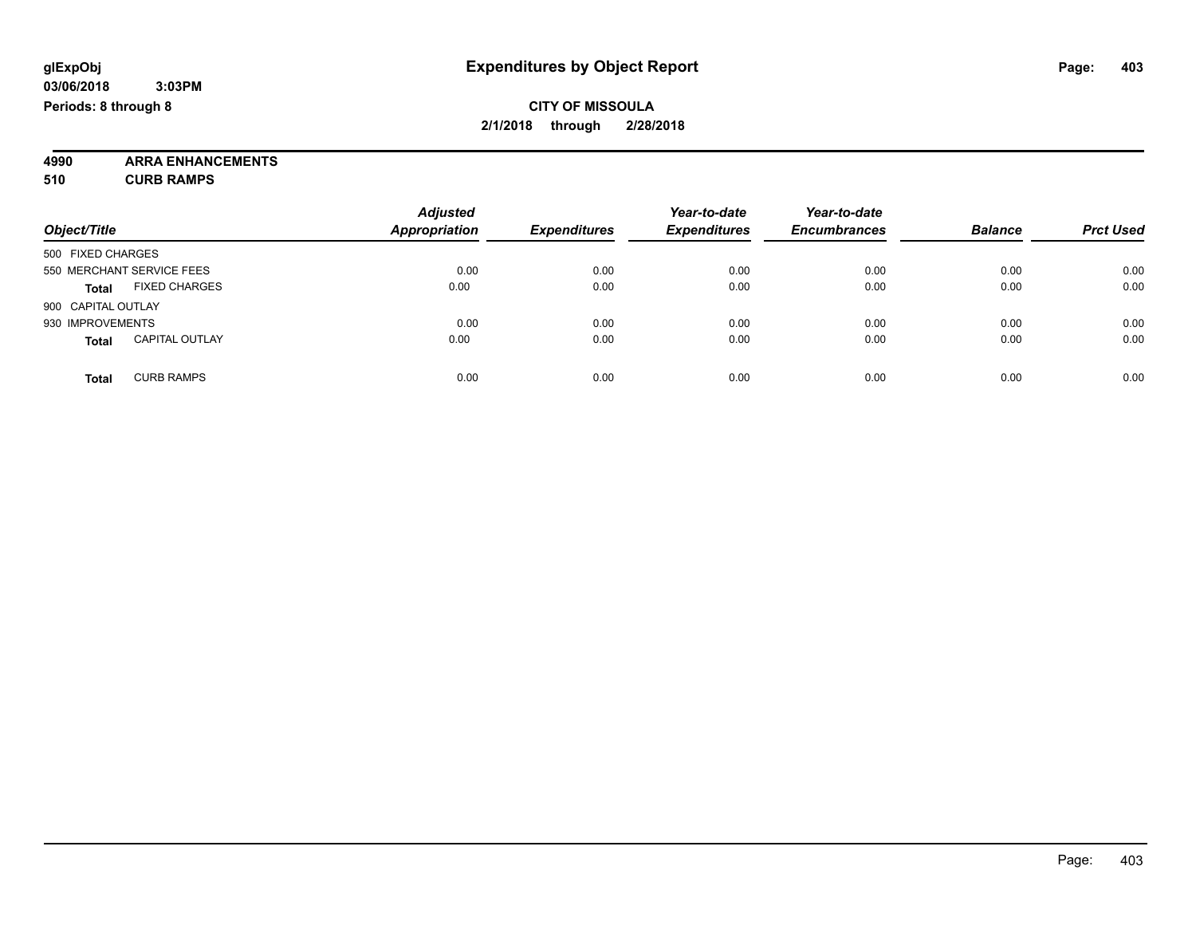**glExpObj** **Expenditures by Object Report**

**03/06/2018 3:03PM**

**Periods: 8 through 8**

**CITY OF MISSOULA**

**2/1/2018 through 2/28/2018**

**4990 ARRA ENHANCEMENTS**

**510 CURB RAMPS**

| Object/Title | Adjusted Appropriation | Expenditures | Year-to-date Expenditures | Year-to-date Encumbrances | Balance | Prct Used |
|---|---|---|---|---|---|---|
| 500 FIXED CHARGES | | | | | | |
| 550 MERCHANT SERVICE FEES | 0.00 | 0.00 | 0.00 | 0.00 | 0.00 | 0.00 |
| **Total** FIXED CHARGES | 0.00 | 0.00 | 0.00 | 0.00 | 0.00 | 0.00 |
| 900 CAPITAL OUTLAY | | | | | | |
| 930 IMPROVEMENTS | 0.00 | 0.00 | 0.00 | 0.00 | 0.00 | 0.00 |
| **Total** CAPITAL OUTLAY | 0.00 | 0.00 | 0.00 | 0.00 | 0.00 | 0.00 |
| **Total** CURB RAMPS | 0.00 | 0.00 | 0.00 | 0.00 | 0.00 | 0.00 |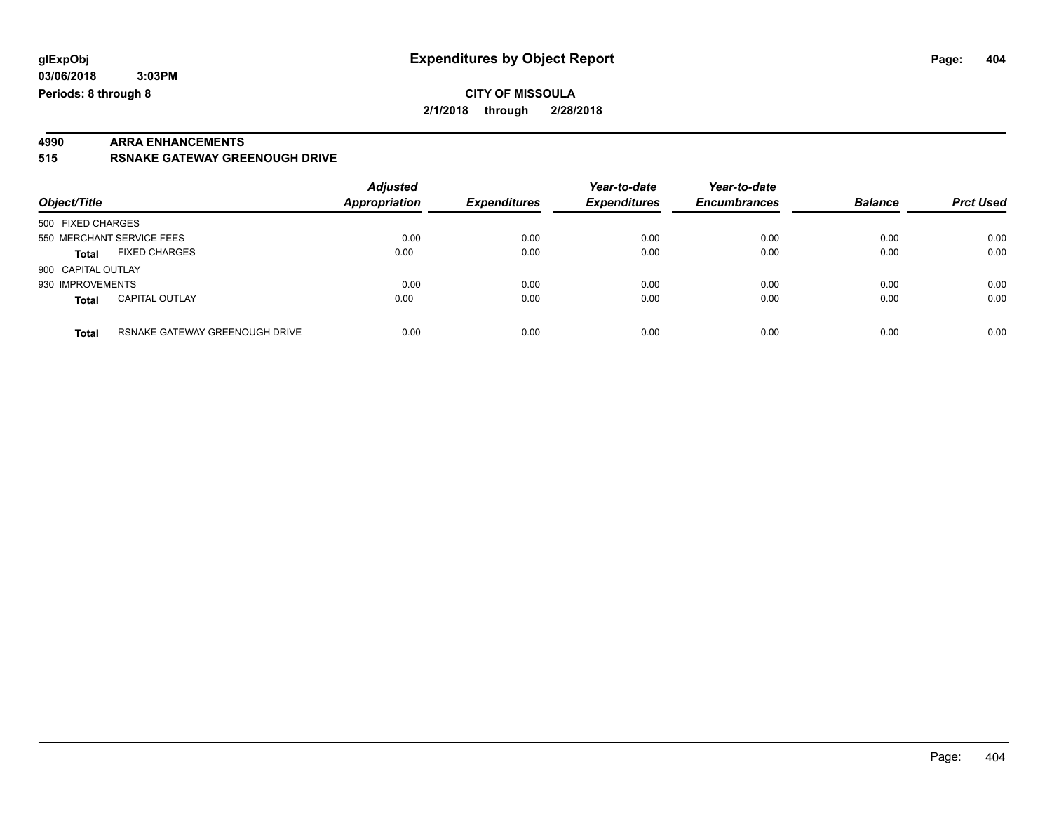glExpObj
03/06/2018 3:03PM
Periods: 8 through 8

# Expenditures by Object Report

**CITY OF MISSOULA**
**2/1/2018 through 2/28/2018**

**4990 ARRA ENHANCEMENTS**
**515 RSNAKE GATEWAY GREENOUGH DRIVE**

| Object/Title | | Adjusted Appropriation | Expenditures | Year-to-date Expenditures | Year-to-date Encumbrances | Balance | Prct Used |
|---|---|---|---|---|---|---|---|
| 500 FIXED CHARGES | | | | | | | |
| 550 MERCHANT SERVICE FEES | | 0.00 | 0.00 | 0.00 | 0.00 | 0.00 | 0.00 |
| **Total** | FIXED CHARGES | 0.00 | 0.00 | 0.00 | 0.00 | 0.00 | 0.00 |
| 900 CAPITAL OUTLAY | | | | | | | |
| 930 IMPROVEMENTS | | 0.00 | 0.00 | 0.00 | 0.00 | 0.00 | 0.00 |
| **Total** | CAPITAL OUTLAY | 0.00 | 0.00 | 0.00 | 0.00 | 0.00 | 0.00 |
| **Total** | RSNAKE GATEWAY GREENOUGH DRIVE | 0.00 | 0.00 | 0.00 | 0.00 | 0.00 | 0.00 |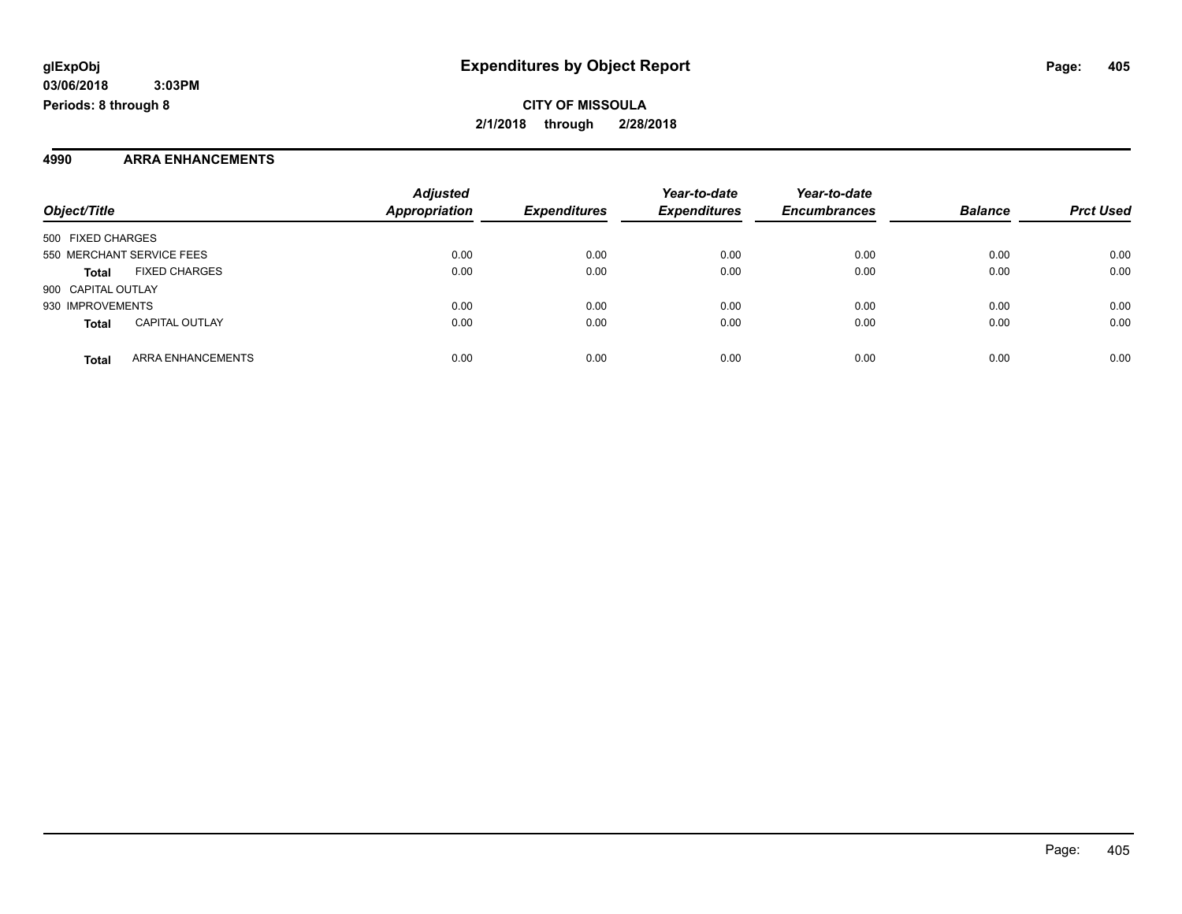**glExpObj**
**03/06/2018 3:03PM**
**Periods: 8 through 8**

# Expenditures by Object Report

**CITY OF MISSOULA**
**2/1/2018 through 2/28/2018**

## 4990 ARRA ENHANCEMENTS

| Object/Title | | *Adjusted Appropriation* | *Expenditures* | *Year-to-date Expenditures* | *Year-to-date Encumbrances* | *Balance* | *Prct Used* |
|---|---|---|---|---|---|---|---|
| 500 FIXED CHARGES | | | | | | | |
| 550 MERCHANT SERVICE FEES | | 0.00 | 0.00 | 0.00 | 0.00 | 0.00 | 0.00 |
| **Total** | FIXED CHARGES | 0.00 | 0.00 | 0.00 | 0.00 | 0.00 | 0.00 |
| 900 CAPITAL OUTLAY | | | | | | | |
| 930 IMPROVEMENTS | | 0.00 | 0.00 | 0.00 | 0.00 | 0.00 | 0.00 |
| **Total** | CAPITAL OUTLAY | 0.00 | 0.00 | 0.00 | 0.00 | 0.00 | 0.00 |
| **Total** | ARRA ENHANCEMENTS | 0.00 | 0.00 | 0.00 | 0.00 | 0.00 | 0.00 |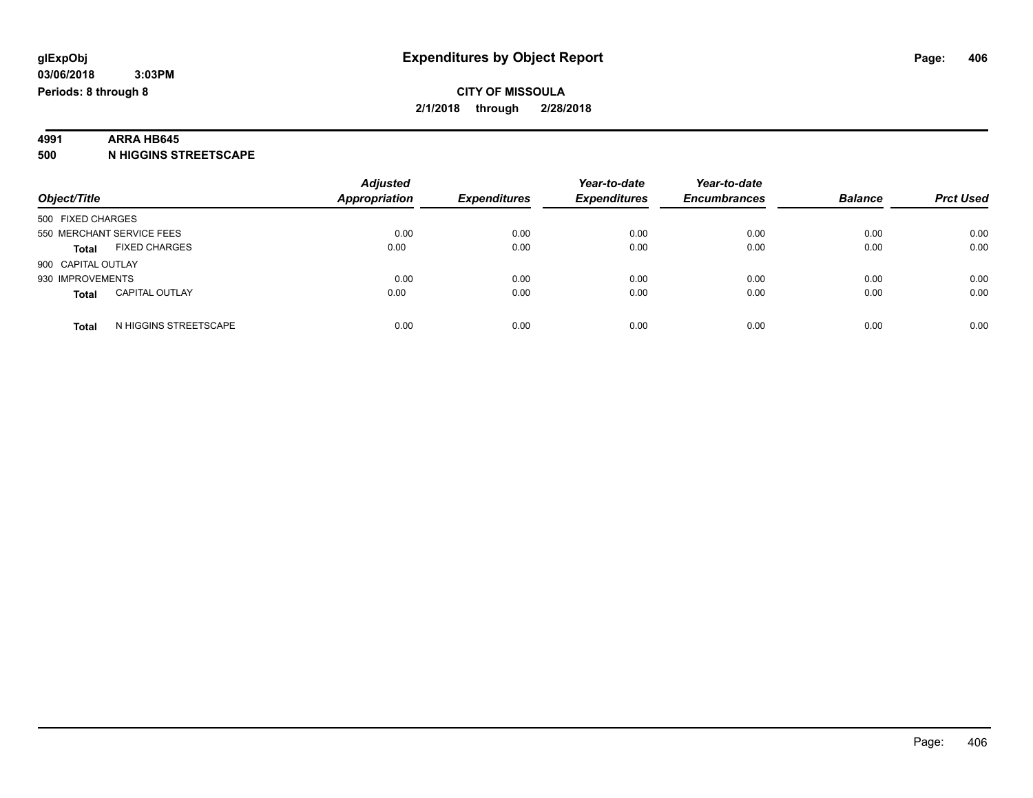**glExpObj**
**03/06/2018 3:03PM**
**Periods: 8 through 8**

# Expenditures by Object Report

**CITY OF MISSOULA**
**2/1/2018 through 2/28/2018**

**4991 ARRA HB645**
**500 N HIGGINS STREETSCAPE**

| Object/Title | | Adjusted Appropriation | Expenditures | Year-to-date Expenditures | Year-to-date Encumbrances | Balance | Prct Used |
|---|---|---|---|---|---|---|---|
| 500 FIXED CHARGES | | | | | | | |
| 550 MERCHANT SERVICE FEES | | 0.00 | 0.00 | 0.00 | 0.00 | 0.00 | 0.00 |
| **Total** | FIXED CHARGES | 0.00 | 0.00 | 0.00 | 0.00 | 0.00 | 0.00 |
| 900 CAPITAL OUTLAY | | | | | | | |
| 930 IMPROVEMENTS | | 0.00 | 0.00 | 0.00 | 0.00 | 0.00 | 0.00 |
| **Total** | CAPITAL OUTLAY | 0.00 | 0.00 | 0.00 | 0.00 | 0.00 | 0.00 |
| **Total** | N HIGGINS STREETSCAPE | 0.00 | 0.00 | 0.00 | 0.00 | 0.00 | 0.00 |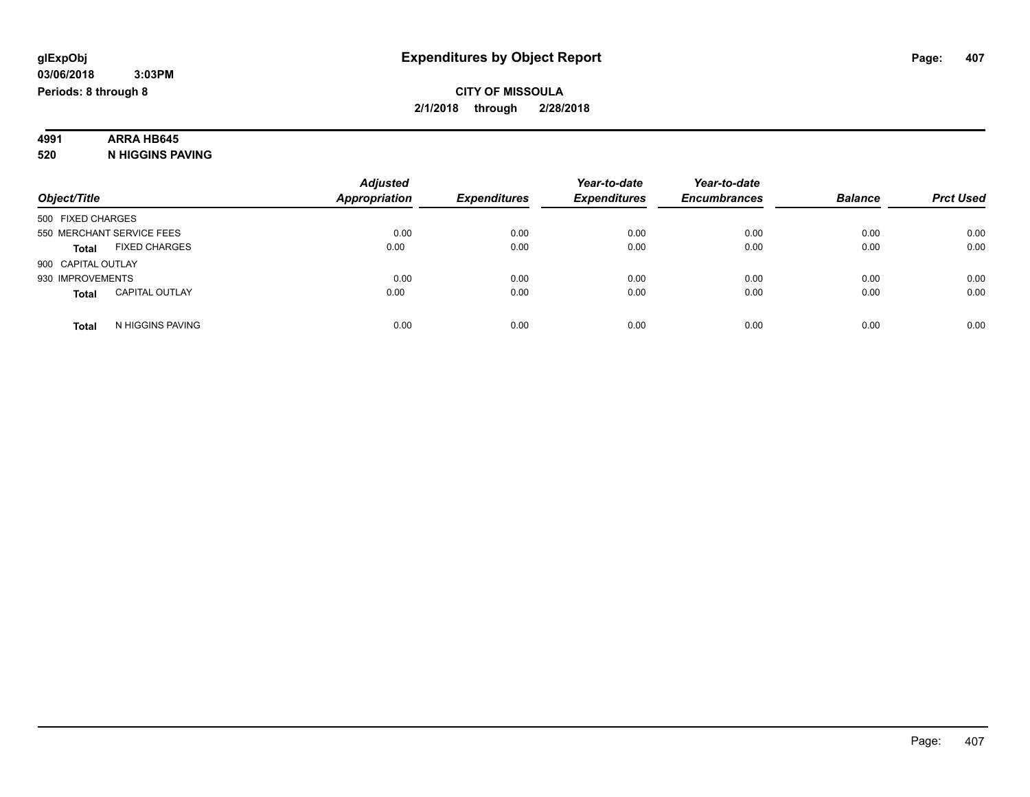# Expenditures by Object Report

**glExpObj**
**03/06/2018 3:03PM**
**Periods: 8 through 8**

**CITY OF MISSOULA**
**2/1/2018 through 2/28/2018**

**4991 ARRA HB645**
**520 N HIGGINS PAVING**

| Object/Title | Adjusted Appropriation | Expenditures | Year-to-date Expenditures | Year-to-date Encumbrances | Balance | Prct Used |
|---|---|---|---|---|---|---|
| 500 FIXED CHARGES | | | | | | |
| 550 MERCHANT SERVICE FEES | 0.00 | 0.00 | 0.00 | 0.00 | 0.00 | 0.00 |
| **Total** FIXED CHARGES | 0.00 | 0.00 | 0.00 | 0.00 | 0.00 | 0.00 |
| 900 CAPITAL OUTLAY | | | | | | |
| 930 IMPROVEMENTS | 0.00 | 0.00 | 0.00 | 0.00 | 0.00 | 0.00 |
| **Total** CAPITAL OUTLAY | 0.00 | 0.00 | 0.00 | 0.00 | 0.00 | 0.00 |
| **Total** N HIGGINS PAVING | 0.00 | 0.00 | 0.00 | 0.00 | 0.00 | 0.00 |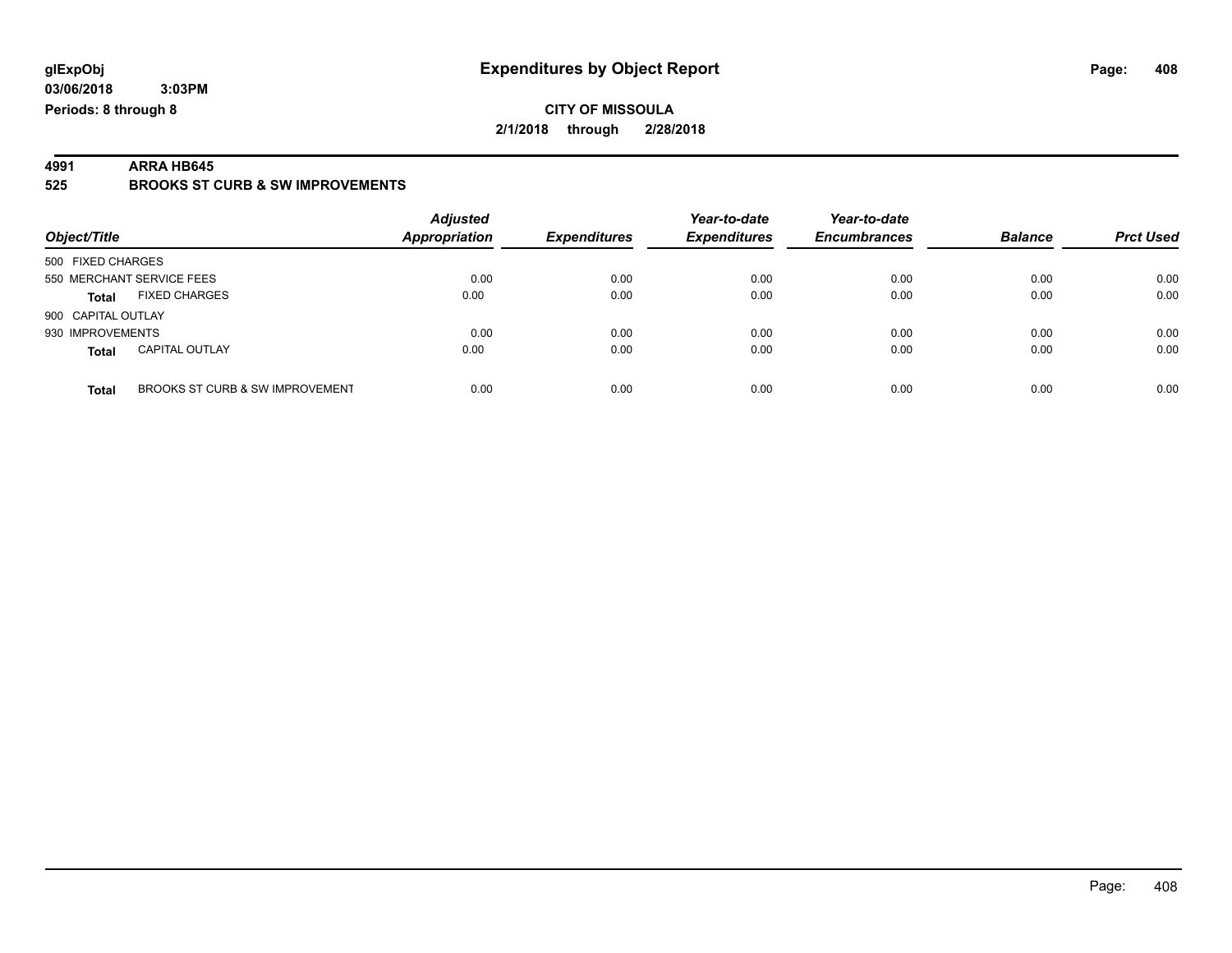**glExpObj** **Expenditures by Object Report**

**03/06/2018 3:03PM**

**Periods: 8 through 8**

**CITY OF MISSOULA**

**2/1/2018 through 2/28/2018**

**4991 ARRA HB645**

**525 BROOKS ST CURB & SW IMPROVEMENTS**

| Object/Title | | *Adjusted Appropriation* | *Expenditures* | *Year-to-date Expenditures* | *Year-to-date Encumbrances* | *Balance* | *Prct Used* |
|---|---|---|---|---|---|---|---|
| 500 FIXED CHARGES | | | | | | | |
| 550 MERCHANT SERVICE FEES | | 0.00 | 0.00 | 0.00 | 0.00 | 0.00 | 0.00 |
| **Total** | FIXED CHARGES | 0.00 | 0.00 | 0.00 | 0.00 | 0.00 | 0.00 |
| 900 CAPITAL OUTLAY | | | | | | | |
| 930 IMPROVEMENTS | | 0.00 | 0.00 | 0.00 | 0.00 | 0.00 | 0.00 |
| **Total** | CAPITAL OUTLAY | 0.00 | 0.00 | 0.00 | 0.00 | 0.00 | 0.00 |
| **Total** | BROOKS ST CURB & SW IMPROVEMENT | 0.00 | 0.00 | 0.00 | 0.00 | 0.00 | 0.00 |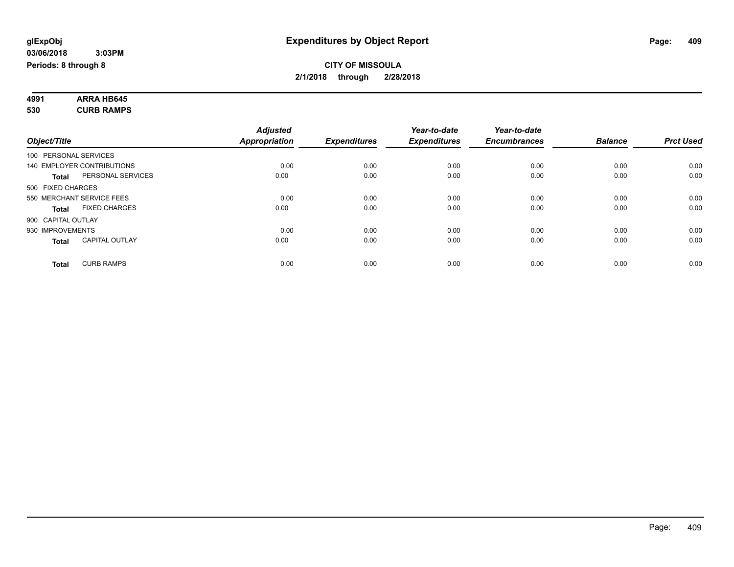glExpObj
03/06/2018 3:03PM
Periods: 8 through 8

# Expenditures by Object Report

**CITY OF MISSOULA**
**2/1/2018 through 2/28/2018**

**4991 ARRA HB645**
**530 CURB RAMPS**

| Object/Title | Adjusted Appropriation | Expenditures | Year-to-date Expenditures | Year-to-date Encumbrances | Balance | Prct Used |
|---|---|---|---|---|---|---|
| 100 PERSONAL SERVICES | | | | | | |
| 140 EMPLOYER CONTRIBUTIONS | 0.00 | 0.00 | 0.00 | 0.00 | 0.00 | 0.00 |
| **Total** PERSONAL SERVICES | 0.00 | 0.00 | 0.00 | 0.00 | 0.00 | 0.00 |
| 500 FIXED CHARGES | | | | | | |
| 550 MERCHANT SERVICE FEES | 0.00 | 0.00 | 0.00 | 0.00 | 0.00 | 0.00 |
| **Total** FIXED CHARGES | 0.00 | 0.00 | 0.00 | 0.00 | 0.00 | 0.00 |
| 900 CAPITAL OUTLAY | | | | | | |
| 930 IMPROVEMENTS | 0.00 | 0.00 | 0.00 | 0.00 | 0.00 | 0.00 |
| **Total** CAPITAL OUTLAY | 0.00 | 0.00 | 0.00 | 0.00 | 0.00 | 0.00 |
| **Total** CURB RAMPS | 0.00 | 0.00 | 0.00 | 0.00 | 0.00 | 0.00 |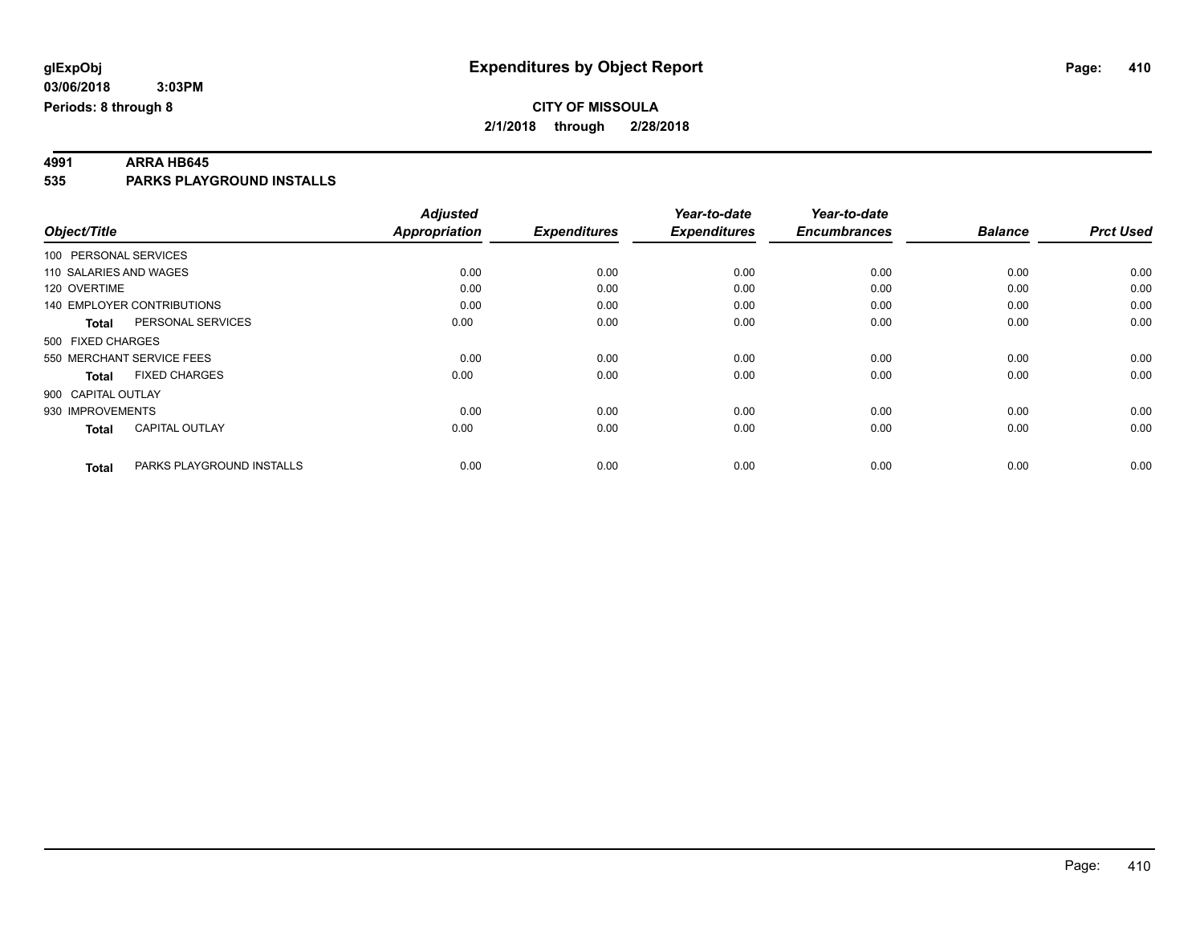**glExpObj** **Expenditures by Object Report**

**03/06/2018 3:03PM**

**Periods: 8 through 8**

**CITY OF MISSOULA**

**2/1/2018 through 2/28/2018**

## 4991 ARRA HB645

## 535 PARKS PLAYGROUND INSTALLS

| Object/Title | | Adjusted Appropriation | Expenditures | Year-to-date Expenditures | Year-to-date Encumbrances | Balance | Prct Used |
|---|---|---|---|---|---|---|---|
| 100 PERSONAL SERVICES | | | | | | | |
| 110 SALARIES AND WAGES | | 0.00 | 0.00 | 0.00 | 0.00 | 0.00 | 0.00 |
| 120 OVERTIME | | 0.00 | 0.00 | 0.00 | 0.00 | 0.00 | 0.00 |
| 140 EMPLOYER CONTRIBUTIONS | | 0.00 | 0.00 | 0.00 | 0.00 | 0.00 | 0.00 |
| **Total** | PERSONAL SERVICES | 0.00 | 0.00 | 0.00 | 0.00 | 0.00 | 0.00 |
| 500 FIXED CHARGES | | | | | | | |
| 550 MERCHANT SERVICE FEES | | 0.00 | 0.00 | 0.00 | 0.00 | 0.00 | 0.00 |
| **Total** | FIXED CHARGES | 0.00 | 0.00 | 0.00 | 0.00 | 0.00 | 0.00 |
| 900 CAPITAL OUTLAY | | | | | | | |
| 930 IMPROVEMENTS | | 0.00 | 0.00 | 0.00 | 0.00 | 0.00 | 0.00 |
| **Total** | CAPITAL OUTLAY | 0.00 | 0.00 | 0.00 | 0.00 | 0.00 | 0.00 |
| **Total** | PARKS PLAYGROUND INSTALLS | 0.00 | 0.00 | 0.00 | 0.00 | 0.00 | 0.00 |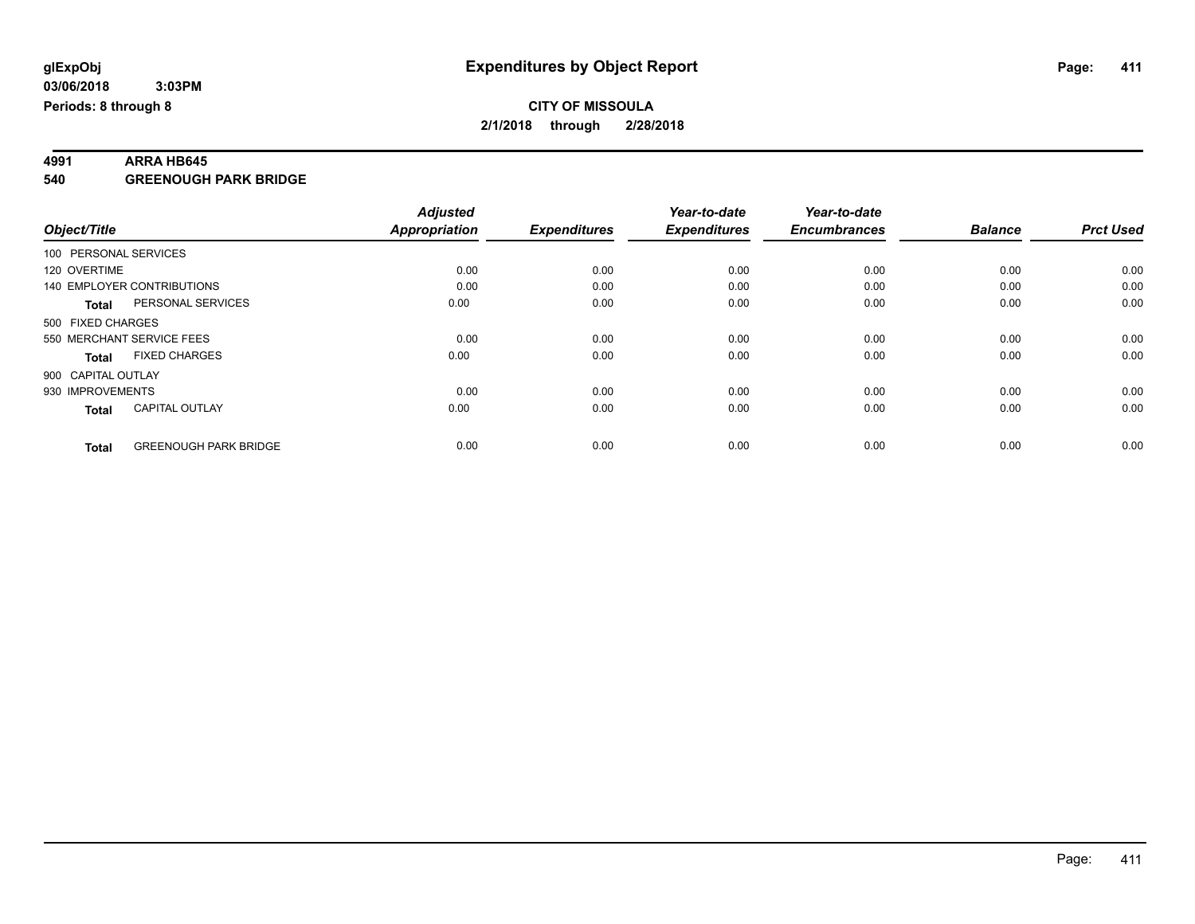**glExpObj**
**03/06/2018 3:03PM**
**Periods: 8 through 8**

# Expenditures by Object Report

**CITY OF MISSOULA**
**2/1/2018 through 2/28/2018**

**4991 ARRA HB645**
**540 GREENOUGH PARK BRIDGE**

| Object/Title | Adjusted Appropriation | Expenditures | Year-to-date Expenditures | Year-to-date Encumbrances | Balance | Prct Used |
|---|---|---|---|---|---|---|
| 100 PERSONAL SERVICES | | | | | | |
| 120 OVERTIME | 0.00 | 0.00 | 0.00 | 0.00 | 0.00 | 0.00 |
| 140 EMPLOYER CONTRIBUTIONS | 0.00 | 0.00 | 0.00 | 0.00 | 0.00 | 0.00 |
| **Total** PERSONAL SERVICES | 0.00 | 0.00 | 0.00 | 0.00 | 0.00 | 0.00 |
| 500 FIXED CHARGES | | | | | | |
| 550 MERCHANT SERVICE FEES | 0.00 | 0.00 | 0.00 | 0.00 | 0.00 | 0.00 |
| **Total** FIXED CHARGES | 0.00 | 0.00 | 0.00 | 0.00 | 0.00 | 0.00 |
| 900 CAPITAL OUTLAY | | | | | | |
| 930 IMPROVEMENTS | 0.00 | 0.00 | 0.00 | 0.00 | 0.00 | 0.00 |
| **Total** CAPITAL OUTLAY | 0.00 | 0.00 | 0.00 | 0.00 | 0.00 | 0.00 |
| **Total** GREENOUGH PARK BRIDGE | 0.00 | 0.00 | 0.00 | 0.00 | 0.00 | 0.00 |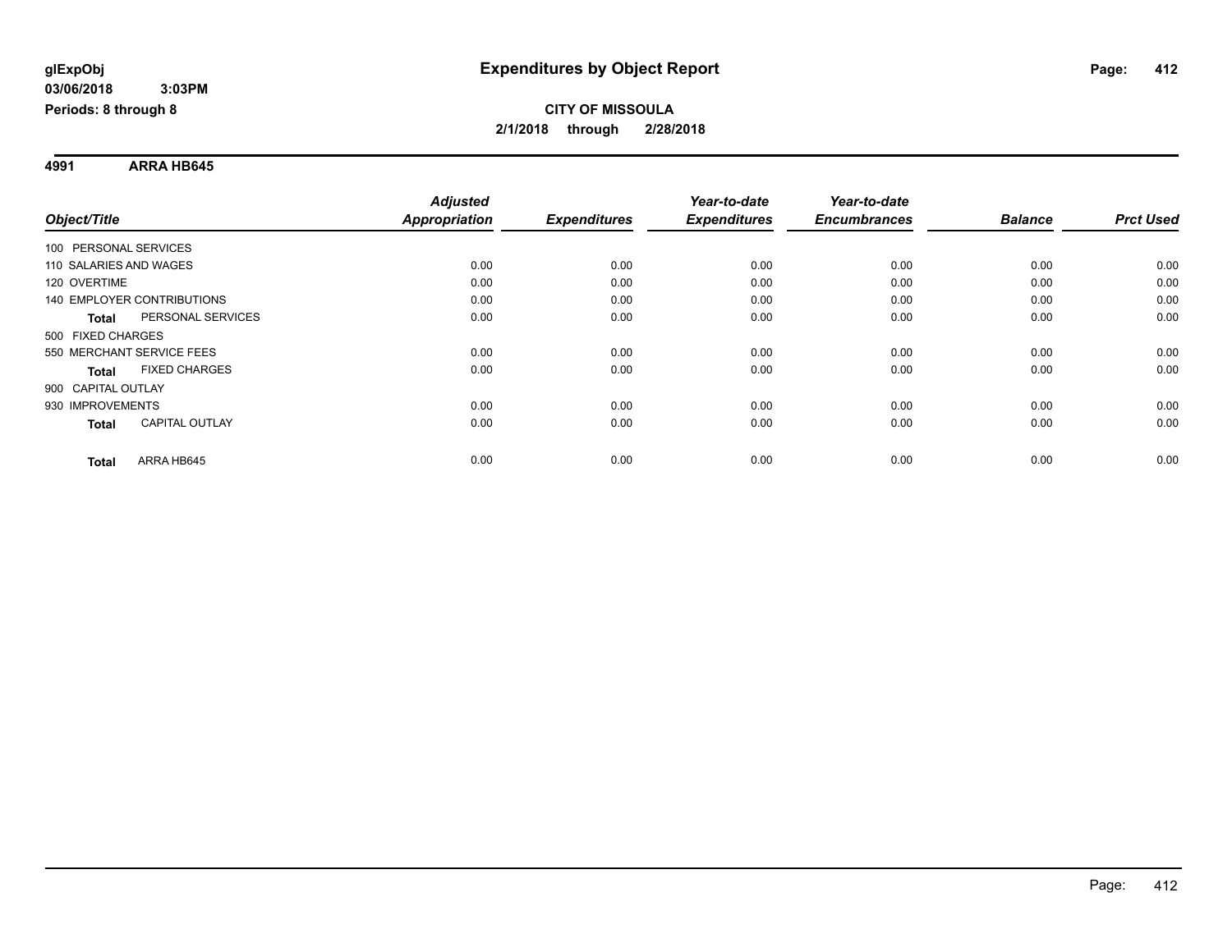**glExpObj**
**03/06/2018 3:03PM**
**Periods: 8 through 8**

# Expenditures by Object Report

**CITY OF MISSOULA**
**2/1/2018 through 2/28/2018**

**4991 ARRA HB645**

| Object/Title | | Adjusted Appropriation | Expenditures | Year-to-date Expenditures | Year-to-date Encumbrances | Balance | Prct Used |
|---|---|---|---|---|---|---|---|
| 100 PERSONAL SERVICES | | | | | | | |
| 110 SALARIES AND WAGES | | 0.00 | 0.00 | 0.00 | 0.00 | 0.00 | 0.00 |
| 120 OVERTIME | | 0.00 | 0.00 | 0.00 | 0.00 | 0.00 | 0.00 |
| 140 EMPLOYER CONTRIBUTIONS | | 0.00 | 0.00 | 0.00 | 0.00 | 0.00 | 0.00 |
| **Total** | PERSONAL SERVICES | 0.00 | 0.00 | 0.00 | 0.00 | 0.00 | 0.00 |
| 500 FIXED CHARGES | | | | | | | |
| 550 MERCHANT SERVICE FEES | | 0.00 | 0.00 | 0.00 | 0.00 | 0.00 | 0.00 |
| **Total** | FIXED CHARGES | 0.00 | 0.00 | 0.00 | 0.00 | 0.00 | 0.00 |
| 900 CAPITAL OUTLAY | | | | | | | |
| 930 IMPROVEMENTS | | 0.00 | 0.00 | 0.00 | 0.00 | 0.00 | 0.00 |
| **Total** | CAPITAL OUTLAY | 0.00 | 0.00 | 0.00 | 0.00 | 0.00 | 0.00 |
| **Total** | ARRA HB645 | 0.00 | 0.00 | 0.00 | 0.00 | 0.00 | 0.00 |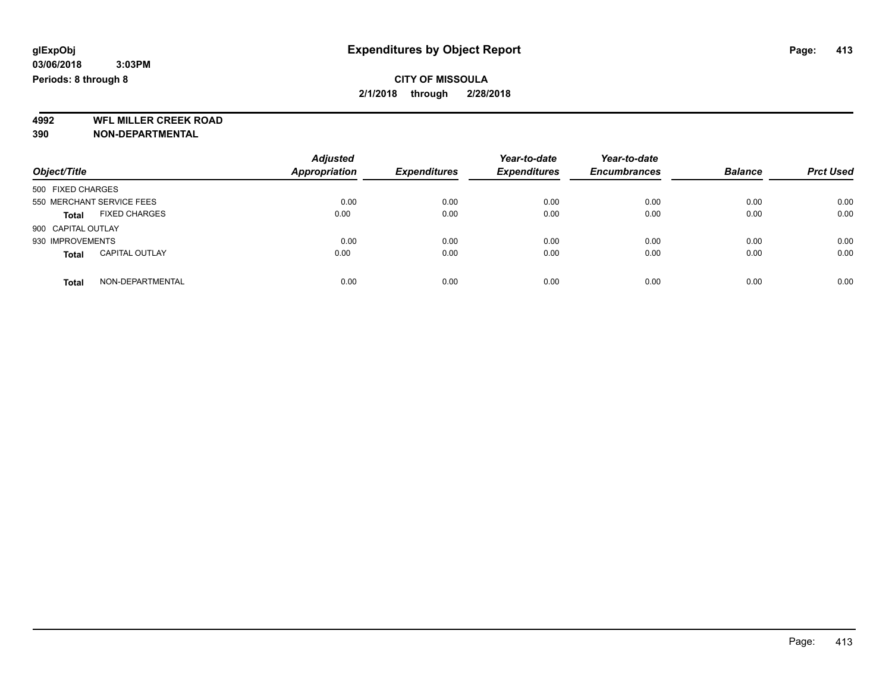# Expenditures by Object Report

glExpObj
03/06/2018 3:03PM
Periods: 8 through 8

**CITY OF MISSOULA**
**2/1/2018 through 2/28/2018**

**4992 WFL MILLER CREEK ROAD**
**390 NON-DEPARTMENTAL**

| Object/Title | Adjusted Appropriation | Expenditures | Year-to-date Expenditures | Year-to-date Encumbrances | Balance | Prct Used |
|---|---|---|---|---|---|---|
| 500 FIXED CHARGES | | | | | | |
| 550 MERCHANT SERVICE FEES | 0.00 | 0.00 | 0.00 | 0.00 | 0.00 | 0.00 |
| **Total** FIXED CHARGES | 0.00 | 0.00 | 0.00 | 0.00 | 0.00 | 0.00 |
| 900 CAPITAL OUTLAY | | | | | | |
| 930 IMPROVEMENTS | 0.00 | 0.00 | 0.00 | 0.00 | 0.00 | 0.00 |
| **Total** CAPITAL OUTLAY | 0.00 | 0.00 | 0.00 | 0.00 | 0.00 | 0.00 |
| **Total** NON-DEPARTMENTAL | 0.00 | 0.00 | 0.00 | 0.00 | 0.00 | 0.00 |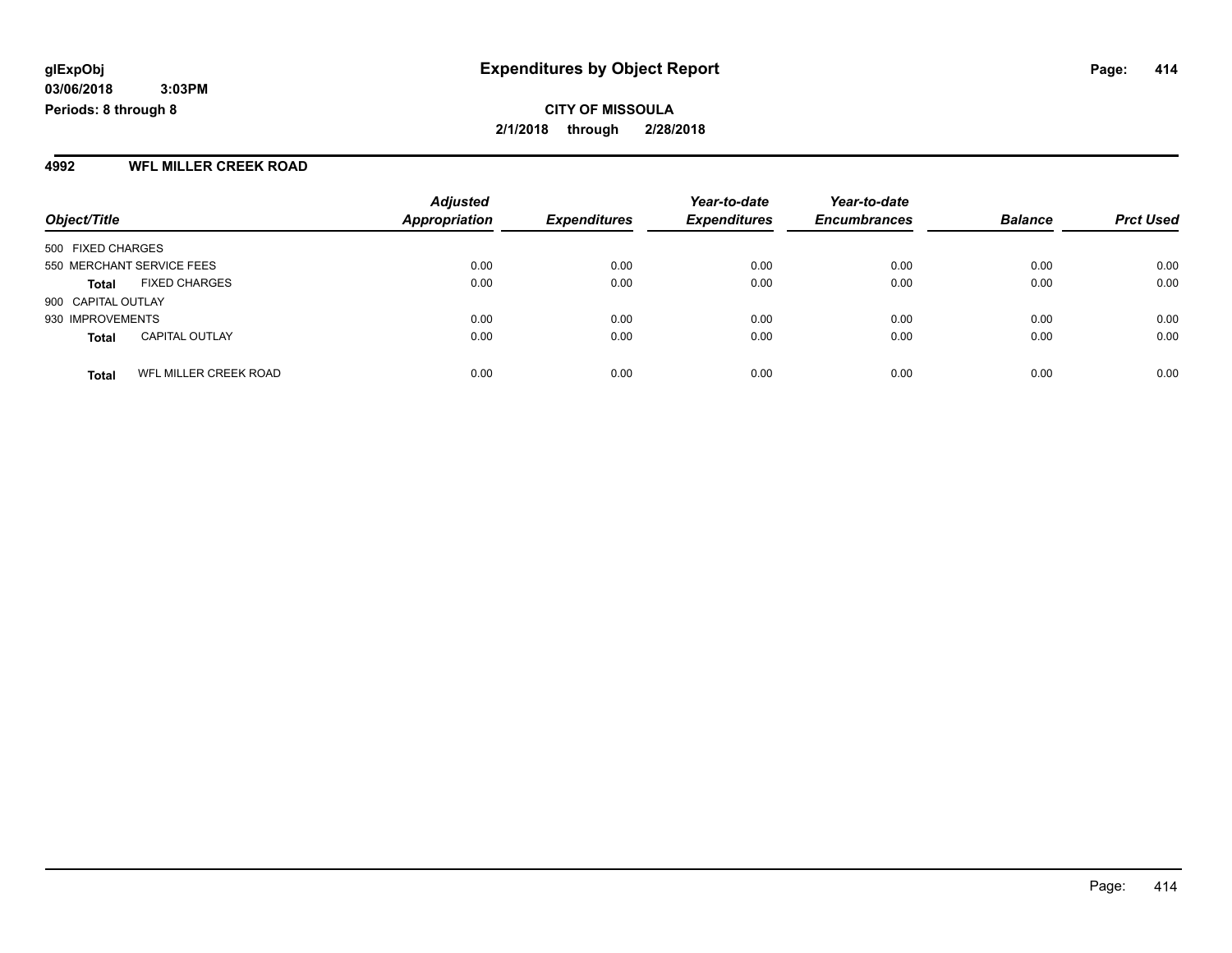**glExpObj** **Expenditures by Object Report**
**03/06/2018 3:03PM**
**Periods: 8 through 8**

**CITY OF MISSOULA**
**2/1/2018 through 2/28/2018**

## 4992 WFL MILLER CREEK ROAD

| Object/Title | | Adjusted Appropriation | Expenditures | Year-to-date Expenditures | Year-to-date Encumbrances | Balance | Prct Used |
|---|---|---|---|---|---|---|---|
| 500 FIXED CHARGES | | | | | | | |
| 550 MERCHANT SERVICE FEES | | 0.00 | 0.00 | 0.00 | 0.00 | 0.00 | 0.00 |
| **Total** | FIXED CHARGES | 0.00 | 0.00 | 0.00 | 0.00 | 0.00 | 0.00 |
| 900 CAPITAL OUTLAY | | | | | | | |
| 930 IMPROVEMENTS | | 0.00 | 0.00 | 0.00 | 0.00 | 0.00 | 0.00 |
| **Total** | CAPITAL OUTLAY | 0.00 | 0.00 | 0.00 | 0.00 | 0.00 | 0.00 |
| **Total** | WFL MILLER CREEK ROAD | 0.00 | 0.00 | 0.00 | 0.00 | 0.00 | 0.00 |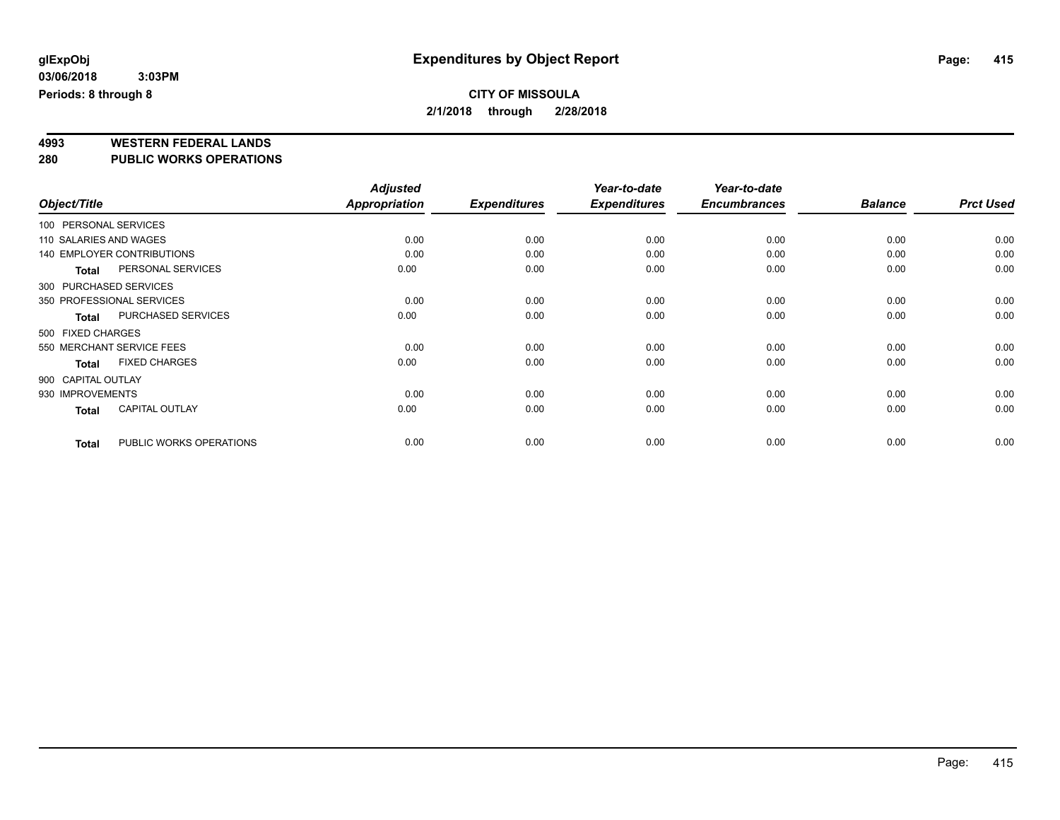glExpObj **Expenditures by Object Report**

03/06/2018 3:03PM

Periods: 8 through 8

**CITY OF MISSOULA**

**2/1/2018 through 2/28/2018**

## 4993 WESTERN FEDERAL LANDS
## 280 PUBLIC WORKS OPERATIONS

| Object/Title | | Adjusted Appropriation | Expenditures | Year-to-date Expenditures | Year-to-date Encumbrances | Balance | Prct Used |
|---|---|---|---|---|---|---|---|
| 100 PERSONAL SERVICES | | | | | | | |
| 110 SALARIES AND WAGES | | 0.00 | 0.00 | 0.00 | 0.00 | 0.00 | 0.00 |
| 140 EMPLOYER CONTRIBUTIONS | | 0.00 | 0.00 | 0.00 | 0.00 | 0.00 | 0.00 |
| **Total** | PERSONAL SERVICES | 0.00 | 0.00 | 0.00 | 0.00 | 0.00 | 0.00 |
| 300 PURCHASED SERVICES | | | | | | | |
| 350 PROFESSIONAL SERVICES | | 0.00 | 0.00 | 0.00 | 0.00 | 0.00 | 0.00 |
| **Total** | PURCHASED SERVICES | 0.00 | 0.00 | 0.00 | 0.00 | 0.00 | 0.00 |
| 500 FIXED CHARGES | | | | | | | |
| 550 MERCHANT SERVICE FEES | | 0.00 | 0.00 | 0.00 | 0.00 | 0.00 | 0.00 |
| **Total** | FIXED CHARGES | 0.00 | 0.00 | 0.00 | 0.00 | 0.00 | 0.00 |
| 900 CAPITAL OUTLAY | | | | | | | |
| 930 IMPROVEMENTS | | 0.00 | 0.00 | 0.00 | 0.00 | 0.00 | 0.00 |
| **Total** | CAPITAL OUTLAY | 0.00 | 0.00 | 0.00 | 0.00 | 0.00 | 0.00 |
| **Total** | PUBLIC WORKS OPERATIONS | 0.00 | 0.00 | 0.00 | 0.00 | 0.00 | 0.00 |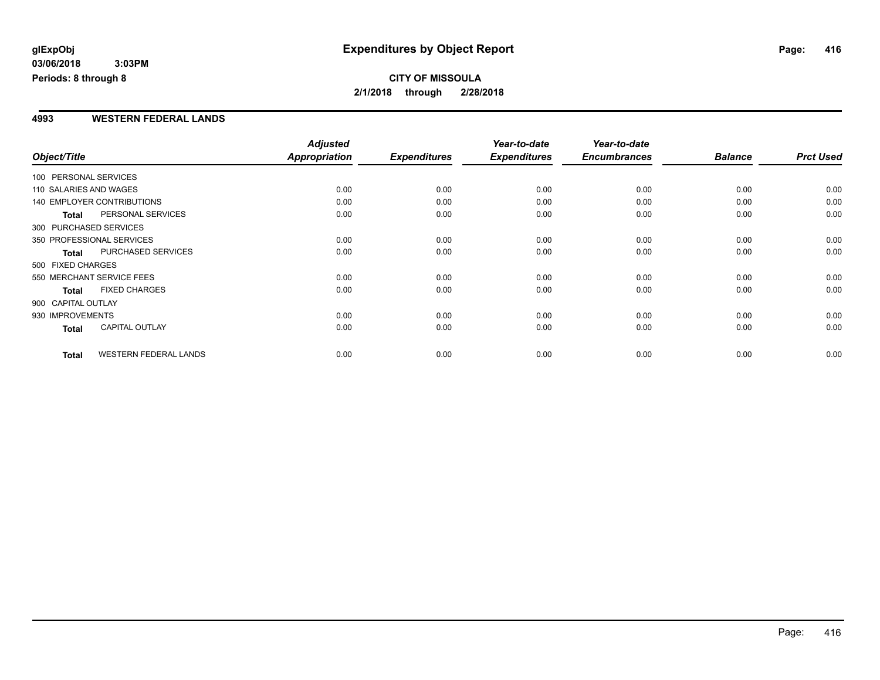# Expenditures by Object Report

glExpObj
03/06/2018 3:03PM
Periods: 8 through 8

**CITY OF MISSOULA**
**2/1/2018 through 2/28/2018**

## 4993 WESTERN FEDERAL LANDS

| Object/Title | | Adjusted Appropriation | Expenditures | Year-to-date Expenditures | Year-to-date Encumbrances | Balance | Prct Used |
|---|---|---|---|---|---|---|---|
| 100 PERSONAL SERVICES | | | | | | | |
| 110 SALARIES AND WAGES | | 0.00 | 0.00 | 0.00 | 0.00 | 0.00 | 0.00 |
| 140 EMPLOYER CONTRIBUTIONS | | 0.00 | 0.00 | 0.00 | 0.00 | 0.00 | 0.00 |
| **Total** | PERSONAL SERVICES | 0.00 | 0.00 | 0.00 | 0.00 | 0.00 | 0.00 |
| 300 PURCHASED SERVICES | | | | | | | |
| 350 PROFESSIONAL SERVICES | | 0.00 | 0.00 | 0.00 | 0.00 | 0.00 | 0.00 |
| **Total** | PURCHASED SERVICES | 0.00 | 0.00 | 0.00 | 0.00 | 0.00 | 0.00 |
| 500 FIXED CHARGES | | | | | | | |
| 550 MERCHANT SERVICE FEES | | 0.00 | 0.00 | 0.00 | 0.00 | 0.00 | 0.00 |
| **Total** | FIXED CHARGES | 0.00 | 0.00 | 0.00 | 0.00 | 0.00 | 0.00 |
| 900 CAPITAL OUTLAY | | | | | | | |
| 930 IMPROVEMENTS | | 0.00 | 0.00 | 0.00 | 0.00 | 0.00 | 0.00 |
| **Total** | CAPITAL OUTLAY | 0.00 | 0.00 | 0.00 | 0.00 | 0.00 | 0.00 |
| **Total** | WESTERN FEDERAL LANDS | 0.00 | 0.00 | 0.00 | 0.00 | 0.00 | 0.00 |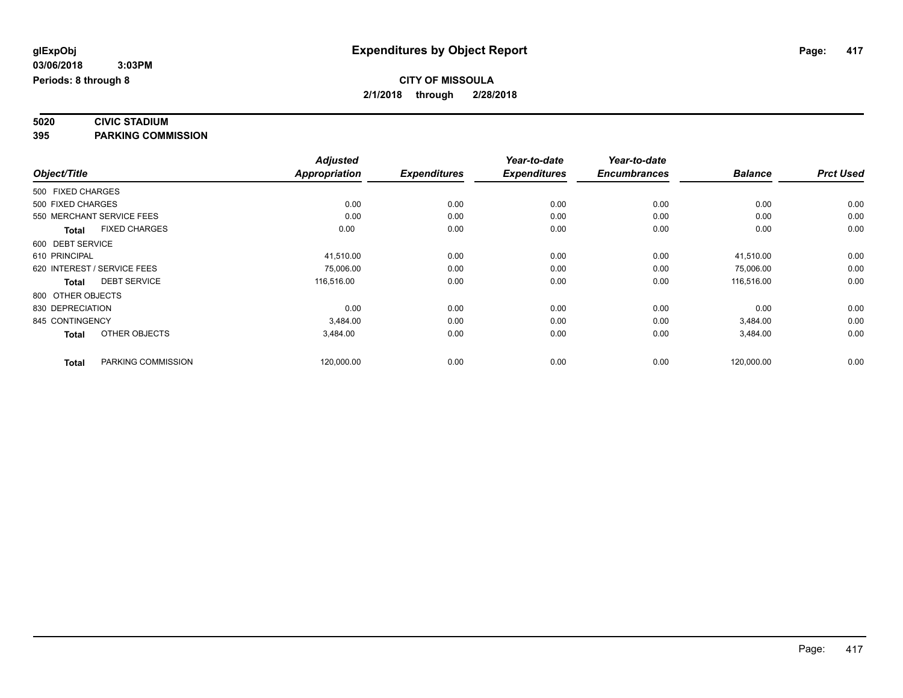glExpObj
03/06/2018 3:03PM
Periods: 8 through 8

# Expenditures by Object Report

**CITY OF MISSOULA**
**2/1/2018 through 2/28/2018**

## 5020 CIVIC STADIUM
## 395 PARKING COMMISSION

| Object/Title | Adjusted Appropriation | Expenditures | Year-to-date Expenditures | Year-to-date Encumbrances | Balance | Prct Used |
|---|---|---|---|---|---|---|
| 500 FIXED CHARGES | | | | | | |
| 500 FIXED CHARGES | 0.00 | 0.00 | 0.00 | 0.00 | 0.00 | 0.00 |
| 550 MERCHANT SERVICE FEES | 0.00 | 0.00 | 0.00 | 0.00 | 0.00 | 0.00 |
| **Total** FIXED CHARGES | 0.00 | 0.00 | 0.00 | 0.00 | 0.00 | 0.00 |
| 600 DEBT SERVICE | | | | | | |
| 610 PRINCIPAL | 41,510.00 | 0.00 | 0.00 | 0.00 | 41,510.00 | 0.00 |
| 620 INTEREST / SERVICE FEES | 75,006.00 | 0.00 | 0.00 | 0.00 | 75,006.00 | 0.00 |
| **Total** DEBT SERVICE | 116,516.00 | 0.00 | 0.00 | 0.00 | 116,516.00 | 0.00 |
| 800 OTHER OBJECTS | | | | | | |
| 830 DEPRECIATION | 0.00 | 0.00 | 0.00 | 0.00 | 0.00 | 0.00 |
| 845 CONTINGENCY | 3,484.00 | 0.00 | 0.00 | 0.00 | 3,484.00 | 0.00 |
| **Total** OTHER OBJECTS | 3,484.00 | 0.00 | 0.00 | 0.00 | 3,484.00 | 0.00 |
| **Total** PARKING COMMISSION | 120,000.00 | 0.00 | 0.00 | 0.00 | 120,000.00 | 0.00 |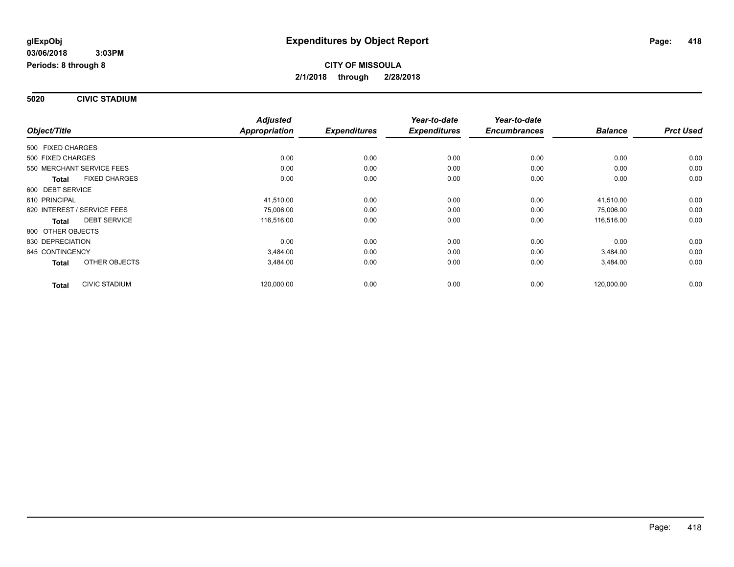**glExpObj** **Expenditures by Object Report**

**03/06/2018 3:03PM**

**Periods: 8 through 8**

**CITY OF MISSOULA**

**2/1/2018 through 2/28/2018**

**5020 CIVIC STADIUM**

| Object/Title | | Adjusted Appropriation | Expenditures | Year-to-date Expenditures | Year-to-date Encumbrances | Balance | Prct Used |
|---|---|---|---|---|---|---|---|
| 500 FIXED CHARGES | | | | | | | |
| 500 FIXED CHARGES | | 0.00 | 0.00 | 0.00 | 0.00 | 0.00 | 0.00 |
| 550 MERCHANT SERVICE FEES | | 0.00 | 0.00 | 0.00 | 0.00 | 0.00 | 0.00 |
| **Total** | FIXED CHARGES | 0.00 | 0.00 | 0.00 | 0.00 | 0.00 | 0.00 |
| 600 DEBT SERVICE | | | | | | | |
| 610 PRINCIPAL | | 41,510.00 | 0.00 | 0.00 | 0.00 | 41,510.00 | 0.00 |
| 620 INTEREST / SERVICE FEES | | 75,006.00 | 0.00 | 0.00 | 0.00 | 75,006.00 | 0.00 |
| **Total** | DEBT SERVICE | 116,516.00 | 0.00 | 0.00 | 0.00 | 116,516.00 | 0.00 |
| 800 OTHER OBJECTS | | | | | | | |
| 830 DEPRECIATION | | 0.00 | 0.00 | 0.00 | 0.00 | 0.00 | 0.00 |
| 845 CONTINGENCY | | 3,484.00 | 0.00 | 0.00 | 0.00 | 3,484.00 | 0.00 |
| **Total** | OTHER OBJECTS | 3,484.00 | 0.00 | 0.00 | 0.00 | 3,484.00 | 0.00 |
| **Total** | CIVIC STADIUM | 120,000.00 | 0.00 | 0.00 | 0.00 | 120,000.00 | 0.00 |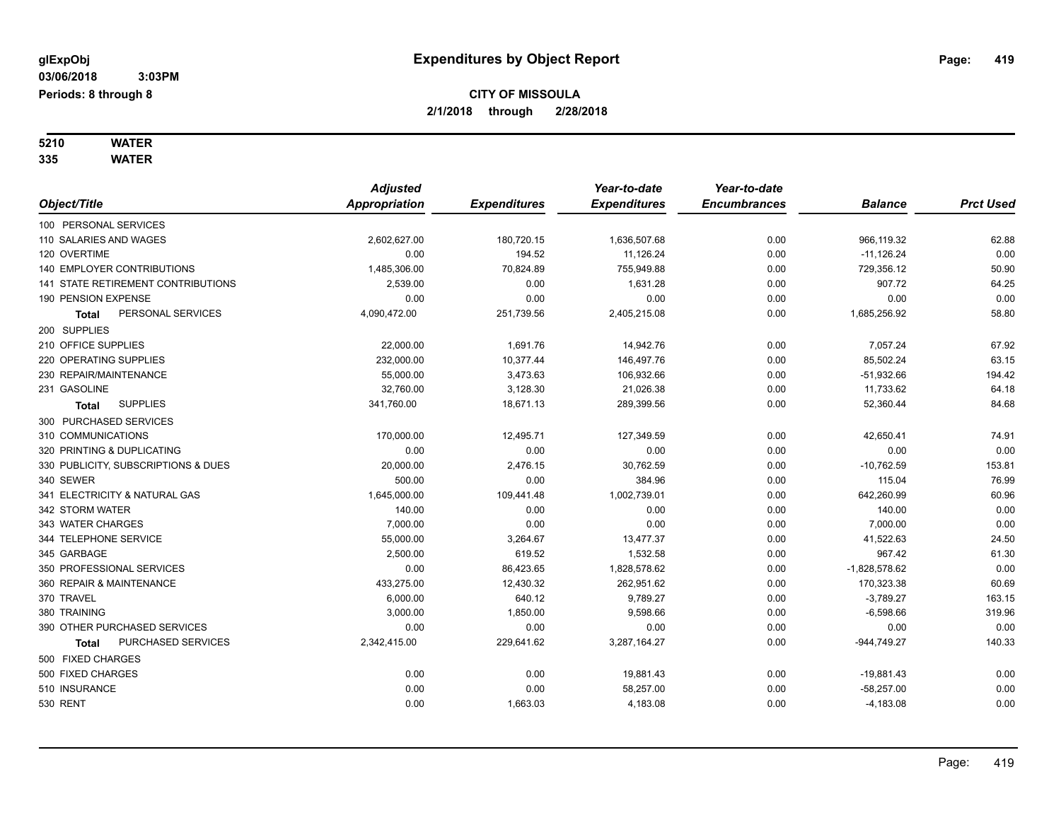**glExpObj**
**03/06/2018 3:03PM**
**Periods: 8 through 8**

# Expenditures by Object Report

**CITY OF MISSOULA**
**2/1/2018 through 2/28/2018**

**5210 WATER**
**335 WATER**

| Object/Title | Adjusted Appropriation | Expenditures | Year-to-date Expenditures | Year-to-date Encumbrances | Balance | Prct Used |
|---|---|---|---|---|---|---|
| 100 PERSONAL SERVICES | | | | | | |
| 110 SALARIES AND WAGES | 2,602,627.00 | 180,720.15 | 1,636,507.68 | 0.00 | 966,119.32 | 62.88 |
| 120 OVERTIME | 0.00 | 194.52 | 11,126.24 | 0.00 | -11,126.24 | 0.00 |
| 140 EMPLOYER CONTRIBUTIONS | 1,485,306.00 | 70,824.89 | 755,949.88 | 0.00 | 729,356.12 | 50.90 |
| 141 STATE RETIREMENT CONTRIBUTIONS | 2,539.00 | 0.00 | 1,631.28 | 0.00 | 907.72 | 64.25 |
| 190 PENSION EXPENSE | 0.00 | 0.00 | 0.00 | 0.00 | 0.00 | 0.00 |
| **Total** PERSONAL SERVICES | 4,090,472.00 | 251,739.56 | 2,405,215.08 | 0.00 | 1,685,256.92 | 58.80 |
| 200 SUPPLIES | | | | | | |
| 210 OFFICE SUPPLIES | 22,000.00 | 1,691.76 | 14,942.76 | 0.00 | 7,057.24 | 67.92 |
| 220 OPERATING SUPPLIES | 232,000.00 | 10,377.44 | 146,497.76 | 0.00 | 85,502.24 | 63.15 |
| 230 REPAIR/MAINTENANCE | 55,000.00 | 3,473.63 | 106,932.66 | 0.00 | -51,932.66 | 194.42 |
| 231 GASOLINE | 32,760.00 | 3,128.30 | 21,026.38 | 0.00 | 11,733.62 | 64.18 |
| **Total** SUPPLIES | 341,760.00 | 18,671.13 | 289,399.56 | 0.00 | 52,360.44 | 84.68 |
| 300 PURCHASED SERVICES | | | | | | |
| 310 COMMUNICATIONS | 170,000.00 | 12,495.71 | 127,349.59 | 0.00 | 42,650.41 | 74.91 |
| 320 PRINTING & DUPLICATING | 0.00 | 0.00 | 0.00 | 0.00 | 0.00 | 0.00 |
| 330 PUBLICITY, SUBSCRIPTIONS & DUES | 20,000.00 | 2,476.15 | 30,762.59 | 0.00 | -10,762.59 | 153.81 |
| 340 SEWER | 500.00 | 0.00 | 384.96 | 0.00 | 115.04 | 76.99 |
| 341 ELECTRICITY & NATURAL GAS | 1,645,000.00 | 109,441.48 | 1,002,739.01 | 0.00 | 642,260.99 | 60.96 |
| 342 STORM WATER | 140.00 | 0.00 | 0.00 | 0.00 | 140.00 | 0.00 |
| 343 WATER CHARGES | 7,000.00 | 0.00 | 0.00 | 0.00 | 7,000.00 | 0.00 |
| 344 TELEPHONE SERVICE | 55,000.00 | 3,264.67 | 13,477.37 | 0.00 | 41,522.63 | 24.50 |
| 345 GARBAGE | 2,500.00 | 619.52 | 1,532.58 | 0.00 | 967.42 | 61.30 |
| 350 PROFESSIONAL SERVICES | 0.00 | 86,423.65 | 1,828,578.62 | 0.00 | -1,828,578.62 | 0.00 |
| 360 REPAIR & MAINTENANCE | 433,275.00 | 12,430.32 | 262,951.62 | 0.00 | 170,323.38 | 60.69 |
| 370 TRAVEL | 6,000.00 | 640.12 | 9,789.27 | 0.00 | -3,789.27 | 163.15 |
| 380 TRAINING | 3,000.00 | 1,850.00 | 9,598.66 | 0.00 | -6,598.66 | 319.96 |
| 390 OTHER PURCHASED SERVICES | 0.00 | 0.00 | 0.00 | 0.00 | 0.00 | 0.00 |
| **Total** PURCHASED SERVICES | 2,342,415.00 | 229,641.62 | 3,287,164.27 | 0.00 | -944,749.27 | 140.33 |
| 500 FIXED CHARGES | | | | | | |
| 500 FIXED CHARGES | 0.00 | 0.00 | 19,881.43 | 0.00 | -19,881.43 | 0.00 |
| 510 INSURANCE | 0.00 | 0.00 | 58,257.00 | 0.00 | -58,257.00 | 0.00 |
| 530 RENT | 0.00 | 1,663.03 | 4,183.08 | 0.00 | -4,183.08 | 0.00 |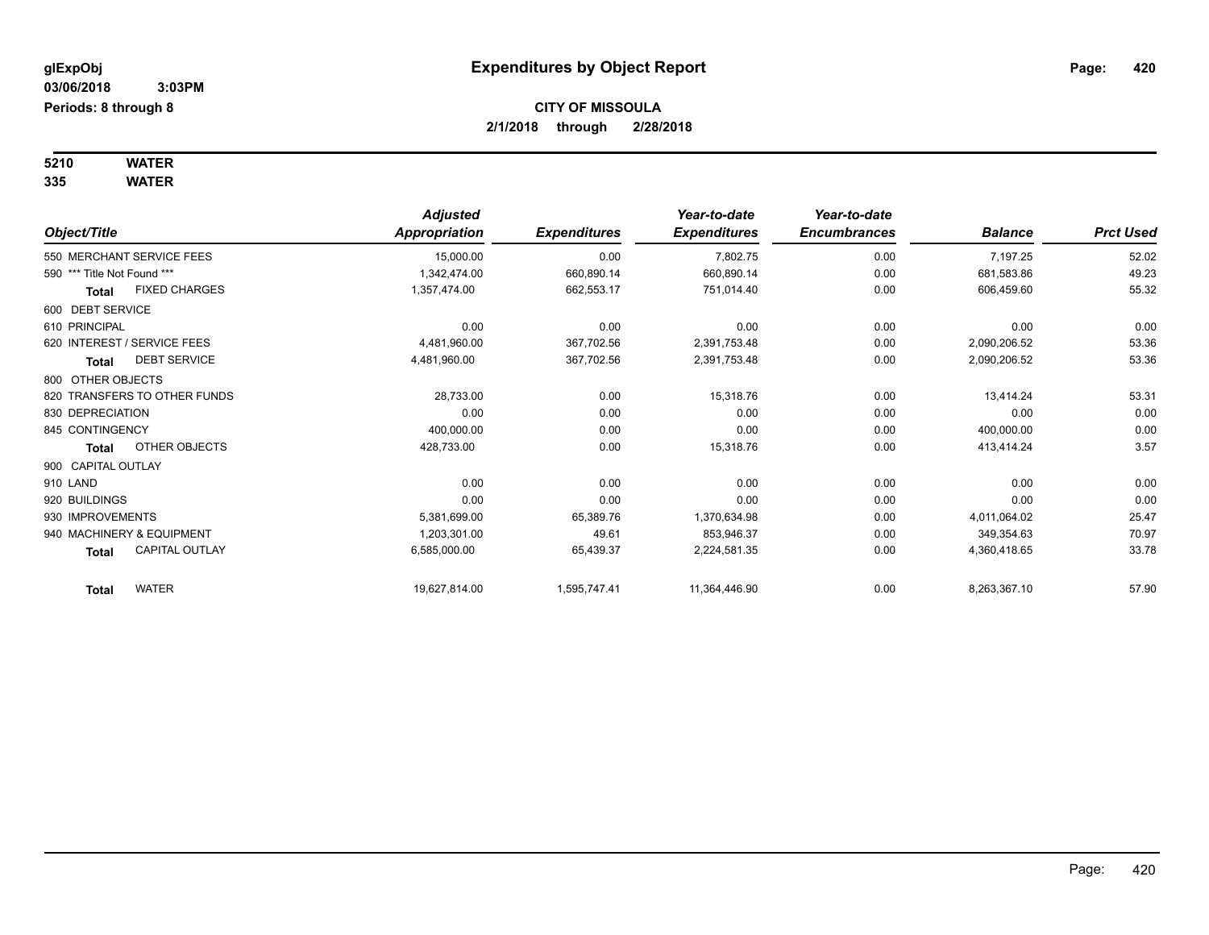**glExpObj**
**03/06/2018 3:03PM**
**Periods: 8 through 8**

# Expenditures by Object Report

**CITY OF MISSOULA**
**2/1/2018 through 2/28/2018**

**5210 WATER**
**335 WATER**

| Object/Title | Adjusted Appropriation | Expenditures | Year-to-date Expenditures | Year-to-date Encumbrances | Balance | Prct Used |
|---|---|---|---|---|---|---|
| 550 MERCHANT SERVICE FEES | 15,000.00 | 0.00 | 7,802.75 | 0.00 | 7,197.25 | 52.02 |
| 590 *** Title Not Found *** | 1,342,474.00 | 660,890.14 | 660,890.14 | 0.00 | 681,583.86 | 49.23 |
| **Total** FIXED CHARGES | 1,357,474.00 | 662,553.17 | 751,014.40 | 0.00 | 606,459.60 | 55.32 |
| 600 DEBT SERVICE | | | | | | |
| 610 PRINCIPAL | 0.00 | 0.00 | 0.00 | 0.00 | 0.00 | 0.00 |
| 620 INTEREST / SERVICE FEES | 4,481,960.00 | 367,702.56 | 2,391,753.48 | 0.00 | 2,090,206.52 | 53.36 |
| **Total** DEBT SERVICE | 4,481,960.00 | 367,702.56 | 2,391,753.48 | 0.00 | 2,090,206.52 | 53.36 |
| 800 OTHER OBJECTS | | | | | | |
| 820 TRANSFERS TO OTHER FUNDS | 28,733.00 | 0.00 | 15,318.76 | 0.00 | 13,414.24 | 53.31 |
| 830 DEPRECIATION | 0.00 | 0.00 | 0.00 | 0.00 | 0.00 | 0.00 |
| 845 CONTINGENCY | 400,000.00 | 0.00 | 0.00 | 0.00 | 400,000.00 | 0.00 |
| **Total** OTHER OBJECTS | 428,733.00 | 0.00 | 15,318.76 | 0.00 | 413,414.24 | 3.57 |
| 900 CAPITAL OUTLAY | | | | | | |
| 910 LAND | 0.00 | 0.00 | 0.00 | 0.00 | 0.00 | 0.00 |
| 920 BUILDINGS | 0.00 | 0.00 | 0.00 | 0.00 | 0.00 | 0.00 |
| 930 IMPROVEMENTS | 5,381,699.00 | 65,389.76 | 1,370,634.98 | 0.00 | 4,011,064.02 | 25.47 |
| 940 MACHINERY & EQUIPMENT | 1,203,301.00 | 49.61 | 853,946.37 | 0.00 | 349,354.63 | 70.97 |
| **Total** CAPITAL OUTLAY | 6,585,000.00 | 65,439.37 | 2,224,581.35 | 0.00 | 4,360,418.65 | 33.78 |
| **Total** WATER | 19,627,814.00 | 1,595,747.41 | 11,364,446.90 | 0.00 | 8,263,367.10 | 57.90 |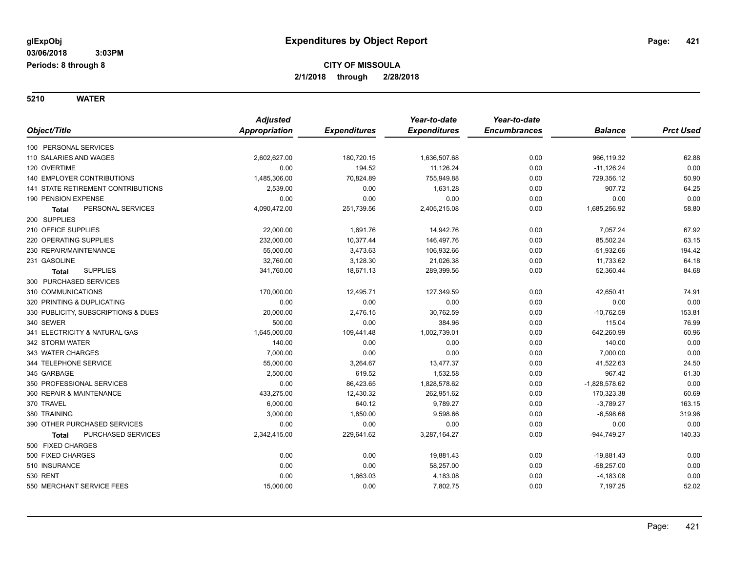glExpObj
03/06/2018 3:03PM
Periods: 8 through 8

# Expenditures by Object Report

**CITY OF MISSOULA**
**2/1/2018 through 2/28/2018**

## 5210 WATER

| Object/Title | Adjusted Appropriation | Expenditures | Year-to-date Expenditures | Year-to-date Encumbrances | Balance | Prct Used |
|---|---|---|---|---|---|---|
| 100 PERSONAL SERVICES | | | | | | |
| 110 SALARIES AND WAGES | 2,602,627.00 | 180,720.15 | 1,636,507.68 | 0.00 | 966,119.32 | 62.88 |
| 120 OVERTIME | 0.00 | 194.52 | 11,126.24 | 0.00 | -11,126.24 | 0.00 |
| 140 EMPLOYER CONTRIBUTIONS | 1,485,306.00 | 70,824.89 | 755,949.88 | 0.00 | 729,356.12 | 50.90 |
| 141 STATE RETIREMENT CONTRIBUTIONS | 2,539.00 | 0.00 | 1,631.28 | 0.00 | 907.72 | 64.25 |
| 190 PENSION EXPENSE | 0.00 | 0.00 | 0.00 | 0.00 | 0.00 | 0.00 |
| **Total** PERSONAL SERVICES | 4,090,472.00 | 251,739.56 | 2,405,215.08 | 0.00 | 1,685,256.92 | 58.80 |
| 200 SUPPLIES | | | | | | |
| 210 OFFICE SUPPLIES | 22,000.00 | 1,691.76 | 14,942.76 | 0.00 | 7,057.24 | 67.92 |
| 220 OPERATING SUPPLIES | 232,000.00 | 10,377.44 | 146,497.76 | 0.00 | 85,502.24 | 63.15 |
| 230 REPAIR/MAINTENANCE | 55,000.00 | 3,473.63 | 106,932.66 | 0.00 | -51,932.66 | 194.42 |
| 231 GASOLINE | 32,760.00 | 3,128.30 | 21,026.38 | 0.00 | 11,733.62 | 64.18 |
| **Total** SUPPLIES | 341,760.00 | 18,671.13 | 289,399.56 | 0.00 | 52,360.44 | 84.68 |
| 300 PURCHASED SERVICES | | | | | | |
| 310 COMMUNICATIONS | 170,000.00 | 12,495.71 | 127,349.59 | 0.00 | 42,650.41 | 74.91 |
| 320 PRINTING & DUPLICATING | 0.00 | 0.00 | 0.00 | 0.00 | 0.00 | 0.00 |
| 330 PUBLICITY, SUBSCRIPTIONS & DUES | 20,000.00 | 2,476.15 | 30,762.59 | 0.00 | -10,762.59 | 153.81 |
| 340 SEWER | 500.00 | 0.00 | 384.96 | 0.00 | 115.04 | 76.99 |
| 341 ELECTRICITY & NATURAL GAS | 1,645,000.00 | 109,441.48 | 1,002,739.01 | 0.00 | 642,260.99 | 60.96 |
| 342 STORM WATER | 140.00 | 0.00 | 0.00 | 0.00 | 140.00 | 0.00 |
| 343 WATER CHARGES | 7,000.00 | 0.00 | 0.00 | 0.00 | 7,000.00 | 0.00 |
| 344 TELEPHONE SERVICE | 55,000.00 | 3,264.67 | 13,477.37 | 0.00 | 41,522.63 | 24.50 |
| 345 GARBAGE | 2,500.00 | 619.52 | 1,532.58 | 0.00 | 967.42 | 61.30 |
| 350 PROFESSIONAL SERVICES | 0.00 | 86,423.65 | 1,828,578.62 | 0.00 | -1,828,578.62 | 0.00 |
| 360 REPAIR & MAINTENANCE | 433,275.00 | 12,430.32 | 262,951.62 | 0.00 | 170,323.38 | 60.69 |
| 370 TRAVEL | 6,000.00 | 640.12 | 9,789.27 | 0.00 | -3,789.27 | 163.15 |
| 380 TRAINING | 3,000.00 | 1,850.00 | 9,598.66 | 0.00 | -6,598.66 | 319.96 |
| 390 OTHER PURCHASED SERVICES | 0.00 | 0.00 | 0.00 | 0.00 | 0.00 | 0.00 |
| **Total** PURCHASED SERVICES | 2,342,415.00 | 229,641.62 | 3,287,164.27 | 0.00 | -944,749.27 | 140.33 |
| 500 FIXED CHARGES | | | | | | |
| 500 FIXED CHARGES | 0.00 | 0.00 | 19,881.43 | 0.00 | -19,881.43 | 0.00 |
| 510 INSURANCE | 0.00 | 0.00 | 58,257.00 | 0.00 | -58,257.00 | 0.00 |
| 530 RENT | 0.00 | 1,663.03 | 4,183.08 | 0.00 | -4,183.08 | 0.00 |
| 550 MERCHANT SERVICE FEES | 15,000.00 | 0.00 | 7,802.75 | 0.00 | 7,197.25 | 52.02 |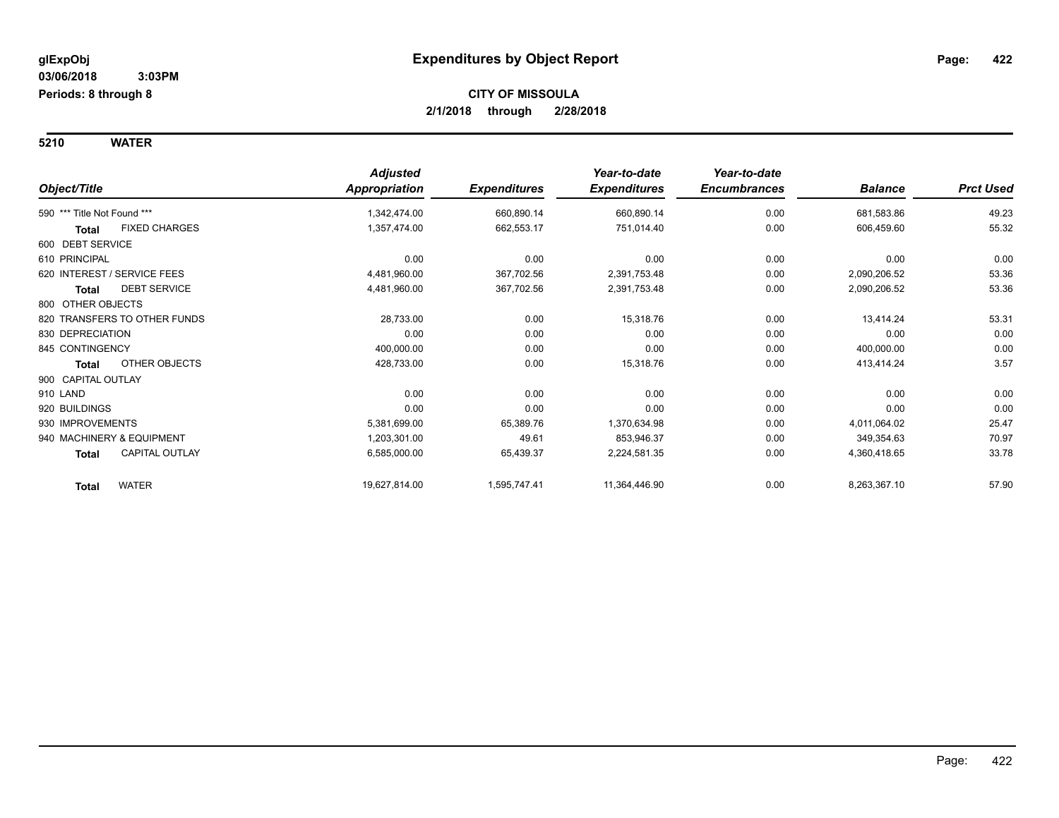glExpObj

03/06/2018 3:03PM

Periods: 8 through 8

# Expenditures by Object Report

**CITY OF MISSOULA**

**2/1/2018 through 2/28/2018**

**5210 WATER**

| Object/Title | | Adjusted Appropriation | Expenditures | Year-to-date Expenditures | Year-to-date Encumbrances | Balance | Prct Used |
|---|---|---|---|---|---|---|---|
| 590 *** Title Not Found *** | | 1,342,474.00 | 660,890.14 | 660,890.14 | 0.00 | 681,583.86 | 49.23 |
| **Total** | FIXED CHARGES | 1,357,474.00 | 662,553.17 | 751,014.40 | 0.00 | 606,459.60 | 55.32 |
| 600 DEBT SERVICE | | | | | | | |
| 610 PRINCIPAL | | 0.00 | 0.00 | 0.00 | 0.00 | 0.00 | 0.00 |
| 620 INTEREST / SERVICE FEES | | 4,481,960.00 | 367,702.56 | 2,391,753.48 | 0.00 | 2,090,206.52 | 53.36 |
| **Total** | DEBT SERVICE | 4,481,960.00 | 367,702.56 | 2,391,753.48 | 0.00 | 2,090,206.52 | 53.36 |
| 800 OTHER OBJECTS | | | | | | | |
| 820 TRANSFERS TO OTHER FUNDS | | 28,733.00 | 0.00 | 15,318.76 | 0.00 | 13,414.24 | 53.31 |
| 830 DEPRECIATION | | 0.00 | 0.00 | 0.00 | 0.00 | 0.00 | 0.00 |
| 845 CONTINGENCY | | 400,000.00 | 0.00 | 0.00 | 0.00 | 400,000.00 | 0.00 |
| **Total** | OTHER OBJECTS | 428,733.00 | 0.00 | 15,318.76 | 0.00 | 413,414.24 | 3.57 |
| 900 CAPITAL OUTLAY | | | | | | | |
| 910 LAND | | 0.00 | 0.00 | 0.00 | 0.00 | 0.00 | 0.00 |
| 920 BUILDINGS | | 0.00 | 0.00 | 0.00 | 0.00 | 0.00 | 0.00 |
| 930 IMPROVEMENTS | | 5,381,699.00 | 65,389.76 | 1,370,634.98 | 0.00 | 4,011,064.02 | 25.47 |
| 940 MACHINERY & EQUIPMENT | | 1,203,301.00 | 49.61 | 853,946.37 | 0.00 | 349,354.63 | 70.97 |
| **Total** | CAPITAL OUTLAY | 6,585,000.00 | 65,439.37 | 2,224,581.35 | 0.00 | 4,360,418.65 | 33.78 |
| **Total** | WATER | 19,627,814.00 | 1,595,747.41 | 11,364,446.90 | 0.00 | 8,263,367.10 | 57.90 |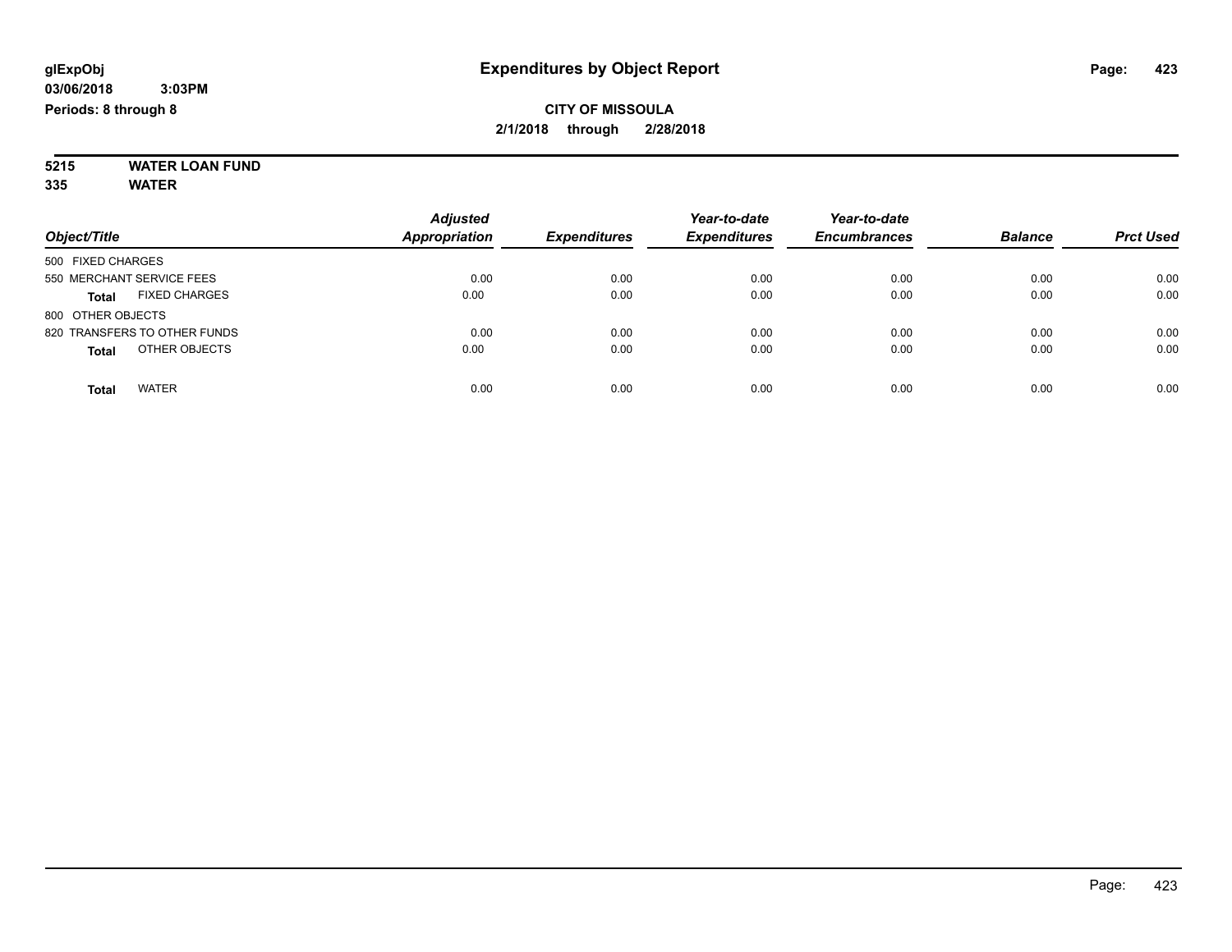glExpObj
03/06/2018 3:03PM
Periods: 8 through 8

# Expenditures by Object Report

**CITY OF MISSOULA**
**2/1/2018 through 2/28/2018**

**5215 WATER LOAN FUND**
**335 WATER**

| Object/Title | Adjusted Appropriation | Expenditures | Year-to-date Expenditures | Year-to-date Encumbrances | Balance | Prct Used |
|---|---|---|---|---|---|---|
| 500 FIXED CHARGES | | | | | | |
| 550 MERCHANT SERVICE FEES | 0.00 | 0.00 | 0.00 | 0.00 | 0.00 | 0.00 |
| **Total** FIXED CHARGES | 0.00 | 0.00 | 0.00 | 0.00 | 0.00 | 0.00 |
| 800 OTHER OBJECTS | | | | | | |
| 820 TRANSFERS TO OTHER FUNDS | 0.00 | 0.00 | 0.00 | 0.00 | 0.00 | 0.00 |
| **Total** OTHER OBJECTS | 0.00 | 0.00 | 0.00 | 0.00 | 0.00 | 0.00 |
| **Total** WATER | 0.00 | 0.00 | 0.00 | 0.00 | 0.00 | 0.00 |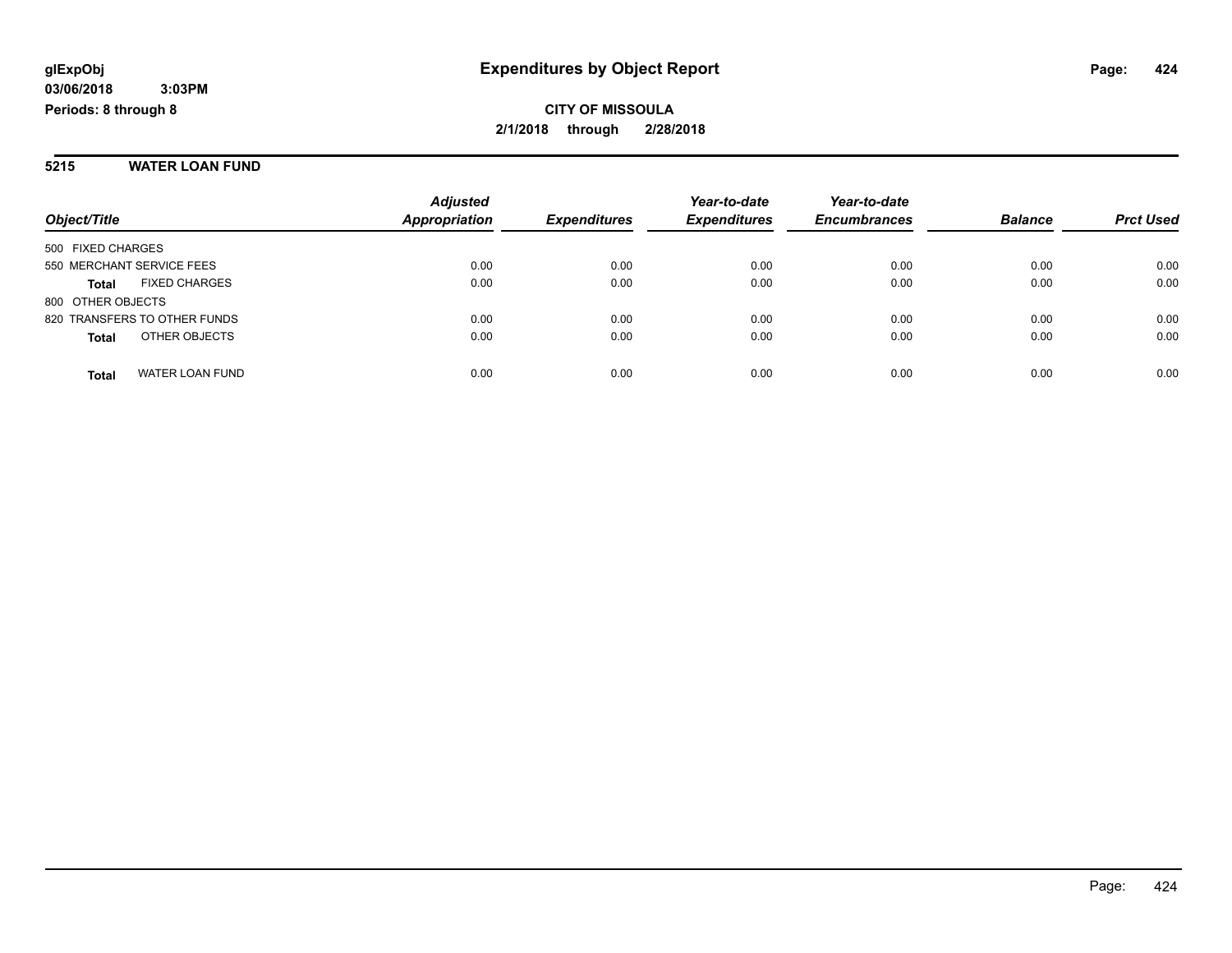**glExpObj**
**03/06/2018 3:03PM**
**Periods: 8 through 8**

# Expenditures by Object Report

**CITY OF MISSOULA**
**2/1/2018 through 2/28/2018**

## 5215 WATER LOAN FUND

| Object/Title | | Adjusted Appropriation | Expenditures | Year-to-date Expenditures | Year-to-date Encumbrances | Balance | Prct Used |
|---|---|---|---|---|---|---|---|
| 500 FIXED CHARGES | | | | | | | |
| 550 MERCHANT SERVICE FEES | | 0.00 | 0.00 | 0.00 | 0.00 | 0.00 | 0.00 |
| **Total** | FIXED CHARGES | 0.00 | 0.00 | 0.00 | 0.00 | 0.00 | 0.00 |
| 800 OTHER OBJECTS | | | | | | | |
| 820 TRANSFERS TO OTHER FUNDS | | 0.00 | 0.00 | 0.00 | 0.00 | 0.00 | 0.00 |
| **Total** | OTHER OBJECTS | 0.00 | 0.00 | 0.00 | 0.00 | 0.00 | 0.00 |
| **Total** | WATER LOAN FUND | 0.00 | 0.00 | 0.00 | 0.00 | 0.00 | 0.00 |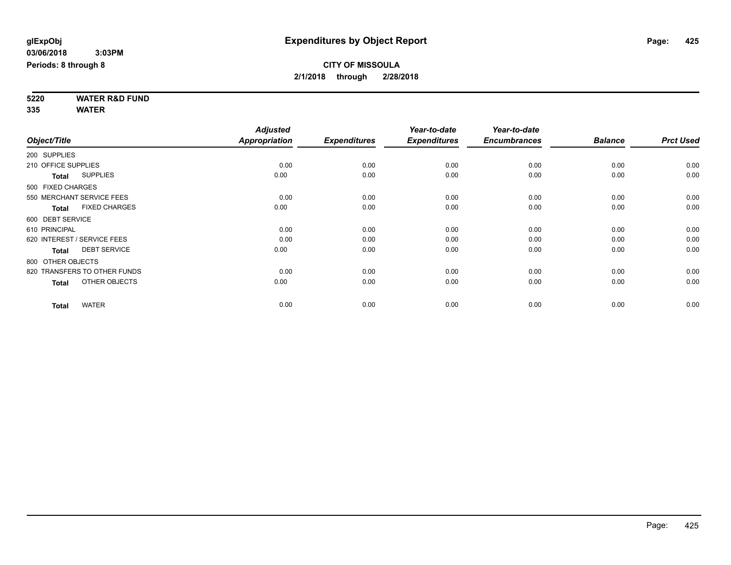**glExpObj** **Expenditures by Object Report**

**03/06/2018 3:03PM**

**Periods: 8 through 8**

**CITY OF MISSOULA**

**2/1/2018 through 2/28/2018**

**5220 WATER R&D FUND**

**335 WATER**

| Object/Title | Adjusted Appropriation | Expenditures | Year-to-date Expenditures | Year-to-date Encumbrances | Balance | Prct Used |
|---|---|---|---|---|---|---|
| 200 SUPPLIES | | | | | | |
| 210 OFFICE SUPPLIES | 0.00 | 0.00 | 0.00 | 0.00 | 0.00 | 0.00 |
| **Total** SUPPLIES | 0.00 | 0.00 | 0.00 | 0.00 | 0.00 | 0.00 |
| 500 FIXED CHARGES | | | | | | |
| 550 MERCHANT SERVICE FEES | 0.00 | 0.00 | 0.00 | 0.00 | 0.00 | 0.00 |
| **Total** FIXED CHARGES | 0.00 | 0.00 | 0.00 | 0.00 | 0.00 | 0.00 |
| 600 DEBT SERVICE | | | | | | |
| 610 PRINCIPAL | 0.00 | 0.00 | 0.00 | 0.00 | 0.00 | 0.00 |
| 620 INTEREST / SERVICE FEES | 0.00 | 0.00 | 0.00 | 0.00 | 0.00 | 0.00 |
| **Total** DEBT SERVICE | 0.00 | 0.00 | 0.00 | 0.00 | 0.00 | 0.00 |
| 800 OTHER OBJECTS | | | | | | |
| 820 TRANSFERS TO OTHER FUNDS | 0.00 | 0.00 | 0.00 | 0.00 | 0.00 | 0.00 |
| **Total** OTHER OBJECTS | 0.00 | 0.00 | 0.00 | 0.00 | 0.00 | 0.00 |
| **Total** WATER | 0.00 | 0.00 | 0.00 | 0.00 | 0.00 | 0.00 |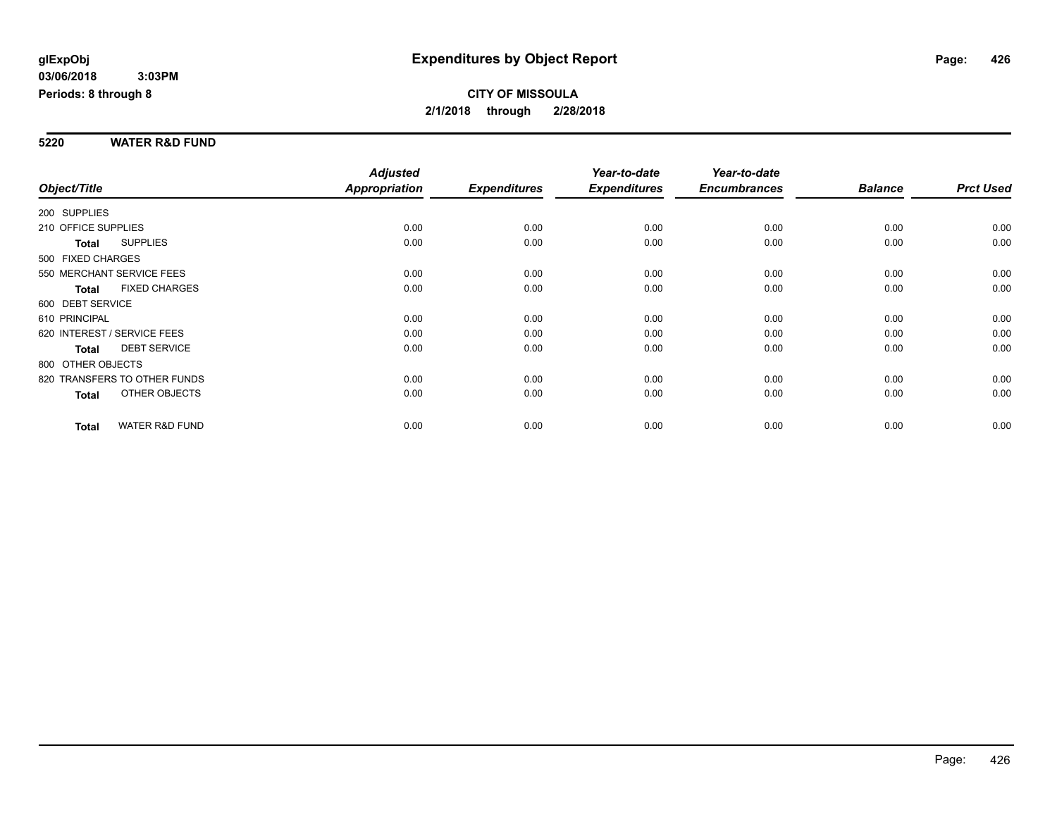**glExpObj**
**03/06/2018 3:03PM**
**Periods: 8 through 8**

# Expenditures by Object Report

**CITY OF MISSOULA**
**2/1/2018 through 2/28/2018**

## 5220 WATER R&D FUND

| Object/Title | Adjusted Appropriation | Expenditures | Year-to-date Expenditures | Year-to-date Encumbrances | Balance | Prct Used |
|---|---|---|---|---|---|---|
| 200 SUPPLIES | | | | | | |
| 210 OFFICE SUPPLIES | 0.00 | 0.00 | 0.00 | 0.00 | 0.00 | 0.00 |
| **Total** SUPPLIES | 0.00 | 0.00 | 0.00 | 0.00 | 0.00 | 0.00 |
| 500 FIXED CHARGES | | | | | | |
| 550 MERCHANT SERVICE FEES | 0.00 | 0.00 | 0.00 | 0.00 | 0.00 | 0.00 |
| **Total** FIXED CHARGES | 0.00 | 0.00 | 0.00 | 0.00 | 0.00 | 0.00 |
| 600 DEBT SERVICE | | | | | | |
| 610 PRINCIPAL | 0.00 | 0.00 | 0.00 | 0.00 | 0.00 | 0.00 |
| 620 INTEREST / SERVICE FEES | 0.00 | 0.00 | 0.00 | 0.00 | 0.00 | 0.00 |
| **Total** DEBT SERVICE | 0.00 | 0.00 | 0.00 | 0.00 | 0.00 | 0.00 |
| 800 OTHER OBJECTS | | | | | | |
| 820 TRANSFERS TO OTHER FUNDS | 0.00 | 0.00 | 0.00 | 0.00 | 0.00 | 0.00 |
| **Total** OTHER OBJECTS | 0.00 | 0.00 | 0.00 | 0.00 | 0.00 | 0.00 |
| **Total** WATER R&D FUND | 0.00 | 0.00 | 0.00 | 0.00 | 0.00 | 0.00 |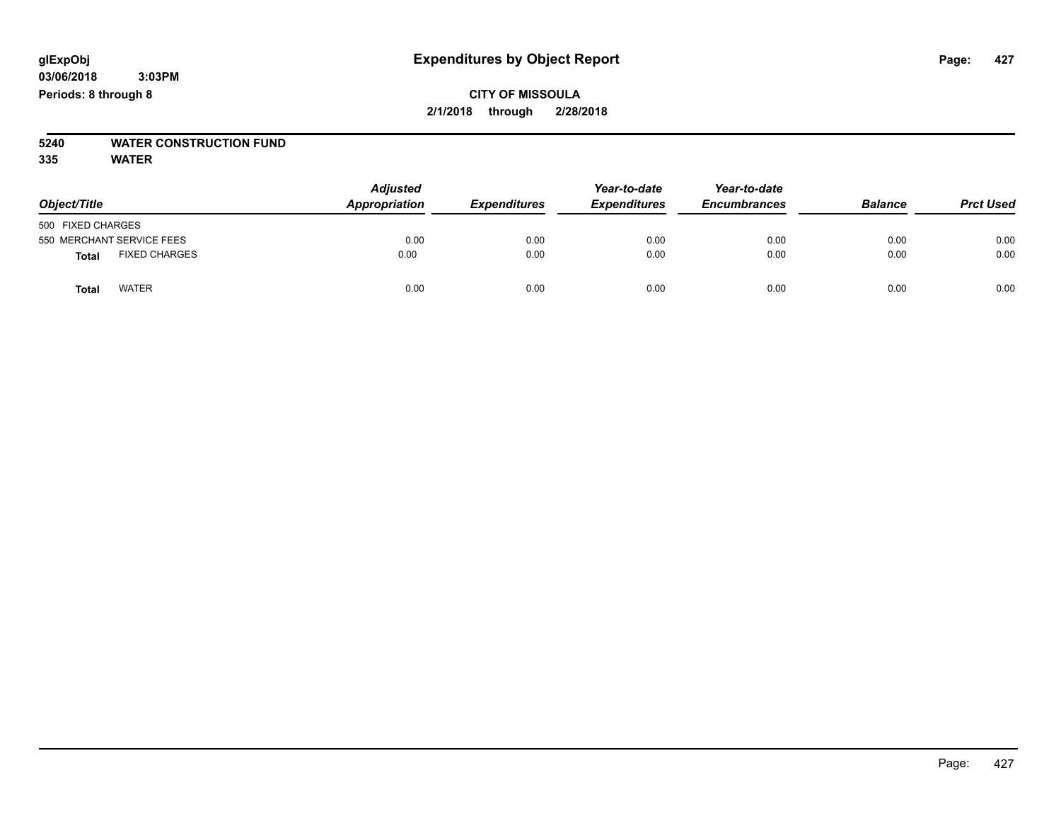glExpObj
03/06/2018 3:03PM
Periods: 8 through 8

# Expenditures by Object Report

**CITY OF MISSOULA**
**2/1/2018 through 2/28/2018**

**5240 WATER CONSTRUCTION FUND**
**335 WATER**

| Object/Title | | Adjusted Appropriation | Expenditures | Year-to-date Expenditures | Year-to-date Encumbrances | Balance | Prct Used |
|---|---|---|---|---|---|---|---|
| 500 FIXED CHARGES | | | | | | | |
| 550 MERCHANT SERVICE FEES | | 0.00 | 0.00 | 0.00 | 0.00 | 0.00 | 0.00 |
| **Total** | FIXED CHARGES | 0.00 | 0.00 | 0.00 | 0.00 | 0.00 | 0.00 |
| **Total** | WATER | 0.00 | 0.00 | 0.00 | 0.00 | 0.00 | 0.00 |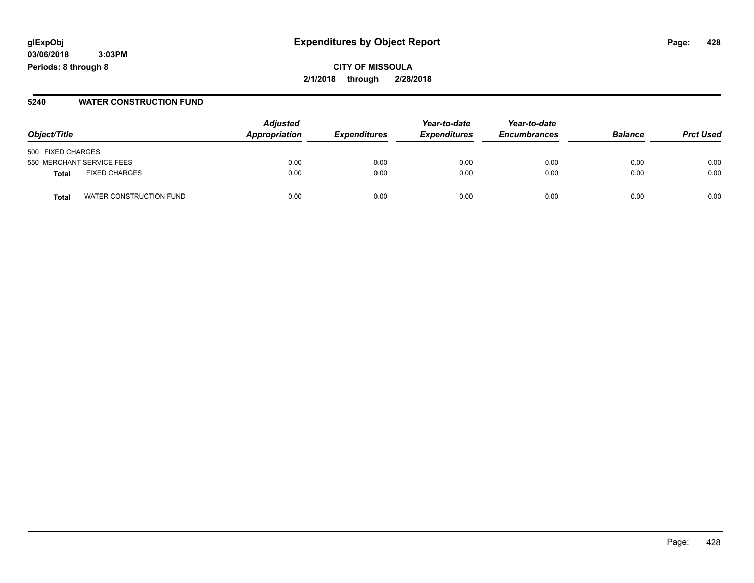**glExpObj**
**03/06/2018 3:03PM**
**Periods: 8 through 8**

# Expenditures by Object Report

**CITY OF MISSOULA**
**2/1/2018 through 2/28/2018**

## 5240 WATER CONSTRUCTION FUND

| Object/Title | | Adjusted Appropriation | Expenditures | Year-to-date Expenditures | Year-to-date Encumbrances | Balance | Prct Used |
|---|---|---|---|---|---|---|---|
| 500 FIXED CHARGES | | | | | | | |
| 550 MERCHANT SERVICE FEES | | 0.00 | 0.00 | 0.00 | 0.00 | 0.00 | 0.00 |
| **Total** | FIXED CHARGES | 0.00 | 0.00 | 0.00 | 0.00 | 0.00 | 0.00 |
| **Total** | WATER CONSTRUCTION FUND | 0.00 | 0.00 | 0.00 | 0.00 | 0.00 | 0.00 |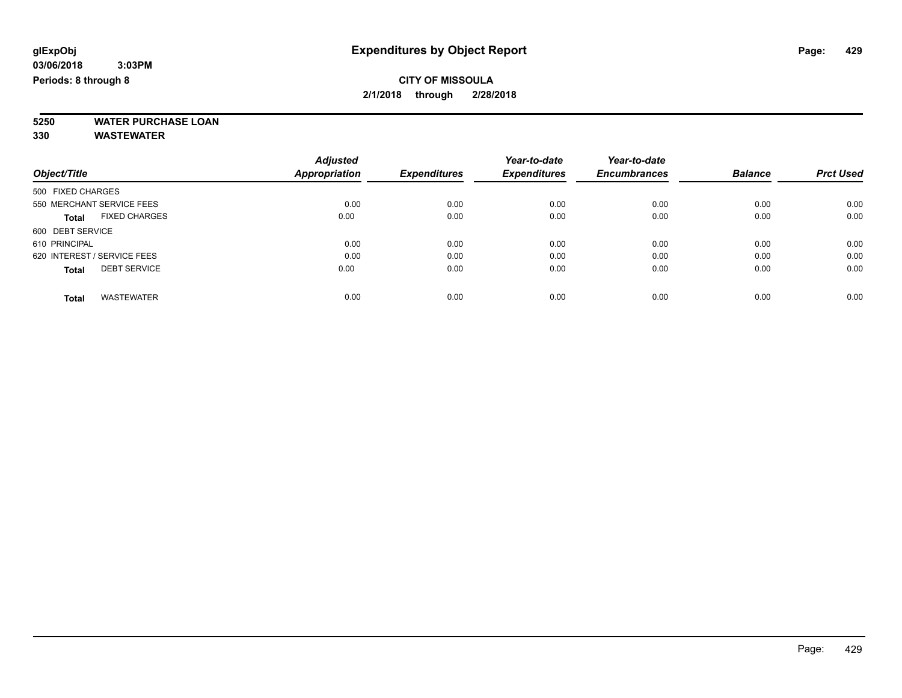# Expenditures by Object Report

glExpObj
03/06/2018 3:03PM
Periods: 8 through 8

**CITY OF MISSOULA**
**2/1/2018 through 2/28/2018**

**5250 WATER PURCHASE LOAN**
**330 WASTEWATER**

| Object/Title | Adjusted Appropriation | Expenditures | Year-to-date Expenditures | Year-to-date Encumbrances | Balance | Prct Used |
|---|---|---|---|---|---|---|
| 500 FIXED CHARGES | | | | | | |
| 550 MERCHANT SERVICE FEES | 0.00 | 0.00 | 0.00 | 0.00 | 0.00 | 0.00 |
| **Total** FIXED CHARGES | 0.00 | 0.00 | 0.00 | 0.00 | 0.00 | 0.00 |
| 600 DEBT SERVICE | | | | | | |
| 610 PRINCIPAL | 0.00 | 0.00 | 0.00 | 0.00 | 0.00 | 0.00 |
| 620 INTEREST / SERVICE FEES | 0.00 | 0.00 | 0.00 | 0.00 | 0.00 | 0.00 |
| **Total** DEBT SERVICE | 0.00 | 0.00 | 0.00 | 0.00 | 0.00 | 0.00 |
| **Total** WASTEWATER | 0.00 | 0.00 | 0.00 | 0.00 | 0.00 | 0.00 |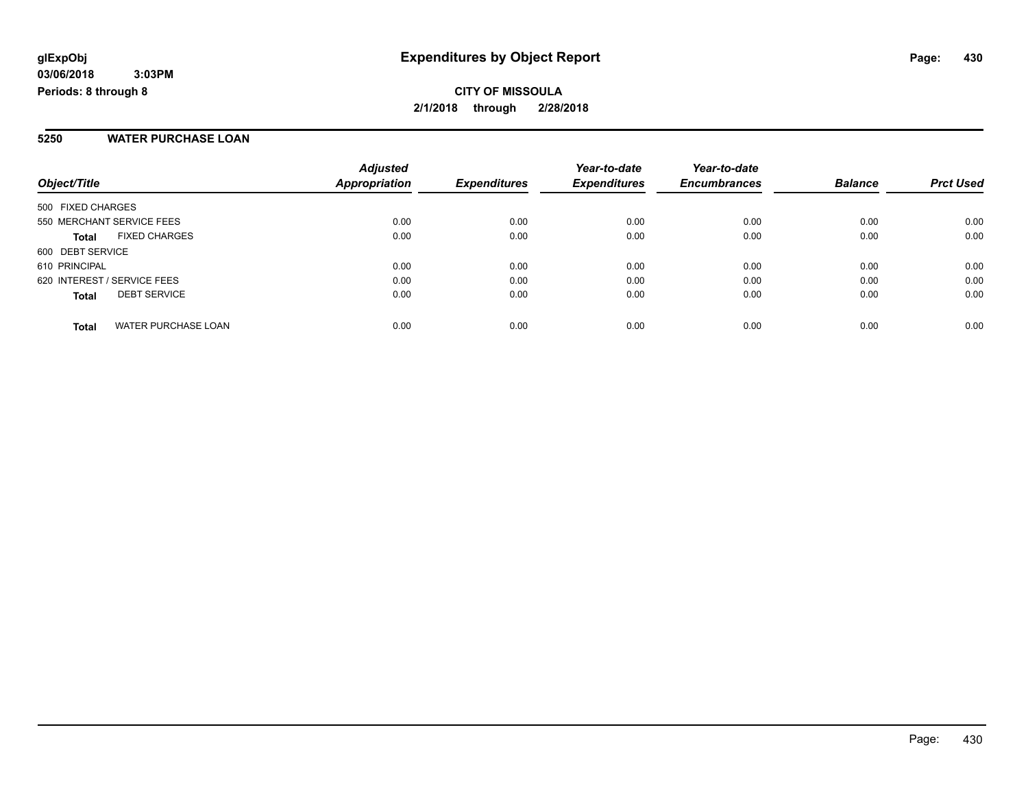**glExpObj**
**03/06/2018 3:03PM**
**Periods: 8 through 8**

# Expenditures by Object Report

**CITY OF MISSOULA**
**2/1/2018 through 2/28/2018**

## 5250 WATER PURCHASE LOAN

| Object/Title | Adjusted Appropriation | Expenditures | Year-to-date Expenditures | Year-to-date Encumbrances | Balance | Prct Used |
|---|---|---|---|---|---|---|
| 500 FIXED CHARGES | | | | | | |
| 550 MERCHANT SERVICE FEES | 0.00 | 0.00 | 0.00 | 0.00 | 0.00 | 0.00 |
| **Total** FIXED CHARGES | 0.00 | 0.00 | 0.00 | 0.00 | 0.00 | 0.00 |
| 600 DEBT SERVICE | | | | | | |
| 610 PRINCIPAL | 0.00 | 0.00 | 0.00 | 0.00 | 0.00 | 0.00 |
| 620 INTEREST / SERVICE FEES | 0.00 | 0.00 | 0.00 | 0.00 | 0.00 | 0.00 |
| **Total** DEBT SERVICE | 0.00 | 0.00 | 0.00 | 0.00 | 0.00 | 0.00 |
| **Total** WATER PURCHASE LOAN | 0.00 | 0.00 | 0.00 | 0.00 | 0.00 | 0.00 |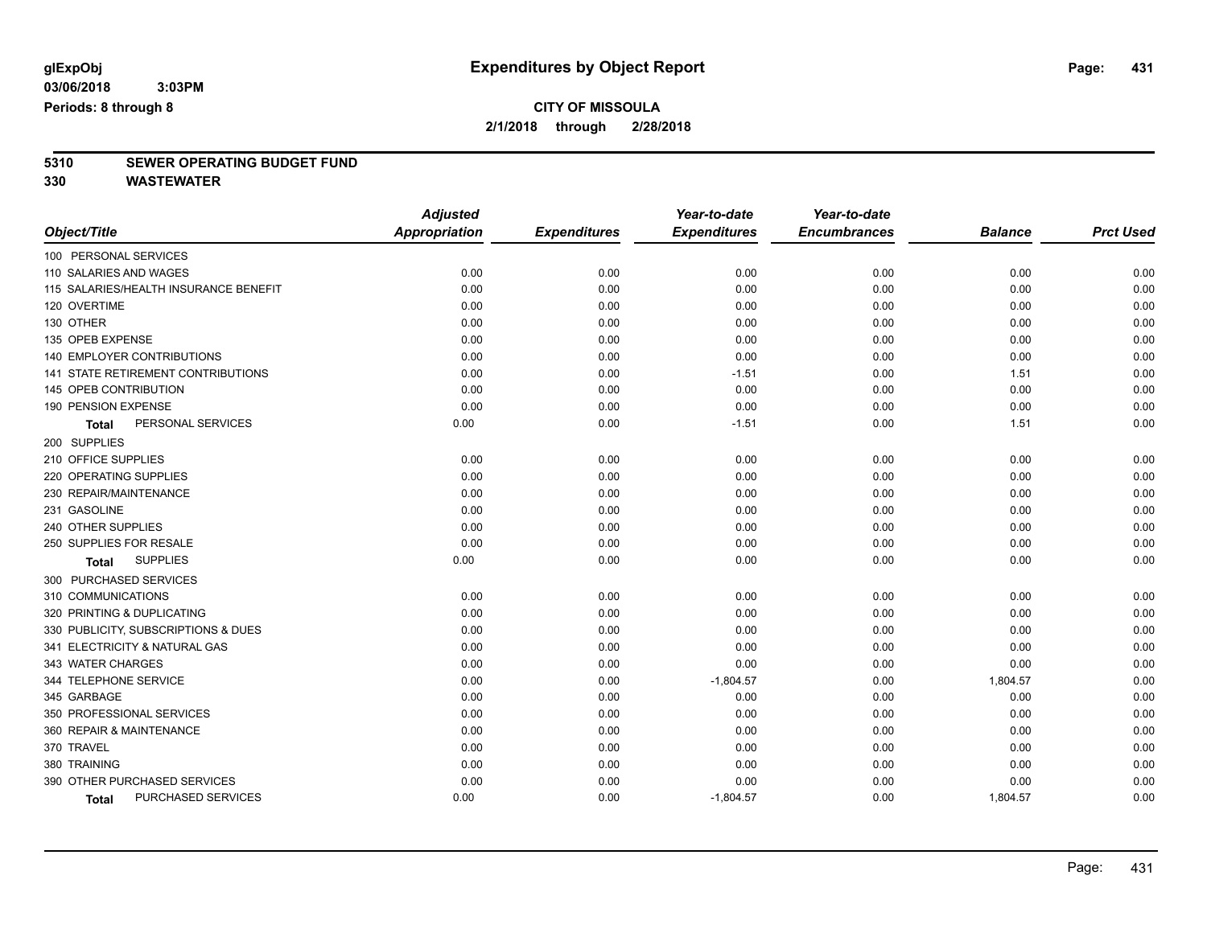**glExpObj** | **Expenditures by Object Report**

**03/06/2018 3:03PM**

**Periods: 8 through 8**

**CITY OF MISSOULA**

**2/1/2018 through 2/28/2018**

## 5310 SEWER OPERATING BUDGET FUND

## 330 WASTEWATER

| Object/Title | Adjusted Appropriation | Expenditures | Year-to-date Expenditures | Year-to-date Encumbrances | Balance | Prct Used |
|---|---|---|---|---|---|---|
| 100 PERSONAL SERVICES | | | | | | |
| 110 SALARIES AND WAGES | 0.00 | 0.00 | 0.00 | 0.00 | 0.00 | 0.00 |
| 115 SALARIES/HEALTH INSURANCE BENEFIT | 0.00 | 0.00 | 0.00 | 0.00 | 0.00 | 0.00 |
| 120 OVERTIME | 0.00 | 0.00 | 0.00 | 0.00 | 0.00 | 0.00 |
| 130 OTHER | 0.00 | 0.00 | 0.00 | 0.00 | 0.00 | 0.00 |
| 135 OPEB EXPENSE | 0.00 | 0.00 | 0.00 | 0.00 | 0.00 | 0.00 |
| 140 EMPLOYER CONTRIBUTIONS | 0.00 | 0.00 | 0.00 | 0.00 | 0.00 | 0.00 |
| 141 STATE RETIREMENT CONTRIBUTIONS | 0.00 | 0.00 | -1.51 | 0.00 | 1.51 | 0.00 |
| 145 OPEB CONTRIBUTION | 0.00 | 0.00 | 0.00 | 0.00 | 0.00 | 0.00 |
| 190 PENSION EXPENSE | 0.00 | 0.00 | 0.00 | 0.00 | 0.00 | 0.00 |
| **Total** PERSONAL SERVICES | 0.00 | 0.00 | -1.51 | 0.00 | 1.51 | 0.00 |
| 200 SUPPLIES | | | | | | |
| 210 OFFICE SUPPLIES | 0.00 | 0.00 | 0.00 | 0.00 | 0.00 | 0.00 |
| 220 OPERATING SUPPLIES | 0.00 | 0.00 | 0.00 | 0.00 | 0.00 | 0.00 |
| 230 REPAIR/MAINTENANCE | 0.00 | 0.00 | 0.00 | 0.00 | 0.00 | 0.00 |
| 231 GASOLINE | 0.00 | 0.00 | 0.00 | 0.00 | 0.00 | 0.00 |
| 240 OTHER SUPPLIES | 0.00 | 0.00 | 0.00 | 0.00 | 0.00 | 0.00 |
| 250 SUPPLIES FOR RESALE | 0.00 | 0.00 | 0.00 | 0.00 | 0.00 | 0.00 |
| **Total** SUPPLIES | 0.00 | 0.00 | 0.00 | 0.00 | 0.00 | 0.00 |
| 300 PURCHASED SERVICES | | | | | | |
| 310 COMMUNICATIONS | 0.00 | 0.00 | 0.00 | 0.00 | 0.00 | 0.00 |
| 320 PRINTING & DUPLICATING | 0.00 | 0.00 | 0.00 | 0.00 | 0.00 | 0.00 |
| 330 PUBLICITY, SUBSCRIPTIONS & DUES | 0.00 | 0.00 | 0.00 | 0.00 | 0.00 | 0.00 |
| 341 ELECTRICITY & NATURAL GAS | 0.00 | 0.00 | 0.00 | 0.00 | 0.00 | 0.00 |
| 343 WATER CHARGES | 0.00 | 0.00 | 0.00 | 0.00 | 0.00 | 0.00 |
| 344 TELEPHONE SERVICE | 0.00 | 0.00 | -1,804.57 | 0.00 | 1,804.57 | 0.00 |
| 345 GARBAGE | 0.00 | 0.00 | 0.00 | 0.00 | 0.00 | 0.00 |
| 350 PROFESSIONAL SERVICES | 0.00 | 0.00 | 0.00 | 0.00 | 0.00 | 0.00 |
| 360 REPAIR & MAINTENANCE | 0.00 | 0.00 | 0.00 | 0.00 | 0.00 | 0.00 |
| 370 TRAVEL | 0.00 | 0.00 | 0.00 | 0.00 | 0.00 | 0.00 |
| 380 TRAINING | 0.00 | 0.00 | 0.00 | 0.00 | 0.00 | 0.00 |
| 390 OTHER PURCHASED SERVICES | 0.00 | 0.00 | 0.00 | 0.00 | 0.00 | 0.00 |
| **Total** PURCHASED SERVICES | 0.00 | 0.00 | -1,804.57 | 0.00 | 1,804.57 | 0.00 |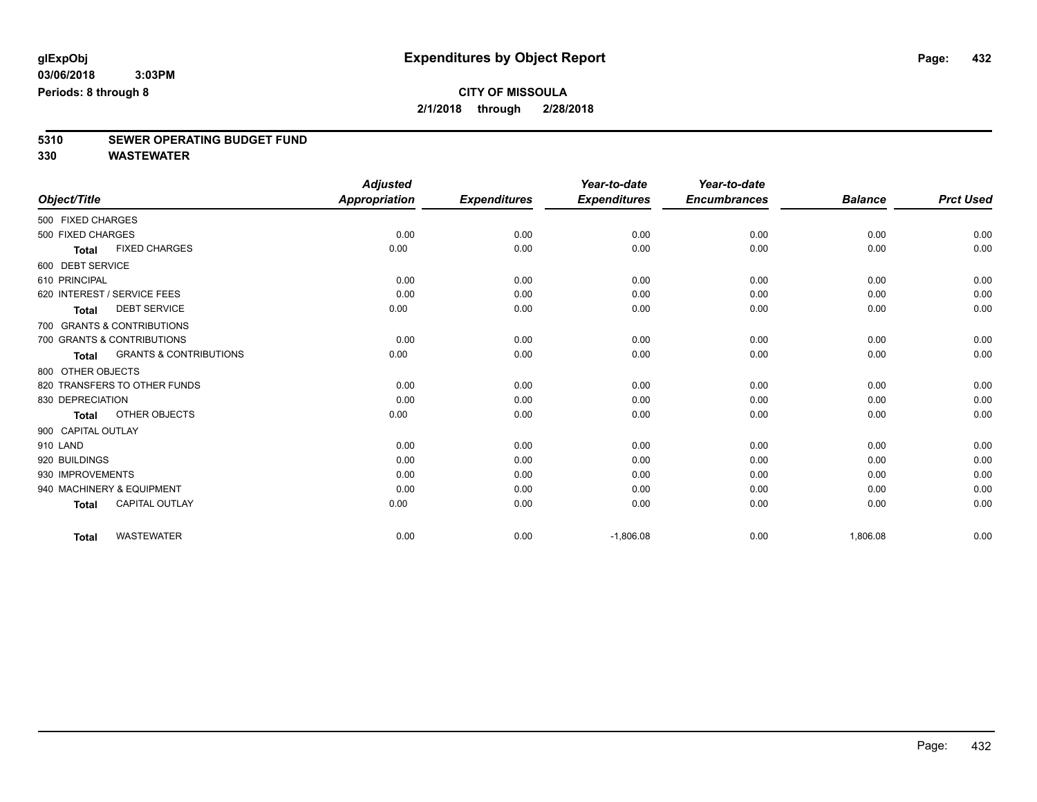**glExpObj**
**03/06/2018 3:03PM**
**Periods: 8 through 8**

# Expenditures by Object Report

**CITY OF MISSOULA**
**2/1/2018 through 2/28/2018**

## 5310 SEWER OPERATING BUDGET FUND
## 330 WASTEWATER

| Object/Title | Adjusted Appropriation | Expenditures | Year-to-date Expenditures | Year-to-date Encumbrances | Balance | Prct Used |
|---|---|---|---|---|---|---|
| 500 FIXED CHARGES | | | | | | |
| 500 FIXED CHARGES | 0.00 | 0.00 | 0.00 | 0.00 | 0.00 | 0.00 |
| **Total** FIXED CHARGES | 0.00 | 0.00 | 0.00 | 0.00 | 0.00 | 0.00 |
| 600 DEBT SERVICE | | | | | | |
| 610 PRINCIPAL | 0.00 | 0.00 | 0.00 | 0.00 | 0.00 | 0.00 |
| 620 INTEREST / SERVICE FEES | 0.00 | 0.00 | 0.00 | 0.00 | 0.00 | 0.00 |
| **Total** DEBT SERVICE | 0.00 | 0.00 | 0.00 | 0.00 | 0.00 | 0.00 |
| 700 GRANTS & CONTRIBUTIONS | | | | | | |
| 700 GRANTS & CONTRIBUTIONS | 0.00 | 0.00 | 0.00 | 0.00 | 0.00 | 0.00 |
| **Total** GRANTS & CONTRIBUTIONS | 0.00 | 0.00 | 0.00 | 0.00 | 0.00 | 0.00 |
| 800 OTHER OBJECTS | | | | | | |
| 820 TRANSFERS TO OTHER FUNDS | 0.00 | 0.00 | 0.00 | 0.00 | 0.00 | 0.00 |
| 830 DEPRECIATION | 0.00 | 0.00 | 0.00 | 0.00 | 0.00 | 0.00 |
| **Total** OTHER OBJECTS | 0.00 | 0.00 | 0.00 | 0.00 | 0.00 | 0.00 |
| 900 CAPITAL OUTLAY | | | | | | |
| 910 LAND | 0.00 | 0.00 | 0.00 | 0.00 | 0.00 | 0.00 |
| 920 BUILDINGS | 0.00 | 0.00 | 0.00 | 0.00 | 0.00 | 0.00 |
| 930 IMPROVEMENTS | 0.00 | 0.00 | 0.00 | 0.00 | 0.00 | 0.00 |
| 940 MACHINERY & EQUIPMENT | 0.00 | 0.00 | 0.00 | 0.00 | 0.00 | 0.00 |
| **Total** CAPITAL OUTLAY | 0.00 | 0.00 | 0.00 | 0.00 | 0.00 | 0.00 |
| **Total** WASTEWATER | 0.00 | 0.00 | -1,806.08 | 0.00 | 1,806.08 | 0.00 |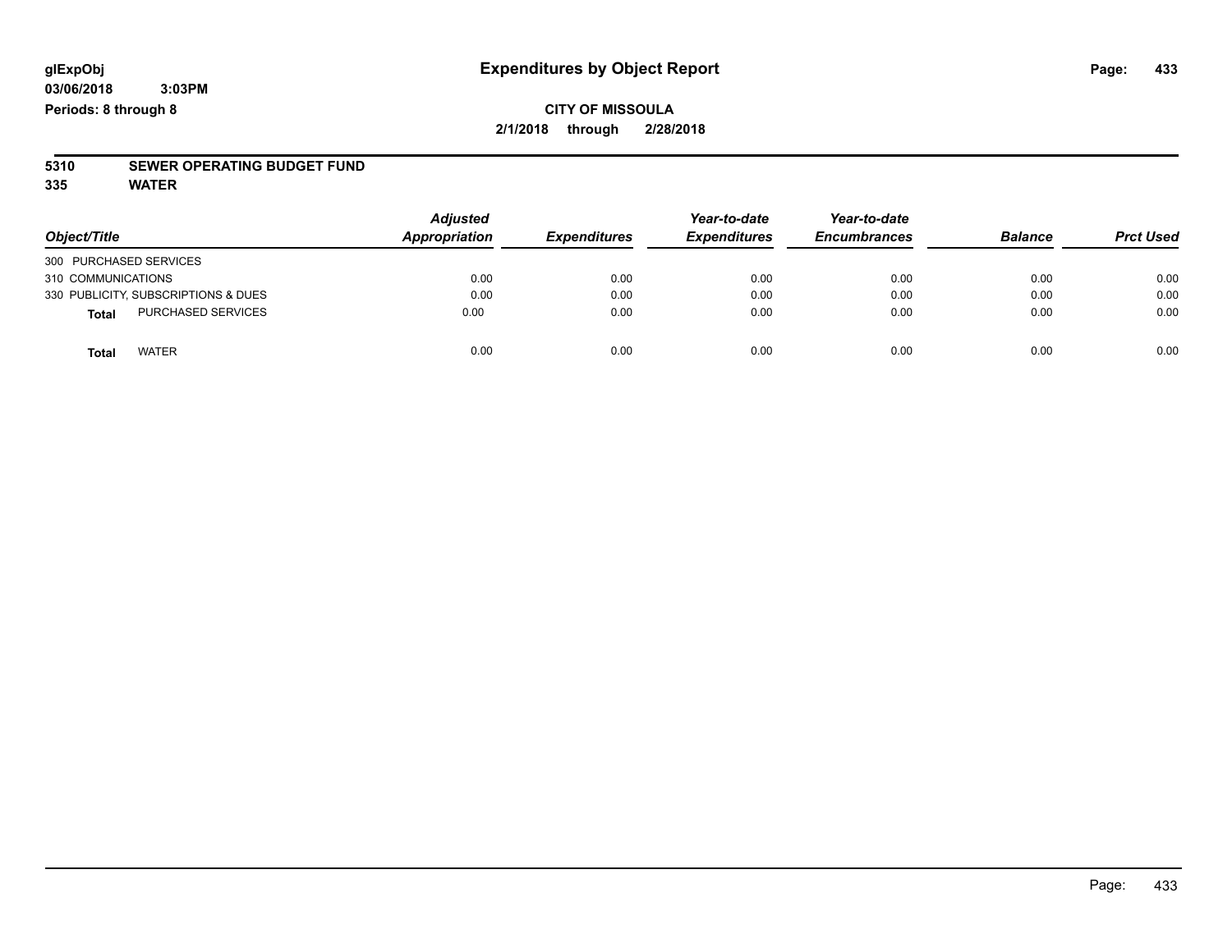**glExpObj**
**03/06/2018 3:03PM**
**Periods: 8 through 8**

# Expenditures by Object Report

**CITY OF MISSOULA**
**2/1/2018 through 2/28/2018**

**5310 SEWER OPERATING BUDGET FUND**
**335 WATER**

| Object/Title | Adjusted Appropriation | Expenditures | Year-to-date Expenditures | Year-to-date Encumbrances | Balance | Prct Used |
|---|---|---|---|---|---|---|
| 300 PURCHASED SERVICES | | | | | | |
| 310 COMMUNICATIONS | 0.00 | 0.00 | 0.00 | 0.00 | 0.00 | 0.00 |
| 330 PUBLICITY, SUBSCRIPTIONS & DUES | 0.00 | 0.00 | 0.00 | 0.00 | 0.00 | 0.00 |
| **Total** PURCHASED SERVICES | 0.00 | 0.00 | 0.00 | 0.00 | 0.00 | 0.00 |
| **Total** WATER | 0.00 | 0.00 | 0.00 | 0.00 | 0.00 | 0.00 |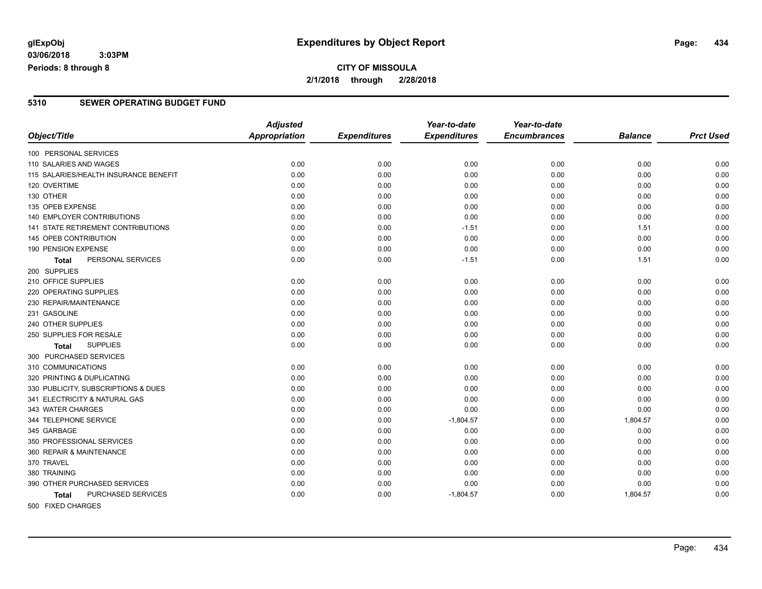**glExpObj**
**03/06/2018 3:03PM**
**Periods: 8 through 8**

# Expenditures by Object Report

**CITY OF MISSOULA**
**2/1/2018 through 2/28/2018**

## 5310 SEWER OPERATING BUDGET FUND

| Object/Title | Adjusted Appropriation | Expenditures | Year-to-date Expenditures | Year-to-date Encumbrances | Balance | Prct Used |
|---|---|---|---|---|---|---|
| 100 PERSONAL SERVICES | | | | | | |
| 110 SALARIES AND WAGES | 0.00 | 0.00 | 0.00 | 0.00 | 0.00 | 0.00 |
| 115 SALARIES/HEALTH INSURANCE BENEFIT | 0.00 | 0.00 | 0.00 | 0.00 | 0.00 | 0.00 |
| 120 OVERTIME | 0.00 | 0.00 | 0.00 | 0.00 | 0.00 | 0.00 |
| 130 OTHER | 0.00 | 0.00 | 0.00 | 0.00 | 0.00 | 0.00 |
| 135 OPEB EXPENSE | 0.00 | 0.00 | 0.00 | 0.00 | 0.00 | 0.00 |
| 140 EMPLOYER CONTRIBUTIONS | 0.00 | 0.00 | 0.00 | 0.00 | 0.00 | 0.00 |
| 141 STATE RETIREMENT CONTRIBUTIONS | 0.00 | 0.00 | -1.51 | 0.00 | 1.51 | 0.00 |
| 145 OPEB CONTRIBUTION | 0.00 | 0.00 | 0.00 | 0.00 | 0.00 | 0.00 |
| 190 PENSION EXPENSE | 0.00 | 0.00 | 0.00 | 0.00 | 0.00 | 0.00 |
| **Total** PERSONAL SERVICES | 0.00 | 0.00 | -1.51 | 0.00 | 1.51 | 0.00 |
| 200 SUPPLIES | | | | | | |
| 210 OFFICE SUPPLIES | 0.00 | 0.00 | 0.00 | 0.00 | 0.00 | 0.00 |
| 220 OPERATING SUPPLIES | 0.00 | 0.00 | 0.00 | 0.00 | 0.00 | 0.00 |
| 230 REPAIR/MAINTENANCE | 0.00 | 0.00 | 0.00 | 0.00 | 0.00 | 0.00 |
| 231 GASOLINE | 0.00 | 0.00 | 0.00 | 0.00 | 0.00 | 0.00 |
| 240 OTHER SUPPLIES | 0.00 | 0.00 | 0.00 | 0.00 | 0.00 | 0.00 |
| 250 SUPPLIES FOR RESALE | 0.00 | 0.00 | 0.00 | 0.00 | 0.00 | 0.00 |
| **Total** SUPPLIES | 0.00 | 0.00 | 0.00 | 0.00 | 0.00 | 0.00 |
| 300 PURCHASED SERVICES | | | | | | |
| 310 COMMUNICATIONS | 0.00 | 0.00 | 0.00 | 0.00 | 0.00 | 0.00 |
| 320 PRINTING & DUPLICATING | 0.00 | 0.00 | 0.00 | 0.00 | 0.00 | 0.00 |
| 330 PUBLICITY, SUBSCRIPTIONS & DUES | 0.00 | 0.00 | 0.00 | 0.00 | 0.00 | 0.00 |
| 341 ELECTRICITY & NATURAL GAS | 0.00 | 0.00 | 0.00 | 0.00 | 0.00 | 0.00 |
| 343 WATER CHARGES | 0.00 | 0.00 | 0.00 | 0.00 | 0.00 | 0.00 |
| 344 TELEPHONE SERVICE | 0.00 | 0.00 | -1,804.57 | 0.00 | 1,804.57 | 0.00 |
| 345 GARBAGE | 0.00 | 0.00 | 0.00 | 0.00 | 0.00 | 0.00 |
| 350 PROFESSIONAL SERVICES | 0.00 | 0.00 | 0.00 | 0.00 | 0.00 | 0.00 |
| 360 REPAIR & MAINTENANCE | 0.00 | 0.00 | 0.00 | 0.00 | 0.00 | 0.00 |
| 370 TRAVEL | 0.00 | 0.00 | 0.00 | 0.00 | 0.00 | 0.00 |
| 380 TRAINING | 0.00 | 0.00 | 0.00 | 0.00 | 0.00 | 0.00 |
| 390 OTHER PURCHASED SERVICES | 0.00 | 0.00 | 0.00 | 0.00 | 0.00 | 0.00 |
| **Total** PURCHASED SERVICES | 0.00 | 0.00 | -1,804.57 | 0.00 | 1,804.57 | 0.00 |
| 500 FIXED CHARGES | | | | | | |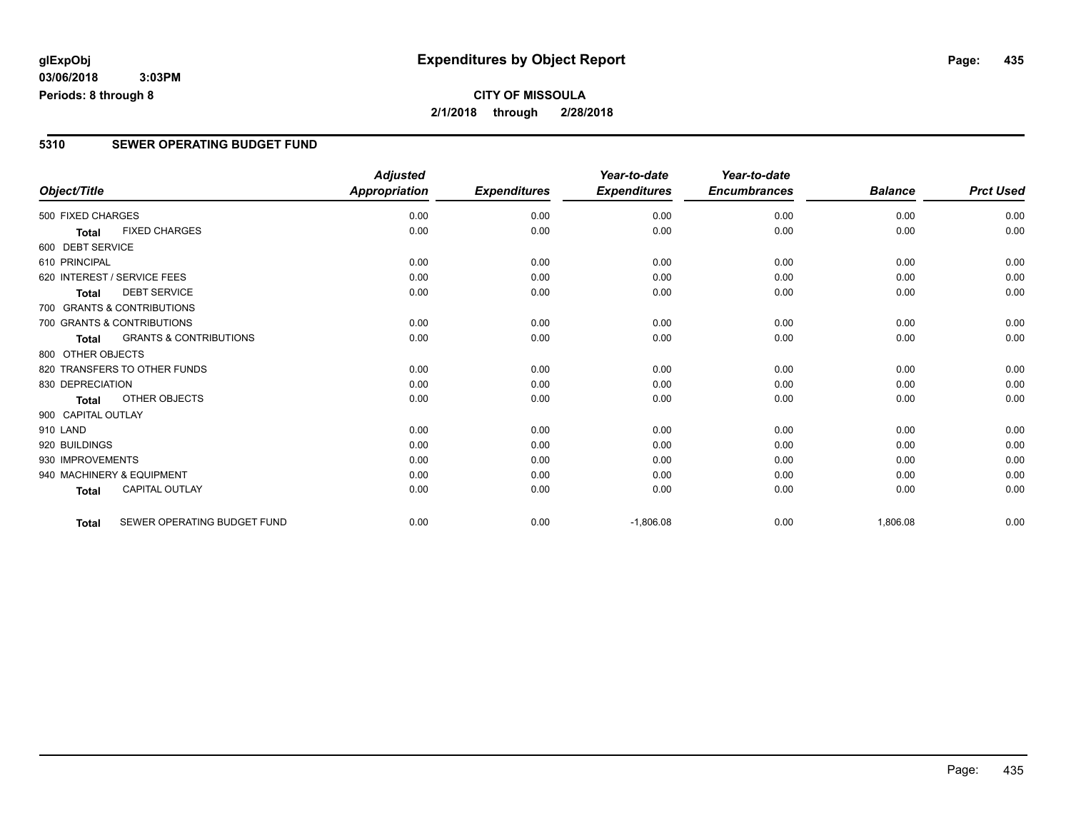glExpObj
03/06/2018 3:03PM
Periods: 8 through 8

# Expenditures by Object Report

**CITY OF MISSOULA**
**2/1/2018 through 2/28/2018**

## 5310 SEWER OPERATING BUDGET FUND

| Object/Title | Adjusted Appropriation | Expenditures | Year-to-date Expenditures | Year-to-date Encumbrances | Balance | Prct Used |
|---|---|---|---|---|---|---|
| 500 FIXED CHARGES | 0.00 | 0.00 | 0.00 | 0.00 | 0.00 | 0.00 |
| **Total** FIXED CHARGES | 0.00 | 0.00 | 0.00 | 0.00 | 0.00 | 0.00 |
| 600 DEBT SERVICE | | | | | | |
| 610 PRINCIPAL | 0.00 | 0.00 | 0.00 | 0.00 | 0.00 | 0.00 |
| 620 INTEREST / SERVICE FEES | 0.00 | 0.00 | 0.00 | 0.00 | 0.00 | 0.00 |
| **Total** DEBT SERVICE | 0.00 | 0.00 | 0.00 | 0.00 | 0.00 | 0.00 |
| 700 GRANTS & CONTRIBUTIONS | | | | | | |
| 700 GRANTS & CONTRIBUTIONS | 0.00 | 0.00 | 0.00 | 0.00 | 0.00 | 0.00 |
| **Total** GRANTS & CONTRIBUTIONS | 0.00 | 0.00 | 0.00 | 0.00 | 0.00 | 0.00 |
| 800 OTHER OBJECTS | | | | | | |
| 820 TRANSFERS TO OTHER FUNDS | 0.00 | 0.00 | 0.00 | 0.00 | 0.00 | 0.00 |
| 830 DEPRECIATION | 0.00 | 0.00 | 0.00 | 0.00 | 0.00 | 0.00 |
| **Total** OTHER OBJECTS | 0.00 | 0.00 | 0.00 | 0.00 | 0.00 | 0.00 |
| 900 CAPITAL OUTLAY | | | | | | |
| 910 LAND | 0.00 | 0.00 | 0.00 | 0.00 | 0.00 | 0.00 |
| 920 BUILDINGS | 0.00 | 0.00 | 0.00 | 0.00 | 0.00 | 0.00 |
| 930 IMPROVEMENTS | 0.00 | 0.00 | 0.00 | 0.00 | 0.00 | 0.00 |
| 940 MACHINERY & EQUIPMENT | 0.00 | 0.00 | 0.00 | 0.00 | 0.00 | 0.00 |
| **Total** CAPITAL OUTLAY | 0.00 | 0.00 | 0.00 | 0.00 | 0.00 | 0.00 |
| **Total** SEWER OPERATING BUDGET FUND | 0.00 | 0.00 | -1,806.08 | 0.00 | 1,806.08 | 0.00 |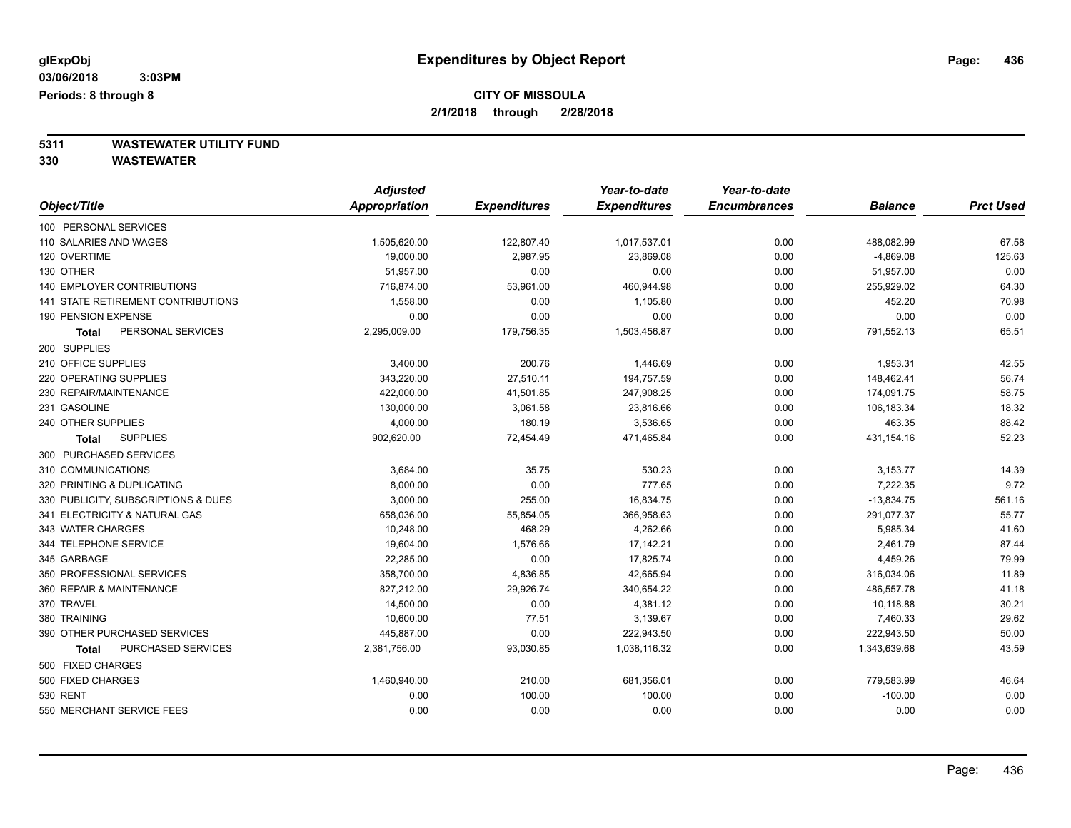**glExpObj** **Expenditures by Object Report**

**03/06/2018 3:03PM**

**Periods: 8 through 8**

**CITY OF MISSOULA**

**2/1/2018 through 2/28/2018**

**5311 WASTEWATER UTILITY FUND**

**330 WASTEWATER**

| Object/Title | Adjusted Appropriation | Expenditures | Year-to-date Expenditures | Year-to-date Encumbrances | Balance | Prct Used |
|---|---|---|---|---|---|---|
| 100 PERSONAL SERVICES | | | | | | |
| 110 SALARIES AND WAGES | 1,505,620.00 | 122,807.40 | 1,017,537.01 | 0.00 | 488,082.99 | 67.58 |
| 120 OVERTIME | 19,000.00 | 2,987.95 | 23,869.08 | 0.00 | -4,869.08 | 125.63 |
| 130 OTHER | 51,957.00 | 0.00 | 0.00 | 0.00 | 51,957.00 | 0.00 |
| 140 EMPLOYER CONTRIBUTIONS | 716,874.00 | 53,961.00 | 460,944.98 | 0.00 | 255,929.02 | 64.30 |
| 141 STATE RETIREMENT CONTRIBUTIONS | 1,558.00 | 0.00 | 1,105.80 | 0.00 | 452.20 | 70.98 |
| 190 PENSION EXPENSE | 0.00 | 0.00 | 0.00 | 0.00 | 0.00 | 0.00 |
| **Total** PERSONAL SERVICES | 2,295,009.00 | 179,756.35 | 1,503,456.87 | 0.00 | 791,552.13 | 65.51 |
| 200 SUPPLIES | | | | | | |
| 210 OFFICE SUPPLIES | 3,400.00 | 200.76 | 1,446.69 | 0.00 | 1,953.31 | 42.55 |
| 220 OPERATING SUPPLIES | 343,220.00 | 27,510.11 | 194,757.59 | 0.00 | 148,462.41 | 56.74 |
| 230 REPAIR/MAINTENANCE | 422,000.00 | 41,501.85 | 247,908.25 | 0.00 | 174,091.75 | 58.75 |
| 231 GASOLINE | 130,000.00 | 3,061.58 | 23,816.66 | 0.00 | 106,183.34 | 18.32 |
| 240 OTHER SUPPLIES | 4,000.00 | 180.19 | 3,536.65 | 0.00 | 463.35 | 88.42 |
| **Total** SUPPLIES | 902,620.00 | 72,454.49 | 471,465.84 | 0.00 | 431,154.16 | 52.23 |
| 300 PURCHASED SERVICES | | | | | | |
| 310 COMMUNICATIONS | 3,684.00 | 35.75 | 530.23 | 0.00 | 3,153.77 | 14.39 |
| 320 PRINTING & DUPLICATING | 8,000.00 | 0.00 | 777.65 | 0.00 | 7,222.35 | 9.72 |
| 330 PUBLICITY, SUBSCRIPTIONS & DUES | 3,000.00 | 255.00 | 16,834.75 | 0.00 | -13,834.75 | 561.16 |
| 341 ELECTRICITY & NATURAL GAS | 658,036.00 | 55,854.05 | 366,958.63 | 0.00 | 291,077.37 | 55.77 |
| 343 WATER CHARGES | 10,248.00 | 468.29 | 4,262.66 | 0.00 | 5,985.34 | 41.60 |
| 344 TELEPHONE SERVICE | 19,604.00 | 1,576.66 | 17,142.21 | 0.00 | 2,461.79 | 87.44 |
| 345 GARBAGE | 22,285.00 | 0.00 | 17,825.74 | 0.00 | 4,459.26 | 79.99 |
| 350 PROFESSIONAL SERVICES | 358,700.00 | 4,836.85 | 42,665.94 | 0.00 | 316,034.06 | 11.89 |
| 360 REPAIR & MAINTENANCE | 827,212.00 | 29,926.74 | 340,654.22 | 0.00 | 486,557.78 | 41.18 |
| 370 TRAVEL | 14,500.00 | 0.00 | 4,381.12 | 0.00 | 10,118.88 | 30.21 |
| 380 TRAINING | 10,600.00 | 77.51 | 3,139.67 | 0.00 | 7,460.33 | 29.62 |
| 390 OTHER PURCHASED SERVICES | 445,887.00 | 0.00 | 222,943.50 | 0.00 | 222,943.50 | 50.00 |
| **Total** PURCHASED SERVICES | 2,381,756.00 | 93,030.85 | 1,038,116.32 | 0.00 | 1,343,639.68 | 43.59 |
| 500 FIXED CHARGES | | | | | | |
| 500 FIXED CHARGES | 1,460,940.00 | 210.00 | 681,356.01 | 0.00 | 779,583.99 | 46.64 |
| 530 RENT | 0.00 | 100.00 | 100.00 | 0.00 | -100.00 | 0.00 |
| 550 MERCHANT SERVICE FEES | 0.00 | 0.00 | 0.00 | 0.00 | 0.00 | 0.00 |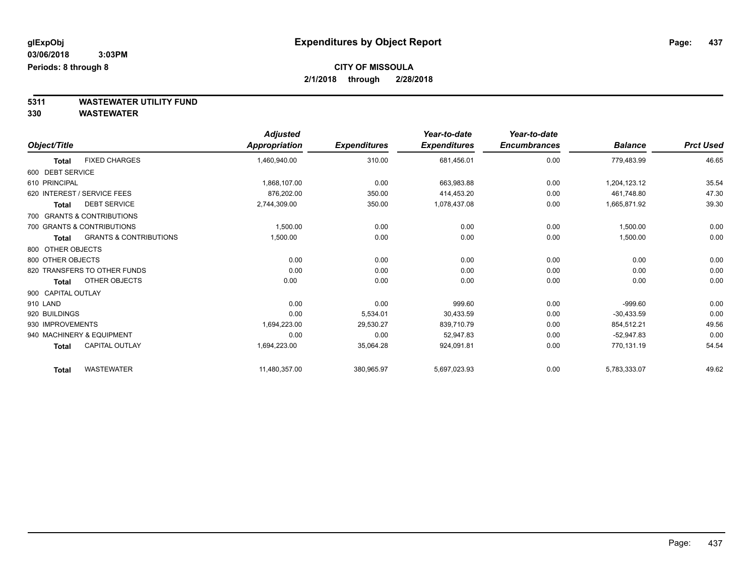**CITY OF MISSOULA**

**2/1/2018 through 2/28/2018**

**5311 WASTEWATER UTILITY FUND**

**330 WASTEWATER**

| Object/Title | | Adjusted Appropriation | Expenditures | Year-to-date Expenditures | Year-to-date Encumbrances | Balance | Prct Used |
|---|---|---|---|---|---|---|---|
| **Total** | FIXED CHARGES | 1,460,940.00 | 310.00 | 681,456.01 | 0.00 | 779,483.99 | 46.65 |
| 600 DEBT SERVICE | | | | | | | |
| 610 PRINCIPAL | | 1,868,107.00 | 0.00 | 663,983.88 | 0.00 | 1,204,123.12 | 35.54 |
| 620 INTEREST / SERVICE FEES | | 876,202.00 | 350.00 | 414,453.20 | 0.00 | 461,748.80 | 47.30 |
| **Total** | DEBT SERVICE | 2,744,309.00 | 350.00 | 1,078,437.08 | 0.00 | 1,665,871.92 | 39.30 |
| 700 GRANTS & CONTRIBUTIONS | | | | | | | |
| 700 GRANTS & CONTRIBUTIONS | | 1,500.00 | 0.00 | 0.00 | 0.00 | 1,500.00 | 0.00 |
| **Total** | GRANTS & CONTRIBUTIONS | 1,500.00 | 0.00 | 0.00 | 0.00 | 1,500.00 | 0.00 |
| 800 OTHER OBJECTS | | | | | | | |
| 800 OTHER OBJECTS | | 0.00 | 0.00 | 0.00 | 0.00 | 0.00 | 0.00 |
| 820 TRANSFERS TO OTHER FUNDS | | 0.00 | 0.00 | 0.00 | 0.00 | 0.00 | 0.00 |
| **Total** | OTHER OBJECTS | 0.00 | 0.00 | 0.00 | 0.00 | 0.00 | 0.00 |
| 900 CAPITAL OUTLAY | | | | | | | |
| 910 LAND | | 0.00 | 0.00 | 999.60 | 0.00 | -999.60 | 0.00 |
| 920 BUILDINGS | | 0.00 | 5,534.01 | 30,433.59 | 0.00 | -30,433.59 | 0.00 |
| 930 IMPROVEMENTS | | 1,694,223.00 | 29,530.27 | 839,710.79 | 0.00 | 854,512.21 | 49.56 |
| 940 MACHINERY & EQUIPMENT | | 0.00 | 0.00 | 52,947.83 | 0.00 | -52,947.83 | 0.00 |
| **Total** | CAPITAL OUTLAY | 1,694,223.00 | 35,064.28 | 924,091.81 | 0.00 | 770,131.19 | 54.54 |
| **Total** | WASTEWATER | 11,480,357.00 | 380,965.97 | 5,697,023.93 | 0.00 | 5,783,333.07 | 49.62 |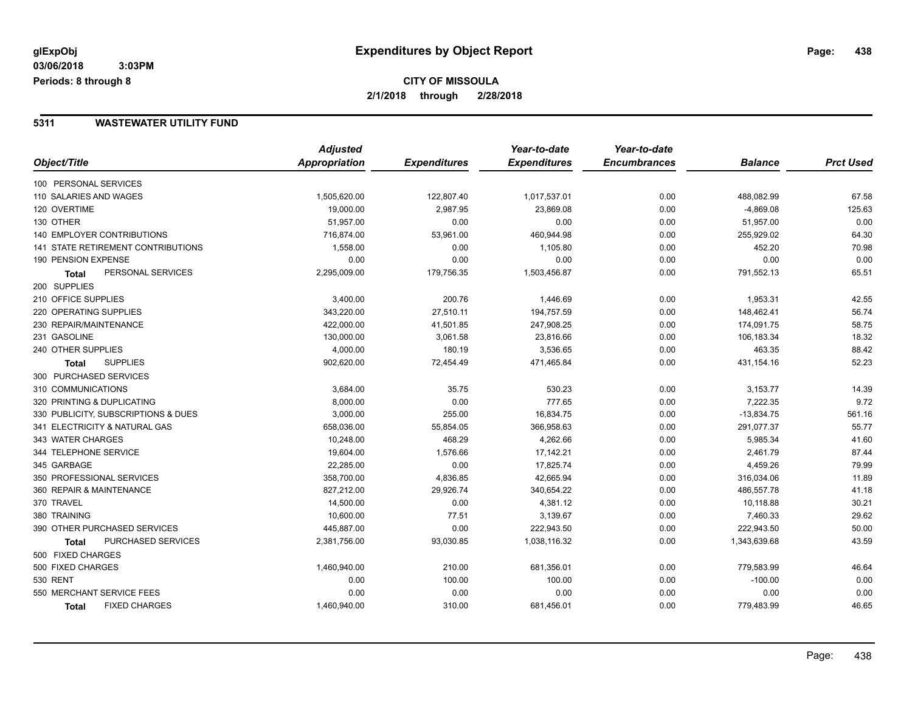# Expenditures by Object Report

glExpObj
03/06/2018 3:03PM
Periods: 8 through 8

**CITY OF MISSOULA**
**2/1/2018 through 2/28/2018**

## 5311 WASTEWATER UTILITY FUND

| Object/Title | Adjusted Appropriation | Expenditures | Year-to-date Expenditures | Year-to-date Encumbrances | Balance | Prct Used |
|---|---|---|---|---|---|---|
| 100 PERSONAL SERVICES | | | | | | |
| 110 SALARIES AND WAGES | 1,505,620.00 | 122,807.40 | 1,017,537.01 | 0.00 | 488,082.99 | 67.58 |
| 120 OVERTIME | 19,000.00 | 2,987.95 | 23,869.08 | 0.00 | -4,869.08 | 125.63 |
| 130 OTHER | 51,957.00 | 0.00 | 0.00 | 0.00 | 51,957.00 | 0.00 |
| 140 EMPLOYER CONTRIBUTIONS | 716,874.00 | 53,961.00 | 460,944.98 | 0.00 | 255,929.02 | 64.30 |
| 141 STATE RETIREMENT CONTRIBUTIONS | 1,558.00 | 0.00 | 1,105.80 | 0.00 | 452.20 | 70.98 |
| 190 PENSION EXPENSE | 0.00 | 0.00 | 0.00 | 0.00 | 0.00 | 0.00 |
| **Total** PERSONAL SERVICES | 2,295,009.00 | 179,756.35 | 1,503,456.87 | 0.00 | 791,552.13 | 65.51 |
| 200 SUPPLIES | | | | | | |
| 210 OFFICE SUPPLIES | 3,400.00 | 200.76 | 1,446.69 | 0.00 | 1,953.31 | 42.55 |
| 220 OPERATING SUPPLIES | 343,220.00 | 27,510.11 | 194,757.59 | 0.00 | 148,462.41 | 56.74 |
| 230 REPAIR/MAINTENANCE | 422,000.00 | 41,501.85 | 247,908.25 | 0.00 | 174,091.75 | 58.75 |
| 231 GASOLINE | 130,000.00 | 3,061.58 | 23,816.66 | 0.00 | 106,183.34 | 18.32 |
| 240 OTHER SUPPLIES | 4,000.00 | 180.19 | 3,536.65 | 0.00 | 463.35 | 88.42 |
| **Total** SUPPLIES | 902,620.00 | 72,454.49 | 471,465.84 | 0.00 | 431,154.16 | 52.23 |
| 300 PURCHASED SERVICES | | | | | | |
| 310 COMMUNICATIONS | 3,684.00 | 35.75 | 530.23 | 0.00 | 3,153.77 | 14.39 |
| 320 PRINTING & DUPLICATING | 8,000.00 | 0.00 | 777.65 | 0.00 | 7,222.35 | 9.72 |
| 330 PUBLICITY, SUBSCRIPTIONS & DUES | 3,000.00 | 255.00 | 16,834.75 | 0.00 | -13,834.75 | 561.16 |
| 341 ELECTRICITY & NATURAL GAS | 658,036.00 | 55,854.05 | 366,958.63 | 0.00 | 291,077.37 | 55.77 |
| 343 WATER CHARGES | 10,248.00 | 468.29 | 4,262.66 | 0.00 | 5,985.34 | 41.60 |
| 344 TELEPHONE SERVICE | 19,604.00 | 1,576.66 | 17,142.21 | 0.00 | 2,461.79 | 87.44 |
| 345 GARBAGE | 22,285.00 | 0.00 | 17,825.74 | 0.00 | 4,459.26 | 79.99 |
| 350 PROFESSIONAL SERVICES | 358,700.00 | 4,836.85 | 42,665.94 | 0.00 | 316,034.06 | 11.89 |
| 360 REPAIR & MAINTENANCE | 827,212.00 | 29,926.74 | 340,654.22 | 0.00 | 486,557.78 | 41.18 |
| 370 TRAVEL | 14,500.00 | 0.00 | 4,381.12 | 0.00 | 10,118.88 | 30.21 |
| 380 TRAINING | 10,600.00 | 77.51 | 3,139.67 | 0.00 | 7,460.33 | 29.62 |
| 390 OTHER PURCHASED SERVICES | 445,887.00 | 0.00 | 222,943.50 | 0.00 | 222,943.50 | 50.00 |
| **Total** PURCHASED SERVICES | 2,381,756.00 | 93,030.85 | 1,038,116.32 | 0.00 | 1,343,639.68 | 43.59 |
| 500 FIXED CHARGES | | | | | | |
| 500 FIXED CHARGES | 1,460,940.00 | 210.00 | 681,356.01 | 0.00 | 779,583.99 | 46.64 |
| 530 RENT | 0.00 | 100.00 | 100.00 | 0.00 | -100.00 | 0.00 |
| 550 MERCHANT SERVICE FEES | 0.00 | 0.00 | 0.00 | 0.00 | 0.00 | 0.00 |
| **Total** FIXED CHARGES | 1,460,940.00 | 310.00 | 681,456.01 | 0.00 | 779,483.99 | 46.65 |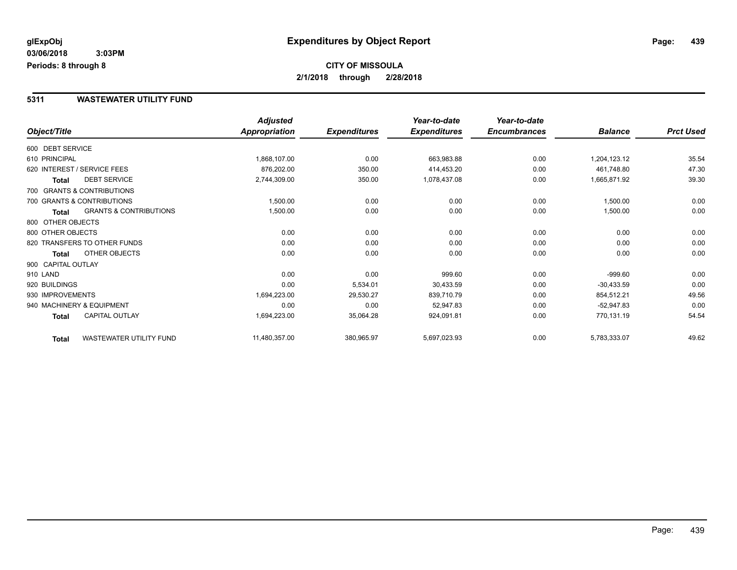# Expenditures by Object Report

glExpObj
03/06/2018 3:03PM
Periods: 8 through 8

**CITY OF MISSOULA**
**2/1/2018 through 2/28/2018**

## 5311 WASTEWATER UTILITY FUND

| Object/Title | Adjusted Appropriation | Expenditures | Year-to-date Expenditures | Year-to-date Encumbrances | Balance | Prct Used |
|---|---|---|---|---|---|---|
| 600 DEBT SERVICE | | | | | | |
| 610 PRINCIPAL | 1,868,107.00 | 0.00 | 663,983.88 | 0.00 | 1,204,123.12 | 35.54 |
| 620 INTEREST / SERVICE FEES | 876,202.00 | 350.00 | 414,453.20 | 0.00 | 461,748.80 | 47.30 |
| **Total** DEBT SERVICE | 2,744,309.00 | 350.00 | 1,078,437.08 | 0.00 | 1,665,871.92 | 39.30 |
| 700 GRANTS & CONTRIBUTIONS | | | | | | |
| 700 GRANTS & CONTRIBUTIONS | 1,500.00 | 0.00 | 0.00 | 0.00 | 1,500.00 | 0.00 |
| **Total** GRANTS & CONTRIBUTIONS | 1,500.00 | 0.00 | 0.00 | 0.00 | 1,500.00 | 0.00 |
| 800 OTHER OBJECTS | | | | | | |
| 800 OTHER OBJECTS | 0.00 | 0.00 | 0.00 | 0.00 | 0.00 | 0.00 |
| 820 TRANSFERS TO OTHER FUNDS | 0.00 | 0.00 | 0.00 | 0.00 | 0.00 | 0.00 |
| **Total** OTHER OBJECTS | 0.00 | 0.00 | 0.00 | 0.00 | 0.00 | 0.00 |
| 900 CAPITAL OUTLAY | | | | | | |
| 910 LAND | 0.00 | 0.00 | 999.60 | 0.00 | -999.60 | 0.00 |
| 920 BUILDINGS | 0.00 | 5,534.01 | 30,433.59 | 0.00 | -30,433.59 | 0.00 |
| 930 IMPROVEMENTS | 1,694,223.00 | 29,530.27 | 839,710.79 | 0.00 | 854,512.21 | 49.56 |
| 940 MACHINERY & EQUIPMENT | 0.00 | 0.00 | 52,947.83 | 0.00 | -52,947.83 | 0.00 |
| **Total** CAPITAL OUTLAY | 1,694,223.00 | 35,064.28 | 924,091.81 | 0.00 | 770,131.19 | 54.54 |
| **Total** WASTEWATER UTILITY FUND | 11,480,357.00 | 380,965.97 | 5,697,023.93 | 0.00 | 5,783,333.07 | 49.62 |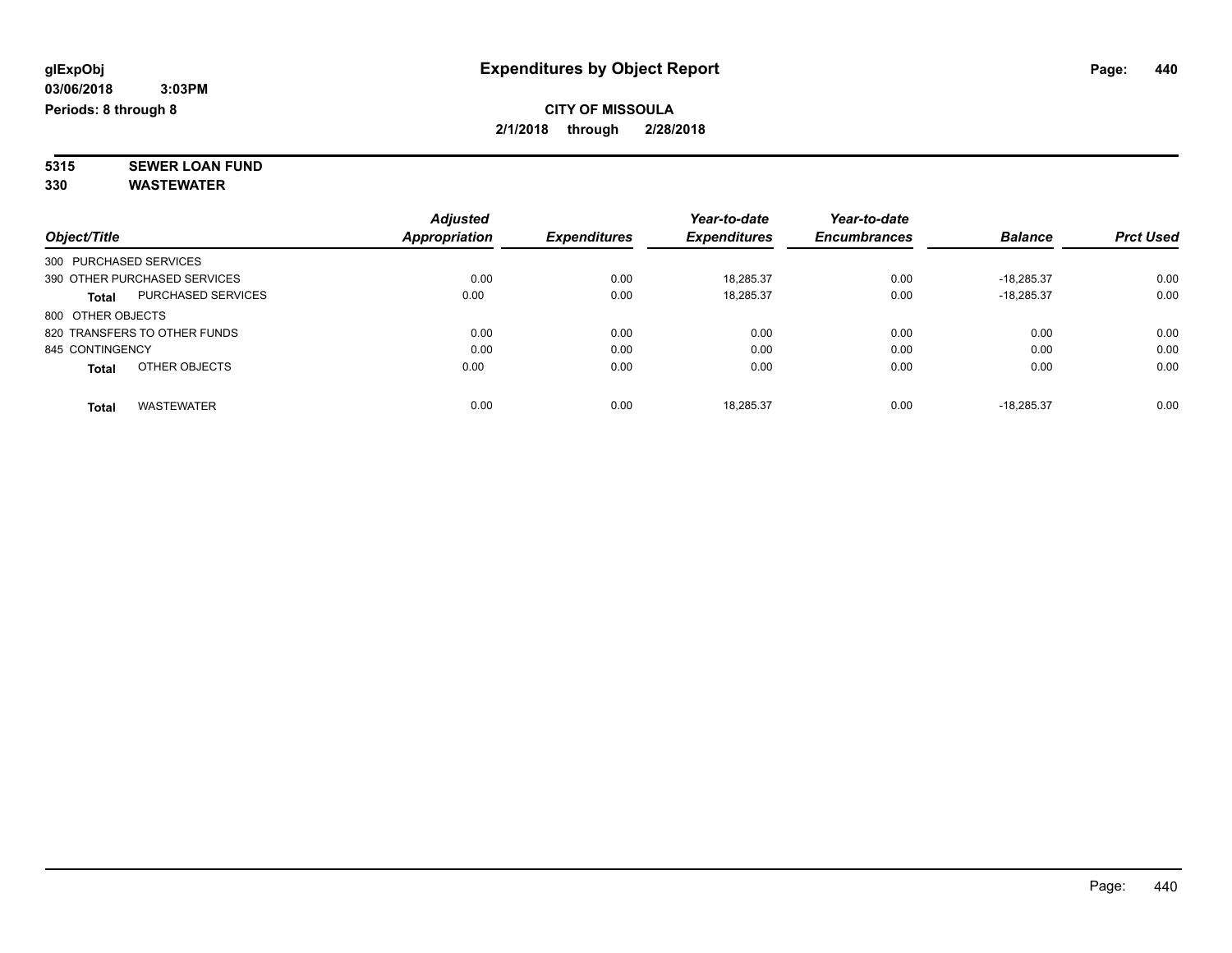**glExpObj**
**03/06/2018 3:03PM**
**Periods: 8 through 8**

# Expenditures by Object Report

**CITY OF MISSOULA**
**2/1/2018 through 2/28/2018**

**5315 SEWER LOAN FUND**
**330 WASTEWATER**

| Object/Title | Adjusted Appropriation | Expenditures | Year-to-date Expenditures | Year-to-date Encumbrances | Balance | Prct Used |
|---|---|---|---|---|---|---|
| 300 PURCHASED SERVICES | | | | | | |
| 390 OTHER PURCHASED SERVICES | 0.00 | 0.00 | 18,285.37 | 0.00 | -18,285.37 | 0.00 |
| **Total** PURCHASED SERVICES | 0.00 | 0.00 | 18,285.37 | 0.00 | -18,285.37 | 0.00 |
| 800 OTHER OBJECTS | | | | | | |
| 820 TRANSFERS TO OTHER FUNDS | 0.00 | 0.00 | 0.00 | 0.00 | 0.00 | 0.00 |
| 845 CONTINGENCY | 0.00 | 0.00 | 0.00 | 0.00 | 0.00 | 0.00 |
| **Total** OTHER OBJECTS | 0.00 | 0.00 | 0.00 | 0.00 | 0.00 | 0.00 |
| **Total** WASTEWATER | 0.00 | 0.00 | 18,285.37 | 0.00 | -18,285.37 | 0.00 |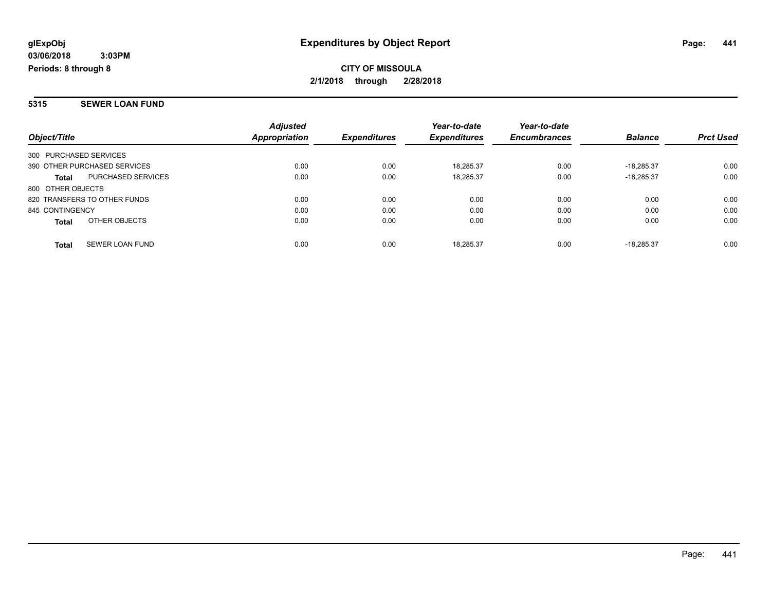**glExpObj**
**03/06/2018 3:03PM**
**Periods: 8 through 8**

# Expenditures by Object Report

**CITY OF MISSOULA**
**2/1/2018 through 2/28/2018**

## 5315 SEWER LOAN FUND

| Object/Title | | Adjusted Appropriation | Expenditures | Year-to-date Expenditures | Year-to-date Encumbrances | Balance | Prct Used |
|---|---|---|---|---|---|---|---|
| 300 PURCHASED SERVICES | | | | | | | |
| 390 OTHER PURCHASED SERVICES | | 0.00 | 0.00 | 18,285.37 | 0.00 | -18,285.37 | 0.00 |
| **Total** | PURCHASED SERVICES | 0.00 | 0.00 | 18,285.37 | 0.00 | -18,285.37 | 0.00 |
| 800 OTHER OBJECTS | | | | | | | |
| 820 TRANSFERS TO OTHER FUNDS | | 0.00 | 0.00 | 0.00 | 0.00 | 0.00 | 0.00 |
| 845 CONTINGENCY | | 0.00 | 0.00 | 0.00 | 0.00 | 0.00 | 0.00 |
| **Total** | OTHER OBJECTS | 0.00 | 0.00 | 0.00 | 0.00 | 0.00 | 0.00 |
| **Total** | SEWER LOAN FUND | 0.00 | 0.00 | 18,285.37 | 0.00 | -18,285.37 | 0.00 |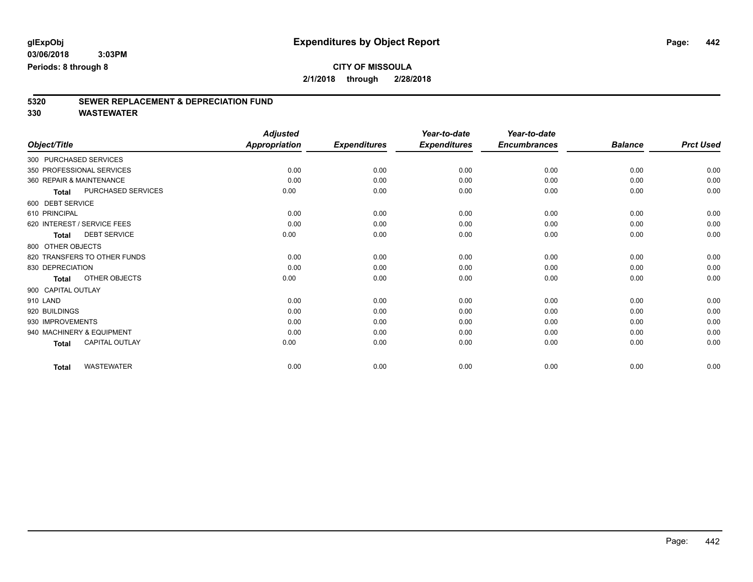**glExpObj**
**03/06/2018 3:03PM**
**Periods: 8 through 8**

# Expenditures by Object Report

**CITY OF MISSOULA**
**2/1/2018 through 2/28/2018**

## 5320 SEWER REPLACEMENT & DEPRECIATION FUND
## 330 WASTEWATER

| Object/Title | | Adjusted Appropriation | Expenditures | Year-to-date Expenditures | Year-to-date Encumbrances | Balance | Prct Used |
|---|---|---|---|---|---|---|---|
| 300 PURCHASED SERVICES | | | | | | | |
| 350 PROFESSIONAL SERVICES | | 0.00 | 0.00 | 0.00 | 0.00 | 0.00 | 0.00 |
| 360 REPAIR & MAINTENANCE | | 0.00 | 0.00 | 0.00 | 0.00 | 0.00 | 0.00 |
| **Total** | PURCHASED SERVICES | 0.00 | 0.00 | 0.00 | 0.00 | 0.00 | 0.00 |
| 600 DEBT SERVICE | | | | | | | |
| 610 PRINCIPAL | | 0.00 | 0.00 | 0.00 | 0.00 | 0.00 | 0.00 |
| 620 INTEREST / SERVICE FEES | | 0.00 | 0.00 | 0.00 | 0.00 | 0.00 | 0.00 |
| **Total** | DEBT SERVICE | 0.00 | 0.00 | 0.00 | 0.00 | 0.00 | 0.00 |
| 800 OTHER OBJECTS | | | | | | | |
| 820 TRANSFERS TO OTHER FUNDS | | 0.00 | 0.00 | 0.00 | 0.00 | 0.00 | 0.00 |
| 830 DEPRECIATION | | 0.00 | 0.00 | 0.00 | 0.00 | 0.00 | 0.00 |
| **Total** | OTHER OBJECTS | 0.00 | 0.00 | 0.00 | 0.00 | 0.00 | 0.00 |
| 900 CAPITAL OUTLAY | | | | | | | |
| 910 LAND | | 0.00 | 0.00 | 0.00 | 0.00 | 0.00 | 0.00 |
| 920 BUILDINGS | | 0.00 | 0.00 | 0.00 | 0.00 | 0.00 | 0.00 |
| 930 IMPROVEMENTS | | 0.00 | 0.00 | 0.00 | 0.00 | 0.00 | 0.00 |
| 940 MACHINERY & EQUIPMENT | | 0.00 | 0.00 | 0.00 | 0.00 | 0.00 | 0.00 |
| **Total** | CAPITAL OUTLAY | 0.00 | 0.00 | 0.00 | 0.00 | 0.00 | 0.00 |
| **Total** | WASTEWATER | 0.00 | 0.00 | 0.00 | 0.00 | 0.00 | 0.00 |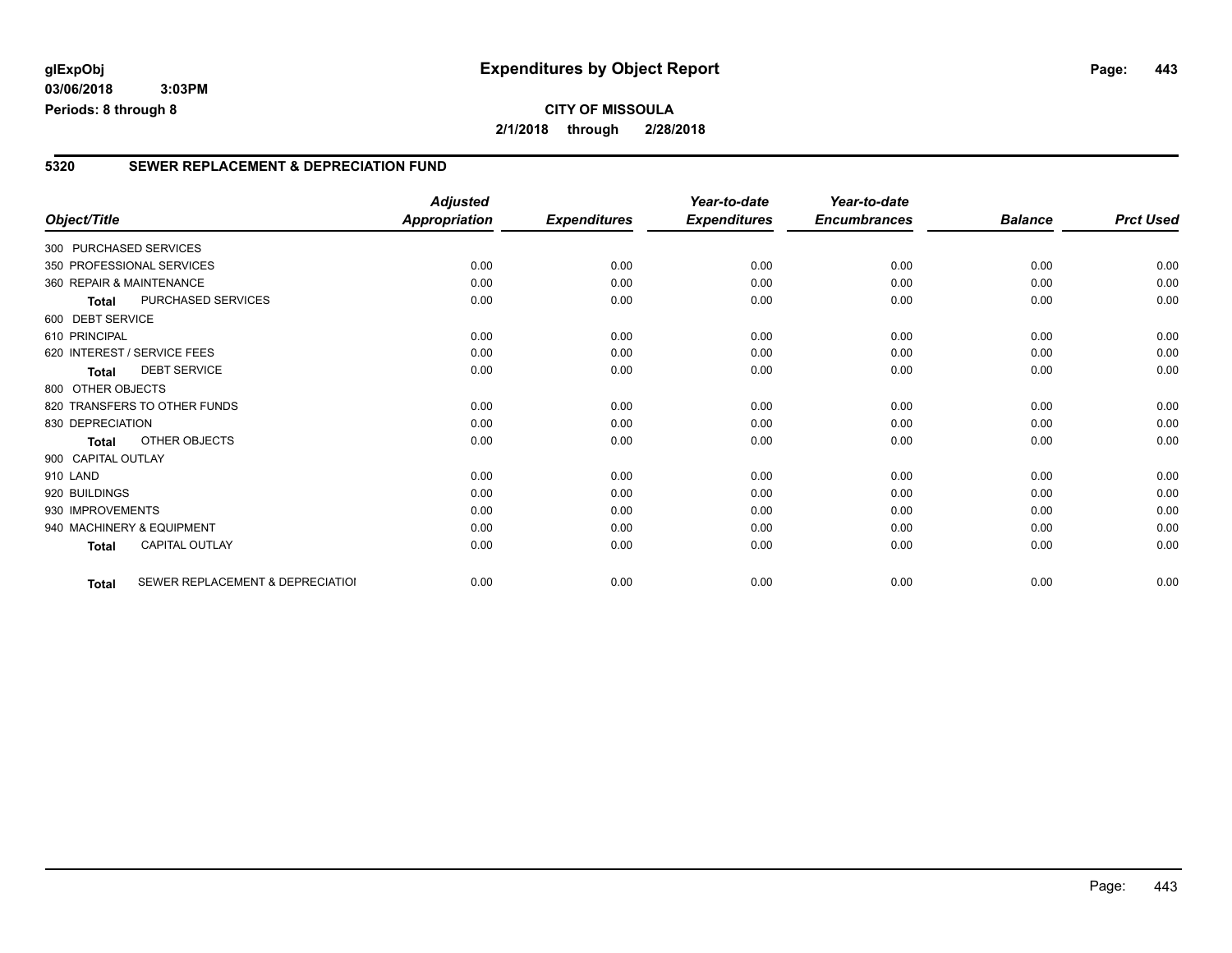**glExpObj**
**03/06/2018 3:03PM**
**Periods: 8 through 8**

# Expenditures by Object Report

**CITY OF MISSOULA**
**2/1/2018 through 2/28/2018**

## 5320 SEWER REPLACEMENT & DEPRECIATION FUND

| Object/Title | Adjusted Appropriation | Expenditures | Year-to-date Expenditures | Year-to-date Encumbrances | Balance | Prct Used |
|---|---|---|---|---|---|---|
| 300 PURCHASED SERVICES | | | | | | |
| 350 PROFESSIONAL SERVICES | 0.00 | 0.00 | 0.00 | 0.00 | 0.00 | 0.00 |
| 360 REPAIR & MAINTENANCE | 0.00 | 0.00 | 0.00 | 0.00 | 0.00 | 0.00 |
| **Total** PURCHASED SERVICES | 0.00 | 0.00 | 0.00 | 0.00 | 0.00 | 0.00 |
| 600 DEBT SERVICE | | | | | | |
| 610 PRINCIPAL | 0.00 | 0.00 | 0.00 | 0.00 | 0.00 | 0.00 |
| 620 INTEREST / SERVICE FEES | 0.00 | 0.00 | 0.00 | 0.00 | 0.00 | 0.00 |
| **Total** DEBT SERVICE | 0.00 | 0.00 | 0.00 | 0.00 | 0.00 | 0.00 |
| 800 OTHER OBJECTS | | | | | | |
| 820 TRANSFERS TO OTHER FUNDS | 0.00 | 0.00 | 0.00 | 0.00 | 0.00 | 0.00 |
| 830 DEPRECIATION | 0.00 | 0.00 | 0.00 | 0.00 | 0.00 | 0.00 |
| **Total** OTHER OBJECTS | 0.00 | 0.00 | 0.00 | 0.00 | 0.00 | 0.00 |
| 900 CAPITAL OUTLAY | | | | | | |
| 910 LAND | 0.00 | 0.00 | 0.00 | 0.00 | 0.00 | 0.00 |
| 920 BUILDINGS | 0.00 | 0.00 | 0.00 | 0.00 | 0.00 | 0.00 |
| 930 IMPROVEMENTS | 0.00 | 0.00 | 0.00 | 0.00 | 0.00 | 0.00 |
| 940 MACHINERY & EQUIPMENT | 0.00 | 0.00 | 0.00 | 0.00 | 0.00 | 0.00 |
| **Total** CAPITAL OUTLAY | 0.00 | 0.00 | 0.00 | 0.00 | 0.00 | 0.00 |
| **Total** SEWER REPLACEMENT & DEPRECIATIOI | 0.00 | 0.00 | 0.00 | 0.00 | 0.00 | 0.00 |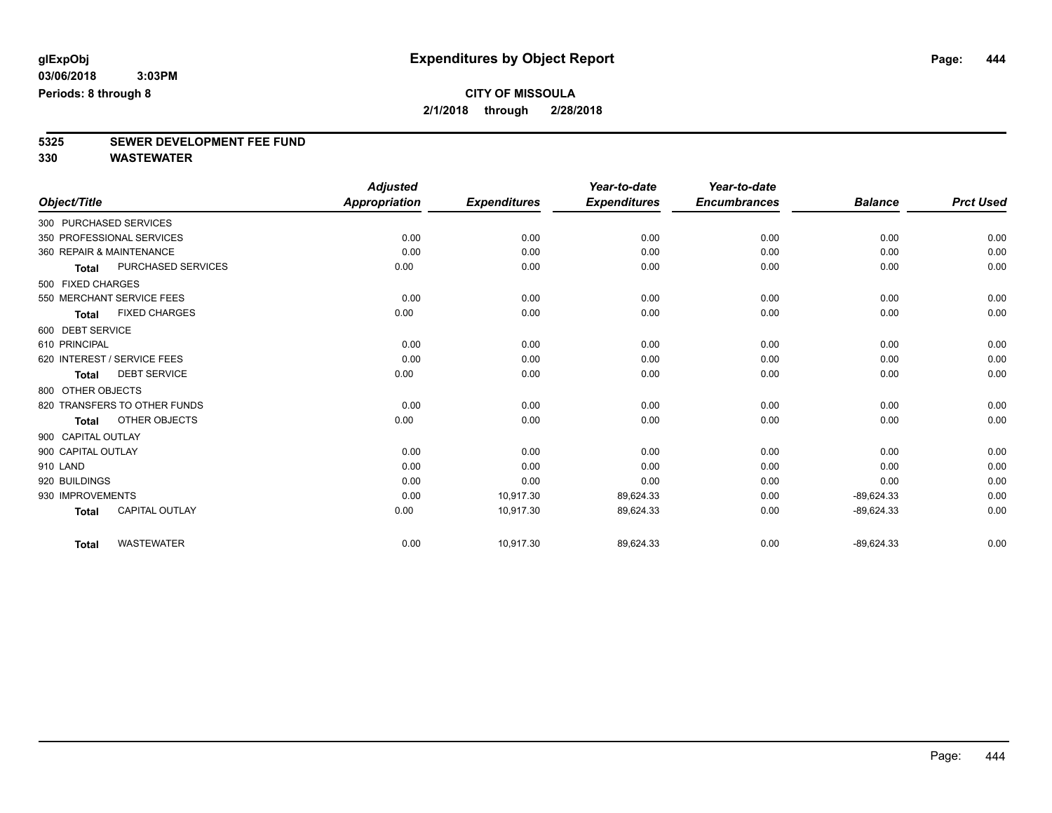**glExpObj** | **Expenditures by Object Report**

**03/06/2018 3:03PM**

**Periods: 8 through 8**

**CITY OF MISSOULA**

**2/1/2018 through 2/28/2018**

## 5325 SEWER DEVELOPMENT FEE FUND

## 330 WASTEWATER

| Object/Title | | Adjusted Appropriation | Expenditures | Year-to-date Expenditures | Year-to-date Encumbrances | Balance | Prct Used |
|---|---|---|---|---|---|---|---|
| 300 PURCHASED SERVICES | | | | | | | |
| 350 PROFESSIONAL SERVICES | | 0.00 | 0.00 | 0.00 | 0.00 | 0.00 | 0.00 |
| 360 REPAIR & MAINTENANCE | | 0.00 | 0.00 | 0.00 | 0.00 | 0.00 | 0.00 |
| Total | PURCHASED SERVICES | 0.00 | 0.00 | 0.00 | 0.00 | 0.00 | 0.00 |
| 500 FIXED CHARGES | | | | | | | |
| 550 MERCHANT SERVICE FEES | | 0.00 | 0.00 | 0.00 | 0.00 | 0.00 | 0.00 |
| Total | FIXED CHARGES | 0.00 | 0.00 | 0.00 | 0.00 | 0.00 | 0.00 |
| 600 DEBT SERVICE | | | | | | | |
| 610 PRINCIPAL | | 0.00 | 0.00 | 0.00 | 0.00 | 0.00 | 0.00 |
| 620 INTEREST / SERVICE FEES | | 0.00 | 0.00 | 0.00 | 0.00 | 0.00 | 0.00 |
| Total | DEBT SERVICE | 0.00 | 0.00 | 0.00 | 0.00 | 0.00 | 0.00 |
| 800 OTHER OBJECTS | | | | | | | |
| 820 TRANSFERS TO OTHER FUNDS | | 0.00 | 0.00 | 0.00 | 0.00 | 0.00 | 0.00 |
| Total | OTHER OBJECTS | 0.00 | 0.00 | 0.00 | 0.00 | 0.00 | 0.00 |
| 900 CAPITAL OUTLAY | | | | | | | |
| 900 CAPITAL OUTLAY | | 0.00 | 0.00 | 0.00 | 0.00 | 0.00 | 0.00 |
| 910 LAND | | 0.00 | 0.00 | 0.00 | 0.00 | 0.00 | 0.00 |
| 920 BUILDINGS | | 0.00 | 0.00 | 0.00 | 0.00 | 0.00 | 0.00 |
| 930 IMPROVEMENTS | | 0.00 | 10,917.30 | 89,624.33 | 0.00 | -89,624.33 | 0.00 |
| Total | CAPITAL OUTLAY | 0.00 | 10,917.30 | 89,624.33 | 0.00 | -89,624.33 | 0.00 |
| Total | WASTEWATER | 0.00 | 10,917.30 | 89,624.33 | 0.00 | -89,624.33 | 0.00 |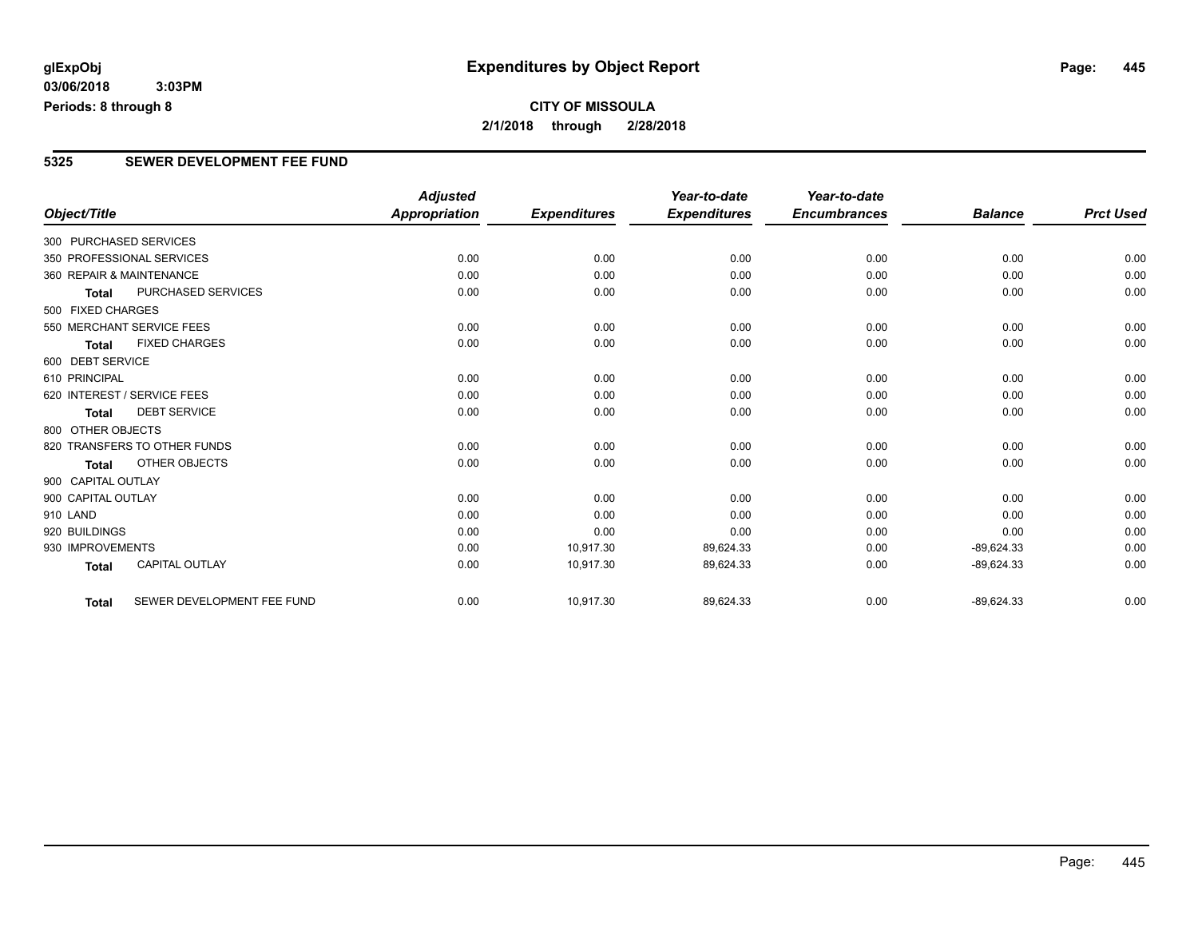glExpObj
03/06/2018 3:03PM
Periods: 8 through 8

# Expenditures by Object Report

**CITY OF MISSOULA**
**2/1/2018 through 2/28/2018**

## 5325 SEWER DEVELOPMENT FEE FUND

| Object/Title | | Adjusted Appropriation | Expenditures | Year-to-date Expenditures | Year-to-date Encumbrances | Balance | Prct Used |
|---|---|---|---|---|---|---|---|
| 300 PURCHASED SERVICES | | | | | | | |
| 350 PROFESSIONAL SERVICES | | 0.00 | 0.00 | 0.00 | 0.00 | 0.00 | 0.00 |
| 360 REPAIR & MAINTENANCE | | 0.00 | 0.00 | 0.00 | 0.00 | 0.00 | 0.00 |
| **Total** | PURCHASED SERVICES | 0.00 | 0.00 | 0.00 | 0.00 | 0.00 | 0.00 |
| 500 FIXED CHARGES | | | | | | | |
| 550 MERCHANT SERVICE FEES | | 0.00 | 0.00 | 0.00 | 0.00 | 0.00 | 0.00 |
| **Total** | FIXED CHARGES | 0.00 | 0.00 | 0.00 | 0.00 | 0.00 | 0.00 |
| 600 DEBT SERVICE | | | | | | | |
| 610 PRINCIPAL | | 0.00 | 0.00 | 0.00 | 0.00 | 0.00 | 0.00 |
| 620 INTEREST / SERVICE FEES | | 0.00 | 0.00 | 0.00 | 0.00 | 0.00 | 0.00 |
| **Total** | DEBT SERVICE | 0.00 | 0.00 | 0.00 | 0.00 | 0.00 | 0.00 |
| 800 OTHER OBJECTS | | | | | | | |
| 820 TRANSFERS TO OTHER FUNDS | | 0.00 | 0.00 | 0.00 | 0.00 | 0.00 | 0.00 |
| **Total** | OTHER OBJECTS | 0.00 | 0.00 | 0.00 | 0.00 | 0.00 | 0.00 |
| 900 CAPITAL OUTLAY | | | | | | | |
| 900 CAPITAL OUTLAY | | 0.00 | 0.00 | 0.00 | 0.00 | 0.00 | 0.00 |
| 910 LAND | | 0.00 | 0.00 | 0.00 | 0.00 | 0.00 | 0.00 |
| 920 BUILDINGS | | 0.00 | 0.00 | 0.00 | 0.00 | 0.00 | 0.00 |
| 930 IMPROVEMENTS | | 0.00 | 10,917.30 | 89,624.33 | 0.00 | -89,624.33 | 0.00 |
| **Total** | CAPITAL OUTLAY | 0.00 | 10,917.30 | 89,624.33 | 0.00 | -89,624.33 | 0.00 |
| **Total** | SEWER DEVELOPMENT FEE FUND | 0.00 | 10,917.30 | 89,624.33 | 0.00 | -89,624.33 | 0.00 |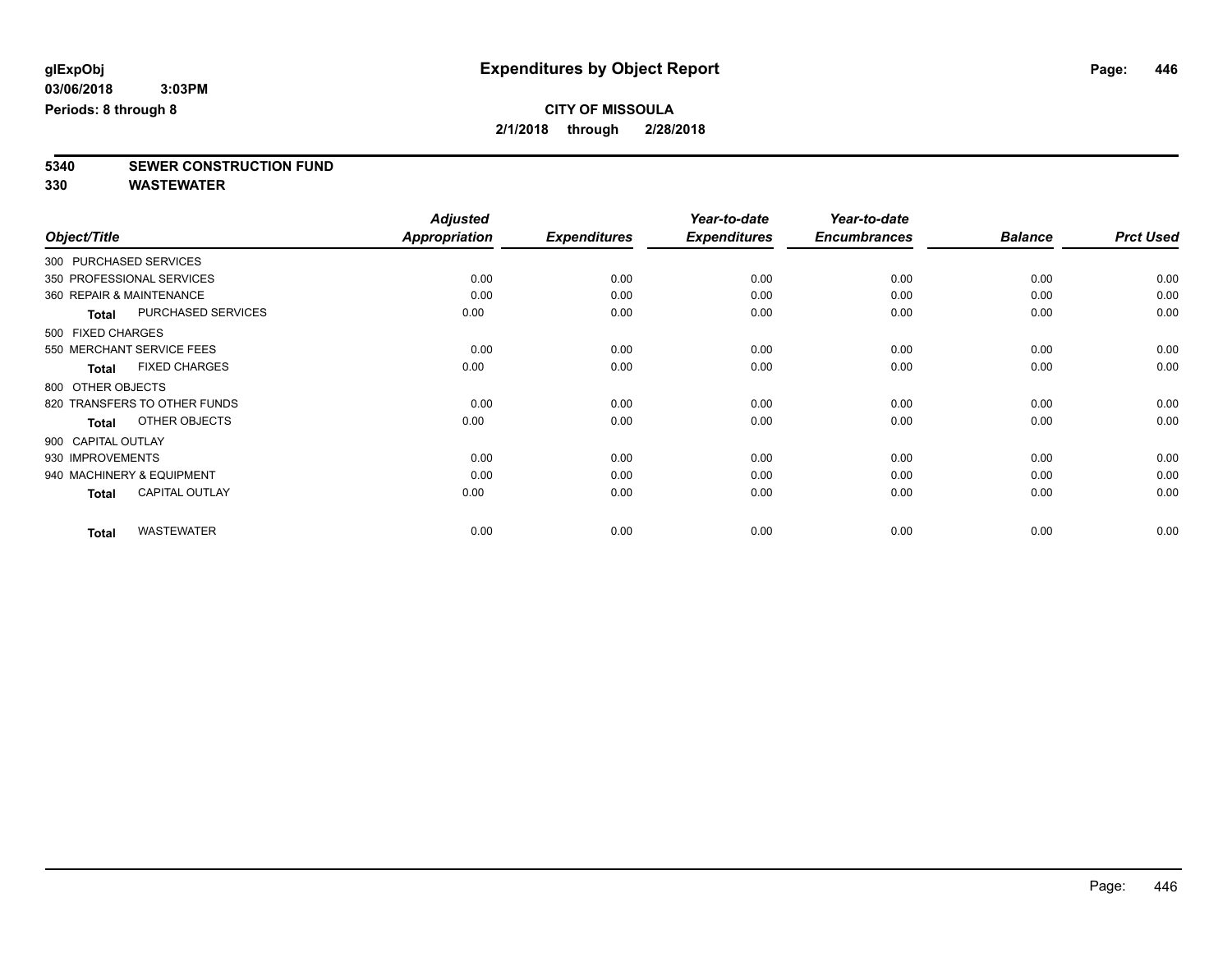**glExpObj**
**03/06/2018 3:03PM**
**Periods: 8 through 8**

# Expenditures by Object Report

**CITY OF MISSOULA**
**2/1/2018 through 2/28/2018**

**5340 SEWER CONSTRUCTION FUND**
**330 WASTEWATER**

| Object/Title | Adjusted Appropriation | Expenditures | Year-to-date Expenditures | Year-to-date Encumbrances | Balance | Prct Used |
|---|---|---|---|---|---|---|
| 300 PURCHASED SERVICES | | | | | | |
| 350 PROFESSIONAL SERVICES | 0.00 | 0.00 | 0.00 | 0.00 | 0.00 | 0.00 |
| 360 REPAIR & MAINTENANCE | 0.00 | 0.00 | 0.00 | 0.00 | 0.00 | 0.00 |
| **Total** PURCHASED SERVICES | 0.00 | 0.00 | 0.00 | 0.00 | 0.00 | 0.00 |
| 500 FIXED CHARGES | | | | | | |
| 550 MERCHANT SERVICE FEES | 0.00 | 0.00 | 0.00 | 0.00 | 0.00 | 0.00 |
| **Total** FIXED CHARGES | 0.00 | 0.00 | 0.00 | 0.00 | 0.00 | 0.00 |
| 800 OTHER OBJECTS | | | | | | |
| 820 TRANSFERS TO OTHER FUNDS | 0.00 | 0.00 | 0.00 | 0.00 | 0.00 | 0.00 |
| **Total** OTHER OBJECTS | 0.00 | 0.00 | 0.00 | 0.00 | 0.00 | 0.00 |
| 900 CAPITAL OUTLAY | | | | | | |
| 930 IMPROVEMENTS | 0.00 | 0.00 | 0.00 | 0.00 | 0.00 | 0.00 |
| 940 MACHINERY & EQUIPMENT | 0.00 | 0.00 | 0.00 | 0.00 | 0.00 | 0.00 |
| **Total** CAPITAL OUTLAY | 0.00 | 0.00 | 0.00 | 0.00 | 0.00 | 0.00 |
| **Total** WASTEWATER | 0.00 | 0.00 | 0.00 | 0.00 | 0.00 | 0.00 |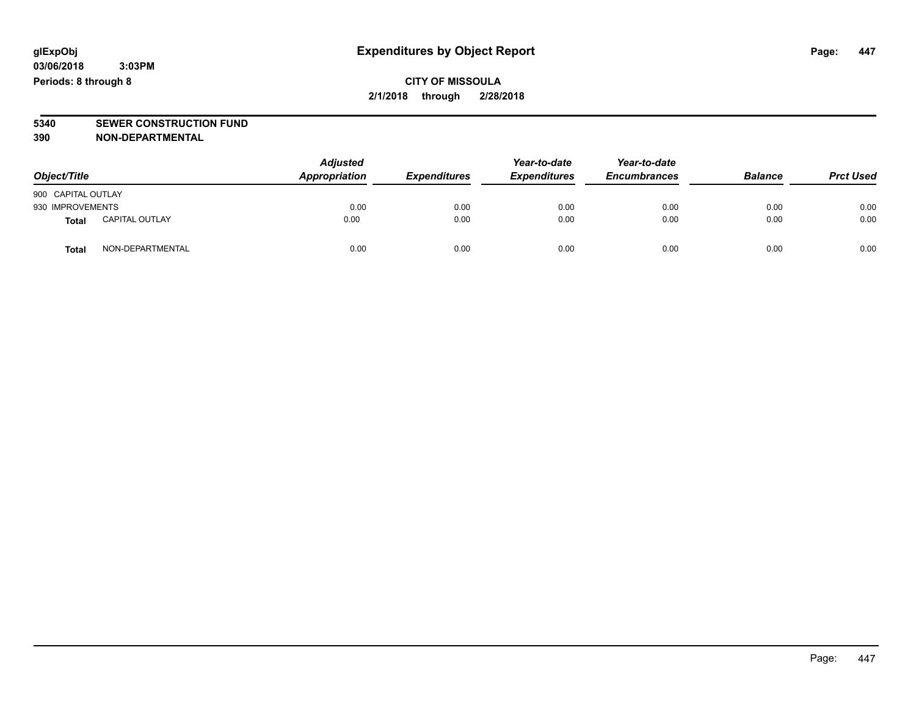glExpObj
03/06/2018 3:03PM
Periods: 8 through 8

# Expenditures by Object Report

**CITY OF MISSOULA**
**2/1/2018 through 2/28/2018**

**5340 SEWER CONSTRUCTION FUND**
**390 NON-DEPARTMENTAL**

| Object/Title | | Adjusted Appropriation | Expenditures | Year-to-date Expenditures | Year-to-date Encumbrances | Balance | Prct Used |
|---|---|---|---|---|---|---|---|
| 900 CAPITAL OUTLAY | | | | | | | |
| 930 IMPROVEMENTS | | 0.00 | 0.00 | 0.00 | 0.00 | 0.00 | 0.00 |
| **Total** | CAPITAL OUTLAY | 0.00 | 0.00 | 0.00 | 0.00 | 0.00 | 0.00 |
| **Total** | NON-DEPARTMENTAL | 0.00 | 0.00 | 0.00 | 0.00 | 0.00 | 0.00 |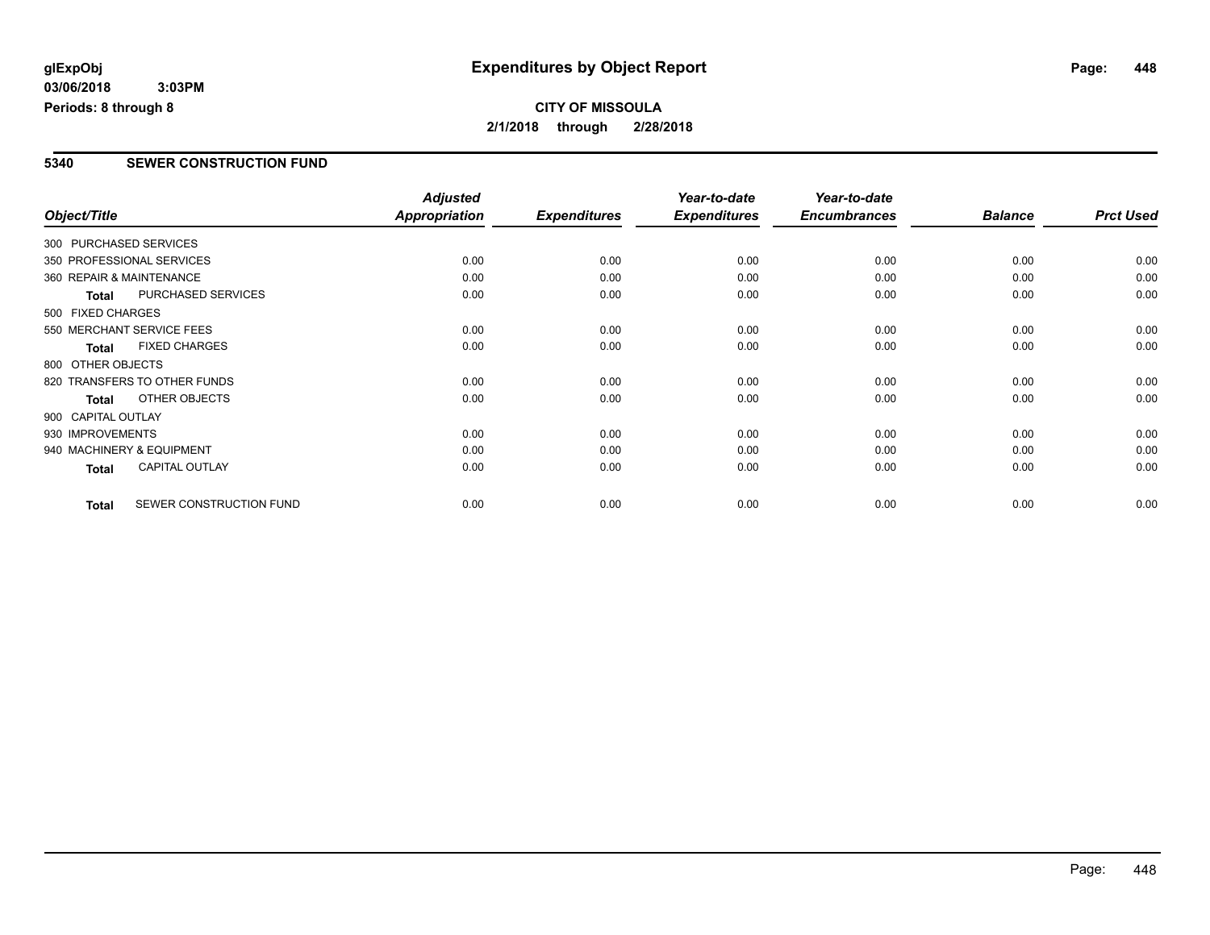**glExpObj** **Expenditures by Object Report**

**03/06/2018 3:03PM**

**Periods: 8 through 8**

**CITY OF MISSOULA**

**2/1/2018 through 2/28/2018**

## 5340 SEWER CONSTRUCTION FUND

| Object/Title | | Adjusted Appropriation | Expenditures | Year-to-date Expenditures | Year-to-date Encumbrances | Balance | Prct Used |
|---|---|---|---|---|---|---|---|
| 300 PURCHASED SERVICES | | | | | | | |
| 350 PROFESSIONAL SERVICES | | 0.00 | 0.00 | 0.00 | 0.00 | 0.00 | 0.00 |
| 360 REPAIR & MAINTENANCE | | 0.00 | 0.00 | 0.00 | 0.00 | 0.00 | 0.00 |
| **Total** | PURCHASED SERVICES | 0.00 | 0.00 | 0.00 | 0.00 | 0.00 | 0.00 |
| 500 FIXED CHARGES | | | | | | | |
| 550 MERCHANT SERVICE FEES | | 0.00 | 0.00 | 0.00 | 0.00 | 0.00 | 0.00 |
| **Total** | FIXED CHARGES | 0.00 | 0.00 | 0.00 | 0.00 | 0.00 | 0.00 |
| 800 OTHER OBJECTS | | | | | | | |
| 820 TRANSFERS TO OTHER FUNDS | | 0.00 | 0.00 | 0.00 | 0.00 | 0.00 | 0.00 |
| **Total** | OTHER OBJECTS | 0.00 | 0.00 | 0.00 | 0.00 | 0.00 | 0.00 |
| 900 CAPITAL OUTLAY | | | | | | | |
| 930 IMPROVEMENTS | | 0.00 | 0.00 | 0.00 | 0.00 | 0.00 | 0.00 |
| 940 MACHINERY & EQUIPMENT | | 0.00 | 0.00 | 0.00 | 0.00 | 0.00 | 0.00 |
| **Total** | CAPITAL OUTLAY | 0.00 | 0.00 | 0.00 | 0.00 | 0.00 | 0.00 |
| **Total** | SEWER CONSTRUCTION FUND | 0.00 | 0.00 | 0.00 | 0.00 | 0.00 | 0.00 |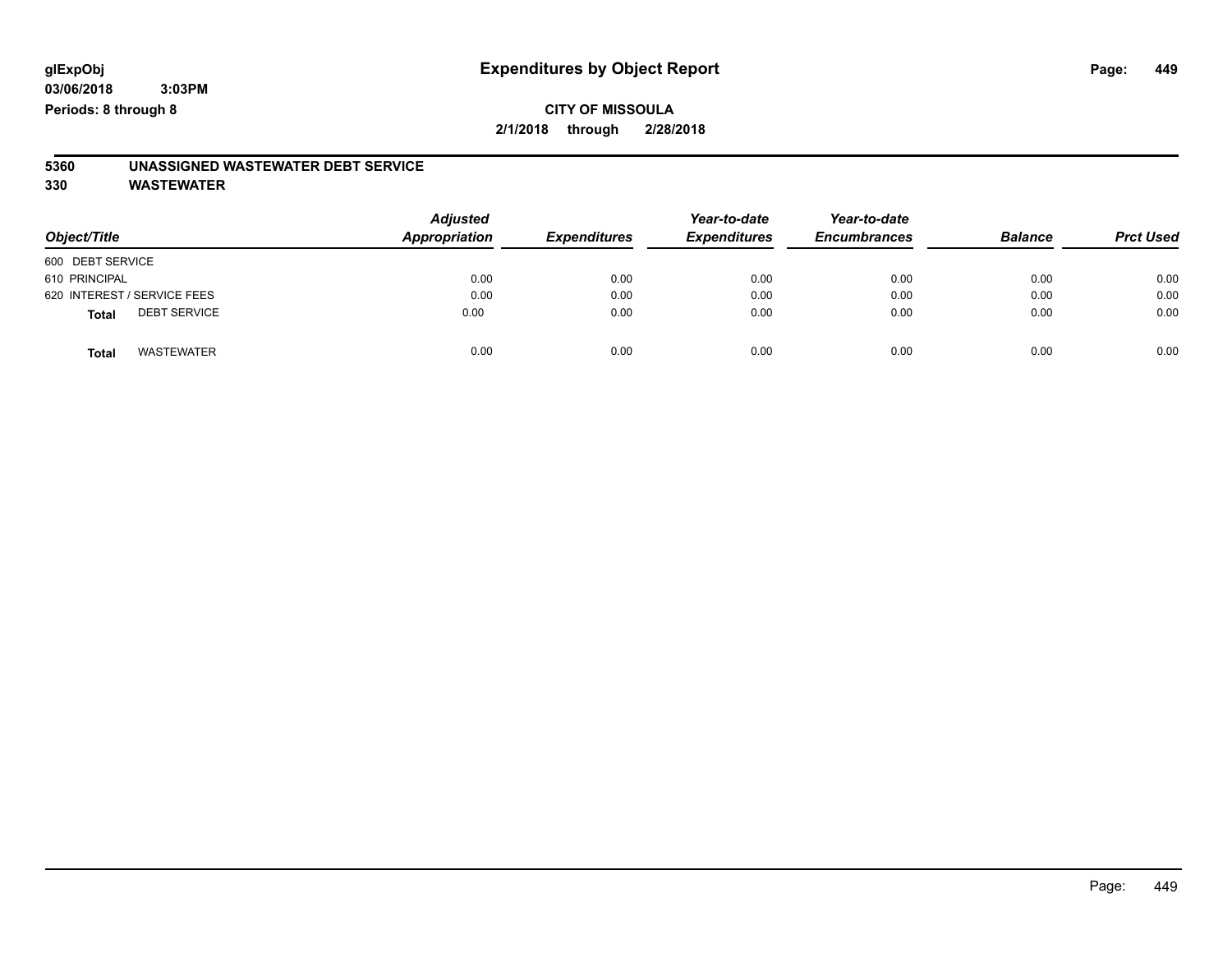**glExpObj** **Expenditures by Object Report**

**03/06/2018 3:03PM**

**Periods: 8 through 8**

**CITY OF MISSOULA**

**2/1/2018 through 2/28/2018**

**5360 UNASSIGNED WASTEWATER DEBT SERVICE**

**330 WASTEWATER**

| *Object/Title* | *Adjusted Appropriation* | *Expenditures* | *Year-to-date Expenditures* | *Year-to-date Encumbrances* | *Balance* | *Prct Used* |
|---|---|---|---|---|---|---|
| 600 DEBT SERVICE | | | | | | |
| 610 PRINCIPAL | 0.00 | 0.00 | 0.00 | 0.00 | 0.00 | 0.00 |
| 620 INTEREST / SERVICE FEES | 0.00 | 0.00 | 0.00 | 0.00 | 0.00 | 0.00 |
| **Total** DEBT SERVICE | 0.00 | 0.00 | 0.00 | 0.00 | 0.00 | 0.00 |
| **Total** WASTEWATER | 0.00 | 0.00 | 0.00 | 0.00 | 0.00 | 0.00 |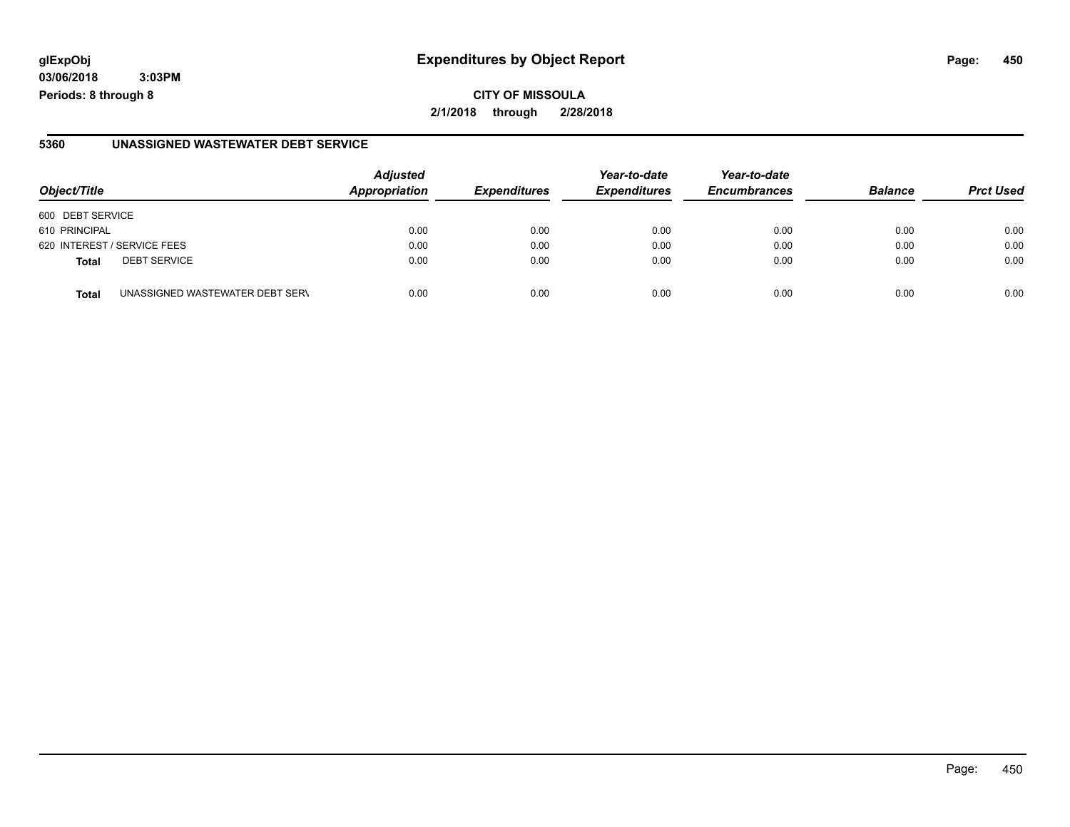## Expenditures by Object Report

glExpObj
03/06/2018 3:03PM
Periods: 8 through 8

**CITY OF MISSOULA**
2/1/2018 through 2/28/2018

### 5360 UNASSIGNED WASTEWATER DEBT SERVICE

| Object/Title | | Adjusted Appropriation | Expenditures | Year-to-date Expenditures | Year-to-date Encumbrances | Balance | Prct Used |
|---|---|---|---|---|---|---|---|
| 600 DEBT SERVICE | | | | | | | |
| 610 PRINCIPAL | | 0.00 | 0.00 | 0.00 | 0.00 | 0.00 | 0.00 |
| 620 INTEREST / SERVICE FEES | | 0.00 | 0.00 | 0.00 | 0.00 | 0.00 | 0.00 |
| **Total** | DEBT SERVICE | 0.00 | 0.00 | 0.00 | 0.00 | 0.00 | 0.00 |
| **Total** | UNASSIGNED WASTEWATER DEBT SERV | 0.00 | 0.00 | 0.00 | 0.00 | 0.00 | 0.00 |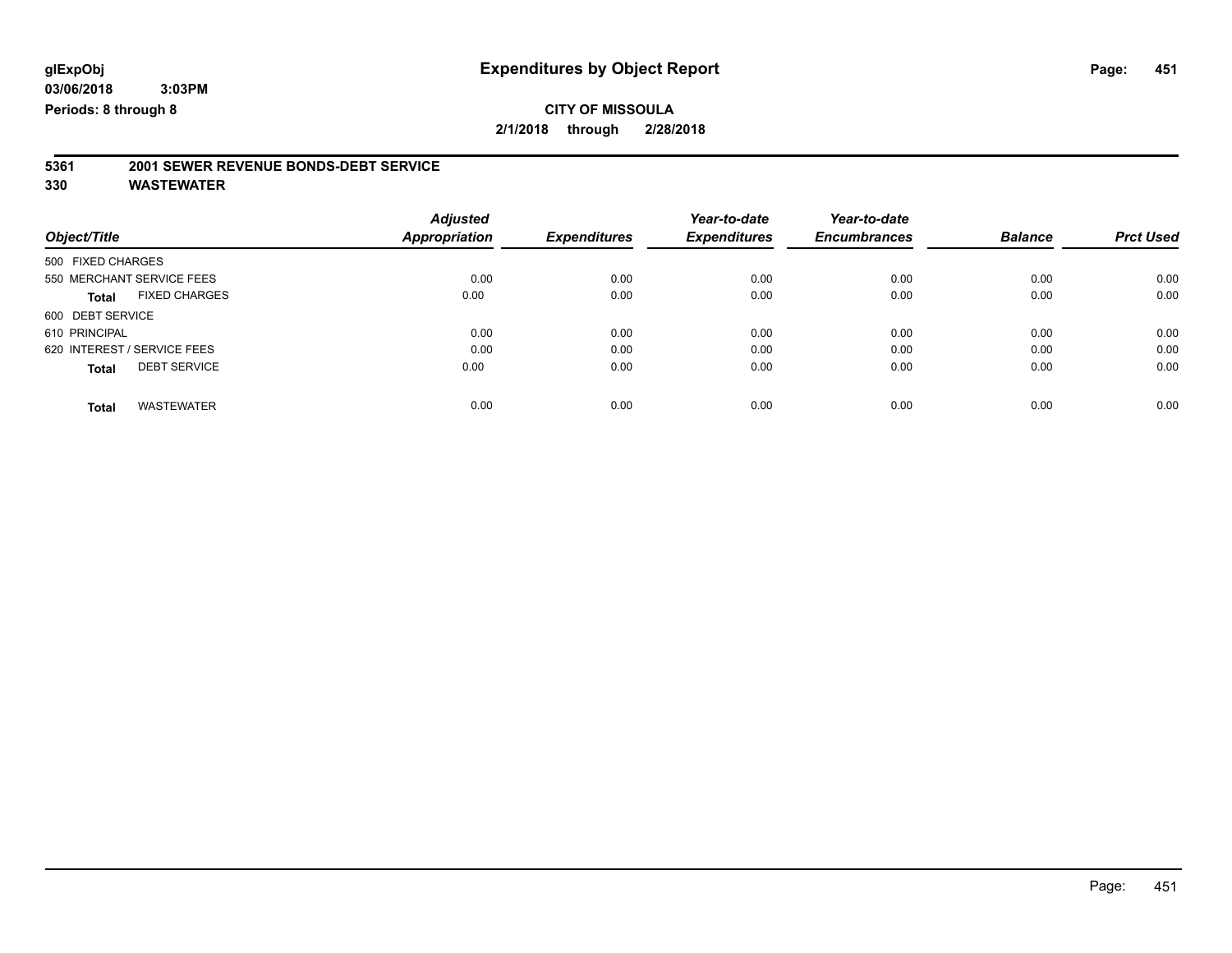glExpObj
03/06/2018 3:03PM
Periods: 8 through 8

# Expenditures by Object Report

**CITY OF MISSOULA**

**2/1/2018 through 2/28/2018**

**5361 2001 SEWER REVENUE BONDS-DEBT SERVICE**

**330 WASTEWATER**

| Object/Title | Adjusted Appropriation | Expenditures | Year-to-date Expenditures | Year-to-date Encumbrances | Balance | Prct Used |
|---|---|---|---|---|---|---|
| 500 FIXED CHARGES | | | | | | |
| 550 MERCHANT SERVICE FEES | 0.00 | 0.00 | 0.00 | 0.00 | 0.00 | 0.00 |
| **Total** FIXED CHARGES | 0.00 | 0.00 | 0.00 | 0.00 | 0.00 | 0.00 |
| 600 DEBT SERVICE | | | | | | |
| 610 PRINCIPAL | 0.00 | 0.00 | 0.00 | 0.00 | 0.00 | 0.00 |
| 620 INTEREST / SERVICE FEES | 0.00 | 0.00 | 0.00 | 0.00 | 0.00 | 0.00 |
| **Total** DEBT SERVICE | 0.00 | 0.00 | 0.00 | 0.00 | 0.00 | 0.00 |
| **Total** WASTEWATER | 0.00 | 0.00 | 0.00 | 0.00 | 0.00 | 0.00 |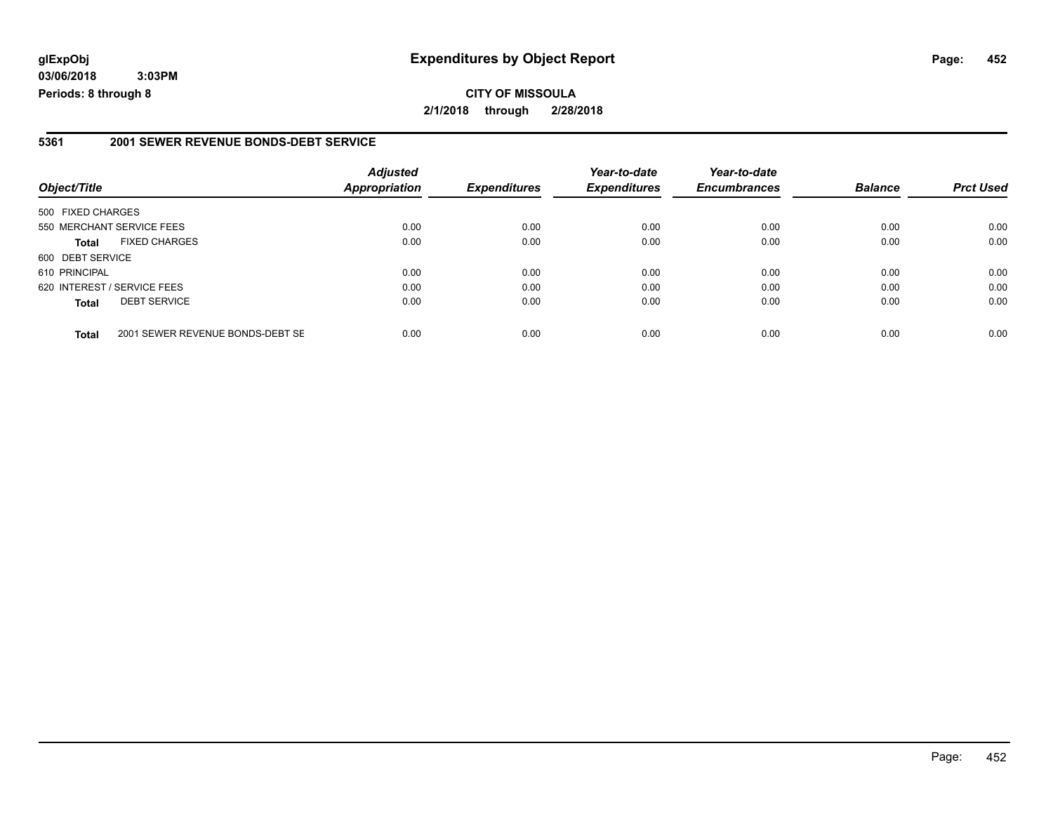**glExpObj**
**03/06/2018 3:03PM**
**Periods: 8 through 8**

# Expenditures by Object Report

**CITY OF MISSOULA**
**2/1/2018 through 2/28/2018**

## 5361 2001 SEWER REVENUE BONDS-DEBT SERVICE

| Object/Title | | Adjusted Appropriation | Expenditures | Year-to-date Expenditures | Year-to-date Encumbrances | Balance | Prct Used |
|---|---|---|---|---|---|---|---|
| 500 FIXED CHARGES | | | | | | | |
| 550 MERCHANT SERVICE FEES | | 0.00 | 0.00 | 0.00 | 0.00 | 0.00 | 0.00 |
| **Total** | FIXED CHARGES | 0.00 | 0.00 | 0.00 | 0.00 | 0.00 | 0.00 |
| 600 DEBT SERVICE | | | | | | | |
| 610 PRINCIPAL | | 0.00 | 0.00 | 0.00 | 0.00 | 0.00 | 0.00 |
| 620 INTEREST / SERVICE FEES | | 0.00 | 0.00 | 0.00 | 0.00 | 0.00 | 0.00 |
| **Total** | DEBT SERVICE | 0.00 | 0.00 | 0.00 | 0.00 | 0.00 | 0.00 |
| **Total** | 2001 SEWER REVENUE BONDS-DEBT SE | 0.00 | 0.00 | 0.00 | 0.00 | 0.00 | 0.00 |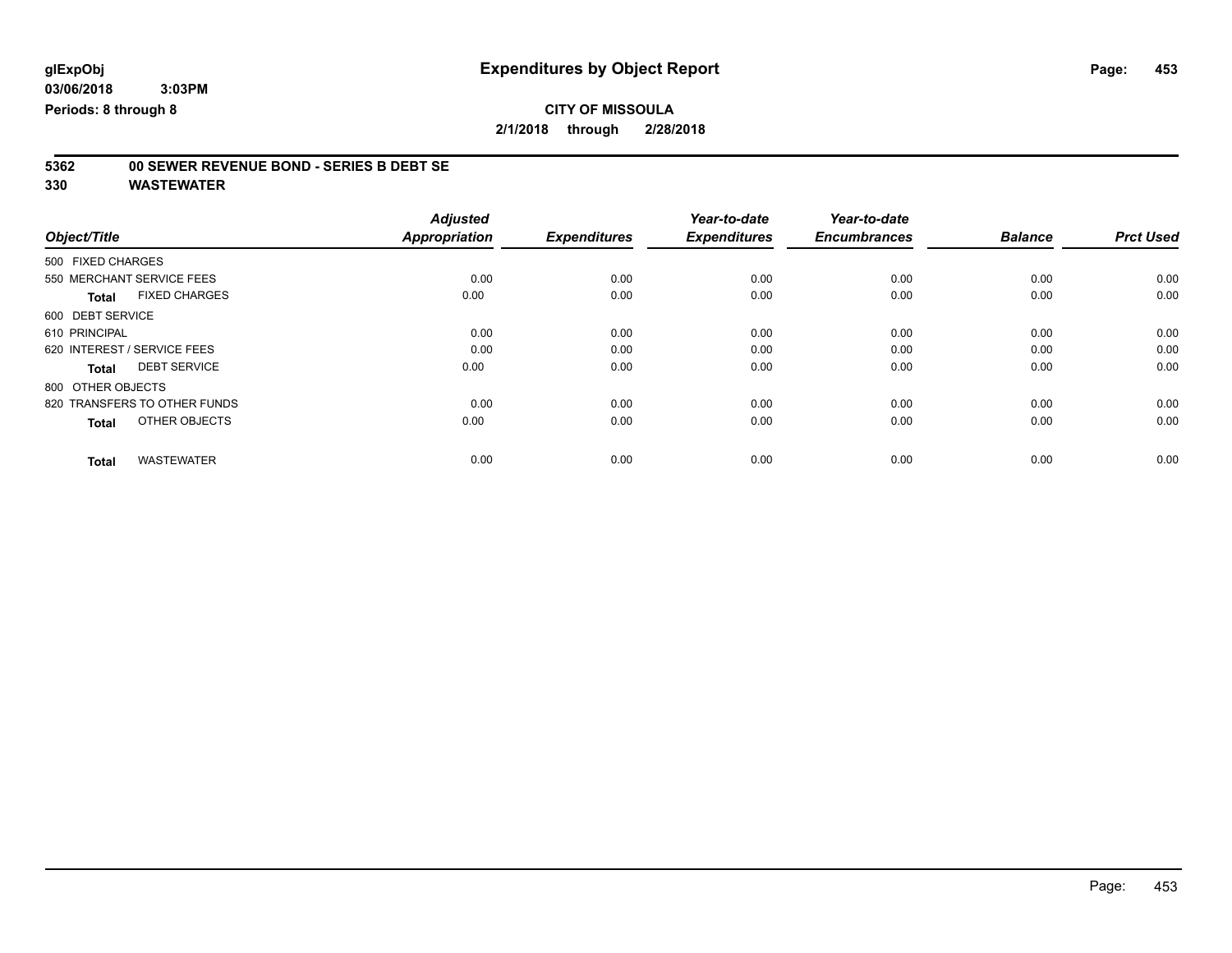# Expenditures by Object Report

glExpObj
03/06/2018 3:03PM
Periods: 8 through 8

**CITY OF MISSOULA**
**2/1/2018 through 2/28/2018**

**5362 00 SEWER REVENUE BOND - SERIES B DEBT SE**
**330 WASTEWATER**

| Object/Title | Adjusted Appropriation | Expenditures | Year-to-date Expenditures | Year-to-date Encumbrances | Balance | Prct Used |
|---|---|---|---|---|---|---|
| 500 FIXED CHARGES | | | | | | |
| 550 MERCHANT SERVICE FEES | 0.00 | 0.00 | 0.00 | 0.00 | 0.00 | 0.00 |
| **Total** FIXED CHARGES | 0.00 | 0.00 | 0.00 | 0.00 | 0.00 | 0.00 |
| 600 DEBT SERVICE | | | | | | |
| 610 PRINCIPAL | 0.00 | 0.00 | 0.00 | 0.00 | 0.00 | 0.00 |
| 620 INTEREST / SERVICE FEES | 0.00 | 0.00 | 0.00 | 0.00 | 0.00 | 0.00 |
| **Total** DEBT SERVICE | 0.00 | 0.00 | 0.00 | 0.00 | 0.00 | 0.00 |
| 800 OTHER OBJECTS | | | | | | |
| 820 TRANSFERS TO OTHER FUNDS | 0.00 | 0.00 | 0.00 | 0.00 | 0.00 | 0.00 |
| **Total** OTHER OBJECTS | 0.00 | 0.00 | 0.00 | 0.00 | 0.00 | 0.00 |
| **Total** WASTEWATER | 0.00 | 0.00 | 0.00 | 0.00 | 0.00 | 0.00 |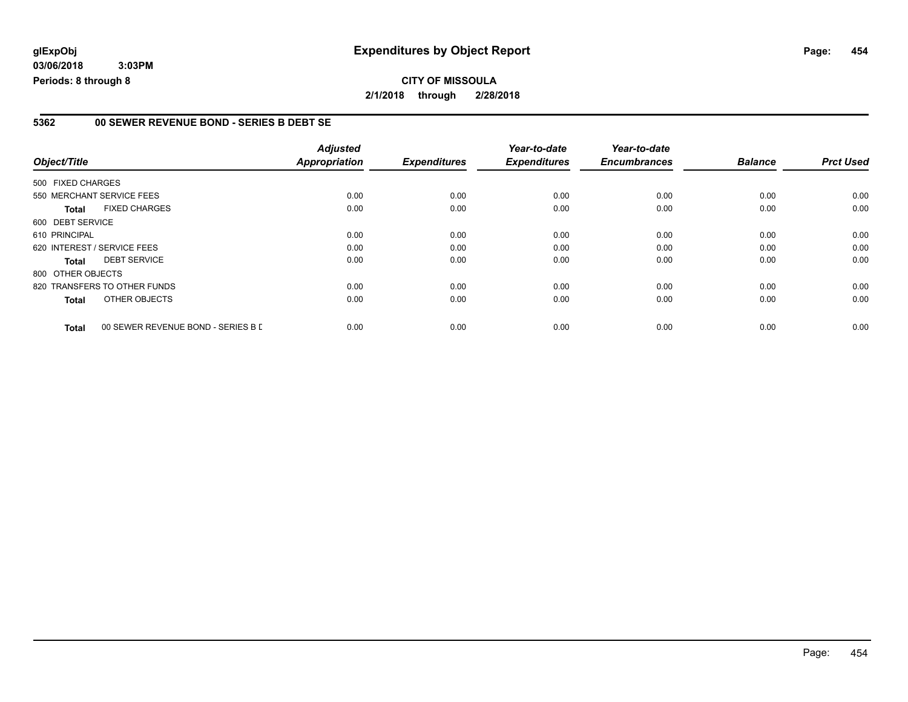**glExpObj**
**03/06/2018 3:03PM**
**Periods: 8 through 8**

# Expenditures by Object Report

**CITY OF MISSOULA**
**2/1/2018 through 2/28/2018**

## 5362 00 SEWER REVENUE BOND - SERIES B DEBT SE

| Object/Title | | Adjusted Appropriation | Expenditures | Year-to-date Expenditures | Year-to-date Encumbrances | Balance | Prct Used |
|---|---|---|---|---|---|---|---|
| 500 FIXED CHARGES | | | | | | | |
| 550 MERCHANT SERVICE FEES | | 0.00 | 0.00 | 0.00 | 0.00 | 0.00 | 0.00 |
| **Total** | FIXED CHARGES | 0.00 | 0.00 | 0.00 | 0.00 | 0.00 | 0.00 |
| 600 DEBT SERVICE | | | | | | | |
| 610 PRINCIPAL | | 0.00 | 0.00 | 0.00 | 0.00 | 0.00 | 0.00 |
| 620 INTEREST / SERVICE FEES | | 0.00 | 0.00 | 0.00 | 0.00 | 0.00 | 0.00 |
| **Total** | DEBT SERVICE | 0.00 | 0.00 | 0.00 | 0.00 | 0.00 | 0.00 |
| 800 OTHER OBJECTS | | | | | | | |
| 820 TRANSFERS TO OTHER FUNDS | | 0.00 | 0.00 | 0.00 | 0.00 | 0.00 | 0.00 |
| **Total** | OTHER OBJECTS | 0.00 | 0.00 | 0.00 | 0.00 | 0.00 | 0.00 |
| **Total** | 00 SEWER REVENUE BOND - SERIES B D | 0.00 | 0.00 | 0.00 | 0.00 | 0.00 | 0.00 |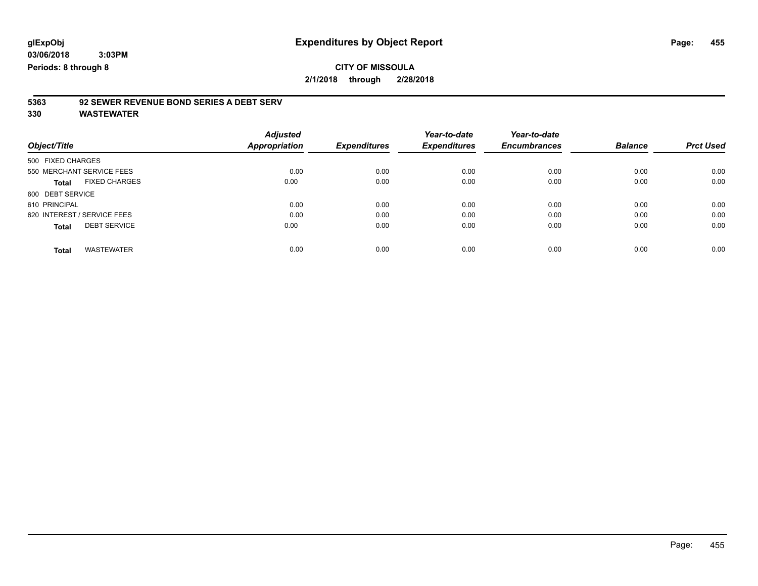**glExpObj**
**03/06/2018 3:03PM**
**Periods: 8 through 8**

# Expenditures by Object Report

**CITY OF MISSOULA**
**2/1/2018 through 2/28/2018**

## 5363 92 SEWER REVENUE BOND SERIES A DEBT SERV
## 330 WASTEWATER

| Object/Title | Adjusted Appropriation | Expenditures | Year-to-date Expenditures | Year-to-date Encumbrances | Balance | Prct Used |
|---|---|---|---|---|---|---|
| 500 FIXED CHARGES | | | | | | |
| 550 MERCHANT SERVICE FEES | 0.00 | 0.00 | 0.00 | 0.00 | 0.00 | 0.00 |
| **Total** FIXED CHARGES | 0.00 | 0.00 | 0.00 | 0.00 | 0.00 | 0.00 |
| 600 DEBT SERVICE | | | | | | |
| 610 PRINCIPAL | 0.00 | 0.00 | 0.00 | 0.00 | 0.00 | 0.00 |
| 620 INTEREST / SERVICE FEES | 0.00 | 0.00 | 0.00 | 0.00 | 0.00 | 0.00 |
| **Total** DEBT SERVICE | 0.00 | 0.00 | 0.00 | 0.00 | 0.00 | 0.00 |
| **Total** WASTEWATER | 0.00 | 0.00 | 0.00 | 0.00 | 0.00 | 0.00 |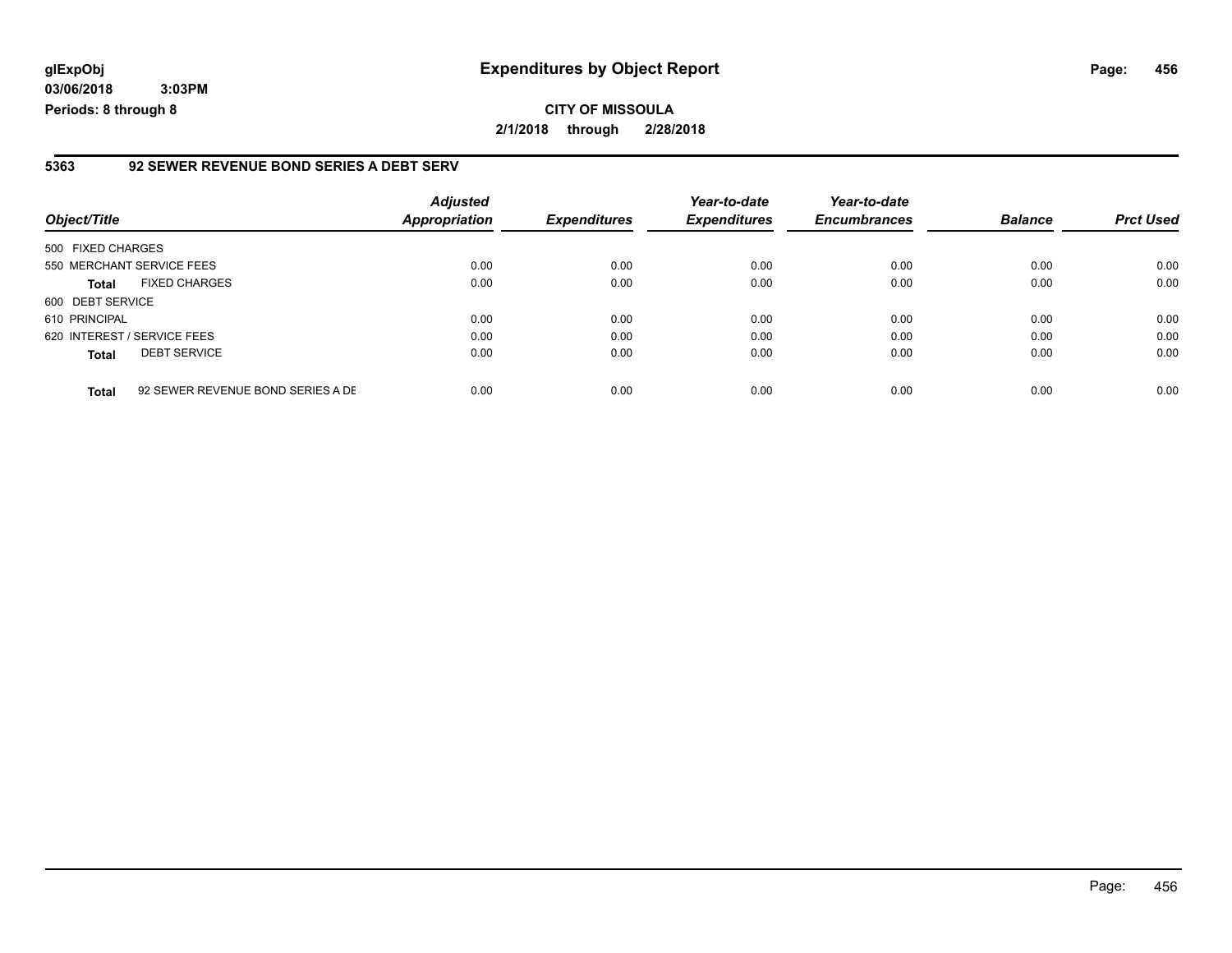**glExpObj**
**03/06/2018 3:03PM**
**Periods: 8 through 8**

# Expenditures by Object Report

**CITY OF MISSOULA**
**2/1/2018 through 2/28/2018**

## 5363 92 SEWER REVENUE BOND SERIES A DEBT SERV

| Object/Title | | *Adjusted Appropriation* | *Expenditures* | *Year-to-date Expenditures* | *Year-to-date Encumbrances* | *Balance* | *Prct Used* |
|---|---|---|---|---|---|---|---|
| 500 FIXED CHARGES | | | | | | | |
| 550 MERCHANT SERVICE FEES | | 0.00 | 0.00 | 0.00 | 0.00 | 0.00 | 0.00 |
| **Total** | FIXED CHARGES | 0.00 | 0.00 | 0.00 | 0.00 | 0.00 | 0.00 |
| 600 DEBT SERVICE | | | | | | | |
| 610 PRINCIPAL | | 0.00 | 0.00 | 0.00 | 0.00 | 0.00 | 0.00 |
| 620 INTEREST / SERVICE FEES | | 0.00 | 0.00 | 0.00 | 0.00 | 0.00 | 0.00 |
| **Total** | DEBT SERVICE | 0.00 | 0.00 | 0.00 | 0.00 | 0.00 | 0.00 |
| **Total** | 92 SEWER REVENUE BOND SERIES A DE | 0.00 | 0.00 | 0.00 | 0.00 | 0.00 | 0.00 |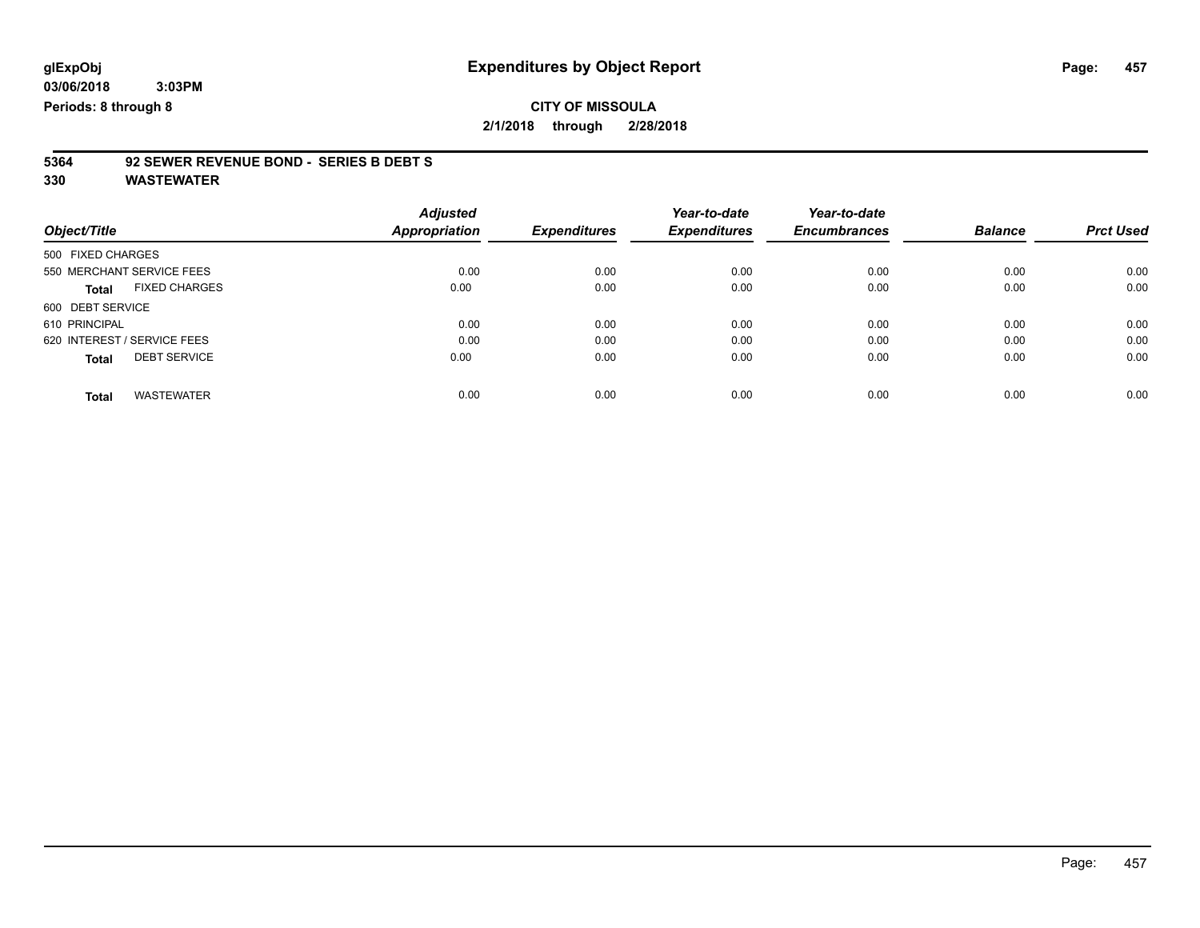**glExpObj** 

**03/06/2018 3:03PM**

**Periods: 8 through 8**

# Expenditures by Object Report

**CITY OF MISSOULA**

**2/1/2018 through 2/28/2018**

**5364 92 SEWER REVENUE BOND - SERIES B DEBT S**

**330 WASTEWATER**

| Object/Title | Adjusted Appropriation | Expenditures | Year-to-date Expenditures | Year-to-date Encumbrances | Balance | Prct Used |
|---|---|---|---|---|---|---|
| 500 FIXED CHARGES | | | | | | |
| 550 MERCHANT SERVICE FEES | 0.00 | 0.00 | 0.00 | 0.00 | 0.00 | 0.00 |
| **Total** FIXED CHARGES | 0.00 | 0.00 | 0.00 | 0.00 | 0.00 | 0.00 |
| 600 DEBT SERVICE | | | | | | |
| 610 PRINCIPAL | 0.00 | 0.00 | 0.00 | 0.00 | 0.00 | 0.00 |
| 620 INTEREST / SERVICE FEES | 0.00 | 0.00 | 0.00 | 0.00 | 0.00 | 0.00 |
| **Total** DEBT SERVICE | 0.00 | 0.00 | 0.00 | 0.00 | 0.00 | 0.00 |
| **Total** WASTEWATER | 0.00 | 0.00 | 0.00 | 0.00 | 0.00 | 0.00 |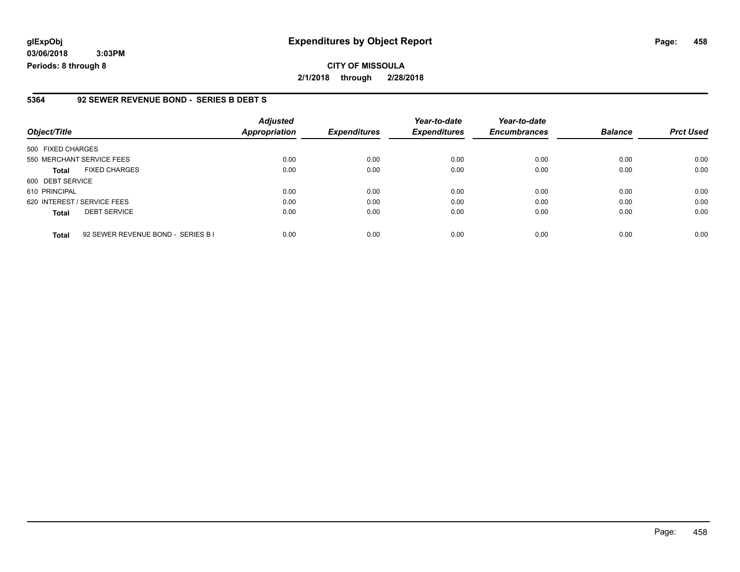**glExpObj**
**03/06/2018 3:03PM**
**Periods: 8 through 8**

# Expenditures by Object Report

**CITY OF MISSOULA**
**2/1/2018 through 2/28/2018**

## 5364 92 SEWER REVENUE BOND - SERIES B DEBT S

| Object/Title | | Adjusted Appropriation | Expenditures | Year-to-date Expenditures | Year-to-date Encumbrances | Balance | Prct Used |
|---|---|---|---|---|---|---|---|
| 500 FIXED CHARGES | | | | | | | |
| 550 MERCHANT SERVICE FEES | | 0.00 | 0.00 | 0.00 | 0.00 | 0.00 | 0.00 |
| **Total** | FIXED CHARGES | 0.00 | 0.00 | 0.00 | 0.00 | 0.00 | 0.00 |
| 600 DEBT SERVICE | | | | | | | |
| 610 PRINCIPAL | | 0.00 | 0.00 | 0.00 | 0.00 | 0.00 | 0.00 |
| 620 INTEREST / SERVICE FEES | | 0.00 | 0.00 | 0.00 | 0.00 | 0.00 | 0.00 |
| **Total** | DEBT SERVICE | 0.00 | 0.00 | 0.00 | 0.00 | 0.00 | 0.00 |
| **Total** | 92 SEWER REVENUE BOND - SERIES B I | 0.00 | 0.00 | 0.00 | 0.00 | 0.00 | 0.00 |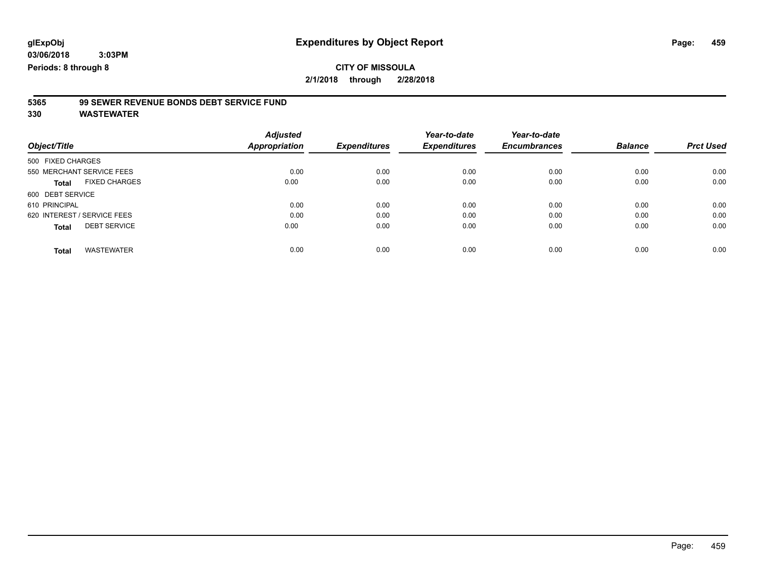# Expenditures by Object Report

glExpObj
03/06/2018 3:03PM
Periods: 8 through 8

**CITY OF MISSOULA**
**2/1/2018 through 2/28/2018**

## 5365 99 SEWER REVENUE BONDS DEBT SERVICE FUND
## 330 WASTEWATER

| Object/Title | Adjusted Appropriation | Expenditures | Year-to-date Expenditures | Year-to-date Encumbrances | Balance | Prct Used |
|---|---|---|---|---|---|---|
| 500 FIXED CHARGES | | | | | | |
| 550 MERCHANT SERVICE FEES | 0.00 | 0.00 | 0.00 | 0.00 | 0.00 | 0.00 |
| **Total** FIXED CHARGES | 0.00 | 0.00 | 0.00 | 0.00 | 0.00 | 0.00 |
| 600 DEBT SERVICE | | | | | | |
| 610 PRINCIPAL | 0.00 | 0.00 | 0.00 | 0.00 | 0.00 | 0.00 |
| 620 INTEREST / SERVICE FEES | 0.00 | 0.00 | 0.00 | 0.00 | 0.00 | 0.00 |
| **Total** DEBT SERVICE | 0.00 | 0.00 | 0.00 | 0.00 | 0.00 | 0.00 |
| **Total** WASTEWATER | 0.00 | 0.00 | 0.00 | 0.00 | 0.00 | 0.00 |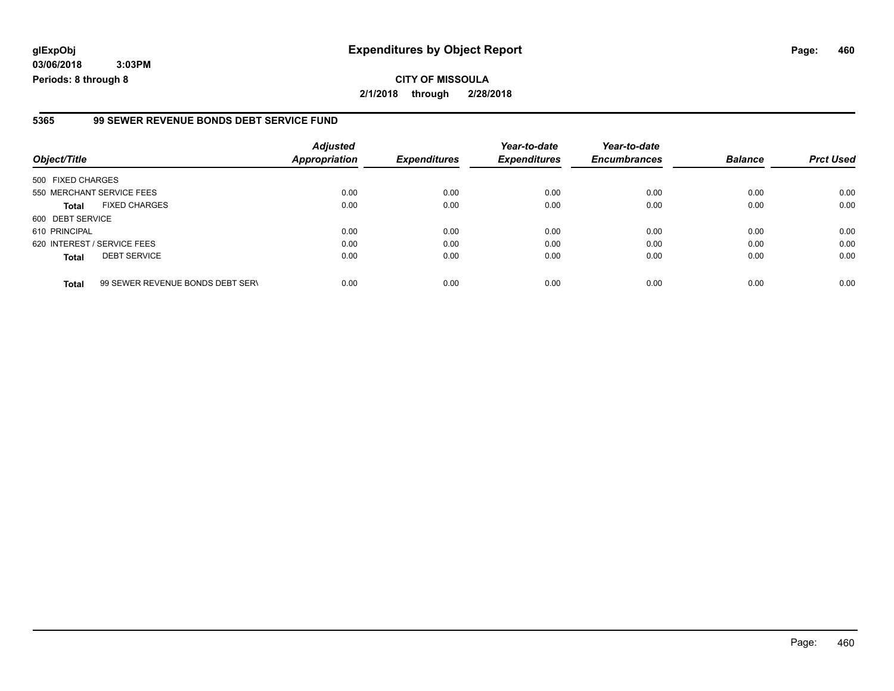**glExpObj** **Expenditures by Object Report**

**03/06/2018 3:03PM**

**Periods: 8 through 8**

**CITY OF MISSOULA**

**2/1/2018 through 2/28/2018**

## 5365 99 SEWER REVENUE BONDS DEBT SERVICE FUND

| Object/Title | | Adjusted Appropriation | Expenditures | Year-to-date Expenditures | Year-to-date Encumbrances | Balance | Prct Used |
|---|---|---|---|---|---|---|---|
| 500 FIXED CHARGES | | | | | | | |
| 550 MERCHANT SERVICE FEES | | 0.00 | 0.00 | 0.00 | 0.00 | 0.00 | 0.00 |
| **Total** | FIXED CHARGES | 0.00 | 0.00 | 0.00 | 0.00 | 0.00 | 0.00 |
| 600 DEBT SERVICE | | | | | | | |
| 610 PRINCIPAL | | 0.00 | 0.00 | 0.00 | 0.00 | 0.00 | 0.00 |
| 620 INTEREST / SERVICE FEES | | 0.00 | 0.00 | 0.00 | 0.00 | 0.00 | 0.00 |
| **Total** | DEBT SERVICE | 0.00 | 0.00 | 0.00 | 0.00 | 0.00 | 0.00 |
| **Total** | 99 SEWER REVENUE BONDS DEBT SERV | 0.00 | 0.00 | 0.00 | 0.00 | 0.00 | 0.00 |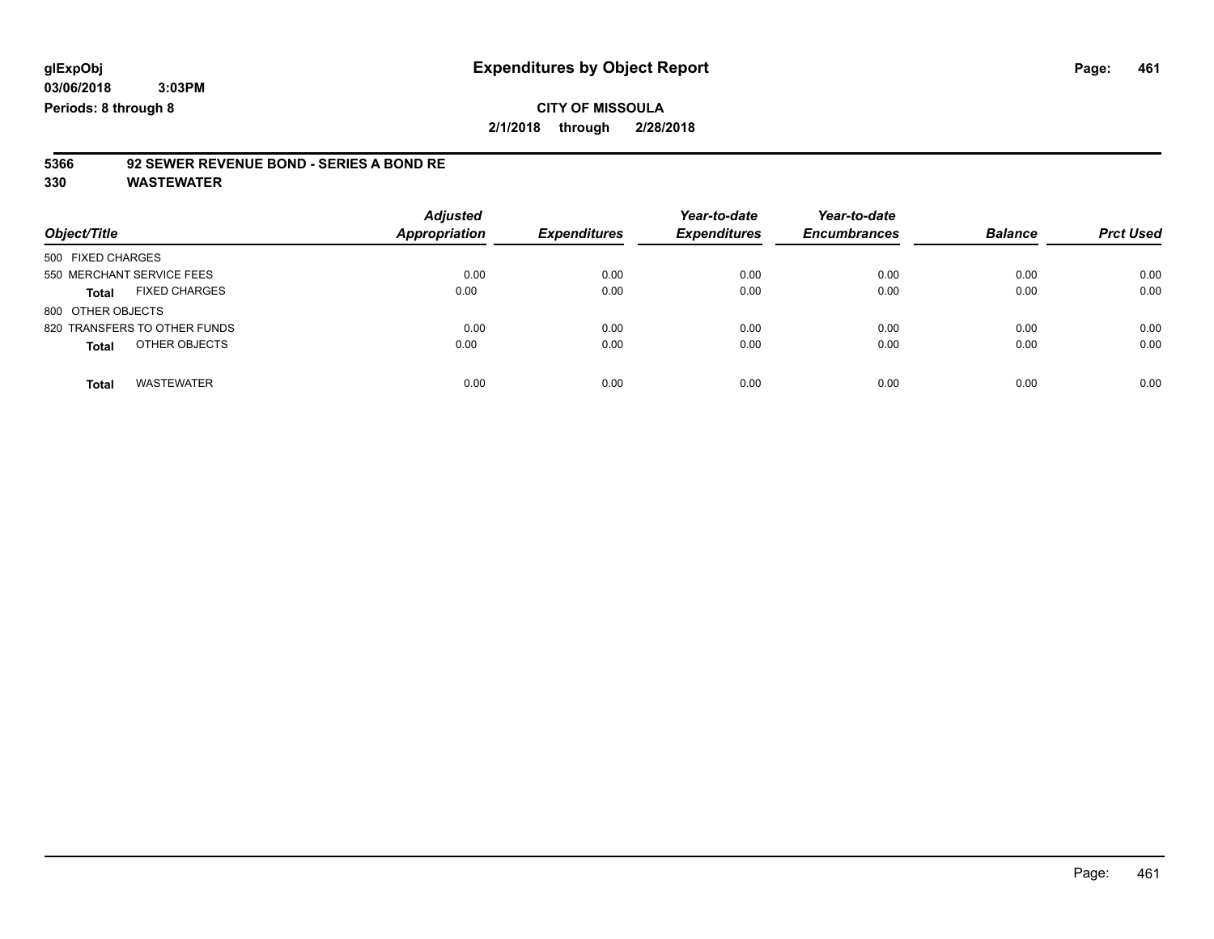**glExpObj**
**03/06/2018 3:03PM**
**Periods: 8 through 8**

# Expenditures by Object Report

**CITY OF MISSOULA**
**2/1/2018 through 2/28/2018**

**5366 92 SEWER REVENUE BOND - SERIES A BOND RE**
**330 WASTEWATER**

| Object/Title | Adjusted Appropriation | Expenditures | Year-to-date Expenditures | Year-to-date Encumbrances | Balance | Prct Used |
|---|---|---|---|---|---|---|
| 500 FIXED CHARGES | | | | | | |
| 550 MERCHANT SERVICE FEES | 0.00 | 0.00 | 0.00 | 0.00 | 0.00 | 0.00 |
| **Total** FIXED CHARGES | 0.00 | 0.00 | 0.00 | 0.00 | 0.00 | 0.00 |
| 800 OTHER OBJECTS | | | | | | |
| 820 TRANSFERS TO OTHER FUNDS | 0.00 | 0.00 | 0.00 | 0.00 | 0.00 | 0.00 |
| **Total** OTHER OBJECTS | 0.00 | 0.00 | 0.00 | 0.00 | 0.00 | 0.00 |
| **Total** WASTEWATER | 0.00 | 0.00 | 0.00 | 0.00 | 0.00 | 0.00 |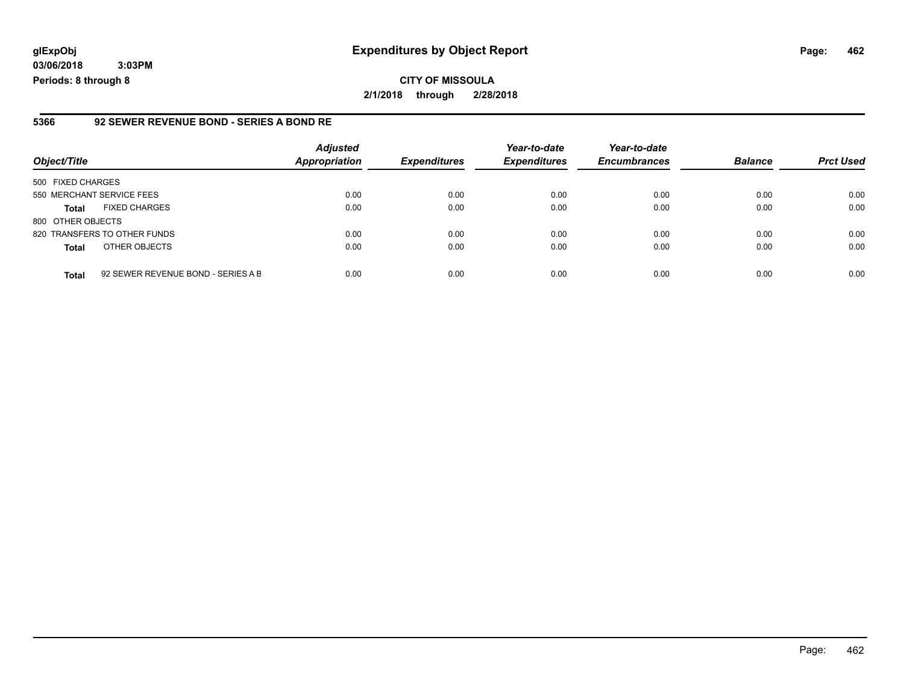**glExpObj**
**03/06/2018 3:03PM**
**Periods: 8 through 8**

# Expenditures by Object Report

**CITY OF MISSOULA**
**2/1/2018 through 2/28/2018**

### 5366 92 SEWER REVENUE BOND - SERIES A BOND RE

| Object/Title | | Adjusted Appropriation | Expenditures | Year-to-date Expenditures | Year-to-date Encumbrances | Balance | Prct Used |
|---|---|---|---|---|---|---|---|
| 500 FIXED CHARGES | | | | | | | |
| 550 MERCHANT SERVICE FEES | | 0.00 | 0.00 | 0.00 | 0.00 | 0.00 | 0.00 |
| **Total** | FIXED CHARGES | 0.00 | 0.00 | 0.00 | 0.00 | 0.00 | 0.00 |
| 800 OTHER OBJECTS | | | | | | | |
| 820 TRANSFERS TO OTHER FUNDS | | 0.00 | 0.00 | 0.00 | 0.00 | 0.00 | 0.00 |
| **Total** | OTHER OBJECTS | 0.00 | 0.00 | 0.00 | 0.00 | 0.00 | 0.00 |
| **Total** | 92 SEWER REVENUE BOND - SERIES A B | 0.00 | 0.00 | 0.00 | 0.00 | 0.00 | 0.00 |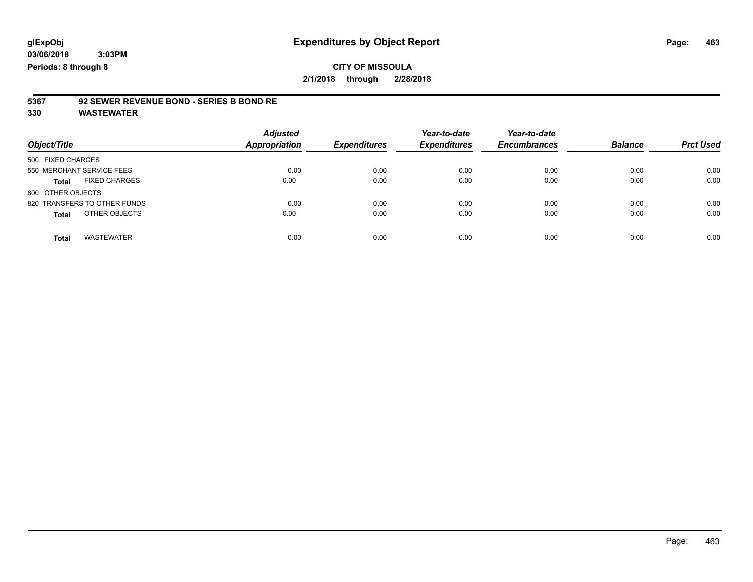**glExpObj**
**03/06/2018 3:03PM**
**Periods: 8 through 8**

# Expenditures by Object Report

**CITY OF MISSOULA**

**2/1/2018 through 2/28/2018**

**5367 92 SEWER REVENUE BOND - SERIES B BOND RE**

**330 WASTEWATER**

| Object/Title | | Adjusted Appropriation | Expenditures | Year-to-date Expenditures | Year-to-date Encumbrances | Balance | Prct Used |
|---|---|---|---|---|---|---|---|
| 500 FIXED CHARGES | | | | | | | |
| 550 MERCHANT SERVICE FEES | | 0.00 | 0.00 | 0.00 | 0.00 | 0.00 | 0.00 |
| **Total** | FIXED CHARGES | 0.00 | 0.00 | 0.00 | 0.00 | 0.00 | 0.00 |
| 800 OTHER OBJECTS | | | | | | | |
| 820 TRANSFERS TO OTHER FUNDS | | 0.00 | 0.00 | 0.00 | 0.00 | 0.00 | 0.00 |
| **Total** | OTHER OBJECTS | 0.00 | 0.00 | 0.00 | 0.00 | 0.00 | 0.00 |
| **Total** | WASTEWATER | 0.00 | 0.00 | 0.00 | 0.00 | 0.00 | 0.00 |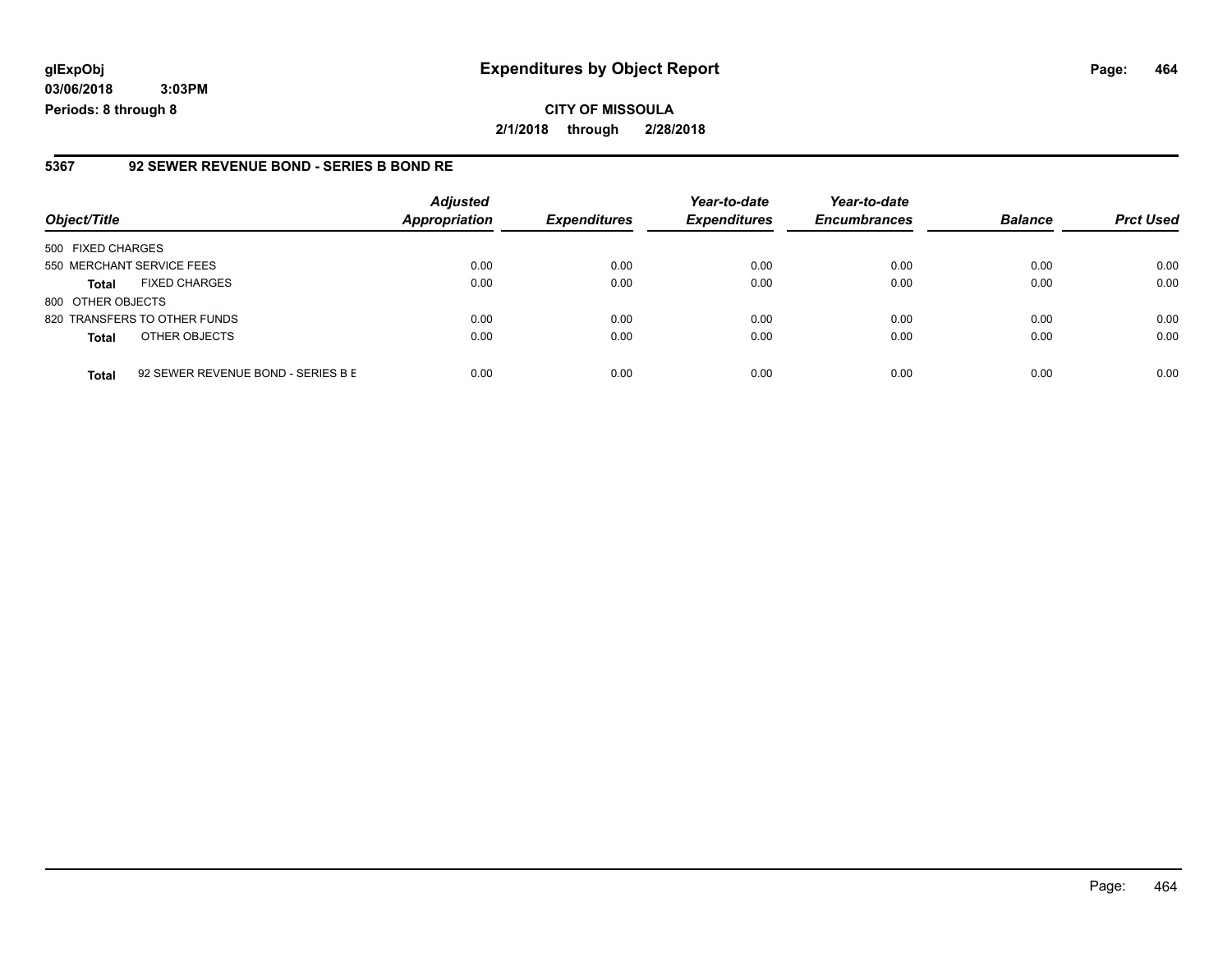**glExpObj**
**03/06/2018 3:03PM**
**Periods: 8 through 8**

# Expenditures by Object Report

**CITY OF MISSOULA**
**2/1/2018 through 2/28/2018**

## 5367 92 SEWER REVENUE BOND - SERIES B BOND RE

| Object/Title | | Adjusted Appropriation | Expenditures | Year-to-date Expenditures | Year-to-date Encumbrances | Balance | Prct Used |
|---|---|---|---|---|---|---|---|
| 500 FIXED CHARGES | | | | | | | |
| 550 MERCHANT SERVICE FEES | | 0.00 | 0.00 | 0.00 | 0.00 | 0.00 | 0.00 |
| **Total** | FIXED CHARGES | 0.00 | 0.00 | 0.00 | 0.00 | 0.00 | 0.00 |
| 800 OTHER OBJECTS | | | | | | | |
| 820 TRANSFERS TO OTHER FUNDS | | 0.00 | 0.00 | 0.00 | 0.00 | 0.00 | 0.00 |
| **Total** | OTHER OBJECTS | 0.00 | 0.00 | 0.00 | 0.00 | 0.00 | 0.00 |
| **Total** | 92 SEWER REVENUE BOND - SERIES B E | 0.00 | 0.00 | 0.00 | 0.00 | 0.00 | 0.00 |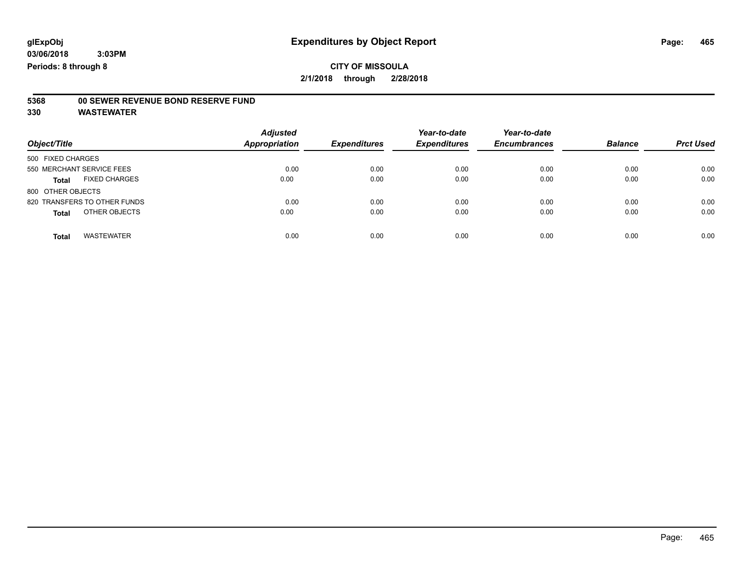glExpObj
03/06/2018 3:03PM
Periods: 8 through 8

# Expenditures by Object Report

**CITY OF MISSOULA**

**2/1/2018 through 2/28/2018**

**5368 00 SEWER REVENUE BOND RESERVE FUND**

**330 WASTEWATER**

| Object/Title | Adjusted Appropriation | Expenditures | Year-to-date Expenditures | Year-to-date Encumbrances | Balance | Prct Used |
|---|---|---|---|---|---|---|
| 500 FIXED CHARGES | | | | | | |
| 550 MERCHANT SERVICE FEES | 0.00 | 0.00 | 0.00 | 0.00 | 0.00 | 0.00 |
| **Total** FIXED CHARGES | 0.00 | 0.00 | 0.00 | 0.00 | 0.00 | 0.00 |
| 800 OTHER OBJECTS | | | | | | |
| 820 TRANSFERS TO OTHER FUNDS | 0.00 | 0.00 | 0.00 | 0.00 | 0.00 | 0.00 |
| **Total** OTHER OBJECTS | 0.00 | 0.00 | 0.00 | 0.00 | 0.00 | 0.00 |
| **Total** WASTEWATER | 0.00 | 0.00 | 0.00 | 0.00 | 0.00 | 0.00 |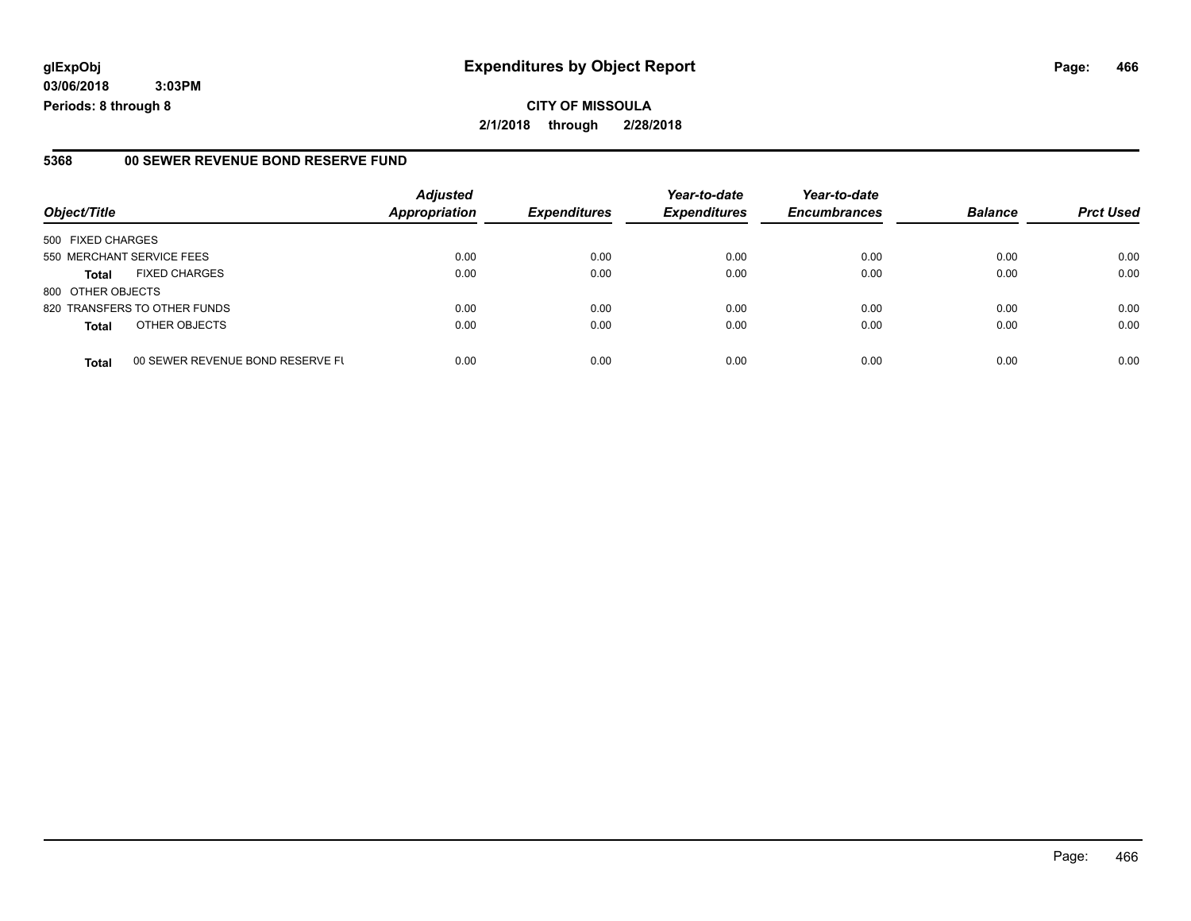glExpObj **Expenditures by Object Report**
03/06/2018 3:03PM
Periods: 8 through 8

**CITY OF MISSOULA**
**2/1/2018 through 2/28/2018**

## 5368 00 SEWER REVENUE BOND RESERVE FUND

| Object/Title | | Adjusted Appropriation | Expenditures | Year-to-date Expenditures | Year-to-date Encumbrances | Balance | Prct Used |
|---|---|---|---|---|---|---|---|
| 500 FIXED CHARGES | | | | | | | |
| 550 MERCHANT SERVICE FEES | | 0.00 | 0.00 | 0.00 | 0.00 | 0.00 | 0.00 |
| **Total** | FIXED CHARGES | 0.00 | 0.00 | 0.00 | 0.00 | 0.00 | 0.00 |
| 800 OTHER OBJECTS | | | | | | | |
| 820 TRANSFERS TO OTHER FUNDS | | 0.00 | 0.00 | 0.00 | 0.00 | 0.00 | 0.00 |
| **Total** | OTHER OBJECTS | 0.00 | 0.00 | 0.00 | 0.00 | 0.00 | 0.00 |
| **Total** | 00 SEWER REVENUE BOND RESERVE FU | 0.00 | 0.00 | 0.00 | 0.00 | 0.00 | 0.00 |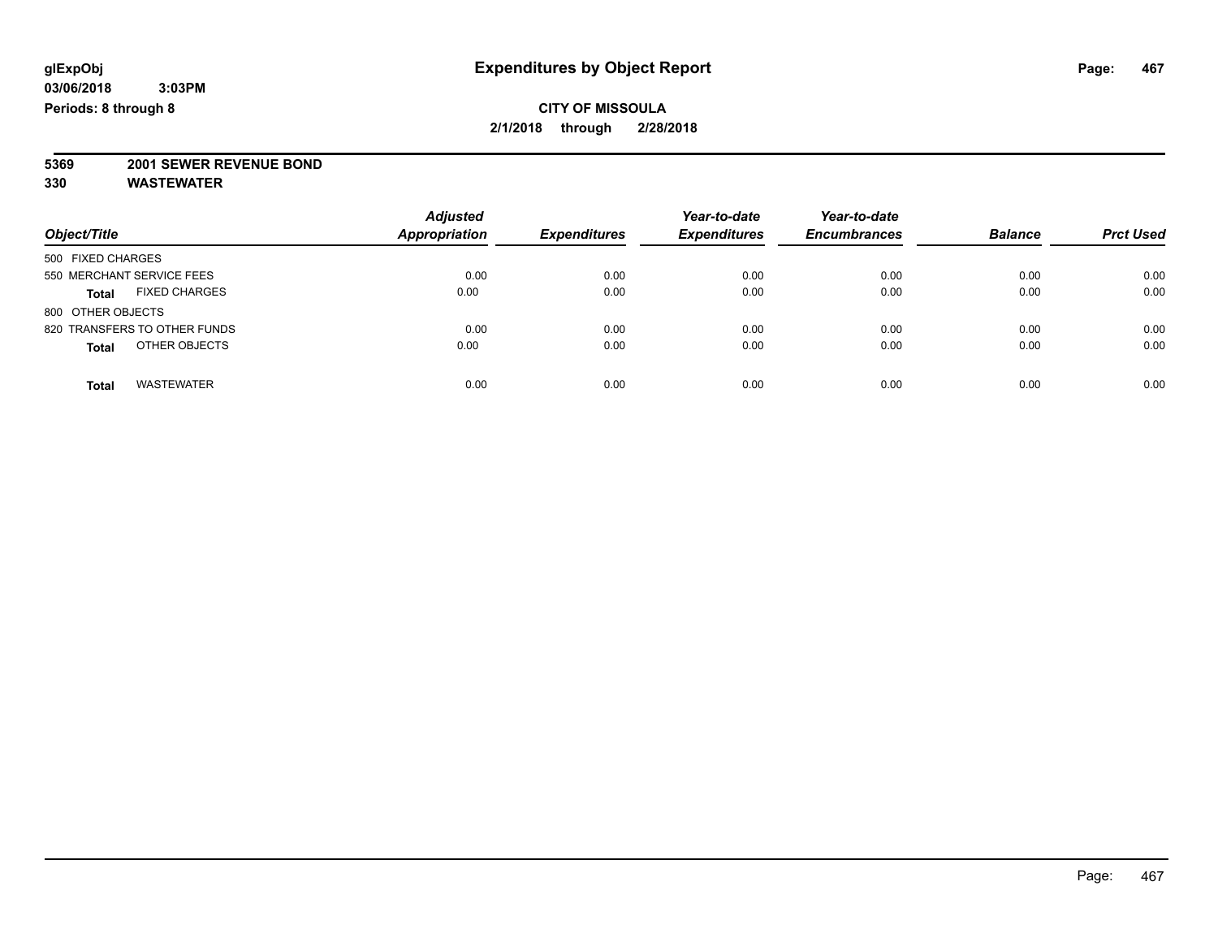**glExpObj**
**03/06/2018 3:03PM**
**Periods: 8 through 8**

# Expenditures by Object Report

**CITY OF MISSOULA**
**2/1/2018 through 2/28/2018**

**5369 2001 SEWER REVENUE BOND**
**330 WASTEWATER**

| Object/Title | Adjusted Appropriation | Expenditures | Year-to-date Expenditures | Year-to-date Encumbrances | Balance | Prct Used |
|---|---|---|---|---|---|---|
| 500 FIXED CHARGES | | | | | | |
| 550 MERCHANT SERVICE FEES | 0.00 | 0.00 | 0.00 | 0.00 | 0.00 | 0.00 |
| **Total** FIXED CHARGES | 0.00 | 0.00 | 0.00 | 0.00 | 0.00 | 0.00 |
| 800 OTHER OBJECTS | | | | | | |
| 820 TRANSFERS TO OTHER FUNDS | 0.00 | 0.00 | 0.00 | 0.00 | 0.00 | 0.00 |
| **Total** OTHER OBJECTS | 0.00 | 0.00 | 0.00 | 0.00 | 0.00 | 0.00 |
| **Total** WASTEWATER | 0.00 | 0.00 | 0.00 | 0.00 | 0.00 | 0.00 |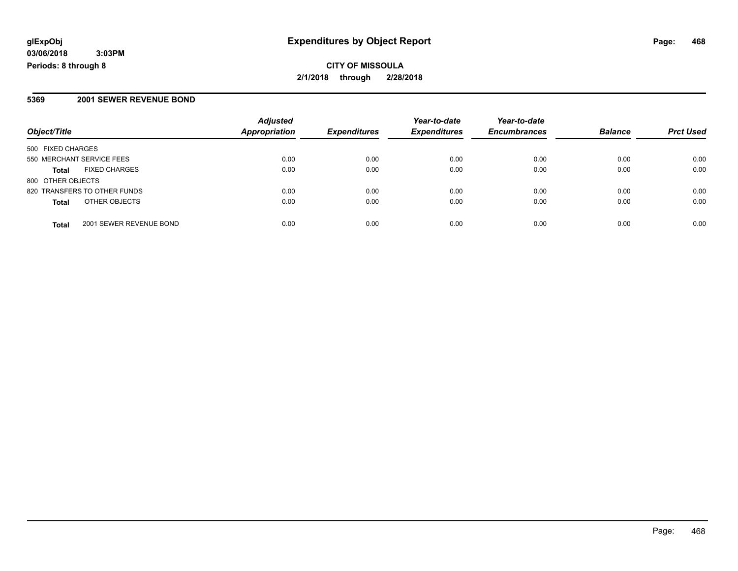# Expenditures by Object Report

glExpObj
03/06/2018 3:03PM
Periods: 8 through 8

**CITY OF MISSOULA**
**2/1/2018 through 2/28/2018**

## 5369 2001 SEWER REVENUE BOND

| Object/Title | | Adjusted Appropriation | Expenditures | Year-to-date Expenditures | Year-to-date Encumbrances | Balance | Prct Used |
|---|---|---|---|---|---|---|---|
| 500 FIXED CHARGES | | | | | | | |
| 550 MERCHANT SERVICE FEES | | 0.00 | 0.00 | 0.00 | 0.00 | 0.00 | 0.00 |
| **Total** | FIXED CHARGES | 0.00 | 0.00 | 0.00 | 0.00 | 0.00 | 0.00 |
| 800 OTHER OBJECTS | | | | | | | |
| 820 TRANSFERS TO OTHER FUNDS | | 0.00 | 0.00 | 0.00 | 0.00 | 0.00 | 0.00 |
| **Total** | OTHER OBJECTS | 0.00 | 0.00 | 0.00 | 0.00 | 0.00 | 0.00 |
| **Total** | 2001 SEWER REVENUE BOND | 0.00 | 0.00 | 0.00 | 0.00 | 0.00 | 0.00 |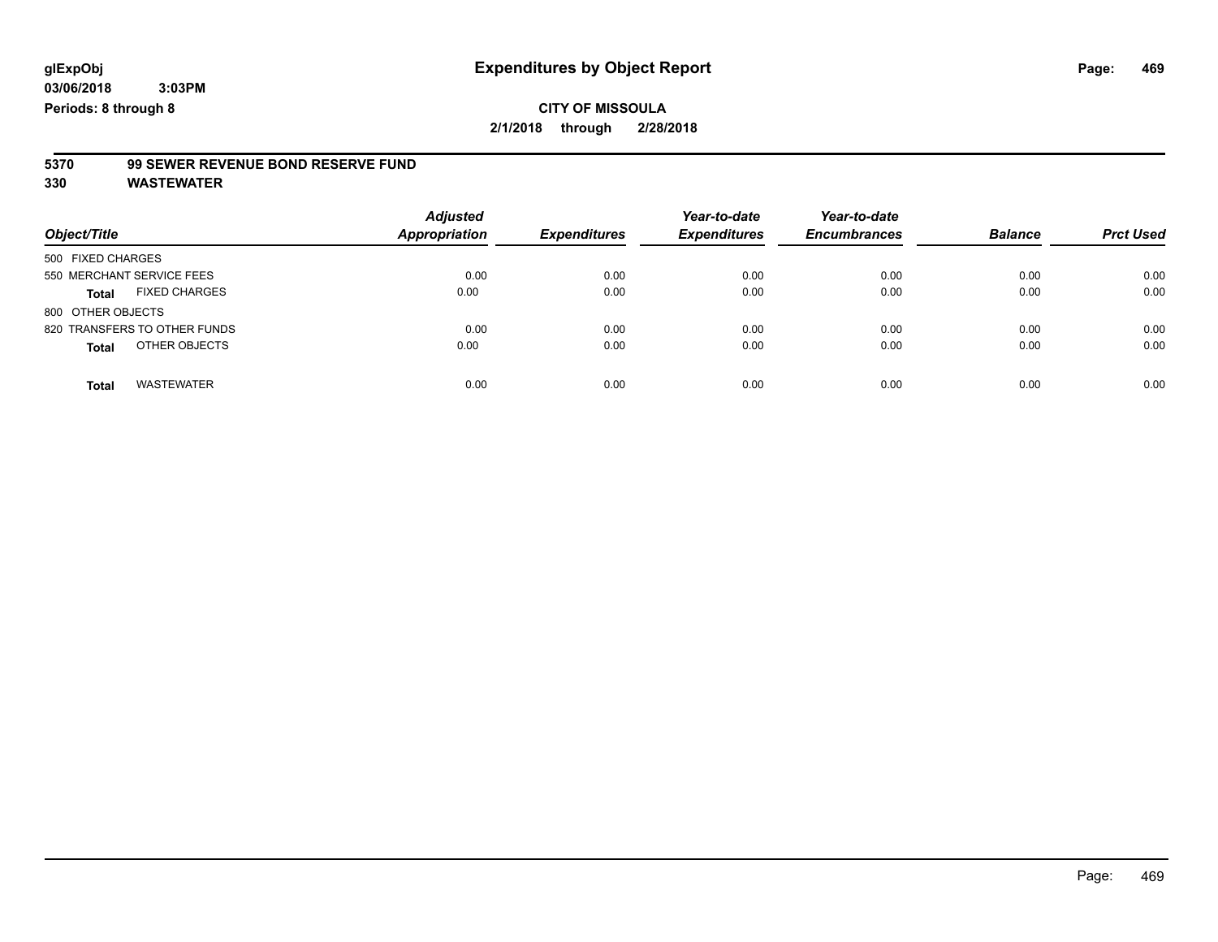**glExpObj** **Expenditures by Object Report**

**03/06/2018 3:03PM**

**Periods: 8 through 8**

**CITY OF MISSOULA**

**2/1/2018 through 2/28/2018**

**5370 99 SEWER REVENUE BOND RESERVE FUND**

**330 WASTEWATER**

| Object/Title | Adjusted Appropriation | Expenditures | Year-to-date Expenditures | Year-to-date Encumbrances | Balance | Prct Used |
|---|---|---|---|---|---|---|
| 500 FIXED CHARGES | | | | | | |
| 550 MERCHANT SERVICE FEES | 0.00 | 0.00 | 0.00 | 0.00 | 0.00 | 0.00 |
| **Total** FIXED CHARGES | 0.00 | 0.00 | 0.00 | 0.00 | 0.00 | 0.00 |
| 800 OTHER OBJECTS | | | | | | |
| 820 TRANSFERS TO OTHER FUNDS | 0.00 | 0.00 | 0.00 | 0.00 | 0.00 | 0.00 |
| **Total** OTHER OBJECTS | 0.00 | 0.00 | 0.00 | 0.00 | 0.00 | 0.00 |
| **Total** WASTEWATER | 0.00 | 0.00 | 0.00 | 0.00 | 0.00 | 0.00 |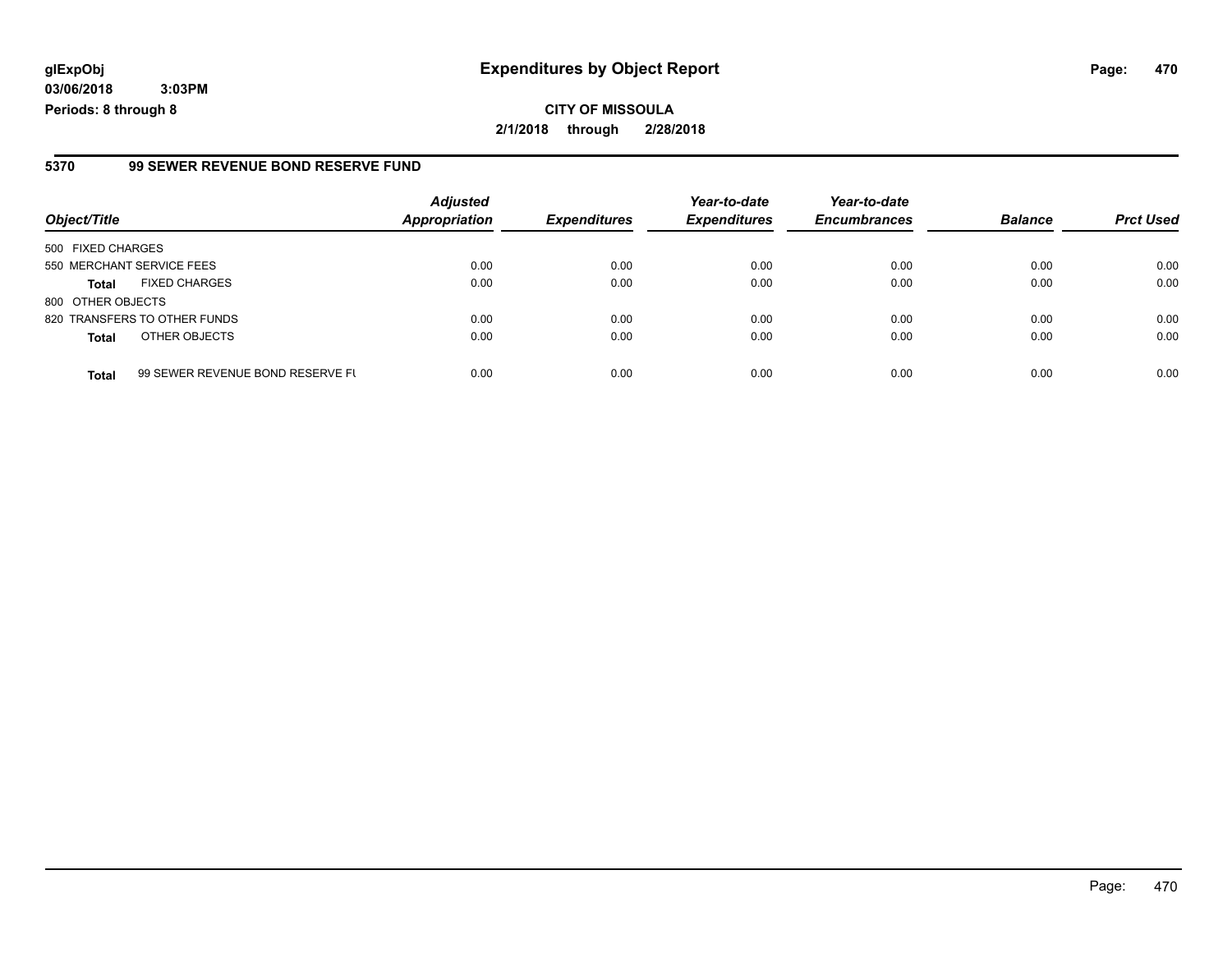**glExpObj** **Expenditures by Object Report**

**03/06/2018 3:03PM**

**Periods: 8 through 8**

**CITY OF MISSOULA**

**2/1/2018 through 2/28/2018**

## 5370 99 SEWER REVENUE BOND RESERVE FUND

| Object/Title | | Adjusted Appropriation | Expenditures | Year-to-date Expenditures | Year-to-date Encumbrances | Balance | Prct Used |
|---|---|---|---|---|---|---|---|
| 500 FIXED CHARGES | | | | | | | |
| 550 MERCHANT SERVICE FEES | | 0.00 | 0.00 | 0.00 | 0.00 | 0.00 | 0.00 |
| **Total** | FIXED CHARGES | 0.00 | 0.00 | 0.00 | 0.00 | 0.00 | 0.00 |
| 800 OTHER OBJECTS | | | | | | | |
| 820 TRANSFERS TO OTHER FUNDS | | 0.00 | 0.00 | 0.00 | 0.00 | 0.00 | 0.00 |
| **Total** | OTHER OBJECTS | 0.00 | 0.00 | 0.00 | 0.00 | 0.00 | 0.00 |
| **Total** | 99 SEWER REVENUE BOND RESERVE FU | 0.00 | 0.00 | 0.00 | 0.00 | 0.00 | 0.00 |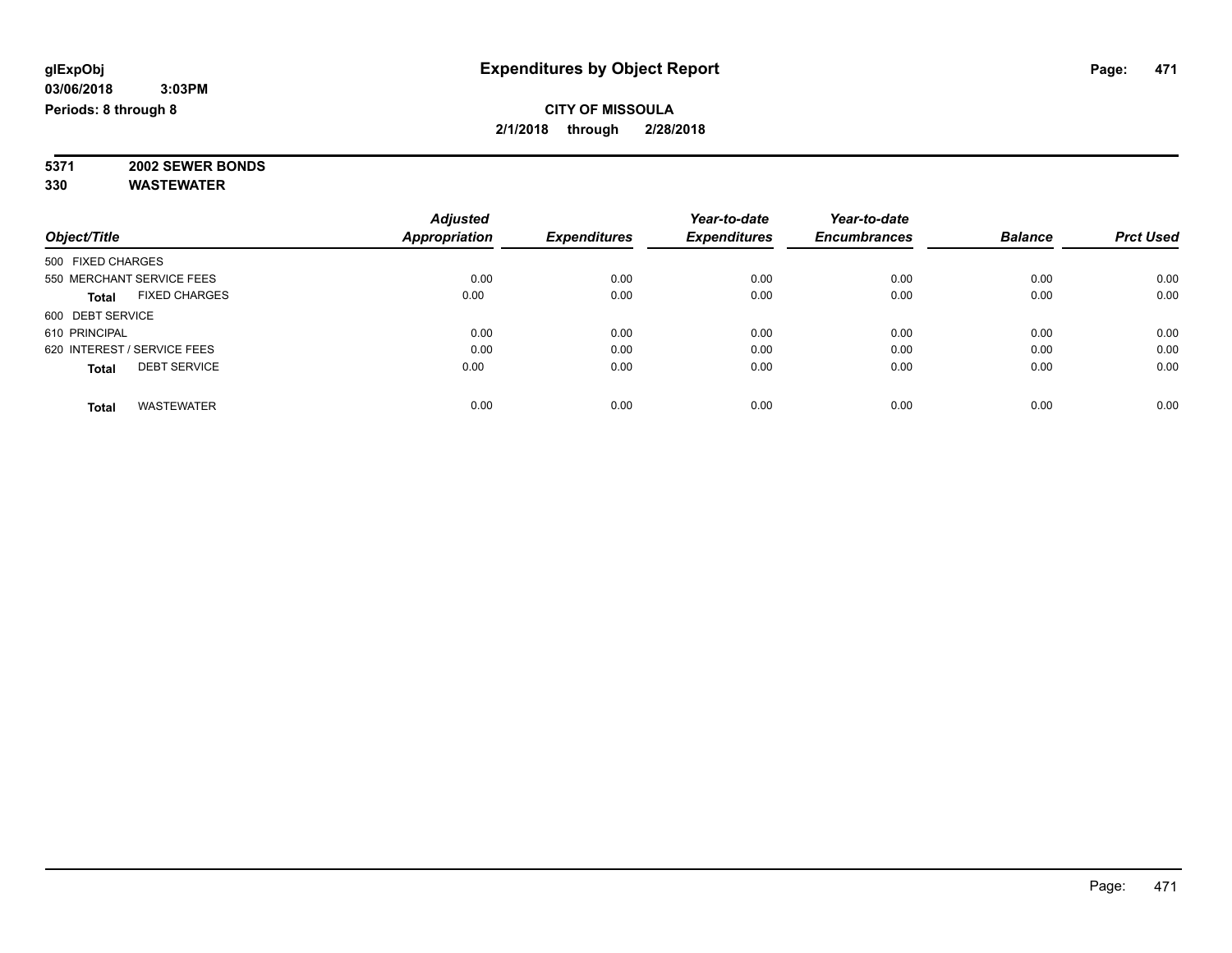# Expenditures by Object Report

glExpObj
03/06/2018 3:03PM
Periods: 8 through 8

**CITY OF MISSOULA**
**2/1/2018 through 2/28/2018**

**5371 2002 SEWER BONDS**
**330 WASTEWATER**

| Object/Title | | Adjusted Appropriation | Expenditures | Year-to-date Expenditures | Year-to-date Encumbrances | Balance | Prct Used |
|---|---|---|---|---|---|---|---|
| 500 FIXED CHARGES | | | | | | | |
| 550 MERCHANT SERVICE FEES | | 0.00 | 0.00 | 0.00 | 0.00 | 0.00 | 0.00 |
| **Total** | FIXED CHARGES | 0.00 | 0.00 | 0.00 | 0.00 | 0.00 | 0.00 |
| 600 DEBT SERVICE | | | | | | | |
| 610 PRINCIPAL | | 0.00 | 0.00 | 0.00 | 0.00 | 0.00 | 0.00 |
| 620 INTEREST / SERVICE FEES | | 0.00 | 0.00 | 0.00 | 0.00 | 0.00 | 0.00 |
| **Total** | DEBT SERVICE | 0.00 | 0.00 | 0.00 | 0.00 | 0.00 | 0.00 |
| **Total** | WASTEWATER | 0.00 | 0.00 | 0.00 | 0.00 | 0.00 | 0.00 |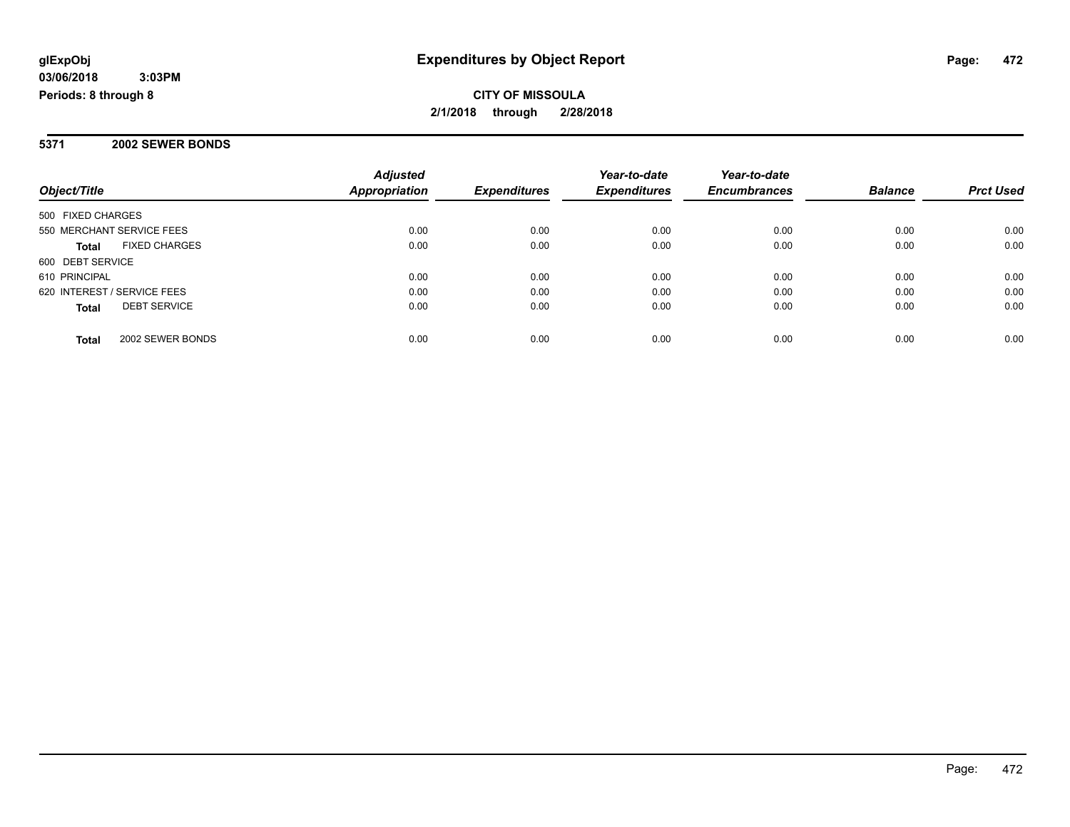**glExpObj**
**03/06/2018 3:03PM**
**Periods: 8 through 8**

# Expenditures by Object Report

**CITY OF MISSOULA**
**2/1/2018 through 2/28/2018**

## 5371 2002 SEWER BONDS

| Object/Title | Adjusted Appropriation | Expenditures | Year-to-date Expenditures | Year-to-date Encumbrances | Balance | Prct Used |
|---|---|---|---|---|---|---|
| 500 FIXED CHARGES | | | | | | |
| 550 MERCHANT SERVICE FEES | 0.00 | 0.00 | 0.00 | 0.00 | 0.00 | 0.00 |
| **Total** FIXED CHARGES | 0.00 | 0.00 | 0.00 | 0.00 | 0.00 | 0.00 |
| 600 DEBT SERVICE | | | | | | |
| 610 PRINCIPAL | 0.00 | 0.00 | 0.00 | 0.00 | 0.00 | 0.00 |
| 620 INTEREST / SERVICE FEES | 0.00 | 0.00 | 0.00 | 0.00 | 0.00 | 0.00 |
| **Total** DEBT SERVICE | 0.00 | 0.00 | 0.00 | 0.00 | 0.00 | 0.00 |
| **Total** 2002 SEWER BONDS | 0.00 | 0.00 | 0.00 | 0.00 | 0.00 | 0.00 |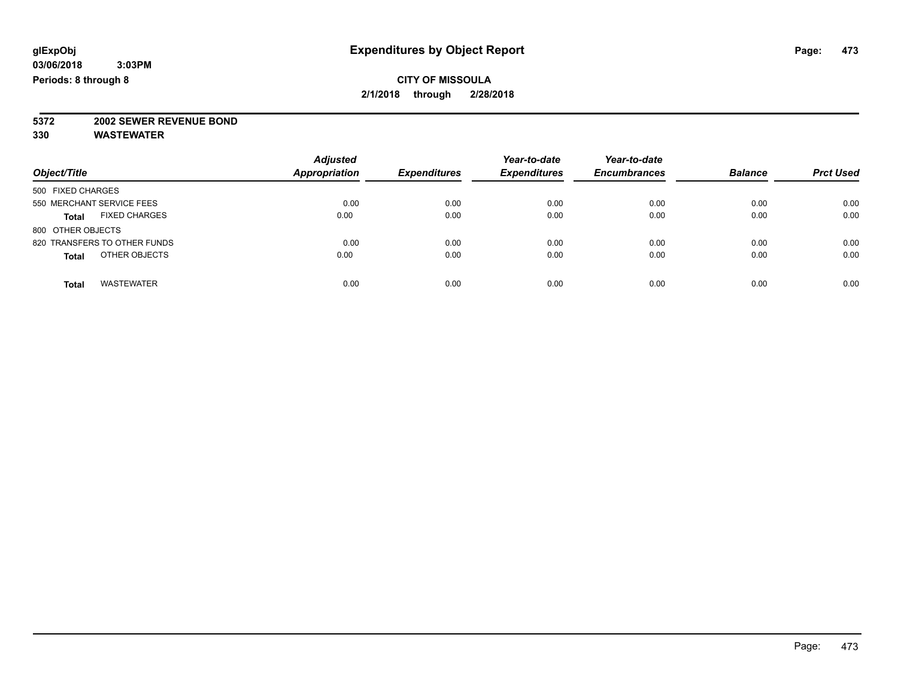glExpObj
03/06/2018 3:03PM
Periods: 8 through 8

# Expenditures by Object Report

**CITY OF MISSOULA**
**2/1/2018 through 2/28/2018**

**5372 2002 SEWER REVENUE BOND**
**330 WASTEWATER**

| Object/Title | Adjusted Appropriation | Expenditures | Year-to-date Expenditures | Year-to-date Encumbrances | Balance | Prct Used |
|---|---|---|---|---|---|---|
| 500 FIXED CHARGES | | | | | | |
| 550 MERCHANT SERVICE FEES | 0.00 | 0.00 | 0.00 | 0.00 | 0.00 | 0.00 |
| **Total** FIXED CHARGES | 0.00 | 0.00 | 0.00 | 0.00 | 0.00 | 0.00 |
| 800 OTHER OBJECTS | | | | | | |
| 820 TRANSFERS TO OTHER FUNDS | 0.00 | 0.00 | 0.00 | 0.00 | 0.00 | 0.00 |
| **Total** OTHER OBJECTS | 0.00 | 0.00 | 0.00 | 0.00 | 0.00 | 0.00 |
| **Total** WASTEWATER | 0.00 | 0.00 | 0.00 | 0.00 | 0.00 | 0.00 |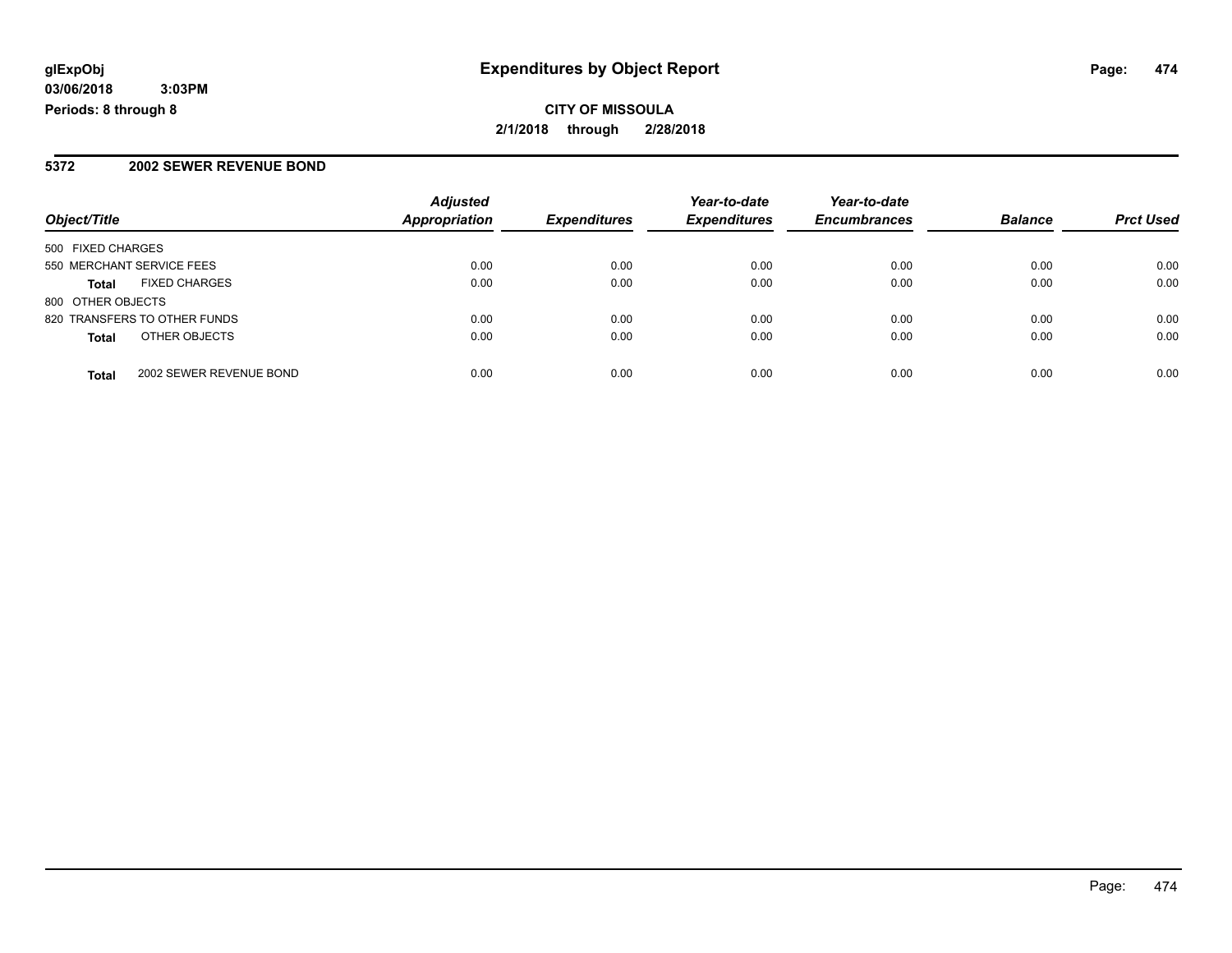glExpObj
03/06/2018 3:03PM
Periods: 8 through 8

# Expenditures by Object Report

**CITY OF MISSOULA**

**2/1/2018 through 2/28/2018**

## 5372 2002 SEWER REVENUE BOND

| Object/Title | Adjusted Appropriation | Expenditures | Year-to-date Expenditures | Year-to-date Encumbrances | Balance | Prct Used |
|---|---|---|---|---|---|---|
| 500 FIXED CHARGES | | | | | | |
| 550 MERCHANT SERVICE FEES | 0.00 | 0.00 | 0.00 | 0.00 | 0.00 | 0.00 |
| **Total** FIXED CHARGES | 0.00 | 0.00 | 0.00 | 0.00 | 0.00 | 0.00 |
| 800 OTHER OBJECTS | | | | | | |
| 820 TRANSFERS TO OTHER FUNDS | 0.00 | 0.00 | 0.00 | 0.00 | 0.00 | 0.00 |
| **Total** OTHER OBJECTS | 0.00 | 0.00 | 0.00 | 0.00 | 0.00 | 0.00 |
| **Total** 2002 SEWER REVENUE BOND | 0.00 | 0.00 | 0.00 | 0.00 | 0.00 | 0.00 |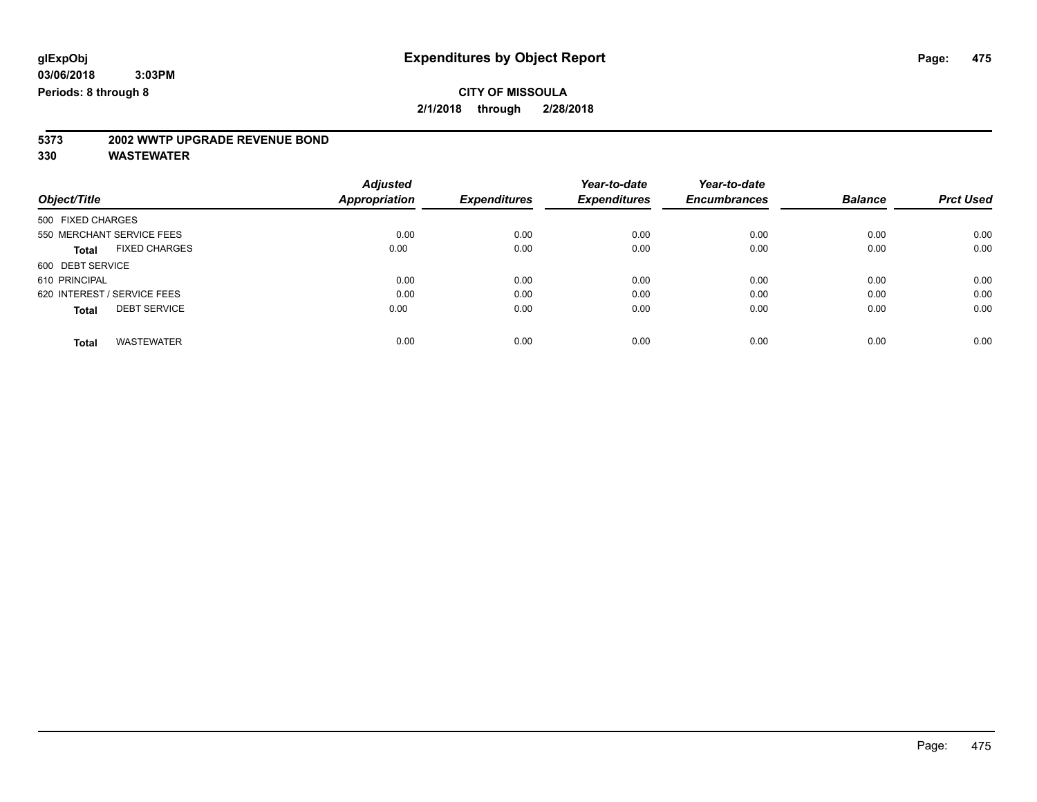glExpObj
03/06/2018 3:03PM
Periods: 8 through 8

# Expenditures by Object Report

**CITY OF MISSOULA**
**2/1/2018 through 2/28/2018**

**5373 2002 WWTP UPGRADE REVENUE BOND**
**330 WASTEWATER**

| Object/Title | Adjusted Appropriation | Expenditures | Year-to-date Expenditures | Year-to-date Encumbrances | Balance | Prct Used |
|---|---|---|---|---|---|---|
| 500 FIXED CHARGES | | | | | | |
| 550 MERCHANT SERVICE FEES | 0.00 | 0.00 | 0.00 | 0.00 | 0.00 | 0.00 |
| **Total** FIXED CHARGES | 0.00 | 0.00 | 0.00 | 0.00 | 0.00 | 0.00 |
| 600 DEBT SERVICE | | | | | | |
| 610 PRINCIPAL | 0.00 | 0.00 | 0.00 | 0.00 | 0.00 | 0.00 |
| 620 INTEREST / SERVICE FEES | 0.00 | 0.00 | 0.00 | 0.00 | 0.00 | 0.00 |
| **Total** DEBT SERVICE | 0.00 | 0.00 | 0.00 | 0.00 | 0.00 | 0.00 |
| **Total** WASTEWATER | 0.00 | 0.00 | 0.00 | 0.00 | 0.00 | 0.00 |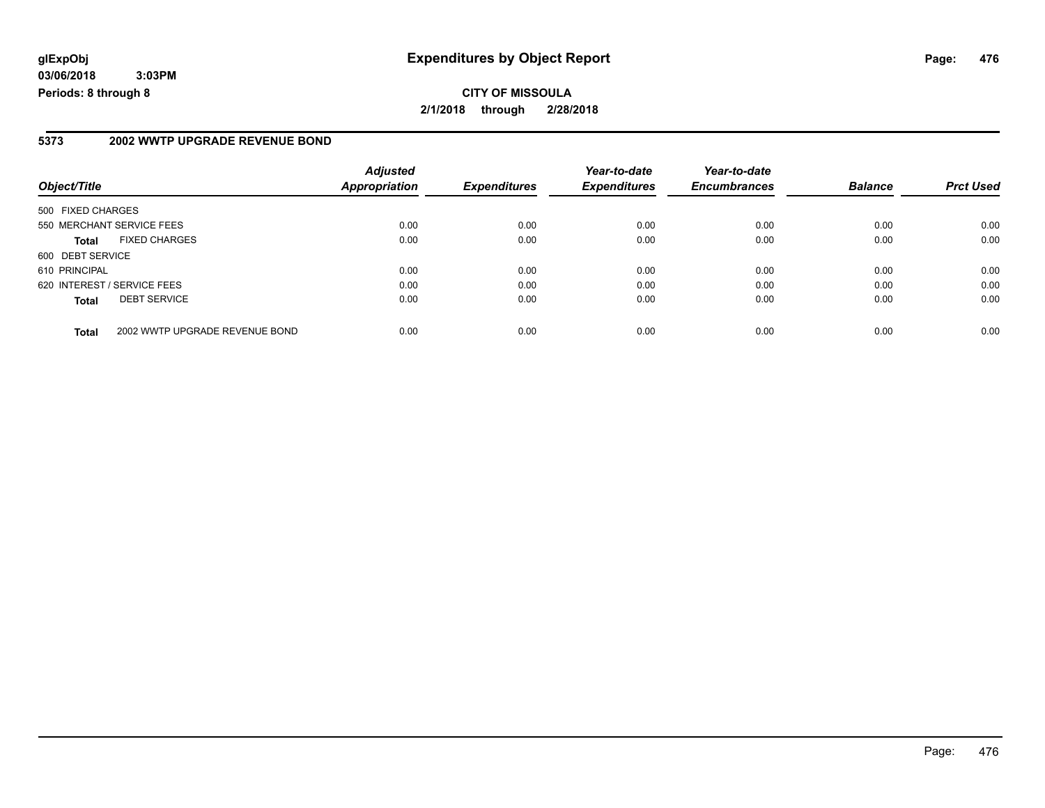# Expenditures by Object Report

glExpObj
03/06/2018 3:03PM
Periods: 8 through 8

**CITY OF MISSOULA**
**2/1/2018 through 2/28/2018**

## 5373 2002 WWTP UPGRADE REVENUE BOND

| Object/Title | | Adjusted Appropriation | Expenditures | Year-to-date Expenditures | Year-to-date Encumbrances | Balance | Prct Used |
|---|---|---|---|---|---|---|---|
| 500 FIXED CHARGES | | | | | | | |
| 550 MERCHANT SERVICE FEES | | 0.00 | 0.00 | 0.00 | 0.00 | 0.00 | 0.00 |
| **Total** | FIXED CHARGES | 0.00 | 0.00 | 0.00 | 0.00 | 0.00 | 0.00 |
| 600 DEBT SERVICE | | | | | | | |
| 610 PRINCIPAL | | 0.00 | 0.00 | 0.00 | 0.00 | 0.00 | 0.00 |
| 620 INTEREST / SERVICE FEES | | 0.00 | 0.00 | 0.00 | 0.00 | 0.00 | 0.00 |
| **Total** | DEBT SERVICE | 0.00 | 0.00 | 0.00 | 0.00 | 0.00 | 0.00 |
| **Total** | 2002 WWTP UPGRADE REVENUE BOND | 0.00 | 0.00 | 0.00 | 0.00 | 0.00 | 0.00 |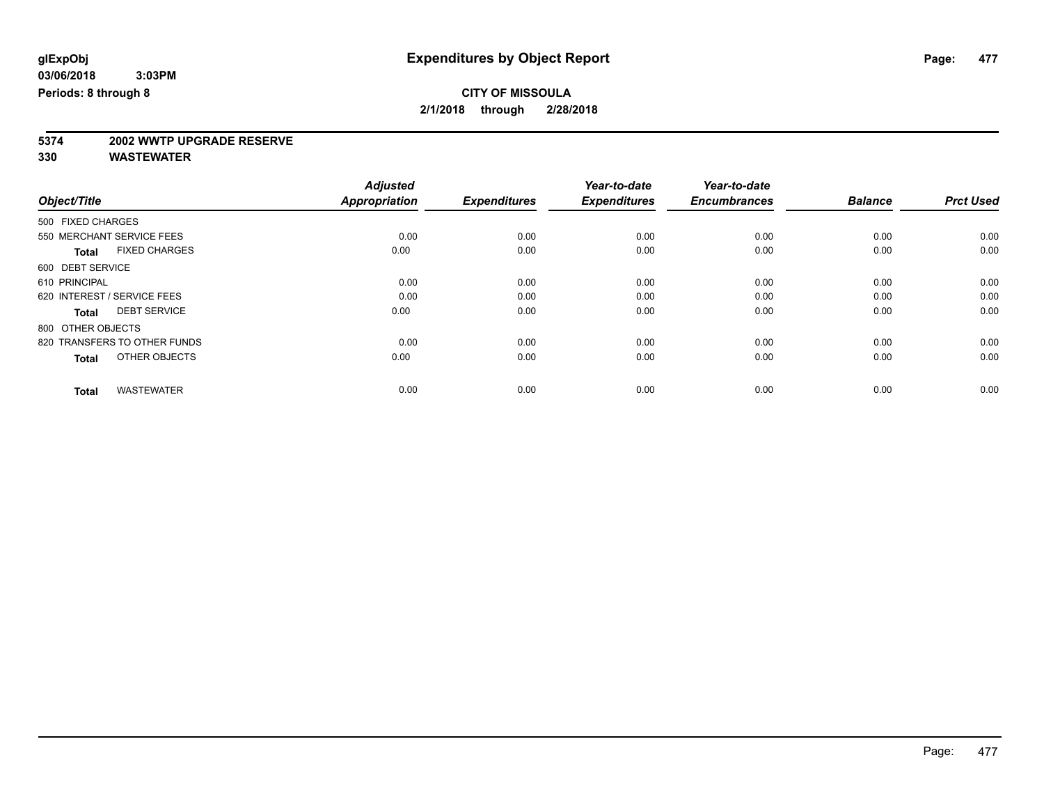glExpObj
03/06/2018 3:03PM
Periods: 8 through 8

# Expenditures by Object Report

**CITY OF MISSOULA**
**2/1/2018 through 2/28/2018**

**5374 2002 WWTP UPGRADE RESERVE**
**330 WASTEWATER**

| Object/Title | Adjusted Appropriation | Expenditures | Year-to-date Expenditures | Year-to-date Encumbrances | Balance | Prct Used |
|---|---|---|---|---|---|---|
| 500 FIXED CHARGES | | | | | | |
| 550 MERCHANT SERVICE FEES | 0.00 | 0.00 | 0.00 | 0.00 | 0.00 | 0.00 |
| **Total** FIXED CHARGES | 0.00 | 0.00 | 0.00 | 0.00 | 0.00 | 0.00 |
| 600 DEBT SERVICE | | | | | | |
| 610 PRINCIPAL | 0.00 | 0.00 | 0.00 | 0.00 | 0.00 | 0.00 |
| 620 INTEREST / SERVICE FEES | 0.00 | 0.00 | 0.00 | 0.00 | 0.00 | 0.00 |
| **Total** DEBT SERVICE | 0.00 | 0.00 | 0.00 | 0.00 | 0.00 | 0.00 |
| 800 OTHER OBJECTS | | | | | | |
| 820 TRANSFERS TO OTHER FUNDS | 0.00 | 0.00 | 0.00 | 0.00 | 0.00 | 0.00 |
| **Total** OTHER OBJECTS | 0.00 | 0.00 | 0.00 | 0.00 | 0.00 | 0.00 |
| **Total** WASTEWATER | 0.00 | 0.00 | 0.00 | 0.00 | 0.00 | 0.00 |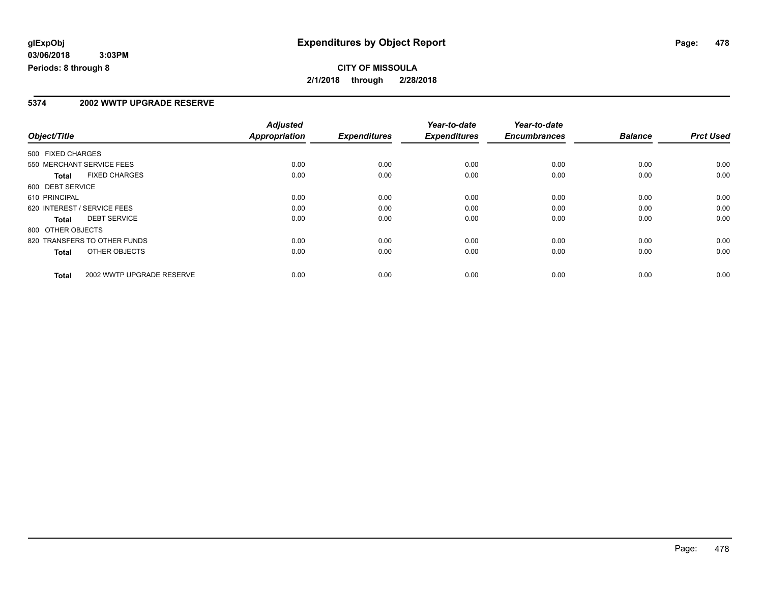**glExpObj** 
**03/06/2018 3:03PM**
**Periods: 8 through 8**

# Expenditures by Object Report

**CITY OF MISSOULA**
**2/1/2018 through 2/28/2018**

## 5374 2002 WWTP UPGRADE RESERVE

| Object/Title | | *Adjusted Appropriation* | *Expenditures* | *Year-to-date Expenditures* | *Year-to-date Encumbrances* | *Balance* | *Prct Used* |
|---|---|---|---|---|---|---|---|
| 500 FIXED CHARGES | | | | | | | |
| 550 MERCHANT SERVICE FEES | | 0.00 | 0.00 | 0.00 | 0.00 | 0.00 | 0.00 |
| **Total** | FIXED CHARGES | 0.00 | 0.00 | 0.00 | 0.00 | 0.00 | 0.00 |
| 600 DEBT SERVICE | | | | | | | |
| 610 PRINCIPAL | | 0.00 | 0.00 | 0.00 | 0.00 | 0.00 | 0.00 |
| 620 INTEREST / SERVICE FEES | | 0.00 | 0.00 | 0.00 | 0.00 | 0.00 | 0.00 |
| **Total** | DEBT SERVICE | 0.00 | 0.00 | 0.00 | 0.00 | 0.00 | 0.00 |
| 800 OTHER OBJECTS | | | | | | | |
| 820 TRANSFERS TO OTHER FUNDS | | 0.00 | 0.00 | 0.00 | 0.00 | 0.00 | 0.00 |
| **Total** | OTHER OBJECTS | 0.00 | 0.00 | 0.00 | 0.00 | 0.00 | 0.00 |
| **Total** | 2002 WWTP UPGRADE RESERVE | 0.00 | 0.00 | 0.00 | 0.00 | 0.00 | 0.00 |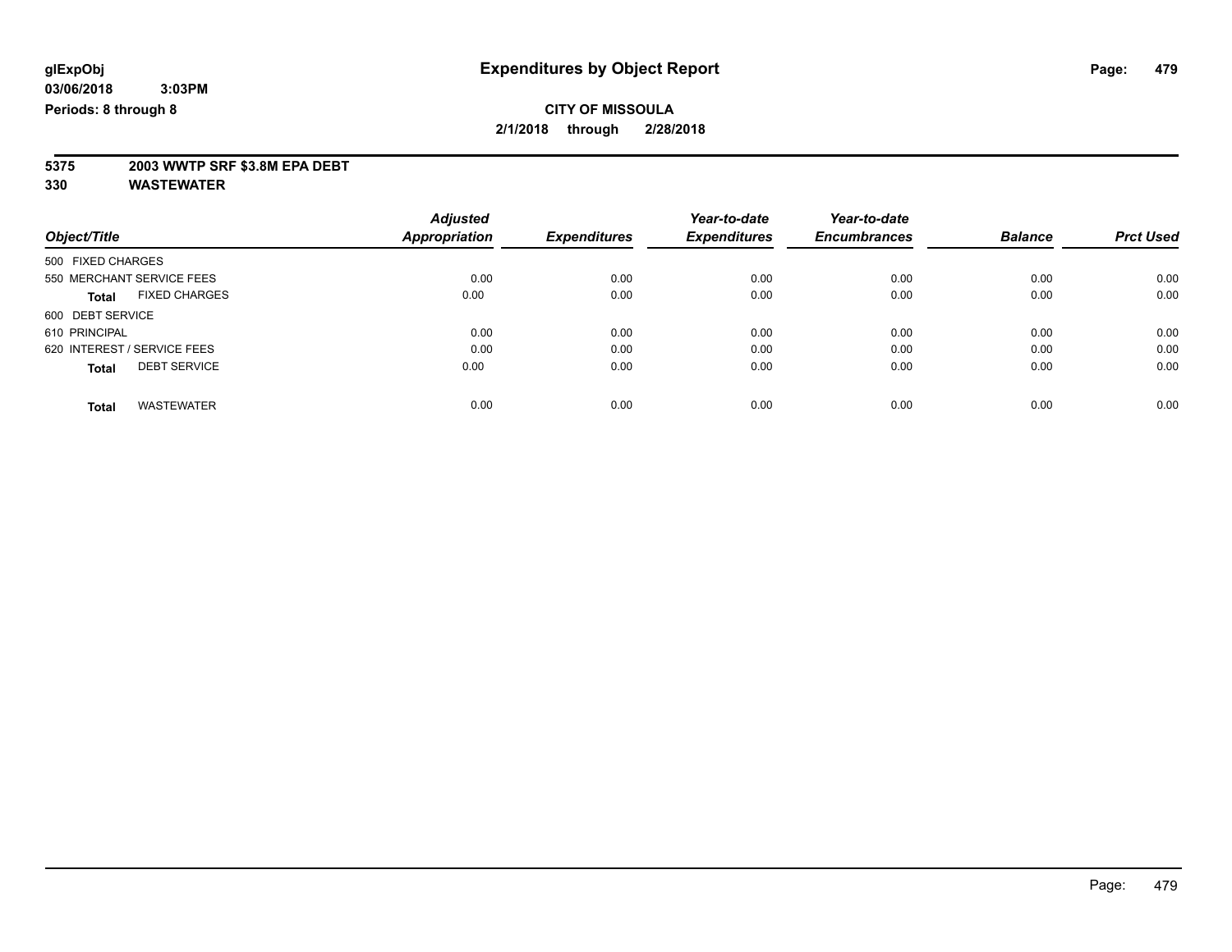**glExpObj** **Expenditures by Object Report**

**03/06/2018 3:03PM**

**Periods: 8 through 8**

**CITY OF MISSOULA**

**2/1/2018 through 2/28/2018**

**5375 2003 WWTP SRF $3.8M EPA DEBT**

**330 WASTEWATER**

| Object/Title | Adjusted Appropriation | Expenditures | Year-to-date Expenditures | Year-to-date Encumbrances | Balance | Prct Used |
|---|---|---|---|---|---|---|
| 500 FIXED CHARGES | | | | | | |
| 550 MERCHANT SERVICE FEES | 0.00 | 0.00 | 0.00 | 0.00 | 0.00 | 0.00 |
| **Total** FIXED CHARGES | 0.00 | 0.00 | 0.00 | 0.00 | 0.00 | 0.00 |
| 600 DEBT SERVICE | | | | | | |
| 610 PRINCIPAL | 0.00 | 0.00 | 0.00 | 0.00 | 0.00 | 0.00 |
| 620 INTEREST / SERVICE FEES | 0.00 | 0.00 | 0.00 | 0.00 | 0.00 | 0.00 |
| **Total** DEBT SERVICE | 0.00 | 0.00 | 0.00 | 0.00 | 0.00 | 0.00 |
| **Total** WASTEWATER | 0.00 | 0.00 | 0.00 | 0.00 | 0.00 | 0.00 |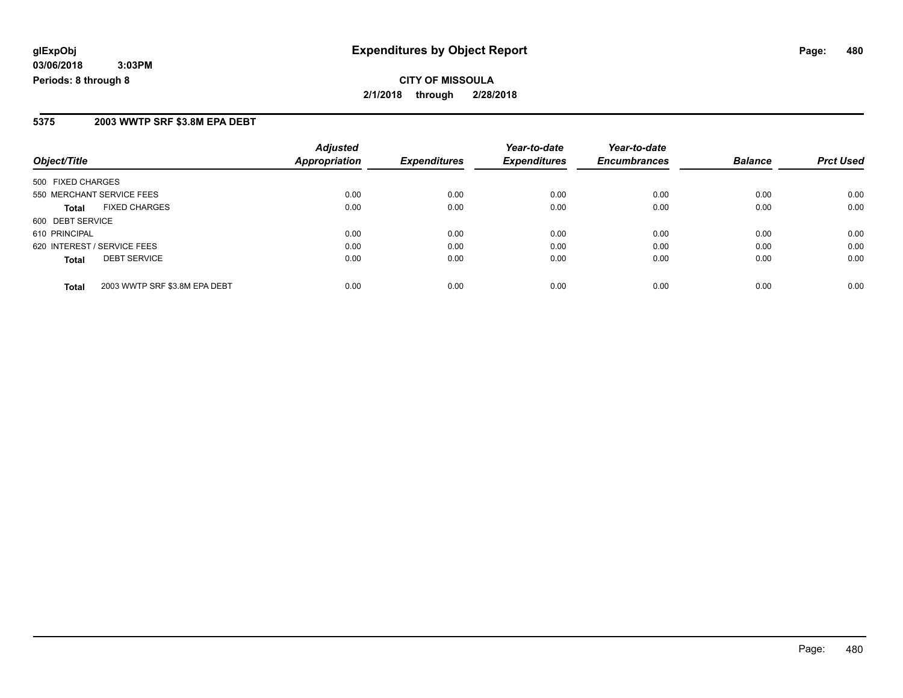# Expenditures by Object Report

**glExpObj**
**03/06/2018 3:03PM**
**Periods: 8 through 8**

**CITY OF MISSOULA**
**2/1/2018 through 2/28/2018**

## 5375 2003 WWTP SRF $3.8M EPA DEBT

| Object/Title | Adjusted Appropriation | Expenditures | Year-to-date Expenditures | Year-to-date Encumbrances | Balance | Prct Used |
|---|---|---|---|---|---|---|
| 500 FIXED CHARGES | | | | | | |
| 550 MERCHANT SERVICE FEES | 0.00 | 0.00 | 0.00 | 0.00 | 0.00 | 0.00 |
| **Total** FIXED CHARGES | 0.00 | 0.00 | 0.00 | 0.00 | 0.00 | 0.00 |
| 600 DEBT SERVICE | | | | | | |
| 610 PRINCIPAL | 0.00 | 0.00 | 0.00 | 0.00 | 0.00 | 0.00 |
| 620 INTEREST / SERVICE FEES | 0.00 | 0.00 | 0.00 | 0.00 | 0.00 | 0.00 |
| **Total** DEBT SERVICE | 0.00 | 0.00 | 0.00 | 0.00 | 0.00 | 0.00 |
| **Total** 2003 WWTP SRF $3.8M EPA DEBT | 0.00 | 0.00 | 0.00 | 0.00 | 0.00 | 0.00 |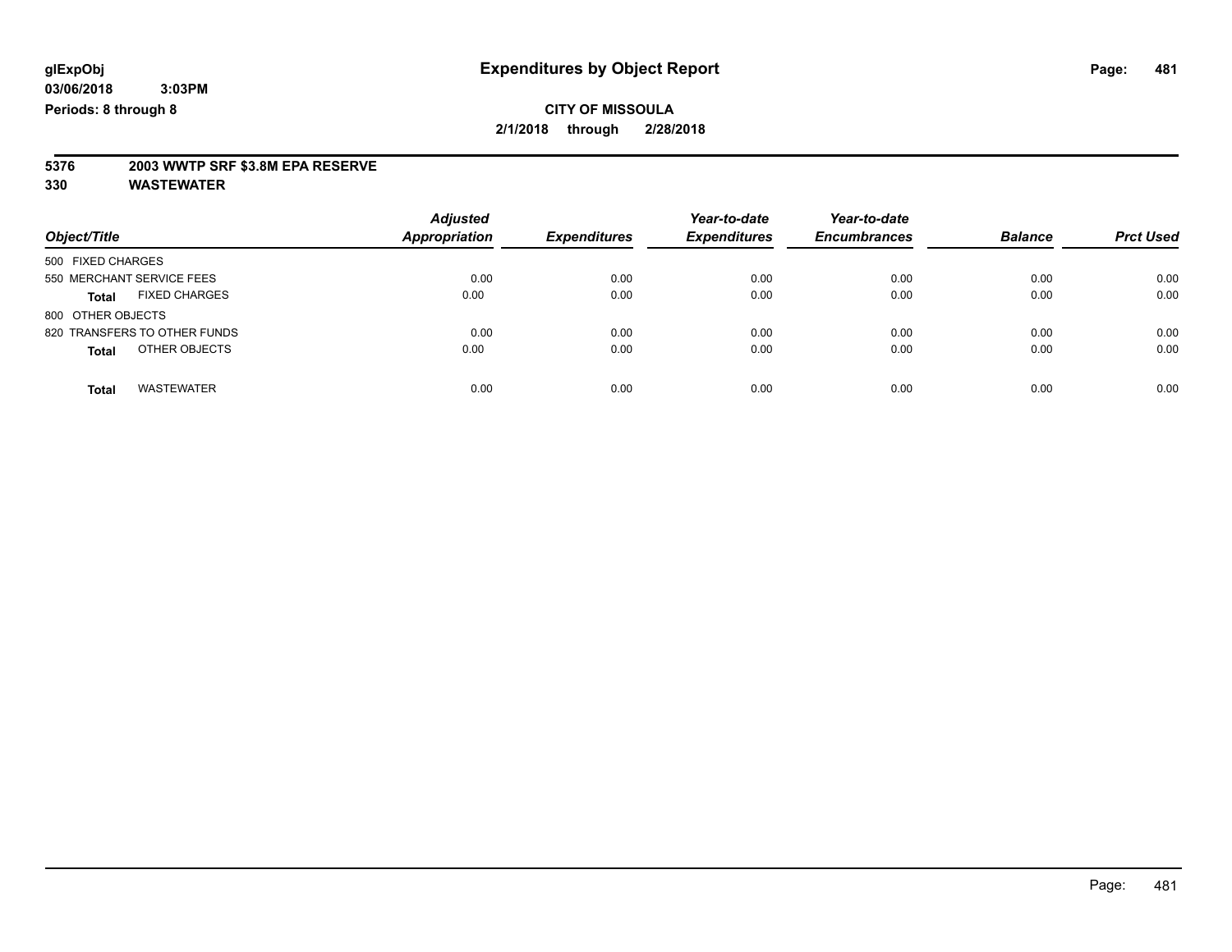**glExpObj** 
**03/06/2018 3:03PM** 
**Periods: 8 through 8**

# Expenditures by Object Report

**CITY OF MISSOULA**
**2/1/2018 through 2/28/2018**

**5376 2003 WWTP SRF $3.8M EPA RESERVE**
**330 WASTEWATER**

| Object/Title | Adjusted Appropriation | Expenditures | Year-to-date Expenditures | Year-to-date Encumbrances | Balance | Prct Used |
|---|---|---|---|---|---|---|
| 500 FIXED CHARGES | | | | | | |
| 550 MERCHANT SERVICE FEES | 0.00 | 0.00 | 0.00 | 0.00 | 0.00 | 0.00 |
| **Total** FIXED CHARGES | 0.00 | 0.00 | 0.00 | 0.00 | 0.00 | 0.00 |
| 800 OTHER OBJECTS | | | | | | |
| 820 TRANSFERS TO OTHER FUNDS | 0.00 | 0.00 | 0.00 | 0.00 | 0.00 | 0.00 |
| **Total** OTHER OBJECTS | 0.00 | 0.00 | 0.00 | 0.00 | 0.00 | 0.00 |
| **Total** WASTEWATER | 0.00 | 0.00 | 0.00 | 0.00 | 0.00 | 0.00 |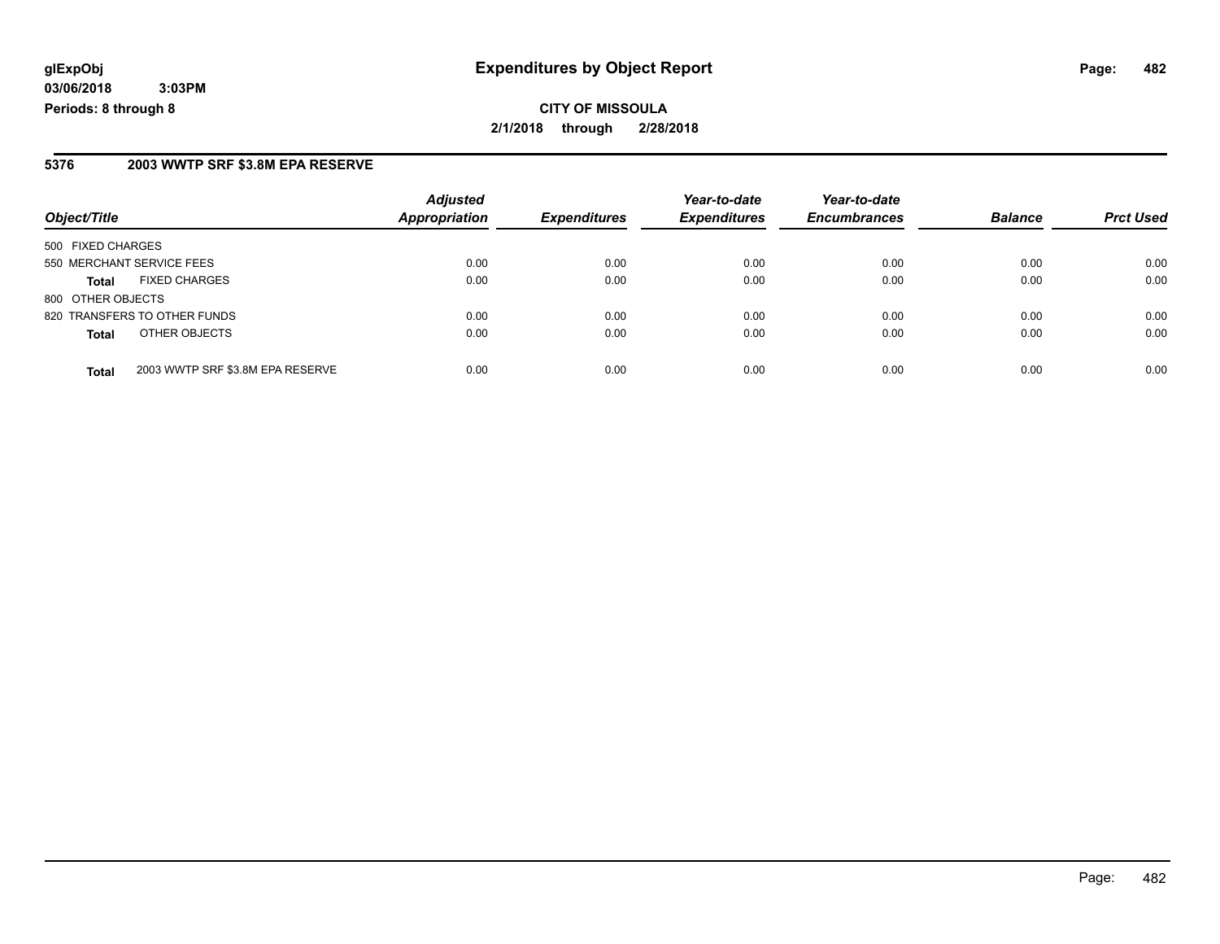**glExpObj** **Expenditures by Object Report**
**03/06/2018 3:03PM**
**Periods: 8 through 8**

**CITY OF MISSOULA**
**2/1/2018 through 2/28/2018**

## 5376 2003 WWTP SRF $3.8M EPA RESERVE

| Object/Title | | Adjusted Appropriation | Expenditures | Year-to-date Expenditures | Year-to-date Encumbrances | Balance | Prct Used |
|---|---|---|---|---|---|---|---|
| 500 FIXED CHARGES | | | | | | | |
| 550 MERCHANT SERVICE FEES | | 0.00 | 0.00 | 0.00 | 0.00 | 0.00 | 0.00 |
| **Total** | FIXED CHARGES | 0.00 | 0.00 | 0.00 | 0.00 | 0.00 | 0.00 |
| 800 OTHER OBJECTS | | | | | | | |
| 820 TRANSFERS TO OTHER FUNDS | | 0.00 | 0.00 | 0.00 | 0.00 | 0.00 | 0.00 |
| **Total** | OTHER OBJECTS | 0.00 | 0.00 | 0.00 | 0.00 | 0.00 | 0.00 |
| **Total** | 2003 WWTP SRF $3.8M EPA RESERVE | 0.00 | 0.00 | 0.00 | 0.00 | 0.00 | 0.00 |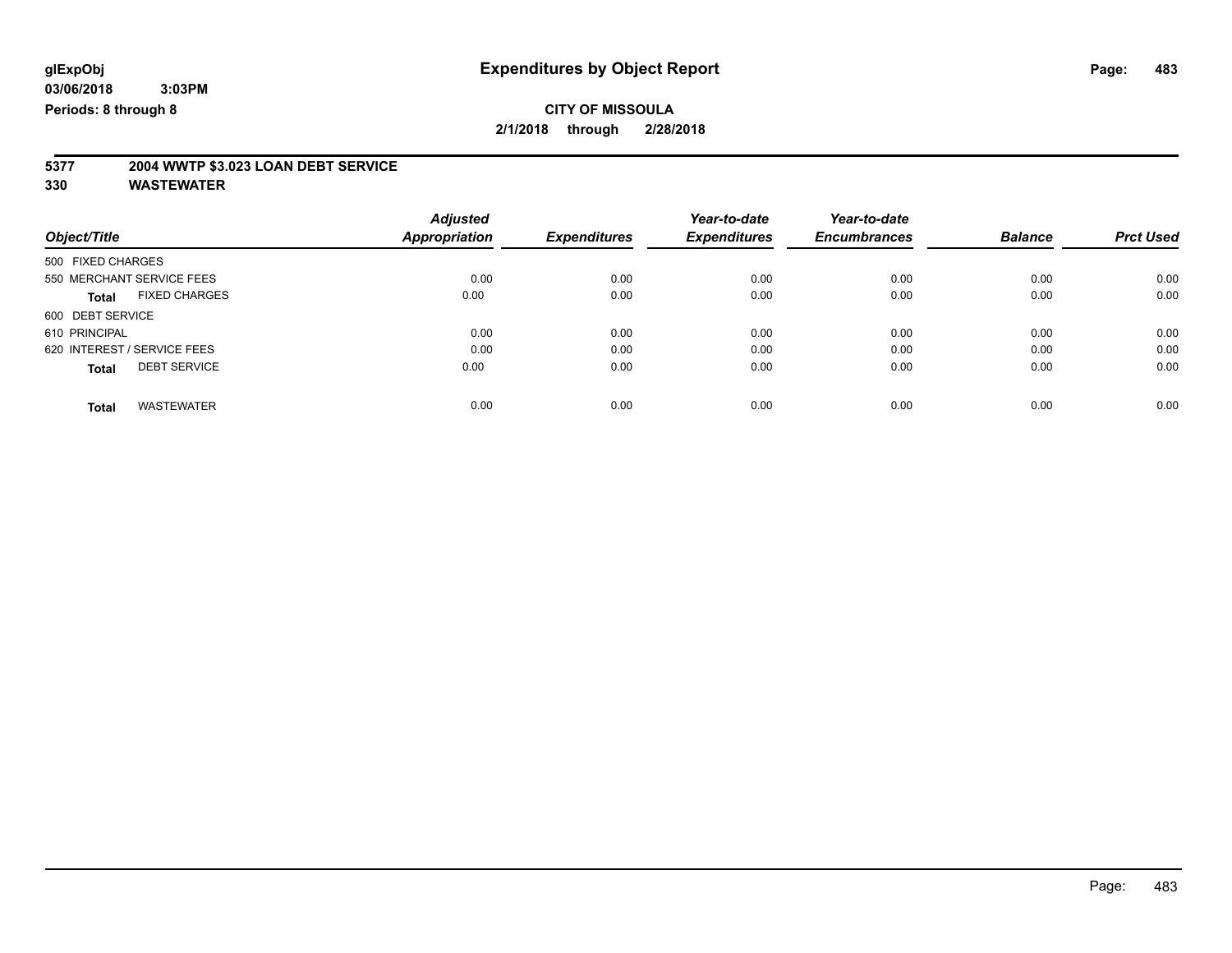**glExpObj**
**03/06/2018 3:03PM**
**Periods: 8 through 8**

# Expenditures by Object Report

**CITY OF MISSOULA**
**2/1/2018 through 2/28/2018**

## 5377 2004 WWTP $3.023 LOAN DEBT SERVICE
## 330 WASTEWATER

| Object/Title | Adjusted Appropriation | Expenditures | Year-to-date Expenditures | Year-to-date Encumbrances | Balance | Prct Used |
|---|---|---|---|---|---|---|
| 500 FIXED CHARGES | | | | | | |
| 550 MERCHANT SERVICE FEES | 0.00 | 0.00 | 0.00 | 0.00 | 0.00 | 0.00 |
| **Total** FIXED CHARGES | 0.00 | 0.00 | 0.00 | 0.00 | 0.00 | 0.00 |
| 600 DEBT SERVICE | | | | | | |
| 610 PRINCIPAL | 0.00 | 0.00 | 0.00 | 0.00 | 0.00 | 0.00 |
| 620 INTEREST / SERVICE FEES | 0.00 | 0.00 | 0.00 | 0.00 | 0.00 | 0.00 |
| **Total** DEBT SERVICE | 0.00 | 0.00 | 0.00 | 0.00 | 0.00 | 0.00 |
| **Total** WASTEWATER | 0.00 | 0.00 | 0.00 | 0.00 | 0.00 | 0.00 |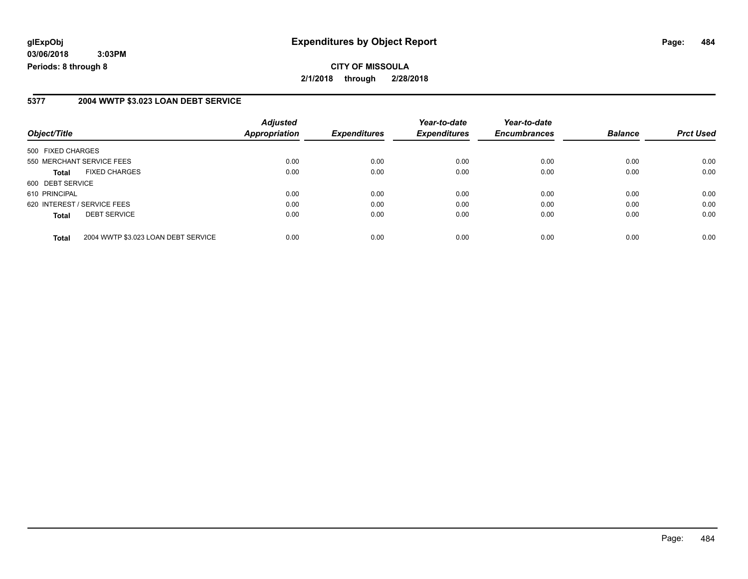# Expenditures by Object Report

glExpObj
03/06/2018 3:03PM
Periods: 8 through 8

**CITY OF MISSOULA**
**2/1/2018 through 2/28/2018**

## 5377 2004 WWTP $3.023 LOAN DEBT SERVICE

| Object/Title | | Adjusted Appropriation | Expenditures | Year-to-date Expenditures | Year-to-date Encumbrances | Balance | Prct Used |
|---|---|---|---|---|---|---|---|
| 500 FIXED CHARGES | | | | | | | |
| 550 MERCHANT SERVICE FEES | | 0.00 | 0.00 | 0.00 | 0.00 | 0.00 | 0.00 |
| **Total** | FIXED CHARGES | 0.00 | 0.00 | 0.00 | 0.00 | 0.00 | 0.00 |
| 600 DEBT SERVICE | | | | | | | |
| 610 PRINCIPAL | | 0.00 | 0.00 | 0.00 | 0.00 | 0.00 | 0.00 |
| 620 INTEREST / SERVICE FEES | | 0.00 | 0.00 | 0.00 | 0.00 | 0.00 | 0.00 |
| **Total** | DEBT SERVICE | 0.00 | 0.00 | 0.00 | 0.00 | 0.00 | 0.00 |
| **Total** | 2004 WWTP $3.023 LOAN DEBT SERVICE | 0.00 | 0.00 | 0.00 | 0.00 | 0.00 | 0.00 |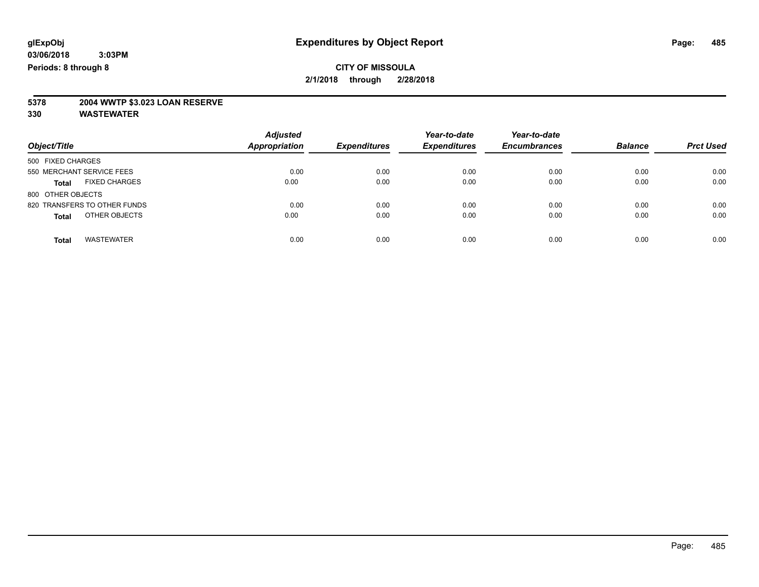**glExpObj** **Expenditures by Object Report**

**03/06/2018 3:03PM**

**Periods: 8 through 8**

**CITY OF MISSOULA**

**2/1/2018 through 2/28/2018**

**5378 2004 WWTP $3.023 LOAN RESERVE**

**330 WASTEWATER**

| Object/Title | | Adjusted Appropriation | Expenditures | Year-to-date Expenditures | Year-to-date Encumbrances | Balance | Prct Used |
|---|---|---|---|---|---|---|---|
| 500 FIXED CHARGES | | | | | | | |
| 550 MERCHANT SERVICE FEES | | 0.00 | 0.00 | 0.00 | 0.00 | 0.00 | 0.00 |
| **Total** | FIXED CHARGES | 0.00 | 0.00 | 0.00 | 0.00 | 0.00 | 0.00 |
| 800 OTHER OBJECTS | | | | | | | |
| 820 TRANSFERS TO OTHER FUNDS | | 0.00 | 0.00 | 0.00 | 0.00 | 0.00 | 0.00 |
| **Total** | OTHER OBJECTS | 0.00 | 0.00 | 0.00 | 0.00 | 0.00 | 0.00 |
| **Total** | WASTEWATER | 0.00 | 0.00 | 0.00 | 0.00 | 0.00 | 0.00 |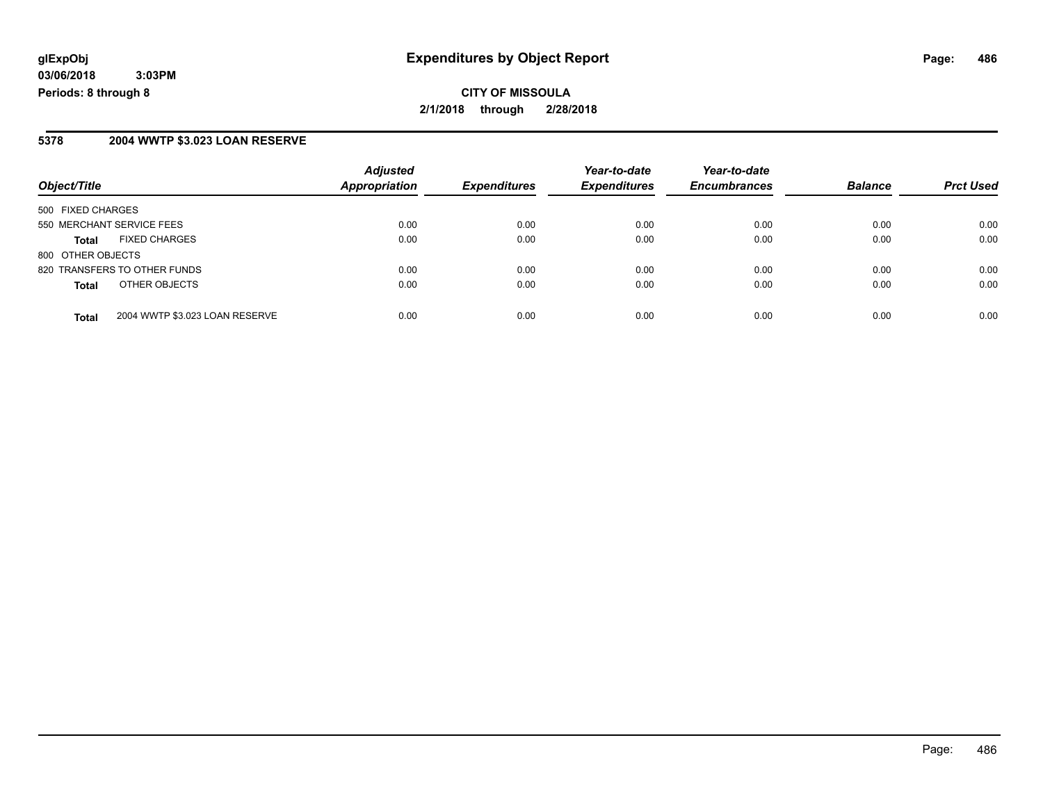# Expenditures by Object Report

**CITY OF MISSOULA**

**2/1/2018 through 2/28/2018**

glExpObj
03/06/2018 3:03PM
Periods: 8 through 8

## 5378 2004 WWTP $3.023 LOAN RESERVE

| Object/Title | | Adjusted Appropriation | Expenditures | Year-to-date Expenditures | Year-to-date Encumbrances | Balance | Prct Used |
|---|---|---|---|---|---|---|---|
| 500 FIXED CHARGES | | | | | | | |
| 550 MERCHANT SERVICE FEES | | 0.00 | 0.00 | 0.00 | 0.00 | 0.00 | 0.00 |
| **Total** | FIXED CHARGES | 0.00 | 0.00 | 0.00 | 0.00 | 0.00 | 0.00 |
| 800 OTHER OBJECTS | | | | | | | |
| 820 TRANSFERS TO OTHER FUNDS | | 0.00 | 0.00 | 0.00 | 0.00 | 0.00 | 0.00 |
| **Total** | OTHER OBJECTS | 0.00 | 0.00 | 0.00 | 0.00 | 0.00 | 0.00 |
| **Total** | 2004 WWTP $3.023 LOAN RESERVE | 0.00 | 0.00 | 0.00 | 0.00 | 0.00 | 0.00 |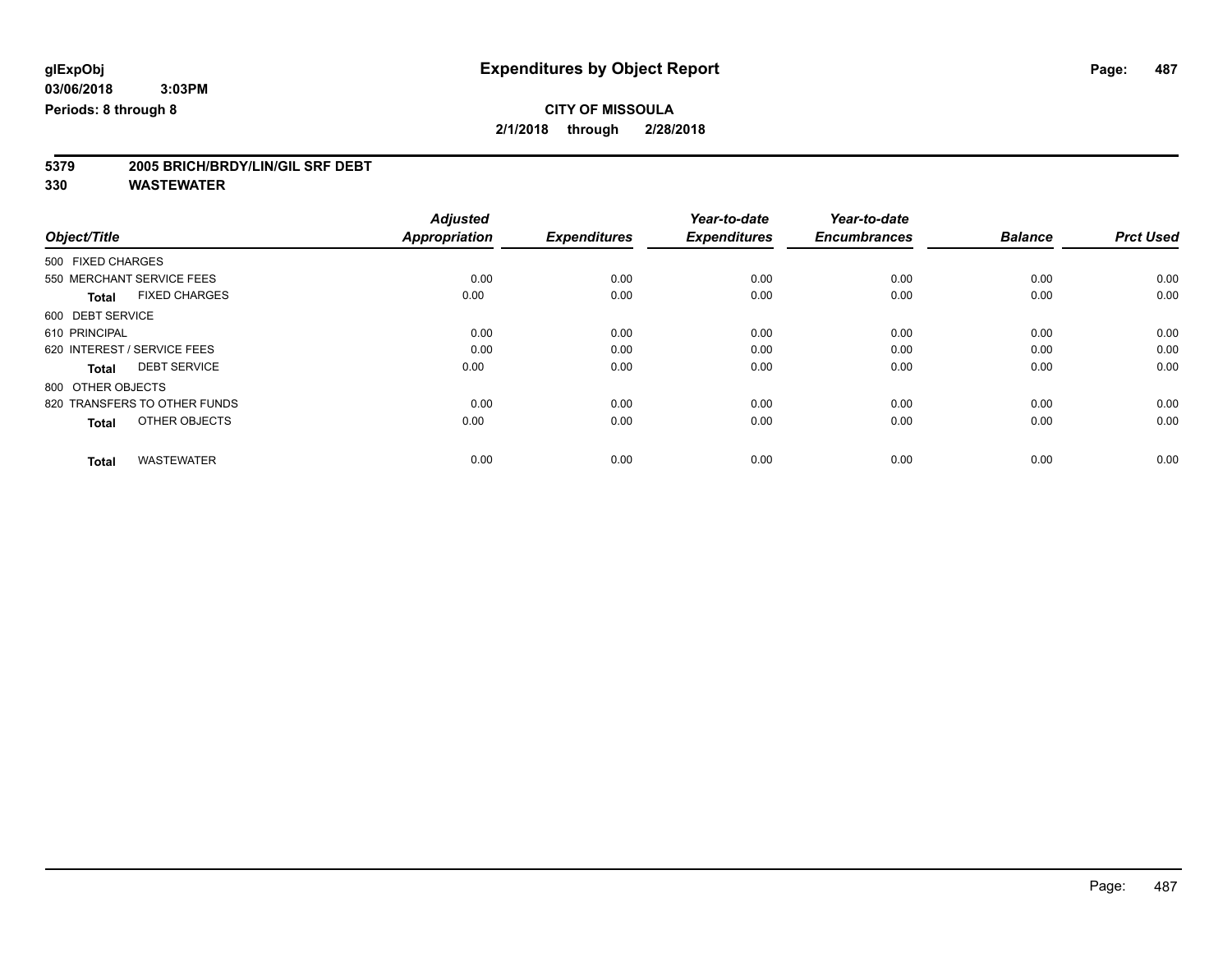**glExpObj**
**03/06/2018 3:03PM**
**Periods: 8 through 8**

# Expenditures by Object Report

**CITY OF MISSOULA**
**2/1/2018 through 2/28/2018**

**5379 2005 BRICH/BRDY/LIN/GIL SRF DEBT**
**330 WASTEWATER**

| Object/Title | Adjusted Appropriation | Expenditures | Year-to-date Expenditures | Year-to-date Encumbrances | Balance | Prct Used |
|---|---|---|---|---|---|---|
| 500 FIXED CHARGES | | | | | | |
| 550 MERCHANT SERVICE FEES | 0.00 | 0.00 | 0.00 | 0.00 | 0.00 | 0.00 |
| **Total** FIXED CHARGES | 0.00 | 0.00 | 0.00 | 0.00 | 0.00 | 0.00 |
| 600 DEBT SERVICE | | | | | | |
| 610 PRINCIPAL | 0.00 | 0.00 | 0.00 | 0.00 | 0.00 | 0.00 |
| 620 INTEREST / SERVICE FEES | 0.00 | 0.00 | 0.00 | 0.00 | 0.00 | 0.00 |
| **Total** DEBT SERVICE | 0.00 | 0.00 | 0.00 | 0.00 | 0.00 | 0.00 |
| 800 OTHER OBJECTS | | | | | | |
| 820 TRANSFERS TO OTHER FUNDS | 0.00 | 0.00 | 0.00 | 0.00 | 0.00 | 0.00 |
| **Total** OTHER OBJECTS | 0.00 | 0.00 | 0.00 | 0.00 | 0.00 | 0.00 |
| **Total** WASTEWATER | 0.00 | 0.00 | 0.00 | 0.00 | 0.00 | 0.00 |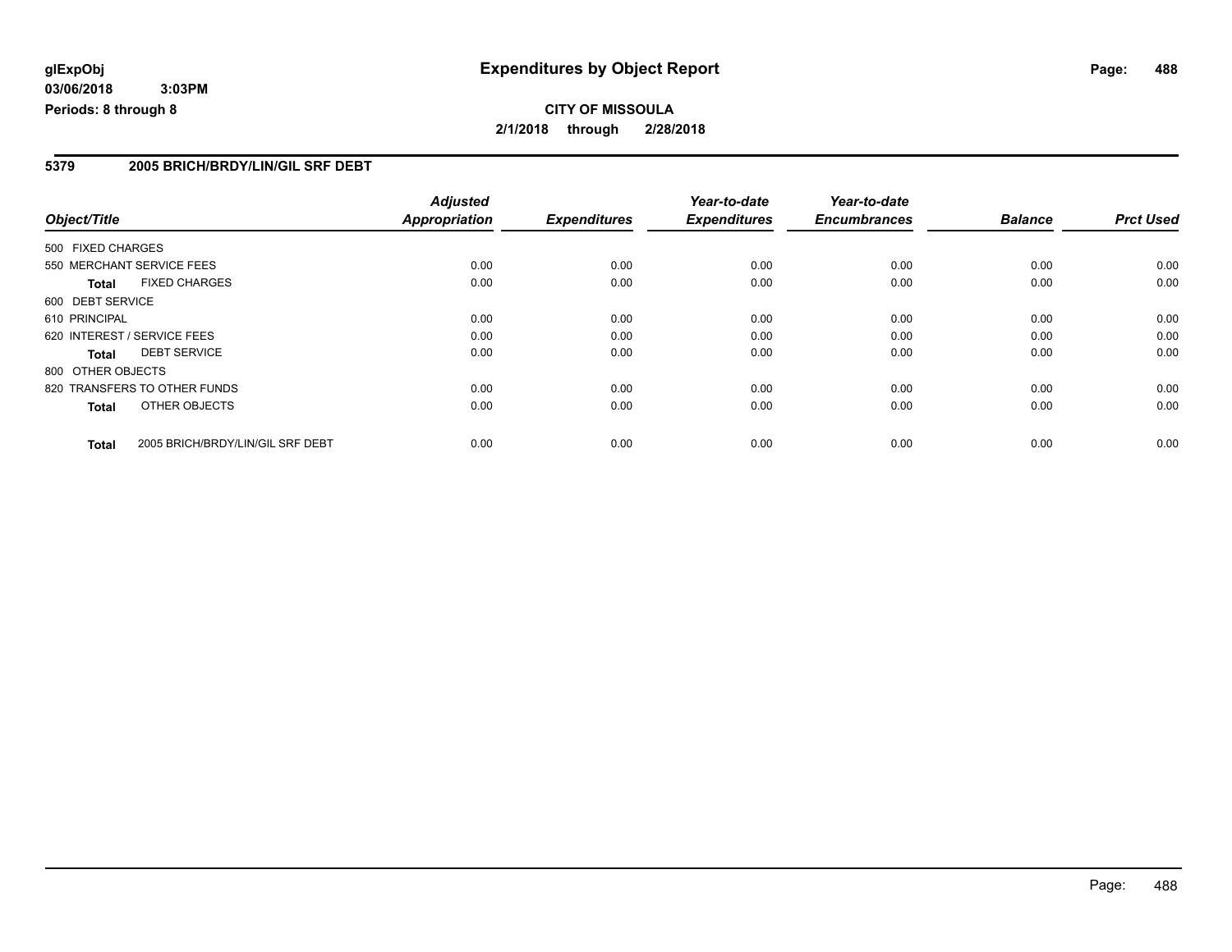**glExpObj**
**03/06/2018 3:03PM**
**Periods: 8 through 8**

# Expenditures by Object Report

**CITY OF MISSOULA**
**2/1/2018 through 2/28/2018**

## 5379 2005 BRICH/BRDY/LIN/GIL SRF DEBT

| Object/Title | | Adjusted Appropriation | Expenditures | Year-to-date Expenditures | Year-to-date Encumbrances | Balance | Prct Used |
|---|---|---|---|---|---|---|---|
| 500 FIXED CHARGES | | | | | | | |
| 550 MERCHANT SERVICE FEES | | 0.00 | 0.00 | 0.00 | 0.00 | 0.00 | 0.00 |
| **Total** | FIXED CHARGES | 0.00 | 0.00 | 0.00 | 0.00 | 0.00 | 0.00 |
| 600 DEBT SERVICE | | | | | | | |
| 610 PRINCIPAL | | 0.00 | 0.00 | 0.00 | 0.00 | 0.00 | 0.00 |
| 620 INTEREST / SERVICE FEES | | 0.00 | 0.00 | 0.00 | 0.00 | 0.00 | 0.00 |
| **Total** | DEBT SERVICE | 0.00 | 0.00 | 0.00 | 0.00 | 0.00 | 0.00 |
| 800 OTHER OBJECTS | | | | | | | |
| 820 TRANSFERS TO OTHER FUNDS | | 0.00 | 0.00 | 0.00 | 0.00 | 0.00 | 0.00 |
| **Total** | OTHER OBJECTS | 0.00 | 0.00 | 0.00 | 0.00 | 0.00 | 0.00 |
| **Total** | 2005 BRICH/BRDY/LIN/GIL SRF DEBT | 0.00 | 0.00 | 0.00 | 0.00 | 0.00 | 0.00 |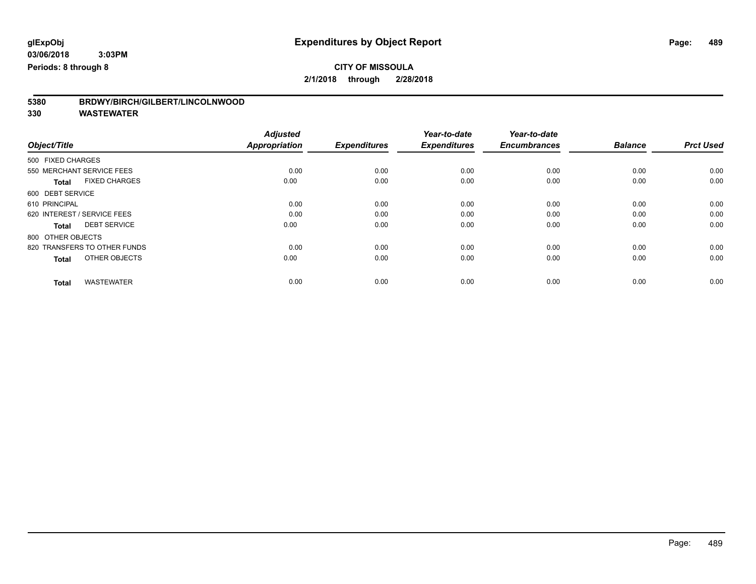**glExpObj** **Expenditures by Object Report**

**03/06/2018 3:03PM**

**Periods: 8 through 8**

**CITY OF MISSOULA**

**2/1/2018 through 2/28/2018**

## 5380 BRDWY/BIRCH/GILBERT/LINCOLNWOOD

## 330 WASTEWATER

| Object/Title | | Adjusted Appropriation | Expenditures | Year-to-date Expenditures | Year-to-date Encumbrances | Balance | Prct Used |
|---|---|---|---|---|---|---|---|
| 500 FIXED CHARGES | | | | | | | |
| 550 MERCHANT SERVICE FEES | | 0.00 | 0.00 | 0.00 | 0.00 | 0.00 | 0.00 |
| **Total** | FIXED CHARGES | 0.00 | 0.00 | 0.00 | 0.00 | 0.00 | 0.00 |
| 600 DEBT SERVICE | | | | | | | |
| 610 PRINCIPAL | | 0.00 | 0.00 | 0.00 | 0.00 | 0.00 | 0.00 |
| 620 INTEREST / SERVICE FEES | | 0.00 | 0.00 | 0.00 | 0.00 | 0.00 | 0.00 |
| **Total** | DEBT SERVICE | 0.00 | 0.00 | 0.00 | 0.00 | 0.00 | 0.00 |
| 800 OTHER OBJECTS | | | | | | | |
| 820 TRANSFERS TO OTHER FUNDS | | 0.00 | 0.00 | 0.00 | 0.00 | 0.00 | 0.00 |
| **Total** | OTHER OBJECTS | 0.00 | 0.00 | 0.00 | 0.00 | 0.00 | 0.00 |
| **Total** | WASTEWATER | 0.00 | 0.00 | 0.00 | 0.00 | 0.00 | 0.00 |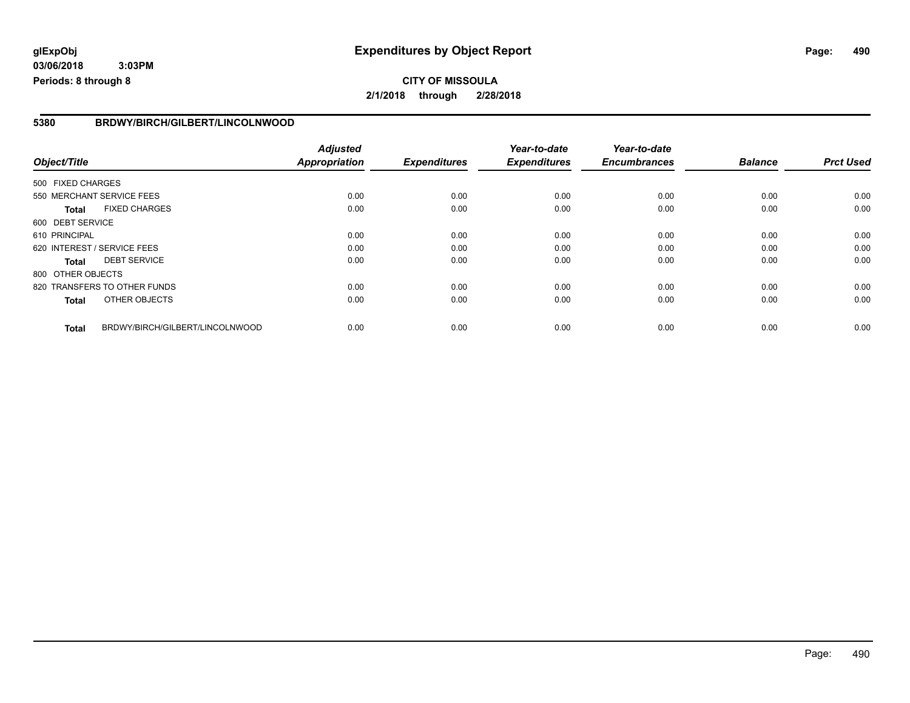**glExpObj**
**03/06/2018 3:03PM**
**Periods: 8 through 8**

# Expenditures by Object Report

**CITY OF MISSOULA**
**2/1/2018 through 2/28/2018**

## 5380 BRDWY/BIRCH/GILBERT/LINCOLNWOOD

| Object/Title | | Adjusted Appropriation | Expenditures | Year-to-date Expenditures | Year-to-date Encumbrances | Balance | Prct Used |
|---|---|---|---|---|---|---|---|
| 500 FIXED CHARGES | | | | | | | |
| 550 MERCHANT SERVICE FEES | | 0.00 | 0.00 | 0.00 | 0.00 | 0.00 | 0.00 |
| **Total** | FIXED CHARGES | 0.00 | 0.00 | 0.00 | 0.00 | 0.00 | 0.00 |
| 600 DEBT SERVICE | | | | | | | |
| 610 PRINCIPAL | | 0.00 | 0.00 | 0.00 | 0.00 | 0.00 | 0.00 |
| 620 INTEREST / SERVICE FEES | | 0.00 | 0.00 | 0.00 | 0.00 | 0.00 | 0.00 |
| **Total** | DEBT SERVICE | 0.00 | 0.00 | 0.00 | 0.00 | 0.00 | 0.00 |
| 800 OTHER OBJECTS | | | | | | | |
| 820 TRANSFERS TO OTHER FUNDS | | 0.00 | 0.00 | 0.00 | 0.00 | 0.00 | 0.00 |
| **Total** | OTHER OBJECTS | 0.00 | 0.00 | 0.00 | 0.00 | 0.00 | 0.00 |
| **Total** | BRDWY/BIRCH/GILBERT/LINCOLNWOOD | 0.00 | 0.00 | 0.00 | 0.00 | 0.00 | 0.00 |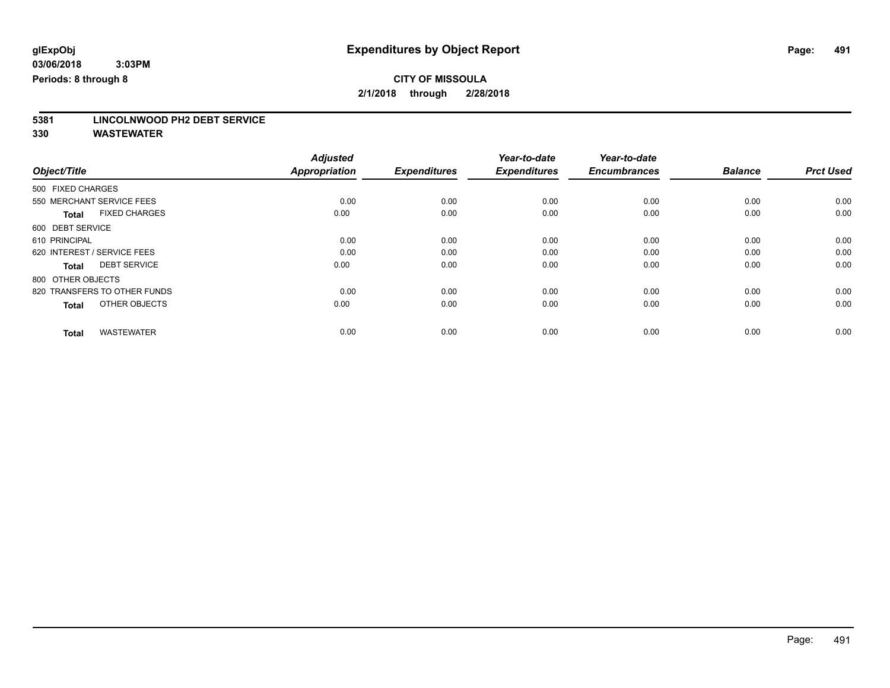**glExpObj**
**03/06/2018 3:03PM**
**Periods: 8 through 8**

# Expenditures by Object Report

**CITY OF MISSOULA**
**2/1/2018 through 2/28/2018**

**5381 LINCOLNWOOD PH2 DEBT SERVICE**
**330 WASTEWATER**

| Object/Title | Adjusted Appropriation | Expenditures | Year-to-date Expenditures | Year-to-date Encumbrances | Balance | Prct Used |
|---|---|---|---|---|---|---|
| 500 FIXED CHARGES | | | | | | |
| 550 MERCHANT SERVICE FEES | 0.00 | 0.00 | 0.00 | 0.00 | 0.00 | 0.00 |
| **Total** FIXED CHARGES | 0.00 | 0.00 | 0.00 | 0.00 | 0.00 | 0.00 |
| 600 DEBT SERVICE | | | | | | |
| 610 PRINCIPAL | 0.00 | 0.00 | 0.00 | 0.00 | 0.00 | 0.00 |
| 620 INTEREST / SERVICE FEES | 0.00 | 0.00 | 0.00 | 0.00 | 0.00 | 0.00 |
| **Total** DEBT SERVICE | 0.00 | 0.00 | 0.00 | 0.00 | 0.00 | 0.00 |
| 800 OTHER OBJECTS | | | | | | |
| 820 TRANSFERS TO OTHER FUNDS | 0.00 | 0.00 | 0.00 | 0.00 | 0.00 | 0.00 |
| **Total** OTHER OBJECTS | 0.00 | 0.00 | 0.00 | 0.00 | 0.00 | 0.00 |
| **Total** WASTEWATER | 0.00 | 0.00 | 0.00 | 0.00 | 0.00 | 0.00 |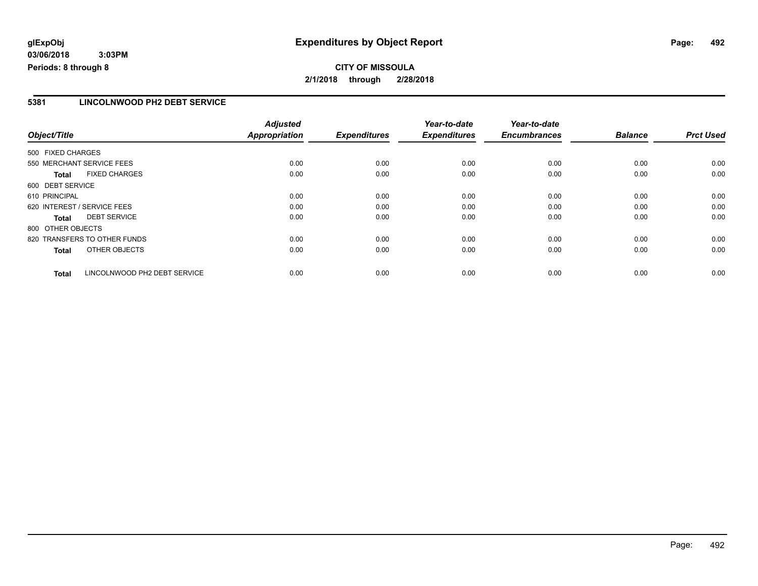**glExpObj** **Expenditures by Object Report**
**03/06/2018 3:03PM**
**Periods: 8 through 8**

**CITY OF MISSOULA**
**2/1/2018 through 2/28/2018**

## 5381 LINCOLNWOOD PH2 DEBT SERVICE

| Object/Title | Adjusted Appropriation | Expenditures | Year-to-date Expenditures | Year-to-date Encumbrances | Balance | Prct Used |
|---|---|---|---|---|---|---|
| 500 FIXED CHARGES | | | | | | |
| 550 MERCHANT SERVICE FEES | 0.00 | 0.00 | 0.00 | 0.00 | 0.00 | 0.00 |
| **Total** FIXED CHARGES | 0.00 | 0.00 | 0.00 | 0.00 | 0.00 | 0.00 |
| 600 DEBT SERVICE | | | | | | |
| 610 PRINCIPAL | 0.00 | 0.00 | 0.00 | 0.00 | 0.00 | 0.00 |
| 620 INTEREST / SERVICE FEES | 0.00 | 0.00 | 0.00 | 0.00 | 0.00 | 0.00 |
| **Total** DEBT SERVICE | 0.00 | 0.00 | 0.00 | 0.00 | 0.00 | 0.00 |
| 800 OTHER OBJECTS | | | | | | |
| 820 TRANSFERS TO OTHER FUNDS | 0.00 | 0.00 | 0.00 | 0.00 | 0.00 | 0.00 |
| **Total** OTHER OBJECTS | 0.00 | 0.00 | 0.00 | 0.00 | 0.00 | 0.00 |
| **Total** LINCOLNWOOD PH2 DEBT SERVICE | 0.00 | 0.00 | 0.00 | 0.00 | 0.00 | 0.00 |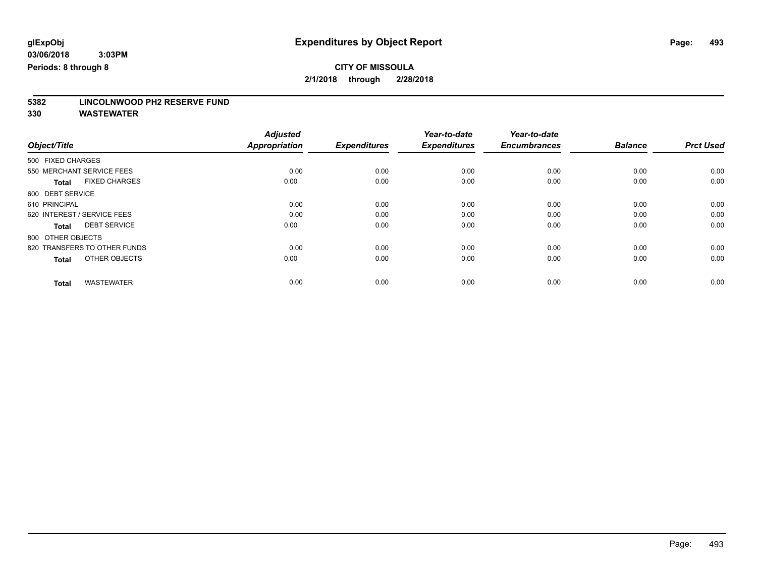glExpObj
03/06/2018 3:03PM
Periods: 8 through 8

# Expenditures by Object Report

CITY OF MISSOULA
2/1/2018 through 2/28/2018

**5382 LINCOLNWOOD PH2 RESERVE FUND**
**330 WASTEWATER**

| Object/Title | Adjusted Appropriation | Expenditures | Year-to-date Expenditures | Year-to-date Encumbrances | Balance | Prct Used |
|---|---|---|---|---|---|---|
| 500 FIXED CHARGES | | | | | | |
| 550 MERCHANT SERVICE FEES | 0.00 | 0.00 | 0.00 | 0.00 | 0.00 | 0.00 |
| **Total** FIXED CHARGES | 0.00 | 0.00 | 0.00 | 0.00 | 0.00 | 0.00 |
| 600 DEBT SERVICE | | | | | | |
| 610 PRINCIPAL | 0.00 | 0.00 | 0.00 | 0.00 | 0.00 | 0.00 |
| 620 INTEREST / SERVICE FEES | 0.00 | 0.00 | 0.00 | 0.00 | 0.00 | 0.00 |
| **Total** DEBT SERVICE | 0.00 | 0.00 | 0.00 | 0.00 | 0.00 | 0.00 |
| 800 OTHER OBJECTS | | | | | | |
| 820 TRANSFERS TO OTHER FUNDS | 0.00 | 0.00 | 0.00 | 0.00 | 0.00 | 0.00 |
| **Total** OTHER OBJECTS | 0.00 | 0.00 | 0.00 | 0.00 | 0.00 | 0.00 |
| **Total** WASTEWATER | 0.00 | 0.00 | 0.00 | 0.00 | 0.00 | 0.00 |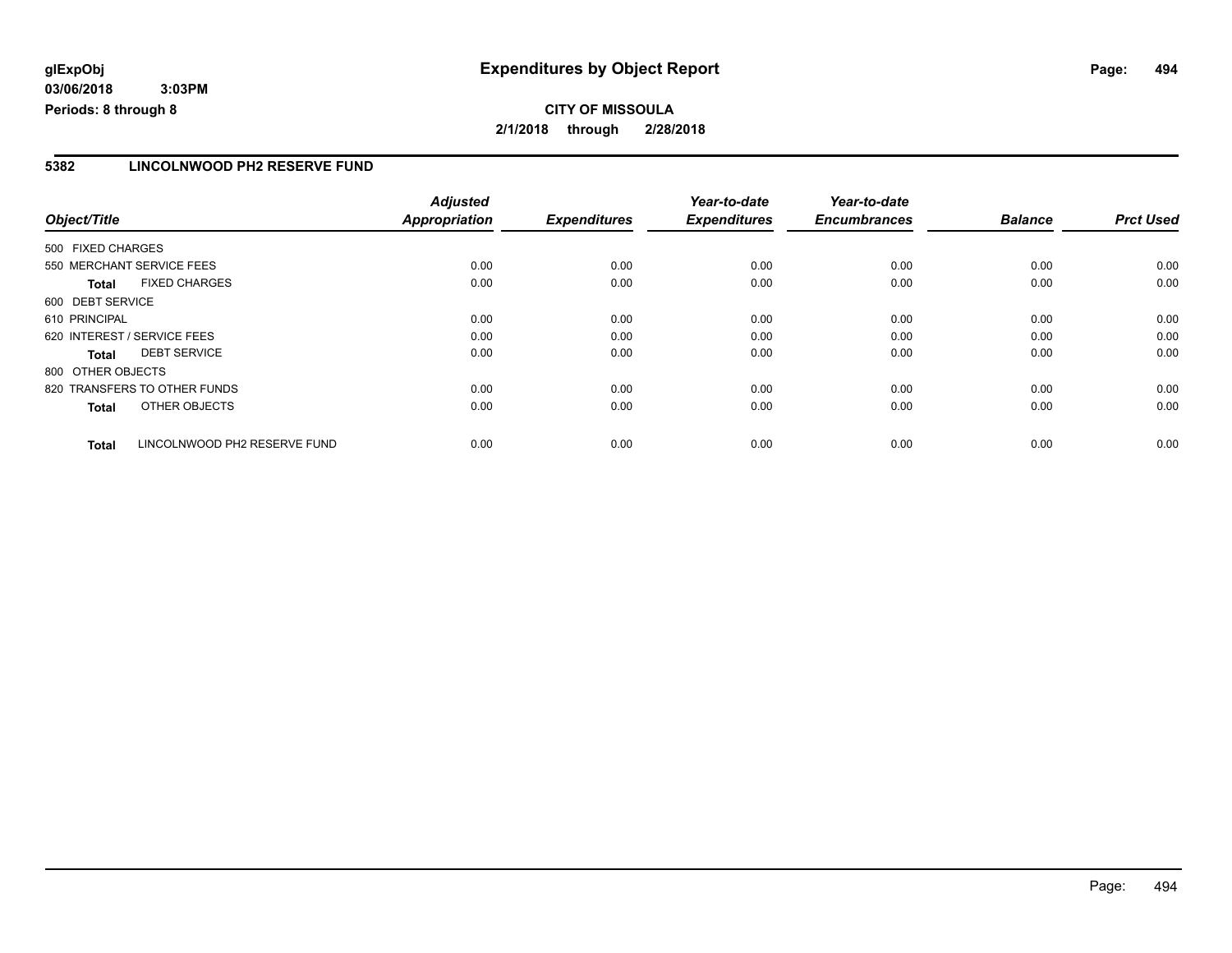**CITY OF MISSOULA**

**2/1/2018 through 2/28/2018**

## 5382 LINCOLNWOOD PH2 RESERVE FUND

| Object/Title | | Adjusted Appropriation | Expenditures | Year-to-date Expenditures | Year-to-date Encumbrances | Balance | Prct Used |
|---|---|---|---|---|---|---|---|
| 500 FIXED CHARGES | | | | | | | |
| 550 MERCHANT SERVICE FEES | | 0.00 | 0.00 | 0.00 | 0.00 | 0.00 | 0.00 |
| **Total** | FIXED CHARGES | 0.00 | 0.00 | 0.00 | 0.00 | 0.00 | 0.00 |
| 600 DEBT SERVICE | | | | | | | |
| 610 PRINCIPAL | | 0.00 | 0.00 | 0.00 | 0.00 | 0.00 | 0.00 |
| 620 INTEREST / SERVICE FEES | | 0.00 | 0.00 | 0.00 | 0.00 | 0.00 | 0.00 |
| **Total** | DEBT SERVICE | 0.00 | 0.00 | 0.00 | 0.00 | 0.00 | 0.00 |
| 800 OTHER OBJECTS | | | | | | | |
| 820 TRANSFERS TO OTHER FUNDS | | 0.00 | 0.00 | 0.00 | 0.00 | 0.00 | 0.00 |
| **Total** | OTHER OBJECTS | 0.00 | 0.00 | 0.00 | 0.00 | 0.00 | 0.00 |
| **Total** | LINCOLNWOOD PH2 RESERVE FUND | 0.00 | 0.00 | 0.00 | 0.00 | 0.00 | 0.00 |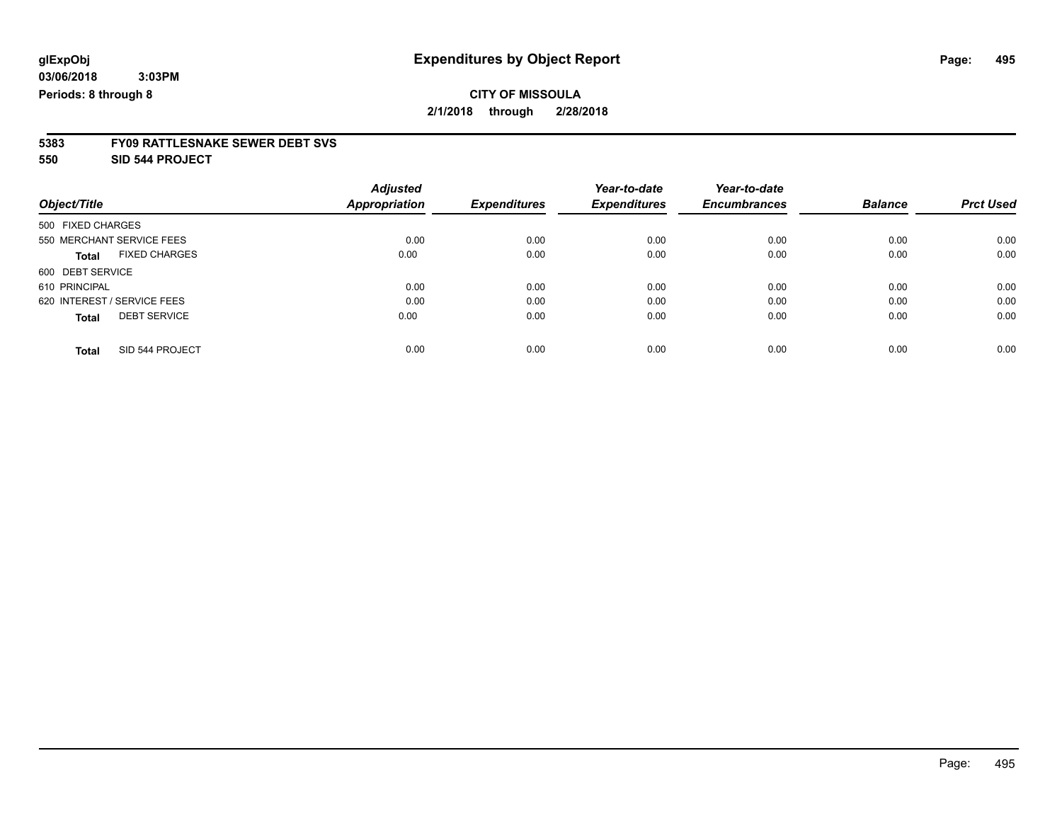# Expenditures by Object Report

glExpObj
03/06/2018 3:03PM
Periods: 8 through 8

**CITY OF MISSOULA**
**2/1/2018 through 2/28/2018**

**5383 FY09 RATTLESNAKE SEWER DEBT SVS**
**550 SID 544 PROJECT**

| Object/Title | Adjusted Appropriation | Expenditures | Year-to-date Expenditures | Year-to-date Encumbrances | Balance | Prct Used |
|---|---|---|---|---|---|---|
| 500 FIXED CHARGES | | | | | | |
| 550 MERCHANT SERVICE FEES | 0.00 | 0.00 | 0.00 | 0.00 | 0.00 | 0.00 |
| **Total** FIXED CHARGES | 0.00 | 0.00 | 0.00 | 0.00 | 0.00 | 0.00 |
| 600 DEBT SERVICE | | | | | | |
| 610 PRINCIPAL | 0.00 | 0.00 | 0.00 | 0.00 | 0.00 | 0.00 |
| 620 INTEREST / SERVICE FEES | 0.00 | 0.00 | 0.00 | 0.00 | 0.00 | 0.00 |
| **Total** DEBT SERVICE | 0.00 | 0.00 | 0.00 | 0.00 | 0.00 | 0.00 |
| **Total** SID 544 PROJECT | 0.00 | 0.00 | 0.00 | 0.00 | 0.00 | 0.00 |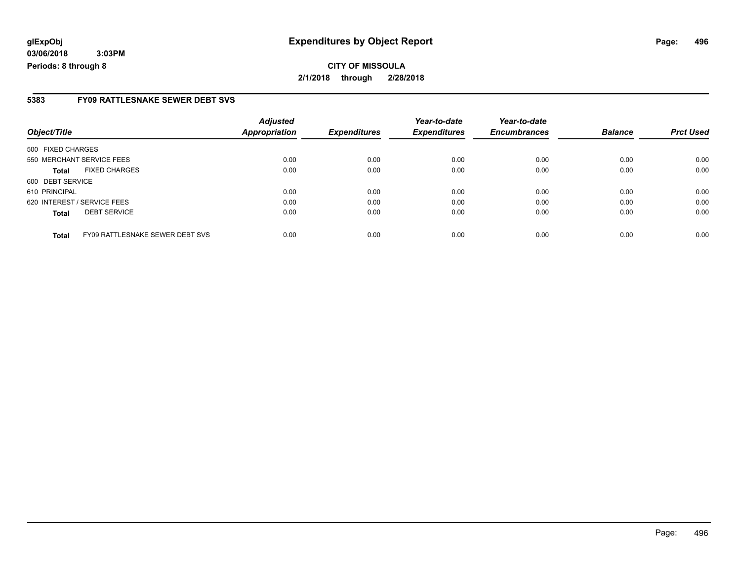**glExpObj**
**03/06/2018 3:03PM**
**Periods: 8 through 8**

# Expenditures by Object Report

**CITY OF MISSOULA**
**2/1/2018 through 2/28/2018**

## 5383 FY09 RATTLESNAKE SEWER DEBT SVS

| Object/Title | | *Adjusted Appropriation* | *Expenditures* | *Year-to-date Expenditures* | *Year-to-date Encumbrances* | *Balance* | *Prct Used* |
|---|---|---|---|---|---|---|---|
| 500 FIXED CHARGES | | | | | | | |
| 550 MERCHANT SERVICE FEES | | 0.00 | 0.00 | 0.00 | 0.00 | 0.00 | 0.00 |
| **Total** | FIXED CHARGES | 0.00 | 0.00 | 0.00 | 0.00 | 0.00 | 0.00 |
| 600 DEBT SERVICE | | | | | | | |
| 610 PRINCIPAL | | 0.00 | 0.00 | 0.00 | 0.00 | 0.00 | 0.00 |
| 620 INTEREST / SERVICE FEES | | 0.00 | 0.00 | 0.00 | 0.00 | 0.00 | 0.00 |
| **Total** | DEBT SERVICE | 0.00 | 0.00 | 0.00 | 0.00 | 0.00 | 0.00 |
| **Total** | FY09 RATTLESNAKE SEWER DEBT SVS | 0.00 | 0.00 | 0.00 | 0.00 | 0.00 | 0.00 |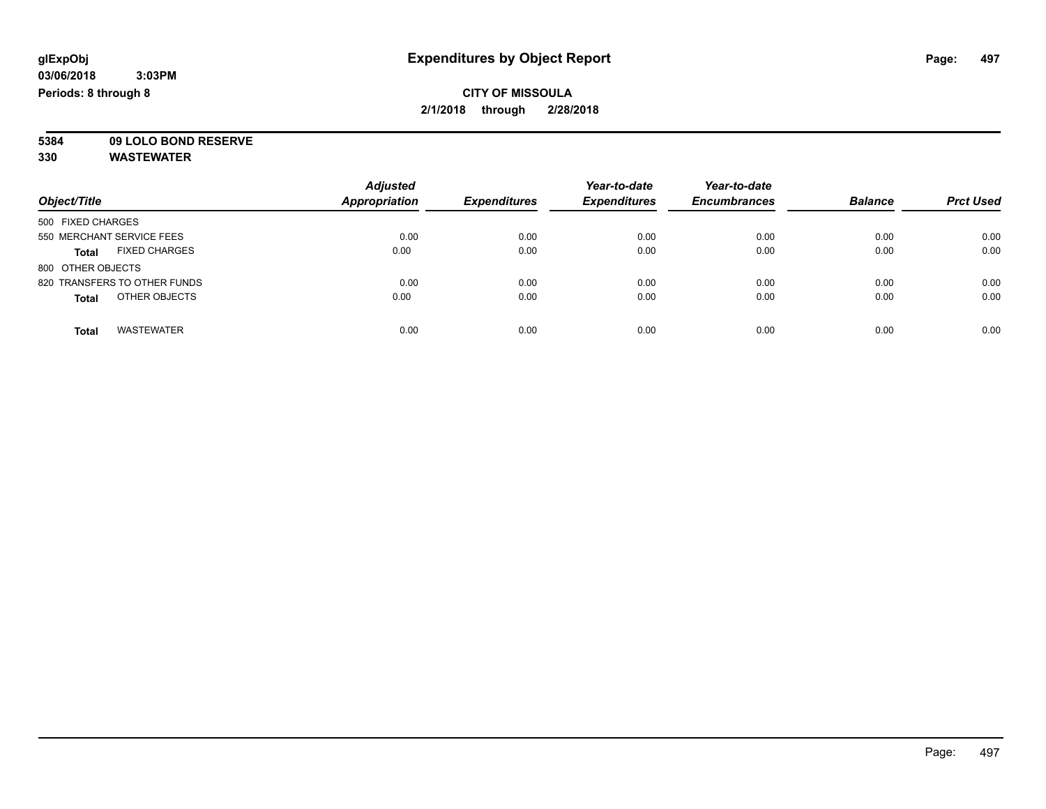glExpObj
03/06/2018 3:03PM
Periods: 8 through 8

# Expenditures by Object Report

**CITY OF MISSOULA**
**2/1/2018 through 2/28/2018**

**5384 09 LOLO BOND RESERVE**
**330 WASTEWATER**

| Object/Title | Adjusted Appropriation | Expenditures | Year-to-date Expenditures | Year-to-date Encumbrances | Balance | Prct Used |
|---|---|---|---|---|---|---|
| 500 FIXED CHARGES | | | | | | |
| 550 MERCHANT SERVICE FEES | 0.00 | 0.00 | 0.00 | 0.00 | 0.00 | 0.00 |
| **Total** FIXED CHARGES | 0.00 | 0.00 | 0.00 | 0.00 | 0.00 | 0.00 |
| 800 OTHER OBJECTS | | | | | | |
| 820 TRANSFERS TO OTHER FUNDS | 0.00 | 0.00 | 0.00 | 0.00 | 0.00 | 0.00 |
| **Total** OTHER OBJECTS | 0.00 | 0.00 | 0.00 | 0.00 | 0.00 | 0.00 |
| **Total** WASTEWATER | 0.00 | 0.00 | 0.00 | 0.00 | 0.00 | 0.00 |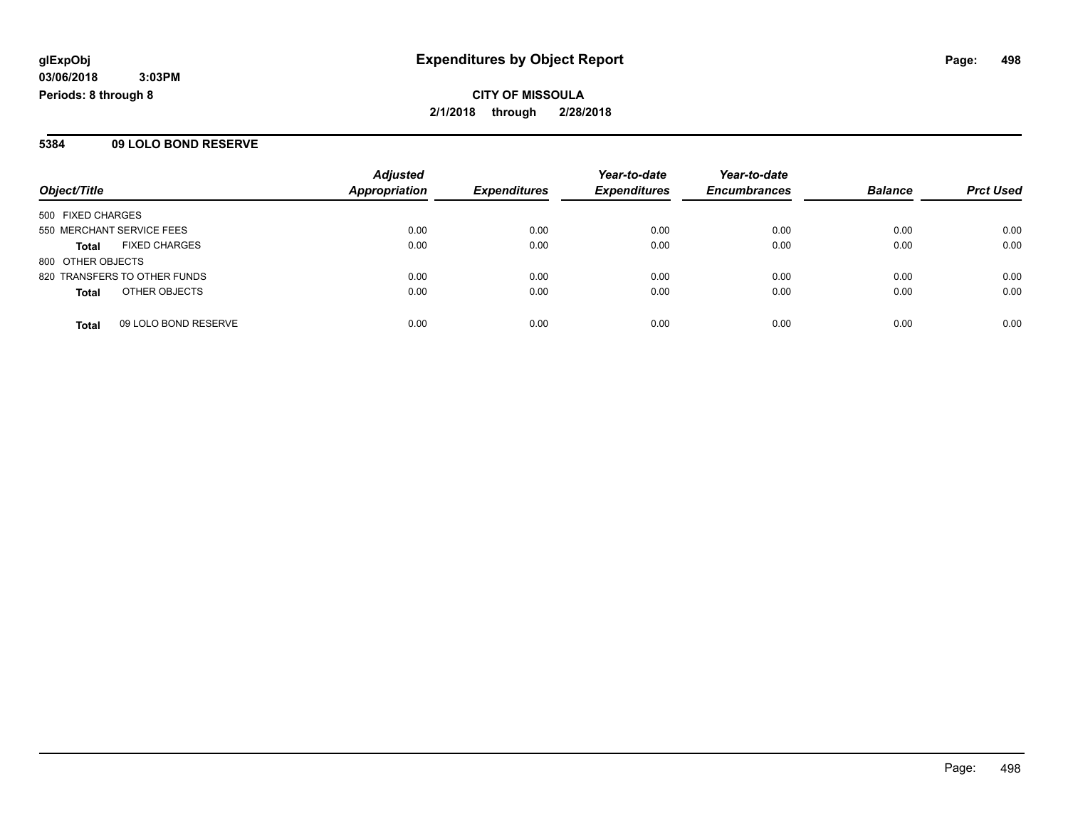**glExpObj** **Expenditures by Object Report**

**03/06/2018 3:03PM**

**Periods: 8 through 8**

**CITY OF MISSOULA**

**2/1/2018 through 2/28/2018**

## 5384 09 LOLO BOND RESERVE

| Object/Title | | Adjusted Appropriation | Expenditures | Year-to-date Expenditures | Year-to-date Encumbrances | Balance | Prct Used |
|---|---|---|---|---|---|---|---|
| 500 FIXED CHARGES | | | | | | | |
| 550 MERCHANT SERVICE FEES | | 0.00 | 0.00 | 0.00 | 0.00 | 0.00 | 0.00 |
| **Total** | FIXED CHARGES | 0.00 | 0.00 | 0.00 | 0.00 | 0.00 | 0.00 |
| 800 OTHER OBJECTS | | | | | | | |
| 820 TRANSFERS TO OTHER FUNDS | | 0.00 | 0.00 | 0.00 | 0.00 | 0.00 | 0.00 |
| **Total** | OTHER OBJECTS | 0.00 | 0.00 | 0.00 | 0.00 | 0.00 | 0.00 |
| **Total** | 09 LOLO BOND RESERVE | 0.00 | 0.00 | 0.00 | 0.00 | 0.00 | 0.00 |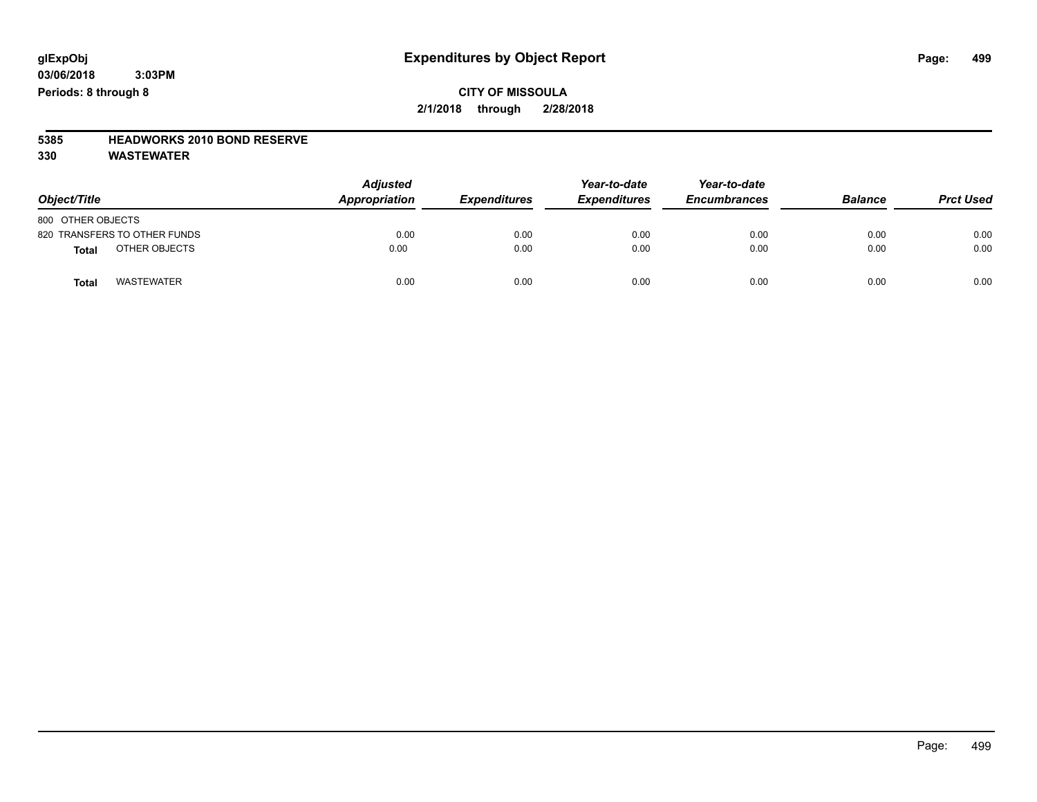**glExpObj** **Expenditures by Object Report**
**03/06/2018 3:03PM**
**Periods: 8 through 8**

**CITY OF MISSOULA**
**2/1/2018 through 2/28/2018**

**5385 HEADWORKS 2010 BOND RESERVE**
**330 WASTEWATER**

| Object/Title | Adjusted Appropriation | Expenditures | Year-to-date Expenditures | Year-to-date Encumbrances | Balance | Prct Used |
|---|---|---|---|---|---|---|
| 800 OTHER OBJECTS | | | | | | |
| 820 TRANSFERS TO OTHER FUNDS | 0.00 | 0.00 | 0.00 | 0.00 | 0.00 | 0.00 |
| **Total** OTHER OBJECTS | 0.00 | 0.00 | 0.00 | 0.00 | 0.00 | 0.00 |
| **Total** WASTEWATER | 0.00 | 0.00 | 0.00 | 0.00 | 0.00 | 0.00 |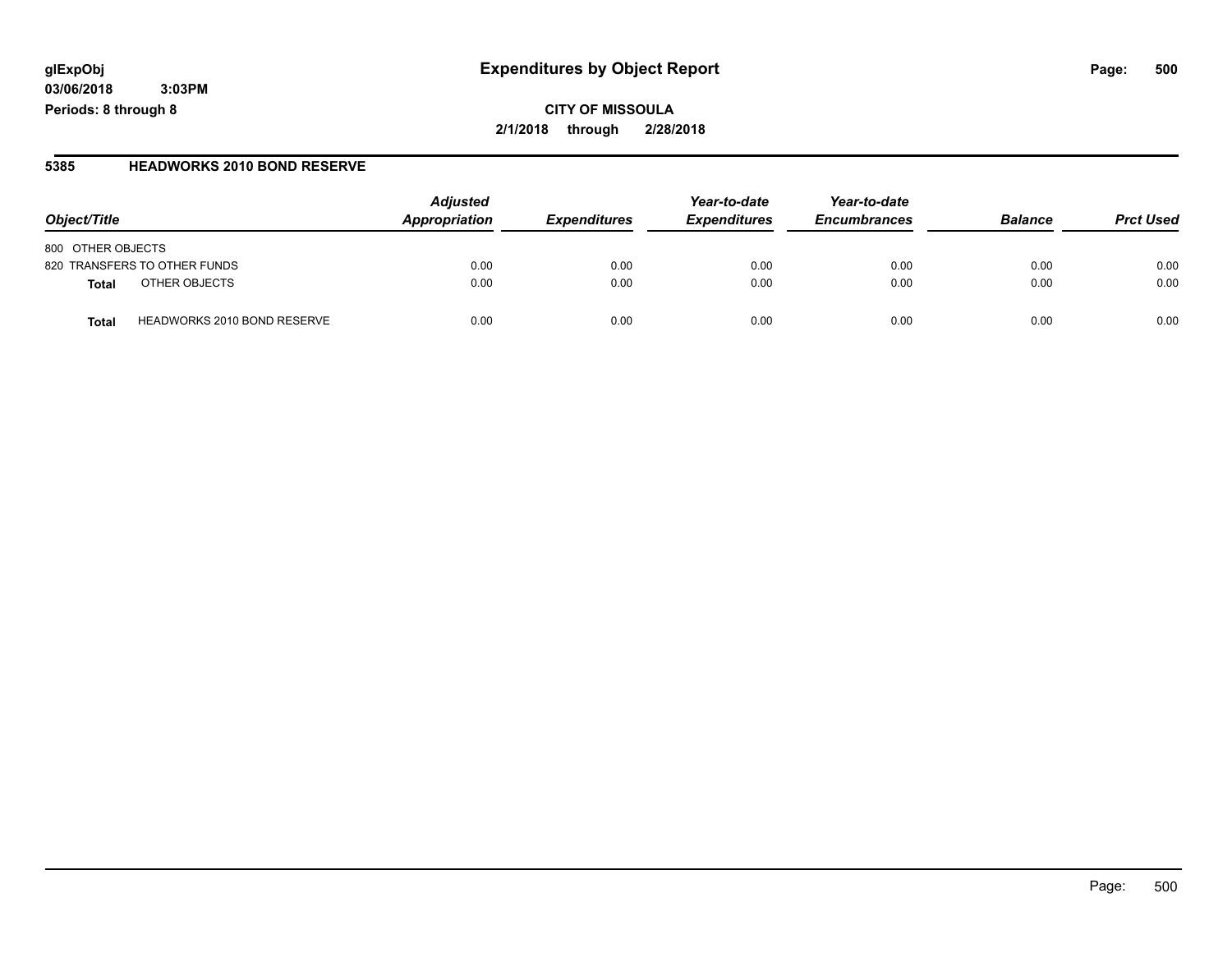**glExpObj**
**03/06/2018 3:03PM**
**Periods: 8 through 8**

# Expenditures by Object Report

**CITY OF MISSOULA**
**2/1/2018 through 2/28/2018**

## 5385 HEADWORKS 2010 BOND RESERVE

| Object/Title | | Adjusted Appropriation | Expenditures | Year-to-date Expenditures | Year-to-date Encumbrances | Balance | Prct Used |
|---|---|---|---|---|---|---|---|
| 800 OTHER OBJECTS | | | | | | | |
| 820 TRANSFERS TO OTHER FUNDS | | 0.00 | 0.00 | 0.00 | 0.00 | 0.00 | 0.00 |
| **Total** | OTHER OBJECTS | 0.00 | 0.00 | 0.00 | 0.00 | 0.00 | 0.00 |
| **Total** | HEADWORKS 2010 BOND RESERVE | 0.00 | 0.00 | 0.00 | 0.00 | 0.00 | 0.00 |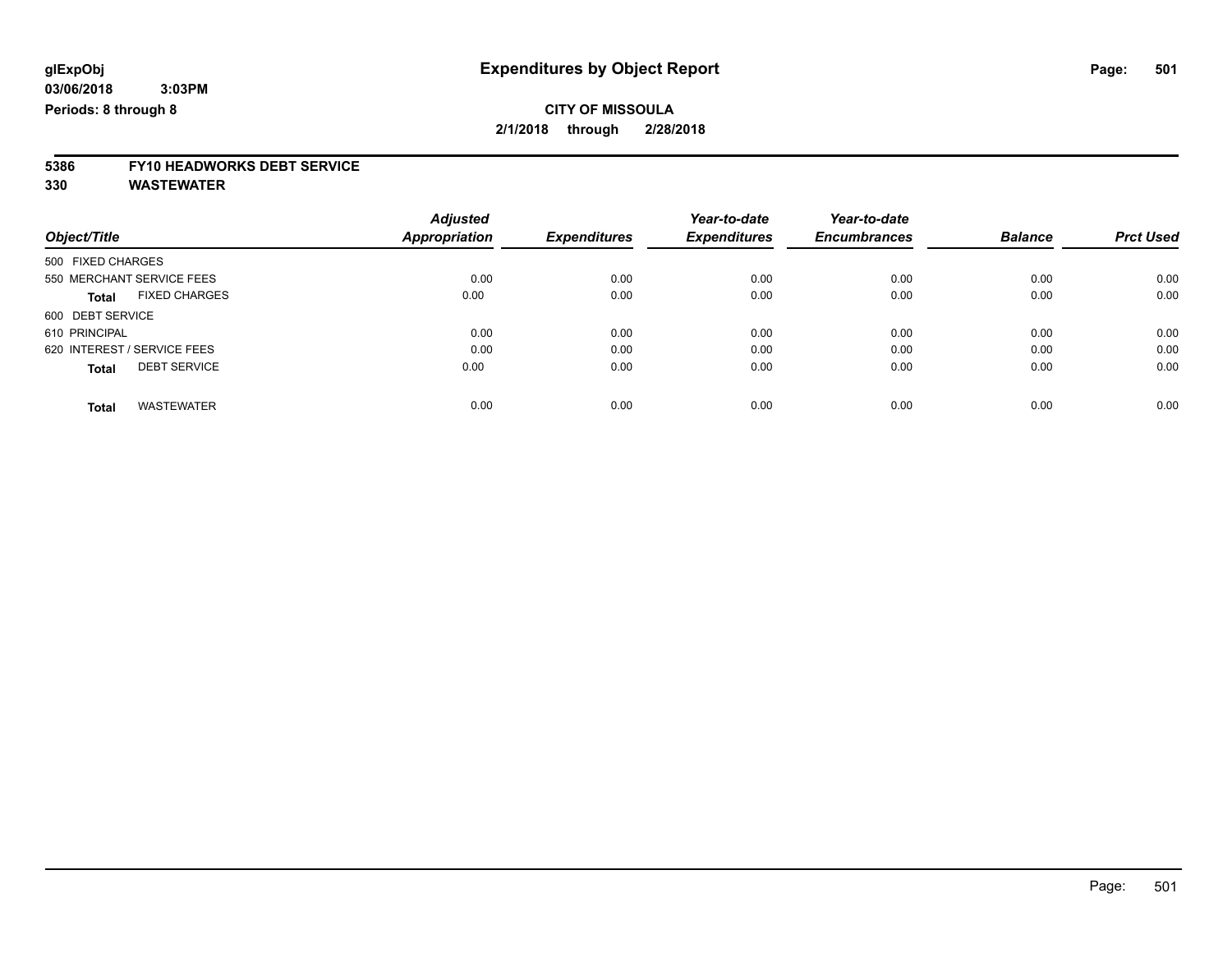**glExpObj**
**03/06/2018 3:03PM**
**Periods: 8 through 8**

# Expenditures by Object Report

**CITY OF MISSOULA**
**2/1/2018 through 2/28/2018**

**5386 FY10 HEADWORKS DEBT SERVICE**
**330 WASTEWATER**

| Object/Title | Adjusted Appropriation | Expenditures | Year-to-date Expenditures | Year-to-date Encumbrances | Balance | Prct Used |
|---|---|---|---|---|---|---|
| 500 FIXED CHARGES | | | | | | |
| 550 MERCHANT SERVICE FEES | 0.00 | 0.00 | 0.00 | 0.00 | 0.00 | 0.00 |
| **Total** FIXED CHARGES | 0.00 | 0.00 | 0.00 | 0.00 | 0.00 | 0.00 |
| 600 DEBT SERVICE | | | | | | |
| 610 PRINCIPAL | 0.00 | 0.00 | 0.00 | 0.00 | 0.00 | 0.00 |
| 620 INTEREST / SERVICE FEES | 0.00 | 0.00 | 0.00 | 0.00 | 0.00 | 0.00 |
| **Total** DEBT SERVICE | 0.00 | 0.00 | 0.00 | 0.00 | 0.00 | 0.00 |
| **Total** WASTEWATER | 0.00 | 0.00 | 0.00 | 0.00 | 0.00 | 0.00 |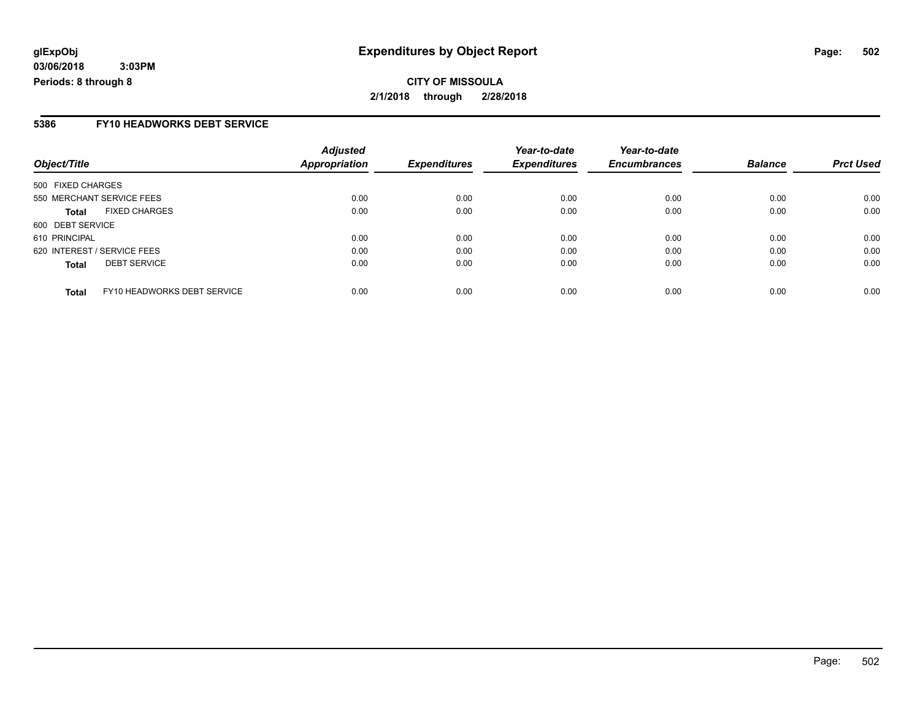glExpObj
03/06/2018 3:03PM
Periods: 8 through 8

# Expenditures by Object Report

**CITY OF MISSOULA**
**2/1/2018 through 2/28/2018**

## 5386 FY10 HEADWORKS DEBT SERVICE

| Object/Title | Adjusted Appropriation | Expenditures | Year-to-date Expenditures | Year-to-date Encumbrances | Balance | Prct Used |
|---|---|---|---|---|---|---|
| 500 FIXED CHARGES | | | | | | |
| 550 MERCHANT SERVICE FEES | 0.00 | 0.00 | 0.00 | 0.00 | 0.00 | 0.00 |
| **Total** FIXED CHARGES | 0.00 | 0.00 | 0.00 | 0.00 | 0.00 | 0.00 |
| 600 DEBT SERVICE | | | | | | |
| 610 PRINCIPAL | 0.00 | 0.00 | 0.00 | 0.00 | 0.00 | 0.00 |
| 620 INTEREST / SERVICE FEES | 0.00 | 0.00 | 0.00 | 0.00 | 0.00 | 0.00 |
| **Total** DEBT SERVICE | 0.00 | 0.00 | 0.00 | 0.00 | 0.00 | 0.00 |
| **Total** FY10 HEADWORKS DEBT SERVICE | 0.00 | 0.00 | 0.00 | 0.00 | 0.00 | 0.00 |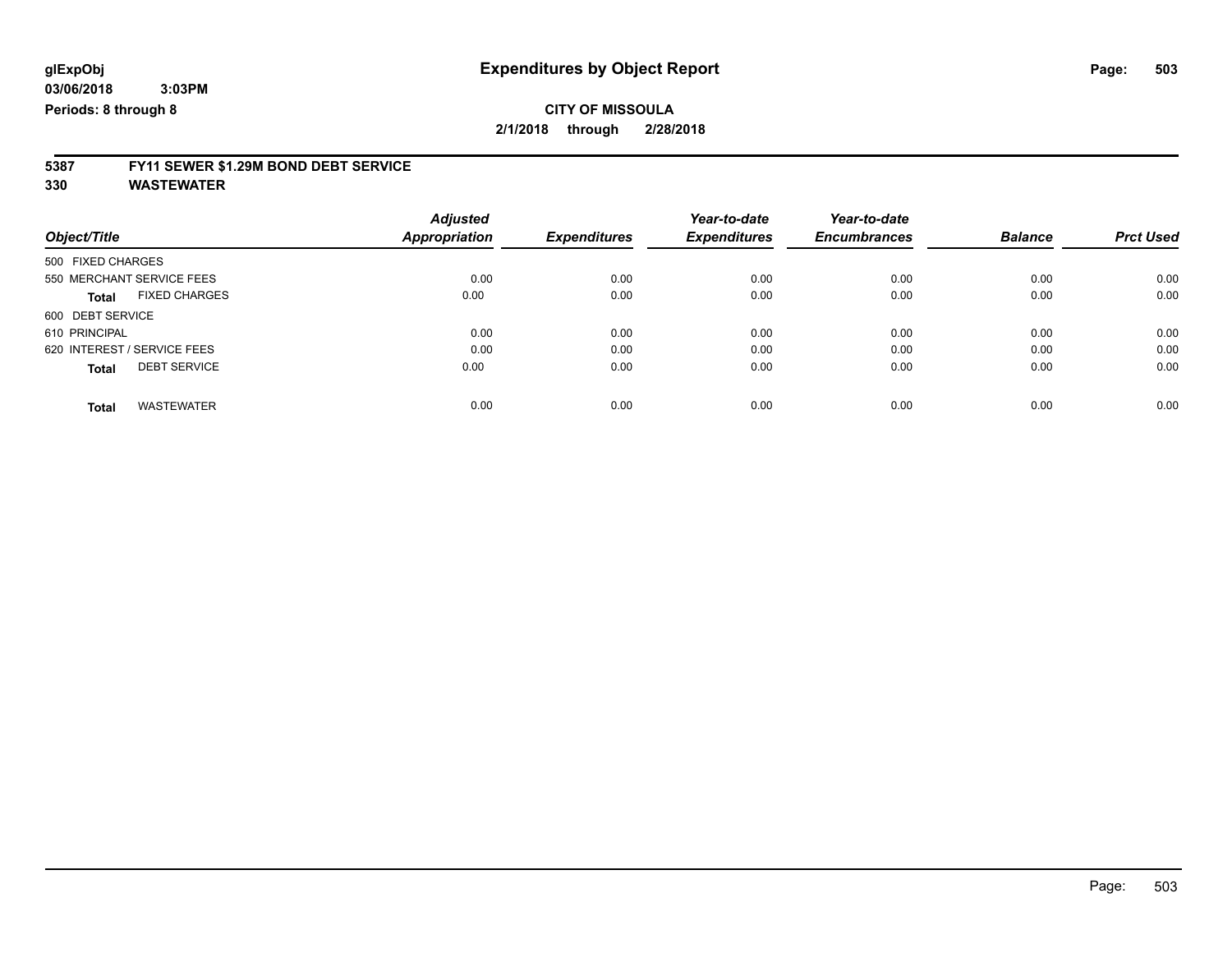glExpObj
03/06/2018 3:03PM
Periods: 8 through 8

# Expenditures by Object Report

**CITY OF MISSOULA**
**2/1/2018 through 2/28/2018**

## 5387 FY11 SEWER $1.29M BOND DEBT SERVICE
## 330 WASTEWATER

| Object/Title | Adjusted Appropriation | Expenditures | Year-to-date Expenditures | Year-to-date Encumbrances | Balance | Prct Used |
|---|---|---|---|---|---|---|
| 500 FIXED CHARGES | | | | | | |
| 550 MERCHANT SERVICE FEES | 0.00 | 0.00 | 0.00 | 0.00 | 0.00 | 0.00 |
| **Total** FIXED CHARGES | 0.00 | 0.00 | 0.00 | 0.00 | 0.00 | 0.00 |
| 600 DEBT SERVICE | | | | | | |
| 610 PRINCIPAL | 0.00 | 0.00 | 0.00 | 0.00 | 0.00 | 0.00 |
| 620 INTEREST / SERVICE FEES | 0.00 | 0.00 | 0.00 | 0.00 | 0.00 | 0.00 |
| **Total** DEBT SERVICE | 0.00 | 0.00 | 0.00 | 0.00 | 0.00 | 0.00 |
| **Total** WASTEWATER | 0.00 | 0.00 | 0.00 | 0.00 | 0.00 | 0.00 |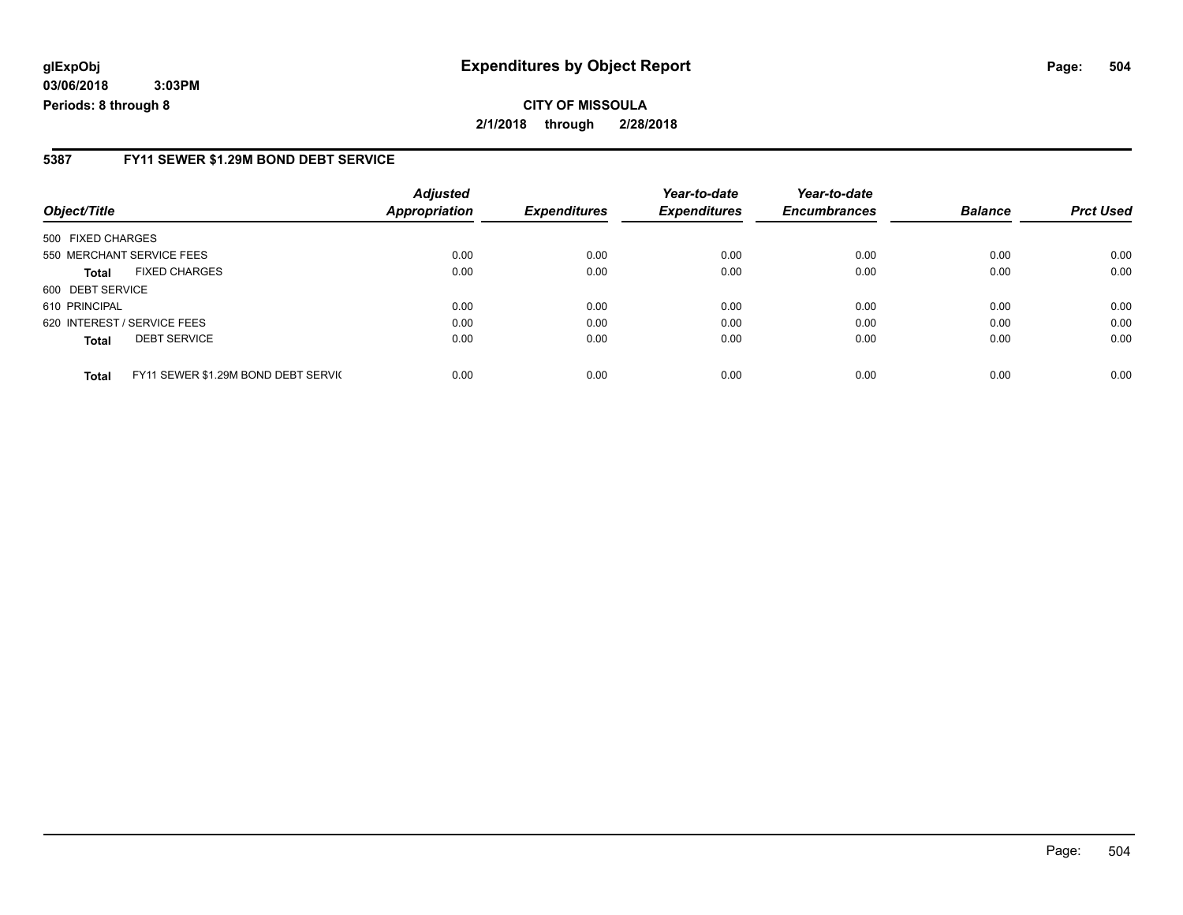**glExpObj**
**03/06/2018 3:03PM**
**Periods: 8 through 8**

# Expenditures by Object Report

**CITY OF MISSOULA**
**2/1/2018 through 2/28/2018**

## 5387 FY11 SEWER $1.29M BOND DEBT SERVICE

| Object/Title | | Adjusted Appropriation | Expenditures | Year-to-date Expenditures | Year-to-date Encumbrances | Balance | Prct Used |
|---|---|---|---|---|---|---|---|
| 500 FIXED CHARGES | | | | | | | |
| 550 MERCHANT SERVICE FEES | | 0.00 | 0.00 | 0.00 | 0.00 | 0.00 | 0.00 |
| **Total** | FIXED CHARGES | 0.00 | 0.00 | 0.00 | 0.00 | 0.00 | 0.00 |
| 600 DEBT SERVICE | | | | | | | |
| 610 PRINCIPAL | | 0.00 | 0.00 | 0.00 | 0.00 | 0.00 | 0.00 |
| 620 INTEREST / SERVICE FEES | | 0.00 | 0.00 | 0.00 | 0.00 | 0.00 | 0.00 |
| **Total** | DEBT SERVICE | 0.00 | 0.00 | 0.00 | 0.00 | 0.00 | 0.00 |
| **Total** | FY11 SEWER $1.29M BOND DEBT SERVIC | 0.00 | 0.00 | 0.00 | 0.00 | 0.00 | 0.00 |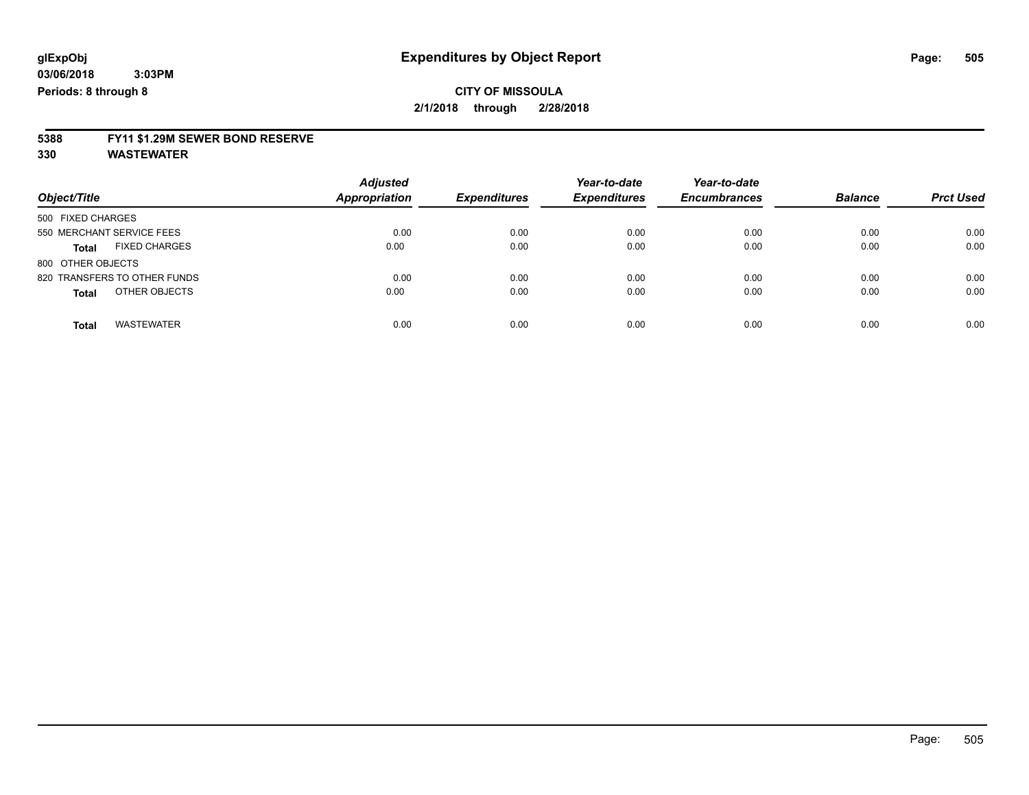glExpObj
03/06/2018 3:03PM
Periods: 8 through 8

# Expenditures by Object Report

**CITY OF MISSOULA**

**2/1/2018 through 2/28/2018**

**5388 FY11 $1.29M SEWER BOND RESERVE**

**330 WASTEWATER**

| Object/Title | Adjusted Appropriation | Expenditures | Year-to-date Expenditures | Year-to-date Encumbrances | Balance | Prct Used |
|---|---|---|---|---|---|---|
| 500 FIXED CHARGES | | | | | | |
| 550 MERCHANT SERVICE FEES | 0.00 | 0.00 | 0.00 | 0.00 | 0.00 | 0.00 |
| **Total** FIXED CHARGES | 0.00 | 0.00 | 0.00 | 0.00 | 0.00 | 0.00 |
| 800 OTHER OBJECTS | | | | | | |
| 820 TRANSFERS TO OTHER FUNDS | 0.00 | 0.00 | 0.00 | 0.00 | 0.00 | 0.00 |
| **Total** OTHER OBJECTS | 0.00 | 0.00 | 0.00 | 0.00 | 0.00 | 0.00 |
| **Total** WASTEWATER | 0.00 | 0.00 | 0.00 | 0.00 | 0.00 | 0.00 |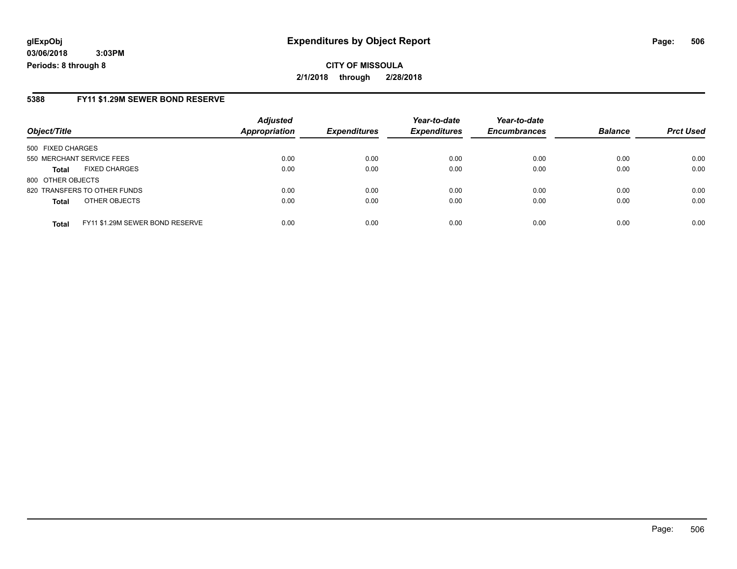**glExpObj** **Expenditures by Object Report**

**03/06/2018 3:03PM**

**Periods: 8 through 8**

**CITY OF MISSOULA**

**2/1/2018 through 2/28/2018**

## 5388 FY11 $1.29M SEWER BOND RESERVE

| Object/Title | | Adjusted Appropriation | Expenditures | Year-to-date Expenditures | Year-to-date Encumbrances | Balance | Prct Used |
|---|---|---|---|---|---|---|---|
| 500 FIXED CHARGES | | | | | | | |
| 550 MERCHANT SERVICE FEES | | 0.00 | 0.00 | 0.00 | 0.00 | 0.00 | 0.00 |
| **Total** | FIXED CHARGES | 0.00 | 0.00 | 0.00 | 0.00 | 0.00 | 0.00 |
| 800 OTHER OBJECTS | | | | | | | |
| 820 TRANSFERS TO OTHER FUNDS | | 0.00 | 0.00 | 0.00 | 0.00 | 0.00 | 0.00 |
| **Total** | OTHER OBJECTS | 0.00 | 0.00 | 0.00 | 0.00 | 0.00 | 0.00 |
| **Total** | FY11 $1.29M SEWER BOND RESERVE | 0.00 | 0.00 | 0.00 | 0.00 | 0.00 | 0.00 |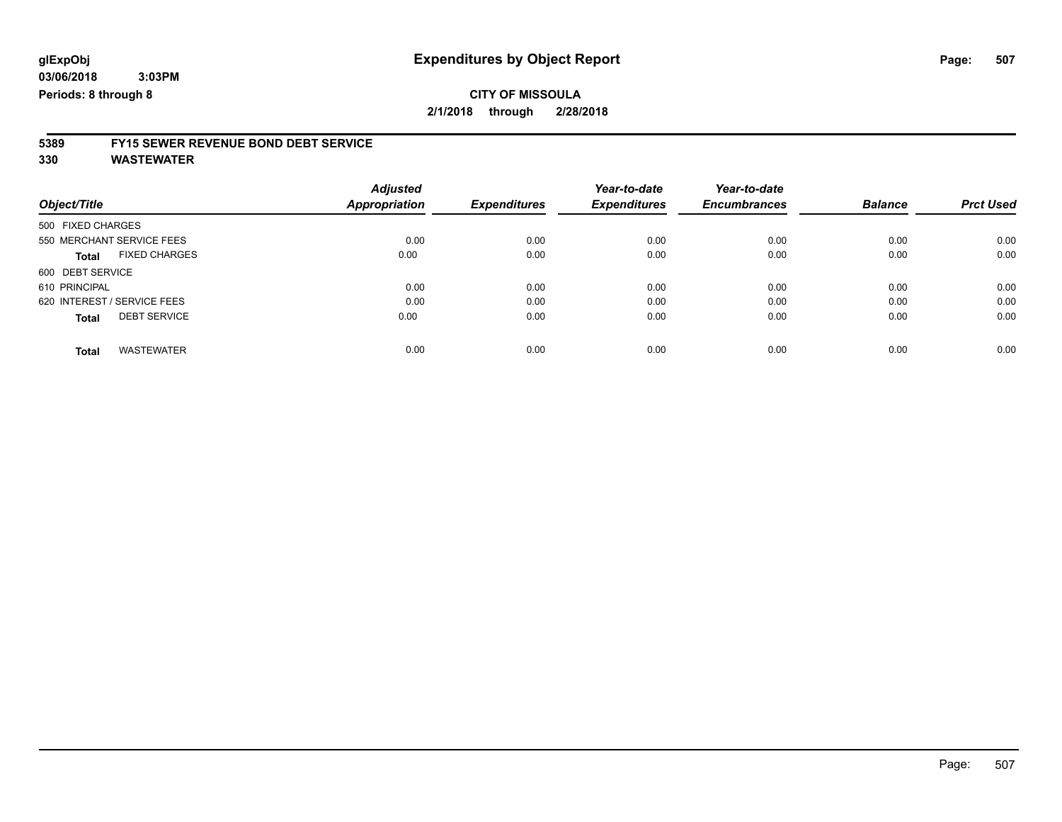**glExpObj**
**03/06/2018 3:03PM**
**Periods: 8 through 8**

# Expenditures by Object Report

**CITY OF MISSOULA**
**2/1/2018 through 2/28/2018**

## 5389 FY15 SEWER REVENUE BOND DEBT SERVICE
## 330 WASTEWATER

| Object/Title | Adjusted Appropriation | Expenditures | Year-to-date Expenditures | Year-to-date Encumbrances | Balance | Prct Used |
|---|---|---|---|---|---|---|
| 500 FIXED CHARGES | | | | | | |
| 550 MERCHANT SERVICE FEES | 0.00 | 0.00 | 0.00 | 0.00 | 0.00 | 0.00 |
| **Total** FIXED CHARGES | 0.00 | 0.00 | 0.00 | 0.00 | 0.00 | 0.00 |
| 600 DEBT SERVICE | | | | | | |
| 610 PRINCIPAL | 0.00 | 0.00 | 0.00 | 0.00 | 0.00 | 0.00 |
| 620 INTEREST / SERVICE FEES | 0.00 | 0.00 | 0.00 | 0.00 | 0.00 | 0.00 |
| **Total** DEBT SERVICE | 0.00 | 0.00 | 0.00 | 0.00 | 0.00 | 0.00 |
| **Total** WASTEWATER | 0.00 | 0.00 | 0.00 | 0.00 | 0.00 | 0.00 |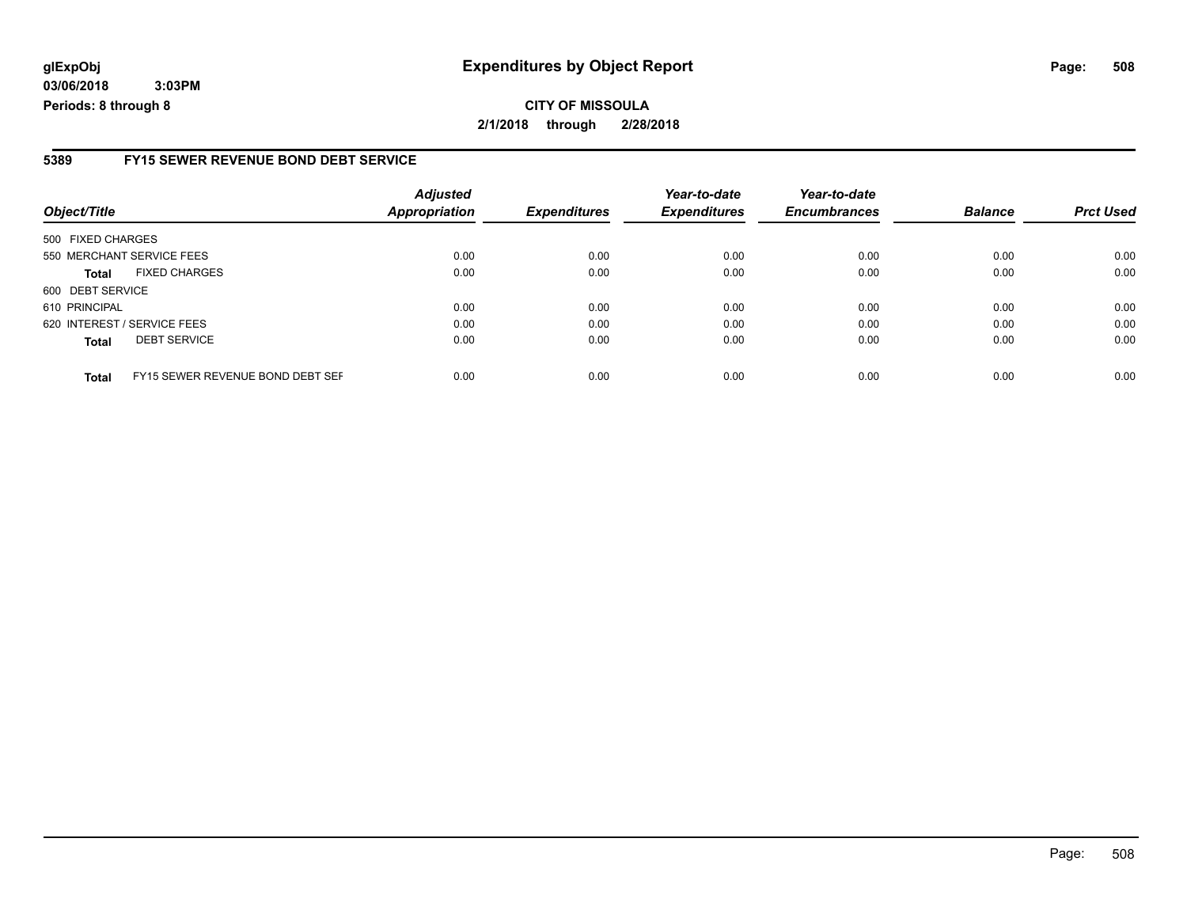**glExpObj**
**03/06/2018 3:03PM**
**Periods: 8 through 8**

# Expenditures by Object Report

**CITY OF MISSOULA**
**2/1/2018 through 2/28/2018**

## 5389 FY15 SEWER REVENUE BOND DEBT SERVICE

| Object/Title | | Adjusted Appropriation | Expenditures | Year-to-date Expenditures | Year-to-date Encumbrances | Balance | Prct Used |
|---|---|---|---|---|---|---|---|
| 500 FIXED CHARGES | | | | | | | |
| 550 MERCHANT SERVICE FEES | | 0.00 | 0.00 | 0.00 | 0.00 | 0.00 | 0.00 |
| **Total** | FIXED CHARGES | 0.00 | 0.00 | 0.00 | 0.00 | 0.00 | 0.00 |
| 600 DEBT SERVICE | | | | | | | |
| 610 PRINCIPAL | | 0.00 | 0.00 | 0.00 | 0.00 | 0.00 | 0.00 |
| 620 INTEREST / SERVICE FEES | | 0.00 | 0.00 | 0.00 | 0.00 | 0.00 | 0.00 |
| **Total** | DEBT SERVICE | 0.00 | 0.00 | 0.00 | 0.00 | 0.00 | 0.00 |
| **Total** | FY15 SEWER REVENUE BOND DEBT SEF | 0.00 | 0.00 | 0.00 | 0.00 | 0.00 | 0.00 |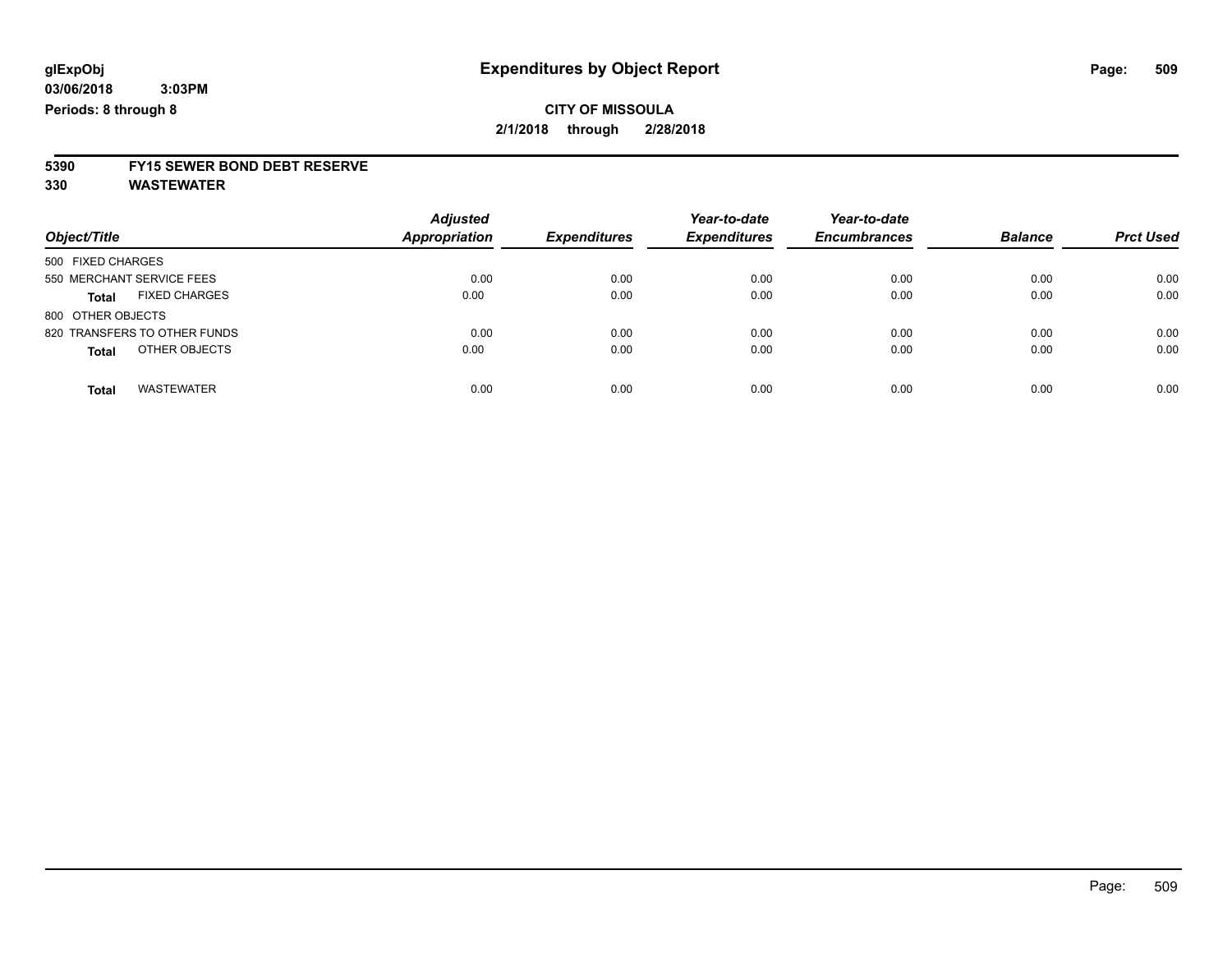glExpObj
03/06/2018 3:03PM
Periods: 8 through 8

# Expenditures by Object Report

**CITY OF MISSOULA**
**2/1/2018 through 2/28/2018**

**5390 FY15 SEWER BOND DEBT RESERVE**
**330 WASTEWATER**

| Object/Title | Adjusted Appropriation | Expenditures | Year-to-date Expenditures | Year-to-date Encumbrances | Balance | Prct Used |
|---|---|---|---|---|---|---|
| 500 FIXED CHARGES | | | | | | |
| 550 MERCHANT SERVICE FEES | 0.00 | 0.00 | 0.00 | 0.00 | 0.00 | 0.00 |
| **Total** FIXED CHARGES | 0.00 | 0.00 | 0.00 | 0.00 | 0.00 | 0.00 |
| 800 OTHER OBJECTS | | | | | | |
| 820 TRANSFERS TO OTHER FUNDS | 0.00 | 0.00 | 0.00 | 0.00 | 0.00 | 0.00 |
| **Total** OTHER OBJECTS | 0.00 | 0.00 | 0.00 | 0.00 | 0.00 | 0.00 |
| **Total** WASTEWATER | 0.00 | 0.00 | 0.00 | 0.00 | 0.00 | 0.00 |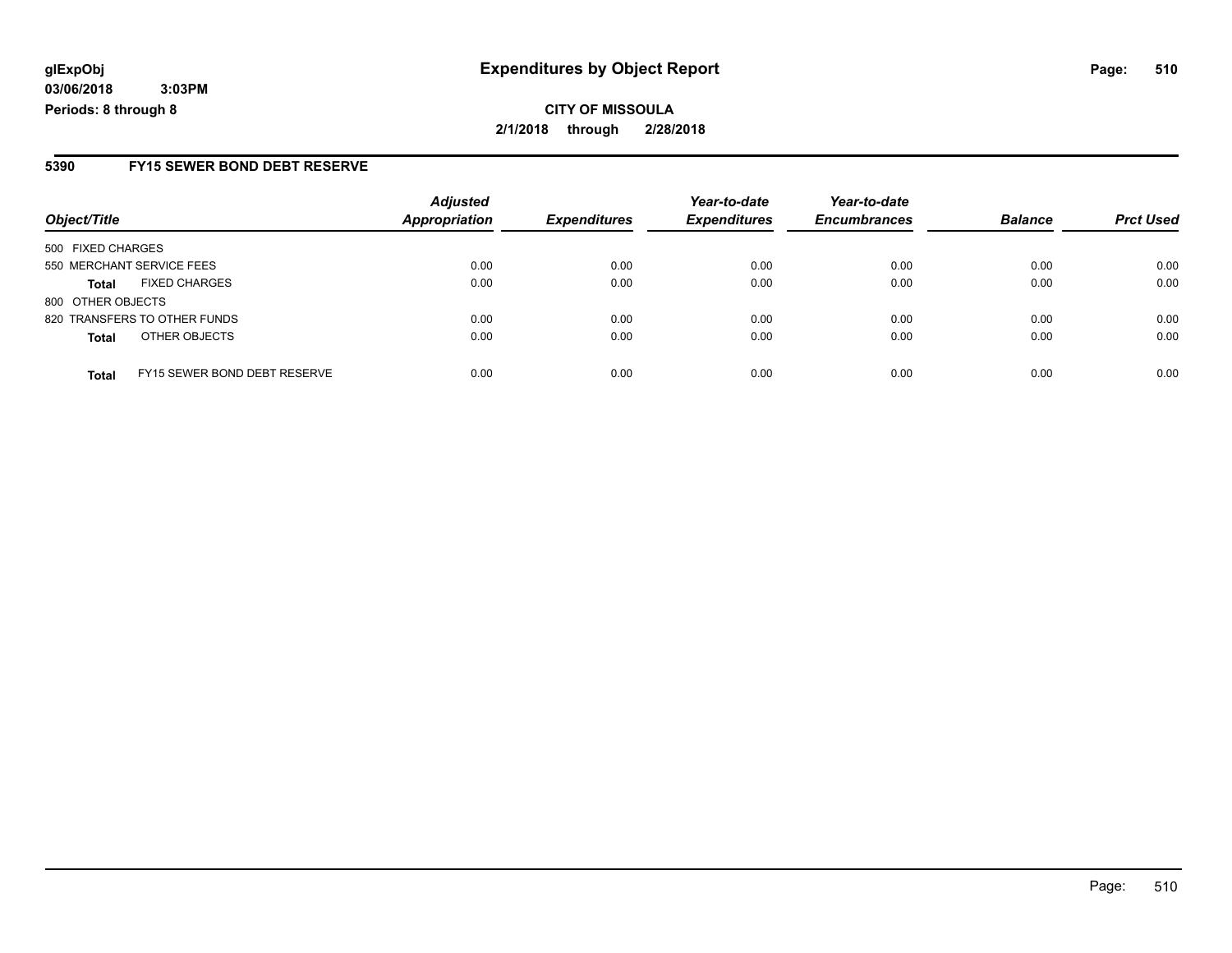**CITY OF MISSOULA**

**2/1/2018 through 2/28/2018**

## 5390 FY15 SEWER BOND DEBT RESERVE

| Object/Title | | Adjusted Appropriation | Expenditures | Year-to-date Expenditures | Year-to-date Encumbrances | Balance | Prct Used |
|---|---|---|---|---|---|---|---|
| 500 FIXED CHARGES | | | | | | | |
| 550 MERCHANT SERVICE FEES | | 0.00 | 0.00 | 0.00 | 0.00 | 0.00 | 0.00 |
| **Total** | FIXED CHARGES | 0.00 | 0.00 | 0.00 | 0.00 | 0.00 | 0.00 |
| 800 OTHER OBJECTS | | | | | | | |
| 820 TRANSFERS TO OTHER FUNDS | | 0.00 | 0.00 | 0.00 | 0.00 | 0.00 | 0.00 |
| **Total** | OTHER OBJECTS | 0.00 | 0.00 | 0.00 | 0.00 | 0.00 | 0.00 |
| **Total** | FY15 SEWER BOND DEBT RESERVE | 0.00 | 0.00 | 0.00 | 0.00 | 0.00 | 0.00 |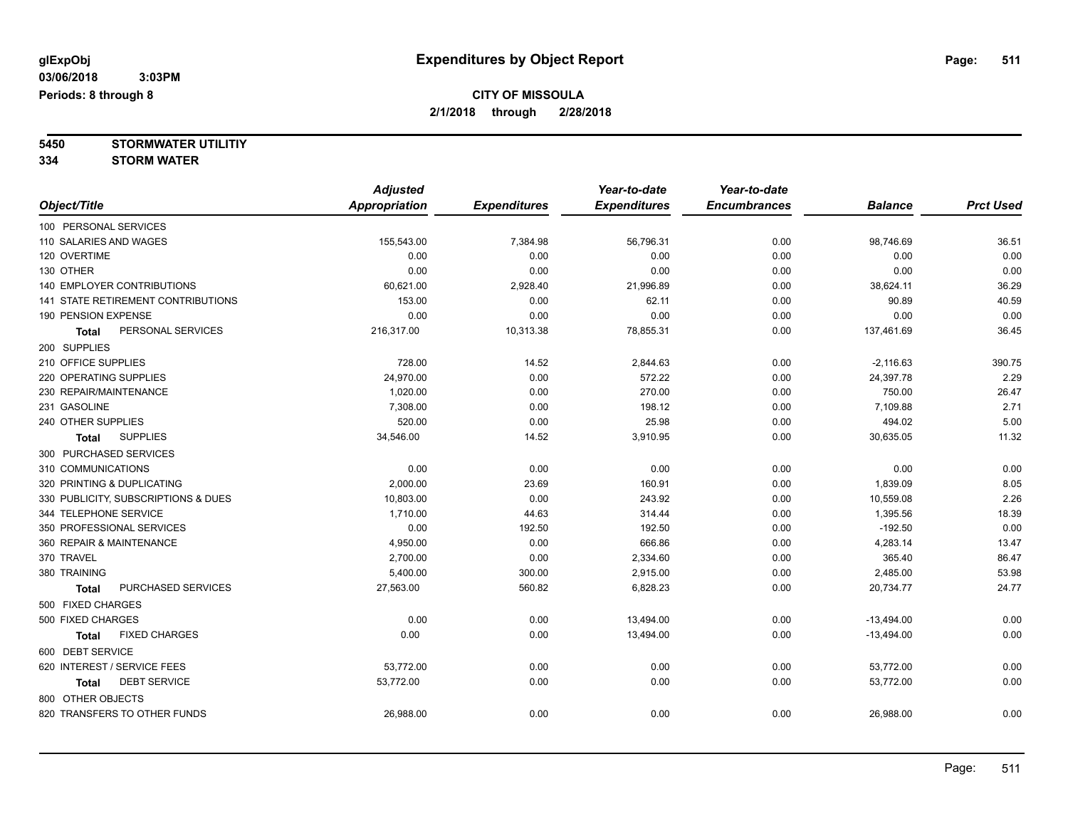# Expenditures by Object Report

glExpObj
03/06/2018 3:03PM
Periods: 8 through 8

**CITY OF MISSOULA**
**2/1/2018 through 2/28/2018**

**5450 STORMWATER UTILITIY**
**334 STORM WATER**

| Object/Title | Adjusted Appropriation | Expenditures | Year-to-date Expenditures | Year-to-date Encumbrances | Balance | Prct Used |
|---|---|---|---|---|---|---|
| 100 PERSONAL SERVICES | | | | | | |
| 110 SALARIES AND WAGES | 155,543.00 | 7,384.98 | 56,796.31 | 0.00 | 98,746.69 | 36.51 |
| 120 OVERTIME | 0.00 | 0.00 | 0.00 | 0.00 | 0.00 | 0.00 |
| 130 OTHER | 0.00 | 0.00 | 0.00 | 0.00 | 0.00 | 0.00 |
| 140 EMPLOYER CONTRIBUTIONS | 60,621.00 | 2,928.40 | 21,996.89 | 0.00 | 38,624.11 | 36.29 |
| 141 STATE RETIREMENT CONTRIBUTIONS | 153.00 | 0.00 | 62.11 | 0.00 | 90.89 | 40.59 |
| 190 PENSION EXPENSE | 0.00 | 0.00 | 0.00 | 0.00 | 0.00 | 0.00 |
| **Total** PERSONAL SERVICES | 216,317.00 | 10,313.38 | 78,855.31 | 0.00 | 137,461.69 | 36.45 |
| 200 SUPPLIES | | | | | | |
| 210 OFFICE SUPPLIES | 728.00 | 14.52 | 2,844.63 | 0.00 | -2,116.63 | 390.75 |
| 220 OPERATING SUPPLIES | 24,970.00 | 0.00 | 572.22 | 0.00 | 24,397.78 | 2.29 |
| 230 REPAIR/MAINTENANCE | 1,020.00 | 0.00 | 270.00 | 0.00 | 750.00 | 26.47 |
| 231 GASOLINE | 7,308.00 | 0.00 | 198.12 | 0.00 | 7,109.88 | 2.71 |
| 240 OTHER SUPPLIES | 520.00 | 0.00 | 25.98 | 0.00 | 494.02 | 5.00 |
| **Total** SUPPLIES | 34,546.00 | 14.52 | 3,910.95 | 0.00 | 30,635.05 | 11.32 |
| 300 PURCHASED SERVICES | | | | | | |
| 310 COMMUNICATIONS | 0.00 | 0.00 | 0.00 | 0.00 | 0.00 | 0.00 |
| 320 PRINTING & DUPLICATING | 2,000.00 | 23.69 | 160.91 | 0.00 | 1,839.09 | 8.05 |
| 330 PUBLICITY, SUBSCRIPTIONS & DUES | 10,803.00 | 0.00 | 243.92 | 0.00 | 10,559.08 | 2.26 |
| 344 TELEPHONE SERVICE | 1,710.00 | 44.63 | 314.44 | 0.00 | 1,395.56 | 18.39 |
| 350 PROFESSIONAL SERVICES | 0.00 | 192.50 | 192.50 | 0.00 | -192.50 | 0.00 |
| 360 REPAIR & MAINTENANCE | 4,950.00 | 0.00 | 666.86 | 0.00 | 4,283.14 | 13.47 |
| 370 TRAVEL | 2,700.00 | 0.00 | 2,334.60 | 0.00 | 365.40 | 86.47 |
| 380 TRAINING | 5,400.00 | 300.00 | 2,915.00 | 0.00 | 2,485.00 | 53.98 |
| **Total** PURCHASED SERVICES | 27,563.00 | 560.82 | 6,828.23 | 0.00 | 20,734.77 | 24.77 |
| 500 FIXED CHARGES | | | | | | |
| 500 FIXED CHARGES | 0.00 | 0.00 | 13,494.00 | 0.00 | -13,494.00 | 0.00 |
| **Total** FIXED CHARGES | 0.00 | 0.00 | 13,494.00 | 0.00 | -13,494.00 | 0.00 |
| 600 DEBT SERVICE | | | | | | |
| 620 INTEREST / SERVICE FEES | 53,772.00 | 0.00 | 0.00 | 0.00 | 53,772.00 | 0.00 |
| **Total** DEBT SERVICE | 53,772.00 | 0.00 | 0.00 | 0.00 | 53,772.00 | 0.00 |
| 800 OTHER OBJECTS | | | | | | |
| 820 TRANSFERS TO OTHER FUNDS | 26,988.00 | 0.00 | 0.00 | 0.00 | 26,988.00 | 0.00 |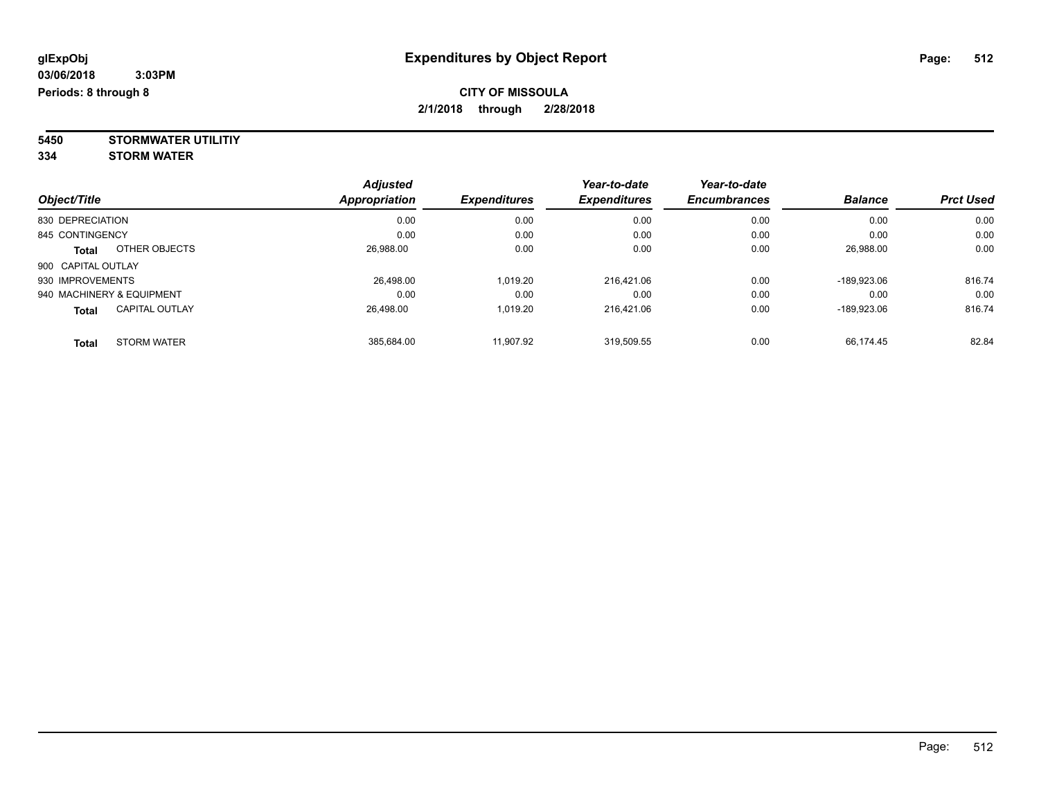**glExpObj**
**03/06/2018 3:03PM**
**Periods: 8 through 8**

# Expenditures by Object Report

**CITY OF MISSOULA**
**2/1/2018 through 2/28/2018**

**5450 STORMWATER UTILITIY**
**334 STORM WATER**

| Object/Title | Adjusted Appropriation | Expenditures | Year-to-date Expenditures | Year-to-date Encumbrances | Balance | Prct Used |
|---|---|---|---|---|---|---|
| 830 DEPRECIATION | 0.00 | 0.00 | 0.00 | 0.00 | 0.00 | 0.00 |
| 845 CONTINGENCY | 0.00 | 0.00 | 0.00 | 0.00 | 0.00 | 0.00 |
| **Total** OTHER OBJECTS | 26,988.00 | 0.00 | 0.00 | 0.00 | 26,988.00 | 0.00 |
| 900 CAPITAL OUTLAY | | | | | | |
| 930 IMPROVEMENTS | 26,498.00 | 1,019.20 | 216,421.06 | 0.00 | -189,923.06 | 816.74 |
| 940 MACHINERY & EQUIPMENT | 0.00 | 0.00 | 0.00 | 0.00 | 0.00 | 0.00 |
| **Total** CAPITAL OUTLAY | 26,498.00 | 1,019.20 | 216,421.06 | 0.00 | -189,923.06 | 816.74 |
| **Total** STORM WATER | 385,684.00 | 11,907.92 | 319,509.55 | 0.00 | 66,174.45 | 82.84 |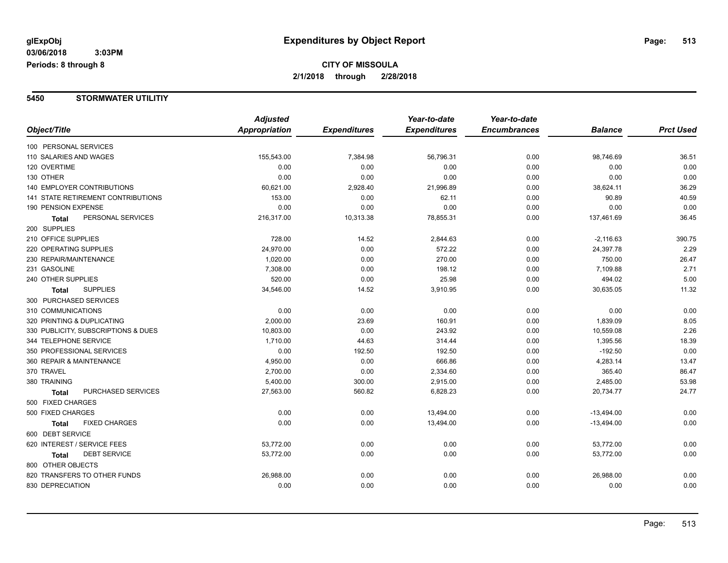**glExpObj**
**03/06/2018 3:03PM**
**Periods: 8 through 8**

# Expenditures by Object Report

**CITY OF MISSOULA**
**2/1/2018 through 2/28/2018**

## 5450 STORMWATER UTILITIY

| Object/Title | Adjusted Appropriation | Expenditures | Year-to-date Expenditures | Year-to-date Encumbrances | Balance | Prct Used |
|---|---|---|---|---|---|---|
| 100 PERSONAL SERVICES | | | | | | |
| 110 SALARIES AND WAGES | 155,543.00 | 7,384.98 | 56,796.31 | 0.00 | 98,746.69 | 36.51 |
| 120 OVERTIME | 0.00 | 0.00 | 0.00 | 0.00 | 0.00 | 0.00 |
| 130 OTHER | 0.00 | 0.00 | 0.00 | 0.00 | 0.00 | 0.00 |
| 140 EMPLOYER CONTRIBUTIONS | 60,621.00 | 2,928.40 | 21,996.89 | 0.00 | 38,624.11 | 36.29 |
| 141 STATE RETIREMENT CONTRIBUTIONS | 153.00 | 0.00 | 62.11 | 0.00 | 90.89 | 40.59 |
| 190 PENSION EXPENSE | 0.00 | 0.00 | 0.00 | 0.00 | 0.00 | 0.00 |
| **Total** PERSONAL SERVICES | 216,317.00 | 10,313.38 | 78,855.31 | 0.00 | 137,461.69 | 36.45 |
| 200 SUPPLIES | | | | | | |
| 210 OFFICE SUPPLIES | 728.00 | 14.52 | 2,844.63 | 0.00 | -2,116.63 | 390.75 |
| 220 OPERATING SUPPLIES | 24,970.00 | 0.00 | 572.22 | 0.00 | 24,397.78 | 2.29 |
| 230 REPAIR/MAINTENANCE | 1,020.00 | 0.00 | 270.00 | 0.00 | 750.00 | 26.47 |
| 231 GASOLINE | 7,308.00 | 0.00 | 198.12 | 0.00 | 7,109.88 | 2.71 |
| 240 OTHER SUPPLIES | 520.00 | 0.00 | 25.98 | 0.00 | 494.02 | 5.00 |
| **Total** SUPPLIES | 34,546.00 | 14.52 | 3,910.95 | 0.00 | 30,635.05 | 11.32 |
| 300 PURCHASED SERVICES | | | | | | |
| 310 COMMUNICATIONS | 0.00 | 0.00 | 0.00 | 0.00 | 0.00 | 0.00 |
| 320 PRINTING & DUPLICATING | 2,000.00 | 23.69 | 160.91 | 0.00 | 1,839.09 | 8.05 |
| 330 PUBLICITY, SUBSCRIPTIONS & DUES | 10,803.00 | 0.00 | 243.92 | 0.00 | 10,559.08 | 2.26 |
| 344 TELEPHONE SERVICE | 1,710.00 | 44.63 | 314.44 | 0.00 | 1,395.56 | 18.39 |
| 350 PROFESSIONAL SERVICES | 0.00 | 192.50 | 192.50 | 0.00 | -192.50 | 0.00 |
| 360 REPAIR & MAINTENANCE | 4,950.00 | 0.00 | 666.86 | 0.00 | 4,283.14 | 13.47 |
| 370 TRAVEL | 2,700.00 | 0.00 | 2,334.60 | 0.00 | 365.40 | 86.47 |
| 380 TRAINING | 5,400.00 | 300.00 | 2,915.00 | 0.00 | 2,485.00 | 53.98 |
| **Total** PURCHASED SERVICES | 27,563.00 | 560.82 | 6,828.23 | 0.00 | 20,734.77 | 24.77 |
| 500 FIXED CHARGES | | | | | | |
| 500 FIXED CHARGES | 0.00 | 0.00 | 13,494.00 | 0.00 | -13,494.00 | 0.00 |
| **Total** FIXED CHARGES | 0.00 | 0.00 | 13,494.00 | 0.00 | -13,494.00 | 0.00 |
| 600 DEBT SERVICE | | | | | | |
| 620 INTEREST / SERVICE FEES | 53,772.00 | 0.00 | 0.00 | 0.00 | 53,772.00 | 0.00 |
| **Total** DEBT SERVICE | 53,772.00 | 0.00 | 0.00 | 0.00 | 53,772.00 | 0.00 |
| 800 OTHER OBJECTS | | | | | | |
| 820 TRANSFERS TO OTHER FUNDS | 26,988.00 | 0.00 | 0.00 | 0.00 | 26,988.00 | 0.00 |
| 830 DEPRECIATION | 0.00 | 0.00 | 0.00 | 0.00 | 0.00 | 0.00 |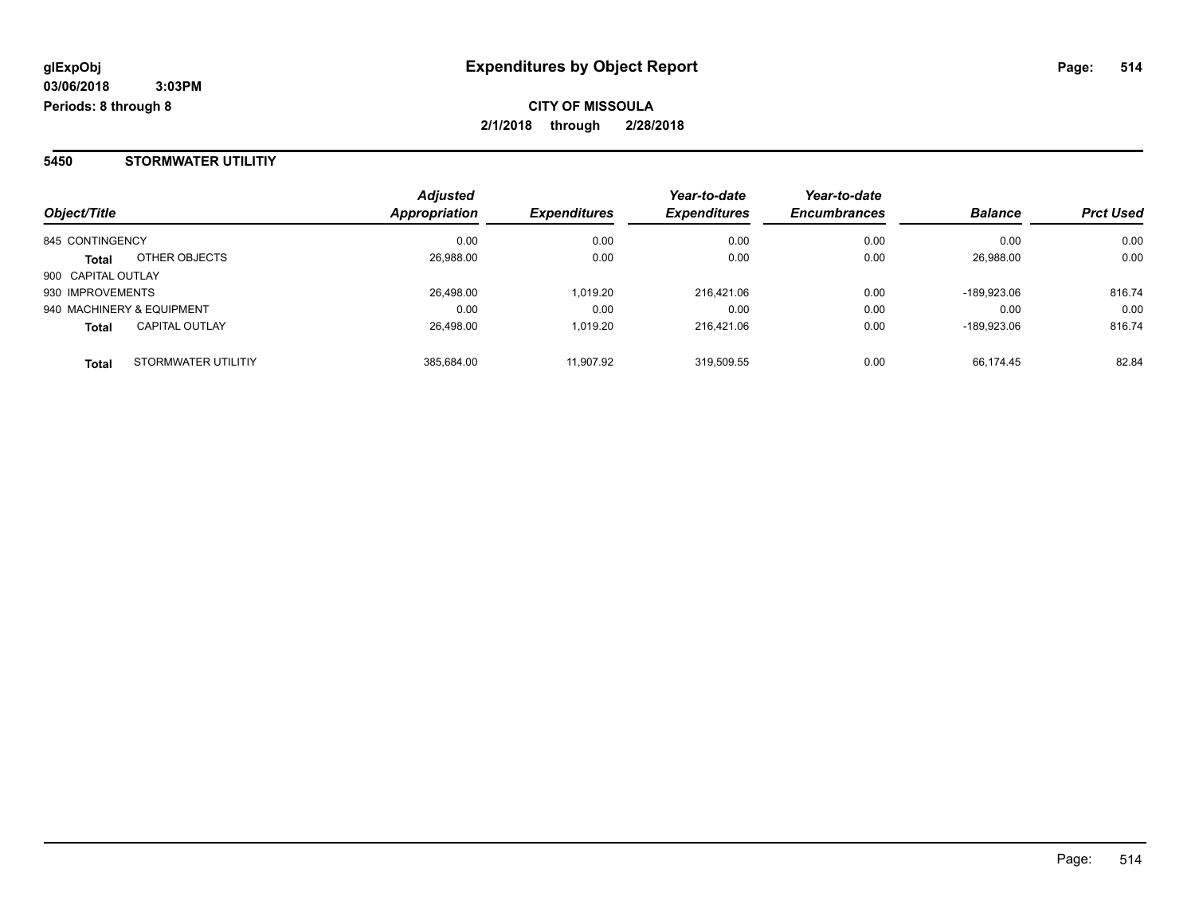**glExpObj**
**03/06/2018 3:03PM**
**Periods: 8 through 8**

# Expenditures by Object Report

**CITY OF MISSOULA**
**2/1/2018 through 2/28/2018**

## 5450 STORMWATER UTILITIY

| Object/Title | | *Adjusted Appropriation* | *Expenditures* | *Year-to-date Expenditures* | *Year-to-date Encumbrances* | *Balance* | *Prct Used* |
|---|---|---|---|---|---|---|---|
| 845 CONTINGENCY | | 0.00 | 0.00 | 0.00 | 0.00 | 0.00 | 0.00 |
| **Total** | OTHER OBJECTS | 26,988.00 | 0.00 | 0.00 | 0.00 | 26,988.00 | 0.00 |
| 900 CAPITAL OUTLAY | | | | | | | |
| 930 IMPROVEMENTS | | 26,498.00 | 1,019.20 | 216,421.06 | 0.00 | -189,923.06 | 816.74 |
| 940 MACHINERY & EQUIPMENT | | 0.00 | 0.00 | 0.00 | 0.00 | 0.00 | 0.00 |
| **Total** | CAPITAL OUTLAY | 26,498.00 | 1,019.20 | 216,421.06 | 0.00 | -189,923.06 | 816.74 |
| **Total** | STORMWATER UTILITIY | 385,684.00 | 11,907.92 | 319,509.55 | 0.00 | 66,174.45 | 82.84 |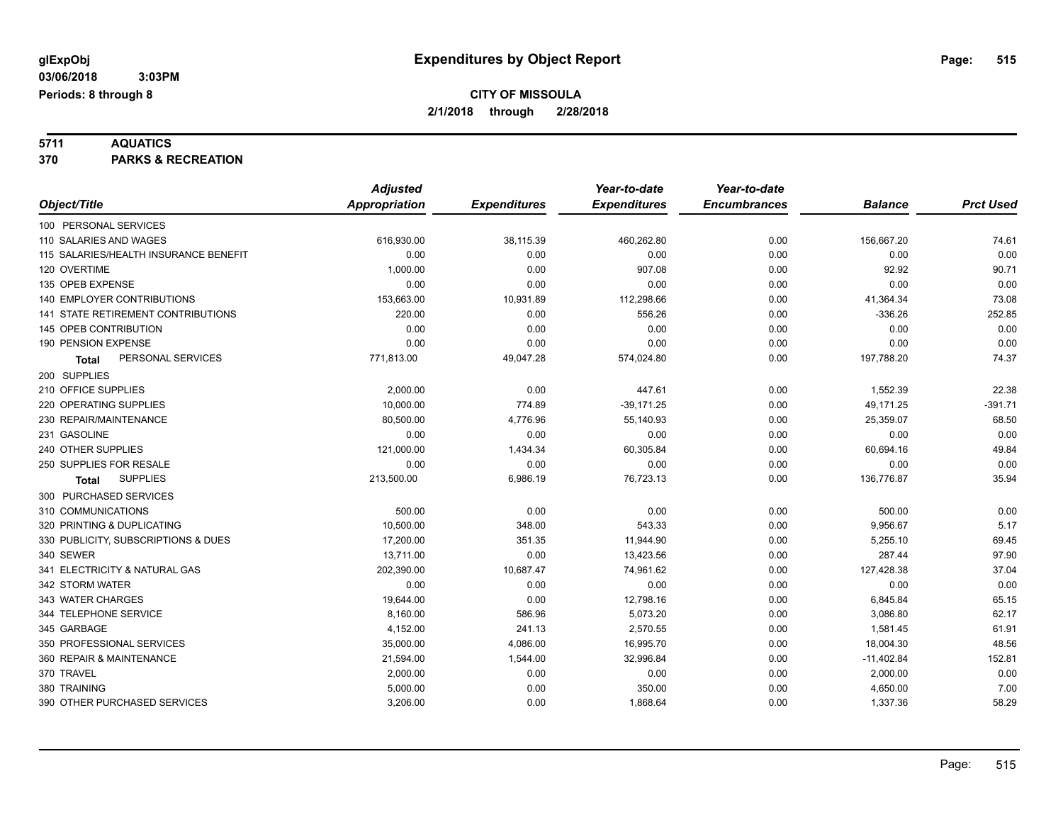# Expenditures by Object Report

glExpObj
03/06/2018 3:03PM
Periods: 8 through 8

**CITY OF MISSOULA**
**2/1/2018 through 2/28/2018**

**5711 AQUATICS**
**370 PARKS & RECREATION**

| Object/Title | Adjusted Appropriation | Expenditures | Year-to-date Expenditures | Year-to-date Encumbrances | Balance | Prct Used |
|---|---|---|---|---|---|---|
| 100 PERSONAL SERVICES | | | | | | |
| 110 SALARIES AND WAGES | 616,930.00 | 38,115.39 | 460,262.80 | 0.00 | 156,667.20 | 74.61 |
| 115 SALARIES/HEALTH INSURANCE BENEFIT | 0.00 | 0.00 | 0.00 | 0.00 | 0.00 | 0.00 |
| 120 OVERTIME | 1,000.00 | 0.00 | 907.08 | 0.00 | 92.92 | 90.71 |
| 135 OPEB EXPENSE | 0.00 | 0.00 | 0.00 | 0.00 | 0.00 | 0.00 |
| 140 EMPLOYER CONTRIBUTIONS | 153,663.00 | 10,931.89 | 112,298.66 | 0.00 | 41,364.34 | 73.08 |
| 141 STATE RETIREMENT CONTRIBUTIONS | 220.00 | 0.00 | 556.26 | 0.00 | -336.26 | 252.85 |
| 145 OPEB CONTRIBUTION | 0.00 | 0.00 | 0.00 | 0.00 | 0.00 | 0.00 |
| 190 PENSION EXPENSE | 0.00 | 0.00 | 0.00 | 0.00 | 0.00 | 0.00 |
| **Total** PERSONAL SERVICES | 771,813.00 | 49,047.28 | 574,024.80 | 0.00 | 197,788.20 | 74.37 |
| 200 SUPPLIES | | | | | | |
| 210 OFFICE SUPPLIES | 2,000.00 | 0.00 | 447.61 | 0.00 | 1,552.39 | 22.38 |
| 220 OPERATING SUPPLIES | 10,000.00 | 774.89 | -39,171.25 | 0.00 | 49,171.25 | -391.71 |
| 230 REPAIR/MAINTENANCE | 80,500.00 | 4,776.96 | 55,140.93 | 0.00 | 25,359.07 | 68.50 |
| 231 GASOLINE | 0.00 | 0.00 | 0.00 | 0.00 | 0.00 | 0.00 |
| 240 OTHER SUPPLIES | 121,000.00 | 1,434.34 | 60,305.84 | 0.00 | 60,694.16 | 49.84 |
| 250 SUPPLIES FOR RESALE | 0.00 | 0.00 | 0.00 | 0.00 | 0.00 | 0.00 |
| **Total** SUPPLIES | 213,500.00 | 6,986.19 | 76,723.13 | 0.00 | 136,776.87 | 35.94 |
| 300 PURCHASED SERVICES | | | | | | |
| 310 COMMUNICATIONS | 500.00 | 0.00 | 0.00 | 0.00 | 500.00 | 0.00 |
| 320 PRINTING & DUPLICATING | 10,500.00 | 348.00 | 543.33 | 0.00 | 9,956.67 | 5.17 |
| 330 PUBLICITY, SUBSCRIPTIONS & DUES | 17,200.00 | 351.35 | 11,944.90 | 0.00 | 5,255.10 | 69.45 |
| 340 SEWER | 13,711.00 | 0.00 | 13,423.56 | 0.00 | 287.44 | 97.90 |
| 341 ELECTRICITY & NATURAL GAS | 202,390.00 | 10,687.47 | 74,961.62 | 0.00 | 127,428.38 | 37.04 |
| 342 STORM WATER | 0.00 | 0.00 | 0.00 | 0.00 | 0.00 | 0.00 |
| 343 WATER CHARGES | 19,644.00 | 0.00 | 12,798.16 | 0.00 | 6,845.84 | 65.15 |
| 344 TELEPHONE SERVICE | 8,160.00 | 586.96 | 5,073.20 | 0.00 | 3,086.80 | 62.17 |
| 345 GARBAGE | 4,152.00 | 241.13 | 2,570.55 | 0.00 | 1,581.45 | 61.91 |
| 350 PROFESSIONAL SERVICES | 35,000.00 | 4,086.00 | 16,995.70 | 0.00 | 18,004.30 | 48.56 |
| 360 REPAIR & MAINTENANCE | 21,594.00 | 1,544.00 | 32,996.84 | 0.00 | -11,402.84 | 152.81 |
| 370 TRAVEL | 2,000.00 | 0.00 | 0.00 | 0.00 | 2,000.00 | 0.00 |
| 380 TRAINING | 5,000.00 | 0.00 | 350.00 | 0.00 | 4,650.00 | 7.00 |
| 390 OTHER PURCHASED SERVICES | 3,206.00 | 0.00 | 1,868.64 | 0.00 | 1,337.36 | 58.29 |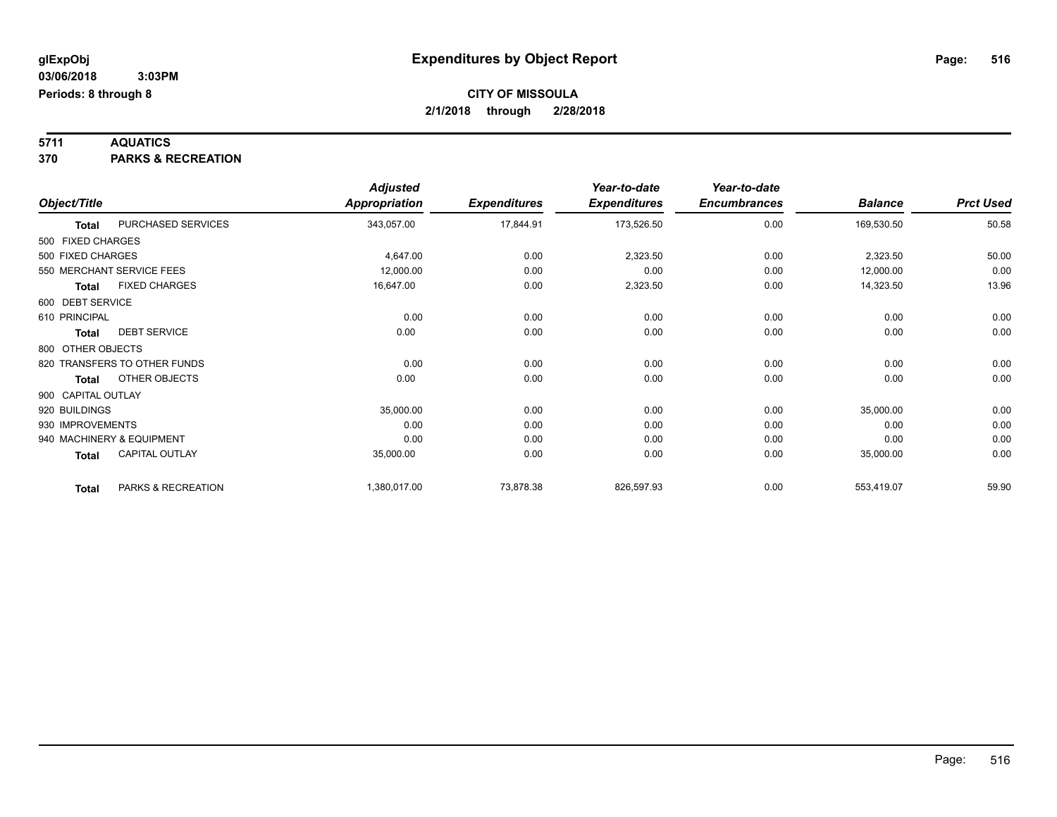**glExpObj** **Expenditures by Object Report**

**03/06/2018 3:03PM**

**Periods: 8 through 8**

**CITY OF MISSOULA**

**2/1/2018 through 2/28/2018**

**5711 AQUATICS**

**370 PARKS & RECREATION**

| Object/Title | | Adjusted Appropriation | Expenditures | Year-to-date Expenditures | Year-to-date Encumbrances | Balance | Prct Used |
|---|---|---|---|---|---|---|---|
| **Total** | PURCHASED SERVICES | 343,057.00 | 17,844.91 | 173,526.50 | 0.00 | 169,530.50 | 50.58 |
| 500 FIXED CHARGES | | | | | | | |
| 500 FIXED CHARGES | | 4,647.00 | 0.00 | 2,323.50 | 0.00 | 2,323.50 | 50.00 |
| 550 MERCHANT SERVICE FEES | | 12,000.00 | 0.00 | 0.00 | 0.00 | 12,000.00 | 0.00 |
| **Total** | FIXED CHARGES | 16,647.00 | 0.00 | 2,323.50 | 0.00 | 14,323.50 | 13.96 |
| 600 DEBT SERVICE | | | | | | | |
| 610 PRINCIPAL | | 0.00 | 0.00 | 0.00 | 0.00 | 0.00 | 0.00 |
| **Total** | DEBT SERVICE | 0.00 | 0.00 | 0.00 | 0.00 | 0.00 | 0.00 |
| 800 OTHER OBJECTS | | | | | | | |
| 820 TRANSFERS TO OTHER FUNDS | | 0.00 | 0.00 | 0.00 | 0.00 | 0.00 | 0.00 |
| **Total** | OTHER OBJECTS | 0.00 | 0.00 | 0.00 | 0.00 | 0.00 | 0.00 |
| 900 CAPITAL OUTLAY | | | | | | | |
| 920 BUILDINGS | | 35,000.00 | 0.00 | 0.00 | 0.00 | 35,000.00 | 0.00 |
| 930 IMPROVEMENTS | | 0.00 | 0.00 | 0.00 | 0.00 | 0.00 | 0.00 |
| 940 MACHINERY & EQUIPMENT | | 0.00 | 0.00 | 0.00 | 0.00 | 0.00 | 0.00 |
| **Total** | CAPITAL OUTLAY | 35,000.00 | 0.00 | 0.00 | 0.00 | 35,000.00 | 0.00 |
| **Total** | PARKS & RECREATION | 1,380,017.00 | 73,878.38 | 826,597.93 | 0.00 | 553,419.07 | 59.90 |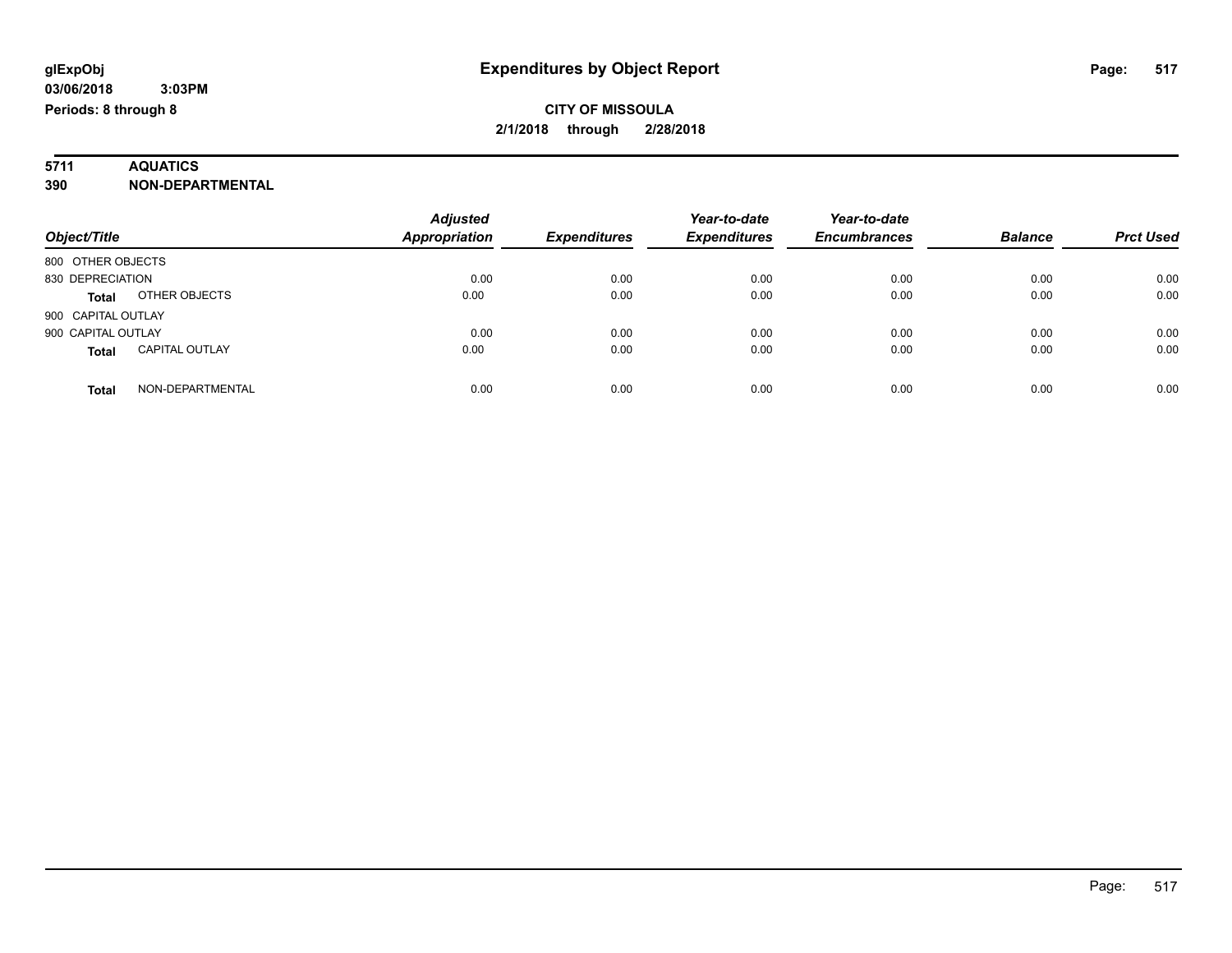# Expenditures by Object Report

glExpObj
03/06/2018 3:03PM
Periods: 8 through 8

**CITY OF MISSOULA**
**2/1/2018 through 2/28/2018**

**5711 AQUATICS**
**390 NON-DEPARTMENTAL**

| Object/Title | | Adjusted Appropriation | Expenditures | Year-to-date Expenditures | Year-to-date Encumbrances | Balance | Prct Used |
|---|---|---|---|---|---|---|---|
| 800 OTHER OBJECTS | | | | | | | |
| 830 DEPRECIATION | | 0.00 | 0.00 | 0.00 | 0.00 | 0.00 | 0.00 |
| **Total** | OTHER OBJECTS | 0.00 | 0.00 | 0.00 | 0.00 | 0.00 | 0.00 |
| 900 CAPITAL OUTLAY | | | | | | | |
| 900 CAPITAL OUTLAY | | 0.00 | 0.00 | 0.00 | 0.00 | 0.00 | 0.00 |
| **Total** | CAPITAL OUTLAY | 0.00 | 0.00 | 0.00 | 0.00 | 0.00 | 0.00 |
| **Total** | NON-DEPARTMENTAL | 0.00 | 0.00 | 0.00 | 0.00 | 0.00 | 0.00 |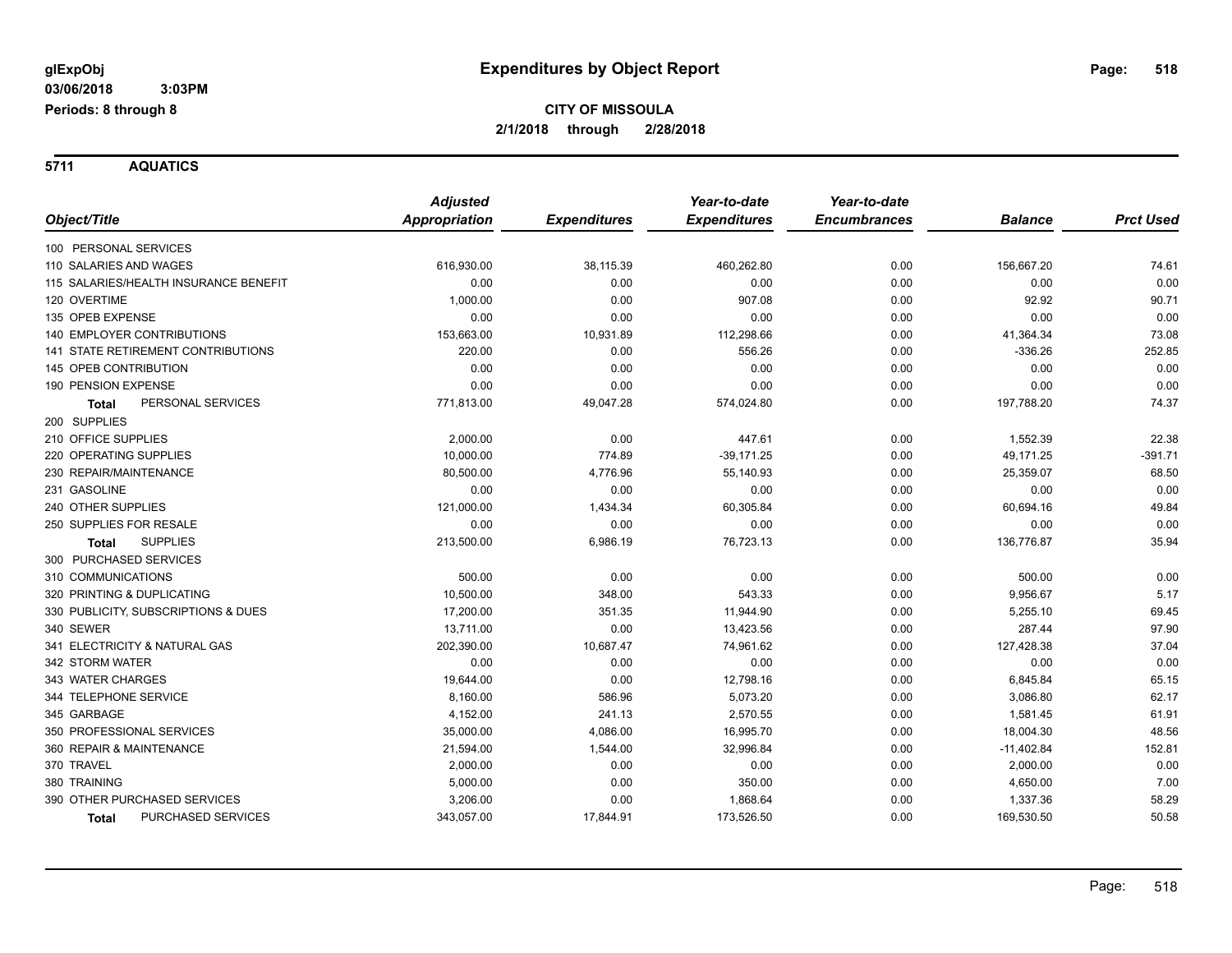# Expenditures by Object Report

glExpObj
03/06/2018 3:03PM
Periods: 8 through 8

**CITY OF MISSOULA**
**2/1/2018 through 2/28/2018**

## 5711 AQUATICS

| Object/Title | Adjusted Appropriation | Expenditures | Year-to-date Expenditures | Year-to-date Encumbrances | Balance | Prct Used |
|---|---|---|---|---|---|---|
| 100 PERSONAL SERVICES | | | | | | |
| 110 SALARIES AND WAGES | 616,930.00 | 38,115.39 | 460,262.80 | 0.00 | 156,667.20 | 74.61 |
| 115 SALARIES/HEALTH INSURANCE BENEFIT | 0.00 | 0.00 | 0.00 | 0.00 | 0.00 | 0.00 |
| 120 OVERTIME | 1,000.00 | 0.00 | 907.08 | 0.00 | 92.92 | 90.71 |
| 135 OPEB EXPENSE | 0.00 | 0.00 | 0.00 | 0.00 | 0.00 | 0.00 |
| 140 EMPLOYER CONTRIBUTIONS | 153,663.00 | 10,931.89 | 112,298.66 | 0.00 | 41,364.34 | 73.08 |
| 141 STATE RETIREMENT CONTRIBUTIONS | 220.00 | 0.00 | 556.26 | 0.00 | -336.26 | 252.85 |
| 145 OPEB CONTRIBUTION | 0.00 | 0.00 | 0.00 | 0.00 | 0.00 | 0.00 |
| 190 PENSION EXPENSE | 0.00 | 0.00 | 0.00 | 0.00 | 0.00 | 0.00 |
| **Total** PERSONAL SERVICES | 771,813.00 | 49,047.28 | 574,024.80 | 0.00 | 197,788.20 | 74.37 |
| 200 SUPPLIES | | | | | | |
| 210 OFFICE SUPPLIES | 2,000.00 | 0.00 | 447.61 | 0.00 | 1,552.39 | 22.38 |
| 220 OPERATING SUPPLIES | 10,000.00 | 774.89 | -39,171.25 | 0.00 | 49,171.25 | -391.71 |
| 230 REPAIR/MAINTENANCE | 80,500.00 | 4,776.96 | 55,140.93 | 0.00 | 25,359.07 | 68.50 |
| 231 GASOLINE | 0.00 | 0.00 | 0.00 | 0.00 | 0.00 | 0.00 |
| 240 OTHER SUPPLIES | 121,000.00 | 1,434.34 | 60,305.84 | 0.00 | 60,694.16 | 49.84 |
| 250 SUPPLIES FOR RESALE | 0.00 | 0.00 | 0.00 | 0.00 | 0.00 | 0.00 |
| **Total** SUPPLIES | 213,500.00 | 6,986.19 | 76,723.13 | 0.00 | 136,776.87 | 35.94 |
| 300 PURCHASED SERVICES | | | | | | |
| 310 COMMUNICATIONS | 500.00 | 0.00 | 0.00 | 0.00 | 500.00 | 0.00 |
| 320 PRINTING & DUPLICATING | 10,500.00 | 348.00 | 543.33 | 0.00 | 9,956.67 | 5.17 |
| 330 PUBLICITY, SUBSCRIPTIONS & DUES | 17,200.00 | 351.35 | 11,944.90 | 0.00 | 5,255.10 | 69.45 |
| 340 SEWER | 13,711.00 | 0.00 | 13,423.56 | 0.00 | 287.44 | 97.90 |
| 341 ELECTRICITY & NATURAL GAS | 202,390.00 | 10,687.47 | 74,961.62 | 0.00 | 127,428.38 | 37.04 |
| 342 STORM WATER | 0.00 | 0.00 | 0.00 | 0.00 | 0.00 | 0.00 |
| 343 WATER CHARGES | 19,644.00 | 0.00 | 12,798.16 | 0.00 | 6,845.84 | 65.15 |
| 344 TELEPHONE SERVICE | 8,160.00 | 586.96 | 5,073.20 | 0.00 | 3,086.80 | 62.17 |
| 345 GARBAGE | 4,152.00 | 241.13 | 2,570.55 | 0.00 | 1,581.45 | 61.91 |
| 350 PROFESSIONAL SERVICES | 35,000.00 | 4,086.00 | 16,995.70 | 0.00 | 18,004.30 | 48.56 |
| 360 REPAIR & MAINTENANCE | 21,594.00 | 1,544.00 | 32,996.84 | 0.00 | -11,402.84 | 152.81 |
| 370 TRAVEL | 2,000.00 | 0.00 | 0.00 | 0.00 | 2,000.00 | 0.00 |
| 380 TRAINING | 5,000.00 | 0.00 | 350.00 | 0.00 | 4,650.00 | 7.00 |
| 390 OTHER PURCHASED SERVICES | 3,206.00 | 0.00 | 1,868.64 | 0.00 | 1,337.36 | 58.29 |
| **Total** PURCHASED SERVICES | 343,057.00 | 17,844.91 | 173,526.50 | 0.00 | 169,530.50 | 50.58 |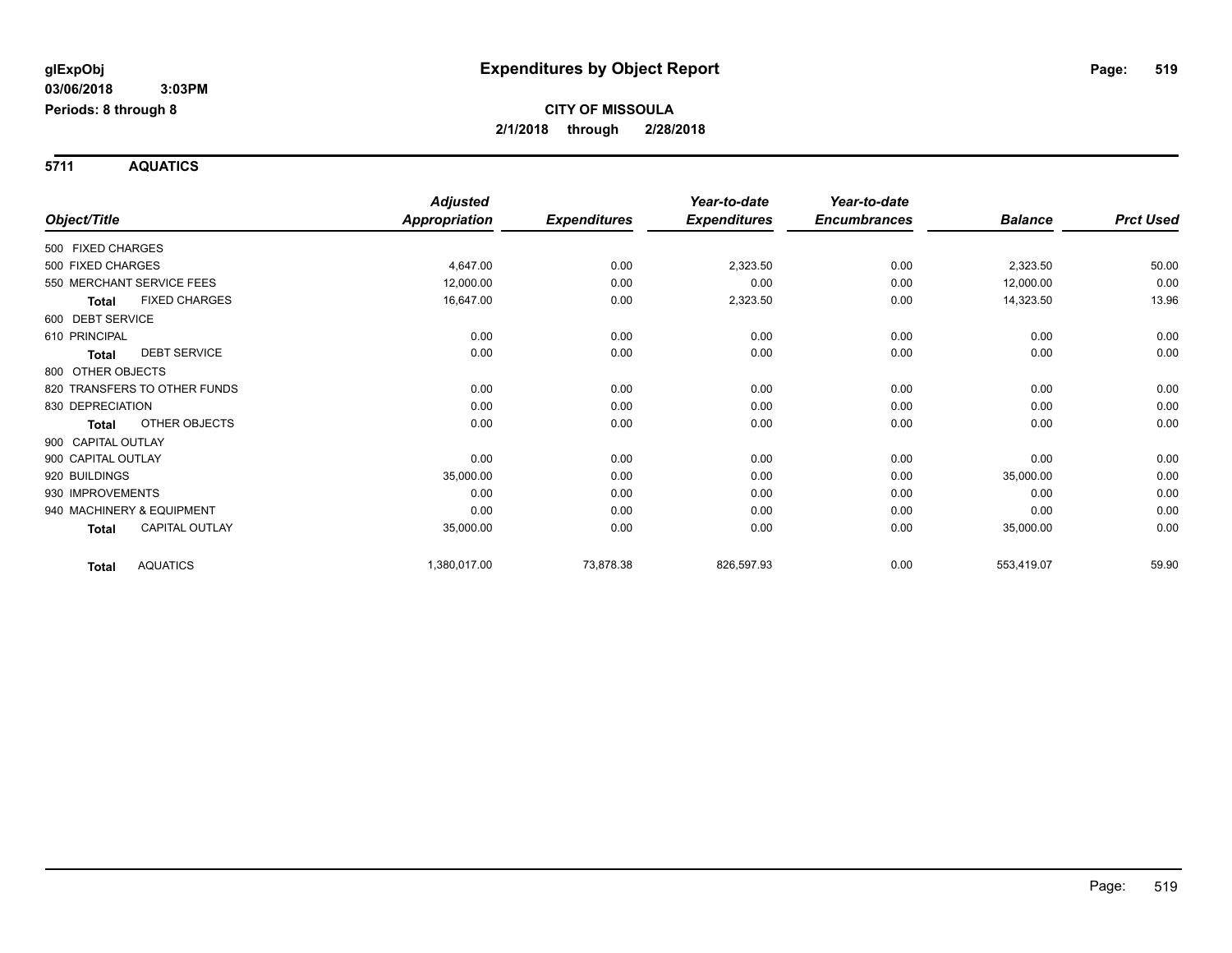**glExpObj**
**03/06/2018 3:03PM**
**Periods: 8 through 8**

# Expenditures by Object Report

**CITY OF MISSOULA**
**2/1/2018 through 2/28/2018**

## 5711 AQUATICS

| Object/Title | Adjusted Appropriation | Expenditures | Year-to-date Expenditures | Year-to-date Encumbrances | Balance | Prct Used |
|---|---|---|---|---|---|---|
| 500 FIXED CHARGES | | | | | | |
| 500 FIXED CHARGES | 4,647.00 | 0.00 | 2,323.50 | 0.00 | 2,323.50 | 50.00 |
| 550 MERCHANT SERVICE FEES | 12,000.00 | 0.00 | 0.00 | 0.00 | 12,000.00 | 0.00 |
| **Total** FIXED CHARGES | 16,647.00 | 0.00 | 2,323.50 | 0.00 | 14,323.50 | 13.96 |
| 600 DEBT SERVICE | | | | | | |
| 610 PRINCIPAL | 0.00 | 0.00 | 0.00 | 0.00 | 0.00 | 0.00 |
| **Total** DEBT SERVICE | 0.00 | 0.00 | 0.00 | 0.00 | 0.00 | 0.00 |
| 800 OTHER OBJECTS | | | | | | |
| 820 TRANSFERS TO OTHER FUNDS | 0.00 | 0.00 | 0.00 | 0.00 | 0.00 | 0.00 |
| 830 DEPRECIATION | 0.00 | 0.00 | 0.00 | 0.00 | 0.00 | 0.00 |
| **Total** OTHER OBJECTS | 0.00 | 0.00 | 0.00 | 0.00 | 0.00 | 0.00 |
| 900 CAPITAL OUTLAY | | | | | | |
| 900 CAPITAL OUTLAY | 0.00 | 0.00 | 0.00 | 0.00 | 0.00 | 0.00 |
| 920 BUILDINGS | 35,000.00 | 0.00 | 0.00 | 0.00 | 35,000.00 | 0.00 |
| 930 IMPROVEMENTS | 0.00 | 0.00 | 0.00 | 0.00 | 0.00 | 0.00 |
| 940 MACHINERY & EQUIPMENT | 0.00 | 0.00 | 0.00 | 0.00 | 0.00 | 0.00 |
| **Total** CAPITAL OUTLAY | 35,000.00 | 0.00 | 0.00 | 0.00 | 35,000.00 | 0.00 |
| **Total** AQUATICS | 1,380,017.00 | 73,878.38 | 826,597.93 | 0.00 | 553,419.07 | 59.90 |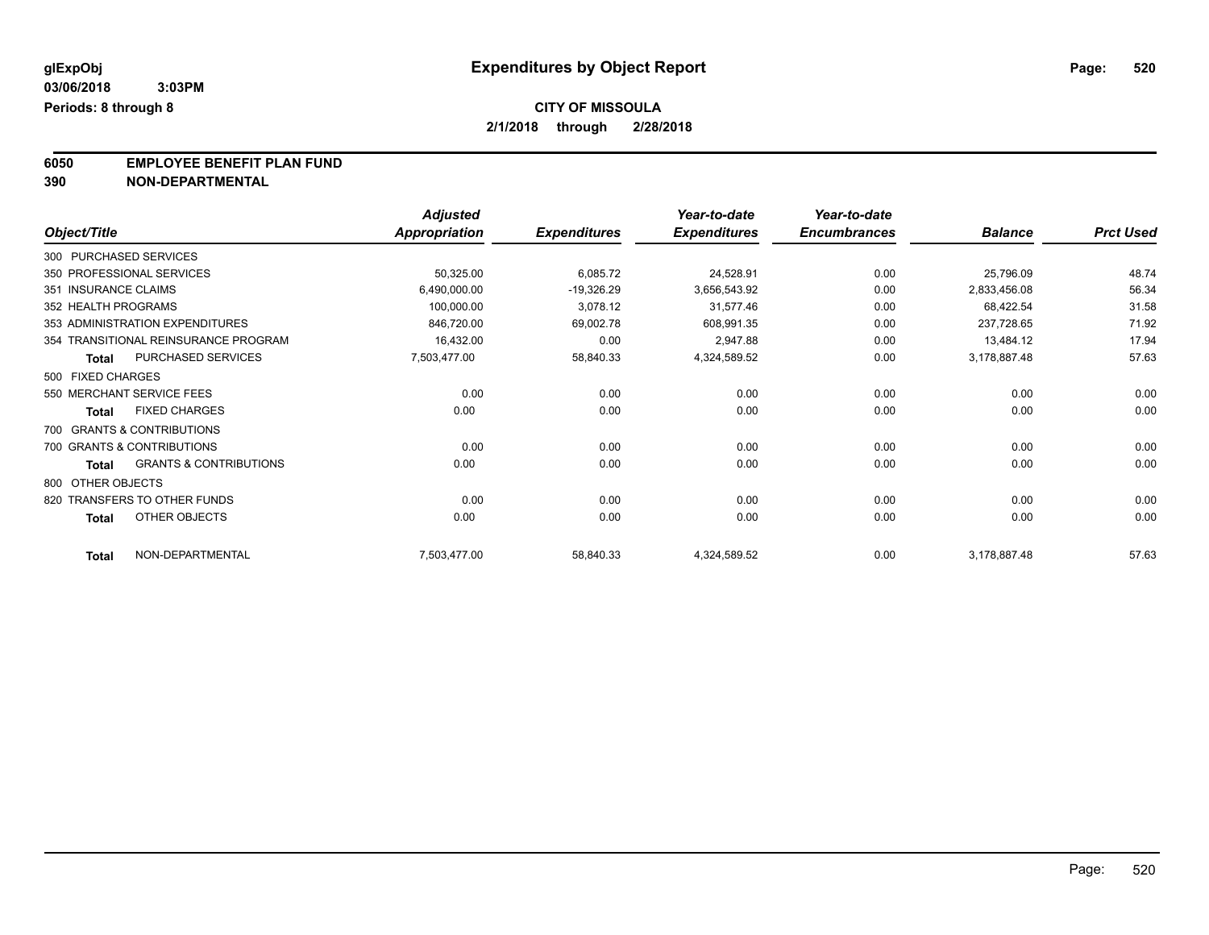**glExpObj**
**03/06/2018 3:03PM**
**Periods: 8 through 8**

# Expenditures by Object Report

**CITY OF MISSOULA**
**2/1/2018 through 2/28/2018**

**6050 EMPLOYEE BENEFIT PLAN FUND**
**390 NON-DEPARTMENTAL**

| Object/Title | Adjusted Appropriation | Expenditures | Year-to-date Expenditures | Year-to-date Encumbrances | Balance | Prct Used |
|---|---|---|---|---|---|---|
| 300 PURCHASED SERVICES | | | | | | |
| 350 PROFESSIONAL SERVICES | 50,325.00 | 6,085.72 | 24,528.91 | 0.00 | 25,796.09 | 48.74 |
| 351 INSURANCE CLAIMS | 6,490,000.00 | -19,326.29 | 3,656,543.92 | 0.00 | 2,833,456.08 | 56.34 |
| 352 HEALTH PROGRAMS | 100,000.00 | 3,078.12 | 31,577.46 | 0.00 | 68,422.54 | 31.58 |
| 353 ADMINISTRATION EXPENDITURES | 846,720.00 | 69,002.78 | 608,991.35 | 0.00 | 237,728.65 | 71.92 |
| 354 TRANSITIONAL REINSURANCE PROGRAM | 16,432.00 | 0.00 | 2,947.88 | 0.00 | 13,484.12 | 17.94 |
| **Total** PURCHASED SERVICES | 7,503,477.00 | 58,840.33 | 4,324,589.52 | 0.00 | 3,178,887.48 | 57.63 |
| 500 FIXED CHARGES | | | | | | |
| 550 MERCHANT SERVICE FEES | 0.00 | 0.00 | 0.00 | 0.00 | 0.00 | 0.00 |
| **Total** FIXED CHARGES | 0.00 | 0.00 | 0.00 | 0.00 | 0.00 | 0.00 |
| 700 GRANTS & CONTRIBUTIONS | | | | | | |
| 700 GRANTS & CONTRIBUTIONS | 0.00 | 0.00 | 0.00 | 0.00 | 0.00 | 0.00 |
| **Total** GRANTS & CONTRIBUTIONS | 0.00 | 0.00 | 0.00 | 0.00 | 0.00 | 0.00 |
| 800 OTHER OBJECTS | | | | | | |
| 820 TRANSFERS TO OTHER FUNDS | 0.00 | 0.00 | 0.00 | 0.00 | 0.00 | 0.00 |
| **Total** OTHER OBJECTS | 0.00 | 0.00 | 0.00 | 0.00 | 0.00 | 0.00 |
| **Total** NON-DEPARTMENTAL | 7,503,477.00 | 58,840.33 | 4,324,589.52 | 0.00 | 3,178,887.48 | 57.63 |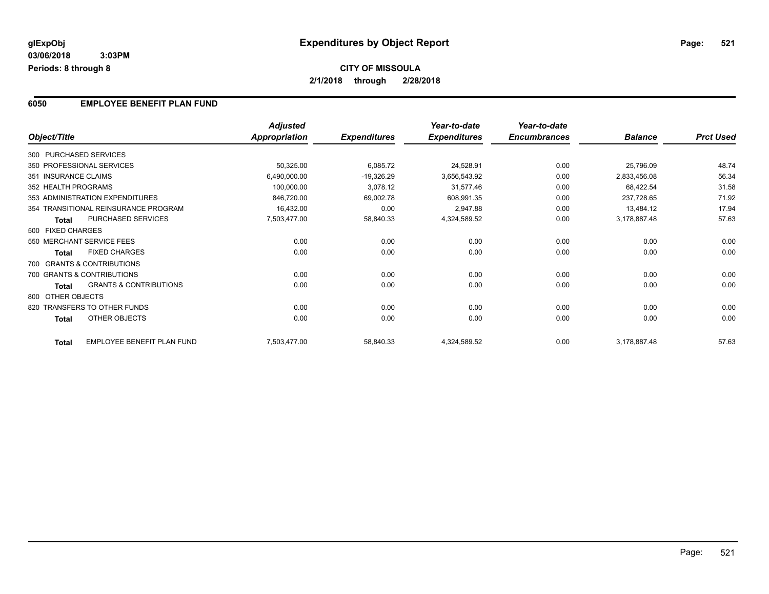# Expenditures by Object Report

glExpObj
03/06/2018 3:03PM
Periods: 8 through 8

**CITY OF MISSOULA**
**2/1/2018 through 2/28/2018**

## 6050 EMPLOYEE BENEFIT PLAN FUND

| Object/Title | | Adjusted Appropriation | Expenditures | Year-to-date Expenditures | Year-to-date Encumbrances | Balance | Prct Used |
|---|---|---|---|---|---|---|---|
| 300 PURCHASED SERVICES | | | | | | | |
| 350 PROFESSIONAL SERVICES | | 50,325.00 | 6,085.72 | 24,528.91 | 0.00 | 25,796.09 | 48.74 |
| 351 INSURANCE CLAIMS | | 6,490,000.00 | -19,326.29 | 3,656,543.92 | 0.00 | 2,833,456.08 | 56.34 |
| 352 HEALTH PROGRAMS | | 100,000.00 | 3,078.12 | 31,577.46 | 0.00 | 68,422.54 | 31.58 |
| 353 ADMINISTRATION EXPENDITURES | | 846,720.00 | 69,002.78 | 608,991.35 | 0.00 | 237,728.65 | 71.92 |
| 354 TRANSITIONAL REINSURANCE PROGRAM | | 16,432.00 | 0.00 | 2,947.88 | 0.00 | 13,484.12 | 17.94 |
| **Total** | PURCHASED SERVICES | 7,503,477.00 | 58,840.33 | 4,324,589.52 | 0.00 | 3,178,887.48 | 57.63 |
| 500 FIXED CHARGES | | | | | | | |
| 550 MERCHANT SERVICE FEES | | 0.00 | 0.00 | 0.00 | 0.00 | 0.00 | 0.00 |
| **Total** | FIXED CHARGES | 0.00 | 0.00 | 0.00 | 0.00 | 0.00 | 0.00 |
| 700 GRANTS & CONTRIBUTIONS | | | | | | | |
| 700 GRANTS & CONTRIBUTIONS | | 0.00 | 0.00 | 0.00 | 0.00 | 0.00 | 0.00 |
| **Total** | GRANTS & CONTRIBUTIONS | 0.00 | 0.00 | 0.00 | 0.00 | 0.00 | 0.00 |
| 800 OTHER OBJECTS | | | | | | | |
| 820 TRANSFERS TO OTHER FUNDS | | 0.00 | 0.00 | 0.00 | 0.00 | 0.00 | 0.00 |
| **Total** | OTHER OBJECTS | 0.00 | 0.00 | 0.00 | 0.00 | 0.00 | 0.00 |
| **Total** | EMPLOYEE BENEFIT PLAN FUND | 7,503,477.00 | 58,840.33 | 4,324,589.52 | 0.00 | 3,178,887.48 | 57.63 |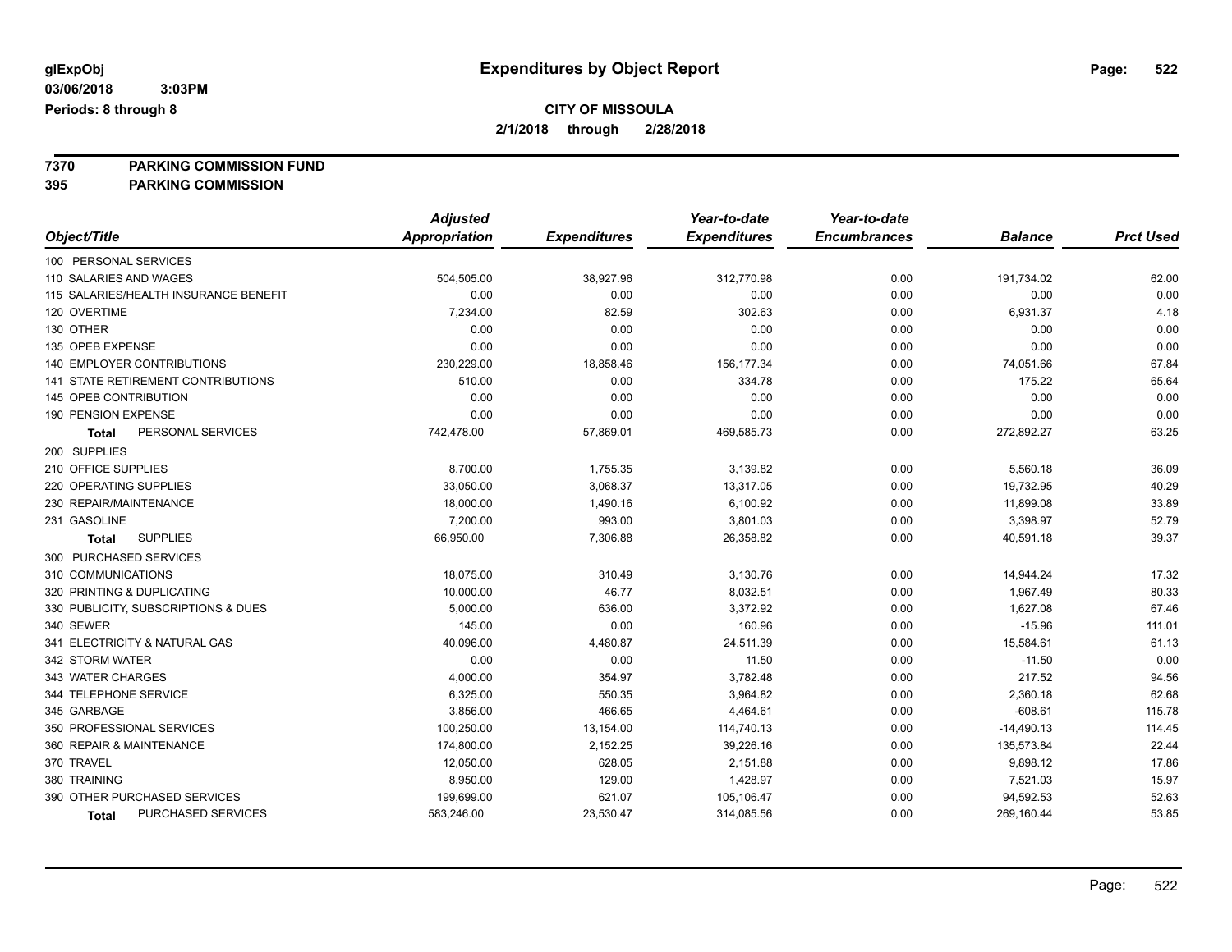**glExpObj** 
**03/06/2018 3:03PM** 
**Periods: 8 through 8**

# Expenditures by Object Report

**CITY OF MISSOULA**
**2/1/2018 through 2/28/2018**

**7370 PARKING COMMISSION FUND**
**395 PARKING COMMISSION**

| Object/Title | Adjusted Appropriation | Expenditures | Year-to-date Expenditures | Year-to-date Encumbrances | Balance | Prct Used |
|---|---|---|---|---|---|---|
| 100 PERSONAL SERVICES | | | | | | |
| 110 SALARIES AND WAGES | 504,505.00 | 38,927.96 | 312,770.98 | 0.00 | 191,734.02 | 62.00 |
| 115 SALARIES/HEALTH INSURANCE BENEFIT | 0.00 | 0.00 | 0.00 | 0.00 | 0.00 | 0.00 |
| 120 OVERTIME | 7,234.00 | 82.59 | 302.63 | 0.00 | 6,931.37 | 4.18 |
| 130 OTHER | 0.00 | 0.00 | 0.00 | 0.00 | 0.00 | 0.00 |
| 135 OPEB EXPENSE | 0.00 | 0.00 | 0.00 | 0.00 | 0.00 | 0.00 |
| 140 EMPLOYER CONTRIBUTIONS | 230,229.00 | 18,858.46 | 156,177.34 | 0.00 | 74,051.66 | 67.84 |
| 141 STATE RETIREMENT CONTRIBUTIONS | 510.00 | 0.00 | 334.78 | 0.00 | 175.22 | 65.64 |
| 145 OPEB CONTRIBUTION | 0.00 | 0.00 | 0.00 | 0.00 | 0.00 | 0.00 |
| 190 PENSION EXPENSE | 0.00 | 0.00 | 0.00 | 0.00 | 0.00 | 0.00 |
| **Total** PERSONAL SERVICES | 742,478.00 | 57,869.01 | 469,585.73 | 0.00 | 272,892.27 | 63.25 |
| 200 SUPPLIES | | | | | | |
| 210 OFFICE SUPPLIES | 8,700.00 | 1,755.35 | 3,139.82 | 0.00 | 5,560.18 | 36.09 |
| 220 OPERATING SUPPLIES | 33,050.00 | 3,068.37 | 13,317.05 | 0.00 | 19,732.95 | 40.29 |
| 230 REPAIR/MAINTENANCE | 18,000.00 | 1,490.16 | 6,100.92 | 0.00 | 11,899.08 | 33.89 |
| 231 GASOLINE | 7,200.00 | 993.00 | 3,801.03 | 0.00 | 3,398.97 | 52.79 |
| **Total** SUPPLIES | 66,950.00 | 7,306.88 | 26,358.82 | 0.00 | 40,591.18 | 39.37 |
| 300 PURCHASED SERVICES | | | | | | |
| 310 COMMUNICATIONS | 18,075.00 | 310.49 | 3,130.76 | 0.00 | 14,944.24 | 17.32 |
| 320 PRINTING & DUPLICATING | 10,000.00 | 46.77 | 8,032.51 | 0.00 | 1,967.49 | 80.33 |
| 330 PUBLICITY, SUBSCRIPTIONS & DUES | 5,000.00 | 636.00 | 3,372.92 | 0.00 | 1,627.08 | 67.46 |
| 340 SEWER | 145.00 | 0.00 | 160.96 | 0.00 | -15.96 | 111.01 |
| 341 ELECTRICITY & NATURAL GAS | 40,096.00 | 4,480.87 | 24,511.39 | 0.00 | 15,584.61 | 61.13 |
| 342 STORM WATER | 0.00 | 0.00 | 11.50 | 0.00 | -11.50 | 0.00 |
| 343 WATER CHARGES | 4,000.00 | 354.97 | 3,782.48 | 0.00 | 217.52 | 94.56 |
| 344 TELEPHONE SERVICE | 6,325.00 | 550.35 | 3,964.82 | 0.00 | 2,360.18 | 62.68 |
| 345 GARBAGE | 3,856.00 | 466.65 | 4,464.61 | 0.00 | -608.61 | 115.78 |
| 350 PROFESSIONAL SERVICES | 100,250.00 | 13,154.00 | 114,740.13 | 0.00 | -14,490.13 | 114.45 |
| 360 REPAIR & MAINTENANCE | 174,800.00 | 2,152.25 | 39,226.16 | 0.00 | 135,573.84 | 22.44 |
| 370 TRAVEL | 12,050.00 | 628.05 | 2,151.88 | 0.00 | 9,898.12 | 17.86 |
| 380 TRAINING | 8,950.00 | 129.00 | 1,428.97 | 0.00 | 7,521.03 | 15.97 |
| 390 OTHER PURCHASED SERVICES | 199,699.00 | 621.07 | 105,106.47 | 0.00 | 94,592.53 | 52.63 |
| **Total** PURCHASED SERVICES | 583,246.00 | 23,530.47 | 314,085.56 | 0.00 | 269,160.44 | 53.85 |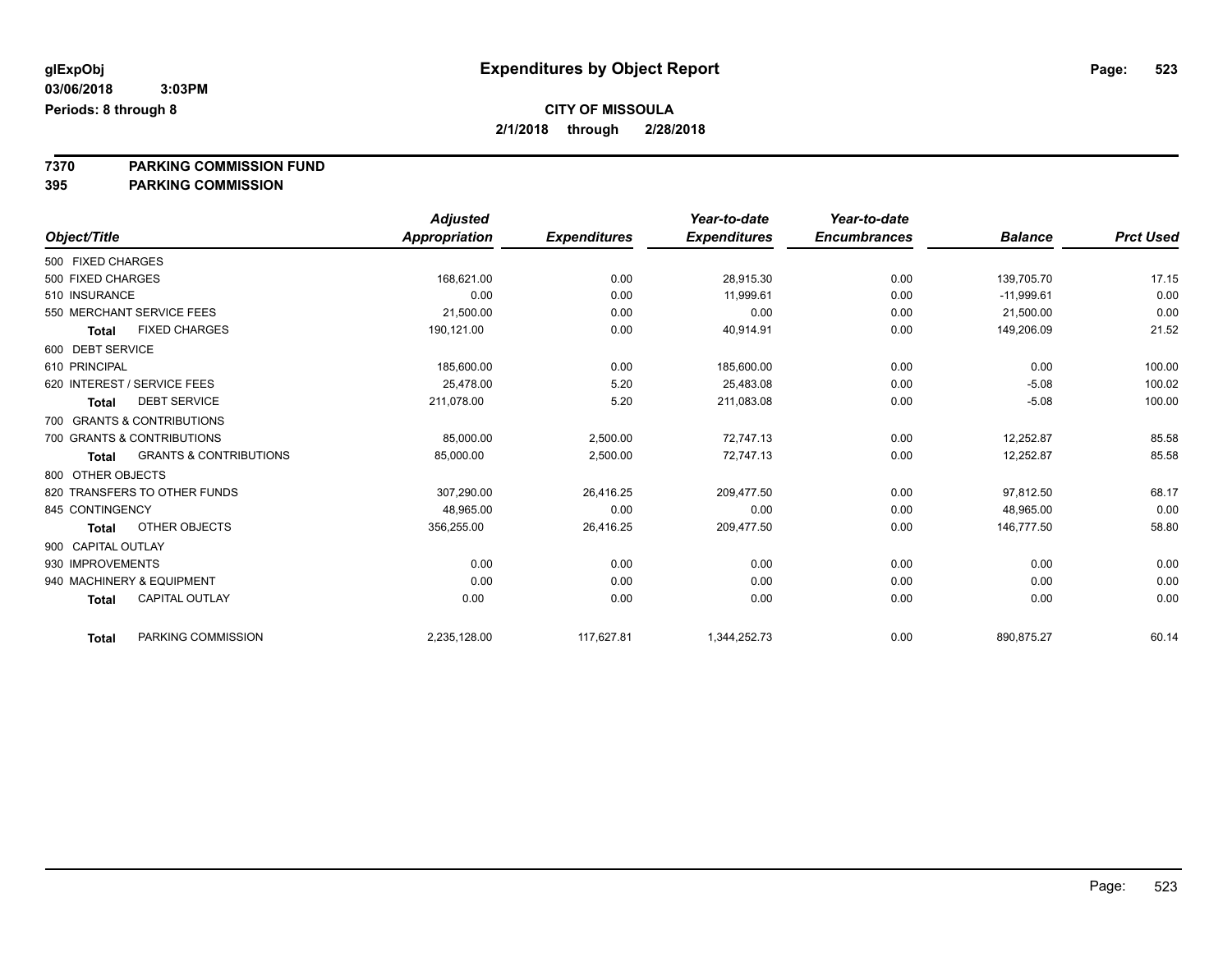**glExpObj** 03/06/2018 3:03PM Periods: 8 through 8

# Expenditures by Object Report

**CITY OF MISSOULA**
**2/1/2018 through 2/28/2018**

## 7370 PARKING COMMISSION FUND
## 395 PARKING COMMISSION

| Object/Title | Adjusted Appropriation | Expenditures | Year-to-date Expenditures | Year-to-date Encumbrances | Balance | Prct Used |
|---|---|---|---|---|---|---|
| 500 FIXED CHARGES | | | | | | |
| 500 FIXED CHARGES | 168,621.00 | 0.00 | 28,915.30 | 0.00 | 139,705.70 | 17.15 |
| 510 INSURANCE | 0.00 | 0.00 | 11,999.61 | 0.00 | -11,999.61 | 0.00 |
| 550 MERCHANT SERVICE FEES | 21,500.00 | 0.00 | 0.00 | 0.00 | 21,500.00 | 0.00 |
| **Total** FIXED CHARGES | 190,121.00 | 0.00 | 40,914.91 | 0.00 | 149,206.09 | 21.52 |
| 600 DEBT SERVICE | | | | | | |
| 610 PRINCIPAL | 185,600.00 | 0.00 | 185,600.00 | 0.00 | 0.00 | 100.00 |
| 620 INTEREST / SERVICE FEES | 25,478.00 | 5.20 | 25,483.08 | 0.00 | -5.08 | 100.02 |
| **Total** DEBT SERVICE | 211,078.00 | 5.20 | 211,083.08 | 0.00 | -5.08 | 100.00 |
| 700 GRANTS & CONTRIBUTIONS | | | | | | |
| 700 GRANTS & CONTRIBUTIONS | 85,000.00 | 2,500.00 | 72,747.13 | 0.00 | 12,252.87 | 85.58 |
| **Total** GRANTS & CONTRIBUTIONS | 85,000.00 | 2,500.00 | 72,747.13 | 0.00 | 12,252.87 | 85.58 |
| 800 OTHER OBJECTS | | | | | | |
| 820 TRANSFERS TO OTHER FUNDS | 307,290.00 | 26,416.25 | 209,477.50 | 0.00 | 97,812.50 | 68.17 |
| 845 CONTINGENCY | 48,965.00 | 0.00 | 0.00 | 0.00 | 48,965.00 | 0.00 |
| **Total** OTHER OBJECTS | 356,255.00 | 26,416.25 | 209,477.50 | 0.00 | 146,777.50 | 58.80 |
| 900 CAPITAL OUTLAY | | | | | | |
| 930 IMPROVEMENTS | 0.00 | 0.00 | 0.00 | 0.00 | 0.00 | 0.00 |
| 940 MACHINERY & EQUIPMENT | 0.00 | 0.00 | 0.00 | 0.00 | 0.00 | 0.00 |
| **Total** CAPITAL OUTLAY | 0.00 | 0.00 | 0.00 | 0.00 | 0.00 | 0.00 |
| **Total** PARKING COMMISSION | 2,235,128.00 | 117,627.81 | 1,344,252.73 | 0.00 | 890,875.27 | 60.14 |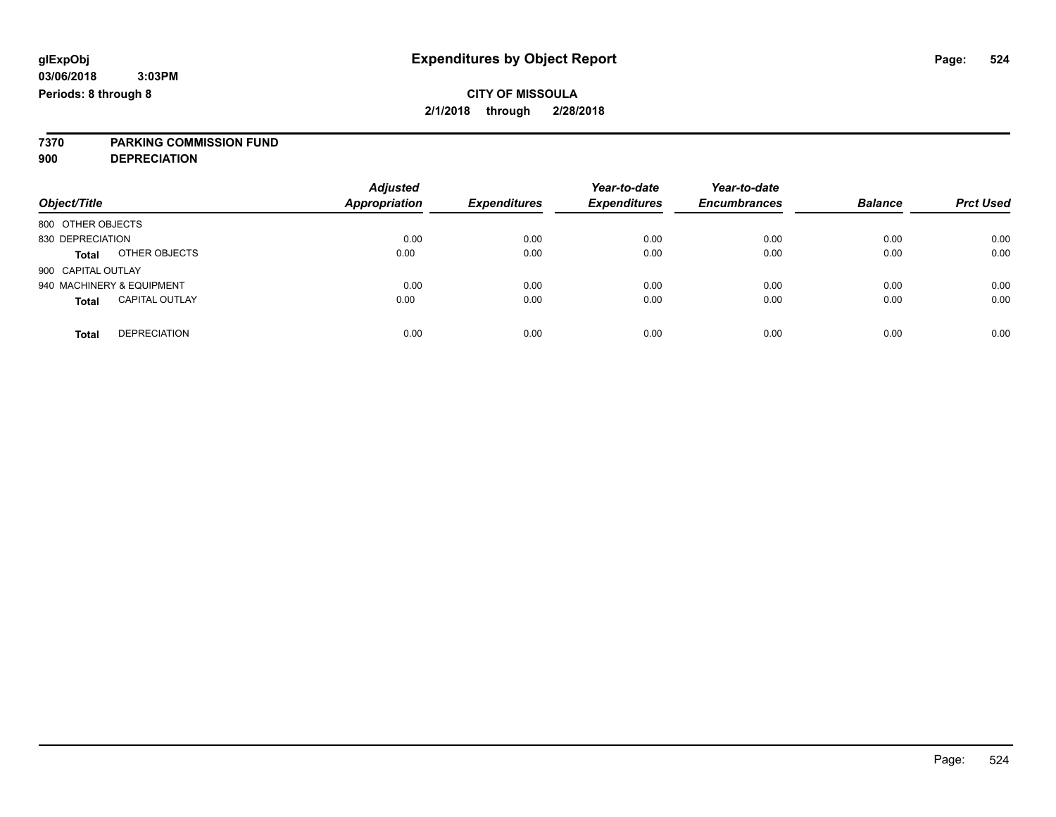glExpObj
03/06/2018 3:03PM
Periods: 8 through 8

# Expenditures by Object Report

**CITY OF MISSOULA**
**2/1/2018 through 2/28/2018**

**7370 PARKING COMMISSION FUND**
**900 DEPRECIATION**

| Object/Title | | *Adjusted Appropriation* | *Expenditures* | *Year-to-date Expenditures* | *Year-to-date Encumbrances* | *Balance* | *Prct Used* |
|---|---|---|---|---|---|---|---|
| 800 OTHER OBJECTS | | | | | | | |
| 830 DEPRECIATION | | 0.00 | 0.00 | 0.00 | 0.00 | 0.00 | 0.00 |
| **Total** | OTHER OBJECTS | 0.00 | 0.00 | 0.00 | 0.00 | 0.00 | 0.00 |
| 900 CAPITAL OUTLAY | | | | | | | |
| 940 MACHINERY & EQUIPMENT | | 0.00 | 0.00 | 0.00 | 0.00 | 0.00 | 0.00 |
| **Total** | CAPITAL OUTLAY | 0.00 | 0.00 | 0.00 | 0.00 | 0.00 | 0.00 |
| **Total** | DEPRECIATION | 0.00 | 0.00 | 0.00 | 0.00 | 0.00 | 0.00 |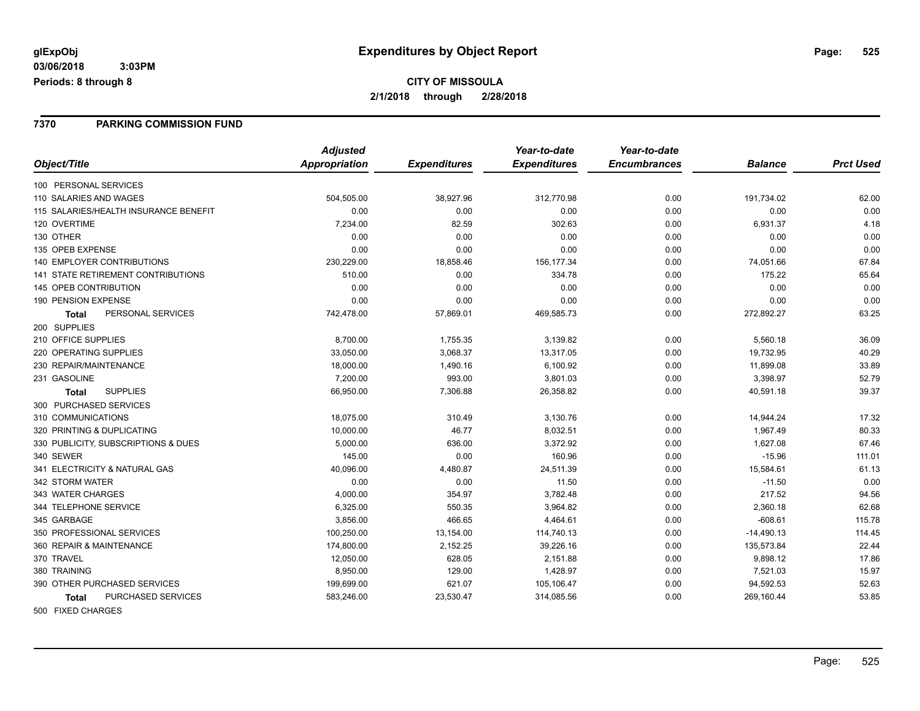**glExpObj**
**03/06/2018 3:03PM**
**Periods: 8 through 8**

# Expenditures by Object Report

**CITY OF MISSOULA**
**2/1/2018 through 2/28/2018**

## 7370 PARKING COMMISSION FUND

| Object/Title | Adjusted Appropriation | Expenditures | Year-to-date Expenditures | Year-to-date Encumbrances | Balance | Prct Used |
|---|---|---|---|---|---|---|
| 100 PERSONAL SERVICES | | | | | | |
| 110 SALARIES AND WAGES | 504,505.00 | 38,927.96 | 312,770.98 | 0.00 | 191,734.02 | 62.00 |
| 115 SALARIES/HEALTH INSURANCE BENEFIT | 0.00 | 0.00 | 0.00 | 0.00 | 0.00 | 0.00 |
| 120 OVERTIME | 7,234.00 | 82.59 | 302.63 | 0.00 | 6,931.37 | 4.18 |
| 130 OTHER | 0.00 | 0.00 | 0.00 | 0.00 | 0.00 | 0.00 |
| 135 OPEB EXPENSE | 0.00 | 0.00 | 0.00 | 0.00 | 0.00 | 0.00 |
| 140 EMPLOYER CONTRIBUTIONS | 230,229.00 | 18,858.46 | 156,177.34 | 0.00 | 74,051.66 | 67.84 |
| 141 STATE RETIREMENT CONTRIBUTIONS | 510.00 | 0.00 | 334.78 | 0.00 | 175.22 | 65.64 |
| 145 OPEB CONTRIBUTION | 0.00 | 0.00 | 0.00 | 0.00 | 0.00 | 0.00 |
| 190 PENSION EXPENSE | 0.00 | 0.00 | 0.00 | 0.00 | 0.00 | 0.00 |
| **Total** PERSONAL SERVICES | 742,478.00 | 57,869.01 | 469,585.73 | 0.00 | 272,892.27 | 63.25 |
| 200 SUPPLIES | | | | | | |
| 210 OFFICE SUPPLIES | 8,700.00 | 1,755.35 | 3,139.82 | 0.00 | 5,560.18 | 36.09 |
| 220 OPERATING SUPPLIES | 33,050.00 | 3,068.37 | 13,317.05 | 0.00 | 19,732.95 | 40.29 |
| 230 REPAIR/MAINTENANCE | 18,000.00 | 1,490.16 | 6,100.92 | 0.00 | 11,899.08 | 33.89 |
| 231 GASOLINE | 7,200.00 | 993.00 | 3,801.03 | 0.00 | 3,398.97 | 52.79 |
| **Total** SUPPLIES | 66,950.00 | 7,306.88 | 26,358.82 | 0.00 | 40,591.18 | 39.37 |
| 300 PURCHASED SERVICES | | | | | | |
| 310 COMMUNICATIONS | 18,075.00 | 310.49 | 3,130.76 | 0.00 | 14,944.24 | 17.32 |
| 320 PRINTING & DUPLICATING | 10,000.00 | 46.77 | 8,032.51 | 0.00 | 1,967.49 | 80.33 |
| 330 PUBLICITY, SUBSCRIPTIONS & DUES | 5,000.00 | 636.00 | 3,372.92 | 0.00 | 1,627.08 | 67.46 |
| 340 SEWER | 145.00 | 0.00 | 160.96 | 0.00 | -15.96 | 111.01 |
| 341 ELECTRICITY & NATURAL GAS | 40,096.00 | 4,480.87 | 24,511.39 | 0.00 | 15,584.61 | 61.13 |
| 342 STORM WATER | 0.00 | 0.00 | 11.50 | 0.00 | -11.50 | 0.00 |
| 343 WATER CHARGES | 4,000.00 | 354.97 | 3,782.48 | 0.00 | 217.52 | 94.56 |
| 344 TELEPHONE SERVICE | 6,325.00 | 550.35 | 3,964.82 | 0.00 | 2,360.18 | 62.68 |
| 345 GARBAGE | 3,856.00 | 466.65 | 4,464.61 | 0.00 | -608.61 | 115.78 |
| 350 PROFESSIONAL SERVICES | 100,250.00 | 13,154.00 | 114,740.13 | 0.00 | -14,490.13 | 114.45 |
| 360 REPAIR & MAINTENANCE | 174,800.00 | 2,152.25 | 39,226.16 | 0.00 | 135,573.84 | 22.44 |
| 370 TRAVEL | 12,050.00 | 628.05 | 2,151.88 | 0.00 | 9,898.12 | 17.86 |
| 380 TRAINING | 8,950.00 | 129.00 | 1,428.97 | 0.00 | 7,521.03 | 15.97 |
| 390 OTHER PURCHASED SERVICES | 199,699.00 | 621.07 | 105,106.47 | 0.00 | 94,592.53 | 52.63 |
| **Total** PURCHASED SERVICES | 583,246.00 | 23,530.47 | 314,085.56 | 0.00 | 269,160.44 | 53.85 |
| 500 FIXED CHARGES | | | | | | |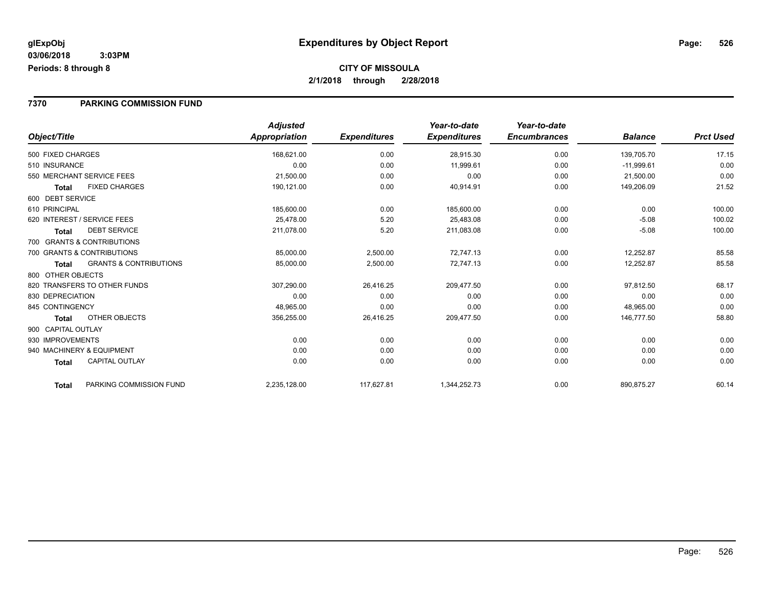**glExpObj**
**03/06/2018 3:03PM**
**Periods: 8 through 8**

# Expenditures by Object Report

**CITY OF MISSOULA**
**2/1/2018 through 2/28/2018**

## 7370 PARKING COMMISSION FUND

| Object/Title | | Adjusted Appropriation | Expenditures | Year-to-date Expenditures | Year-to-date Encumbrances | Balance | Prct Used |
|---|---|---|---|---|---|---|---|
| 500 FIXED CHARGES | | 168,621.00 | 0.00 | 28,915.30 | 0.00 | 139,705.70 | 17.15 |
| 510 INSURANCE | | 0.00 | 0.00 | 11,999.61 | 0.00 | -11,999.61 | 0.00 |
| 550 MERCHANT SERVICE FEES | | 21,500.00 | 0.00 | 0.00 | 0.00 | 21,500.00 | 0.00 |
| **Total** | FIXED CHARGES | 190,121.00 | 0.00 | 40,914.91 | 0.00 | 149,206.09 | 21.52 |
| 600 DEBT SERVICE | | | | | | | |
| 610 PRINCIPAL | | 185,600.00 | 0.00 | 185,600.00 | 0.00 | 0.00 | 100.00 |
| 620 INTEREST / SERVICE FEES | | 25,478.00 | 5.20 | 25,483.08 | 0.00 | -5.08 | 100.02 |
| **Total** | DEBT SERVICE | 211,078.00 | 5.20 | 211,083.08 | 0.00 | -5.08 | 100.00 |
| 700 GRANTS & CONTRIBUTIONS | | | | | | | |
| 700 GRANTS & CONTRIBUTIONS | | 85,000.00 | 2,500.00 | 72,747.13 | 0.00 | 12,252.87 | 85.58 |
| **Total** | GRANTS & CONTRIBUTIONS | 85,000.00 | 2,500.00 | 72,747.13 | 0.00 | 12,252.87 | 85.58 |
| 800 OTHER OBJECTS | | | | | | | |
| 820 TRANSFERS TO OTHER FUNDS | | 307,290.00 | 26,416.25 | 209,477.50 | 0.00 | 97,812.50 | 68.17 |
| 830 DEPRECIATION | | 0.00 | 0.00 | 0.00 | 0.00 | 0.00 | 0.00 |
| 845 CONTINGENCY | | 48,965.00 | 0.00 | 0.00 | 0.00 | 48,965.00 | 0.00 |
| **Total** | OTHER OBJECTS | 356,255.00 | 26,416.25 | 209,477.50 | 0.00 | 146,777.50 | 58.80 |
| 900 CAPITAL OUTLAY | | | | | | | |
| 930 IMPROVEMENTS | | 0.00 | 0.00 | 0.00 | 0.00 | 0.00 | 0.00 |
| 940 MACHINERY & EQUIPMENT | | 0.00 | 0.00 | 0.00 | 0.00 | 0.00 | 0.00 |
| **Total** | CAPITAL OUTLAY | 0.00 | 0.00 | 0.00 | 0.00 | 0.00 | 0.00 |
| **Total** | PARKING COMMISSION FUND | 2,235,128.00 | 117,627.81 | 1,344,252.73 | 0.00 | 890,875.27 | 60.14 |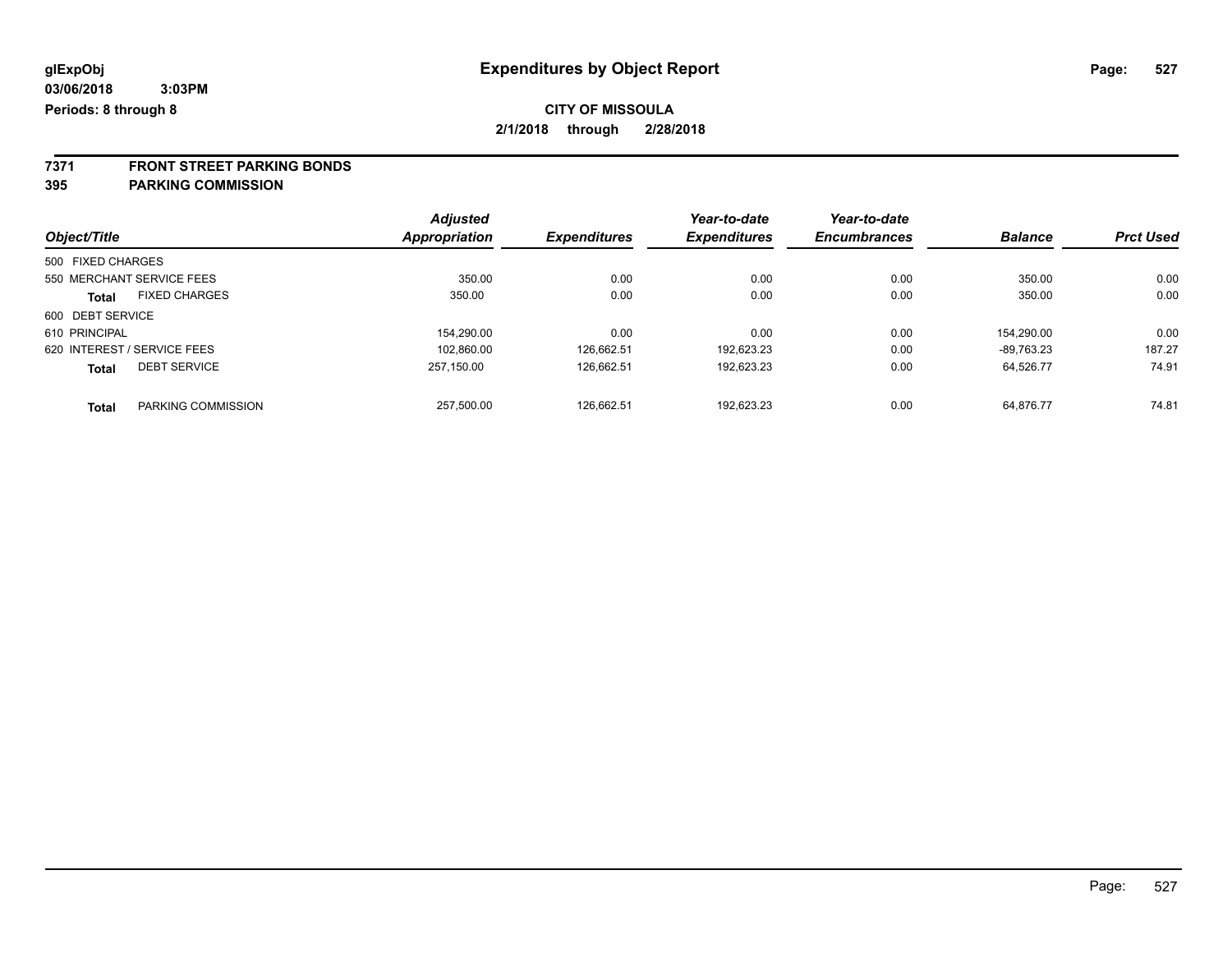glExpObj
03/06/2018 3:03PM
Periods: 8 through 8

# Expenditures by Object Report

**CITY OF MISSOULA**
**2/1/2018 through 2/28/2018**

**7371 FRONT STREET PARKING BONDS**
**395 PARKING COMMISSION**

| Object/Title | | Adjusted Appropriation | Expenditures | Year-to-date Expenditures | Year-to-date Encumbrances | Balance | Prct Used |
|---|---|---|---|---|---|---|---|
| 500 FIXED CHARGES | | | | | | | |
| 550 MERCHANT SERVICE FEES | | 350.00 | 0.00 | 0.00 | 0.00 | 350.00 | 0.00 |
| **Total** | FIXED CHARGES | 350.00 | 0.00 | 0.00 | 0.00 | 350.00 | 0.00 |
| 600 DEBT SERVICE | | | | | | | |
| 610 PRINCIPAL | | 154,290.00 | 0.00 | 0.00 | 0.00 | 154,290.00 | 0.00 |
| 620 INTEREST / SERVICE FEES | | 102,860.00 | 126,662.51 | 192,623.23 | 0.00 | -89,763.23 | 187.27 |
| **Total** | DEBT SERVICE | 257,150.00 | 126,662.51 | 192,623.23 | 0.00 | 64,526.77 | 74.91 |
| **Total** | PARKING COMMISSION | 257,500.00 | 126,662.51 | 192,623.23 | 0.00 | 64,876.77 | 74.81 |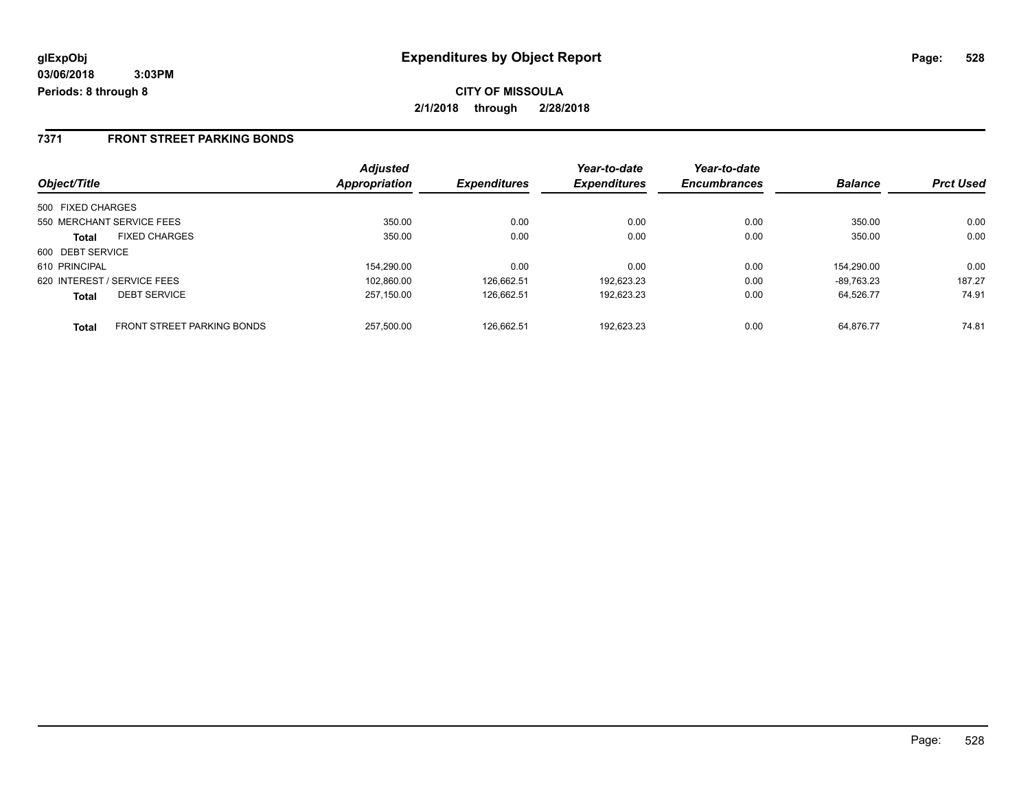**glExpObj** **Expenditures by Object Report**

**03/06/2018 3:03PM**

**Periods: 8 through 8**

**CITY OF MISSOULA**

**2/1/2018 through 2/28/2018**

## 7371 FRONT STREET PARKING BONDS

| Object/Title | | *Adjusted Appropriation* | *Expenditures* | *Year-to-date Expenditures* | *Year-to-date Encumbrances* | *Balance* | *Prct Used* |
|---|---|---|---|---|---|---|---|
| 500 FIXED CHARGES | | | | | | | |
| 550 MERCHANT SERVICE FEES | | 350.00 | 0.00 | 0.00 | 0.00 | 350.00 | 0.00 |
| **Total** | FIXED CHARGES | 350.00 | 0.00 | 0.00 | 0.00 | 350.00 | 0.00 |
| 600 DEBT SERVICE | | | | | | | |
| 610 PRINCIPAL | | 154,290.00 | 0.00 | 0.00 | 0.00 | 154,290.00 | 0.00 |
| 620 INTEREST / SERVICE FEES | | 102,860.00 | 126,662.51 | 192,623.23 | 0.00 | -89,763.23 | 187.27 |
| **Total** | DEBT SERVICE | 257,150.00 | 126,662.51 | 192,623.23 | 0.00 | 64,526.77 | 74.91 |
| **Total** | FRONT STREET PARKING BONDS | 257,500.00 | 126,662.51 | 192,623.23 | 0.00 | 64,876.77 | 74.81 |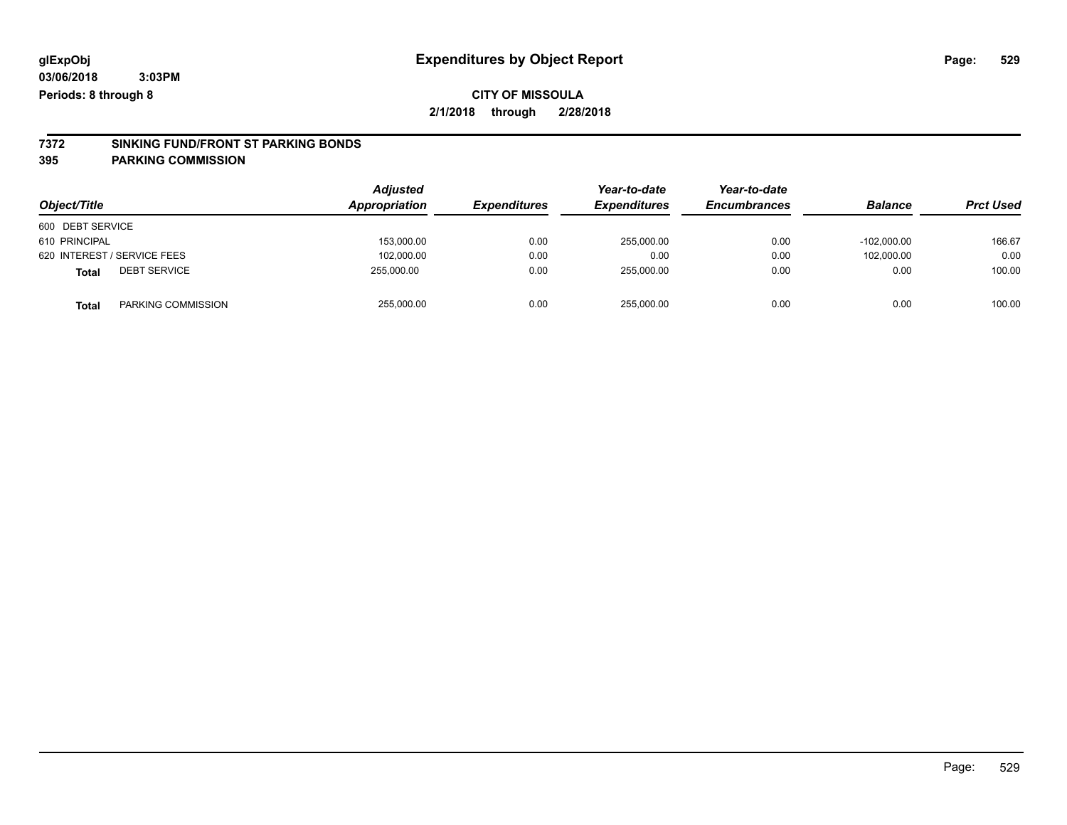# Expenditures by Object Report

glExpObj
03/06/2018 3:03PM
Periods: 8 through 8

**CITY OF MISSOULA**
**2/1/2018 through 2/28/2018**

**7372 SINKING FUND/FRONT ST PARKING BONDS**
**395 PARKING COMMISSION**

| Object/Title | | Adjusted Appropriation | Expenditures | Year-to-date Expenditures | Year-to-date Encumbrances | Balance | Prct Used |
|---|---|---|---|---|---|---|---|
| 600 DEBT SERVICE | | | | | | | |
| 610 PRINCIPAL | | 153,000.00 | 0.00 | 255,000.00 | 0.00 | -102,000.00 | 166.67 |
| 620 INTEREST / SERVICE FEES | | 102,000.00 | 0.00 | 0.00 | 0.00 | 102,000.00 | 0.00 |
| **Total** | DEBT SERVICE | 255,000.00 | 0.00 | 255,000.00 | 0.00 | 0.00 | 100.00 |
| **Total** | PARKING COMMISSION | 255,000.00 | 0.00 | 255,000.00 | 0.00 | 0.00 | 100.00 |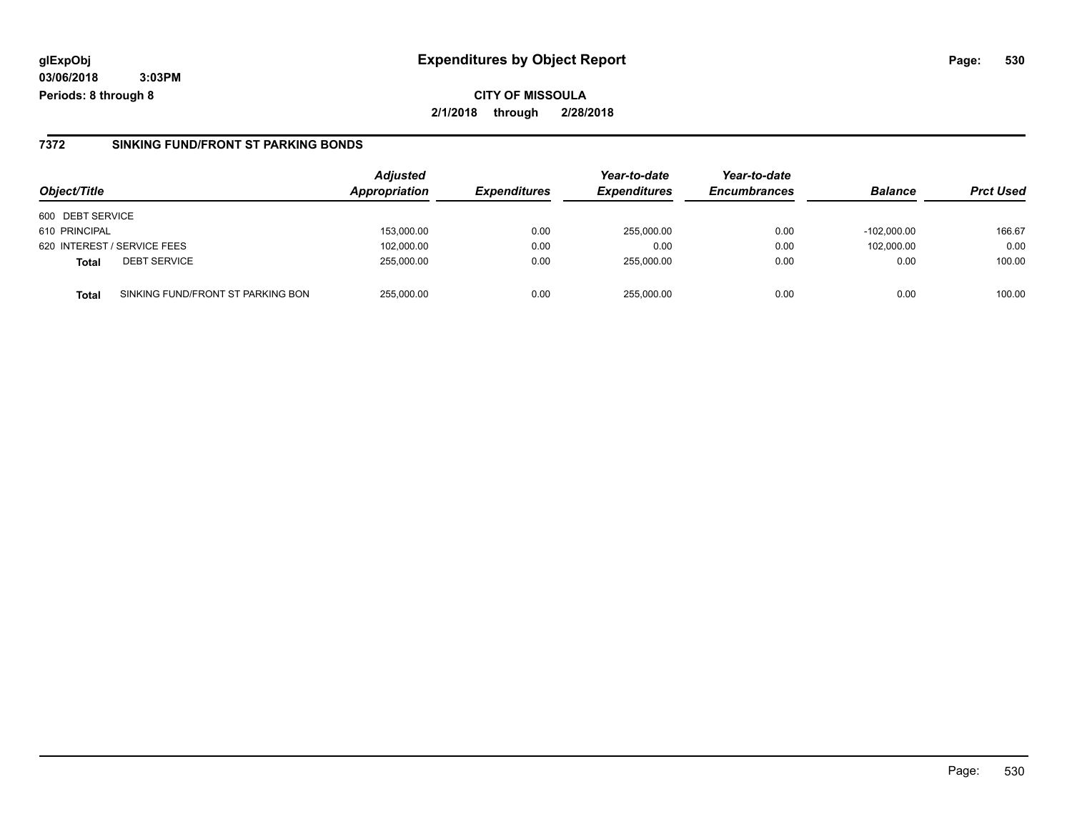**glExpObj** | **Expenditures by Object Report**

**03/06/2018 3:03PM**

**Periods: 8 through 8**

**CITY OF MISSOULA**

**2/1/2018 through 2/28/2018**

## 7372 SINKING FUND/FRONT ST PARKING BONDS

| Object/Title | Adjusted Appropriation | Expenditures | Year-to-date Expenditures | Year-to-date Encumbrances | Balance | Prct Used |
|---|---|---|---|---|---|---|
| 600 DEBT SERVICE | | | | | | |
| 610 PRINCIPAL | 153,000.00 | 0.00 | 255,000.00 | 0.00 | -102,000.00 | 166.67 |
| 620 INTEREST / SERVICE FEES | 102,000.00 | 0.00 | 0.00 | 0.00 | 102,000.00 | 0.00 |
| **Total** DEBT SERVICE | 255,000.00 | 0.00 | 255,000.00 | 0.00 | 0.00 | 100.00 |
| **Total** SINKING FUND/FRONT ST PARKING BON | 255,000.00 | 0.00 | 255,000.00 | 0.00 | 0.00 | 100.00 |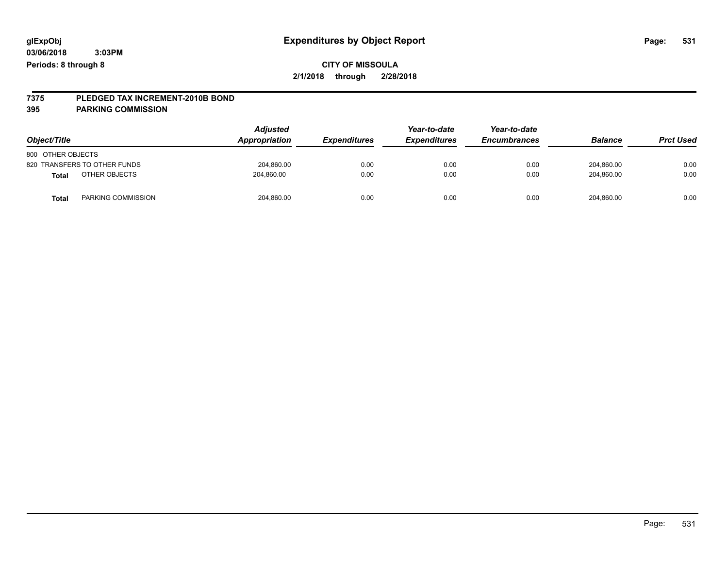**glExpObj** **Expenditures by Object Report**

**03/06/2018 3:03PM**

**Periods: 8 through 8**

**CITY OF MISSOULA**

**2/1/2018 through 2/28/2018**

## 7375 PLEDGED TAX INCREMENT-2010B BOND

## 395 PARKING COMMISSION

| Object/Title | Adjusted Appropriation | Expenditures | Year-to-date Expenditures | Year-to-date Encumbrances | Balance | Prct Used |
|---|---|---|---|---|---|---|
| 800 OTHER OBJECTS | | | | | | |
| 820 TRANSFERS TO OTHER FUNDS | 204,860.00 | 0.00 | 0.00 | 0.00 | 204,860.00 | 0.00 |
| **Total** OTHER OBJECTS | 204,860.00 | 0.00 | 0.00 | 0.00 | 204,860.00 | 0.00 |
| **Total** PARKING COMMISSION | 204,860.00 | 0.00 | 0.00 | 0.00 | 204,860.00 | 0.00 |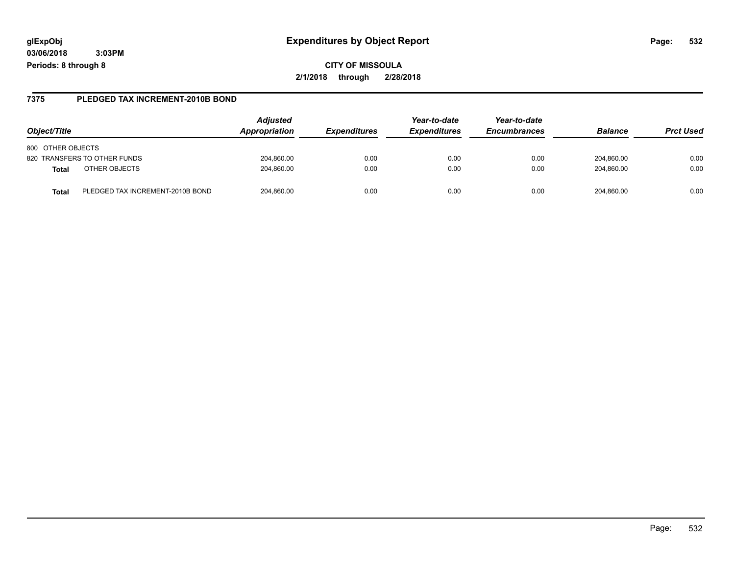glExpObj
03/06/2018 3:03PM
Periods: 8 through 8

# Expenditures by Object Report

**CITY OF MISSOULA**
**2/1/2018 through 2/28/2018**

## 7375 PLEDGED TAX INCREMENT-2010B BOND

| Object/Title | Adjusted Appropriation | Expenditures | Year-to-date Expenditures | Year-to-date Encumbrances | Balance | Prct Used |
|---|---|---|---|---|---|---|
| 800 OTHER OBJECTS | | | | | | |
| 820 TRANSFERS TO OTHER FUNDS | 204,860.00 | 0.00 | 0.00 | 0.00 | 204,860.00 | 0.00 |
| **Total** OTHER OBJECTS | 204,860.00 | 0.00 | 0.00 | 0.00 | 204,860.00 | 0.00 |
| **Total** PLEDGED TAX INCREMENT-2010B BOND | 204,860.00 | 0.00 | 0.00 | 0.00 | 204,860.00 | 0.00 |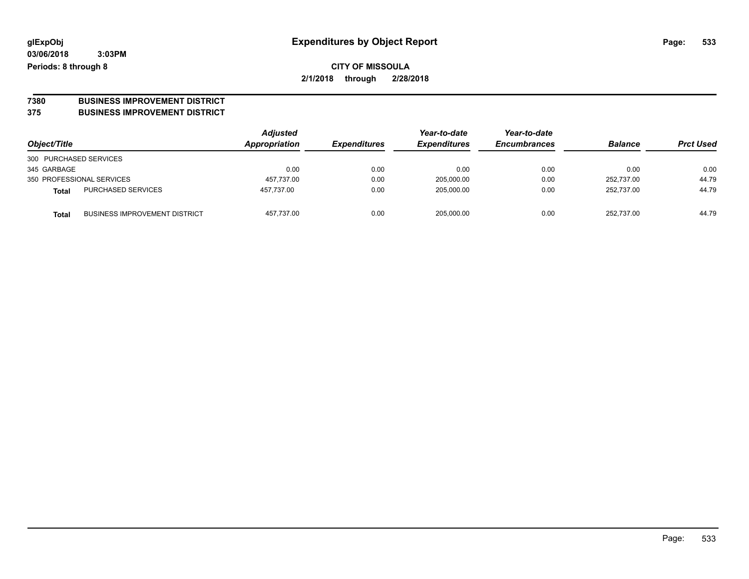**glExpObj** **Expenditures by Object Report**

**03/06/2018 3:03PM**

**Periods: 8 through 8**

**CITY OF MISSOULA**

**2/1/2018 through 2/28/2018**

**7380 BUSINESS IMPROVEMENT DISTRICT**

**375 BUSINESS IMPROVEMENT DISTRICT**

| Object/Title | | Adjusted Appropriation | Expenditures | Year-to-date Expenditures | Year-to-date Encumbrances | Balance | Prct Used |
|---|---|---|---|---|---|---|---|
| 300 PURCHASED SERVICES | | | | | | | |
| 345 GARBAGE | | 0.00 | 0.00 | 0.00 | 0.00 | 0.00 | 0.00 |
| 350 PROFESSIONAL SERVICES | | 457,737.00 | 0.00 | 205,000.00 | 0.00 | 252,737.00 | 44.79 |
| **Total** | PURCHASED SERVICES | 457,737.00 | 0.00 | 205,000.00 | 0.00 | 252,737.00 | 44.79 |
| **Total** | BUSINESS IMPROVEMENT DISTRICT | 457,737.00 | 0.00 | 205,000.00 | 0.00 | 252,737.00 | 44.79 |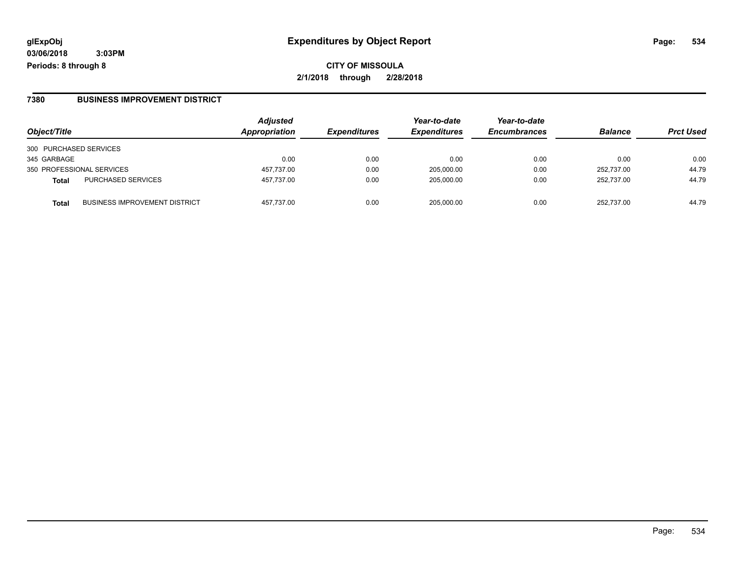**glExpObj**
**03/06/2018 3:03PM**
**Periods: 8 through 8**

# Expenditures by Object Report

**CITY OF MISSOULA**
**2/1/2018 through 2/28/2018**

## 7380 BUSINESS IMPROVEMENT DISTRICT

| Object/Title | | Adjusted Appropriation | Expenditures | Year-to-date Expenditures | Year-to-date Encumbrances | Balance | Prct Used |
|---|---|---|---|---|---|---|---|
| 300 PURCHASED SERVICES | | | | | | | |
| 345 GARBAGE | | 0.00 | 0.00 | 0.00 | 0.00 | 0.00 | 0.00 |
| 350 PROFESSIONAL SERVICES | | 457,737.00 | 0.00 | 205,000.00 | 0.00 | 252,737.00 | 44.79 |
| **Total** | PURCHASED SERVICES | 457,737.00 | 0.00 | 205,000.00 | 0.00 | 252,737.00 | 44.79 |
| **Total** | BUSINESS IMPROVEMENT DISTRICT | 457,737.00 | 0.00 | 205,000.00 | 0.00 | 252,737.00 | 44.79 |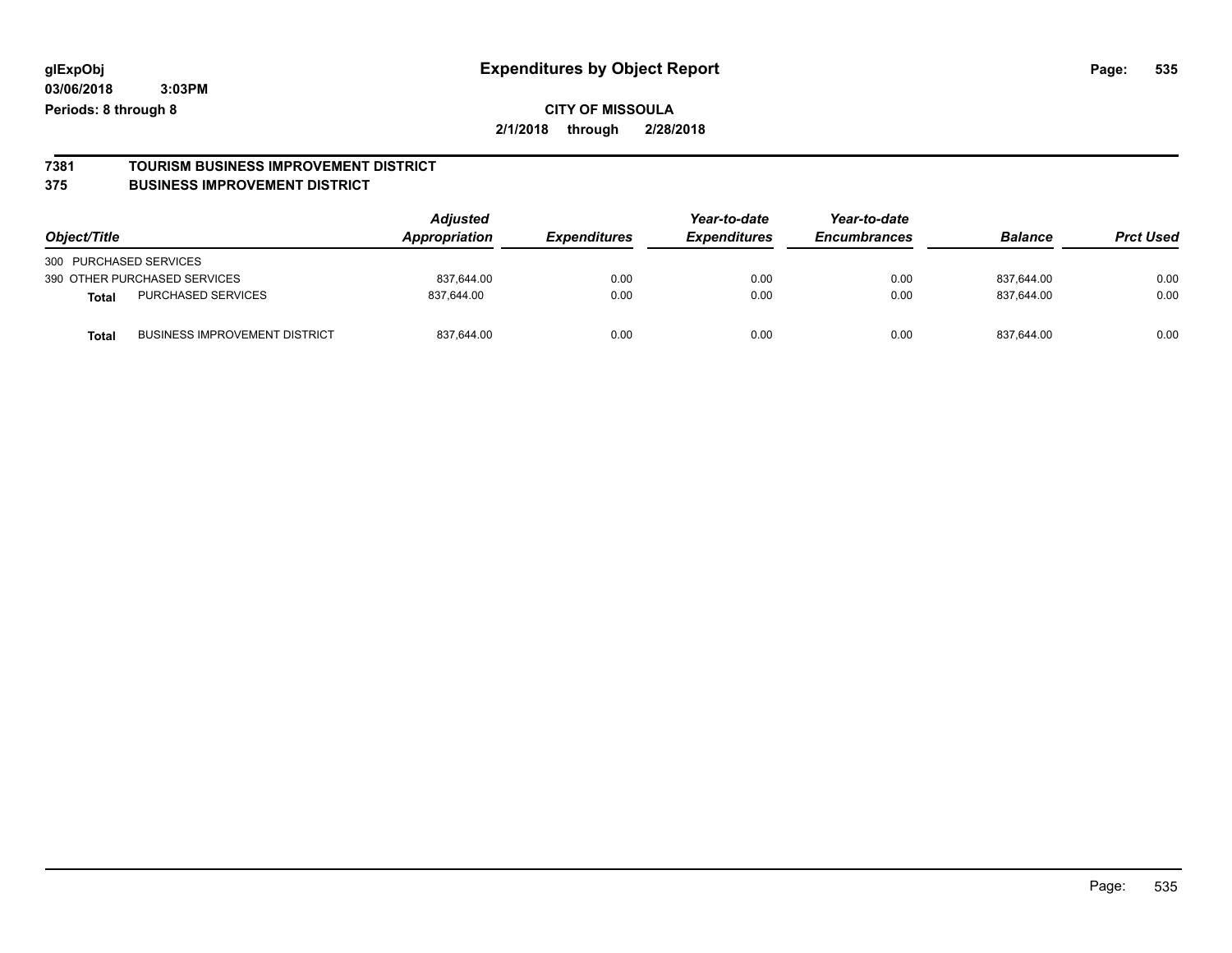glExpObj
03/06/2018 3:03PM
Periods: 8 through 8

# Expenditures by Object Report

**CITY OF MISSOULA**
**2/1/2018 through 2/28/2018**

## 7381 TOURISM BUSINESS IMPROVEMENT DISTRICT
## 375 BUSINESS IMPROVEMENT DISTRICT

| Object/Title | | Adjusted Appropriation | Expenditures | Year-to-date Expenditures | Year-to-date Encumbrances | Balance | Prct Used |
|---|---|---|---|---|---|---|---|
| 300 PURCHASED SERVICES | | | | | | | |
| 390 OTHER PURCHASED SERVICES | | 837,644.00 | 0.00 | 0.00 | 0.00 | 837,644.00 | 0.00 |
| **Total** | PURCHASED SERVICES | 837,644.00 | 0.00 | 0.00 | 0.00 | 837,644.00 | 0.00 |
| **Total** | BUSINESS IMPROVEMENT DISTRICT | 837,644.00 | 0.00 | 0.00 | 0.00 | 837,644.00 | 0.00 |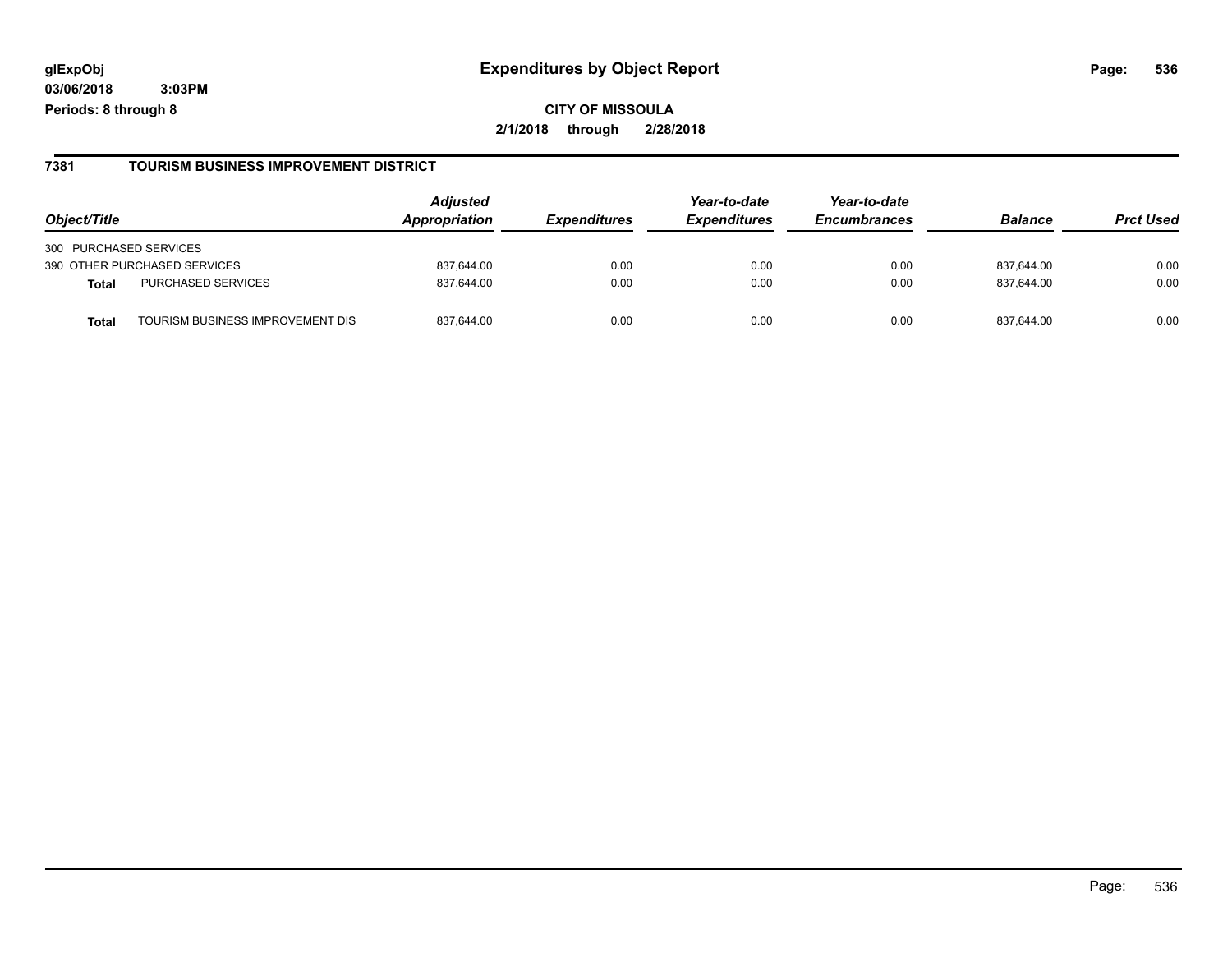glExpObj
03/06/2018 3:03PM
Periods: 8 through 8

# Expenditures by Object Report

**CITY OF MISSOULA**
**2/1/2018 through 2/28/2018**

## 7381 TOURISM BUSINESS IMPROVEMENT DISTRICT

| Object/Title | | Adjusted Appropriation | Expenditures | Year-to-date Expenditures | Year-to-date Encumbrances | Balance | Prct Used |
|---|---|---|---|---|---|---|---|
| 300 PURCHASED SERVICES | | | | | | | |
| 390 OTHER PURCHASED SERVICES | | 837,644.00 | 0.00 | 0.00 | 0.00 | 837,644.00 | 0.00 |
| **Total** | PURCHASED SERVICES | 837,644.00 | 0.00 | 0.00 | 0.00 | 837,644.00 | 0.00 |
| **Total** | TOURISM BUSINESS IMPROVEMENT DIS | 837,644.00 | 0.00 | 0.00 | 0.00 | 837,644.00 | 0.00 |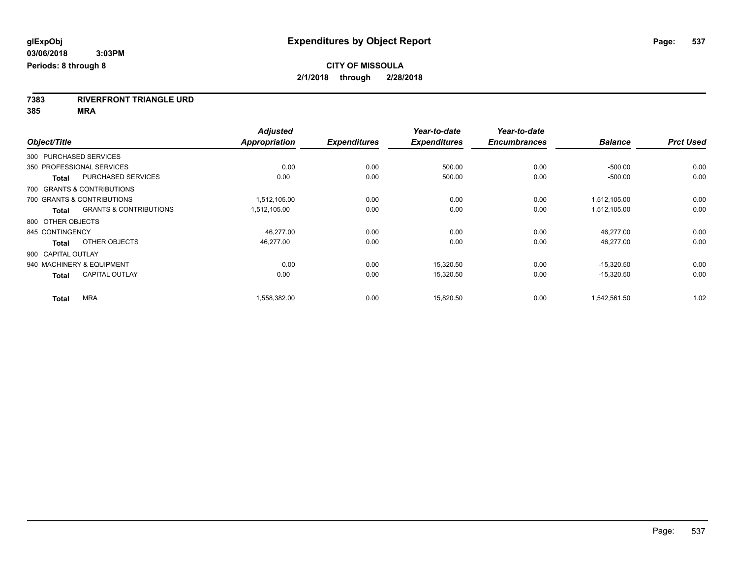**glExpObj** | **Expenditures by Object Report**

**03/06/2018 3:03PM**

**Periods: 8 through 8**

**CITY OF MISSOULA**

**2/1/2018 through 2/28/2018**

**7383 RIVERFRONT TRIANGLE URD**

**385 MRA**

| Object/Title | | Adjusted Appropriation | Expenditures | Year-to-date Expenditures | Year-to-date Encumbrances | Balance | Prct Used |
|---|---|---|---|---|---|---|---|
| 300 PURCHASED SERVICES | | | | | | | |
| 350 PROFESSIONAL SERVICES | | 0.00 | 0.00 | 500.00 | 0.00 | -500.00 | 0.00 |
| **Total** | PURCHASED SERVICES | 0.00 | 0.00 | 500.00 | 0.00 | -500.00 | 0.00 |
| 700 GRANTS & CONTRIBUTIONS | | | | | | | |
| 700 GRANTS & CONTRIBUTIONS | | 1,512,105.00 | 0.00 | 0.00 | 0.00 | 1,512,105.00 | 0.00 |
| **Total** | GRANTS & CONTRIBUTIONS | 1,512,105.00 | 0.00 | 0.00 | 0.00 | 1,512,105.00 | 0.00 |
| 800 OTHER OBJECTS | | | | | | | |
| 845 CONTINGENCY | | 46,277.00 | 0.00 | 0.00 | 0.00 | 46,277.00 | 0.00 |
| **Total** | OTHER OBJECTS | 46,277.00 | 0.00 | 0.00 | 0.00 | 46,277.00 | 0.00 |
| 900 CAPITAL OUTLAY | | | | | | | |
| 940 MACHINERY & EQUIPMENT | | 0.00 | 0.00 | 15,320.50 | 0.00 | -15,320.50 | 0.00 |
| **Total** | CAPITAL OUTLAY | 0.00 | 0.00 | 15,320.50 | 0.00 | -15,320.50 | 0.00 |
| **Total** | MRA | 1,558,382.00 | 0.00 | 15,820.50 | 0.00 | 1,542,561.50 | 1.02 |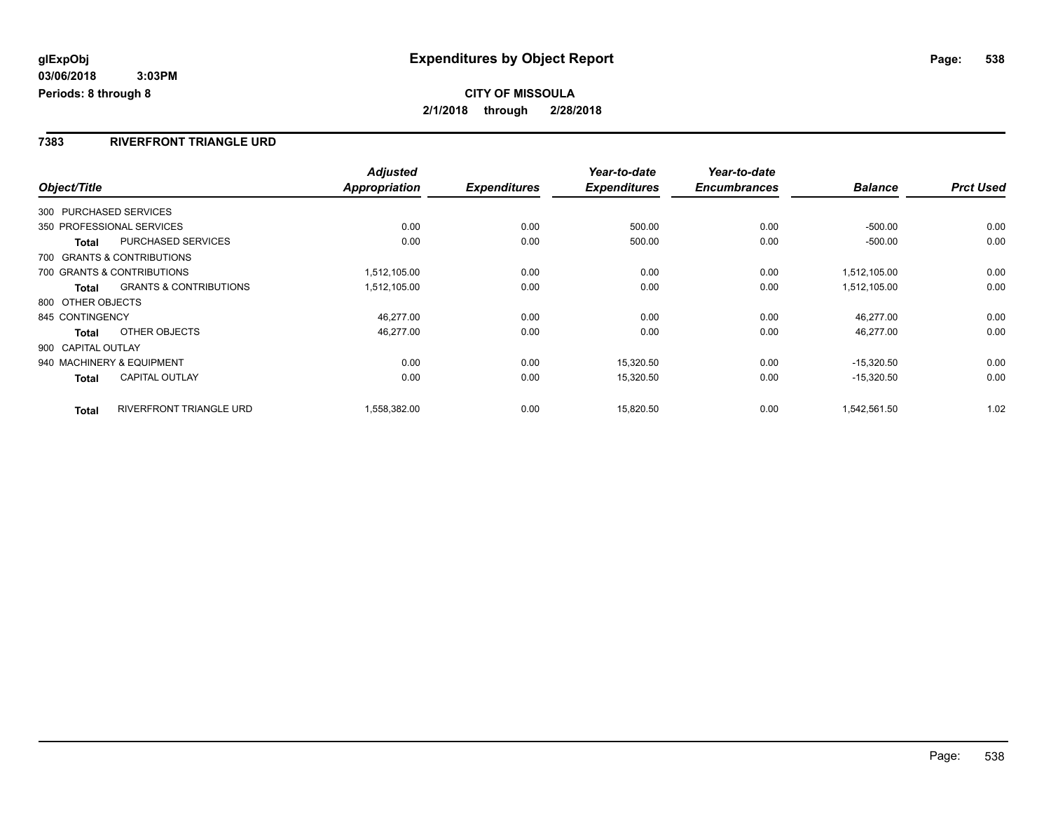**glExpObj** 03/06/2018 3:03PM
**Periods: 8 through 8**

# Expenditures by Object Report

**CITY OF MISSOULA**
**2/1/2018 through 2/28/2018**

## 7383 RIVERFRONT TRIANGLE URD

| Object/Title | | Adjusted Appropriation | Expenditures | Year-to-date Expenditures | Year-to-date Encumbrances | Balance | Prct Used |
|---|---|---|---|---|---|---|---|
| 300 PURCHASED SERVICES | | | | | | | |
| 350 PROFESSIONAL SERVICES | | 0.00 | 0.00 | 500.00 | 0.00 | -500.00 | 0.00 |
| **Total** | PURCHASED SERVICES | 0.00 | 0.00 | 500.00 | 0.00 | -500.00 | 0.00 |
| 700 GRANTS & CONTRIBUTIONS | | | | | | | |
| 700 GRANTS & CONTRIBUTIONS | | 1,512,105.00 | 0.00 | 0.00 | 0.00 | 1,512,105.00 | 0.00 |
| **Total** | GRANTS & CONTRIBUTIONS | 1,512,105.00 | 0.00 | 0.00 | 0.00 | 1,512,105.00 | 0.00 |
| 800 OTHER OBJECTS | | | | | | | |
| 845 CONTINGENCY | | 46,277.00 | 0.00 | 0.00 | 0.00 | 46,277.00 | 0.00 |
| **Total** | OTHER OBJECTS | 46,277.00 | 0.00 | 0.00 | 0.00 | 46,277.00 | 0.00 |
| 900 CAPITAL OUTLAY | | | | | | | |
| 940 MACHINERY & EQUIPMENT | | 0.00 | 0.00 | 15,320.50 | 0.00 | -15,320.50 | 0.00 |
| **Total** | CAPITAL OUTLAY | 0.00 | 0.00 | 15,320.50 | 0.00 | -15,320.50 | 0.00 |
| **Total** | RIVERFRONT TRIANGLE URD | 1,558,382.00 | 0.00 | 15,820.50 | 0.00 | 1,542,561.50 | 1.02 |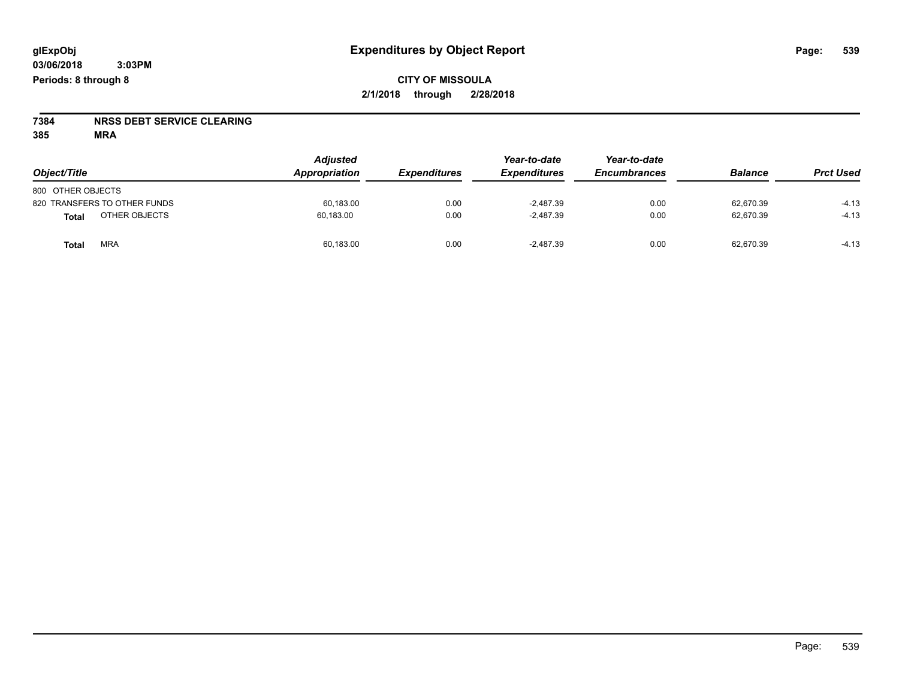**glExpObj**
**03/06/2018 3:03PM**
**Periods: 8 through 8**

# Expenditures by Object Report

**CITY OF MISSOULA**
**2/1/2018 through 2/28/2018**

**7384 NRSS DEBT SERVICE CLEARING**
**385 MRA**

| Object/Title | Adjusted Appropriation | Expenditures | Year-to-date Expenditures | Year-to-date Encumbrances | Balance | Prct Used |
|---|---|---|---|---|---|---|
| 800 OTHER OBJECTS | | | | | | |
| 820 TRANSFERS TO OTHER FUNDS | 60,183.00 | 0.00 | -2,487.39 | 0.00 | 62,670.39 | -4.13 |
| **Total** OTHER OBJECTS | 60,183.00 | 0.00 | -2,487.39 | 0.00 | 62,670.39 | -4.13 |
| **Total** MRA | 60,183.00 | 0.00 | -2,487.39 | 0.00 | 62,670.39 | -4.13 |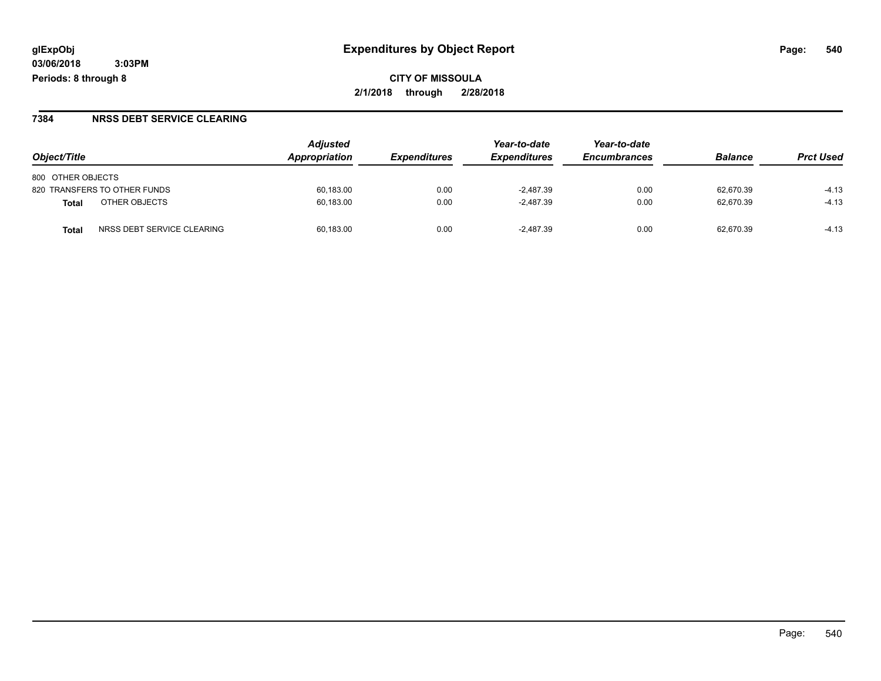glExpObj
03/06/2018 3:03PM
Periods: 8 through 8

# Expenditures by Object Report

**CITY OF MISSOULA**
**2/1/2018 through 2/28/2018**

## 7384 NRSS DEBT SERVICE CLEARING

| Object/Title | | Adjusted Appropriation | Expenditures | Year-to-date Expenditures | Year-to-date Encumbrances | Balance | Prct Used |
|---|---|---|---|---|---|---|---|
| 800 OTHER OBJECTS | | | | | | | |
| 820 TRANSFERS TO OTHER FUNDS | | 60,183.00 | 0.00 | -2,487.39 | 0.00 | 62,670.39 | -4.13 |
| **Total** | OTHER OBJECTS | 60,183.00 | 0.00 | -2,487.39 | 0.00 | 62,670.39 | -4.13 |
| **Total** | NRSS DEBT SERVICE CLEARING | 60,183.00 | 0.00 | -2,487.39 | 0.00 | 62,670.39 | -4.13 |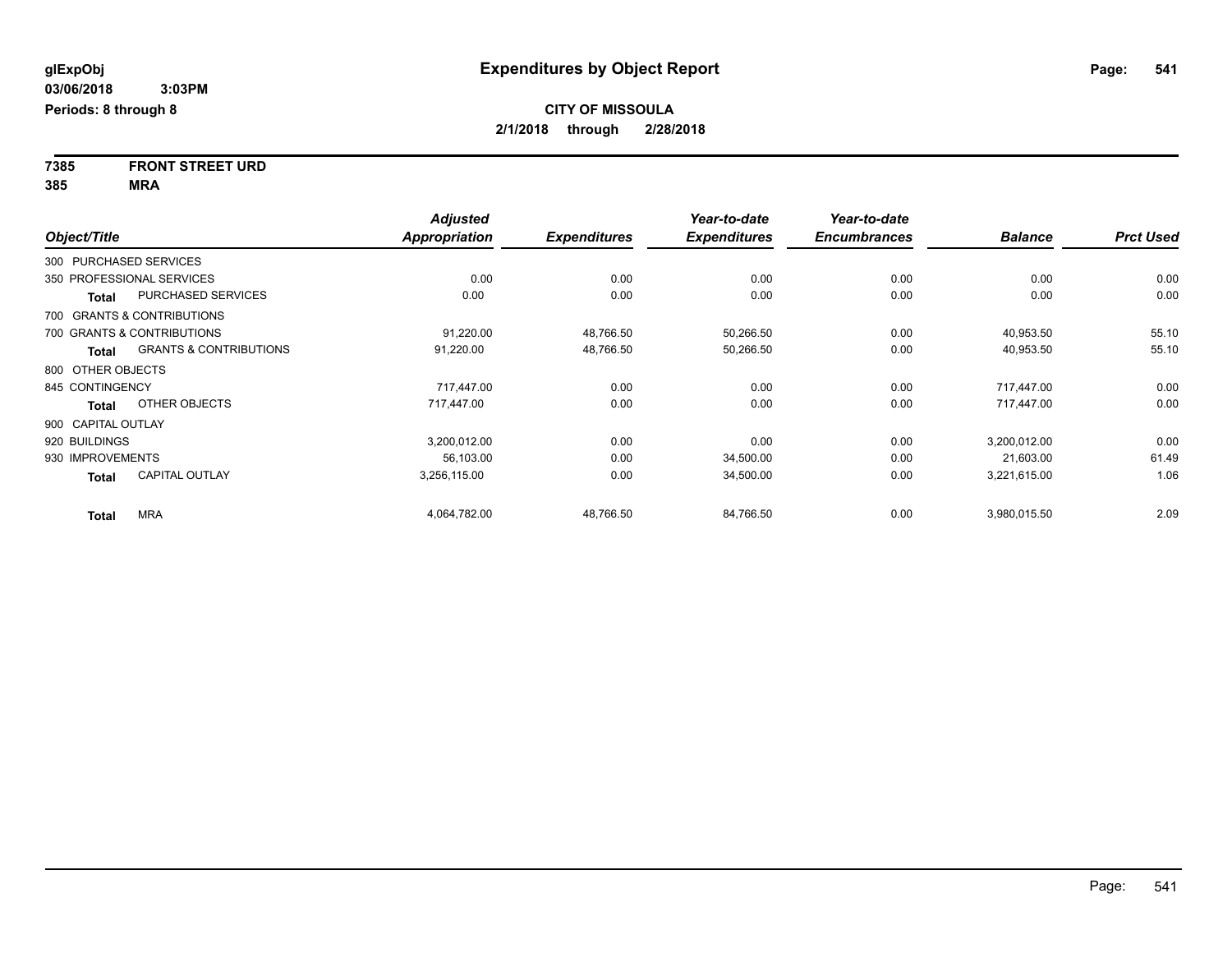**glExpObj**
**03/06/2018 3:03PM**
**Periods: 8 through 8**

# Expenditures by Object Report

**CITY OF MISSOULA**
**2/1/2018 through 2/28/2018**

**7385 FRONT STREET URD**
**385 MRA**

| Object/Title | | *Adjusted Appropriation* | *Expenditures* | *Year-to-date Expenditures* | *Year-to-date Encumbrances* | *Balance* | *Prct Used* |
|---|---|---|---|---|---|---|---|
| 300 PURCHASED SERVICES | | | | | | | |
| 350 PROFESSIONAL SERVICES | | 0.00 | 0.00 | 0.00 | 0.00 | 0.00 | 0.00 |
| **Total** | PURCHASED SERVICES | 0.00 | 0.00 | 0.00 | 0.00 | 0.00 | 0.00 |
| 700 GRANTS & CONTRIBUTIONS | | | | | | | |
| 700 GRANTS & CONTRIBUTIONS | | 91,220.00 | 48,766.50 | 50,266.50 | 0.00 | 40,953.50 | 55.10 |
| **Total** | GRANTS & CONTRIBUTIONS | 91,220.00 | 48,766.50 | 50,266.50 | 0.00 | 40,953.50 | 55.10 |
| 800 OTHER OBJECTS | | | | | | | |
| 845 CONTINGENCY | | 717,447.00 | 0.00 | 0.00 | 0.00 | 717,447.00 | 0.00 |
| **Total** | OTHER OBJECTS | 717,447.00 | 0.00 | 0.00 | 0.00 | 717,447.00 | 0.00 |
| 900 CAPITAL OUTLAY | | | | | | | |
| 920 BUILDINGS | | 3,200,012.00 | 0.00 | 0.00 | 0.00 | 3,200,012.00 | 0.00 |
| 930 IMPROVEMENTS | | 56,103.00 | 0.00 | 34,500.00 | 0.00 | 21,603.00 | 61.49 |
| **Total** | CAPITAL OUTLAY | 3,256,115.00 | 0.00 | 34,500.00 | 0.00 | 3,221,615.00 | 1.06 |
| **Total** | MRA | 4,064,782.00 | 48,766.50 | 84,766.50 | 0.00 | 3,980,015.50 | 2.09 |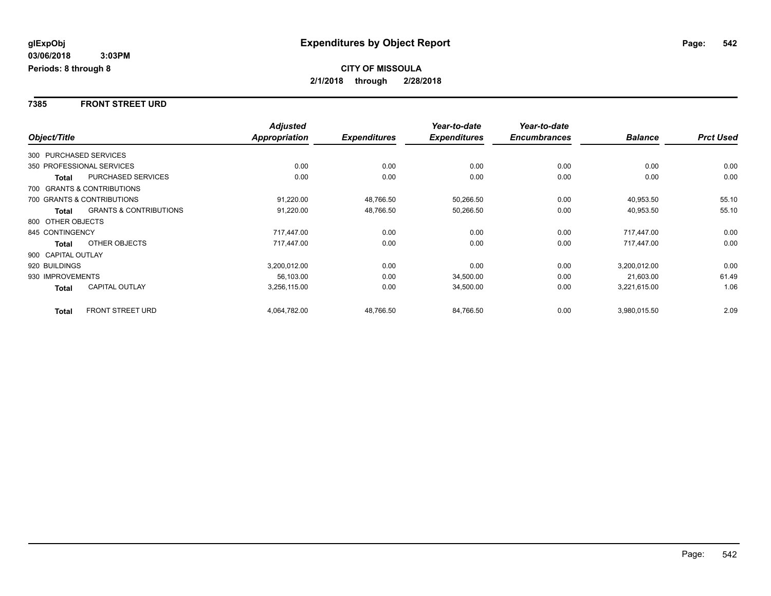**glExpObj**
**03/06/2018 3:03PM**
**Periods: 8 through 8**

# Expenditures by Object Report

**CITY OF MISSOULA**
**2/1/2018 through 2/28/2018**

## 7385 FRONT STREET URD

| Object/Title | | Adjusted Appropriation | Expenditures | Year-to-date Expenditures | Year-to-date Encumbrances | Balance | Prct Used |
|---|---|---|---|---|---|---|---|
| 300 PURCHASED SERVICES | | | | | | | |
| 350 PROFESSIONAL SERVICES | | 0.00 | 0.00 | 0.00 | 0.00 | 0.00 | 0.00 |
| **Total** | PURCHASED SERVICES | 0.00 | 0.00 | 0.00 | 0.00 | 0.00 | 0.00 |
| 700 GRANTS & CONTRIBUTIONS | | | | | | | |
| 700 GRANTS & CONTRIBUTIONS | | 91,220.00 | 48,766.50 | 50,266.50 | 0.00 | 40,953.50 | 55.10 |
| **Total** | GRANTS & CONTRIBUTIONS | 91,220.00 | 48,766.50 | 50,266.50 | 0.00 | 40,953.50 | 55.10 |
| 800 OTHER OBJECTS | | | | | | | |
| 845 CONTINGENCY | | 717,447.00 | 0.00 | 0.00 | 0.00 | 717,447.00 | 0.00 |
| **Total** | OTHER OBJECTS | 717,447.00 | 0.00 | 0.00 | 0.00 | 717,447.00 | 0.00 |
| 900 CAPITAL OUTLAY | | | | | | | |
| 920 BUILDINGS | | 3,200,012.00 | 0.00 | 0.00 | 0.00 | 3,200,012.00 | 0.00 |
| 930 IMPROVEMENTS | | 56,103.00 | 0.00 | 34,500.00 | 0.00 | 21,603.00 | 61.49 |
| **Total** | CAPITAL OUTLAY | 3,256,115.00 | 0.00 | 34,500.00 | 0.00 | 3,221,615.00 | 1.06 |
| **Total** | FRONT STREET URD | 4,064,782.00 | 48,766.50 | 84,766.50 | 0.00 | 3,980,015.50 | 2.09 |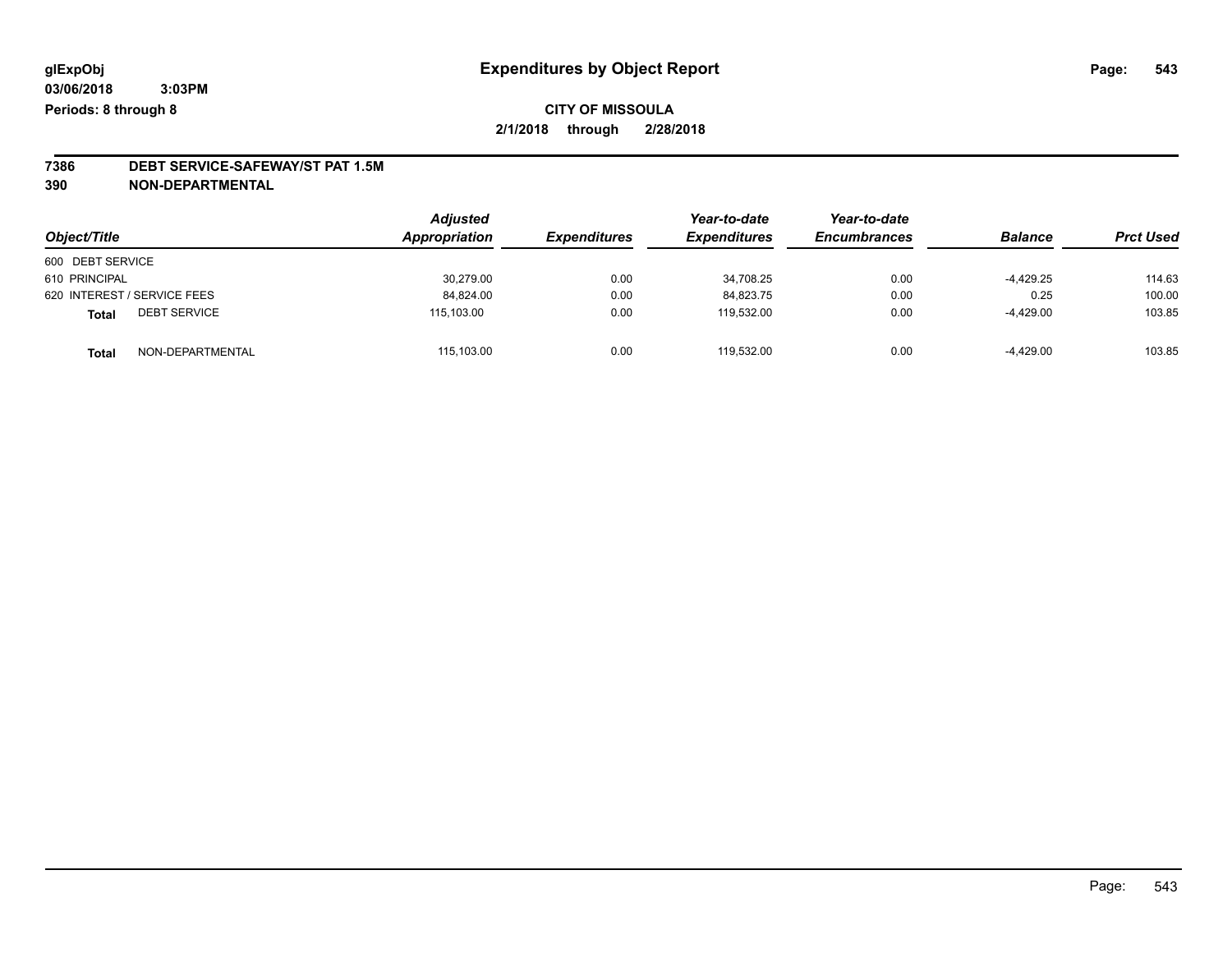glExpObj
03/06/2018 3:03PM
Periods: 8 through 8

# Expenditures by Object Report

**CITY OF MISSOULA**
**2/1/2018 through 2/28/2018**

**7386 DEBT SERVICE-SAFEWAY/ST PAT 1.5M**
**390 NON-DEPARTMENTAL**

| Object/Title | | Adjusted Appropriation | Expenditures | Year-to-date Expenditures | Year-to-date Encumbrances | Balance | Prct Used |
|---|---|---|---|---|---|---|---|
| 600 DEBT SERVICE | | | | | | | |
| 610 PRINCIPAL | | 30,279.00 | 0.00 | 34,708.25 | 0.00 | -4,429.25 | 114.63 |
| 620 INTEREST / SERVICE FEES | | 84,824.00 | 0.00 | 84,823.75 | 0.00 | 0.25 | 100.00 |
| **Total** | DEBT SERVICE | 115,103.00 | 0.00 | 119,532.00 | 0.00 | -4,429.00 | 103.85 |
| **Total** | NON-DEPARTMENTAL | 115,103.00 | 0.00 | 119,532.00 | 0.00 | -4,429.00 | 103.85 |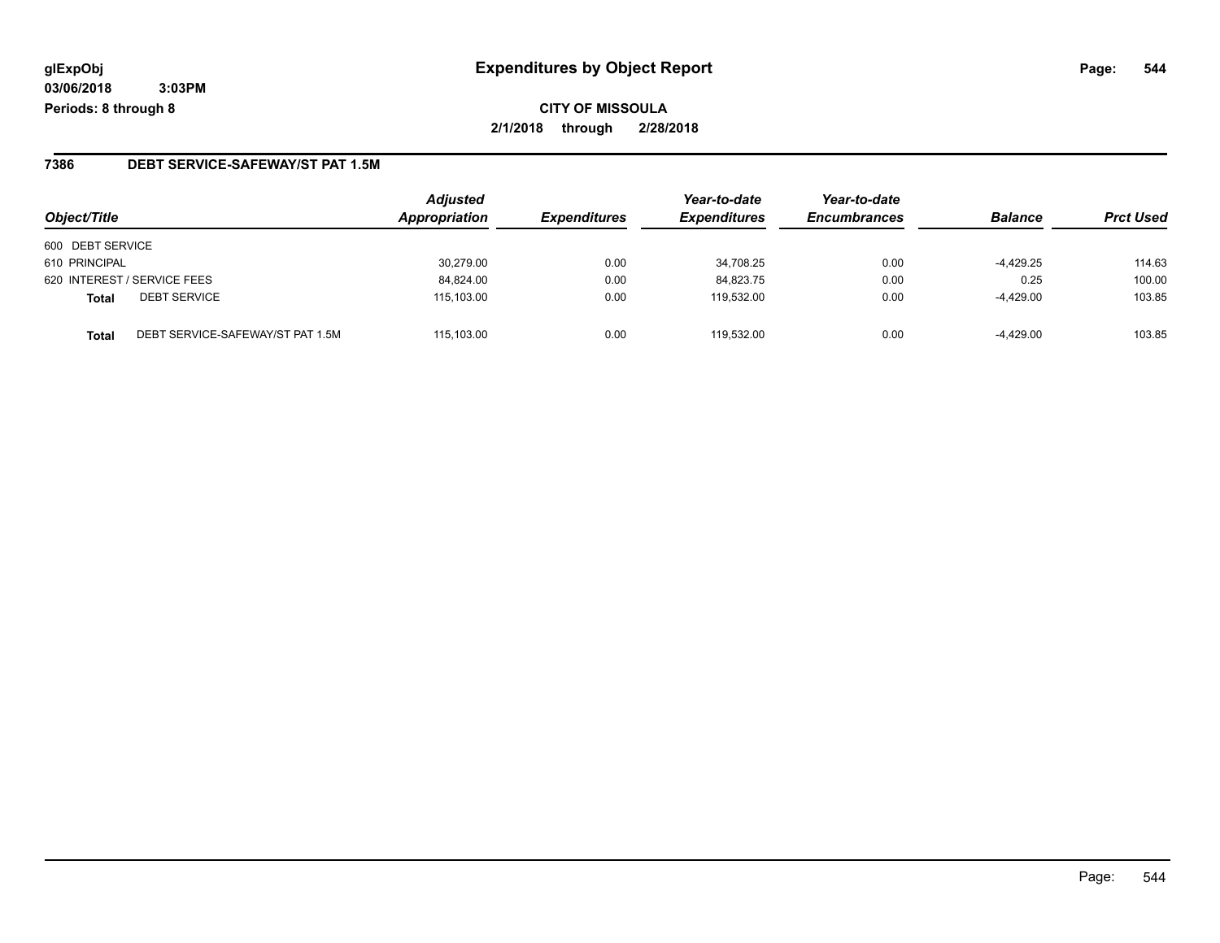**glExpObj**
**03/06/2018 3:03PM**
**Periods: 8 through 8**

# Expenditures by Object Report

**CITY OF MISSOULA**
**2/1/2018 through 2/28/2018**

## 7386 DEBT SERVICE-SAFEWAY/ST PAT 1.5M

| Object/Title | | *Adjusted Appropriation* | *Expenditures* | *Year-to-date Expenditures* | *Year-to-date Encumbrances* | *Balance* | *Prct Used* |
|---|---|---|---|---|---|---|---|
| 600 DEBT SERVICE | | | | | | | |
| 610 PRINCIPAL | | 30,279.00 | 0.00 | 34,708.25 | 0.00 | -4,429.25 | 114.63 |
| 620 INTEREST / SERVICE FEES | | 84,824.00 | 0.00 | 84,823.75 | 0.00 | 0.25 | 100.00 |
| **Total** | DEBT SERVICE | 115,103.00 | 0.00 | 119,532.00 | 0.00 | -4,429.00 | 103.85 |
| **Total** | DEBT SERVICE-SAFEWAY/ST PAT 1.5M | 115,103.00 | 0.00 | 119,532.00 | 0.00 | -4,429.00 | 103.85 |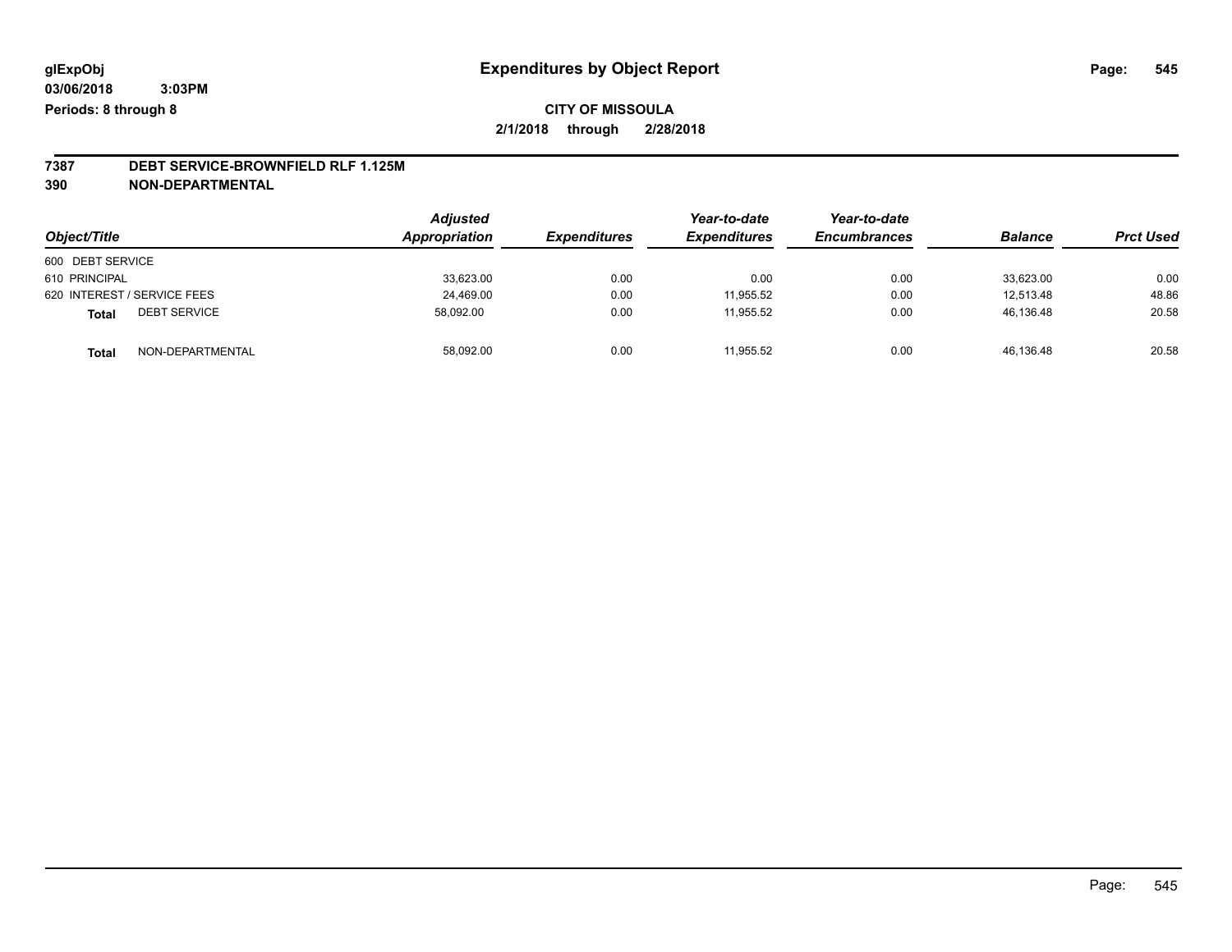**glExpObj** **Expenditures by Object Report**

**03/06/2018 3:03PM**

**Periods: 8 through 8**

**CITY OF MISSOULA**

**2/1/2018 through 2/28/2018**

**7387 DEBT SERVICE-BROWNFIELD RLF 1.125M**

**390 NON-DEPARTMENTAL**

| Object/Title | Adjusted Appropriation | Expenditures | Year-to-date Expenditures | Year-to-date Encumbrances | Balance | Prct Used |
|---|---|---|---|---|---|---|
| 600 DEBT SERVICE | | | | | | |
| 610 PRINCIPAL | 33,623.00 | 0.00 | 0.00 | 0.00 | 33,623.00 | 0.00 |
| 620 INTEREST / SERVICE FEES | 24,469.00 | 0.00 | 11,955.52 | 0.00 | 12,513.48 | 48.86 |
| **Total** DEBT SERVICE | 58,092.00 | 0.00 | 11,955.52 | 0.00 | 46,136.48 | 20.58 |
| **Total** NON-DEPARTMENTAL | 58,092.00 | 0.00 | 11,955.52 | 0.00 | 46,136.48 | 20.58 |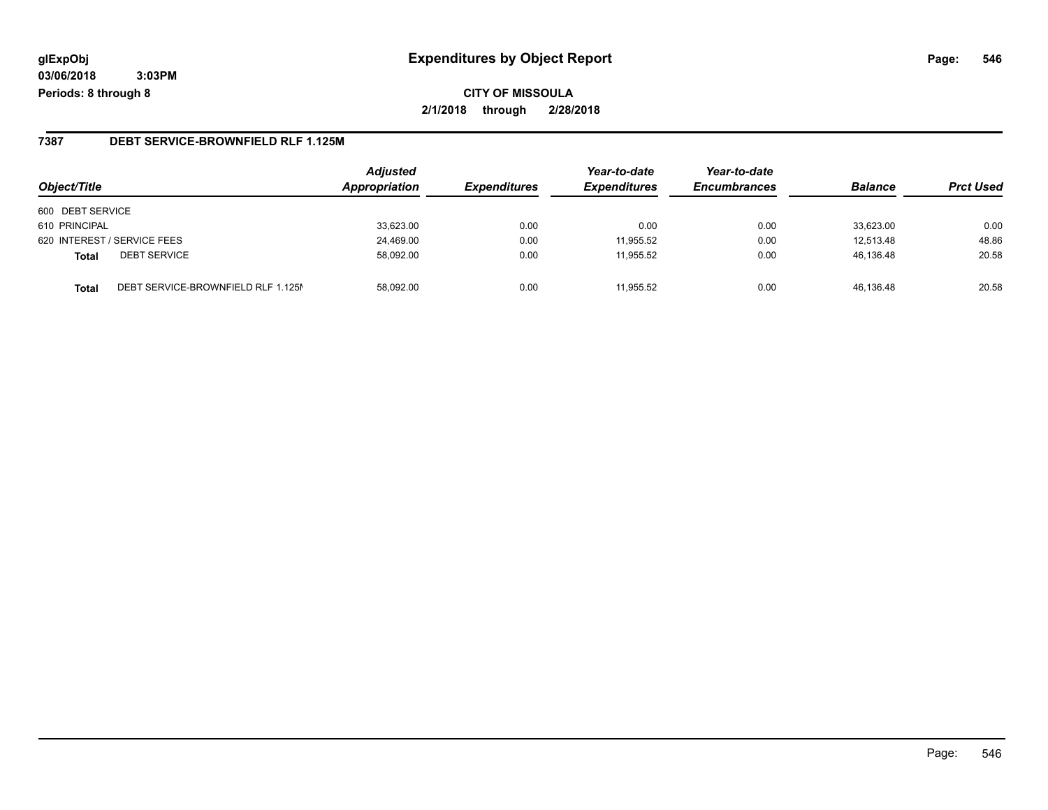**glExpObj**
**03/06/2018 3:03PM**
**Periods: 8 through 8**

# Expenditures by Object Report

**CITY OF MISSOULA**
**2/1/2018 through 2/28/2018**

## 7387 DEBT SERVICE-BROWNFIELD RLF 1.125M

| Object/Title | Adjusted Appropriation | Expenditures | Year-to-date Expenditures | Year-to-date Encumbrances | Balance | Prct Used |
|---|---|---|---|---|---|---|
| 600 DEBT SERVICE | | | | | | |
| 610 PRINCIPAL | 33,623.00 | 0.00 | 0.00 | 0.00 | 33,623.00 | 0.00 |
| 620 INTEREST / SERVICE FEES | 24,469.00 | 0.00 | 11,955.52 | 0.00 | 12,513.48 | 48.86 |
| **Total** DEBT SERVICE | 58,092.00 | 0.00 | 11,955.52 | 0.00 | 46,136.48 | 20.58 |
| **Total** DEBT SERVICE-BROWNFIELD RLF 1.125M | 58,092.00 | 0.00 | 11,955.52 | 0.00 | 46,136.48 | 20.58 |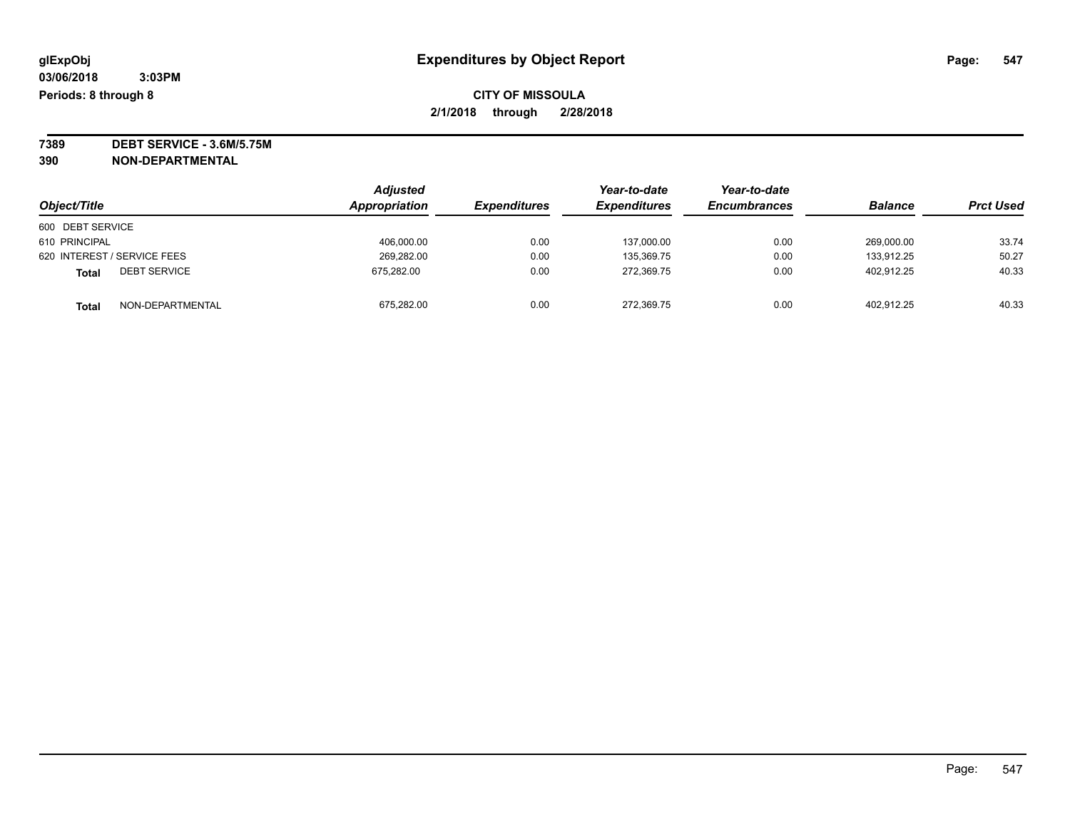**glExpObj** **Expenditures by Object Report**

**03/06/2018 3:03PM**

**Periods: 8 through 8**

**CITY OF MISSOULA**

**2/1/2018 through 2/28/2018**

**7389 DEBT SERVICE - 3.6M/5.75M**

**390 NON-DEPARTMENTAL**

| Object/Title | Adjusted Appropriation | Expenditures | Year-to-date Expenditures | Year-to-date Encumbrances | Balance | Prct Used |
|---|---|---|---|---|---|---|
| 600 DEBT SERVICE | | | | | | |
| 610 PRINCIPAL | 406,000.00 | 0.00 | 137,000.00 | 0.00 | 269,000.00 | 33.74 |
| 620 INTEREST / SERVICE FEES | 269,282.00 | 0.00 | 135,369.75 | 0.00 | 133,912.25 | 50.27 |
| **Total** DEBT SERVICE | 675,282.00 | 0.00 | 272,369.75 | 0.00 | 402,912.25 | 40.33 |
| **Total** NON-DEPARTMENTAL | 675,282.00 | 0.00 | 272,369.75 | 0.00 | 402,912.25 | 40.33 |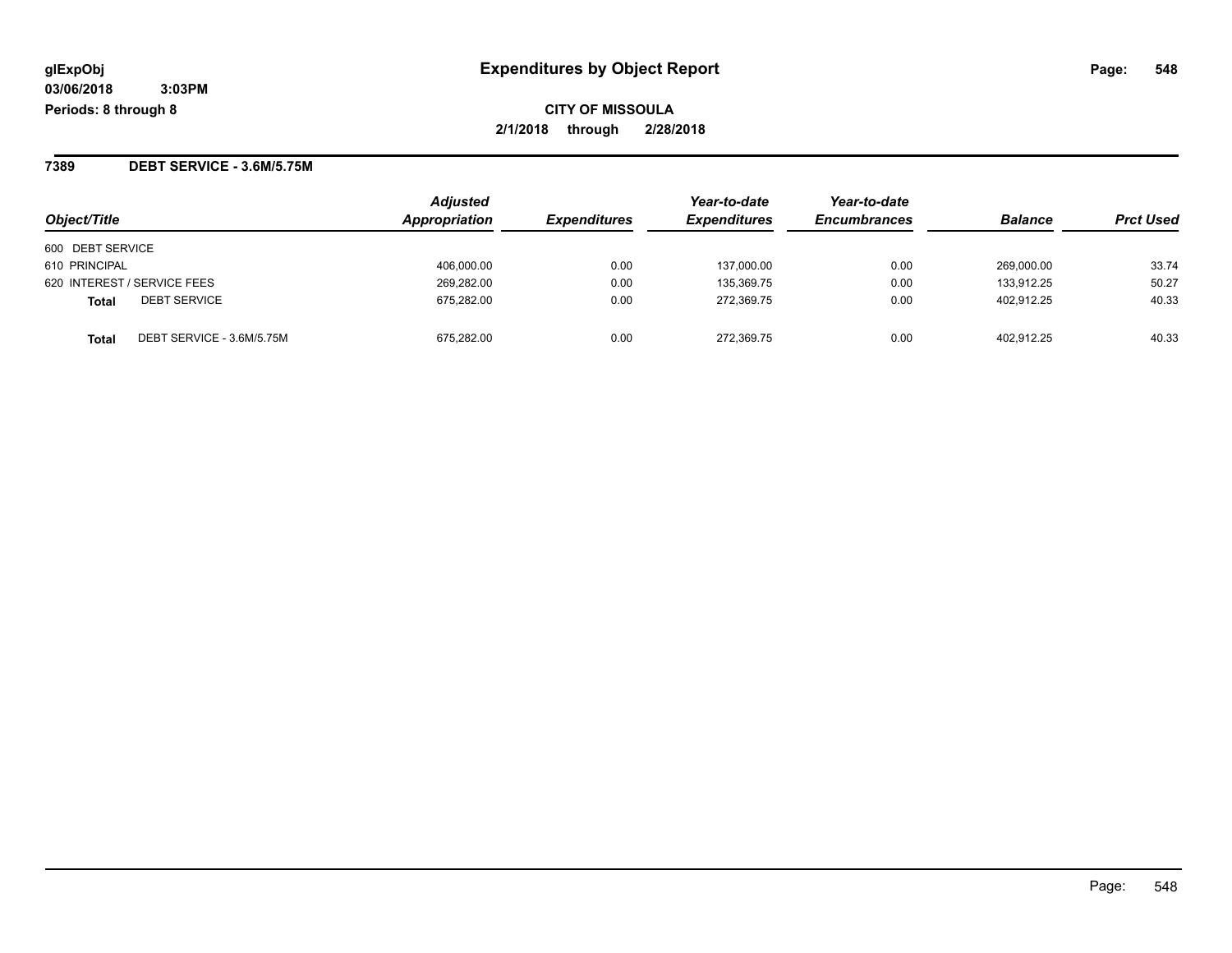glExpObj
03/06/2018 3:03PM
Periods: 8 through 8

# Expenditures by Object Report

**CITY OF MISSOULA**
**2/1/2018 through 2/28/2018**

## 7389 DEBT SERVICE - 3.6M/5.75M

| Object/Title | | Adjusted Appropriation | Expenditures | Year-to-date Expenditures | Year-to-date Encumbrances | Balance | Prct Used |
|---|---|---|---|---|---|---|---|
| 600 DEBT SERVICE | | | | | | | |
| 610 PRINCIPAL | | 406,000.00 | 0.00 | 137,000.00 | 0.00 | 269,000.00 | 33.74 |
| 620 INTEREST / SERVICE FEES | | 269,282.00 | 0.00 | 135,369.75 | 0.00 | 133,912.25 | 50.27 |
| **Total** | DEBT SERVICE | 675,282.00 | 0.00 | 272,369.75 | 0.00 | 402,912.25 | 40.33 |
| **Total** | DEBT SERVICE - 3.6M/5.75M | 675,282.00 | 0.00 | 272,369.75 | 0.00 | 402,912.25 | 40.33 |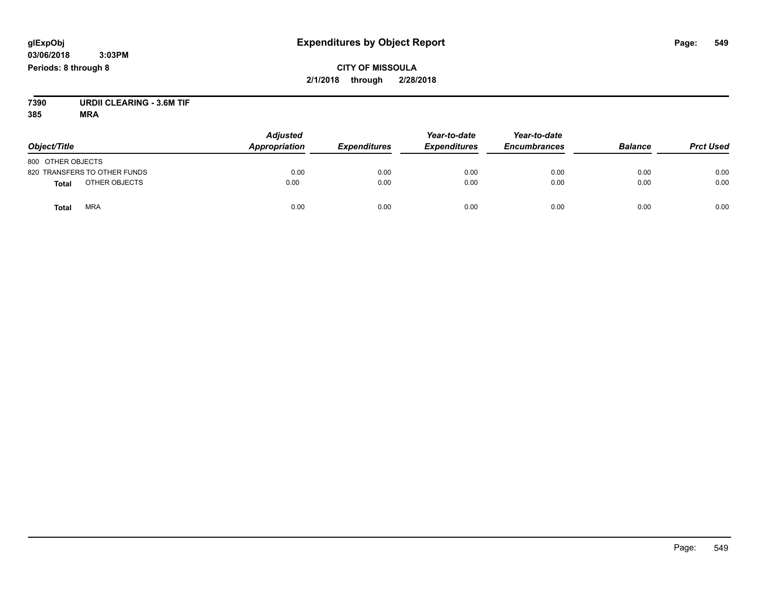# Expenditures by Object Report

glExpObj
03/06/2018 3:03PM
Periods: 8 through 8

**CITY OF MISSOULA**
**2/1/2018 through 2/28/2018**

**7390 URDII CLEARING - 3.6M TIF**
**385 MRA**

| Object/Title | Adjusted Appropriation | Expenditures | Year-to-date Expenditures | Year-to-date Encumbrances | Balance | Prct Used |
|---|---|---|---|---|---|---|
| 800 OTHER OBJECTS | | | | | | |
| 820 TRANSFERS TO OTHER FUNDS | 0.00 | 0.00 | 0.00 | 0.00 | 0.00 | 0.00 |
| **Total** OTHER OBJECTS | 0.00 | 0.00 | 0.00 | 0.00 | 0.00 | 0.00 |
| **Total** MRA | 0.00 | 0.00 | 0.00 | 0.00 | 0.00 | 0.00 |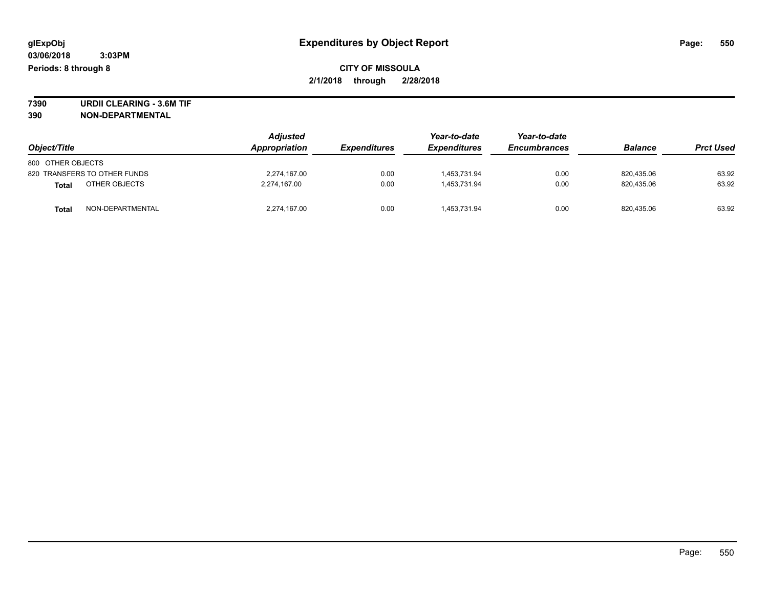glExpObj
03/06/2018 3:03PM
Periods: 8 through 8

# Expenditures by Object Report

**CITY OF MISSOULA**

**2/1/2018 through 2/28/2018**

**7390 URDII CLEARING - 3.6M TIF**

**390 NON-DEPARTMENTAL**

| Object/Title | Adjusted Appropriation | Expenditures | Year-to-date Expenditures | Year-to-date Encumbrances | Balance | Prct Used |
|---|---|---|---|---|---|---|
| 800 OTHER OBJECTS | | | | | | |
| 820 TRANSFERS TO OTHER FUNDS | 2,274,167.00 | 0.00 | 1,453,731.94 | 0.00 | 820,435.06 | 63.92 |
| **Total** OTHER OBJECTS | 2,274,167.00 | 0.00 | 1,453,731.94 | 0.00 | 820,435.06 | 63.92 |
| **Total** NON-DEPARTMENTAL | 2,274,167.00 | 0.00 | 1,453,731.94 | 0.00 | 820,435.06 | 63.92 |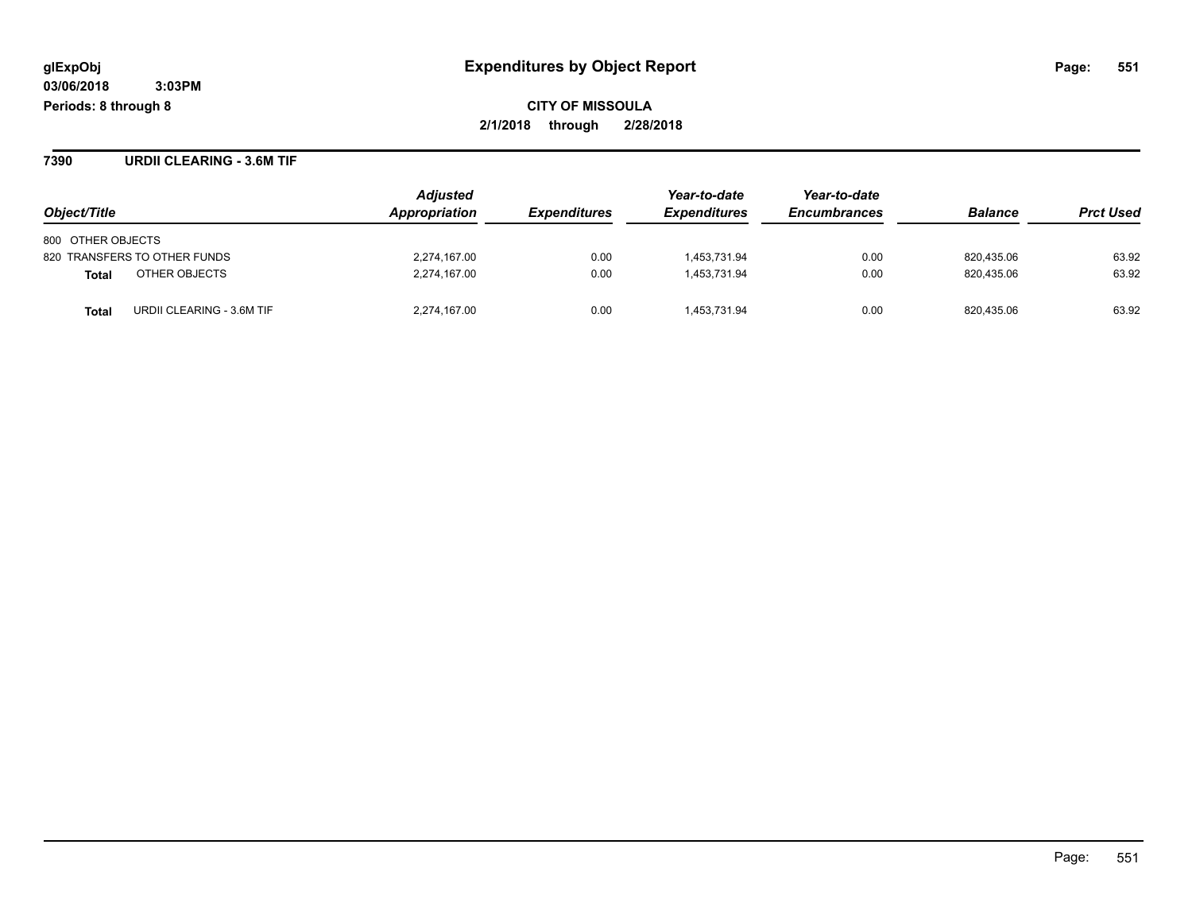**glExpObj**
**03/06/2018 3:03PM**
**Periods: 8 through 8**

# Expenditures by Object Report

**CITY OF MISSOULA**
**2/1/2018 through 2/28/2018**

## 7390 URDII CLEARING - 3.6M TIF

| Object/Title | Adjusted Appropriation | Expenditures | Year-to-date Expenditures | Year-to-date Encumbrances | Balance | Prct Used |
|---|---|---|---|---|---|---|
| 800 OTHER OBJECTS | | | | | | |
| 820 TRANSFERS TO OTHER FUNDS | 2,274,167.00 | 0.00 | 1,453,731.94 | 0.00 | 820,435.06 | 63.92 |
| **Total** OTHER OBJECTS | 2,274,167.00 | 0.00 | 1,453,731.94 | 0.00 | 820,435.06 | 63.92 |
| **Total** URDII CLEARING - 3.6M TIF | 2,274,167.00 | 0.00 | 1,453,731.94 | 0.00 | 820,435.06 | 63.92 |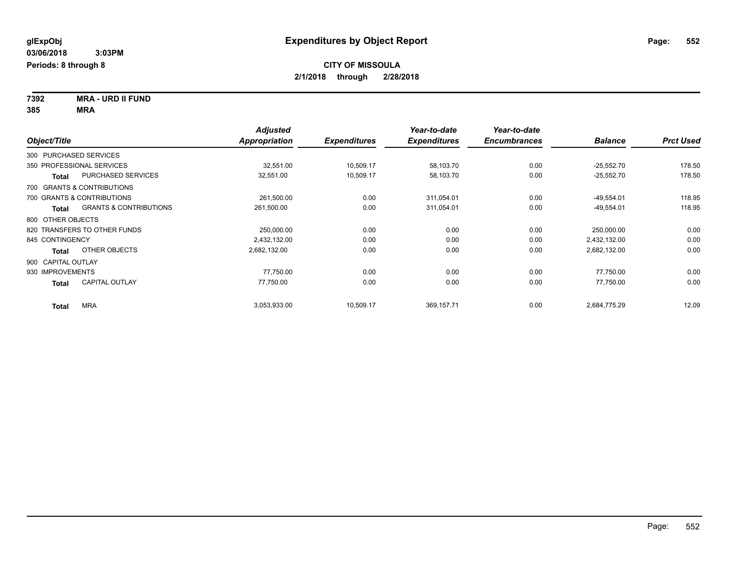# Expenditures by Object Report

glExpObj
03/06/2018 3:03PM
Periods: 8 through 8

**CITY OF MISSOULA**
**2/1/2018 through 2/28/2018**

**7392 MRA - URD II FUND**
**385 MRA**

| Object/Title | Adjusted Appropriation | Expenditures | Year-to-date Expenditures | Year-to-date Encumbrances | Balance | Prct Used |
|---|---|---|---|---|---|---|
| 300 PURCHASED SERVICES | | | | | | |
| 350 PROFESSIONAL SERVICES | 32,551.00 | 10,509.17 | 58,103.70 | 0.00 | -25,552.70 | 178.50 |
| **Total** PURCHASED SERVICES | 32,551.00 | 10,509.17 | 58,103.70 | 0.00 | -25,552.70 | 178.50 |
| 700 GRANTS & CONTRIBUTIONS | | | | | | |
| 700 GRANTS & CONTRIBUTIONS | 261,500.00 | 0.00 | 311,054.01 | 0.00 | -49,554.01 | 118.95 |
| **Total** GRANTS & CONTRIBUTIONS | 261,500.00 | 0.00 | 311,054.01 | 0.00 | -49,554.01 | 118.95 |
| 800 OTHER OBJECTS | | | | | | |
| 820 TRANSFERS TO OTHER FUNDS | 250,000.00 | 0.00 | 0.00 | 0.00 | 250,000.00 | 0.00 |
| 845 CONTINGENCY | 2,432,132.00 | 0.00 | 0.00 | 0.00 | 2,432,132.00 | 0.00 |
| **Total** OTHER OBJECTS | 2,682,132.00 | 0.00 | 0.00 | 0.00 | 2,682,132.00 | 0.00 |
| 900 CAPITAL OUTLAY | | | | | | |
| 930 IMPROVEMENTS | 77,750.00 | 0.00 | 0.00 | 0.00 | 77,750.00 | 0.00 |
| **Total** CAPITAL OUTLAY | 77,750.00 | 0.00 | 0.00 | 0.00 | 77,750.00 | 0.00 |
| **Total** MRA | 3,053,933.00 | 10,509.17 | 369,157.71 | 0.00 | 2,684,775.29 | 12.09 |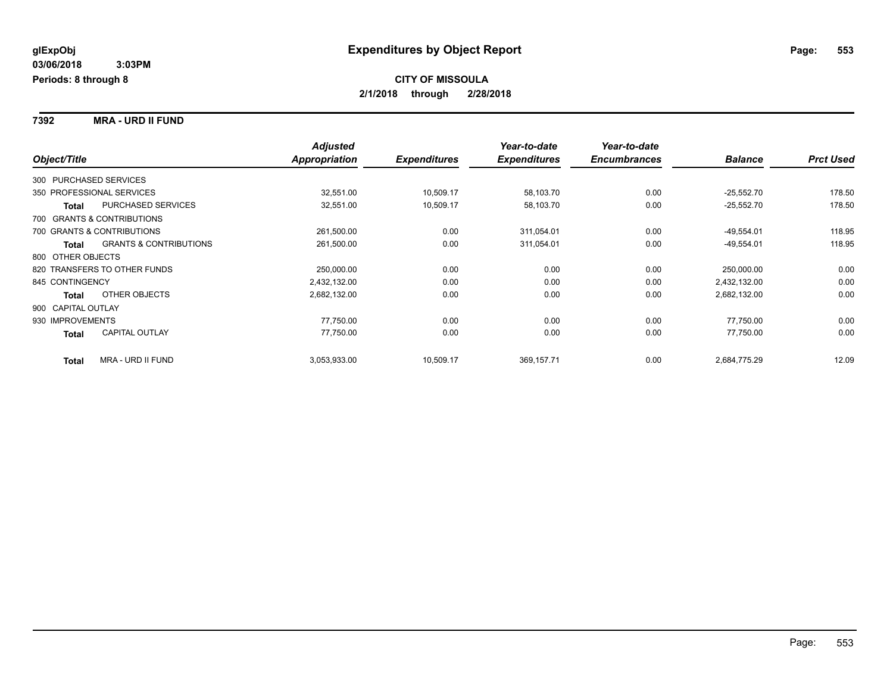# Expenditures by Object Report

glExpObj
03/06/2018 3:03PM
Periods: 8 through 8

**CITY OF MISSOULA**
**2/1/2018 through 2/28/2018**

**7392 MRA - URD II FUND**

| Object/Title | | Adjusted Appropriation | Expenditures | Year-to-date Expenditures | Year-to-date Encumbrances | Balance | Prct Used |
|---|---|---|---|---|---|---|---|
| 300 PURCHASED SERVICES | | | | | | | |
| 350 PROFESSIONAL SERVICES | | 32,551.00 | 10,509.17 | 58,103.70 | 0.00 | -25,552.70 | 178.50 |
| **Total** | PURCHASED SERVICES | 32,551.00 | 10,509.17 | 58,103.70 | 0.00 | -25,552.70 | 178.50 |
| 700 GRANTS & CONTRIBUTIONS | | | | | | | |
| 700 GRANTS & CONTRIBUTIONS | | 261,500.00 | 0.00 | 311,054.01 | 0.00 | -49,554.01 | 118.95 |
| **Total** | GRANTS & CONTRIBUTIONS | 261,500.00 | 0.00 | 311,054.01 | 0.00 | -49,554.01 | 118.95 |
| 800 OTHER OBJECTS | | | | | | | |
| 820 TRANSFERS TO OTHER FUNDS | | 250,000.00 | 0.00 | 0.00 | 0.00 | 250,000.00 | 0.00 |
| 845 CONTINGENCY | | 2,432,132.00 | 0.00 | 0.00 | 0.00 | 2,432,132.00 | 0.00 |
| **Total** | OTHER OBJECTS | 2,682,132.00 | 0.00 | 0.00 | 0.00 | 2,682,132.00 | 0.00 |
| 900 CAPITAL OUTLAY | | | | | | | |
| 930 IMPROVEMENTS | | 77,750.00 | 0.00 | 0.00 | 0.00 | 77,750.00 | 0.00 |
| **Total** | CAPITAL OUTLAY | 77,750.00 | 0.00 | 0.00 | 0.00 | 77,750.00 | 0.00 |
| **Total** | MRA - URD II FUND | 3,053,933.00 | 10,509.17 | 369,157.71 | 0.00 | 2,684,775.29 | 12.09 |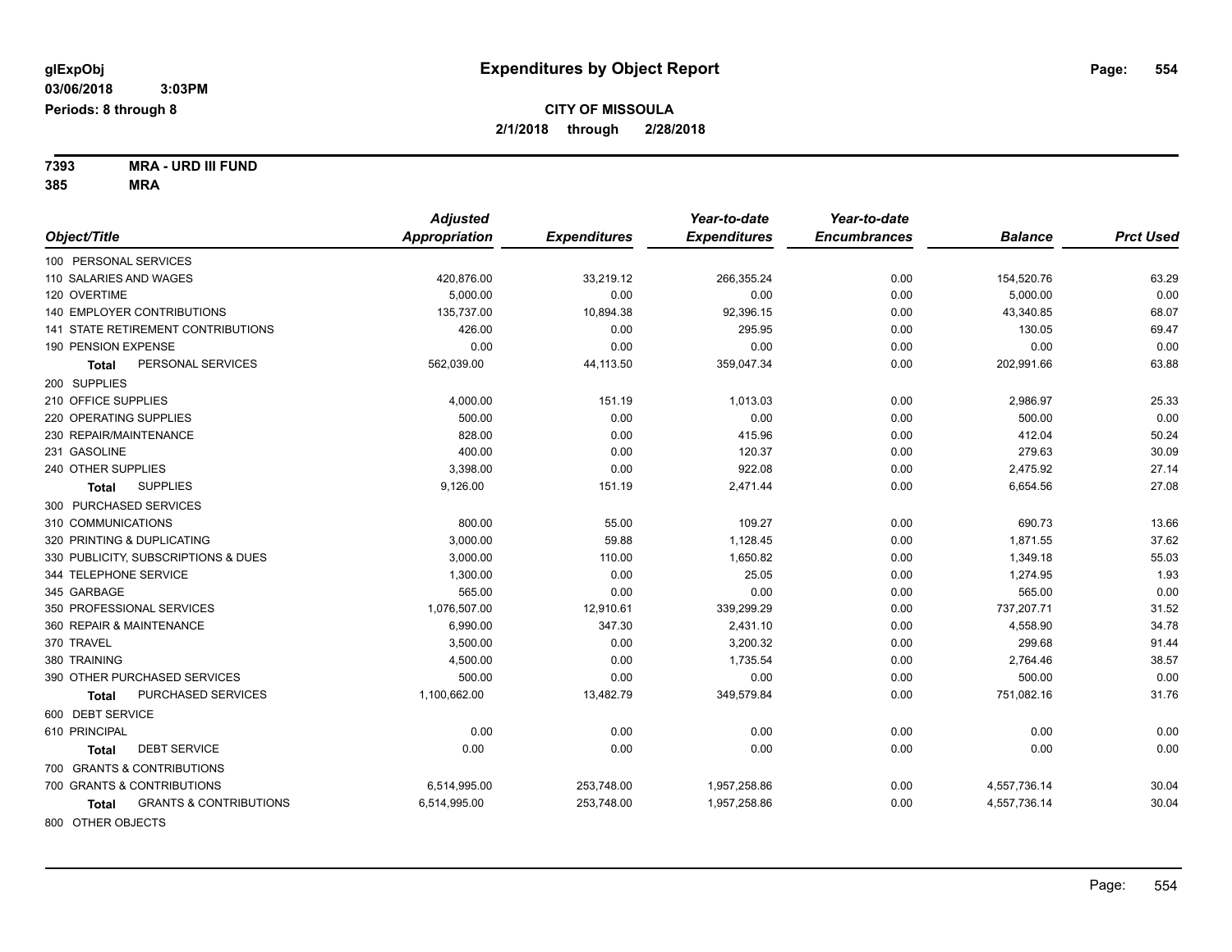**glExpObj**
**03/06/2018 3:03PM**
**Periods: 8 through 8**

# Expenditures by Object Report

**CITY OF MISSOULA**
**2/1/2018 through 2/28/2018**

**7393 MRA - URD III FUND**
**385 MRA**

| Object/Title | Adjusted Appropriation | Expenditures | Year-to-date Expenditures | Year-to-date Encumbrances | Balance | Prct Used |
|---|---|---|---|---|---|---|
| 100 PERSONAL SERVICES | | | | | | |
| 110 SALARIES AND WAGES | 420,876.00 | 33,219.12 | 266,355.24 | 0.00 | 154,520.76 | 63.29 |
| 120 OVERTIME | 5,000.00 | 0.00 | 0.00 | 0.00 | 5,000.00 | 0.00 |
| 140 EMPLOYER CONTRIBUTIONS | 135,737.00 | 10,894.38 | 92,396.15 | 0.00 | 43,340.85 | 68.07 |
| 141 STATE RETIREMENT CONTRIBUTIONS | 426.00 | 0.00 | 295.95 | 0.00 | 130.05 | 69.47 |
| 190 PENSION EXPENSE | 0.00 | 0.00 | 0.00 | 0.00 | 0.00 | 0.00 |
| **Total** PERSONAL SERVICES | 562,039.00 | 44,113.50 | 359,047.34 | 0.00 | 202,991.66 | 63.88 |
| 200 SUPPLIES | | | | | | |
| 210 OFFICE SUPPLIES | 4,000.00 | 151.19 | 1,013.03 | 0.00 | 2,986.97 | 25.33 |
| 220 OPERATING SUPPLIES | 500.00 | 0.00 | 0.00 | 0.00 | 500.00 | 0.00 |
| 230 REPAIR/MAINTENANCE | 828.00 | 0.00 | 415.96 | 0.00 | 412.04 | 50.24 |
| 231 GASOLINE | 400.00 | 0.00 | 120.37 | 0.00 | 279.63 | 30.09 |
| 240 OTHER SUPPLIES | 3,398.00 | 0.00 | 922.08 | 0.00 | 2,475.92 | 27.14 |
| **Total** SUPPLIES | 9,126.00 | 151.19 | 2,471.44 | 0.00 | 6,654.56 | 27.08 |
| 300 PURCHASED SERVICES | | | | | | |
| 310 COMMUNICATIONS | 800.00 | 55.00 | 109.27 | 0.00 | 690.73 | 13.66 |
| 320 PRINTING & DUPLICATING | 3,000.00 | 59.88 | 1,128.45 | 0.00 | 1,871.55 | 37.62 |
| 330 PUBLICITY, SUBSCRIPTIONS & DUES | 3,000.00 | 110.00 | 1,650.82 | 0.00 | 1,349.18 | 55.03 |
| 344 TELEPHONE SERVICE | 1,300.00 | 0.00 | 25.05 | 0.00 | 1,274.95 | 1.93 |
| 345 GARBAGE | 565.00 | 0.00 | 0.00 | 0.00 | 565.00 | 0.00 |
| 350 PROFESSIONAL SERVICES | 1,076,507.00 | 12,910.61 | 339,299.29 | 0.00 | 737,207.71 | 31.52 |
| 360 REPAIR & MAINTENANCE | 6,990.00 | 347.30 | 2,431.10 | 0.00 | 4,558.90 | 34.78 |
| 370 TRAVEL | 3,500.00 | 0.00 | 3,200.32 | 0.00 | 299.68 | 91.44 |
| 380 TRAINING | 4,500.00 | 0.00 | 1,735.54 | 0.00 | 2,764.46 | 38.57 |
| 390 OTHER PURCHASED SERVICES | 500.00 | 0.00 | 0.00 | 0.00 | 500.00 | 0.00 |
| **Total** PURCHASED SERVICES | 1,100,662.00 | 13,482.79 | 349,579.84 | 0.00 | 751,082.16 | 31.76 |
| 600 DEBT SERVICE | | | | | | |
| 610 PRINCIPAL | 0.00 | 0.00 | 0.00 | 0.00 | 0.00 | 0.00 |
| **Total** DEBT SERVICE | 0.00 | 0.00 | 0.00 | 0.00 | 0.00 | 0.00 |
| 700 GRANTS & CONTRIBUTIONS | | | | | | |
| 700 GRANTS & CONTRIBUTIONS | 6,514,995.00 | 253,748.00 | 1,957,258.86 | 0.00 | 4,557,736.14 | 30.04 |
| **Total** GRANTS & CONTRIBUTIONS | 6,514,995.00 | 253,748.00 | 1,957,258.86 | 0.00 | 4,557,736.14 | 30.04 |
| 800 OTHER OBJECTS | | | | | | |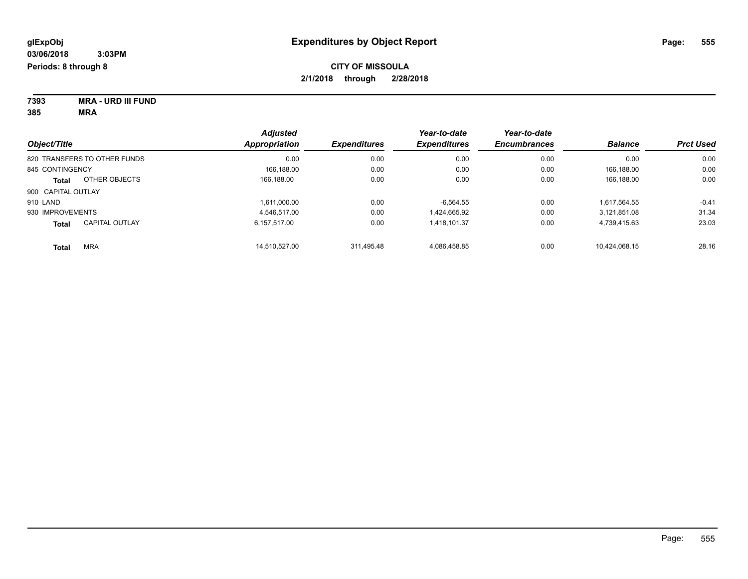**glExpObj**
**03/06/2018 3:03PM**
**Periods: 8 through 8**

# Expenditures by Object Report

**CITY OF MISSOULA**
**2/1/2018 through 2/28/2018**

**7393 MRA - URD III FUND**
**385 MRA**

| Object/Title | *Adjusted Appropriation* | *Expenditures* | *Year-to-date Expenditures* | *Year-to-date Encumbrances* | *Balance* | *Prct Used* |
|---|---|---|---|---|---|---|
| 820 TRANSFERS TO OTHER FUNDS | 0.00 | 0.00 | 0.00 | 0.00 | 0.00 | 0.00 |
| 845 CONTINGENCY | 166,188.00 | 0.00 | 0.00 | 0.00 | 166,188.00 | 0.00 |
| **Total** OTHER OBJECTS | 166,188.00 | 0.00 | 0.00 | 0.00 | 166,188.00 | 0.00 |
| 900 CAPITAL OUTLAY | | | | | | |
| 910 LAND | 1,611,000.00 | 0.00 | -6,564.55 | 0.00 | 1,617,564.55 | -0.41 |
| 930 IMPROVEMENTS | 4,546,517.00 | 0.00 | 1,424,665.92 | 0.00 | 3,121,851.08 | 31.34 |
| **Total** CAPITAL OUTLAY | 6,157,517.00 | 0.00 | 1,418,101.37 | 0.00 | 4,739,415.63 | 23.03 |
| **Total** MRA | 14,510,527.00 | 311,495.48 | 4,086,458.85 | 0.00 | 10,424,068.15 | 28.16 |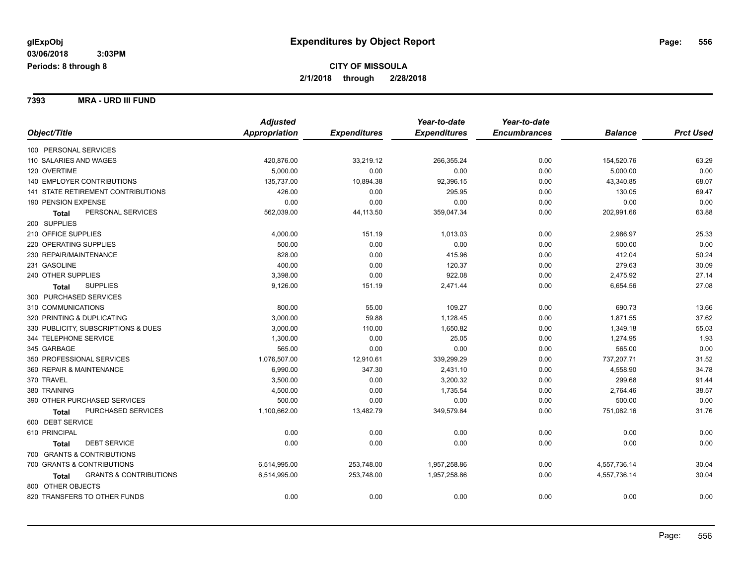**glExpObj** | **Expenditures by Object Report**

**03/06/2018 3:03PM**

**Periods: 8 through 8**

**CITY OF MISSOULA**

**2/1/2018 through 2/28/2018**

**7393 MRA - URD III FUND**

| Object/Title | Adjusted Appropriation | Expenditures | Year-to-date Expenditures | Year-to-date Encumbrances | Balance | Prct Used |
|---|---|---|---|---|---|---|
| 100 PERSONAL SERVICES | | | | | | |
| 110 SALARIES AND WAGES | 420,876.00 | 33,219.12 | 266,355.24 | 0.00 | 154,520.76 | 63.29 |
| 120 OVERTIME | 5,000.00 | 0.00 | 0.00 | 0.00 | 5,000.00 | 0.00 |
| 140 EMPLOYER CONTRIBUTIONS | 135,737.00 | 10,894.38 | 92,396.15 | 0.00 | 43,340.85 | 68.07 |
| 141 STATE RETIREMENT CONTRIBUTIONS | 426.00 | 0.00 | 295.95 | 0.00 | 130.05 | 69.47 |
| 190 PENSION EXPENSE | 0.00 | 0.00 | 0.00 | 0.00 | 0.00 | 0.00 |
| **Total** PERSONAL SERVICES | 562,039.00 | 44,113.50 | 359,047.34 | 0.00 | 202,991.66 | 63.88 |
| 200 SUPPLIES | | | | | | |
| 210 OFFICE SUPPLIES | 4,000.00 | 151.19 | 1,013.03 | 0.00 | 2,986.97 | 25.33 |
| 220 OPERATING SUPPLIES | 500.00 | 0.00 | 0.00 | 0.00 | 500.00 | 0.00 |
| 230 REPAIR/MAINTENANCE | 828.00 | 0.00 | 415.96 | 0.00 | 412.04 | 50.24 |
| 231 GASOLINE | 400.00 | 0.00 | 120.37 | 0.00 | 279.63 | 30.09 |
| 240 OTHER SUPPLIES | 3,398.00 | 0.00 | 922.08 | 0.00 | 2,475.92 | 27.14 |
| **Total** SUPPLIES | 9,126.00 | 151.19 | 2,471.44 | 0.00 | 6,654.56 | 27.08 |
| 300 PURCHASED SERVICES | | | | | | |
| 310 COMMUNICATIONS | 800.00 | 55.00 | 109.27 | 0.00 | 690.73 | 13.66 |
| 320 PRINTING & DUPLICATING | 3,000.00 | 59.88 | 1,128.45 | 0.00 | 1,871.55 | 37.62 |
| 330 PUBLICITY, SUBSCRIPTIONS & DUES | 3,000.00 | 110.00 | 1,650.82 | 0.00 | 1,349.18 | 55.03 |
| 344 TELEPHONE SERVICE | 1,300.00 | 0.00 | 25.05 | 0.00 | 1,274.95 | 1.93 |
| 345 GARBAGE | 565.00 | 0.00 | 0.00 | 0.00 | 565.00 | 0.00 |
| 350 PROFESSIONAL SERVICES | 1,076,507.00 | 12,910.61 | 339,299.29 | 0.00 | 737,207.71 | 31.52 |
| 360 REPAIR & MAINTENANCE | 6,990.00 | 347.30 | 2,431.10 | 0.00 | 4,558.90 | 34.78 |
| 370 TRAVEL | 3,500.00 | 0.00 | 3,200.32 | 0.00 | 299.68 | 91.44 |
| 380 TRAINING | 4,500.00 | 0.00 | 1,735.54 | 0.00 | 2,764.46 | 38.57 |
| 390 OTHER PURCHASED SERVICES | 500.00 | 0.00 | 0.00 | 0.00 | 500.00 | 0.00 |
| **Total** PURCHASED SERVICES | 1,100,662.00 | 13,482.79 | 349,579.84 | 0.00 | 751,082.16 | 31.76 |
| 600 DEBT SERVICE | | | | | | |
| 610 PRINCIPAL | 0.00 | 0.00 | 0.00 | 0.00 | 0.00 | 0.00 |
| **Total** DEBT SERVICE | 0.00 | 0.00 | 0.00 | 0.00 | 0.00 | 0.00 |
| 700 GRANTS & CONTRIBUTIONS | | | | | | |
| 700 GRANTS & CONTRIBUTIONS | 6,514,995.00 | 253,748.00 | 1,957,258.86 | 0.00 | 4,557,736.14 | 30.04 |
| **Total** GRANTS & CONTRIBUTIONS | 6,514,995.00 | 253,748.00 | 1,957,258.86 | 0.00 | 4,557,736.14 | 30.04 |
| 800 OTHER OBJECTS | | | | | | |
| 820 TRANSFERS TO OTHER FUNDS | 0.00 | 0.00 | 0.00 | 0.00 | 0.00 | 0.00 |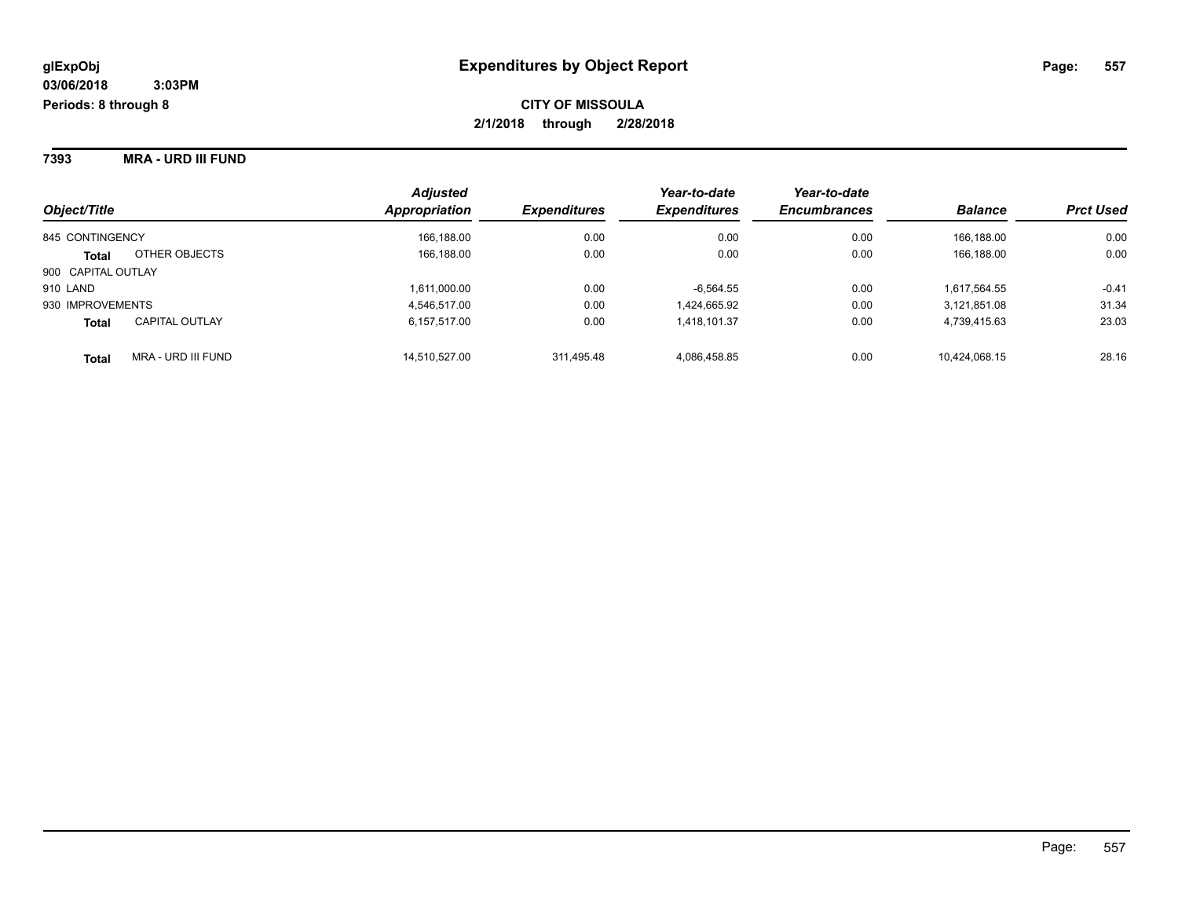**glExpObj**
**03/06/2018 3:03PM**
**Periods: 8 through 8**

# Expenditures by Object Report

**CITY OF MISSOULA**
**2/1/2018 through 2/28/2018**

**7393 MRA - URD III FUND**

| Object/Title | | Adjusted Appropriation | Expenditures | Year-to-date Expenditures | Year-to-date Encumbrances | Balance | Prct Used |
|---|---|---|---|---|---|---|---|
| 845 CONTINGENCY | | 166,188.00 | 0.00 | 0.00 | 0.00 | 166,188.00 | 0.00 |
| **Total** | OTHER OBJECTS | 166,188.00 | 0.00 | 0.00 | 0.00 | 166,188.00 | 0.00 |
| 900 CAPITAL OUTLAY | | | | | | | |
| 910 LAND | | 1,611,000.00 | 0.00 | -6,564.55 | 0.00 | 1,617,564.55 | -0.41 |
| 930 IMPROVEMENTS | | 4,546,517.00 | 0.00 | 1,424,665.92 | 0.00 | 3,121,851.08 | 31.34 |
| **Total** | CAPITAL OUTLAY | 6,157,517.00 | 0.00 | 1,418,101.37 | 0.00 | 4,739,415.63 | 23.03 |
| **Total** | MRA - URD III FUND | 14,510,527.00 | 311,495.48 | 4,086,458.85 | 0.00 | 10,424,068.15 | 28.16 |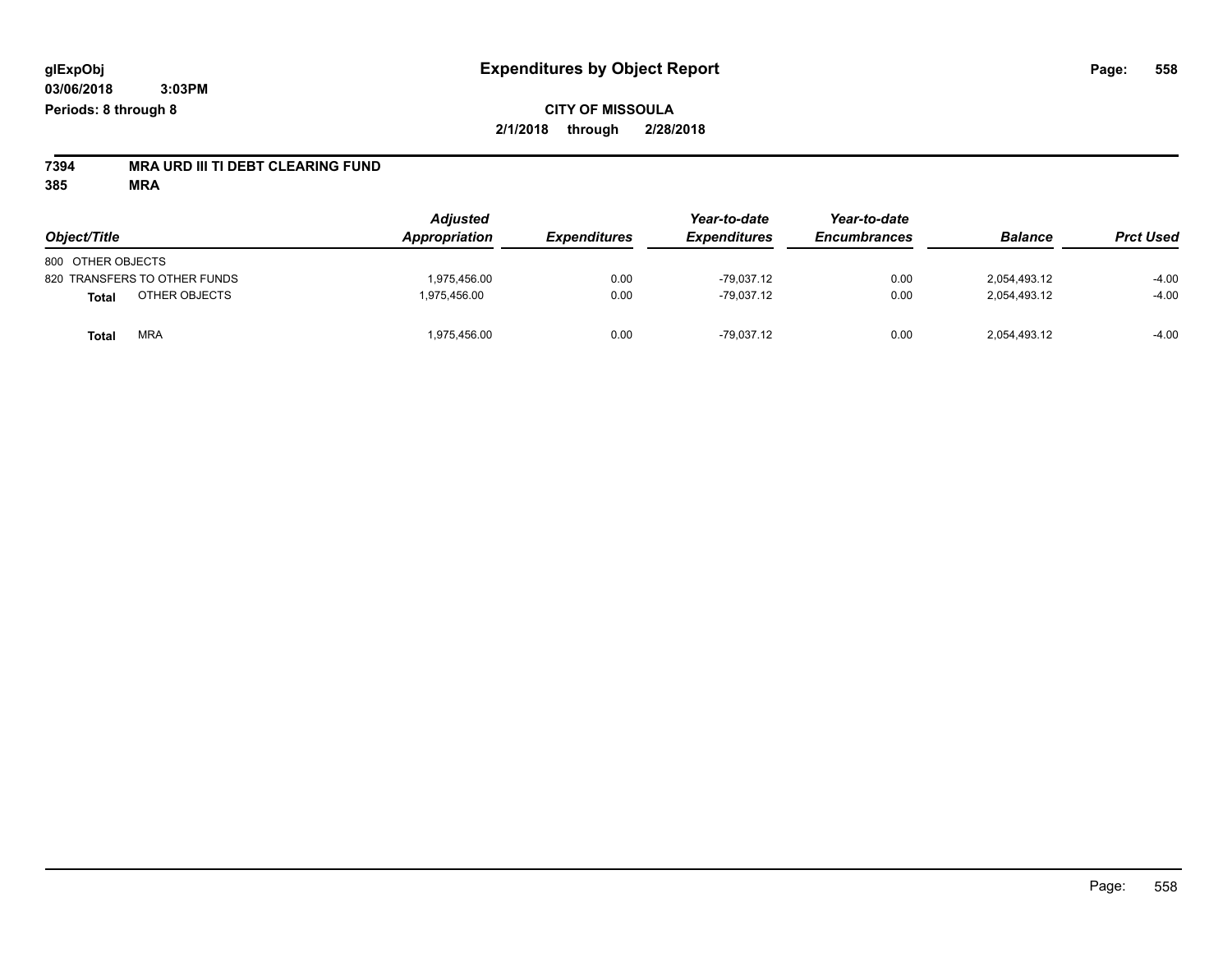**glExpObj** **Expenditures by Object Report**

**03/06/2018 3:03PM**

**Periods: 8 through 8**

**CITY OF MISSOULA**

**2/1/2018 through 2/28/2018**

**7394 MRA URD III TI DEBT CLEARING FUND**

**385 MRA**

| Object/Title | Adjusted Appropriation | Expenditures | Year-to-date Expenditures | Year-to-date Encumbrances | Balance | Prct Used |
|---|---|---|---|---|---|---|
| 800 OTHER OBJECTS | | | | | | |
| 820 TRANSFERS TO OTHER FUNDS | 1,975,456.00 | 0.00 | -79,037.12 | 0.00 | 2,054,493.12 | -4.00 |
| **Total** OTHER OBJECTS | 1,975,456.00 | 0.00 | -79,037.12 | 0.00 | 2,054,493.12 | -4.00 |
| **Total** MRA | 1,975,456.00 | 0.00 | -79,037.12 | 0.00 | 2,054,493.12 | -4.00 |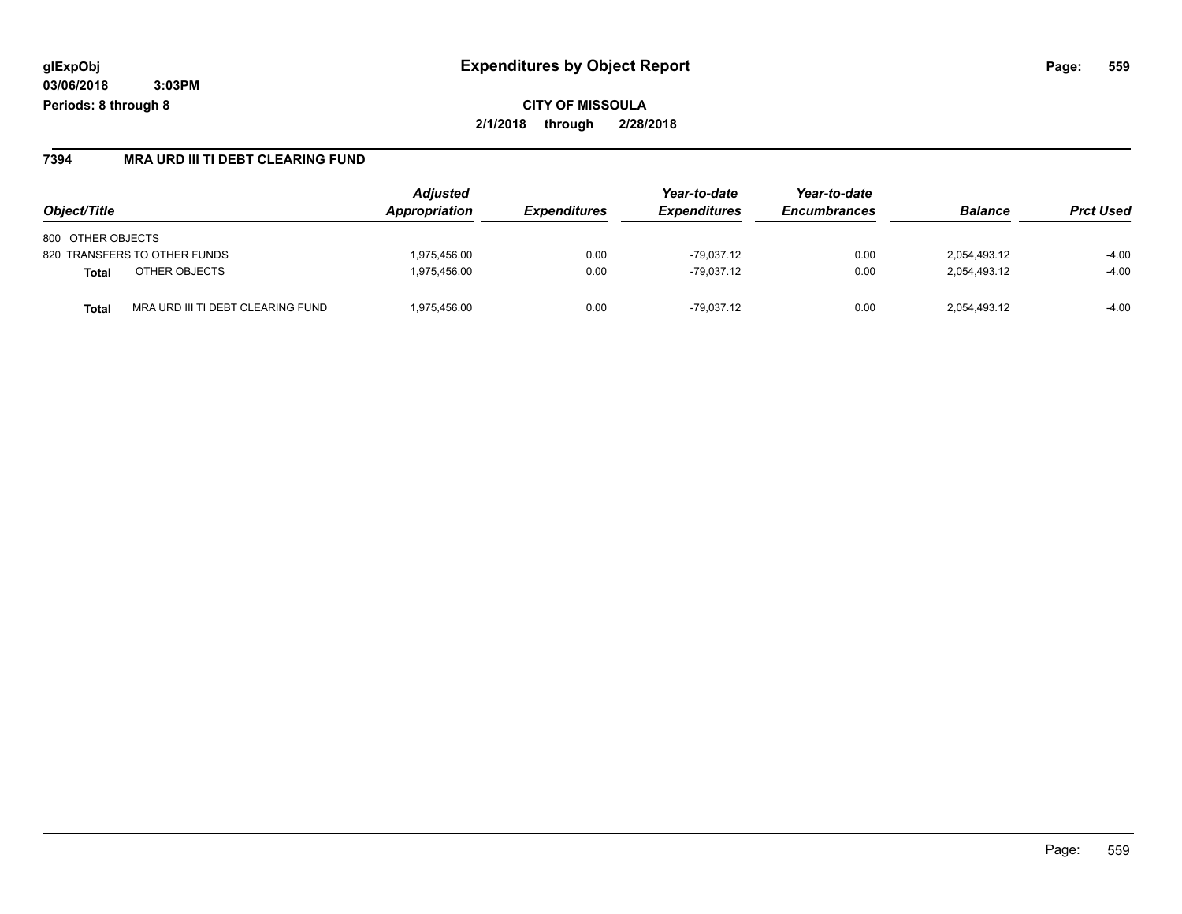**glExpObj**
**03/06/2018 3:03PM**
**Periods: 8 through 8**

# Expenditures by Object Report

**CITY OF MISSOULA**
**2/1/2018 through 2/28/2018**

## 7394 MRA URD III TI DEBT CLEARING FUND

| Object/Title | Adjusted Appropriation | Expenditures | Year-to-date Expenditures | Year-to-date Encumbrances | Balance | Prct Used |
|---|---|---|---|---|---|---|
| 800 OTHER OBJECTS | | | | | | |
| 820 TRANSFERS TO OTHER FUNDS | 1,975,456.00 | 0.00 | -79,037.12 | 0.00 | 2,054,493.12 | -4.00 |
| **Total** OTHER OBJECTS | 1,975,456.00 | 0.00 | -79,037.12 | 0.00 | 2,054,493.12 | -4.00 |
| **Total** MRA URD III TI DEBT CLEARING FUND | 1,975,456.00 | 0.00 | -79,037.12 | 0.00 | 2,054,493.12 | -4.00 |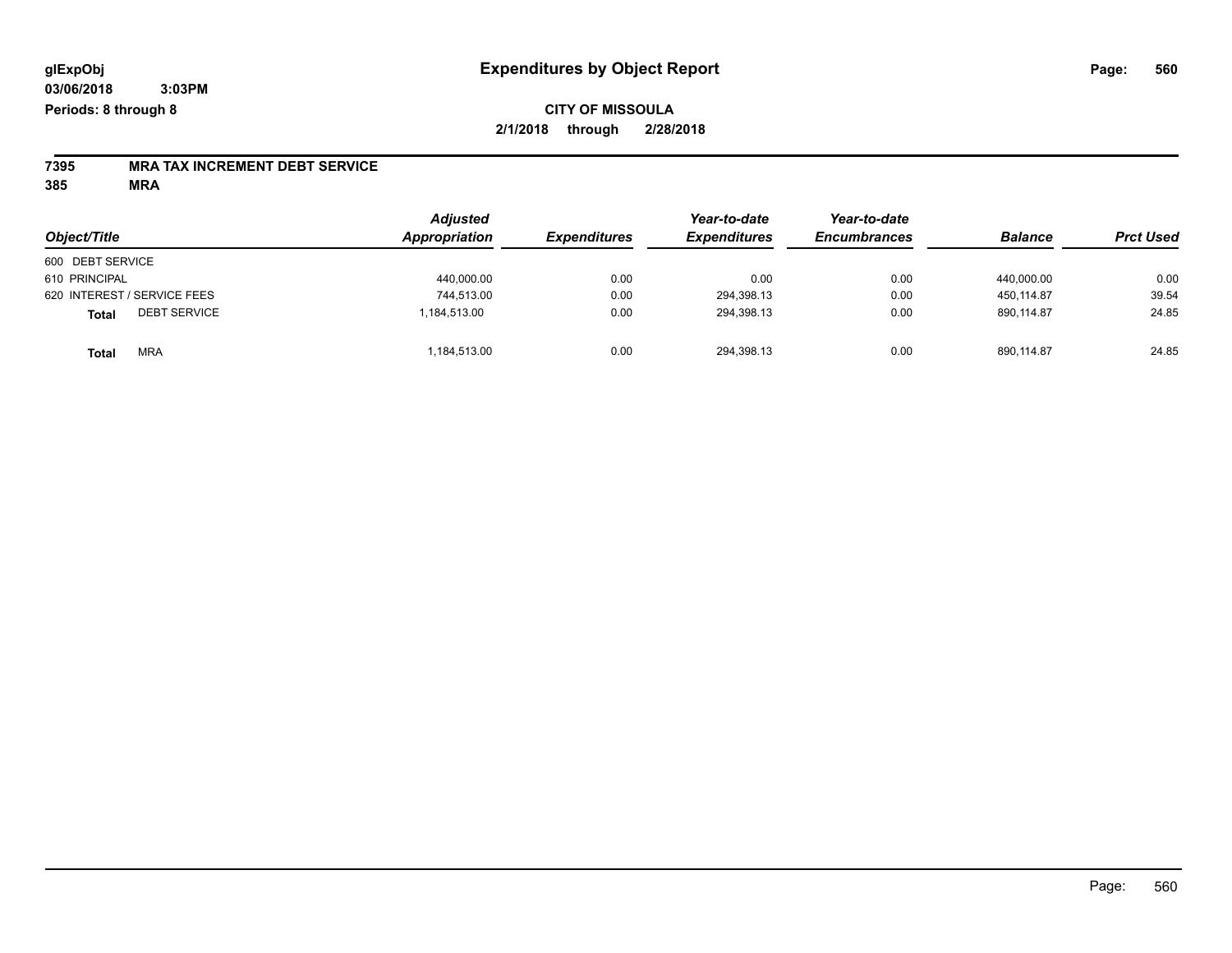**glExpObj** **Expenditures by Object Report**

**03/06/2018 3:03PM**

**Periods: 8 through 8**

**CITY OF MISSOULA**

**2/1/2018 through 2/28/2018**

**7395 MRA TAX INCREMENT DEBT SERVICE**

**385 MRA**

| Object/Title | Adjusted Appropriation | Expenditures | Year-to-date Expenditures | Year-to-date Encumbrances | Balance | Prct Used |
|---|---|---|---|---|---|---|
| 600 DEBT SERVICE | | | | | | |
| 610 PRINCIPAL | 440,000.00 | 0.00 | 0.00 | 0.00 | 440,000.00 | 0.00 |
| 620 INTEREST / SERVICE FEES | 744,513.00 | 0.00 | 294,398.13 | 0.00 | 450,114.87 | 39.54 |
| **Total** DEBT SERVICE | 1,184,513.00 | 0.00 | 294,398.13 | 0.00 | 890,114.87 | 24.85 |
| **Total** MRA | 1,184,513.00 | 0.00 | 294,398.13 | 0.00 | 890,114.87 | 24.85 |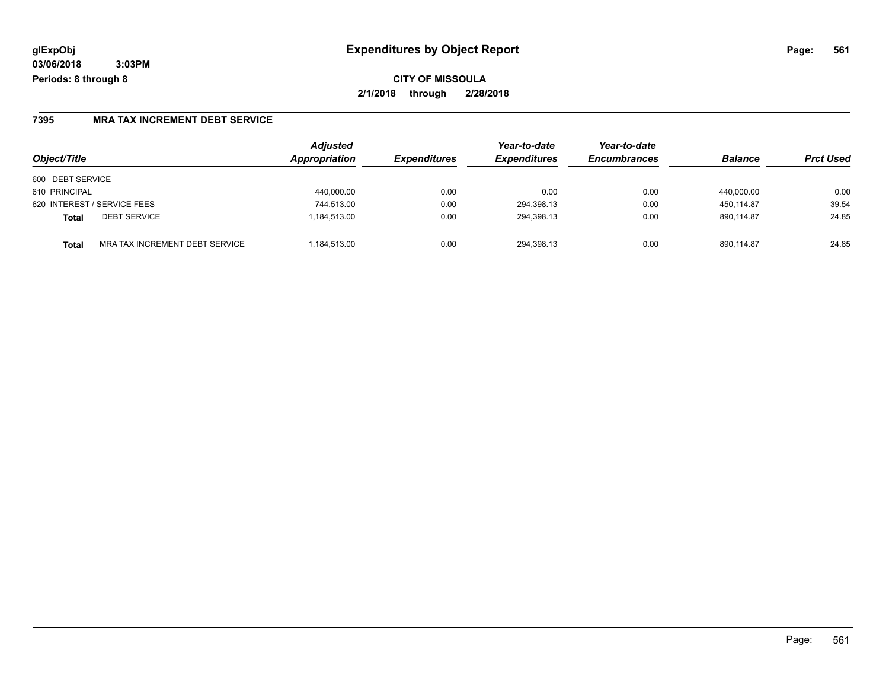**glExpObj** **Expenditures by Object Report**

**03/06/2018 3:03PM**

**Periods: 8 through 8**

**CITY OF MISSOULA**

**2/1/2018 through 2/28/2018**

## 7395 MRA TAX INCREMENT DEBT SERVICE

| Object/Title | | Adjusted Appropriation | Expenditures | Year-to-date Expenditures | Year-to-date Encumbrances | Balance | Prct Used |
|---|---|---|---|---|---|---|---|
| 600 DEBT SERVICE | | | | | | | |
| 610 PRINCIPAL | | 440,000.00 | 0.00 | 0.00 | 0.00 | 440,000.00 | 0.00 |
| 620 INTEREST / SERVICE FEES | | 744,513.00 | 0.00 | 294,398.13 | 0.00 | 450,114.87 | 39.54 |
| **Total** | DEBT SERVICE | 1,184,513.00 | 0.00 | 294,398.13 | 0.00 | 890,114.87 | 24.85 |
| **Total** | MRA TAX INCREMENT DEBT SERVICE | 1,184,513.00 | 0.00 | 294,398.13 | 0.00 | 890,114.87 | 24.85 |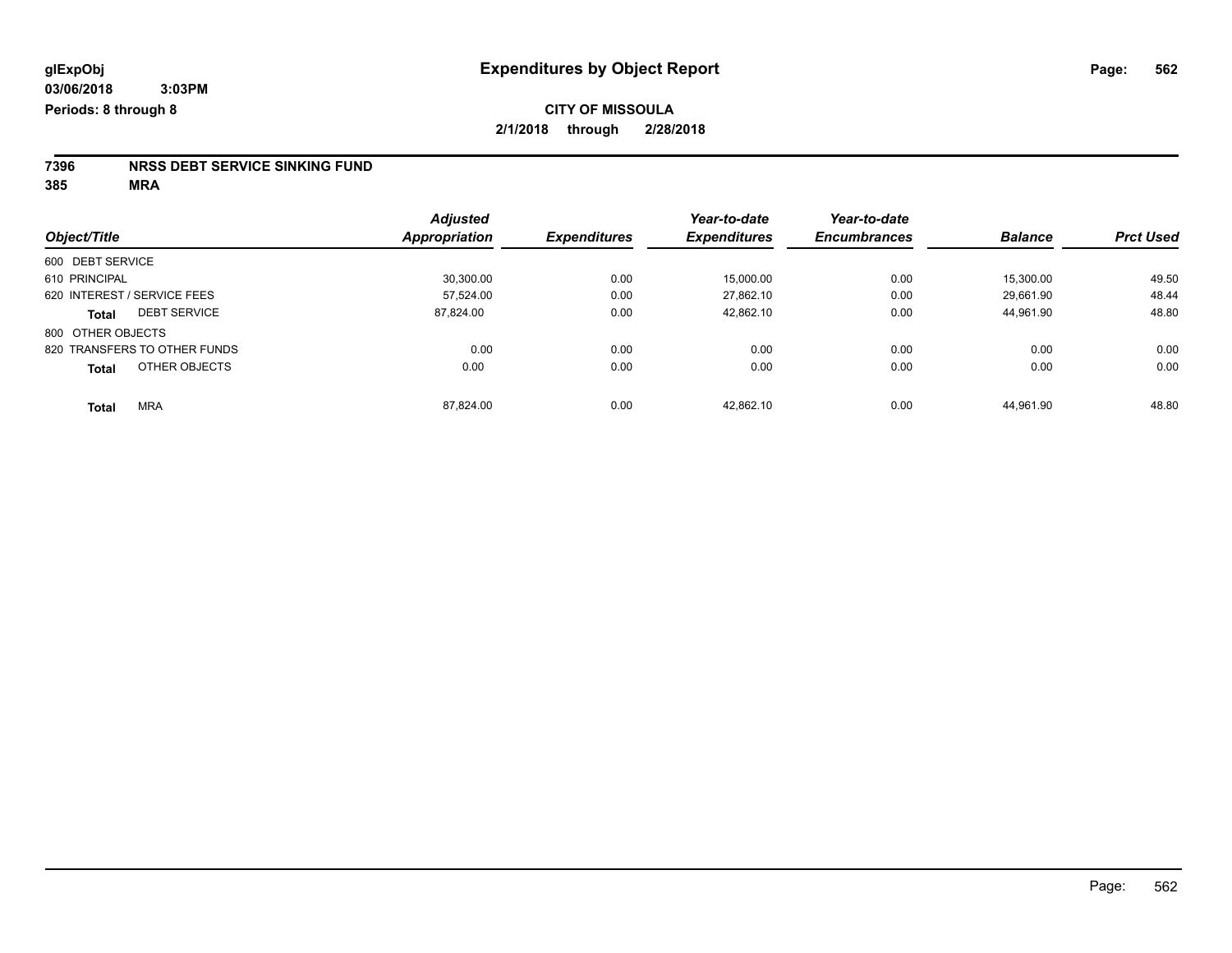**glExpObj**
**03/06/2018 3:03PM**
**Periods: 8 through 8**

# Expenditures by Object Report

**CITY OF MISSOULA**
**2/1/2018 through 2/28/2018**

**7396 NRSS DEBT SERVICE SINKING FUND**
**385 MRA**

| Object/Title | Adjusted Appropriation | Expenditures | Year-to-date Expenditures | Year-to-date Encumbrances | Balance | Prct Used |
|---|---|---|---|---|---|---|
| 600 DEBT SERVICE | | | | | | |
| 610 PRINCIPAL | 30,300.00 | 0.00 | 15,000.00 | 0.00 | 15,300.00 | 49.50 |
| 620 INTEREST / SERVICE FEES | 57,524.00 | 0.00 | 27,862.10 | 0.00 | 29,661.90 | 48.44 |
| **Total** DEBT SERVICE | 87,824.00 | 0.00 | 42,862.10 | 0.00 | 44,961.90 | 48.80 |
| 800 OTHER OBJECTS | | | | | | |
| 820 TRANSFERS TO OTHER FUNDS | 0.00 | 0.00 | 0.00 | 0.00 | 0.00 | 0.00 |
| **Total** OTHER OBJECTS | 0.00 | 0.00 | 0.00 | 0.00 | 0.00 | 0.00 |
| **Total** MRA | 87,824.00 | 0.00 | 42,862.10 | 0.00 | 44,961.90 | 48.80 |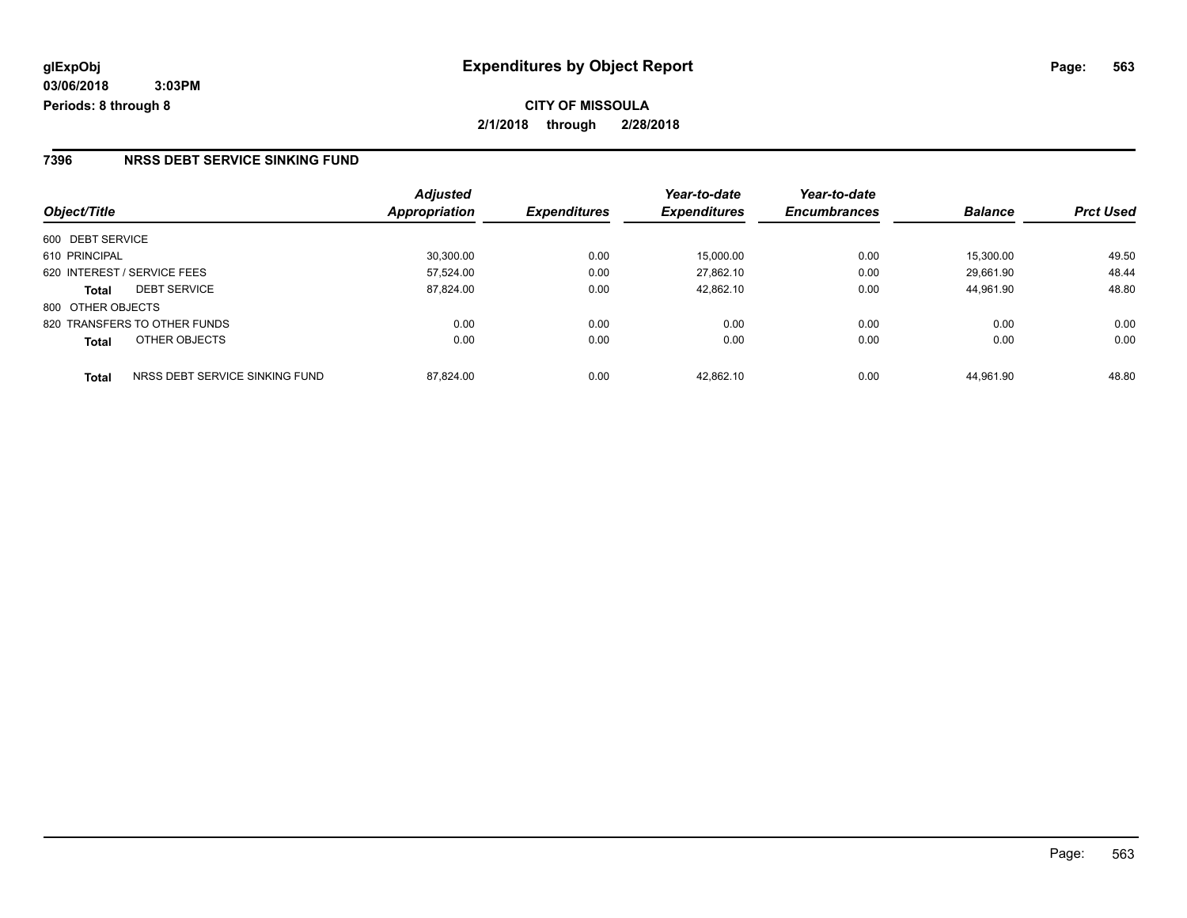**glExpObj** **Expenditures by Object Report**

**03/06/2018 3:03PM**

**Periods: 8 through 8**

**CITY OF MISSOULA**

**2/1/2018 through 2/28/2018**

## 7396 NRSS DEBT SERVICE SINKING FUND

| Object/Title | | Adjusted Appropriation | Expenditures | Year-to-date Expenditures | Year-to-date Encumbrances | Balance | Prct Used |
|---|---|---|---|---|---|---|---|
| 600 DEBT SERVICE | | | | | | | |
| 610 PRINCIPAL | | 30,300.00 | 0.00 | 15,000.00 | 0.00 | 15,300.00 | 49.50 |
| 620 INTEREST / SERVICE FEES | | 57,524.00 | 0.00 | 27,862.10 | 0.00 | 29,661.90 | 48.44 |
| **Total** | DEBT SERVICE | 87,824.00 | 0.00 | 42,862.10 | 0.00 | 44,961.90 | 48.80 |
| 800 OTHER OBJECTS | | | | | | | |
| 820 TRANSFERS TO OTHER FUNDS | | 0.00 | 0.00 | 0.00 | 0.00 | 0.00 | 0.00 |
| **Total** | OTHER OBJECTS | 0.00 | 0.00 | 0.00 | 0.00 | 0.00 | 0.00 |
| **Total** | NRSS DEBT SERVICE SINKING FUND | 87,824.00 | 0.00 | 42,862.10 | 0.00 | 44,961.90 | 48.80 |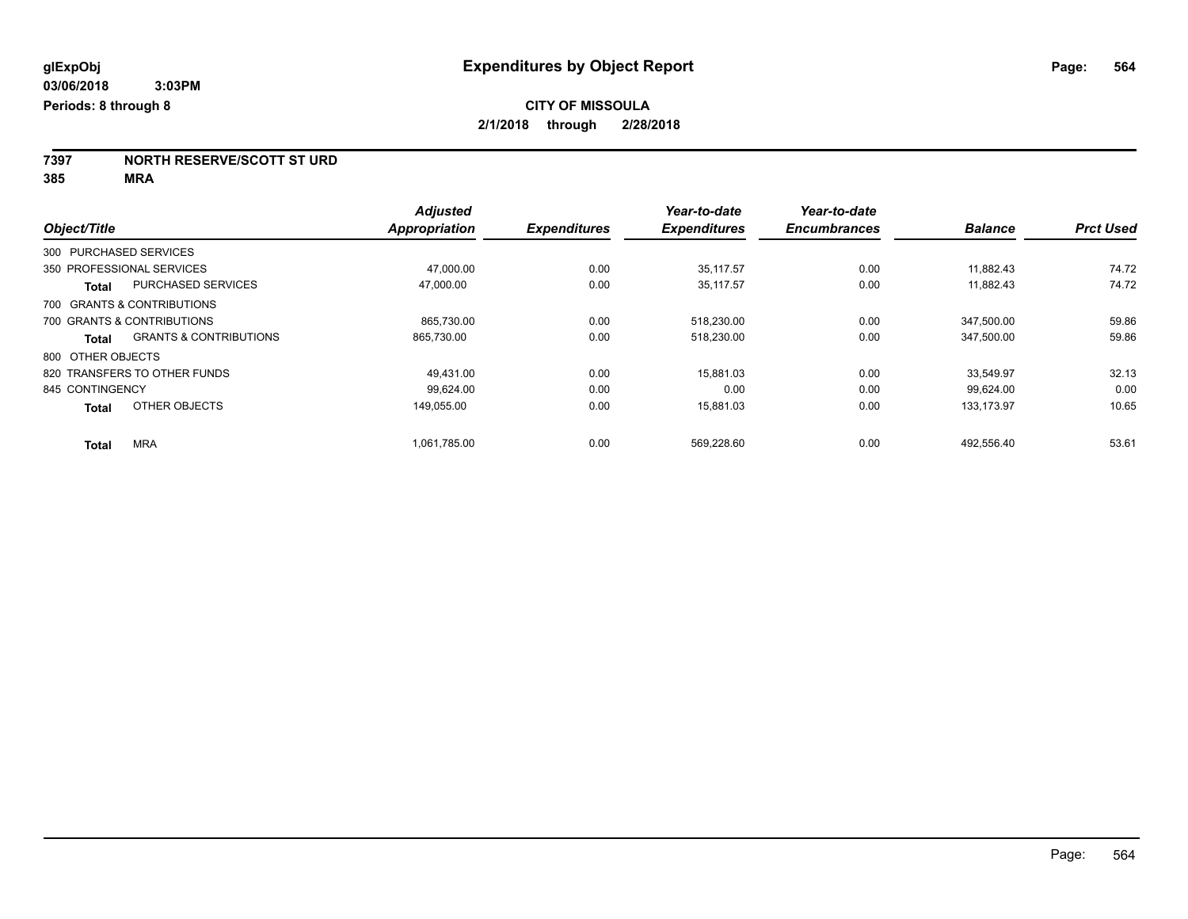glExpObj
03/06/2018 3:03PM
Periods: 8 through 8

# Expenditures by Object Report

**CITY OF MISSOULA**
**2/1/2018 through 2/28/2018**

**7397 NORTH RESERVE/SCOTT ST URD**
**385 MRA**

| Object/Title | | Adjusted Appropriation | Expenditures | Year-to-date Expenditures | Year-to-date Encumbrances | Balance | Prct Used |
|---|---|---|---|---|---|---|---|
| 300 PURCHASED SERVICES | | | | | | | |
| 350 PROFESSIONAL SERVICES | | 47,000.00 | 0.00 | 35,117.57 | 0.00 | 11,882.43 | 74.72 |
| **Total** | PURCHASED SERVICES | 47,000.00 | 0.00 | 35,117.57 | 0.00 | 11,882.43 | 74.72 |
| 700 GRANTS & CONTRIBUTIONS | | | | | | | |
| 700 GRANTS & CONTRIBUTIONS | | 865,730.00 | 0.00 | 518,230.00 | 0.00 | 347,500.00 | 59.86 |
| **Total** | GRANTS & CONTRIBUTIONS | 865,730.00 | 0.00 | 518,230.00 | 0.00 | 347,500.00 | 59.86 |
| 800 OTHER OBJECTS | | | | | | | |
| 820 TRANSFERS TO OTHER FUNDS | | 49,431.00 | 0.00 | 15,881.03 | 0.00 | 33,549.97 | 32.13 |
| 845 CONTINGENCY | | 99,624.00 | 0.00 | 0.00 | 0.00 | 99,624.00 | 0.00 |
| **Total** | OTHER OBJECTS | 149,055.00 | 0.00 | 15,881.03 | 0.00 | 133,173.97 | 10.65 |
| **Total** | MRA | 1,061,785.00 | 0.00 | 569,228.60 | 0.00 | 492,556.40 | 53.61 |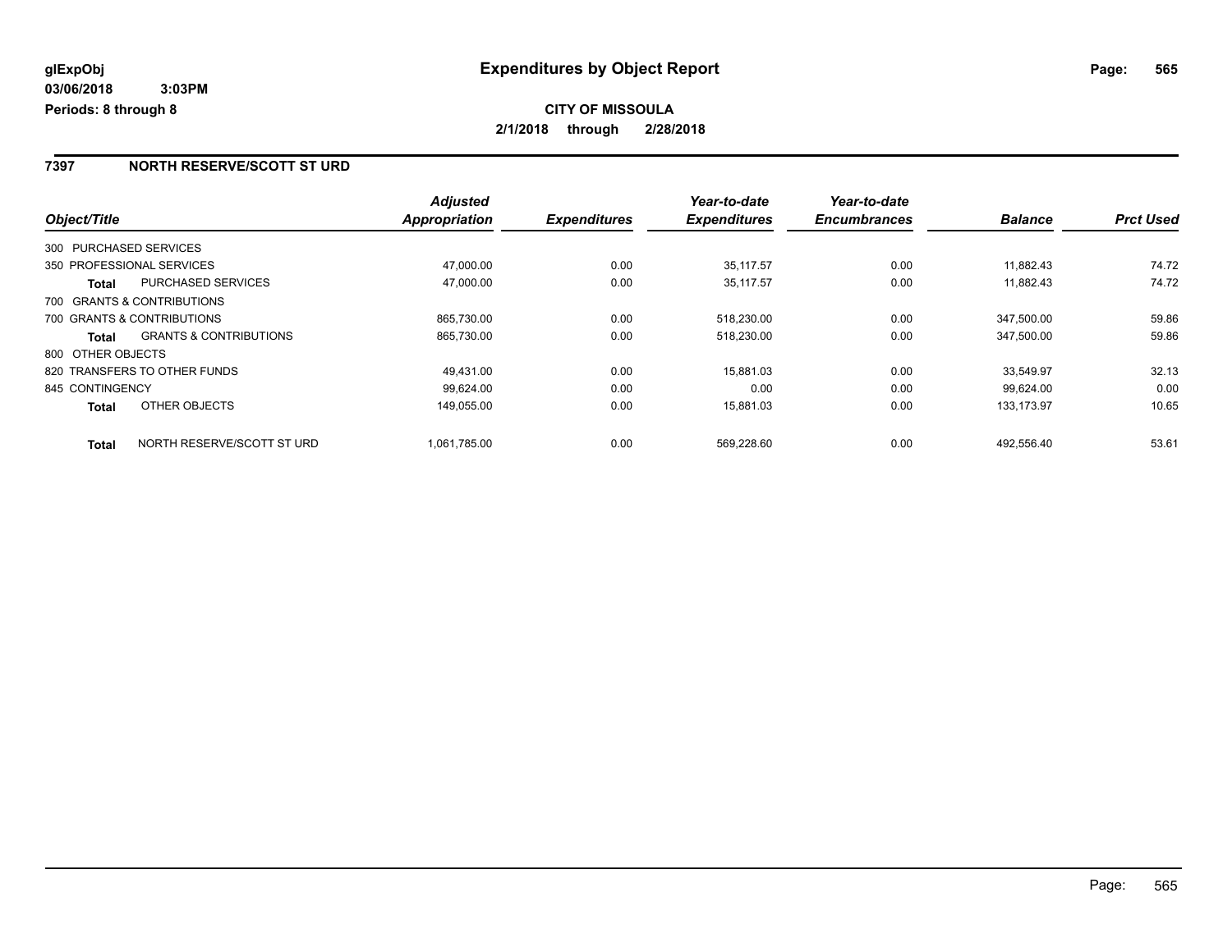# Expenditures by Object Report

glExpObj
03/06/2018 3:03PM
Periods: 8 through 8

**CITY OF MISSOULA**
**2/1/2018 through 2/28/2018**

## 7397 NORTH RESERVE/SCOTT ST URD

| Object/Title | | Adjusted Appropriation | Expenditures | Year-to-date Expenditures | Year-to-date Encumbrances | Balance | Prct Used |
|---|---|---|---|---|---|---|---|
| 300 PURCHASED SERVICES | | | | | | | |
| 350 PROFESSIONAL SERVICES | | 47,000.00 | 0.00 | 35,117.57 | 0.00 | 11,882.43 | 74.72 |
| **Total** | PURCHASED SERVICES | 47,000.00 | 0.00 | 35,117.57 | 0.00 | 11,882.43 | 74.72 |
| 700 GRANTS & CONTRIBUTIONS | | | | | | | |
| 700 GRANTS & CONTRIBUTIONS | | 865,730.00 | 0.00 | 518,230.00 | 0.00 | 347,500.00 | 59.86 |
| **Total** | GRANTS & CONTRIBUTIONS | 865,730.00 | 0.00 | 518,230.00 | 0.00 | 347,500.00 | 59.86 |
| 800 OTHER OBJECTS | | | | | | | |
| 820 TRANSFERS TO OTHER FUNDS | | 49,431.00 | 0.00 | 15,881.03 | 0.00 | 33,549.97 | 32.13 |
| 845 CONTINGENCY | | 99,624.00 | 0.00 | 0.00 | 0.00 | 99,624.00 | 0.00 |
| **Total** | OTHER OBJECTS | 149,055.00 | 0.00 | 15,881.03 | 0.00 | 133,173.97 | 10.65 |
| **Total** | NORTH RESERVE/SCOTT ST URD | 1,061,785.00 | 0.00 | 569,228.60 | 0.00 | 492,556.40 | 53.61 |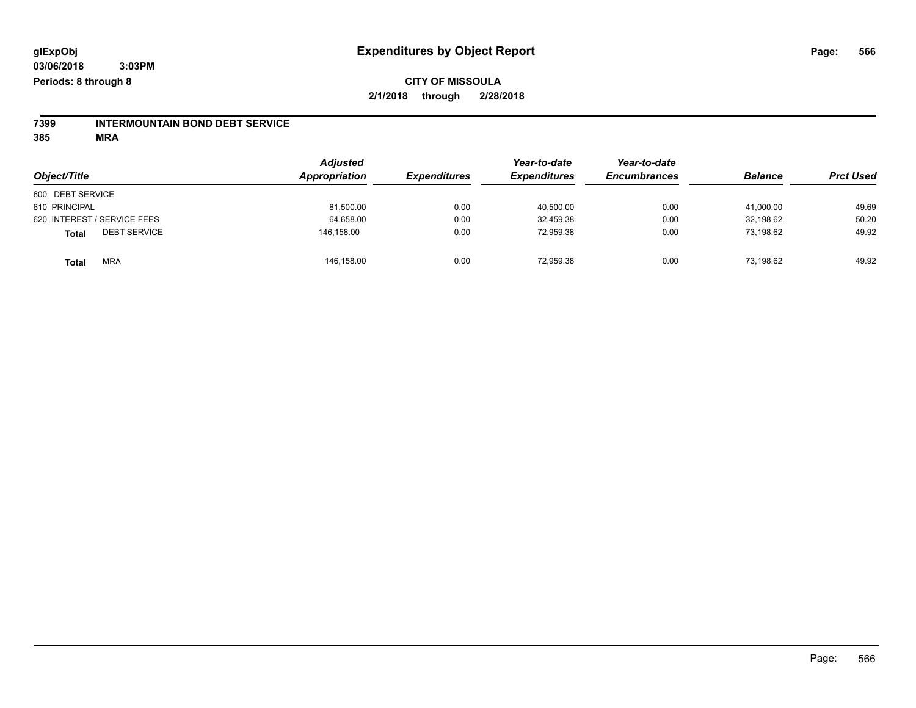glExpObj
03/06/2018 3:03PM
Periods: 8 through 8

# Expenditures by Object Report

**CITY OF MISSOULA**
**2/1/2018 through 2/28/2018**

**7399 INTERMOUNTAIN BOND DEBT SERVICE**
**385 MRA**

| Object/Title | Adjusted Appropriation | Expenditures | Year-to-date Expenditures | Year-to-date Encumbrances | Balance | Prct Used |
|---|---|---|---|---|---|---|
| 600 DEBT SERVICE | | | | | | |
| 610 PRINCIPAL | 81,500.00 | 0.00 | 40,500.00 | 0.00 | 41,000.00 | 49.69 |
| 620 INTEREST / SERVICE FEES | 64,658.00 | 0.00 | 32,459.38 | 0.00 | 32,198.62 | 50.20 |
| **Total** DEBT SERVICE | 146,158.00 | 0.00 | 72,959.38 | 0.00 | 73,198.62 | 49.92 |
| **Total** MRA | 146,158.00 | 0.00 | 72,959.38 | 0.00 | 73,198.62 | 49.92 |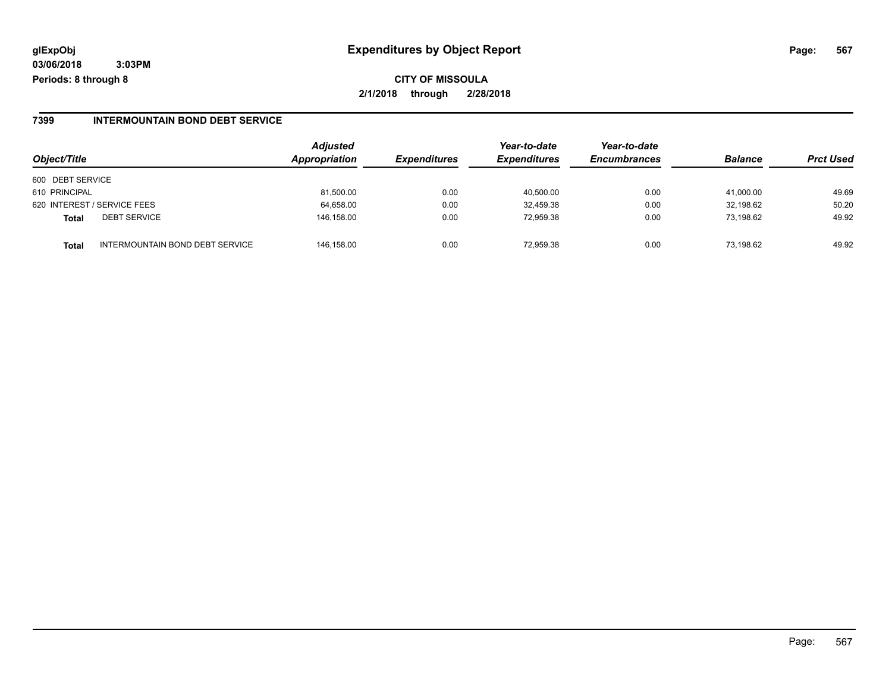# Expenditures by Object Report

glExpObj
03/06/2018 3:03PM
Periods: 8 through 8

**CITY OF MISSOULA**
**2/1/2018 through 2/28/2018**

## 7399 INTERMOUNTAIN BOND DEBT SERVICE

| Object/Title | | Adjusted Appropriation | Expenditures | Year-to-date Expenditures | Year-to-date Encumbrances | Balance | Prct Used |
|---|---|---|---|---|---|---|---|
| 600 DEBT SERVICE | | | | | | | |
| 610 PRINCIPAL | | 81,500.00 | 0.00 | 40,500.00 | 0.00 | 41,000.00 | 49.69 |
| 620 INTEREST / SERVICE FEES | | 64,658.00 | 0.00 | 32,459.38 | 0.00 | 32,198.62 | 50.20 |
| **Total** | DEBT SERVICE | 146,158.00 | 0.00 | 72,959.38 | 0.00 | 73,198.62 | 49.92 |
| **Total** | INTERMOUNTAIN BOND DEBT SERVICE | 146,158.00 | 0.00 | 72,959.38 | 0.00 | 73,198.62 | 49.92 |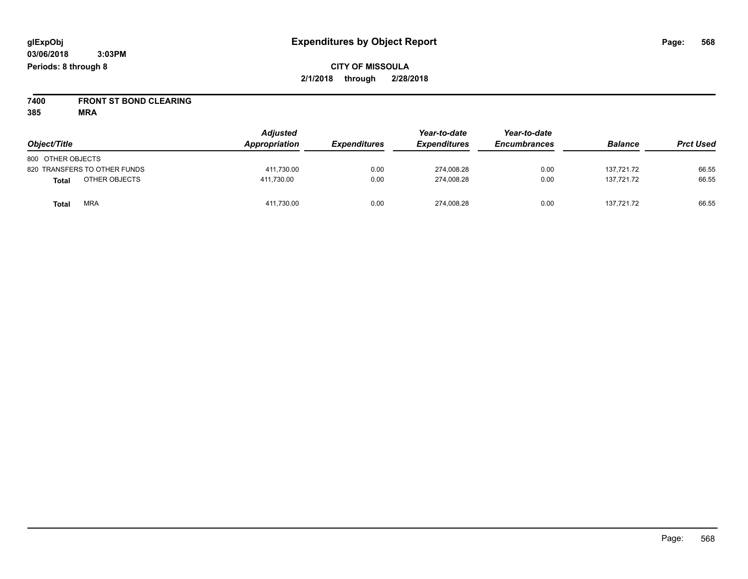glExpObj
03/06/2018 3:03PM
Periods: 8 through 8

# Expenditures by Object Report

**CITY OF MISSOULA**
**2/1/2018 through 2/28/2018**

**7400 FRONT ST BOND CLEARING**
**385 MRA**

| Object/Title | Adjusted Appropriation | Expenditures | Year-to-date Expenditures | Year-to-date Encumbrances | Balance | Prct Used |
|---|---|---|---|---|---|---|
| 800 OTHER OBJECTS | | | | | | |
| 820 TRANSFERS TO OTHER FUNDS | 411,730.00 | 0.00 | 274,008.28 | 0.00 | 137,721.72 | 66.55 |
| **Total** OTHER OBJECTS | 411,730.00 | 0.00 | 274,008.28 | 0.00 | 137,721.72 | 66.55 |
| **Total** MRA | 411,730.00 | 0.00 | 274,008.28 | 0.00 | 137,721.72 | 66.55 |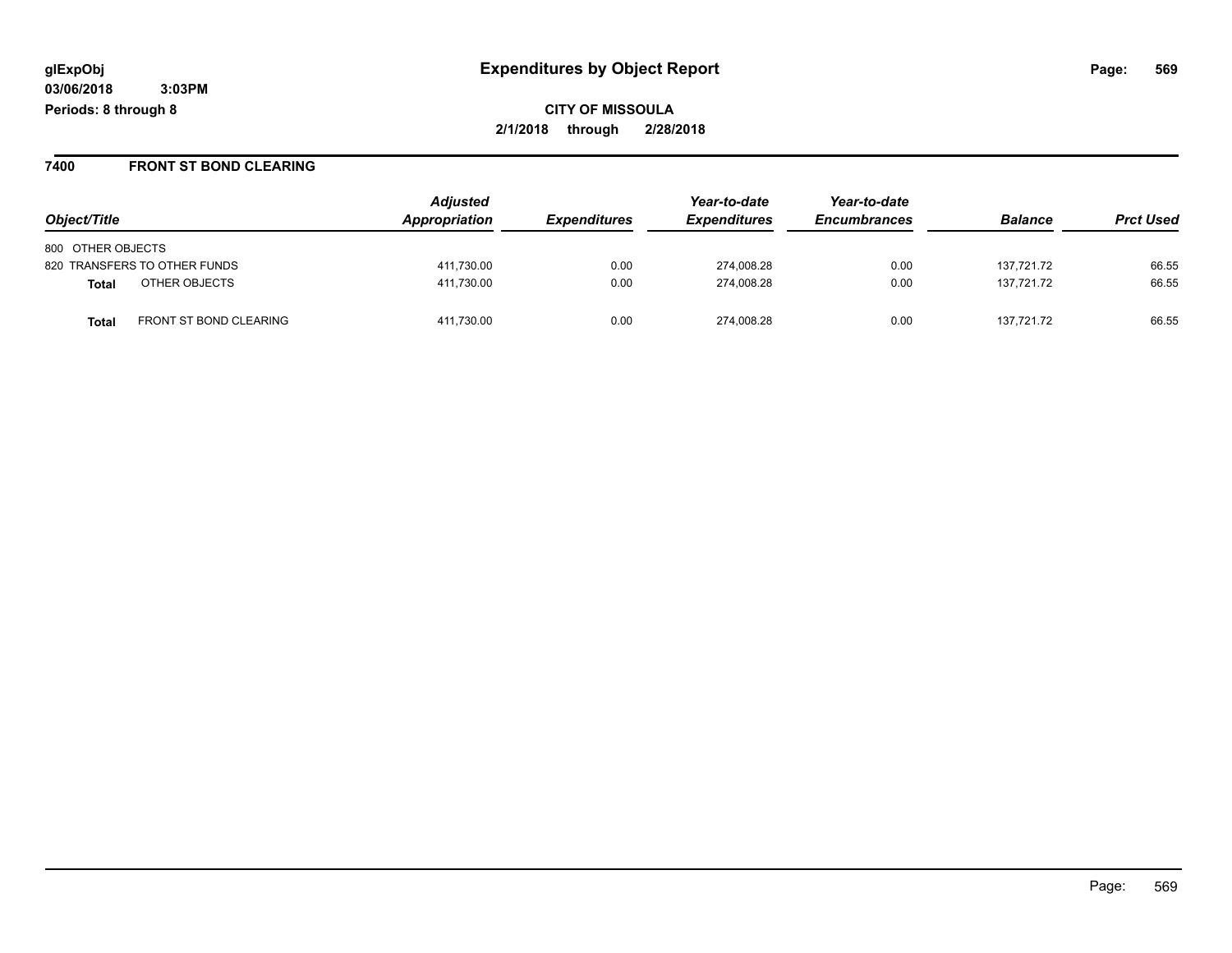**glExpObj**
**03/06/2018 3:03PM**
**Periods: 8 through 8**

# Expenditures by Object Report

**CITY OF MISSOULA**
**2/1/2018 through 2/28/2018**

## 7400 FRONT ST BOND CLEARING

| Object/Title | Adjusted Appropriation | Expenditures | Year-to-date Expenditures | Year-to-date Encumbrances | Balance | Prct Used |
|---|---|---|---|---|---|---|
| 800 OTHER OBJECTS | | | | | | |
| 820 TRANSFERS TO OTHER FUNDS | 411,730.00 | 0.00 | 274,008.28 | 0.00 | 137,721.72 | 66.55 |
| **Total** OTHER OBJECTS | 411,730.00 | 0.00 | 274,008.28 | 0.00 | 137,721.72 | 66.55 |
| **Total** FRONT ST BOND CLEARING | 411,730.00 | 0.00 | 274,008.28 | 0.00 | 137,721.72 | 66.55 |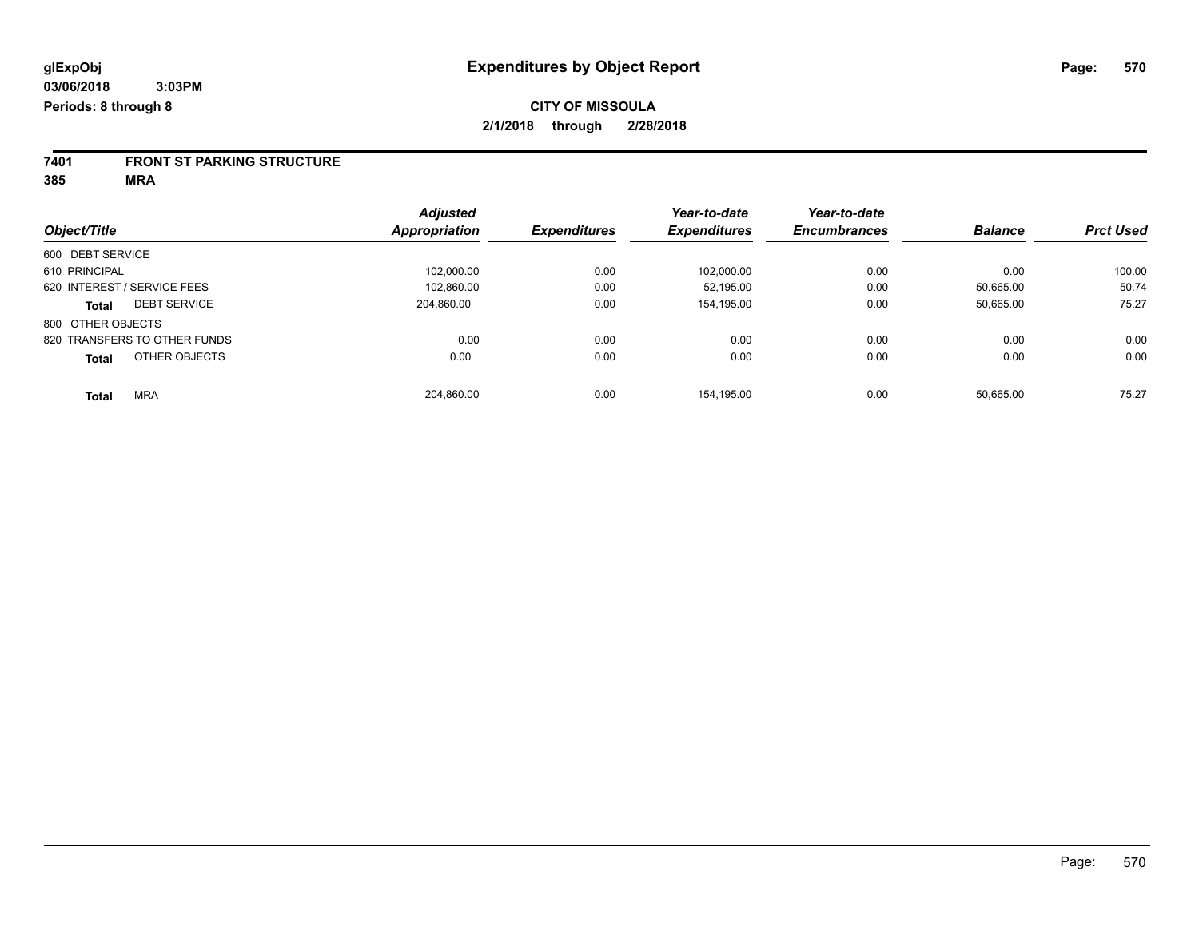**glExpObj**
**03/06/2018 3:03PM**
**Periods: 8 through 8**

# Expenditures by Object Report

**CITY OF MISSOULA**
**2/1/2018 through 2/28/2018**

**7401 FRONT ST PARKING STRUCTURE**
**385 MRA**

| Object/Title | Adjusted Appropriation | Expenditures | Year-to-date Expenditures | Year-to-date Encumbrances | Balance | Prct Used |
|---|---|---|---|---|---|---|
| 600 DEBT SERVICE | | | | | | |
| 610 PRINCIPAL | 102,000.00 | 0.00 | 102,000.00 | 0.00 | 0.00 | 100.00 |
| 620 INTEREST / SERVICE FEES | 102,860.00 | 0.00 | 52,195.00 | 0.00 | 50,665.00 | 50.74 |
| **Total** DEBT SERVICE | 204,860.00 | 0.00 | 154,195.00 | 0.00 | 50,665.00 | 75.27 |
| 800 OTHER OBJECTS | | | | | | |
| 820 TRANSFERS TO OTHER FUNDS | 0.00 | 0.00 | 0.00 | 0.00 | 0.00 | 0.00 |
| **Total** OTHER OBJECTS | 0.00 | 0.00 | 0.00 | 0.00 | 0.00 | 0.00 |
| **Total** MRA | 204,860.00 | 0.00 | 154,195.00 | 0.00 | 50,665.00 | 75.27 |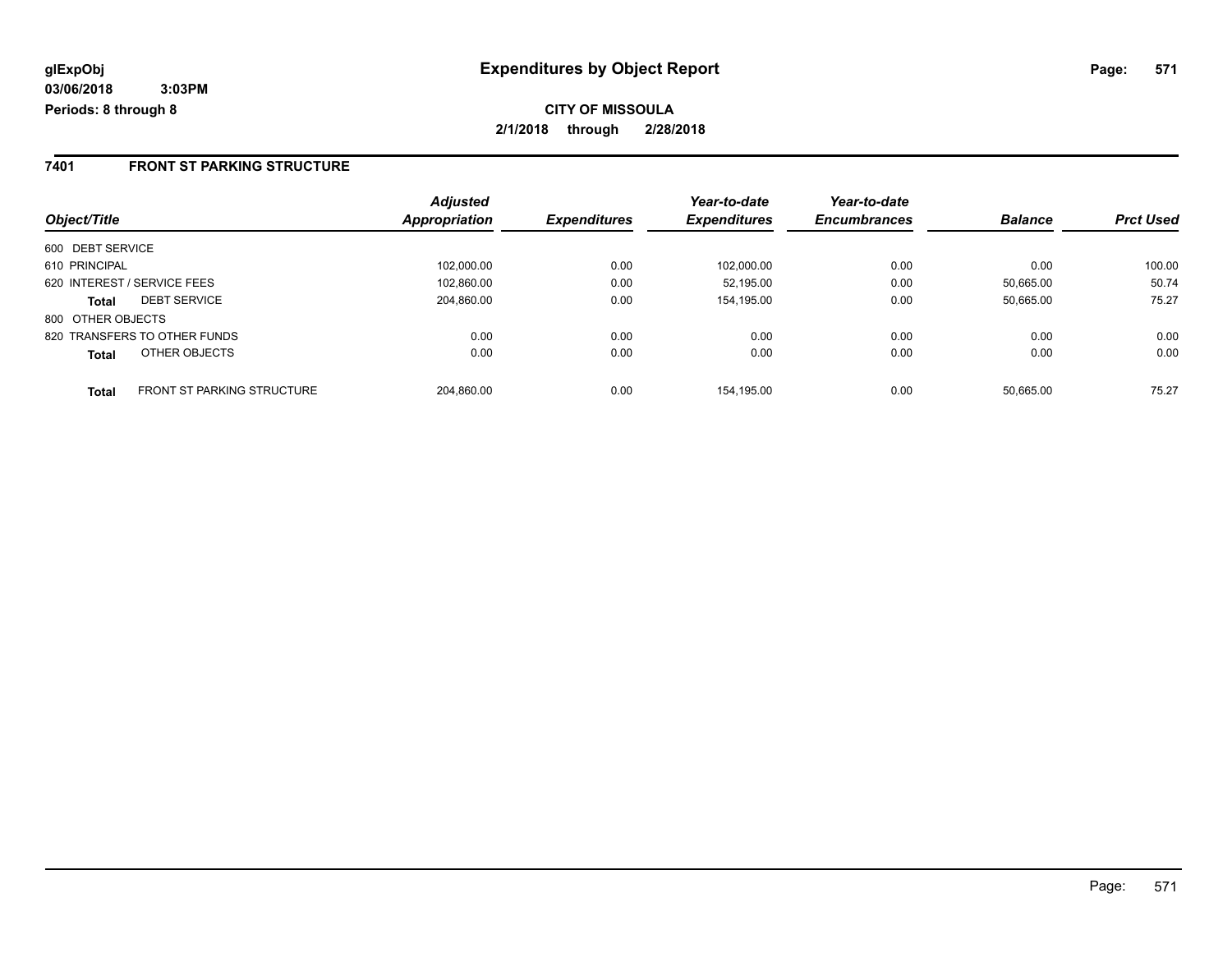glExpObj
03/06/2018 3:03PM
Periods: 8 through 8

# Expenditures by Object Report

**CITY OF MISSOULA**

**2/1/2018 through 2/28/2018**

## 7401 FRONT ST PARKING STRUCTURE

| Object/Title | | Adjusted Appropriation | Expenditures | Year-to-date Expenditures | Year-to-date Encumbrances | Balance | Prct Used |
|---|---|---|---|---|---|---|---|
| 600 DEBT SERVICE | | | | | | | |
| 610 PRINCIPAL | | 102,000.00 | 0.00 | 102,000.00 | 0.00 | 0.00 | 100.00 |
| 620 INTEREST / SERVICE FEES | | 102,860.00 | 0.00 | 52,195.00 | 0.00 | 50,665.00 | 50.74 |
| **Total** | DEBT SERVICE | 204,860.00 | 0.00 | 154,195.00 | 0.00 | 50,665.00 | 75.27 |
| 800 OTHER OBJECTS | | | | | | | |
| 820 TRANSFERS TO OTHER FUNDS | | 0.00 | 0.00 | 0.00 | 0.00 | 0.00 | 0.00 |
| **Total** | OTHER OBJECTS | 0.00 | 0.00 | 0.00 | 0.00 | 0.00 | 0.00 |
| **Total** | FRONT ST PARKING STRUCTURE | 204,860.00 | 0.00 | 154,195.00 | 0.00 | 50,665.00 | 75.27 |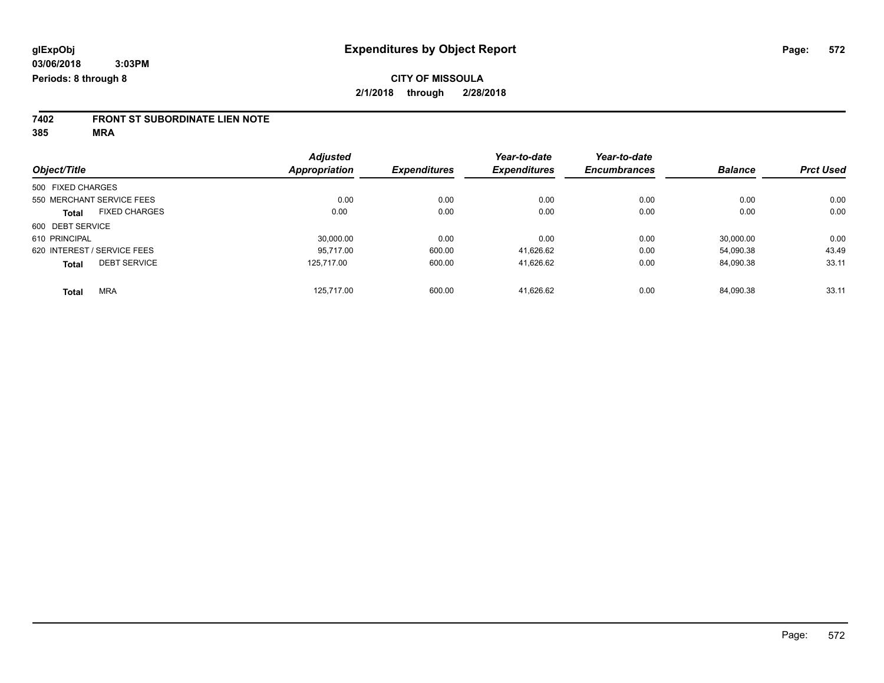# Expenditures by Object Report

glExpObj
03/06/2018 3:03PM
Periods: 8 through 8

**CITY OF MISSOULA**
**2/1/2018 through 2/28/2018**

**7402 FRONT ST SUBORDINATE LIEN NOTE**
**385 MRA**

| Object/Title | | Adjusted Appropriation | Expenditures | Year-to-date Expenditures | Year-to-date Encumbrances | Balance | Prct Used |
|---|---|---|---|---|---|---|---|
| 500 FIXED CHARGES | | | | | | | |
| 550 MERCHANT SERVICE FEES | | 0.00 | 0.00 | 0.00 | 0.00 | 0.00 | 0.00 |
| **Total** | FIXED CHARGES | 0.00 | 0.00 | 0.00 | 0.00 | 0.00 | 0.00 |
| 600 DEBT SERVICE | | | | | | | |
| 610 PRINCIPAL | | 30,000.00 | 0.00 | 0.00 | 0.00 | 30,000.00 | 0.00 |
| 620 INTEREST / SERVICE FEES | | 95,717.00 | 600.00 | 41,626.62 | 0.00 | 54,090.38 | 43.49 |
| **Total** | DEBT SERVICE | 125,717.00 | 600.00 | 41,626.62 | 0.00 | 84,090.38 | 33.11 |
| **Total** | MRA | 125,717.00 | 600.00 | 41,626.62 | 0.00 | 84,090.38 | 33.11 |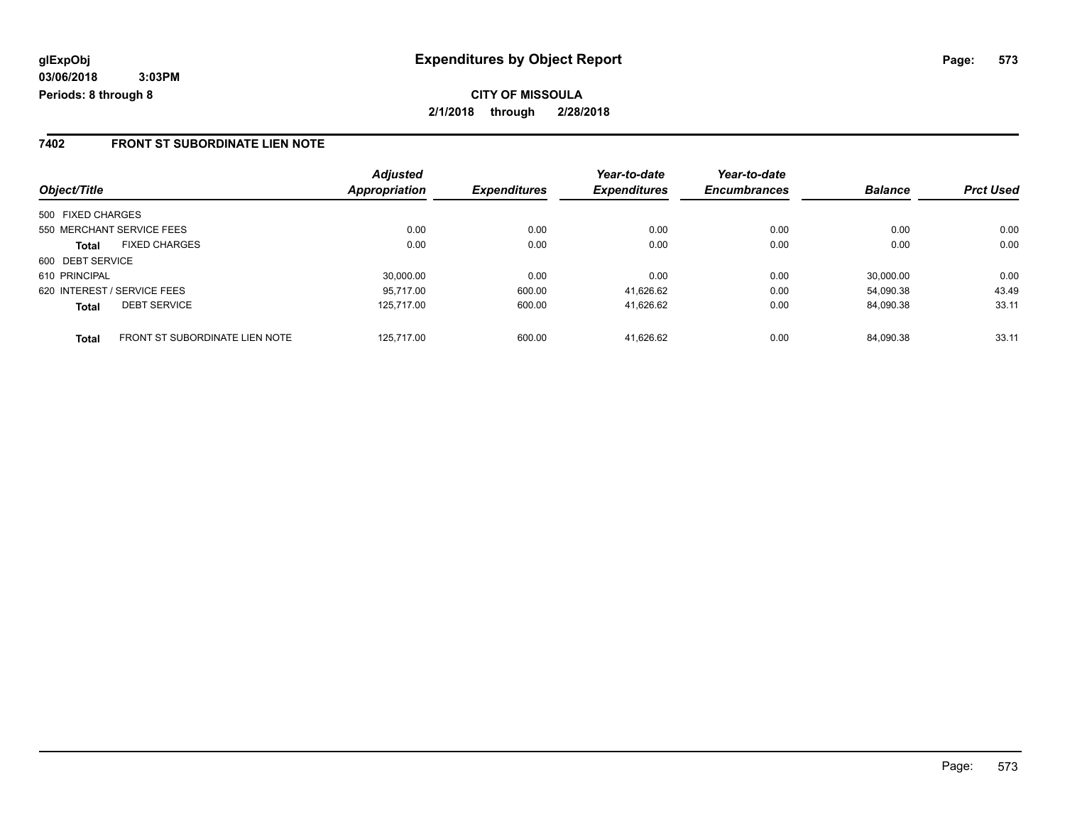**glExpObj** **Expenditures by Object Report**

**03/06/2018 3:03PM**

**Periods: 8 through 8**

**CITY OF MISSOULA**

**2/1/2018 through 2/28/2018**

## 7402 FRONT ST SUBORDINATE LIEN NOTE

| Object/Title | | Adjusted Appropriation | Expenditures | Year-to-date Expenditures | Year-to-date Encumbrances | Balance | Prct Used |
|---|---|---|---|---|---|---|---|
| 500 FIXED CHARGES | | | | | | | |
| 550 MERCHANT SERVICE FEES | | 0.00 | 0.00 | 0.00 | 0.00 | 0.00 | 0.00 |
| **Total** | FIXED CHARGES | 0.00 | 0.00 | 0.00 | 0.00 | 0.00 | 0.00 |
| 600 DEBT SERVICE | | | | | | | |
| 610 PRINCIPAL | | 30,000.00 | 0.00 | 0.00 | 0.00 | 30,000.00 | 0.00 |
| 620 INTEREST / SERVICE FEES | | 95,717.00 | 600.00 | 41,626.62 | 0.00 | 54,090.38 | 43.49 |
| **Total** | DEBT SERVICE | 125,717.00 | 600.00 | 41,626.62 | 0.00 | 84,090.38 | 33.11 |
| **Total** | FRONT ST SUBORDINATE LIEN NOTE | 125,717.00 | 600.00 | 41,626.62 | 0.00 | 84,090.38 | 33.11 |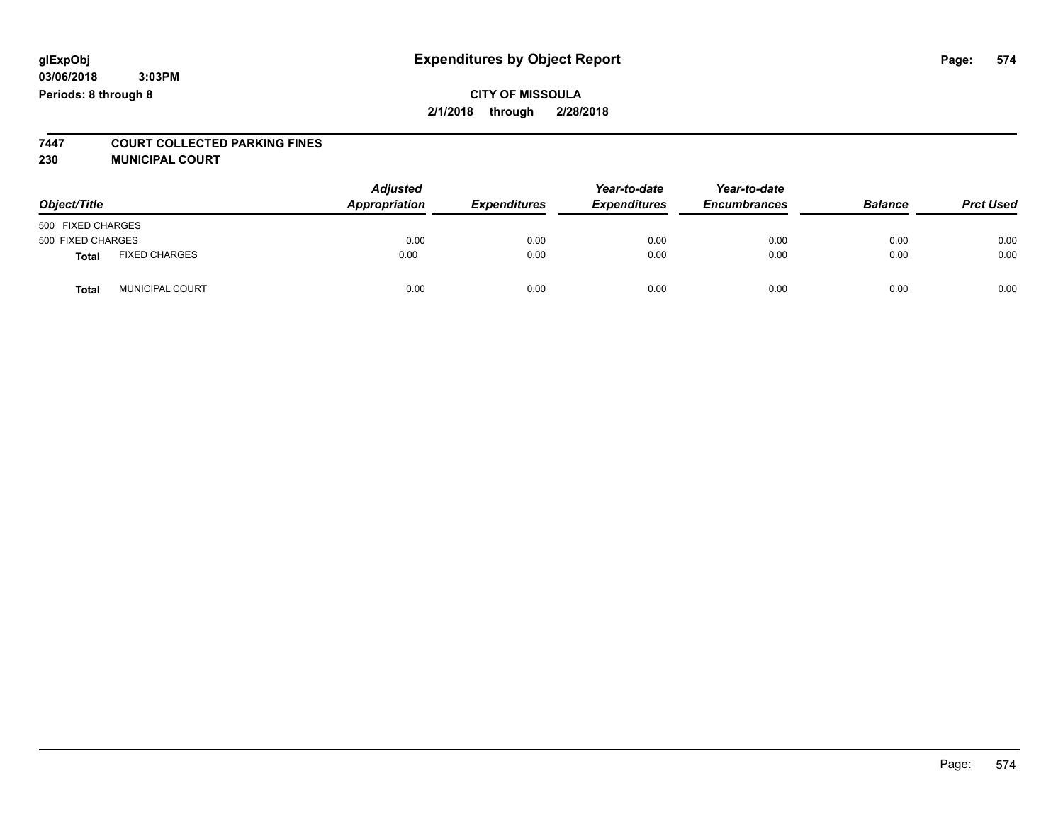glExpObj
03/06/2018 3:03PM
Periods: 8 through 8

# Expenditures by Object Report

**CITY OF MISSOULA**
**2/1/2018 through 2/28/2018**

**7447 COURT COLLECTED PARKING FINES**
**230 MUNICIPAL COURT**

| Object/Title | | *Adjusted Appropriation* | *Expenditures* | *Year-to-date Expenditures* | *Year-to-date Encumbrances* | *Balance* | *Prct Used* |
|---|---|---|---|---|---|---|---|
| 500 FIXED CHARGES | | | | | | | |
| 500 FIXED CHARGES | | 0.00 | 0.00 | 0.00 | 0.00 | 0.00 | 0.00 |
| **Total** | FIXED CHARGES | 0.00 | 0.00 | 0.00 | 0.00 | 0.00 | 0.00 |
| **Total** | MUNICIPAL COURT | 0.00 | 0.00 | 0.00 | 0.00 | 0.00 | 0.00 |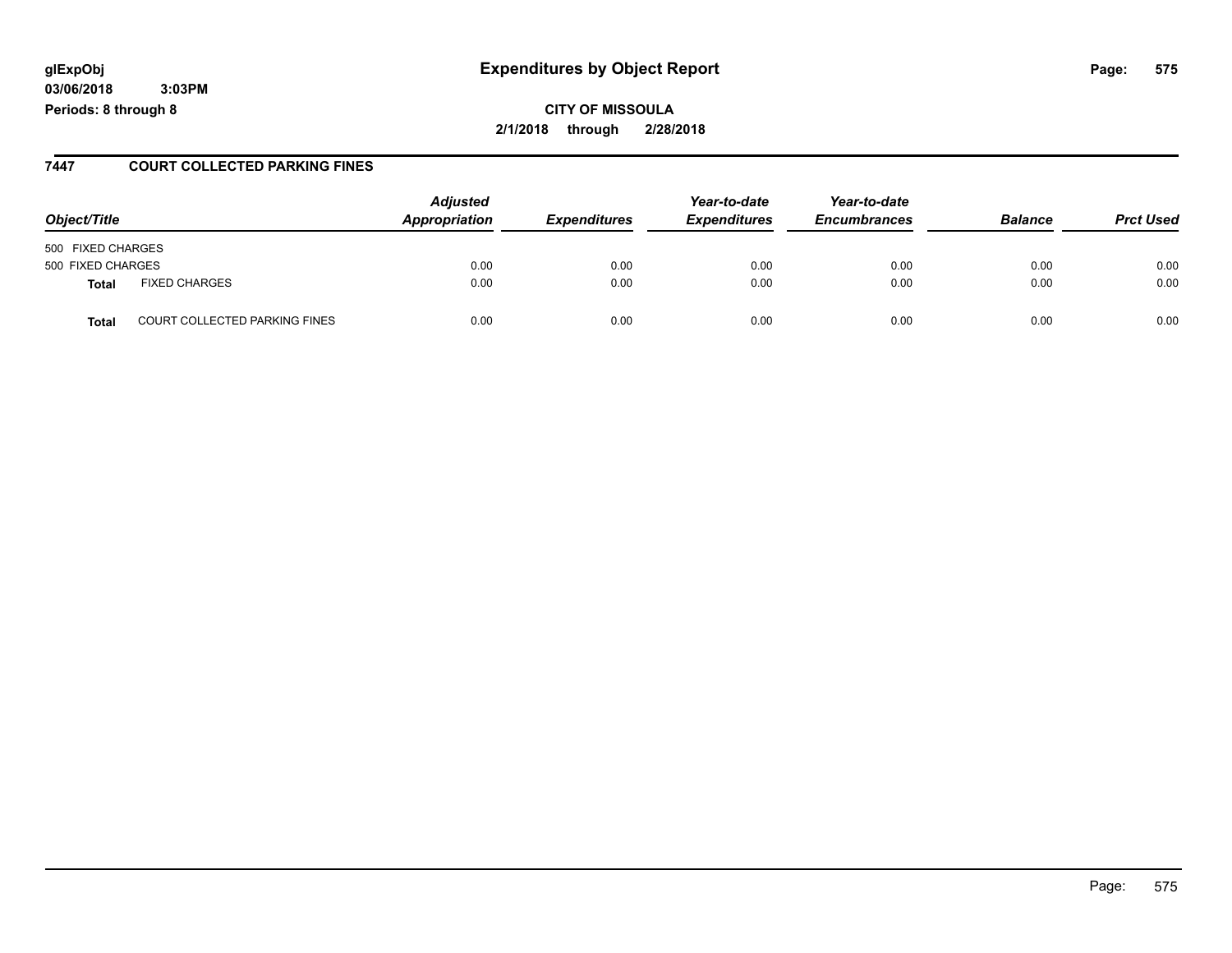**glExpObj**
**03/06/2018 3:03PM**
**Periods: 8 through 8**

# Expenditures by Object Report

**CITY OF MISSOULA**
**2/1/2018 through 2/28/2018**

## 7447 COURT COLLECTED PARKING FINES

| Object/Title | | Adjusted Appropriation | Expenditures | Year-to-date Expenditures | Year-to-date Encumbrances | Balance | Prct Used |
|---|---|---|---|---|---|---|---|
| 500 FIXED CHARGES | | | | | | | |
| 500 FIXED CHARGES | | 0.00 | 0.00 | 0.00 | 0.00 | 0.00 | 0.00 |
| **Total** | FIXED CHARGES | 0.00 | 0.00 | 0.00 | 0.00 | 0.00 | 0.00 |
| **Total** | COURT COLLECTED PARKING FINES | 0.00 | 0.00 | 0.00 | 0.00 | 0.00 | 0.00 |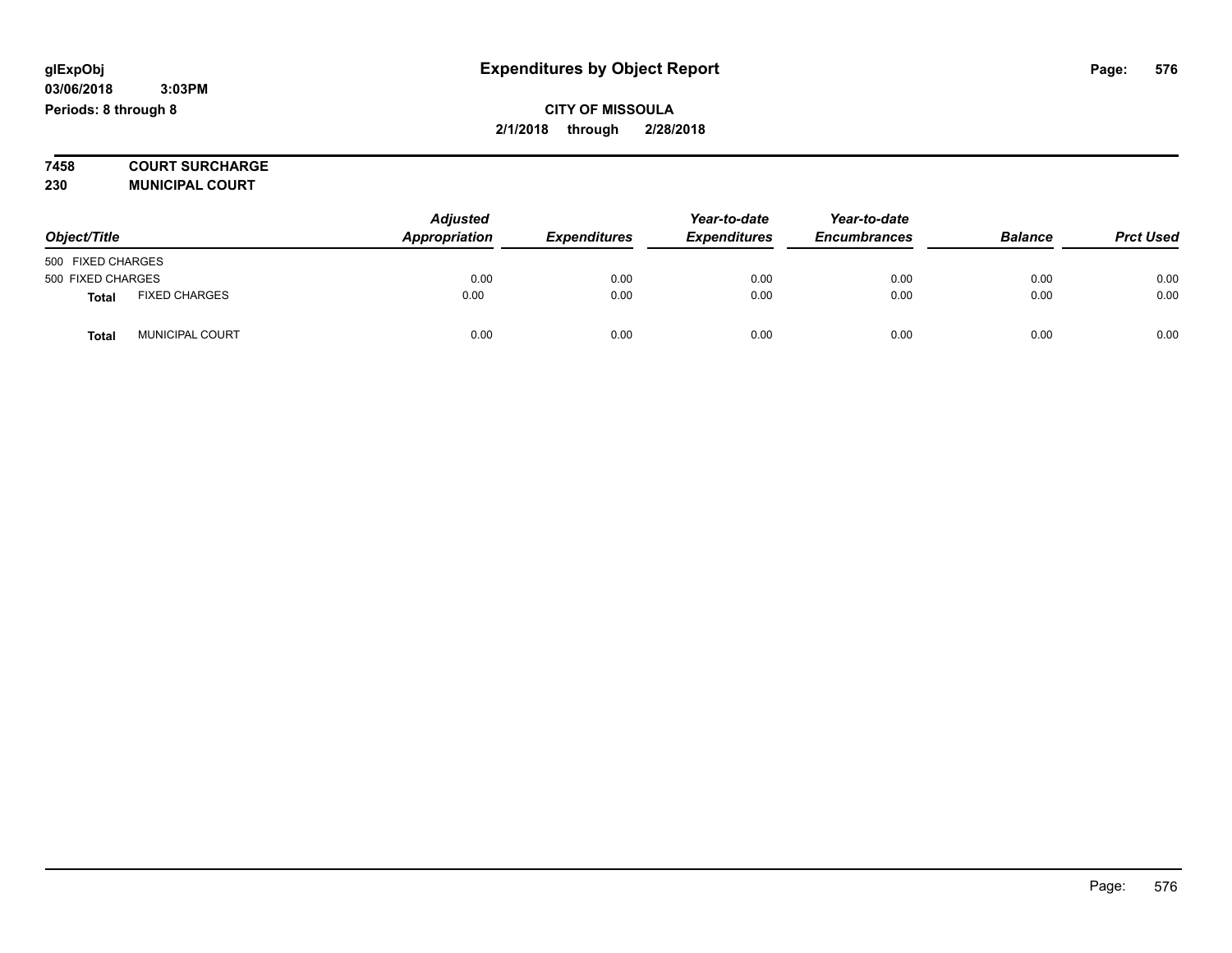**glExpObj**
**03/06/2018 3:03PM**
**Periods: 8 through 8**

# Expenditures by Object Report

**CITY OF MISSOULA**
**2/1/2018 through 2/28/2018**

**7458 COURT SURCHARGE**
**230 MUNICIPAL COURT**

| Object/Title | | Adjusted Appropriation | Expenditures | Year-to-date Expenditures | Year-to-date Encumbrances | Balance | Prct Used |
|---|---|---|---|---|---|---|---|
| 500 FIXED CHARGES | | | | | | | |
| 500 FIXED CHARGES | | 0.00 | 0.00 | 0.00 | 0.00 | 0.00 | 0.00 |
| **Total** | FIXED CHARGES | 0.00 | 0.00 | 0.00 | 0.00 | 0.00 | 0.00 |
| **Total** | MUNICIPAL COURT | 0.00 | 0.00 | 0.00 | 0.00 | 0.00 | 0.00 |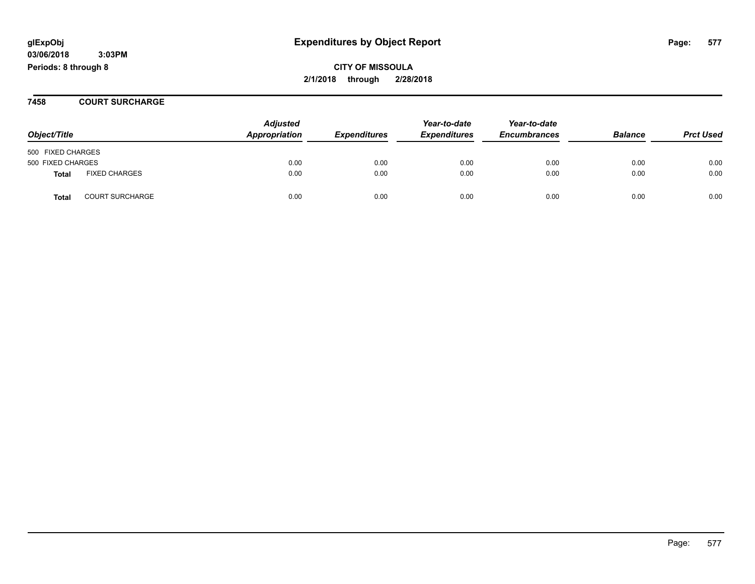glExpObj
03/06/2018 3:03PM
Periods: 8 through 8

# Expenditures by Object Report

**CITY OF MISSOULA**
**2/1/2018 through 2/28/2018**

## 7458 COURT SURCHARGE

| Object/Title | | Adjusted Appropriation | Expenditures | Year-to-date Expenditures | Year-to-date Encumbrances | Balance | Prct Used |
|---|---|---|---|---|---|---|---|
| 500 FIXED CHARGES | | | | | | | |
| 500 FIXED CHARGES | | 0.00 | 0.00 | 0.00 | 0.00 | 0.00 | 0.00 |
| **Total** | FIXED CHARGES | 0.00 | 0.00 | 0.00 | 0.00 | 0.00 | 0.00 |
| **Total** | COURT SURCHARGE | 0.00 | 0.00 | 0.00 | 0.00 | 0.00 | 0.00 |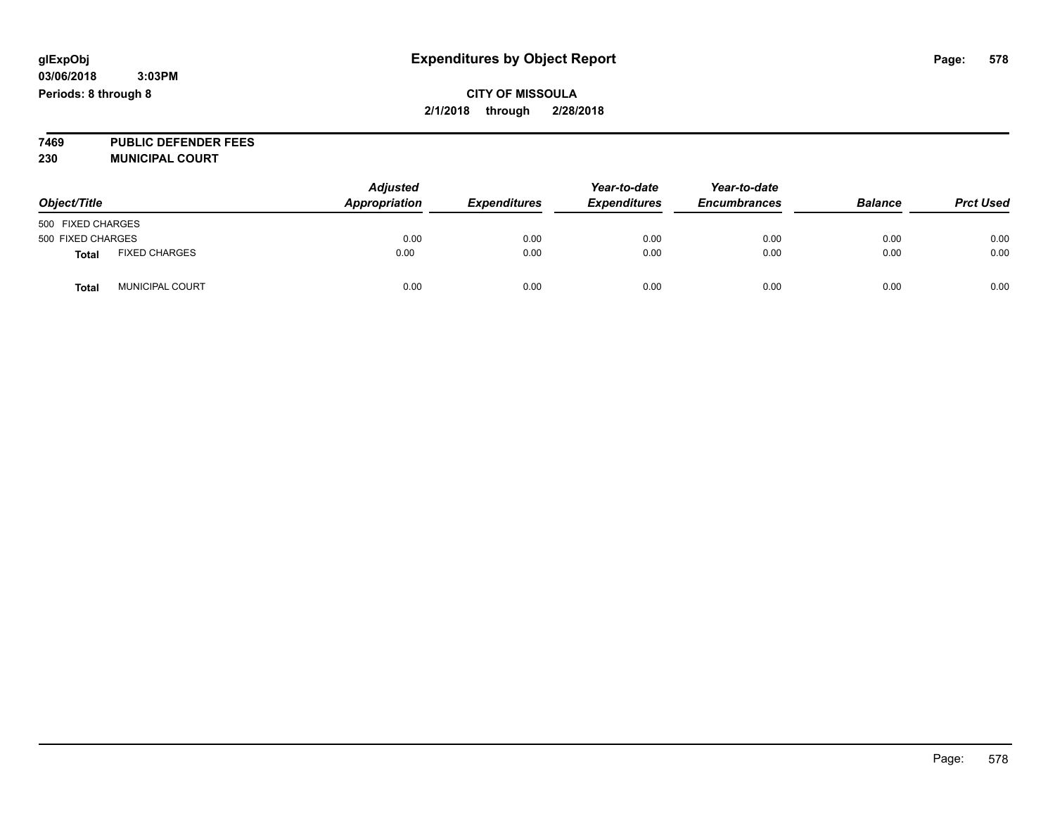**CITY OF MISSOULA**

**2/1/2018 through 2/28/2018**

**7469 PUBLIC DEFENDER FEES**

**230 MUNICIPAL COURT**

| Object/Title | | Adjusted Appropriation | Expenditures | Year-to-date Expenditures | Year-to-date Encumbrances | Balance | Prct Used |
|---|---|---|---|---|---|---|---|
| 500 FIXED CHARGES | | | | | | | |
| 500 FIXED CHARGES | | 0.00 | 0.00 | 0.00 | 0.00 | 0.00 | 0.00 |
| **Total** | FIXED CHARGES | 0.00 | 0.00 | 0.00 | 0.00 | 0.00 | 0.00 |
| **Total** | MUNICIPAL COURT | 0.00 | 0.00 | 0.00 | 0.00 | 0.00 | 0.00 |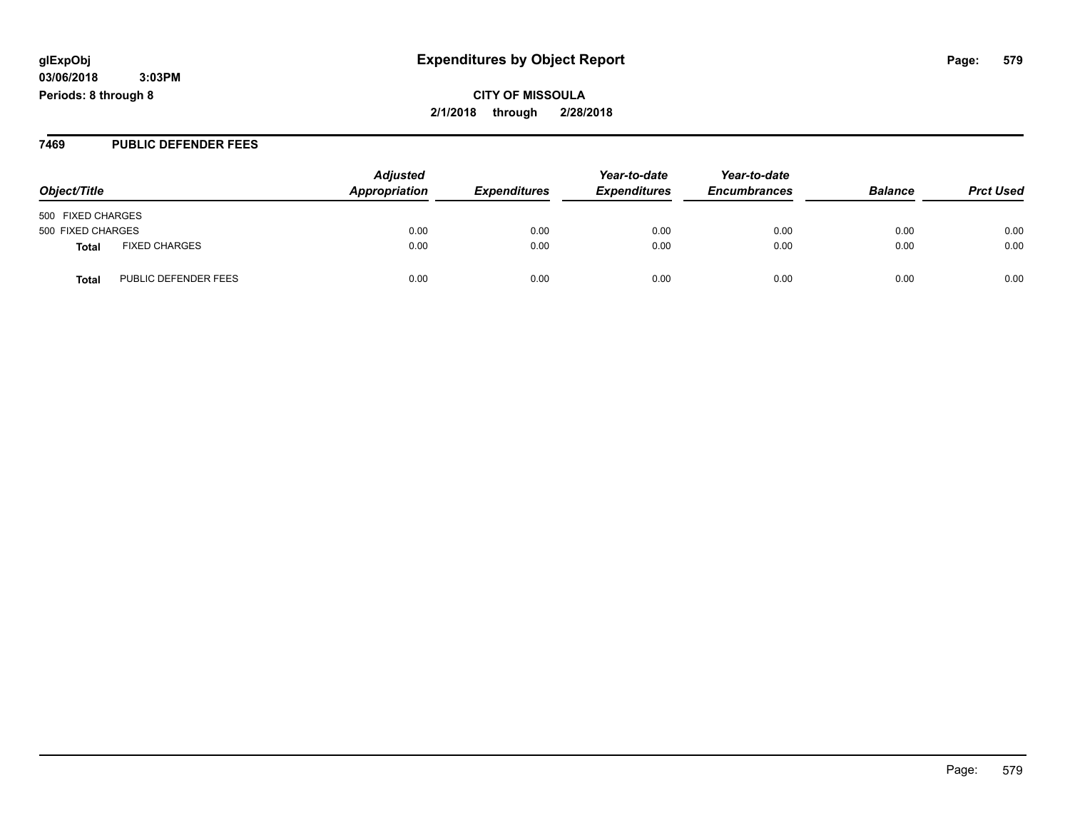**glExpObj**
**03/06/2018 3:03PM**
**Periods: 8 through 8**

# Expenditures by Object Report

**CITY OF MISSOULA**
**2/1/2018 through 2/28/2018**

## 7469 PUBLIC DEFENDER FEES

| Object/Title | | Adjusted Appropriation | Expenditures | Year-to-date Expenditures | Year-to-date Encumbrances | Balance | Prct Used |
|---|---|---|---|---|---|---|---|
| 500 FIXED CHARGES | | | | | | | |
| 500 FIXED CHARGES | | 0.00 | 0.00 | 0.00 | 0.00 | 0.00 | 0.00 |
| **Total** | FIXED CHARGES | 0.00 | 0.00 | 0.00 | 0.00 | 0.00 | 0.00 |
| **Total** | PUBLIC DEFENDER FEES | 0.00 | 0.00 | 0.00 | 0.00 | 0.00 | 0.00 |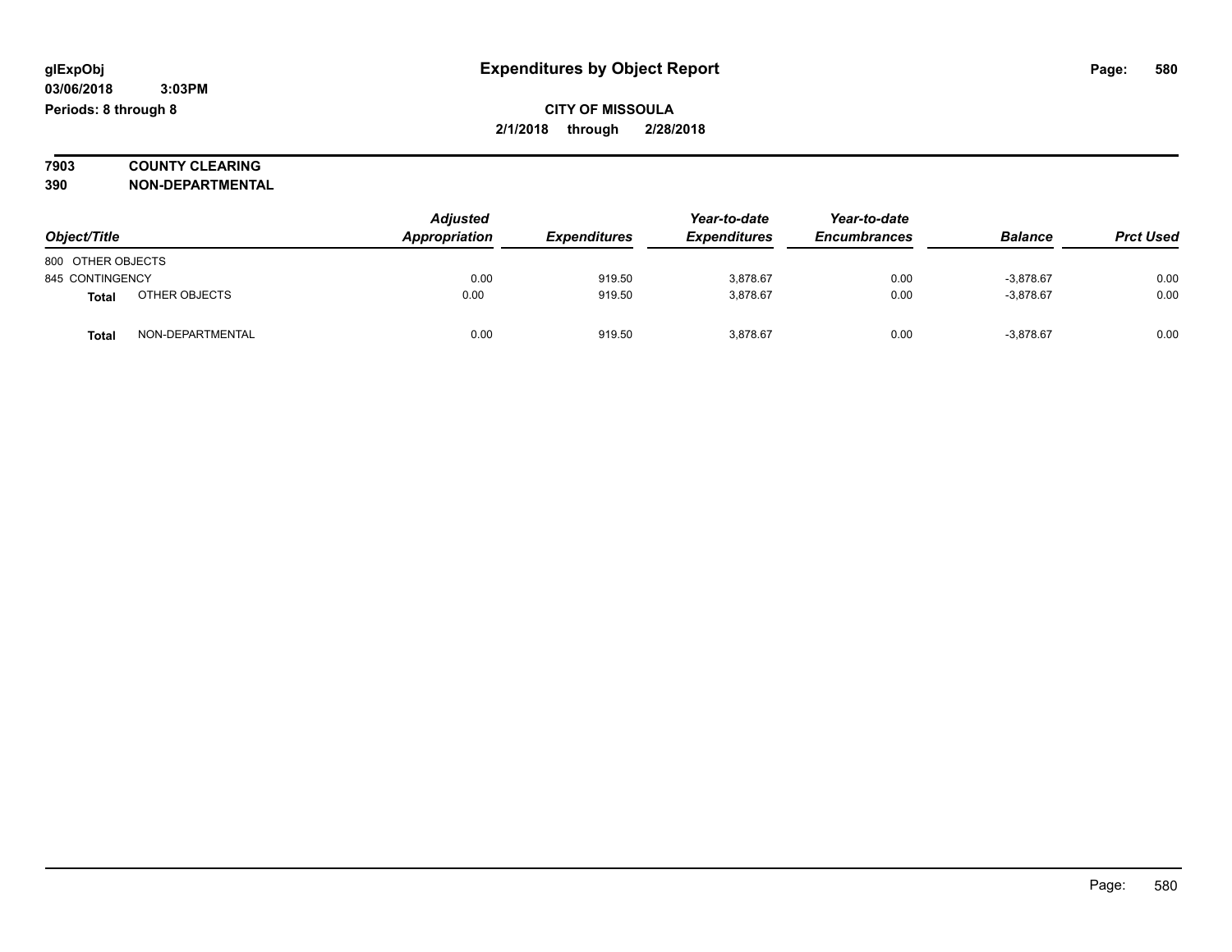# Expenditures by Object Report

**glExpObj**
**03/06/2018 3:03PM**
**Periods: 8 through 8**

**CITY OF MISSOULA**
**2/1/2018 through 2/28/2018**

**7903 COUNTY CLEARING**
**390 NON-DEPARTMENTAL**

| Object/Title | | Adjusted Appropriation | Expenditures | Year-to-date Expenditures | Year-to-date Encumbrances | Balance | Prct Used |
|---|---|---|---|---|---|---|---|
| 800 OTHER OBJECTS | | | | | | | |
| 845 CONTINGENCY | | 0.00 | 919.50 | 3,878.67 | 0.00 | -3,878.67 | 0.00 |
| **Total** | OTHER OBJECTS | 0.00 | 919.50 | 3,878.67 | 0.00 | -3,878.67 | 0.00 |
| **Total** | NON-DEPARTMENTAL | 0.00 | 919.50 | 3,878.67 | 0.00 | -3,878.67 | 0.00 |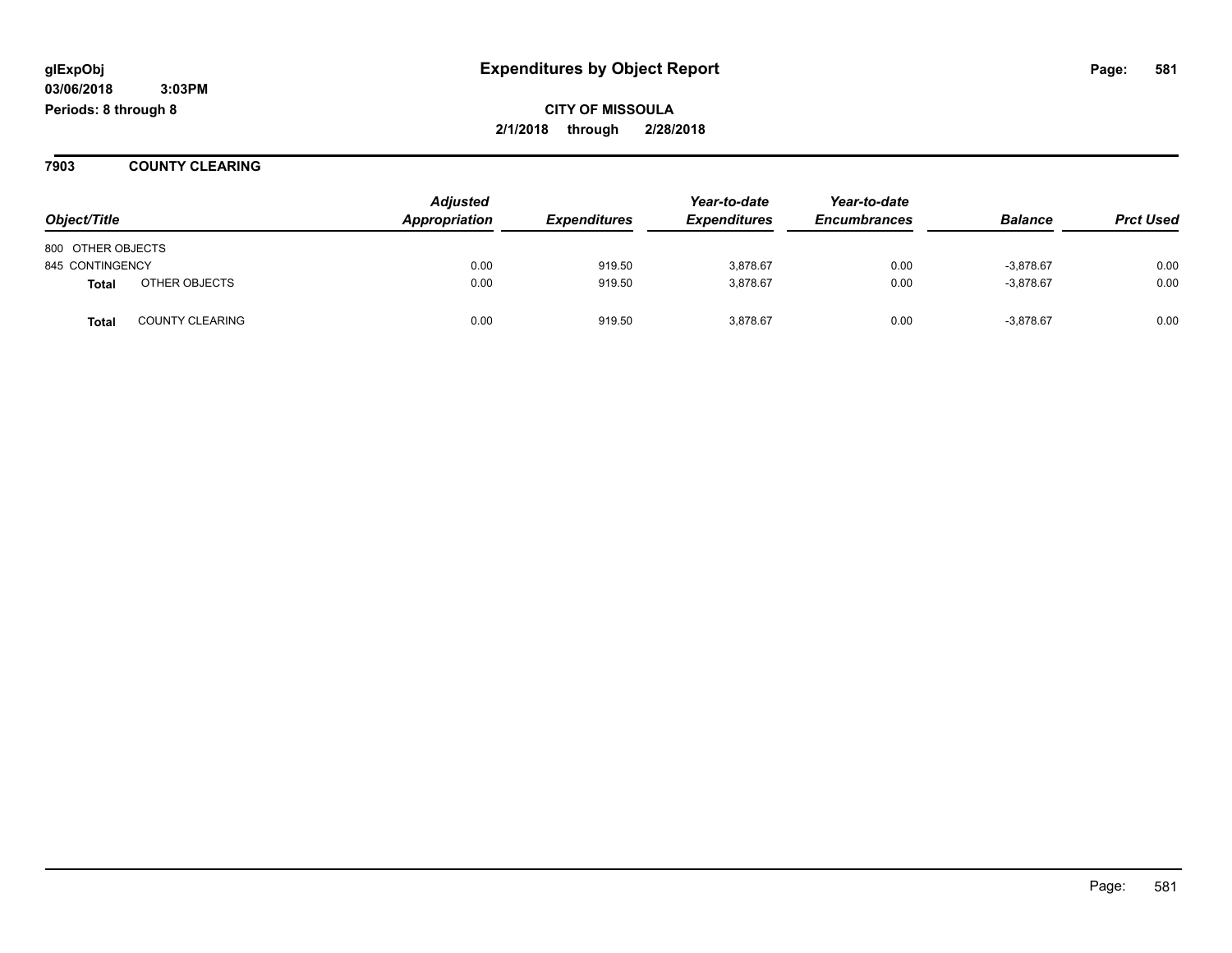glExpObj
03/06/2018 3:03PM
Periods: 8 through 8

# Expenditures by Object Report

**CITY OF MISSOULA**
**2/1/2018 through 2/28/2018**

## 7903 COUNTY CLEARING

| Object/Title | | Adjusted Appropriation | Expenditures | Year-to-date Expenditures | Year-to-date Encumbrances | Balance | Prct Used |
|---|---|---|---|---|---|---|---|
| 800 OTHER OBJECTS | | | | | | | |
| 845 CONTINGENCY | | 0.00 | 919.50 | 3,878.67 | 0.00 | -3,878.67 | 0.00 |
| **Total** | OTHER OBJECTS | 0.00 | 919.50 | 3,878.67 | 0.00 | -3,878.67 | 0.00 |
| **Total** | COUNTY CLEARING | 0.00 | 919.50 | 3,878.67 | 0.00 | -3,878.67 | 0.00 |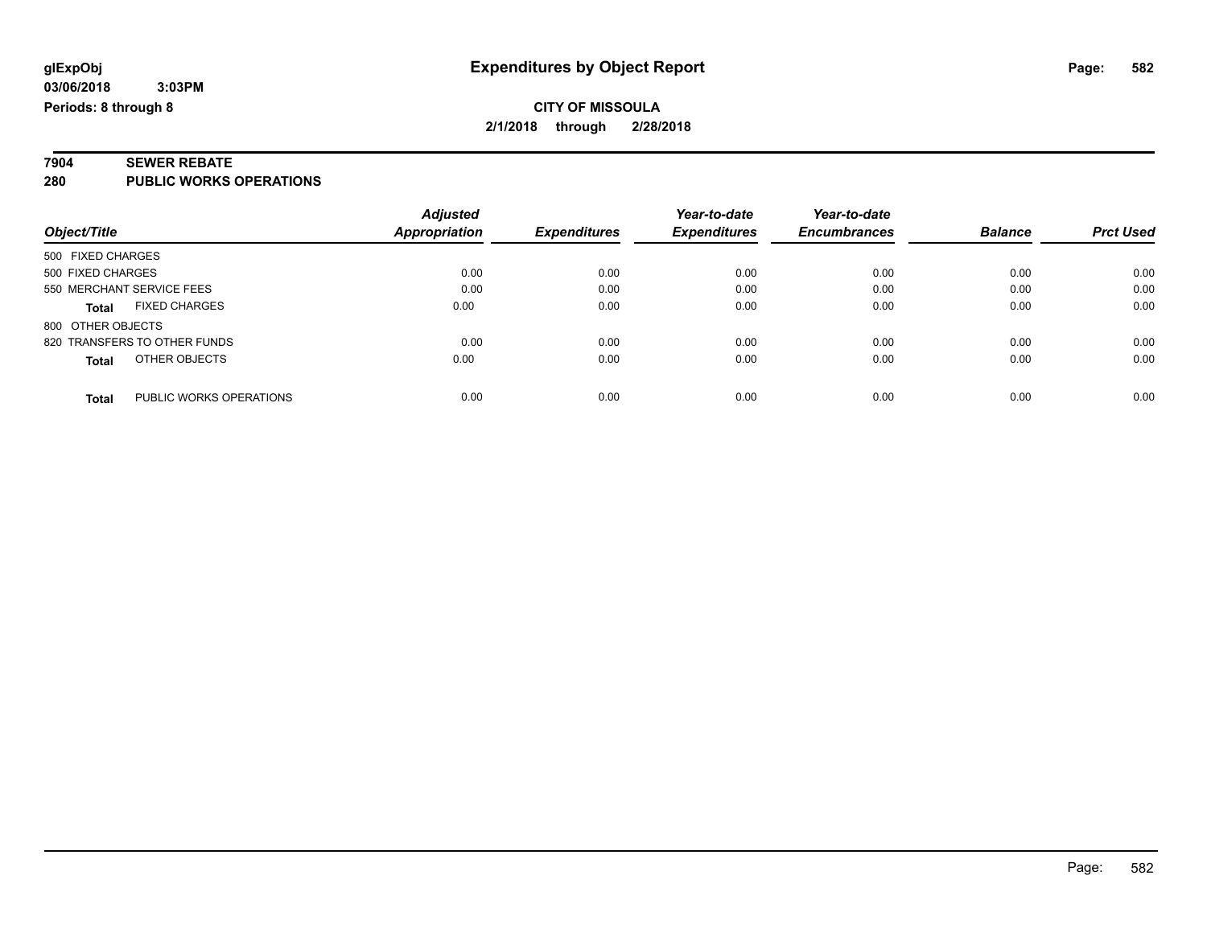**glExpObj**
**03/06/2018 3:03PM**
**Periods: 8 through 8**

# Expenditures by Object Report

**CITY OF MISSOULA**
**2/1/2018 through 2/28/2018**

## 7904 SEWER REBATE
## 280 PUBLIC WORKS OPERATIONS

| Object/Title | Adjusted Appropriation | Expenditures | Year-to-date Expenditures | Year-to-date Encumbrances | Balance | Prct Used |
|---|---|---|---|---|---|---|
| 500 FIXED CHARGES | | | | | | |
| 500 FIXED CHARGES | 0.00 | 0.00 | 0.00 | 0.00 | 0.00 | 0.00 |
| 550 MERCHANT SERVICE FEES | 0.00 | 0.00 | 0.00 | 0.00 | 0.00 | 0.00 |
| **Total** FIXED CHARGES | 0.00 | 0.00 | 0.00 | 0.00 | 0.00 | 0.00 |
| 800 OTHER OBJECTS | | | | | | |
| 820 TRANSFERS TO OTHER FUNDS | 0.00 | 0.00 | 0.00 | 0.00 | 0.00 | 0.00 |
| **Total** OTHER OBJECTS | 0.00 | 0.00 | 0.00 | 0.00 | 0.00 | 0.00 |
| **Total** PUBLIC WORKS OPERATIONS | 0.00 | 0.00 | 0.00 | 0.00 | 0.00 | 0.00 |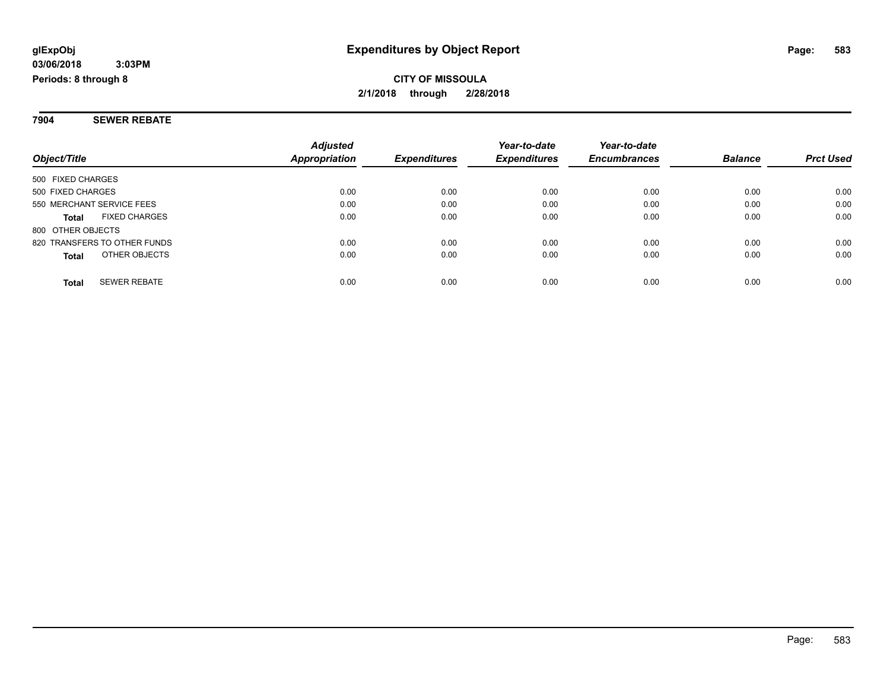**glExpObj**
**03/06/2018 3:03PM**
**Periods: 8 through 8**

# Expenditures by Object Report

**CITY OF MISSOULA**
**2/1/2018 through 2/28/2018**

## 7904 SEWER REBATE

| Object/Title | Adjusted Appropriation | Expenditures | Year-to-date Expenditures | Year-to-date Encumbrances | Balance | Prct Used |
|---|---|---|---|---|---|---|
| 500 FIXED CHARGES | | | | | | |
| 500 FIXED CHARGES | 0.00 | 0.00 | 0.00 | 0.00 | 0.00 | 0.00 |
| 550 MERCHANT SERVICE FEES | 0.00 | 0.00 | 0.00 | 0.00 | 0.00 | 0.00 |
| **Total** FIXED CHARGES | 0.00 | 0.00 | 0.00 | 0.00 | 0.00 | 0.00 |
| 800 OTHER OBJECTS | | | | | | |
| 820 TRANSFERS TO OTHER FUNDS | 0.00 | 0.00 | 0.00 | 0.00 | 0.00 | 0.00 |
| **Total** OTHER OBJECTS | 0.00 | 0.00 | 0.00 | 0.00 | 0.00 | 0.00 |
| **Total** SEWER REBATE | 0.00 | 0.00 | 0.00 | 0.00 | 0.00 | 0.00 |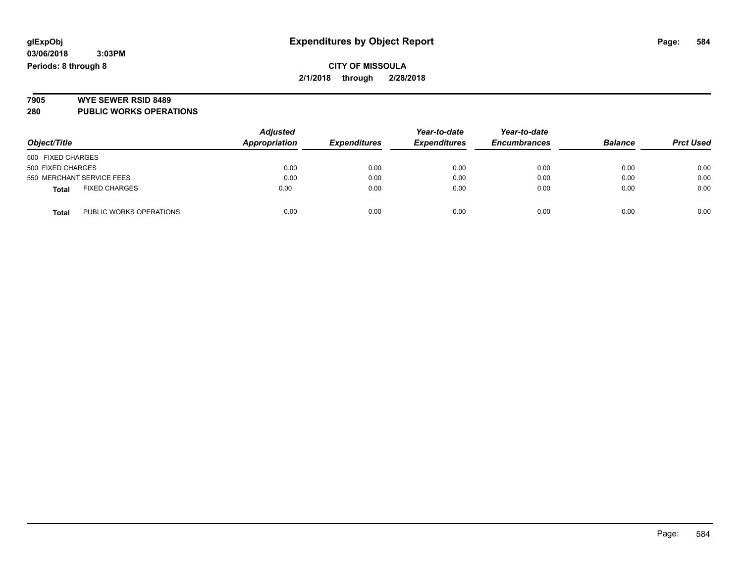glExpObj
03/06/2018 3:03PM
Periods: 8 through 8

# Expenditures by Object Report

**CITY OF MISSOULA**
**2/1/2018 through 2/28/2018**

**7905 WYE SEWER RSID 8489**
**280 PUBLIC WORKS OPERATIONS**

| Object/Title | Adjusted Appropriation | Expenditures | Year-to-date Expenditures | Year-to-date Encumbrances | Balance | Prct Used |
|---|---|---|---|---|---|---|
| 500 FIXED CHARGES | | | | | | |
| 500 FIXED CHARGES | 0.00 | 0.00 | 0.00 | 0.00 | 0.00 | 0.00 |
| 550 MERCHANT SERVICE FEES | 0.00 | 0.00 | 0.00 | 0.00 | 0.00 | 0.00 |
| **Total** FIXED CHARGES | 0.00 | 0.00 | 0.00 | 0.00 | 0.00 | 0.00 |
| **Total** PUBLIC WORKS OPERATIONS | 0.00 | 0.00 | 0.00 | 0.00 | 0.00 | 0.00 |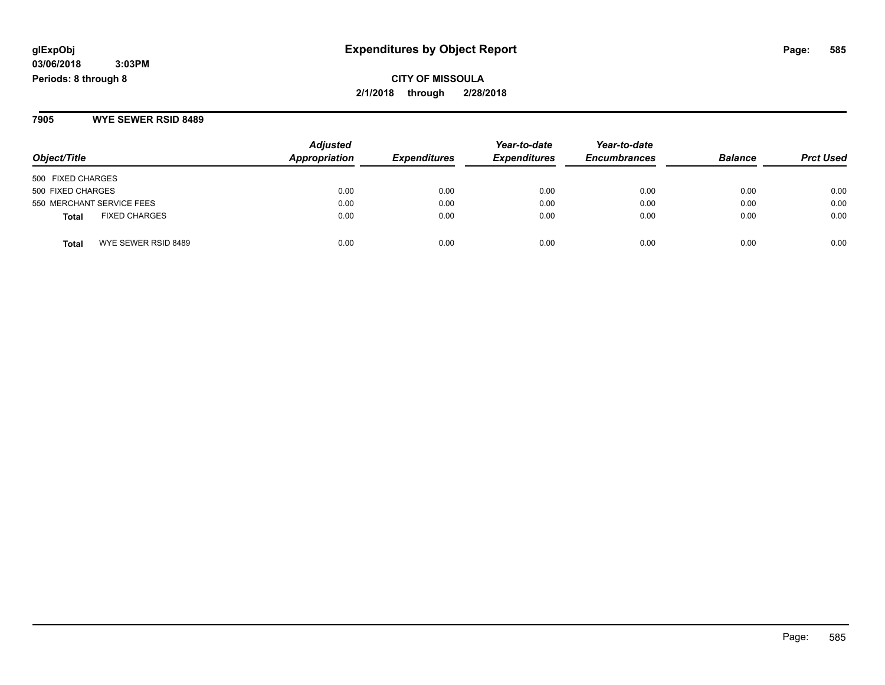**CITY OF MISSOULA**

**2/1/2018 through 2/28/2018**

## 7905 WYE SEWER RSID 8489

| Object/Title | Adjusted Appropriation | Expenditures | Year-to-date Expenditures | Year-to-date Encumbrances | Balance | Prct Used |
|---|---|---|---|---|---|---|
| 500 FIXED CHARGES | | | | | | |
| 500 FIXED CHARGES | 0.00 | 0.00 | 0.00 | 0.00 | 0.00 | 0.00 |
| 550 MERCHANT SERVICE FEES | 0.00 | 0.00 | 0.00 | 0.00 | 0.00 | 0.00 |
| **Total** FIXED CHARGES | 0.00 | 0.00 | 0.00 | 0.00 | 0.00 | 0.00 |
| **Total** WYE SEWER RSID 8489 | 0.00 | 0.00 | 0.00 | 0.00 | 0.00 | 0.00 |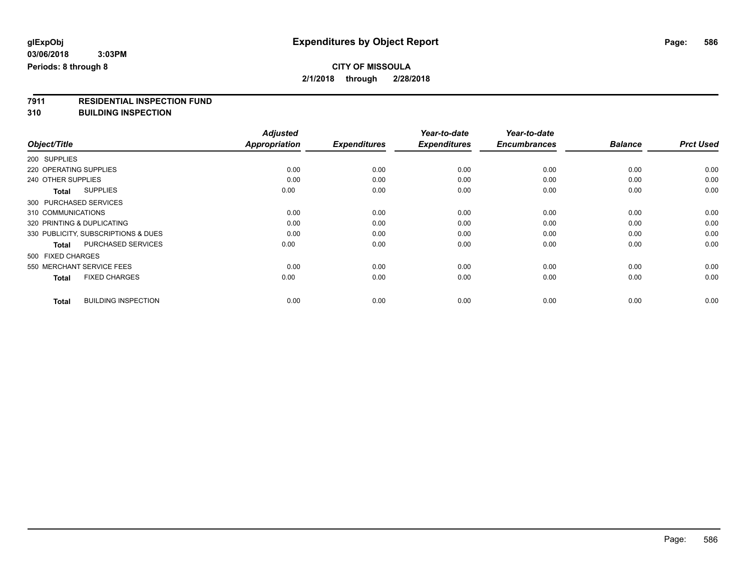**glExpObj**
**03/06/2018 3:03PM**
**Periods: 8 through 8**

# Expenditures by Object Report

**CITY OF MISSOULA**
**2/1/2018 through 2/28/2018**

**7911 RESIDENTIAL INSPECTION FUND**
**310 BUILDING INSPECTION**

| Object/Title | Adjusted Appropriation | Expenditures | Year-to-date Expenditures | Year-to-date Encumbrances | Balance | Prct Used |
|---|---|---|---|---|---|---|
| 200 SUPPLIES | | | | | | |
| 220 OPERATING SUPPLIES | 0.00 | 0.00 | 0.00 | 0.00 | 0.00 | 0.00 |
| 240 OTHER SUPPLIES | 0.00 | 0.00 | 0.00 | 0.00 | 0.00 | 0.00 |
| **Total** SUPPLIES | 0.00 | 0.00 | 0.00 | 0.00 | 0.00 | 0.00 |
| 300 PURCHASED SERVICES | | | | | | |
| 310 COMMUNICATIONS | 0.00 | 0.00 | 0.00 | 0.00 | 0.00 | 0.00 |
| 320 PRINTING & DUPLICATING | 0.00 | 0.00 | 0.00 | 0.00 | 0.00 | 0.00 |
| 330 PUBLICITY, SUBSCRIPTIONS & DUES | 0.00 | 0.00 | 0.00 | 0.00 | 0.00 | 0.00 |
| **Total** PURCHASED SERVICES | 0.00 | 0.00 | 0.00 | 0.00 | 0.00 | 0.00 |
| 500 FIXED CHARGES | | | | | | |
| 550 MERCHANT SERVICE FEES | 0.00 | 0.00 | 0.00 | 0.00 | 0.00 | 0.00 |
| **Total** FIXED CHARGES | 0.00 | 0.00 | 0.00 | 0.00 | 0.00 | 0.00 |
| **Total** BUILDING INSPECTION | 0.00 | 0.00 | 0.00 | 0.00 | 0.00 | 0.00 |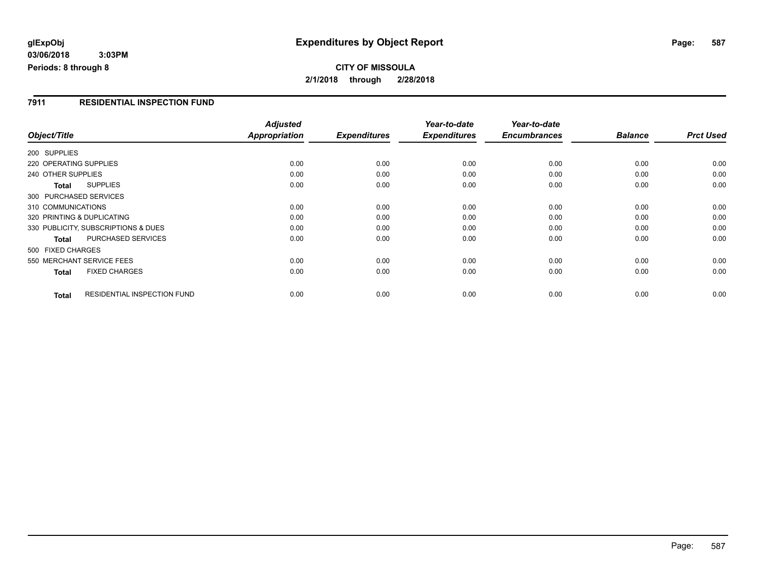# Expenditures by Object Report

**glExpObj**
**03/06/2018 3:03PM**
**Periods: 8 through 8**

**CITY OF MISSOULA**
**2/1/2018 through 2/28/2018**

## 7911 RESIDENTIAL INSPECTION FUND

| Object/Title | | Adjusted Appropriation | Expenditures | Year-to-date Expenditures | Year-to-date Encumbrances | Balance | Prct Used |
|---|---|---|---|---|---|---|---|
| 200 SUPPLIES | | | | | | | |
| 220 OPERATING SUPPLIES | | 0.00 | 0.00 | 0.00 | 0.00 | 0.00 | 0.00 |
| 240 OTHER SUPPLIES | | 0.00 | 0.00 | 0.00 | 0.00 | 0.00 | 0.00 |
| **Total** | SUPPLIES | 0.00 | 0.00 | 0.00 | 0.00 | 0.00 | 0.00 |
| 300 PURCHASED SERVICES | | | | | | | |
| 310 COMMUNICATIONS | | 0.00 | 0.00 | 0.00 | 0.00 | 0.00 | 0.00 |
| 320 PRINTING & DUPLICATING | | 0.00 | 0.00 | 0.00 | 0.00 | 0.00 | 0.00 |
| 330 PUBLICITY, SUBSCRIPTIONS & DUES | | 0.00 | 0.00 | 0.00 | 0.00 | 0.00 | 0.00 |
| **Total** | PURCHASED SERVICES | 0.00 | 0.00 | 0.00 | 0.00 | 0.00 | 0.00 |
| 500 FIXED CHARGES | | | | | | | |
| 550 MERCHANT SERVICE FEES | | 0.00 | 0.00 | 0.00 | 0.00 | 0.00 | 0.00 |
| **Total** | FIXED CHARGES | 0.00 | 0.00 | 0.00 | 0.00 | 0.00 | 0.00 |
| **Total** | RESIDENTIAL INSPECTION FUND | 0.00 | 0.00 | 0.00 | 0.00 | 0.00 | 0.00 |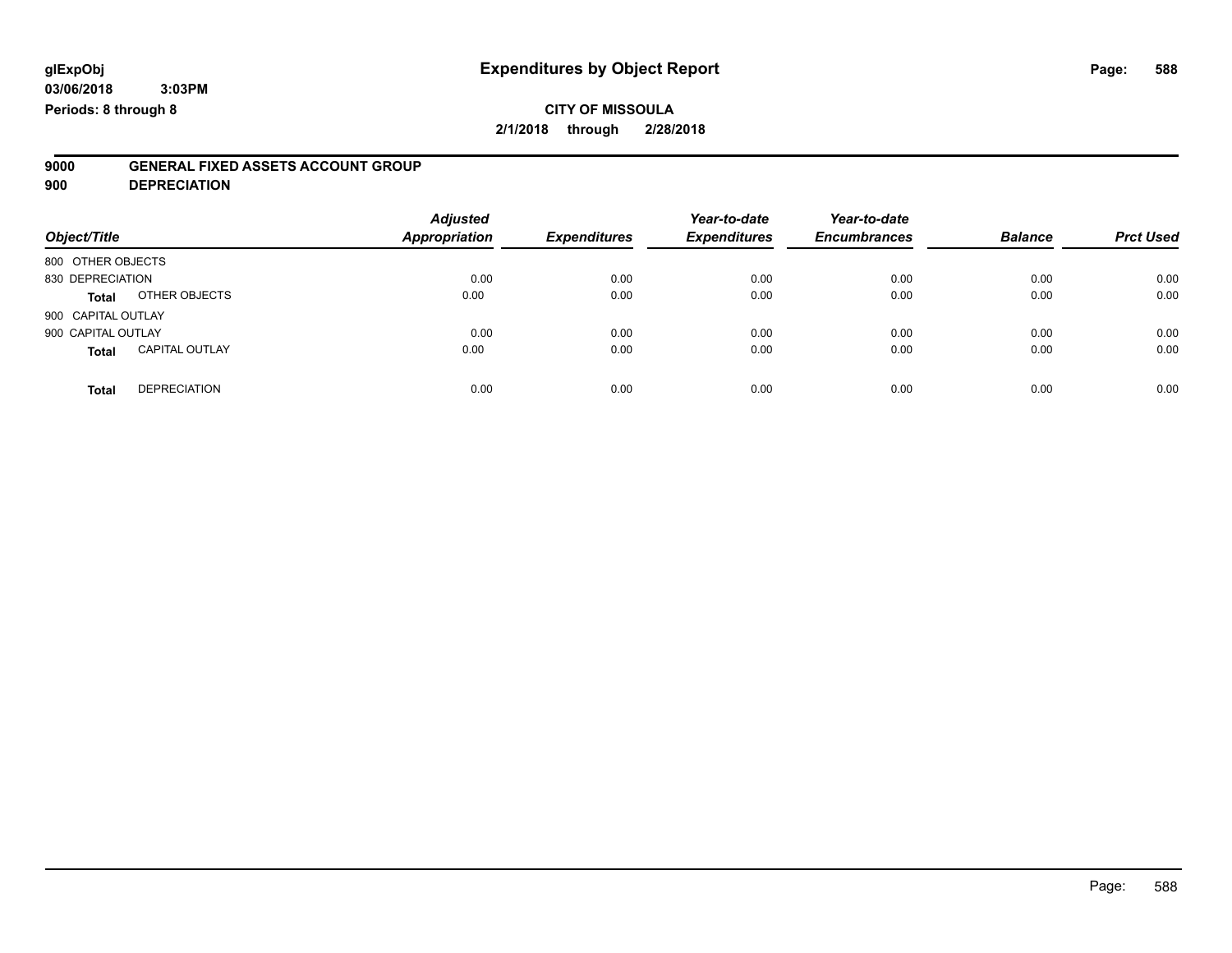# Expenditures by Object Report

glExpObj
03/06/2018 3:03PM
Periods: 8 through 8

**CITY OF MISSOULA**
**2/1/2018 through 2/28/2018**

**9000 GENERAL FIXED ASSETS ACCOUNT GROUP**
**900 DEPRECIATION**

| Object/Title | | Adjusted Appropriation | Expenditures | Year-to-date Expenditures | Year-to-date Encumbrances | Balance | Prct Used |
|---|---|---|---|---|---|---|---|
| 800 OTHER OBJECTS | | | | | | | |
| 830 DEPRECIATION | | 0.00 | 0.00 | 0.00 | 0.00 | 0.00 | 0.00 |
| **Total** | OTHER OBJECTS | 0.00 | 0.00 | 0.00 | 0.00 | 0.00 | 0.00 |
| 900 CAPITAL OUTLAY | | | | | | | |
| 900 CAPITAL OUTLAY | | 0.00 | 0.00 | 0.00 | 0.00 | 0.00 | 0.00 |
| **Total** | CAPITAL OUTLAY | 0.00 | 0.00 | 0.00 | 0.00 | 0.00 | 0.00 |
| **Total** | DEPRECIATION | 0.00 | 0.00 | 0.00 | 0.00 | 0.00 | 0.00 |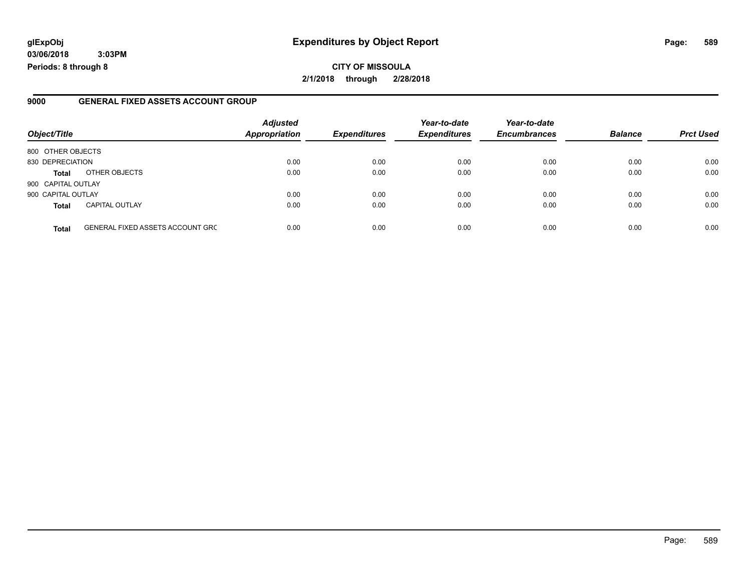glExpObj
03/06/2018 3:03PM
Periods: 8 through 8

# Expenditures by Object Report

**CITY OF MISSOULA**

**2/1/2018 through 2/28/2018**

## 9000 GENERAL FIXED ASSETS ACCOUNT GROUP

| Object/Title | | Adjusted Appropriation | Expenditures | Year-to-date Expenditures | Year-to-date Encumbrances | Balance | Prct Used |
|---|---|---|---|---|---|---|---|
| 800 OTHER OBJECTS | | | | | | | |
| 830 DEPRECIATION | | 0.00 | 0.00 | 0.00 | 0.00 | 0.00 | 0.00 |
| **Total** | OTHER OBJECTS | 0.00 | 0.00 | 0.00 | 0.00 | 0.00 | 0.00 |
| 900 CAPITAL OUTLAY | | | | | | | |
| 900 CAPITAL OUTLAY | | 0.00 | 0.00 | 0.00 | 0.00 | 0.00 | 0.00 |
| **Total** | CAPITAL OUTLAY | 0.00 | 0.00 | 0.00 | 0.00 | 0.00 | 0.00 |
| **Total** | GENERAL FIXED ASSETS ACCOUNT GRC | 0.00 | 0.00 | 0.00 | 0.00 | 0.00 | 0.00 |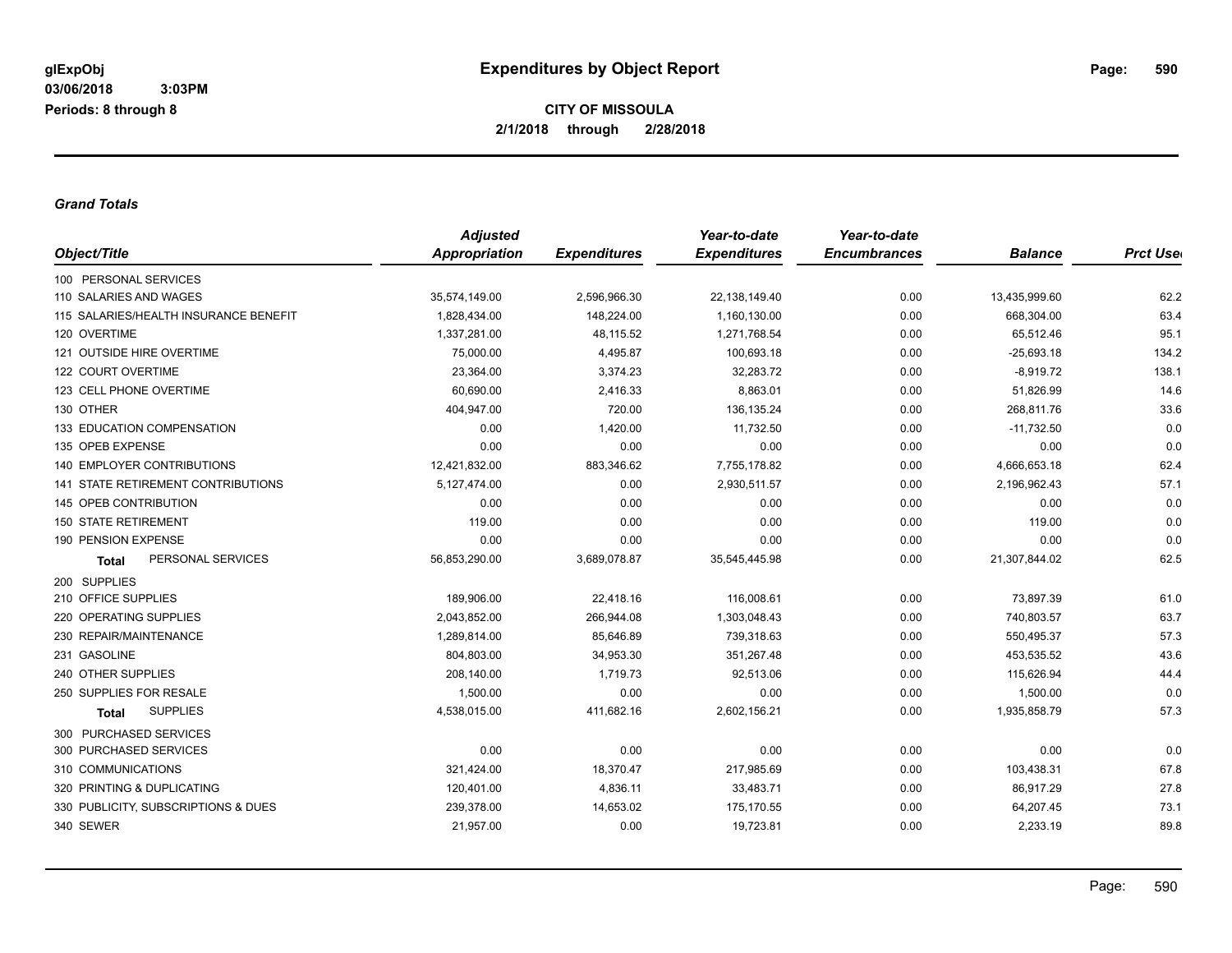# Expenditures by Object Report

glExpObj
03/06/2018 3:03PM
Periods: 8 through 8

**CITY OF MISSOULA**
**2/1/2018 through 2/28/2018**

### *Grand Totals*

| Object/Title | Adjusted Appropriation | Expenditures | Year-to-date Expenditures | Year-to-date Encumbrances | Balance | Prct Used |
|---|---|---|---|---|---|---|
| 100 PERSONAL SERVICES | | | | | | |
| 110 SALARIES AND WAGES | 35,574,149.00 | 2,596,966.30 | 22,138,149.40 | 0.00 | 13,435,999.60 | 62.2 |
| 115 SALARIES/HEALTH INSURANCE BENEFIT | 1,828,434.00 | 148,224.00 | 1,160,130.00 | 0.00 | 668,304.00 | 63.4 |
| 120 OVERTIME | 1,337,281.00 | 48,115.52 | 1,271,768.54 | 0.00 | 65,512.46 | 95.1 |
| 121 OUTSIDE HIRE OVERTIME | 75,000.00 | 4,495.87 | 100,693.18 | 0.00 | -25,693.18 | 134.2 |
| 122 COURT OVERTIME | 23,364.00 | 3,374.23 | 32,283.72 | 0.00 | -8,919.72 | 138.1 |
| 123 CELL PHONE OVERTIME | 60,690.00 | 2,416.33 | 8,863.01 | 0.00 | 51,826.99 | 14.6 |
| 130 OTHER | 404,947.00 | 720.00 | 136,135.24 | 0.00 | 268,811.76 | 33.6 |
| 133 EDUCATION COMPENSATION | 0.00 | 1,420.00 | 11,732.50 | 0.00 | -11,732.50 | 0.0 |
| 135 OPEB EXPENSE | 0.00 | 0.00 | 0.00 | 0.00 | 0.00 | 0.0 |
| 140 EMPLOYER CONTRIBUTIONS | 12,421,832.00 | 883,346.62 | 7,755,178.82 | 0.00 | 4,666,653.18 | 62.4 |
| 141 STATE RETIREMENT CONTRIBUTIONS | 5,127,474.00 | 0.00 | 2,930,511.57 | 0.00 | 2,196,962.43 | 57.1 |
| 145 OPEB CONTRIBUTION | 0.00 | 0.00 | 0.00 | 0.00 | 0.00 | 0.0 |
| 150 STATE RETIREMENT | 119.00 | 0.00 | 0.00 | 0.00 | 119.00 | 0.0 |
| 190 PENSION EXPENSE | 0.00 | 0.00 | 0.00 | 0.00 | 0.00 | 0.0 |
| **Total** PERSONAL SERVICES | 56,853,290.00 | 3,689,078.87 | 35,545,445.98 | 0.00 | 21,307,844.02 | 62.5 |
| 200 SUPPLIES | | | | | | |
| 210 OFFICE SUPPLIES | 189,906.00 | 22,418.16 | 116,008.61 | 0.00 | 73,897.39 | 61.0 |
| 220 OPERATING SUPPLIES | 2,043,852.00 | 266,944.08 | 1,303,048.43 | 0.00 | 740,803.57 | 63.7 |
| 230 REPAIR/MAINTENANCE | 1,289,814.00 | 85,646.89 | 739,318.63 | 0.00 | 550,495.37 | 57.3 |
| 231 GASOLINE | 804,803.00 | 34,953.30 | 351,267.48 | 0.00 | 453,535.52 | 43.6 |
| 240 OTHER SUPPLIES | 208,140.00 | 1,719.73 | 92,513.06 | 0.00 | 115,626.94 | 44.4 |
| 250 SUPPLIES FOR RESALE | 1,500.00 | 0.00 | 0.00 | 0.00 | 1,500.00 | 0.0 |
| **Total** SUPPLIES | 4,538,015.00 | 411,682.16 | 2,602,156.21 | 0.00 | 1,935,858.79 | 57.3 |
| 300 PURCHASED SERVICES | | | | | | |
| 300 PURCHASED SERVICES | 0.00 | 0.00 | 0.00 | 0.00 | 0.00 | 0.0 |
| 310 COMMUNICATIONS | 321,424.00 | 18,370.47 | 217,985.69 | 0.00 | 103,438.31 | 67.8 |
| 320 PRINTING & DUPLICATING | 120,401.00 | 4,836.11 | 33,483.71 | 0.00 | 86,917.29 | 27.8 |
| 330 PUBLICITY, SUBSCRIPTIONS & DUES | 239,378.00 | 14,653.02 | 175,170.55 | 0.00 | 64,207.45 | 73.1 |
| 340 SEWER | 21,957.00 | 0.00 | 19,723.81 | 0.00 | 2,233.19 | 89.8 |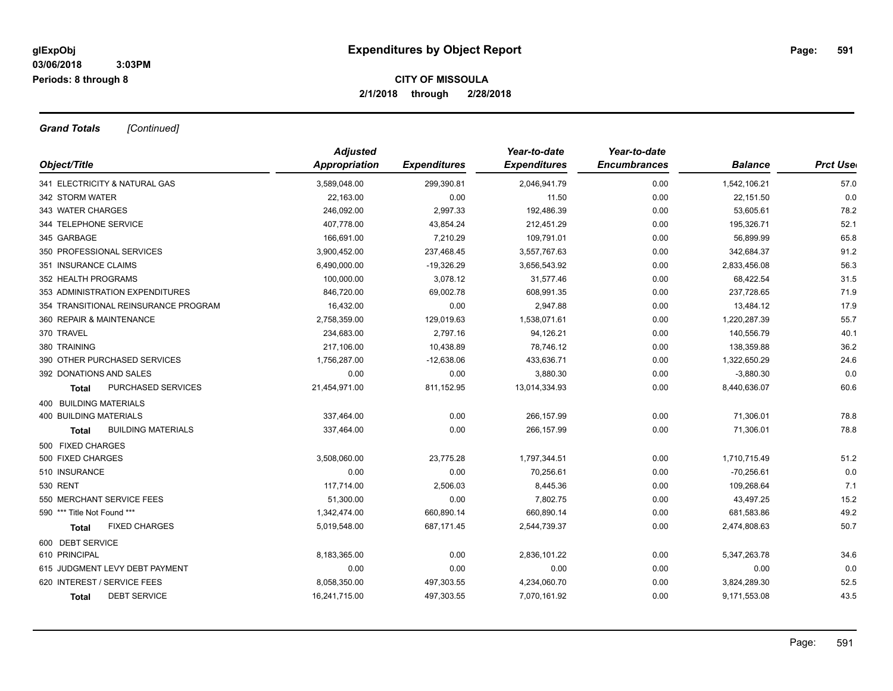**glExpObj**
**03/06/2018 3:03PM**
**Periods: 8 through 8**

# Expenditures by Object Report

**CITY OF MISSOULA**
**2/1/2018 through 2/28/2018**

***Grand Totals*** *[Continued]*

| Object/Title | Adjusted Appropriation | Expenditures | Year-to-date Expenditures | Year-to-date Encumbrances | Balance | Prct Used |
|---|---|---|---|---|---|---|
| 341 ELECTRICITY & NATURAL GAS | 3,589,048.00 | 299,390.81 | 2,046,941.79 | 0.00 | 1,542,106.21 | 57.0 |
| 342 STORM WATER | 22,163.00 | 0.00 | 11.50 | 0.00 | 22,151.50 | 0.0 |
| 343 WATER CHARGES | 246,092.00 | 2,997.33 | 192,486.39 | 0.00 | 53,605.61 | 78.2 |
| 344 TELEPHONE SERVICE | 407,778.00 | 43,854.24 | 212,451.29 | 0.00 | 195,326.71 | 52.1 |
| 345 GARBAGE | 166,691.00 | 7,210.29 | 109,791.01 | 0.00 | 56,899.99 | 65.8 |
| 350 PROFESSIONAL SERVICES | 3,900,452.00 | 237,468.45 | 3,557,767.63 | 0.00 | 342,684.37 | 91.2 |
| 351 INSURANCE CLAIMS | 6,490,000.00 | -19,326.29 | 3,656,543.92 | 0.00 | 2,833,456.08 | 56.3 |
| 352 HEALTH PROGRAMS | 100,000.00 | 3,078.12 | 31,577.46 | 0.00 | 68,422.54 | 31.5 |
| 353 ADMINISTRATION EXPENDITURES | 846,720.00 | 69,002.78 | 608,991.35 | 0.00 | 237,728.65 | 71.9 |
| 354 TRANSITIONAL REINSURANCE PROGRAM | 16,432.00 | 0.00 | 2,947.88 | 0.00 | 13,484.12 | 17.9 |
| 360 REPAIR & MAINTENANCE | 2,758,359.00 | 129,019.63 | 1,538,071.61 | 0.00 | 1,220,287.39 | 55.7 |
| 370 TRAVEL | 234,683.00 | 2,797.16 | 94,126.21 | 0.00 | 140,556.79 | 40.1 |
| 380 TRAINING | 217,106.00 | 10,438.89 | 78,746.12 | 0.00 | 138,359.88 | 36.2 |
| 390 OTHER PURCHASED SERVICES | 1,756,287.00 | -12,638.06 | 433,636.71 | 0.00 | 1,322,650.29 | 24.6 |
| 392 DONATIONS AND SALES | 0.00 | 0.00 | 3,880.30 | 0.00 | -3,880.30 | 0.0 |
| **Total** PURCHASED SERVICES | 21,454,971.00 | 811,152.95 | 13,014,334.93 | 0.00 | 8,440,636.07 | 60.6 |
| 400 BUILDING MATERIALS | | | | | | |
| 400 BUILDING MATERIALS | 337,464.00 | 0.00 | 266,157.99 | 0.00 | 71,306.01 | 78.8 |
| **Total** BUILDING MATERIALS | 337,464.00 | 0.00 | 266,157.99 | 0.00 | 71,306.01 | 78.8 |
| 500 FIXED CHARGES | | | | | | |
| 500 FIXED CHARGES | 3,508,060.00 | 23,775.28 | 1,797,344.51 | 0.00 | 1,710,715.49 | 51.2 |
| 510 INSURANCE | 0.00 | 0.00 | 70,256.61 | 0.00 | -70,256.61 | 0.0 |
| 530 RENT | 117,714.00 | 2,506.03 | 8,445.36 | 0.00 | 109,268.64 | 7.1 |
| 550 MERCHANT SERVICE FEES | 51,300.00 | 0.00 | 7,802.75 | 0.00 | 43,497.25 | 15.2 |
| 590 *** Title Not Found *** | 1,342,474.00 | 660,890.14 | 660,890.14 | 0.00 | 681,583.86 | 49.2 |
| **Total** FIXED CHARGES | 5,019,548.00 | 687,171.45 | 2,544,739.37 | 0.00 | 2,474,808.63 | 50.7 |
| 600 DEBT SERVICE | | | | | | |
| 610 PRINCIPAL | 8,183,365.00 | 0.00 | 2,836,101.22 | 0.00 | 5,347,263.78 | 34.6 |
| 615 JUDGMENT LEVY DEBT PAYMENT | 0.00 | 0.00 | 0.00 | 0.00 | 0.00 | 0.0 |
| 620 INTEREST / SERVICE FEES | 8,058,350.00 | 497,303.55 | 4,234,060.70 | 0.00 | 3,824,289.30 | 52.5 |
| **Total** DEBT SERVICE | 16,241,715.00 | 497,303.55 | 7,070,161.92 | 0.00 | 9,171,553.08 | 43.5 |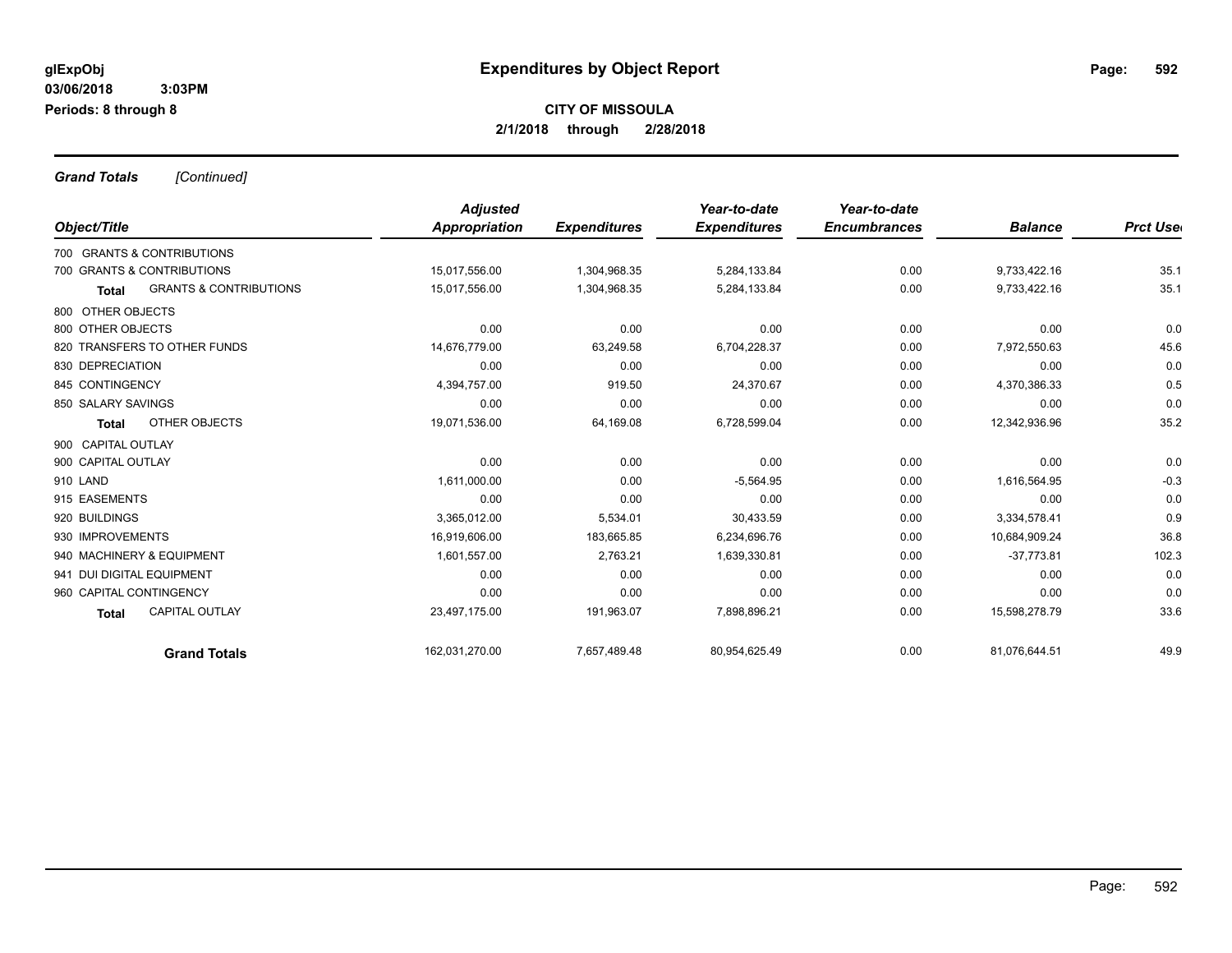**glExpObj**
**03/06/2018 3:03PM**
**Periods: 8 through 8**

# Expenditures by Object Report

**CITY OF MISSOULA**
**2/1/2018 through 2/28/2018**

***Grand Totals*** *[Continued]*

| Object/Title | *Adjusted Appropriation* | *Expenditures* | *Year-to-date Expenditures* | *Year-to-date Encumbrances* | *Balance* | *Prct Used* |
|---|---|---|---|---|---|---|
| 700 GRANTS & CONTRIBUTIONS | | | | | | |
| 700 GRANTS & CONTRIBUTIONS | 15,017,556.00 | 1,304,968.35 | 5,284,133.84 | 0.00 | 9,733,422.16 | 35.1 |
| **Total** GRANTS & CONTRIBUTIONS | 15,017,556.00 | 1,304,968.35 | 5,284,133.84 | 0.00 | 9,733,422.16 | 35.1 |
| 800 OTHER OBJECTS | | | | | | |
| 800 OTHER OBJECTS | 0.00 | 0.00 | 0.00 | 0.00 | 0.00 | 0.0 |
| 820 TRANSFERS TO OTHER FUNDS | 14,676,779.00 | 63,249.58 | 6,704,228.37 | 0.00 | 7,972,550.63 | 45.6 |
| 830 DEPRECIATION | 0.00 | 0.00 | 0.00 | 0.00 | 0.00 | 0.0 |
| 845 CONTINGENCY | 4,394,757.00 | 919.50 | 24,370.67 | 0.00 | 4,370,386.33 | 0.5 |
| 850 SALARY SAVINGS | 0.00 | 0.00 | 0.00 | 0.00 | 0.00 | 0.0 |
| **Total** OTHER OBJECTS | 19,071,536.00 | 64,169.08 | 6,728,599.04 | 0.00 | 12,342,936.96 | 35.2 |
| 900 CAPITAL OUTLAY | | | | | | |
| 900 CAPITAL OUTLAY | 0.00 | 0.00 | 0.00 | 0.00 | 0.00 | 0.0 |
| 910 LAND | 1,611,000.00 | 0.00 | -5,564.95 | 0.00 | 1,616,564.95 | -0.3 |
| 915 EASEMENTS | 0.00 | 0.00 | 0.00 | 0.00 | 0.00 | 0.0 |
| 920 BUILDINGS | 3,365,012.00 | 5,534.01 | 30,433.59 | 0.00 | 3,334,578.41 | 0.9 |
| 930 IMPROVEMENTS | 16,919,606.00 | 183,665.85 | 6,234,696.76 | 0.00 | 10,684,909.24 | 36.8 |
| 940 MACHINERY & EQUIPMENT | 1,601,557.00 | 2,763.21 | 1,639,330.81 | 0.00 | -37,773.81 | 102.3 |
| 941 DUI DIGITAL EQUIPMENT | 0.00 | 0.00 | 0.00 | 0.00 | 0.00 | 0.0 |
| 960 CAPITAL CONTINGENCY | 0.00 | 0.00 | 0.00 | 0.00 | 0.00 | 0.0 |
| **Total** CAPITAL OUTLAY | 23,497,175.00 | 191,963.07 | 7,898,896.21 | 0.00 | 15,598,278.79 | 33.6 |
| **Grand Totals** | 162,031,270.00 | 7,657,489.48 | 80,954,625.49 | 0.00 | 81,076,644.51 | 49.9 |